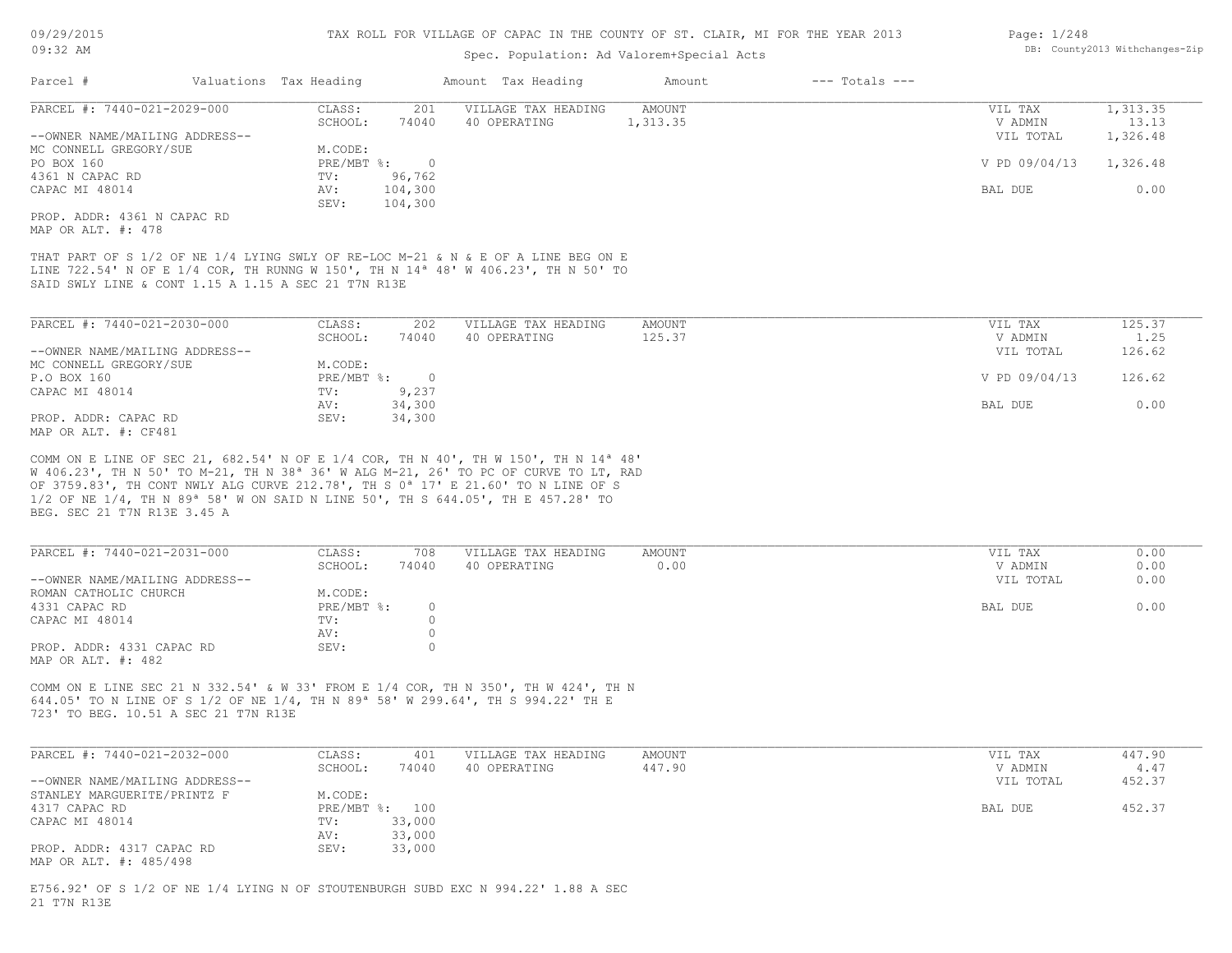TAX ROLL FOR VILLAGE OF CAPAC IN THE COUNTY OF ST. CLAIR, MI FOR THE YEAR 2013

Spec. Population: Ad Valorem+Special Acts

09/29/2015 09:32 AM — DB: County2013 Withchanges-Zip

| Parcel # | Valuations | Tax Heading | Amount | Tax Heading | Amount | --- Totals --- | |
|---|---|---|---|---|---|---|---|

---

**PARCEL #: 7440-021-2029-000**

| | | | | | |
|---|---|---|---|---|---|
| CLASS: | 201 | VILLAGE TAX HEADING | AMOUNT | VIL TAX | 1,313.35 |
| SCHOOL: | 74040 | 40 OPERATING | 1,313.35 | V ADMIN | 13.13 |
| | | | | VIL TOTAL | 1,326.48 |
| M.CODE: | | | | | |
| PRE/MBT %: | 0 | | | V PD 09/04/13 | 1,326.48 |
| TV: | 96,762 | | | | |
| AV: | 104,300 | | | BAL DUE | 0.00 |
| SEV: | 104,300 | | | | |

--OWNER NAME/MAILING ADDRESS--
MC CONNELL GREGORY/SUE
PO BOX 160
4361 N CAPAC RD
CAPAC MI 48014

PROP. ADDR: 4361 N CAPAC RD
MAP OR ALT. #: 478

THAT PART OF S 1/2 OF NE 1/4 LYING SWLY OF RE-LOC M-21 & N & E OF A LINE BEG ON E LINE 722.54' N OF E 1/4 COR, TH RUNNG W 150', TH N 14ª 48' W 406.23', TH N 50' TO SAID SWLY LINE & CONT 1.15 A 1.15 A SEC 21 T7N R13E

---

**PARCEL #: 7440-021-2030-000**

| | | | | | |
|---|---|---|---|---|---|
| CLASS: | 202 | VILLAGE TAX HEADING | AMOUNT | VIL TAX | 125.37 |
| SCHOOL: | 74040 | 40 OPERATING | 125.37 | V ADMIN | 1.25 |
| | | | | VIL TOTAL | 126.62 |
| M.CODE: | | | | | |
| PRE/MBT %: | 0 | | | V PD 09/04/13 | 126.62 |
| TV: | 9,237 | | | | |
| AV: | 34,300 | | | BAL DUE | 0.00 |
| SEV: | 34,300 | | | | |

--OWNER NAME/MAILING ADDRESS--
MC CONNELL GREGORY/SUE
P.O BOX 160
CAPAC MI 48014

PROP. ADDR: CAPAC RD
MAP OR ALT. #: CF481

COMM ON E LINE OF SEC 21, 682.54' N OF E 1/4 COR, TH N 40', TH W 150', TH N 14ª 48' W 406.23', TH N 50' TO M-21, TH N 38ª 36' W ALG M-21, 26' TO PC OF CURVE TO LT, RAD OF 3759.83', TH CONT NWLY ALG CURVE 212.78', TH S 0ª 17' E 21.60' TO N LINE OF S 1/2 OF NE 1/4, TH N 89ª 58' W ON SAID N LINE 50', TH S 644.05', TH E 457.28' TO BEG. SEC 21 T7N R13E 3.45 A

---

**PARCEL #: 7440-021-2031-000**

| | | | | | |
|---|---|---|---|---|---|
| CLASS: | 708 | VILLAGE TAX HEADING | AMOUNT | VIL TAX | 0.00 |
| SCHOOL: | 74040 | 40 OPERATING | 0.00 | V ADMIN | 0.00 |
| | | | | VIL TOTAL | 0.00 |
| M.CODE: | | | | | |
| PRE/MBT %: | 0 | | | BAL DUE | 0.00 |
| TV: | 0 | | | | |
| AV: | 0 | | | | |
| SEV: | 0 | | | | |

--OWNER NAME/MAILING ADDRESS--
ROMAN CATHOLIC CHURCH
4331 CAPAC RD
CAPAC MI 48014

PROP. ADDR: 4331 CAPAC RD
MAP OR ALT. #: 482

COMM ON E LINE SEC 21 N 332.54' & W 33' FROM E 1/4 COR, TH N 350', TH W 424', TH N 644.05' TO N LINE OF S 1/2 OF NE 1/4, TH N 89ª 58' W 299.64', TH S 994.22' TH E 723' TO BEG. 10.51 A SEC 21 T7N R13E

---

**PARCEL #: 7440-021-2032-000**

| | | | | | |
|---|---|---|---|---|---|
| CLASS: | 401 | VILLAGE TAX HEADING | AMOUNT | VIL TAX | 447.90 |
| SCHOOL: | 74040 | 40 OPERATING | 447.90 | V ADMIN | 4.47 |
| | | | | VIL TOTAL | 452.37 |
| M.CODE: | | | | | |
| PRE/MBT %: | 100 | | | BAL DUE | 452.37 |
| TV: | 33,000 | | | | |
| AV: | 33,000 | | | | |
| SEV: | 33,000 | | | | |

--OWNER NAME/MAILING ADDRESS--
STANLEY MARGUERITE/PRINTZ F
4317 CAPAC RD
CAPAC MI 48014

PROP. ADDR: 4317 CAPAC RD
MAP OR ALT. #: 485/498

E756.92' OF S 1/2 OF NE 1/4 LYING N OF STOUTENBURGH SUBD EXC N 994.22' 1.88 A SEC 21 T7N R13E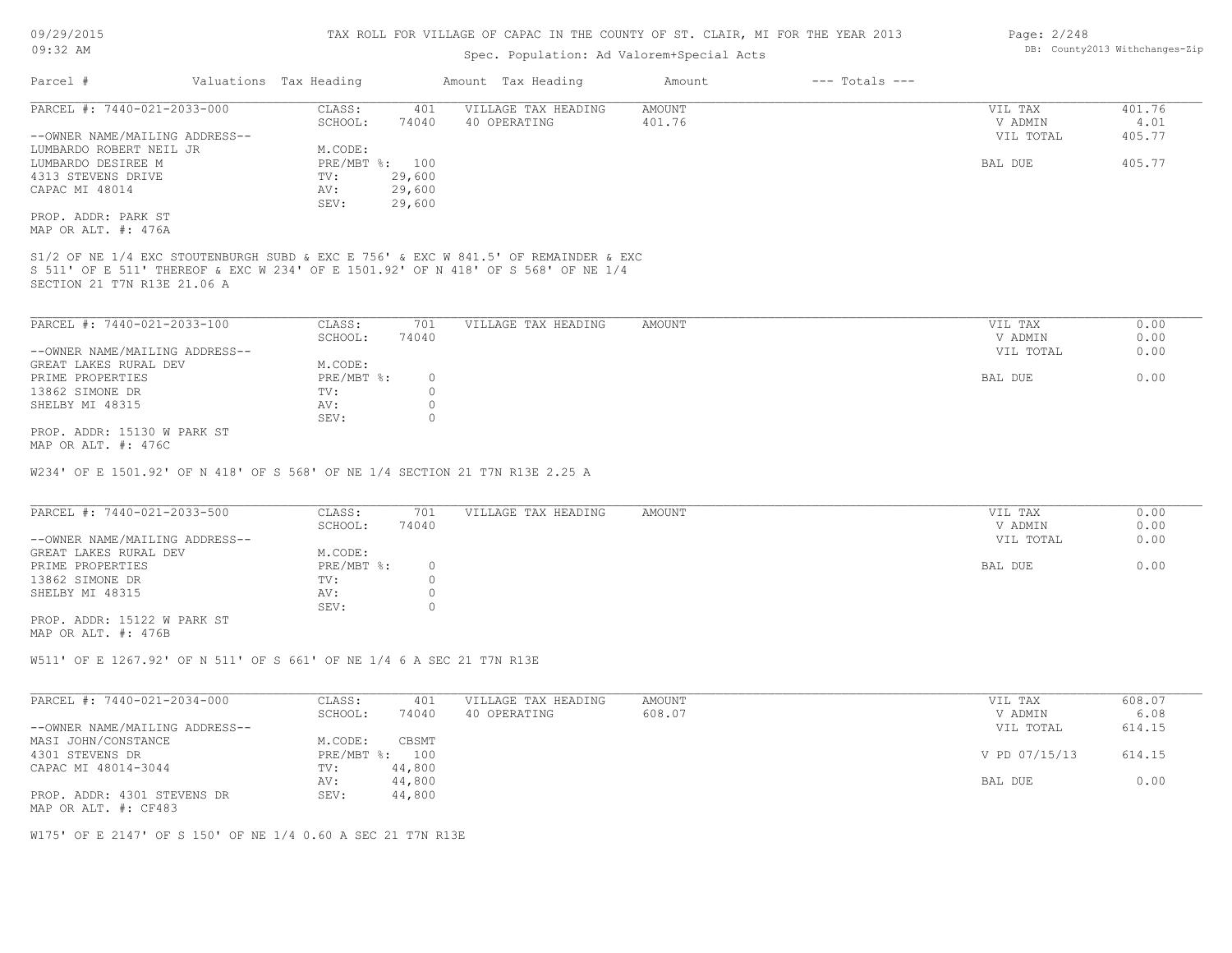Parcel # | Valuations | Tax Heading | Amount | Tax Heading | Amount | --- Totals ---

Spec. Population: Ad Valorem+Special Acts

---

**PARCEL #: 7440-021-2033-000**

| | | | | | |
|---|---|---|---|---|---|
| CLASS: | 401 | VILLAGE TAX HEADING | AMOUNT | VIL TAX | 401.76 |
| SCHOOL: | 74040 | 40 OPERATING | 401.76 | V ADMIN | 4.01 |
| | | | | VIL TOTAL | 405.77 |
| M.CODE: | | | | | |
| PRE/MBT %: | 100 | | | BAL DUE | 405.77 |
| TV: | 29,600 | | | | |
| AV: | 29,600 | | | | |
| SEV: | 29,600 | | | | |

--OWNER NAME/MAILING ADDRESS--
LUMBARDO ROBERT NEIL JR
LUMBARDO DESIREE M
4313 STEVENS DRIVE
CAPAC MI 48014

PROP. ADDR: PARK ST
MAP OR ALT. #: 476A

S1/2 OF NE 1/4 EXC STOUTENBURGH SUBD & EXC E 756' & EXC W 841.5' OF REMAINDER & EXC S 511' OF E 511' THEREOF & EXC W 234' OF E 1501.92' OF N 418' OF S 568' OF NE 1/4 SECTION 21 T7N R13E 21.06 A

---

**PARCEL #: 7440-021-2033-100**

| | | | | | |
|---|---|---|---|---|---|
| CLASS: | 701 | VILLAGE TAX HEADING | AMOUNT | VIL TAX | 0.00 |
| SCHOOL: | 74040 | | | V ADMIN | 0.00 |
| | | | | VIL TOTAL | 0.00 |
| M.CODE: | | | | | |
| PRE/MBT %: | 0 | | | BAL DUE | 0.00 |
| TV: | 0 | | | | |
| AV: | 0 | | | | |
| SEV: | 0 | | | | |

--OWNER NAME/MAILING ADDRESS--
GREAT LAKES RURAL DEV
PRIME PROPERTIES
13862 SIMONE DR
SHELBY MI 48315

PROP. ADDR: 15130 W PARK ST
MAP OR ALT. #: 476C

W234' OF E 1501.92' OF N 418' OF S 568' OF NE 1/4 SECTION 21 T7N R13E 2.25 A

---

**PARCEL #: 7440-021-2033-500**

| | | | | | |
|---|---|---|---|---|---|
| CLASS: | 701 | VILLAGE TAX HEADING | AMOUNT | VIL TAX | 0.00 |
| SCHOOL: | 74040 | | | V ADMIN | 0.00 |
| | | | | VIL TOTAL | 0.00 |
| M.CODE: | | | | | |
| PRE/MBT %: | 0 | | | BAL DUE | 0.00 |
| TV: | 0 | | | | |
| AV: | 0 | | | | |
| SEV: | 0 | | | | |

--OWNER NAME/MAILING ADDRESS--
GREAT LAKES RURAL DEV
PRIME PROPERTIES
13862 SIMONE DR
SHELBY MI 48315

PROP. ADDR: 15122 W PARK ST
MAP OR ALT. #: 476B

W511' OF E 1267.92' OF N 511' OF S 661' OF NE 1/4 6 A SEC 21 T7N R13E

---

**PARCEL #: 7440-021-2034-000**

| | | | | | |
|---|---|---|---|---|---|
| CLASS: | 401 | VILLAGE TAX HEADING | AMOUNT | VIL TAX | 608.07 |
| SCHOOL: | 74040 | 40 OPERATING | 608.07 | V ADMIN | 6.08 |
| | | | | VIL TOTAL | 614.15 |
| M.CODE: | CBSMT | | | | |
| PRE/MBT %: | 100 | | | V PD 07/15/13 | 614.15 |
| TV: | 44,800 | | | | |
| AV: | 44,800 | | | BAL DUE | 0.00 |
| SEV: | 44,800 | | | | |

--OWNER NAME/MAILING ADDRESS--
MASI JOHN/CONSTANCE
4301 STEVENS DR
CAPAC MI 48014-3044

PROP. ADDR: 4301 STEVENS DR
MAP OR ALT. #: CF483

W175' OF E 2147' OF S 150' OF NE 1/4 0.60 A SEC 21 T7N R13E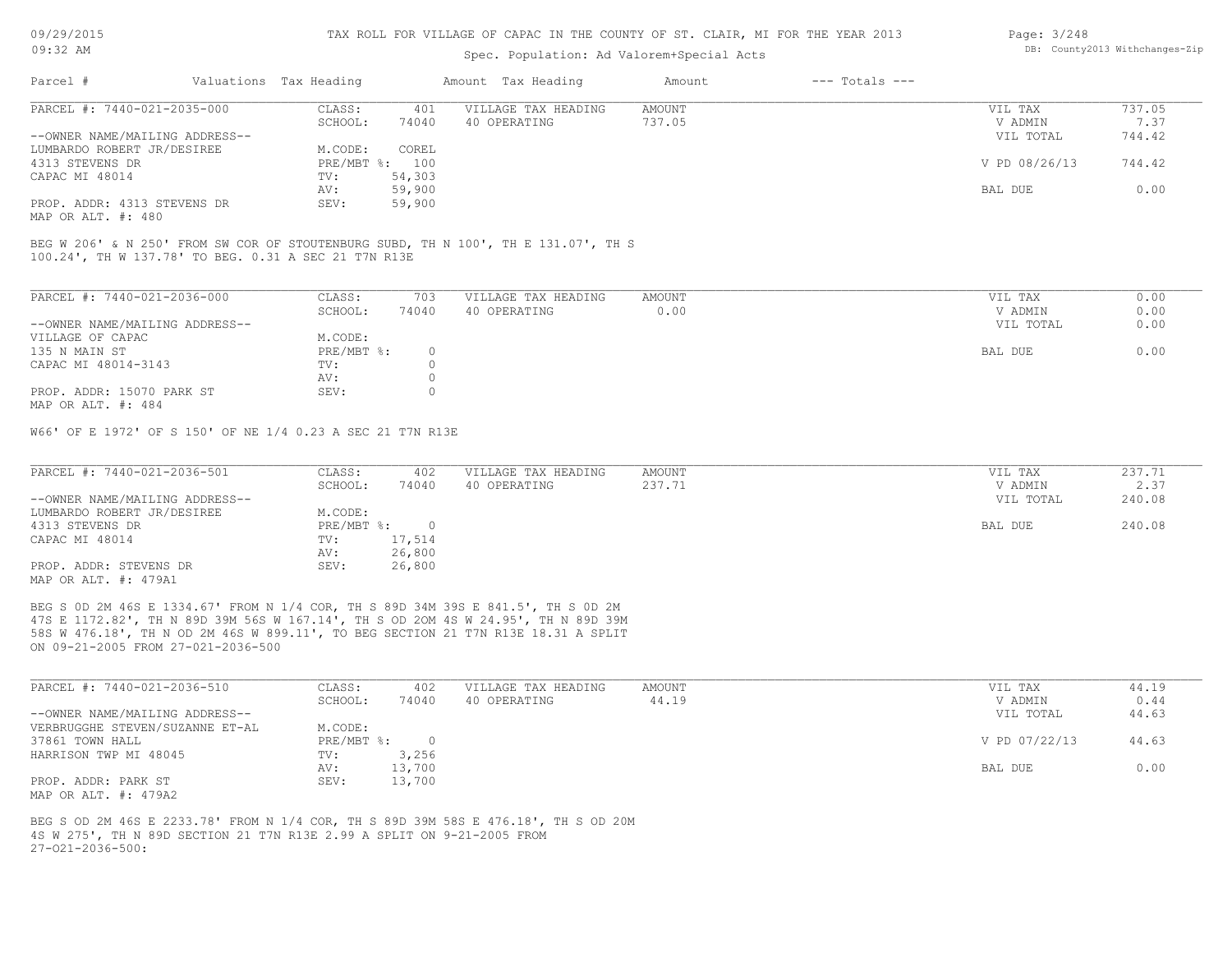TAX ROLL FOR VILLAGE OF CAPAC IN THE COUNTY OF ST. CLAIR, MI FOR THE YEAR 2013

Spec. Population: Ad Valorem+Special Acts

| Parcel # | Valuations | Tax Heading | Amount | Tax Heading | Amount | --- Totals --- | |
|---|---|---|---|---|---|---|---|
| PARCEL #: 7440-021-2035-000 | CLASS: | 401 | VILLAGE TAX HEADING | AMOUNT | | VIL TAX | 737.05 |
| | SCHOOL: | 74040 | 40 OPERATING | 737.05 | | V ADMIN | 7.37 |
| --OWNER NAME/MAILING ADDRESS-- | | | | | | VIL TOTAL | 744.42 |
| LUMBARDO ROBERT JR/DESIREE | M.CODE: | COREL | | | | | |
| 4313 STEVENS DR | PRE/MBT %: | 100 | | | | V PD 08/26/13 | 744.42 |
| CAPAC MI 48014 | TV: | 54,303 | | | | | |
| | AV: | 59,900 | | | | BAL DUE | 0.00 |
| PROP. ADDR: 4313 STEVENS DR | SEV: | 59,900 | | | | | |
| MAP OR ALT. #: 480 | | | | | | | |

BEG W 206' & N 250' FROM SW COR OF STOUTENBURG SUBD, TH N 100', TH E 131.07', TH S 100.24', TH W 137.78' TO BEG. 0.31 A SEC 21 T7N R13E

| Parcel # | Valuations | Tax Heading | Amount | Tax Heading | Amount | --- Totals --- | |
|---|---|---|---|---|---|---|---|
| PARCEL #: 7440-021-2036-000 | CLASS: | 703 | VILLAGE TAX HEADING | AMOUNT | | VIL TAX | 0.00 |
| | SCHOOL: | 74040 | 40 OPERATING | 0.00 | | V ADMIN | 0.00 |
| --OWNER NAME/MAILING ADDRESS-- | | | | | | VIL TOTAL | 0.00 |
| VILLAGE OF CAPAC | M.CODE: | | | | | | |
| 135 N MAIN ST | PRE/MBT %: | 0 | | | | BAL DUE | 0.00 |
| CAPAC MI 48014-3143 | TV: | 0 | | | | | |
| | AV: | 0 | | | | | |
| PROP. ADDR: 15070 PARK ST | SEV: | 0 | | | | | |
| MAP OR ALT. #: 484 | | | | | | | |

W66' OF E 1972' OF S 150' OF NE 1/4 0.23 A SEC 21 T7N R13E

| Parcel # | Valuations | Tax Heading | Amount | Tax Heading | Amount | --- Totals --- | |
|---|---|---|---|---|---|---|---|
| PARCEL #: 7440-021-2036-501 | CLASS: | 402 | VILLAGE TAX HEADING | AMOUNT | | VIL TAX | 237.71 |
| | SCHOOL: | 74040 | 40 OPERATING | 237.71 | | V ADMIN | 2.37 |
| --OWNER NAME/MAILING ADDRESS-- | | | | | | VIL TOTAL | 240.08 |
| LUMBARDO ROBERT JR/DESIREE | M.CODE: | | | | | | |
| 4313 STEVENS DR | PRE/MBT %: | 0 | | | | BAL DUE | 240.08 |
| CAPAC MI 48014 | TV: | 17,514 | | | | | |
| | AV: | 26,800 | | | | | |
| PROP. ADDR: STEVENS DR | SEV: | 26,800 | | | | | |
| MAP OR ALT. #: 479A1 | | | | | | | |

BEG S 0D 2M 46S E 1334.67' FROM N 1/4 COR, TH S 89D 34M 39S E 841.5', TH S 0D 2M 47S E 1172.82', TH N 89D 39M 56S W 167.14', TH S OD 20M 4S W 24.95', TH N 89D 39M 58S W 476.18', TH N OD 2M 46S W 899.11', TO BEG SECTION 21 T7N R13E 18.31 A SPLIT ON 09-21-2005 FROM 27-021-2036-500

| Parcel # | Valuations | Tax Heading | Amount | Tax Heading | Amount | --- Totals --- | |
|---|---|---|---|---|---|---|---|
| PARCEL #: 7440-021-2036-510 | CLASS: | 402 | VILLAGE TAX HEADING | AMOUNT | | VIL TAX | 44.19 |
| | SCHOOL: | 74040 | 40 OPERATING | 44.19 | | V ADMIN | 0.44 |
| --OWNER NAME/MAILING ADDRESS-- | | | | | | VIL TOTAL | 44.63 |
| VERBRUGGHE STEVEN/SUZANNE ET-AL | M.CODE: | | | | | | |
| 37861 TOWN HALL | PRE/MBT %: | 0 | | | | V PD 07/22/13 | 44.63 |
| HARRISON TWP MI 48045 | TV: | 3,256 | | | | | |
| | AV: | 13,700 | | | | BAL DUE | 0.00 |
| PROP. ADDR: PARK ST | SEV: | 13,700 | | | | | |
| MAP OR ALT. #: 479A2 | | | | | | | |

BEG S OD 2M 46S E 2233.78' FROM N 1/4 COR, TH S 89D 39M 58S E 476.18', TH S OD 20M 4S W 275', TH N 89D SECTION 21 T7N R13E 2.99 A SPLIT ON 9-21-2005 FROM 27-021-2036-500: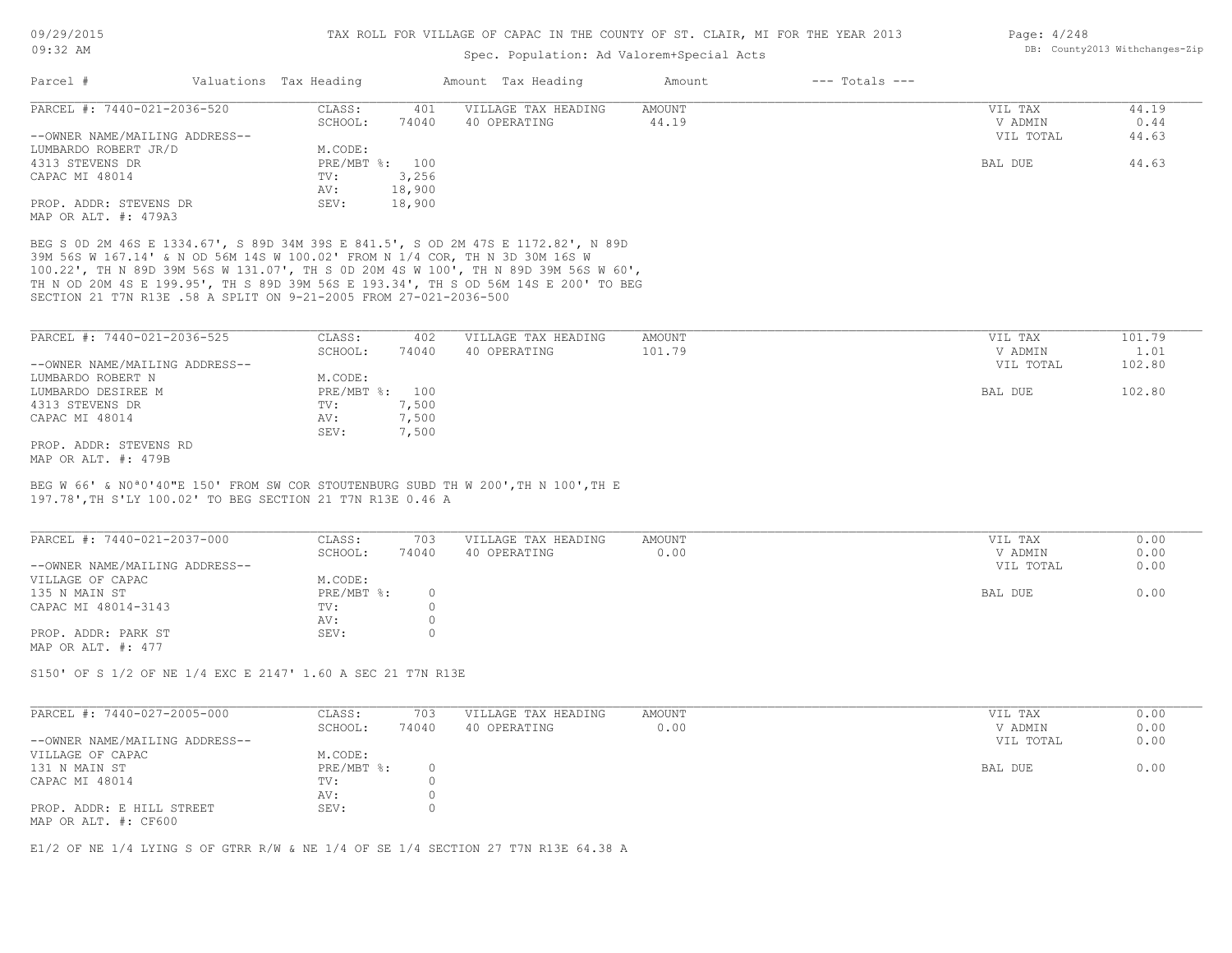| Parcel # | Valuations | Tax Heading | Amount | Tax Heading | Amount | --- Totals --- | |
|---|---|---|---|---|---|---|---|

**PARCEL #: 7440-021-2036-520**

| | | | | | | |
|---|---|---|---|---|---|---|
| --OWNER NAME/MAILING ADDRESS-- | CLASS: | 401 | VILLAGE TAX HEADING | AMOUNT | VIL TAX | 44.19 |
| LUMBARDO ROBERT JR/D | SCHOOL: | 74040 | 40 OPERATING | 44.19 | V ADMIN | 0.44 |
| 4313 STEVENS DR | M.CODE: | | | | VIL TOTAL | 44.63 |
| CAPAC MI 48014 | PRE/MBT %: | 100 | | | BAL DUE | 44.63 |
| | TV: | 3,256 | | | | |
| | AV: | 18,900 | | | | |
| PROP. ADDR: STEVENS DR | SEV: | 18,900 | | | | |
| MAP OR ALT. #: 479A3 | | | | | | |

BEG S 0D 2M 46S E 1334.67', S 89D 34M 39S E 841.5', S OD 2M 47S E 1172.82', N 89D 39M 56S W 167.14' & N OD 56M 14S W 100.02' FROM N 1/4 COR, TH N 3D 30M 16S W 100.22', TH N 89D 39M 56S W 131.07', TH S 0D 20M 4S W 100', TH N 89D 39M 56S W 60', TH N OD 20M 4S E 199.95', TH S 89D 39M 56S E 193.34', TH S OD 56M 14S E 200' TO BEG SECTION 21 T7N R13E .58 A SPLIT ON 9-21-2005 FROM 27-021-2036-500

**PARCEL #: 7440-021-2036-525**

| | | | | | | |
|---|---|---|---|---|---|---|
| --OWNER NAME/MAILING ADDRESS-- | CLASS: | 402 | VILLAGE TAX HEADING | AMOUNT | VIL TAX | 101.79 |
| LUMBARDO ROBERT N | SCHOOL: | 74040 | 40 OPERATING | 101.79 | V ADMIN | 1.01 |
| LUMBARDO DESIREE M | M.CODE: | | | | VIL TOTAL | 102.80 |
| 4313 STEVENS DR | PRE/MBT %: | 100 | | | BAL DUE | 102.80 |
| CAPAC MI 48014 | TV: | 7,500 | | | | |
| | AV: | 7,500 | | | | |
| PROP. ADDR: STEVENS RD | SEV: | 7,500 | | | | |
| MAP OR ALT. #: 479B | | | | | | |

BEG W 66' & N0ª0'40"E 150' FROM SW COR STOUTENBURG SUBD TH W 200',TH N 100',TH E 197.78',TH S'LY 100.02' TO BEG SECTION 21 T7N R13E 0.46 A

**PARCEL #: 7440-021-2037-000**

| | | | | | | |
|---|---|---|---|---|---|---|
| --OWNER NAME/MAILING ADDRESS-- | CLASS: | 703 | VILLAGE TAX HEADING | AMOUNT | VIL TAX | 0.00 |
| VILLAGE OF CAPAC | SCHOOL: | 74040 | 40 OPERATING | 0.00 | V ADMIN | 0.00 |
| 135 N MAIN ST | M.CODE: | | | | VIL TOTAL | 0.00 |
| CAPAC MI 48014-3143 | PRE/MBT %: | 0 | | | BAL DUE | 0.00 |
| | TV: | 0 | | | | |
| | AV: | 0 | | | | |
| PROP. ADDR: PARK ST | SEV: | 0 | | | | |
| MAP OR ALT. #: 477 | | | | | | |

S150' OF S 1/2 OF NE 1/4 EXC E 2147' 1.60 A SEC 21 T7N R13E

**PARCEL #: 7440-027-2005-000**

| | | | | | | |
|---|---|---|---|---|---|---|
| --OWNER NAME/MAILING ADDRESS-- | CLASS: | 703 | VILLAGE TAX HEADING | AMOUNT | VIL TAX | 0.00 |
| VILLAGE OF CAPAC | SCHOOL: | 74040 | 40 OPERATING | 0.00 | V ADMIN | 0.00 |
| 131 N MAIN ST | M.CODE: | | | | VIL TOTAL | 0.00 |
| CAPAC MI 48014 | PRE/MBT %: | 0 | | | BAL DUE | 0.00 |
| | TV: | 0 | | | | |
| | AV: | 0 | | | | |
| PROP. ADDR: E HILL STREET | SEV: | 0 | | | | |
| MAP OR ALT. #: CF600 | | | | | | |

E1/2 OF NE 1/4 LYING S OF GTRR R/W & NE 1/4 OF SE 1/4 SECTION 27 T7N R13E 64.38 A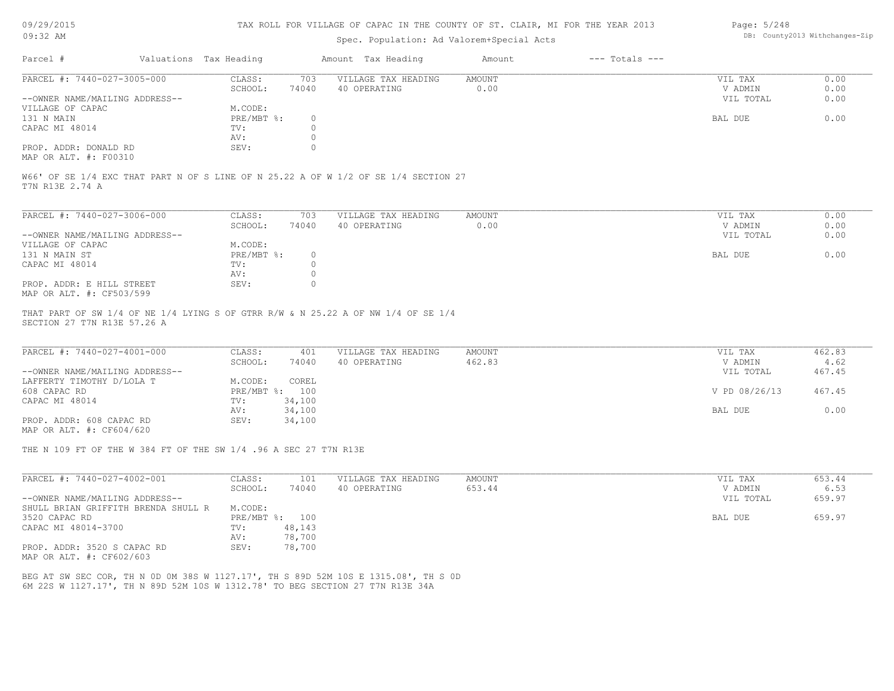TAX ROLL FOR VILLAGE OF CAPAC IN THE COUNTY OF ST. CLAIR, MI FOR THE YEAR 2013

Spec. Population: Ad Valorem+Special Acts

| Parcel # | Valuations | Tax Heading | Amount | Tax Heading | Amount | --- Totals --- | |
|---|---|---|---|---|---|---|---|
| PARCEL #: 7440-027-3005-000 | CLASS: | 703 | | VILLAGE TAX HEADING | AMOUNT | VIL TAX | 0.00 |
| | SCHOOL: | 74040 | | 40 OPERATING | 0.00 | V ADMIN | 0.00 |
| --OWNER NAME/MAILING ADDRESS-- | | | | | | VIL TOTAL | 0.00 |
| VILLAGE OF CAPAC | M.CODE: | | | | | | |
| 131 N MAIN | PRE/MBT %: | 0 | | | | BAL DUE | 0.00 |
| CAPAC MI 48014 | TV: | 0 | | | | | |
| | AV: | 0 | | | | | |
| PROP. ADDR: DONALD RD | SEV: | 0 | | | | | |
| MAP OR ALT. #: F00310 | | | | | | | |

W66' OF SE 1/4 EXC THAT PART N OF S LINE OF N 25.22 A OF W 1/2 OF SE 1/4 SECTION 27
T7N R13E 2.74 A

| Parcel # | Valuations | Tax Heading | Amount | Tax Heading | Amount | --- Totals --- | |
|---|---|---|---|---|---|---|---|
| PARCEL #: 7440-027-3006-000 | CLASS: | 703 | | VILLAGE TAX HEADING | AMOUNT | VIL TAX | 0.00 |
| | SCHOOL: | 74040 | | 40 OPERATING | 0.00 | V ADMIN | 0.00 |
| --OWNER NAME/MAILING ADDRESS-- | | | | | | VIL TOTAL | 0.00 |
| VILLAGE OF CAPAC | M.CODE: | | | | | | |
| 131 N MAIN ST | PRE/MBT %: | 0 | | | | BAL DUE | 0.00 |
| CAPAC MI 48014 | TV: | 0 | | | | | |
| | AV: | 0 | | | | | |
| PROP. ADDR: E HILL STREET | SEV: | 0 | | | | | |
| MAP OR ALT. #: CF503/599 | | | | | | | |

THAT PART OF SW 1/4 OF NE 1/4 LYING S OF GTRR R/W & N 25.22 A OF NW 1/4 OF SE 1/4
SECTION 27 T7N R13E 57.26 A

| Parcel # | Valuations | Tax Heading | Amount | Tax Heading | Amount | --- Totals --- | |
|---|---|---|---|---|---|---|---|
| PARCEL #: 7440-027-4001-000 | CLASS: | 401 | | VILLAGE TAX HEADING | AMOUNT | VIL TAX | 462.83 |
| | SCHOOL: | 74040 | | 40 OPERATING | 462.83 | V ADMIN | 4.62 |
| --OWNER NAME/MAILING ADDRESS-- | | | | | | VIL TOTAL | 467.45 |
| LAFFERTY TIMOTHY D/LOLA T | M.CODE: | COREL | | | | | |
| 608 CAPAC RD | PRE/MBT %: | 100 | | | | V PD 08/26/13 | 467.45 |
| CAPAC MI 48014 | TV: | 34,100 | | | | | |
| | AV: | 34,100 | | | | BAL DUE | 0.00 |
| PROP. ADDR: 608 CAPAC RD | SEV: | 34,100 | | | | | |
| MAP OR ALT. #: CF604/620 | | | | | | | |

THE N 109 FT OF THE W 384 FT OF THE SW 1/4 .96 A SEC 27 T7N R13E

| Parcel # | Valuations | Tax Heading | Amount | Tax Heading | Amount | --- Totals --- | |
|---|---|---|---|---|---|---|---|
| PARCEL #: 7440-027-4002-001 | CLASS: | 101 | | VILLAGE TAX HEADING | AMOUNT | VIL TAX | 653.44 |
| | SCHOOL: | 74040 | | 40 OPERATING | 653.44 | V ADMIN | 6.53 |
| --OWNER NAME/MAILING ADDRESS-- | | | | | | VIL TOTAL | 659.97 |
| SHULL BRIAN GRIFFITH BRENDA SHULL R | M.CODE: | | | | | | |
| 3520 CAPAC RD | PRE/MBT %: | 100 | | | | BAL DUE | 659.97 |
| CAPAC MI 48014-3700 | TV: | 48,143 | | | | | |
| | AV: | 78,700 | | | | | |
| PROP. ADDR: 3520 S CAPAC RD | SEV: | 78,700 | | | | | |
| MAP OR ALT. #: CF602/603 | | | | | | | |

BEG AT SW SEC COR, TH N 0D 0M 38S W 1127.17', TH S 89D 52M 10S E 1315.08', TH S 0D
6M 22S W 1127.17', TH N 89D 52M 10S W 1312.78' TO BEG SECTION 27 T7N R13E 34A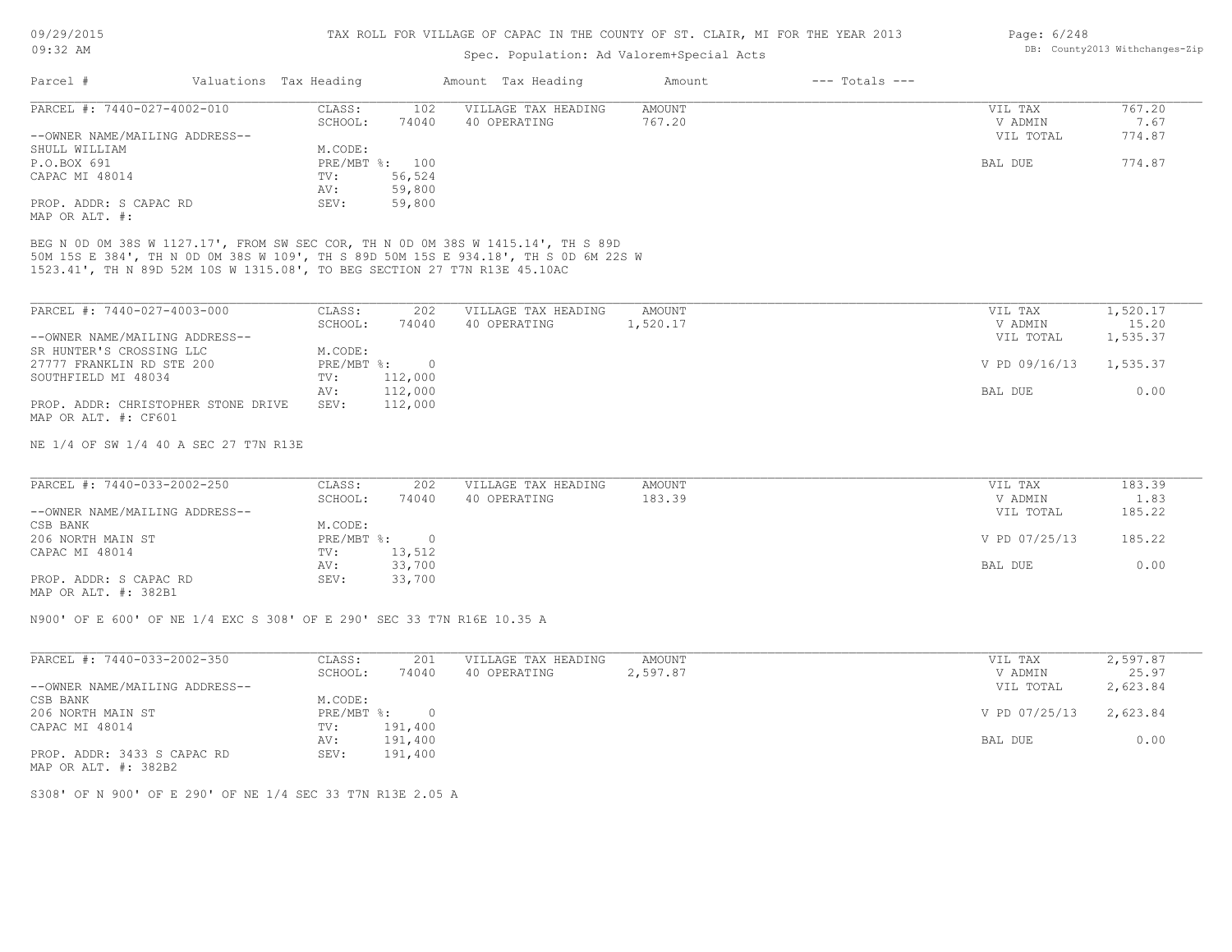# TAX ROLL FOR VILLAGE OF CAPAC IN THE COUNTY OF ST. CLAIR, MI FOR THE YEAR 2013

Spec. Population: Ad Valorem+Special Acts

| Parcel # | Valuations | Tax Heading | Amount | Tax Heading | Amount | --- Totals --- |
|---|---|---|---|---|---|---|

**PARCEL #: 7440-027-4002-010**

| | | | | | |
|---|---|---|---|---|---|
| CLASS: | 102 | VILLAGE TAX HEADING | AMOUNT | VIL TAX | 767.20 |
| SCHOOL: | 74040 | 40 OPERATING | 767.20 | V ADMIN | 7.67 |
| M.CODE: | | | | VIL TOTAL | 774.87 |
| PRE/MBT %: | 100 | | | BAL DUE | 774.87 |
| TV: | 56,524 | | | | |
| AV: | 59,800 | | | | |
| SEV: | 59,800 | | | | |

--OWNER NAME/MAILING ADDRESS--
SHULL WILLIAM
P.O.BOX 691
CAPAC MI 48014

PROP. ADDR: S CAPAC RD
MAP OR ALT. #:

BEG N 0D 0M 38S W 1127.17', FROM SW SEC COR, TH N 0D 0M 38S W 1415.14', TH S 89D 50M 15S E 384', TH N 0D 0M 38S W 109', TH S 89D 50M 15S E 934.18', TH S 0D 6M 22S W 1523.41', TH N 89D 52M 10S W 1315.08', TO BEG SECTION 27 T7N R13E 45.10AC

**PARCEL #: 7440-027-4003-000**

| | | | | | |
|---|---|---|---|---|---|
| CLASS: | 202 | VILLAGE TAX HEADING | AMOUNT | VIL TAX | 1,520.17 |
| SCHOOL: | 74040 | 40 OPERATING | 1,520.17 | V ADMIN | 15.20 |
| M.CODE: | | | | VIL TOTAL | 1,535.37 |
| PRE/MBT %: | 0 | | | V PD 09/16/13 | 1,535.37 |
| TV: | 112,000 | | | | |
| AV: | 112,000 | | | BAL DUE | 0.00 |
| SEV: | 112,000 | | | | |

--OWNER NAME/MAILING ADDRESS--
SR HUNTER'S CROSSING LLC
27777 FRANKLIN RD STE 200
SOUTHFIELD MI 48034

PROP. ADDR: CHRISTOPHER STONE DRIVE
MAP OR ALT. #: CF601

NE 1/4 OF SW 1/4 40 A SEC 27 T7N R13E

**PARCEL #: 7440-033-2002-250**

| | | | | | |
|---|---|---|---|---|---|
| CLASS: | 202 | VILLAGE TAX HEADING | AMOUNT | VIL TAX | 183.39 |
| SCHOOL: | 74040 | 40 OPERATING | 183.39 | V ADMIN | 1.83 |
| M.CODE: | | | | VIL TOTAL | 185.22 |
| PRE/MBT %: | 0 | | | V PD 07/25/13 | 185.22 |
| TV: | 13,512 | | | | |
| AV: | 33,700 | | | BAL DUE | 0.00 |
| SEV: | 33,700 | | | | |

--OWNER NAME/MAILING ADDRESS--
CSB BANK
206 NORTH MAIN ST
CAPAC MI 48014

PROP. ADDR: S CAPAC RD
MAP OR ALT. #: 382B1

N900' OF E 600' OF NE 1/4 EXC S 308' OF E 290' SEC 33 T7N R16E 10.35 A

**PARCEL #: 7440-033-2002-350**

| | | | | | |
|---|---|---|---|---|---|
| CLASS: | 201 | VILLAGE TAX HEADING | AMOUNT | VIL TAX | 2,597.87 |
| SCHOOL: | 74040 | 40 OPERATING | 2,597.87 | V ADMIN | 25.97 |
| M.CODE: | | | | VIL TOTAL | 2,623.84 |
| PRE/MBT %: | 0 | | | V PD 07/25/13 | 2,623.84 |
| TV: | 191,400 | | | | |
| AV: | 191,400 | | | BAL DUE | 0.00 |
| SEV: | 191,400 | | | | |

--OWNER NAME/MAILING ADDRESS--
CSB BANK
206 NORTH MAIN ST
CAPAC MI 48014

PROP. ADDR: 3433 S CAPAC RD
MAP OR ALT. #: 382B2

S308' OF N 900' OF E 290' OF NE 1/4 SEC 33 T7N R13E 2.05 A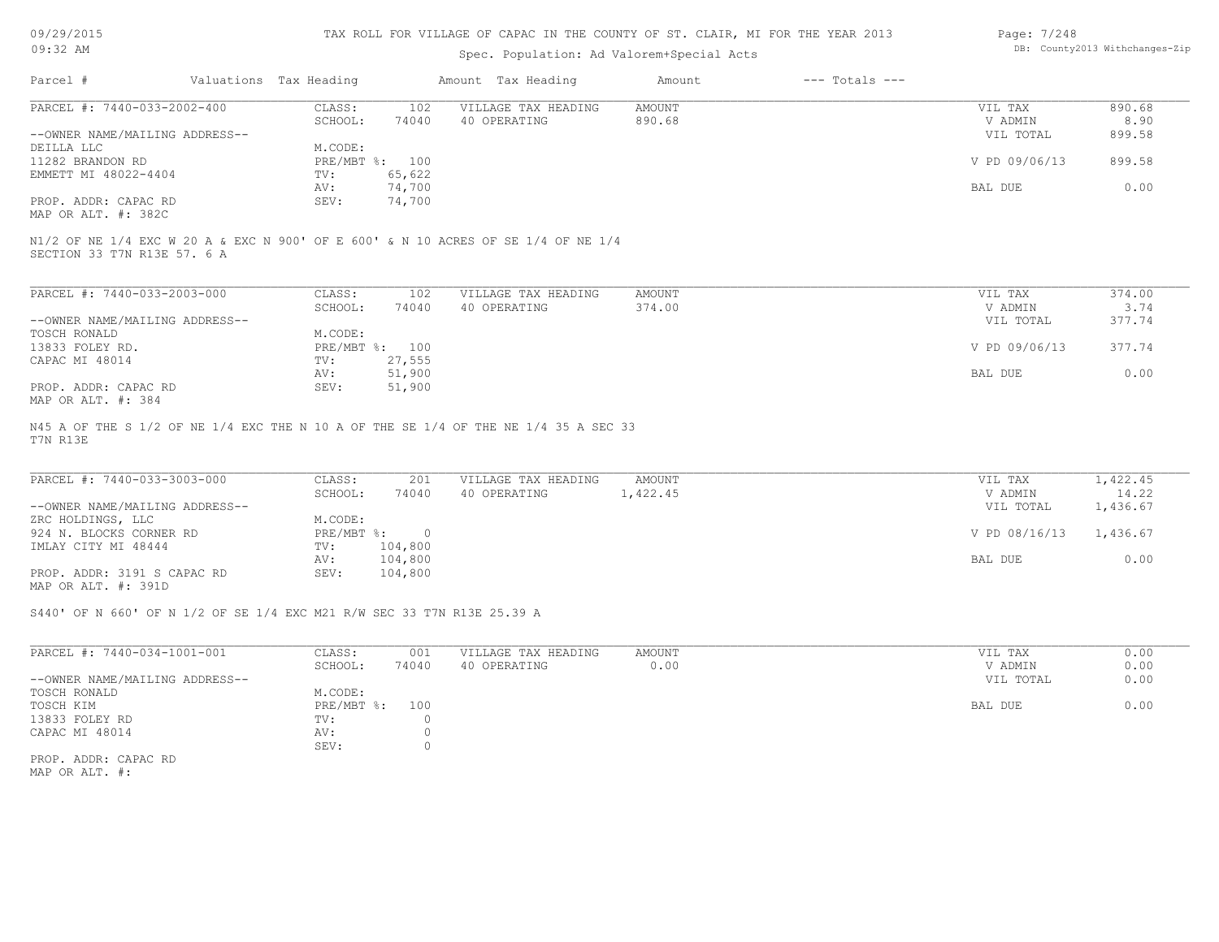TAX ROLL FOR VILLAGE OF CAPAC IN THE COUNTY OF ST. CLAIR, MI FOR THE YEAR 2013

Spec. Population: Ad Valorem+Special Acts

| Parcel # | Valuations | Tax Heading | Amount | Tax Heading | Amount | --- Totals --- | |
|---|---|---|---|---|---|---|---|
| PARCEL #: 7440-033-2002-400 | CLASS: | 102 | VILLAGE TAX HEADING | AMOUNT | | VIL TAX | 890.68 |
| | SCHOOL: | 74040 | 40 OPERATING | 890.68 | | V ADMIN | 8.90 |
| --OWNER NAME/MAILING ADDRESS-- | | | | | | VIL TOTAL | 899.58 |
| DEILLA LLC | M.CODE: | | | | | | |
| 11282 BRANDON RD | PRE/MBT %: | 100 | | | | V PD 09/06/13 | 899.58 |
| EMMETT MI 48022-4404 | TV: | 65,622 | | | | | |
| | AV: | 74,700 | | | | BAL DUE | 0.00 |
| PROP. ADDR: CAPAC RD | SEV: | 74,700 | | | | | |
| MAP OR ALT. #: 382C | | | | | | | |

N1/2 OF NE 1/4 EXC W 20 A & EXC N 900' OF E 600' & N 10 ACRES OF SE 1/4 OF NE 1/4
SECTION 33 T7N R13E 57. 6 A

| Parcel # | Valuations | Tax Heading | Amount | Tax Heading | Amount | --- Totals --- | |
|---|---|---|---|---|---|---|---|
| PARCEL #: 7440-033-2003-000 | CLASS: | 102 | VILLAGE TAX HEADING | AMOUNT | | VIL TAX | 374.00 |
| | SCHOOL: | 74040 | 40 OPERATING | 374.00 | | V ADMIN | 3.74 |
| --OWNER NAME/MAILING ADDRESS-- | | | | | | VIL TOTAL | 377.74 |
| TOSCH RONALD | M.CODE: | | | | | | |
| 13833 FOLEY RD. | PRE/MBT %: | 100 | | | | V PD 09/06/13 | 377.74 |
| CAPAC MI 48014 | TV: | 27,555 | | | | | |
| | AV: | 51,900 | | | | BAL DUE | 0.00 |
| PROP. ADDR: CAPAC RD | SEV: | 51,900 | | | | | |
| MAP OR ALT. #: 384 | | | | | | | |

N45 A OF THE S 1/2 OF NE 1/4 EXC THE N 10 A OF THE SE 1/4 OF THE NE 1/4 35 A SEC 33
T7N R13E

| Parcel # | Valuations | Tax Heading | Amount | Tax Heading | Amount | --- Totals --- | |
|---|---|---|---|---|---|---|---|
| PARCEL #: 7440-033-3003-000 | CLASS: | 201 | VILLAGE TAX HEADING | AMOUNT | | VIL TAX | 1,422.45 |
| | SCHOOL: | 74040 | 40 OPERATING | 1,422.45 | | V ADMIN | 14.22 |
| --OWNER NAME/MAILING ADDRESS-- | | | | | | VIL TOTAL | 1,436.67 |
| ZRC HOLDINGS, LLC | M.CODE: | | | | | | |
| 924 N. BLOCKS CORNER RD | PRE/MBT %: | 0 | | | | V PD 08/16/13 | 1,436.67 |
| IMLAY CITY MI 48444 | TV: | 104,800 | | | | | |
| | AV: | 104,800 | | | | BAL DUE | 0.00 |
| PROP. ADDR: 3191 S CAPAC RD | SEV: | 104,800 | | | | | |
| MAP OR ALT. #: 391D | | | | | | | |

S440' OF N 660' OF N 1/2 OF SE 1/4 EXC M21 R/W SEC 33 T7N R13E 25.39 A

| Parcel # | Valuations | Tax Heading | Amount | Tax Heading | Amount | --- Totals --- | |
|---|---|---|---|---|---|---|---|
| PARCEL #: 7440-034-1001-001 | CLASS: | 001 | VILLAGE TAX HEADING | AMOUNT | | VIL TAX | 0.00 |
| | SCHOOL: | 74040 | 40 OPERATING | 0.00 | | V ADMIN | 0.00 |
| --OWNER NAME/MAILING ADDRESS-- | | | | | | VIL TOTAL | 0.00 |
| TOSCH RONALD | M.CODE: | | | | | | |
| TOSCH KIM | PRE/MBT %: | 100 | | | | BAL DUE | 0.00 |
| 13833 FOLEY RD | TV: | 0 | | | | | |
| CAPAC MI 48014 | AV: | 0 | | | | | |
| | SEV: | 0 | | | | | |
| PROP. ADDR: CAPAC RD | | | | | | | |
| MAP OR ALT. #: | | | | | | | |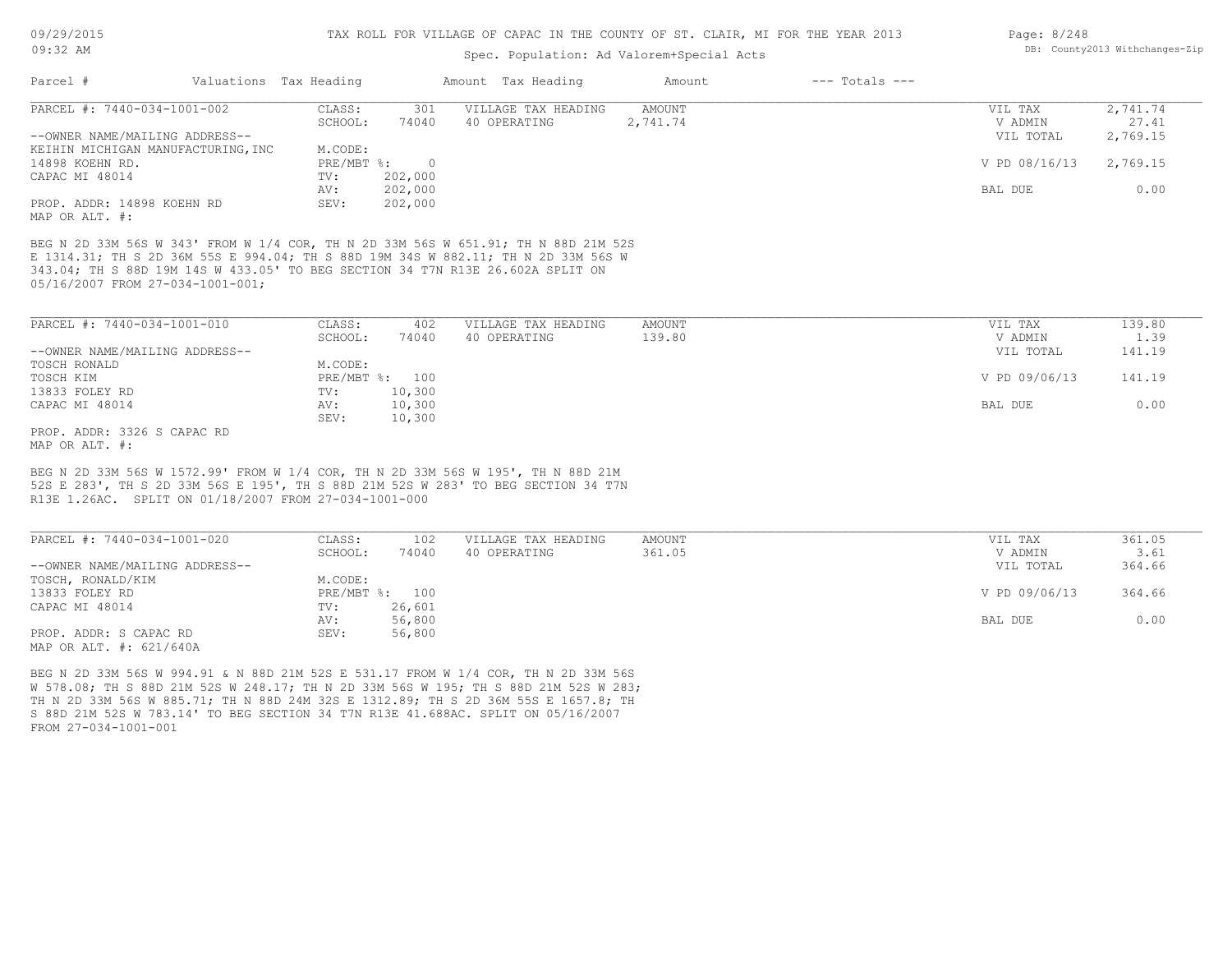TAX ROLL FOR VILLAGE OF CAPAC IN THE COUNTY OF ST. CLAIR, MI FOR THE YEAR 2013

Spec. Population: Ad Valorem+Special Acts

| Parcel # | Valuations | Tax Heading | Amount | Tax Heading | Amount | --- Totals --- |
|---|---|---|---|---|---|---|

## PARCEL #: 7440-034-1001-002

| | | | | |
|---|---|---|---|---|
| CLASS: 301 | VILLAGE TAX HEADING | AMOUNT | VIL TAX | 2,741.74 |
| SCHOOL: 74040 | 40 OPERATING | 2,741.74 | V ADMIN | 27.41 |
| M.CODE: | | | VIL TOTAL | 2,769.15 |
| PRE/MBT %: 0 | | | V PD 08/16/13 | 2,769.15 |
| TV: 202,000 | | | | |
| AV: 202,000 | | | BAL DUE | 0.00 |
| SEV: 202,000 | | | | |

--OWNER NAME/MAILING ADDRESS--
KEIHIN MICHIGAN MANUFACTURING,INC
14898 KOEHN RD.
CAPAC MI 48014

PROP. ADDR: 14898 KOEHN RD
MAP OR ALT. #:

BEG N 2D 33M 56S W 343' FROM W 1/4 COR, TH N 2D 33M 56S W 651.91; TH N 88D 21M 52S E 1314.31; TH S 2D 36M 55S E 994.04; TH S 88D 19M 34S W 882.11; TH N 2D 33M 56S W 343.04; TH S 88D 19M 14S W 433.05' TO BEG SECTION 34 T7N R13E 26.602A SPLIT ON 05/16/2007 FROM 27-034-1001-001;

## PARCEL #: 7440-034-1001-010

| | | | | |
|---|---|---|---|---|
| CLASS: 402 | VILLAGE TAX HEADING | AMOUNT | VIL TAX | 139.80 |
| SCHOOL: 74040 | 40 OPERATING | 139.80 | V ADMIN | 1.39 |
| M.CODE: | | | VIL TOTAL | 141.19 |
| PRE/MBT %: 100 | | | V PD 09/06/13 | 141.19 |
| TV: 10,300 | | | | |
| AV: 10,300 | | | BAL DUE | 0.00 |
| SEV: 10,300 | | | | |

--OWNER NAME/MAILING ADDRESS--
TOSCH RONALD
TOSCH KIM
13833 FOLEY RD
CAPAC MI 48014

PROP. ADDR: 3326 S CAPAC RD
MAP OR ALT. #:

BEG N 2D 33M 56S W 1572.99' FROM W 1/4 COR, TH N 2D 33M 56S W 195', TH N 88D 21M 52S E 283', TH S 2D 33M 56S E 195', TH S 88D 21M 52S W 283' TO BEG SECTION 34 T7N R13E 1.26AC. SPLIT ON 01/18/2007 FROM 27-034-1001-000

## PARCEL #: 7440-034-1001-020

| | | | | |
|---|---|---|---|---|
| CLASS: 102 | VILLAGE TAX HEADING | AMOUNT | VIL TAX | 361.05 |
| SCHOOL: 74040 | 40 OPERATING | 361.05 | V ADMIN | 3.61 |
| M.CODE: | | | VIL TOTAL | 364.66 |
| PRE/MBT %: 100 | | | V PD 09/06/13 | 364.66 |
| TV: 26,601 | | | | |
| AV: 56,800 | | | BAL DUE | 0.00 |
| SEV: 56,800 | | | | |

--OWNER NAME/MAILING ADDRESS--
TOSCH, RONALD/KIM
13833 FOLEY RD
CAPAC MI 48014

PROP. ADDR: S CAPAC RD
MAP OR ALT. #: 621/640A

BEG N 2D 33M 56S W 994.91 & N 88D 21M 52S E 531.17 FROM W 1/4 COR, TH N 2D 33M 56S W 578.08; TH S 88D 21M 52S W 248.17; TH N 2D 33M 56S W 195; TH S 88D 21M 52S W 283; TH N 2D 33M 56S W 885.71; TH N 88D 24M 32S E 1312.89; TH S 2D 36M 55S E 1657.8; TH S 88D 21M 52S W 783.14' TO BEG SECTION 34 T7N R13E 41.688AC. SPLIT ON 05/16/2007 FROM 27-034-1001-001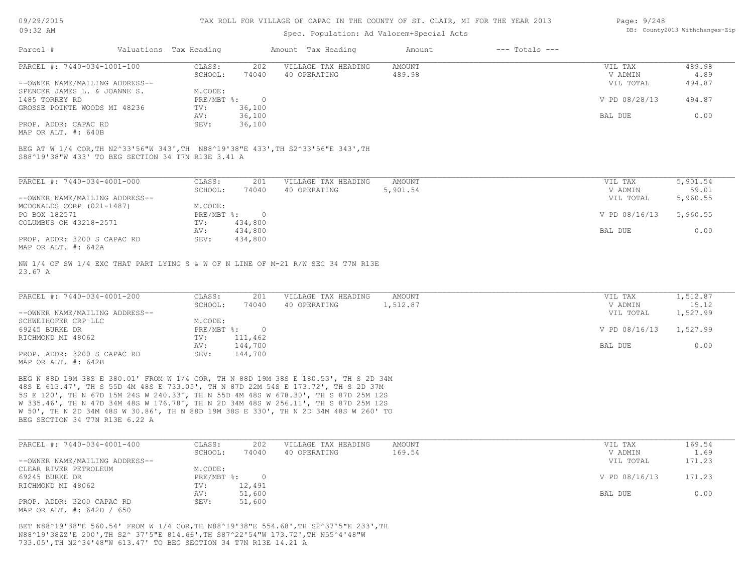TAX ROLL FOR VILLAGE OF CAPAC IN THE COUNTY OF ST. CLAIR, MI FOR THE YEAR 2013

Spec. Population: Ad Valorem+Special Acts

| Parcel # | Valuations Tax Heading | | Amount Tax Heading | Amount | --- Totals --- | |
|---|---|---|---|---|---|---|
| PARCEL #: 7440-034-1001-100 | CLASS: | 202 | VILLAGE TAX HEADING | AMOUNT | VIL TAX | 489.98 |
| | SCHOOL: | 74040 | 40 OPERATING | 489.98 | V ADMIN | 4.89 |
| --OWNER NAME/MAILING ADDRESS-- | | | | | VIL TOTAL | 494.87 |
| SPENCER JAMES L. & JOANNE S. | M.CODE: | | | | | |
| 1485 TORREY RD | PRE/MBT %: | 0 | | | V PD 08/28/13 | 494.87 |
| GROSSE POINTE WOODS MI 48236 | TV: | 36,100 | | | | |
| | AV: | 36,100 | | | BAL DUE | 0.00 |
| PROP. ADDR: CAPAC RD | SEV: | 36,100 | | | | |
| MAP OR ALT. #: 640B | | | | | | |

BEG AT W 1/4 COR,TH N2^33'56"W 343',TH N88^19'38"E 433',TH S2^33'56"E 343',TH S88^19'38"W 433' TO BEG SECTION 34 T7N R13E 3.41 A

| Parcel # | Valuations Tax Heading | | Amount Tax Heading | Amount | --- Totals --- | |
|---|---|---|---|---|---|---|
| PARCEL #: 7440-034-4001-000 | CLASS: | 201 | VILLAGE TAX HEADING | AMOUNT | VIL TAX | 5,901.54 |
| | SCHOOL: | 74040 | 40 OPERATING | 5,901.54 | V ADMIN | 59.01 |
| --OWNER NAME/MAILING ADDRESS-- | | | | | VIL TOTAL | 5,960.55 |
| MCDONALDS CORP (021-1487) | M.CODE: | | | | | |
| PO BOX 182571 | PRE/MBT %: | 0 | | | V PD 08/16/13 | 5,960.55 |
| COLUMBUS OH 43218-2571 | TV: | 434,800 | | | | |
| | AV: | 434,800 | | | BAL DUE | 0.00 |
| PROP. ADDR: 3200 S CAPAC RD | SEV: | 434,800 | | | | |
| MAP OR ALT. #: 642A | | | | | | |

NW 1/4 OF SW 1/4 EXC THAT PART LYING S & W OF N LINE OF M-21 R/W SEC 34 T7N R13E 23.67 A

| Parcel # | Valuations Tax Heading | | Amount Tax Heading | Amount | --- Totals --- | |
|---|---|---|---|---|---|---|
| PARCEL #: 7440-034-4001-200 | CLASS: | 201 | VILLAGE TAX HEADING | AMOUNT | VIL TAX | 1,512.87 |
| | SCHOOL: | 74040 | 40 OPERATING | 1,512.87 | V ADMIN | 15.12 |
| --OWNER NAME/MAILING ADDRESS-- | | | | | VIL TOTAL | 1,527.99 |
| SCHWEIHOFER CRP LLC | M.CODE: | | | | | |
| 69245 BURKE DR | PRE/MBT %: | 0 | | | V PD 08/16/13 | 1,527.99 |
| RICHMOND MI 48062 | TV: | 111,462 | | | | |
| | AV: | 144,700 | | | BAL DUE | 0.00 |
| PROP. ADDR: 3200 S CAPAC RD | SEV: | 144,700 | | | | |
| MAP OR ALT. #: 642B | | | | | | |

BEG N 88D 19M 38S E 380.01' FROM W 1/4 COR, TH N 88D 19M 38S E 180.53', TH S 2D 34M 48S E 613.47', TH S 55D 4M 48S E 733.05', TH N 87D 22M 54S E 173.72', TH S 2D 37M 5S E 120', TH N 67D 15M 24S W 240.33', TH N 55D 4M 48S W 678.30', TH S 87D 25M 12S W 335.46', TH N 47D 34M 48S W 176.78', TH N 2D 34M 48S W 256.11', TH S 87D 25M 12S W 50', TH N 2D 34M 48S W 30.86', TH N 88D 19M 38S E 330', TH N 2D 34M 48S W 260' TO BEG SECTION 34 T7N R13E 6.22 A

| Parcel # | Valuations Tax Heading | | Amount Tax Heading | Amount | --- Totals --- | |
|---|---|---|---|---|---|---|
| PARCEL #: 7440-034-4001-400 | CLASS: | 202 | VILLAGE TAX HEADING | AMOUNT | VIL TAX | 169.54 |
| | SCHOOL: | 74040 | 40 OPERATING | 169.54 | V ADMIN | 1.69 |
| --OWNER NAME/MAILING ADDRESS-- | | | | | VIL TOTAL | 171.23 |
| CLEAR RIVER PETROLEUM | M.CODE: | | | | | |
| 69245 BURKE DR | PRE/MBT %: | 0 | | | V PD 08/16/13 | 171.23 |
| RICHMOND MI 48062 | TV: | 12,491 | | | | |
| | AV: | 51,600 | | | BAL DUE | 0.00 |
| PROP. ADDR: 3200 CAPAC RD | SEV: | 51,600 | | | | |
| MAP OR ALT. #: 642D / 650 | | | | | | |

BET N88^19'38"E 560.54' FROM W 1/4 COR,TH N88^19'38"E 554.68',TH S2^37'5"E 233',TH N88^19'38ZZ'E 200',TH S2^ 37'5"E 814.66',TH S87^22'54"W 173.72',TH N55^4'48"W 733.05',TH N2^34'48"W 613.47' TO BEG SECTION 34 T7N R13E 14.21 A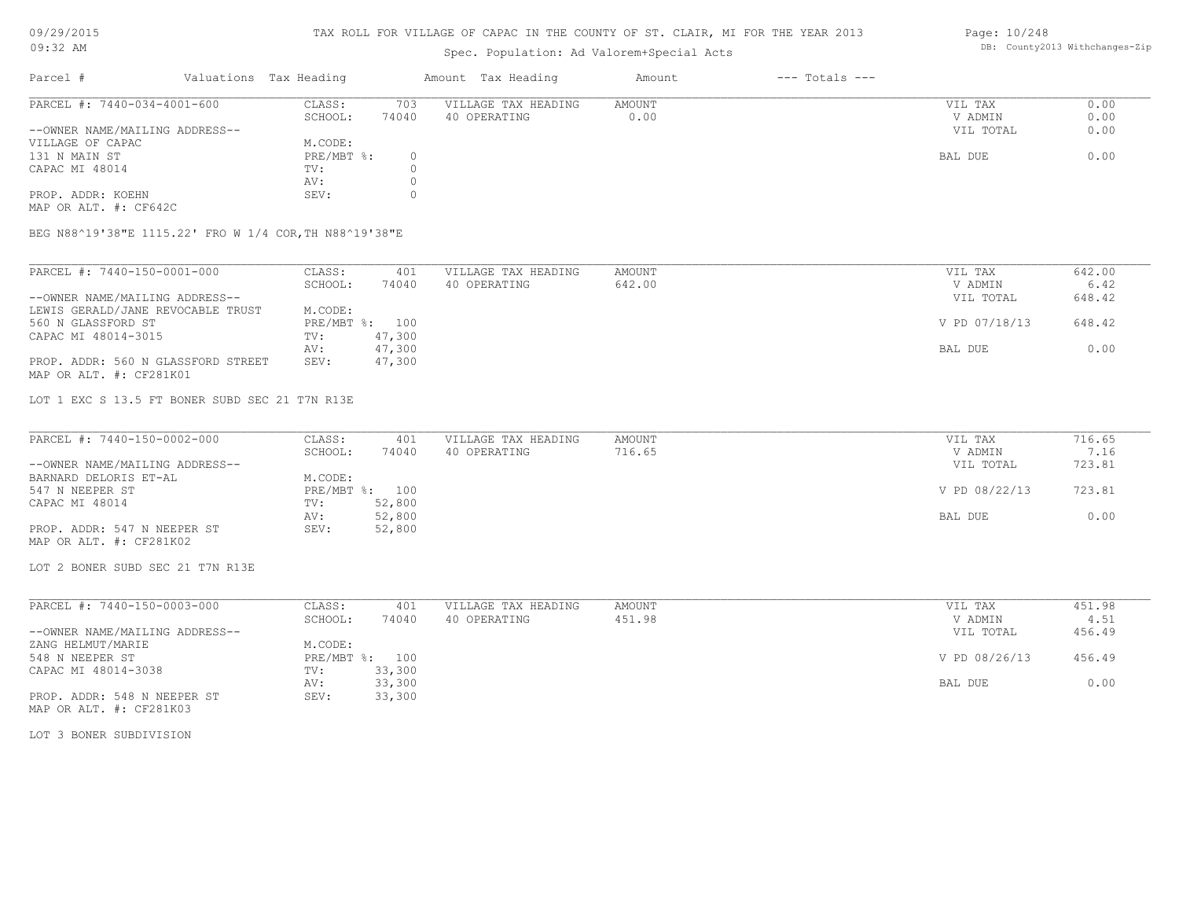# TAX ROLL FOR VILLAGE OF CAPAC IN THE COUNTY OF ST. CLAIR, MI FOR THE YEAR 2013

Spec. Population: Ad Valorem+Special Acts

09/29/2015
09:32 AM

DB: County2013 Withchanges-Zip

| Parcel # | Valuations | Tax Heading | Amount | Tax Heading | Amount | --- Totals --- | |
|---|---|---|---|---|---|---|---|

---

**PARCEL #: 7440-034-4001-600**

| | | | | | |
|---|---|---|---|---|---|
| CLASS: | 703 | VILLAGE TAX HEADING | AMOUNT | VIL TAX | 0.00 |
| SCHOOL: | 74040 | 40 OPERATING | 0.00 | V ADMIN | 0.00 |
| | | | | VIL TOTAL | 0.00 |
| M.CODE: | | | | | |
| PRE/MBT %: | 0 | | | BAL DUE | 0.00 |
| TV: | 0 | | | | |
| AV: | 0 | | | | |
| SEV: | 0 | | | | |

--OWNER NAME/MAILING ADDRESS--
VILLAGE OF CAPAC
131 N MAIN ST
CAPAC MI 48014

PROP. ADDR: KOEHN
MAP OR ALT. #: CF642C

BEG N88^19'38"E 1115.22' FRO W 1/4 COR,TH N88^19'38"E

---

**PARCEL #: 7440-150-0001-000**

| | | | | | |
|---|---|---|---|---|---|
| CLASS: | 401 | VILLAGE TAX HEADING | AMOUNT | VIL TAX | 642.00 |
| SCHOOL: | 74040 | 40 OPERATING | 642.00 | V ADMIN | 6.42 |
| | | | | VIL TOTAL | 648.42 |
| M.CODE: | | | | | |
| PRE/MBT %: | 100 | | | V PD 07/18/13 | 648.42 |
| TV: | 47,300 | | | | |
| AV: | 47,300 | | | BAL DUE | 0.00 |
| SEV: | 47,300 | | | | |

--OWNER NAME/MAILING ADDRESS--
LEWIS GERALD/JANE REVOCABLE TRUST
560 N GLASSFORD ST
CAPAC MI 48014-3015

PROP. ADDR: 560 N GLASSFORD STREET
MAP OR ALT. #: CF281K01

LOT 1 EXC S 13.5 FT BONER SUBD SEC 21 T7N R13E

---

**PARCEL #: 7440-150-0002-000**

| | | | | | |
|---|---|---|---|---|---|
| CLASS: | 401 | VILLAGE TAX HEADING | AMOUNT | VIL TAX | 716.65 |
| SCHOOL: | 74040 | 40 OPERATING | 716.65 | V ADMIN | 7.16 |
| | | | | VIL TOTAL | 723.81 |
| M.CODE: | | | | | |
| PRE/MBT %: | 100 | | | V PD 08/22/13 | 723.81 |
| TV: | 52,800 | | | | |
| AV: | 52,800 | | | BAL DUE | 0.00 |
| SEV: | 52,800 | | | | |

--OWNER NAME/MAILING ADDRESS--
BARNARD DELORIS ET-AL
547 N NEEPER ST
CAPAC MI 48014

PROP. ADDR: 547 N NEEPER ST
MAP OR ALT. #: CF281K02

LOT 2 BONER SUBD SEC 21 T7N R13E

---

**PARCEL #: 7440-150-0003-000**

| | | | | | |
|---|---|---|---|---|---|
| CLASS: | 401 | VILLAGE TAX HEADING | AMOUNT | VIL TAX | 451.98 |
| SCHOOL: | 74040 | 40 OPERATING | 451.98 | V ADMIN | 4.51 |
| | | | | VIL TOTAL | 456.49 |
| M.CODE: | | | | | |
| PRE/MBT %: | 100 | | | V PD 08/26/13 | 456.49 |
| TV: | 33,300 | | | | |
| AV: | 33,300 | | | BAL DUE | 0.00 |
| SEV: | 33,300 | | | | |

--OWNER NAME/MAILING ADDRESS--
ZANG HELMUT/MARIE
548 N NEEPER ST
CAPAC MI 48014-3038

PROP. ADDR: 548 N NEEPER ST
MAP OR ALT. #: CF281K03

LOT 3 BONER SUBDIVISION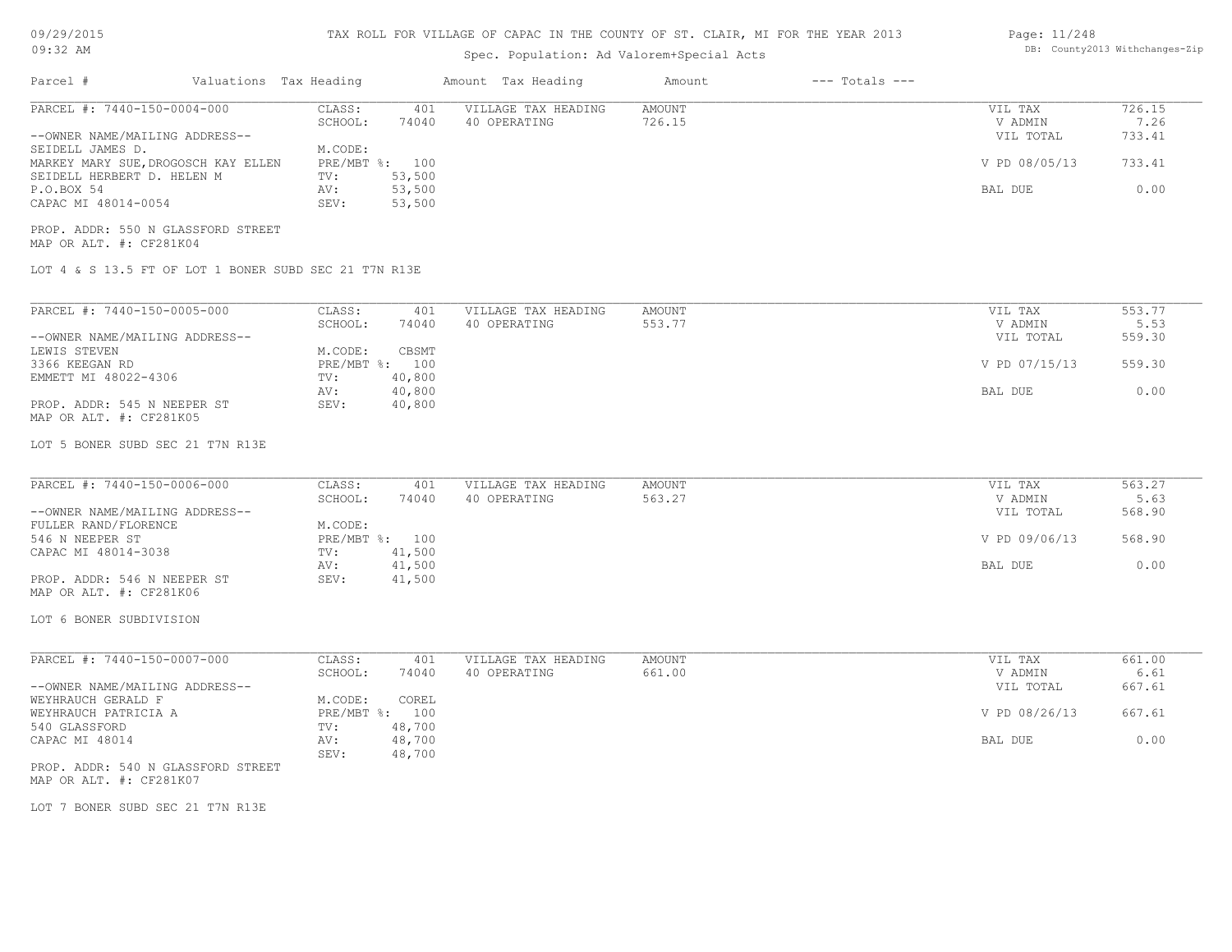# TAX ROLL FOR VILLAGE OF CAPAC IN THE COUNTY OF ST. CLAIR, MI FOR THE YEAR 2013

Spec. Population: Ad Valorem+Special Acts

| Parcel # | Valuations | Tax Heading | Amount | Tax Heading | Amount | --- Totals --- | |
|---|---|---|---|---|---|---|---|

---

PARCEL #: 7440-150-0004-000

| | | | | | |
|---|---|---|---|---|---|
| CLASS: | 401 | VILLAGE TAX HEADING | AMOUNT | VIL TAX | 726.15 |
| SCHOOL: | 74040 | 40 OPERATING | 726.15 | V ADMIN | 7.26 |
| M.CODE: | | | | VIL TOTAL | 733.41 |
| PRE/MBT %: | 100 | | | V PD 08/05/13 | 733.41 |
| TV: | 53,500 | | | | |
| AV: | 53,500 | | | BAL DUE | 0.00 |
| SEV: | 53,500 | | | | |

--OWNER NAME/MAILING ADDRESS--
SEIDELL JAMES D.
MARKEY MARY SUE,DROGOSCH KAY ELLEN
SEIDELL HERBERT D. HELEN M
P.O.BOX 54
CAPAC MI 48014-0054

PROP. ADDR: 550 N GLASSFORD STREET
MAP OR ALT. #: CF281K04

LOT 4 & S 13.5 FT OF LOT 1 BONER SUBD SEC 21 T7N R13E

---

PARCEL #: 7440-150-0005-000

| | | | | | |
|---|---|---|---|---|---|
| CLASS: | 401 | VILLAGE TAX HEADING | AMOUNT | VIL TAX | 553.77 |
| SCHOOL: | 74040 | 40 OPERATING | 553.77 | V ADMIN | 5.53 |
| M.CODE: | CBSMT | | | VIL TOTAL | 559.30 |
| PRE/MBT %: | 100 | | | V PD 07/15/13 | 559.30 |
| TV: | 40,800 | | | | |
| AV: | 40,800 | | | BAL DUE | 0.00 |
| SEV: | 40,800 | | | | |

--OWNER NAME/MAILING ADDRESS--
LEWIS STEVEN
3366 KEEGAN RD
EMMETT MI 48022-4306

PROP. ADDR: 545 N NEEPER ST
MAP OR ALT. #: CF281K05

LOT 5 BONER SUBD SEC 21 T7N R13E

---

PARCEL #: 7440-150-0006-000

| | | | | | |
|---|---|---|---|---|---|
| CLASS: | 401 | VILLAGE TAX HEADING | AMOUNT | VIL TAX | 563.27 |
| SCHOOL: | 74040 | 40 OPERATING | 563.27 | V ADMIN | 5.63 |
| M.CODE: | | | | VIL TOTAL | 568.90 |
| PRE/MBT %: | 100 | | | V PD 09/06/13 | 568.90 |
| TV: | 41,500 | | | | |
| AV: | 41,500 | | | BAL DUE | 0.00 |
| SEV: | 41,500 | | | | |

--OWNER NAME/MAILING ADDRESS--
FULLER RAND/FLORENCE
546 N NEEPER ST
CAPAC MI 48014-3038

PROP. ADDR: 546 N NEEPER ST
MAP OR ALT. #: CF281K06

LOT 6 BONER SUBDIVISION

---

PARCEL #: 7440-150-0007-000

| | | | | | |
|---|---|---|---|---|---|
| CLASS: | 401 | VILLAGE TAX HEADING | AMOUNT | VIL TAX | 661.00 |
| SCHOOL: | 74040 | 40 OPERATING | 661.00 | V ADMIN | 6.61 |
| M.CODE: | COREL | | | VIL TOTAL | 667.61 |
| PRE/MBT %: | 100 | | | V PD 08/26/13 | 667.61 |
| TV: | 48,700 | | | | |
| AV: | 48,700 | | | BAL DUE | 0.00 |
| SEV: | 48,700 | | | | |

--OWNER NAME/MAILING ADDRESS--
WEYHRAUCH GERALD F
WEYHRAUCH PATRICIA A
540 GLASSFORD
CAPAC MI 48014

PROP. ADDR: 540 N GLASSFORD STREET
MAP OR ALT. #: CF281K07

LOT 7 BONER SUBD SEC 21 T7N R13E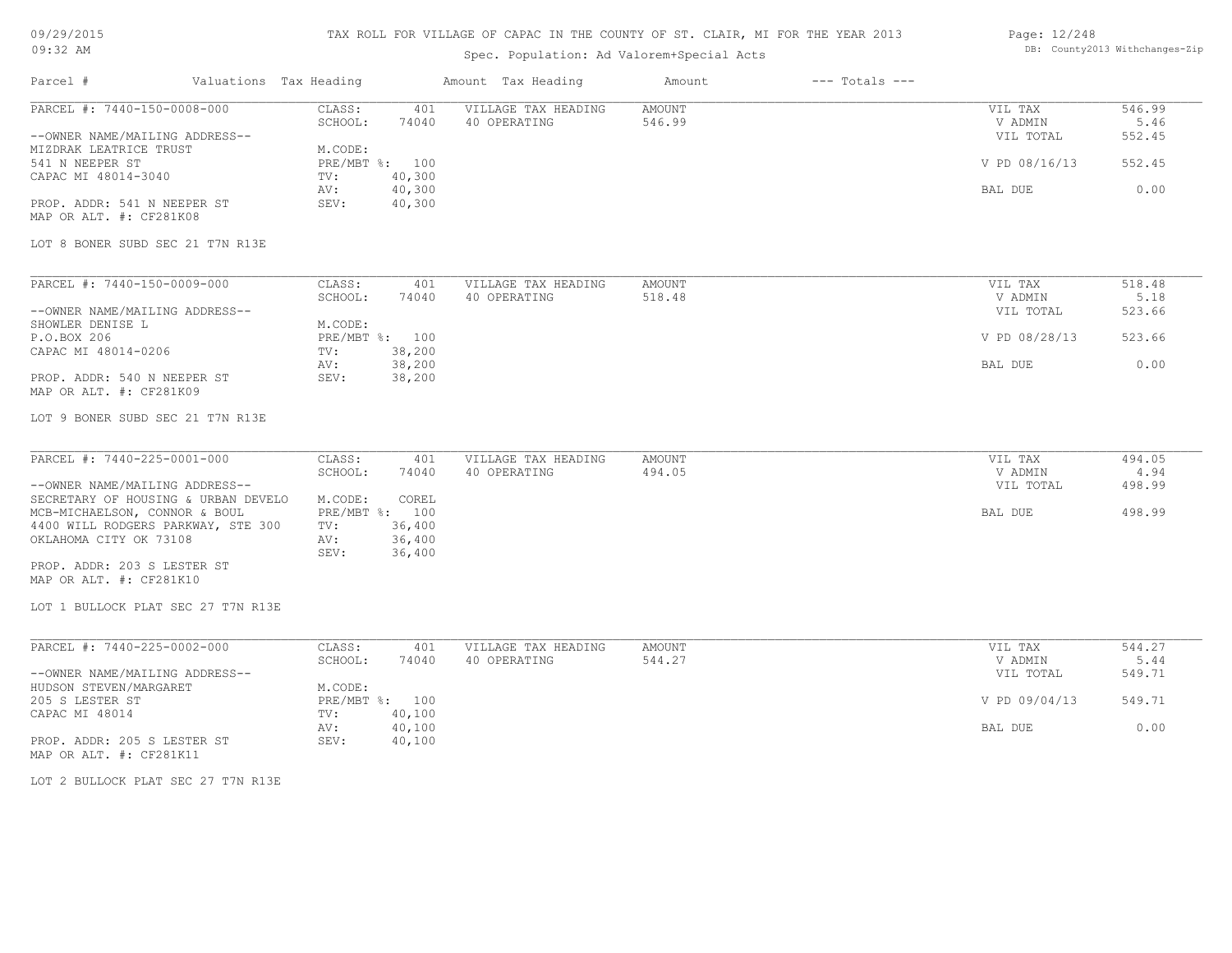# TAX ROLL FOR VILLAGE OF CAPAC IN THE COUNTY OF ST. CLAIR, MI FOR THE YEAR 2013

09/29/2015
09:32 AM

Spec. Population: Ad Valorem+Special Acts

DB: County2013 Withchanges-Zip

| Parcel # | Valuations | Tax Heading | Amount | Tax Heading | Amount | --- Totals --- | |
|---|---|---|---|---|---|---|---|
| PARCEL #: 7440-150-0008-000 | CLASS: | 401 | VILLAGE TAX HEADING | AMOUNT | | VIL TAX | 546.99 |
| | SCHOOL: | 74040 | 40 OPERATING | 546.99 | | V ADMIN | 5.46 |
| --OWNER NAME/MAILING ADDRESS-- | | | | | | VIL TOTAL | 552.45 |
| MIZDRAK LEATRICE TRUST | M.CODE: | | | | | | |
| 541 N NEEPER ST | PRE/MBT %: | 100 | | | | V PD 08/16/13 | 552.45 |
| CAPAC MI 48014-3040 | TV: | 40,300 | | | | | |
| | AV: | 40,300 | | | | BAL DUE | 0.00 |
| PROP. ADDR: 541 N NEEPER ST | SEV: | 40,300 | | | | | |
| MAP OR ALT. #: CF281K08 | | | | | | | |
| LOT 8 BONER SUBD SEC 21 T7N R13E | | | | | | | |

| Parcel # | Valuations | Tax Heading | Amount | Tax Heading | Amount | --- Totals --- | |
|---|---|---|---|---|---|---|---|
| PARCEL #: 7440-150-0009-000 | CLASS: | 401 | VILLAGE TAX HEADING | AMOUNT | | VIL TAX | 518.48 |
| | SCHOOL: | 74040 | 40 OPERATING | 518.48 | | V ADMIN | 5.18 |
| --OWNER NAME/MAILING ADDRESS-- | | | | | | VIL TOTAL | 523.66 |
| SHOWLER DENISE L | M.CODE: | | | | | | |
| P.O.BOX 206 | PRE/MBT %: | 100 | | | | V PD 08/28/13 | 523.66 |
| CAPAC MI 48014-0206 | TV: | 38,200 | | | | | |
| | AV: | 38,200 | | | | BAL DUE | 0.00 |
| PROP. ADDR: 540 N NEEPER ST | SEV: | 38,200 | | | | | |
| MAP OR ALT. #: CF281K09 | | | | | | | |
| LOT 9 BONER SUBD SEC 21 T7N R13E | | | | | | | |

| Parcel # | Valuations | Tax Heading | Amount | Tax Heading | Amount | --- Totals --- | |
|---|---|---|---|---|---|---|---|
| PARCEL #: 7440-225-0001-000 | CLASS: | 401 | VILLAGE TAX HEADING | AMOUNT | | VIL TAX | 494.05 |
| | SCHOOL: | 74040 | 40 OPERATING | 494.05 | | V ADMIN | 4.94 |
| --OWNER NAME/MAILING ADDRESS-- | | | | | | VIL TOTAL | 498.99 |
| SECRETARY OF HOUSING & URBAN DEVELO | M.CODE: | COREL | | | | | |
| MCB-MICHAELSON, CONNOR & BOUL | PRE/MBT %: | 100 | | | | BAL DUE | 498.99 |
| 4400 WILL RODGERS PARKWAY, STE 300 | TV: | 36,400 | | | | | |
| OKLAHOMA CITY OK 73108 | AV: | 36,400 | | | | | |
| | SEV: | 36,400 | | | | | |
| PROP. ADDR: 203 S LESTER ST | | | | | | | |
| MAP OR ALT. #: CF281K10 | | | | | | | |
| LOT 1 BULLOCK PLAT SEC 27 T7N R13E | | | | | | | |

| Parcel # | Valuations | Tax Heading | Amount | Tax Heading | Amount | --- Totals --- | |
|---|---|---|---|---|---|---|---|
| PARCEL #: 7440-225-0002-000 | CLASS: | 401 | VILLAGE TAX HEADING | AMOUNT | | VIL TAX | 544.27 |
| | SCHOOL: | 74040 | 40 OPERATING | 544.27 | | V ADMIN | 5.44 |
| --OWNER NAME/MAILING ADDRESS-- | | | | | | VIL TOTAL | 549.71 |
| HUDSON STEVEN/MARGARET | M.CODE: | | | | | | |
| 205 S LESTER ST | PRE/MBT %: | 100 | | | | V PD 09/04/13 | 549.71 |
| CAPAC MI 48014 | TV: | 40,100 | | | | | |
| | AV: | 40,100 | | | | BAL DUE | 0.00 |
| PROP. ADDR: 205 S LESTER ST | SEV: | 40,100 | | | | | |
| MAP OR ALT. #: CF281K11 | | | | | | | |
| LOT 2 BULLOCK PLAT SEC 27 T7N R13E | | | | | | | |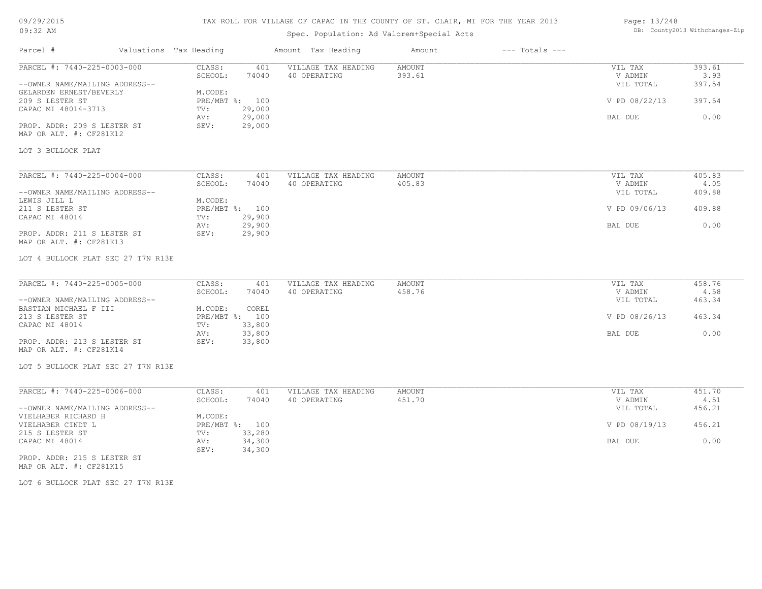# TAX ROLL FOR VILLAGE OF CAPAC IN THE COUNTY OF ST. CLAIR, MI FOR THE YEAR 2013

Spec. Population: Ad Valorem+Special Acts

| Parcel # | Valuations | Tax Heading | Amount | Tax Heading | Amount | --- Totals --- | |
|---|---|---|---|---|---|---|---|

---

**PARCEL #: 7440-225-0003-000**

| | | | | | |
|---|---|---|---|---|---|
| CLASS: | 401 | VILLAGE TAX HEADING | AMOUNT | VIL TAX | 393.61 |
| SCHOOL: | 74040 | 40 OPERATING | 393.61 | V ADMIN | 3.93 |
| | | | | VIL TOTAL | 397.54 |
| M.CODE: | | | | | |
| PRE/MBT %: | 100 | | | V PD 08/22/13 | 397.54 |
| TV: | 29,000 | | | | |
| AV: | 29,000 | | | BAL DUE | 0.00 |
| SEV: | 29,000 | | | | |

--OWNER NAME/MAILING ADDRESS--
GELARDEN ERNEST/BEVERLY
209 S LESTER ST
CAPAC MI 48014-3713

PROP. ADDR: 209 S LESTER ST
MAP OR ALT. #: CF281K12

LOT 3 BULLOCK PLAT

---

**PARCEL #: 7440-225-0004-000**

| | | | | | |
|---|---|---|---|---|---|
| CLASS: | 401 | VILLAGE TAX HEADING | AMOUNT | VIL TAX | 405.83 |
| SCHOOL: | 74040 | 40 OPERATING | 405.83 | V ADMIN | 4.05 |
| | | | | VIL TOTAL | 409.88 |
| M.CODE: | | | | | |
| PRE/MBT %: | 100 | | | V PD 09/06/13 | 409.88 |
| TV: | 29,900 | | | | |
| AV: | 29,900 | | | BAL DUE | 0.00 |
| SEV: | 29,900 | | | | |

--OWNER NAME/MAILING ADDRESS--
LEWIS JILL L
211 S LESTER ST
CAPAC MI 48014

PROP. ADDR: 211 S LESTER ST
MAP OR ALT. #: CF281K13

LOT 4 BULLOCK PLAT SEC 27 T7N R13E

---

**PARCEL #: 7440-225-0005-000**

| | | | | | |
|---|---|---|---|---|---|
| CLASS: | 401 | VILLAGE TAX HEADING | AMOUNT | VIL TAX | 458.76 |
| SCHOOL: | 74040 | 40 OPERATING | 458.76 | V ADMIN | 4.58 |
| | | | | VIL TOTAL | 463.34 |
| M.CODE: | COREL | | | | |
| PRE/MBT %: | 100 | | | V PD 08/26/13 | 463.34 |
| TV: | 33,800 | | | | |
| AV: | 33,800 | | | BAL DUE | 0.00 |
| SEV: | 33,800 | | | | |

--OWNER NAME/MAILING ADDRESS--
BASTIAN MICHAEL F III
213 S LESTER ST
CAPAC MI 48014

PROP. ADDR: 213 S LESTER ST
MAP OR ALT. #: CF281K14

LOT 5 BULLOCK PLAT SEC 27 T7N R13E

---

**PARCEL #: 7440-225-0006-000**

| | | | | | |
|---|---|---|---|---|---|
| CLASS: | 401 | VILLAGE TAX HEADING | AMOUNT | VIL TAX | 451.70 |
| SCHOOL: | 74040 | 40 OPERATING | 451.70 | V ADMIN | 4.51 |
| | | | | VIL TOTAL | 456.21 |
| M.CODE: | | | | | |
| PRE/MBT %: | 100 | | | V PD 08/19/13 | 456.21 |
| TV: | 33,280 | | | | |
| AV: | 34,300 | | | BAL DUE | 0.00 |
| SEV: | 34,300 | | | | |

--OWNER NAME/MAILING ADDRESS--
VIELHABER RICHARD H
VIELHABER CINDT L
215 S LESTER ST
CAPAC MI 48014

PROP. ADDR: 215 S LESTER ST
MAP OR ALT. #: CF281K15

LOT 6 BULLOCK PLAT SEC 27 T7N R13E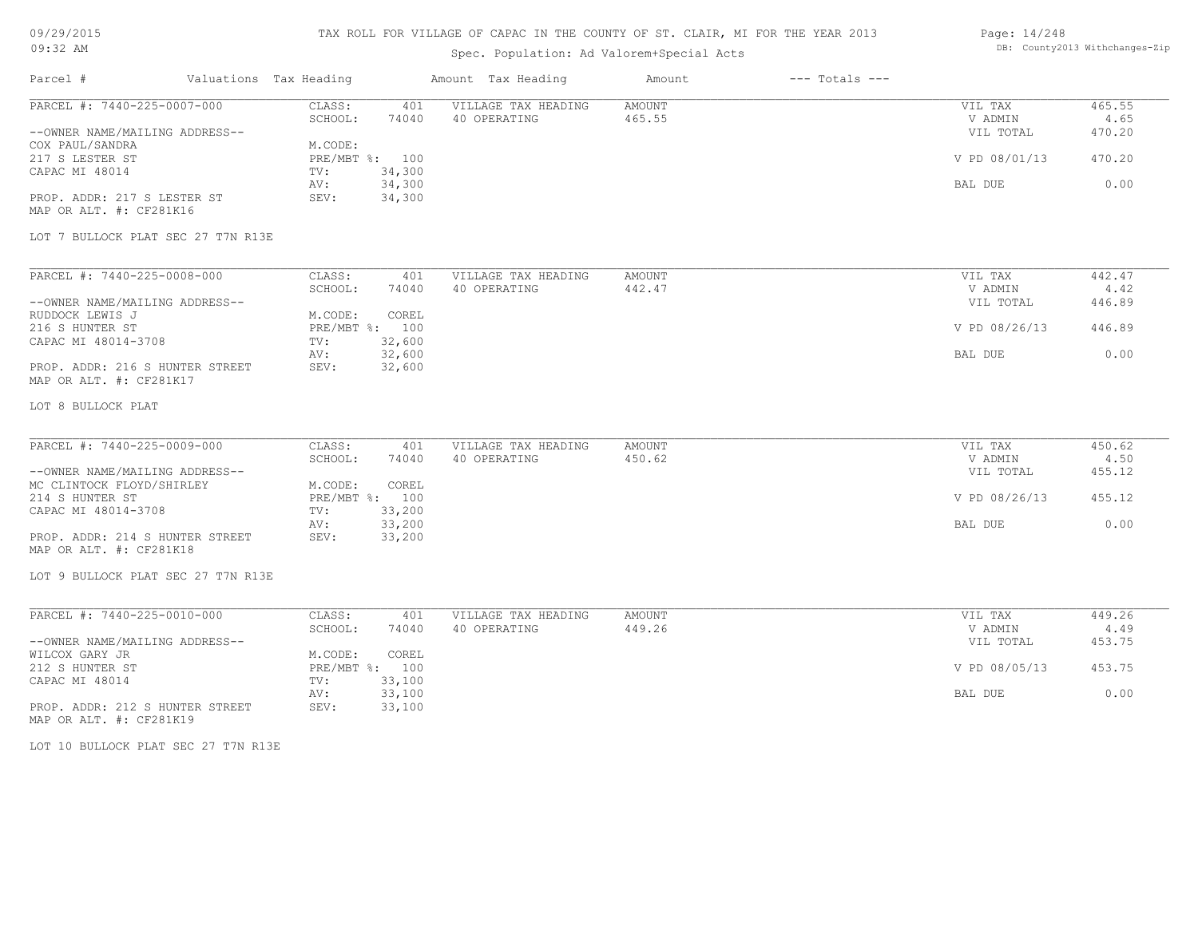# TAX ROLL FOR VILLAGE OF CAPAC IN THE COUNTY OF ST. CLAIR, MI FOR THE YEAR 2013

Spec. Population: Ad Valorem+Special Acts

| Parcel # | Valuations | Tax Heading | Amount | Tax Heading | Amount | --- Totals --- | |
|---|---|---|---|---|---|---|---|
| PARCEL #: 7440-225-0007-000 | CLASS: | 401 | VILLAGE TAX HEADING | AMOUNT | | VIL TAX | 465.55 |
| | SCHOOL: | 74040 | 40 OPERATING | 465.55 | | V ADMIN | 4.65 |
| --OWNER NAME/MAILING ADDRESS-- | | | | | | VIL TOTAL | 470.20 |
| COX PAUL/SANDRA | M.CODE: | | | | | | |
| 217 S LESTER ST | PRE/MBT %: | 100 | | | | V PD 08/01/13 | 470.20 |
| CAPAC MI 48014 | TV: | 34,300 | | | | | |
| | AV: | 34,300 | | | | BAL DUE | 0.00 |
| PROP. ADDR: 217 S LESTER ST | SEV: | 34,300 | | | | | |
| MAP OR ALT. #: CF281K16 | | | | | | | |

LOT 7 BULLOCK PLAT SEC 27 T7N R13E

| Parcel # | Valuations | Tax Heading | Amount | Tax Heading | Amount | --- Totals --- | |
|---|---|---|---|---|---|---|---|
| PARCEL #: 7440-225-0008-000 | CLASS: | 401 | VILLAGE TAX HEADING | AMOUNT | | VIL TAX | 442.47 |
| | SCHOOL: | 74040 | 40 OPERATING | 442.47 | | V ADMIN | 4.42 |
| --OWNER NAME/MAILING ADDRESS-- | | | | | | VIL TOTAL | 446.89 |
| RUDDOCK LEWIS J | M.CODE: | COREL | | | | | |
| 216 S HUNTER ST | PRE/MBT %: | 100 | | | | V PD 08/26/13 | 446.89 |
| CAPAC MI 48014-3708 | TV: | 32,600 | | | | | |
| | AV: | 32,600 | | | | BAL DUE | 0.00 |
| PROP. ADDR: 216 S HUNTER STREET | SEV: | 32,600 | | | | | |
| MAP OR ALT. #: CF281K17 | | | | | | | |

LOT 8 BULLOCK PLAT

| Parcel # | Valuations | Tax Heading | Amount | Tax Heading | Amount | --- Totals --- | |
|---|---|---|---|---|---|---|---|
| PARCEL #: 7440-225-0009-000 | CLASS: | 401 | VILLAGE TAX HEADING | AMOUNT | | VIL TAX | 450.62 |
| | SCHOOL: | 74040 | 40 OPERATING | 450.62 | | V ADMIN | 4.50 |
| --OWNER NAME/MAILING ADDRESS-- | | | | | | VIL TOTAL | 455.12 |
| MC CLINTOCK FLOYD/SHIRLEY | M.CODE: | COREL | | | | | |
| 214 S HUNTER ST | PRE/MBT %: | 100 | | | | V PD 08/26/13 | 455.12 |
| CAPAC MI 48014-3708 | TV: | 33,200 | | | | | |
| | AV: | 33,200 | | | | BAL DUE | 0.00 |
| PROP. ADDR: 214 S HUNTER STREET | SEV: | 33,200 | | | | | |
| MAP OR ALT. #: CF281K18 | | | | | | | |

LOT 9 BULLOCK PLAT SEC 27 T7N R13E

| Parcel # | Valuations | Tax Heading | Amount | Tax Heading | Amount | --- Totals --- | |
|---|---|---|---|---|---|---|---|
| PARCEL #: 7440-225-0010-000 | CLASS: | 401 | VILLAGE TAX HEADING | AMOUNT | | VIL TAX | 449.26 |
| | SCHOOL: | 74040 | 40 OPERATING | 449.26 | | V ADMIN | 4.49 |
| --OWNER NAME/MAILING ADDRESS-- | | | | | | VIL TOTAL | 453.75 |
| WILCOX GARY JR | M.CODE: | COREL | | | | | |
| 212 S HUNTER ST | PRE/MBT %: | 100 | | | | V PD 08/05/13 | 453.75 |
| CAPAC MI 48014 | TV: | 33,100 | | | | | |
| | AV: | 33,100 | | | | BAL DUE | 0.00 |
| PROP. ADDR: 212 S HUNTER STREET | SEV: | 33,100 | | | | | |
| MAP OR ALT. #: CF281K19 | | | | | | | |

LOT 10 BULLOCK PLAT SEC 27 T7N R13E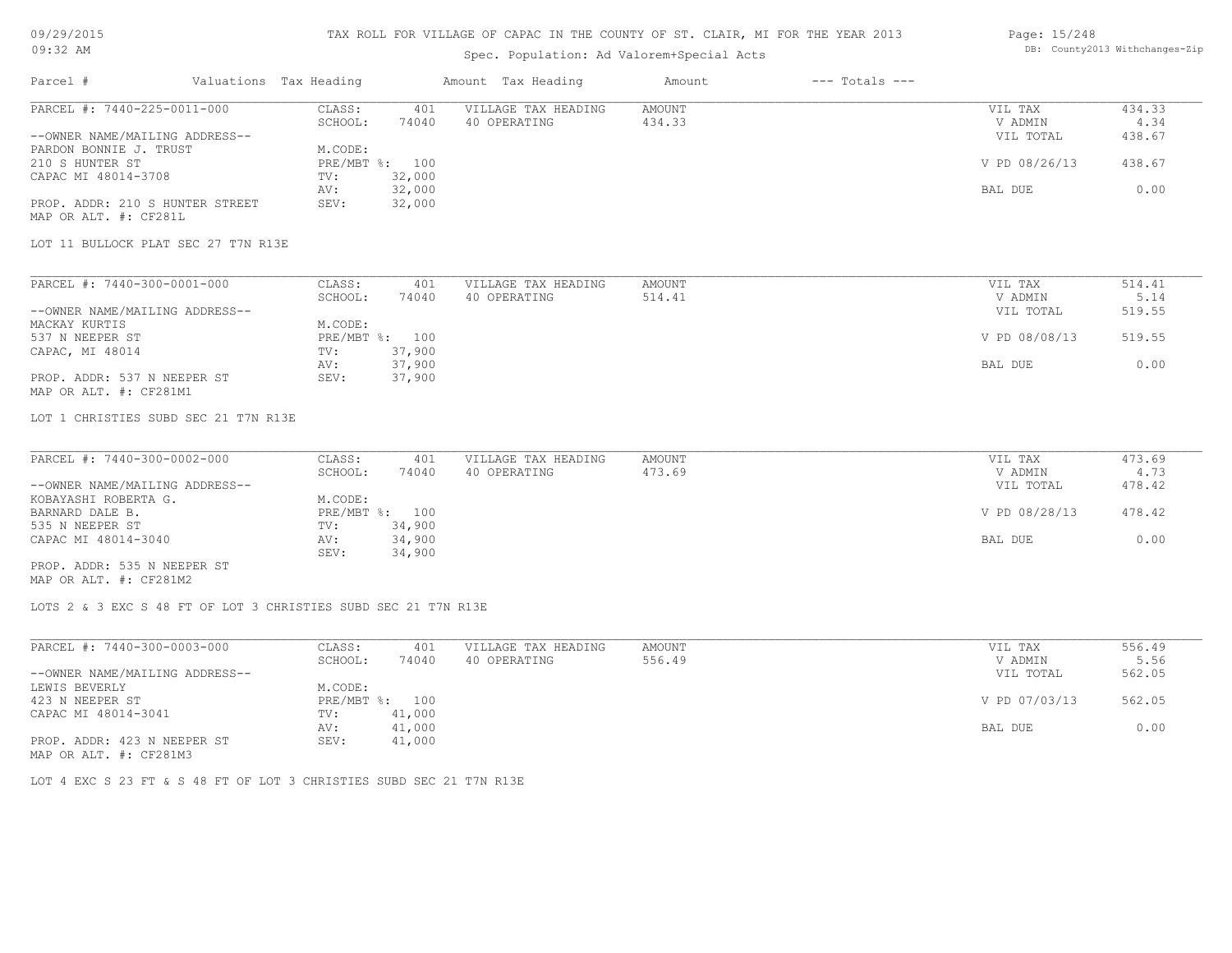# TAX ROLL FOR VILLAGE OF CAPAC IN THE COUNTY OF ST. CLAIR, MI FOR THE YEAR 2013

Spec. Population: Ad Valorem+Special Acts

| Parcel # | Valuations | Tax Heading | Amount | Tax Heading | Amount | --- Totals --- | |
|---|---|---|---|---|---|---|---|
| PARCEL #: 7440-225-0011-000 | CLASS: | 401 | VILLAGE TAX HEADING | AMOUNT | | VIL TAX | 434.33 |
| | SCHOOL: | 74040 | 40 OPERATING | 434.33 | | V ADMIN | 4.34 |
| --OWNER NAME/MAILING ADDRESS-- | | | | | | VIL TOTAL | 438.67 |
| PARDON BONNIE J. TRUST | M.CODE: | | | | | | |
| 210 S HUNTER ST | PRE/MBT %: | 100 | | | | V PD 08/26/13 | 438.67 |
| CAPAC MI 48014-3708 | TV: | 32,000 | | | | | |
| | AV: | 32,000 | | | | BAL DUE | 0.00 |
| PROP. ADDR: 210 S HUNTER STREET | SEV: | 32,000 | | | | | |
| MAP OR ALT. #: CF281L | | | | | | | |

LOT 11 BULLOCK PLAT SEC 27 T7N R13E

| Parcel # | Valuations | Tax Heading | Amount | Tax Heading | Amount | --- Totals --- | |
|---|---|---|---|---|---|---|---|
| PARCEL #: 7440-300-0001-000 | CLASS: | 401 | VILLAGE TAX HEADING | AMOUNT | | VIL TAX | 514.41 |
| | SCHOOL: | 74040 | 40 OPERATING | 514.41 | | V ADMIN | 5.14 |
| --OWNER NAME/MAILING ADDRESS-- | | | | | | VIL TOTAL | 519.55 |
| MACKAY KURTIS | M.CODE: | | | | | | |
| 537 N NEEPER ST | PRE/MBT %: | 100 | | | | V PD 08/08/13 | 519.55 |
| CAPAC, MI 48014 | TV: | 37,900 | | | | | |
| | AV: | 37,900 | | | | BAL DUE | 0.00 |
| PROP. ADDR: 537 N NEEPER ST | SEV: | 37,900 | | | | | |
| MAP OR ALT. #: CF281M1 | | | | | | | |

LOT 1 CHRISTIES SUBD SEC 21 T7N R13E

| Parcel # | Valuations | Tax Heading | Amount | Tax Heading | Amount | --- Totals --- | |
|---|---|---|---|---|---|---|---|
| PARCEL #: 7440-300-0002-000 | CLASS: | 401 | VILLAGE TAX HEADING | AMOUNT | | VIL TAX | 473.69 |
| | SCHOOL: | 74040 | 40 OPERATING | 473.69 | | V ADMIN | 4.73 |
| --OWNER NAME/MAILING ADDRESS-- | | | | | | VIL TOTAL | 478.42 |
| KOBAYASHI ROBERTA G. | M.CODE: | | | | | | |
| BARNARD DALE B. | PRE/MBT %: | 100 | | | | V PD 08/28/13 | 478.42 |
| 535 N NEEPER ST | TV: | 34,900 | | | | | |
| CAPAC MI 48014-3040 | AV: | 34,900 | | | | BAL DUE | 0.00 |
| | SEV: | 34,900 | | | | | |
| PROP. ADDR: 535 N NEEPER ST | | | | | | | |
| MAP OR ALT. #: CF281M2 | | | | | | | |

LOTS 2 & 3 EXC S 48 FT OF LOT 3 CHRISTIES SUBD SEC 21 T7N R13E

| Parcel # | Valuations | Tax Heading | Amount | Tax Heading | Amount | --- Totals --- | |
|---|---|---|---|---|---|---|---|
| PARCEL #: 7440-300-0003-000 | CLASS: | 401 | VILLAGE TAX HEADING | AMOUNT | | VIL TAX | 556.49 |
| | SCHOOL: | 74040 | 40 OPERATING | 556.49 | | V ADMIN | 5.56 |
| --OWNER NAME/MAILING ADDRESS-- | | | | | | VIL TOTAL | 562.05 |
| LEWIS BEVERLY | M.CODE: | | | | | | |
| 423 N NEEPER ST | PRE/MBT %: | 100 | | | | V PD 07/03/13 | 562.05 |
| CAPAC MI 48014-3041 | TV: | 41,000 | | | | | |
| | AV: | 41,000 | | | | BAL DUE | 0.00 |
| PROP. ADDR: 423 N NEEPER ST | SEV: | 41,000 | | | | | |
| MAP OR ALT. #: CF281M3 | | | | | | | |

LOT 4 EXC S 23 FT & S 48 FT OF LOT 3 CHRISTIES SUBD SEC 21 T7N R13E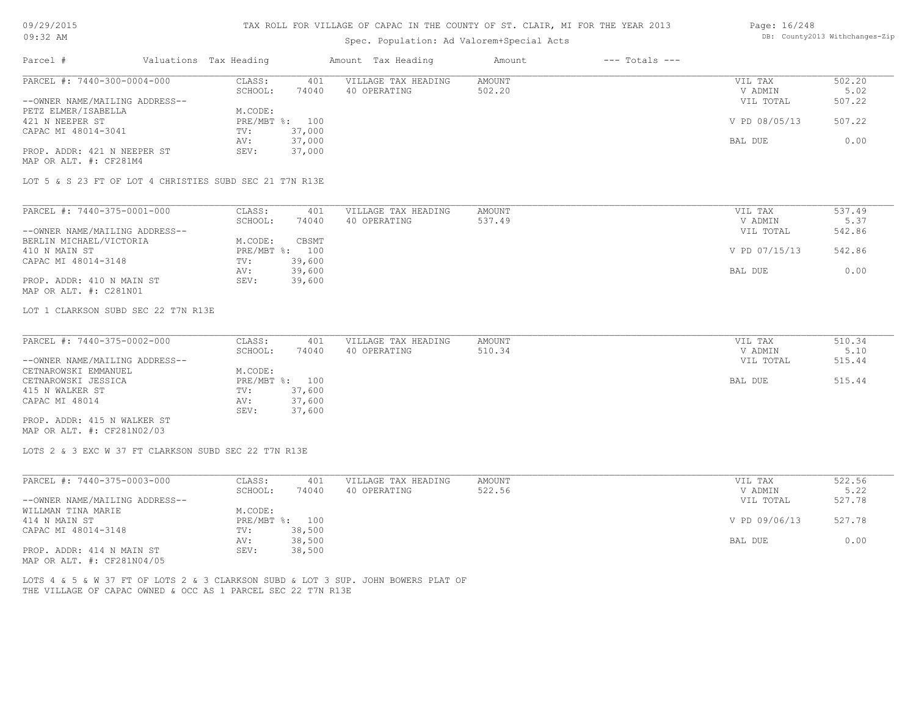TAX ROLL FOR VILLAGE OF CAPAC IN THE COUNTY OF ST. CLAIR, MI FOR THE YEAR 2013

Spec. Population: Ad Valorem+Special Acts

| Parcel # | Valuations | Tax Heading | Amount | Tax Heading | Amount | --- Totals --- | |
|---|---|---|---|---|---|---|---|
| PARCEL #: 7440-300-0004-000 | CLASS: | 401 | VILLAGE TAX HEADING | AMOUNT | | VIL TAX | 502.20 |
| | SCHOOL: | 74040 | 40 OPERATING | 502.20 | | V ADMIN | 5.02 |
| --OWNER NAME/MAILING ADDRESS-- | | | | | | VIL TOTAL | 507.22 |
| PETZ ELMER/ISABELLA | M.CODE: | | | | | | |
| 421 N NEEPER ST | PRE/MBT %: | 100 | | | | V PD 08/05/13 | 507.22 |
| CAPAC MI 48014-3041 | TV: | 37,000 | | | | | |
| | AV: | 37,000 | | | | BAL DUE | 0.00 |
| PROP. ADDR: 421 N NEEPER ST | SEV: | 37,000 | | | | | |
| MAP OR ALT. #: CF281M4 | | | | | | | |

LOT 5 & S 23 FT OF LOT 4 CHRISTIES SUBD SEC 21 T7N R13E

| Parcel # | Valuations | Tax Heading | Amount | Tax Heading | Amount | --- Totals --- | |
|---|---|---|---|---|---|---|---|
| PARCEL #: 7440-375-0001-000 | CLASS: | 401 | VILLAGE TAX HEADING | AMOUNT | | VIL TAX | 537.49 |
| | SCHOOL: | 74040 | 40 OPERATING | 537.49 | | V ADMIN | 5.37 |
| --OWNER NAME/MAILING ADDRESS-- | | | | | | VIL TOTAL | 542.86 |
| BERLIN MICHAEL/VICTORIA | M.CODE: | CBSMT | | | | | |
| 410 N MAIN ST | PRE/MBT %: | 100 | | | | V PD 07/15/13 | 542.86 |
| CAPAC MI 48014-3148 | TV: | 39,600 | | | | | |
| | AV: | 39,600 | | | | BAL DUE | 0.00 |
| PROP. ADDR: 410 N MAIN ST | SEV: | 39,600 | | | | | |
| MAP OR ALT. #: C281N01 | | | | | | | |

LOT 1 CLARKSON SUBD SEC 22 T7N R13E

| Parcel # | Valuations | Tax Heading | Amount | Tax Heading | Amount | --- Totals --- | |
|---|---|---|---|---|---|---|---|
| PARCEL #: 7440-375-0002-000 | CLASS: | 401 | VILLAGE TAX HEADING | AMOUNT | | VIL TAX | 510.34 |
| | SCHOOL: | 74040 | 40 OPERATING | 510.34 | | V ADMIN | 5.10 |
| --OWNER NAME/MAILING ADDRESS-- | | | | | | VIL TOTAL | 515.44 |
| CETNAROWSKI EMMANUEL | M.CODE: | | | | | | |
| CETNAROWSKI JESSICA | PRE/MBT %: | 100 | | | | BAL DUE | 515.44 |
| 415 N WALKER ST | TV: | 37,600 | | | | | |
| CAPAC MI 48014 | AV: | 37,600 | | | | | |
| | SEV: | 37,600 | | | | | |
| PROP. ADDR: 415 N WALKER ST | | | | | | | |
| MAP OR ALT. #: CF281N02/03 | | | | | | | |

LOTS 2 & 3 EXC W 37 FT CLARKSON SUBD SEC 22 T7N R13E

| Parcel # | Valuations | Tax Heading | Amount | Tax Heading | Amount | --- Totals --- | |
|---|---|---|---|---|---|---|---|
| PARCEL #: 7440-375-0003-000 | CLASS: | 401 | VILLAGE TAX HEADING | AMOUNT | | VIL TAX | 522.56 |
| | SCHOOL: | 74040 | 40 OPERATING | 522.56 | | V ADMIN | 5.22 |
| --OWNER NAME/MAILING ADDRESS-- | | | | | | VIL TOTAL | 527.78 |
| WILLMAN TINA MARIE | M.CODE: | | | | | | |
| 414 N MAIN ST | PRE/MBT %: | 100 | | | | V PD 09/06/13 | 527.78 |
| CAPAC MI 48014-3148 | TV: | 38,500 | | | | | |
| | AV: | 38,500 | | | | BAL DUE | 0.00 |
| PROP. ADDR: 414 N MAIN ST | SEV: | 38,500 | | | | | |
| MAP OR ALT. #: CF281N04/05 | | | | | | | |

LOTS 4 & 5 & W 37 FT OF LOTS 2 & 3 CLARKSON SUBD & LOT 3 SUP. JOHN BOWERS PLAT OF THE VILLAGE OF CAPAC OWNED & OCC AS 1 PARCEL SEC 22 T7N R13E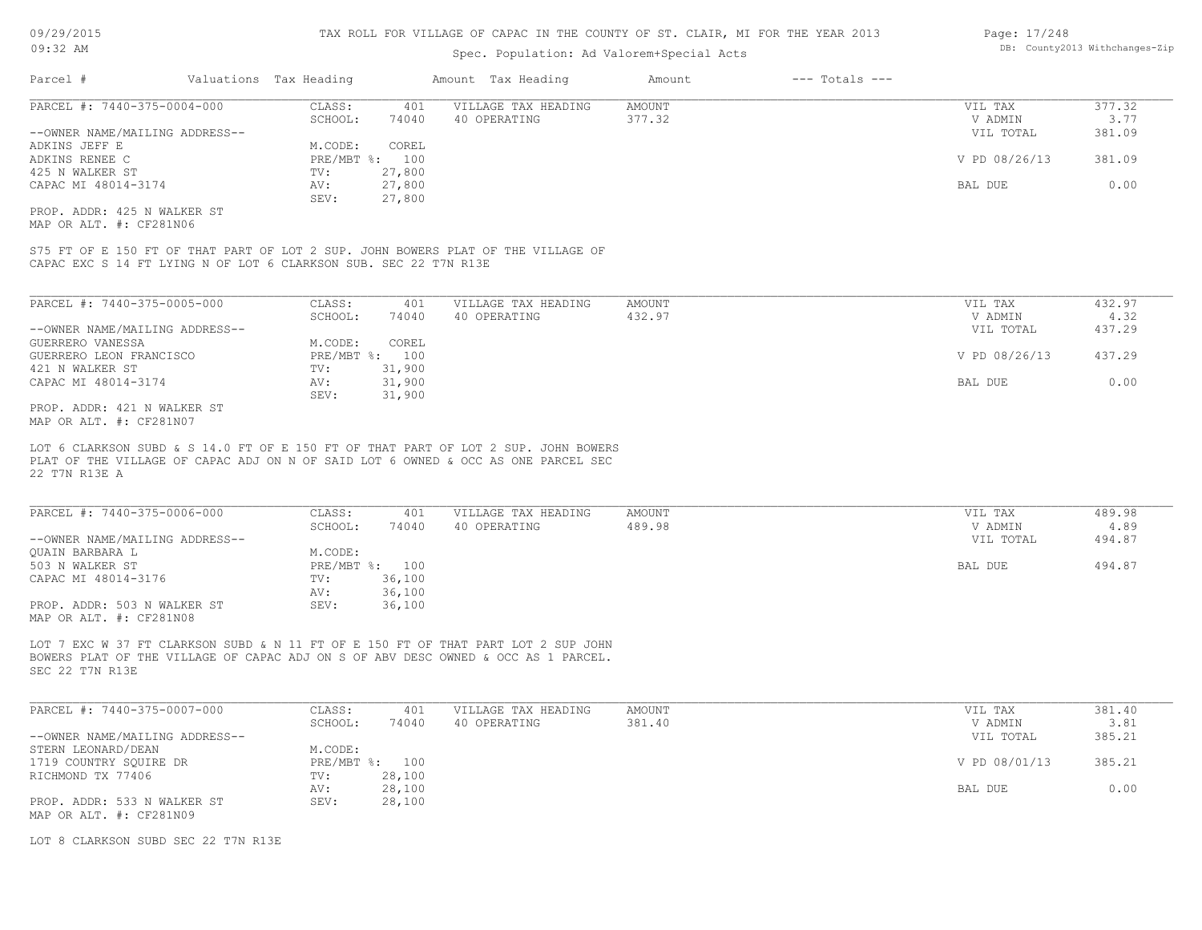TAX ROLL FOR VILLAGE OF CAPAC IN THE COUNTY OF ST. CLAIR, MI FOR THE YEAR 2013

Spec. Population: Ad Valorem+Special Acts

| Parcel # | Valuations | Tax Heading | Amount | Tax Heading | Amount | --- Totals --- | |
|---|---|---|---|---|---|---|---|
| PARCEL #: 7440-375-0004-000 | CLASS: | 401 | VILLAGE TAX HEADING | AMOUNT | | VIL TAX | 377.32 |
| | SCHOOL: | 74040 | 40 OPERATING | 377.32 | | V ADMIN | 3.77 |
| --OWNER NAME/MAILING ADDRESS-- | | | | | | VIL TOTAL | 381.09 |
| ADKINS JEFF E | M.CODE: | COREL | | | | | |
| ADKINS RENEE C | PRE/MBT %: | 100 | | | | V PD 08/26/13 | 381.09 |
| 425 N WALKER ST | TV: | 27,800 | | | | | |
| CAPAC MI 48014-3174 | AV: | 27,800 | | | | BAL DUE | 0.00 |
| | SEV: | 27,800 | | | | | |
| PROP. ADDR: 425 N WALKER ST | | | | | | | |
| MAP OR ALT. #: CF281N06 | | | | | | | |

S75 FT OF E 150 FT OF THAT PART OF LOT 2 SUP. JOHN BOWERS PLAT OF THE VILLAGE OF CAPAC EXC S 14 FT LYING N OF LOT 6 CLARKSON SUB. SEC 22 T7N R13E

| Parcel # | Valuations | Tax Heading | Amount | Tax Heading | Amount | --- Totals --- | |
|---|---|---|---|---|---|---|---|
| PARCEL #: 7440-375-0005-000 | CLASS: | 401 | VILLAGE TAX HEADING | AMOUNT | | VIL TAX | 432.97 |
| | SCHOOL: | 74040 | 40 OPERATING | 432.97 | | V ADMIN | 4.32 |
| --OWNER NAME/MAILING ADDRESS-- | | | | | | VIL TOTAL | 437.29 |
| GUERRERO VANESSA | M.CODE: | COREL | | | | | |
| GUERRERO LEON FRANCISCO | PRE/MBT %: | 100 | | | | V PD 08/26/13 | 437.29 |
| 421 N WALKER ST | TV: | 31,900 | | | | | |
| CAPAC MI 48014-3174 | AV: | 31,900 | | | | BAL DUE | 0.00 |
| | SEV: | 31,900 | | | | | |
| PROP. ADDR: 421 N WALKER ST | | | | | | | |
| MAP OR ALT. #: CF281N07 | | | | | | | |

LOT 6 CLARKSON SUBD & S 14.0 FT OF E 150 FT OF THAT PART OF LOT 2 SUP. JOHN BOWERS PLAT OF THE VILLAGE OF CAPAC ADJ ON N OF SAID LOT 6 OWNED & OCC AS ONE PARCEL SEC 22 T7N R13E A

| Parcel # | Valuations | Tax Heading | Amount | Tax Heading | Amount | --- Totals --- | |
|---|---|---|---|---|---|---|---|
| PARCEL #: 7440-375-0006-000 | CLASS: | 401 | VILLAGE TAX HEADING | AMOUNT | | VIL TAX | 489.98 |
| | SCHOOL: | 74040 | 40 OPERATING | 489.98 | | V ADMIN | 4.89 |
| --OWNER NAME/MAILING ADDRESS-- | | | | | | VIL TOTAL | 494.87 |
| QUAIN BARBARA L | M.CODE: | | | | | | |
| 503 N WALKER ST | PRE/MBT %: | 100 | | | | BAL DUE | 494.87 |
| CAPAC MI 48014-3176 | TV: | 36,100 | | | | | |
| | AV: | 36,100 | | | | | |
| PROP. ADDR: 503 N WALKER ST | SEV: | 36,100 | | | | | |
| MAP OR ALT. #: CF281N08 | | | | | | | |

LOT 7 EXC W 37 FT CLARKSON SUBD & N 11 FT OF E 150 FT OF THAT PART LOT 2 SUP JOHN BOWERS PLAT OF THE VILLAGE OF CAPAC ADJ ON S OF ABV DESC OWNED & OCC AS 1 PARCEL. SEC 22 T7N R13E

| Parcel # | Valuations | Tax Heading | Amount | Tax Heading | Amount | --- Totals --- | |
|---|---|---|---|---|---|---|---|
| PARCEL #: 7440-375-0007-000 | CLASS: | 401 | VILLAGE TAX HEADING | AMOUNT | | VIL TAX | 381.40 |
| | SCHOOL: | 74040 | 40 OPERATING | 381.40 | | V ADMIN | 3.81 |
| --OWNER NAME/MAILING ADDRESS-- | | | | | | VIL TOTAL | 385.21 |
| STERN LEONARD/DEAN | M.CODE: | | | | | | |
| 1719 COUNTRY SQUIRE DR | PRE/MBT %: | 100 | | | | V PD 08/01/13 | 385.21 |
| RICHMOND TX 77406 | TV: | 28,100 | | | | | |
| | AV: | 28,100 | | | | BAL DUE | 0.00 |
| PROP. ADDR: 533 N WALKER ST | SEV: | 28,100 | | | | | |
| MAP OR ALT. #: CF281N09 | | | | | | | |

LOT 8 CLARKSON SUBD SEC 22 T7N R13E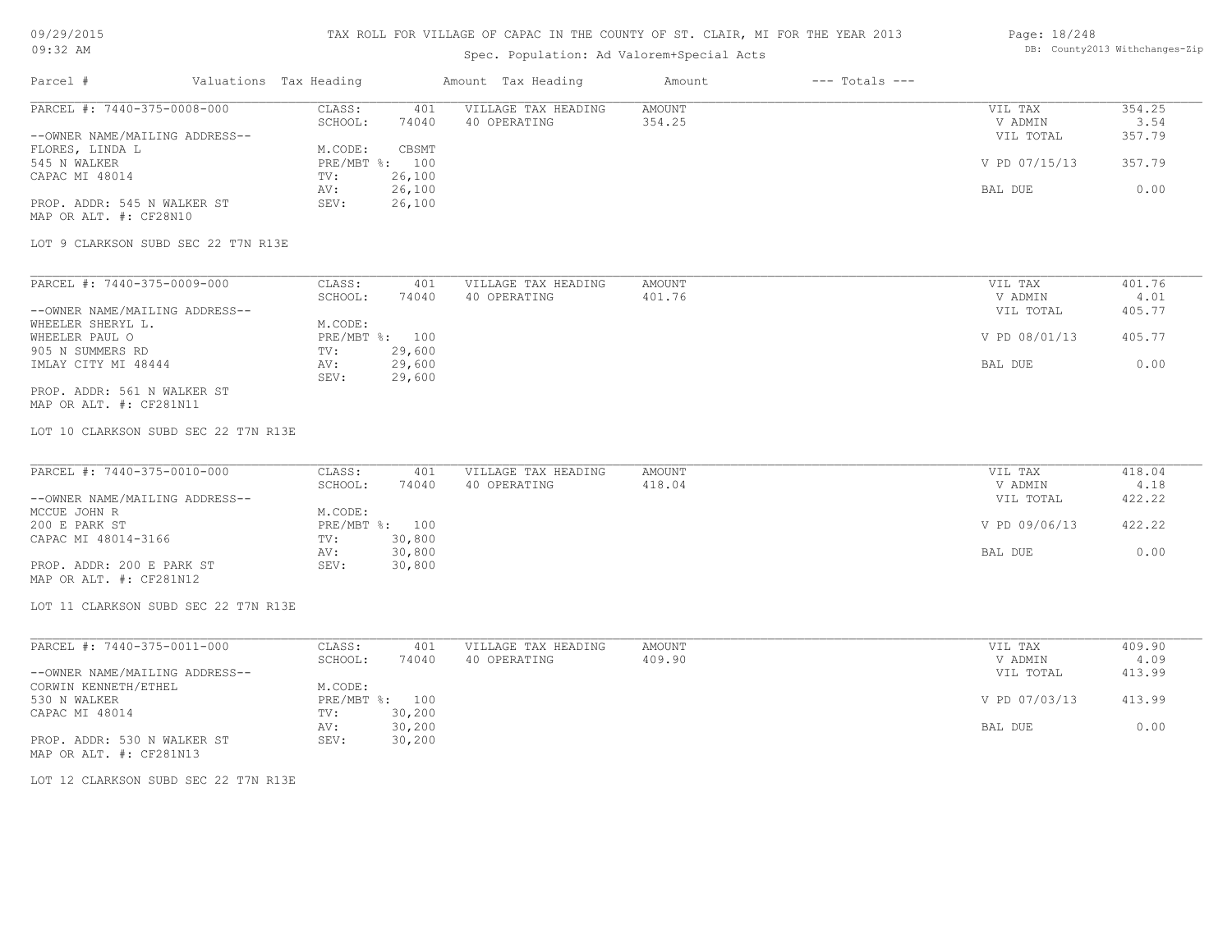TAX ROLL FOR VILLAGE OF CAPAC IN THE COUNTY OF ST. CLAIR, MI FOR THE YEAR 2013

Spec. Population: Ad Valorem+Special Acts

| Parcel # | Valuations | Tax Heading | Amount | Tax Heading | Amount | --- Totals --- | |
|---|---|---|---|---|---|---|---|
| PARCEL #: 7440-375-0008-000 | CLASS: | 401 | VILLAGE TAX HEADING | AMOUNT | | VIL TAX | 354.25 |
| | SCHOOL: | 74040 | 40 OPERATING | 354.25 | | V ADMIN | 3.54 |
| --OWNER NAME/MAILING ADDRESS-- | | | | | | VIL TOTAL | 357.79 |
| FLORES, LINDA L | M.CODE: | CBSMT | | | | | |
| 545 N WALKER | PRE/MBT %: | 100 | | | | V PD 07/15/13 | 357.79 |
| CAPAC MI 48014 | TV: | 26,100 | | | | | |
| | AV: | 26,100 | | | | BAL DUE | 0.00 |
| PROP. ADDR: 545 N WALKER ST | SEV: | 26,100 | | | | | |
| MAP OR ALT. #: CF28N10 | | | | | | | |
| LOT 9 CLARKSON SUBD SEC 22 T7N R13E | | | | | | | |
| PARCEL #: 7440-375-0009-000 | CLASS: | 401 | VILLAGE TAX HEADING | AMOUNT | | VIL TAX | 401.76 |
| | SCHOOL: | 74040 | 40 OPERATING | 401.76 | | V ADMIN | 4.01 |
| --OWNER NAME/MAILING ADDRESS-- | | | | | | VIL TOTAL | 405.77 |
| WHEELER SHERYL L. | M.CODE: | | | | | | |
| WHEELER PAUL O | PRE/MBT %: | 100 | | | | V PD 08/01/13 | 405.77 |
| 905 N SUMMERS RD | TV: | 29,600 | | | | | |
| IMLAY CITY MI 48444 | AV: | 29,600 | | | | BAL DUE | 0.00 |
| | SEV: | 29,600 | | | | | |
| PROP. ADDR: 561 N WALKER ST | | | | | | | |
| MAP OR ALT. #: CF281N11 | | | | | | | |
| LOT 10 CLARKSON SUBD SEC 22 T7N R13E | | | | | | | |
| PARCEL #: 7440-375-0010-000 | CLASS: | 401 | VILLAGE TAX HEADING | AMOUNT | | VIL TAX | 418.04 |
| | SCHOOL: | 74040 | 40 OPERATING | 418.04 | | V ADMIN | 4.18 |
| --OWNER NAME/MAILING ADDRESS-- | | | | | | VIL TOTAL | 422.22 |
| MCCUE JOHN R | M.CODE: | | | | | | |
| 200 E PARK ST | PRE/MBT %: | 100 | | | | V PD 09/06/13 | 422.22 |
| CAPAC MI 48014-3166 | TV: | 30,800 | | | | | |
| | AV: | 30,800 | | | | BAL DUE | 0.00 |
| PROP. ADDR: 200 E PARK ST | SEV: | 30,800 | | | | | |
| MAP OR ALT. #: CF281N12 | | | | | | | |
| LOT 11 CLARKSON SUBD SEC 22 T7N R13E | | | | | | | |
| PARCEL #: 7440-375-0011-000 | CLASS: | 401 | VILLAGE TAX HEADING | AMOUNT | | VIL TAX | 409.90 |
| | SCHOOL: | 74040 | 40 OPERATING | 409.90 | | V ADMIN | 4.09 |
| --OWNER NAME/MAILING ADDRESS-- | | | | | | VIL TOTAL | 413.99 |
| CORWIN KENNETH/ETHEL | M.CODE: | | | | | | |
| 530 N WALKER | PRE/MBT %: | 100 | | | | V PD 07/03/13 | 413.99 |
| CAPAC MI 48014 | TV: | 30,200 | | | | | |
| | AV: | 30,200 | | | | BAL DUE | 0.00 |
| PROP. ADDR: 530 N WALKER ST | SEV: | 30,200 | | | | | |
| MAP OR ALT. #: CF281N13 | | | | | | | |
| LOT 12 CLARKSON SUBD SEC 22 T7N R13E | | | | | | | |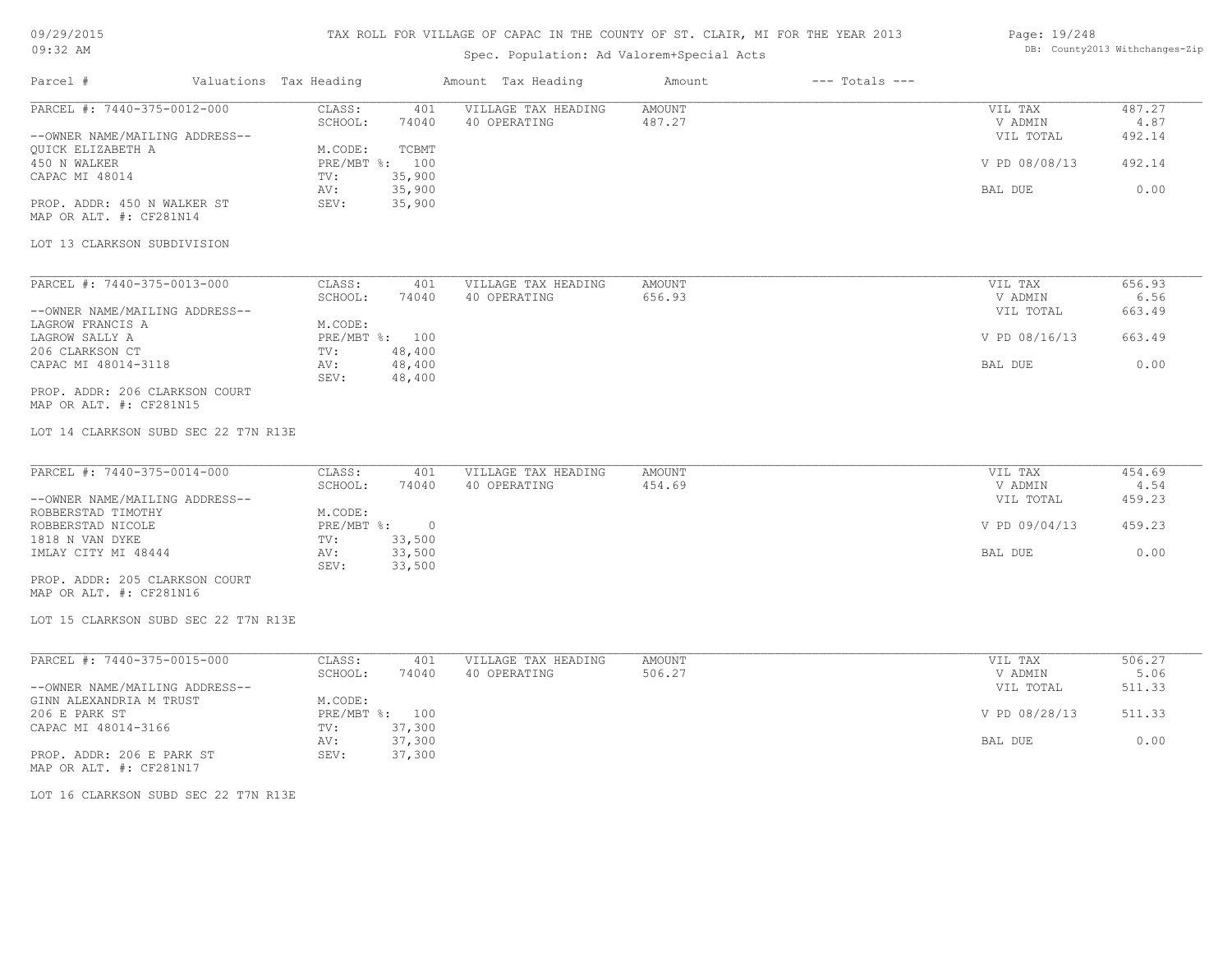TAX ROLL FOR VILLAGE OF CAPAC IN THE COUNTY OF ST. CLAIR, MI FOR THE YEAR 2013

Spec. Population: Ad Valorem+Special Acts

| Parcel # | Valuations | Tax Heading | Amount | Tax Heading | Amount | --- Totals --- | |
|---|---|---|---|---|---|---|---|
| PARCEL #: 7440-375-0012-000 | CLASS: | 401 | VILLAGE TAX HEADING | AMOUNT | | VIL TAX | 487.27 |
| | SCHOOL: | 74040 | 40 OPERATING | 487.27 | | V ADMIN | 4.87 |
| --OWNER NAME/MAILING ADDRESS-- | | | | | | VIL TOTAL | 492.14 |
| QUICK ELIZABETH A | M.CODE: | TCBMT | | | | | |
| 450 N WALKER | PRE/MBT %: | 100 | | | | V PD 08/08/13 | 492.14 |
| CAPAC MI 48014 | TV: | 35,900 | | | | | |
| | AV: | 35,900 | | | | BAL DUE | 0.00 |
| PROP. ADDR: 450 N WALKER ST | SEV: | 35,900 | | | | | |
| MAP OR ALT. #: CF281N14 | | | | | | | |

LOT 13 CLARKSON SUBDIVISION

| Parcel # | Valuations | Tax Heading | Amount | Tax Heading | Amount | --- Totals --- | |
|---|---|---|---|---|---|---|---|
| PARCEL #: 7440-375-0013-000 | CLASS: | 401 | VILLAGE TAX HEADING | AMOUNT | | VIL TAX | 656.93 |
| | SCHOOL: | 74040 | 40 OPERATING | 656.93 | | V ADMIN | 6.56 |
| --OWNER NAME/MAILING ADDRESS-- | | | | | | VIL TOTAL | 663.49 |
| LAGROW FRANCIS A | M.CODE: | | | | | | |
| LAGROW SALLY A | PRE/MBT %: | 100 | | | | V PD 08/16/13 | 663.49 |
| 206 CLARKSON CT | TV: | 48,400 | | | | | |
| CAPAC MI 48014-3118 | AV: | 48,400 | | | | BAL DUE | 0.00 |
| | SEV: | 48,400 | | | | | |
| PROP. ADDR: 206 CLARKSON COURT | | | | | | | |
| MAP OR ALT. #: CF281N15 | | | | | | | |

LOT 14 CLARKSON SUBD SEC 22 T7N R13E

| Parcel # | Valuations | Tax Heading | Amount | Tax Heading | Amount | --- Totals --- | |
|---|---|---|---|---|---|---|---|
| PARCEL #: 7440-375-0014-000 | CLASS: | 401 | VILLAGE TAX HEADING | AMOUNT | | VIL TAX | 454.69 |
| | SCHOOL: | 74040 | 40 OPERATING | 454.69 | | V ADMIN | 4.54 |
| --OWNER NAME/MAILING ADDRESS-- | | | | | | VIL TOTAL | 459.23 |
| ROBBERSTAD TIMOTHY | M.CODE: | | | | | | |
| ROBBERSTAD NICOLE | PRE/MBT %: | 0 | | | | V PD 09/04/13 | 459.23 |
| 1818 N VAN DYKE | TV: | 33,500 | | | | | |
| IMLAY CITY MI 48444 | AV: | 33,500 | | | | BAL DUE | 0.00 |
| | SEV: | 33,500 | | | | | |
| PROP. ADDR: 205 CLARKSON COURT | | | | | | | |
| MAP OR ALT. #: CF281N16 | | | | | | | |

LOT 15 CLARKSON SUBD SEC 22 T7N R13E

| Parcel # | Valuations | Tax Heading | Amount | Tax Heading | Amount | --- Totals --- | |
|---|---|---|---|---|---|---|---|
| PARCEL #: 7440-375-0015-000 | CLASS: | 401 | VILLAGE TAX HEADING | AMOUNT | | VIL TAX | 506.27 |
| | SCHOOL: | 74040 | 40 OPERATING | 506.27 | | V ADMIN | 5.06 |
| --OWNER NAME/MAILING ADDRESS-- | | | | | | VIL TOTAL | 511.33 |
| GINN ALEXANDRIA M TRUST | M.CODE: | | | | | | |
| 206 E PARK ST | PRE/MBT %: | 100 | | | | V PD 08/28/13 | 511.33 |
| CAPAC MI 48014-3166 | TV: | 37,300 | | | | | |
| | AV: | 37,300 | | | | BAL DUE | 0.00 |
| PROP. ADDR: 206 E PARK ST | SEV: | 37,300 | | | | | |
| MAP OR ALT. #: CF281N17 | | | | | | | |

LOT 16 CLARKSON SUBD SEC 22 T7N R13E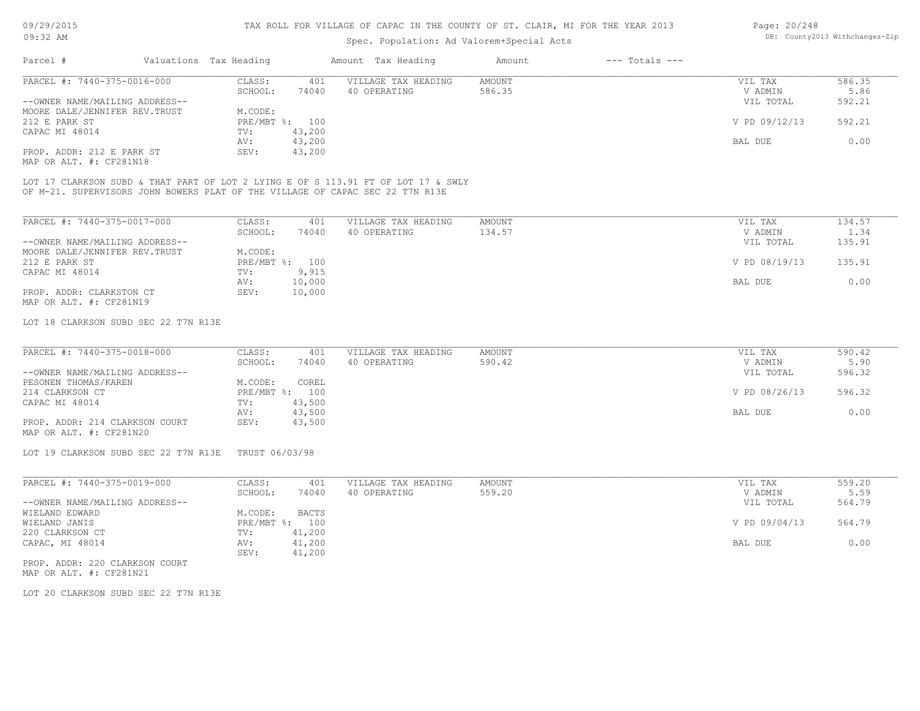TAX ROLL FOR VILLAGE OF CAPAC IN THE COUNTY OF ST. CLAIR, MI FOR THE YEAR 2013

Spec. Population: Ad Valorem+Special Acts

| Parcel # | Valuations | Tax Heading | Amount | Tax Heading | Amount | --- Totals --- | |
|---|---|---|---|---|---|---|---|
| PARCEL #: 7440-375-0016-000 | CLASS: | 401 | VILLAGE TAX HEADING | AMOUNT | | VIL TAX | 586.35 |
| | SCHOOL: | 74040 | 40 OPERATING | 586.35 | | V ADMIN | 5.86 |
| --OWNER NAME/MAILING ADDRESS-- | | | | | | VIL TOTAL | 592.21 |
| MOORE DALE/JENNIFER REV.TRUST | M.CODE: | | | | | | |
| 212 E PARK ST | PRE/MBT %: | 100 | | | | V PD 09/12/13 | 592.21 |
| CAPAC MI 48014 | TV: | 43,200 | | | | | |
| | AV: | 43,200 | | | | BAL DUE | 0.00 |
| PROP. ADDR: 212 E PARK ST | SEV: | 43,200 | | | | | |
| MAP OR ALT. #: CF281N18 | | | | | | | |

LOT 17 CLARKSON SUBD & THAT PART OF LOT 2 LYING E OF S 113.91 FT OF LOT 17 & SWLY OF M-21. SUPERVISORS JOHN BOWERS PLAT OF THE VILLAGE OF CAPAC SEC 22 T7N R13E

| Parcel # | Valuations | Tax Heading | Amount | Tax Heading | Amount | --- Totals --- | |
|---|---|---|---|---|---|---|---|
| PARCEL #: 7440-375-0017-000 | CLASS: | 401 | VILLAGE TAX HEADING | AMOUNT | | VIL TAX | 134.57 |
| | SCHOOL: | 74040 | 40 OPERATING | 134.57 | | V ADMIN | 1.34 |
| --OWNER NAME/MAILING ADDRESS-- | | | | | | VIL TOTAL | 135.91 |
| MOORE DALE/JENNIFER REV.TRUST | M.CODE: | | | | | | |
| 212 E PARK ST | PRE/MBT %: | 100 | | | | V PD 08/19/13 | 135.91 |
| CAPAC MI 48014 | TV: | 9,915 | | | | | |
| | AV: | 10,000 | | | | BAL DUE | 0.00 |
| PROP. ADDR: CLARKSTON CT | SEV: | 10,000 | | | | | |
| MAP OR ALT. #: CF281N19 | | | | | | | |

LOT 18 CLARKSON SUBD SEC 22 T7N R13E

| Parcel # | Valuations | Tax Heading | Amount | Tax Heading | Amount | --- Totals --- | |
|---|---|---|---|---|---|---|---|
| PARCEL #: 7440-375-0018-000 | CLASS: | 401 | VILLAGE TAX HEADING | AMOUNT | | VIL TAX | 590.42 |
| | SCHOOL: | 74040 | 40 OPERATING | 590.42 | | V ADMIN | 5.90 |
| --OWNER NAME/MAILING ADDRESS-- | | | | | | VIL TOTAL | 596.32 |
| PESONEN THOMAS/KAREN | M.CODE: | COREL | | | | | |
| 214 CLARKSON CT | PRE/MBT %: | 100 | | | | V PD 08/26/13 | 596.32 |
| CAPAC MI 48014 | TV: | 43,500 | | | | | |
| | AV: | 43,500 | | | | BAL DUE | 0.00 |
| PROP. ADDR: 214 CLARKSON COURT | SEV: | 43,500 | | | | | |
| MAP OR ALT. #: CF281N20 | | | | | | | |

LOT 19 CLARKSON SUBD SEC 22 T7N R13E TRUST 06/03/98

| Parcel # | Valuations | Tax Heading | Amount | Tax Heading | Amount | --- Totals --- | |
|---|---|---|---|---|---|---|---|
| PARCEL #: 7440-375-0019-000 | CLASS: | 401 | VILLAGE TAX HEADING | AMOUNT | | VIL TAX | 559.20 |
| | SCHOOL: | 74040 | 40 OPERATING | 559.20 | | V ADMIN | 5.59 |
| --OWNER NAME/MAILING ADDRESS-- | | | | | | VIL TOTAL | 564.79 |
| WIELAND EDWARD | M.CODE: | BACTS | | | | | |
| WIELAND JANIS | PRE/MBT %: | 100 | | | | V PD 09/04/13 | 564.79 |
| 220 CLARKSON CT | TV: | 41,200 | | | | | |
| CAPAC, MI 48014 | AV: | 41,200 | | | | BAL DUE | 0.00 |
| | SEV: | 41,200 | | | | | |
| PROP. ADDR: 220 CLARKSON COURT | | | | | | | |
| MAP OR ALT. #: CF281N21 | | | | | | | |

LOT 20 CLARKSON SUBD SEC 22 T7N R13E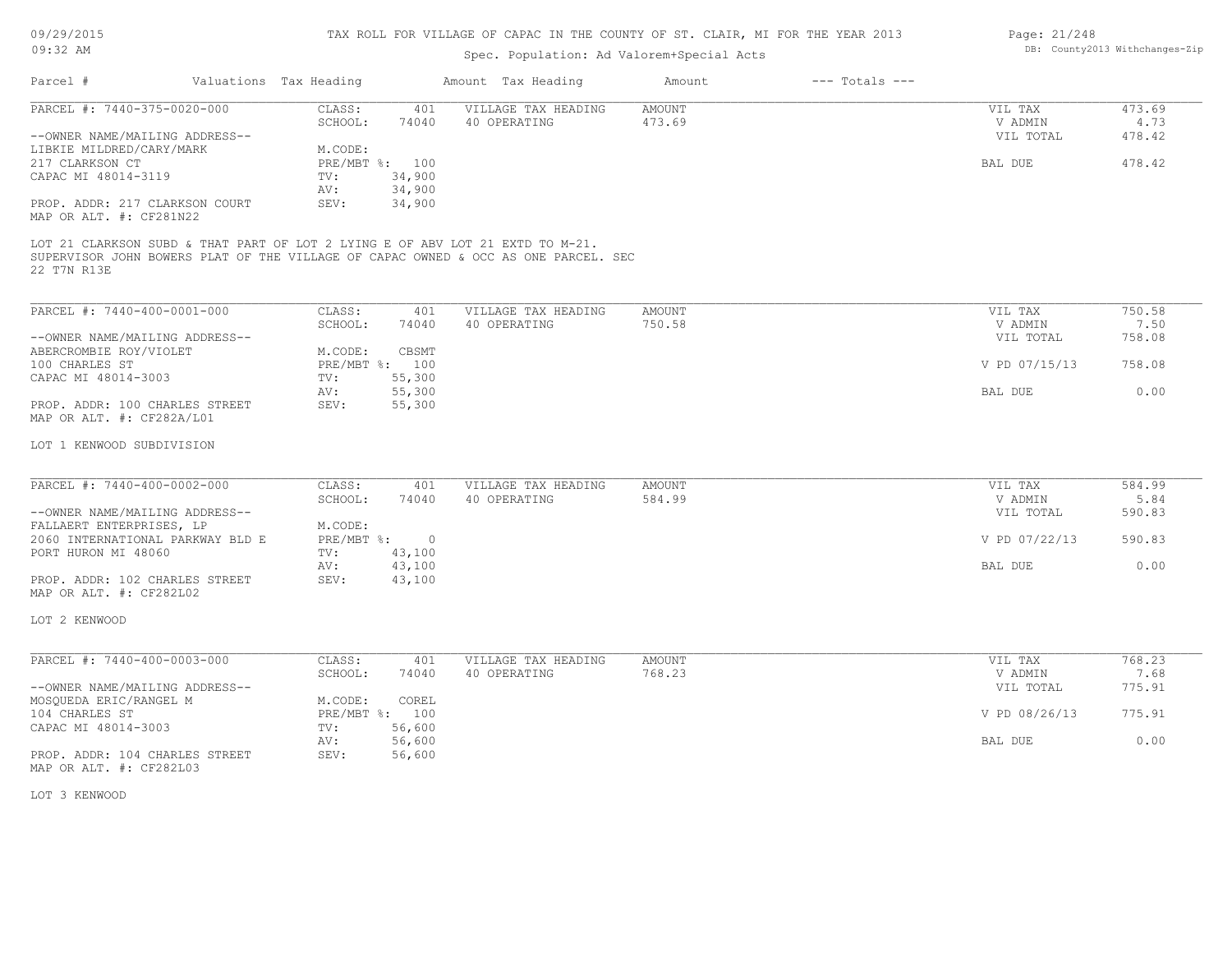# TAX ROLL FOR VILLAGE OF CAPAC IN THE COUNTY OF ST. CLAIR, MI FOR THE YEAR 2013

Spec. Population: Ad Valorem+Special Acts

| Parcel # | Valuations | Tax Heading | Amount | Tax Heading | Amount | --- Totals --- |
|---|---|---|---|---|---|---|

## PARCEL #: 7440-375-0020-000

| | | | | | |
|---|---|---|---|---|---|
| CLASS: | 401 | VILLAGE TAX HEADING | AMOUNT | VIL TAX | 473.69 |
| SCHOOL: | 74040 | 40 OPERATING | 473.69 | V ADMIN | 4.73 |
| | | | | VIL TOTAL | 478.42 |
| M.CODE: | | | | | |
| PRE/MBT %: | 100 | | | BAL DUE | 478.42 |
| TV: | 34,900 | | | | |
| AV: | 34,900 | | | | |
| SEV: | 34,900 | | | | |

--OWNER NAME/MAILING ADDRESS--
LIBKIE MILDRED/CARY/MARK
217 CLARKSON CT
CAPAC MI 48014-3119

PROP. ADDR: 217 CLARKSON COURT
MAP OR ALT. #: CF281N22

LOT 21 CLARKSON SUBD & THAT PART OF LOT 2 LYING E OF ABV LOT 21 EXTD TO M-21. SUPERVISOR JOHN BOWERS PLAT OF THE VILLAGE OF CAPAC OWNED & OCC AS ONE PARCEL. SEC 22 T7N R13E

## PARCEL #: 7440-400-0001-000

| | | | | | |
|---|---|---|---|---|---|
| CLASS: | 401 | VILLAGE TAX HEADING | AMOUNT | VIL TAX | 750.58 |
| SCHOOL: | 74040 | 40 OPERATING | 750.58 | V ADMIN | 7.50 |
| | | | | VIL TOTAL | 758.08 |
| M.CODE: | CBSMT | | | | |
| PRE/MBT %: | 100 | | | V PD 07/15/13 | 758.08 |
| TV: | 55,300 | | | | |
| AV: | 55,300 | | | BAL DUE | 0.00 |
| SEV: | 55,300 | | | | |

--OWNER NAME/MAILING ADDRESS--
ABERCROMBIE ROY/VIOLET
100 CHARLES ST
CAPAC MI 48014-3003

PROP. ADDR: 100 CHARLES STREET
MAP OR ALT. #: CF282A/L01

LOT 1 KENWOOD SUBDIVISION

## PARCEL #: 7440-400-0002-000

| | | | | | |
|---|---|---|---|---|---|
| CLASS: | 401 | VILLAGE TAX HEADING | AMOUNT | VIL TAX | 584.99 |
| SCHOOL: | 74040 | 40 OPERATING | 584.99 | V ADMIN | 5.84 |
| | | | | VIL TOTAL | 590.83 |
| M.CODE: | | | | | |
| PRE/MBT %: | 0 | | | V PD 07/22/13 | 590.83 |
| TV: | 43,100 | | | | |
| AV: | 43,100 | | | BAL DUE | 0.00 |
| SEV: | 43,100 | | | | |

--OWNER NAME/MAILING ADDRESS--
FALLAERT ENTERPRISES, LP
2060 INTERNATIONAL PARKWAY BLD E
PORT HURON MI 48060

PROP. ADDR: 102 CHARLES STREET
MAP OR ALT. #: CF282L02

LOT 2 KENWOOD

## PARCEL #: 7440-400-0003-000

| | | | | | |
|---|---|---|---|---|---|
| CLASS: | 401 | VILLAGE TAX HEADING | AMOUNT | VIL TAX | 768.23 |
| SCHOOL: | 74040 | 40 OPERATING | 768.23 | V ADMIN | 7.68 |
| | | | | VIL TOTAL | 775.91 |
| M.CODE: | COREL | | | | |
| PRE/MBT %: | 100 | | | V PD 08/26/13 | 775.91 |
| TV: | 56,600 | | | | |
| AV: | 56,600 | | | BAL DUE | 0.00 |
| SEV: | 56,600 | | | | |

--OWNER NAME/MAILING ADDRESS--
MOSQUEDA ERIC/RANGEL M
104 CHARLES ST
CAPAC MI 48014-3003

PROP. ADDR: 104 CHARLES STREET
MAP OR ALT. #: CF282L03

LOT 3 KENWOOD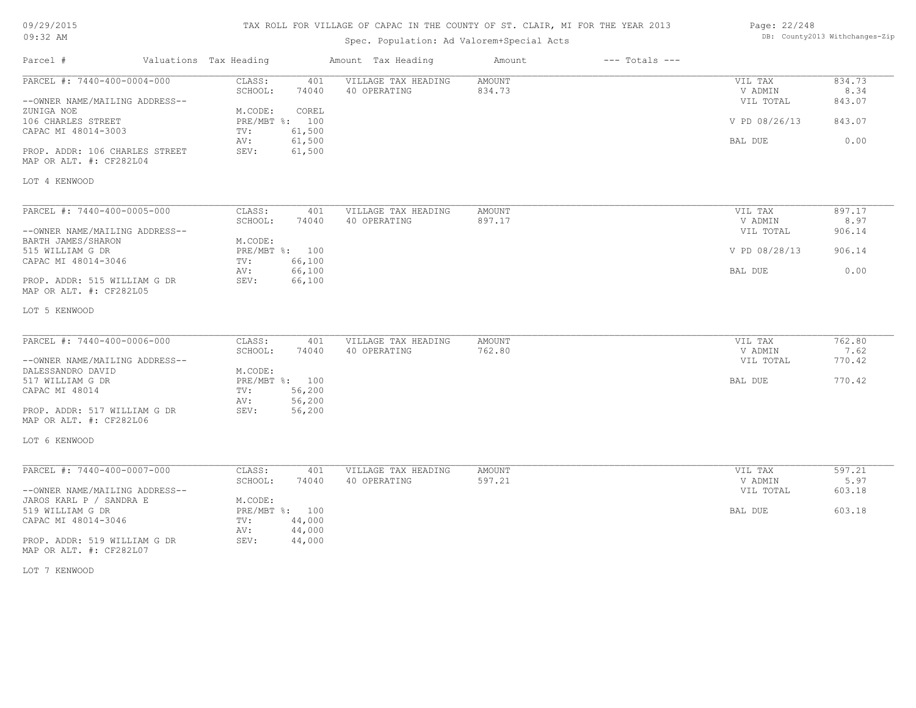# TAX ROLL FOR VILLAGE OF CAPAC IN THE COUNTY OF ST. CLAIR, MI FOR THE YEAR 2013

09/29/2015
09:32 AM

Spec. Population: Ad Valorem+Special Acts

DB: County2013 Withchanges-Zip

| Parcel # | Valuations | Tax Heading | Amount | Tax Heading | Amount | --- Totals --- | |
|---|---|---|---|---|---|---|---|
| PARCEL #: 7440-400-0004-000 | CLASS: 401 | VILLAGE TAX HEADING | AMOUNT | | | VIL TAX | 834.73 |
| | SCHOOL: 74040 | 40 OPERATING | 834.73 | | | V ADMIN | 8.34 |
| --OWNER NAME/MAILING ADDRESS-- | | | | | | VIL TOTAL | 843.07 |
| ZUNIGA NOE | M.CODE: COREL | | | | | | |
| 106 CHARLES STREET | PRE/MBT %: 100 | | | | | V PD 08/26/13 | 843.07 |
| CAPAC MI 48014-3003 | TV: 61,500 | | | | | | |
| | AV: 61,500 | | | | | BAL DUE | 0.00 |
| PROP. ADDR: 106 CHARLES STREET | SEV: 61,500 | | | | | | |
| MAP OR ALT. #: CF282L04 | | | | | | | |
| LOT 4 KENWOOD | | | | | | | |
| PARCEL #: 7440-400-0005-000 | CLASS: 401 | VILLAGE TAX HEADING | AMOUNT | | | VIL TAX | 897.17 |
| | SCHOOL: 74040 | 40 OPERATING | 897.17 | | | V ADMIN | 8.97 |
| --OWNER NAME/MAILING ADDRESS-- | | | | | | VIL TOTAL | 906.14 |
| BARTH JAMES/SHARON | M.CODE: | | | | | | |
| 515 WILLIAM G DR | PRE/MBT %: 100 | | | | | V PD 08/28/13 | 906.14 |
| CAPAC MI 48014-3046 | TV: 66,100 | | | | | | |
| | AV: 66,100 | | | | | BAL DUE | 0.00 |
| PROP. ADDR: 515 WILLIAM G DR | SEV: 66,100 | | | | | | |
| MAP OR ALT. #: CF282L05 | | | | | | | |
| LOT 5 KENWOOD | | | | | | | |
| PARCEL #: 7440-400-0006-000 | CLASS: 401 | VILLAGE TAX HEADING | AMOUNT | | | VIL TAX | 762.80 |
| | SCHOOL: 74040 | 40 OPERATING | 762.80 | | | V ADMIN | 7.62 |
| --OWNER NAME/MAILING ADDRESS-- | | | | | | VIL TOTAL | 770.42 |
| DALESSANDRO DAVID | M.CODE: | | | | | | |
| 517 WILLIAM G DR | PRE/MBT %: 100 | | | | | BAL DUE | 770.42 |
| CAPAC MI 48014 | TV: 56,200 | | | | | | |
| | AV: 56,200 | | | | | | |
| PROP. ADDR: 517 WILLIAM G DR | SEV: 56,200 | | | | | | |
| MAP OR ALT. #: CF282L06 | | | | | | | |
| LOT 6 KENWOOD | | | | | | | |
| PARCEL #: 7440-400-0007-000 | CLASS: 401 | VILLAGE TAX HEADING | AMOUNT | | | VIL TAX | 597.21 |
| | SCHOOL: 74040 | 40 OPERATING | 597.21 | | | V ADMIN | 5.97 |
| --OWNER NAME/MAILING ADDRESS-- | | | | | | VIL TOTAL | 603.18 |
| JAROS KARL P / SANDRA E | M.CODE: | | | | | | |
| 519 WILLIAM G DR | PRE/MBT %: 100 | | | | | BAL DUE | 603.18 |
| CAPAC MI 48014-3046 | TV: 44,000 | | | | | | |
| | AV: 44,000 | | | | | | |
| PROP. ADDR: 519 WILLIAM G DR | SEV: 44,000 | | | | | | |
| MAP OR ALT. #: CF282L07 | | | | | | | |
| LOT 7 KENWOOD | | | | | | | |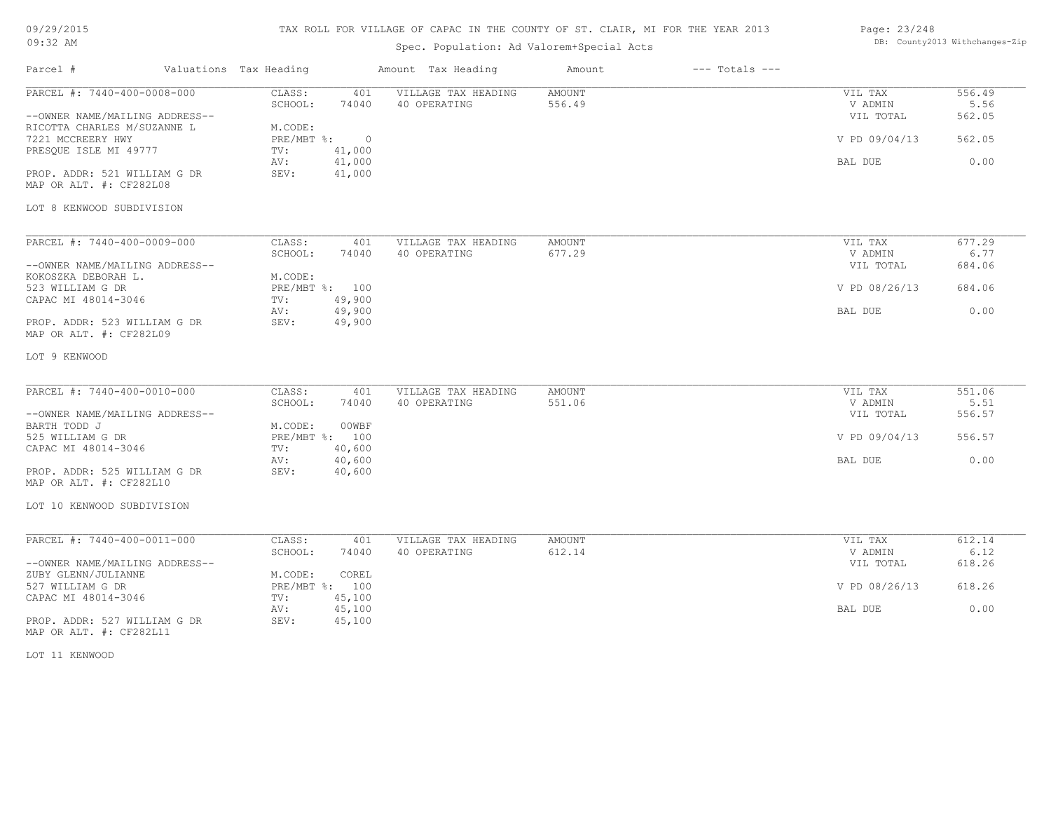# TAX ROLL FOR VILLAGE OF CAPAC IN THE COUNTY OF ST. CLAIR, MI FOR THE YEAR 2013

09/29/2015
09:32 AM

Spec. Population: Ad Valorem+Special Acts

DB: County2013 Withchanges-Zip

| Parcel # | Valuations | Tax Heading | Amount | Tax Heading | Amount | --- Totals --- | |
|---|---|---|---|---|---|---|---|

---

PARCEL #: 7440-400-0008-000

| | | | | | |
|---|---|---|---|---|---|
| CLASS: | 401 | VILLAGE TAX HEADING | AMOUNT | VIL TAX | 556.49 |
| SCHOOL: | 74040 | 40 OPERATING | 556.49 | V ADMIN | 5.56 |
| | | | | VIL TOTAL | 562.05 |
| M.CODE: | | | | | |
| PRE/MBT %: | 0 | | | V PD 09/04/13 | 562.05 |
| TV: | 41,000 | | | | |
| AV: | 41,000 | | | BAL DUE | 0.00 |
| SEV: | 41,000 | | | | |

--OWNER NAME/MAILING ADDRESS--
RICOTTA CHARLES M/SUZANNE L
7221 MCCREERY HWY
PRESQUE ISLE MI 49777

PROP. ADDR: 521 WILLIAM G DR
MAP OR ALT. #: CF282L08

LOT 8 KENWOOD SUBDIVISION

---

PARCEL #: 7440-400-0009-000

| | | | | | |
|---|---|---|---|---|---|
| CLASS: | 401 | VILLAGE TAX HEADING | AMOUNT | VIL TAX | 677.29 |
| SCHOOL: | 74040 | 40 OPERATING | 677.29 | V ADMIN | 6.77 |
| | | | | VIL TOTAL | 684.06 |
| M.CODE: | | | | | |
| PRE/MBT %: | 100 | | | V PD 08/26/13 | 684.06 |
| TV: | 49,900 | | | | |
| AV: | 49,900 | | | BAL DUE | 0.00 |
| SEV: | 49,900 | | | | |

--OWNER NAME/MAILING ADDRESS--
KOKOSZKA DEBORAH L.
523 WILLIAM G DR
CAPAC MI 48014-3046

PROP. ADDR: 523 WILLIAM G DR
MAP OR ALT. #: CF282L09

LOT 9 KENWOOD

---

PARCEL #: 7440-400-0010-000

| | | | | | |
|---|---|---|---|---|---|
| CLASS: | 401 | VILLAGE TAX HEADING | AMOUNT | VIL TAX | 551.06 |
| SCHOOL: | 74040 | 40 OPERATING | 551.06 | V ADMIN | 5.51 |
| | | | | VIL TOTAL | 556.57 |
| M.CODE: | 00WBF | | | | |
| PRE/MBT %: | 100 | | | V PD 09/04/13 | 556.57 |
| TV: | 40,600 | | | | |
| AV: | 40,600 | | | BAL DUE | 0.00 |
| SEV: | 40,600 | | | | |

--OWNER NAME/MAILING ADDRESS--
BARTH TODD J
525 WILLIAM G DR
CAPAC MI 48014-3046

PROP. ADDR: 525 WILLIAM G DR
MAP OR ALT. #: CF282L10

LOT 10 KENWOOD SUBDIVISION

---

PARCEL #: 7440-400-0011-000

| | | | | | |
|---|---|---|---|---|---|
| CLASS: | 401 | VILLAGE TAX HEADING | AMOUNT | VIL TAX | 612.14 |
| SCHOOL: | 74040 | 40 OPERATING | 612.14 | V ADMIN | 6.12 |
| | | | | VIL TOTAL | 618.26 |
| M.CODE: | COREL | | | | |
| PRE/MBT %: | 100 | | | V PD 08/26/13 | 618.26 |
| TV: | 45,100 | | | | |
| AV: | 45,100 | | | BAL DUE | 0.00 |
| SEV: | 45,100 | | | | |

--OWNER NAME/MAILING ADDRESS--
ZUBY GLENN/JULIANNE
527 WILLIAM G DR
CAPAC MI 48014-3046

PROP. ADDR: 527 WILLIAM G DR
MAP OR ALT. #: CF282L11

LOT 11 KENWOOD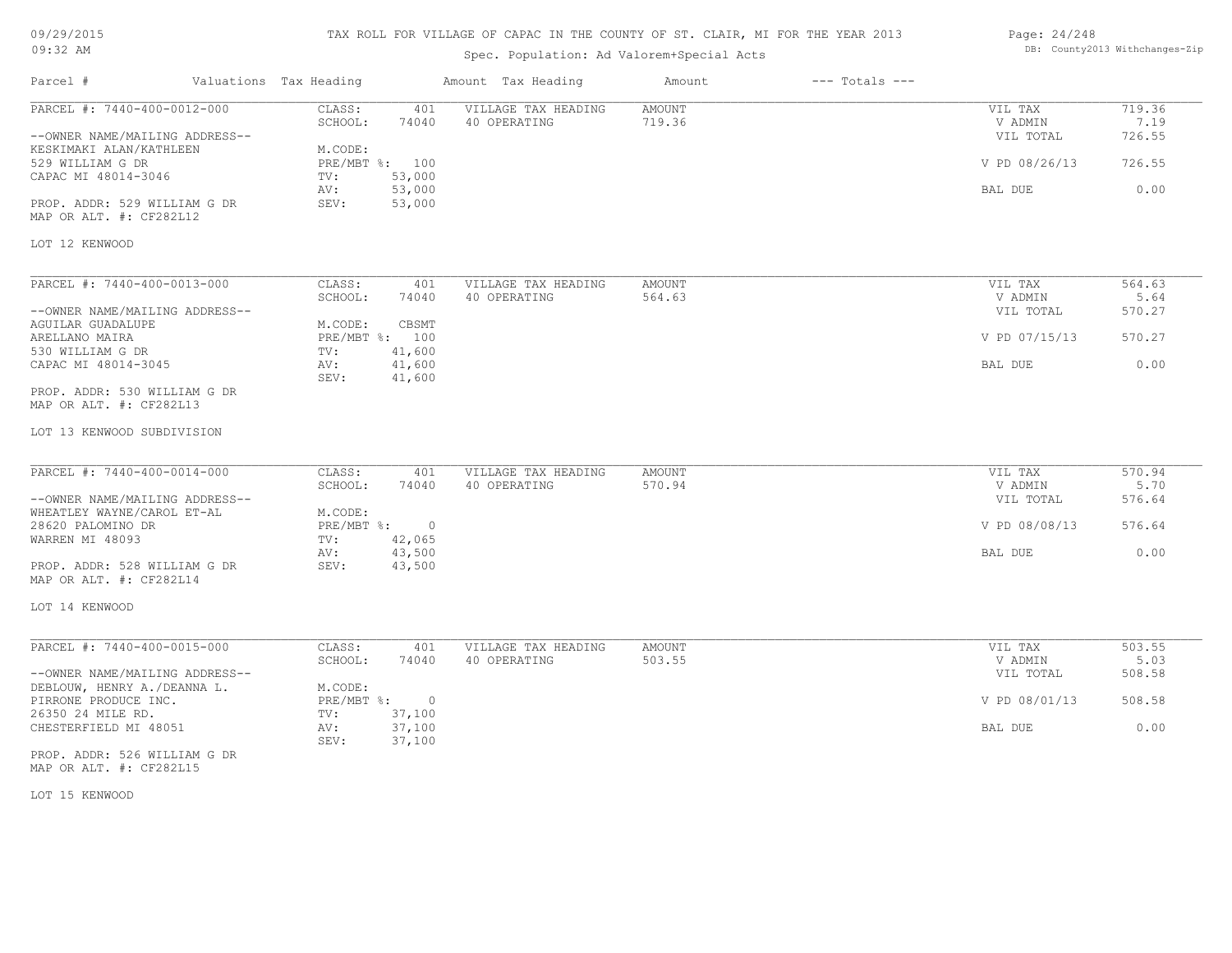# TAX ROLL FOR VILLAGE OF CAPAC IN THE COUNTY OF ST. CLAIR, MI FOR THE YEAR 2013

Spec. Population: Ad Valorem+Special Acts

09/29/2015 09:32 AM — DB: County2013 Withchanges-Zip

| Parcel # | Valuations Tax Heading | | Amount Tax Heading | Amount | --- Totals --- | |
|---|---|---|---|---|---|---|

---

PARCEL #: 7440-400-0012-000

--OWNER NAME/MAILING ADDRESS--
KESKIMAKI ALAN/KATHLEEN
529 WILLIAM G DR
CAPAC MI 48014-3046

PROP. ADDR: 529 WILLIAM G DR
MAP OR ALT. #: CF282L12

| | | | | | |
|---|---|---|---|---|---|
| CLASS: | 401 | VILLAGE TAX HEADING | AMOUNT | VIL TAX | 719.36 |
| SCHOOL: | 74040 | 40 OPERATING | 719.36 | V ADMIN | 7.19 |
| | | | | VIL TOTAL | 726.55 |
| M.CODE: | | | | | |
| PRE/MBT %: | 100 | | | V PD 08/26/13 | 726.55 |
| TV: | 53,000 | | | | |
| AV: | 53,000 | | | BAL DUE | 0.00 |
| SEV: | 53,000 | | | | |

LOT 12 KENWOOD

---

PARCEL #: 7440-400-0013-000

--OWNER NAME/MAILING ADDRESS--
AGUILAR GUADALUPE
ARELLANO MAIRA
530 WILLIAM G DR
CAPAC MI 48014-3045

PROP. ADDR: 530 WILLIAM G DR
MAP OR ALT. #: CF282L13

| | | | | | |
|---|---|---|---|---|---|
| CLASS: | 401 | VILLAGE TAX HEADING | AMOUNT | VIL TAX | 564.63 |
| SCHOOL: | 74040 | 40 OPERATING | 564.63 | V ADMIN | 5.64 |
| | | | | VIL TOTAL | 570.27 |
| M.CODE: | CBSMT | | | | |
| PRE/MBT %: | 100 | | | V PD 07/15/13 | 570.27 |
| TV: | 41,600 | | | | |
| AV: | 41,600 | | | BAL DUE | 0.00 |
| SEV: | 41,600 | | | | |

LOT 13 KENWOOD SUBDIVISION

---

PARCEL #: 7440-400-0014-000

--OWNER NAME/MAILING ADDRESS--
WHEATLEY WAYNE/CAROL ET-AL
28620 PALOMINO DR
WARREN MI 48093

PROP. ADDR: 528 WILLIAM G DR
MAP OR ALT. #: CF282L14

| | | | | | |
|---|---|---|---|---|---|
| CLASS: | 401 | VILLAGE TAX HEADING | AMOUNT | VIL TAX | 570.94 |
| SCHOOL: | 74040 | 40 OPERATING | 570.94 | V ADMIN | 5.70 |
| | | | | VIL TOTAL | 576.64 |
| M.CODE: | | | | | |
| PRE/MBT %: | 0 | | | V PD 08/08/13 | 576.64 |
| TV: | 42,065 | | | | |
| AV: | 43,500 | | | BAL DUE | 0.00 |
| SEV: | 43,500 | | | | |

LOT 14 KENWOOD

---

PARCEL #: 7440-400-0015-000

--OWNER NAME/MAILING ADDRESS--
DEBLOUW, HENRY A./DEANNA L.
PIRRONE PRODUCE INC.
26350 24 MILE RD.
CHESTERFIELD MI 48051

PROP. ADDR: 526 WILLIAM G DR
MAP OR ALT. #: CF282L15

| | | | | | |
|---|---|---|---|---|---|
| CLASS: | 401 | VILLAGE TAX HEADING | AMOUNT | VIL TAX | 503.55 |
| SCHOOL: | 74040 | 40 OPERATING | 503.55 | V ADMIN | 5.03 |
| | | | | VIL TOTAL | 508.58 |
| M.CODE: | | | | | |
| PRE/MBT %: | 0 | | | V PD 08/01/13 | 508.58 |
| TV: | 37,100 | | | | |
| AV: | 37,100 | | | BAL DUE | 0.00 |
| SEV: | 37,100 | | | | |

LOT 15 KENWOOD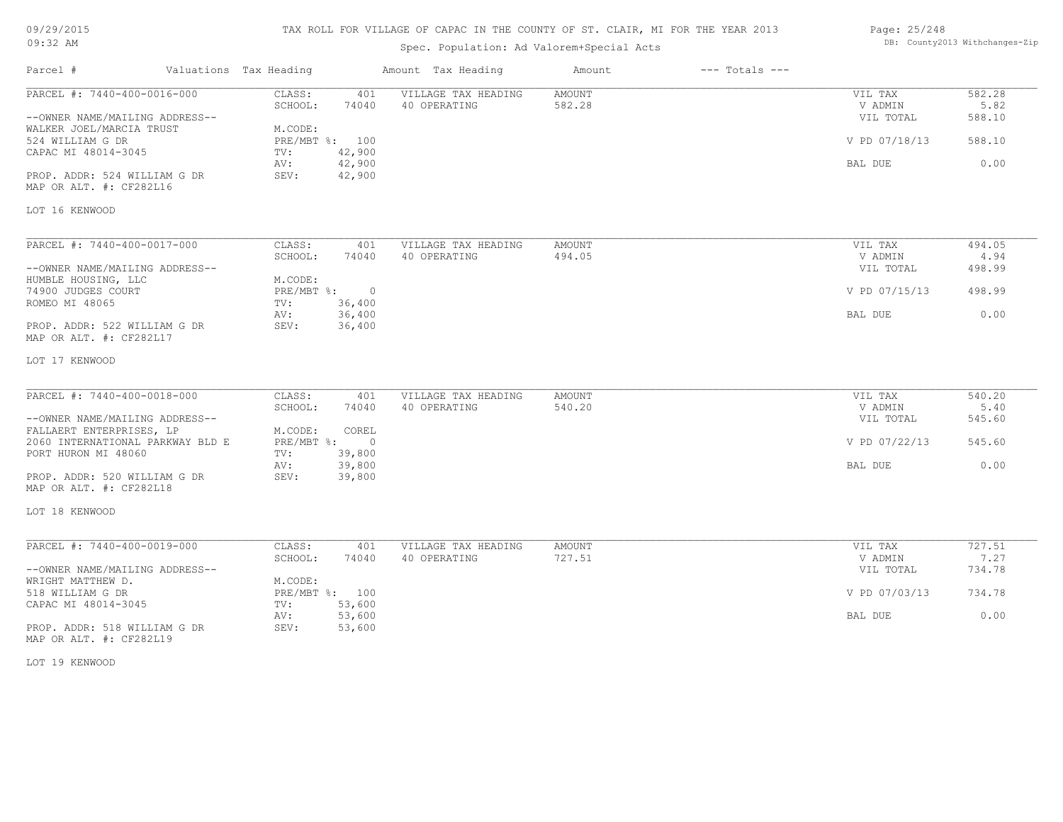TAX ROLL FOR VILLAGE OF CAPAC IN THE COUNTY OF ST. CLAIR, MI FOR THE YEAR 2013

Spec. Population: Ad Valorem+Special Acts

| Parcel # | Valuations | Tax Heading | Amount | Tax Heading | Amount | --- Totals --- | |
|---|---|---|---|---|---|---|---|
| PARCEL #: 7440-400-0016-000 | CLASS: | 401 | VILLAGE TAX HEADING | AMOUNT | | VIL TAX | 582.28 |
| | SCHOOL: | 74040 | 40 OPERATING | 582.28 | | V ADMIN | 5.82 |
| --OWNER NAME/MAILING ADDRESS-- | | | | | | VIL TOTAL | 588.10 |
| WALKER JOEL/MARCIA TRUST | M.CODE: | | | | | | |
| 524 WILLIAM G DR | PRE/MBT %: | 100 | | | | V PD 07/18/13 | 588.10 |
| CAPAC MI 48014-3045 | TV: | 42,900 | | | | | |
| | AV: | 42,900 | | | | BAL DUE | 0.00 |
| PROP. ADDR: 524 WILLIAM G DR | SEV: | 42,900 | | | | | |
| MAP OR ALT. #: CF282L16 | | | | | | | |
| LOT 16 KENWOOD | | | | | | | |

| Parcel # | Valuations | Tax Heading | Amount | Tax Heading | Amount | --- Totals --- | |
|---|---|---|---|---|---|---|---|
| PARCEL #: 7440-400-0017-000 | CLASS: | 401 | VILLAGE TAX HEADING | AMOUNT | | VIL TAX | 494.05 |
| | SCHOOL: | 74040 | 40 OPERATING | 494.05 | | V ADMIN | 4.94 |
| --OWNER NAME/MAILING ADDRESS-- | | | | | | VIL TOTAL | 498.99 |
| HUMBLE HOUSING, LLC | M.CODE: | | | | | | |
| 74900 JUDGES COURT | PRE/MBT %: | 0 | | | | V PD 07/15/13 | 498.99 |
| ROMEO MI 48065 | TV: | 36,400 | | | | | |
| | AV: | 36,400 | | | | BAL DUE | 0.00 |
| PROP. ADDR: 522 WILLIAM G DR | SEV: | 36,400 | | | | | |
| MAP OR ALT. #: CF282L17 | | | | | | | |
| LOT 17 KENWOOD | | | | | | | |

| Parcel # | Valuations | Tax Heading | Amount | Tax Heading | Amount | --- Totals --- | |
|---|---|---|---|---|---|---|---|
| PARCEL #: 7440-400-0018-000 | CLASS: | 401 | VILLAGE TAX HEADING | AMOUNT | | VIL TAX | 540.20 |
| | SCHOOL: | 74040 | 40 OPERATING | 540.20 | | V ADMIN | 5.40 |
| --OWNER NAME/MAILING ADDRESS-- | | | | | | VIL TOTAL | 545.60 |
| FALLAERT ENTERPRISES, LP | M.CODE: | COREL | | | | | |
| 2060 INTERNATIONAL PARKWAY BLD E | PRE/MBT %: | 0 | | | | V PD 07/22/13 | 545.60 |
| PORT HURON MI 48060 | TV: | 39,800 | | | | | |
| | AV: | 39,800 | | | | BAL DUE | 0.00 |
| PROP. ADDR: 520 WILLIAM G DR | SEV: | 39,800 | | | | | |
| MAP OR ALT. #: CF282L18 | | | | | | | |
| LOT 18 KENWOOD | | | | | | | |

| Parcel # | Valuations | Tax Heading | Amount | Tax Heading | Amount | --- Totals --- | |
|---|---|---|---|---|---|---|---|
| PARCEL #: 7440-400-0019-000 | CLASS: | 401 | VILLAGE TAX HEADING | AMOUNT | | VIL TAX | 727.51 |
| | SCHOOL: | 74040 | 40 OPERATING | 727.51 | | V ADMIN | 7.27 |
| --OWNER NAME/MAILING ADDRESS-- | | | | | | VIL TOTAL | 734.78 |
| WRIGHT MATTHEW D. | M.CODE: | | | | | | |
| 518 WILLIAM G DR | PRE/MBT %: | 100 | | | | V PD 07/03/13 | 734.78 |
| CAPAC MI 48014-3045 | TV: | 53,600 | | | | | |
| | AV: | 53,600 | | | | BAL DUE | 0.00 |
| PROP. ADDR: 518 WILLIAM G DR | SEV: | 53,600 | | | | | |
| MAP OR ALT. #: CF282L19 | | | | | | | |
| LOT 19 KENWOOD | | | | | | | |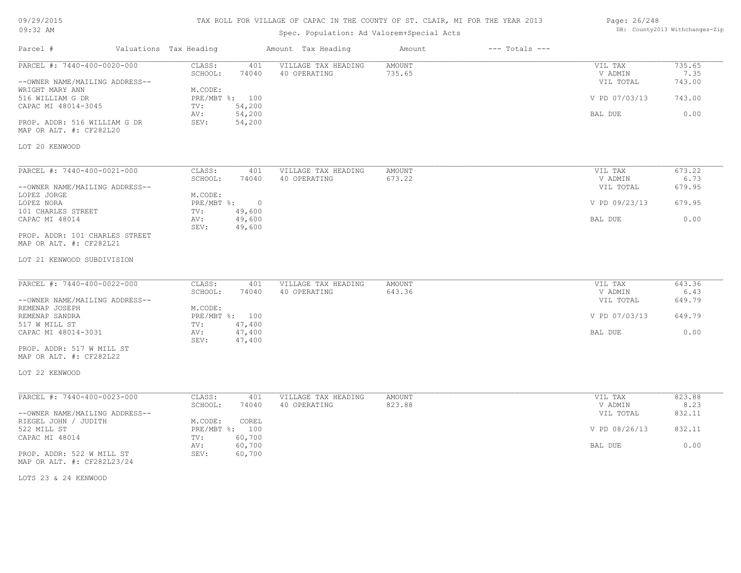TAX ROLL FOR VILLAGE OF CAPAC IN THE COUNTY OF ST. CLAIR, MI FOR THE YEAR 2013

Spec. Population: Ad Valorem+Special Acts

09/29/2015
09:32 AM

DB: County2013 Withchanges-Zip

| Parcel # | Valuations | Tax Heading | Amount | Tax Heading | Amount | --- Totals --- | |
|---|---|---|---|---|---|---|---|
| PARCEL #: 7440-400-0020-000 | CLASS: | 401 | VILLAGE TAX HEADING | AMOUNT | | VIL TAX | 735.65 |
| | SCHOOL: | 74040 | 40 OPERATING | 735.65 | | V ADMIN | 7.35 |
| --OWNER NAME/MAILING ADDRESS-- | | | | | | VIL TOTAL | 743.00 |
| WRIGHT MARY ANN | M.CODE: | | | | | | |
| 516 WILLIAM G DR | PRE/MBT %: | 100 | | | | V PD 07/03/13 | 743.00 |
| CAPAC MI 48014-3045 | TV: | 54,200 | | | | | |
| | AV: | 54,200 | | | | BAL DUE | 0.00 |
| PROP. ADDR: 516 WILLIAM G DR | SEV: | 54,200 | | | | | |
| MAP OR ALT. #: CF282L20 | | | | | | | |
| LOT 20 KENWOOD | | | | | | | |

| Parcel # | Valuations | Tax Heading | Amount | Tax Heading | Amount | --- Totals --- | |
|---|---|---|---|---|---|---|---|
| PARCEL #: 7440-400-0021-000 | CLASS: | 401 | VILLAGE TAX HEADING | AMOUNT | | VIL TAX | 673.22 |
| | SCHOOL: | 74040 | 40 OPERATING | 673.22 | | V ADMIN | 6.73 |
| --OWNER NAME/MAILING ADDRESS-- | | | | | | VIL TOTAL | 679.95 |
| LOPEZ JORGE | M.CODE: | | | | | | |
| LOPEZ NORA | PRE/MBT %: | 0 | | | | V PD 09/23/13 | 679.95 |
| 101 CHARLES STREET | TV: | 49,600 | | | | | |
| CAPAC MI 48014 | AV: | 49,600 | | | | BAL DUE | 0.00 |
| | SEV: | 49,600 | | | | | |
| PROP. ADDR: 101 CHARLES STREET | | | | | | | |
| MAP OR ALT. #: CF282L21 | | | | | | | |
| LOT 21 KENWOOD SUBDIVISION | | | | | | | |

| Parcel # | Valuations | Tax Heading | Amount | Tax Heading | Amount | --- Totals --- | |
|---|---|---|---|---|---|---|---|
| PARCEL #: 7440-400-0022-000 | CLASS: | 401 | VILLAGE TAX HEADING | AMOUNT | | VIL TAX | 643.36 |
| | SCHOOL: | 74040 | 40 OPERATING | 643.36 | | V ADMIN | 6.43 |
| --OWNER NAME/MAILING ADDRESS-- | | | | | | VIL TOTAL | 649.79 |
| REMENAP JOSEPH | M.CODE: | | | | | | |
| REMENAP SANDRA | PRE/MBT %: | 100 | | | | V PD 07/03/13 | 649.79 |
| 517 W MILL ST | TV: | 47,400 | | | | | |
| CAPAC MI 48014-3031 | AV: | 47,400 | | | | BAL DUE | 0.00 |
| | SEV: | 47,400 | | | | | |
| PROP. ADDR: 517 W MILL ST | | | | | | | |
| MAP OR ALT. #: CF282L22 | | | | | | | |
| LOT 22 KENWOOD | | | | | | | |

| Parcel # | Valuations | Tax Heading | Amount | Tax Heading | Amount | --- Totals --- | |
|---|---|---|---|---|---|---|---|
| PARCEL #: 7440-400-0023-000 | CLASS: | 401 | VILLAGE TAX HEADING | AMOUNT | | VIL TAX | 823.88 |
| | SCHOOL: | 74040 | 40 OPERATING | 823.88 | | V ADMIN | 8.23 |
| --OWNER NAME/MAILING ADDRESS-- | | | | | | VIL TOTAL | 832.11 |
| RIEGEL JOHN / JUDITH | M.CODE: | COREL | | | | | |
| 522 MILL ST | PRE/MBT %: | 100 | | | | V PD 08/26/13 | 832.11 |
| CAPAC MI 48014 | TV: | 60,700 | | | | | |
| | AV: | 60,700 | | | | BAL DUE | 0.00 |
| PROP. ADDR: 522 W MILL ST | SEV: | 60,700 | | | | | |
| MAP OR ALT. #: CF282L23/24 | | | | | | | |
| LOTS 23 & 24 KENWOOD | | | | | | | |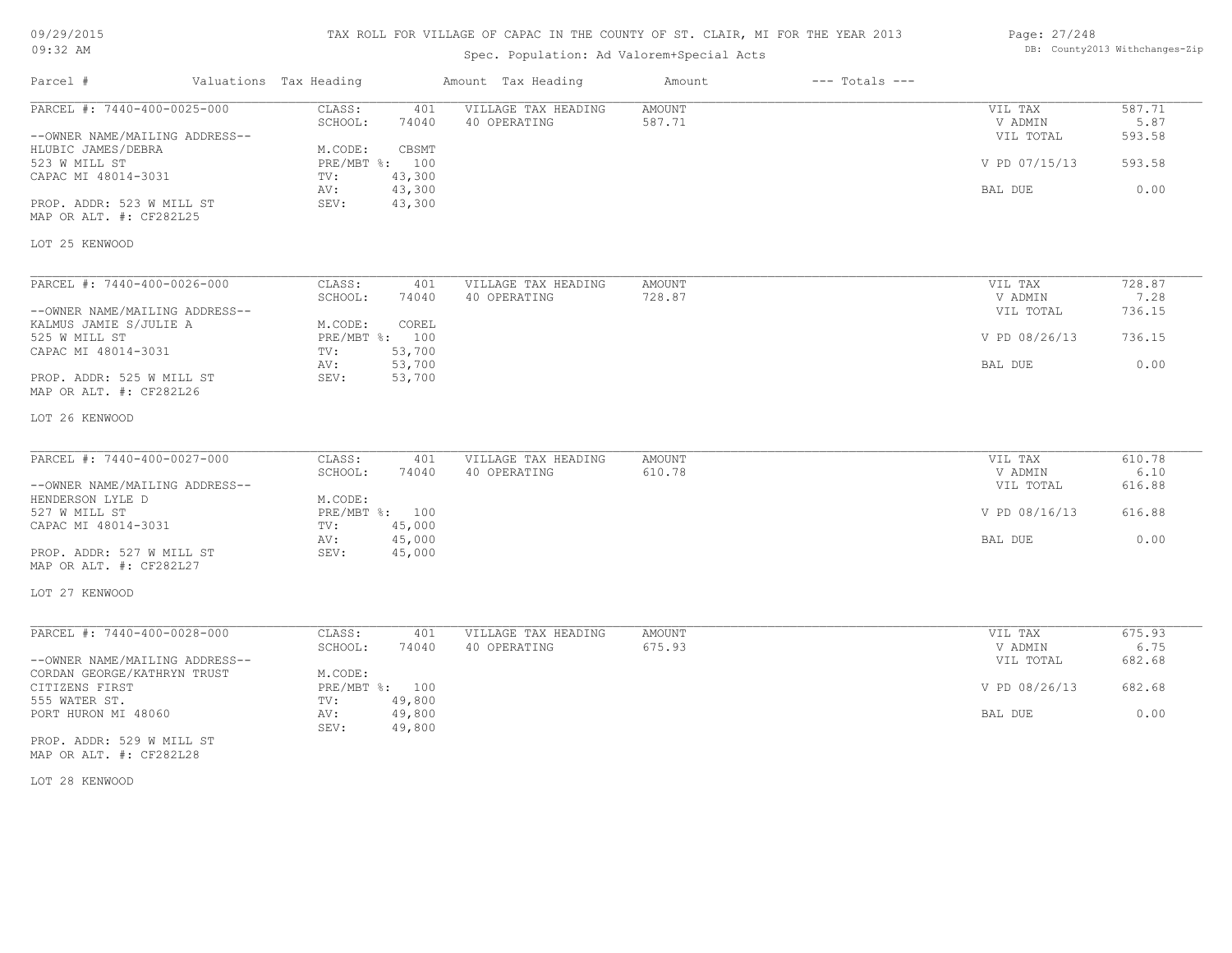TAX ROLL FOR VILLAGE OF CAPAC IN THE COUNTY OF ST. CLAIR, MI FOR THE YEAR 2013

Spec. Population: Ad Valorem+Special Acts

09/29/2015 09:32 AM

DB: County2013 Withchanges-Zip

| Parcel # | Valuations | Tax Heading | Amount | Tax Heading | Amount | --- Totals --- | |
|---|---|---|---|---|---|---|---|
| PARCEL #: 7440-400-0025-000 | CLASS: | 401 | VILLAGE TAX HEADING | AMOUNT | | VIL TAX | 587.71 |
| | SCHOOL: | 74040 | 40 OPERATING | 587.71 | | V ADMIN | 5.87 |
| --OWNER NAME/MAILING ADDRESS-- | | | | | | VIL TOTAL | 593.58 |
| HLUBIC JAMES/DEBRA | M.CODE: | CBSMT | | | | | |
| 523 W MILL ST | PRE/MBT %: | 100 | | | | V PD 07/15/13 | 593.58 |
| CAPAC MI 48014-3031 | TV: | 43,300 | | | | | |
| | AV: | 43,300 | | | | BAL DUE | 0.00 |
| PROP. ADDR: 523 W MILL ST | SEV: | 43,300 | | | | | |
| MAP OR ALT. #: CF282L25 | | | | | | | |
| LOT 25 KENWOOD | | | | | | | |

| Parcel # | Valuations | Tax Heading | Amount | Tax Heading | Amount | --- Totals --- | |
|---|---|---|---|---|---|---|---|
| PARCEL #: 7440-400-0026-000 | CLASS: | 401 | VILLAGE TAX HEADING | AMOUNT | | VIL TAX | 728.87 |
| | SCHOOL: | 74040 | 40 OPERATING | 728.87 | | V ADMIN | 7.28 |
| --OWNER NAME/MAILING ADDRESS-- | | | | | | VIL TOTAL | 736.15 |
| KALMUS JAMIE S/JULIE A | M.CODE: | COREL | | | | | |
| 525 W MILL ST | PRE/MBT %: | 100 | | | | V PD 08/26/13 | 736.15 |
| CAPAC MI 48014-3031 | TV: | 53,700 | | | | | |
| | AV: | 53,700 | | | | BAL DUE | 0.00 |
| PROP. ADDR: 525 W MILL ST | SEV: | 53,700 | | | | | |
| MAP OR ALT. #: CF282L26 | | | | | | | |
| LOT 26 KENWOOD | | | | | | | |

| Parcel # | Valuations | Tax Heading | Amount | Tax Heading | Amount | --- Totals --- | |
|---|---|---|---|---|---|---|---|
| PARCEL #: 7440-400-0027-000 | CLASS: | 401 | VILLAGE TAX HEADING | AMOUNT | | VIL TAX | 610.78 |
| | SCHOOL: | 74040 | 40 OPERATING | 610.78 | | V ADMIN | 6.10 |
| --OWNER NAME/MAILING ADDRESS-- | | | | | | VIL TOTAL | 616.88 |
| HENDERSON LYLE D | M.CODE: | | | | | | |
| 527 W MILL ST | PRE/MBT %: | 100 | | | | V PD 08/16/13 | 616.88 |
| CAPAC MI 48014-3031 | TV: | 45,000 | | | | | |
| | AV: | 45,000 | | | | BAL DUE | 0.00 |
| PROP. ADDR: 527 W MILL ST | SEV: | 45,000 | | | | | |
| MAP OR ALT. #: CF282L27 | | | | | | | |
| LOT 27 KENWOOD | | | | | | | |

| Parcel # | Valuations | Tax Heading | Amount | Tax Heading | Amount | --- Totals --- | |
|---|---|---|---|---|---|---|---|
| PARCEL #: 7440-400-0028-000 | CLASS: | 401 | VILLAGE TAX HEADING | AMOUNT | | VIL TAX | 675.93 |
| | SCHOOL: | 74040 | 40 OPERATING | 675.93 | | V ADMIN | 6.75 |
| --OWNER NAME/MAILING ADDRESS-- | | | | | | VIL TOTAL | 682.68 |
| CORDAN GEORGE/KATHRYN TRUST | M.CODE: | | | | | | |
| CITIZENS FIRST | PRE/MBT %: | 100 | | | | V PD 08/26/13 | 682.68 |
| 555 WATER ST. | TV: | 49,800 | | | | | |
| PORT HURON MI 48060 | AV: | 49,800 | | | | BAL DUE | 0.00 |
| | SEV: | 49,800 | | | | | |
| PROP. ADDR: 529 W MILL ST | | | | | | | |
| MAP OR ALT. #: CF282L28 | | | | | | | |
| LOT 28 KENWOOD | | | | | | | |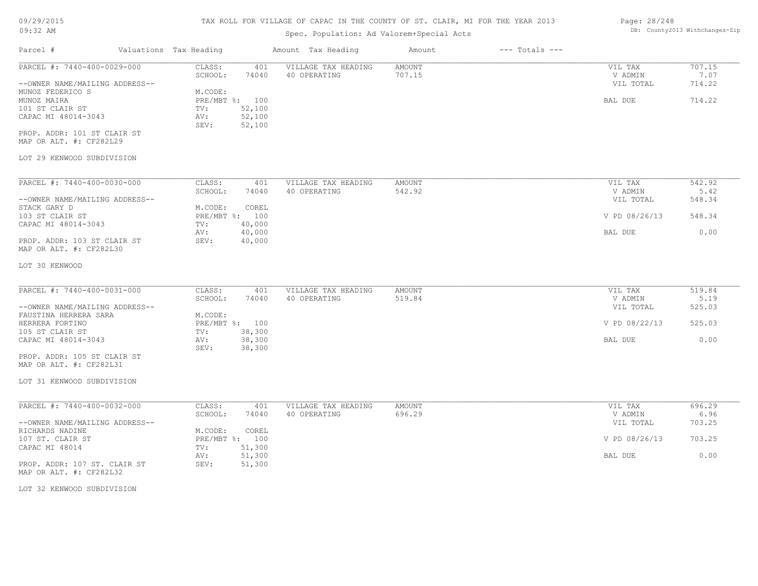# TAX ROLL FOR VILLAGE OF CAPAC IN THE COUNTY OF ST. CLAIR, MI FOR THE YEAR 2013

09/29/2015
09:32 AM

Spec. Population: Ad Valorem+Special Acts

DB: County2013 Withchanges-Zip

| Parcel # | Valuations | Tax Heading | Amount | Tax Heading | Amount | --- Totals --- | |
|---|---|---|---|---|---|---|---|
| PARCEL #: 7440-400-0029-000 | CLASS: 401 | VILLAGE TAX HEADING | AMOUNT | | | VIL TAX | 707.15 |
| | SCHOOL: 74040 | 40 OPERATING | 707.15 | | | V ADMIN | 7.07 |
| --OWNER NAME/MAILING ADDRESS-- | | | | | | VIL TOTAL | 714.22 |
| MUNOZ FEDERICO S | M.CODE: | | | | | | |
| MUNOZ MAIRA | PRE/MBT %: 100 | | | | | BAL DUE | 714.22 |
| 101 ST CLAIR ST | TV: 52,100 | | | | | | |
| CAPAC MI 48014-3043 | AV: 52,100 | | | | | | |
| | SEV: 52,100 | | | | | | |
| PROP. ADDR: 101 ST CLAIR ST | | | | | | | |
| MAP OR ALT. #: CF282L29 | | | | | | | |
| LOT 29 KENWOOD SUBDIVISION | | | | | | | |
| PARCEL #: 7440-400-0030-000 | CLASS: 401 | VILLAGE TAX HEADING | AMOUNT | | | VIL TAX | 542.92 |
| | SCHOOL: 74040 | 40 OPERATING | 542.92 | | | V ADMIN | 5.42 |
| --OWNER NAME/MAILING ADDRESS-- | | | | | | VIL TOTAL | 548.34 |
| STACK GARY D | M.CODE: COREL | | | | | | |
| 103 ST CLAIR ST | PRE/MBT %: 100 | | | | | V PD 08/26/13 | 548.34 |
| CAPAC MI 48014-3043 | TV: 40,000 | | | | | | |
| | AV: 40,000 | | | | | BAL DUE | 0.00 |
| PROP. ADDR: 103 ST CLAIR ST | SEV: 40,000 | | | | | | |
| MAP OR ALT. #: CF282L30 | | | | | | | |
| LOT 30 KENWOOD | | | | | | | |
| PARCEL #: 7440-400-0031-000 | CLASS: 401 | VILLAGE TAX HEADING | AMOUNT | | | VIL TAX | 519.84 |
| | SCHOOL: 74040 | 40 OPERATING | 519.84 | | | V ADMIN | 5.19 |
| --OWNER NAME/MAILING ADDRESS-- | | | | | | VIL TOTAL | 525.03 |
| FAUSTINA HERRERA SARA | M.CODE: | | | | | | |
| HERRERA FORTINO | PRE/MBT %: 100 | | | | | V PD 08/22/13 | 525.03 |
| 105 ST CLAIR ST | TV: 38,300 | | | | | | |
| CAPAC MI 48014-3043 | AV: 38,300 | | | | | BAL DUE | 0.00 |
| | SEV: 38,300 | | | | | | |
| PROP. ADDR: 105 ST CLAIR ST | | | | | | | |
| MAP OR ALT. #: CF282L31 | | | | | | | |
| LOT 31 KENWOOD SUBDIVISION | | | | | | | |
| PARCEL #: 7440-400-0032-000 | CLASS: 401 | VILLAGE TAX HEADING | AMOUNT | | | VIL TAX | 696.29 |
| | SCHOOL: 74040 | 40 OPERATING | 696.29 | | | V ADMIN | 6.96 |
| --OWNER NAME/MAILING ADDRESS-- | | | | | | VIL TOTAL | 703.25 |
| RICHARDS NADINE | M.CODE: COREL | | | | | | |
| 107 ST. CLAIR ST | PRE/MBT %: 100 | | | | | V PD 08/26/13 | 703.25 |
| CAPAC MI 48014 | TV: 51,300 | | | | | | |
| | AV: 51,300 | | | | | BAL DUE | 0.00 |
| PROP. ADDR: 107 ST. CLAIR ST | SEV: 51,300 | | | | | | |
| MAP OR ALT. #: CF282L32 | | | | | | | |
| LOT 32 KENWOOD SUBDIVISION | | | | | | | |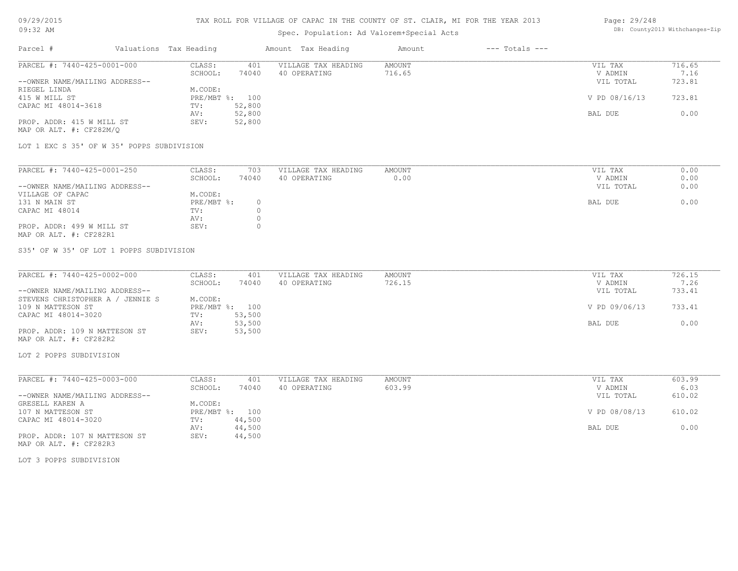# TAX ROLL FOR VILLAGE OF CAPAC IN THE COUNTY OF ST. CLAIR, MI FOR THE YEAR 2013

Spec. Population: Ad Valorem+Special Acts

09/29/2015
09:32 AM

DB: County2013 Withchanges-Zip

| Parcel # | Valuations | Tax Heading | Amount | Tax Heading | Amount | --- Totals --- | |
|---|---|---|---|---|---|---|---|
| PARCEL #: 7440-425-0001-000 | CLASS: | 401 | VILLAGE TAX HEADING | AMOUNT | | VIL TAX | 716.65 |
| | SCHOOL: | 74040 | 40 OPERATING | 716.65 | | V ADMIN | 7.16 |
| --OWNER NAME/MAILING ADDRESS-- | | | | | | VIL TOTAL | 723.81 |
| RIEGEL LINDA | M.CODE: | | | | | | |
| 415 W MILL ST | PRE/MBT %: | 100 | | | | V PD 08/16/13 | 723.81 |
| CAPAC MI 48014-3618 | TV: | 52,800 | | | | | |
| | AV: | 52,800 | | | | BAL DUE | 0.00 |
| PROP. ADDR: 415 W MILL ST | SEV: | 52,800 | | | | | |
| MAP OR ALT. #: CF282M/Q | | | | | | | |

LOT 1 EXC S 35' OF W 35' POPPS SUBDIVISION

| Parcel # | Valuations | Tax Heading | Amount | Tax Heading | Amount | --- Totals --- | |
|---|---|---|---|---|---|---|---|
| PARCEL #: 7440-425-0001-250 | CLASS: | 703 | VILLAGE TAX HEADING | AMOUNT | | VIL TAX | 0.00 |
| | SCHOOL: | 74040 | 40 OPERATING | 0.00 | | V ADMIN | 0.00 |
| --OWNER NAME/MAILING ADDRESS-- | | | | | | VIL TOTAL | 0.00 |
| VILLAGE OF CAPAC | M.CODE: | | | | | | |
| 131 N MAIN ST | PRE/MBT %: | 0 | | | | BAL DUE | 0.00 |
| CAPAC MI 48014 | TV: | 0 | | | | | |
| | AV: | 0 | | | | | |
| PROP. ADDR: 499 W MILL ST | SEV: | 0 | | | | | |
| MAP OR ALT. #: CF282R1 | | | | | | | |

S35' OF W 35' OF LOT 1 POPPS SUBDIVISION

| Parcel # | Valuations | Tax Heading | Amount | Tax Heading | Amount | --- Totals --- | |
|---|---|---|---|---|---|---|---|
| PARCEL #: 7440-425-0002-000 | CLASS: | 401 | VILLAGE TAX HEADING | AMOUNT | | VIL TAX | 726.15 |
| | SCHOOL: | 74040 | 40 OPERATING | 726.15 | | V ADMIN | 7.26 |
| --OWNER NAME/MAILING ADDRESS-- | | | | | | VIL TOTAL | 733.41 |
| STEVENS CHRISTOPHER A / JENNIE S | M.CODE: | | | | | | |
| 109 N MATTESON ST | PRE/MBT %: | 100 | | | | V PD 09/06/13 | 733.41 |
| CAPAC MI 48014-3020 | TV: | 53,500 | | | | | |
| | AV: | 53,500 | | | | BAL DUE | 0.00 |
| PROP. ADDR: 109 N MATTESON ST | SEV: | 53,500 | | | | | |
| MAP OR ALT. #: CF282R2 | | | | | | | |

LOT 2 POPPS SUBDIVISION

| Parcel # | Valuations | Tax Heading | Amount | Tax Heading | Amount | --- Totals --- | |
|---|---|---|---|---|---|---|---|
| PARCEL #: 7440-425-0003-000 | CLASS: | 401 | VILLAGE TAX HEADING | AMOUNT | | VIL TAX | 603.99 |
| | SCHOOL: | 74040 | 40 OPERATING | 603.99 | | V ADMIN | 6.03 |
| --OWNER NAME/MAILING ADDRESS-- | | | | | | VIL TOTAL | 610.02 |
| GRESELL KAREN A | M.CODE: | | | | | | |
| 107 N MATTESON ST | PRE/MBT %: | 100 | | | | V PD 08/08/13 | 610.02 |
| CAPAC MI 48014-3020 | TV: | 44,500 | | | | | |
| | AV: | 44,500 | | | | BAL DUE | 0.00 |
| PROP. ADDR: 107 N MATTESON ST | SEV: | 44,500 | | | | | |
| MAP OR ALT. #: CF282R3 | | | | | | | |

LOT 3 POPPS SUBDIVISION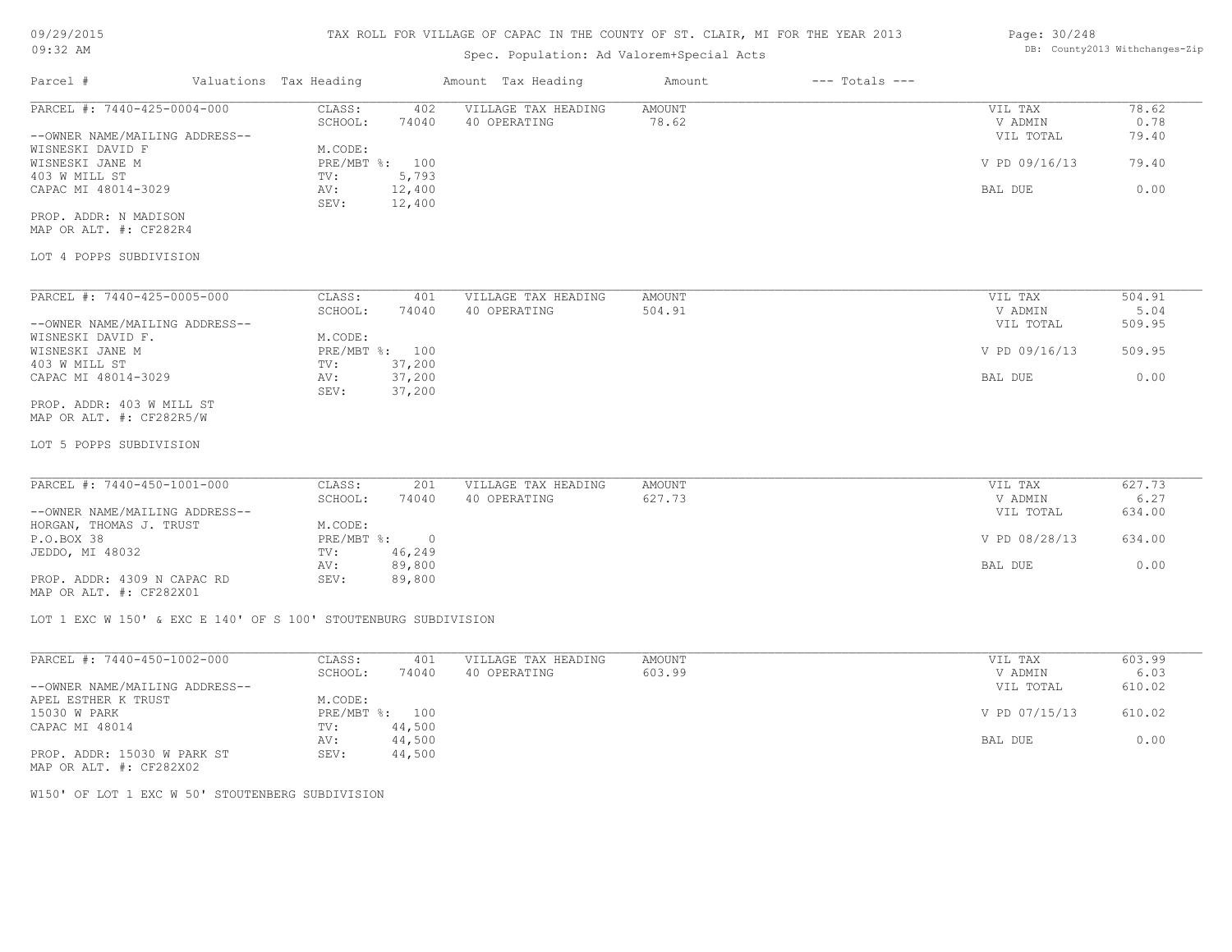# TAX ROLL FOR VILLAGE OF CAPAC IN THE COUNTY OF ST. CLAIR, MI FOR THE YEAR 2013

Spec. Population: Ad Valorem+Special Acts

09/29/2015
09:32 AM

DB: County2013 Withchanges-Zip

| Parcel # | Valuations | Tax Heading | Amount | Tax Heading | Amount | --- Totals --- |
|---|---|---|---|---|---|---|

---

PARCEL #: 7440-425-0004-000

| | | | | | |
|---|---|---|---|---|---|
| CLASS: | 402 | VILLAGE TAX HEADING | AMOUNT | VIL TAX | 78.62 |
| SCHOOL: | 74040 | 40 OPERATING | 78.62 | V ADMIN | 0.78 |
| | | | | VIL TOTAL | 79.40 |
| M.CODE: | | | | | |
| PRE/MBT %: | 100 | | | V PD 09/16/13 | 79.40 |
| TV: | 5,793 | | | | |
| AV: | 12,400 | | | BAL DUE | 0.00 |
| SEV: | 12,400 | | | | |

--OWNER NAME/MAILING ADDRESS--
WISNESKI DAVID F
WISNESKI JANE M
403 W MILL ST
CAPAC MI 48014-3029

PROP. ADDR: N MADISON
MAP OR ALT. #: CF282R4

LOT 4 POPPS SUBDIVISION

---

PARCEL #: 7440-425-0005-000

| | | | | | |
|---|---|---|---|---|---|
| CLASS: | 401 | VILLAGE TAX HEADING | AMOUNT | VIL TAX | 504.91 |
| SCHOOL: | 74040 | 40 OPERATING | 504.91 | V ADMIN | 5.04 |
| | | | | VIL TOTAL | 509.95 |
| M.CODE: | | | | | |
| PRE/MBT %: | 100 | | | V PD 09/16/13 | 509.95 |
| TV: | 37,200 | | | | |
| AV: | 37,200 | | | BAL DUE | 0.00 |
| SEV: | 37,200 | | | | |

--OWNER NAME/MAILING ADDRESS--
WISNESKI DAVID F.
WISNESKI JANE M
403 W MILL ST
CAPAC MI 48014-3029

PROP. ADDR: 403 W MILL ST
MAP OR ALT. #: CF282R5/W

LOT 5 POPPS SUBDIVISION

---

PARCEL #: 7440-450-1001-000

| | | | | | |
|---|---|---|---|---|---|
| CLASS: | 201 | VILLAGE TAX HEADING | AMOUNT | VIL TAX | 627.73 |
| SCHOOL: | 74040 | 40 OPERATING | 627.73 | V ADMIN | 6.27 |
| | | | | VIL TOTAL | 634.00 |
| M.CODE: | | | | | |
| PRE/MBT %: | 0 | | | V PD 08/28/13 | 634.00 |
| TV: | 46,249 | | | | |
| AV: | 89,800 | | | BAL DUE | 0.00 |
| SEV: | 89,800 | | | | |

--OWNER NAME/MAILING ADDRESS--
HORGAN, THOMAS J. TRUST
P.O.BOX 38
JEDDO, MI 48032

PROP. ADDR: 4309 N CAPAC RD
MAP OR ALT. #: CF282X01

LOT 1 EXC W 150' & EXC E 140' OF S 100' STOUTENBURG SUBDIVISION

---

PARCEL #: 7440-450-1002-000

| | | | | | |
|---|---|---|---|---|---|
| CLASS: | 401 | VILLAGE TAX HEADING | AMOUNT | VIL TAX | 603.99 |
| SCHOOL: | 74040 | 40 OPERATING | 603.99 | V ADMIN | 6.03 |
| | | | | VIL TOTAL | 610.02 |
| M.CODE: | | | | | |
| PRE/MBT %: | 100 | | | V PD 07/15/13 | 610.02 |
| TV: | 44,500 | | | | |
| AV: | 44,500 | | | BAL DUE | 0.00 |
| SEV: | 44,500 | | | | |

--OWNER NAME/MAILING ADDRESS--
APEL ESTHER K TRUST
15030 W PARK
CAPAC MI 48014

PROP. ADDR: 15030 W PARK ST
MAP OR ALT. #: CF282X02

W150' OF LOT 1 EXC W 50' STOUTENBERG SUBDIVISION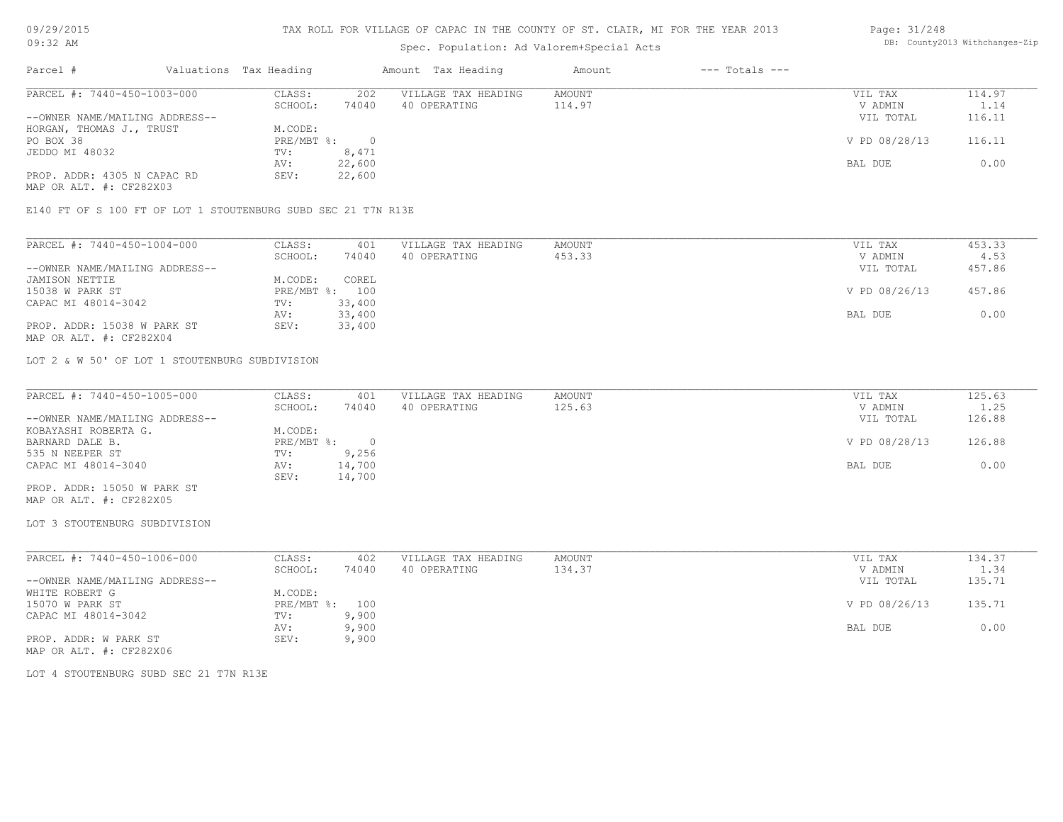TAX ROLL FOR VILLAGE OF CAPAC IN THE COUNTY OF ST. CLAIR, MI FOR THE YEAR 2013

Spec. Population: Ad Valorem+Special Acts

| Parcel # | Valuations | Tax Heading | Amount | Tax Heading | Amount | --- Totals --- | |
|---|---|---|---|---|---|---|---|
| PARCEL #: 7440-450-1003-000 | CLASS: | 202 | VILLAGE TAX HEADING | AMOUNT | | VIL TAX | 114.97 |
| | SCHOOL: | 74040 | 40 OPERATING | 114.97 | | V ADMIN | 1.14 |
| --OWNER NAME/MAILING ADDRESS-- | | | | | | VIL TOTAL | 116.11 |
| HORGAN, THOMAS J., TRUST | M.CODE: | | | | | | |
| PO BOX 38 | PRE/MBT %: | 0 | | | | V PD 08/28/13 | 116.11 |
| JEDDO MI 48032 | TV: | 8,471 | | | | | |
| | AV: | 22,600 | | | | BAL DUE | 0.00 |
| PROP. ADDR: 4305 N CAPAC RD | SEV: | 22,600 | | | | | |
| MAP OR ALT. #: CF282X03 | | | | | | | |

E140 FT OF S 100 FT OF LOT 1 STOUTENBURG SUBD SEC 21 T7N R13E

| Parcel # | Valuations | Tax Heading | Amount | Tax Heading | Amount | --- Totals --- | |
|---|---|---|---|---|---|---|---|
| PARCEL #: 7440-450-1004-000 | CLASS: | 401 | VILLAGE TAX HEADING | AMOUNT | | VIL TAX | 453.33 |
| | SCHOOL: | 74040 | 40 OPERATING | 453.33 | | V ADMIN | 4.53 |
| --OWNER NAME/MAILING ADDRESS-- | | | | | | VIL TOTAL | 457.86 |
| JAMISON NETTIE | M.CODE: | COREL | | | | | |
| 15038 W PARK ST | PRE/MBT %: | 100 | | | | V PD 08/26/13 | 457.86 |
| CAPAC MI 48014-3042 | TV: | 33,400 | | | | | |
| | AV: | 33,400 | | | | BAL DUE | 0.00 |
| PROP. ADDR: 15038 W PARK ST | SEV: | 33,400 | | | | | |
| MAP OR ALT. #: CF282X04 | | | | | | | |

LOT 2 & W 50' OF LOT 1 STOUTENBURG SUBDIVISION

| Parcel # | Valuations | Tax Heading | Amount | Tax Heading | Amount | --- Totals --- | |
|---|---|---|---|---|---|---|---|
| PARCEL #: 7440-450-1005-000 | CLASS: | 401 | VILLAGE TAX HEADING | AMOUNT | | VIL TAX | 125.63 |
| | SCHOOL: | 74040 | 40 OPERATING | 125.63 | | V ADMIN | 1.25 |
| --OWNER NAME/MAILING ADDRESS-- | | | | | | VIL TOTAL | 126.88 |
| KOBAYASHI ROBERTA G. | M.CODE: | | | | | | |
| BARNARD DALE B. | PRE/MBT %: | 0 | | | | V PD 08/28/13 | 126.88 |
| 535 N NEEPER ST | TV: | 9,256 | | | | | |
| CAPAC MI 48014-3040 | AV: | 14,700 | | | | BAL DUE | 0.00 |
| | SEV: | 14,700 | | | | | |
| PROP. ADDR: 15050 W PARK ST | | | | | | | |
| MAP OR ALT. #: CF282X05 | | | | | | | |

LOT 3 STOUTENBURG SUBDIVISION

| Parcel # | Valuations | Tax Heading | Amount | Tax Heading | Amount | --- Totals --- | |
|---|---|---|---|---|---|---|---|
| PARCEL #: 7440-450-1006-000 | CLASS: | 402 | VILLAGE TAX HEADING | AMOUNT | | VIL TAX | 134.37 |
| | SCHOOL: | 74040 | 40 OPERATING | 134.37 | | V ADMIN | 1.34 |
| --OWNER NAME/MAILING ADDRESS-- | | | | | | VIL TOTAL | 135.71 |
| WHITE ROBERT G | M.CODE: | | | | | | |
| 15070 W PARK ST | PRE/MBT %: | 100 | | | | V PD 08/26/13 | 135.71 |
| CAPAC MI 48014-3042 | TV: | 9,900 | | | | | |
| | AV: | 9,900 | | | | BAL DUE | 0.00 |
| PROP. ADDR: W PARK ST | SEV: | 9,900 | | | | | |
| MAP OR ALT. #: CF282X06 | | | | | | | |

LOT 4 STOUTENBURG SUBD SEC 21 T7N R13E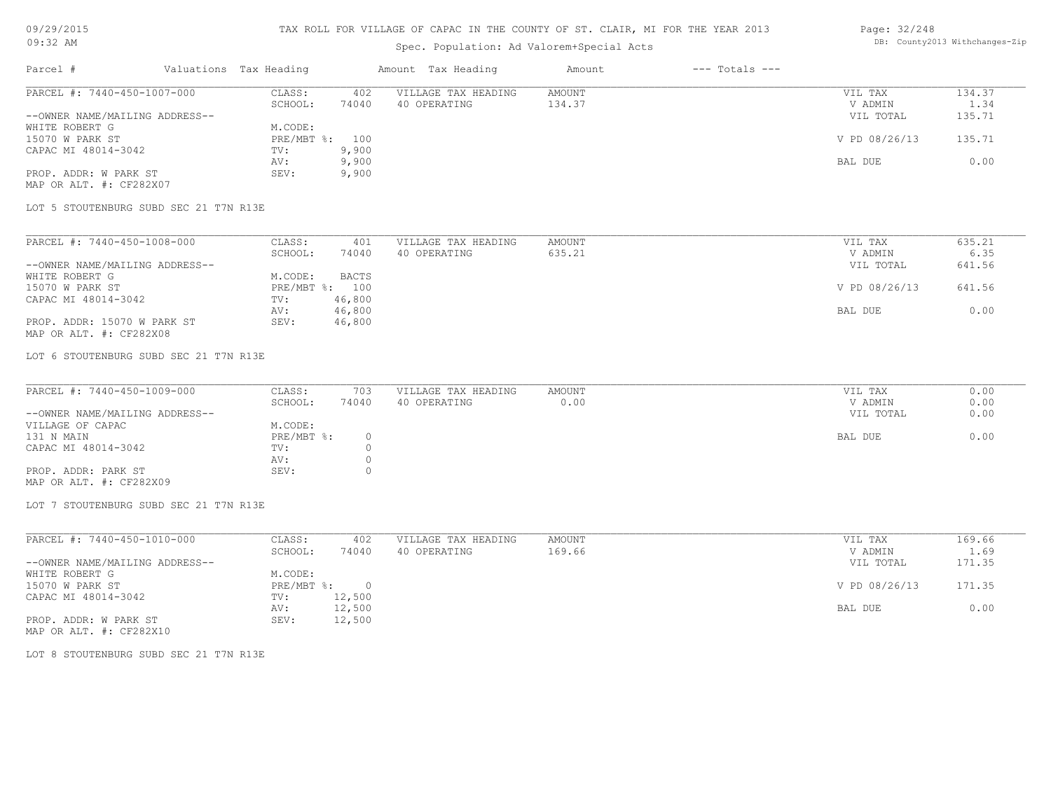TAX ROLL FOR VILLAGE OF CAPAC IN THE COUNTY OF ST. CLAIR, MI FOR THE YEAR 2013

Spec. Population: Ad Valorem+Special Acts

| Parcel # | Valuations | Tax Heading | Amount | Tax Heading | Amount | --- Totals --- | |
|---|---|---|---|---|---|---|---|
| PARCEL #: 7440-450-1007-000 | CLASS: | 402 | VILLAGE TAX HEADING | AMOUNT | | VIL TAX | 134.37 |
| | SCHOOL: | 74040 | 40 OPERATING | 134.37 | | V ADMIN | 1.34 |
| --OWNER NAME/MAILING ADDRESS-- | | | | | | VIL TOTAL | 135.71 |
| WHITE ROBERT G | M.CODE: | | | | | | |
| 15070 W PARK ST | PRE/MBT %: | 100 | | | | V PD 08/26/13 | 135.71 |
| CAPAC MI 48014-3042 | TV: | 9,900 | | | | | |
| | AV: | 9,900 | | | | BAL DUE | 0.00 |
| PROP. ADDR: W PARK ST | SEV: | 9,900 | | | | | |
| MAP OR ALT. #: CF282X07 | | | | | | | |

LOT 5 STOUTENBURG SUBD SEC 21 T7N R13E

| Parcel # | Valuations | Tax Heading | Amount | Tax Heading | Amount | --- Totals --- | |
|---|---|---|---|---|---|---|---|
| PARCEL #: 7440-450-1008-000 | CLASS: | 401 | VILLAGE TAX HEADING | AMOUNT | | VIL TAX | 635.21 |
| | SCHOOL: | 74040 | 40 OPERATING | 635.21 | | V ADMIN | 6.35 |
| --OWNER NAME/MAILING ADDRESS-- | | | | | | VIL TOTAL | 641.56 |
| WHITE ROBERT G | M.CODE: | BACTS | | | | | |
| 15070 W PARK ST | PRE/MBT %: | 100 | | | | V PD 08/26/13 | 641.56 |
| CAPAC MI 48014-3042 | TV: | 46,800 | | | | | |
| | AV: | 46,800 | | | | BAL DUE | 0.00 |
| PROP. ADDR: 15070 W PARK ST | SEV: | 46,800 | | | | | |
| MAP OR ALT. #: CF282X08 | | | | | | | |

LOT 6 STOUTENBURG SUBD SEC 21 T7N R13E

| Parcel # | Valuations | Tax Heading | Amount | Tax Heading | Amount | --- Totals --- | |
|---|---|---|---|---|---|---|---|
| PARCEL #: 7440-450-1009-000 | CLASS: | 703 | VILLAGE TAX HEADING | AMOUNT | | VIL TAX | 0.00 |
| | SCHOOL: | 74040 | 40 OPERATING | 0.00 | | V ADMIN | 0.00 |
| --OWNER NAME/MAILING ADDRESS-- | | | | | | VIL TOTAL | 0.00 |
| VILLAGE OF CAPAC | M.CODE: | | | | | | |
| 131 N MAIN | PRE/MBT %: | 0 | | | | BAL DUE | 0.00 |
| CAPAC MI 48014-3042 | TV: | 0 | | | | | |
| | AV: | 0 | | | | | |
| PROP. ADDR: PARK ST | SEV: | 0 | | | | | |
| MAP OR ALT. #: CF282X09 | | | | | | | |

LOT 7 STOUTENBURG SUBD SEC 21 T7N R13E

| Parcel # | Valuations | Tax Heading | Amount | Tax Heading | Amount | --- Totals --- | |
|---|---|---|---|---|---|---|---|
| PARCEL #: 7440-450-1010-000 | CLASS: | 402 | VILLAGE TAX HEADING | AMOUNT | | VIL TAX | 169.66 |
| | SCHOOL: | 74040 | 40 OPERATING | 169.66 | | V ADMIN | 1.69 |
| --OWNER NAME/MAILING ADDRESS-- | | | | | | VIL TOTAL | 171.35 |
| WHITE ROBERT G | M.CODE: | | | | | | |
| 15070 W PARK ST | PRE/MBT %: | 0 | | | | V PD 08/26/13 | 171.35 |
| CAPAC MI 48014-3042 | TV: | 12,500 | | | | | |
| | AV: | 12,500 | | | | BAL DUE | 0.00 |
| PROP. ADDR: W PARK ST | SEV: | 12,500 | | | | | |
| MAP OR ALT. #: CF282X10 | | | | | | | |

LOT 8 STOUTENBURG SUBD SEC 21 T7N R13E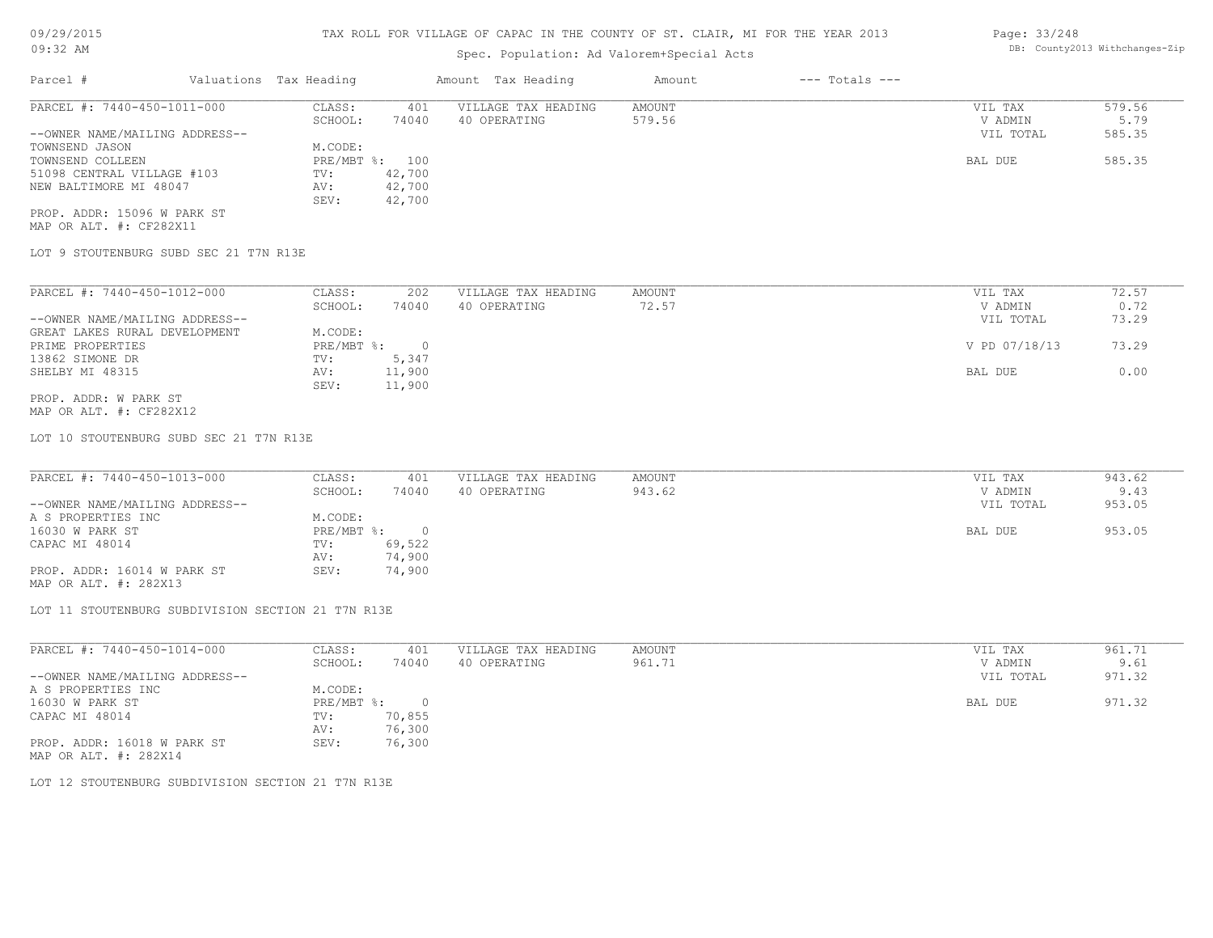# TAX ROLL FOR VILLAGE OF CAPAC IN THE COUNTY OF ST. CLAIR, MI FOR THE YEAR 2013

09/29/2015
09:32 AM

Spec. Population: Ad Valorem+Special Acts

DB: County2013 Withchanges-Zip

| Parcel # | Valuations | Tax Heading | Amount | Tax Heading | Amount | --- Totals --- | |
|---|---|---|---|---|---|---|---|

---

**PARCEL #: 7440-450-1011-000**

| | | | | | |
|---|---|---|---|---|---|
| CLASS: | 401 | VILLAGE TAX HEADING | AMOUNT | VIL TAX | 579.56 |
| SCHOOL: | 74040 | 40 OPERATING | 579.56 | V ADMIN | 5.79 |
| | | | | VIL TOTAL | 585.35 |
| M.CODE: | | | | | |
| PRE/MBT %: | 100 | | | BAL DUE | 585.35 |
| TV: | 42,700 | | | | |
| AV: | 42,700 | | | | |
| SEV: | 42,700 | | | | |

--OWNER NAME/MAILING ADDRESS--
TOWNSEND JASON
TOWNSEND COLLEEN
51098 CENTRAL VILLAGE #103
NEW BALTIMORE MI 48047

PROP. ADDR: 15096 W PARK ST
MAP OR ALT. #: CF282X11

LOT 9 STOUTENBURG SUBD SEC 21 T7N R13E

---

**PARCEL #: 7440-450-1012-000**

| | | | | | |
|---|---|---|---|---|---|
| CLASS: | 202 | VILLAGE TAX HEADING | AMOUNT | VIL TAX | 72.57 |
| SCHOOL: | 74040 | 40 OPERATING | 72.57 | V ADMIN | 0.72 |
| | | | | VIL TOTAL | 73.29 |
| M.CODE: | | | | | |
| PRE/MBT %: | 0 | | | V PD 07/18/13 | 73.29 |
| TV: | 5,347 | | | | |
| AV: | 11,900 | | | BAL DUE | 0.00 |
| SEV: | 11,900 | | | | |

--OWNER NAME/MAILING ADDRESS--
GREAT LAKES RURAL DEVELOPMENT
PRIME PROPERTIES
13862 SIMONE DR
SHELBY MI 48315

PROP. ADDR: W PARK ST
MAP OR ALT. #: CF282X12

LOT 10 STOUTENBURG SUBD SEC 21 T7N R13E

---

**PARCEL #: 7440-450-1013-000**

| | | | | | |
|---|---|---|---|---|---|
| CLASS: | 401 | VILLAGE TAX HEADING | AMOUNT | VIL TAX | 943.62 |
| SCHOOL: | 74040 | 40 OPERATING | 943.62 | V ADMIN | 9.43 |
| | | | | VIL TOTAL | 953.05 |
| M.CODE: | | | | | |
| PRE/MBT %: | 0 | | | BAL DUE | 953.05 |
| TV: | 69,522 | | | | |
| AV: | 74,900 | | | | |
| SEV: | 74,900 | | | | |

--OWNER NAME/MAILING ADDRESS--
A S PROPERTIES INC
16030 W PARK ST
CAPAC MI 48014

PROP. ADDR: 16014 W PARK ST
MAP OR ALT. #: 282X13

LOT 11 STOUTENBURG SUBDIVISION SECTION 21 T7N R13E

---

**PARCEL #: 7440-450-1014-000**

| | | | | | |
|---|---|---|---|---|---|
| CLASS: | 401 | VILLAGE TAX HEADING | AMOUNT | VIL TAX | 961.71 |
| SCHOOL: | 74040 | 40 OPERATING | 961.71 | V ADMIN | 9.61 |
| | | | | VIL TOTAL | 971.32 |
| M.CODE: | | | | | |
| PRE/MBT %: | 0 | | | BAL DUE | 971.32 |
| TV: | 70,855 | | | | |
| AV: | 76,300 | | | | |
| SEV: | 76,300 | | | | |

--OWNER NAME/MAILING ADDRESS--
A S PROPERTIES INC
16030 W PARK ST
CAPAC MI 48014

PROP. ADDR: 16018 W PARK ST
MAP OR ALT. #: 282X14

LOT 12 STOUTENBURG SUBDIVISION SECTION 21 T7N R13E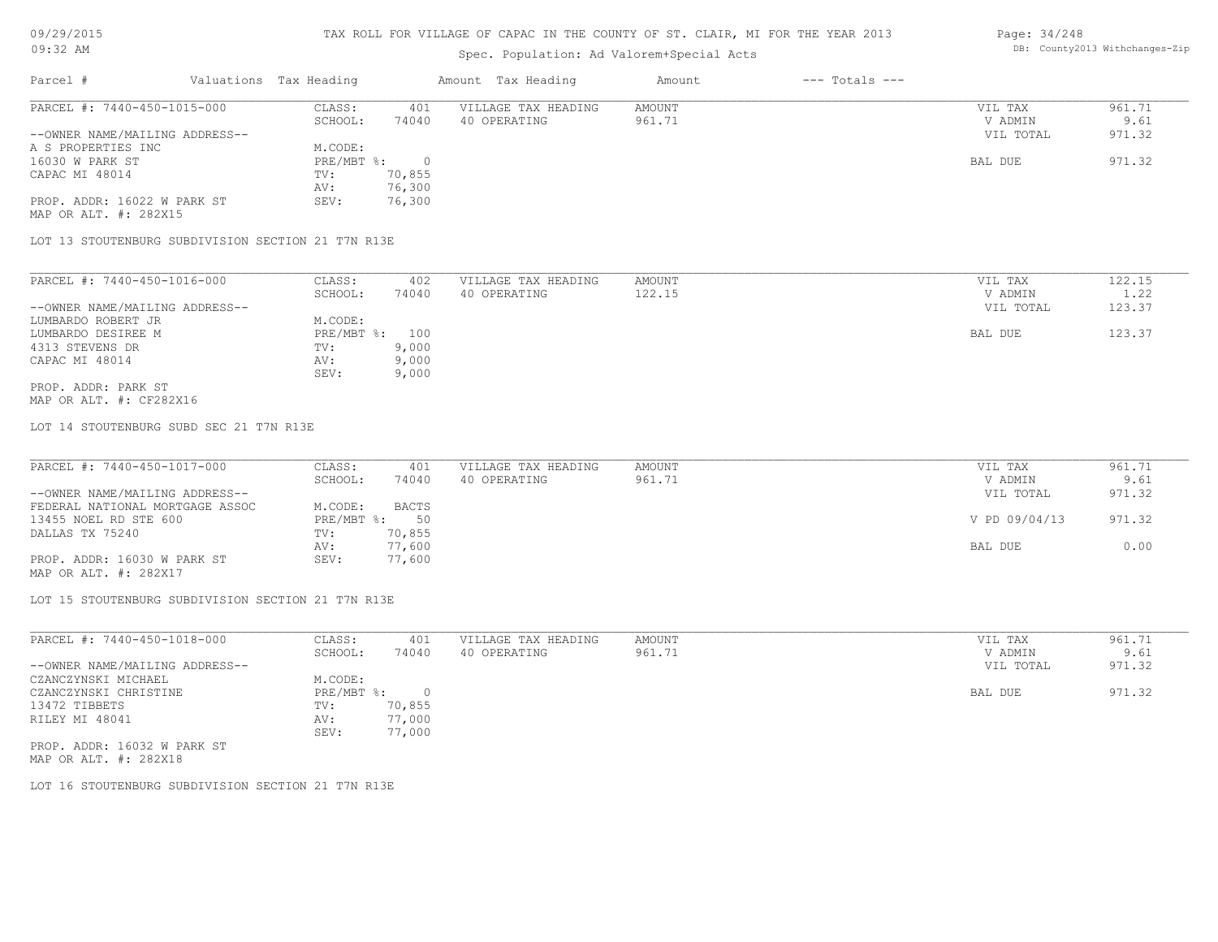# TAX ROLL FOR VILLAGE OF CAPAC IN THE COUNTY OF ST. CLAIR, MI FOR THE YEAR 2013

Spec. Population: Ad Valorem+Special Acts

| Parcel # | Valuations | Tax Heading | Amount | Tax Heading | Amount | --- Totals --- |
|---|---|---|---|---|---|---|

## PARCEL #: 7440-450-1015-000

| | | | | | |
|---|---|---|---|---|---|
| --OWNER NAME/MAILING ADDRESS-- | CLASS: 401 | VILLAGE TAX HEADING | AMOUNT | VIL TAX | 961.71 |
| A S PROPERTIES INC | SCHOOL: 74040 | 40 OPERATING | 961.71 | V ADMIN | 9.61 |
| 16030 W PARK ST | M.CODE: | | | VIL TOTAL | 971.32 |
| CAPAC MI 48014 | PRE/MBT %: 0 | | | BAL DUE | 971.32 |
| | TV: 70,855 | | | | |
| | AV: 76,300 | | | | |
| PROP. ADDR: 16022 W PARK ST | SEV: 76,300 | | | | |
| MAP OR ALT. #: 282X15 | | | | | |

LOT 13 STOUTENBURG SUBDIVISION SECTION 21 T7N R13E

## PARCEL #: 7440-450-1016-000

| | | | | | |
|---|---|---|---|---|---|
| --OWNER NAME/MAILING ADDRESS-- | CLASS: 402 | VILLAGE TAX HEADING | AMOUNT | VIL TAX | 122.15 |
| LUMBARDO ROBERT JR | SCHOOL: 74040 | 40 OPERATING | 122.15 | V ADMIN | 1.22 |
| LUMBARDO DESIREE M | M.CODE: | | | VIL TOTAL | 123.37 |
| 4313 STEVENS DR | PRE/MBT %: 100 | | | BAL DUE | 123.37 |
| CAPAC MI 48014 | TV: 9,000 | | | | |
| | AV: 9,000 | | | | |
| PROP. ADDR: PARK ST | SEV: 9,000 | | | | |
| MAP OR ALT. #: CF282X16 | | | | | |

LOT 14 STOUTENBURG SUBD SEC 21 T7N R13E

## PARCEL #: 7440-450-1017-000

| | | | | | |
|---|---|---|---|---|---|
| --OWNER NAME/MAILING ADDRESS-- | CLASS: 401 | VILLAGE TAX HEADING | AMOUNT | VIL TAX | 961.71 |
| FEDERAL NATIONAL MORTGAGE ASSOC | SCHOOL: 74040 | 40 OPERATING | 961.71 | V ADMIN | 9.61 |
| 13455 NOEL RD STE 600 | M.CODE: BACTS | | | VIL TOTAL | 971.32 |
| DALLAS TX 75240 | PRE/MBT %: 50 | | | V PD 09/04/13 | 971.32 |
| | TV: 70,855 | | | | |
| | AV: 77,600 | | | BAL DUE | 0.00 |
| PROP. ADDR: 16030 W PARK ST | SEV: 77,600 | | | | |
| MAP OR ALT. #: 282X17 | | | | | |

LOT 15 STOUTENBURG SUBDIVISION SECTION 21 T7N R13E

## PARCEL #: 7440-450-1018-000

| | | | | | |
|---|---|---|---|---|---|
| --OWNER NAME/MAILING ADDRESS-- | CLASS: 401 | VILLAGE TAX HEADING | AMOUNT | VIL TAX | 961.71 |
| CZANCZYNSKI MICHAEL | SCHOOL: 74040 | 40 OPERATING | 961.71 | V ADMIN | 9.61 |
| CZANCZYNSKI CHRISTINE | M.CODE: | | | VIL TOTAL | 971.32 |
| 13472 TIBBETS | PRE/MBT %: 0 | | | BAL DUE | 971.32 |
| RILEY MI 48041 | TV: 70,855 | | | | |
| | AV: 77,000 | | | | |
| PROP. ADDR: 16032 W PARK ST | SEV: 77,000 | | | | |
| MAP OR ALT. #: 282X18 | | | | | |

LOT 16 STOUTENBURG SUBDIVISION SECTION 21 T7N R13E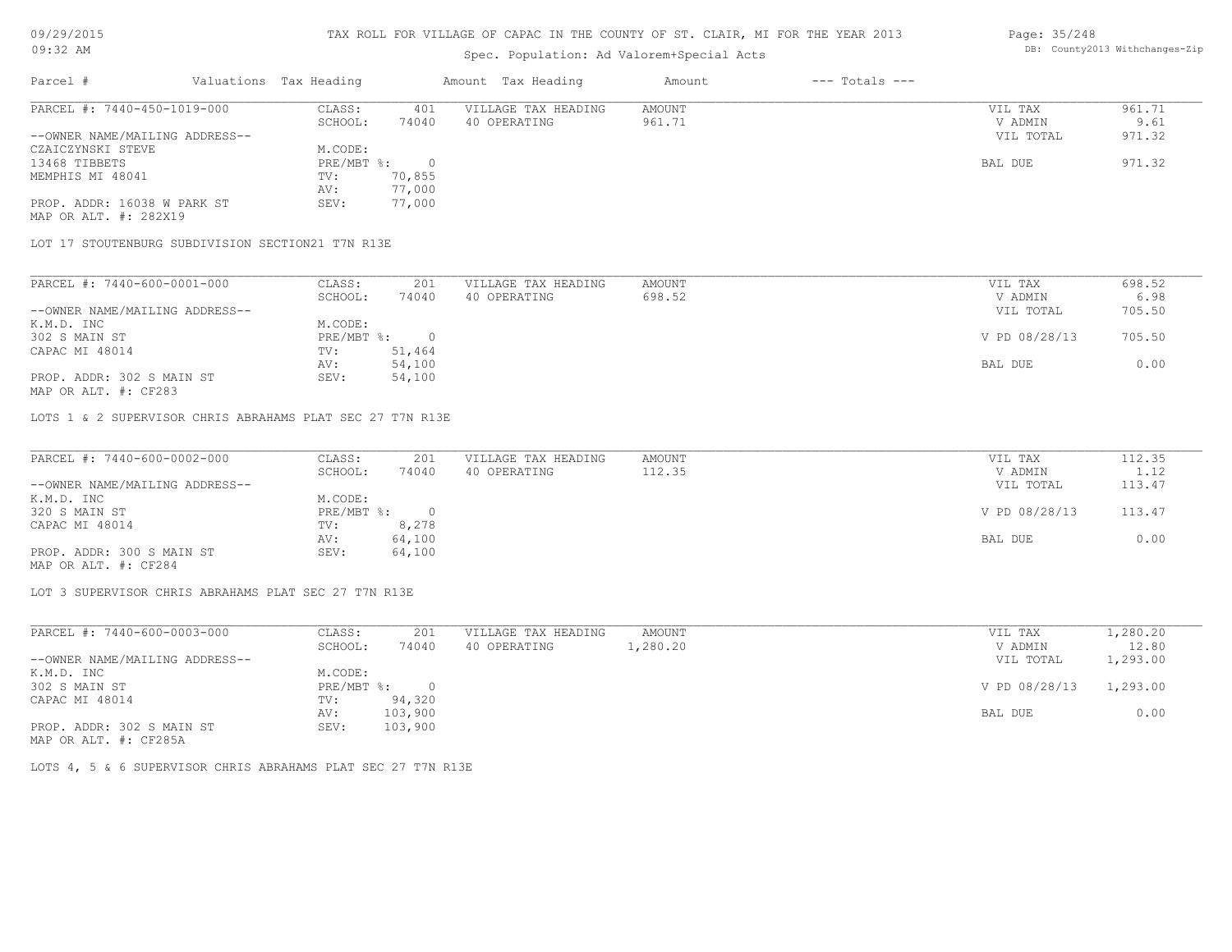TAX ROLL FOR VILLAGE OF CAPAC IN THE COUNTY OF ST. CLAIR, MI FOR THE YEAR 2013

Spec. Population: Ad Valorem+Special Acts

DB: County2013 Withchanges-Zip

| Parcel # | Valuations | Tax Heading | Amount | Tax Heading | Amount | --- Totals --- | |
|---|---|---|---|---|---|---|---|
| PARCEL #: 7440-450-1019-000 | CLASS: | 401 | VILLAGE TAX HEADING | AMOUNT | | VIL TAX | 961.71 |
| | SCHOOL: | 74040 | 40 OPERATING | 961.71 | | V ADMIN | 9.61 |
| --OWNER NAME/MAILING ADDRESS-- | | | | | | VIL TOTAL | 971.32 |
| CZAICZYNSKI STEVE | M.CODE: | | | | | | |
| 13468 TIBBETS | PRE/MBT %: | 0 | | | | BAL DUE | 971.32 |
| MEMPHIS MI 48041 | TV: | 70,855 | | | | | |
| | AV: | 77,000 | | | | | |
| PROP. ADDR: 16038 W PARK ST | SEV: | 77,000 | | | | | |
| MAP OR ALT. #: 282X19 | | | | | | | |

LOT 17 STOUTENBURG SUBDIVISION SECTION21 T7N R13E

| Parcel # | Valuations | Tax Heading | Amount | Tax Heading | Amount | --- Totals --- | |
|---|---|---|---|---|---|---|---|
| PARCEL #: 7440-600-0001-000 | CLASS: | 201 | VILLAGE TAX HEADING | AMOUNT | | VIL TAX | 698.52 |
| | SCHOOL: | 74040 | 40 OPERATING | 698.52 | | V ADMIN | 6.98 |
| --OWNER NAME/MAILING ADDRESS-- | | | | | | VIL TOTAL | 705.50 |
| K.M.D. INC | M.CODE: | | | | | | |
| 302 S MAIN ST | PRE/MBT %: | 0 | | | | V PD 08/28/13 | 705.50 |
| CAPAC MI 48014 | TV: | 51,464 | | | | | |
| | AV: | 54,100 | | | | BAL DUE | 0.00 |
| PROP. ADDR: 302 S MAIN ST | SEV: | 54,100 | | | | | |
| MAP OR ALT. #: CF283 | | | | | | | |

LOTS 1 & 2 SUPERVISOR CHRIS ABRAHAMS PLAT SEC 27 T7N R13E

| Parcel # | Valuations | Tax Heading | Amount | Tax Heading | Amount | --- Totals --- | |
|---|---|---|---|---|---|---|---|
| PARCEL #: 7440-600-0002-000 | CLASS: | 201 | VILLAGE TAX HEADING | AMOUNT | | VIL TAX | 112.35 |
| | SCHOOL: | 74040 | 40 OPERATING | 112.35 | | V ADMIN | 1.12 |
| --OWNER NAME/MAILING ADDRESS-- | | | | | | VIL TOTAL | 113.47 |
| K.M.D. INC | M.CODE: | | | | | | |
| 320 S MAIN ST | PRE/MBT %: | 0 | | | | V PD 08/28/13 | 113.47 |
| CAPAC MI 48014 | TV: | 8,278 | | | | | |
| | AV: | 64,100 | | | | BAL DUE | 0.00 |
| PROP. ADDR: 300 S MAIN ST | SEV: | 64,100 | | | | | |
| MAP OR ALT. #: CF284 | | | | | | | |

LOT 3 SUPERVISOR CHRIS ABRAHAMS PLAT SEC 27 T7N R13E

| Parcel # | Valuations | Tax Heading | Amount | Tax Heading | Amount | --- Totals --- | |
|---|---|---|---|---|---|---|---|
| PARCEL #: 7440-600-0003-000 | CLASS: | 201 | VILLAGE TAX HEADING | AMOUNT | | VIL TAX | 1,280.20 |
| | SCHOOL: | 74040 | 40 OPERATING | 1,280.20 | | V ADMIN | 12.80 |
| --OWNER NAME/MAILING ADDRESS-- | | | | | | VIL TOTAL | 1,293.00 |
| K.M.D. INC | M.CODE: | | | | | | |
| 302 S MAIN ST | PRE/MBT %: | 0 | | | | V PD 08/28/13 | 1,293.00 |
| CAPAC MI 48014 | TV: | 94,320 | | | | | |
| | AV: | 103,900 | | | | BAL DUE | 0.00 |
| PROP. ADDR: 302 S MAIN ST | SEV: | 103,900 | | | | | |
| MAP OR ALT. #: CF285A | | | | | | | |

LOTS 4, 5 & 6 SUPERVISOR CHRIS ABRAHAMS PLAT SEC 27 T7N R13E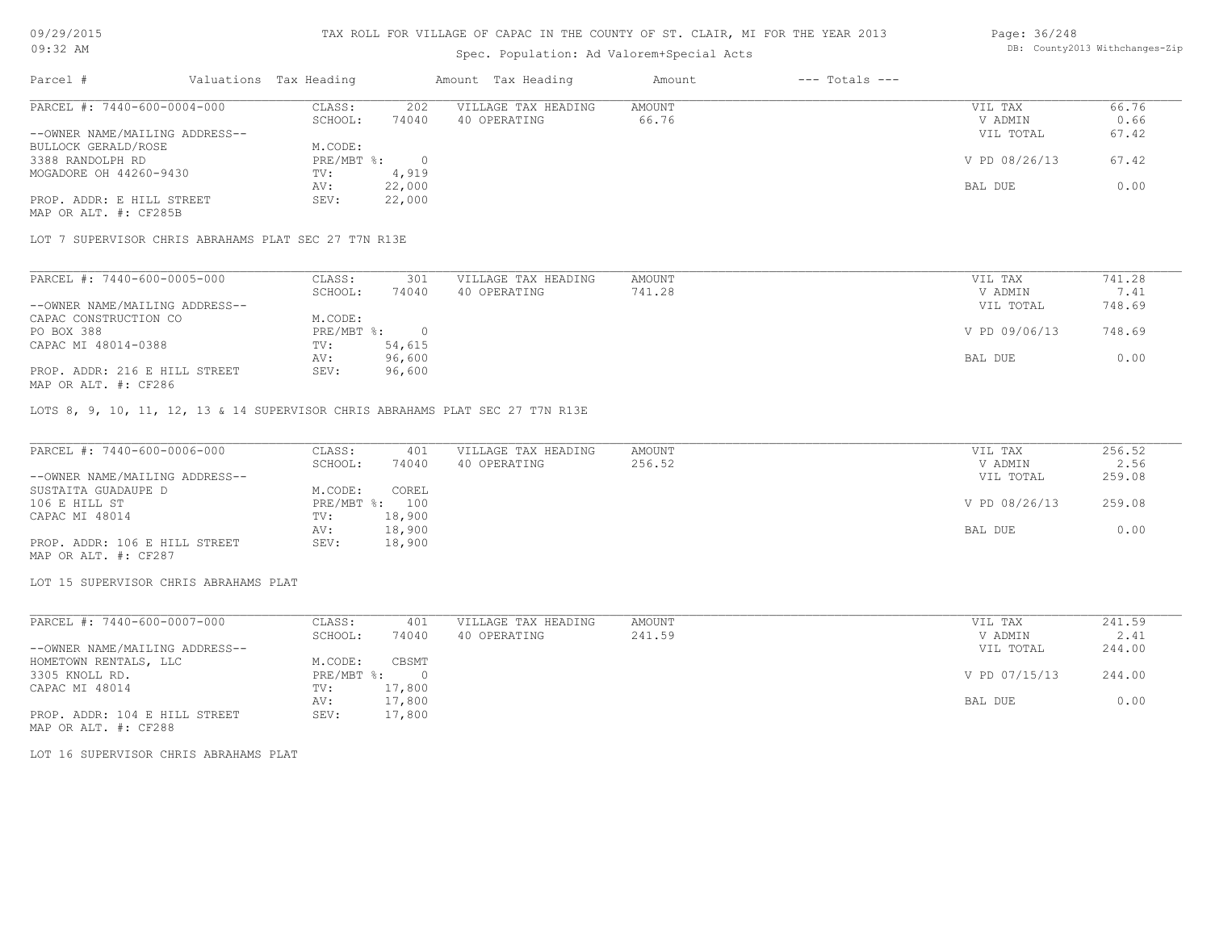# TAX ROLL FOR VILLAGE OF CAPAC IN THE COUNTY OF ST. CLAIR, MI FOR THE YEAR 2013

Spec. Population: Ad Valorem+Special Acts

09/29/2015 09:32 AM — DB: County2013 Withchanges-Zip

| Parcel # | Valuations | Tax Heading | Amount | Tax Heading | Amount | --- Totals --- | |
|---|---|---|---|---|---|---|---|
| PARCEL #: 7440-600-0004-000 | CLASS: | 202 | VILLAGE TAX HEADING | AMOUNT | | VIL TAX | 66.76 |
| | SCHOOL: | 74040 | 40 OPERATING | 66.76 | | V ADMIN | 0.66 |
| --OWNER NAME/MAILING ADDRESS-- | | | | | | VIL TOTAL | 67.42 |
| BULLOCK GERALD/ROSE | M.CODE: | | | | | | |
| 3388 RANDOLPH RD | PRE/MBT %: | 0 | | | | V PD 08/26/13 | 67.42 |
| MOGADORE OH 44260-9430 | TV: | 4,919 | | | | | |
| | AV: | 22,000 | | | | BAL DUE | 0.00 |
| PROP. ADDR: E HILL STREET | SEV: | 22,000 | | | | | |
| MAP OR ALT. #: CF285B | | | | | | | |

LOT 7 SUPERVISOR CHRIS ABRAHAMS PLAT SEC 27 T7N R13E

| Parcel # | Valuations | Tax Heading | Amount | Tax Heading | Amount | --- Totals --- | |
|---|---|---|---|---|---|---|---|
| PARCEL #: 7440-600-0005-000 | CLASS: | 301 | VILLAGE TAX HEADING | AMOUNT | | VIL TAX | 741.28 |
| | SCHOOL: | 74040 | 40 OPERATING | 741.28 | | V ADMIN | 7.41 |
| --OWNER NAME/MAILING ADDRESS-- | | | | | | VIL TOTAL | 748.69 |
| CAPAC CONSTRUCTION CO | M.CODE: | | | | | | |
| PO BOX 388 | PRE/MBT %: | 0 | | | | V PD 09/06/13 | 748.69 |
| CAPAC MI 48014-0388 | TV: | 54,615 | | | | | |
| | AV: | 96,600 | | | | BAL DUE | 0.00 |
| PROP. ADDR: 216 E HILL STREET | SEV: | 96,600 | | | | | |
| MAP OR ALT. #: CF286 | | | | | | | |

LOTS 8, 9, 10, 11, 12, 13 & 14 SUPERVISOR CHRIS ABRAHAMS PLAT SEC 27 T7N R13E

| Parcel # | Valuations | Tax Heading | Amount | Tax Heading | Amount | --- Totals --- | |
|---|---|---|---|---|---|---|---|
| PARCEL #: 7440-600-0006-000 | CLASS: | 401 | VILLAGE TAX HEADING | AMOUNT | | VIL TAX | 256.52 |
| | SCHOOL: | 74040 | 40 OPERATING | 256.52 | | V ADMIN | 2.56 |
| --OWNER NAME/MAILING ADDRESS-- | | | | | | VIL TOTAL | 259.08 |
| SUSTAITA GUADAUPE D | M.CODE: | COREL | | | | | |
| 106 E HILL ST | PRE/MBT %: | 100 | | | | V PD 08/26/13 | 259.08 |
| CAPAC MI 48014 | TV: | 18,900 | | | | | |
| | AV: | 18,900 | | | | BAL DUE | 0.00 |
| PROP. ADDR: 106 E HILL STREET | SEV: | 18,900 | | | | | |
| MAP OR ALT. #: CF287 | | | | | | | |

LOT 15 SUPERVISOR CHRIS ABRAHAMS PLAT

| Parcel # | Valuations | Tax Heading | Amount | Tax Heading | Amount | --- Totals --- | |
|---|---|---|---|---|---|---|---|
| PARCEL #: 7440-600-0007-000 | CLASS: | 401 | VILLAGE TAX HEADING | AMOUNT | | VIL TAX | 241.59 |
| | SCHOOL: | 74040 | 40 OPERATING | 241.59 | | V ADMIN | 2.41 |
| --OWNER NAME/MAILING ADDRESS-- | | | | | | VIL TOTAL | 244.00 |
| HOMETOWN RENTALS, LLC | M.CODE: | CBSMT | | | | | |
| 3305 KNOLL RD. | PRE/MBT %: | 0 | | | | V PD 07/15/13 | 244.00 |
| CAPAC MI 48014 | TV: | 17,800 | | | | | |
| | AV: | 17,800 | | | | BAL DUE | 0.00 |
| PROP. ADDR: 104 E HILL STREET | SEV: | 17,800 | | | | | |
| MAP OR ALT. #: CF288 | | | | | | | |

LOT 16 SUPERVISOR CHRIS ABRAHAMS PLAT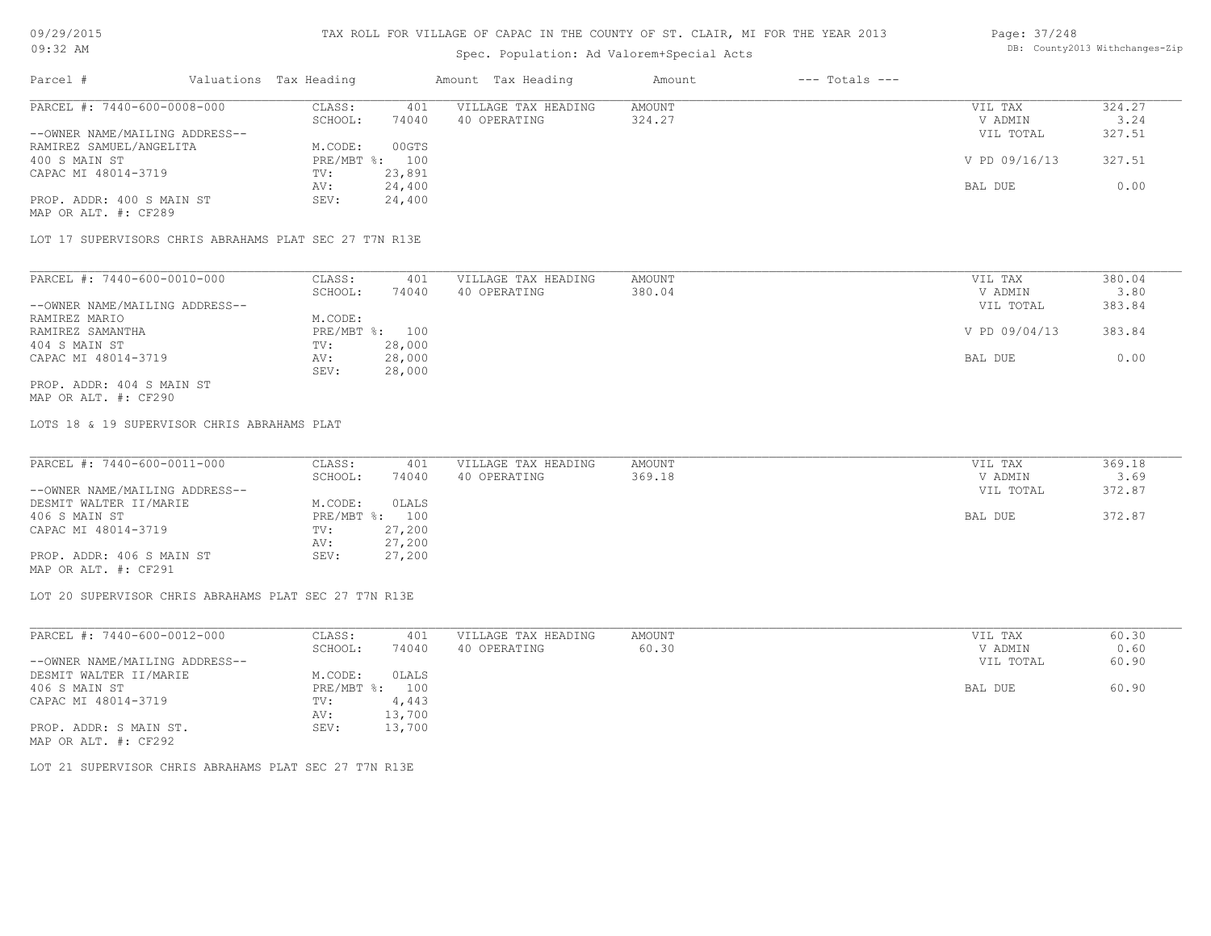# TAX ROLL FOR VILLAGE OF CAPAC IN THE COUNTY OF ST. CLAIR, MI FOR THE YEAR 2013

09/29/2015
09:32 AM

Spec. Population: Ad Valorem+Special Acts

DB: County2013 Withchanges-Zip

| Parcel # | Valuations | Tax Heading | Amount | Tax Heading | Amount | --- Totals --- | |
|---|---|---|---|---|---|---|---|

---

PARCEL #: 7440-600-0008-000

--OWNER NAME/MAILING ADDRESS--
RAMIREZ SAMUEL/ANGELITA
400 S MAIN ST
CAPAC MI 48014-3719

PROP. ADDR: 400 S MAIN ST
MAP OR ALT. #: CF289

| | | | | | |
|---|---|---|---|---|---|
| CLASS: | 401 | VILLAGE TAX HEADING | AMOUNT | VIL TAX | 324.27 |
| SCHOOL: | 74040 | 40 OPERATING | 324.27 | V ADMIN | 3.24 |
| M.CODE: | 00GTS | | | VIL TOTAL | 327.51 |
| PRE/MBT %: | 100 | | | V PD 09/16/13 | 327.51 |
| TV: | 23,891 | | | | |
| AV: | 24,400 | | | BAL DUE | 0.00 |
| SEV: | 24,400 | | | | |

LOT 17 SUPERVISORS CHRIS ABRAHAMS PLAT SEC 27 T7N R13E

---

PARCEL #: 7440-600-0010-000

--OWNER NAME/MAILING ADDRESS--
RAMIREZ MARIO
RAMIREZ SAMANTHA
404 S MAIN ST
CAPAC MI 48014-3719

PROP. ADDR: 404 S MAIN ST
MAP OR ALT. #: CF290

| | | | | | |
|---|---|---|---|---|---|
| CLASS: | 401 | VILLAGE TAX HEADING | AMOUNT | VIL TAX | 380.04 |
| SCHOOL: | 74040 | 40 OPERATING | 380.04 | V ADMIN | 3.80 |
| M.CODE: | | | | VIL TOTAL | 383.84 |
| PRE/MBT %: | 100 | | | V PD 09/04/13 | 383.84 |
| TV: | 28,000 | | | | |
| AV: | 28,000 | | | BAL DUE | 0.00 |
| SEV: | 28,000 | | | | |

LOTS 18 & 19 SUPERVISOR CHRIS ABRAHAMS PLAT

---

PARCEL #: 7440-600-0011-000

--OWNER NAME/MAILING ADDRESS--
DESMIT WALTER II/MARIE
406 S MAIN ST
CAPAC MI 48014-3719

PROP. ADDR: 406 S MAIN ST
MAP OR ALT. #: CF291

| | | | | | |
|---|---|---|---|---|---|
| CLASS: | 401 | VILLAGE TAX HEADING | AMOUNT | VIL TAX | 369.18 |
| SCHOOL: | 74040 | 40 OPERATING | 369.18 | V ADMIN | 3.69 |
| M.CODE: | 0LALS | | | VIL TOTAL | 372.87 |
| PRE/MBT %: | 100 | | | BAL DUE | 372.87 |
| TV: | 27,200 | | | | |
| AV: | 27,200 | | | | |
| SEV: | 27,200 | | | | |

LOT 20 SUPERVISOR CHRIS ABRAHAMS PLAT SEC 27 T7N R13E

---

PARCEL #: 7440-600-0012-000

--OWNER NAME/MAILING ADDRESS--
DESMIT WALTER II/MARIE
406 S MAIN ST
CAPAC MI 48014-3719

PROP. ADDR: S MAIN ST.
MAP OR ALT. #: CF292

| | | | | | |
|---|---|---|---|---|---|
| CLASS: | 401 | VILLAGE TAX HEADING | AMOUNT | VIL TAX | 60.30 |
| SCHOOL: | 74040 | 40 OPERATING | 60.30 | V ADMIN | 0.60 |
| M.CODE: | 0LALS | | | VIL TOTAL | 60.90 |
| PRE/MBT %: | 100 | | | BAL DUE | 60.90 |
| TV: | 4,443 | | | | |
| AV: | 13,700 | | | | |
| SEV: | 13,700 | | | | |

LOT 21 SUPERVISOR CHRIS ABRAHAMS PLAT SEC 27 T7N R13E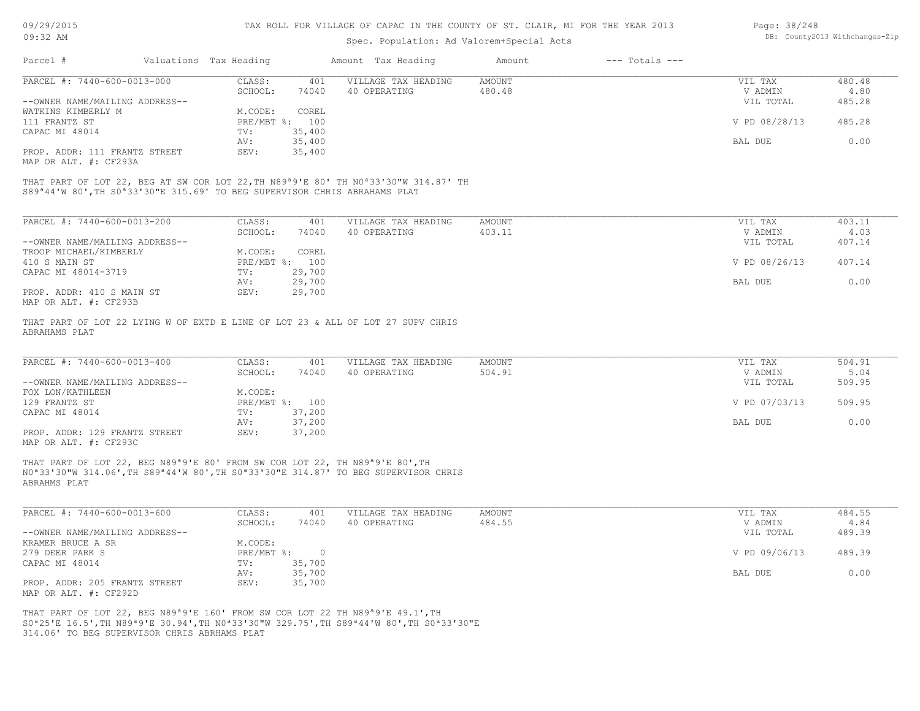# TAX ROLL FOR VILLAGE OF CAPAC IN THE COUNTY OF ST. CLAIR, MI FOR THE YEAR 2013

Spec. Population: Ad Valorem+Special Acts

| Parcel # | Valuations | Tax Heading | Amount | Tax Heading | Amount | --- Totals --- | |
|---|---|---|---|---|---|---|---|

---

**PARCEL #: 7440-600-0013-000**

| | | | | | | |
|---|---|---|---|---|---|---|
| --OWNER NAME/MAILING ADDRESS-- | CLASS: | 401 | VILLAGE TAX HEADING | AMOUNT | VIL TAX | 480.48 |
| WATKINS KIMBERLY M | SCHOOL: | 74040 | 40 OPERATING | 480.48 | V ADMIN | 4.80 |
| 111 FRANTZ ST | M.CODE: | COREL | | | VIL TOTAL | 485.28 |
| CAPAC MI 48014 | PRE/MBT %: | 100 | | | V PD 08/28/13 | 485.28 |
| | TV: | 35,400 | | | | |
| | AV: | 35,400 | | | BAL DUE | 0.00 |
| PROP. ADDR: 111 FRANTZ STREET | SEV: | 35,400 | | | | |
| MAP OR ALT. #: CF293A | | | | | | |

THAT PART OF LOT 22, BEG AT SW COR LOT 22,TH N89ª9'E 80' TH N0ª33'30"W 314.87' TH S89ª44'W 80',TH S0ª33'30"E 315.69' TO BEG SUPERVISOR CHRIS ABRAHAMS PLAT

---

**PARCEL #: 7440-600-0013-200**

| | | | | | | |
|---|---|---|---|---|---|---|
| --OWNER NAME/MAILING ADDRESS-- | CLASS: | 401 | VILLAGE TAX HEADING | AMOUNT | VIL TAX | 403.11 |
| TROOP MICHAEL/KIMBERLY | SCHOOL: | 74040 | 40 OPERATING | 403.11 | V ADMIN | 4.03 |
| 410 S MAIN ST | M.CODE: | COREL | | | VIL TOTAL | 407.14 |
| CAPAC MI 48014-3719 | PRE/MBT %: | 100 | | | V PD 08/26/13 | 407.14 |
| | TV: | 29,700 | | | | |
| | AV: | 29,700 | | | BAL DUE | 0.00 |
| PROP. ADDR: 410 S MAIN ST | SEV: | 29,700 | | | | |
| MAP OR ALT. #: CF293B | | | | | | |

THAT PART OF LOT 22 LYING W OF EXTD E LINE OF LOT 23 & ALL OF LOT 27 SUPV CHRIS ABRAHAMS PLAT

---

**PARCEL #: 7440-600-0013-400**

| | | | | | | |
|---|---|---|---|---|---|---|
| --OWNER NAME/MAILING ADDRESS-- | CLASS: | 401 | VILLAGE TAX HEADING | AMOUNT | VIL TAX | 504.91 |
| FOX LON/KATHLEEN | SCHOOL: | 74040 | 40 OPERATING | 504.91 | V ADMIN | 5.04 |
| 129 FRANTZ ST | M.CODE: | | | | VIL TOTAL | 509.95 |
| CAPAC MI 48014 | PRE/MBT %: | 100 | | | V PD 07/03/13 | 509.95 |
| | TV: | 37,200 | | | | |
| | AV: | 37,200 | | | BAL DUE | 0.00 |
| PROP. ADDR: 129 FRANTZ STREET | SEV: | 37,200 | | | | |
| MAP OR ALT. #: CF293C | | | | | | |

THAT PART OF LOT 22, BEG N89ª9'E 80' FROM SW COR LOT 22, TH N89ª9'E 80',TH N0ª33'30"W 314.06',TH S89ª44'W 80',TH S0ª33'30"E 314.87' TO BEG SUPERVISOR CHRIS ABRAHMS PLAT

---

**PARCEL #: 7440-600-0013-600**

| | | | | | | |
|---|---|---|---|---|---|---|
| --OWNER NAME/MAILING ADDRESS-- | CLASS: | 401 | VILLAGE TAX HEADING | AMOUNT | VIL TAX | 484.55 |
| KRAMER BRUCE A SR | SCHOOL: | 74040 | 40 OPERATING | 484.55 | V ADMIN | 4.84 |
| 279 DEER PARK S | M.CODE: | | | | VIL TOTAL | 489.39 |
| CAPAC MI 48014 | PRE/MBT %: | 0 | | | V PD 09/06/13 | 489.39 |
| | TV: | 35,700 | | | | |
| | AV: | 35,700 | | | BAL DUE | 0.00 |
| PROP. ADDR: 205 FRANTZ STREET | SEV: | 35,700 | | | | |
| MAP OR ALT. #: CF292D | | | | | | |

THAT PART OF LOT 22, BEG N89ª9'E 160' FROM SW COR LOT 22 TH N89ª9'E 49.1',TH S0ª25'E 16.5',TH N89ª9'E 30.94',TH N0ª33'30"W 329.75',TH S89ª44'W 80',TH S0ª33'30"E 314.06' TO BEG SUPERVISOR CHRIS ABRHAMS PLAT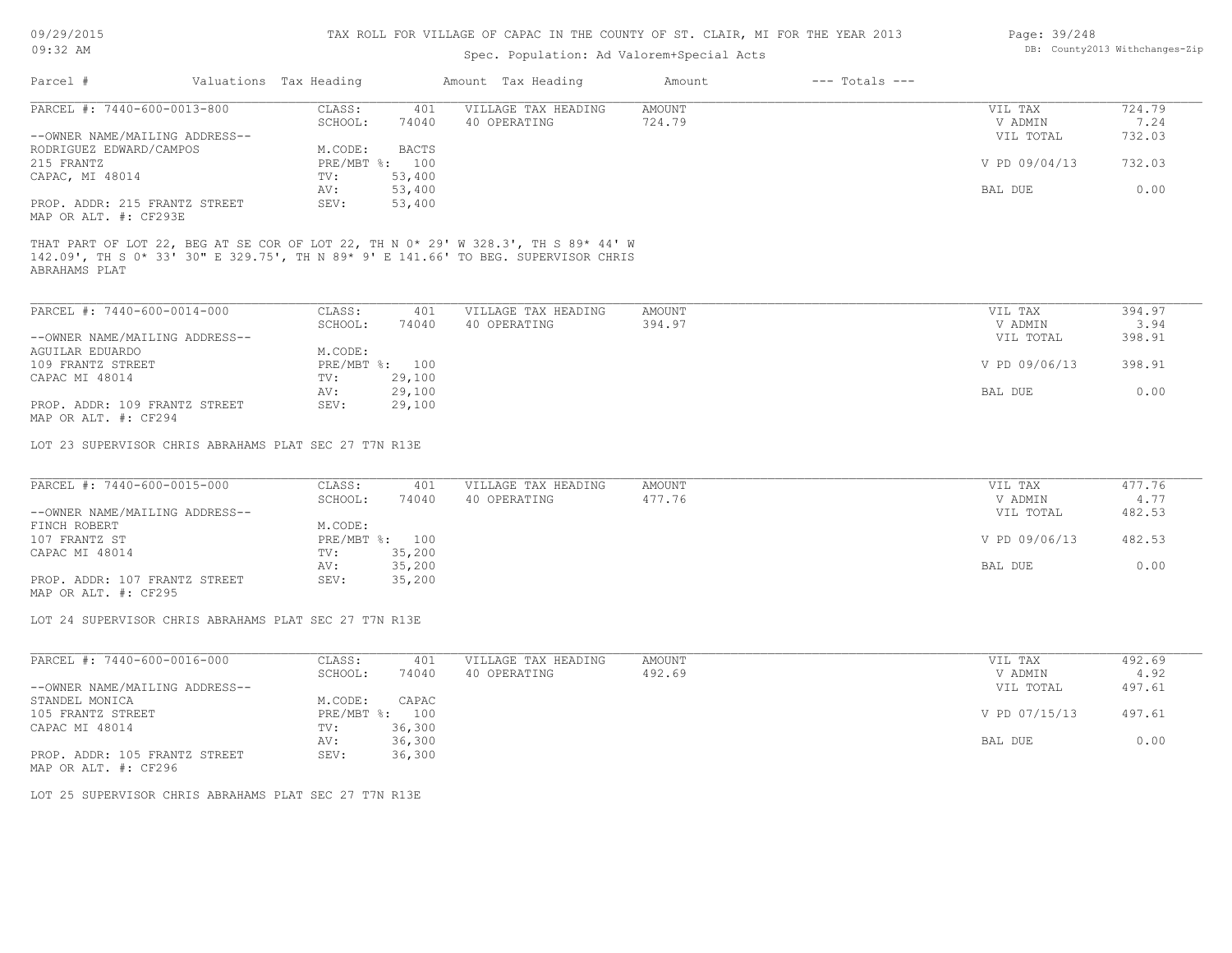# TAX ROLL FOR VILLAGE OF CAPAC IN THE COUNTY OF ST. CLAIR, MI FOR THE YEAR 2013

Spec. Population: Ad Valorem+Special Acts

| Parcel # | Valuations | Tax Heading | Amount | Tax Heading | Amount | --- Totals --- |
|---|---|---|---|---|---|---|

---

PARCEL #: 7440-600-0013-800

| | | | | | |
|---|---|---|---|---|---|
| CLASS: | 401 | VILLAGE TAX HEADING | AMOUNT | VIL TAX | 724.79 |
| SCHOOL: | 74040 | 40 OPERATING | 724.79 | V ADMIN | 7.24 |
| | | | | VIL TOTAL | 732.03 |
| M.CODE: | BACTS | | | | |
| PRE/MBT %: | 100 | | | V PD 09/04/13 | 732.03 |
| TV: | 53,400 | | | | |
| AV: | 53,400 | | | BAL DUE | 0.00 |
| SEV: | 53,400 | | | | |

--OWNER NAME/MAILING ADDRESS--
RODRIGUEZ EDWARD/CAMPOS
215 FRANTZ
CAPAC, MI 48014

PROP. ADDR: 215 FRANTZ STREET
MAP OR ALT. #: CF293E

THAT PART OF LOT 22, BEG AT SE COR OF LOT 22, TH N 0* 29' W 328.3', TH S 89* 44' W 142.09', TH S 0* 33' 30" E 329.75', TH N 89* 9' E 141.66' TO BEG. SUPERVISOR CHRIS ABRAHAMS PLAT

---

PARCEL #: 7440-600-0014-000

| | | | | | |
|---|---|---|---|---|---|
| CLASS: | 401 | VILLAGE TAX HEADING | AMOUNT | VIL TAX | 394.97 |
| SCHOOL: | 74040 | 40 OPERATING | 394.97 | V ADMIN | 3.94 |
| | | | | VIL TOTAL | 398.91 |
| M.CODE: | | | | | |
| PRE/MBT %: | 100 | | | V PD 09/06/13 | 398.91 |
| TV: | 29,100 | | | | |
| AV: | 29,100 | | | BAL DUE | 0.00 |
| SEV: | 29,100 | | | | |

--OWNER NAME/MAILING ADDRESS--
AGUILAR EDUARDO
109 FRANTZ STREET
CAPAC MI 48014

PROP. ADDR: 109 FRANTZ STREET
MAP OR ALT. #: CF294

LOT 23 SUPERVISOR CHRIS ABRAHAMS PLAT SEC 27 T7N R13E

---

PARCEL #: 7440-600-0015-000

| | | | | | |
|---|---|---|---|---|---|
| CLASS: | 401 | VILLAGE TAX HEADING | AMOUNT | VIL TAX | 477.76 |
| SCHOOL: | 74040 | 40 OPERATING | 477.76 | V ADMIN | 4.77 |
| | | | | VIL TOTAL | 482.53 |
| M.CODE: | | | | | |
| PRE/MBT %: | 100 | | | V PD 09/06/13 | 482.53 |
| TV: | 35,200 | | | | |
| AV: | 35,200 | | | BAL DUE | 0.00 |
| SEV: | 35,200 | | | | |

--OWNER NAME/MAILING ADDRESS--
FINCH ROBERT
107 FRANTZ ST
CAPAC MI 48014

PROP. ADDR: 107 FRANTZ STREET
MAP OR ALT. #: CF295

LOT 24 SUPERVISOR CHRIS ABRAHAMS PLAT SEC 27 T7N R13E

---

PARCEL #: 7440-600-0016-000

| | | | | | |
|---|---|---|---|---|---|
| CLASS: | 401 | VILLAGE TAX HEADING | AMOUNT | VIL TAX | 492.69 |
| SCHOOL: | 74040 | 40 OPERATING | 492.69 | V ADMIN | 4.92 |
| | | | | VIL TOTAL | 497.61 |
| M.CODE: | CAPAC | | | | |
| PRE/MBT %: | 100 | | | V PD 07/15/13 | 497.61 |
| TV: | 36,300 | | | | |
| AV: | 36,300 | | | BAL DUE | 0.00 |
| SEV: | 36,300 | | | | |

--OWNER NAME/MAILING ADDRESS--
STANDEL MONICA
105 FRANTZ STREET
CAPAC MI 48014

PROP. ADDR: 105 FRANTZ STREET
MAP OR ALT. #: CF296

LOT 25 SUPERVISOR CHRIS ABRAHAMS PLAT SEC 27 T7N R13E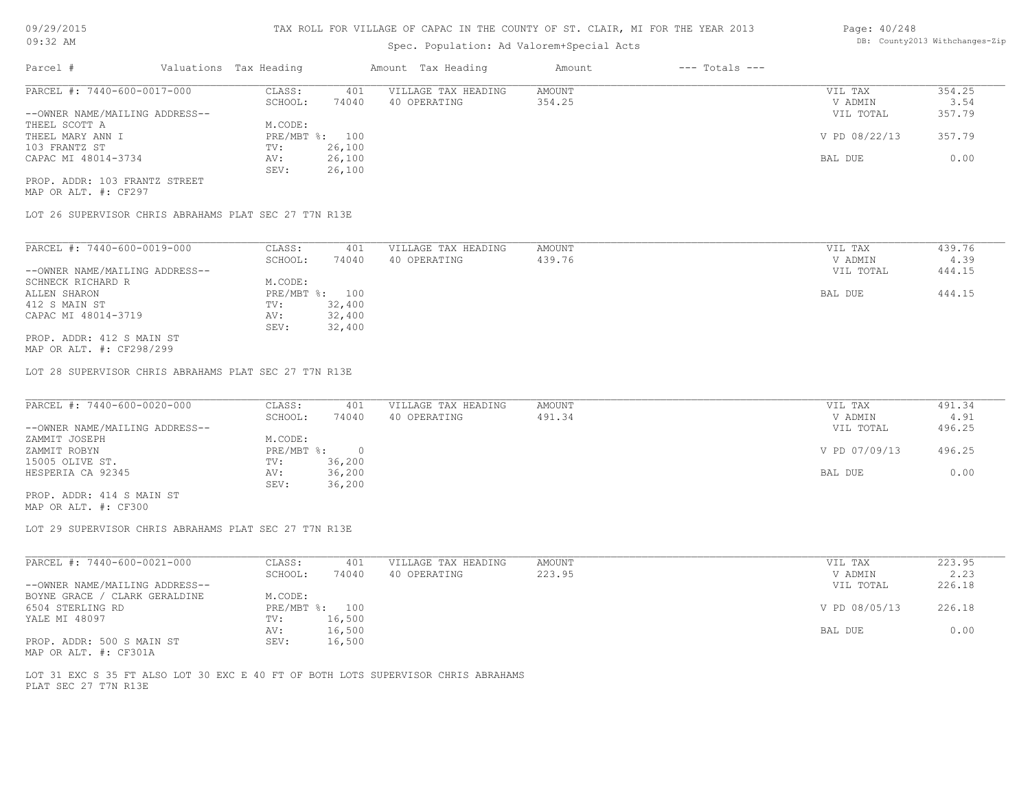# TAX ROLL FOR VILLAGE OF CAPAC IN THE COUNTY OF ST. CLAIR, MI FOR THE YEAR 2013

Spec. Population: Ad Valorem+Special Acts

| Parcel # | Valuations | Tax Heading | Amount | Tax Heading | Amount | --- Totals --- | |
|---|---|---|---|---|---|---|---|
| PARCEL #: 7440-600-0017-000 | CLASS: | 401 | VILLAGE TAX HEADING | AMOUNT | | VIL TAX | 354.25 |
| | SCHOOL: | 74040 | 40 OPERATING | 354.25 | | V ADMIN | 3.54 |
| --OWNER NAME/MAILING ADDRESS-- | | | | | | VIL TOTAL | 357.79 |
| THEEL SCOTT A | M.CODE: | | | | | | |
| THEEL MARY ANN I | PRE/MBT %: | 100 | | | | V PD 08/22/13 | 357.79 |
| 103 FRANTZ ST | TV: | 26,100 | | | | | |
| CAPAC MI 48014-3734 | AV: | 26,100 | | | | BAL DUE | 0.00 |
| | SEV: | 26,100 | | | | | |

PROP. ADDR: 103 FRANTZ STREET
MAP OR ALT. #: CF297

LOT 26 SUPERVISOR CHRIS ABRAHAMS PLAT SEC 27 T7N R13E

| Parcel # | Valuations | Tax Heading | Amount | Tax Heading | Amount | --- Totals --- | |
|---|---|---|---|---|---|---|---|
| PARCEL #: 7440-600-0019-000 | CLASS: | 401 | VILLAGE TAX HEADING | AMOUNT | | VIL TAX | 439.76 |
| | SCHOOL: | 74040 | 40 OPERATING | 439.76 | | V ADMIN | 4.39 |
| --OWNER NAME/MAILING ADDRESS-- | | | | | | VIL TOTAL | 444.15 |
| SCHNECK RICHARD R | M.CODE: | | | | | | |
| ALLEN SHARON | PRE/MBT %: | 100 | | | | BAL DUE | 444.15 |
| 412 S MAIN ST | TV: | 32,400 | | | | | |
| CAPAC MI 48014-3719 | AV: | 32,400 | | | | | |
| | SEV: | 32,400 | | | | | |

PROP. ADDR: 412 S MAIN ST
MAP OR ALT. #: CF298/299

LOT 28 SUPERVISOR CHRIS ABRAHAMS PLAT SEC 27 T7N R13E

| Parcel # | Valuations | Tax Heading | Amount | Tax Heading | Amount | --- Totals --- | |
|---|---|---|---|---|---|---|---|
| PARCEL #: 7440-600-0020-000 | CLASS: | 401 | VILLAGE TAX HEADING | AMOUNT | | VIL TAX | 491.34 |
| | SCHOOL: | 74040 | 40 OPERATING | 491.34 | | V ADMIN | 4.91 |
| --OWNER NAME/MAILING ADDRESS-- | | | | | | VIL TOTAL | 496.25 |
| ZAMMIT JOSEPH | M.CODE: | | | | | | |
| ZAMMIT ROBYN | PRE/MBT %: | 0 | | | | V PD 07/09/13 | 496.25 |
| 15005 OLIVE ST. | TV: | 36,200 | | | | | |
| HESPERIA CA 92345 | AV: | 36,200 | | | | BAL DUE | 0.00 |
| | SEV: | 36,200 | | | | | |

PROP. ADDR: 414 S MAIN ST
MAP OR ALT. #: CF300

LOT 29 SUPERVISOR CHRIS ABRAHAMS PLAT SEC 27 T7N R13E

| Parcel # | Valuations | Tax Heading | Amount | Tax Heading | Amount | --- Totals --- | |
|---|---|---|---|---|---|---|---|
| PARCEL #: 7440-600-0021-000 | CLASS: | 401 | VILLAGE TAX HEADING | AMOUNT | | VIL TAX | 223.95 |
| | SCHOOL: | 74040 | 40 OPERATING | 223.95 | | V ADMIN | 2.23 |
| --OWNER NAME/MAILING ADDRESS-- | | | | | | VIL TOTAL | 226.18 |
| BOYNE GRACE / CLARK GERALDINE | M.CODE: | | | | | | |
| 6504 STERLING RD | PRE/MBT %: | 100 | | | | V PD 08/05/13 | 226.18 |
| YALE MI 48097 | TV: | 16,500 | | | | | |
| | AV: | 16,500 | | | | BAL DUE | 0.00 |
| PROP. ADDR: 500 S MAIN ST | SEV: | 16,500 | | | | | |

MAP OR ALT. #: CF301A

LOT 31 EXC S 35 FT ALSO LOT 30 EXC E 40 FT OF BOTH LOTS SUPERVISOR CHRIS ABRAHAMS PLAT SEC 27 T7N R13E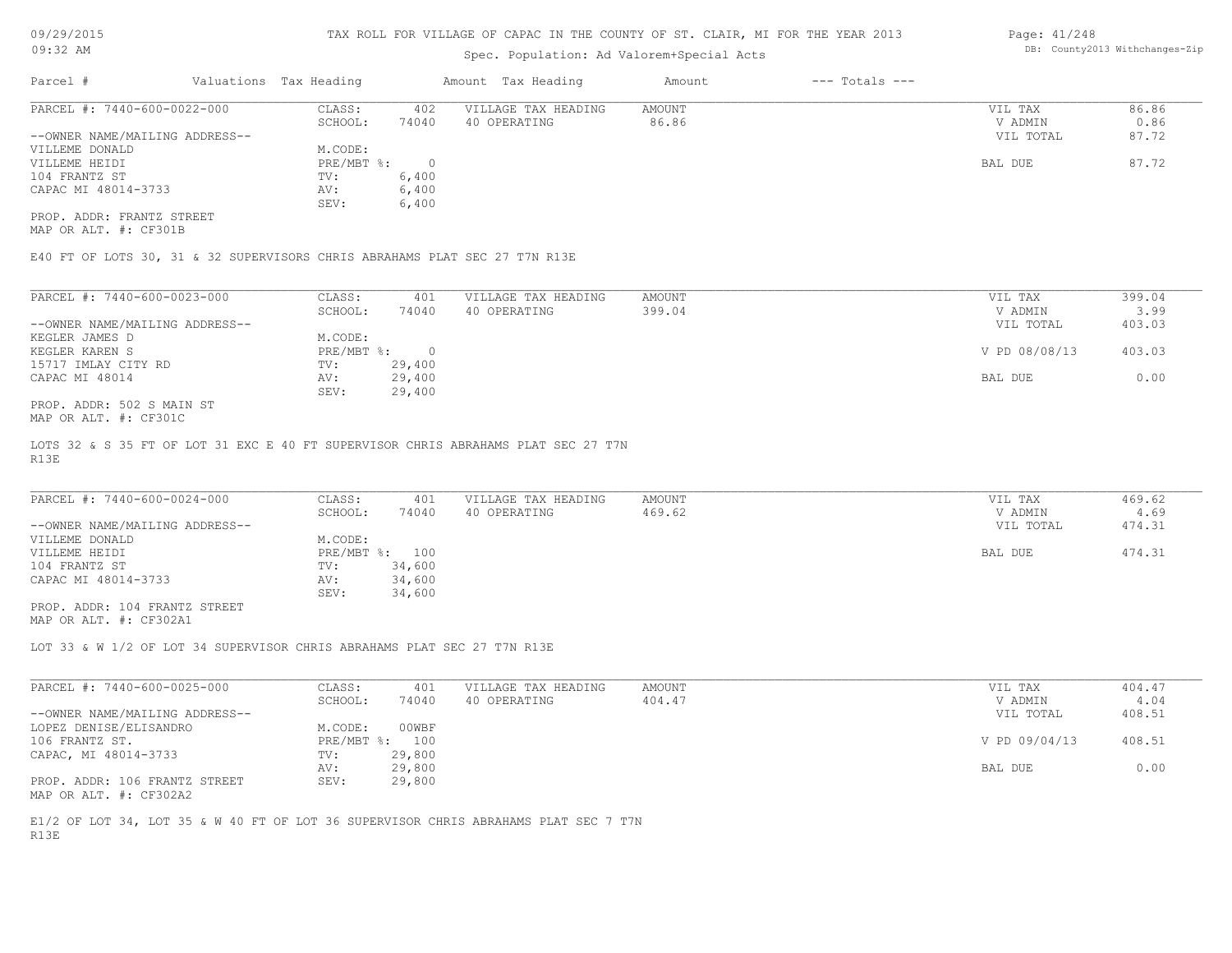TAX ROLL FOR VILLAGE OF CAPAC IN THE COUNTY OF ST. CLAIR, MI FOR THE YEAR 2013

Spec. Population: Ad Valorem+Special Acts

09/29/2015
09:32 AM

DB: County2013 Withchanges-Zip

| Parcel # | Valuations | Tax Heading | Amount | Tax Heading | Amount | --- Totals --- | |
|---|---|---|---|---|---|---|---|

---

**PARCEL #: 7440-600-0022-000**

| | | | | | |
|---|---|---|---|---|---|
| CLASS: | 402 | VILLAGE TAX HEADING | AMOUNT | VIL TAX | 86.86 |
| SCHOOL: | 74040 | 40 OPERATING | 86.86 | V ADMIN | 0.86 |
| M.CODE: | | | | VIL TOTAL | 87.72 |
| PRE/MBT %: | 0 | | | BAL DUE | 87.72 |
| TV: | 6,400 | | | | |
| AV: | 6,400 | | | | |
| SEV: | 6,400 | | | | |

--OWNER NAME/MAILING ADDRESS--
VILLEME DONALD
VILLEME HEIDI
104 FRANTZ ST
CAPAC MI 48014-3733

PROP. ADDR: FRANTZ STREET
MAP OR ALT. #: CF301B

E40 FT OF LOTS 30, 31 & 32 SUPERVISORS CHRIS ABRAHAMS PLAT SEC 27 T7N R13E

---

**PARCEL #: 7440-600-0023-000**

| | | | | | |
|---|---|---|---|---|---|
| CLASS: | 401 | VILLAGE TAX HEADING | AMOUNT | VIL TAX | 399.04 |
| SCHOOL: | 74040 | 40 OPERATING | 399.04 | V ADMIN | 3.99 |
| M.CODE: | | | | VIL TOTAL | 403.03 |
| PRE/MBT %: | 0 | | | V PD 08/08/13 | 403.03 |
| TV: | 29,400 | | | | |
| AV: | 29,400 | | | BAL DUE | 0.00 |
| SEV: | 29,400 | | | | |

--OWNER NAME/MAILING ADDRESS--
KEGLER JAMES D
KEGLER KAREN S
15717 IMLAY CITY RD
CAPAC MI 48014

PROP. ADDR: 502 S MAIN ST
MAP OR ALT. #: CF301C

LOTS 32 & S 35 FT OF LOT 31 EXC E 40 FT SUPERVISOR CHRIS ABRAHAMS PLAT SEC 27 T7N R13E

---

**PARCEL #: 7440-600-0024-000**

| | | | | | |
|---|---|---|---|---|---|
| CLASS: | 401 | VILLAGE TAX HEADING | AMOUNT | VIL TAX | 469.62 |
| SCHOOL: | 74040 | 40 OPERATING | 469.62 | V ADMIN | 4.69 |
| M.CODE: | | | | VIL TOTAL | 474.31 |
| PRE/MBT %: | 100 | | | BAL DUE | 474.31 |
| TV: | 34,600 | | | | |
| AV: | 34,600 | | | | |
| SEV: | 34,600 | | | | |

--OWNER NAME/MAILING ADDRESS--
VILLEME DONALD
VILLEME HEIDI
104 FRANTZ ST
CAPAC MI 48014-3733

PROP. ADDR: 104 FRANTZ STREET
MAP OR ALT. #: CF302A1

LOT 33 & W 1/2 OF LOT 34 SUPERVISOR CHRIS ABRAHAMS PLAT SEC 27 T7N R13E

---

**PARCEL #: 7440-600-0025-000**

| | | | | | |
|---|---|---|---|---|---|
| CLASS: | 401 | VILLAGE TAX HEADING | AMOUNT | VIL TAX | 404.47 |
| SCHOOL: | 74040 | 40 OPERATING | 404.47 | V ADMIN | 4.04 |
| M.CODE: | 00WBF | | | VIL TOTAL | 408.51 |
| PRE/MBT %: | 100 | | | V PD 09/04/13 | 408.51 |
| TV: | 29,800 | | | | |
| AV: | 29,800 | | | BAL DUE | 0.00 |
| SEV: | 29,800 | | | | |

--OWNER NAME/MAILING ADDRESS--
LOPEZ DENISE/ELISANDRO
106 FRANTZ ST.
CAPAC, MI 48014-3733

PROP. ADDR: 106 FRANTZ STREET
MAP OR ALT. #: CF302A2

E1/2 OF LOT 34, LOT 35 & W 40 FT OF LOT 36 SUPERVISOR CHRIS ABRAHAMS PLAT SEC 7 T7N R13E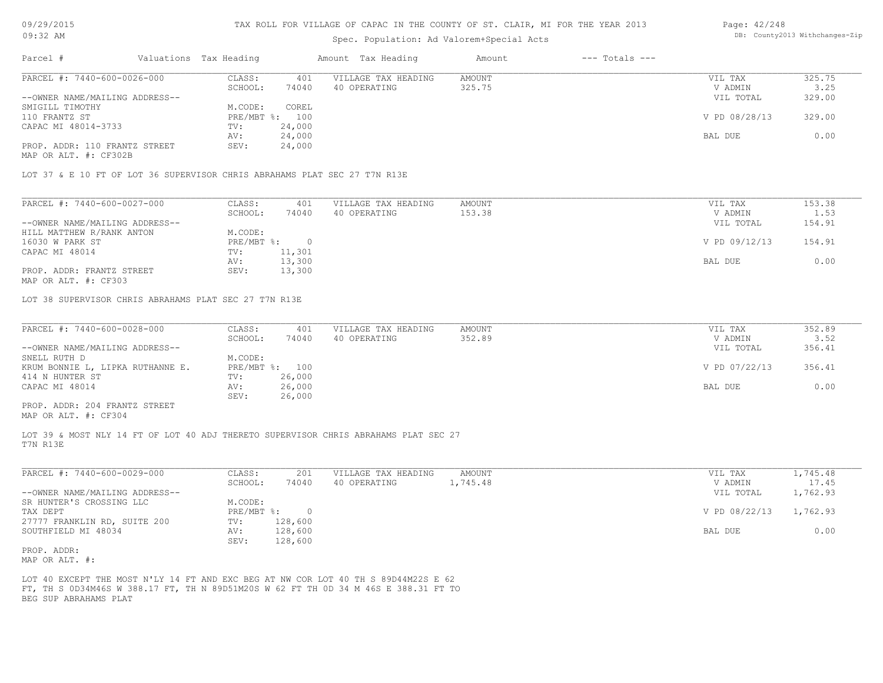# TAX ROLL FOR VILLAGE OF CAPAC IN THE COUNTY OF ST. CLAIR, MI FOR THE YEAR 2013

Spec. Population: Ad Valorem+Special Acts

| Parcel # | Valuations | Tax Heading | Amount | Tax Heading | Amount | --- Totals --- |
|---|---|---|---|---|---|---|

**PARCEL #: 7440-600-0026-000**

| | | | | | |
|---|---|---|---|---|---|
| CLASS: | 401 | VILLAGE TAX HEADING | AMOUNT | VIL TAX | 325.75 |
| SCHOOL: | 74040 | 40 OPERATING | 325.75 | V ADMIN | 3.25 |
| M.CODE: | COREL | | | VIL TOTAL | 329.00 |
| PRE/MBT %: | 100 | | | V PD 08/28/13 | 329.00 |
| TV: | 24,000 | | | | |
| AV: | 24,000 | | | BAL DUE | 0.00 |
| SEV: | 24,000 | | | | |

--OWNER NAME/MAILING ADDRESS--
SMIGILL TIMOTHY
110 FRANTZ ST
CAPAC MI 48014-3733

PROP. ADDR: 110 FRANTZ STREET
MAP OR ALT. #: CF302B

LOT 37 & E 10 FT OF LOT 36 SUPERVISOR CHRIS ABRAHAMS PLAT SEC 27 T7N R13E

**PARCEL #: 7440-600-0027-000**

| | | | | | |
|---|---|---|---|---|---|
| CLASS: | 401 | VILLAGE TAX HEADING | AMOUNT | VIL TAX | 153.38 |
| SCHOOL: | 74040 | 40 OPERATING | 153.38 | V ADMIN | 1.53 |
| M.CODE: | | | | VIL TOTAL | 154.91 |
| PRE/MBT %: | 0 | | | V PD 09/12/13 | 154.91 |
| TV: | 11,301 | | | | |
| AV: | 13,300 | | | BAL DUE | 0.00 |
| SEV: | 13,300 | | | | |

--OWNER NAME/MAILING ADDRESS--
HILL MATTHEW R/RANK ANTON
16030 W PARK ST
CAPAC MI 48014

PROP. ADDR: FRANTZ STREET
MAP OR ALT. #: CF303

LOT 38 SUPERVISOR CHRIS ABRAHAMS PLAT SEC 27 T7N R13E

**PARCEL #: 7440-600-0028-000**

| | | | | | |
|---|---|---|---|---|---|
| CLASS: | 401 | VILLAGE TAX HEADING | AMOUNT | VIL TAX | 352.89 |
| SCHOOL: | 74040 | 40 OPERATING | 352.89 | V ADMIN | 3.52 |
| M.CODE: | | | | VIL TOTAL | 356.41 |
| PRE/MBT %: | 100 | | | V PD 07/22/13 | 356.41 |
| TV: | 26,000 | | | | |
| AV: | 26,000 | | | BAL DUE | 0.00 |
| SEV: | 26,000 | | | | |

--OWNER NAME/MAILING ADDRESS--
SNELL RUTH D
KRUM BONNIE L, LIPKA RUTHANNE E.
414 N HUNTER ST
CAPAC MI 48014

PROP. ADDR: 204 FRANTZ STREET
MAP OR ALT. #: CF304

LOT 39 & MOST NLY 14 FT OF LOT 40 ADJ THERETO SUPERVISOR CHRIS ABRAHAMS PLAT SEC 27 T7N R13E

**PARCEL #: 7440-600-0029-000**

| | | | | | |
|---|---|---|---|---|---|
| CLASS: | 201 | VILLAGE TAX HEADING | AMOUNT | VIL TAX | 1,745.48 |
| SCHOOL: | 74040 | 40 OPERATING | 1,745.48 | V ADMIN | 17.45 |
| M.CODE: | | | | VIL TOTAL | 1,762.93 |
| PRE/MBT %: | 0 | | | V PD 08/22/13 | 1,762.93 |
| TV: | 128,600 | | | | |
| AV: | 128,600 | | | BAL DUE | 0.00 |
| SEV: | 128,600 | | | | |

--OWNER NAME/MAILING ADDRESS--
SR HUNTER'S CROSSING LLC
TAX DEPT
27777 FRANKLIN RD, SUITE 200
SOUTHFIELD MI 48034

PROP. ADDR:
MAP OR ALT. #:

LOT 40 EXCEPT THE MOST N'LY 14 FT AND EXC BEG AT NW COR LOT 40 TH S 89D44M22S E 62 FT, TH S 0D34M46S W 388.17 FT, TH N 89D51M20S W 62 FT TH 0D 34 M 46S E 388.31 FT TO BEG SUP ABRAHAMS PLAT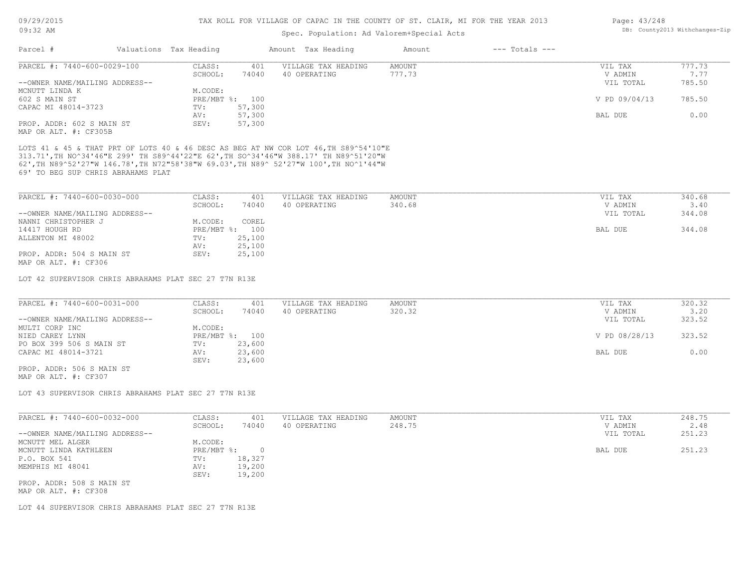TAX ROLL FOR VILLAGE OF CAPAC IN THE COUNTY OF ST. CLAIR, MI FOR THE YEAR 2013

Spec. Population: Ad Valorem+Special Acts

| Parcel # | Valuations | Tax Heading | Amount | Tax Heading | Amount | --- Totals --- | |
|---|---|---|---|---|---|---|---|

PARCEL #: 7440-600-0029-100

| | | | | | | |
|---|---|---|---|---|---|---|
| CLASS: | 401 | VILLAGE TAX HEADING | AMOUNT | | VIL TAX | 777.73 |
| SCHOOL: | 74040 | 40 OPERATING | 777.73 | | V ADMIN | 7.77 |
| | | | | | VIL TOTAL | 785.50 |
| M.CODE: | | | | | | |
| PRE/MBT %: | 100 | | | | V PD 09/04/13 | 785.50 |
| TV: | 57,300 | | | | | |
| AV: | 57,300 | | | | BAL DUE | 0.00 |
| SEV: | 57,300 | | | | | |

--OWNER NAME/MAILING ADDRESS--
MCNUTT LINDA K
602 S MAIN ST
CAPAC MI 48014-3723

PROP. ADDR: 602 S MAIN ST
MAP OR ALT. #: CF305B

LOTS 41 & 45 & THAT PRT OF LOTS 40 & 46 DESC AS BEG AT NW COR LOT 46,TH S89^54'10"E 313.71',TH NO^34'46"E 299' TH S89^44'22"E 62',TH SO^34'46"W 388.17' TH N89^51'20"W 62',TH N89^52'27"W 146.78',TH N72"58'38"W 69.03',TH N89^ 52'27"W 100',TH NO^1'44"W 69' TO BEG SUP CHRIS ABRAHAMS PLAT

PARCEL #: 7440-600-0030-000

| | | | | | | |
|---|---|---|---|---|---|---|
| CLASS: | 401 | VILLAGE TAX HEADING | AMOUNT | | VIL TAX | 340.68 |
| SCHOOL: | 74040 | 40 OPERATING | 340.68 | | V ADMIN | 3.40 |
| | | | | | VIL TOTAL | 344.08 |
| M.CODE: | COREL | | | | | |
| PRE/MBT %: | 100 | | | | BAL DUE | 344.08 |
| TV: | 25,100 | | | | | |
| AV: | 25,100 | | | | | |
| SEV: | 25,100 | | | | | |

--OWNER NAME/MAILING ADDRESS--
NANNI CHRISTOPHER J
14417 HOUGH RD
ALLENTON MI 48002

PROP. ADDR: 504 S MAIN ST
MAP OR ALT. #: CF306

LOT 42 SUPERVISOR CHRIS ABRAHAMS PLAT SEC 27 T7N R13E

PARCEL #: 7440-600-0031-000

| | | | | | | |
|---|---|---|---|---|---|---|
| CLASS: | 401 | VILLAGE TAX HEADING | AMOUNT | | VIL TAX | 320.32 |
| SCHOOL: | 74040 | 40 OPERATING | 320.32 | | V ADMIN | 3.20 |
| | | | | | VIL TOTAL | 323.52 |
| M.CODE: | | | | | | |
| PRE/MBT %: | 100 | | | | V PD 08/28/13 | 323.52 |
| TV: | 23,600 | | | | | |
| AV: | 23,600 | | | | BAL DUE | 0.00 |
| SEV: | 23,600 | | | | | |

--OWNER NAME/MAILING ADDRESS--
MULTI CORP INC
NIED CAREY LYNN
PO BOX 399 506 S MAIN ST
CAPAC MI 48014-3721

PROP. ADDR: 506 S MAIN ST
MAP OR ALT. #: CF307

LOT 43 SUPERVISOR CHRIS ABRAHAMS PLAT SEC 27 T7N R13E

PARCEL #: 7440-600-0032-000

| | | | | | | |
|---|---|---|---|---|---|---|
| CLASS: | 401 | VILLAGE TAX HEADING | AMOUNT | | VIL TAX | 248.75 |
| SCHOOL: | 74040 | 40 OPERATING | 248.75 | | V ADMIN | 2.48 |
| | | | | | VIL TOTAL | 251.23 |
| M.CODE: | | | | | | |
| PRE/MBT %: | 0 | | | | BAL DUE | 251.23 |
| TV: | 18,327 | | | | | |
| AV: | 19,200 | | | | | |
| SEV: | 19,200 | | | | | |

--OWNER NAME/MAILING ADDRESS--
MCNUTT MEL ALGER
MCNUTT LINDA KATHLEEN
P.O. BOX 541
MEMPHIS MI 48041

PROP. ADDR: 508 S MAIN ST
MAP OR ALT. #: CF308

LOT 44 SUPERVISOR CHRIS ABRAHAMS PLAT SEC 27 T7N R13E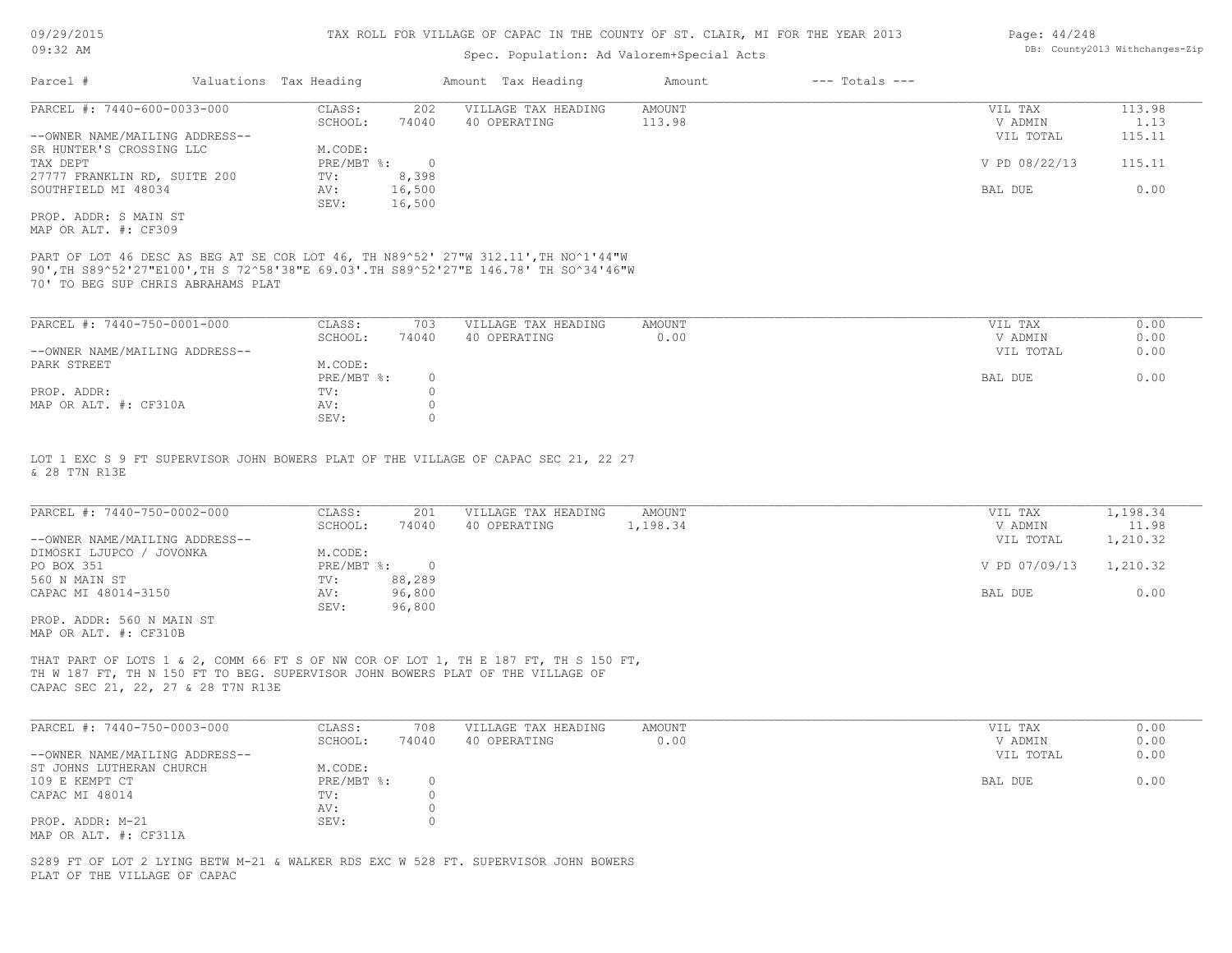TAX ROLL FOR VILLAGE OF CAPAC IN THE COUNTY OF ST. CLAIR, MI FOR THE YEAR 2013

Spec. Population: Ad Valorem+Special Acts

| Parcel # | Valuations | Tax Heading | Amount | Tax Heading | Amount | --- Totals --- | |
|---|---|---|---|---|---|---|---|
| PARCEL #: 7440-600-0033-000 | CLASS: | 202 | VILLAGE TAX HEADING | AMOUNT | | VIL TAX | 113.98 |
| | SCHOOL: | 74040 | 40 OPERATING | 113.98 | | V ADMIN | 1.13 |
| --OWNER NAME/MAILING ADDRESS-- | | | | | | VIL TOTAL | 115.11 |
| SR HUNTER'S CROSSING LLC | M.CODE: | | | | | | |
| TAX DEPT | PRE/MBT %: | 0 | | | | V PD 08/22/13 | 115.11 |
| 27777 FRANKLIN RD, SUITE 200 | TV: | 8,398 | | | | | |
| SOUTHFIELD MI 48034 | AV: | 16,500 | | | | BAL DUE | 0.00 |
| | SEV: | 16,500 | | | | | |
| PROP. ADDR: S MAIN ST | | | | | | | |
| MAP OR ALT. #: CF309 | | | | | | | |

PART OF LOT 46 DESC AS BEG AT SE COR LOT 46, TH N89^52' 27"W 312.11',TH NO^1'44"W 90',TH S89^52'27"E100',TH S 72^58'38"E 69.03'.TH S89^52'27"E 146.78' TH SO^34'46"W 70' TO BEG SUP CHRIS ABRAHAMS PLAT

| Parcel # | Valuations | Tax Heading | Amount | Tax Heading | Amount | --- Totals --- | |
|---|---|---|---|---|---|---|---|
| PARCEL #: 7440-750-0001-000 | CLASS: | 703 | VILLAGE TAX HEADING | AMOUNT | | VIL TAX | 0.00 |
| | SCHOOL: | 74040 | 40 OPERATING | 0.00 | | V ADMIN | 0.00 |
| --OWNER NAME/MAILING ADDRESS-- | | | | | | VIL TOTAL | 0.00 |
| PARK STREET | M.CODE: | | | | | | |
| | PRE/MBT %: | 0 | | | | BAL DUE | 0.00 |
| PROP. ADDR: | TV: | 0 | | | | | |
| MAP OR ALT. #: CF310A | AV: | 0 | | | | | |
| | SEV: | 0 | | | | | |

LOT 1 EXC S 9 FT SUPERVISOR JOHN BOWERS PLAT OF THE VILLAGE OF CAPAC SEC 21, 22 27 & 28 T7N R13E

| Parcel # | Valuations | Tax Heading | Amount | Tax Heading | Amount | --- Totals --- | |
|---|---|---|---|---|---|---|---|
| PARCEL #: 7440-750-0002-000 | CLASS: | 201 | VILLAGE TAX HEADING | AMOUNT | | VIL TAX | 1,198.34 |
| | SCHOOL: | 74040 | 40 OPERATING | 1,198.34 | | V ADMIN | 11.98 |
| --OWNER NAME/MAILING ADDRESS-- | | | | | | VIL TOTAL | 1,210.32 |
| DIMOSKI LJUPCO / JOVONKA | M.CODE: | | | | | | |
| PO BOX 351 | PRE/MBT %: | 0 | | | | V PD 07/09/13 | 1,210.32 |
| 560 N MAIN ST | TV: | 88,289 | | | | | |
| CAPAC MI 48014-3150 | AV: | 96,800 | | | | BAL DUE | 0.00 |
| | SEV: | 96,800 | | | | | |
| PROP. ADDR: 560 N MAIN ST | | | | | | | |
| MAP OR ALT. #: CF310B | | | | | | | |

THAT PART OF LOTS 1 & 2, COMM 66 FT S OF NW COR OF LOT 1, TH E 187 FT, TH S 150 FT, TH W 187 FT, TH N 150 FT TO BEG. SUPERVISOR JOHN BOWERS PLAT OF THE VILLAGE OF CAPAC SEC 21, 22, 27 & 28 T7N R13E

| Parcel # | Valuations | Tax Heading | Amount | Tax Heading | Amount | --- Totals --- | |
|---|---|---|---|---|---|---|---|
| PARCEL #: 7440-750-0003-000 | CLASS: | 708 | VILLAGE TAX HEADING | AMOUNT | | VIL TAX | 0.00 |
| | SCHOOL: | 74040 | 40 OPERATING | 0.00 | | V ADMIN | 0.00 |
| --OWNER NAME/MAILING ADDRESS-- | | | | | | VIL TOTAL | 0.00 |
| ST JOHNS LUTHERAN CHURCH | M.CODE: | | | | | | |
| 109 E KEMPT CT | PRE/MBT %: | 0 | | | | BAL DUE | 0.00 |
| CAPAC MI 48014 | TV: | 0 | | | | | |
| | AV: | 0 | | | | | |
| PROP. ADDR: M-21 | SEV: | 0 | | | | | |
| MAP OR ALT. #: CF311A | | | | | | | |

S289 FT OF LOT 2 LYING BETW M-21 & WALKER RDS EXC W 528 FT. SUPERVISOR JOHN BOWERS PLAT OF THE VILLAGE OF CAPAC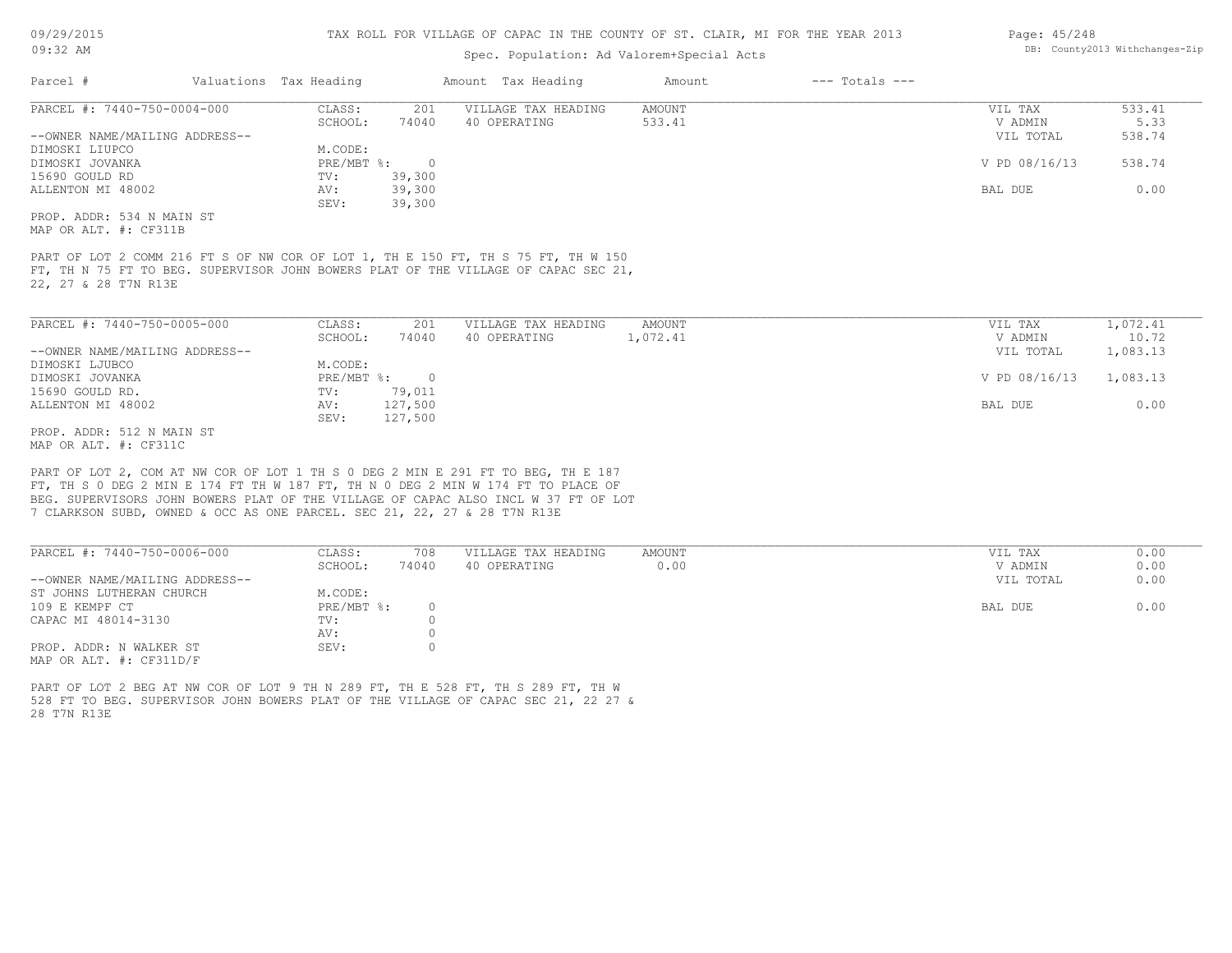TAX ROLL FOR VILLAGE OF CAPAC IN THE COUNTY OF ST. CLAIR, MI FOR THE YEAR 2013

Spec. Population: Ad Valorem+Special Acts

09/29/2015 09:32 AM

DB: County2013 Withchanges-Zip

| Parcel # | Valuations | Tax Heading | Amount | Tax Heading | Amount | --- Totals --- | |
|---|---|---|---|---|---|---|---|

**PARCEL #: 7440-750-0004-000**

| | | | | | | |
|---|---|---|---|---|---|---|
| CLASS: | 201 | VILLAGE TAX HEADING | AMOUNT | | VIL TAX | 533.41 |
| SCHOOL: | 74040 | 40 OPERATING | 533.41 | | V ADMIN | 5.33 |
| | | | | | VIL TOTAL | 538.74 |
| M.CODE: | | | | | | |
| PRE/MBT %: | 0 | | | | V PD 08/16/13 | 538.74 |
| TV: | 39,300 | | | | | |
| AV: | 39,300 | | | | BAL DUE | 0.00 |
| SEV: | 39,300 | | | | | |

--OWNER NAME/MAILING ADDRESS--
DIMOSKI LIUPCO
DIMOSKI JOVANKA
15690 GOULD RD
ALLENTON MI 48002

PROP. ADDR: 534 N MAIN ST
MAP OR ALT. #: CF311B

PART OF LOT 2 COMM 216 FT S OF NW COR OF LOT 1, TH E 150 FT, TH S 75 FT, TH W 150 FT, TH N 75 FT TO BEG. SUPERVISOR JOHN BOWERS PLAT OF THE VILLAGE OF CAPAC SEC 21, 22, 27 & 28 T7N R13E

**PARCEL #: 7440-750-0005-000**

| | | | | | | |
|---|---|---|---|---|---|---|
| CLASS: | 201 | VILLAGE TAX HEADING | AMOUNT | | VIL TAX | 1,072.41 |
| SCHOOL: | 74040 | 40 OPERATING | 1,072.41 | | V ADMIN | 10.72 |
| | | | | | VIL TOTAL | 1,083.13 |
| M.CODE: | | | | | | |
| PRE/MBT %: | 0 | | | | V PD 08/16/13 | 1,083.13 |
| TV: | 79,011 | | | | | |
| AV: | 127,500 | | | | BAL DUE | 0.00 |
| SEV: | 127,500 | | | | | |

--OWNER NAME/MAILING ADDRESS--
DIMOSKI LJUBCO
DIMOSKI JOVANKA
15690 GOULD RD.
ALLENTON MI 48002

PROP. ADDR: 512 N MAIN ST
MAP OR ALT. #: CF311C

PART OF LOT 2, COM AT NW COR OF LOT 1 TH S 0 DEG 2 MIN E 291 FT TO BEG, TH E 187 FT, TH S 0 DEG 2 MIN E 174 FT TH W 187 FT, TH N 0 DEG 2 MIN W 174 FT TO PLACE OF BEG. SUPERVISORS JOHN BOWERS PLAT OF THE VILLAGE OF CAPAC ALSO INCL W 37 FT OF LOT 7 CLARKSON SUBD, OWNED & OCC AS ONE PARCEL. SEC 21, 22, 27 & 28 T7N R13E

**PARCEL #: 7440-750-0006-000**

| | | | | | | |
|---|---|---|---|---|---|---|
| CLASS: | 708 | VILLAGE TAX HEADING | AMOUNT | | VIL TAX | 0.00 |
| SCHOOL: | 74040 | 40 OPERATING | 0.00 | | V ADMIN | 0.00 |
| | | | | | VIL TOTAL | 0.00 |
| M.CODE: | | | | | | |
| PRE/MBT %: | 0 | | | | BAL DUE | 0.00 |
| TV: | 0 | | | | | |
| AV: | 0 | | | | | |
| SEV: | 0 | | | | | |

--OWNER NAME/MAILING ADDRESS--
ST JOHNS LUTHERAN CHURCH
109 E KEMPF CT
CAPAC MI 48014-3130

PROP. ADDR: N WALKER ST
MAP OR ALT. #: CF311D/F

PART OF LOT 2 BEG AT NW COR OF LOT 9 TH N 289 FT, TH E 528 FT, TH S 289 FT, TH W 528 FT TO BEG. SUPERVISOR JOHN BOWERS PLAT OF THE VILLAGE OF CAPAC SEC 21, 22 27 & 28 T7N R13E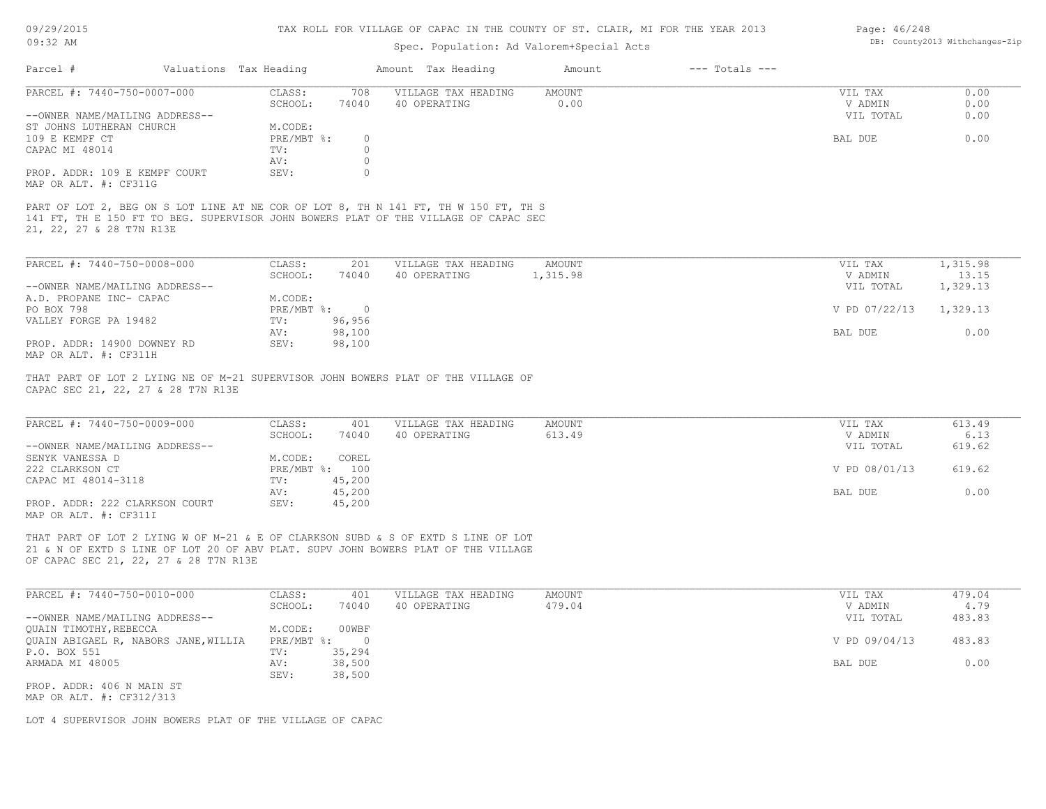TAX ROLL FOR VILLAGE OF CAPAC IN THE COUNTY OF ST. CLAIR, MI FOR THE YEAR 2013

Spec. Population: Ad Valorem+Special Acts

| Parcel # | Valuations | Tax Heading | Amount | Tax Heading | Amount | --- Totals --- |
|---|---|---|---|---|---|---|

---

PARCEL #: 7440-750-0007-000

| | | | | | |
|---|---|---|---|---|---|
| CLASS: | 708 | VILLAGE TAX HEADING | AMOUNT | VIL TAX | 0.00 |
| SCHOOL: | 74040 | 40 OPERATING | 0.00 | V ADMIN | 0.00 |
| | | | | VIL TOTAL | 0.00 |
| M.CODE: | | | | | |
| PRE/MBT %: | 0 | | | BAL DUE | 0.00 |
| TV: | 0 | | | | |
| AV: | 0 | | | | |
| SEV: | 0 | | | | |

--OWNER NAME/MAILING ADDRESS--
ST JOHNS LUTHERAN CHURCH
109 E KEMPF CT
CAPAC MI 48014

PROP. ADDR: 109 E KEMPF COURT
MAP OR ALT. #: CF311G

PART OF LOT 2, BEG ON S LOT LINE AT NE COR OF LOT 8, TH N 141 FT, TH W 150 FT, TH S 141 FT, TH E 150 FT TO BEG. SUPERVISOR JOHN BOWERS PLAT OF THE VILLAGE OF CAPAC SEC 21, 22, 27 & 28 T7N R13E

---

PARCEL #: 7440-750-0008-000

| | | | | | |
|---|---|---|---|---|---|
| CLASS: | 201 | VILLAGE TAX HEADING | AMOUNT | VIL TAX | 1,315.98 |
| SCHOOL: | 74040 | 40 OPERATING | 1,315.98 | V ADMIN | 13.15 |
| | | | | VIL TOTAL | 1,329.13 |
| M.CODE: | | | | | |
| PRE/MBT %: | 0 | | | V PD 07/22/13 | 1,329.13 |
| TV: | 96,956 | | | | |
| AV: | 98,100 | | | BAL DUE | 0.00 |
| SEV: | 98,100 | | | | |

--OWNER NAME/MAILING ADDRESS--
A.D. PROPANE INC- CAPAC
PO BOX 798
VALLEY FORGE PA 19482

PROP. ADDR: 14900 DOWNEY RD
MAP OR ALT. #: CF311H

THAT PART OF LOT 2 LYING NE OF M-21 SUPERVISOR JOHN BOWERS PLAT OF THE VILLAGE OF CAPAC SEC 21, 22, 27 & 28 T7N R13E

---

PARCEL #: 7440-750-0009-000

| | | | | | |
|---|---|---|---|---|---|
| CLASS: | 401 | VILLAGE TAX HEADING | AMOUNT | VIL TAX | 613.49 |
| SCHOOL: | 74040 | 40 OPERATING | 613.49 | V ADMIN | 6.13 |
| | | | | VIL TOTAL | 619.62 |
| M.CODE: | COREL | | | | |
| PRE/MBT %: | 100 | | | V PD 08/01/13 | 619.62 |
| TV: | 45,200 | | | | |
| AV: | 45,200 | | | BAL DUE | 0.00 |
| SEV: | 45,200 | | | | |

--OWNER NAME/MAILING ADDRESS--
SENYK VANESSA D
222 CLARKSON CT
CAPAC MI 48014-3118

PROP. ADDR: 222 CLARKSON COURT
MAP OR ALT. #: CF311I

THAT PART OF LOT 2 LYING W OF M-21 & E OF CLARKSON SUBD & S OF EXTD S LINE OF LOT 21 & N OF EXTD S LINE OF LOT 20 OF ABV PLAT. SUPV JOHN BOWERS PLAT OF THE VILLAGE OF CAPAC SEC 21, 22, 27 & 28 T7N R13E

---

PARCEL #: 7440-750-0010-000

| | | | | | |
|---|---|---|---|---|---|
| CLASS: | 401 | VILLAGE TAX HEADING | AMOUNT | VIL TAX | 479.04 |
| SCHOOL: | 74040 | 40 OPERATING | 479.04 | V ADMIN | 4.79 |
| | | | | VIL TOTAL | 483.83 |
| M.CODE: | 00WBF | | | | |
| PRE/MBT %: | 0 | | | V PD 09/04/13 | 483.83 |
| TV: | 35,294 | | | | |
| AV: | 38,500 | | | BAL DUE | 0.00 |
| SEV: | 38,500 | | | | |

--OWNER NAME/MAILING ADDRESS--
QUAIN TIMOTHY,REBECCA
QUAIN ABIGAEL R, NABORS JANE,WILLIA
P.O. BOX 551
ARMADA MI 48005

PROP. ADDR: 406 N MAIN ST
MAP OR ALT. #: CF312/313

LOT 4 SUPERVISOR JOHN BOWERS PLAT OF THE VILLAGE OF CAPAC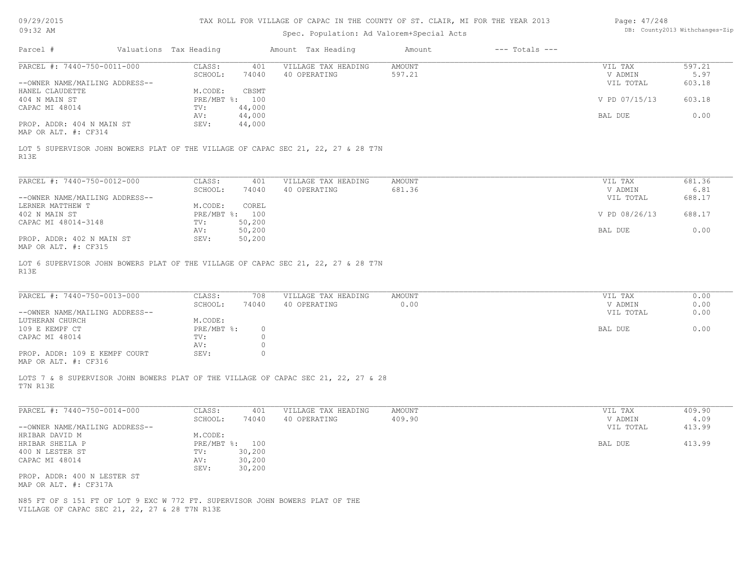TAX ROLL FOR VILLAGE OF CAPAC IN THE COUNTY OF ST. CLAIR, MI FOR THE YEAR 2013

Spec. Population: Ad Valorem+Special Acts

| Parcel # | Valuations | Tax Heading | Amount | Tax Heading | Amount | --- Totals --- | |
|---|---|---|---|---|---|---|---|
| PARCEL #: 7440-750-0011-000 | CLASS: | 401 | VILLAGE TAX HEADING | AMOUNT | | VIL TAX | 597.21 |
| | SCHOOL: | 74040 | 40 OPERATING | 597.21 | | V ADMIN | 5.97 |
| --OWNER NAME/MAILING ADDRESS-- | | | | | | VIL TOTAL | 603.18 |
| HANEL CLAUDETTE | M.CODE: | CBSMT | | | | | |
| 404 N MAIN ST | PRE/MBT %: | 100 | | | | V PD 07/15/13 | 603.18 |
| CAPAC MI 48014 | TV: | 44,000 | | | | | |
| | AV: | 44,000 | | | | BAL DUE | 0.00 |
| PROP. ADDR: 404 N MAIN ST | SEV: | 44,000 | | | | | |
| MAP OR ALT. #: CF314 | | | | | | | |

LOT 5 SUPERVISOR JOHN BOWERS PLAT OF THE VILLAGE OF CAPAC SEC 21, 22, 27 & 28 T7N R13E

| Parcel # | Valuations | Tax Heading | Amount | Tax Heading | Amount | --- Totals --- | |
|---|---|---|---|---|---|---|---|
| PARCEL #: 7440-750-0012-000 | CLASS: | 401 | VILLAGE TAX HEADING | AMOUNT | | VIL TAX | 681.36 |
| | SCHOOL: | 74040 | 40 OPERATING | 681.36 | | V ADMIN | 6.81 |
| --OWNER NAME/MAILING ADDRESS-- | | | | | | VIL TOTAL | 688.17 |
| LERNER MATTHEW T | M.CODE: | COREL | | | | | |
| 402 N MAIN ST | PRE/MBT %: | 100 | | | | V PD 08/26/13 | 688.17 |
| CAPAC MI 48014-3148 | TV: | 50,200 | | | | | |
| | AV: | 50,200 | | | | BAL DUE | 0.00 |
| PROP. ADDR: 402 N MAIN ST | SEV: | 50,200 | | | | | |
| MAP OR ALT. #: CF315 | | | | | | | |

LOT 6 SUPERVISOR JOHN BOWERS PLAT OF THE VILLAGE OF CAPAC SEC 21, 22, 27 & 28 T7N R13E

| Parcel # | Valuations | Tax Heading | Amount | Tax Heading | Amount | --- Totals --- | |
|---|---|---|---|---|---|---|---|
| PARCEL #: 7440-750-0013-000 | CLASS: | 708 | VILLAGE TAX HEADING | AMOUNT | | VIL TAX | 0.00 |
| | SCHOOL: | 74040 | 40 OPERATING | 0.00 | | V ADMIN | 0.00 |
| --OWNER NAME/MAILING ADDRESS-- | | | | | | VIL TOTAL | 0.00 |
| LUTHERAN CHURCH | M.CODE: | | | | | | |
| 109 E KEMPF CT | PRE/MBT %: | 0 | | | | BAL DUE | 0.00 |
| CAPAC MI 48014 | TV: | 0 | | | | | |
| | AV: | 0 | | | | | |
| PROP. ADDR: 109 E KEMPF COURT | SEV: | 0 | | | | | |
| MAP OR ALT. #: CF316 | | | | | | | |

LOTS 7 & 8 SUPERVISOR JOHN BOWERS PLAT OF THE VILLAGE OF CAPAC SEC 21, 22, 27 & 28 T7N R13E

| Parcel # | Valuations | Tax Heading | Amount | Tax Heading | Amount | --- Totals --- | |
|---|---|---|---|---|---|---|---|
| PARCEL #: 7440-750-0014-000 | CLASS: | 401 | VILLAGE TAX HEADING | AMOUNT | | VIL TAX | 409.90 |
| | SCHOOL: | 74040 | 40 OPERATING | 409.90 | | V ADMIN | 4.09 |
| --OWNER NAME/MAILING ADDRESS-- | | | | | | VIL TOTAL | 413.99 |
| HRIBAR DAVID M | M.CODE: | | | | | | |
| HRIBAR SHEILA P | PRE/MBT %: | 100 | | | | BAL DUE | 413.99 |
| 400 N LESTER ST | TV: | 30,200 | | | | | |
| CAPAC MI 48014 | AV: | 30,200 | | | | | |
| | SEV: | 30,200 | | | | | |
| PROP. ADDR: 400 N LESTER ST | | | | | | | |
| MAP OR ALT. #: CF317A | | | | | | | |

N85 FT OF S 151 FT OF LOT 9 EXC W 772 FT. SUPERVISOR JOHN BOWERS PLAT OF THE VILLAGE OF CAPAC SEC 21, 22, 27 & 28 T7N R13E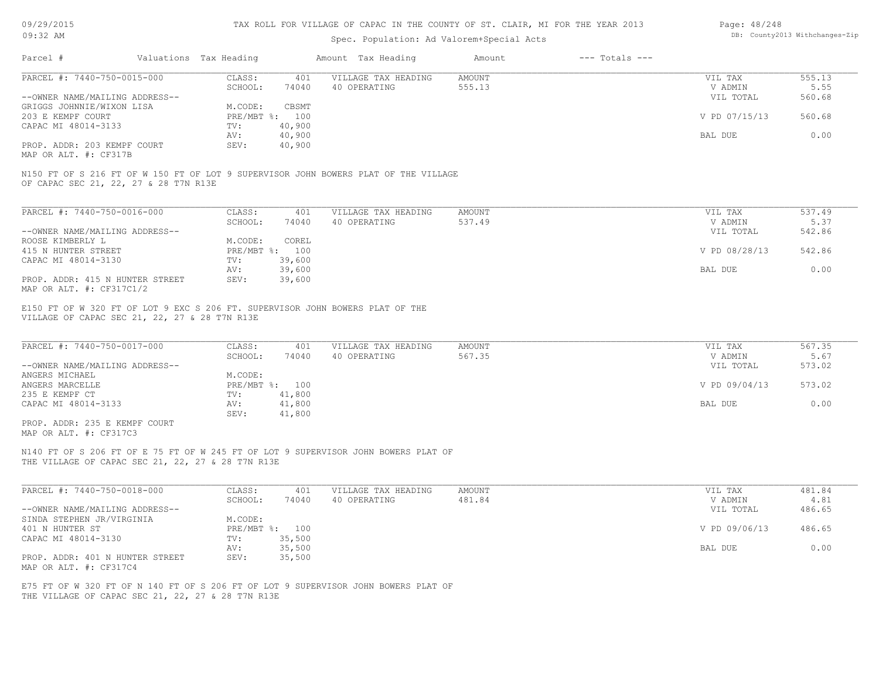TAX ROLL FOR VILLAGE OF CAPAC IN THE COUNTY OF ST. CLAIR, MI FOR THE YEAR 2013

Spec. Population: Ad Valorem+Special Acts

09/29/2015
09:32 AM

DB: County2013 Withchanges-Zip

| Parcel # | Valuations | Tax Heading | Amount | Tax Heading | Amount | --- Totals --- | |
|---|---|---|---|---|---|---|---|
| PARCEL #: 7440-750-0015-000 | CLASS: | 401 | VILLAGE TAX HEADING | AMOUNT | | VIL TAX | 555.13 |
| | SCHOOL: | 74040 | 40 OPERATING | 555.13 | | V ADMIN | 5.55 |
| --OWNER NAME/MAILING ADDRESS-- | | | | | | VIL TOTAL | 560.68 |
| GRIGGS JOHNNIE/WIXON LISA | M.CODE: | CBSMT | | | | | |
| 203 E KEMPF COURT | PRE/MBT %: | 100 | | | | V PD 07/15/13 | 560.68 |
| CAPAC MI 48014-3133 | TV: | 40,900 | | | | | |
| | AV: | 40,900 | | | | BAL DUE | 0.00 |
| PROP. ADDR: 203 KEMPF COURT | SEV: | 40,900 | | | | | |
| MAP OR ALT. #: CF317B | | | | | | | |

N150 FT OF S 216 FT OF W 150 FT OF LOT 9 SUPERVISOR JOHN BOWERS PLAT OF THE VILLAGE OF CAPAC SEC 21, 22, 27 & 28 T7N R13E

| Parcel # | Valuations | Tax Heading | Amount | Tax Heading | Amount | --- Totals --- | |
|---|---|---|---|---|---|---|---|
| PARCEL #: 7440-750-0016-000 | CLASS: | 401 | VILLAGE TAX HEADING | AMOUNT | | VIL TAX | 537.49 |
| | SCHOOL: | 74040 | 40 OPERATING | 537.49 | | V ADMIN | 5.37 |
| --OWNER NAME/MAILING ADDRESS-- | | | | | | VIL TOTAL | 542.86 |
| ROOSE KIMBERLY L | M.CODE: | COREL | | | | | |
| 415 N HUNTER STREET | PRE/MBT %: | 100 | | | | V PD 08/28/13 | 542.86 |
| CAPAC MI 48014-3130 | TV: | 39,600 | | | | | |
| | AV: | 39,600 | | | | BAL DUE | 0.00 |
| PROP. ADDR: 415 N HUNTER STREET | SEV: | 39,600 | | | | | |
| MAP OR ALT. #: CF317C1/2 | | | | | | | |

E150 FT OF W 320 FT OF LOT 9 EXC S 206 FT. SUPERVISOR JOHN BOWERS PLAT OF THE VILLAGE OF CAPAC SEC 21, 22, 27 & 28 T7N R13E

| Parcel # | Valuations | Tax Heading | Amount | Tax Heading | Amount | --- Totals --- | |
|---|---|---|---|---|---|---|---|
| PARCEL #: 7440-750-0017-000 | CLASS: | 401 | VILLAGE TAX HEADING | AMOUNT | | VIL TAX | 567.35 |
| | SCHOOL: | 74040 | 40 OPERATING | 567.35 | | V ADMIN | 5.67 |
| --OWNER NAME/MAILING ADDRESS-- | | | | | | VIL TOTAL | 573.02 |
| ANGERS MICHAEL | M.CODE: | | | | | | |
| ANGERS MARCELLE | PRE/MBT %: | 100 | | | | V PD 09/04/13 | 573.02 |
| 235 E KEMPF CT | TV: | 41,800 | | | | | |
| CAPAC MI 48014-3133 | AV: | 41,800 | | | | BAL DUE | 0.00 |
| | SEV: | 41,800 | | | | | |
| PROP. ADDR: 235 E KEMPF COURT | | | | | | | |
| MAP OR ALT. #: CF317C3 | | | | | | | |

N140 FT OF S 206 FT OF E 75 FT OF W 245 FT OF LOT 9 SUPERVISOR JOHN BOWERS PLAT OF THE VILLAGE OF CAPAC SEC 21, 22, 27 & 28 T7N R13E

| Parcel # | Valuations | Tax Heading | Amount | Tax Heading | Amount | --- Totals --- | |
|---|---|---|---|---|---|---|---|
| PARCEL #: 7440-750-0018-000 | CLASS: | 401 | VILLAGE TAX HEADING | AMOUNT | | VIL TAX | 481.84 |
| | SCHOOL: | 74040 | 40 OPERATING | 481.84 | | V ADMIN | 4.81 |
| --OWNER NAME/MAILING ADDRESS-- | | | | | | VIL TOTAL | 486.65 |
| SINDA STEPHEN JR/VIRGINIA | M.CODE: | | | | | | |
| 401 N HUNTER ST | PRE/MBT %: | 100 | | | | V PD 09/06/13 | 486.65 |
| CAPAC MI 48014-3130 | TV: | 35,500 | | | | | |
| | AV: | 35,500 | | | | BAL DUE | 0.00 |
| PROP. ADDR: 401 N HUNTER STREET | SEV: | 35,500 | | | | | |
| MAP OR ALT. #: CF317C4 | | | | | | | |

E75 FT OF W 320 FT OF N 140 FT OF S 206 FT OF LOT 9 SUPERVISOR JOHN BOWERS PLAT OF THE VILLAGE OF CAPAC SEC 21, 22, 27 & 28 T7N R13E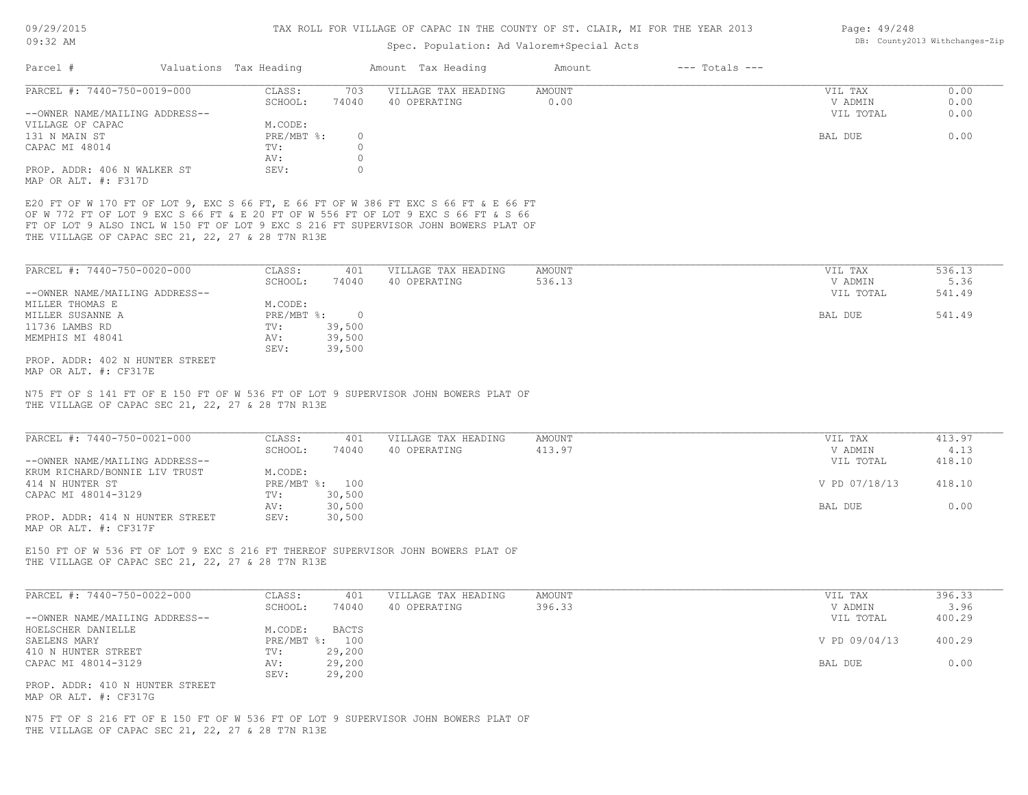TAX ROLL FOR VILLAGE OF CAPAC IN THE COUNTY OF ST. CLAIR, MI FOR THE YEAR 2013

Spec. Population: Ad Valorem+Special Acts

| Parcel # | Valuations | Tax Heading | Amount | Tax Heading | Amount | --- Totals --- | |
|---|---|---|---|---|---|---|---|
| PARCEL #: 7440-750-0019-000 | CLASS: | 703 | VILLAGE TAX HEADING | AMOUNT | | VIL TAX | 0.00 |
| | SCHOOL: | 74040 | 40 OPERATING | 0.00 | | V ADMIN | 0.00 |
| --OWNER NAME/MAILING ADDRESS-- | | | | | | VIL TOTAL | 0.00 |
| VILLAGE OF CAPAC | M.CODE: | | | | | | |
| 131 N MAIN ST | PRE/MBT %: | 0 | | | | BAL DUE | 0.00 |
| CAPAC MI 48014 | TV: | 0 | | | | | |
| | AV: | 0 | | | | | |
| PROP. ADDR: 406 N WALKER ST | SEV: | 0 | | | | | |
| MAP OR ALT. #: F317D | | | | | | | |

E20 FT OF W 170 FT OF LOT 9, EXC S 66 FT, E 66 FT OF W 386 FT EXC S 66 FT & E 66 FT OF W 772 FT OF LOT 9 EXC S 66 FT & E 20 FT OF W 556 FT OF LOT 9 EXC S 66 FT & S 66 FT OF LOT 9 ALSO INCL W 150 FT OF LOT 9 EXC S 216 FT SUPERVISOR JOHN BOWERS PLAT OF THE VILLAGE OF CAPAC SEC 21, 22, 27 & 28 T7N R13E

| Parcel # | Valuations | Tax Heading | Amount | Tax Heading | Amount | --- Totals --- | |
|---|---|---|---|---|---|---|---|
| PARCEL #: 7440-750-0020-000 | CLASS: | 401 | VILLAGE TAX HEADING | AMOUNT | | VIL TAX | 536.13 |
| | SCHOOL: | 74040 | 40 OPERATING | 536.13 | | V ADMIN | 5.36 |
| --OWNER NAME/MAILING ADDRESS-- | | | | | | VIL TOTAL | 541.49 |
| MILLER THOMAS E | M.CODE: | | | | | | |
| MILLER SUSANNE A | PRE/MBT %: | 0 | | | | BAL DUE | 541.49 |
| 11736 LAMBS RD | TV: | 39,500 | | | | | |
| MEMPHIS MI 48041 | AV: | 39,500 | | | | | |
| | SEV: | 39,500 | | | | | |
| PROP. ADDR: 402 N HUNTER STREET | | | | | | | |
| MAP OR ALT. #: CF317E | | | | | | | |

N75 FT OF S 141 FT OF E 150 FT OF W 536 FT OF LOT 9 SUPERVISOR JOHN BOWERS PLAT OF THE VILLAGE OF CAPAC SEC 21, 22, 27 & 28 T7N R13E

| Parcel # | Valuations | Tax Heading | Amount | Tax Heading | Amount | --- Totals --- | |
|---|---|---|---|---|---|---|---|
| PARCEL #: 7440-750-0021-000 | CLASS: | 401 | VILLAGE TAX HEADING | AMOUNT | | VIL TAX | 413.97 |
| | SCHOOL: | 74040 | 40 OPERATING | 413.97 | | V ADMIN | 4.13 |
| --OWNER NAME/MAILING ADDRESS-- | | | | | | VIL TOTAL | 418.10 |
| KRUM RICHARD/BONNIE LIV TRUST | M.CODE: | | | | | | |
| 414 N HUNTER ST | PRE/MBT %: | 100 | | | | V PD 07/18/13 | 418.10 |
| CAPAC MI 48014-3129 | TV: | 30,500 | | | | | |
| | AV: | 30,500 | | | | BAL DUE | 0.00 |
| PROP. ADDR: 414 N HUNTER STREET | SEV: | 30,500 | | | | | |
| MAP OR ALT. #: CF317F | | | | | | | |

E150 FT OF W 536 FT OF LOT 9 EXC S 216 FT THEREOF SUPERVISOR JOHN BOWERS PLAT OF THE VILLAGE OF CAPAC SEC 21, 22, 27 & 28 T7N R13E

| Parcel # | Valuations | Tax Heading | Amount | Tax Heading | Amount | --- Totals --- | |
|---|---|---|---|---|---|---|---|
| PARCEL #: 7440-750-0022-000 | CLASS: | 401 | VILLAGE TAX HEADING | AMOUNT | | VIL TAX | 396.33 |
| | SCHOOL: | 74040 | 40 OPERATING | 396.33 | | V ADMIN | 3.96 |
| --OWNER NAME/MAILING ADDRESS-- | | | | | | VIL TOTAL | 400.29 |
| HOELSCHER DANIELLE | M.CODE: | BACTS | | | | | |
| SAELENS MARY | PRE/MBT %: | 100 | | | | V PD 09/04/13 | 400.29 |
| 410 N HUNTER STREET | TV: | 29,200 | | | | | |
| CAPAC MI 48014-3129 | AV: | 29,200 | | | | BAL DUE | 0.00 |
| | SEV: | 29,200 | | | | | |
| PROP. ADDR: 410 N HUNTER STREET | | | | | | | |
| MAP OR ALT. #: CF317G | | | | | | | |

N75 FT OF S 216 FT OF E 150 FT OF W 536 FT OF LOT 9 SUPERVISOR JOHN BOWERS PLAT OF THE VILLAGE OF CAPAC SEC 21, 22, 27 & 28 T7N R13E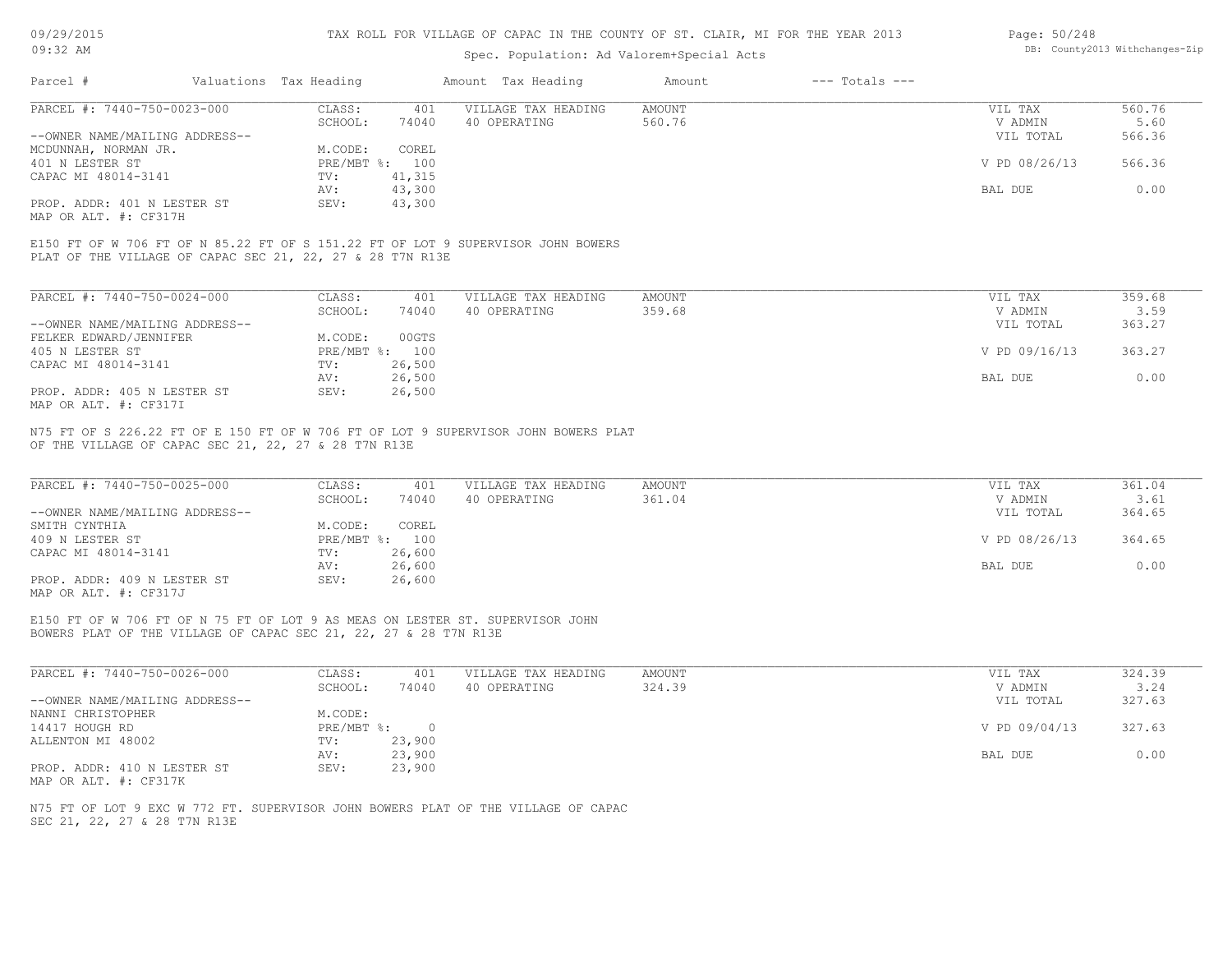TAX ROLL FOR VILLAGE OF CAPAC IN THE COUNTY OF ST. CLAIR, MI FOR THE YEAR 2013

Spec. Population: Ad Valorem+Special Acts

| Parcel # | Valuations | Tax Heading | Amount | Tax Heading | Amount | --- Totals --- | |
|---|---|---|---|---|---|---|---|
| PARCEL #: 7440-750-0023-000 | CLASS: | 401 | VILLAGE TAX HEADING | AMOUNT | | VIL TAX | 560.76 |
| | SCHOOL: | 74040 | 40 OPERATING | 560.76 | | V ADMIN | 5.60 |
| --OWNER NAME/MAILING ADDRESS-- | | | | | | VIL TOTAL | 566.36 |
| MCDUNNAH, NORMAN JR. | M.CODE: | COREL | | | | | |
| 401 N LESTER ST | PRE/MBT %: | 100 | | | | V PD 08/26/13 | 566.36 |
| CAPAC MI 48014-3141 | TV: | 41,315 | | | | | |
| | AV: | 43,300 | | | | BAL DUE | 0.00 |
| PROP. ADDR: 401 N LESTER ST | SEV: | 43,300 | | | | | |
| MAP OR ALT. #: CF317H | | | | | | | |

E150 FT OF W 706 FT OF N 85.22 FT OF S 151.22 FT OF LOT 9 SUPERVISOR JOHN BOWERS PLAT OF THE VILLAGE OF CAPAC SEC 21, 22, 27 & 28 T7N R13E

| Parcel # | Valuations | Tax Heading | Amount | Tax Heading | Amount | --- Totals --- | |
|---|---|---|---|---|---|---|---|
| PARCEL #: 7440-750-0024-000 | CLASS: | 401 | VILLAGE TAX HEADING | AMOUNT | | VIL TAX | 359.68 |
| | SCHOOL: | 74040 | 40 OPERATING | 359.68 | | V ADMIN | 3.59 |
| --OWNER NAME/MAILING ADDRESS-- | | | | | | VIL TOTAL | 363.27 |
| FELKER EDWARD/JENNIFER | M.CODE: | 00GTS | | | | | |
| 405 N LESTER ST | PRE/MBT %: | 100 | | | | V PD 09/16/13 | 363.27 |
| CAPAC MI 48014-3141 | TV: | 26,500 | | | | | |
| | AV: | 26,500 | | | | BAL DUE | 0.00 |
| PROP. ADDR: 405 N LESTER ST | SEV: | 26,500 | | | | | |
| MAP OR ALT. #: CF317I | | | | | | | |

N75 FT OF S 226.22 FT OF E 150 FT OF W 706 FT OF LOT 9 SUPERVISOR JOHN BOWERS PLAT OF THE VILLAGE OF CAPAC SEC 21, 22, 27 & 28 T7N R13E

| Parcel # | Valuations | Tax Heading | Amount | Tax Heading | Amount | --- Totals --- | |
|---|---|---|---|---|---|---|---|
| PARCEL #: 7440-750-0025-000 | CLASS: | 401 | VILLAGE TAX HEADING | AMOUNT | | VIL TAX | 361.04 |
| | SCHOOL: | 74040 | 40 OPERATING | 361.04 | | V ADMIN | 3.61 |
| --OWNER NAME/MAILING ADDRESS-- | | | | | | VIL TOTAL | 364.65 |
| SMITH CYNTHIA | M.CODE: | COREL | | | | | |
| 409 N LESTER ST | PRE/MBT %: | 100 | | | | V PD 08/26/13 | 364.65 |
| CAPAC MI 48014-3141 | TV: | 26,600 | | | | | |
| | AV: | 26,600 | | | | BAL DUE | 0.00 |
| PROP. ADDR: 409 N LESTER ST | SEV: | 26,600 | | | | | |
| MAP OR ALT. #: CF317J | | | | | | | |

E150 FT OF W 706 FT OF N 75 FT OF LOT 9 AS MEAS ON LESTER ST. SUPERVISOR JOHN BOWERS PLAT OF THE VILLAGE OF CAPAC SEC 21, 22, 27 & 28 T7N R13E

| Parcel # | Valuations | Tax Heading | Amount | Tax Heading | Amount | --- Totals --- | |
|---|---|---|---|---|---|---|---|
| PARCEL #: 7440-750-0026-000 | CLASS: | 401 | VILLAGE TAX HEADING | AMOUNT | | VIL TAX | 324.39 |
| | SCHOOL: | 74040 | 40 OPERATING | 324.39 | | V ADMIN | 3.24 |
| --OWNER NAME/MAILING ADDRESS-- | | | | | | VIL TOTAL | 327.63 |
| NANNI CHRISTOPHER | M.CODE: | | | | | | |
| 14417 HOUGH RD | PRE/MBT %: | 0 | | | | V PD 09/04/13 | 327.63 |
| ALLENTON MI 48002 | TV: | 23,900 | | | | | |
| | AV: | 23,900 | | | | BAL DUE | 0.00 |
| PROP. ADDR: 410 N LESTER ST | SEV: | 23,900 | | | | | |
| MAP OR ALT. #: CF317K | | | | | | | |

N75 FT OF LOT 9 EXC W 772 FT. SUPERVISOR JOHN BOWERS PLAT OF THE VILLAGE OF CAPAC SEC 21, 22, 27 & 28 T7N R13E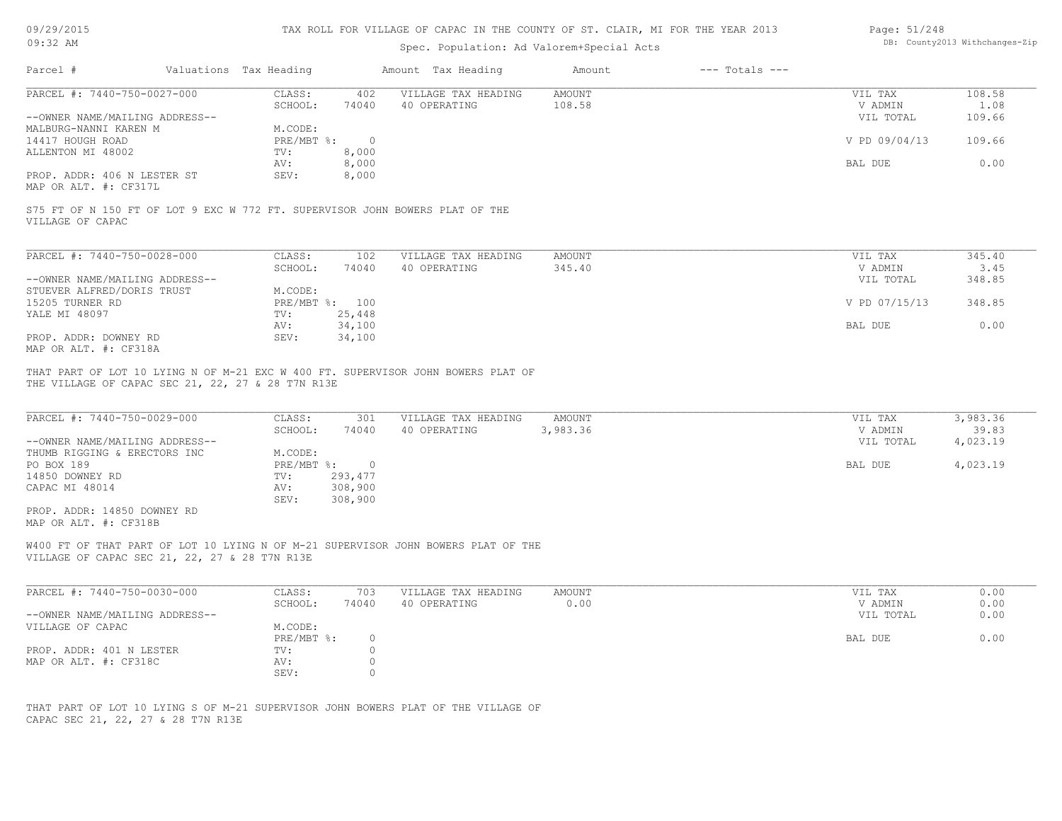TAX ROLL FOR VILLAGE OF CAPAC IN THE COUNTY OF ST. CLAIR, MI FOR THE YEAR 2013

Spec. Population: Ad Valorem+Special Acts

| Parcel # | Valuations | Tax Heading | Amount | Tax Heading | Amount | --- Totals --- | |
|---|---|---|---|---|---|---|---|
| PARCEL #: 7440-750-0027-000 | CLASS: | 402 | VILLAGE TAX HEADING | AMOUNT | | VIL TAX | 108.58 |
| | SCHOOL: | 74040 | 40 OPERATING | 108.58 | | V ADMIN | 1.08 |
| --OWNER NAME/MAILING ADDRESS-- | | | | | | VIL TOTAL | 109.66 |
| MALBURG-NANNI KAREN M | M.CODE: | | | | | | |
| 14417 HOUGH ROAD | PRE/MBT %: | 0 | | | | V PD 09/04/13 | 109.66 |
| ALLENTON MI 48002 | TV: | 8,000 | | | | | |
| | AV: | 8,000 | | | | BAL DUE | 0.00 |
| PROP. ADDR: 406 N LESTER ST | SEV: | 8,000 | | | | | |
| MAP OR ALT. #: CF317L | | | | | | | |

S75 FT OF N 150 FT OF LOT 9 EXC W 772 FT. SUPERVISOR JOHN BOWERS PLAT OF THE VILLAGE OF CAPAC

| Parcel # | Valuations | Tax Heading | Amount | Tax Heading | Amount | --- Totals --- | |
|---|---|---|---|---|---|---|---|
| PARCEL #: 7440-750-0028-000 | CLASS: | 102 | VILLAGE TAX HEADING | AMOUNT | | VIL TAX | 345.40 |
| | SCHOOL: | 74040 | 40 OPERATING | 345.40 | | V ADMIN | 3.45 |
| --OWNER NAME/MAILING ADDRESS-- | | | | | | VIL TOTAL | 348.85 |
| STUEVER ALFRED/DORIS TRUST | M.CODE: | | | | | | |
| 15205 TURNER RD | PRE/MBT %: | 100 | | | | V PD 07/15/13 | 348.85 |
| YALE MI 48097 | TV: | 25,448 | | | | | |
| | AV: | 34,100 | | | | BAL DUE | 0.00 |
| PROP. ADDR: DOWNEY RD | SEV: | 34,100 | | | | | |
| MAP OR ALT. #: CF318A | | | | | | | |

THAT PART OF LOT 10 LYING N OF M-21 EXC W 400 FT. SUPERVISOR JOHN BOWERS PLAT OF THE VILLAGE OF CAPAC SEC 21, 22, 27 & 28 T7N R13E

| Parcel # | Valuations | Tax Heading | Amount | Tax Heading | Amount | --- Totals --- | |
|---|---|---|---|---|---|---|---|
| PARCEL #: 7440-750-0029-000 | CLASS: | 301 | VILLAGE TAX HEADING | AMOUNT | | VIL TAX | 3,983.36 |
| | SCHOOL: | 74040 | 40 OPERATING | 3,983.36 | | V ADMIN | 39.83 |
| --OWNER NAME/MAILING ADDRESS-- | | | | | | VIL TOTAL | 4,023.19 |
| THUMB RIGGING & ERECTORS INC | M.CODE: | | | | | | |
| PO BOX 189 | PRE/MBT %: | 0 | | | | BAL DUE | 4,023.19 |
| 14850 DOWNEY RD | TV: | 293,477 | | | | | |
| CAPAC MI 48014 | AV: | 308,900 | | | | | |
| | SEV: | 308,900 | | | | | |
| PROP. ADDR: 14850 DOWNEY RD | | | | | | | |
| MAP OR ALT. #: CF318B | | | | | | | |

W400 FT OF THAT PART OF LOT 10 LYING N OF M-21 SUPERVISOR JOHN BOWERS PLAT OF THE VILLAGE OF CAPAC SEC 21, 22, 27 & 28 T7N R13E

| Parcel # | Valuations | Tax Heading | Amount | Tax Heading | Amount | --- Totals --- | |
|---|---|---|---|---|---|---|---|
| PARCEL #: 7440-750-0030-000 | CLASS: | 703 | VILLAGE TAX HEADING | AMOUNT | | VIL TAX | 0.00 |
| | SCHOOL: | 74040 | 40 OPERATING | 0.00 | | V ADMIN | 0.00 |
| --OWNER NAME/MAILING ADDRESS-- | | | | | | VIL TOTAL | 0.00 |
| VILLAGE OF CAPAC | M.CODE: | | | | | | |
| | PRE/MBT %: | 0 | | | | BAL DUE | 0.00 |
| PROP. ADDR: 401 N LESTER | TV: | 0 | | | | | |
| MAP OR ALT. #: CF318C | AV: | 0 | | | | | |
| | SEV: | 0 | | | | | |

THAT PART OF LOT 10 LYING S OF M-21 SUPERVISOR JOHN BOWERS PLAT OF THE VILLAGE OF CAPAC SEC 21, 22, 27 & 28 T7N R13E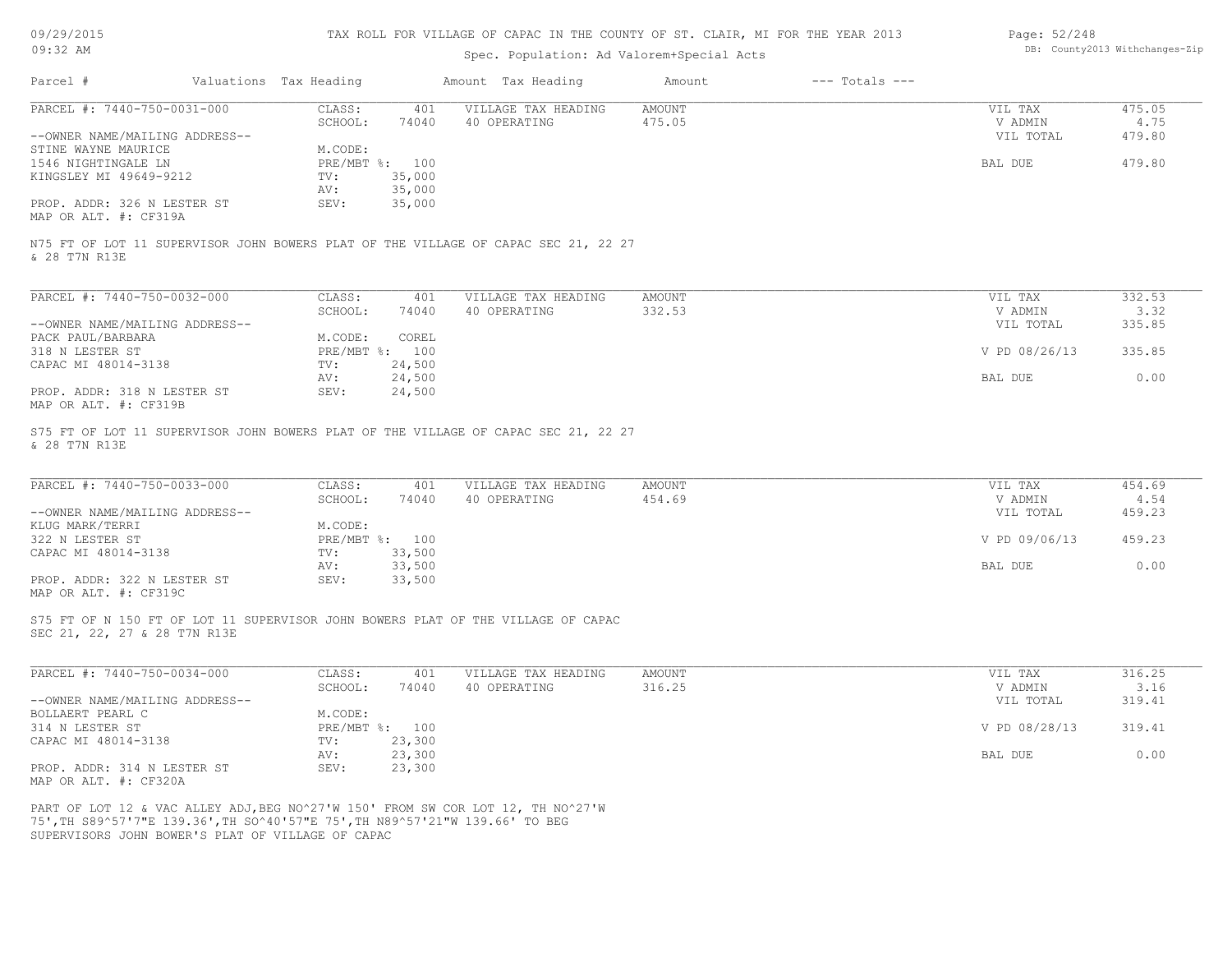TAX ROLL FOR VILLAGE OF CAPAC IN THE COUNTY OF ST. CLAIR, MI FOR THE YEAR 2013

Spec. Population: Ad Valorem+Special Acts

| Parcel # | Valuations | Tax Heading | Amount | Tax Heading | Amount | --- Totals --- | |
|---|---|---|---|---|---|---|---|
| PARCEL #: 7440-750-0031-000 | CLASS: | 401 | VILLAGE TAX HEADING | AMOUNT | | VIL TAX | 475.05 |
| | SCHOOL: | 74040 | 40 OPERATING | 475.05 | | V ADMIN | 4.75 |
| --OWNER NAME/MAILING ADDRESS-- | | | | | | VIL TOTAL | 479.80 |
| STINE WAYNE MAURICE | M.CODE: | | | | | | |
| 1546 NIGHTINGALE LN | PRE/MBT %: | 100 | | | | BAL DUE | 479.80 |
| KINGSLEY MI 49649-9212 | TV: | 35,000 | | | | | |
| | AV: | 35,000 | | | | | |
| PROP. ADDR: 326 N LESTER ST | SEV: | 35,000 | | | | | |
| MAP OR ALT. #: CF319A | | | | | | | |

N75 FT OF LOT 11 SUPERVISOR JOHN BOWERS PLAT OF THE VILLAGE OF CAPAC SEC 21, 22 27 & 28 T7N R13E

| Parcel # | Valuations | Tax Heading | Amount | Tax Heading | Amount | --- Totals --- | |
|---|---|---|---|---|---|---|---|
| PARCEL #: 7440-750-0032-000 | CLASS: | 401 | VILLAGE TAX HEADING | AMOUNT | | VIL TAX | 332.53 |
| | SCHOOL: | 74040 | 40 OPERATING | 332.53 | | V ADMIN | 3.32 |
| --OWNER NAME/MAILING ADDRESS-- | | | | | | VIL TOTAL | 335.85 |
| PACK PAUL/BARBARA | M.CODE: | COREL | | | | | |
| 318 N LESTER ST | PRE/MBT %: | 100 | | | | V PD 08/26/13 | 335.85 |
| CAPAC MI 48014-3138 | TV: | 24,500 | | | | | |
| | AV: | 24,500 | | | | BAL DUE | 0.00 |
| PROP. ADDR: 318 N LESTER ST | SEV: | 24,500 | | | | | |
| MAP OR ALT. #: CF319B | | | | | | | |

S75 FT OF LOT 11 SUPERVISOR JOHN BOWERS PLAT OF THE VILLAGE OF CAPAC SEC 21, 22 27 & 28 T7N R13E

| Parcel # | Valuations | Tax Heading | Amount | Tax Heading | Amount | --- Totals --- | |
|---|---|---|---|---|---|---|---|
| PARCEL #: 7440-750-0033-000 | CLASS: | 401 | VILLAGE TAX HEADING | AMOUNT | | VIL TAX | 454.69 |
| | SCHOOL: | 74040 | 40 OPERATING | 454.69 | | V ADMIN | 4.54 |
| --OWNER NAME/MAILING ADDRESS-- | | | | | | VIL TOTAL | 459.23 |
| KLUG MARK/TERRI | M.CODE: | | | | | | |
| 322 N LESTER ST | PRE/MBT %: | 100 | | | | V PD 09/06/13 | 459.23 |
| CAPAC MI 48014-3138 | TV: | 33,500 | | | | | |
| | AV: | 33,500 | | | | BAL DUE | 0.00 |
| PROP. ADDR: 322 N LESTER ST | SEV: | 33,500 | | | | | |
| MAP OR ALT. #: CF319C | | | | | | | |

S75 FT OF N 150 FT OF LOT 11 SUPERVISOR JOHN BOWERS PLAT OF THE VILLAGE OF CAPAC SEC 21, 22, 27 & 28 T7N R13E

| Parcel # | Valuations | Tax Heading | Amount | Tax Heading | Amount | --- Totals --- | |
|---|---|---|---|---|---|---|---|
| PARCEL #: 7440-750-0034-000 | CLASS: | 401 | VILLAGE TAX HEADING | AMOUNT | | VIL TAX | 316.25 |
| | SCHOOL: | 74040 | 40 OPERATING | 316.25 | | V ADMIN | 3.16 |
| --OWNER NAME/MAILING ADDRESS-- | | | | | | VIL TOTAL | 319.41 |
| BOLLAERT PEARL C | M.CODE: | | | | | | |
| 314 N LESTER ST | PRE/MBT %: | 100 | | | | V PD 08/28/13 | 319.41 |
| CAPAC MI 48014-3138 | TV: | 23,300 | | | | | |
| | AV: | 23,300 | | | | BAL DUE | 0.00 |
| PROP. ADDR: 314 N LESTER ST | SEV: | 23,300 | | | | | |
| MAP OR ALT. #: CF320A | | | | | | | |

PART OF LOT 12 & VAC ALLEY ADJ,BEG NO^27'W 150' FROM SW COR LOT 12, TH NO^27'W 75',TH S89^57'7"E 139.36',TH SO^40'57"E 75',TH N89^57'21"W 139.66' TO BEG SUPERVISORS JOHN BOWER'S PLAT OF VILLAGE OF CAPAC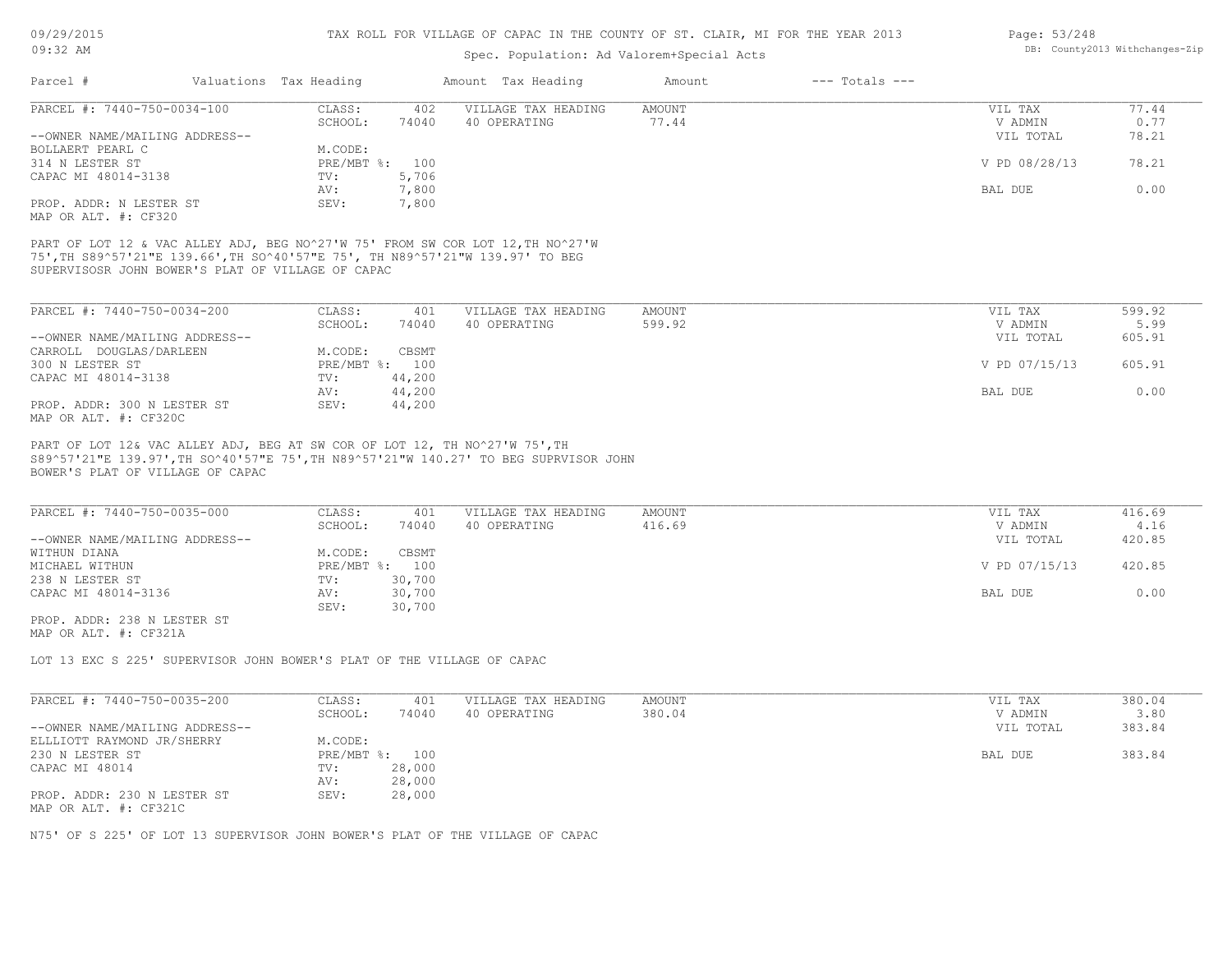TAX ROLL FOR VILLAGE OF CAPAC IN THE COUNTY OF ST. CLAIR, MI FOR THE YEAR 2013

Spec. Population: Ad Valorem+Special Acts

| Parcel # | Valuations | Tax Heading | Amount | Tax Heading | Amount | --- Totals --- | |
|---|---|---|---|---|---|---|---|
| PARCEL #: 7440-750-0034-100 | CLASS: | 402 | VILLAGE TAX HEADING | AMOUNT | | VIL TAX | 77.44 |
| | SCHOOL: | 74040 | 40 OPERATING | 77.44 | | V ADMIN | 0.77 |
| --OWNER NAME/MAILING ADDRESS-- | | | | | | VIL TOTAL | 78.21 |
| BOLLAERT PEARL C | M.CODE: | | | | | | |
| 314 N LESTER ST | PRE/MBT %: | 100 | | | | V PD 08/28/13 | 78.21 |
| CAPAC MI 48014-3138 | TV: | 5,706 | | | | | |
| | AV: | 7,800 | | | | BAL DUE | 0.00 |
| PROP. ADDR: N LESTER ST | SEV: | 7,800 | | | | | |
| MAP OR ALT. #: CF320 | | | | | | | |

PART OF LOT 12 & VAC ALLEY ADJ, BEG NO^27'W 75' FROM SW COR LOT 12,TH NO^27'W 75',TH S89^57'21"E 139.66',TH SO^40'57"E 75', TH N89^57'21"W 139.97' TO BEG SUPERVISOSR JOHN BOWER'S PLAT OF VILLAGE OF CAPAC

| Parcel # | Valuations | Tax Heading | Amount | Tax Heading | Amount | --- Totals --- | |
|---|---|---|---|---|---|---|---|
| PARCEL #: 7440-750-0034-200 | CLASS: | 401 | VILLAGE TAX HEADING | AMOUNT | | VIL TAX | 599.92 |
| | SCHOOL: | 74040 | 40 OPERATING | 599.92 | | V ADMIN | 5.99 |
| --OWNER NAME/MAILING ADDRESS-- | | | | | | VIL TOTAL | 605.91 |
| CARROLL DOUGLAS/DARLEEN | M.CODE: | CBSMT | | | | | |
| 300 N LESTER ST | PRE/MBT %: | 100 | | | | V PD 07/15/13 | 605.91 |
| CAPAC MI 48014-3138 | TV: | 44,200 | | | | | |
| | AV: | 44,200 | | | | BAL DUE | 0.00 |
| PROP. ADDR: 300 N LESTER ST | SEV: | 44,200 | | | | | |
| MAP OR ALT. #: CF320C | | | | | | | |

PART OF LOT 12& VAC ALLEY ADJ, BEG AT SW COR OF LOT 12, TH NO^27'W 75',TH S89^57'21"E 139.97',TH SO^40'57"E 75',TH N89^57'21"W 140.27' TO BEG SUPRVISOR JOHN BOWER'S PLAT OF VILLAGE OF CAPAC

| Parcel # | Valuations | Tax Heading | Amount | Tax Heading | Amount | --- Totals --- | |
|---|---|---|---|---|---|---|---|
| PARCEL #: 7440-750-0035-000 | CLASS: | 401 | VILLAGE TAX HEADING | AMOUNT | | VIL TAX | 416.69 |
| | SCHOOL: | 74040 | 40 OPERATING | 416.69 | | V ADMIN | 4.16 |
| --OWNER NAME/MAILING ADDRESS-- | | | | | | VIL TOTAL | 420.85 |
| WITHUN DIANA | M.CODE: | CBSMT | | | | | |
| MICHAEL WITHUN | PRE/MBT %: | 100 | | | | V PD 07/15/13 | 420.85 |
| 238 N LESTER ST | TV: | 30,700 | | | | | |
| CAPAC MI 48014-3136 | AV: | 30,700 | | | | BAL DUE | 0.00 |
| | SEV: | 30,700 | | | | | |
| PROP. ADDR: 238 N LESTER ST | | | | | | | |
| MAP OR ALT. #: CF321A | | | | | | | |

LOT 13 EXC S 225' SUPERVISOR JOHN BOWER'S PLAT OF THE VILLAGE OF CAPAC

| Parcel # | Valuations | Tax Heading | Amount | Tax Heading | Amount | --- Totals --- | |
|---|---|---|---|---|---|---|---|
| PARCEL #: 7440-750-0035-200 | CLASS: | 401 | VILLAGE TAX HEADING | AMOUNT | | VIL TAX | 380.04 |
| | SCHOOL: | 74040 | 40 OPERATING | 380.04 | | V ADMIN | 3.80 |
| --OWNER NAME/MAILING ADDRESS-- | | | | | | VIL TOTAL | 383.84 |
| ELLLIOTT RAYMOND JR/SHERRY | M.CODE: | | | | | | |
| 230 N LESTER ST | PRE/MBT %: | 100 | | | | BAL DUE | 383.84 |
| CAPAC MI 48014 | TV: | 28,000 | | | | | |
| | AV: | 28,000 | | | | | |
| PROP. ADDR: 230 N LESTER ST | SEV: | 28,000 | | | | | |
| MAP OR ALT. #: CF321C | | | | | | | |

N75' OF S 225' OF LOT 13 SUPERVISOR JOHN BOWER'S PLAT OF THE VILLAGE OF CAPAC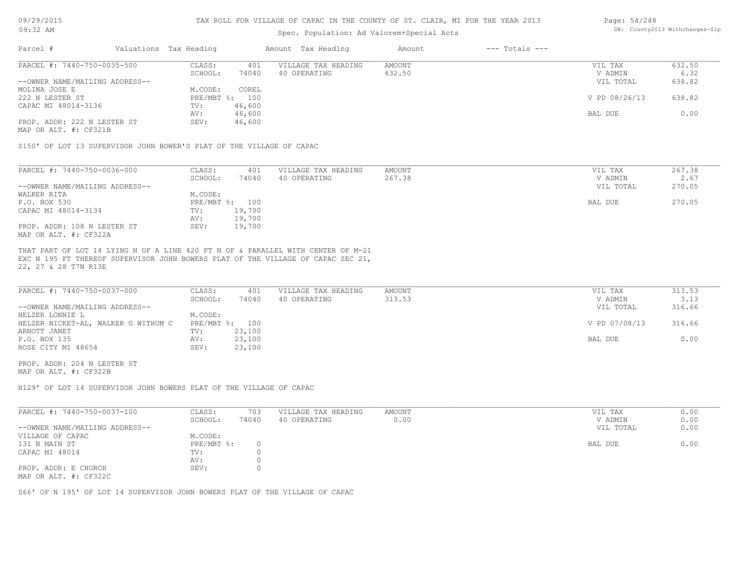# TAX ROLL FOR VILLAGE OF CAPAC IN THE COUNTY OF ST. CLAIR, MI FOR THE YEAR 2013

Spec. Population: Ad Valorem+Special Acts

09/29/2015
09:32 AM

DB: County2013 Withchanges-Zip

| Parcel # | Valuations | Tax Heading | Amount | Tax Heading | Amount | --- Totals --- |
|---|---|---|---|---|---|---|

---

PARCEL #: 7440-750-0035-500

| | | | | | |
|---|---|---|---|---|---|
| CLASS: | 401 | VILLAGE TAX HEADING | AMOUNT | VIL TAX | 632.50 |
| SCHOOL: | 74040 | 40 OPERATING | 632.50 | V ADMIN | 6.32 |
| M.CODE: | COREL | | | VIL TOTAL | 638.82 |
| PRE/MBT %: | 100 | | | V PD 08/26/13 | 638.82 |
| TV: | 46,600 | | | | |
| AV: | 46,600 | | | BAL DUE | 0.00 |
| SEV: | 46,600 | | | | |

--OWNER NAME/MAILING ADDRESS--
MOLINA JOSE E
222 N LESTER ST
CAPAC MI 48014-3136

PROP. ADDR: 222 N LESTER ST
MAP OR ALT. #: CF321B

S150' OF LOT 13 SUPERVISOR JOHN BOWER'S PLAT OF THE VILLAGE OF CAPAC

---

PARCEL #: 7440-750-0036-000

| | | | | | |
|---|---|---|---|---|---|
| CLASS: | 401 | VILLAGE TAX HEADING | AMOUNT | VIL TAX | 267.38 |
| SCHOOL: | 74040 | 40 OPERATING | 267.38 | V ADMIN | 2.67 |
| M.CODE: | | | | VIL TOTAL | 270.05 |
| PRE/MBT %: | 100 | | | BAL DUE | 270.05 |
| TV: | 19,700 | | | | |
| AV: | 19,700 | | | | |
| SEV: | 19,700 | | | | |

--OWNER NAME/MAILING ADDRESS--
WALKER RITA
P.O. BOX 530
CAPAC MI 48014-3134

PROP. ADDR: 108 N LESTER ST
MAP OR ALT. #: CF322A

THAT PART OF LOT 14 LYING N OF A LINE 420 FT N OF & PARALLEL WITH CENTER OF M-21 EXC N 195 FT THEREOF SUPERVISOR JOHN BOWERS PLAT OF THE VILLAGE OF CAPAC SEC 21, 22, 27 & 28 T7N R13E

---

PARCEL #: 7440-750-0037-000

| | | | | | |
|---|---|---|---|---|---|
| CLASS: | 401 | VILLAGE TAX HEADING | AMOUNT | VIL TAX | 313.53 |
| SCHOOL: | 74040 | 40 OPERATING | 313.53 | V ADMIN | 3.13 |
| M.CODE: | | | | VIL TOTAL | 316.66 |
| PRE/MBT %: | 100 | | | V PD 07/08/13 | 316.66 |
| TV: | 23,100 | | | | |
| AV: | 23,100 | | | BAL DUE | 0.00 |
| SEV: | 23,100 | | | | |

--OWNER NAME/MAILING ADDRESS--
HELZER LONNIE L
HELZER NICKET-AL, WALKER G WITHUM C
ARNOTT JANET
P.O. BOX 135
ROSE CITY MI 48654

PROP. ADDR: 204 N LESTER ST
MAP OR ALT. #: CF322B

N129' OF LOT 14 SUPERVISOR JOHN BOWERS PLAT OF THE VILLAGE OF CAPAC

---

PARCEL #: 7440-750-0037-100

| | | | | | |
|---|---|---|---|---|---|
| CLASS: | 703 | VILLAGE TAX HEADING | AMOUNT | VIL TAX | 0.00 |
| SCHOOL: | 74040 | 40 OPERATING | 0.00 | V ADMIN | 0.00 |
| M.CODE: | | | | VIL TOTAL | 0.00 |
| PRE/MBT %: | 0 | | | BAL DUE | 0.00 |
| TV: | 0 | | | | |
| AV: | 0 | | | | |
| SEV: | 0 | | | | |

--OWNER NAME/MAILING ADDRESS--
VILLAGE OF CAPAC
131 N MAIN ST
CAPAC MI 48014

PROP. ADDR: E CHURCH
MAP OR ALT. #: CF322C

S66' OF N 195' OF LOT 14 SUPERVISOR JOHN BOWERS PLAT OF THE VILLAGE OF CAPAC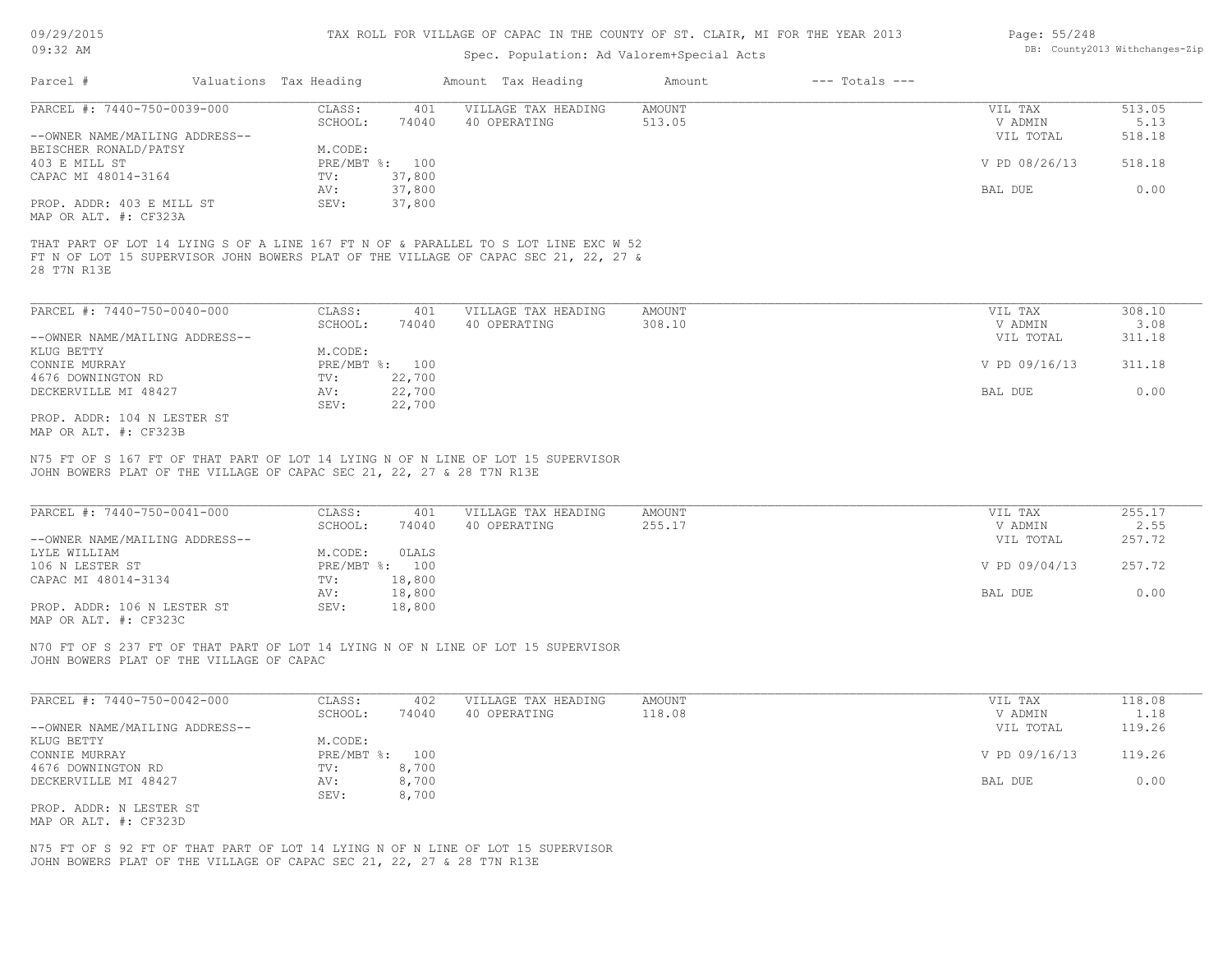# TAX ROLL FOR VILLAGE OF CAPAC IN THE COUNTY OF ST. CLAIR, MI FOR THE YEAR 2013

Spec. Population: Ad Valorem+Special Acts

| Parcel # | Valuations | Tax Heading | Amount | Tax Heading | Amount | --- Totals --- | |
|---|---|---|---|---|---|---|---|

---

PARCEL #: 7440-750-0039-000

| | | | | | | |
|---|---|---|---|---|---|---|
| CLASS: | 401 | VILLAGE TAX HEADING | AMOUNT | | VIL TAX | 513.05 |
| SCHOOL: | 74040 | 40 OPERATING | 513.05 | | V ADMIN | 5.13 |
| | | | | | VIL TOTAL | 518.18 |
| M.CODE: | | | | | | |
| PRE/MBT %: | 100 | | | | V PD 08/26/13 | 518.18 |
| TV: | 37,800 | | | | | |
| AV: | 37,800 | | | | BAL DUE | 0.00 |
| SEV: | 37,800 | | | | | |

--OWNER NAME/MAILING ADDRESS--
BEISCHER RONALD/PATSY
403 E MILL ST
CAPAC MI 48014-3164

PROP. ADDR: 403 E MILL ST
MAP OR ALT. #: CF323A

THAT PART OF LOT 14 LYING S OF A LINE 167 FT N OF & PARALLEL TO S LOT LINE EXC W 52 FT N OF LOT 15 SUPERVISOR JOHN BOWERS PLAT OF THE VILLAGE OF CAPAC SEC 21, 22, 27 & 28 T7N R13E

---

PARCEL #: 7440-750-0040-000

| | | | | | | |
|---|---|---|---|---|---|---|
| CLASS: | 401 | VILLAGE TAX HEADING | AMOUNT | | VIL TAX | 308.10 |
| SCHOOL: | 74040 | 40 OPERATING | 308.10 | | V ADMIN | 3.08 |
| | | | | | VIL TOTAL | 311.18 |
| M.CODE: | | | | | | |
| PRE/MBT %: | 100 | | | | V PD 09/16/13 | 311.18 |
| TV: | 22,700 | | | | | |
| AV: | 22,700 | | | | BAL DUE | 0.00 |
| SEV: | 22,700 | | | | | |

--OWNER NAME/MAILING ADDRESS--
KLUG BETTY
CONNIE MURRAY
4676 DOWNINGTON RD
DECKERVILLE MI 48427

PROP. ADDR: 104 N LESTER ST
MAP OR ALT. #: CF323B

N75 FT OF S 167 FT OF THAT PART OF LOT 14 LYING N OF N LINE OF LOT 15 SUPERVISOR JOHN BOWERS PLAT OF THE VILLAGE OF CAPAC SEC 21, 22, 27 & 28 T7N R13E

---

PARCEL #: 7440-750-0041-000

| | | | | | | |
|---|---|---|---|---|---|---|
| CLASS: | 401 | VILLAGE TAX HEADING | AMOUNT | | VIL TAX | 255.17 |
| SCHOOL: | 74040 | 40 OPERATING | 255.17 | | V ADMIN | 2.55 |
| | | | | | VIL TOTAL | 257.72 |
| M.CODE: | 0LALS | | | | | |
| PRE/MBT %: | 100 | | | | V PD 09/04/13 | 257.72 |
| TV: | 18,800 | | | | | |
| AV: | 18,800 | | | | BAL DUE | 0.00 |
| SEV: | 18,800 | | | | | |

--OWNER NAME/MAILING ADDRESS--
LYLE WILLIAM
106 N LESTER ST
CAPAC MI 48014-3134

PROP. ADDR: 106 N LESTER ST
MAP OR ALT. #: CF323C

N70 FT OF S 237 FT OF THAT PART OF LOT 14 LYING N OF N LINE OF LOT 15 SUPERVISOR JOHN BOWERS PLAT OF THE VILLAGE OF CAPAC

---

PARCEL #: 7440-750-0042-000

| | | | | | | |
|---|---|---|---|---|---|---|
| CLASS: | 402 | VILLAGE TAX HEADING | AMOUNT | | VIL TAX | 118.08 |
| SCHOOL: | 74040 | 40 OPERATING | 118.08 | | V ADMIN | 1.18 |
| | | | | | VIL TOTAL | 119.26 |
| M.CODE: | | | | | | |
| PRE/MBT %: | 100 | | | | V PD 09/16/13 | 119.26 |
| TV: | 8,700 | | | | | |
| AV: | 8,700 | | | | BAL DUE | 0.00 |
| SEV: | 8,700 | | | | | |

--OWNER NAME/MAILING ADDRESS--
KLUG BETTY
CONNIE MURRAY
4676 DOWNINGTON RD
DECKERVILLE MI 48427

PROP. ADDR: N LESTER ST
MAP OR ALT. #: CF323D

N75 FT OF S 92 FT OF THAT PART OF LOT 14 LYING N OF N LINE OF LOT 15 SUPERVISOR JOHN BOWERS PLAT OF THE VILLAGE OF CAPAC SEC 21, 22, 27 & 28 T7N R13E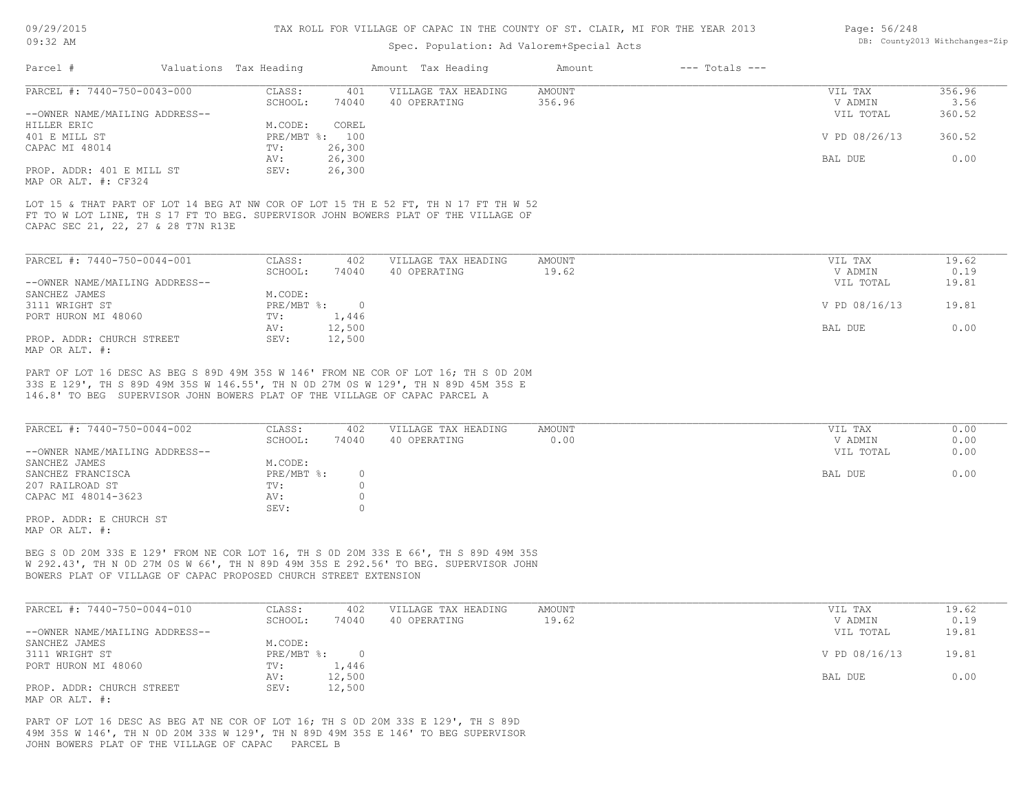# TAX ROLL FOR VILLAGE OF CAPAC IN THE COUNTY OF ST. CLAIR, MI FOR THE YEAR 2013

Spec. Population: Ad Valorem+Special Acts

| Parcel # | Valuations | Tax Heading | Amount | Tax Heading | Amount | --- Totals --- | |
|---|---|---|---|---|---|---|---|

---

**PARCEL #: 7440-750-0043-000**

| | | | | | |
|---|---|---|---|---|---|
| CLASS: | 401 | VILLAGE TAX HEADING | AMOUNT | VIL TAX | 356.96 |
| SCHOOL: | 74040 | 40 OPERATING | 356.96 | V ADMIN | 3.56 |
| | | | | VIL TOTAL | 360.52 |
| M.CODE: | COREL | | | | |
| PRE/MBT %: | 100 | | | V PD 08/26/13 | 360.52 |
| TV: | 26,300 | | | | |
| AV: | 26,300 | | | BAL DUE | 0.00 |
| SEV: | 26,300 | | | | |

--OWNER NAME/MAILING ADDRESS--
HILLER ERIC
401 E MILL ST
CAPAC MI 48014

PROP. ADDR: 401 E MILL ST
MAP OR ALT. #: CF324

LOT 15 & THAT PART OF LOT 14 BEG AT NW COR OF LOT 15 TH E 52 FT, TH N 17 FT TH W 52 FT TO W LOT LINE, TH S 17 FT TO BEG. SUPERVISOR JOHN BOWERS PLAT OF THE VILLAGE OF CAPAC SEC 21, 22, 27 & 28 T7N R13E

---

**PARCEL #: 7440-750-0044-001**

| | | | | | |
|---|---|---|---|---|---|
| CLASS: | 402 | VILLAGE TAX HEADING | AMOUNT | VIL TAX | 19.62 |
| SCHOOL: | 74040 | 40 OPERATING | 19.62 | V ADMIN | 0.19 |
| | | | | VIL TOTAL | 19.81 |
| M.CODE: | | | | | |
| PRE/MBT %: | 0 | | | V PD 08/16/13 | 19.81 |
| TV: | 1,446 | | | | |
| AV: | 12,500 | | | BAL DUE | 0.00 |
| SEV: | 12,500 | | | | |

--OWNER NAME/MAILING ADDRESS--
SANCHEZ JAMES
3111 WRIGHT ST
PORT HURON MI 48060

PROP. ADDR: CHURCH STREET
MAP OR ALT. #:

PART OF LOT 16 DESC AS BEG S 89D 49M 35S W 146' FROM NE COR OF LOT 16; TH S 0D 20M 33S E 129', TH S 89D 49M 35S W 146.55', TH N 0D 27M 0S W 129', TH N 89D 45M 35S E 146.8' TO BEG SUPERVISOR JOHN BOWERS PLAT OF THE VILLAGE OF CAPAC PARCEL A

---

**PARCEL #: 7440-750-0044-002**

| | | | | | |
|---|---|---|---|---|---|
| CLASS: | 402 | VILLAGE TAX HEADING | AMOUNT | VIL TAX | 0.00 |
| SCHOOL: | 74040 | 40 OPERATING | 0.00 | V ADMIN | 0.00 |
| | | | | VIL TOTAL | 0.00 |
| M.CODE: | | | | | |
| PRE/MBT %: | 0 | | | BAL DUE | 0.00 |
| TV: | 0 | | | | |
| AV: | 0 | | | | |
| SEV: | 0 | | | | |

--OWNER NAME/MAILING ADDRESS--
SANCHEZ JAMES
SANCHEZ FRANCISCA
207 RAILROAD ST
CAPAC MI 48014-3623

PROP. ADDR: E CHURCH ST
MAP OR ALT. #:

BEG S 0D 20M 33S E 129' FROM NE COR LOT 16, TH S 0D 20M 33S E 66', TH S 89D 49M 35S W 292.43', TH N 0D 27M 0S W 66', TH N 89D 49M 35S E 292.56' TO BEG. SUPERVISOR JOHN BOWERS PLAT OF VILLAGE OF CAPAC PROPOSED CHURCH STREET EXTENSION

---

**PARCEL #: 7440-750-0044-010**

| | | | | | |
|---|---|---|---|---|---|
| CLASS: | 402 | VILLAGE TAX HEADING | AMOUNT | VIL TAX | 19.62 |
| SCHOOL: | 74040 | 40 OPERATING | 19.62 | V ADMIN | 0.19 |
| | | | | VIL TOTAL | 19.81 |
| M.CODE: | | | | | |
| PRE/MBT %: | 0 | | | V PD 08/16/13 | 19.81 |
| TV: | 1,446 | | | | |
| AV: | 12,500 | | | BAL DUE | 0.00 |
| SEV: | 12,500 | | | | |

--OWNER NAME/MAILING ADDRESS--
SANCHEZ JAMES
3111 WRIGHT ST
PORT HURON MI 48060

PROP. ADDR: CHURCH STREET
MAP OR ALT. #:

PART OF LOT 16 DESC AS BEG AT NE COR OF LOT 16; TH S 0D 20M 33S E 129', TH S 89D 49M 35S W 146', TH N 0D 20M 33S W 129', TH N 89D 49M 35S E 146' TO BEG SUPERVISOR JOHN BOWERS PLAT OF THE VILLAGE OF CAPAC PARCEL B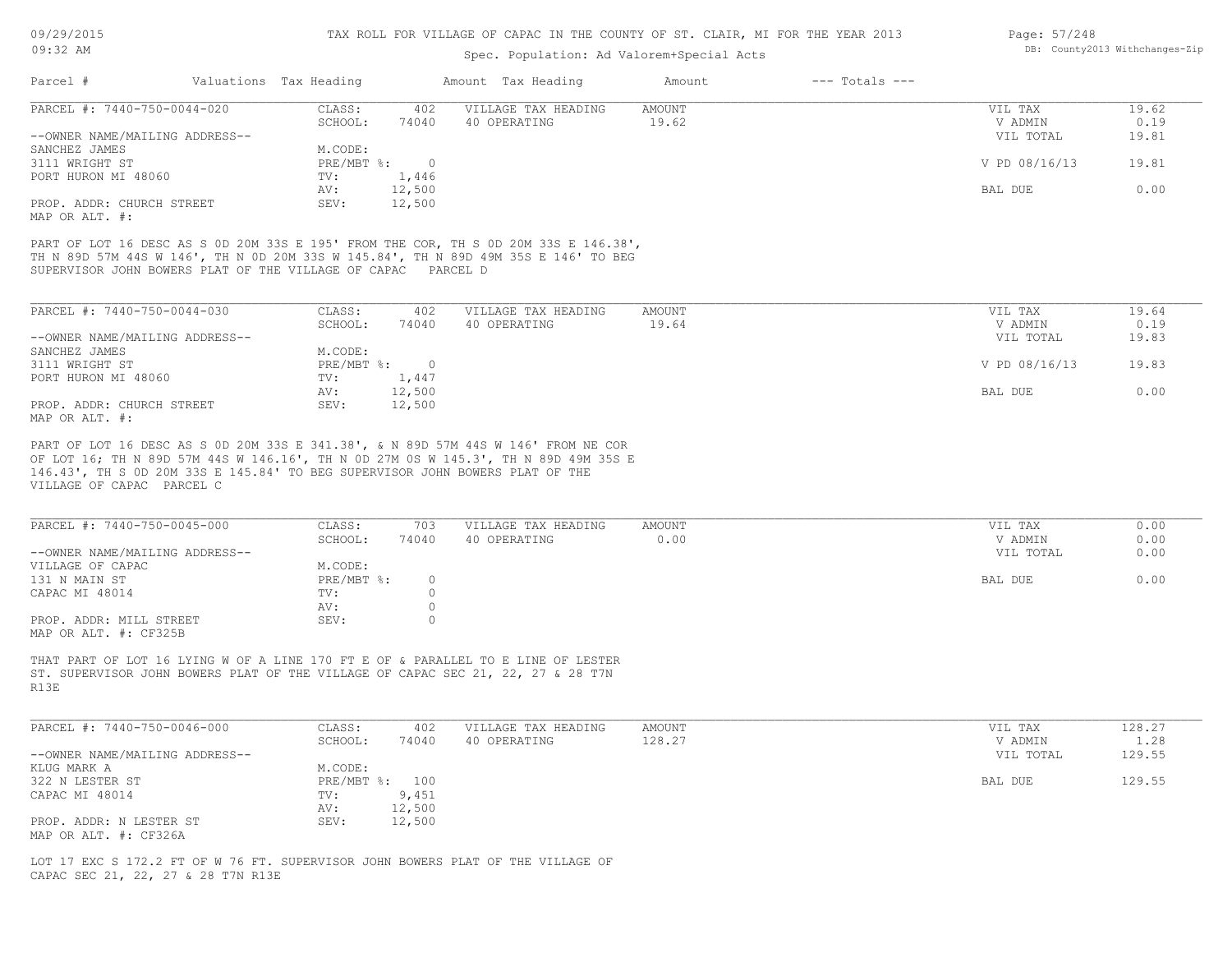TAX ROLL FOR VILLAGE OF CAPAC IN THE COUNTY OF ST. CLAIR, MI FOR THE YEAR 2013

Spec. Population: Ad Valorem+Special Acts

| Parcel # | Valuations | Tax Heading | Amount | Tax Heading | Amount | --- Totals --- | |
|---|---|---|---|---|---|---|---|
| PARCEL #: 7440-750-0044-020 | CLASS: | 402 | VILLAGE TAX HEADING | AMOUNT | | VIL TAX | 19.62 |
| | SCHOOL: | 74040 | 40 OPERATING | 19.62 | | V ADMIN | 0.19 |
| --OWNER NAME/MAILING ADDRESS-- | | | | | | VIL TOTAL | 19.81 |
| SANCHEZ JAMES | M.CODE: | | | | | | |
| 3111 WRIGHT ST | PRE/MBT %: | 0 | | | | V PD 08/16/13 | 19.81 |
| PORT HURON MI 48060 | TV: | 1,446 | | | | | |
| | AV: | 12,500 | | | | BAL DUE | 0.00 |
| PROP. ADDR: CHURCH STREET | SEV: | 12,500 | | | | | |
| MAP OR ALT. #: | | | | | | | |

PART OF LOT 16 DESC AS S 0D 20M 33S E 195' FROM THE COR, TH S 0D 20M 33S E 146.38', TH N 89D 57M 44S W 146', TH N 0D 20M 33S W 145.84', TH N 89D 49M 35S E 146' TO BEG SUPERVISOR JOHN BOWERS PLAT OF THE VILLAGE OF CAPAC PARCEL D

| Parcel # | Valuations | Tax Heading | Amount | Tax Heading | Amount | --- Totals --- | |
|---|---|---|---|---|---|---|---|
| PARCEL #: 7440-750-0044-030 | CLASS: | 402 | VILLAGE TAX HEADING | AMOUNT | | VIL TAX | 19.64 |
| | SCHOOL: | 74040 | 40 OPERATING | 19.64 | | V ADMIN | 0.19 |
| --OWNER NAME/MAILING ADDRESS-- | | | | | | VIL TOTAL | 19.83 |
| SANCHEZ JAMES | M.CODE: | | | | | | |
| 3111 WRIGHT ST | PRE/MBT %: | 0 | | | | V PD 08/16/13 | 19.83 |
| PORT HURON MI 48060 | TV: | 1,447 | | | | | |
| | AV: | 12,500 | | | | BAL DUE | 0.00 |
| PROP. ADDR: CHURCH STREET | SEV: | 12,500 | | | | | |
| MAP OR ALT. #: | | | | | | | |

PART OF LOT 16 DESC AS S 0D 20M 33S E 341.38', & N 89D 57M 44S W 146' FROM NE COR OF LOT 16; TH N 89D 57M 44S W 146.16', TH N 0D 27M 0S W 145.3', TH N 89D 49M 35S E 146.43', TH S 0D 20M 33S E 145.84' TO BEG SUPERVISOR JOHN BOWERS PLAT OF THE VILLAGE OF CAPAC PARCEL C

| Parcel # | Valuations | Tax Heading | Amount | Tax Heading | Amount | --- Totals --- | |
|---|---|---|---|---|---|---|---|
| PARCEL #: 7440-750-0045-000 | CLASS: | 703 | VILLAGE TAX HEADING | AMOUNT | | VIL TAX | 0.00 |
| | SCHOOL: | 74040 | 40 OPERATING | 0.00 | | V ADMIN | 0.00 |
| --OWNER NAME/MAILING ADDRESS-- | | | | | | VIL TOTAL | 0.00 |
| VILLAGE OF CAPAC | M.CODE: | | | | | | |
| 131 N MAIN ST | PRE/MBT %: | 0 | | | | BAL DUE | 0.00 |
| CAPAC MI 48014 | TV: | 0 | | | | | |
| | AV: | 0 | | | | | |
| PROP. ADDR: MILL STREET | SEV: | 0 | | | | | |
| MAP OR ALT. #: CF325B | | | | | | | |

THAT PART OF LOT 16 LYING W OF A LINE 170 FT E OF & PARALLEL TO E LINE OF LESTER ST. SUPERVISOR JOHN BOWERS PLAT OF THE VILLAGE OF CAPAC SEC 21, 22, 27 & 28 T7N R13E

| Parcel # | Valuations | Tax Heading | Amount | Tax Heading | Amount | --- Totals --- | |
|---|---|---|---|---|---|---|---|
| PARCEL #: 7440-750-0046-000 | CLASS: | 402 | VILLAGE TAX HEADING | AMOUNT | | VIL TAX | 128.27 |
| | SCHOOL: | 74040 | 40 OPERATING | 128.27 | | V ADMIN | 1.28 |
| --OWNER NAME/MAILING ADDRESS-- | | | | | | VIL TOTAL | 129.55 |
| KLUG MARK A | M.CODE: | | | | | | |
| 322 N LESTER ST | PRE/MBT %: | 100 | | | | BAL DUE | 129.55 |
| CAPAC MI 48014 | TV: | 9,451 | | | | | |
| | AV: | 12,500 | | | | | |
| PROP. ADDR: N LESTER ST | SEV: | 12,500 | | | | | |
| MAP OR ALT. #: CF326A | | | | | | | |

LOT 17 EXC S 172.2 FT OF W 76 FT. SUPERVISOR JOHN BOWERS PLAT OF THE VILLAGE OF CAPAC SEC 21, 22, 27 & 28 T7N R13E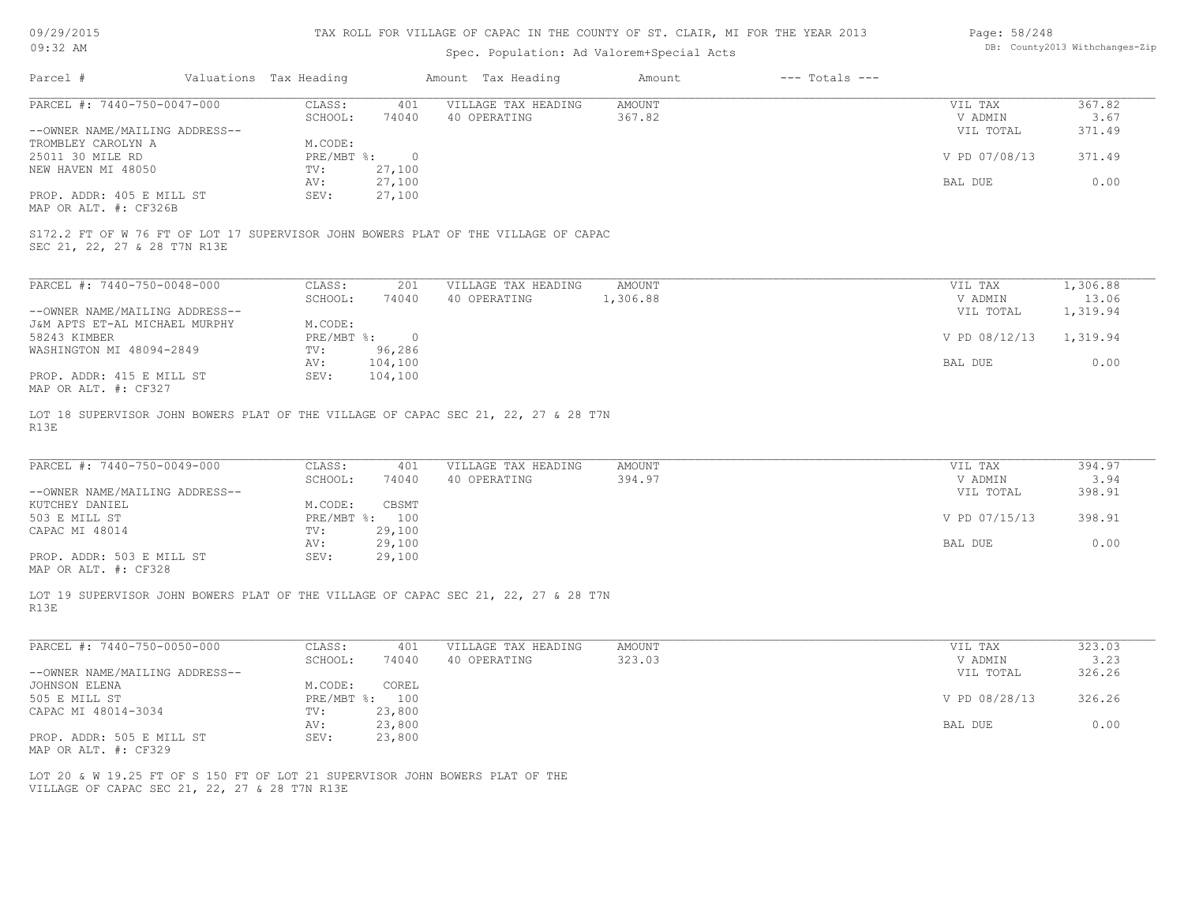Parcel # | Valuations | Tax Heading | Amount | Tax Heading | Amount | --- Totals ---

PARCEL #: 7440-750-0047-000

| | | | | | |
|---|---|---|---|---|---|
| CLASS: | 401 | VILLAGE TAX HEADING | AMOUNT | VIL TAX | 367.82 |
| SCHOOL: | 74040 | 40 OPERATING | 367.82 | V ADMIN | 3.67 |
| M.CODE: | | | | VIL TOTAL | 371.49 |
| PRE/MBT %: | 0 | | | V PD 07/08/13 | 371.49 |
| TV: | 27,100 | | | | |
| AV: | 27,100 | | | BAL DUE | 0.00 |
| SEV: | 27,100 | | | | |

--OWNER NAME/MAILING ADDRESS--
TROMBLEY CAROLYN A
25011 30 MILE RD
NEW HAVEN MI 48050

PROP. ADDR: 405 E MILL ST
MAP OR ALT. #: CF326B

S172.2 FT OF W 76 FT OF LOT 17 SUPERVISOR JOHN BOWERS PLAT OF THE VILLAGE OF CAPAC SEC 21, 22, 27 & 28 T7N R13E

PARCEL #: 7440-750-0048-000

| | | | | | |
|---|---|---|---|---|---|
| CLASS: | 201 | VILLAGE TAX HEADING | AMOUNT | VIL TAX | 1,306.88 |
| SCHOOL: | 74040 | 40 OPERATING | 1,306.88 | V ADMIN | 13.06 |
| M.CODE: | | | | VIL TOTAL | 1,319.94 |
| PRE/MBT %: | 0 | | | V PD 08/12/13 | 1,319.94 |
| TV: | 96,286 | | | | |
| AV: | 104,100 | | | BAL DUE | 0.00 |
| SEV: | 104,100 | | | | |

--OWNER NAME/MAILING ADDRESS--
J&M APTS ET-AL MICHAEL MURPHY
58243 KIMBER
WASHINGTON MI 48094-2849

PROP. ADDR: 415 E MILL ST
MAP OR ALT. #: CF327

LOT 18 SUPERVISOR JOHN BOWERS PLAT OF THE VILLAGE OF CAPAC SEC 21, 22, 27 & 28 T7N R13E

PARCEL #: 7440-750-0049-000

| | | | | | |
|---|---|---|---|---|---|
| CLASS: | 401 | VILLAGE TAX HEADING | AMOUNT | VIL TAX | 394.97 |
| SCHOOL: | 74040 | 40 OPERATING | 394.97 | V ADMIN | 3.94 |
| M.CODE: | CBSMT | | | VIL TOTAL | 398.91 |
| PRE/MBT %: | 100 | | | V PD 07/15/13 | 398.91 |
| TV: | 29,100 | | | | |
| AV: | 29,100 | | | BAL DUE | 0.00 |
| SEV: | 29,100 | | | | |

--OWNER NAME/MAILING ADDRESS--
KUTCHEY DANIEL
503 E MILL ST
CAPAC MI 48014

PROP. ADDR: 503 E MILL ST
MAP OR ALT. #: CF328

LOT 19 SUPERVISOR JOHN BOWERS PLAT OF THE VILLAGE OF CAPAC SEC 21, 22, 27 & 28 T7N R13E

PARCEL #: 7440-750-0050-000

| | | | | | |
|---|---|---|---|---|---|
| CLASS: | 401 | VILLAGE TAX HEADING | AMOUNT | VIL TAX | 323.03 |
| SCHOOL: | 74040 | 40 OPERATING | 323.03 | V ADMIN | 3.23 |
| M.CODE: | COREL | | | VIL TOTAL | 326.26 |
| PRE/MBT %: | 100 | | | V PD 08/28/13 | 326.26 |
| TV: | 23,800 | | | | |
| AV: | 23,800 | | | BAL DUE | 0.00 |
| SEV: | 23,800 | | | | |

--OWNER NAME/MAILING ADDRESS--
JOHNSON ELENA
505 E MILL ST
CAPAC MI 48014-3034

PROP. ADDR: 505 E MILL ST
MAP OR ALT. #: CF329

LOT 20 & W 19.25 FT OF S 150 FT OF LOT 21 SUPERVISOR JOHN BOWERS PLAT OF THE VILLAGE OF CAPAC SEC 21, 22, 27 & 28 T7N R13E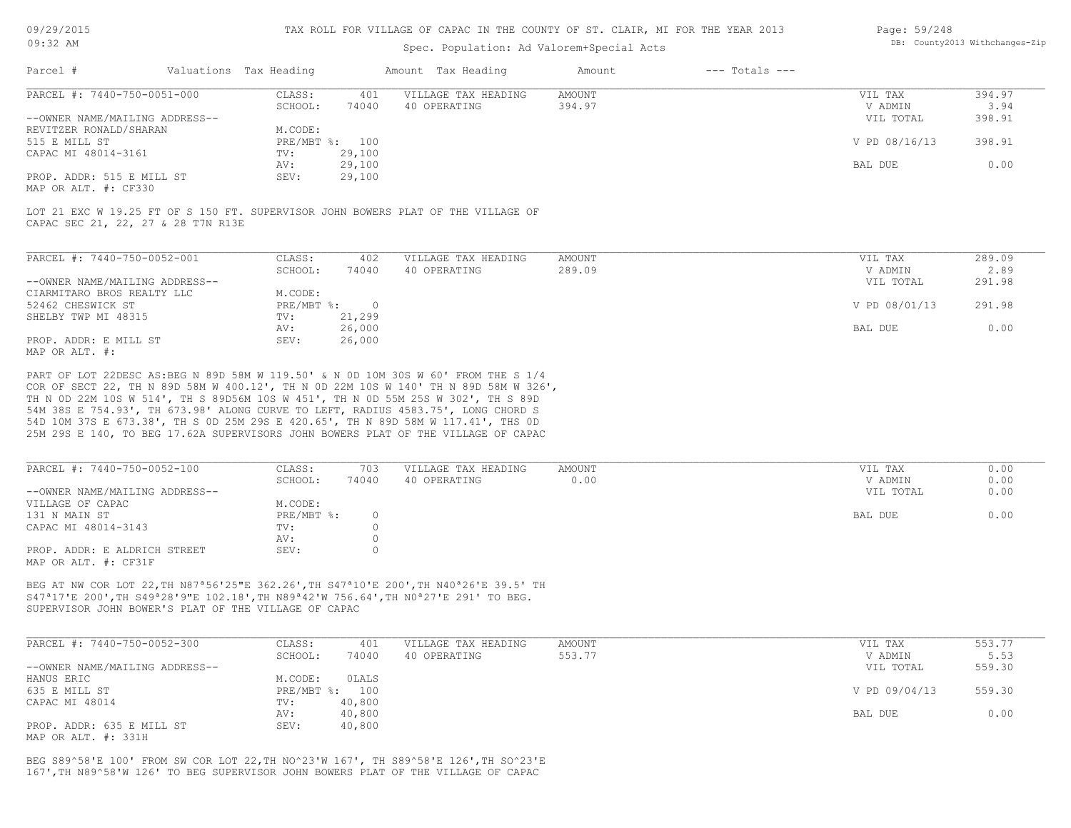TAX ROLL FOR VILLAGE OF CAPAC IN THE COUNTY OF ST. CLAIR, MI FOR THE YEAR 2013

Spec. Population: Ad Valorem+Special Acts

| Parcel # | Valuations | Tax Heading | Amount | Tax Heading | Amount | --- Totals --- | |
|---|---|---|---|---|---|---|---|

## PARCEL #: 7440-750-0051-000

| | | | | | |
|---|---|---|---|---|---|
| CLASS: | 401 | VILLAGE TAX HEADING | AMOUNT | VIL TAX | 394.97 |
| SCHOOL: | 74040 | 40 OPERATING | 394.97 | V ADMIN | 3.94 |
| | | | | VIL TOTAL | 398.91 |
| M.CODE: | | | | | |
| PRE/MBT %: | 100 | | | V PD 08/16/13 | 398.91 |
| TV: | 29,100 | | | | |
| AV: | 29,100 | | | BAL DUE | 0.00 |
| SEV: | 29,100 | | | | |

--OWNER NAME/MAILING ADDRESS--
REVITZER RONALD/SHARAN
515 E MILL ST
CAPAC MI 48014-3161

PROP. ADDR: 515 E MILL ST
MAP OR ALT. #: CF330

LOT 21 EXC W 19.25 FT OF S 150 FT. SUPERVISOR JOHN BOWERS PLAT OF THE VILLAGE OF CAPAC SEC 21, 22, 27 & 28 T7N R13E

## PARCEL #: 7440-750-0052-001

| | | | | | |
|---|---|---|---|---|---|
| CLASS: | 402 | VILLAGE TAX HEADING | AMOUNT | VIL TAX | 289.09 |
| SCHOOL: | 74040 | 40 OPERATING | 289.09 | V ADMIN | 2.89 |
| | | | | VIL TOTAL | 291.98 |
| M.CODE: | | | | | |
| PRE/MBT %: | 0 | | | V PD 08/01/13 | 291.98 |
| TV: | 21,299 | | | | |
| AV: | 26,000 | | | BAL DUE | 0.00 |
| SEV: | 26,000 | | | | |

--OWNER NAME/MAILING ADDRESS--
CIARMITARO BROS REALTY LLC
52462 CHESWICK ST
SHELBY TWP MI 48315

PROP. ADDR: E MILL ST
MAP OR ALT. #:

PART OF LOT 22DESC AS:BEG N 89D 58M W 119.50' & N 0D 10M 30S W 60' FROM THE S 1/4 COR OF SECT 22, TH N 89D 58M W 400.12', TH N 0D 22M 10S W 140' TH N 89D 58M W 326', TH N 0D 22M 10S W 514', TH S 89D56M 10S W 451', TH N 0D 55M 25S W 302', TH S 89D 54M 38S E 754.93', TH 673.98' ALONG CURVE TO LEFT, RADIUS 4583.75', LONG CHORD S 54D 10M 37S E 673.38', TH S 0D 25M 29S E 420.65', TH N 89D 58M W 117.41', THS 0D 25M 29S E 140, TO BEG 17.62A SUPERVISORS JOHN BOWERS PLAT OF THE VILLAGE OF CAPAC

## PARCEL #: 7440-750-0052-100

| | | | | | |
|---|---|---|---|---|---|
| CLASS: | 703 | VILLAGE TAX HEADING | AMOUNT | VIL TAX | 0.00 |
| SCHOOL: | 74040 | 40 OPERATING | 0.00 | V ADMIN | 0.00 |
| | | | | VIL TOTAL | 0.00 |
| M.CODE: | | | | | |
| PRE/MBT %: | 0 | | | BAL DUE | 0.00 |
| TV: | 0 | | | | |
| AV: | 0 | | | | |
| SEV: | 0 | | | | |

--OWNER NAME/MAILING ADDRESS--
VILLAGE OF CAPAC
131 N MAIN ST
CAPAC MI 48014-3143

PROP. ADDR: E ALDRICH STREET
MAP OR ALT. #: CF31F

BEG AT NW COR LOT 22,TH N87ª56'25"E 362.26',TH S47ª10'E 200',TH N40ª26'E 39.5' TH S47ª17'E 200',TH S49ª28'9"E 102.18',TH N89ª42'W 756.64',TH N0ª27'E 291' TO BEG. SUPERVISOR JOHN BOWER'S PLAT OF THE VILLAGE OF CAPAC

## PARCEL #: 7440-750-0052-300

| | | | | | |
|---|---|---|---|---|---|
| CLASS: | 401 | VILLAGE TAX HEADING | AMOUNT | VIL TAX | 553.77 |
| SCHOOL: | 74040 | 40 OPERATING | 553.77 | V ADMIN | 5.53 |
| | | | | VIL TOTAL | 559.30 |
| M.CODE: | 0LALS | | | | |
| PRE/MBT %: | 100 | | | V PD 09/04/13 | 559.30 |
| TV: | 40,800 | | | | |
| AV: | 40,800 | | | BAL DUE | 0.00 |
| SEV: | 40,800 | | | | |

--OWNER NAME/MAILING ADDRESS--
HANUS ERIC
635 E MILL ST
CAPAC MI 48014

PROP. ADDR: 635 E MILL ST
MAP OR ALT. #: 331H

BEG S89^58'E 100' FROM SW COR LOT 22,TH NO^23'W 167', TH S89^58'E 126',TH SO^23'E 167',TH N89^58'W 126' TO BEG SUPERVISOR JOHN BOWERS PLAT OF THE VILLAGE OF CAPAC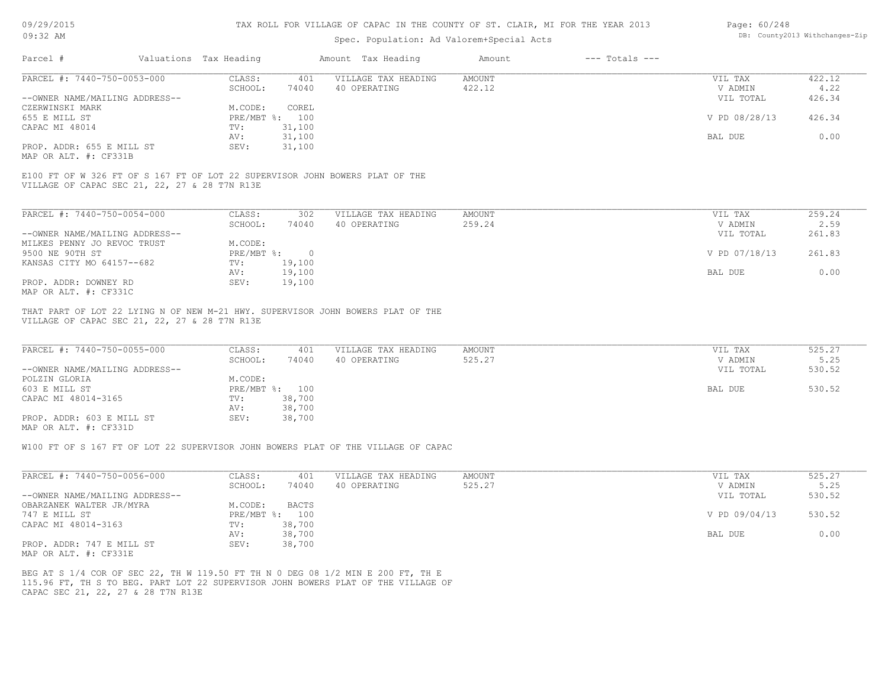| Parcel # | Valuations | Tax Heading | Amount | Tax Heading | Amount | --- Totals --- | |
|---|---|---|---|---|---|---|---|
| PARCEL #: 7440-750-0053-000 | CLASS: | 401 | VILLAGE TAX HEADING | AMOUNT | | VIL TAX | 422.12 |
| | SCHOOL: | 74040 | 40 OPERATING | 422.12 | | V ADMIN | 4.22 |
| --OWNER NAME/MAILING ADDRESS-- | | | | | | VIL TOTAL | 426.34 |
| CZERWINSKI MARK | M.CODE: | COREL | | | | | |
| 655 E MILL ST | PRE/MBT %: | 100 | | | | V PD 08/28/13 | 426.34 |
| CAPAC MI 48014 | TV: | 31,100 | | | | | |
| | AV: | 31,100 | | | | BAL DUE | 0.00 |
| PROP. ADDR: 655 E MILL ST | SEV: | 31,100 | | | | | |
| MAP OR ALT. #: CF331B | | | | | | | |

E100 FT OF W 326 FT OF S 167 FT OF LOT 22 SUPERVISOR JOHN BOWERS PLAT OF THE VILLAGE OF CAPAC SEC 21, 22, 27 & 28 T7N R13E

| Parcel # | Valuations | Tax Heading | Amount | Tax Heading | Amount | --- Totals --- | |
|---|---|---|---|---|---|---|---|
| PARCEL #: 7440-750-0054-000 | CLASS: | 302 | VILLAGE TAX HEADING | AMOUNT | | VIL TAX | 259.24 |
| | SCHOOL: | 74040 | 40 OPERATING | 259.24 | | V ADMIN | 2.59 |
| --OWNER NAME/MAILING ADDRESS-- | | | | | | VIL TOTAL | 261.83 |
| MILKES PENNY JO REVOC TRUST | M.CODE: | | | | | | |
| 9500 NE 90TH ST | PRE/MBT %: | 0 | | | | V PD 07/18/13 | 261.83 |
| KANSAS CITY MO 64157--682 | TV: | 19,100 | | | | | |
| | AV: | 19,100 | | | | BAL DUE | 0.00 |
| PROP. ADDR: DOWNEY RD | SEV: | 19,100 | | | | | |
| MAP OR ALT. #: CF331C | | | | | | | |

THAT PART OF LOT 22 LYING N OF NEW M-21 HWY. SUPERVISOR JOHN BOWERS PLAT OF THE VILLAGE OF CAPAC SEC 21, 22, 27 & 28 T7N R13E

| Parcel # | Valuations | Tax Heading | Amount | Tax Heading | Amount | --- Totals --- | |
|---|---|---|---|---|---|---|---|
| PARCEL #: 7440-750-0055-000 | CLASS: | 401 | VILLAGE TAX HEADING | AMOUNT | | VIL TAX | 525.27 |
| | SCHOOL: | 74040 | 40 OPERATING | 525.27 | | V ADMIN | 5.25 |
| --OWNER NAME/MAILING ADDRESS-- | | | | | | VIL TOTAL | 530.52 |
| POLZIN GLORIA | M.CODE: | | | | | | |
| 603 E MILL ST | PRE/MBT %: | 100 | | | | BAL DUE | 530.52 |
| CAPAC MI 48014-3165 | TV: | 38,700 | | | | | |
| | AV: | 38,700 | | | | | |
| PROP. ADDR: 603 E MILL ST | SEV: | 38,700 | | | | | |
| MAP OR ALT. #: CF331D | | | | | | | |

W100 FT OF S 167 FT OF LOT 22 SUPERVISOR JOHN BOWERS PLAT OF THE VILLAGE OF CAPAC

| Parcel # | Valuations | Tax Heading | Amount | Tax Heading | Amount | --- Totals --- | |
|---|---|---|---|---|---|---|---|
| PARCEL #: 7440-750-0056-000 | CLASS: | 401 | VILLAGE TAX HEADING | AMOUNT | | VIL TAX | 525.27 |
| | SCHOOL: | 74040 | 40 OPERATING | 525.27 | | V ADMIN | 5.25 |
| --OWNER NAME/MAILING ADDRESS-- | | | | | | VIL TOTAL | 530.52 |
| OBARZANEK WALTER JR/MYRA | M.CODE: | BACTS | | | | | |
| 747 E MILL ST | PRE/MBT %: | 100 | | | | V PD 09/04/13 | 530.52 |
| CAPAC MI 48014-3163 | TV: | 38,700 | | | | | |
| | AV: | 38,700 | | | | BAL DUE | 0.00 |
| PROP. ADDR: 747 E MILL ST | SEV: | 38,700 | | | | | |
| MAP OR ALT. #: CF331E | | | | | | | |

BEG AT S 1/4 COR OF SEC 22, TH W 119.50 FT TH N 0 DEG 08 1/2 MIN E 200 FT, TH E 115.96 FT, TH S TO BEG. PART LOT 22 SUPERVISOR JOHN BOWERS PLAT OF THE VILLAGE OF CAPAC SEC 21, 22, 27 & 28 T7N R13E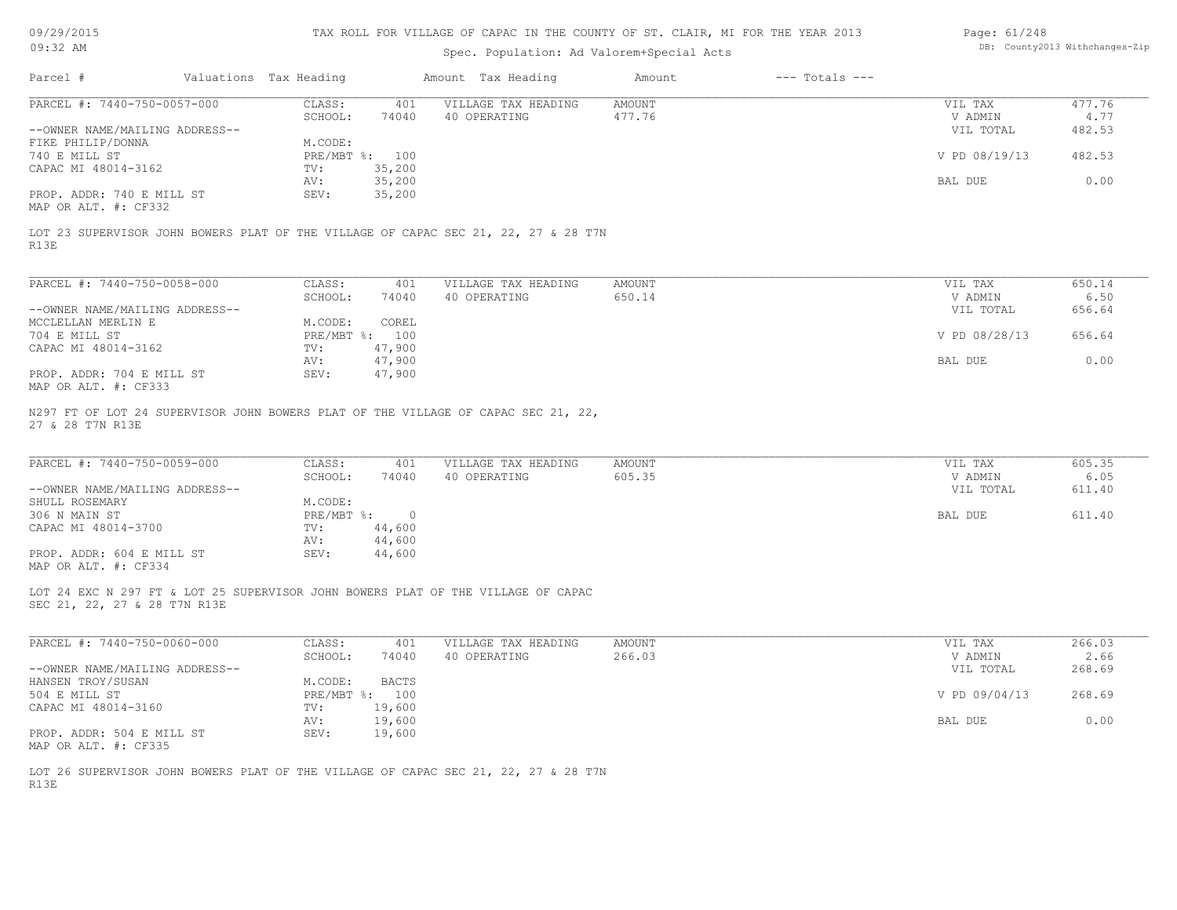TAX ROLL FOR VILLAGE OF CAPAC IN THE COUNTY OF ST. CLAIR, MI FOR THE YEAR 2013

Spec. Population: Ad Valorem+Special Acts

| Parcel # | Valuations | Tax Heading | Amount | Tax Heading | Amount | --- Totals --- | |
|---|---|---|---|---|---|---|---|
| PARCEL #: 7440-750-0057-000 | CLASS: | 401 | VILLAGE TAX HEADING | AMOUNT | | VIL TAX | 477.76 |
| | SCHOOL: | 74040 | 40 OPERATING | 477.76 | | V ADMIN | 4.77 |
| --OWNER NAME/MAILING ADDRESS-- | | | | | | VIL TOTAL | 482.53 |
| FIKE PHILIP/DONNA | M.CODE: | | | | | | |
| 740 E MILL ST | PRE/MBT %: | 100 | | | | V PD 08/19/13 | 482.53 |
| CAPAC MI 48014-3162 | TV: | 35,200 | | | | | |
| | AV: | 35,200 | | | | BAL DUE | 0.00 |
| PROP. ADDR: 740 E MILL ST | SEV: | 35,200 | | | | | |
| MAP OR ALT. #: CF332 | | | | | | | |

LOT 23 SUPERVISOR JOHN BOWERS PLAT OF THE VILLAGE OF CAPAC SEC 21, 22, 27 & 28 T7N R13E

| Parcel # | Valuations | Tax Heading | Amount | Tax Heading | Amount | --- Totals --- | |
|---|---|---|---|---|---|---|---|
| PARCEL #: 7440-750-0058-000 | CLASS: | 401 | VILLAGE TAX HEADING | AMOUNT | | VIL TAX | 650.14 |
| | SCHOOL: | 74040 | 40 OPERATING | 650.14 | | V ADMIN | 6.50 |
| --OWNER NAME/MAILING ADDRESS-- | | | | | | VIL TOTAL | 656.64 |
| MCCLELLAN MERLIN E | M.CODE: | COREL | | | | | |
| 704 E MILL ST | PRE/MBT %: | 100 | | | | V PD 08/28/13 | 656.64 |
| CAPAC MI 48014-3162 | TV: | 47,900 | | | | | |
| | AV: | 47,900 | | | | BAL DUE | 0.00 |
| PROP. ADDR: 704 E MILL ST | SEV: | 47,900 | | | | | |
| MAP OR ALT. #: CF333 | | | | | | | |

N297 FT OF LOT 24 SUPERVISOR JOHN BOWERS PLAT OF THE VILLAGE OF CAPAC SEC 21, 22, 27 & 28 T7N R13E

| Parcel # | Valuations | Tax Heading | Amount | Tax Heading | Amount | --- Totals --- | |
|---|---|---|---|---|---|---|---|
| PARCEL #: 7440-750-0059-000 | CLASS: | 401 | VILLAGE TAX HEADING | AMOUNT | | VIL TAX | 605.35 |
| | SCHOOL: | 74040 | 40 OPERATING | 605.35 | | V ADMIN | 6.05 |
| --OWNER NAME/MAILING ADDRESS-- | | | | | | VIL TOTAL | 611.40 |
| SHULL ROSEMARY | M.CODE: | | | | | | |
| 306 N MAIN ST | PRE/MBT %: | 0 | | | | BAL DUE | 611.40 |
| CAPAC MI 48014-3700 | TV: | 44,600 | | | | | |
| | AV: | 44,600 | | | | | |
| PROP. ADDR: 604 E MILL ST | SEV: | 44,600 | | | | | |
| MAP OR ALT. #: CF334 | | | | | | | |

LOT 24 EXC N 297 FT & LOT 25 SUPERVISOR JOHN BOWERS PLAT OF THE VILLAGE OF CAPAC SEC 21, 22, 27 & 28 T7N R13E

| Parcel # | Valuations | Tax Heading | Amount | Tax Heading | Amount | --- Totals --- | |
|---|---|---|---|---|---|---|---|
| PARCEL #: 7440-750-0060-000 | CLASS: | 401 | VILLAGE TAX HEADING | AMOUNT | | VIL TAX | 266.03 |
| | SCHOOL: | 74040 | 40 OPERATING | 266.03 | | V ADMIN | 2.66 |
| --OWNER NAME/MAILING ADDRESS-- | | | | | | VIL TOTAL | 268.69 |
| HANSEN TROY/SUSAN | M.CODE: | BACTS | | | | | |
| 504 E MILL ST | PRE/MBT %: | 100 | | | | V PD 09/04/13 | 268.69 |
| CAPAC MI 48014-3160 | TV: | 19,600 | | | | | |
| | AV: | 19,600 | | | | BAL DUE | 0.00 |
| PROP. ADDR: 504 E MILL ST | SEV: | 19,600 | | | | | |
| MAP OR ALT. #: CF335 | | | | | | | |

LOT 26 SUPERVISOR JOHN BOWERS PLAT OF THE VILLAGE OF CAPAC SEC 21, 22, 27 & 28 T7N R13E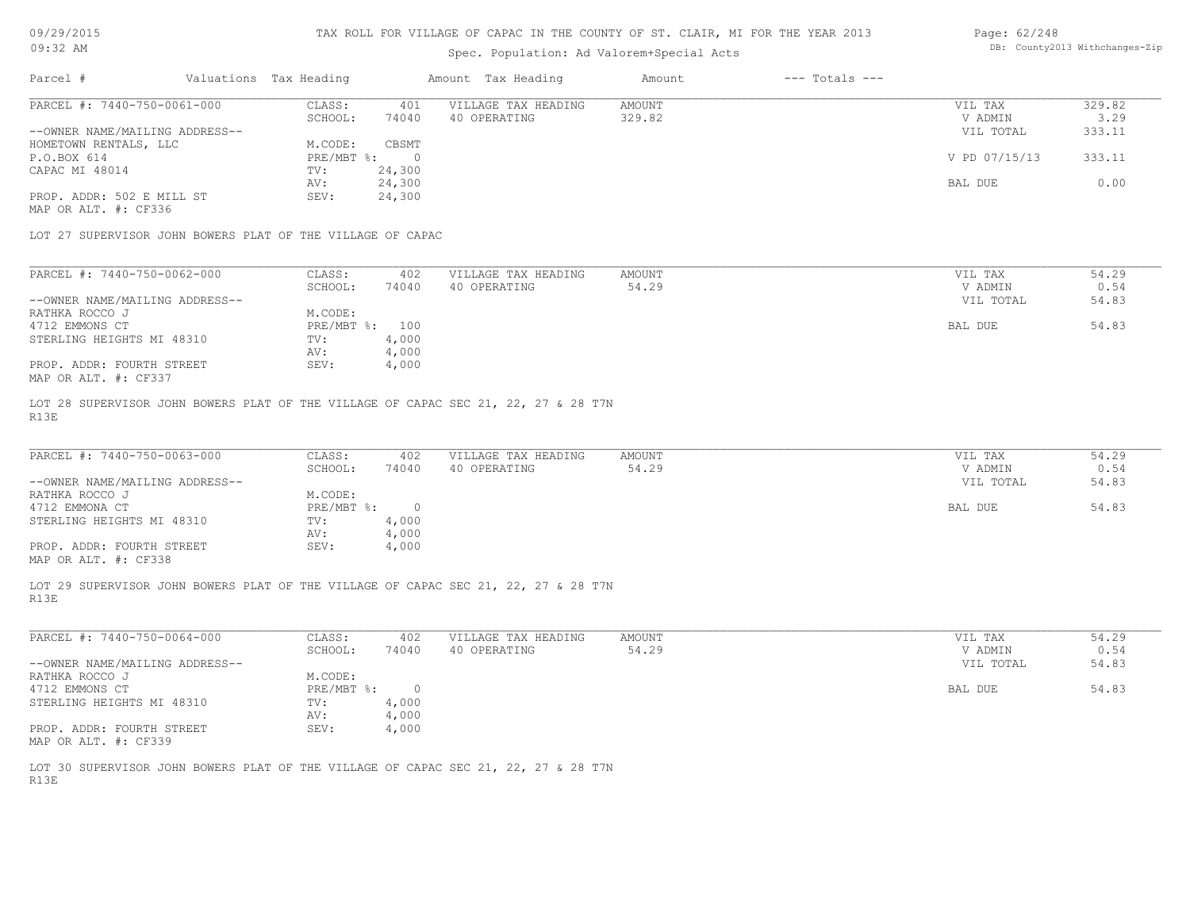TAX ROLL FOR VILLAGE OF CAPAC IN THE COUNTY OF ST. CLAIR, MI FOR THE YEAR 2013

Spec. Population: Ad Valorem+Special Acts

| Parcel # | Valuations | Tax Heading | Amount | Tax Heading | Amount | --- Totals --- | |
|---|---|---|---|---|---|---|---|
| PARCEL #: 7440-750-0061-000 | CLASS: | 401 | VILLAGE TAX HEADING | AMOUNT | | VIL TAX | 329.82 |
| | SCHOOL: | 74040 | 40 OPERATING | 329.82 | | V ADMIN | 3.29 |
| --OWNER NAME/MAILING ADDRESS-- | | | | | | VIL TOTAL | 333.11 |
| HOMETOWN RENTALS, LLC | M.CODE: | CBSMT | | | | | |
| P.O.BOX 614 | PRE/MBT %: | 0 | | | | V PD 07/15/13 | 333.11 |
| CAPAC MI 48014 | TV: | 24,300 | | | | | |
| | AV: | 24,300 | | | | BAL DUE | 0.00 |
| PROP. ADDR: 502 E MILL ST | SEV: | 24,300 | | | | | |
| MAP OR ALT. #: CF336 | | | | | | | |

LOT 27 SUPERVISOR JOHN BOWERS PLAT OF THE VILLAGE OF CAPAC

| Parcel # | Valuations | Tax Heading | Amount | Tax Heading | Amount | --- Totals --- | |
|---|---|---|---|---|---|---|---|
| PARCEL #: 7440-750-0062-000 | CLASS: | 402 | VILLAGE TAX HEADING | AMOUNT | | VIL TAX | 54.29 |
| | SCHOOL: | 74040 | 40 OPERATING | 54.29 | | V ADMIN | 0.54 |
| --OWNER NAME/MAILING ADDRESS-- | | | | | | VIL TOTAL | 54.83 |
| RATHKA ROCCO J | M.CODE: | | | | | | |
| 4712 EMMONS CT | PRE/MBT %: | 100 | | | | BAL DUE | 54.83 |
| STERLING HEIGHTS MI 48310 | TV: | 4,000 | | | | | |
| | AV: | 4,000 | | | | | |
| PROP. ADDR: FOURTH STREET | SEV: | 4,000 | | | | | |
| MAP OR ALT. #: CF337 | | | | | | | |

LOT 28 SUPERVISOR JOHN BOWERS PLAT OF THE VILLAGE OF CAPAC SEC 21, 22, 27 & 28 T7N R13E

| Parcel # | Valuations | Tax Heading | Amount | Tax Heading | Amount | --- Totals --- | |
|---|---|---|---|---|---|---|---|
| PARCEL #: 7440-750-0063-000 | CLASS: | 402 | VILLAGE TAX HEADING | AMOUNT | | VIL TAX | 54.29 |
| | SCHOOL: | 74040 | 40 OPERATING | 54.29 | | V ADMIN | 0.54 |
| --OWNER NAME/MAILING ADDRESS-- | | | | | | VIL TOTAL | 54.83 |
| RATHKA ROCCO J | M.CODE: | | | | | | |
| 4712 EMMONA CT | PRE/MBT %: | 0 | | | | BAL DUE | 54.83 |
| STERLING HEIGHTS MI 48310 | TV: | 4,000 | | | | | |
| | AV: | 4,000 | | | | | |
| PROP. ADDR: FOURTH STREET | SEV: | 4,000 | | | | | |
| MAP OR ALT. #: CF338 | | | | | | | |

LOT 29 SUPERVISOR JOHN BOWERS PLAT OF THE VILLAGE OF CAPAC SEC 21, 22, 27 & 28 T7N R13E

| Parcel # | Valuations | Tax Heading | Amount | Tax Heading | Amount | --- Totals --- | |
|---|---|---|---|---|---|---|---|
| PARCEL #: 7440-750-0064-000 | CLASS: | 402 | VILLAGE TAX HEADING | AMOUNT | | VIL TAX | 54.29 |
| | SCHOOL: | 74040 | 40 OPERATING | 54.29 | | V ADMIN | 0.54 |
| --OWNER NAME/MAILING ADDRESS-- | | | | | | VIL TOTAL | 54.83 |
| RATHKA ROCCO J | M.CODE: | | | | | | |
| 4712 EMMONS CT | PRE/MBT %: | 0 | | | | BAL DUE | 54.83 |
| STERLING HEIGHTS MI 48310 | TV: | 4,000 | | | | | |
| | AV: | 4,000 | | | | | |
| PROP. ADDR: FOURTH STREET | SEV: | 4,000 | | | | | |
| MAP OR ALT. #: CF339 | | | | | | | |

LOT 30 SUPERVISOR JOHN BOWERS PLAT OF THE VILLAGE OF CAPAC SEC 21, 22, 27 & 28 T7N R13E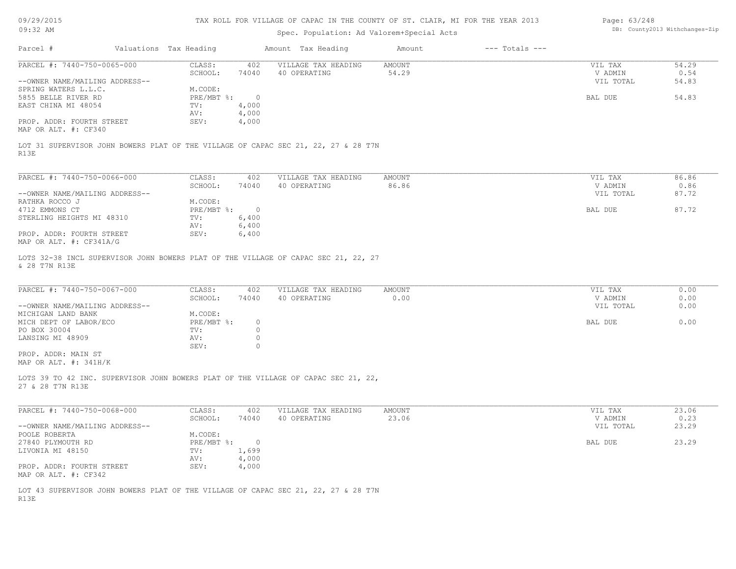# TAX ROLL FOR VILLAGE OF CAPAC IN THE COUNTY OF ST. CLAIR, MI FOR THE YEAR 2013

09/29/2015
09:32 AM

Spec. Population: Ad Valorem+Special Acts

DB: County2013 Withchanges-Zip

| Parcel # | Valuations | Tax Heading | Amount | Tax Heading | Amount | --- Totals --- | |
|---|---|---|---|---|---|---|---|
| PARCEL #: 7440-750-0065-000 | CLASS: | 402 | VILLAGE TAX HEADING | AMOUNT | | VIL TAX | 54.29 |
| | SCHOOL: | 74040 | 40 OPERATING | 54.29 | | V ADMIN | 0.54 |
| --OWNER NAME/MAILING ADDRESS-- | | | | | | VIL TOTAL | 54.83 |
| SPRING WATERS L.L.C. | M.CODE: | | | | | | |
| 5855 BELLE RIVER RD | PRE/MBT %: | 0 | | | | BAL DUE | 54.83 |
| EAST CHINA MI 48054 | TV: | 4,000 | | | | | |
| | AV: | 4,000 | | | | | |
| PROP. ADDR: FOURTH STREET | SEV: | 4,000 | | | | | |
| MAP OR ALT. #: CF340 | | | | | | | |

LOT 31 SUPERVISOR JOHN BOWERS PLAT OF THE VILLAGE OF CAPAC SEC 21, 22, 27 & 28 T7N R13E

| Parcel # | Valuations | Tax Heading | Amount | Tax Heading | Amount | --- Totals --- | |
|---|---|---|---|---|---|---|---|
| PARCEL #: 7440-750-0066-000 | CLASS: | 402 | VILLAGE TAX HEADING | AMOUNT | | VIL TAX | 86.86 |
| | SCHOOL: | 74040 | 40 OPERATING | 86.86 | | V ADMIN | 0.86 |
| --OWNER NAME/MAILING ADDRESS-- | | | | | | VIL TOTAL | 87.72 |
| RATHKA ROCCO J | M.CODE: | | | | | | |
| 4712 EMMONS CT | PRE/MBT %: | 0 | | | | BAL DUE | 87.72 |
| STERLING HEIGHTS MI 48310 | TV: | 6,400 | | | | | |
| | AV: | 6,400 | | | | | |
| PROP. ADDR: FOURTH STREET | SEV: | 6,400 | | | | | |
| MAP OR ALT. #: CF341A/G | | | | | | | |

LOTS 32-38 INCL SUPERVISOR JOHN BOWERS PLAT OF THE VILLAGE OF CAPAC SEC 21, 22, 27 & 28 T7N R13E

| Parcel # | Valuations | Tax Heading | Amount | Tax Heading | Amount | --- Totals --- | |
|---|---|---|---|---|---|---|---|
| PARCEL #: 7440-750-0067-000 | CLASS: | 402 | VILLAGE TAX HEADING | AMOUNT | | VIL TAX | 0.00 |
| | SCHOOL: | 74040 | 40 OPERATING | 0.00 | | V ADMIN | 0.00 |
| --OWNER NAME/MAILING ADDRESS-- | | | | | | VIL TOTAL | 0.00 |
| MICHIGAN LAND BANK | M.CODE: | | | | | | |
| MICH DEPT OF LABOR/ECO | PRE/MBT %: | 0 | | | | BAL DUE | 0.00 |
| PO BOX 30004 | TV: | 0 | | | | | |
| LANSING MI 48909 | AV: | 0 | | | | | |
| | SEV: | 0 | | | | | |
| PROP. ADDR: MAIN ST | | | | | | | |
| MAP OR ALT. #: 341H/K | | | | | | | |

LOTS 39 TO 42 INC. SUPERVISOR JOHN BOWERS PLAT OF THE VILLAGE OF CAPAC SEC 21, 22, 27 & 28 T7N R13E

| Parcel # | Valuations | Tax Heading | Amount | Tax Heading | Amount | --- Totals --- | |
|---|---|---|---|---|---|---|---|
| PARCEL #: 7440-750-0068-000 | CLASS: | 402 | VILLAGE TAX HEADING | AMOUNT | | VIL TAX | 23.06 |
| | SCHOOL: | 74040 | 40 OPERATING | 23.06 | | V ADMIN | 0.23 |
| --OWNER NAME/MAILING ADDRESS-- | | | | | | VIL TOTAL | 23.29 |
| POOLE ROBERTA | M.CODE: | | | | | | |
| 27840 PLYMOUTH RD | PRE/MBT %: | 0 | | | | BAL DUE | 23.29 |
| LIVONIA MI 48150 | TV: | 1,699 | | | | | |
| | AV: | 4,000 | | | | | |
| PROP. ADDR: FOURTH STREET | SEV: | 4,000 | | | | | |
| MAP OR ALT. #: CF342 | | | | | | | |

LOT 43 SUPERVISOR JOHN BOWERS PLAT OF THE VILLAGE OF CAPAC SEC 21, 22, 27 & 28 T7N R13E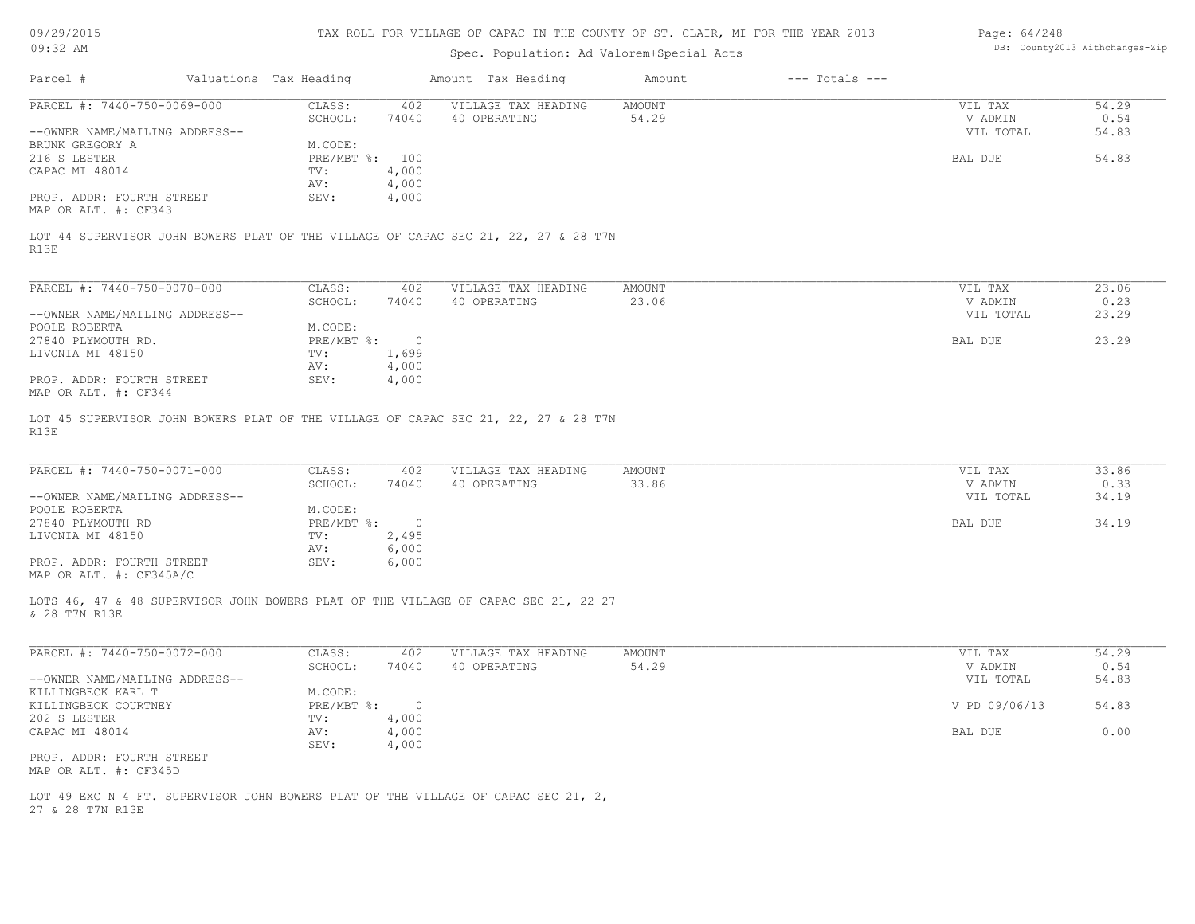TAX ROLL FOR VILLAGE OF CAPAC IN THE COUNTY OF ST. CLAIR, MI FOR THE YEAR 2013

Spec. Population: Ad Valorem+Special Acts

DB: County2013 Withchanges-Zip

09/29/2015
09:32 AM

| Parcel # | Valuations | Tax Heading | Amount | Tax Heading | Amount | --- Totals --- |
|---|---|---|---|---|---|---|

---

PARCEL #: 7440-750-0069-000

| | | | | | |
|---|---|---|---|---|---|
| CLASS: | 402 | VILLAGE TAX HEADING | AMOUNT | VIL TAX | 54.29 |
| SCHOOL: | 74040 | 40 OPERATING | 54.29 | V ADMIN | 0.54 |
| M.CODE: | | | | VIL TOTAL | 54.83 |
| PRE/MBT %: | 100 | | | BAL DUE | 54.83 |
| TV: | 4,000 | | | | |
| AV: | 4,000 | | | | |
| SEV: | 4,000 | | | | |

--OWNER NAME/MAILING ADDRESS--
BRUNK GREGORY A
216 S LESTER
CAPAC MI 48014

PROP. ADDR: FOURTH STREET
MAP OR ALT. #: CF343

LOT 44 SUPERVISOR JOHN BOWERS PLAT OF THE VILLAGE OF CAPAC SEC 21, 22, 27 & 28 T7N R13E

---

PARCEL #: 7440-750-0070-000

| | | | | | |
|---|---|---|---|---|---|
| CLASS: | 402 | VILLAGE TAX HEADING | AMOUNT | VIL TAX | 23.06 |
| SCHOOL: | 74040 | 40 OPERATING | 23.06 | V ADMIN | 0.23 |
| M.CODE: | | | | VIL TOTAL | 23.29 |
| PRE/MBT %: | 0 | | | BAL DUE | 23.29 |
| TV: | 1,699 | | | | |
| AV: | 4,000 | | | | |
| SEV: | 4,000 | | | | |

--OWNER NAME/MAILING ADDRESS--
POOLE ROBERTA
27840 PLYMOUTH RD.
LIVONIA MI 48150

PROP. ADDR: FOURTH STREET
MAP OR ALT. #: CF344

LOT 45 SUPERVISOR JOHN BOWERS PLAT OF THE VILLAGE OF CAPAC SEC 21, 22, 27 & 28 T7N R13E

---

PARCEL #: 7440-750-0071-000

| | | | | | |
|---|---|---|---|---|---|
| CLASS: | 402 | VILLAGE TAX HEADING | AMOUNT | VIL TAX | 33.86 |
| SCHOOL: | 74040 | 40 OPERATING | 33.86 | V ADMIN | 0.33 |
| M.CODE: | | | | VIL TOTAL | 34.19 |
| PRE/MBT %: | 0 | | | BAL DUE | 34.19 |
| TV: | 2,495 | | | | |
| AV: | 6,000 | | | | |
| SEV: | 6,000 | | | | |

--OWNER NAME/MAILING ADDRESS--
POOLE ROBERTA
27840 PLYMOUTH RD
LIVONIA MI 48150

PROP. ADDR: FOURTH STREET
MAP OR ALT. #: CF345A/C

LOTS 46, 47 & 48 SUPERVISOR JOHN BOWERS PLAT OF THE VILLAGE OF CAPAC SEC 21, 22 27 & 28 T7N R13E

---

PARCEL #: 7440-750-0072-000

| | | | | | |
|---|---|---|---|---|---|
| CLASS: | 402 | VILLAGE TAX HEADING | AMOUNT | VIL TAX | 54.29 |
| SCHOOL: | 74040 | 40 OPERATING | 54.29 | V ADMIN | 0.54 |
| M.CODE: | | | | VIL TOTAL | 54.83 |
| PRE/MBT %: | 0 | | | V PD 09/06/13 | 54.83 |
| TV: | 4,000 | | | | |
| AV: | 4,000 | | | BAL DUE | 0.00 |
| SEV: | 4,000 | | | | |

--OWNER NAME/MAILING ADDRESS--
KILLINGBECK KARL T
KILLINGBECK COURTNEY
202 S LESTER
CAPAC MI 48014

PROP. ADDR: FOURTH STREET
MAP OR ALT. #: CF345D

LOT 49 EXC N 4 FT. SUPERVISOR JOHN BOWERS PLAT OF THE VILLAGE OF CAPAC SEC 21, 2, 27 & 28 T7N R13E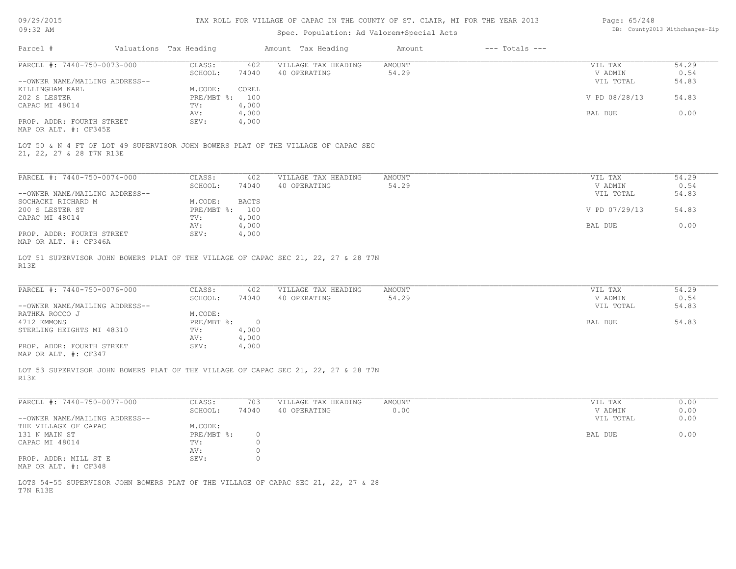# TAX ROLL FOR VILLAGE OF CAPAC IN THE COUNTY OF ST. CLAIR, MI FOR THE YEAR 2013

09/29/2015
09:32 AM

Spec. Population: Ad Valorem+Special Acts

DB: County2013 Withchanges-Zip

| Parcel # | Valuations | Tax Heading | Amount | Tax Heading | Amount | --- Totals --- | |
|---|---|---|---|---|---|---|---|

---

PARCEL #: 7440-750-0073-000

--OWNER NAME/MAILING ADDRESS--
KILLINGHAM KARL
202 S LESTER
CAPAC MI 48014

PROP. ADDR: FOURTH STREET
MAP OR ALT. #: CF345E

| | | | | | |
|---|---|---|---|---|---|
| CLASS: | 402 | VILLAGE TAX HEADING | AMOUNT | VIL TAX | 54.29 |
| SCHOOL: | 74040 | 40 OPERATING | 54.29 | V ADMIN | 0.54 |
| M.CODE: | COREL | | | VIL TOTAL | 54.83 |
| PRE/MBT %: | 100 | | | V PD 08/28/13 | 54.83 |
| TV: | 4,000 | | | | |
| AV: | 4,000 | | | BAL DUE | 0.00 |
| SEV: | 4,000 | | | | |

LOT 50 & N 4 FT OF LOT 49 SUPERVISOR JOHN BOWERS PLAT OF THE VILLAGE OF CAPAC SEC 21, 22, 27 & 28 T7N R13E

---

PARCEL #: 7440-750-0074-000

--OWNER NAME/MAILING ADDRESS--
SOCHACKI RICHARD M
200 S LESTER ST
CAPAC MI 48014

PROP. ADDR: FOURTH STREET
MAP OR ALT. #: CF346A

| | | | | | |
|---|---|---|---|---|---|
| CLASS: | 402 | VILLAGE TAX HEADING | AMOUNT | VIL TAX | 54.29 |
| SCHOOL: | 74040 | 40 OPERATING | 54.29 | V ADMIN | 0.54 |
| M.CODE: | BACTS | | | VIL TOTAL | 54.83 |
| PRE/MBT %: | 100 | | | V PD 07/29/13 | 54.83 |
| TV: | 4,000 | | | | |
| AV: | 4,000 | | | BAL DUE | 0.00 |
| SEV: | 4,000 | | | | |

LOT 51 SUPERVISOR JOHN BOWERS PLAT OF THE VILLAGE OF CAPAC SEC 21, 22, 27 & 28 T7N R13E

---

PARCEL #: 7440-750-0076-000

--OWNER NAME/MAILING ADDRESS--
RATHKA ROCCO J
4712 EMMONS
STERLING HEIGHTS MI 48310

PROP. ADDR: FOURTH STREET
MAP OR ALT. #: CF347

| | | | | | |
|---|---|---|---|---|---|
| CLASS: | 402 | VILLAGE TAX HEADING | AMOUNT | VIL TAX | 54.29 |
| SCHOOL: | 74040 | 40 OPERATING | 54.29 | V ADMIN | 0.54 |
| M.CODE: | | | | VIL TOTAL | 54.83 |
| PRE/MBT %: | 0 | | | BAL DUE | 54.83 |
| TV: | 4,000 | | | | |
| AV: | 4,000 | | | | |
| SEV: | 4,000 | | | | |

LOT 53 SUPERVISOR JOHN BOWERS PLAT OF THE VILLAGE OF CAPAC SEC 21, 22, 27 & 28 T7N R13E

---

PARCEL #: 7440-750-0077-000

--OWNER NAME/MAILING ADDRESS--
THE VILLAGE OF CAPAC
131 N MAIN ST
CAPAC MI 48014

PROP. ADDR: MILL ST E
MAP OR ALT. #: CF348

| | | | | | |
|---|---|---|---|---|---|
| CLASS: | 703 | VILLAGE TAX HEADING | AMOUNT | VIL TAX | 0.00 |
| SCHOOL: | 74040 | 40 OPERATING | 0.00 | V ADMIN | 0.00 |
| M.CODE: | | | | VIL TOTAL | 0.00 |
| PRE/MBT %: | 0 | | | BAL DUE | 0.00 |
| TV: | 0 | | | | |
| AV: | 0 | | | | |
| SEV: | 0 | | | | |

LOTS 54-55 SUPERVISOR JOHN BOWERS PLAT OF THE VILLAGE OF CAPAC SEC 21, 22, 27 & 28 T7N R13E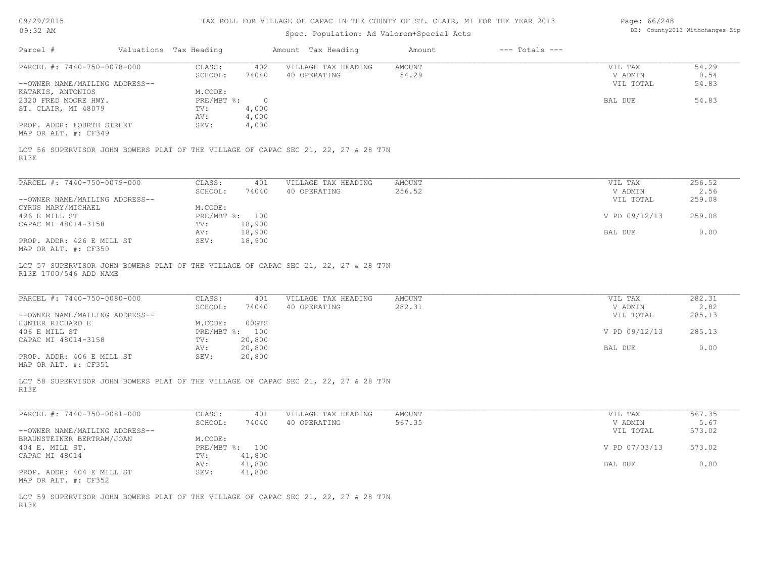TAX ROLL FOR VILLAGE OF CAPAC IN THE COUNTY OF ST. CLAIR, MI FOR THE YEAR 2013

Spec. Population: Ad Valorem+Special Acts

09/29/2015 09:32 AM

DB: County2013 Withchanges-Zip

| Parcel # | Valuations | Tax Heading | Amount | Tax Heading | Amount | --- Totals --- | |
|---|---|---|---|---|---|---|---|
| PARCEL #: 7440-750-0078-000 | CLASS: | 402 | VILLAGE TAX HEADING | AMOUNT | | VIL TAX | 54.29 |
| | SCHOOL: | 74040 | 40 OPERATING | 54.29 | | V ADMIN | 0.54 |
| --OWNER NAME/MAILING ADDRESS-- | | | | | | VIL TOTAL | 54.83 |
| KATAKIS, ANTONIOS | M.CODE: | | | | | | |
| 2320 FRED MOORE HWY. | PRE/MBT %: | 0 | | | | BAL DUE | 54.83 |
| ST. CLAIR, MI 48079 | TV: | 4,000 | | | | | |
| | AV: | 4,000 | | | | | |
| PROP. ADDR: FOURTH STREET | SEV: | 4,000 | | | | | |
| MAP OR ALT. #: CF349 | | | | | | | |

LOT 56 SUPERVISOR JOHN BOWERS PLAT OF THE VILLAGE OF CAPAC SEC 21, 22, 27 & 28 T7N R13E

| Parcel # | Valuations | Tax Heading | Amount | Tax Heading | Amount | --- Totals --- | |
|---|---|---|---|---|---|---|---|
| PARCEL #: 7440-750-0079-000 | CLASS: | 401 | VILLAGE TAX HEADING | AMOUNT | | VIL TAX | 256.52 |
| | SCHOOL: | 74040 | 40 OPERATING | 256.52 | | V ADMIN | 2.56 |
| --OWNER NAME/MAILING ADDRESS-- | | | | | | VIL TOTAL | 259.08 |
| CYRUS MARY/MICHAEL | M.CODE: | | | | | | |
| 426 E MILL ST | PRE/MBT %: | 100 | | | | V PD 09/12/13 | 259.08 |
| CAPAC MI 48014-3158 | TV: | 18,900 | | | | | |
| | AV: | 18,900 | | | | BAL DUE | 0.00 |
| PROP. ADDR: 426 E MILL ST | SEV: | 18,900 | | | | | |
| MAP OR ALT. #: CF350 | | | | | | | |

LOT 57 SUPERVISOR JOHN BOWERS PLAT OF THE VILLAGE OF CAPAC SEC 21, 22, 27 & 28 T7N R13E 1700/546 ADD NAME

| Parcel # | Valuations | Tax Heading | Amount | Tax Heading | Amount | --- Totals --- | |
|---|---|---|---|---|---|---|---|
| PARCEL #: 7440-750-0080-000 | CLASS: | 401 | VILLAGE TAX HEADING | AMOUNT | | VIL TAX | 282.31 |
| | SCHOOL: | 74040 | 40 OPERATING | 282.31 | | V ADMIN | 2.82 |
| --OWNER NAME/MAILING ADDRESS-- | | | | | | VIL TOTAL | 285.13 |
| HUNTER RICHARD E | M.CODE: | 00GTS | | | | | |
| 406 E MILL ST | PRE/MBT %: | 100 | | | | V PD 09/12/13 | 285.13 |
| CAPAC MI 48014-3158 | TV: | 20,800 | | | | | |
| | AV: | 20,800 | | | | BAL DUE | 0.00 |
| PROP. ADDR: 406 E MILL ST | SEV: | 20,800 | | | | | |
| MAP OR ALT. #: CF351 | | | | | | | |

LOT 58 SUPERVISOR JOHN BOWERS PLAT OF THE VILLAGE OF CAPAC SEC 21, 22, 27 & 28 T7N R13E

| Parcel # | Valuations | Tax Heading | Amount | Tax Heading | Amount | --- Totals --- | |
|---|---|---|---|---|---|---|---|
| PARCEL #: 7440-750-0081-000 | CLASS: | 401 | VILLAGE TAX HEADING | AMOUNT | | VIL TAX | 567.35 |
| | SCHOOL: | 74040 | 40 OPERATING | 567.35 | | V ADMIN | 5.67 |
| --OWNER NAME/MAILING ADDRESS-- | | | | | | VIL TOTAL | 573.02 |
| BRAUNSTEINER BERTRAM/JOAN | M.CODE: | | | | | | |
| 404 E. MILL ST. | PRE/MBT %: | 100 | | | | V PD 07/03/13 | 573.02 |
| CAPAC MI 48014 | TV: | 41,800 | | | | | |
| | AV: | 41,800 | | | | BAL DUE | 0.00 |
| PROP. ADDR: 404 E MILL ST | SEV: | 41,800 | | | | | |
| MAP OR ALT. #: CF352 | | | | | | | |

LOT 59 SUPERVISOR JOHN BOWERS PLAT OF THE VILLAGE OF CAPAC SEC 21, 22, 27 & 28 T7N R13E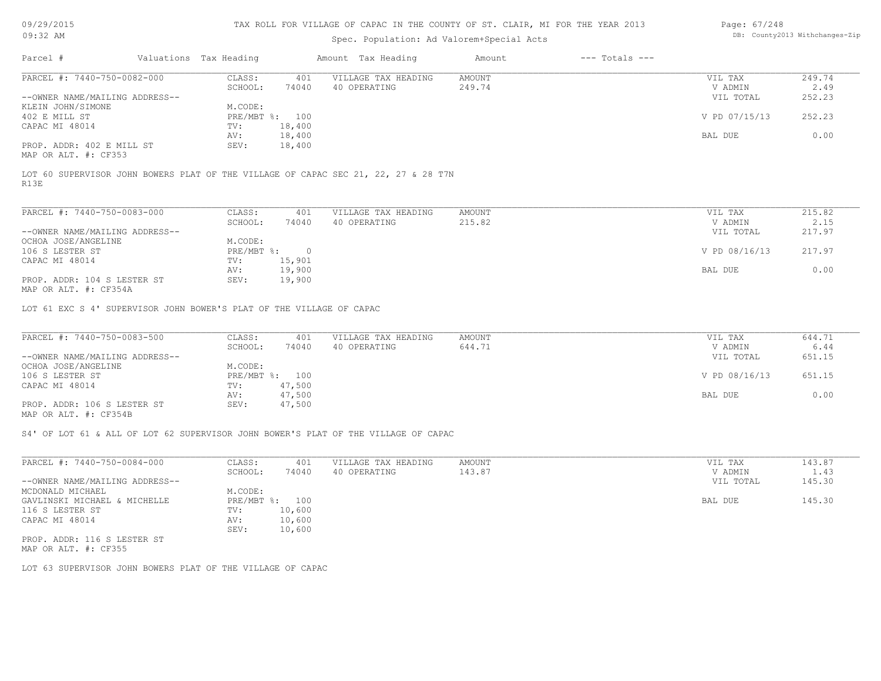TAX ROLL FOR VILLAGE OF CAPAC IN THE COUNTY OF ST. CLAIR, MI FOR THE YEAR 2013

Spec. Population: Ad Valorem+Special Acts

| Parcel # | Valuations | Tax Heading | Amount | Tax Heading | Amount | --- Totals --- | |
|---|---|---|---|---|---|---|---|
| PARCEL #: 7440-750-0082-000 | CLASS: | 401 | VILLAGE TAX HEADING | AMOUNT | | VIL TAX | 249.74 |
| | SCHOOL: | 74040 | 40 OPERATING | 249.74 | | V ADMIN | 2.49 |
| --OWNER NAME/MAILING ADDRESS-- | | | | | | VIL TOTAL | 252.23 |
| KLEIN JOHN/SIMONE | M.CODE: | | | | | | |
| 402 E MILL ST | PRE/MBT %: | 100 | | | | V PD 07/15/13 | 252.23 |
| CAPAC MI 48014 | TV: | 18,400 | | | | | |
| | AV: | 18,400 | | | | BAL DUE | 0.00 |
| PROP. ADDR: 402 E MILL ST | SEV: | 18,400 | | | | | |
| MAP OR ALT. #: CF353 | | | | | | | |

LOT 60 SUPERVISOR JOHN BOWERS PLAT OF THE VILLAGE OF CAPAC SEC 21, 22, 27 & 28 T7N R13E

| Parcel # | Valuations | Tax Heading | Amount | Tax Heading | Amount | --- Totals --- | |
|---|---|---|---|---|---|---|---|
| PARCEL #: 7440-750-0083-000 | CLASS: | 401 | VILLAGE TAX HEADING | AMOUNT | | VIL TAX | 215.82 |
| | SCHOOL: | 74040 | 40 OPERATING | 215.82 | | V ADMIN | 2.15 |
| --OWNER NAME/MAILING ADDRESS-- | | | | | | VIL TOTAL | 217.97 |
| OCHOA JOSE/ANGELINE | M.CODE: | | | | | | |
| 106 S LESTER ST | PRE/MBT %: | 0 | | | | V PD 08/16/13 | 217.97 |
| CAPAC MI 48014 | TV: | 15,901 | | | | | |
| | AV: | 19,900 | | | | BAL DUE | 0.00 |
| PROP. ADDR: 104 S LESTER ST | SEV: | 19,900 | | | | | |
| MAP OR ALT. #: CF354A | | | | | | | |

LOT 61 EXC S 4' SUPERVISOR JOHN BOWER'S PLAT OF THE VILLAGE OF CAPAC

| Parcel # | Valuations | Tax Heading | Amount | Tax Heading | Amount | --- Totals --- | |
|---|---|---|---|---|---|---|---|
| PARCEL #: 7440-750-0083-500 | CLASS: | 401 | VILLAGE TAX HEADING | AMOUNT | | VIL TAX | 644.71 |
| | SCHOOL: | 74040 | 40 OPERATING | 644.71 | | V ADMIN | 6.44 |
| --OWNER NAME/MAILING ADDRESS-- | | | | | | VIL TOTAL | 651.15 |
| OCHOA JOSE/ANGELINE | M.CODE: | | | | | | |
| 106 S LESTER ST | PRE/MBT %: | 100 | | | | V PD 08/16/13 | 651.15 |
| CAPAC MI 48014 | TV: | 47,500 | | | | | |
| | AV: | 47,500 | | | | BAL DUE | 0.00 |
| PROP. ADDR: 106 S LESTER ST | SEV: | 47,500 | | | | | |
| MAP OR ALT. #: CF354B | | | | | | | |

S4' OF LOT 61 & ALL OF LOT 62 SUPERVISOR JOHN BOWER'S PLAT OF THE VILLAGE OF CAPAC

| Parcel # | Valuations | Tax Heading | Amount | Tax Heading | Amount | --- Totals --- | |
|---|---|---|---|---|---|---|---|
| PARCEL #: 7440-750-0084-000 | CLASS: | 401 | VILLAGE TAX HEADING | AMOUNT | | VIL TAX | 143.87 |
| | SCHOOL: | 74040 | 40 OPERATING | 143.87 | | V ADMIN | 1.43 |
| --OWNER NAME/MAILING ADDRESS-- | | | | | | VIL TOTAL | 145.30 |
| MCDONALD MICHAEL | M.CODE: | | | | | | |
| GAVLINSKI MICHAEL & MICHELLE | PRE/MBT %: | 100 | | | | BAL DUE | 145.30 |
| 116 S LESTER ST | TV: | 10,600 | | | | | |
| CAPAC MI 48014 | AV: | 10,600 | | | | | |
| | SEV: | 10,600 | | | | | |
| PROP. ADDR: 116 S LESTER ST | | | | | | | |
| MAP OR ALT. #: CF355 | | | | | | | |

LOT 63 SUPERVISOR JOHN BOWERS PLAT OF THE VILLAGE OF CAPAC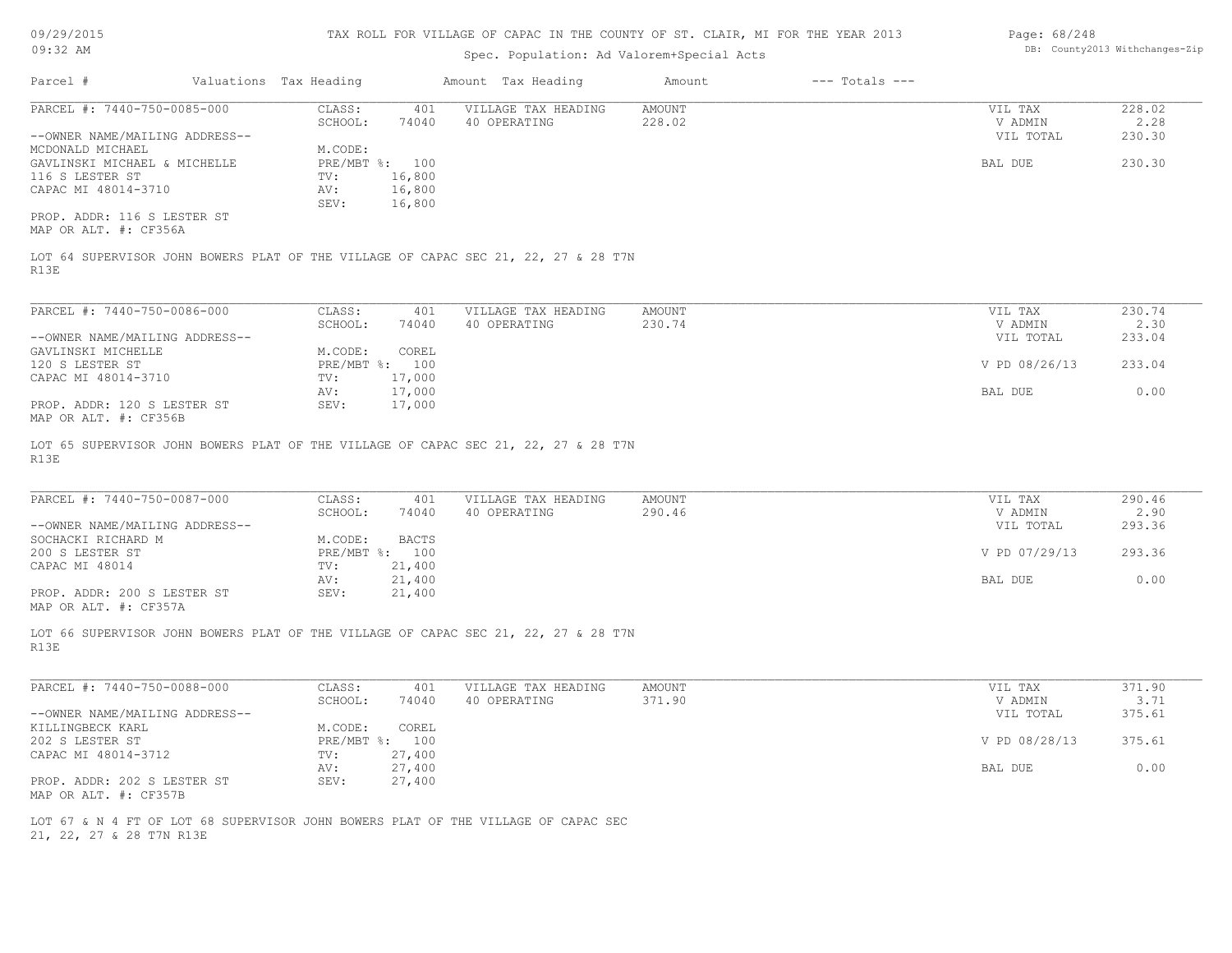# TAX ROLL FOR VILLAGE OF CAPAC IN THE COUNTY OF ST. CLAIR, MI FOR THE YEAR 2013

Spec. Population: Ad Valorem+Special Acts

| Parcel # | Valuations | Tax Heading | Amount | Tax Heading | Amount | --- Totals --- | |
|---|---|---|---|---|---|---|---|

---

**PARCEL #: 7440-750-0085-000**

| | | | | | | |
|---|---|---|---|---|---|---|
| CLASS: | 401 | VILLAGE TAX HEADING | AMOUNT | | VIL TAX | 228.02 |
| SCHOOL: | 74040 | 40 OPERATING | 228.02 | | V ADMIN | 2.28 |
| M.CODE: | | | | | VIL TOTAL | 230.30 |
| PRE/MBT %: | 100 | | | | BAL DUE | 230.30 |
| TV: | 16,800 | | | | | |
| AV: | 16,800 | | | | | |
| SEV: | 16,800 | | | | | |

--OWNER NAME/MAILING ADDRESS--
MCDONALD MICHAEL
GAVLINSKI MICHAEL & MICHELLE
116 S LESTER ST
CAPAC MI 48014-3710

PROP. ADDR: 116 S LESTER ST
MAP OR ALT. #: CF356A

LOT 64 SUPERVISOR JOHN BOWERS PLAT OF THE VILLAGE OF CAPAC SEC 21, 22, 27 & 28 T7N R13E

---

**PARCEL #: 7440-750-0086-000**

| | | | | | | |
|---|---|---|---|---|---|---|
| CLASS: | 401 | VILLAGE TAX HEADING | AMOUNT | | VIL TAX | 230.74 |
| SCHOOL: | 74040 | 40 OPERATING | 230.74 | | V ADMIN | 2.30 |
| M.CODE: | COREL | | | | VIL TOTAL | 233.04 |
| PRE/MBT %: | 100 | | | | V PD 08/26/13 | 233.04 |
| TV: | 17,000 | | | | | |
| AV: | 17,000 | | | | BAL DUE | 0.00 |
| SEV: | 17,000 | | | | | |

--OWNER NAME/MAILING ADDRESS--
GAVLINSKI MICHELLE
120 S LESTER ST
CAPAC MI 48014-3710

PROP. ADDR: 120 S LESTER ST
MAP OR ALT. #: CF356B

LOT 65 SUPERVISOR JOHN BOWERS PLAT OF THE VILLAGE OF CAPAC SEC 21, 22, 27 & 28 T7N R13E

---

**PARCEL #: 7440-750-0087-000**

| | | | | | | |
|---|---|---|---|---|---|---|
| CLASS: | 401 | VILLAGE TAX HEADING | AMOUNT | | VIL TAX | 290.46 |
| SCHOOL: | 74040 | 40 OPERATING | 290.46 | | V ADMIN | 2.90 |
| M.CODE: | BACTS | | | | VIL TOTAL | 293.36 |
| PRE/MBT %: | 100 | | | | V PD 07/29/13 | 293.36 |
| TV: | 21,400 | | | | | |
| AV: | 21,400 | | | | BAL DUE | 0.00 |
| SEV: | 21,400 | | | | | |

--OWNER NAME/MAILING ADDRESS--
SOCHACKI RICHARD M
200 S LESTER ST
CAPAC MI 48014

PROP. ADDR: 200 S LESTER ST
MAP OR ALT. #: CF357A

LOT 66 SUPERVISOR JOHN BOWERS PLAT OF THE VILLAGE OF CAPAC SEC 21, 22, 27 & 28 T7N R13E

---

**PARCEL #: 7440-750-0088-000**

| | | | | | | |
|---|---|---|---|---|---|---|
| CLASS: | 401 | VILLAGE TAX HEADING | AMOUNT | | VIL TAX | 371.90 |
| SCHOOL: | 74040 | 40 OPERATING | 371.90 | | V ADMIN | 3.71 |
| M.CODE: | COREL | | | | VIL TOTAL | 375.61 |
| PRE/MBT %: | 100 | | | | V PD 08/28/13 | 375.61 |
| TV: | 27,400 | | | | | |
| AV: | 27,400 | | | | BAL DUE | 0.00 |
| SEV: | 27,400 | | | | | |

--OWNER NAME/MAILING ADDRESS--
KILLINGBECK KARL
202 S LESTER ST
CAPAC MI 48014-3712

PROP. ADDR: 202 S LESTER ST
MAP OR ALT. #: CF357B

LOT 67 & N 4 FT OF LOT 68 SUPERVISOR JOHN BOWERS PLAT OF THE VILLAGE OF CAPAC SEC 21, 22, 27 & 28 T7N R13E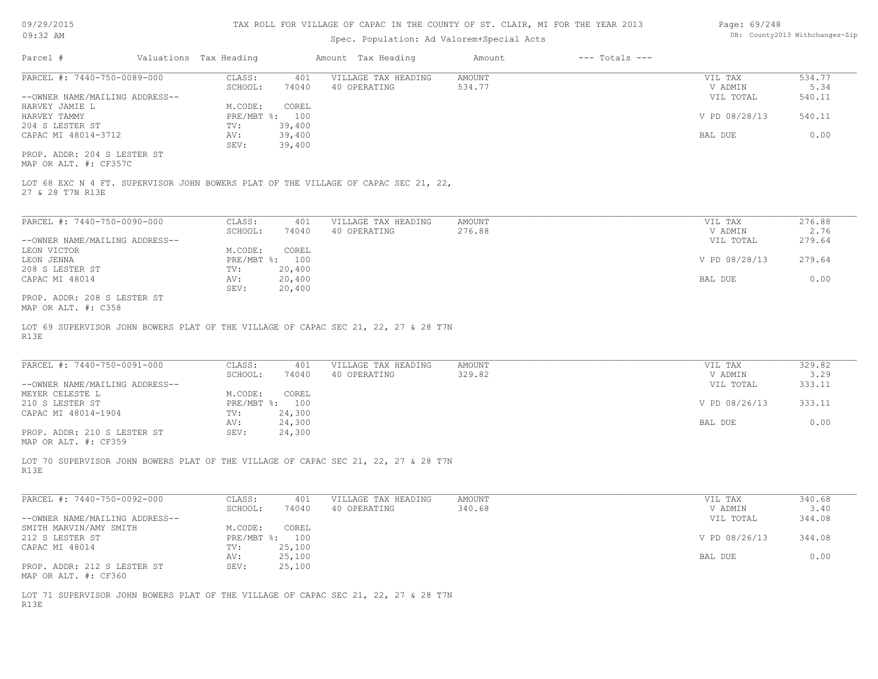TAX ROLL FOR VILLAGE OF CAPAC IN THE COUNTY OF ST. CLAIR, MI FOR THE YEAR 2013

Spec. Population: Ad Valorem+Special Acts

| Parcel # | Valuations | Tax Heading | Amount | Tax Heading | Amount | --- Totals --- | |
|---|---|---|---|---|---|---|---|

PARCEL #: 7440-750-0089-000

| | | | | | |
|---|---|---|---|---|---|
| CLASS: | 401 | VILLAGE TAX HEADING | AMOUNT | VIL TAX | 534.77 |
| SCHOOL: | 74040 | 40 OPERATING | 534.77 | V ADMIN | 5.34 |
| | | | | VIL TOTAL | 540.11 |
| M.CODE: | COREL | | | | |
| PRE/MBT %: | 100 | | | V PD 08/28/13 | 540.11 |
| TV: | 39,400 | | | | |
| AV: | 39,400 | | | BAL DUE | 0.00 |
| SEV: | 39,400 | | | | |

--OWNER NAME/MAILING ADDRESS--
HARVEY JAMIE L
HARVEY TAMMY
204 S LESTER ST
CAPAC MI 48014-3712

PROP. ADDR: 204 S LESTER ST
MAP OR ALT. #: CF357C

LOT 68 EXC N 4 FT. SUPERVISOR JOHN BOWERS PLAT OF THE VILLAGE OF CAPAC SEC 21, 22, 27 & 28 T7N R13E

---

PARCEL #: 7440-750-0090-000

| | | | | | |
|---|---|---|---|---|---|
| CLASS: | 401 | VILLAGE TAX HEADING | AMOUNT | VIL TAX | 276.88 |
| SCHOOL: | 74040 | 40 OPERATING | 276.88 | V ADMIN | 2.76 |
| | | | | VIL TOTAL | 279.64 |
| M.CODE: | COREL | | | | |
| PRE/MBT %: | 100 | | | V PD 08/28/13 | 279.64 |
| TV: | 20,400 | | | | |
| AV: | 20,400 | | | BAL DUE | 0.00 |
| SEV: | 20,400 | | | | |

--OWNER NAME/MAILING ADDRESS--
LEON VICTOR
LEON JENNA
208 S LESTER ST
CAPAC MI 48014

PROP. ADDR: 208 S LESTER ST
MAP OR ALT. #: C358

LOT 69 SUPERVISOR JOHN BOWERS PLAT OF THE VILLAGE OF CAPAC SEC 21, 22, 27 & 28 T7N R13E

---

PARCEL #: 7440-750-0091-000

| | | | | | |
|---|---|---|---|---|---|
| CLASS: | 401 | VILLAGE TAX HEADING | AMOUNT | VIL TAX | 329.82 |
| SCHOOL: | 74040 | 40 OPERATING | 329.82 | V ADMIN | 3.29 |
| | | | | VIL TOTAL | 333.11 |
| M.CODE: | COREL | | | | |
| PRE/MBT %: | 100 | | | V PD 08/26/13 | 333.11 |
| TV: | 24,300 | | | | |
| AV: | 24,300 | | | BAL DUE | 0.00 |
| SEV: | 24,300 | | | | |

--OWNER NAME/MAILING ADDRESS--
MEYER CELESTE L
210 S LESTER ST
CAPAC MI 48014-1904

PROP. ADDR: 210 S LESTER ST
MAP OR ALT. #: CF359

LOT 70 SUPERVISOR JOHN BOWERS PLAT OF THE VILLAGE OF CAPAC SEC 21, 22, 27 & 28 T7N R13E

---

PARCEL #: 7440-750-0092-000

| | | | | | |
|---|---|---|---|---|---|
| CLASS: | 401 | VILLAGE TAX HEADING | AMOUNT | VIL TAX | 340.68 |
| SCHOOL: | 74040 | 40 OPERATING | 340.68 | V ADMIN | 3.40 |
| | | | | VIL TOTAL | 344.08 |
| M.CODE: | COREL | | | | |
| PRE/MBT %: | 100 | | | V PD 08/26/13 | 344.08 |
| TV: | 25,100 | | | | |
| AV: | 25,100 | | | BAL DUE | 0.00 |
| SEV: | 25,100 | | | | |

--OWNER NAME/MAILING ADDRESS--
SMITH MARVIN/AMY SMITH
212 S LESTER ST
CAPAC MI 48014

PROP. ADDR: 212 S LESTER ST
MAP OR ALT. #: CF360

LOT 71 SUPERVISOR JOHN BOWERS PLAT OF THE VILLAGE OF CAPAC SEC 21, 22, 27 & 28 T7N R13E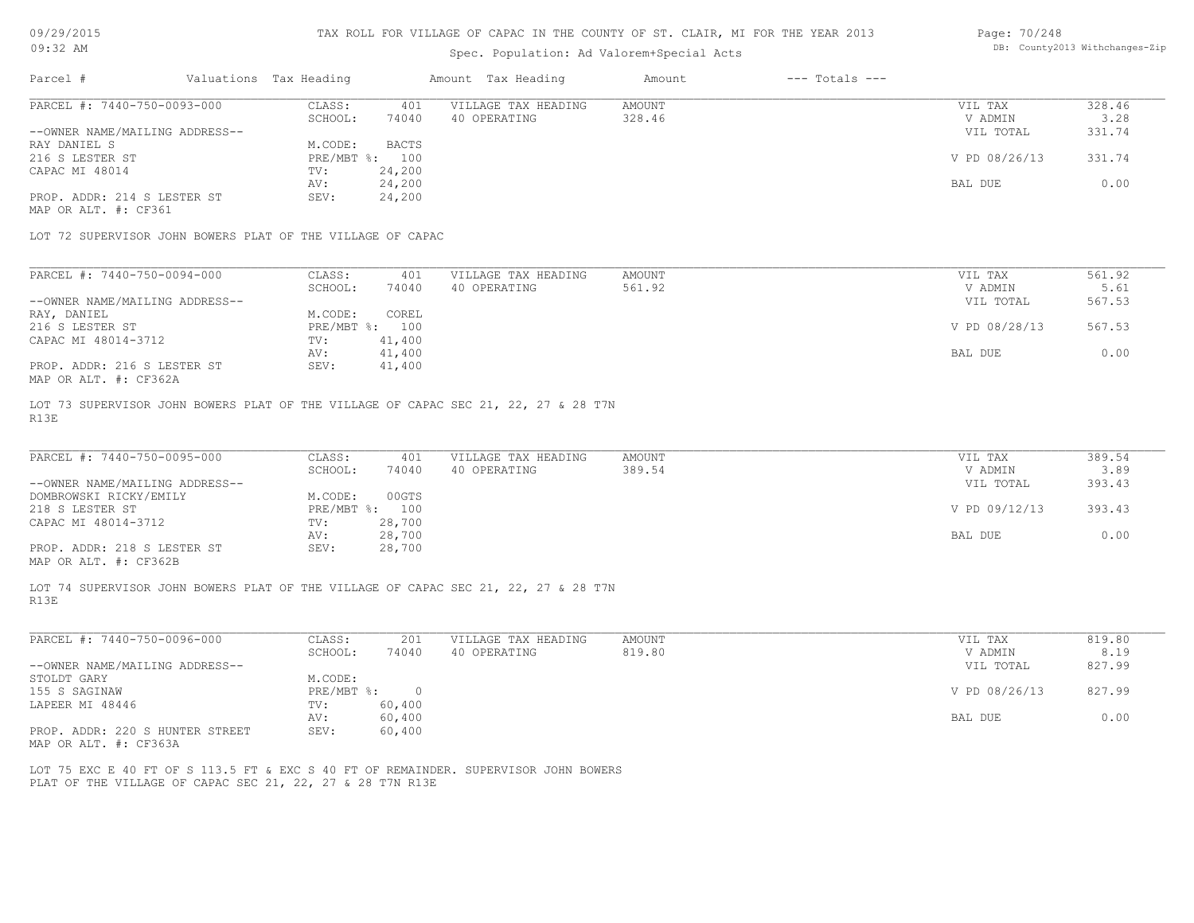# TAX ROLL FOR VILLAGE OF CAPAC IN THE COUNTY OF ST. CLAIR, MI FOR THE YEAR 2013

Spec. Population: Ad Valorem+Special Acts

09/29/2015 09:32 AM

DB: County2013 Withchanges-Zip

| Parcel # | Valuations | Tax Heading | Amount | Tax Heading | Amount | --- Totals --- | |
|---|---|---|---|---|---|---|---|

## PARCEL #: 7440-750-0093-000

| | | | | | |
|---|---|---|---|---|---|
| CLASS: | 401 | VILLAGE TAX HEADING | AMOUNT | VIL TAX | 328.46 |
| SCHOOL: | 74040 | 40 OPERATING | 328.46 | V ADMIN | 3.28 |
| | | | | VIL TOTAL | 331.74 |
| M.CODE: | BACTS | | | | |
| PRE/MBT %: | 100 | | | V PD 08/26/13 | 331.74 |
| TV: | 24,200 | | | | |
| AV: | 24,200 | | | BAL DUE | 0.00 |
| SEV: | 24,200 | | | | |

--OWNER NAME/MAILING ADDRESS--
RAY DANIEL S
216 S LESTER ST
CAPAC MI 48014

PROP. ADDR: 214 S LESTER ST
MAP OR ALT. #: CF361

LOT 72 SUPERVISOR JOHN BOWERS PLAT OF THE VILLAGE OF CAPAC

## PARCEL #: 7440-750-0094-000

| | | | | | |
|---|---|---|---|---|---|
| CLASS: | 401 | VILLAGE TAX HEADING | AMOUNT | VIL TAX | 561.92 |
| SCHOOL: | 74040 | 40 OPERATING | 561.92 | V ADMIN | 5.61 |
| | | | | VIL TOTAL | 567.53 |
| M.CODE: | COREL | | | | |
| PRE/MBT %: | 100 | | | V PD 08/28/13 | 567.53 |
| TV: | 41,400 | | | | |
| AV: | 41,400 | | | BAL DUE | 0.00 |
| SEV: | 41,400 | | | | |

--OWNER NAME/MAILING ADDRESS--
RAY, DANIEL
216 S LESTER ST
CAPAC MI 48014-3712

PROP. ADDR: 216 S LESTER ST
MAP OR ALT. #: CF362A

LOT 73 SUPERVISOR JOHN BOWERS PLAT OF THE VILLAGE OF CAPAC SEC 21, 22, 27 & 28 T7N R13E

## PARCEL #: 7440-750-0095-000

| | | | | | |
|---|---|---|---|---|---|
| CLASS: | 401 | VILLAGE TAX HEADING | AMOUNT | VIL TAX | 389.54 |
| SCHOOL: | 74040 | 40 OPERATING | 389.54 | V ADMIN | 3.89 |
| | | | | VIL TOTAL | 393.43 |
| M.CODE: | 00GTS | | | | |
| PRE/MBT %: | 100 | | | V PD 09/12/13 | 393.43 |
| TV: | 28,700 | | | | |
| AV: | 28,700 | | | BAL DUE | 0.00 |
| SEV: | 28,700 | | | | |

--OWNER NAME/MAILING ADDRESS--
DOMBROWSKI RICKY/EMILY
218 S LESTER ST
CAPAC MI 48014-3712

PROP. ADDR: 218 S LESTER ST
MAP OR ALT. #: CF362B

LOT 74 SUPERVISOR JOHN BOWERS PLAT OF THE VILLAGE OF CAPAC SEC 21, 22, 27 & 28 T7N R13E

## PARCEL #: 7440-750-0096-000

| | | | | | |
|---|---|---|---|---|---|
| CLASS: | 201 | VILLAGE TAX HEADING | AMOUNT | VIL TAX | 819.80 |
| SCHOOL: | 74040 | 40 OPERATING | 819.80 | V ADMIN | 8.19 |
| | | | | VIL TOTAL | 827.99 |
| M.CODE: | | | | | |
| PRE/MBT %: | 0 | | | V PD 08/26/13 | 827.99 |
| TV: | 60,400 | | | | |
| AV: | 60,400 | | | BAL DUE | 0.00 |
| SEV: | 60,400 | | | | |

--OWNER NAME/MAILING ADDRESS--
STOLDT GARY
155 S SAGINAW
LAPEER MI 48446

PROP. ADDR: 220 S HUNTER STREET
MAP OR ALT. #: CF363A

LOT 75 EXC E 40 FT OF S 113.5 FT & EXC S 40 FT OF REMAINDER. SUPERVISOR JOHN BOWERS PLAT OF THE VILLAGE OF CAPAC SEC 21, 22, 27 & 28 T7N R13E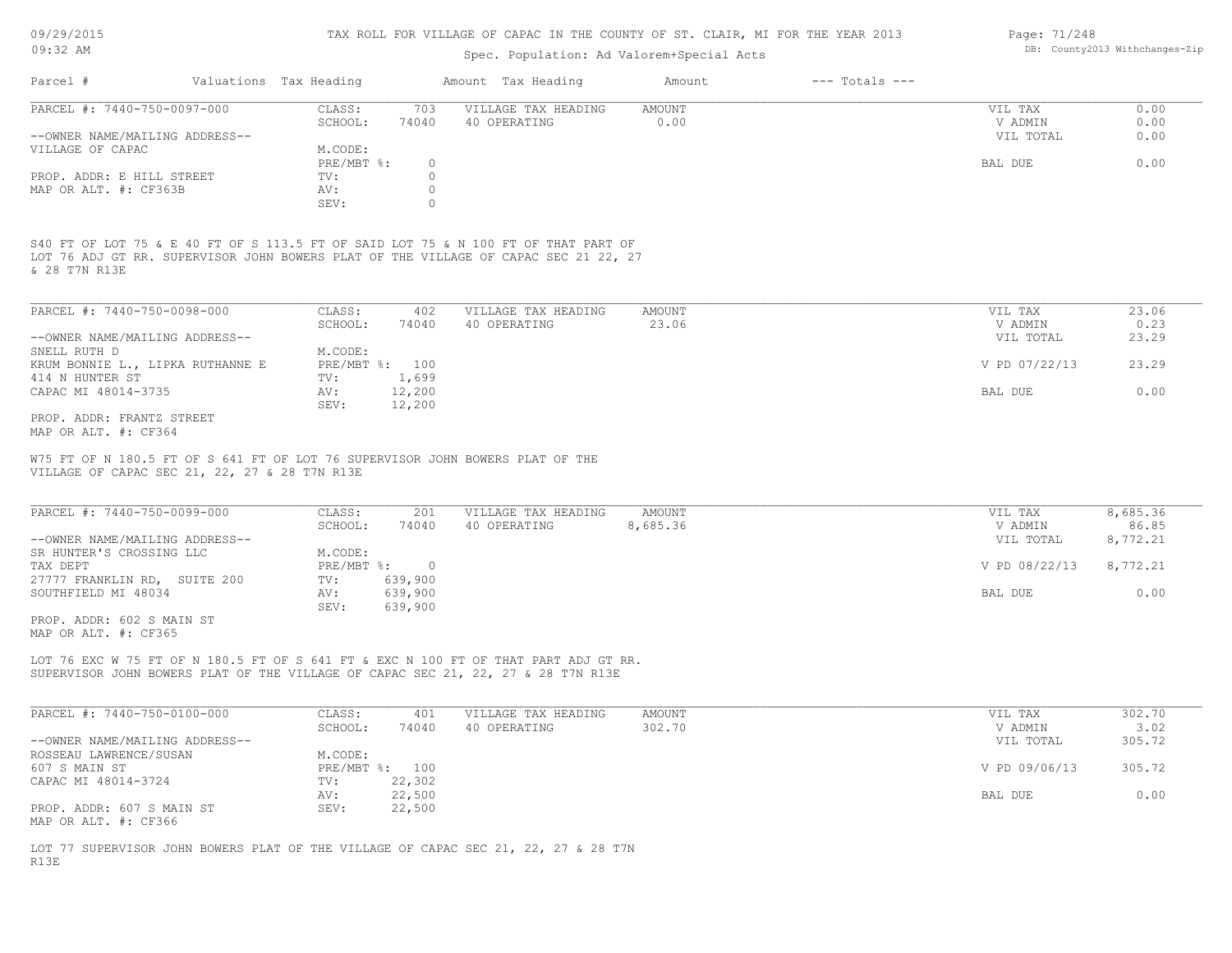TAX ROLL FOR VILLAGE OF CAPAC IN THE COUNTY OF ST. CLAIR, MI FOR THE YEAR 2013

Spec. Population: Ad Valorem+Special Acts

| Parcel # | Valuations | Tax Heading | Amount | Tax Heading | Amount | --- Totals --- | |
|---|---|---|---|---|---|---|---|
| PARCEL #: 7440-750-0097-000 | CLASS: | 703 | VILLAGE TAX HEADING | AMOUNT | | VIL TAX | 0.00 |
| | SCHOOL: | 74040 | 40 OPERATING | 0.00 | | V ADMIN | 0.00 |
| --OWNER NAME/MAILING ADDRESS-- | | | | | | VIL TOTAL | 0.00 |
| VILLAGE OF CAPAC | M.CODE: | | | | | | |
| | PRE/MBT %: | 0 | | | | BAL DUE | 0.00 |
| PROP. ADDR: E HILL STREET | TV: | 0 | | | | | |
| MAP OR ALT. #: CF363B | AV: | 0 | | | | | |
| | SEV: | 0 | | | | | |

S40 FT OF LOT 75 & E 40 FT OF S 113.5 FT OF SAID LOT 75 & N 100 FT OF THAT PART OF LOT 76 ADJ GT RR. SUPERVISOR JOHN BOWERS PLAT OF THE VILLAGE OF CAPAC SEC 21 22, 27 & 28 T7N R13E

| Parcel # | Valuations | Tax Heading | Amount | Tax Heading | Amount | --- Totals --- | |
|---|---|---|---|---|---|---|---|
| PARCEL #: 7440-750-0098-000 | CLASS: | 402 | VILLAGE TAX HEADING | AMOUNT | | VIL TAX | 23.06 |
| | SCHOOL: | 74040 | 40 OPERATING | 23.06 | | V ADMIN | 0.23 |
| --OWNER NAME/MAILING ADDRESS-- | | | | | | VIL TOTAL | 23.29 |
| SNELL RUTH D | M.CODE: | | | | | | |
| KRUM BONNIE L., LIPKA RUTHANNE E | PRE/MBT %: | 100 | | | | V PD 07/22/13 | 23.29 |
| 414 N HUNTER ST | TV: | 1,699 | | | | | |
| CAPAC MI 48014-3735 | AV: | 12,200 | | | | BAL DUE | 0.00 |
| | SEV: | 12,200 | | | | | |
| PROP. ADDR: FRANTZ STREET | | | | | | | |
| MAP OR ALT. #: CF364 | | | | | | | |

W75 FT OF N 180.5 FT OF S 641 FT OF LOT 76 SUPERVISOR JOHN BOWERS PLAT OF THE VILLAGE OF CAPAC SEC 21, 22, 27 & 28 T7N R13E

| Parcel # | Valuations | Tax Heading | Amount | Tax Heading | Amount | --- Totals --- | |
|---|---|---|---|---|---|---|---|
| PARCEL #: 7440-750-0099-000 | CLASS: | 201 | VILLAGE TAX HEADING | AMOUNT | | VIL TAX | 8,685.36 |
| | SCHOOL: | 74040 | 40 OPERATING | 8,685.36 | | V ADMIN | 86.85 |
| --OWNER NAME/MAILING ADDRESS-- | | | | | | VIL TOTAL | 8,772.21 |
| SR HUNTER'S CROSSING LLC | M.CODE: | | | | | | |
| TAX DEPT | PRE/MBT %: | 0 | | | | V PD 08/22/13 | 8,772.21 |
| 27777 FRANKLIN RD, SUITE 200 | TV: | 639,900 | | | | | |
| SOUTHFIELD MI 48034 | AV: | 639,900 | | | | BAL DUE | 0.00 |
| | SEV: | 639,900 | | | | | |
| PROP. ADDR: 602 S MAIN ST | | | | | | | |
| MAP OR ALT. #: CF365 | | | | | | | |

LOT 76 EXC W 75 FT OF N 180.5 FT OF S 641 FT & EXC N 100 FT OF THAT PART ADJ GT RR. SUPERVISOR JOHN BOWERS PLAT OF THE VILLAGE OF CAPAC SEC 21, 22, 27 & 28 T7N R13E

| Parcel # | Valuations | Tax Heading | Amount | Tax Heading | Amount | --- Totals --- | |
|---|---|---|---|---|---|---|---|
| PARCEL #: 7440-750-0100-000 | CLASS: | 401 | VILLAGE TAX HEADING | AMOUNT | | VIL TAX | 302.70 |
| | SCHOOL: | 74040 | 40 OPERATING | 302.70 | | V ADMIN | 3.02 |
| --OWNER NAME/MAILING ADDRESS-- | | | | | | VIL TOTAL | 305.72 |
| ROSSEAU LAWRENCE/SUSAN | M.CODE: | | | | | | |
| 607 S MAIN ST | PRE/MBT %: | 100 | | | | V PD 09/06/13 | 305.72 |
| CAPAC MI 48014-3724 | TV: | 22,302 | | | | | |
| | AV: | 22,500 | | | | BAL DUE | 0.00 |
| PROP. ADDR: 607 S MAIN ST | SEV: | 22,500 | | | | | |
| MAP OR ALT. #: CF366 | | | | | | | |

LOT 77 SUPERVISOR JOHN BOWERS PLAT OF THE VILLAGE OF CAPAC SEC 21, 22, 27 & 28 T7N R13E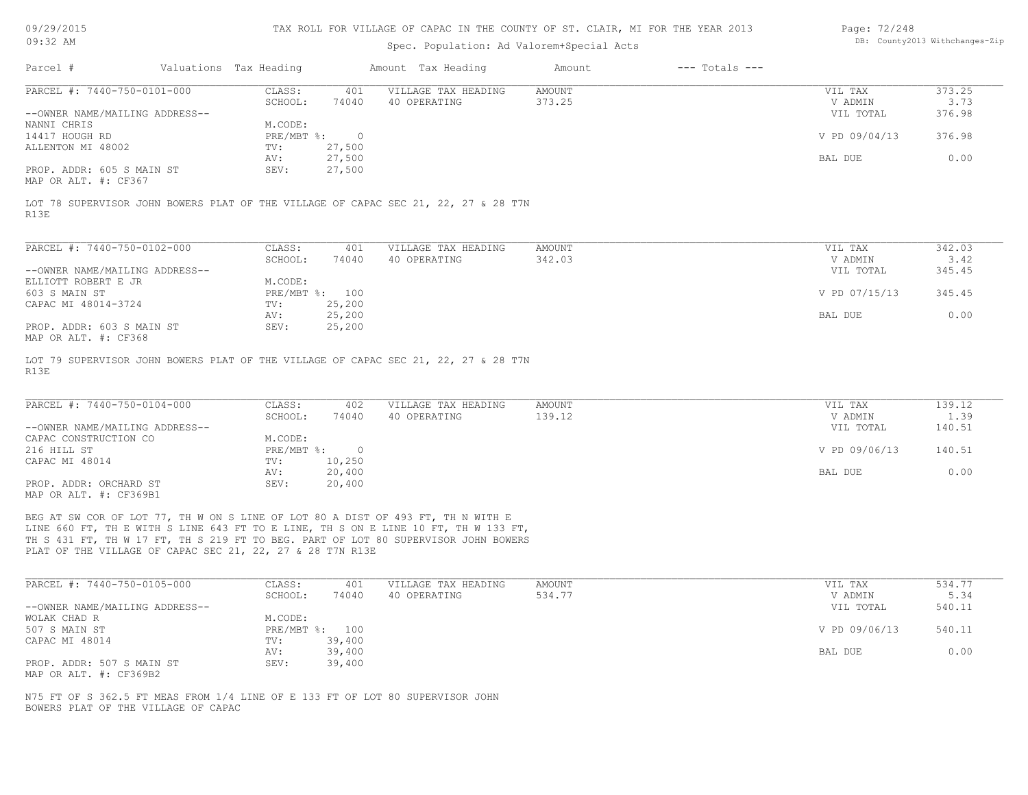# TAX ROLL FOR VILLAGE OF CAPAC IN THE COUNTY OF ST. CLAIR, MI FOR THE YEAR 2013

Spec. Population: Ad Valorem+Special Acts

| Parcel # | Valuations | Tax Heading | Amount | Tax Heading | Amount | --- Totals --- | |
|---|---|---|---|---|---|---|---|

---

**PARCEL #: 7440-750-0101-000**

| | | | | | |
|---|---|---|---|---|---|
| CLASS: | 401 | VILLAGE TAX HEADING | AMOUNT | VIL TAX | 373.25 |
| SCHOOL: | 74040 | 40 OPERATING | 373.25 | V ADMIN | 3.73 |
| M.CODE: | | | | VIL TOTAL | 376.98 |
| PRE/MBT %: | 0 | | | V PD 09/04/13 | 376.98 |
| TV: | 27,500 | | | | |
| AV: | 27,500 | | | BAL DUE | 0.00 |
| SEV: | 27,500 | | | | |

--OWNER NAME/MAILING ADDRESS--
NANNI CHRIS
14417 HOUGH RD
ALLENTON MI 48002

PROP. ADDR: 605 S MAIN ST
MAP OR ALT. #: CF367

LOT 78 SUPERVISOR JOHN BOWERS PLAT OF THE VILLAGE OF CAPAC SEC 21, 22, 27 & 28 T7N R13E

---

**PARCEL #: 7440-750-0102-000**

| | | | | | |
|---|---|---|---|---|---|
| CLASS: | 401 | VILLAGE TAX HEADING | AMOUNT | VIL TAX | 342.03 |
| SCHOOL: | 74040 | 40 OPERATING | 342.03 | V ADMIN | 3.42 |
| M.CODE: | | | | VIL TOTAL | 345.45 |
| PRE/MBT %: | 100 | | | V PD 07/15/13 | 345.45 |
| TV: | 25,200 | | | | |
| AV: | 25,200 | | | BAL DUE | 0.00 |
| SEV: | 25,200 | | | | |

--OWNER NAME/MAILING ADDRESS--
ELLIOTT ROBERT E JR
603 S MAIN ST
CAPAC MI 48014-3724

PROP. ADDR: 603 S MAIN ST
MAP OR ALT. #: CF368

LOT 79 SUPERVISOR JOHN BOWERS PLAT OF THE VILLAGE OF CAPAC SEC 21, 22, 27 & 28 T7N R13E

---

**PARCEL #: 7440-750-0104-000**

| | | | | | |
|---|---|---|---|---|---|
| CLASS: | 402 | VILLAGE TAX HEADING | AMOUNT | VIL TAX | 139.12 |
| SCHOOL: | 74040 | 40 OPERATING | 139.12 | V ADMIN | 1.39 |
| M.CODE: | | | | VIL TOTAL | 140.51 |
| PRE/MBT %: | 0 | | | V PD 09/06/13 | 140.51 |
| TV: | 10,250 | | | | |
| AV: | 20,400 | | | BAL DUE | 0.00 |
| SEV: | 20,400 | | | | |

--OWNER NAME/MAILING ADDRESS--
CAPAC CONSTRUCTION CO
216 HILL ST
CAPAC MI 48014

PROP. ADDR: ORCHARD ST
MAP OR ALT. #: CF369B1

BEG AT SW COR OF LOT 77, TH W ON S LINE OF LOT 80 A DIST OF 493 FT, TH N WITH E LINE 660 FT, TH E WITH S LINE 643 FT TO E LINE, TH S ON E LINE 10 FT, TH W 133 FT, TH S 431 FT, TH W 17 FT, TH S 219 FT TO BEG. PART OF LOT 80 SUPERVISOR JOHN BOWERS PLAT OF THE VILLAGE OF CAPAC SEC 21, 22, 27 & 28 T7N R13E

---

**PARCEL #: 7440-750-0105-000**

| | | | | | |
|---|---|---|---|---|---|
| CLASS: | 401 | VILLAGE TAX HEADING | AMOUNT | VIL TAX | 534.77 |
| SCHOOL: | 74040 | 40 OPERATING | 534.77 | V ADMIN | 5.34 |
| M.CODE: | | | | VIL TOTAL | 540.11 |
| PRE/MBT %: | 100 | | | V PD 09/06/13 | 540.11 |
| TV: | 39,400 | | | | |
| AV: | 39,400 | | | BAL DUE | 0.00 |
| SEV: | 39,400 | | | | |

--OWNER NAME/MAILING ADDRESS--
WOLAK CHAD R
507 S MAIN ST
CAPAC MI 48014

PROP. ADDR: 507 S MAIN ST
MAP OR ALT. #: CF369B2

N75 FT OF S 362.5 FT MEAS FROM 1/4 LINE OF E 133 FT OF LOT 80 SUPERVISOR JOHN BOWERS PLAT OF THE VILLAGE OF CAPAC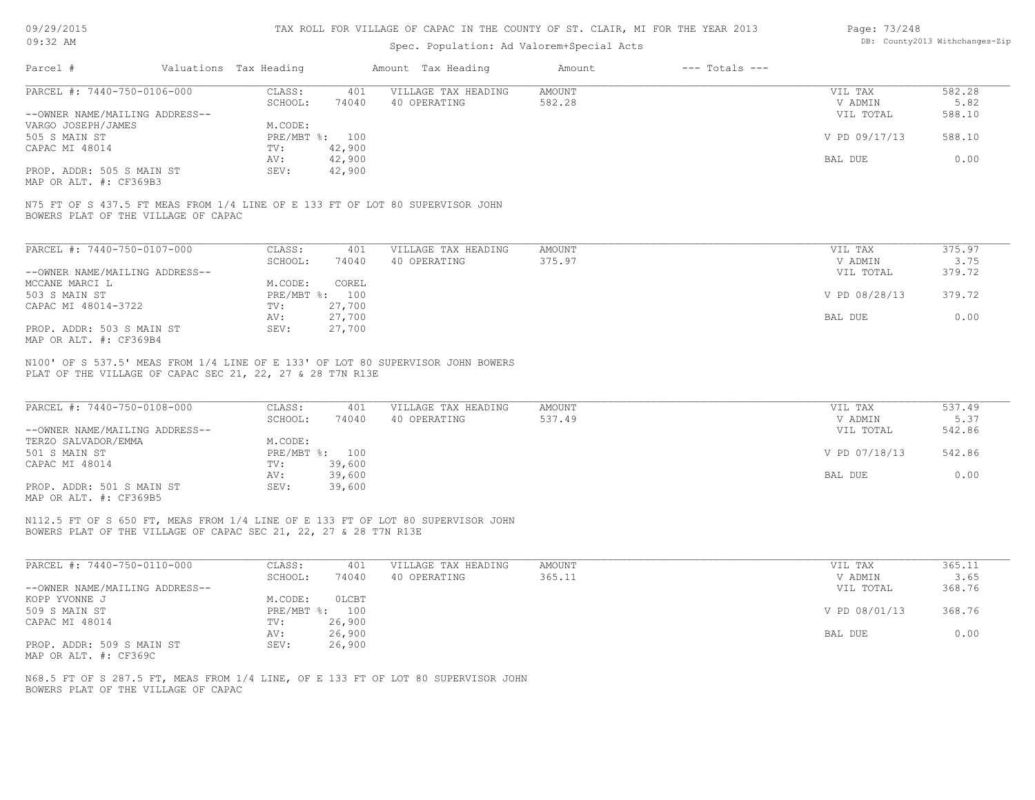TAX ROLL FOR VILLAGE OF CAPAC IN THE COUNTY OF ST. CLAIR, MI FOR THE YEAR 2013

Spec. Population: Ad Valorem+Special Acts

| Parcel # | Valuations | Tax Heading | Amount | Tax Heading | Amount | --- Totals --- | |
|---|---|---|---|---|---|---|---|
| PARCEL #: 7440-750-0106-000 | CLASS: | 401 | VILLAGE TAX HEADING | AMOUNT | | VIL TAX | 582.28 |
| | SCHOOL: | 74040 | 40 OPERATING | 582.28 | | V ADMIN | 5.82 |
| --OWNER NAME/MAILING ADDRESS-- | | | | | | VIL TOTAL | 588.10 |
| VARGO JOSEPH/JAMES | M.CODE: | | | | | | |
| 505 S MAIN ST | PRE/MBT %: | 100 | | | | V PD 09/17/13 | 588.10 |
| CAPAC MI 48014 | TV: | 42,900 | | | | | |
| | AV: | 42,900 | | | | BAL DUE | 0.00 |
| PROP. ADDR: 505 S MAIN ST | SEV: | 42,900 | | | | | |
| MAP OR ALT. #: CF369B3 | | | | | | | |

N75 FT OF S 437.5 FT MEAS FROM 1/4 LINE OF E 133 FT OF LOT 80 SUPERVISOR JOHN BOWERS PLAT OF THE VILLAGE OF CAPAC

| Parcel # | Valuations | Tax Heading | Amount | Tax Heading | Amount | --- Totals --- | |
|---|---|---|---|---|---|---|---|
| PARCEL #: 7440-750-0107-000 | CLASS: | 401 | VILLAGE TAX HEADING | AMOUNT | | VIL TAX | 375.97 |
| | SCHOOL: | 74040 | 40 OPERATING | 375.97 | | V ADMIN | 3.75 |
| --OWNER NAME/MAILING ADDRESS-- | | | | | | VIL TOTAL | 379.72 |
| MCCANE MARCI L | M.CODE: | COREL | | | | | |
| 503 S MAIN ST | PRE/MBT %: | 100 | | | | V PD 08/28/13 | 379.72 |
| CAPAC MI 48014-3722 | TV: | 27,700 | | | | | |
| | AV: | 27,700 | | | | BAL DUE | 0.00 |
| PROP. ADDR: 503 S MAIN ST | SEV: | 27,700 | | | | | |
| MAP OR ALT. #: CF369B4 | | | | | | | |

N100' OF S 537.5' MEAS FROM 1/4 LINE OF E 133' OF LOT 80 SUPERVISOR JOHN BOWERS PLAT OF THE VILLAGE OF CAPAC SEC 21, 22, 27 & 28 T7N R13E

| Parcel # | Valuations | Tax Heading | Amount | Tax Heading | Amount | --- Totals --- | |
|---|---|---|---|---|---|---|---|
| PARCEL #: 7440-750-0108-000 | CLASS: | 401 | VILLAGE TAX HEADING | AMOUNT | | VIL TAX | 537.49 |
| | SCHOOL: | 74040 | 40 OPERATING | 537.49 | | V ADMIN | 5.37 |
| --OWNER NAME/MAILING ADDRESS-- | | | | | | VIL TOTAL | 542.86 |
| TERZO SALVADOR/EMMA | M.CODE: | | | | | | |
| 501 S MAIN ST | PRE/MBT %: | 100 | | | | V PD 07/18/13 | 542.86 |
| CAPAC MI 48014 | TV: | 39,600 | | | | | |
| | AV: | 39,600 | | | | BAL DUE | 0.00 |
| PROP. ADDR: 501 S MAIN ST | SEV: | 39,600 | | | | | |
| MAP OR ALT. #: CF369B5 | | | | | | | |

N112.5 FT OF S 650 FT, MEAS FROM 1/4 LINE OF E 133 FT OF LOT 80 SUPERVISOR JOHN BOWERS PLAT OF THE VILLAGE OF CAPAC SEC 21, 22, 27 & 28 T7N R13E

| Parcel # | Valuations | Tax Heading | Amount | Tax Heading | Amount | --- Totals --- | |
|---|---|---|---|---|---|---|---|
| PARCEL #: 7440-750-0110-000 | CLASS: | 401 | VILLAGE TAX HEADING | AMOUNT | | VIL TAX | 365.11 |
| | SCHOOL: | 74040 | 40 OPERATING | 365.11 | | V ADMIN | 3.65 |
| --OWNER NAME/MAILING ADDRESS-- | | | | | | VIL TOTAL | 368.76 |
| KOPP YVONNE J | M.CODE: | 0LCBT | | | | | |
| 509 S MAIN ST | PRE/MBT %: | 100 | | | | V PD 08/01/13 | 368.76 |
| CAPAC MI 48014 | TV: | 26,900 | | | | | |
| | AV: | 26,900 | | | | BAL DUE | 0.00 |
| PROP. ADDR: 509 S MAIN ST | SEV: | 26,900 | | | | | |
| MAP OR ALT. #: CF369C | | | | | | | |

N68.5 FT OF S 287.5 FT, MEAS FROM 1/4 LINE, OF E 133 FT OF LOT 80 SUPERVISOR JOHN BOWERS PLAT OF THE VILLAGE OF CAPAC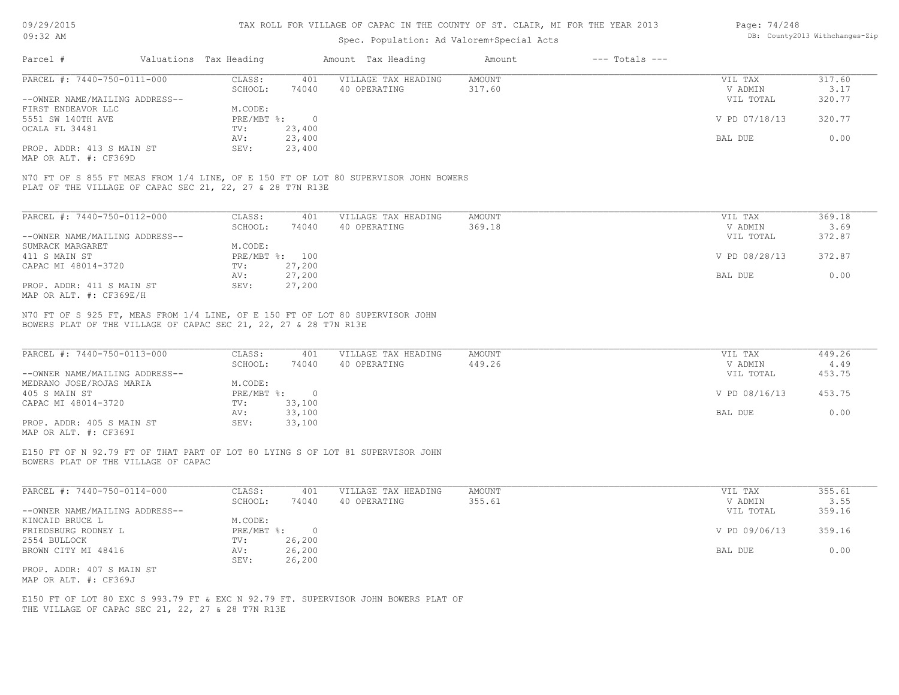TAX ROLL FOR VILLAGE OF CAPAC IN THE COUNTY OF ST. CLAIR, MI FOR THE YEAR 2013

Spec. Population: Ad Valorem+Special Acts

| Parcel # | Valuations | Tax Heading | Amount | Tax Heading | Amount | --- Totals --- | |
|---|---|---|---|---|---|---|---|
| PARCEL #: 7440-750-0111-000 | CLASS: | 401 | VILLAGE TAX HEADING | AMOUNT | | VIL TAX | 317.60 |
| | SCHOOL: | 74040 | 40 OPERATING | 317.60 | | V ADMIN | 3.17 |
| --OWNER NAME/MAILING ADDRESS-- | | | | | | VIL TOTAL | 320.77 |
| FIRST ENDEAVOR LLC | M.CODE: | | | | | | |
| 5551 SW 140TH AVE | PRE/MBT %: | 0 | | | | V PD 07/18/13 | 320.77 |
| OCALA FL 34481 | TV: | 23,400 | | | | | |
| | AV: | 23,400 | | | | BAL DUE | 0.00 |
| PROP. ADDR: 413 S MAIN ST | SEV: | 23,400 | | | | | |
| MAP OR ALT. #: CF369D | | | | | | | |

N70 FT OF S 855 FT MEAS FROM 1/4 LINE, OF E 150 FT OF LOT 80 SUPERVISOR JOHN BOWERS PLAT OF THE VILLAGE OF CAPAC SEC 21, 22, 27 & 28 T7N R13E

| Parcel # | Valuations | Tax Heading | Amount | Tax Heading | Amount | --- Totals --- | |
|---|---|---|---|---|---|---|---|
| PARCEL #: 7440-750-0112-000 | CLASS: | 401 | VILLAGE TAX HEADING | AMOUNT | | VIL TAX | 369.18 |
| | SCHOOL: | 74040 | 40 OPERATING | 369.18 | | V ADMIN | 3.69 |
| --OWNER NAME/MAILING ADDRESS-- | | | | | | VIL TOTAL | 372.87 |
| SUMRACK MARGARET | M.CODE: | | | | | | |
| 411 S MAIN ST | PRE/MBT %: | 100 | | | | V PD 08/28/13 | 372.87 |
| CAPAC MI 48014-3720 | TV: | 27,200 | | | | | |
| | AV: | 27,200 | | | | BAL DUE | 0.00 |
| PROP. ADDR: 411 S MAIN ST | SEV: | 27,200 | | | | | |
| MAP OR ALT. #: CF369E/H | | | | | | | |

N70 FT OF S 925 FT, MEAS FROM 1/4 LINE, OF E 150 FT OF LOT 80 SUPERVISOR JOHN BOWERS PLAT OF THE VILLAGE OF CAPAC SEC 21, 22, 27 & 28 T7N R13E

| Parcel # | Valuations | Tax Heading | Amount | Tax Heading | Amount | --- Totals --- | |
|---|---|---|---|---|---|---|---|
| PARCEL #: 7440-750-0113-000 | CLASS: | 401 | VILLAGE TAX HEADING | AMOUNT | | VIL TAX | 449.26 |
| | SCHOOL: | 74040 | 40 OPERATING | 449.26 | | V ADMIN | 4.49 |
| --OWNER NAME/MAILING ADDRESS-- | | | | | | VIL TOTAL | 453.75 |
| MEDRANO JOSE/ROJAS MARIA | M.CODE: | | | | | | |
| 405 S MAIN ST | PRE/MBT %: | 0 | | | | V PD 08/16/13 | 453.75 |
| CAPAC MI 48014-3720 | TV: | 33,100 | | | | | |
| | AV: | 33,100 | | | | BAL DUE | 0.00 |
| PROP. ADDR: 405 S MAIN ST | SEV: | 33,100 | | | | | |
| MAP OR ALT. #: CF369I | | | | | | | |

E150 FT OF N 92.79 FT OF THAT PART OF LOT 80 LYING S OF LOT 81 SUPERVISOR JOHN BOWERS PLAT OF THE VILLAGE OF CAPAC

| Parcel # | Valuations | Tax Heading | Amount | Tax Heading | Amount | --- Totals --- | |
|---|---|---|---|---|---|---|---|
| PARCEL #: 7440-750-0114-000 | CLASS: | 401 | VILLAGE TAX HEADING | AMOUNT | | VIL TAX | 355.61 |
| | SCHOOL: | 74040 | 40 OPERATING | 355.61 | | V ADMIN | 3.55 |
| --OWNER NAME/MAILING ADDRESS-- | | | | | | VIL TOTAL | 359.16 |
| KINCAID BRUCE L | M.CODE: | | | | | | |
| FRIEDSBURG RODNEY L | PRE/MBT %: | 0 | | | | V PD 09/06/13 | 359.16 |
| 2554 BULLOCK | TV: | 26,200 | | | | | |
| BROWN CITY MI 48416 | AV: | 26,200 | | | | BAL DUE | 0.00 |
| | SEV: | 26,200 | | | | | |
| PROP. ADDR: 407 S MAIN ST | | | | | | | |
| MAP OR ALT. #: CF369J | | | | | | | |

E150 FT OF LOT 80 EXC S 993.79 FT & EXC N 92.79 FT. SUPERVISOR JOHN BOWERS PLAT OF THE VILLAGE OF CAPAC SEC 21, 22, 27 & 28 T7N R13E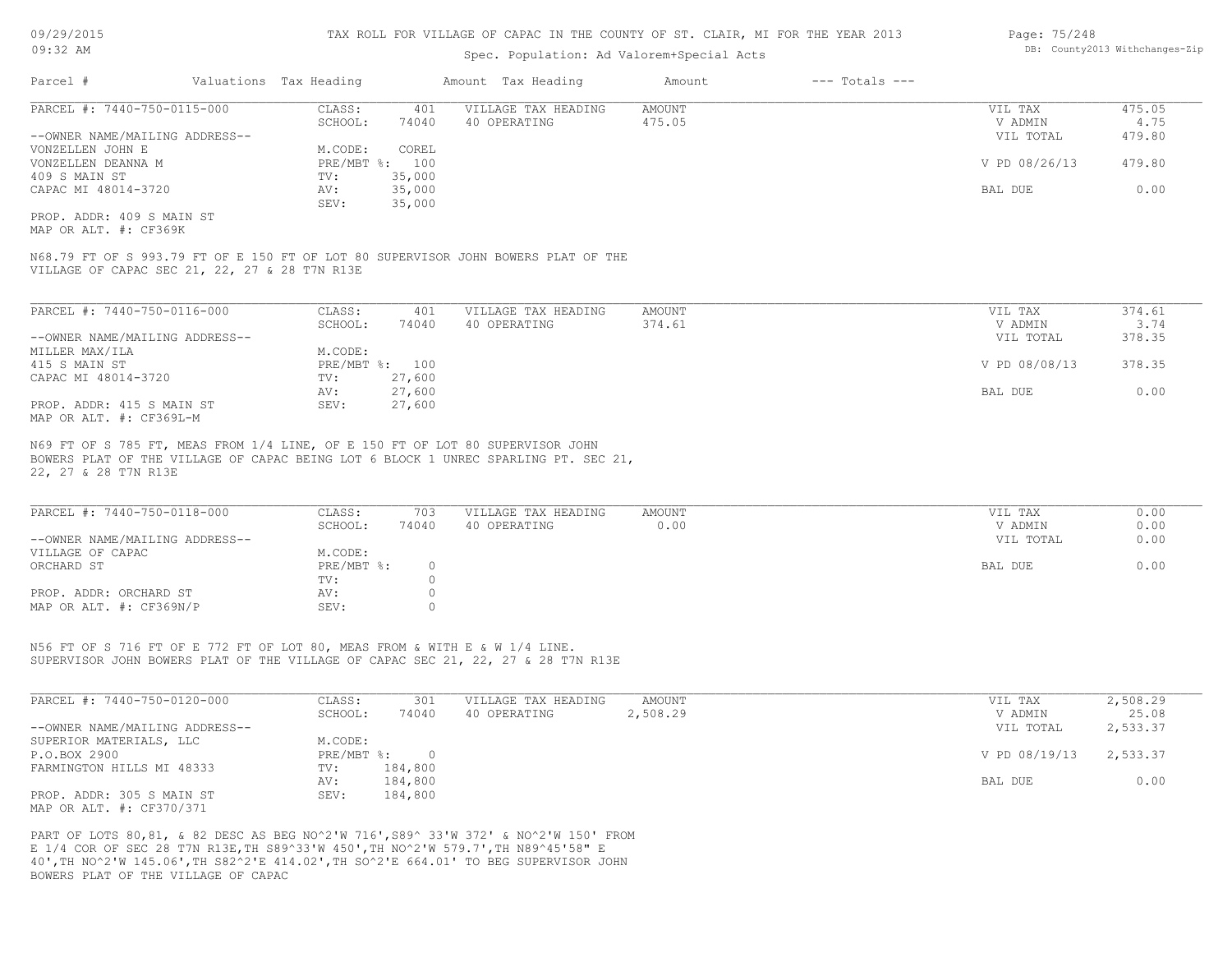# TAX ROLL FOR VILLAGE OF CAPAC IN THE COUNTY OF ST. CLAIR, MI FOR THE YEAR 2013

Spec. Population: Ad Valorem+Special Acts

| Parcel # | Valuations | Tax Heading | Amount | Tax Heading | Amount | --- Totals --- | |
|---|---|---|---|---|---|---|---|

---

**PARCEL #: 7440-750-0115-000**

| | | | | | | |
|---|---|---|---|---|---|---|
| CLASS: | 401 | VILLAGE TAX HEADING | AMOUNT | | VIL TAX | 475.05 |
| SCHOOL: | 74040 | 40 OPERATING | 475.05 | | V ADMIN | 4.75 |
| | | | | | VIL TOTAL | 479.80 |
| M.CODE: | COREL | | | | | |
| PRE/MBT %: | 100 | | | | V PD 08/26/13 | 479.80 |
| TV: | 35,000 | | | | | |
| AV: | 35,000 | | | | BAL DUE | 0.00 |
| SEV: | 35,000 | | | | | |

--OWNER NAME/MAILING ADDRESS--
VONZELLEN JOHN E
VONZELLEN DEANNA M
409 S MAIN ST
CAPAC MI 48014-3720

PROP. ADDR: 409 S MAIN ST
MAP OR ALT. #: CF369K

N68.79 FT OF S 993.79 FT OF E 150 FT OF LOT 80 SUPERVISOR JOHN BOWERS PLAT OF THE VILLAGE OF CAPAC SEC 21, 22, 27 & 28 T7N R13E

---

**PARCEL #: 7440-750-0116-000**

| | | | | | | |
|---|---|---|---|---|---|---|
| CLASS: | 401 | VILLAGE TAX HEADING | AMOUNT | | VIL TAX | 374.61 |
| SCHOOL: | 74040 | 40 OPERATING | 374.61 | | V ADMIN | 3.74 |
| | | | | | VIL TOTAL | 378.35 |
| M.CODE: | | | | | | |
| PRE/MBT %: | 100 | | | | V PD 08/08/13 | 378.35 |
| TV: | 27,600 | | | | | |
| AV: | 27,600 | | | | BAL DUE | 0.00 |
| SEV: | 27,600 | | | | | |

--OWNER NAME/MAILING ADDRESS--
MILLER MAX/ILA
415 S MAIN ST
CAPAC MI 48014-3720

PROP. ADDR: 415 S MAIN ST
MAP OR ALT. #: CF369L-M

N69 FT OF S 785 FT, MEAS FROM 1/4 LINE, OF E 150 FT OF LOT 80 SUPERVISOR JOHN BOWERS PLAT OF THE VILLAGE OF CAPAC BEING LOT 6 BLOCK 1 UNREC SPARLING PT. SEC 21, 22, 27 & 28 T7N R13E

---

**PARCEL #: 7440-750-0118-000**

| | | | | | | |
|---|---|---|---|---|---|---|
| CLASS: | 703 | VILLAGE TAX HEADING | AMOUNT | | VIL TAX | 0.00 |
| SCHOOL: | 74040 | 40 OPERATING | 0.00 | | V ADMIN | 0.00 |
| | | | | | VIL TOTAL | 0.00 |
| M.CODE: | | | | | | |
| PRE/MBT %: | 0 | | | | BAL DUE | 0.00 |
| TV: | 0 | | | | | |
| AV: | 0 | | | | | |
| SEV: | 0 | | | | | |

--OWNER NAME/MAILING ADDRESS--
VILLAGE OF CAPAC
ORCHARD ST

PROP. ADDR: ORCHARD ST
MAP OR ALT. #: CF369N/P

N56 FT OF S 716 FT OF E 772 FT OF LOT 80, MEAS FROM & WITH E & W 1/4 LINE. SUPERVISOR JOHN BOWERS PLAT OF THE VILLAGE OF CAPAC SEC 21, 22, 27 & 28 T7N R13E

---

**PARCEL #: 7440-750-0120-000**

| | | | | | | |
|---|---|---|---|---|---|---|
| CLASS: | 301 | VILLAGE TAX HEADING | AMOUNT | | VIL TAX | 2,508.29 |
| SCHOOL: | 74040 | 40 OPERATING | 2,508.29 | | V ADMIN | 25.08 |
| | | | | | VIL TOTAL | 2,533.37 |
| M.CODE: | | | | | | |
| PRE/MBT %: | 0 | | | | V PD 08/19/13 | 2,533.37 |
| TV: | 184,800 | | | | | |
| AV: | 184,800 | | | | BAL DUE | 0.00 |
| SEV: | 184,800 | | | | | |

--OWNER NAME/MAILING ADDRESS--
SUPERIOR MATERIALS, LLC
P.O.BOX 2900
FARMINGTON HILLS MI 48333

PROP. ADDR: 305 S MAIN ST
MAP OR ALT. #: CF370/371

PART OF LOTS 80,81, & 82 DESC AS BEG NO^2'W 716',S89^ 33'W 372' & NO^2'W 150' FROM E 1/4 COR OF SEC 28 T7N R13E,TH S89^33'W 450',TH NO^2'W 579.7',TH N89^45'58" E 40',TH NO^2'W 145.06',TH S82^2'E 414.02',TH SO^2'E 664.01' TO BEG SUPERVISOR JOHN BOWERS PLAT OF THE VILLAGE OF CAPAC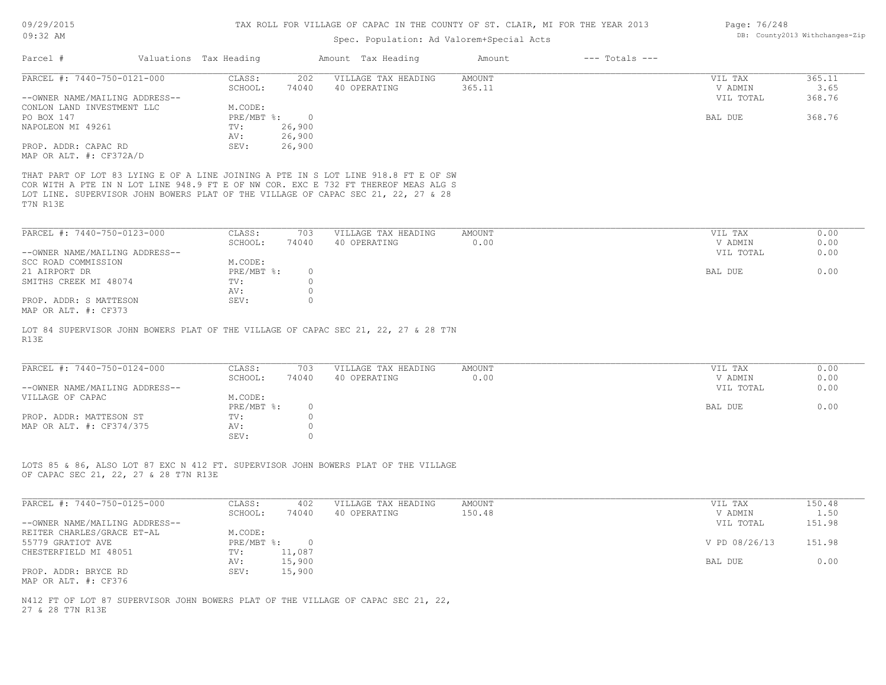# TAX ROLL FOR VILLAGE OF CAPAC IN THE COUNTY OF ST. CLAIR, MI FOR THE YEAR 2013

Spec. Population: Ad Valorem+Special Acts

09/29/2015 09:32 AM

DB: County2013 Withchanges-Zip

| Parcel # | Valuations | Tax Heading | Amount | Tax Heading | Amount | --- Totals --- |
|---|---|---|---|---|---|---|

---

**PARCEL #: 7440-750-0121-000**

| | | | | |
|---|---|---|---|---|
| CLASS: 202 | VILLAGE TAX HEADING | AMOUNT | VIL TAX | 365.11 |
| SCHOOL: 74040 | 40 OPERATING | 365.11 | V ADMIN | 3.65 |
| M.CODE: | | | VIL TOTAL | 368.76 |
| PRE/MBT %: 0 | | | BAL DUE | 368.76 |
| TV: 26,900 | | | | |
| AV: 26,900 | | | | |
| SEV: 26,900 | | | | |

--OWNER NAME/MAILING ADDRESS--
CONLON LAND INVESTMENT LLC
PO BOX 147
NAPOLEON MI 49261

PROP. ADDR: CAPAC RD
MAP OR ALT. #: CF372A/D

THAT PART OF LOT 83 LYING E OF A LINE JOINING A PTE IN S LOT LINE 918.8 FT E OF SW COR WITH A PTE IN N LOT LINE 948.9 FT E OF NW COR. EXC E 732 FT THEREOF MEAS ALG S LOT LINE. SUPERVISOR JOHN BOWERS PLAT OF THE VILLAGE OF CAPAC SEC 21, 22, 27 & 28 T7N R13E

---

**PARCEL #: 7440-750-0123-000**

| | | | | |
|---|---|---|---|---|
| CLASS: 703 | VILLAGE TAX HEADING | AMOUNT | VIL TAX | 0.00 |
| SCHOOL: 74040 | 40 OPERATING | 0.00 | V ADMIN | 0.00 |
| M.CODE: | | | VIL TOTAL | 0.00 |
| PRE/MBT %: 0 | | | BAL DUE | 0.00 |
| TV: 0 | | | | |
| AV: 0 | | | | |
| SEV: 0 | | | | |

--OWNER NAME/MAILING ADDRESS--
SCC ROAD COMMISSION
21 AIRPORT DR
SMITHS CREEK MI 48074

PROP. ADDR: S MATTESON
MAP OR ALT. #: CF373

LOT 84 SUPERVISOR JOHN BOWERS PLAT OF THE VILLAGE OF CAPAC SEC 21, 22, 27 & 28 T7N R13E

---

**PARCEL #: 7440-750-0124-000**

| | | | | |
|---|---|---|---|---|
| CLASS: 703 | VILLAGE TAX HEADING | AMOUNT | VIL TAX | 0.00 |
| SCHOOL: 74040 | 40 OPERATING | 0.00 | V ADMIN | 0.00 |
| M.CODE: | | | VIL TOTAL | 0.00 |
| PRE/MBT %: 0 | | | BAL DUE | 0.00 |
| TV: 0 | | | | |
| AV: 0 | | | | |
| SEV: 0 | | | | |

--OWNER NAME/MAILING ADDRESS--
VILLAGE OF CAPAC

PROP. ADDR: MATTESON ST
MAP OR ALT. #: CF374/375

LOTS 85 & 86, ALSO LOT 87 EXC N 412 FT. SUPERVISOR JOHN BOWERS PLAT OF THE VILLAGE OF CAPAC SEC 21, 22, 27 & 28 T7N R13E

---

**PARCEL #: 7440-750-0125-000**

| | | | | |
|---|---|---|---|---|
| CLASS: 402 | VILLAGE TAX HEADING | AMOUNT | VIL TAX | 150.48 |
| SCHOOL: 74040 | 40 OPERATING | 150.48 | V ADMIN | 1.50 |
| M.CODE: | | | VIL TOTAL | 151.98 |
| PRE/MBT %: 0 | | | V PD 08/26/13 | 151.98 |
| TV: 11,087 | | | | |
| AV: 15,900 | | | BAL DUE | 0.00 |
| SEV: 15,900 | | | | |

--OWNER NAME/MAILING ADDRESS--
REITER CHARLES/GRACE ET-AL
55779 GRATIOT AVE
CHESTERFIELD MI 48051

PROP. ADDR: BRYCE RD
MAP OR ALT. #: CF376

N412 FT OF LOT 87 SUPERVISOR JOHN BOWERS PLAT OF THE VILLAGE OF CAPAC SEC 21, 22, 27 & 28 T7N R13E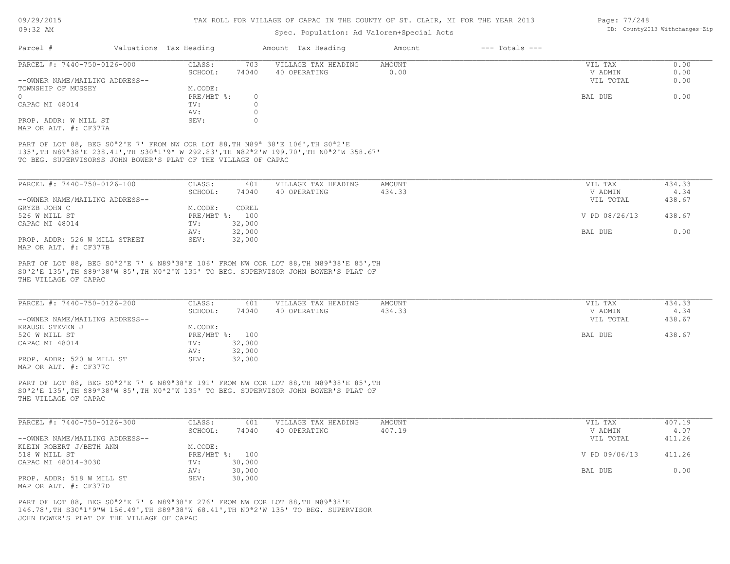# TAX ROLL FOR VILLAGE OF CAPAC IN THE COUNTY OF ST. CLAIR, MI FOR THE YEAR 2013

Spec. Population: Ad Valorem+Special Acts

| Parcel # | Valuations | Tax Heading | Amount | Tax Heading | Amount | --- Totals --- | |
|---|---|---|---|---|---|---|---|

## PARCEL #: 7440-750-0126-000

| | | | | | | |
|---|---|---|---|---|---|---|
| | CLASS: | 703 | VILLAGE TAX HEADING | AMOUNT | VIL TAX | 0.00 |
| | SCHOOL: | 74040 | 40 OPERATING | 0.00 | V ADMIN | 0.00 |
| --OWNER NAME/MAILING ADDRESS-- | | | | | VIL TOTAL | 0.00 |
| TOWNSHIP OF MUSSEY | M.CODE: | | | | | |
| 0 | PRE/MBT %: | 0 | | | BAL DUE | 0.00 |
| CAPAC MI 48014 | TV: | 0 | | | | |
| | AV: | 0 | | | | |
| PROP. ADDR: W MILL ST | SEV: | 0 | | | | |
| MAP OR ALT. #: CF377A | | | | | | |

PART OF LOT 88, BEG S0ª2'E 7' FROM NW COR LOT 88,TH N89ª 38'E 106',TH S0ª2'E 135',TH N89ª38'E 238.41',TH S30ª1'9" W 292.83',TH N82ª2'W 199.70',TH N0ª2'W 358.67' TO BEG. SUPERVISORSS JOHN BOWER'S PLAT OF THE VILLAGE OF CAPAC

## PARCEL #: 7440-750-0126-100

| | | | | | | |
|---|---|---|---|---|---|---|
| | CLASS: | 401 | VILLAGE TAX HEADING | AMOUNT | VIL TAX | 434.33 |
| | SCHOOL: | 74040 | 40 OPERATING | 434.33 | V ADMIN | 4.34 |
| --OWNER NAME/MAILING ADDRESS-- | | | | | VIL TOTAL | 438.67 |
| GRYZB JOHN C | M.CODE: | COREL | | | | |
| 526 W MILL ST | PRE/MBT %: | 100 | | | V PD 08/26/13 | 438.67 |
| CAPAC MI 48014 | TV: | 32,000 | | | | |
| | AV: | 32,000 | | | BAL DUE | 0.00 |
| PROP. ADDR: 526 W MILL STREET | SEV: | 32,000 | | | | |
| MAP OR ALT. #: CF377B | | | | | | |

PART OF LOT 88, BEG S0ª2'E 7' & N89ª38'E 106' FROM NW COR LOT 88,TH N89ª38'E 85',TH S0ª2'E 135',TH S89ª38'W 85',TH N0ª2'W 135' TO BEG. SUPERVISOR JOHN BOWER'S PLAT OF THE VILLAGE OF CAPAC

## PARCEL #: 7440-750-0126-200

| | | | | | | |
|---|---|---|---|---|---|---|
| | CLASS: | 401 | VILLAGE TAX HEADING | AMOUNT | VIL TAX | 434.33 |
| | SCHOOL: | 74040 | 40 OPERATING | 434.33 | V ADMIN | 4.34 |
| --OWNER NAME/MAILING ADDRESS-- | | | | | VIL TOTAL | 438.67 |
| KRAUSE STEVEN J | M.CODE: | | | | | |
| 520 W MILL ST | PRE/MBT %: | 100 | | | BAL DUE | 438.67 |
| CAPAC MI 48014 | TV: | 32,000 | | | | |
| | AV: | 32,000 | | | | |
| PROP. ADDR: 520 W MILL ST | SEV: | 32,000 | | | | |
| MAP OR ALT. #: CF377C | | | | | | |

PART OF LOT 88, BEG S0ª2'E 7' & N89ª38'E 191' FROM NW COR LOT 88,TH N89ª38'E 85',TH S0ª2'E 135',TH S89ª38'W 85',TH N0ª2'W 135' TO BEG. SUPERVISOR JOHN BOWER'S PLAT OF THE VILLAGE OF CAPAC

## PARCEL #: 7440-750-0126-300

| | | | | | | |
|---|---|---|---|---|---|---|
| | CLASS: | 401 | VILLAGE TAX HEADING | AMOUNT | VIL TAX | 407.19 |
| | SCHOOL: | 74040 | 40 OPERATING | 407.19 | V ADMIN | 4.07 |
| --OWNER NAME/MAILING ADDRESS-- | | | | | VIL TOTAL | 411.26 |
| KLEIN ROBERT J/BETH ANN | M.CODE: | | | | | |
| 518 W MILL ST | PRE/MBT %: | 100 | | | V PD 09/06/13 | 411.26 |
| CAPAC MI 48014-3030 | TV: | 30,000 | | | | |
| | AV: | 30,000 | | | BAL DUE | 0.00 |
| PROP. ADDR: 518 W MILL ST | SEV: | 30,000 | | | | |
| MAP OR ALT. #: CF377D | | | | | | |

PART OF LOT 88, BEG S0ª2'E 7' & N89ª38'E 276' FROM NW COR LOT 88,TH N89ª38'E 146.78',TH S30ª1'9"W 156.49',TH S89ª38'W 68.41',TH N0ª2'W 135' TO BEG. SUPERVISOR JOHN BOWER'S PLAT OF THE VILLAGE OF CAPAC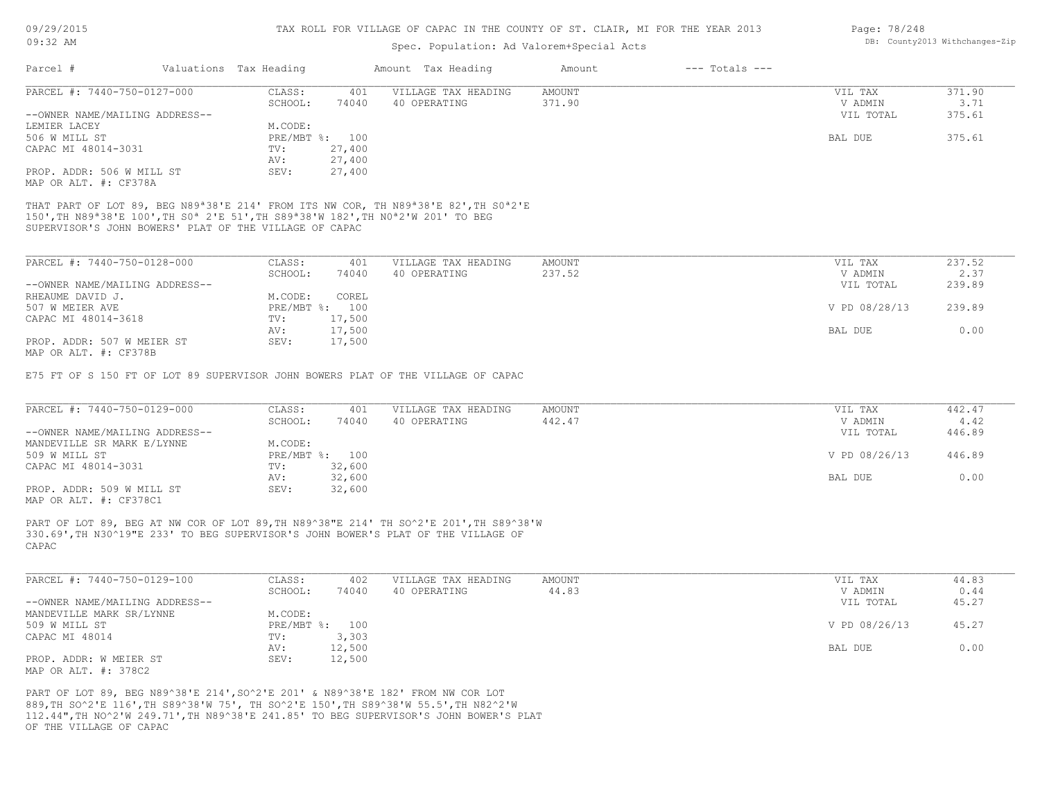TAX ROLL FOR VILLAGE OF CAPAC IN THE COUNTY OF ST. CLAIR, MI FOR THE YEAR 2013

Spec. Population: Ad Valorem+Special Acts

| Parcel # | Valuations | Tax Heading | Amount | Tax Heading | Amount | --- Totals --- | |
|---|---|---|---|---|---|---|---|
| PARCEL #: 7440-750-0127-000 | CLASS: | 401 | VILLAGE TAX HEADING | AMOUNT | | VIL TAX | 371.90 |
| | SCHOOL: | 74040 | 40 OPERATING | 371.90 | | V ADMIN | 3.71 |
| --OWNER NAME/MAILING ADDRESS-- | | | | | | VIL TOTAL | 375.61 |
| LEMIER LACEY | M.CODE: | | | | | | |
| 506 W MILL ST | PRE/MBT %: | 100 | | | | BAL DUE | 375.61 |
| CAPAC MI 48014-3031 | TV: | 27,400 | | | | | |
| | AV: | 27,400 | | | | | |
| PROP. ADDR: 506 W MILL ST | SEV: | 27,400 | | | | | |
| MAP OR ALT. #: CF378A | | | | | | | |

THAT PART OF LOT 89, BEG N89ª38'E 214' FROM ITS NW COR, TH N89ª38'E 82',TH S0ª2'E 150',TH N89ª38'E 100',TH S0ª 2'E 51',TH S89ª38'W 182',TH N0ª2'W 201' TO BEG SUPERVISOR'S JOHN BOWERS' PLAT OF THE VILLAGE OF CAPAC

| Parcel # | Valuations | Tax Heading | Amount | Tax Heading | Amount | --- Totals --- | |
|---|---|---|---|---|---|---|---|
| PARCEL #: 7440-750-0128-000 | CLASS: | 401 | VILLAGE TAX HEADING | AMOUNT | | VIL TAX | 237.52 |
| | SCHOOL: | 74040 | 40 OPERATING | 237.52 | | V ADMIN | 2.37 |
| --OWNER NAME/MAILING ADDRESS-- | | | | | | VIL TOTAL | 239.89 |
| RHEAUME DAVID J. | M.CODE: | COREL | | | | | |
| 507 W MEIER AVE | PRE/MBT %: | 100 | | | | V PD 08/28/13 | 239.89 |
| CAPAC MI 48014-3618 | TV: | 17,500 | | | | | |
| | AV: | 17,500 | | | | BAL DUE | 0.00 |
| PROP. ADDR: 507 W MEIER ST | SEV: | 17,500 | | | | | |
| MAP OR ALT. #: CF378B | | | | | | | |

E75 FT OF S 150 FT OF LOT 89 SUPERVISOR JOHN BOWERS PLAT OF THE VILLAGE OF CAPAC

| Parcel # | Valuations | Tax Heading | Amount | Tax Heading | Amount | --- Totals --- | |
|---|---|---|---|---|---|---|---|
| PARCEL #: 7440-750-0129-000 | CLASS: | 401 | VILLAGE TAX HEADING | AMOUNT | | VIL TAX | 442.47 |
| | SCHOOL: | 74040 | 40 OPERATING | 442.47 | | V ADMIN | 4.42 |
| --OWNER NAME/MAILING ADDRESS-- | | | | | | VIL TOTAL | 446.89 |
| MANDEVILLE SR MARK E/LYNNE | M.CODE: | | | | | | |
| 509 W MILL ST | PRE/MBT %: | 100 | | | | V PD 08/26/13 | 446.89 |
| CAPAC MI 48014-3031 | TV: | 32,600 | | | | | |
| | AV: | 32,600 | | | | BAL DUE | 0.00 |
| PROP. ADDR: 509 W MILL ST | SEV: | 32,600 | | | | | |
| MAP OR ALT. #: CF378C1 | | | | | | | |

PART OF LOT 89, BEG AT NW COR OF LOT 89,TH N89^38"E 214' TH SO^2'E 201',TH S89^38'W 330.69',TH N30^19"E 233' TO BEG SUPERVISOR'S JOHN BOWER'S PLAT OF THE VILLAGE OF CAPAC

| Parcel # | Valuations | Tax Heading | Amount | Tax Heading | Amount | --- Totals --- | |
|---|---|---|---|---|---|---|---|
| PARCEL #: 7440-750-0129-100 | CLASS: | 402 | VILLAGE TAX HEADING | AMOUNT | | VIL TAX | 44.83 |
| | SCHOOL: | 74040 | 40 OPERATING | 44.83 | | V ADMIN | 0.44 |
| --OWNER NAME/MAILING ADDRESS-- | | | | | | VIL TOTAL | 45.27 |
| MANDEVILLE MARK SR/LYNNE | M.CODE: | | | | | | |
| 509 W MILL ST | PRE/MBT %: | 100 | | | | V PD 08/26/13 | 45.27 |
| CAPAC MI 48014 | TV: | 3,303 | | | | | |
| | AV: | 12,500 | | | | BAL DUE | 0.00 |
| PROP. ADDR: W MEIER ST | SEV: | 12,500 | | | | | |
| MAP OR ALT. #: 378C2 | | | | | | | |

PART OF LOT 89, BEG N89^38'E 214',SO^2'E 201' & N89^38'E 182' FROM NW COR LOT 889,TH SO^2'E 116',TH S89^38'W 75', TH SO^2'E 150',TH S89^38'W 55.5',TH N82^2'W 112.44",TH NO^2'W 249.71',TH N89^38'E 241.85' TO BEG SUPERVISOR'S JOHN BOWER'S PLAT OF THE VILLAGE OF CAPAC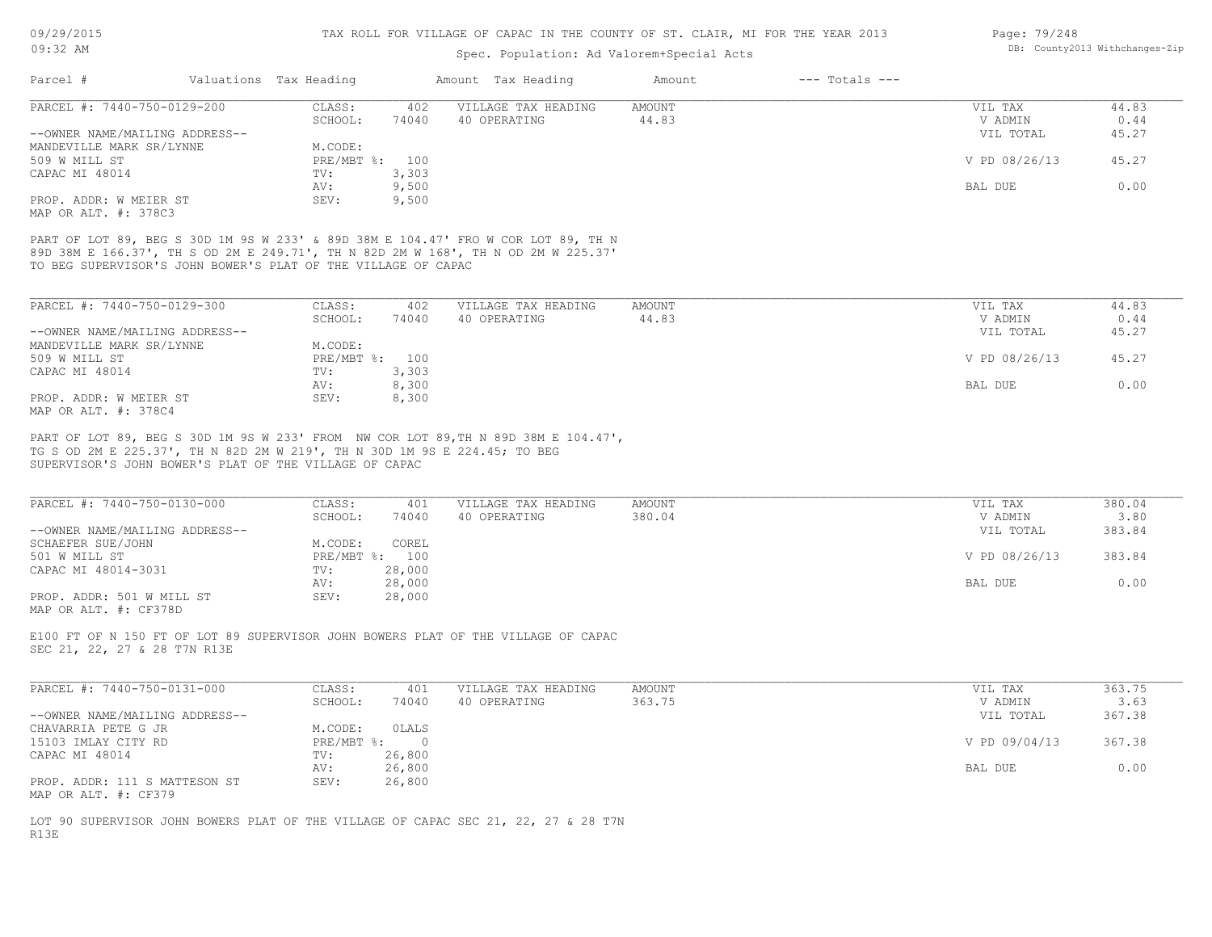TAX ROLL FOR VILLAGE OF CAPAC IN THE COUNTY OF ST. CLAIR, MI FOR THE YEAR 2013

Spec. Population: Ad Valorem+Special Acts

| Parcel # | Valuations | Tax Heading | Amount | Tax Heading | Amount | --- Totals --- | |
|---|---|---|---|---|---|---|---|
| PARCEL #: 7440-750-0129-200 | CLASS: | 402 | VILLAGE TAX HEADING | AMOUNT | | VIL TAX | 44.83 |
| | SCHOOL: | 74040 | 40 OPERATING | 44.83 | | V ADMIN | 0.44 |
| --OWNER NAME/MAILING ADDRESS-- | | | | | | VIL TOTAL | 45.27 |
| MANDEVILLE MARK SR/LYNNE | M.CODE: | | | | | | |
| 509 W MILL ST | PRE/MBT %: | 100 | | | | V PD 08/26/13 | 45.27 |
| CAPAC MI 48014 | TV: | 3,303 | | | | | |
| | AV: | 9,500 | | | | BAL DUE | 0.00 |
| PROP. ADDR: W MEIER ST | SEV: | 9,500 | | | | | |
| MAP OR ALT. #: 378C3 | | | | | | | |

PART OF LOT 89, BEG S 30D 1M 9S W 233' & 89D 38M E 104.47' FRO W COR LOT 89, TH N 89D 38M E 166.37', TH S OD 2M E 249.71', TH N 82D 2M W 168', TH N OD 2M W 225.37' TO BEG SUPERVISOR'S JOHN BOWER'S PLAT OF THE VILLAGE OF CAPAC

| Parcel # | Valuations | Tax Heading | Amount | Tax Heading | Amount | --- Totals --- | |
|---|---|---|---|---|---|---|---|
| PARCEL #: 7440-750-0129-300 | CLASS: | 402 | VILLAGE TAX HEADING | AMOUNT | | VIL TAX | 44.83 |
| | SCHOOL: | 74040 | 40 OPERATING | 44.83 | | V ADMIN | 0.44 |
| --OWNER NAME/MAILING ADDRESS-- | | | | | | VIL TOTAL | 45.27 |
| MANDEVILLE MARK SR/LYNNE | M.CODE: | | | | | | |
| 509 W MILL ST | PRE/MBT %: | 100 | | | | V PD 08/26/13 | 45.27 |
| CAPAC MI 48014 | TV: | 3,303 | | | | | |
| | AV: | 8,300 | | | | BAL DUE | 0.00 |
| PROP. ADDR: W MEIER ST | SEV: | 8,300 | | | | | |
| MAP OR ALT. #: 378C4 | | | | | | | |

PART OF LOT 89, BEG S 30D 1M 9S W 233' FROM NW COR LOT 89,TH N 89D 38M E 104.47', TG S OD 2M E 225.37', TH N 82D 2M W 219', TH N 30D 1M 9S E 224.45; TO BEG SUPERVISOR'S JOHN BOWER'S PLAT OF THE VILLAGE OF CAPAC

| Parcel # | Valuations | Tax Heading | Amount | Tax Heading | Amount | --- Totals --- | |
|---|---|---|---|---|---|---|---|
| PARCEL #: 7440-750-0130-000 | CLASS: | 401 | VILLAGE TAX HEADING | AMOUNT | | VIL TAX | 380.04 |
| | SCHOOL: | 74040 | 40 OPERATING | 380.04 | | V ADMIN | 3.80 |
| --OWNER NAME/MAILING ADDRESS-- | | | | | | VIL TOTAL | 383.84 |
| SCHAEFER SUE/JOHN | M.CODE: | COREL | | | | | |
| 501 W MILL ST | PRE/MBT %: | 100 | | | | V PD 08/26/13 | 383.84 |
| CAPAC MI 48014-3031 | TV: | 28,000 | | | | | |
| | AV: | 28,000 | | | | BAL DUE | 0.00 |
| PROP. ADDR: 501 W MILL ST | SEV: | 28,000 | | | | | |
| MAP OR ALT. #: CF378D | | | | | | | |

E100 FT OF N 150 FT OF LOT 89 SUPERVISOR JOHN BOWERS PLAT OF THE VILLAGE OF CAPAC SEC 21, 22, 27 & 28 T7N R13E

| Parcel # | Valuations | Tax Heading | Amount | Tax Heading | Amount | --- Totals --- | |
|---|---|---|---|---|---|---|---|
| PARCEL #: 7440-750-0131-000 | CLASS: | 401 | VILLAGE TAX HEADING | AMOUNT | | VIL TAX | 363.75 |
| | SCHOOL: | 74040 | 40 OPERATING | 363.75 | | V ADMIN | 3.63 |
| --OWNER NAME/MAILING ADDRESS-- | | | | | | VIL TOTAL | 367.38 |
| CHAVARRIA PETE G JR | M.CODE: | 0LALS | | | | | |
| 15103 IMLAY CITY RD | PRE/MBT %: | 0 | | | | V PD 09/04/13 | 367.38 |
| CAPAC MI 48014 | TV: | 26,800 | | | | | |
| | AV: | 26,800 | | | | BAL DUE | 0.00 |
| PROP. ADDR: 111 S MATTESON ST | SEV: | 26,800 | | | | | |
| MAP OR ALT. #: CF379 | | | | | | | |

LOT 90 SUPERVISOR JOHN BOWERS PLAT OF THE VILLAGE OF CAPAC SEC 21, 22, 27 & 28 T7N R13E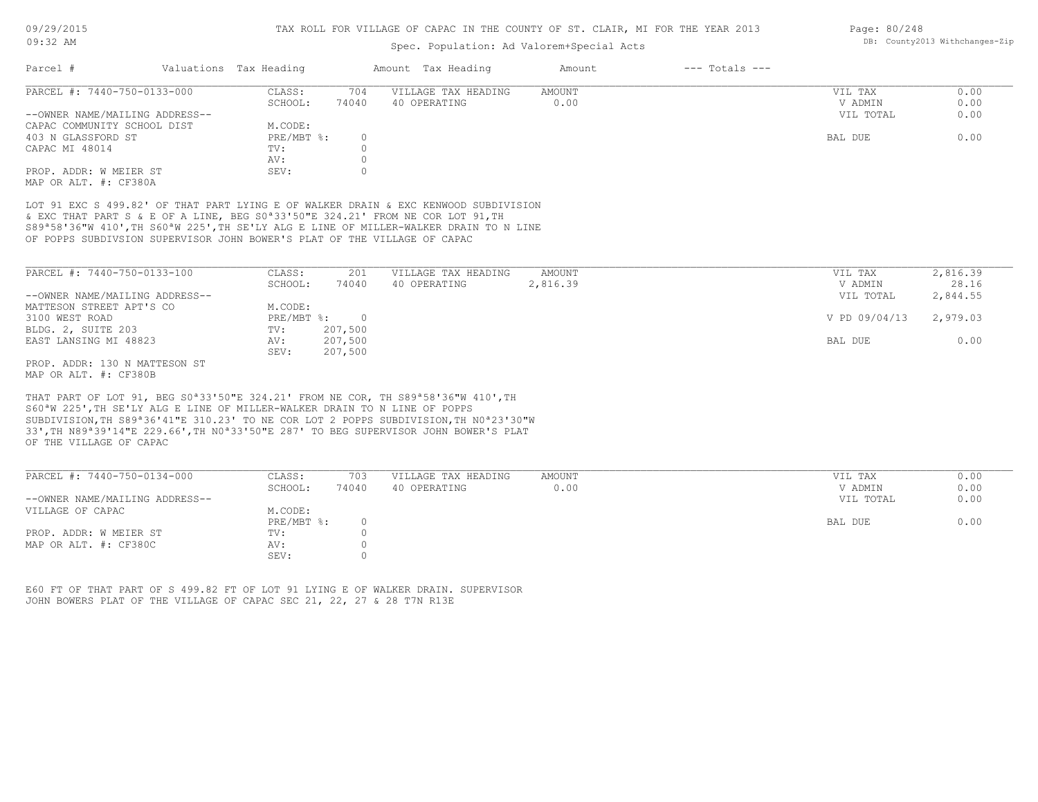# TAX ROLL FOR VILLAGE OF CAPAC IN THE COUNTY OF ST. CLAIR, MI FOR THE YEAR 2013

Spec. Population: Ad Valorem+Special Acts

| Parcel # | Valuations | Tax Heading | Amount | Tax Heading | Amount | --- Totals --- | |
|---|---|---|---|---|---|---|---|

## PARCEL #: 7440-750-0133-000

| | | | | | | |
|---|---|---|---|---|---|---|
| CLASS: | 704 | VILLAGE TAX HEADING | AMOUNT | | VIL TAX | 0.00 |
| SCHOOL: | 74040 | 40 OPERATING | 0.00 | | V ADMIN | 0.00 |
| | | | | | VIL TOTAL | 0.00 |
| M.CODE: | | | | | | |
| PRE/MBT %: | 0 | | | | BAL DUE | 0.00 |
| TV: | 0 | | | | | |
| AV: | 0 | | | | | |
| SEV: | 0 | | | | | |

--OWNER NAME/MAILING ADDRESS--
CAPAC COMMUNITY SCHOOL DIST
403 N GLASSFORD ST
CAPAC MI 48014

PROP. ADDR: W MEIER ST
MAP OR ALT. #: CF380A

LOT 91 EXC S 499.82' OF THAT PART LYING E OF WALKER DRAIN & EXC KENWOOD SUBDIVISION & EXC THAT PART S & E OF A LINE, BEG S0ª33'50"E 324.21' FROM NE COR LOT 91,TH S89ª58'36"W 410',TH S60ªW 225',TH SE'LY ALG E LINE OF MILLER-WALKER DRAIN TO N LINE OF POPPS SUBDIVSION SUPERVISOR JOHN BOWER'S PLAT OF THE VILLAGE OF CAPAC

## PARCEL #: 7440-750-0133-100

| | | | | | | |
|---|---|---|---|---|---|---|
| CLASS: | 201 | VILLAGE TAX HEADING | AMOUNT | | VIL TAX | 2,816.39 |
| SCHOOL: | 74040 | 40 OPERATING | 2,816.39 | | V ADMIN | 28.16 |
| | | | | | VIL TOTAL | 2,844.55 |
| M.CODE: | | | | | | |
| PRE/MBT %: | 0 | | | | V PD 09/04/13 | 2,979.03 |
| TV: | 207,500 | | | | | |
| AV: | 207,500 | | | | BAL DUE | 0.00 |
| SEV: | 207,500 | | | | | |

--OWNER NAME/MAILING ADDRESS--
MATTESON STREET APT'S CO
3100 WEST ROAD
BLDG. 2, SUITE 203
EAST LANSING MI 48823

PROP. ADDR: 130 N MATTESON ST
MAP OR ALT. #: CF380B

THAT PART OF LOT 91, BEG S0ª33'50"E 324.21' FROM NE COR, TH S89ª58'36"W 410',TH S60ªW 225',TH SE'LY ALG E LINE OF MILLER-WALKER DRAIN TO N LINE OF POPPS SUBDIVISION,TH S89ª36'41"E 310.23' TO NE COR LOT 2 POPPS SUBDIVISION,TH N0ª23'30"W 33',TH N89ª39'14"E 229.66',TH N0ª33'50"E 287' TO BEG SUPERVISOR JOHN BOWER'S PLAT OF THE VILLAGE OF CAPAC

## PARCEL #: 7440-750-0134-000

| | | | | | | |
|---|---|---|---|---|---|---|
| CLASS: | 703 | VILLAGE TAX HEADING | AMOUNT | | VIL TAX | 0.00 |
| SCHOOL: | 74040 | 40 OPERATING | 0.00 | | V ADMIN | 0.00 |
| | | | | | VIL TOTAL | 0.00 |
| M.CODE: | | | | | | |
| PRE/MBT %: | 0 | | | | BAL DUE | 0.00 |
| TV: | 0 | | | | | |
| AV: | 0 | | | | | |
| SEV: | 0 | | | | | |

--OWNER NAME/MAILING ADDRESS--
VILLAGE OF CAPAC

PROP. ADDR: W MEIER ST
MAP OR ALT. #: CF380C

E60 FT OF THAT PART OF S 499.82 FT OF LOT 91 LYING E OF WALKER DRAIN. SUPERVISOR JOHN BOWERS PLAT OF THE VILLAGE OF CAPAC SEC 21, 22, 27 & 28 T7N R13E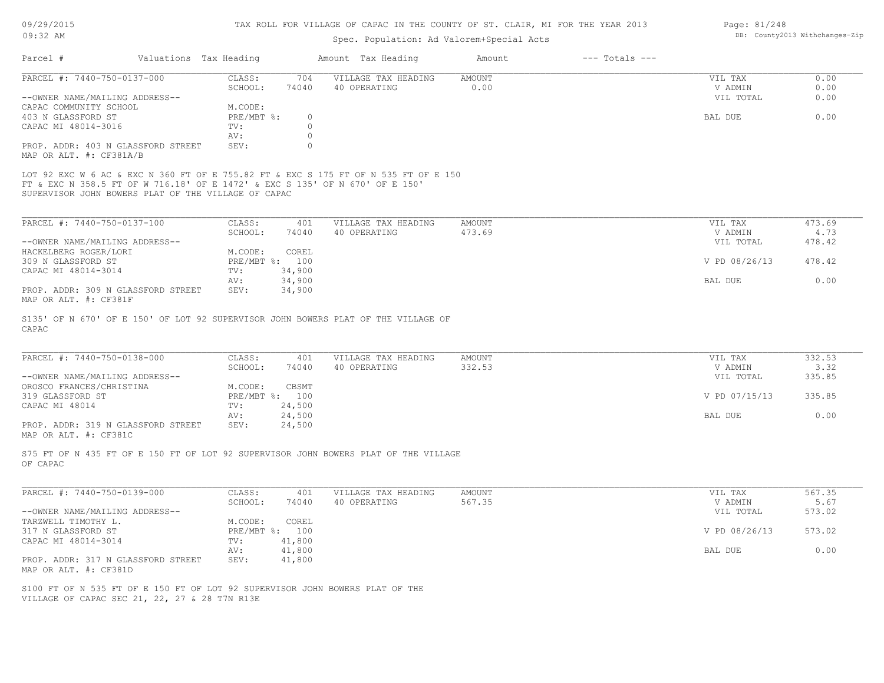TAX ROLL FOR VILLAGE OF CAPAC IN THE COUNTY OF ST. CLAIR, MI FOR THE YEAR 2013

Spec. Population: Ad Valorem+Special Acts

| Parcel # | Valuations | Tax Heading | Amount | Tax Heading | Amount | --- Totals --- | |
|---|---|---|---|---|---|---|---|
| PARCEL #: 7440-750-0137-000 | CLASS: | 704 | | VILLAGE TAX HEADING | AMOUNT | VIL TAX | 0.00 |
| | SCHOOL: | 74040 | | 40 OPERATING | 0.00 | V ADMIN | 0.00 |
| --OWNER NAME/MAILING ADDRESS-- | | | | | | VIL TOTAL | 0.00 |
| CAPAC COMMUNITY SCHOOL | M.CODE: | | | | | | |
| 403 N GLASSFORD ST | PRE/MBT %: | 0 | | | | BAL DUE | 0.00 |
| CAPAC MI 48014-3016 | TV: | 0 | | | | | |
| | AV: | 0 | | | | | |
| PROP. ADDR: 403 N GLASSFORD STREET | SEV: | 0 | | | | | |
| MAP OR ALT. #: CF381A/B | | | | | | | |

LOT 92 EXC W 6 AC & EXC N 360 FT OF E 755.82 FT & EXC S 175 FT OF N 535 FT OF E 150 FT & EXC N 358.5 FT OF W 716.18' OF E 1472' & EXC S 135' OF N 670' OF E 150' SUPERVISOR JOHN BOWERS PLAT OF THE VILLAGE OF CAPAC

| Parcel # | Valuations | Tax Heading | Amount | Tax Heading | Amount | --- Totals --- | |
|---|---|---|---|---|---|---|---|
| PARCEL #: 7440-750-0137-100 | CLASS: | 401 | | VILLAGE TAX HEADING | AMOUNT | VIL TAX | 473.69 |
| | SCHOOL: | 74040 | | 40 OPERATING | 473.69 | V ADMIN | 4.73 |
| --OWNER NAME/MAILING ADDRESS-- | | | | | | VIL TOTAL | 478.42 |
| HACKELBERG ROGER/LORI | M.CODE: | COREL | | | | | |
| 309 N GLASSFORD ST | PRE/MBT %: | 100 | | | | V PD 08/26/13 | 478.42 |
| CAPAC MI 48014-3014 | TV: | 34,900 | | | | | |
| | AV: | 34,900 | | | | BAL DUE | 0.00 |
| PROP. ADDR: 309 N GLASSFORD STREET | SEV: | 34,900 | | | | | |
| MAP OR ALT. #: CF381F | | | | | | | |

S135' OF N 670' OF E 150' OF LOT 92 SUPERVISOR JOHN BOWERS PLAT OF THE VILLAGE OF CAPAC

| Parcel # | Valuations | Tax Heading | Amount | Tax Heading | Amount | --- Totals --- | |
|---|---|---|---|---|---|---|---|
| PARCEL #: 7440-750-0138-000 | CLASS: | 401 | | VILLAGE TAX HEADING | AMOUNT | VIL TAX | 332.53 |
| | SCHOOL: | 74040 | | 40 OPERATING | 332.53 | V ADMIN | 3.32 |
| --OWNER NAME/MAILING ADDRESS-- | | | | | | VIL TOTAL | 335.85 |
| OROSCO FRANCES/CHRISTINA | M.CODE: | CBSMT | | | | | |
| 319 GLASSFORD ST | PRE/MBT %: | 100 | | | | V PD 07/15/13 | 335.85 |
| CAPAC MI 48014 | TV: | 24,500 | | | | | |
| | AV: | 24,500 | | | | BAL DUE | 0.00 |
| PROP. ADDR: 319 N GLASSFORD STREET | SEV: | 24,500 | | | | | |
| MAP OR ALT. #: CF381C | | | | | | | |

S75 FT OF N 435 FT OF E 150 FT OF LOT 92 SUPERVISOR JOHN BOWERS PLAT OF THE VILLAGE OF CAPAC

| Parcel # | Valuations | Tax Heading | Amount | Tax Heading | Amount | --- Totals --- | |
|---|---|---|---|---|---|---|---|
| PARCEL #: 7440-750-0139-000 | CLASS: | 401 | | VILLAGE TAX HEADING | AMOUNT | VIL TAX | 567.35 |
| | SCHOOL: | 74040 | | 40 OPERATING | 567.35 | V ADMIN | 5.67 |
| --OWNER NAME/MAILING ADDRESS-- | | | | | | VIL TOTAL | 573.02 |
| TARZWELL TIMOTHY L. | M.CODE: | COREL | | | | | |
| 317 N GLASSFORD ST | PRE/MBT %: | 100 | | | | V PD 08/26/13 | 573.02 |
| CAPAC MI 48014-3014 | TV: | 41,800 | | | | | |
| | AV: | 41,800 | | | | BAL DUE | 0.00 |
| PROP. ADDR: 317 N GLASSFORD STREET | SEV: | 41,800 | | | | | |
| MAP OR ALT. #: CF381D | | | | | | | |

S100 FT OF N 535 FT OF E 150 FT OF LOT 92 SUPERVISOR JOHN BOWERS PLAT OF THE VILLAGE OF CAPAC SEC 21, 22, 27 & 28 T7N R13E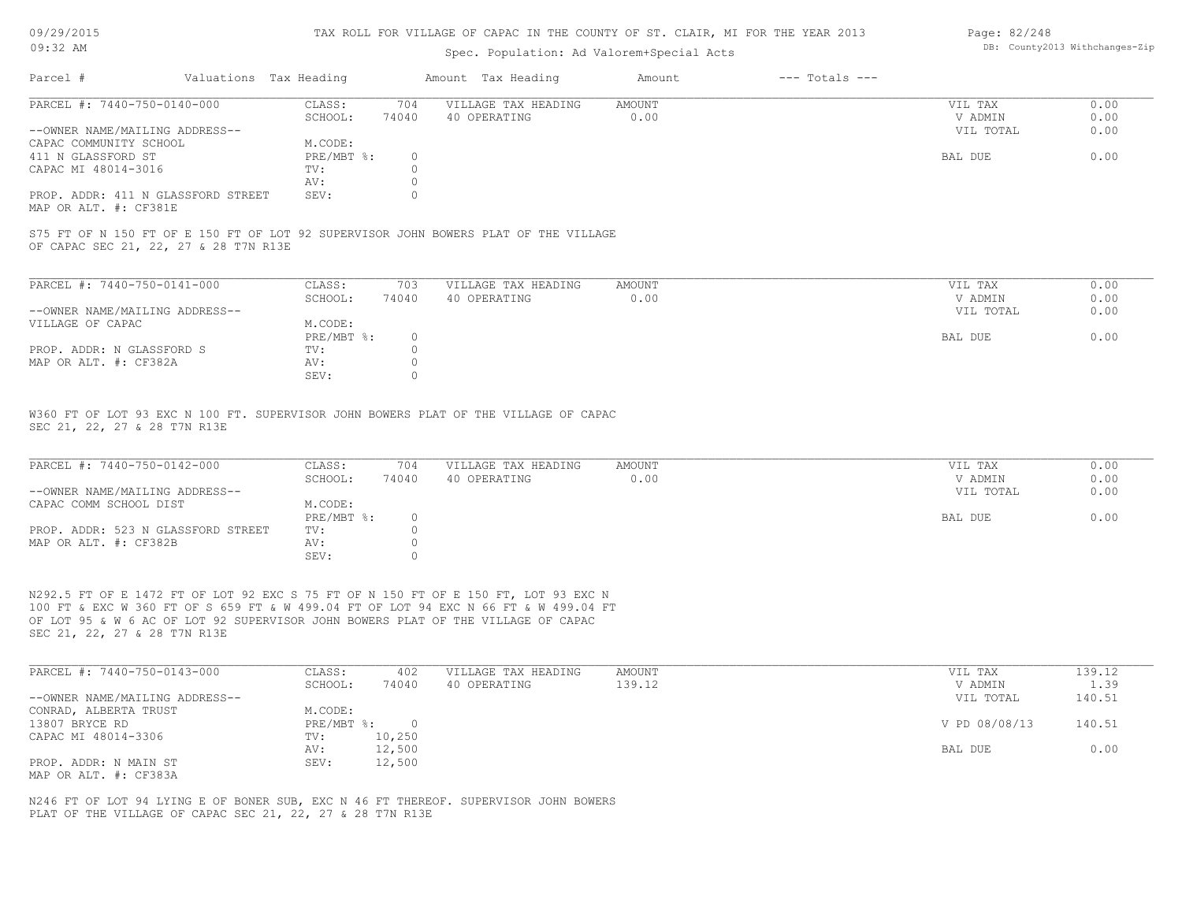TAX ROLL FOR VILLAGE OF CAPAC IN THE COUNTY OF ST. CLAIR, MI FOR THE YEAR 2013

Spec. Population: Ad Valorem+Special Acts

| Parcel # | Valuations | Tax Heading | Amount | Tax Heading | Amount | --- Totals --- | |
|---|---|---|---|---|---|---|---|

---

PARCEL #: 7440-750-0140-000

| CLASS: | 704 | VILLAGE TAX HEADING | AMOUNT | VIL TAX | 0.00 |
|---|---|---|---|---|---|
| SCHOOL: | 74040 | 40 OPERATING | 0.00 | V ADMIN | 0.00 |
| | | | | VIL TOTAL | 0.00 |
| M.CODE: | | | | | |
| PRE/MBT %: | 0 | | | BAL DUE | 0.00 |
| TV: | 0 | | | | |
| AV: | 0 | | | | |
| SEV: | 0 | | | | |

--OWNER NAME/MAILING ADDRESS--
CAPAC COMMUNITY SCHOOL
411 N GLASSFORD ST
CAPAC MI 48014-3016

PROP. ADDR: 411 N GLASSFORD STREET
MAP OR ALT. #: CF381E

S75 FT OF N 150 FT OF E 150 FT OF LOT 92 SUPERVISOR JOHN BOWERS PLAT OF THE VILLAGE OF CAPAC SEC 21, 22, 27 & 28 T7N R13E

---

PARCEL #: 7440-750-0141-000

| CLASS: | 703 | VILLAGE TAX HEADING | AMOUNT | VIL TAX | 0.00 |
|---|---|---|---|---|---|
| SCHOOL: | 74040 | 40 OPERATING | 0.00 | V ADMIN | 0.00 |
| | | | | VIL TOTAL | 0.00 |
| M.CODE: | | | | | |
| PRE/MBT %: | 0 | | | BAL DUE | 0.00 |
| TV: | 0 | | | | |
| AV: | 0 | | | | |
| SEV: | 0 | | | | |

--OWNER NAME/MAILING ADDRESS--
VILLAGE OF CAPAC

PROP. ADDR: N GLASSFORD S
MAP OR ALT. #: CF382A

W360 FT OF LOT 93 EXC N 100 FT. SUPERVISOR JOHN BOWERS PLAT OF THE VILLAGE OF CAPAC SEC 21, 22, 27 & 28 T7N R13E

---

PARCEL #: 7440-750-0142-000

| CLASS: | 704 | VILLAGE TAX HEADING | AMOUNT | VIL TAX | 0.00 |
|---|---|---|---|---|---|
| SCHOOL: | 74040 | 40 OPERATING | 0.00 | V ADMIN | 0.00 |
| | | | | VIL TOTAL | 0.00 |
| M.CODE: | | | | | |
| PRE/MBT %: | 0 | | | BAL DUE | 0.00 |
| TV: | 0 | | | | |
| AV: | 0 | | | | |
| SEV: | 0 | | | | |

--OWNER NAME/MAILING ADDRESS--
CAPAC COMM SCHOOL DIST

PROP. ADDR: 523 N GLASSFORD STREET
MAP OR ALT. #: CF382B

N292.5 FT OF E 1472 FT OF LOT 92 EXC S 75 FT OF N 150 FT OF E 150 FT, LOT 93 EXC N 100 FT & EXC W 360 FT OF S 659 FT & W 499.04 FT OF LOT 94 EXC N 66 FT & W 499.04 FT OF LOT 95 & W 6 AC OF LOT 92 SUPERVISOR JOHN BOWERS PLAT OF THE VILLAGE OF CAPAC SEC 21, 22, 27 & 28 T7N R13E

---

PARCEL #: 7440-750-0143-000

| CLASS: | 402 | VILLAGE TAX HEADING | AMOUNT | VIL TAX | 139.12 |
|---|---|---|---|---|---|
| SCHOOL: | 74040 | 40 OPERATING | 139.12 | V ADMIN | 1.39 |
| | | | | VIL TOTAL | 140.51 |
| M.CODE: | | | | | |
| PRE/MBT %: | 0 | | | V PD 08/08/13 | 140.51 |
| TV: | 10,250 | | | | |
| AV: | 12,500 | | | BAL DUE | 0.00 |
| SEV: | 12,500 | | | | |

--OWNER NAME/MAILING ADDRESS--
CONRAD, ALBERTA TRUST
13807 BRYCE RD
CAPAC MI 48014-3306

PROP. ADDR: N MAIN ST
MAP OR ALT. #: CF383A

N246 FT OF LOT 94 LYING E OF BONER SUB, EXC N 46 FT THEREOF. SUPERVISOR JOHN BOWERS PLAT OF THE VILLAGE OF CAPAC SEC 21, 22, 27 & 28 T7N R13E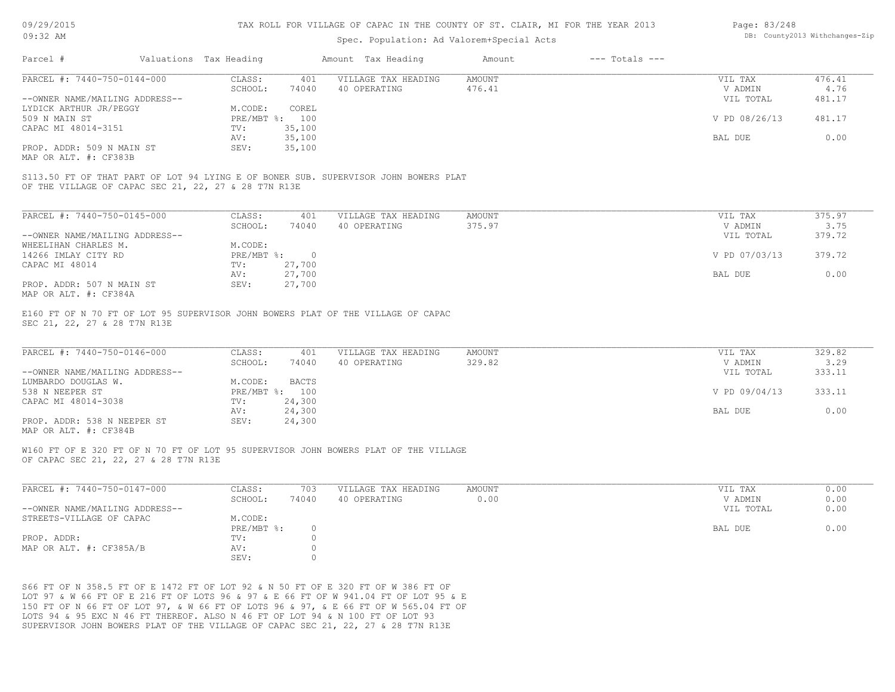TAX ROLL FOR VILLAGE OF CAPAC IN THE COUNTY OF ST. CLAIR, MI FOR THE YEAR 2013

Spec. Population: Ad Valorem+Special Acts

09/29/2015 09:32 AM

DB: County2013 Withchanges-Zip

| Parcel # | Valuations | Tax Heading | Amount | Tax Heading | Amount | --- Totals --- | |
|---|---|---|---|---|---|---|---|

**PARCEL #: 7440-750-0144-000**

| | | | | | |
|---|---|---|---|---|---|
| CLASS: | 401 | VILLAGE TAX HEADING | AMOUNT | VIL TAX | 476.41 |
| SCHOOL: | 74040 | 40 OPERATING | 476.41 | V ADMIN | 4.76 |
| M.CODE: | COREL | | | VIL TOTAL | 481.17 |
| PRE/MBT %: | 100 | | | V PD 08/26/13 | 481.17 |
| TV: | 35,100 | | | | |
| AV: | 35,100 | | | BAL DUE | 0.00 |
| SEV: | 35,100 | | | | |

--OWNER NAME/MAILING ADDRESS--
LYDICK ARTHUR JR/PEGGY
509 N MAIN ST
CAPAC MI 48014-3151

PROP. ADDR: 509 N MAIN ST
MAP OR ALT. #: CF383B

S113.50 FT OF THAT PART OF LOT 94 LYING E OF BONER SUB. SUPERVISOR JOHN BOWERS PLAT OF THE VILLAGE OF CAPAC SEC 21, 22, 27 & 28 T7N R13E

**PARCEL #: 7440-750-0145-000**

| | | | | | |
|---|---|---|---|---|---|
| CLASS: | 401 | VILLAGE TAX HEADING | AMOUNT | VIL TAX | 375.97 |
| SCHOOL: | 74040 | 40 OPERATING | 375.97 | V ADMIN | 3.75 |
| M.CODE: | | | | VIL TOTAL | 379.72 |
| PRE/MBT %: | 0 | | | V PD 07/03/13 | 379.72 |
| TV: | 27,700 | | | | |
| AV: | 27,700 | | | BAL DUE | 0.00 |
| SEV: | 27,700 | | | | |

--OWNER NAME/MAILING ADDRESS--
WHEELIHAN CHARLES M.
14266 IMLAY CITY RD
CAPAC MI 48014

PROP. ADDR: 507 N MAIN ST
MAP OR ALT. #: CF384A

E160 FT OF N 70 FT OF LOT 95 SUPERVISOR JOHN BOWERS PLAT OF THE VILLAGE OF CAPAC SEC 21, 22, 27 & 28 T7N R13E

**PARCEL #: 7440-750-0146-000**

| | | | | | |
|---|---|---|---|---|---|
| CLASS: | 401 | VILLAGE TAX HEADING | AMOUNT | VIL TAX | 329.82 |
| SCHOOL: | 74040 | 40 OPERATING | 329.82 | V ADMIN | 3.29 |
| M.CODE: | BACTS | | | VIL TOTAL | 333.11 |
| PRE/MBT %: | 100 | | | V PD 09/04/13 | 333.11 |
| TV: | 24,300 | | | | |
| AV: | 24,300 | | | BAL DUE | 0.00 |
| SEV: | 24,300 | | | | |

--OWNER NAME/MAILING ADDRESS--
LUMBARDO DOUGLAS W.
538 N NEEPER ST
CAPAC MI 48014-3038

PROP. ADDR: 538 N NEEPER ST
MAP OR ALT. #: CF384B

W160 FT OF E 320 FT OF N 70 FT OF LOT 95 SUPERVISOR JOHN BOWERS PLAT OF THE VILLAGE OF CAPAC SEC 21, 22, 27 & 28 T7N R13E

**PARCEL #: 7440-750-0147-000**

| | | | | | |
|---|---|---|---|---|---|
| CLASS: | 703 | VILLAGE TAX HEADING | AMOUNT | VIL TAX | 0.00 |
| SCHOOL: | 74040 | 40 OPERATING | 0.00 | V ADMIN | 0.00 |
| M.CODE: | | | | VIL TOTAL | 0.00 |
| PRE/MBT %: | 0 | | | BAL DUE | 0.00 |
| TV: | 0 | | | | |
| AV: | 0 | | | | |
| SEV: | 0 | | | | |

--OWNER NAME/MAILING ADDRESS--
STREETS-VILLAGE OF CAPAC

PROP. ADDR:
MAP OR ALT. #: CF385A/B

S66 FT OF N 358.5 FT OF E 1472 FT OF LOT 92 & N 50 FT OF E 320 FT OF W 386 FT OF LOT 97 & W 66 FT OF E 216 FT OF LOTS 96 & 97 & E 66 FT OF W 941.04 FT OF LOT 95 & E 150 FT OF N 66 FT OF LOT 97, & W 66 FT OF LOTS 96 & 97, & E 66 FT OF W 565.04 FT OF LOTS 94 & 95 EXC N 46 FT THEREOF. ALSO N 46 FT OF LOT 94 & N 100 FT OF LOT 93 SUPERVISOR JOHN BOWERS PLAT OF THE VILLAGE OF CAPAC SEC 21, 22, 27 & 28 T7N R13E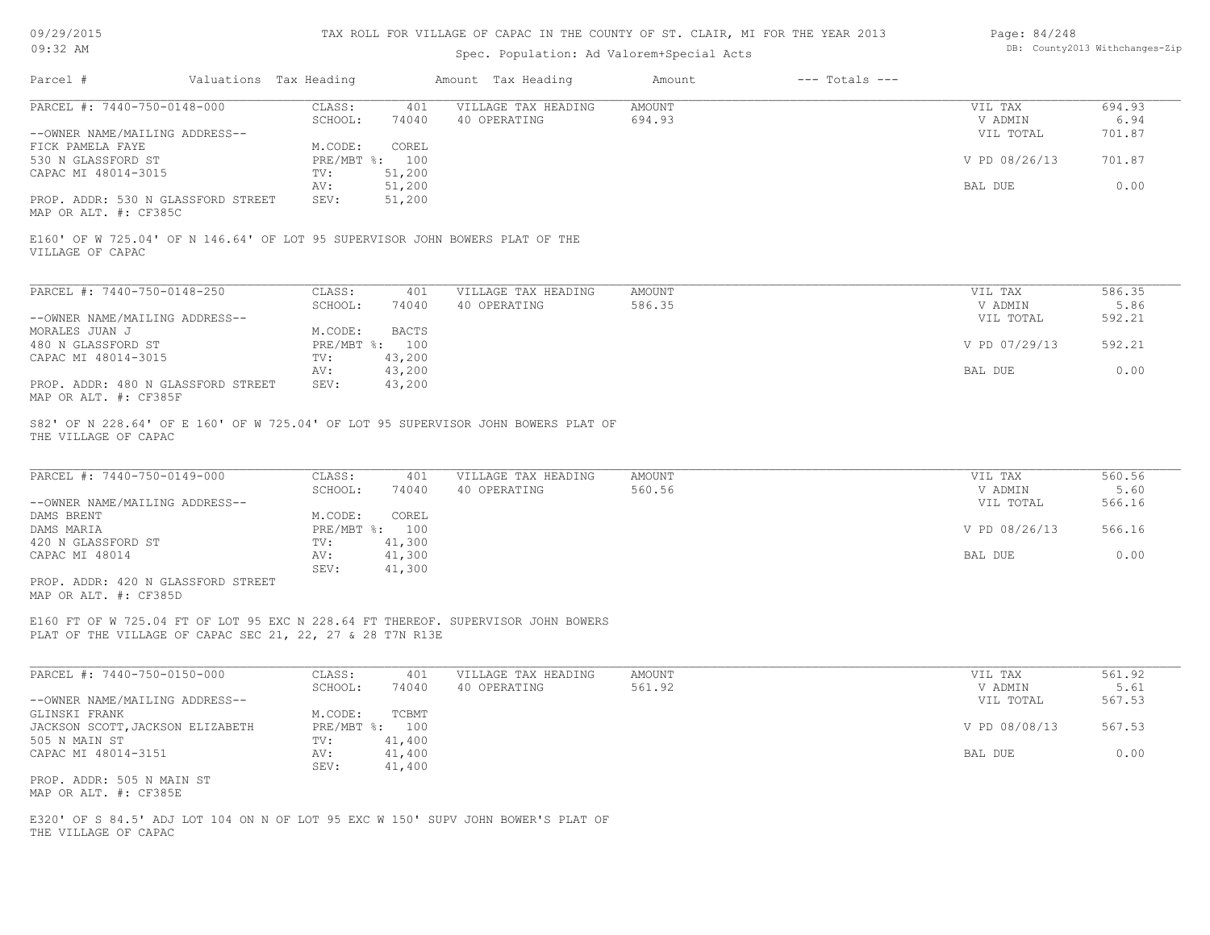TAX ROLL FOR VILLAGE OF CAPAC IN THE COUNTY OF ST. CLAIR, MI FOR THE YEAR 2013

Spec. Population: Ad Valorem+Special Acts

| Parcel # | Valuations | Tax Heading | Amount | Tax Heading | Amount | --- Totals --- | |
|---|---|---|---|---|---|---|---|

**PARCEL #: 7440-750-0148-000**

| | | | | | |
|---|---|---|---|---|---|
| CLASS: | 401 | VILLAGE TAX HEADING | AMOUNT | VIL TAX | 694.93 |
| SCHOOL: | 74040 | 40 OPERATING | 694.93 | V ADMIN | 6.94 |
| | | | | VIL TOTAL | 701.87 |
| M.CODE: | COREL | | | | |
| PRE/MBT %: | 100 | | | V PD 08/26/13 | 701.87 |
| TV: | 51,200 | | | | |
| AV: | 51,200 | | | BAL DUE | 0.00 |
| SEV: | 51,200 | | | | |

--OWNER NAME/MAILING ADDRESS--
FICK PAMELA FAYE
530 N GLASSFORD ST
CAPAC MI 48014-3015

PROP. ADDR: 530 N GLASSFORD STREET
MAP OR ALT. #: CF385C

E160' OF W 725.04' OF N 146.64' OF LOT 95 SUPERVISOR JOHN BOWERS PLAT OF THE VILLAGE OF CAPAC

**PARCEL #: 7440-750-0148-250**

| | | | | | |
|---|---|---|---|---|---|
| CLASS: | 401 | VILLAGE TAX HEADING | AMOUNT | VIL TAX | 586.35 |
| SCHOOL: | 74040 | 40 OPERATING | 586.35 | V ADMIN | 5.86 |
| | | | | VIL TOTAL | 592.21 |
| M.CODE: | BACTS | | | | |
| PRE/MBT %: | 100 | | | V PD 07/29/13 | 592.21 |
| TV: | 43,200 | | | | |
| AV: | 43,200 | | | BAL DUE | 0.00 |
| SEV: | 43,200 | | | | |

--OWNER NAME/MAILING ADDRESS--
MORALES JUAN J
480 N GLASSFORD ST
CAPAC MI 48014-3015

PROP. ADDR: 480 N GLASSFORD STREET
MAP OR ALT. #: CF385F

S82' OF N 228.64' OF E 160' OF W 725.04' OF LOT 95 SUPERVISOR JOHN BOWERS PLAT OF THE VILLAGE OF CAPAC

**PARCEL #: 7440-750-0149-000**

| | | | | | |
|---|---|---|---|---|---|
| CLASS: | 401 | VILLAGE TAX HEADING | AMOUNT | VIL TAX | 560.56 |
| SCHOOL: | 74040 | 40 OPERATING | 560.56 | V ADMIN | 5.60 |
| | | | | VIL TOTAL | 566.16 |
| M.CODE: | COREL | | | | |
| PRE/MBT %: | 100 | | | V PD 08/26/13 | 566.16 |
| TV: | 41,300 | | | | |
| AV: | 41,300 | | | BAL DUE | 0.00 |
| SEV: | 41,300 | | | | |

--OWNER NAME/MAILING ADDRESS--
DAMS BRENT
DAMS MARIA
420 N GLASSFORD ST
CAPAC MI 48014

PROP. ADDR: 420 N GLASSFORD STREET
MAP OR ALT. #: CF385D

E160 FT OF W 725.04 FT OF LOT 95 EXC N 228.64 FT THEREOF. SUPERVISOR JOHN BOWERS PLAT OF THE VILLAGE OF CAPAC SEC 21, 22, 27 & 28 T7N R13E

**PARCEL #: 7440-750-0150-000**

| | | | | | |
|---|---|---|---|---|---|
| CLASS: | 401 | VILLAGE TAX HEADING | AMOUNT | VIL TAX | 561.92 |
| SCHOOL: | 74040 | 40 OPERATING | 561.92 | V ADMIN | 5.61 |
| | | | | VIL TOTAL | 567.53 |
| M.CODE: | TCBMT | | | | |
| PRE/MBT %: | 100 | | | V PD 08/08/13 | 567.53 |
| TV: | 41,400 | | | | |
| AV: | 41,400 | | | BAL DUE | 0.00 |
| SEV: | 41,400 | | | | |

--OWNER NAME/MAILING ADDRESS--
GLINSKI FRANK
JACKSON SCOTT,JACKSON ELIZABETH
505 N MAIN ST
CAPAC MI 48014-3151

PROP. ADDR: 505 N MAIN ST
MAP OR ALT. #: CF385E

E320' OF S 84.5' ADJ LOT 104 ON N OF LOT 95 EXC W 150' SUPV JOHN BOWER'S PLAT OF THE VILLAGE OF CAPAC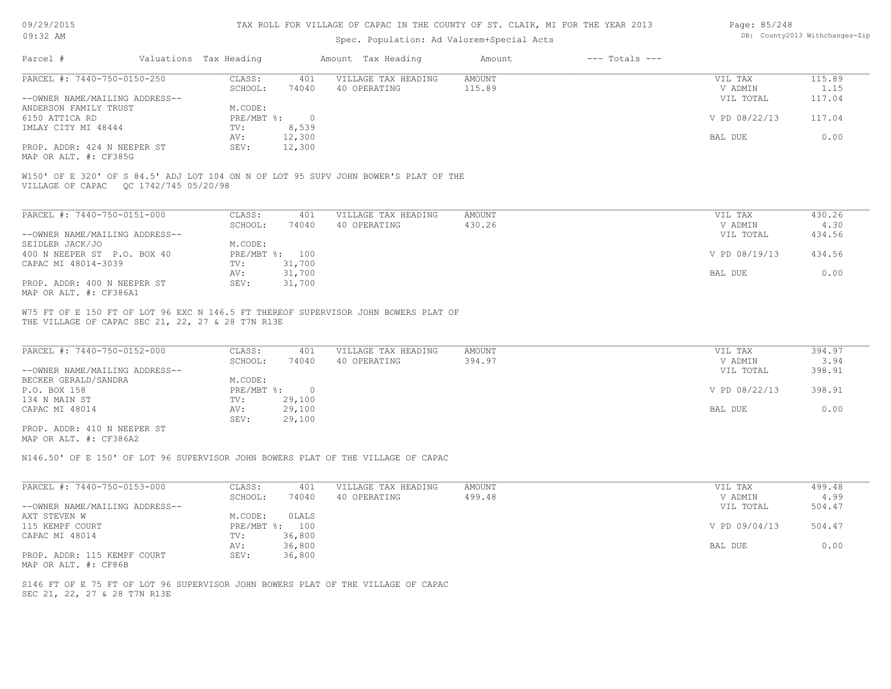TAX ROLL FOR VILLAGE OF CAPAC IN THE COUNTY OF ST. CLAIR, MI FOR THE YEAR 2013

Spec. Population: Ad Valorem+Special Acts

| Parcel # | Valuations | Tax Heading | Amount | Tax Heading | Amount | --- Totals --- | |
|---|---|---|---|---|---|---|---|
| PARCEL #: 7440-750-0150-250 | CLASS: | 401 | VILLAGE TAX HEADING | AMOUNT | | VIL TAX | 115.89 |
| | SCHOOL: | 74040 | 40 OPERATING | 115.89 | | V ADMIN | 1.15 |
| --OWNER NAME/MAILING ADDRESS-- | | | | | | VIL TOTAL | 117.04 |
| ANDERSON FAMILY TRUST | M.CODE: | | | | | | |
| 6150 ATTICA RD | PRE/MBT %: | 0 | | | | V PD 08/22/13 | 117.04 |
| IMLAY CITY MI 48444 | TV: | 8,539 | | | | | |
| | AV: | 12,300 | | | | BAL DUE | 0.00 |
| PROP. ADDR: 424 N NEEPER ST | SEV: | 12,300 | | | | | |
| MAP OR ALT. #: CF385G | | | | | | | |

W150' OF E 320' OF S 84.5' ADJ LOT 104 ON N OF LOT 95 SUPV JOHN BOWER'S PLAT OF THE VILLAGE OF CAPAC QC 1742/745 05/20/98

| Parcel # | Valuations | Tax Heading | Amount | Tax Heading | Amount | --- Totals --- | |
|---|---|---|---|---|---|---|---|
| PARCEL #: 7440-750-0151-000 | CLASS: | 401 | VILLAGE TAX HEADING | AMOUNT | | VIL TAX | 430.26 |
| | SCHOOL: | 74040 | 40 OPERATING | 430.26 | | V ADMIN | 4.30 |
| --OWNER NAME/MAILING ADDRESS-- | | | | | | VIL TOTAL | 434.56 |
| SEIDLER JACK/JO | M.CODE: | | | | | | |
| 400 N NEEPER ST P.O. BOX 40 | PRE/MBT %: | 100 | | | | V PD 08/19/13 | 434.56 |
| CAPAC MI 48014-3039 | TV: | 31,700 | | | | | |
| | AV: | 31,700 | | | | BAL DUE | 0.00 |
| PROP. ADDR: 400 N NEEPER ST | SEV: | 31,700 | | | | | |
| MAP OR ALT. #: CF386A1 | | | | | | | |

W75 FT OF E 150 FT OF LOT 96 EXC N 146.5 FT THEREOF SUPERVISOR JOHN BOWERS PLAT OF THE VILLAGE OF CAPAC SEC 21, 22, 27 & 28 T7N R13E

| Parcel # | Valuations | Tax Heading | Amount | Tax Heading | Amount | --- Totals --- | |
|---|---|---|---|---|---|---|---|
| PARCEL #: 7440-750-0152-000 | CLASS: | 401 | VILLAGE TAX HEADING | AMOUNT | | VIL TAX | 394.97 |
| | SCHOOL: | 74040 | 40 OPERATING | 394.97 | | V ADMIN | 3.94 |
| --OWNER NAME/MAILING ADDRESS-- | | | | | | VIL TOTAL | 398.91 |
| BECKER GERALD/SANDRA | M.CODE: | | | | | | |
| P.O. BOX 158 | PRE/MBT %: | 0 | | | | V PD 08/22/13 | 398.91 |
| 134 N MAIN ST | TV: | 29,100 | | | | | |
| CAPAC MI 48014 | AV: | 29,100 | | | | BAL DUE | 0.00 |
| | SEV: | 29,100 | | | | | |
| PROP. ADDR: 410 N NEEPER ST | | | | | | | |
| MAP OR ALT. #: CF386A2 | | | | | | | |

N146.50' OF E 150' OF LOT 96 SUPERVISOR JOHN BOWERS PLAT OF THE VILLAGE OF CAPAC

| Parcel # | Valuations | Tax Heading | Amount | Tax Heading | Amount | --- Totals --- | |
|---|---|---|---|---|---|---|---|
| PARCEL #: 7440-750-0153-000 | CLASS: | 401 | VILLAGE TAX HEADING | AMOUNT | | VIL TAX | 499.48 |
| | SCHOOL: | 74040 | 40 OPERATING | 499.48 | | V ADMIN | 4.99 |
| --OWNER NAME/MAILING ADDRESS-- | | | | | | VIL TOTAL | 504.47 |
| AXT STEVEN W | M.CODE: | 0LALS | | | | | |
| 115 KEMPF COURT | PRE/MBT %: | 100 | | | | V PD 09/04/13 | 504.47 |
| CAPAC MI 48014 | TV: | 36,800 | | | | | |
| | AV: | 36,800 | | | | BAL DUE | 0.00 |
| PROP. ADDR: 115 KEMPF COURT | SEV: | 36,800 | | | | | |
| MAP OR ALT. #: CF86B | | | | | | | |

S146 FT OF E 75 FT OF LOT 96 SUPERVISOR JOHN BOWERS PLAT OF THE VILLAGE OF CAPAC SEC 21, 22, 27 & 28 T7N R13E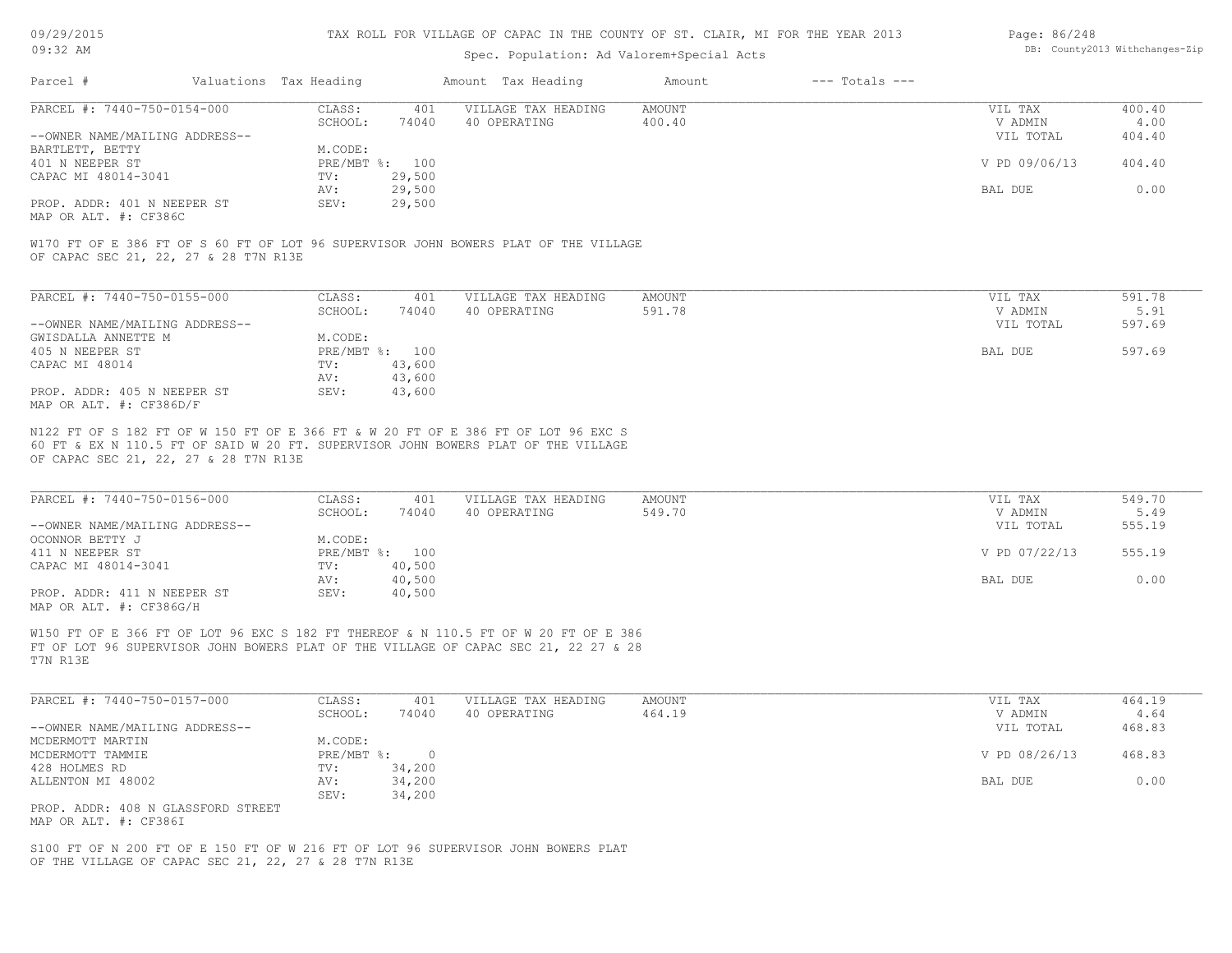# TAX ROLL FOR VILLAGE OF CAPAC IN THE COUNTY OF ST. CLAIR, MI FOR THE YEAR 2013

Spec. Population: Ad Valorem+Special Acts

| Parcel # | Valuations | Tax Heading | Amount | Tax Heading | Amount | --- Totals --- | |
|---|---|---|---|---|---|---|---|

## PARCEL #: 7440-750-0154-000

| | | | | | | |
|---|---|---|---|---|---|---|
| --OWNER NAME/MAILING ADDRESS-- | CLASS: | 401 | VILLAGE TAX HEADING | AMOUNT | VIL TAX | 400.40 |
| BARTLETT, BETTY | SCHOOL: | 74040 | 40 OPERATING | 400.40 | V ADMIN | 4.00 |
| 401 N NEEPER ST | M.CODE: | | | | VIL TOTAL | 404.40 |
| CAPAC MI 48014-3041 | PRE/MBT %: | 100 | | | V PD 09/06/13 | 404.40 |
| | TV: | 29,500 | | | | |
| | AV: | 29,500 | | | BAL DUE | 0.00 |
| PROP. ADDR: 401 N NEEPER ST | SEV: | 29,500 | | | | |
| MAP OR ALT. #: CF386C | | | | | | |

W170 FT OF E 386 FT OF S 60 FT OF LOT 96 SUPERVISOR JOHN BOWERS PLAT OF THE VILLAGE OF CAPAC SEC 21, 22, 27 & 28 T7N R13E

## PARCEL #: 7440-750-0155-000

| | | | | | | |
|---|---|---|---|---|---|---|
| --OWNER NAME/MAILING ADDRESS-- | CLASS: | 401 | VILLAGE TAX HEADING | AMOUNT | VIL TAX | 591.78 |
| GWISDALLA ANNETTE M | SCHOOL: | 74040 | 40 OPERATING | 591.78 | V ADMIN | 5.91 |
| 405 N NEEPER ST | M.CODE: | | | | VIL TOTAL | 597.69 |
| CAPAC MI 48014 | PRE/MBT %: | 100 | | | BAL DUE | 597.69 |
| | TV: | 43,600 | | | | |
| | AV: | 43,600 | | | | |
| PROP. ADDR: 405 N NEEPER ST | SEV: | 43,600 | | | | |
| MAP OR ALT. #: CF386D/F | | | | | | |

N122 FT OF S 182 FT OF W 150 FT OF E 366 FT & W 20 FT OF E 386 FT OF LOT 96 EXC S 60 FT & EX N 110.5 FT OF SAID W 20 FT. SUPERVISOR JOHN BOWERS PLAT OF THE VILLAGE OF CAPAC SEC 21, 22, 27 & 28 T7N R13E

## PARCEL #: 7440-750-0156-000

| | | | | | | |
|---|---|---|---|---|---|---|
| --OWNER NAME/MAILING ADDRESS-- | CLASS: | 401 | VILLAGE TAX HEADING | AMOUNT | VIL TAX | 549.70 |
| OCONNOR BETTY J | SCHOOL: | 74040 | 40 OPERATING | 549.70 | V ADMIN | 5.49 |
| 411 N NEEPER ST | M.CODE: | | | | VIL TOTAL | 555.19 |
| CAPAC MI 48014-3041 | PRE/MBT %: | 100 | | | V PD 07/22/13 | 555.19 |
| | TV: | 40,500 | | | | |
| | AV: | 40,500 | | | BAL DUE | 0.00 |
| PROP. ADDR: 411 N NEEPER ST | SEV: | 40,500 | | | | |
| MAP OR ALT. #: CF386G/H | | | | | | |

W150 FT OF E 366 FT OF LOT 96 EXC S 182 FT THEREOF & N 110.5 FT OF W 20 FT OF E 386 FT OF LOT 96 SUPERVISOR JOHN BOWERS PLAT OF THE VILLAGE OF CAPAC SEC 21, 22 27 & 28 T7N R13E

## PARCEL #: 7440-750-0157-000

| | | | | | | |
|---|---|---|---|---|---|---|
| --OWNER NAME/MAILING ADDRESS-- | CLASS: | 401 | VILLAGE TAX HEADING | AMOUNT | VIL TAX | 464.19 |
| MCDERMOTT MARTIN | SCHOOL: | 74040 | 40 OPERATING | 464.19 | V ADMIN | 4.64 |
| MCDERMOTT TAMMIE | M.CODE: | | | | VIL TOTAL | 468.83 |
| 428 HOLMES RD | PRE/MBT %: | 0 | | | V PD 08/26/13 | 468.83 |
| ALLENTON MI 48002 | TV: | 34,200 | | | | |
| | AV: | 34,200 | | | BAL DUE | 0.00 |
| | SEV: | 34,200 | | | | |
| PROP. ADDR: 408 N GLASSFORD STREET | | | | | | |
| MAP OR ALT. #: CF386I | | | | | | |

S100 FT OF N 200 FT OF E 150 FT OF W 216 FT OF LOT 96 SUPERVISOR JOHN BOWERS PLAT OF THE VILLAGE OF CAPAC SEC 21, 22, 27 & 28 T7N R13E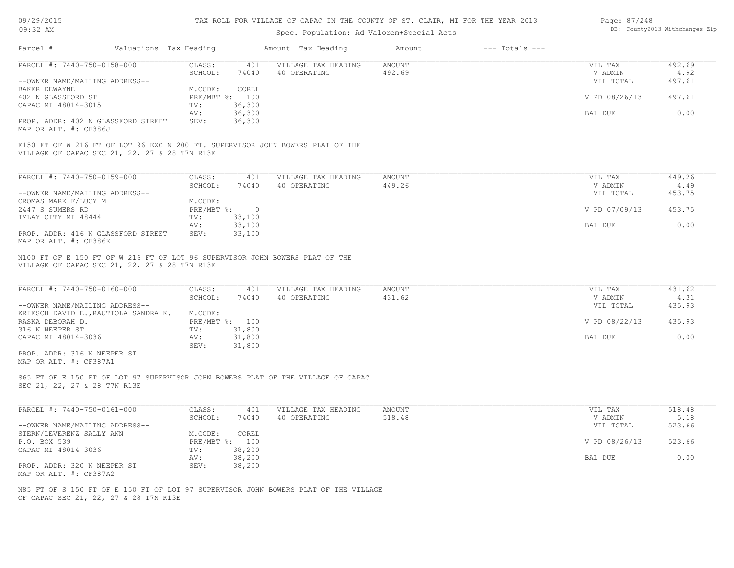TAX ROLL FOR VILLAGE OF CAPAC IN THE COUNTY OF ST. CLAIR, MI FOR THE YEAR 2013

Spec. Population: Ad Valorem+Special Acts

| Parcel # | Valuations | Tax Heading | Amount | Tax Heading | Amount | --- Totals --- | |
|---|---|---|---|---|---|---|---|
| PARCEL #: 7440-750-0158-000 | CLASS: | 401 | VILLAGE TAX HEADING | AMOUNT | | VIL TAX | 492.69 |
| | SCHOOL: | 74040 | 40 OPERATING | 492.69 | | V ADMIN | 4.92 |
| --OWNER NAME/MAILING ADDRESS-- | | | | | | VIL TOTAL | 497.61 |
| BAKER DEWAYNE | M.CODE: | COREL | | | | | |
| 402 N GLASSFORD ST | PRE/MBT %: | 100 | | | | V PD 08/26/13 | 497.61 |
| CAPAC MI 48014-3015 | TV: | 36,300 | | | | | |
| | AV: | 36,300 | | | | BAL DUE | 0.00 |
| PROP. ADDR: 402 N GLASSFORD STREET | SEV: | 36,300 | | | | | |
| MAP OR ALT. #: CF386J | | | | | | | |

E150 FT OF W 216 FT OF LOT 96 EXC N 200 FT. SUPERVISOR JOHN BOWERS PLAT OF THE VILLAGE OF CAPAC SEC 21, 22, 27 & 28 T7N R13E

| Parcel # | Valuations | Tax Heading | Amount | Tax Heading | Amount | --- Totals --- | |
|---|---|---|---|---|---|---|---|
| PARCEL #: 7440-750-0159-000 | CLASS: | 401 | VILLAGE TAX HEADING | AMOUNT | | VIL TAX | 449.26 |
| | SCHOOL: | 74040 | 40 OPERATING | 449.26 | | V ADMIN | 4.49 |
| --OWNER NAME/MAILING ADDRESS-- | | | | | | VIL TOTAL | 453.75 |
| CROMAS MARK F/LUCY M | M.CODE: | | | | | | |
| 2447 S SUMERS RD | PRE/MBT %: | 0 | | | | V PD 07/09/13 | 453.75 |
| IMLAY CITY MI 48444 | TV: | 33,100 | | | | | |
| | AV: | 33,100 | | | | BAL DUE | 0.00 |
| PROP. ADDR: 416 N GLASSFORD STREET | SEV: | 33,100 | | | | | |
| MAP OR ALT. #: CF386K | | | | | | | |

N100 FT OF E 150 FT OF W 216 FT OF LOT 96 SUPERVISOR JOHN BOWERS PLAT OF THE VILLAGE OF CAPAC SEC 21, 22, 27 & 28 T7N R13E

| Parcel # | Valuations | Tax Heading | Amount | Tax Heading | Amount | --- Totals --- | |
|---|---|---|---|---|---|---|---|
| PARCEL #: 7440-750-0160-000 | CLASS: | 401 | VILLAGE TAX HEADING | AMOUNT | | VIL TAX | 431.62 |
| | SCHOOL: | 74040 | 40 OPERATING | 431.62 | | V ADMIN | 4.31 |
| --OWNER NAME/MAILING ADDRESS-- | | | | | | VIL TOTAL | 435.93 |
| KRIESCH DAVID E.,RAUTIOLA SANDRA K. | M.CODE: | | | | | | |
| RASKA DEBORAH D. | PRE/MBT %: | 100 | | | | V PD 08/22/13 | 435.93 |
| 316 N NEEPER ST | TV: | 31,800 | | | | | |
| CAPAC MI 48014-3036 | AV: | 31,800 | | | | BAL DUE | 0.00 |
| | SEV: | 31,800 | | | | | |
| PROP. ADDR: 316 N NEEPER ST | | | | | | | |
| MAP OR ALT. #: CF387A1 | | | | | | | |

S65 FT OF E 150 FT OF LOT 97 SUPERVISOR JOHN BOWERS PLAT OF THE VILLAGE OF CAPAC SEC 21, 22, 27 & 28 T7N R13E

| Parcel # | Valuations | Tax Heading | Amount | Tax Heading | Amount | --- Totals --- | |
|---|---|---|---|---|---|---|---|
| PARCEL #: 7440-750-0161-000 | CLASS: | 401 | VILLAGE TAX HEADING | AMOUNT | | VIL TAX | 518.48 |
| | SCHOOL: | 74040 | 40 OPERATING | 518.48 | | V ADMIN | 5.18 |
| --OWNER NAME/MAILING ADDRESS-- | | | | | | VIL TOTAL | 523.66 |
| STERN/LEVERENZ SALLY ANN | M.CODE: | COREL | | | | | |
| P.O. BOX 539 | PRE/MBT %: | 100 | | | | V PD 08/26/13 | 523.66 |
| CAPAC MI 48014-3036 | TV: | 38,200 | | | | | |
| | AV: | 38,200 | | | | BAL DUE | 0.00 |
| PROP. ADDR: 320 N NEEPER ST | SEV: | 38,200 | | | | | |
| MAP OR ALT. #: CF387A2 | | | | | | | |

N85 FT OF S 150 FT OF E 150 FT OF LOT 97 SUPERVISOR JOHN BOWERS PLAT OF THE VILLAGE OF CAPAC SEC 21, 22, 27 & 28 T7N R13E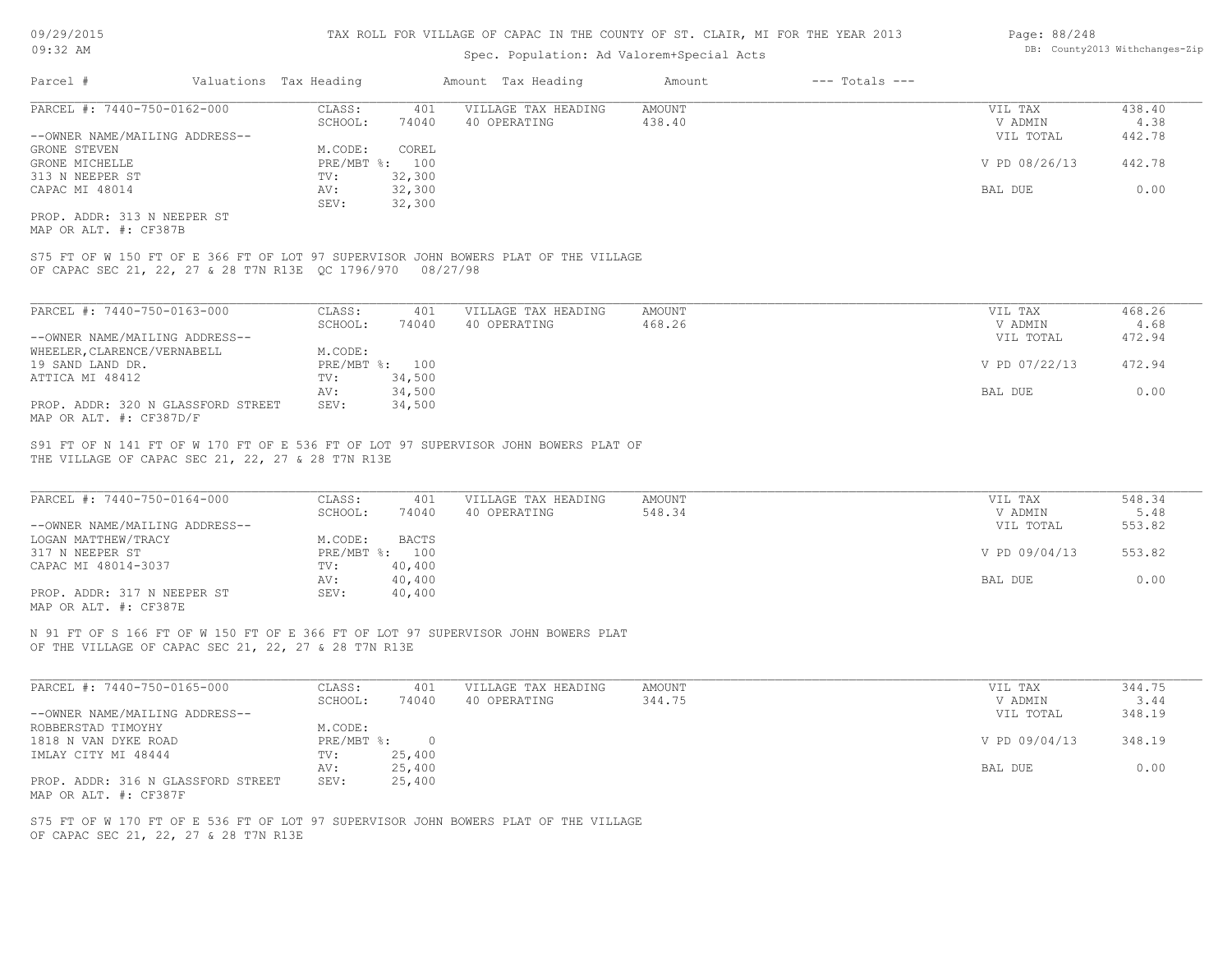TAX ROLL FOR VILLAGE OF CAPAC IN THE COUNTY OF ST. CLAIR, MI FOR THE YEAR 2013

Spec. Population: Ad Valorem+Special Acts

| Parcel # | Valuations | Tax Heading | Amount | Tax Heading | Amount | --- Totals --- | |
|---|---|---|---|---|---|---|---|
| PARCEL #: 7440-750-0162-000 | CLASS: 401 | | | VILLAGE TAX HEADING | AMOUNT | VIL TAX | 438.40 |
| | SCHOOL: 74040 | | | 40 OPERATING | 438.40 | V ADMIN | 4.38 |
| --OWNER NAME/MAILING ADDRESS-- | | | | | | VIL TOTAL | 442.78 |
| GRONE STEVEN | M.CODE: COREL | | | | | | |
| GRONE MICHELLE | PRE/MBT %: 100 | | | | | V PD 08/26/13 | 442.78 |
| 313 N NEEPER ST | TV: 32,300 | | | | | | |
| CAPAC MI 48014 | AV: 32,300 | | | | | BAL DUE | 0.00 |
| | SEV: 32,300 | | | | | | |

PROP. ADDR: 313 N NEEPER ST
MAP OR ALT. #: CF387B

S75 FT OF W 150 FT OF E 366 FT OF LOT 97 SUPERVISOR JOHN BOWERS PLAT OF THE VILLAGE OF CAPAC SEC 21, 22, 27 & 28 T7N R13E QC 1796/970 08/27/98

| Parcel # | Valuations | Tax Heading | Amount | Tax Heading | Amount | --- Totals --- | |
|---|---|---|---|---|---|---|---|
| PARCEL #: 7440-750-0163-000 | CLASS: 401 | | | VILLAGE TAX HEADING | AMOUNT | VIL TAX | 468.26 |
| | SCHOOL: 74040 | | | 40 OPERATING | 468.26 | V ADMIN | 4.68 |
| --OWNER NAME/MAILING ADDRESS-- | | | | | | VIL TOTAL | 472.94 |
| WHEELER,CLARENCE/VERNABELL | M.CODE: | | | | | | |
| 19 SAND LAND DR. | PRE/MBT %: 100 | | | | | V PD 07/22/13 | 472.94 |
| ATTICA MI 48412 | TV: 34,500 | | | | | | |
| | AV: 34,500 | | | | | BAL DUE | 0.00 |
| PROP. ADDR: 320 N GLASSFORD STREET | SEV: 34,500 | | | | | | |

MAP OR ALT. #: CF387D/F

S91 FT OF N 141 FT OF W 170 FT OF E 536 FT OF LOT 97 SUPERVISOR JOHN BOWERS PLAT OF THE VILLAGE OF CAPAC SEC 21, 22, 27 & 28 T7N R13E

| Parcel # | Valuations | Tax Heading | Amount | Tax Heading | Amount | --- Totals --- | |
|---|---|---|---|---|---|---|---|
| PARCEL #: 7440-750-0164-000 | CLASS: 401 | | | VILLAGE TAX HEADING | AMOUNT | VIL TAX | 548.34 |
| | SCHOOL: 74040 | | | 40 OPERATING | 548.34 | V ADMIN | 5.48 |
| --OWNER NAME/MAILING ADDRESS-- | | | | | | VIL TOTAL | 553.82 |
| LOGAN MATTHEW/TRACY | M.CODE: BACTS | | | | | | |
| 317 N NEEPER ST | PRE/MBT %: 100 | | | | | V PD 09/04/13 | 553.82 |
| CAPAC MI 48014-3037 | TV: 40,400 | | | | | | |
| | AV: 40,400 | | | | | BAL DUE | 0.00 |
| PROP. ADDR: 317 N NEEPER ST | SEV: 40,400 | | | | | | |

MAP OR ALT. #: CF387E

N 91 FT OF S 166 FT OF W 150 FT OF E 366 FT OF LOT 97 SUPERVISOR JOHN BOWERS PLAT OF THE VILLAGE OF CAPAC SEC 21, 22, 27 & 28 T7N R13E

| Parcel # | Valuations | Tax Heading | Amount | Tax Heading | Amount | --- Totals --- | |
|---|---|---|---|---|---|---|---|
| PARCEL #: 7440-750-0165-000 | CLASS: 401 | | | VILLAGE TAX HEADING | AMOUNT | VIL TAX | 344.75 |
| | SCHOOL: 74040 | | | 40 OPERATING | 344.75 | V ADMIN | 3.44 |
| --OWNER NAME/MAILING ADDRESS-- | | | | | | VIL TOTAL | 348.19 |
| ROBBERSTAD TIMOYHY | M.CODE: | | | | | | |
| 1818 N VAN DYKE ROAD | PRE/MBT %: 0 | | | | | V PD 09/04/13 | 348.19 |
| IMLAY CITY MI 48444 | TV: 25,400 | | | | | | |
| | AV: 25,400 | | | | | BAL DUE | 0.00 |
| PROP. ADDR: 316 N GLASSFORD STREET | SEV: 25,400 | | | | | | |

MAP OR ALT. #: CF387F

S75 FT OF W 170 FT OF E 536 FT OF LOT 97 SUPERVISOR JOHN BOWERS PLAT OF THE VILLAGE OF CAPAC SEC 21, 22, 27 & 28 T7N R13E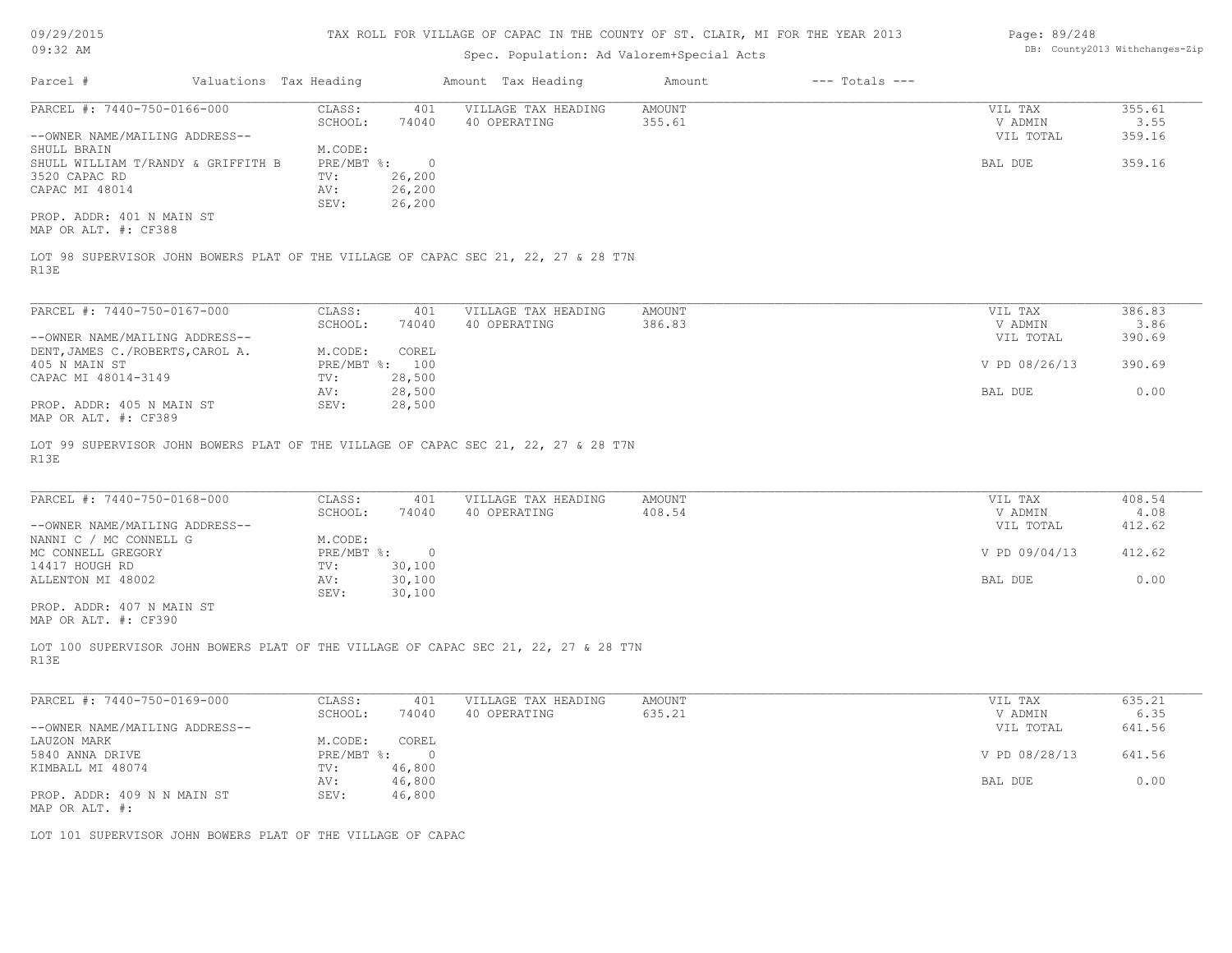TAX ROLL FOR VILLAGE OF CAPAC IN THE COUNTY OF ST. CLAIR, MI FOR THE YEAR 2013

Spec. Population: Ad Valorem+Special Acts

| Parcel # | Valuations | Tax Heading | Amount | Tax Heading | Amount | --- Totals --- | |
|---|---|---|---|---|---|---|---|
| PARCEL #: 7440-750-0166-000 | CLASS: | 401 | VILLAGE TAX HEADING | AMOUNT | | VIL TAX | 355.61 |
| | SCHOOL: | 74040 | 40 OPERATING | 355.61 | | V ADMIN | 3.55 |
| --OWNER NAME/MAILING ADDRESS-- | | | | | | VIL TOTAL | 359.16 |
| SHULL BRAIN | M.CODE: | | | | | | |
| SHULL WILLIAM T/RANDY & GRIFFITH B | PRE/MBT %: | 0 | | | | BAL DUE | 359.16 |
| 3520 CAPAC RD | TV: | 26,200 | | | | | |
| CAPAC MI 48014 | AV: | 26,200 | | | | | |
| | SEV: | 26,200 | | | | | |
| PROP. ADDR: 401 N MAIN ST | | | | | | | |
| MAP OR ALT. #: CF388 | | | | | | | |

LOT 98 SUPERVISOR JOHN BOWERS PLAT OF THE VILLAGE OF CAPAC SEC 21, 22, 27 & 28 T7N R13E

| Parcel # | Valuations | Tax Heading | Amount | Tax Heading | Amount | --- Totals --- | |
|---|---|---|---|---|---|---|---|
| PARCEL #: 7440-750-0167-000 | CLASS: | 401 | VILLAGE TAX HEADING | AMOUNT | | VIL TAX | 386.83 |
| | SCHOOL: | 74040 | 40 OPERATING | 386.83 | | V ADMIN | 3.86 |
| --OWNER NAME/MAILING ADDRESS-- | | | | | | VIL TOTAL | 390.69 |
| DENT,JAMES C./ROBERTS,CAROL A. | M.CODE: | COREL | | | | | |
| 405 N MAIN ST | PRE/MBT %: | 100 | | | | V PD 08/26/13 | 390.69 |
| CAPAC MI 48014-3149 | TV: | 28,500 | | | | | |
| | AV: | 28,500 | | | | BAL DUE | 0.00 |
| PROP. ADDR: 405 N MAIN ST | SEV: | 28,500 | | | | | |
| MAP OR ALT. #: CF389 | | | | | | | |

LOT 99 SUPERVISOR JOHN BOWERS PLAT OF THE VILLAGE OF CAPAC SEC 21, 22, 27 & 28 T7N R13E

| Parcel # | Valuations | Tax Heading | Amount | Tax Heading | Amount | --- Totals --- | |
|---|---|---|---|---|---|---|---|
| PARCEL #: 7440-750-0168-000 | CLASS: | 401 | VILLAGE TAX HEADING | AMOUNT | | VIL TAX | 408.54 |
| | SCHOOL: | 74040 | 40 OPERATING | 408.54 | | V ADMIN | 4.08 |
| --OWNER NAME/MAILING ADDRESS-- | | | | | | VIL TOTAL | 412.62 |
| NANNI C / MC CONNELL G | M.CODE: | | | | | | |
| MC CONNELL GREGORY | PRE/MBT %: | 0 | | | | V PD 09/04/13 | 412.62 |
| 14417 HOUGH RD | TV: | 30,100 | | | | | |
| ALLENTON MI 48002 | AV: | 30,100 | | | | BAL DUE | 0.00 |
| | SEV: | 30,100 | | | | | |
| PROP. ADDR: 407 N MAIN ST | | | | | | | |
| MAP OR ALT. #: CF390 | | | | | | | |

LOT 100 SUPERVISOR JOHN BOWERS PLAT OF THE VILLAGE OF CAPAC SEC 21, 22, 27 & 28 T7N R13E

| Parcel # | Valuations | Tax Heading | Amount | Tax Heading | Amount | --- Totals --- | |
|---|---|---|---|---|---|---|---|
| PARCEL #: 7440-750-0169-000 | CLASS: | 401 | VILLAGE TAX HEADING | AMOUNT | | VIL TAX | 635.21 |
| | SCHOOL: | 74040 | 40 OPERATING | 635.21 | | V ADMIN | 6.35 |
| --OWNER NAME/MAILING ADDRESS-- | | | | | | VIL TOTAL | 641.56 |
| LAUZON MARK | M.CODE: | COREL | | | | | |
| 5840 ANNA DRIVE | PRE/MBT %: | 0 | | | | V PD 08/28/13 | 641.56 |
| KIMBALL MI 48074 | TV: | 46,800 | | | | | |
| | AV: | 46,800 | | | | BAL DUE | 0.00 |
| PROP. ADDR: 409 N N MAIN ST | SEV: | 46,800 | | | | | |
| MAP OR ALT. #: | | | | | | | |

LOT 101 SUPERVISOR JOHN BOWERS PLAT OF THE VILLAGE OF CAPAC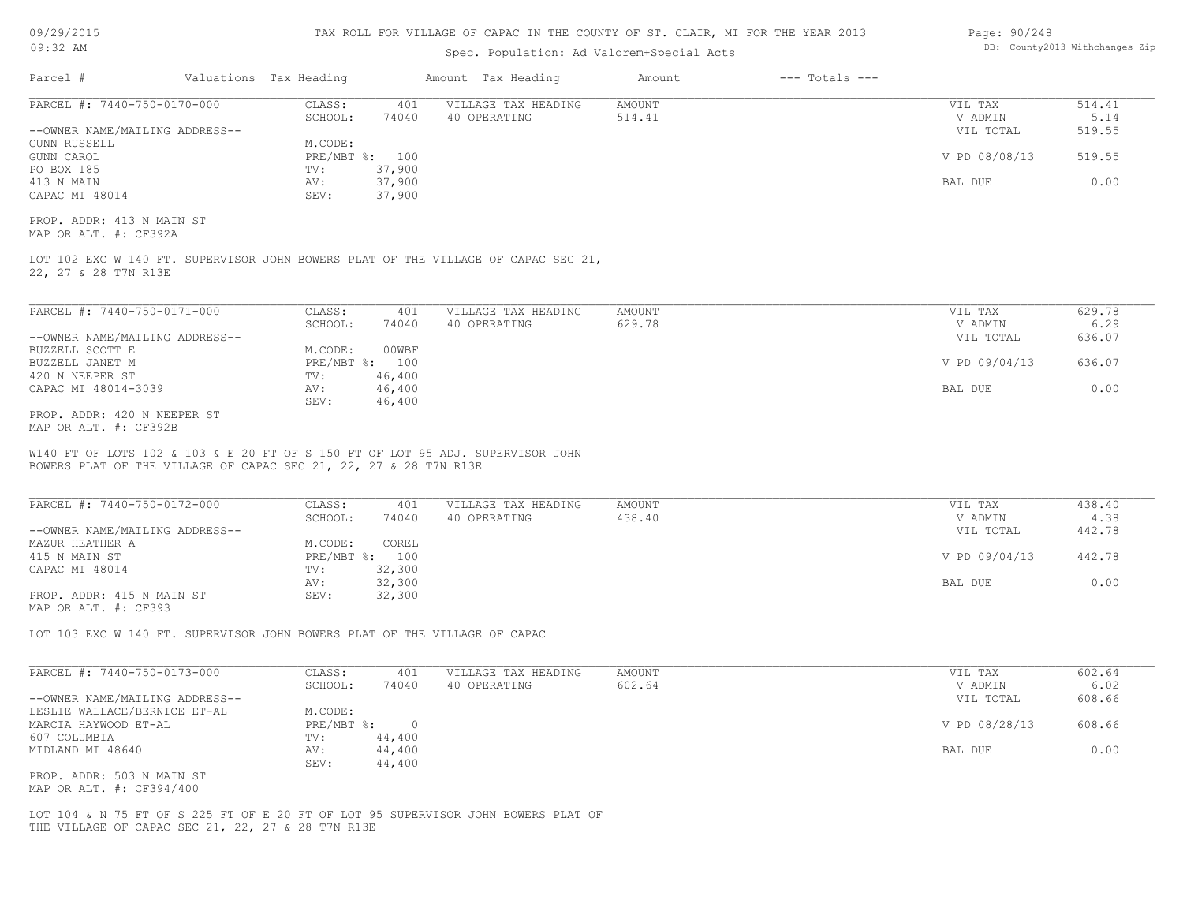TAX ROLL FOR VILLAGE OF CAPAC IN THE COUNTY OF ST. CLAIR, MI FOR THE YEAR 2013

Spec. Population: Ad Valorem+Special Acts

| Parcel # | Valuations | Tax Heading | Amount | Tax Heading | Amount | --- Totals --- |
|---|---|---|---|---|---|---|

PARCEL #: 7440-750-0170-000

| | | | |
|---|---|---|---|
| CLASS: | 401 | VILLAGE TAX HEADING | AMOUNT |
| SCHOOL: | 74040 | 40 OPERATING | 514.41 |
| M.CODE: | | | |
| PRE/MBT %: | 100 | | |
| TV: | 37,900 | | |
| AV: | 37,900 | | |
| SEV: | 37,900 | | |

--OWNER NAME/MAILING ADDRESS--
GUNN RUSSELL
GUNN CAROL
PO BOX 185
413 N MAIN
CAPAC MI 48014

| | |
|---|---|
| VIL TAX | 514.41 |
| V ADMIN | 5.14 |
| VIL TOTAL | 519.55 |
| V PD 08/08/13 | 519.55 |
| BAL DUE | 0.00 |

PROP. ADDR: 413 N MAIN ST
MAP OR ALT. #: CF392A

LOT 102 EXC W 140 FT. SUPERVISOR JOHN BOWERS PLAT OF THE VILLAGE OF CAPAC SEC 21, 22, 27 & 28 T7N R13E

---

PARCEL #: 7440-750-0171-000

| | | | |
|---|---|---|---|
| CLASS: | 401 | VILLAGE TAX HEADING | AMOUNT |
| SCHOOL: | 74040 | 40 OPERATING | 629.78 |
| M.CODE: | 00WBF | | |
| PRE/MBT %: | 100 | | |
| TV: | 46,400 | | |
| AV: | 46,400 | | |
| SEV: | 46,400 | | |

--OWNER NAME/MAILING ADDRESS--
BUZZELL SCOTT E
BUZZELL JANET M
420 N NEEPER ST
CAPAC MI 48014-3039

| | |
|---|---|
| VIL TAX | 629.78 |
| V ADMIN | 6.29 |
| VIL TOTAL | 636.07 |
| V PD 09/04/13 | 636.07 |
| BAL DUE | 0.00 |

PROP. ADDR: 420 N NEEPER ST
MAP OR ALT. #: CF392B

W140 FT OF LOTS 102 & 103 & E 20 FT OF S 150 FT OF LOT 95 ADJ. SUPERVISOR JOHN BOWERS PLAT OF THE VILLAGE OF CAPAC SEC 21, 22, 27 & 28 T7N R13E

---

PARCEL #: 7440-750-0172-000

| | | | |
|---|---|---|---|
| CLASS: | 401 | VILLAGE TAX HEADING | AMOUNT |
| SCHOOL: | 74040 | 40 OPERATING | 438.40 |
| M.CODE: | COREL | | |
| PRE/MBT %: | 100 | | |
| TV: | 32,300 | | |
| AV: | 32,300 | | |
| SEV: | 32,300 | | |

--OWNER NAME/MAILING ADDRESS--
MAZUR HEATHER A
415 N MAIN ST
CAPAC MI 48014

| | |
|---|---|
| VIL TAX | 438.40 |
| V ADMIN | 4.38 |
| VIL TOTAL | 442.78 |
| V PD 09/04/13 | 442.78 |
| BAL DUE | 0.00 |

PROP. ADDR: 415 N MAIN ST
MAP OR ALT. #: CF393

LOT 103 EXC W 140 FT. SUPERVISOR JOHN BOWERS PLAT OF THE VILLAGE OF CAPAC

---

PARCEL #: 7440-750-0173-000

| | | | |
|---|---|---|---|
| CLASS: | 401 | VILLAGE TAX HEADING | AMOUNT |
| SCHOOL: | 74040 | 40 OPERATING | 602.64 |
| M.CODE: | | | |
| PRE/MBT %: | 0 | | |
| TV: | 44,400 | | |
| AV: | 44,400 | | |
| SEV: | 44,400 | | |

--OWNER NAME/MAILING ADDRESS--
LESLIE WALLACE/BERNICE ET-AL
MARCIA HAYWOOD ET-AL
607 COLUMBIA
MIDLAND MI 48640

| | |
|---|---|
| VIL TAX | 602.64 |
| V ADMIN | 6.02 |
| VIL TOTAL | 608.66 |
| V PD 08/28/13 | 608.66 |
| BAL DUE | 0.00 |

PROP. ADDR: 503 N MAIN ST
MAP OR ALT. #: CF394/400

LOT 104 & N 75 FT OF S 225 FT OF E 20 FT OF LOT 95 SUPERVISOR JOHN BOWERS PLAT OF THE VILLAGE OF CAPAC SEC 21, 22, 27 & 28 T7N R13E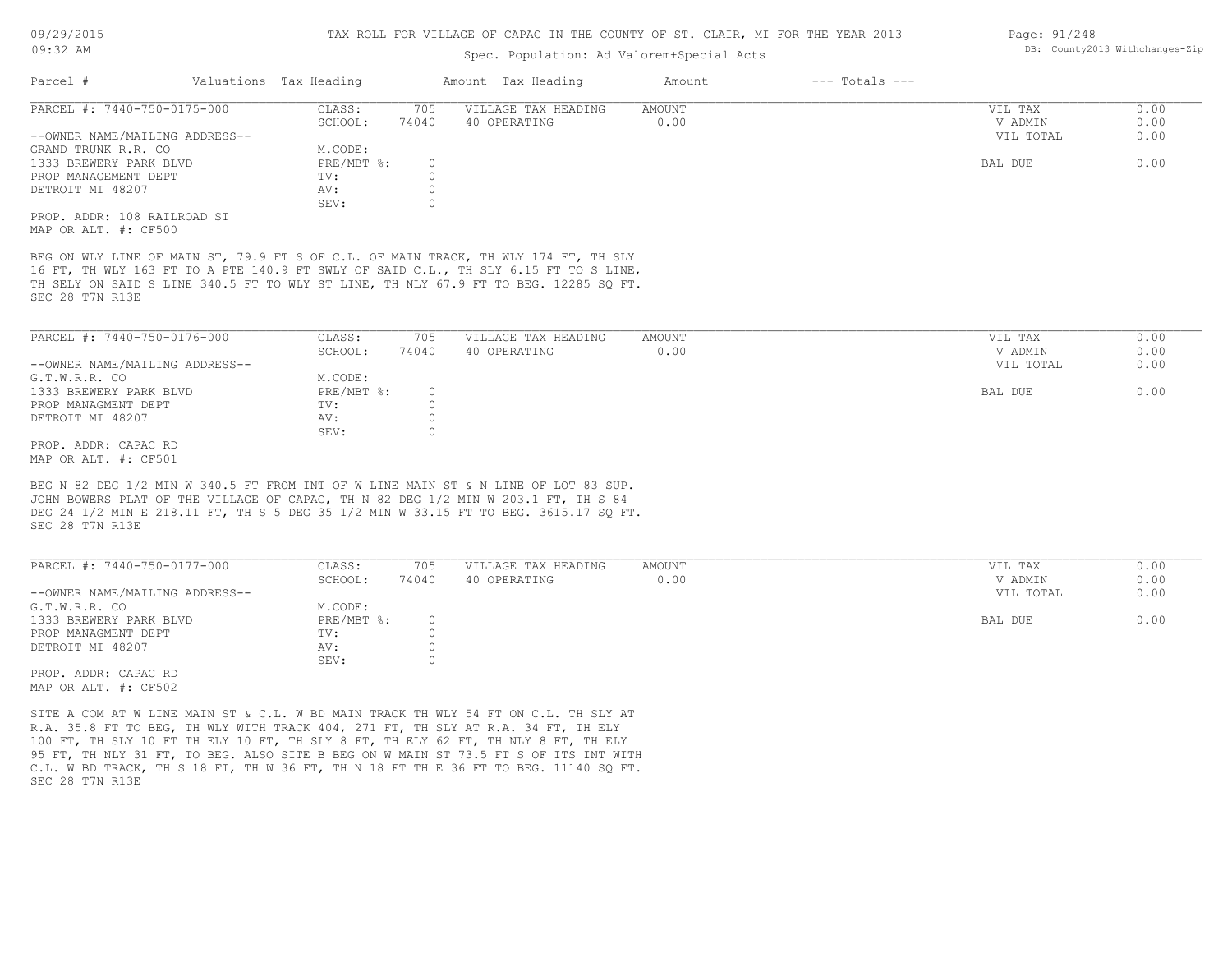TAX ROLL FOR VILLAGE OF CAPAC IN THE COUNTY OF ST. CLAIR, MI FOR THE YEAR 2013

Spec. Population: Ad Valorem+Special Acts

| Parcel # | Valuations | Tax Heading | Amount | Tax Heading | Amount | --- Totals --- | |
|---|---|---|---|---|---|---|---|

PARCEL #: 7440-750-0175-000

| CLASS: | 705 | VILLAGE TAX HEADING | AMOUNT | VIL TAX | 0.00 |
|---|---|---|---|---|---|
| SCHOOL: | 74040 | 40 OPERATING | 0.00 | V ADMIN | 0.00 |
| | | | | VIL TOTAL | 0.00 |
| M.CODE: | | | | | |
| PRE/MBT %: | 0 | | | BAL DUE | 0.00 |
| TV: | 0 | | | | |
| AV: | 0 | | | | |
| SEV: | 0 | | | | |

--OWNER NAME/MAILING ADDRESS--
GRAND TRUNK R.R. CO
1333 BREWERY PARK BLVD
PROP MANAGEMENT DEPT
DETROIT MI 48207

PROP. ADDR: 108 RAILROAD ST
MAP OR ALT. #: CF500

BEG ON WLY LINE OF MAIN ST, 79.9 FT S OF C.L. OF MAIN TRACK, TH WLY 174 FT, TH SLY 16 FT, TH WLY 163 FT TO A PTE 140.9 FT SWLY OF SAID C.L., TH SLY 6.15 FT TO S LINE, TH SELY ON SAID S LINE 340.5 FT TO WLY ST LINE, TH NLY 67.9 FT TO BEG. 12285 SQ FT. SEC 28 T7N R13E

PARCEL #: 7440-750-0176-000

| CLASS: | 705 | VILLAGE TAX HEADING | AMOUNT | VIL TAX | 0.00 |
|---|---|---|---|---|---|
| SCHOOL: | 74040 | 40 OPERATING | 0.00 | V ADMIN | 0.00 |
| | | | | VIL TOTAL | 0.00 |
| M.CODE: | | | | | |
| PRE/MBT %: | 0 | | | BAL DUE | 0.00 |
| TV: | 0 | | | | |
| AV: | 0 | | | | |
| SEV: | 0 | | | | |

--OWNER NAME/MAILING ADDRESS--
G.T.W.R.R. CO
1333 BREWERY PARK BLVD
PROP MANAGMENT DEPT
DETROIT MI 48207

PROP. ADDR: CAPAC RD
MAP OR ALT. #: CF501

BEG N 82 DEG 1/2 MIN W 340.5 FT FROM INT OF W LINE MAIN ST & N LINE OF LOT 83 SUP. JOHN BOWERS PLAT OF THE VILLAGE OF CAPAC, TH N 82 DEG 1/2 MIN W 203.1 FT, TH S 84 DEG 24 1/2 MIN E 218.11 FT, TH S 5 DEG 35 1/2 MIN W 33.15 FT TO BEG. 3615.17 SQ FT. SEC 28 T7N R13E

PARCEL #: 7440-750-0177-000

| CLASS: | 705 | VILLAGE TAX HEADING | AMOUNT | VIL TAX | 0.00 |
|---|---|---|---|---|---|
| SCHOOL: | 74040 | 40 OPERATING | 0.00 | V ADMIN | 0.00 |
| | | | | VIL TOTAL | 0.00 |
| M.CODE: | | | | | |
| PRE/MBT %: | 0 | | | BAL DUE | 0.00 |
| TV: | 0 | | | | |
| AV: | 0 | | | | |
| SEV: | 0 | | | | |

--OWNER NAME/MAILING ADDRESS--
G.T.W.R.R. CO
1333 BREWERY PARK BLVD
PROP MANAGMENT DEPT
DETROIT MI 48207

PROP. ADDR: CAPAC RD
MAP OR ALT. #: CF502

SITE A COM AT W LINE MAIN ST & C.L. W BD MAIN TRACK TH WLY 54 FT ON C.L. TH SLY AT R.A. 35.8 FT TO BEG, TH WLY WITH TRACK 404, 271 FT, TH SLY AT R.A. 34 FT, TH ELY 100 FT, TH SLY 10 FT TH ELY 10 FT, TH SLY 8 FT, TH ELY 62 FT, TH NLY 8 FT, TH ELY 95 FT, TH NLY 31 FT, TO BEG. ALSO SITE B BEG ON W MAIN ST 73.5 FT S OF ITS INT WITH C.L. W BD TRACK, TH S 18 FT, TH W 36 FT, TH N 18 FT TH E 36 FT TO BEG. 11140 SQ FT. SEC 28 T7N R13E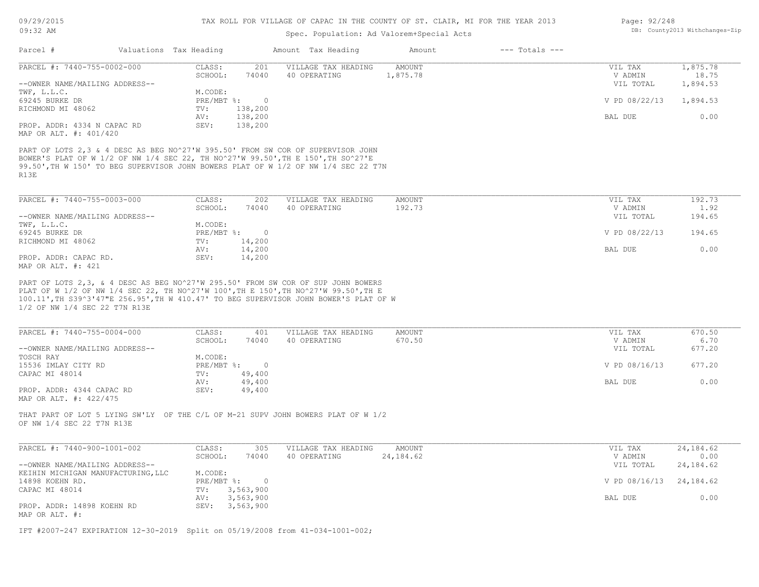# TAX ROLL FOR VILLAGE OF CAPAC IN THE COUNTY OF ST. CLAIR, MI FOR THE YEAR 2013

Spec. Population: Ad Valorem+Special Acts

| Parcel # | Valuations Tax Heading | Amount Tax Heading | Amount | --- Totals --- |
|---|---|---|---|---|

---

**PARCEL #: 7440-755-0002-000**

| | | | | | |
|---|---|---|---|---|---|
| CLASS: | 201 | VILLAGE TAX HEADING | AMOUNT | VIL TAX | 1,875.78 |
| SCHOOL: | 74040 | 40 OPERATING | 1,875.78 | V ADMIN | 18.75 |
| | | | | VIL TOTAL | 1,894.53 |
| M.CODE: | | | | | |
| PRE/MBT %: | 0 | | | V PD 08/22/13 | 1,894.53 |
| TV: | 138,200 | | | | |
| AV: | 138,200 | | | BAL DUE | 0.00 |
| SEV: | 138,200 | | | | |

--OWNER NAME/MAILING ADDRESS--
TWF, L.L.C.
69245 BURKE DR
RICHMOND MI 48062

PROP. ADDR: 4334 N CAPAC RD
MAP OR ALT. #: 401/420

PART OF LOTS 2,3 & 4 DESC AS BEG NO^27'W 395.50' FROM SW COR OF SUPERVISOR JOHN BOWER'S PLAT OF W 1/2 OF NW 1/4 SEC 22, TH NO^27'W 99.50',TH E 150',TH SO^27'E 99.50',TH W 150' TO BEG SUPERVISOR JOHN BOWERS PLAT OF W 1/2 OF NW 1/4 SEC 22 T7N R13E

---

**PARCEL #: 7440-755-0003-000**

| | | | | | |
|---|---|---|---|---|---|
| CLASS: | 202 | VILLAGE TAX HEADING | AMOUNT | VIL TAX | 192.73 |
| SCHOOL: | 74040 | 40 OPERATING | 192.73 | V ADMIN | 1.92 |
| | | | | VIL TOTAL | 194.65 |
| M.CODE: | | | | | |
| PRE/MBT %: | 0 | | | V PD 08/22/13 | 194.65 |
| TV: | 14,200 | | | | |
| AV: | 14,200 | | | BAL DUE | 0.00 |
| SEV: | 14,200 | | | | |

--OWNER NAME/MAILING ADDRESS--
TWF, L.L.C.
69245 BURKE DR
RICHMOND MI 48062

PROP. ADDR: CAPAC RD.
MAP OR ALT. #: 421

PART OF LOTS 2,3, & 4 DESC AS BEG NO^27'W 295.50' FROM SW COR OF SUP JOHN BOWERS PLAT OF W 1/2 OF NW 1/4 SEC 22, TH NO^27'W 100',TH E 150',TH NO^27'W 99.50',TH E 100.11',TH S39^3'47"E 256.95',TH W 410.47' TO BEG SUPERVISOR JOHN BOWER'S PLAT OF W 1/2 OF NW 1/4 SEC 22 T7N R13E

---

**PARCEL #: 7440-755-0004-000**

| | | | | | |
|---|---|---|---|---|---|
| CLASS: | 401 | VILLAGE TAX HEADING | AMOUNT | VIL TAX | 670.50 |
| SCHOOL: | 74040 | 40 OPERATING | 670.50 | V ADMIN | 6.70 |
| | | | | VIL TOTAL | 677.20 |
| M.CODE: | | | | | |
| PRE/MBT %: | 0 | | | V PD 08/16/13 | 677.20 |
| TV: | 49,400 | | | | |
| AV: | 49,400 | | | BAL DUE | 0.00 |
| SEV: | 49,400 | | | | |

--OWNER NAME/MAILING ADDRESS--
TOSCH RAY
15536 IMLAY CITY RD
CAPAC MI 48014

PROP. ADDR: 4344 CAPAC RD
MAP OR ALT. #: 422/475

THAT PART OF LOT 5 LYING SW'LY OF THE C/L OF M-21 SUPV JOHN BOWERS PLAT OF W 1/2 OF NW 1/4 SEC 22 T7N R13E

---

**PARCEL #: 7440-900-1001-002**

| | | | | | |
|---|---|---|---|---|---|
| CLASS: | 305 | VILLAGE TAX HEADING | AMOUNT | VIL TAX | 24,184.62 |
| SCHOOL: | 74040 | 40 OPERATING | 24,184.62 | V ADMIN | 0.00 |
| | | | | VIL TOTAL | 24,184.62 |
| M.CODE: | | | | | |
| PRE/MBT %: | 0 | | | V PD 08/16/13 | 24,184.62 |
| TV: | 3,563,900 | | | | |
| AV: | 3,563,900 | | | BAL DUE | 0.00 |
| SEV: | 3,563,900 | | | | |

--OWNER NAME/MAILING ADDRESS--
KEIHIN MICHIGAN MANUFACTURING,LLC
14898 KOEHN RD.
CAPAC MI 48014

PROP. ADDR: 14898 KOEHN RD
MAP OR ALT. #:

IFT #2007-247 EXPIRATION 12-30-2019 Split on 05/19/2008 from 41-034-1001-002;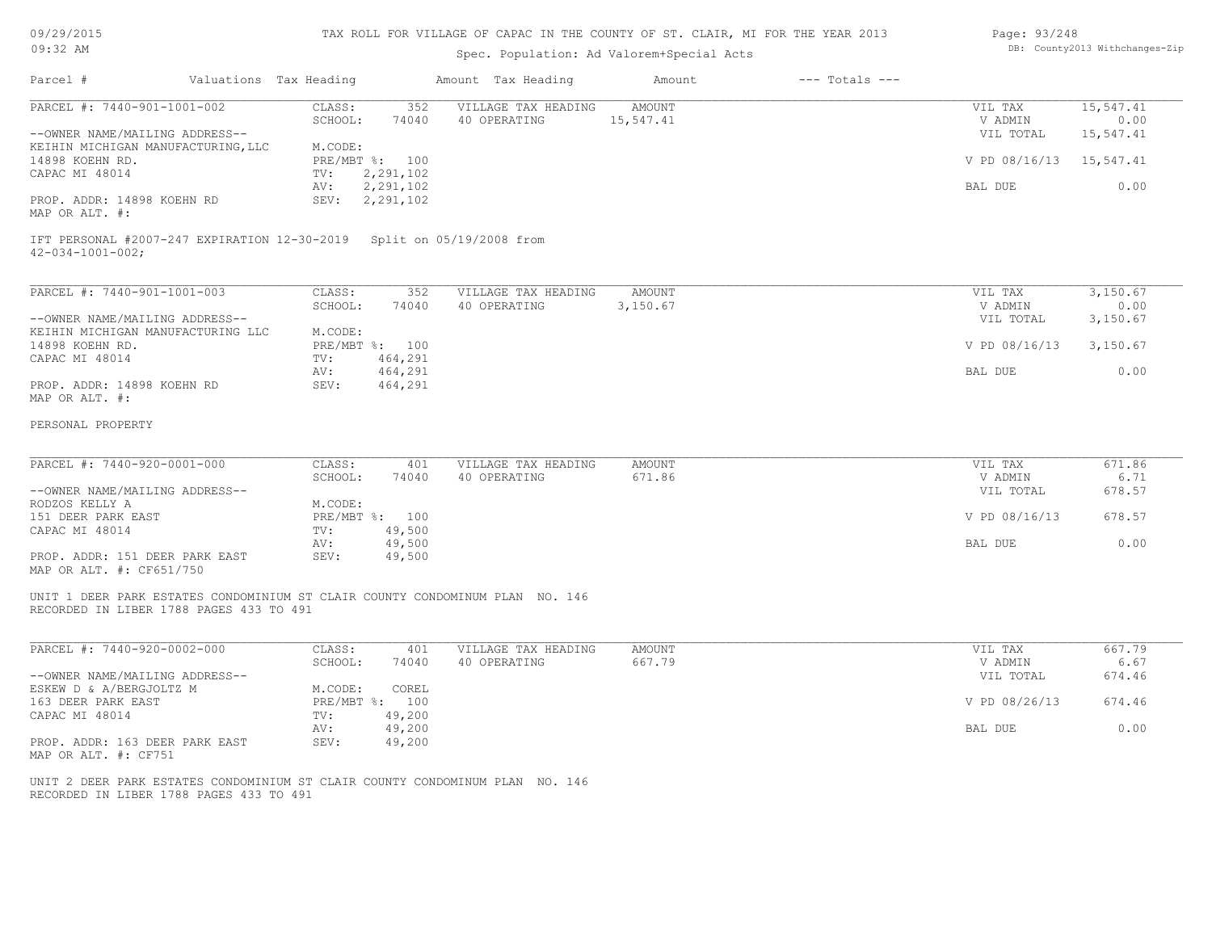# TAX ROLL FOR VILLAGE OF CAPAC IN THE COUNTY OF ST. CLAIR, MI FOR THE YEAR 2013

Spec. Population: Ad Valorem+Special Acts

| Parcel # | Valuations | Tax Heading | Amount | Tax Heading | Amount | --- Totals --- |
|---|---|---|---|---|---|---|

---

**PARCEL #: 7440-901-1001-002**

--OWNER NAME/MAILING ADDRESS--
KEIHIN MICHIGAN MANUFACTURING,LLC
14898 KOEHN RD.
CAPAC MI 48014

PROP. ADDR: 14898 KOEHN RD
MAP OR ALT. #:

CLASS: 352
SCHOOL: 74040
M.CODE:
PRE/MBT %: 100
TV: 2,291,102
AV: 2,291,102
SEV: 2,291,102

| VILLAGE TAX HEADING | AMOUNT |
|---|---|
| 40 OPERATING | 15,547.41 |

| | |
|---|---|
| VIL TAX | 15,547.41 |
| V ADMIN | 0.00 |
| VIL TOTAL | 15,547.41 |
| V PD 08/16/13 | 15,547.41 |
| BAL DUE | 0.00 |

IFT PERSONAL #2007-247 EXPIRATION 12-30-2019 Split on 05/19/2008 from 42-034-1001-002;

---

**PARCEL #: 7440-901-1001-003**

--OWNER NAME/MAILING ADDRESS--
KEIHIN MICHIGAN MANUFACTURING LLC
14898 KOEHN RD.
CAPAC MI 48014

PROP. ADDR: 14898 KOEHN RD
MAP OR ALT. #:

CLASS: 352
SCHOOL: 74040
M.CODE:
PRE/MBT %: 100
TV: 464,291
AV: 464,291
SEV: 464,291

| VILLAGE TAX HEADING | AMOUNT |
|---|---|
| 40 OPERATING | 3,150.67 |

| | |
|---|---|
| VIL TAX | 3,150.67 |
| V ADMIN | 0.00 |
| VIL TOTAL | 3,150.67 |
| V PD 08/16/13 | 3,150.67 |
| BAL DUE | 0.00 |

PERSONAL PROPERTY

---

**PARCEL #: 7440-920-0001-000**

--OWNER NAME/MAILING ADDRESS--
RODZOS KELLY A
151 DEER PARK EAST
CAPAC MI 48014

PROP. ADDR: 151 DEER PARK EAST
MAP OR ALT. #: CF651/750

CLASS: 401
SCHOOL: 74040
M.CODE:
PRE/MBT %: 100
TV: 49,500
AV: 49,500
SEV: 49,500

| VILLAGE TAX HEADING | AMOUNT |
|---|---|
| 40 OPERATING | 671.86 |

| | |
|---|---|
| VIL TAX | 671.86 |
| V ADMIN | 6.71 |
| VIL TOTAL | 678.57 |
| V PD 08/16/13 | 678.57 |
| BAL DUE | 0.00 |

UNIT 1 DEER PARK ESTATES CONDOMINIUM ST CLAIR COUNTY CONDOMINUM PLAN NO. 146
RECORDED IN LIBER 1788 PAGES 433 TO 491

---

**PARCEL #: 7440-920-0002-000**

--OWNER NAME/MAILING ADDRESS--
ESKEW D & A/BERGJOLTZ M
163 DEER PARK EAST
CAPAC MI 48014

PROP. ADDR: 163 DEER PARK EAST
MAP OR ALT. #: CF751

CLASS: 401
SCHOOL: 74040
M.CODE: COREL
PRE/MBT %: 100
TV: 49,200
AV: 49,200
SEV: 49,200

| VILLAGE TAX HEADING | AMOUNT |
|---|---|
| 40 OPERATING | 667.79 |

| | |
|---|---|
| VIL TAX | 667.79 |
| V ADMIN | 6.67 |
| VIL TOTAL | 674.46 |
| V PD 08/26/13 | 674.46 |
| BAL DUE | 0.00 |

UNIT 2 DEER PARK ESTATES CONDOMINIUM ST CLAIR COUNTY CONDOMINUM PLAN NO. 146
RECORDED IN LIBER 1788 PAGES 433 TO 491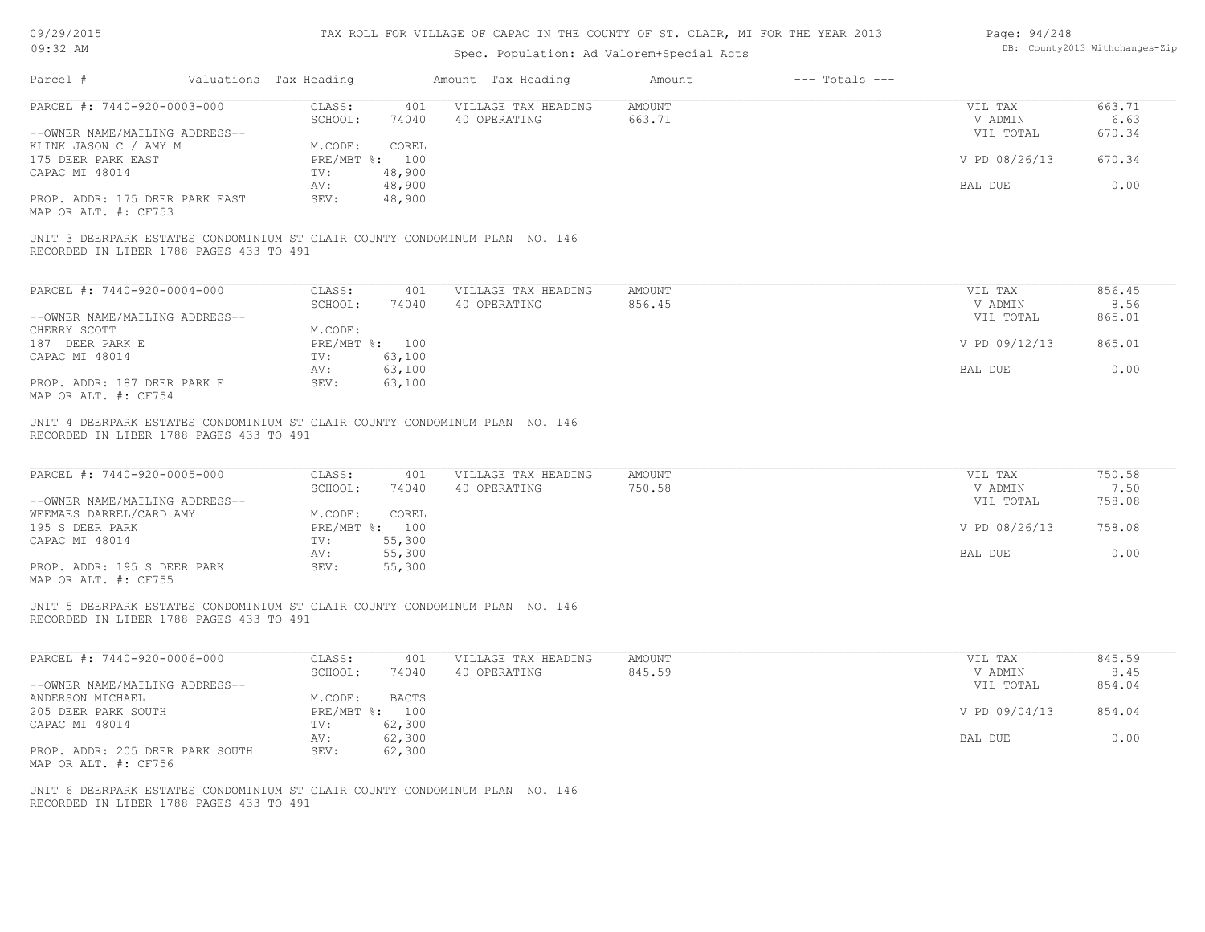# TAX ROLL FOR VILLAGE OF CAPAC IN THE COUNTY OF ST. CLAIR, MI FOR THE YEAR 2013

Spec. Population: Ad Valorem+Special Acts

| Parcel # | Valuations | Tax Heading | Amount | Tax Heading | Amount | --- Totals --- | |
|---|---|---|---|---|---|---|---|

**PARCEL #: 7440-920-0003-000**

| | | | | | |
|---|---|---|---|---|---|
| CLASS: | 401 | VILLAGE TAX HEADING | AMOUNT | VIL TAX | 663.71 |
| SCHOOL: | 74040 | 40 OPERATING | 663.71 | V ADMIN | 6.63 |
| | | | | VIL TOTAL | 670.34 |
| M.CODE: | COREL | | | | |
| PRE/MBT %: | 100 | | | V PD 08/26/13 | 670.34 |
| TV: | 48,900 | | | | |
| AV: | 48,900 | | | BAL DUE | 0.00 |
| SEV: | 48,900 | | | | |

--OWNER NAME/MAILING ADDRESS--
KLINK JASON C / AMY M
175 DEER PARK EAST
CAPAC MI 48014

PROP. ADDR: 175 DEER PARK EAST
MAP OR ALT. #: CF753

UNIT 3 DEERPARK ESTATES CONDOMINIUM ST CLAIR COUNTY CONDOMINUM PLAN NO. 146
RECORDED IN LIBER 1788 PAGES 433 TO 491

---

**PARCEL #: 7440-920-0004-000**

| | | | | | |
|---|---|---|---|---|---|
| CLASS: | 401 | VILLAGE TAX HEADING | AMOUNT | VIL TAX | 856.45 |
| SCHOOL: | 74040 | 40 OPERATING | 856.45 | V ADMIN | 8.56 |
| | | | | VIL TOTAL | 865.01 |
| M.CODE: | | | | | |
| PRE/MBT %: | 100 | | | V PD 09/12/13 | 865.01 |
| TV: | 63,100 | | | | |
| AV: | 63,100 | | | BAL DUE | 0.00 |
| SEV: | 63,100 | | | | |

--OWNER NAME/MAILING ADDRESS--
CHERRY SCOTT
187 DEER PARK E
CAPAC MI 48014

PROP. ADDR: 187 DEER PARK E
MAP OR ALT. #: CF754

UNIT 4 DEERPARK ESTATES CONDOMINIUM ST CLAIR COUNTY CONDOMINUM PLAN NO. 146
RECORDED IN LIBER 1788 PAGES 433 TO 491

---

**PARCEL #: 7440-920-0005-000**

| | | | | | |
|---|---|---|---|---|---|
| CLASS: | 401 | VILLAGE TAX HEADING | AMOUNT | VIL TAX | 750.58 |
| SCHOOL: | 74040 | 40 OPERATING | 750.58 | V ADMIN | 7.50 |
| | | | | VIL TOTAL | 758.08 |
| M.CODE: | COREL | | | | |
| PRE/MBT %: | 100 | | | V PD 08/26/13 | 758.08 |
| TV: | 55,300 | | | | |
| AV: | 55,300 | | | BAL DUE | 0.00 |
| SEV: | 55,300 | | | | |

--OWNER NAME/MAILING ADDRESS--
WEEMAES DARREL/CARD AMY
195 S DEER PARK
CAPAC MI 48014

PROP. ADDR: 195 S DEER PARK
MAP OR ALT. #: CF755

UNIT 5 DEERPARK ESTATES CONDOMINIUM ST CLAIR COUNTY CONDOMINUM PLAN NO. 146
RECORDED IN LIBER 1788 PAGES 433 TO 491

---

**PARCEL #: 7440-920-0006-000**

| | | | | | |
|---|---|---|---|---|---|
| CLASS: | 401 | VILLAGE TAX HEADING | AMOUNT | VIL TAX | 845.59 |
| SCHOOL: | 74040 | 40 OPERATING | 845.59 | V ADMIN | 8.45 |
| | | | | VIL TOTAL | 854.04 |
| M.CODE: | BACTS | | | | |
| PRE/MBT %: | 100 | | | V PD 09/04/13 | 854.04 |
| TV: | 62,300 | | | | |
| AV: | 62,300 | | | BAL DUE | 0.00 |
| SEV: | 62,300 | | | | |

--OWNER NAME/MAILING ADDRESS--
ANDERSON MICHAEL
205 DEER PARK SOUTH
CAPAC MI 48014

PROP. ADDR: 205 DEER PARK SOUTH
MAP OR ALT. #: CF756

UNIT 6 DEERPARK ESTATES CONDOMINIUM ST CLAIR COUNTY CONDOMINUM PLAN NO. 146
RECORDED IN LIBER 1788 PAGES 433 TO 491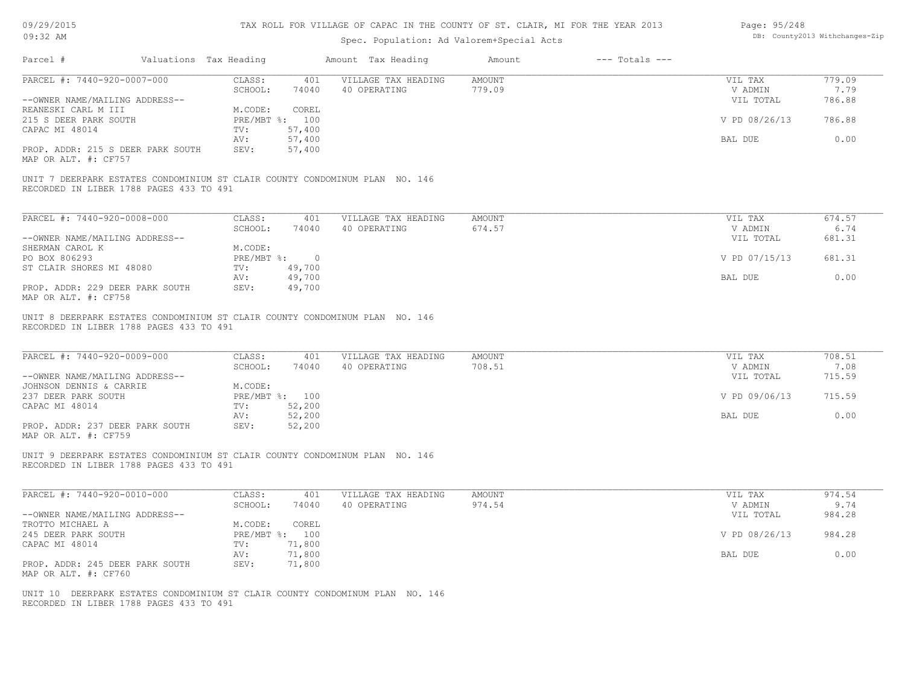# TAX ROLL FOR VILLAGE OF CAPAC IN THE COUNTY OF ST. CLAIR, MI FOR THE YEAR 2013

Spec. Population: Ad Valorem+Special Acts

| Parcel # | Valuations | Tax Heading | Amount | Tax Heading | Amount | --- Totals --- | |
|---|---|---|---|---|---|---|---|
| PARCEL #: 7440-920-0007-000 | CLASS: | 401 | VILLAGE TAX HEADING | AMOUNT | | VIL TAX | 779.09 |
| | SCHOOL: | 74040 | 40 OPERATING | 779.09 | | V ADMIN | 7.79 |
| --OWNER NAME/MAILING ADDRESS-- | | | | | | VIL TOTAL | 786.88 |
| REANESKI CARL M III | M.CODE: | COREL | | | | | |
| 215 S DEER PARK SOUTH | PRE/MBT %: | 100 | | | | V PD 08/26/13 | 786.88 |
| CAPAC MI 48014 | TV: | 57,400 | | | | | |
| | AV: | 57,400 | | | | BAL DUE | 0.00 |
| PROP. ADDR: 215 S DEER PARK SOUTH | SEV: | 57,400 | | | | | |
| MAP OR ALT. #: CF757 | | | | | | | |

UNIT 7 DEERPARK ESTATES CONDOMINIUM ST CLAIR COUNTY CONDOMINUM PLAN NO. 146
RECORDED IN LIBER 1788 PAGES 433 TO 491

| Parcel # | Valuations | Tax Heading | Amount | Tax Heading | Amount | --- Totals --- | |
|---|---|---|---|---|---|---|---|
| PARCEL #: 7440-920-0008-000 | CLASS: | 401 | VILLAGE TAX HEADING | AMOUNT | | VIL TAX | 674.57 |
| | SCHOOL: | 74040 | 40 OPERATING | 674.57 | | V ADMIN | 6.74 |
| --OWNER NAME/MAILING ADDRESS-- | | | | | | VIL TOTAL | 681.31 |
| SHERMAN CAROL K | M.CODE: | | | | | | |
| PO BOX 806293 | PRE/MBT %: | 0 | | | | V PD 07/15/13 | 681.31 |
| ST CLAIR SHORES MI 48080 | TV: | 49,700 | | | | | |
| | AV: | 49,700 | | | | BAL DUE | 0.00 |
| PROP. ADDR: 229 DEER PARK SOUTH | SEV: | 49,700 | | | | | |
| MAP OR ALT. #: CF758 | | | | | | | |

UNIT 8 DEERPARK ESTATES CONDOMINIUM ST CLAIR COUNTY CONDOMINUM PLAN NO. 146
RECORDED IN LIBER 1788 PAGES 433 TO 491

| Parcel # | Valuations | Tax Heading | Amount | Tax Heading | Amount | --- Totals --- | |
|---|---|---|---|---|---|---|---|
| PARCEL #: 7440-920-0009-000 | CLASS: | 401 | VILLAGE TAX HEADING | AMOUNT | | VIL TAX | 708.51 |
| | SCHOOL: | 74040 | 40 OPERATING | 708.51 | | V ADMIN | 7.08 |
| --OWNER NAME/MAILING ADDRESS-- | | | | | | VIL TOTAL | 715.59 |
| JOHNSON DENNIS & CARRIE | M.CODE: | | | | | | |
| 237 DEER PARK SOUTH | PRE/MBT %: | 100 | | | | V PD 09/06/13 | 715.59 |
| CAPAC MI 48014 | TV: | 52,200 | | | | | |
| | AV: | 52,200 | | | | BAL DUE | 0.00 |
| PROP. ADDR: 237 DEER PARK SOUTH | SEV: | 52,200 | | | | | |
| MAP OR ALT. #: CF759 | | | | | | | |

UNIT 9 DEERPARK ESTATES CONDOMINIUM ST CLAIR COUNTY CONDOMINUM PLAN NO. 146
RECORDED IN LIBER 1788 PAGES 433 TO 491

| Parcel # | Valuations | Tax Heading | Amount | Tax Heading | Amount | --- Totals --- | |
|---|---|---|---|---|---|---|---|
| PARCEL #: 7440-920-0010-000 | CLASS: | 401 | VILLAGE TAX HEADING | AMOUNT | | VIL TAX | 974.54 |
| | SCHOOL: | 74040 | 40 OPERATING | 974.54 | | V ADMIN | 9.74 |
| --OWNER NAME/MAILING ADDRESS-- | | | | | | VIL TOTAL | 984.28 |
| TROTTO MICHAEL A | M.CODE: | COREL | | | | | |
| 245 DEER PARK SOUTH | PRE/MBT %: | 100 | | | | V PD 08/26/13 | 984.28 |
| CAPAC MI 48014 | TV: | 71,800 | | | | | |
| | AV: | 71,800 | | | | BAL DUE | 0.00 |
| PROP. ADDR: 245 DEER PARK SOUTH | SEV: | 71,800 | | | | | |
| MAP OR ALT. #: CF760 | | | | | | | |

UNIT 10 DEERPARK ESTATES CONDOMINIUM ST CLAIR COUNTY CONDOMINUM PLAN NO. 146
RECORDED IN LIBER 1788 PAGES 433 TO 491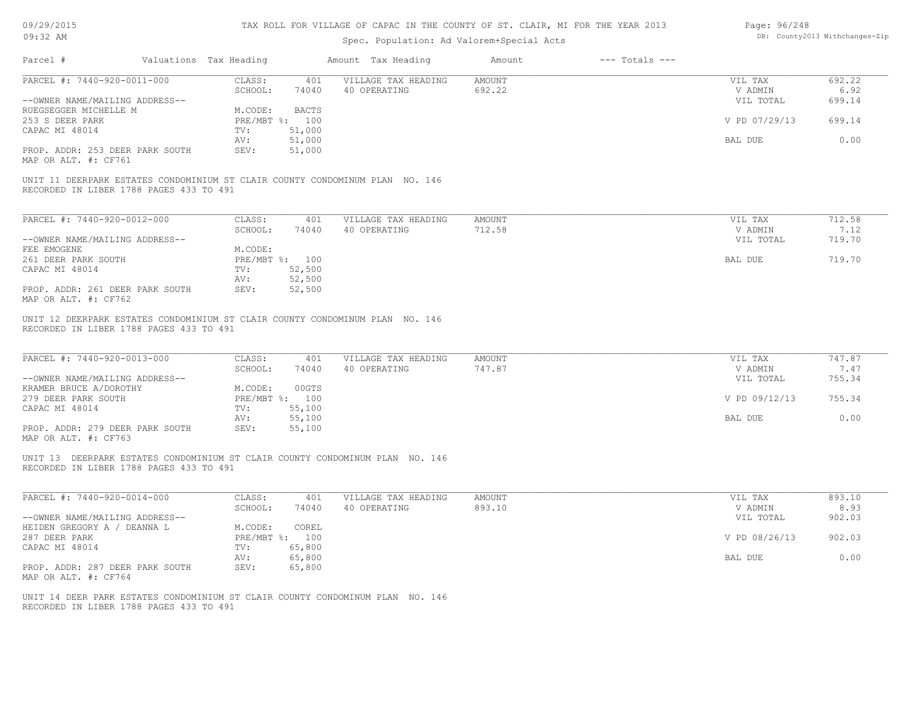TAX ROLL FOR VILLAGE OF CAPAC IN THE COUNTY OF ST. CLAIR, MI FOR THE YEAR 2013

Spec. Population: Ad Valorem+Special Acts

| Parcel # | Valuations | Tax Heading | Amount | Tax Heading | Amount | --- Totals --- | |
|---|---|---|---|---|---|---|---|
| PARCEL #: 7440-920-0011-000 | CLASS: | 401 | VILLAGE TAX HEADING | AMOUNT | | VIL TAX | 692.22 |
| | SCHOOL: | 74040 | 40 OPERATING | 692.22 | | V ADMIN | 6.92 |
| --OWNER NAME/MAILING ADDRESS-- | | | | | | VIL TOTAL | 699.14 |
| RUEGSEGGER MICHELLE M | M.CODE: | BACTS | | | | | |
| 253 S DEER PARK | PRE/MBT %: | 100 | | | | V PD 07/29/13 | 699.14 |
| CAPAC MI 48014 | TV: | 51,000 | | | | | |
| | AV: | 51,000 | | | | BAL DUE | 0.00 |
| PROP. ADDR: 253 DEER PARK SOUTH | SEV: | 51,000 | | | | | |
| MAP OR ALT. #: CF761 | | | | | | | |

UNIT 11 DEERPARK ESTATES CONDOMINIUM ST CLAIR COUNTY CONDOMINUM PLAN NO. 146
RECORDED IN LIBER 1788 PAGES 433 TO 491

| Parcel # | Valuations | Tax Heading | Amount | Tax Heading | Amount | --- Totals --- | |
|---|---|---|---|---|---|---|---|
| PARCEL #: 7440-920-0012-000 | CLASS: | 401 | VILLAGE TAX HEADING | AMOUNT | | VIL TAX | 712.58 |
| | SCHOOL: | 74040 | 40 OPERATING | 712.58 | | V ADMIN | 7.12 |
| --OWNER NAME/MAILING ADDRESS-- | | | | | | VIL TOTAL | 719.70 |
| FEE EMOGENE | M.CODE: | | | | | | |
| 261 DEER PARK SOUTH | PRE/MBT %: | 100 | | | | BAL DUE | 719.70 |
| CAPAC MI 48014 | TV: | 52,500 | | | | | |
| | AV: | 52,500 | | | | | |
| PROP. ADDR: 261 DEER PARK SOUTH | SEV: | 52,500 | | | | | |
| MAP OR ALT. #: CF762 | | | | | | | |

UNIT 12 DEERPARK ESTATES CONDOMINIUM ST CLAIR COUNTY CONDOMINUM PLAN NO. 146
RECORDED IN LIBER 1788 PAGES 433 TO 491

| Parcel # | Valuations | Tax Heading | Amount | Tax Heading | Amount | --- Totals --- | |
|---|---|---|---|---|---|---|---|
| PARCEL #: 7440-920-0013-000 | CLASS: | 401 | VILLAGE TAX HEADING | AMOUNT | | VIL TAX | 747.87 |
| | SCHOOL: | 74040 | 40 OPERATING | 747.87 | | V ADMIN | 7.47 |
| --OWNER NAME/MAILING ADDRESS-- | | | | | | VIL TOTAL | 755.34 |
| KRAMER BRUCE A/DOROTHY | M.CODE: | 00GTS | | | | | |
| 279 DEER PARK SOUTH | PRE/MBT %: | 100 | | | | V PD 09/12/13 | 755.34 |
| CAPAC MI 48014 | TV: | 55,100 | | | | | |
| | AV: | 55,100 | | | | BAL DUE | 0.00 |
| PROP. ADDR: 279 DEER PARK SOUTH | SEV: | 55,100 | | | | | |
| MAP OR ALT. #: CF763 | | | | | | | |

UNIT 13 DEERPARK ESTATES CONDOMINIUM ST CLAIR COUNTY CONDOMINUM PLAN NO. 146
RECORDED IN LIBER 1788 PAGES 433 TO 491

| Parcel # | Valuations | Tax Heading | Amount | Tax Heading | Amount | --- Totals --- | |
|---|---|---|---|---|---|---|---|
| PARCEL #: 7440-920-0014-000 | CLASS: | 401 | VILLAGE TAX HEADING | AMOUNT | | VIL TAX | 893.10 |
| | SCHOOL: | 74040 | 40 OPERATING | 893.10 | | V ADMIN | 8.93 |
| --OWNER NAME/MAILING ADDRESS-- | | | | | | VIL TOTAL | 902.03 |
| HEIDEN GREGORY A / DEANNA L | M.CODE: | COREL | | | | | |
| 287 DEER PARK | PRE/MBT %: | 100 | | | | V PD 08/26/13 | 902.03 |
| CAPAC MI 48014 | TV: | 65,800 | | | | | |
| | AV: | 65,800 | | | | BAL DUE | 0.00 |
| PROP. ADDR: 287 DEER PARK SOUTH | SEV: | 65,800 | | | | | |
| MAP OR ALT. #: CF764 | | | | | | | |

UNIT 14 DEER PARK ESTATES CONDOMINIUM ST CLAIR COUNTY CONDOMINUM PLAN NO. 146
RECORDED IN LIBER 1788 PAGES 433 TO 491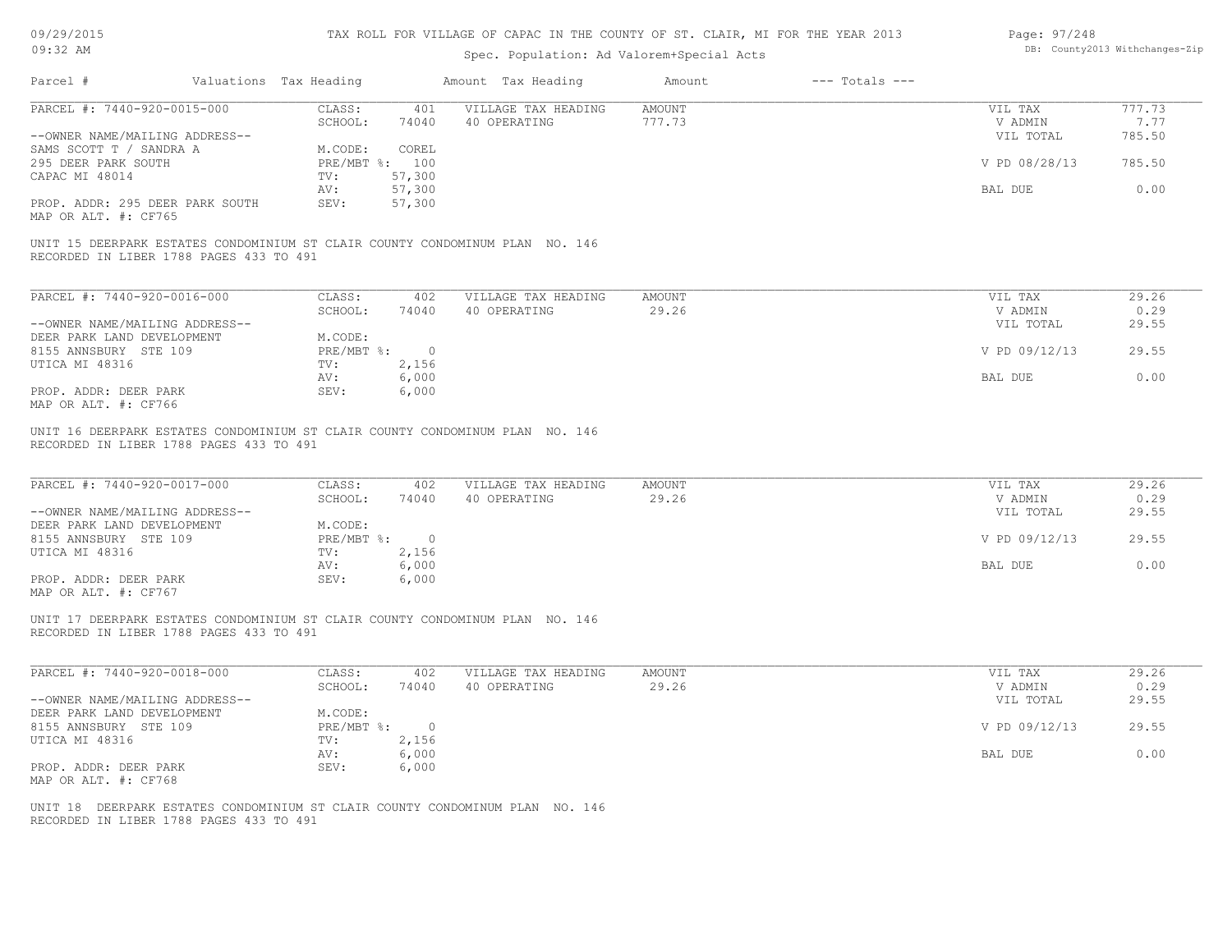TAX ROLL FOR VILLAGE OF CAPAC IN THE COUNTY OF ST. CLAIR, MI FOR THE YEAR 2013

Spec. Population: Ad Valorem+Special Acts

| Parcel # | Valuations | Tax Heading | Amount | Tax Heading | Amount | --- Totals --- | |
|---|---|---|---|---|---|---|---|

---

PARCEL #: 7440-920-0015-000

| | | | | | |
|---|---|---|---|---|---|
| CLASS: | 401 | VILLAGE TAX HEADING | AMOUNT | VIL TAX | 777.73 |
| SCHOOL: | 74040 | 40 OPERATING | 777.73 | V ADMIN | 7.77 |
| | | | | VIL TOTAL | 785.50 |
| M.CODE: | COREL | | | | |
| PRE/MBT %: | 100 | | | V PD 08/28/13 | 785.50 |
| TV: | 57,300 | | | | |
| AV: | 57,300 | | | BAL DUE | 0.00 |
| SEV: | 57,300 | | | | |

--OWNER NAME/MAILING ADDRESS--
SAMS SCOTT T / SANDRA A
295 DEER PARK SOUTH
CAPAC MI 48014

PROP. ADDR: 295 DEER PARK SOUTH
MAP OR ALT. #: CF765

UNIT 15 DEERPARK ESTATES CONDOMINIUM ST CLAIR COUNTY CONDOMINUM PLAN NO. 146
RECORDED IN LIBER 1788 PAGES 433 TO 491

---

PARCEL #: 7440-920-0016-000

| | | | | | |
|---|---|---|---|---|---|
| CLASS: | 402 | VILLAGE TAX HEADING | AMOUNT | VIL TAX | 29.26 |
| SCHOOL: | 74040 | 40 OPERATING | 29.26 | V ADMIN | 0.29 |
| | | | | VIL TOTAL | 29.55 |
| M.CODE: | | | | | |
| PRE/MBT %: | 0 | | | V PD 09/12/13 | 29.55 |
| TV: | 2,156 | | | | |
| AV: | 6,000 | | | BAL DUE | 0.00 |
| SEV: | 6,000 | | | | |

--OWNER NAME/MAILING ADDRESS--
DEER PARK LAND DEVELOPMENT
8155 ANNSBURY STE 109
UTICA MI 48316

PROP. ADDR: DEER PARK
MAP OR ALT. #: CF766

UNIT 16 DEERPARK ESTATES CONDOMINIUM ST CLAIR COUNTY CONDOMINUM PLAN NO. 146
RECORDED IN LIBER 1788 PAGES 433 TO 491

---

PARCEL #: 7440-920-0017-000

| | | | | | |
|---|---|---|---|---|---|
| CLASS: | 402 | VILLAGE TAX HEADING | AMOUNT | VIL TAX | 29.26 |
| SCHOOL: | 74040 | 40 OPERATING | 29.26 | V ADMIN | 0.29 |
| | | | | VIL TOTAL | 29.55 |
| M.CODE: | | | | | |
| PRE/MBT %: | 0 | | | V PD 09/12/13 | 29.55 |
| TV: | 2,156 | | | | |
| AV: | 6,000 | | | BAL DUE | 0.00 |
| SEV: | 6,000 | | | | |

--OWNER NAME/MAILING ADDRESS--
DEER PARK LAND DEVELOPMENT
8155 ANNSBURY STE 109
UTICA MI 48316

PROP. ADDR: DEER PARK
MAP OR ALT. #: CF767

UNIT 17 DEERPARK ESTATES CONDOMINIUM ST CLAIR COUNTY CONDOMINUM PLAN NO. 146
RECORDED IN LIBER 1788 PAGES 433 TO 491

---

PARCEL #: 7440-920-0018-000

| | | | | | |
|---|---|---|---|---|---|
| CLASS: | 402 | VILLAGE TAX HEADING | AMOUNT | VIL TAX | 29.26 |
| SCHOOL: | 74040 | 40 OPERATING | 29.26 | V ADMIN | 0.29 |
| | | | | VIL TOTAL | 29.55 |
| M.CODE: | | | | | |
| PRE/MBT %: | 0 | | | V PD 09/12/13 | 29.55 |
| TV: | 2,156 | | | | |
| AV: | 6,000 | | | BAL DUE | 0.00 |
| SEV: | 6,000 | | | | |

--OWNER NAME/MAILING ADDRESS--
DEER PARK LAND DEVELOPMENT
8155 ANNSBURY STE 109
UTICA MI 48316

PROP. ADDR: DEER PARK
MAP OR ALT. #: CF768

UNIT 18 DEERPARK ESTATES CONDOMINIUM ST CLAIR COUNTY CONDOMINUM PLAN NO. 146
RECORDED IN LIBER 1788 PAGES 433 TO 491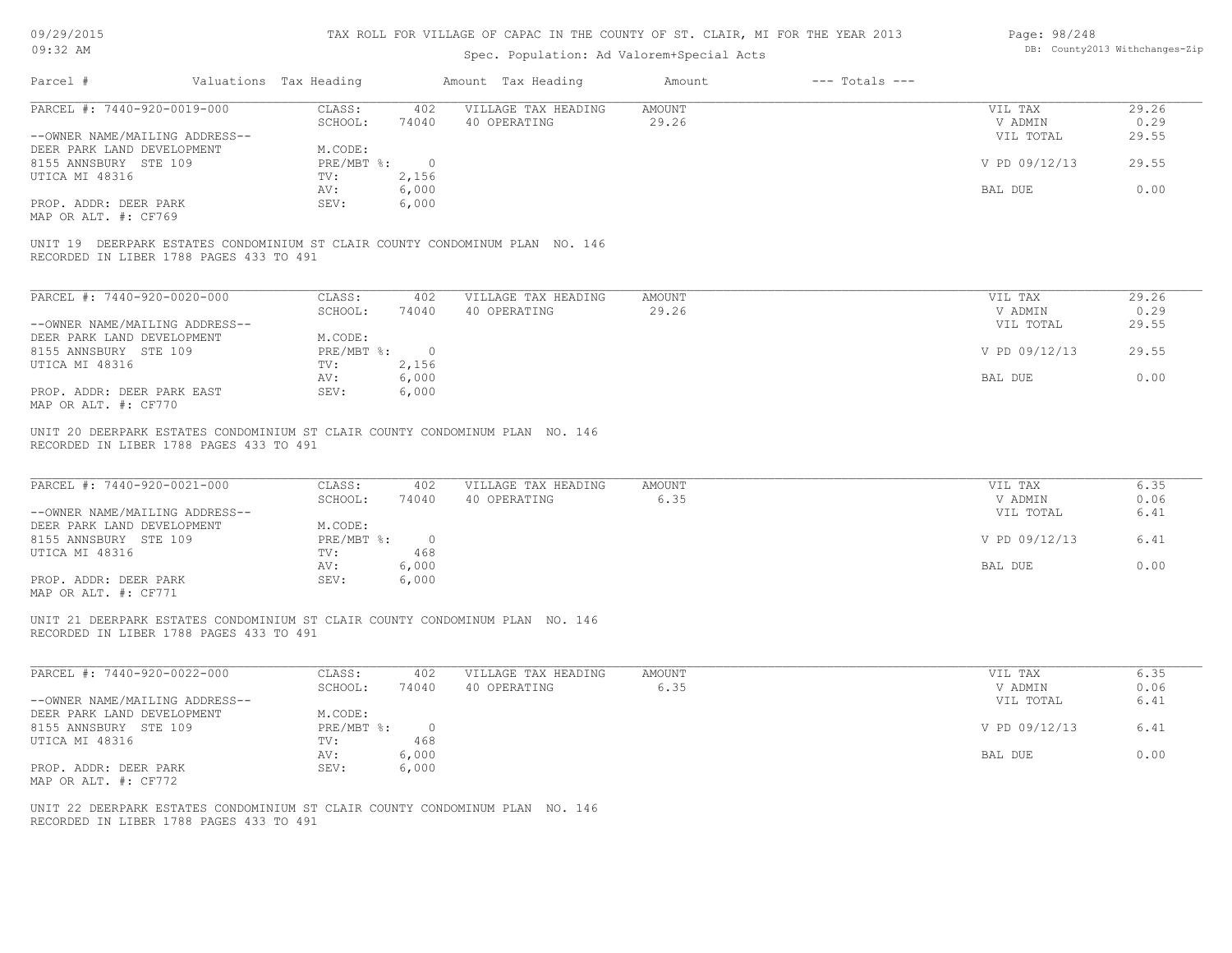# TAX ROLL FOR VILLAGE OF CAPAC IN THE COUNTY OF ST. CLAIR, MI FOR THE YEAR 2013

Spec. Population: Ad Valorem+Special Acts

| Parcel # | Valuations | Tax Heading | Amount | Tax Heading | Amount | --- Totals --- | |
|---|---|---|---|---|---|---|---|
| PARCEL #: 7440-920-0019-000 | CLASS: | 402 | VILLAGE TAX HEADING | AMOUNT | | VIL TAX | 29.26 |
| | SCHOOL: | 74040 | 40 OPERATING | 29.26 | | V ADMIN | 0.29 |
| --OWNER NAME/MAILING ADDRESS-- | | | | | | VIL TOTAL | 29.55 |
| DEER PARK LAND DEVELOPMENT | M.CODE: | | | | | | |
| 8155 ANNSBURY STE 109 | PRE/MBT %: | 0 | | | | V PD 09/12/13 | 29.55 |
| UTICA MI 48316 | TV: | 2,156 | | | | | |
| | AV: | 6,000 | | | | BAL DUE | 0.00 |
| PROP. ADDR: DEER PARK | SEV: | 6,000 | | | | | |
| MAP OR ALT. #: CF769 | | | | | | | |

UNIT 19 DEERPARK ESTATES CONDOMINIUM ST CLAIR COUNTY CONDOMINUM PLAN NO. 146
RECORDED IN LIBER 1788 PAGES 433 TO 491

| Parcel # | Valuations | Tax Heading | Amount | Tax Heading | Amount | --- Totals --- | |
|---|---|---|---|---|---|---|---|
| PARCEL #: 7440-920-0020-000 | CLASS: | 402 | VILLAGE TAX HEADING | AMOUNT | | VIL TAX | 29.26 |
| | SCHOOL: | 74040 | 40 OPERATING | 29.26 | | V ADMIN | 0.29 |
| --OWNER NAME/MAILING ADDRESS-- | | | | | | VIL TOTAL | 29.55 |
| DEER PARK LAND DEVELOPMENT | M.CODE: | | | | | | |
| 8155 ANNSBURY STE 109 | PRE/MBT %: | 0 | | | | V PD 09/12/13 | 29.55 |
| UTICA MI 48316 | TV: | 2,156 | | | | | |
| | AV: | 6,000 | | | | BAL DUE | 0.00 |
| PROP. ADDR: DEER PARK EAST | SEV: | 6,000 | | | | | |
| MAP OR ALT. #: CF770 | | | | | | | |

UNIT 20 DEERPARK ESTATES CONDOMINIUM ST CLAIR COUNTY CONDOMINUM PLAN NO. 146
RECORDED IN LIBER 1788 PAGES 433 TO 491

| Parcel # | Valuations | Tax Heading | Amount | Tax Heading | Amount | --- Totals --- | |
|---|---|---|---|---|---|---|---|
| PARCEL #: 7440-920-0021-000 | CLASS: | 402 | VILLAGE TAX HEADING | AMOUNT | | VIL TAX | 6.35 |
| | SCHOOL: | 74040 | 40 OPERATING | 6.35 | | V ADMIN | 0.06 |
| --OWNER NAME/MAILING ADDRESS-- | | | | | | VIL TOTAL | 6.41 |
| DEER PARK LAND DEVELOPMENT | M.CODE: | | | | | | |
| 8155 ANNSBURY STE 109 | PRE/MBT %: | 0 | | | | V PD 09/12/13 | 6.41 |
| UTICA MI 48316 | TV: | 468 | | | | | |
| | AV: | 6,000 | | | | BAL DUE | 0.00 |
| PROP. ADDR: DEER PARK | SEV: | 6,000 | | | | | |
| MAP OR ALT. #: CF771 | | | | | | | |

UNIT 21 DEERPARK ESTATES CONDOMINIUM ST CLAIR COUNTY CONDOMINUM PLAN NO. 146
RECORDED IN LIBER 1788 PAGES 433 TO 491

| Parcel # | Valuations | Tax Heading | Amount | Tax Heading | Amount | --- Totals --- | |
|---|---|---|---|---|---|---|---|
| PARCEL #: 7440-920-0022-000 | CLASS: | 402 | VILLAGE TAX HEADING | AMOUNT | | VIL TAX | 6.35 |
| | SCHOOL: | 74040 | 40 OPERATING | 6.35 | | V ADMIN | 0.06 |
| --OWNER NAME/MAILING ADDRESS-- | | | | | | VIL TOTAL | 6.41 |
| DEER PARK LAND DEVELOPMENT | M.CODE: | | | | | | |
| 8155 ANNSBURY STE 109 | PRE/MBT %: | 0 | | | | V PD 09/12/13 | 6.41 |
| UTICA MI 48316 | TV: | 468 | | | | | |
| | AV: | 6,000 | | | | BAL DUE | 0.00 |
| PROP. ADDR: DEER PARK | SEV: | 6,000 | | | | | |
| MAP OR ALT. #: CF772 | | | | | | | |

UNIT 22 DEERPARK ESTATES CONDOMINIUM ST CLAIR COUNTY CONDOMINUM PLAN NO. 146
RECORDED IN LIBER 1788 PAGES 433 TO 491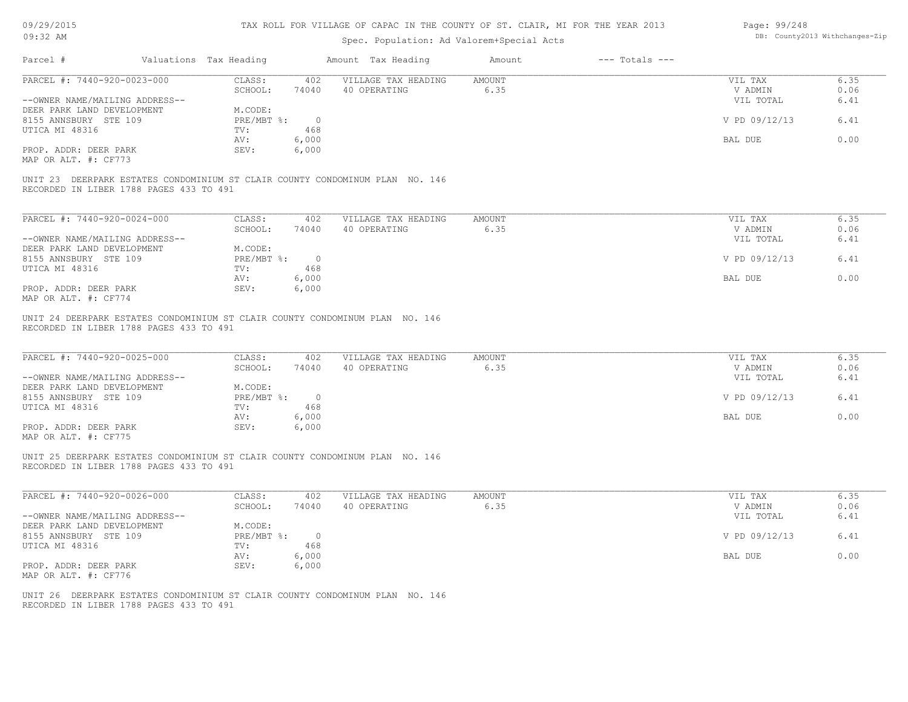# TAX ROLL FOR VILLAGE OF CAPAC IN THE COUNTY OF ST. CLAIR, MI FOR THE YEAR 2013

Spec. Population: Ad Valorem+Special Acts

| Parcel # | Valuations | Tax Heading | Amount | Tax Heading | Amount | --- Totals --- | |
|---|---|---|---|---|---|---|---|
| PARCEL #: 7440-920-0023-000 | CLASS: | 402 | VILLAGE TAX HEADING | AMOUNT | | VIL TAX | 6.35 |
| | SCHOOL: | 74040 | 40 OPERATING | 6.35 | | V ADMIN | 0.06 |
| --OWNER NAME/MAILING ADDRESS-- | | | | | | VIL TOTAL | 6.41 |
| DEER PARK LAND DEVELOPMENT | M.CODE: | | | | | | |
| 8155 ANNSBURY STE 109 | PRE/MBT %: | 0 | | | | V PD 09/12/13 | 6.41 |
| UTICA MI 48316 | TV: | 468 | | | | | |
| | AV: | 6,000 | | | | BAL DUE | 0.00 |
| PROP. ADDR: DEER PARK | SEV: | 6,000 | | | | | |
| MAP OR ALT. #: CF773 | | | | | | | |

UNIT 23 DEERPARK ESTATES CONDOMINIUM ST CLAIR COUNTY CONDOMINUM PLAN NO. 146
RECORDED IN LIBER 1788 PAGES 433 TO 491

| Parcel # | Valuations | Tax Heading | Amount | Tax Heading | Amount | --- Totals --- | |
|---|---|---|---|---|---|---|---|
| PARCEL #: 7440-920-0024-000 | CLASS: | 402 | VILLAGE TAX HEADING | AMOUNT | | VIL TAX | 6.35 |
| | SCHOOL: | 74040 | 40 OPERATING | 6.35 | | V ADMIN | 0.06 |
| --OWNER NAME/MAILING ADDRESS-- | | | | | | VIL TOTAL | 6.41 |
| DEER PARK LAND DEVELOPMENT | M.CODE: | | | | | | |
| 8155 ANNSBURY STE 109 | PRE/MBT %: | 0 | | | | V PD 09/12/13 | 6.41 |
| UTICA MI 48316 | TV: | 468 | | | | | |
| | AV: | 6,000 | | | | BAL DUE | 0.00 |
| PROP. ADDR: DEER PARK | SEV: | 6,000 | | | | | |
| MAP OR ALT. #: CF774 | | | | | | | |

UNIT 24 DEERPARK ESTATES CONDOMINIUM ST CLAIR COUNTY CONDOMINUM PLAN NO. 146
RECORDED IN LIBER 1788 PAGES 433 TO 491

| Parcel # | Valuations | Tax Heading | Amount | Tax Heading | Amount | --- Totals --- | |
|---|---|---|---|---|---|---|---|
| PARCEL #: 7440-920-0025-000 | CLASS: | 402 | VILLAGE TAX HEADING | AMOUNT | | VIL TAX | 6.35 |
| | SCHOOL: | 74040 | 40 OPERATING | 6.35 | | V ADMIN | 0.06 |
| --OWNER NAME/MAILING ADDRESS-- | | | | | | VIL TOTAL | 6.41 |
| DEER PARK LAND DEVELOPMENT | M.CODE: | | | | | | |
| 8155 ANNSBURY STE 109 | PRE/MBT %: | 0 | | | | V PD 09/12/13 | 6.41 |
| UTICA MI 48316 | TV: | 468 | | | | | |
| | AV: | 6,000 | | | | BAL DUE | 0.00 |
| PROP. ADDR: DEER PARK | SEV: | 6,000 | | | | | |
| MAP OR ALT. #: CF775 | | | | | | | |

UNIT 25 DEERPARK ESTATES CONDOMINIUM ST CLAIR COUNTY CONDOMINUM PLAN NO. 146
RECORDED IN LIBER 1788 PAGES 433 TO 491

| Parcel # | Valuations | Tax Heading | Amount | Tax Heading | Amount | --- Totals --- | |
|---|---|---|---|---|---|---|---|
| PARCEL #: 7440-920-0026-000 | CLASS: | 402 | VILLAGE TAX HEADING | AMOUNT | | VIL TAX | 6.35 |
| | SCHOOL: | 74040 | 40 OPERATING | 6.35 | | V ADMIN | 0.06 |
| --OWNER NAME/MAILING ADDRESS-- | | | | | | VIL TOTAL | 6.41 |
| DEER PARK LAND DEVELOPMENT | M.CODE: | | | | | | |
| 8155 ANNSBURY STE 109 | PRE/MBT %: | 0 | | | | V PD 09/12/13 | 6.41 |
| UTICA MI 48316 | TV: | 468 | | | | | |
| | AV: | 6,000 | | | | BAL DUE | 0.00 |
| PROP. ADDR: DEER PARK | SEV: | 6,000 | | | | | |
| MAP OR ALT. #: CF776 | | | | | | | |

UNIT 26 DEERPARK ESTATES CONDOMINIUM ST CLAIR COUNTY CONDOMINUM PLAN NO. 146
RECORDED IN LIBER 1788 PAGES 433 TO 491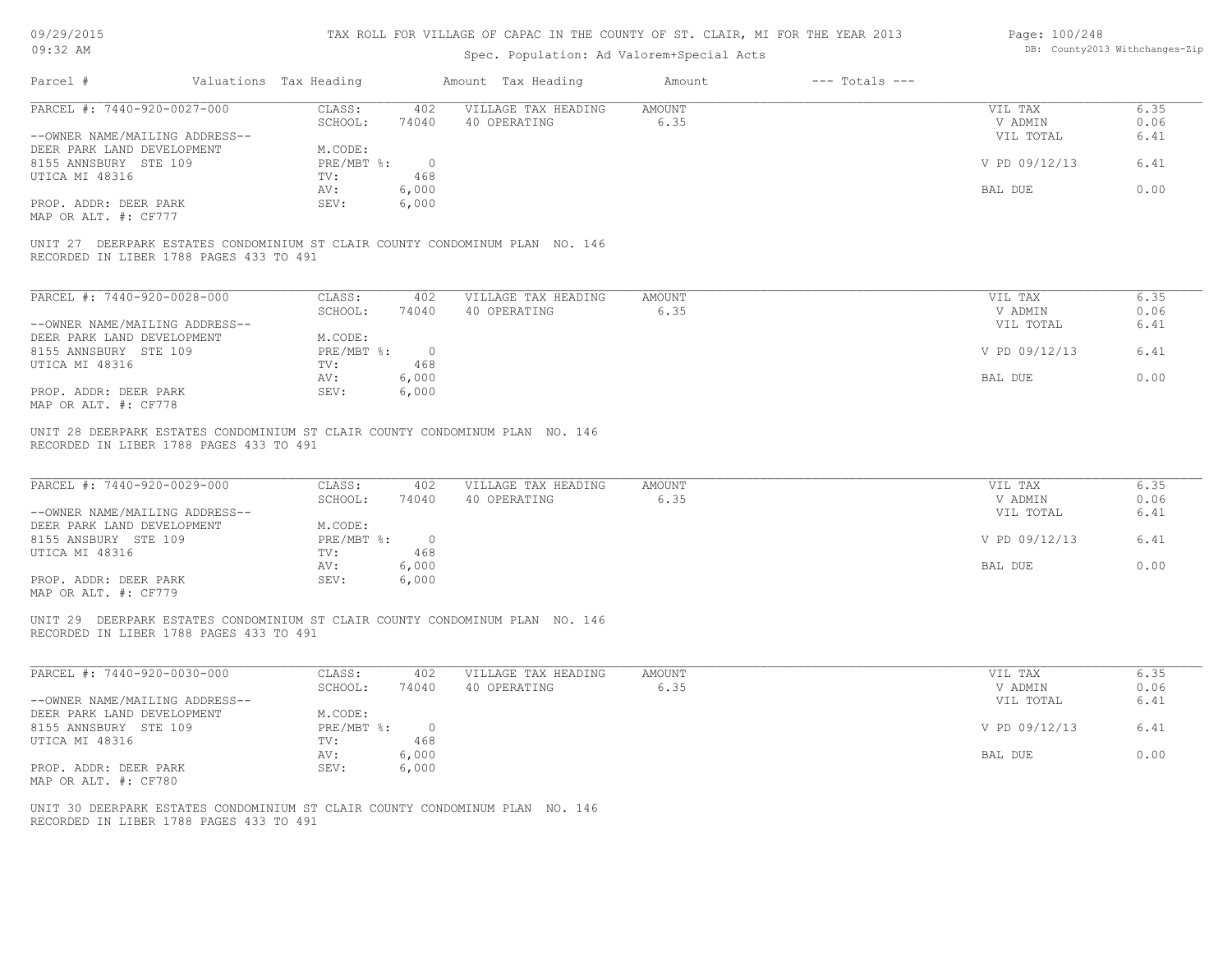# TAX ROLL FOR VILLAGE OF CAPAC IN THE COUNTY OF ST. CLAIR, MI FOR THE YEAR 2013

Spec. Population: Ad Valorem+Special Acts

| Parcel # | Valuations | Tax Heading | Amount | Tax Heading | Amount | --- Totals --- | |
|---|---|---|---|---|---|---|---|
| PARCEL #: 7440-920-0027-000 | CLASS: | 402 | VILLAGE TAX HEADING | AMOUNT | | VIL TAX | 6.35 |
| | SCHOOL: | 74040 | 40 OPERATING | 6.35 | | V ADMIN | 0.06 |
| --OWNER NAME/MAILING ADDRESS-- | | | | | | VIL TOTAL | 6.41 |
| DEER PARK LAND DEVELOPMENT | M.CODE: | | | | | | |
| 8155 ANNSBURY STE 109 | PRE/MBT %: | 0 | | | | V PD 09/12/13 | 6.41 |
| UTICA MI 48316 | TV: | 468 | | | | | |
| | AV: | 6,000 | | | | BAL DUE | 0.00 |
| PROP. ADDR: DEER PARK | SEV: | 6,000 | | | | | |
| MAP OR ALT. #: CF777 | | | | | | | |

UNIT 27 DEERPARK ESTATES CONDOMINIUM ST CLAIR COUNTY CONDOMINUM PLAN NO. 146
RECORDED IN LIBER 1788 PAGES 433 TO 491

| Parcel # | Valuations | Tax Heading | Amount | Tax Heading | Amount | --- Totals --- | |
|---|---|---|---|---|---|---|---|
| PARCEL #: 7440-920-0028-000 | CLASS: | 402 | VILLAGE TAX HEADING | AMOUNT | | VIL TAX | 6.35 |
| | SCHOOL: | 74040 | 40 OPERATING | 6.35 | | V ADMIN | 0.06 |
| --OWNER NAME/MAILING ADDRESS-- | | | | | | VIL TOTAL | 6.41 |
| DEER PARK LAND DEVELOPMENT | M.CODE: | | | | | | |
| 8155 ANNSBURY STE 109 | PRE/MBT %: | 0 | | | | V PD 09/12/13 | 6.41 |
| UTICA MI 48316 | TV: | 468 | | | | | |
| | AV: | 6,000 | | | | BAL DUE | 0.00 |
| PROP. ADDR: DEER PARK | SEV: | 6,000 | | | | | |
| MAP OR ALT. #: CF778 | | | | | | | |

UNIT 28 DEERPARK ESTATES CONDOMINIUM ST CLAIR COUNTY CONDOMINUM PLAN NO. 146
RECORDED IN LIBER 1788 PAGES 433 TO 491

| Parcel # | Valuations | Tax Heading | Amount | Tax Heading | Amount | --- Totals --- | |
|---|---|---|---|---|---|---|---|
| PARCEL #: 7440-920-0029-000 | CLASS: | 402 | VILLAGE TAX HEADING | AMOUNT | | VIL TAX | 6.35 |
| | SCHOOL: | 74040 | 40 OPERATING | 6.35 | | V ADMIN | 0.06 |
| --OWNER NAME/MAILING ADDRESS-- | | | | | | VIL TOTAL | 6.41 |
| DEER PARK LAND DEVELOPMENT | M.CODE: | | | | | | |
| 8155 ANSBURY STE 109 | PRE/MBT %: | 0 | | | | V PD 09/12/13 | 6.41 |
| UTICA MI 48316 | TV: | 468 | | | | | |
| | AV: | 6,000 | | | | BAL DUE | 0.00 |
| PROP. ADDR: DEER PARK | SEV: | 6,000 | | | | | |
| MAP OR ALT. #: CF779 | | | | | | | |

UNIT 29 DEERPARK ESTATES CONDOMINIUM ST CLAIR COUNTY CONDOMINUM PLAN NO. 146
RECORDED IN LIBER 1788 PAGES 433 TO 491

| Parcel # | Valuations | Tax Heading | Amount | Tax Heading | Amount | --- Totals --- | |
|---|---|---|---|---|---|---|---|
| PARCEL #: 7440-920-0030-000 | CLASS: | 402 | VILLAGE TAX HEADING | AMOUNT | | VIL TAX | 6.35 |
| | SCHOOL: | 74040 | 40 OPERATING | 6.35 | | V ADMIN | 0.06 |
| --OWNER NAME/MAILING ADDRESS-- | | | | | | VIL TOTAL | 6.41 |
| DEER PARK LAND DEVELOPMENT | M.CODE: | | | | | | |
| 8155 ANNSBURY STE 109 | PRE/MBT %: | 0 | | | | V PD 09/12/13 | 6.41 |
| UTICA MI 48316 | TV: | 468 | | | | | |
| | AV: | 6,000 | | | | BAL DUE | 0.00 |
| PROP. ADDR: DEER PARK | SEV: | 6,000 | | | | | |
| MAP OR ALT. #: CF780 | | | | | | | |

UNIT 30 DEERPARK ESTATES CONDOMINIUM ST CLAIR COUNTY CONDOMINUM PLAN NO. 146
RECORDED IN LIBER 1788 PAGES 433 TO 491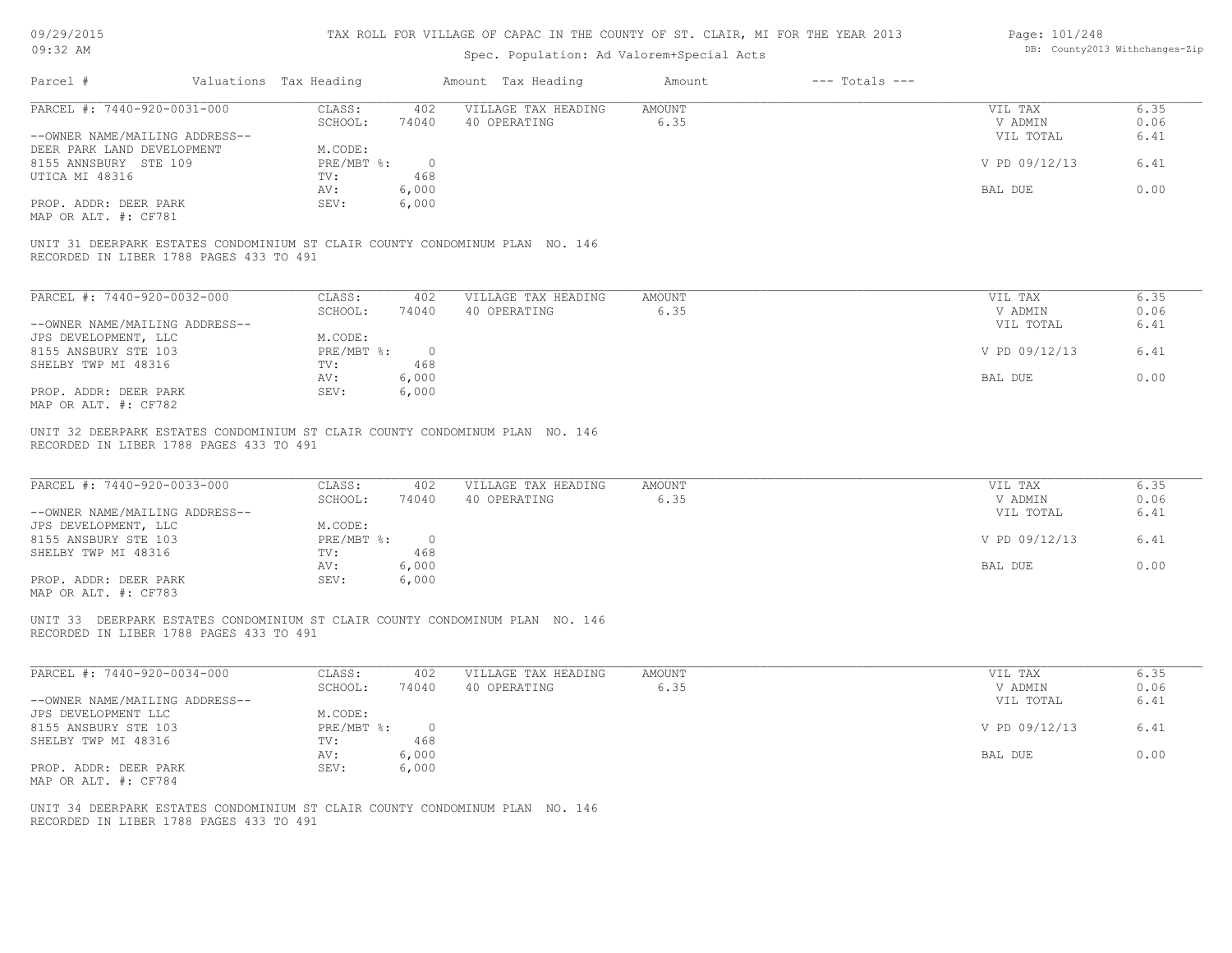TAX ROLL FOR VILLAGE OF CAPAC IN THE COUNTY OF ST. CLAIR, MI FOR THE YEAR 2013

Spec. Population: Ad Valorem+Special Acts

| Parcel # | Valuations | Tax Heading | Amount | Tax Heading | Amount | --- Totals --- | |
|---|---|---|---|---|---|---|---|
| PARCEL #: 7440-920-0031-000 | CLASS: | 402 | VILLAGE TAX HEADING | AMOUNT | | VIL TAX | 6.35 |
| | SCHOOL: | 74040 | 40 OPERATING | 6.35 | | V ADMIN | 0.06 |
| --OWNER NAME/MAILING ADDRESS-- | | | | | | VIL TOTAL | 6.41 |
| DEER PARK LAND DEVELOPMENT | M.CODE: | | | | | | |
| 8155 ANNSBURY STE 109 | PRE/MBT %: | 0 | | | | V PD 09/12/13 | 6.41 |
| UTICA MI 48316 | TV: | 468 | | | | | |
| | AV: | 6,000 | | | | BAL DUE | 0.00 |
| PROP. ADDR: DEER PARK | SEV: | 6,000 | | | | | |
| MAP OR ALT. #: CF781 | | | | | | | |

UNIT 31 DEERPARK ESTATES CONDOMINIUM ST CLAIR COUNTY CONDOMINUM PLAN NO. 146
RECORDED IN LIBER 1788 PAGES 433 TO 491

| Parcel # | Valuations | Tax Heading | Amount | Tax Heading | Amount | --- Totals --- | |
|---|---|---|---|---|---|---|---|
| PARCEL #: 7440-920-0032-000 | CLASS: | 402 | VILLAGE TAX HEADING | AMOUNT | | VIL TAX | 6.35 |
| | SCHOOL: | 74040 | 40 OPERATING | 6.35 | | V ADMIN | 0.06 |
| --OWNER NAME/MAILING ADDRESS-- | | | | | | VIL TOTAL | 6.41 |
| JPS DEVELOPMENT, LLC | M.CODE: | | | | | | |
| 8155 ANSBURY STE 103 | PRE/MBT %: | 0 | | | | V PD 09/12/13 | 6.41 |
| SHELBY TWP MI 48316 | TV: | 468 | | | | | |
| | AV: | 6,000 | | | | BAL DUE | 0.00 |
| PROP. ADDR: DEER PARK | SEV: | 6,000 | | | | | |
| MAP OR ALT. #: CF782 | | | | | | | |

UNIT 32 DEERPARK ESTATES CONDOMINIUM ST CLAIR COUNTY CONDOMINUM PLAN NO. 146
RECORDED IN LIBER 1788 PAGES 433 TO 491

| Parcel # | Valuations | Tax Heading | Amount | Tax Heading | Amount | --- Totals --- | |
|---|---|---|---|---|---|---|---|
| PARCEL #: 7440-920-0033-000 | CLASS: | 402 | VILLAGE TAX HEADING | AMOUNT | | VIL TAX | 6.35 |
| | SCHOOL: | 74040 | 40 OPERATING | 6.35 | | V ADMIN | 0.06 |
| --OWNER NAME/MAILING ADDRESS-- | | | | | | VIL TOTAL | 6.41 |
| JPS DEVELOPMENT, LLC | M.CODE: | | | | | | |
| 8155 ANSBURY STE 103 | PRE/MBT %: | 0 | | | | V PD 09/12/13 | 6.41 |
| SHELBY TWP MI 48316 | TV: | 468 | | | | | |
| | AV: | 6,000 | | | | BAL DUE | 0.00 |
| PROP. ADDR: DEER PARK | SEV: | 6,000 | | | | | |
| MAP OR ALT. #: CF783 | | | | | | | |

UNIT 33 DEERPARK ESTATES CONDOMINIUM ST CLAIR COUNTY CONDOMINUM PLAN NO. 146
RECORDED IN LIBER 1788 PAGES 433 TO 491

| Parcel # | Valuations | Tax Heading | Amount | Tax Heading | Amount | --- Totals --- | |
|---|---|---|---|---|---|---|---|
| PARCEL #: 7440-920-0034-000 | CLASS: | 402 | VILLAGE TAX HEADING | AMOUNT | | VIL TAX | 6.35 |
| | SCHOOL: | 74040 | 40 OPERATING | 6.35 | | V ADMIN | 0.06 |
| --OWNER NAME/MAILING ADDRESS-- | | | | | | VIL TOTAL | 6.41 |
| JPS DEVELOPMENT LLC | M.CODE: | | | | | | |
| 8155 ANSBURY STE 103 | PRE/MBT %: | 0 | | | | V PD 09/12/13 | 6.41 |
| SHELBY TWP MI 48316 | TV: | 468 | | | | | |
| | AV: | 6,000 | | | | BAL DUE | 0.00 |
| PROP. ADDR: DEER PARK | SEV: | 6,000 | | | | | |
| MAP OR ALT. #: CF784 | | | | | | | |

UNIT 34 DEERPARK ESTATES CONDOMINIUM ST CLAIR COUNTY CONDOMINUM PLAN NO. 146
RECORDED IN LIBER 1788 PAGES 433 TO 491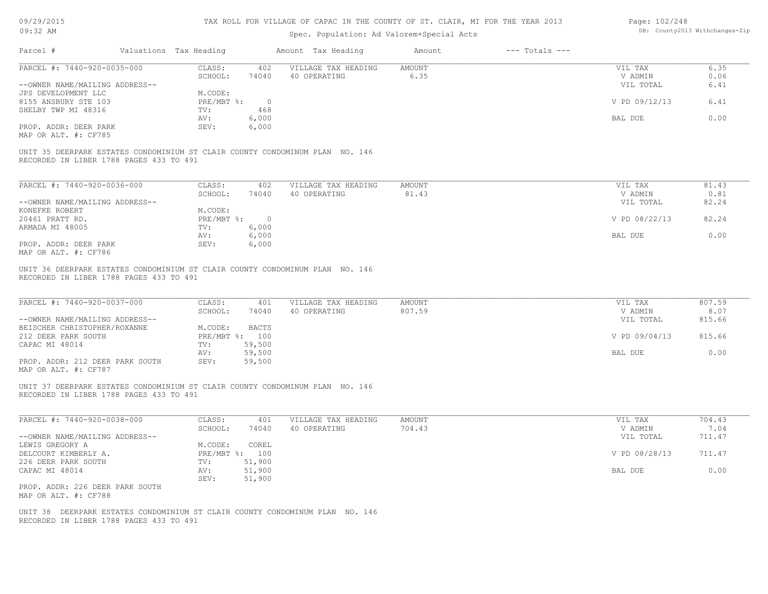TAX ROLL FOR VILLAGE OF CAPAC IN THE COUNTY OF ST. CLAIR, MI FOR THE YEAR 2013

Spec. Population: Ad Valorem+Special Acts

| Parcel # | Valuations | Tax Heading | Amount | Tax Heading | Amount | --- Totals --- | |
|---|---|---|---|---|---|---|---|
| PARCEL #: 7440-920-0035-000 | CLASS: | 402 | VILLAGE TAX HEADING | AMOUNT | | VIL TAX | 6.35 |
| | SCHOOL: | 74040 | 40 OPERATING | 6.35 | | V ADMIN | 0.06 |
| --OWNER NAME/MAILING ADDRESS-- | | | | | | VIL TOTAL | 6.41 |
| JPS DEVELOPMENT LLC | M.CODE: | | | | | | |
| 8155 ANSBURY STE 103 | PRE/MBT %: | 0 | | | | V PD 09/12/13 | 6.41 |
| SHELBY TWP MI 48316 | TV: | 468 | | | | | |
| | AV: | 6,000 | | | | BAL DUE | 0.00 |
| PROP. ADDR: DEER PARK | SEV: | 6,000 | | | | | |
| MAP OR ALT. #: CF785 | | | | | | | |

UNIT 35 DEERPARK ESTATES CONDOMINIUM ST CLAIR COUNTY CONDOMINUM PLAN NO. 146
RECORDED IN LIBER 1788 PAGES 433 TO 491

| Parcel # | Valuations | Tax Heading | Amount | Tax Heading | Amount | --- Totals --- | |
|---|---|---|---|---|---|---|---|
| PARCEL #: 7440-920-0036-000 | CLASS: | 402 | VILLAGE TAX HEADING | AMOUNT | | VIL TAX | 81.43 |
| | SCHOOL: | 74040 | 40 OPERATING | 81.43 | | V ADMIN | 0.81 |
| --OWNER NAME/MAILING ADDRESS-- | | | | | | VIL TOTAL | 82.24 |
| KONEFKE ROBERT | M.CODE: | | | | | | |
| 20461 PRATT RD. | PRE/MBT %: | 0 | | | | V PD 08/22/13 | 82.24 |
| ARMADA MI 48005 | TV: | 6,000 | | | | | |
| | AV: | 6,000 | | | | BAL DUE | 0.00 |
| PROP. ADDR: DEER PARK | SEV: | 6,000 | | | | | |
| MAP OR ALT. #: CF786 | | | | | | | |

UNIT 36 DEERPARK ESTATES CONDOMINIUM ST CLAIR COUNTY CONDOMINUM PLAN NO. 146
RECORDED IN LIBER 1788 PAGES 433 TO 491

| Parcel # | Valuations | Tax Heading | Amount | Tax Heading | Amount | --- Totals --- | |
|---|---|---|---|---|---|---|---|
| PARCEL #: 7440-920-0037-000 | CLASS: | 401 | VILLAGE TAX HEADING | AMOUNT | | VIL TAX | 807.59 |
| | SCHOOL: | 74040 | 40 OPERATING | 807.59 | | V ADMIN | 8.07 |
| --OWNER NAME/MAILING ADDRESS-- | | | | | | VIL TOTAL | 815.66 |
| BEISCHER CHRISTOPHER/ROXANNE | M.CODE: | BACTS | | | | | |
| 212 DEER PARK SOUTH | PRE/MBT %: | 100 | | | | V PD 09/04/13 | 815.66 |
| CAPAC MI 48014 | TV: | 59,500 | | | | | |
| | AV: | 59,500 | | | | BAL DUE | 0.00 |
| PROP. ADDR: 212 DEER PARK SOUTH | SEV: | 59,500 | | | | | |
| MAP OR ALT. #: CF787 | | | | | | | |

UNIT 37 DEERPARK ESTATES CONDOMINIUM ST CLAIR COUNTY CONDOMINUM PLAN NO. 146
RECORDED IN LIBER 1788 PAGES 433 TO 491

| Parcel # | Valuations | Tax Heading | Amount | Tax Heading | Amount | --- Totals --- | |
|---|---|---|---|---|---|---|---|
| PARCEL #: 7440-920-0038-000 | CLASS: | 401 | VILLAGE TAX HEADING | AMOUNT | | VIL TAX | 704.43 |
| | SCHOOL: | 74040 | 40 OPERATING | 704.43 | | V ADMIN | 7.04 |
| --OWNER NAME/MAILING ADDRESS-- | | | | | | VIL TOTAL | 711.47 |
| LEWIS GREGORY A | M.CODE: | COREL | | | | | |
| DELCOURT KIMBERLY A. | PRE/MBT %: | 100 | | | | V PD 08/28/13 | 711.47 |
| 226 DEER PARK SOUTH | TV: | 51,900 | | | | | |
| CAPAC MI 48014 | AV: | 51,900 | | | | BAL DUE | 0.00 |
| | SEV: | 51,900 | | | | | |
| PROP. ADDR: 226 DEER PARK SOUTH | | | | | | | |
| MAP OR ALT. #: CF788 | | | | | | | |

UNIT 38 DEERPARK ESTATES CONDOMINIUM ST CLAIR COUNTY CONDOMINUM PLAN NO. 146
RECORDED IN LIBER 1788 PAGES 433 TO 491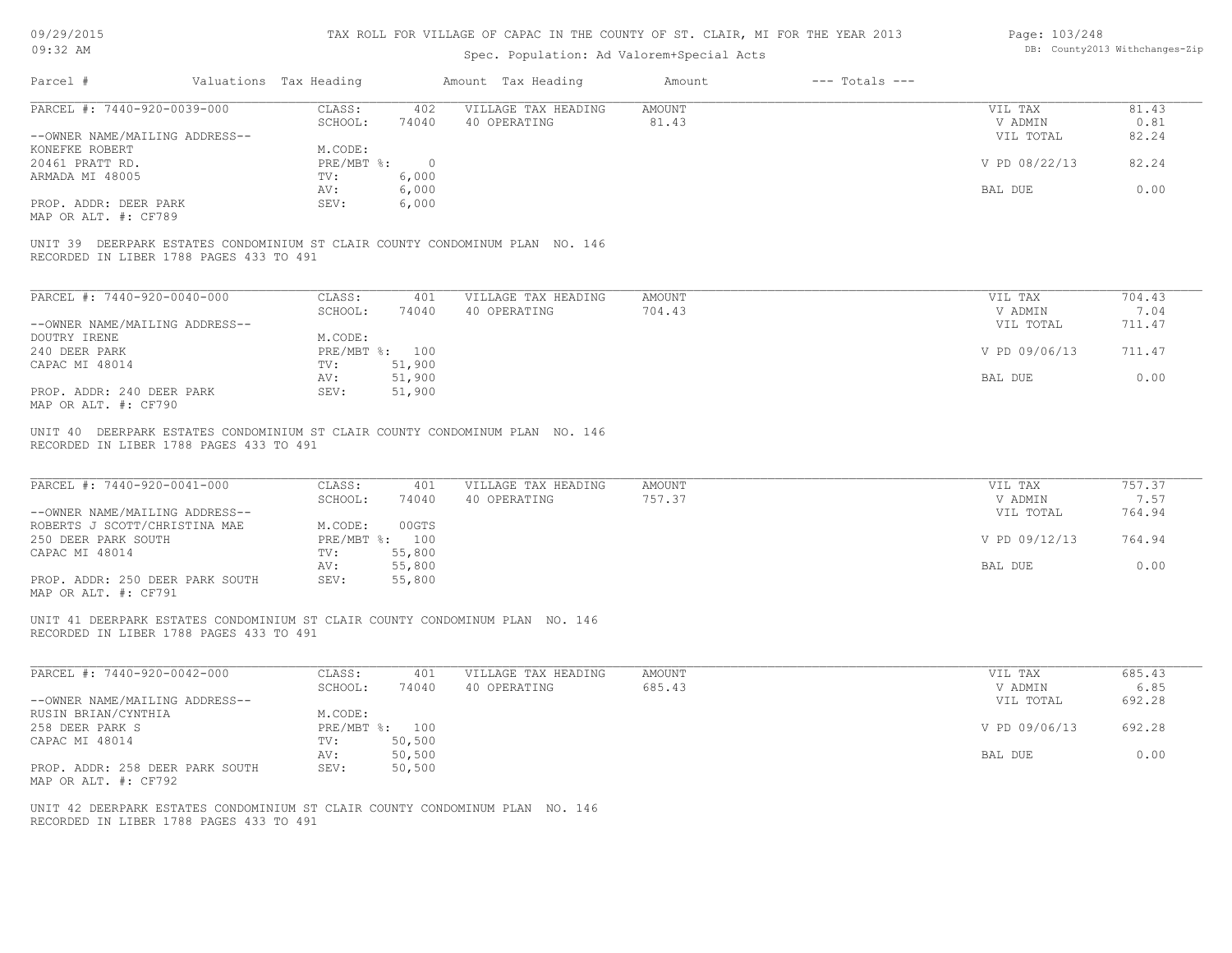TAX ROLL FOR VILLAGE OF CAPAC IN THE COUNTY OF ST. CLAIR, MI FOR THE YEAR 2013

Spec. Population: Ad Valorem+Special Acts

| Parcel # | Valuations | Tax Heading | Amount | Tax Heading | Amount | --- Totals --- | |
|---|---|---|---|---|---|---|---|
| PARCEL #: 7440-920-0039-000 | CLASS: | 402 | VILLAGE TAX HEADING | AMOUNT | | VIL TAX | 81.43 |
| | SCHOOL: | 74040 | 40 OPERATING | 81.43 | | V ADMIN | 0.81 |
| --OWNER NAME/MAILING ADDRESS-- | | | | | | VIL TOTAL | 82.24 |
| KONEFKE ROBERT | M.CODE: | | | | | | |
| 20461 PRATT RD. | PRE/MBT %: | 0 | | | | V PD 08/22/13 | 82.24 |
| ARMADA MI 48005 | TV: | 6,000 | | | | | |
| | AV: | 6,000 | | | | BAL DUE | 0.00 |
| PROP. ADDR: DEER PARK | SEV: | 6,000 | | | | | |
| MAP OR ALT. #: CF789 | | | | | | | |

UNIT 39 DEERPARK ESTATES CONDOMINIUM ST CLAIR COUNTY CONDOMINUM PLAN NO. 146
RECORDED IN LIBER 1788 PAGES 433 TO 491

| Parcel # | Valuations | Tax Heading | Amount | Tax Heading | Amount | --- Totals --- | |
|---|---|---|---|---|---|---|---|
| PARCEL #: 7440-920-0040-000 | CLASS: | 401 | VILLAGE TAX HEADING | AMOUNT | | VIL TAX | 704.43 |
| | SCHOOL: | 74040 | 40 OPERATING | 704.43 | | V ADMIN | 7.04 |
| --OWNER NAME/MAILING ADDRESS-- | | | | | | VIL TOTAL | 711.47 |
| DOUTRY IRENE | M.CODE: | | | | | | |
| 240 DEER PARK | PRE/MBT %: | 100 | | | | V PD 09/06/13 | 711.47 |
| CAPAC MI 48014 | TV: | 51,900 | | | | | |
| | AV: | 51,900 | | | | BAL DUE | 0.00 |
| PROP. ADDR: 240 DEER PARK | SEV: | 51,900 | | | | | |
| MAP OR ALT. #: CF790 | | | | | | | |

UNIT 40 DEERPARK ESTATES CONDOMINIUM ST CLAIR COUNTY CONDOMINUM PLAN NO. 146
RECORDED IN LIBER 1788 PAGES 433 TO 491

| Parcel # | Valuations | Tax Heading | Amount | Tax Heading | Amount | --- Totals --- | |
|---|---|---|---|---|---|---|---|
| PARCEL #: 7440-920-0041-000 | CLASS: | 401 | VILLAGE TAX HEADING | AMOUNT | | VIL TAX | 757.37 |
| | SCHOOL: | 74040 | 40 OPERATING | 757.37 | | V ADMIN | 7.57 |
| --OWNER NAME/MAILING ADDRESS-- | | | | | | VIL TOTAL | 764.94 |
| ROBERTS J SCOTT/CHRISTINA MAE | M.CODE: | 00GTS | | | | | |
| 250 DEER PARK SOUTH | PRE/MBT %: | 100 | | | | V PD 09/12/13 | 764.94 |
| CAPAC MI 48014 | TV: | 55,800 | | | | | |
| | AV: | 55,800 | | | | BAL DUE | 0.00 |
| PROP. ADDR: 250 DEER PARK SOUTH | SEV: | 55,800 | | | | | |
| MAP OR ALT. #: CF791 | | | | | | | |

UNIT 41 DEERPARK ESTATES CONDOMINIUM ST CLAIR COUNTY CONDOMINUM PLAN NO. 146
RECORDED IN LIBER 1788 PAGES 433 TO 491

| Parcel # | Valuations | Tax Heading | Amount | Tax Heading | Amount | --- Totals --- | |
|---|---|---|---|---|---|---|---|
| PARCEL #: 7440-920-0042-000 | CLASS: | 401 | VILLAGE TAX HEADING | AMOUNT | | VIL TAX | 685.43 |
| | SCHOOL: | 74040 | 40 OPERATING | 685.43 | | V ADMIN | 6.85 |
| --OWNER NAME/MAILING ADDRESS-- | | | | | | VIL TOTAL | 692.28 |
| RUSIN BRIAN/CYNTHIA | M.CODE: | | | | | | |
| 258 DEER PARK S | PRE/MBT %: | 100 | | | | V PD 09/06/13 | 692.28 |
| CAPAC MI 48014 | TV: | 50,500 | | | | | |
| | AV: | 50,500 | | | | BAL DUE | 0.00 |
| PROP. ADDR: 258 DEER PARK SOUTH | SEV: | 50,500 | | | | | |
| MAP OR ALT. #: CF792 | | | | | | | |

UNIT 42 DEERPARK ESTATES CONDOMINIUM ST CLAIR COUNTY CONDOMINUM PLAN NO. 146
RECORDED IN LIBER 1788 PAGES 433 TO 491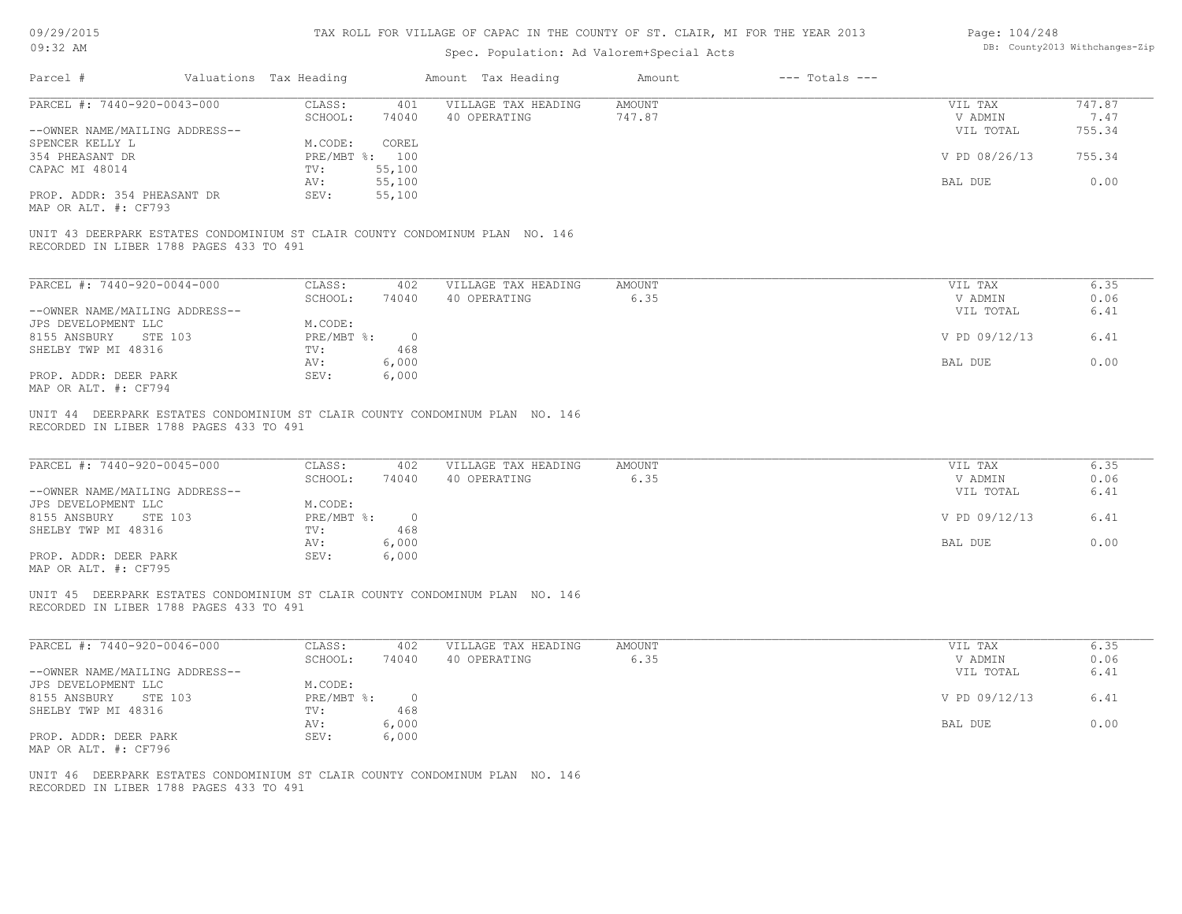TAX ROLL FOR VILLAGE OF CAPAC IN THE COUNTY OF ST. CLAIR, MI FOR THE YEAR 2013

Spec. Population: Ad Valorem+Special Acts

| Parcel # | Valuations Tax Heading | | Amount Tax Heading | Amount | --- Totals --- | |
|---|---|---|---|---|---|---|
| PARCEL #: 7440-920-0043-000 | CLASS: | 401 | VILLAGE TAX HEADING | AMOUNT | VIL TAX | 747.87 |
| | SCHOOL: | 74040 | 40 OPERATING | 747.87 | V ADMIN | 7.47 |
| --OWNER NAME/MAILING ADDRESS-- | | | | | VIL TOTAL | 755.34 |
| SPENCER KELLY L | M.CODE: | COREL | | | | |
| 354 PHEASANT DR | PRE/MBT %: | 100 | | | V PD 08/26/13 | 755.34 |
| CAPAC MI 48014 | TV: | 55,100 | | | | |
| | AV: | 55,100 | | | BAL DUE | 0.00 |
| PROP. ADDR: 354 PHEASANT DR | SEV: | 55,100 | | | | |
| MAP OR ALT. #: CF793 | | | | | | |

UNIT 43 DEERPARK ESTATES CONDOMINIUM ST CLAIR COUNTY CONDOMINUM PLAN NO. 146
RECORDED IN LIBER 1788 PAGES 433 TO 491

| Parcel # | Valuations Tax Heading | | Amount Tax Heading | Amount | --- Totals --- | |
|---|---|---|---|---|---|---|
| PARCEL #: 7440-920-0044-000 | CLASS: | 402 | VILLAGE TAX HEADING | AMOUNT | VIL TAX | 6.35 |
| | SCHOOL: | 74040 | 40 OPERATING | 6.35 | V ADMIN | 0.06 |
| --OWNER NAME/MAILING ADDRESS-- | | | | | VIL TOTAL | 6.41 |
| JPS DEVELOPMENT LLC | M.CODE: | | | | | |
| 8155 ANSBURY STE 103 | PRE/MBT %: | 0 | | | V PD 09/12/13 | 6.41 |
| SHELBY TWP MI 48316 | TV: | 468 | | | | |
| | AV: | 6,000 | | | BAL DUE | 0.00 |
| PROP. ADDR: DEER PARK | SEV: | 6,000 | | | | |
| MAP OR ALT. #: CF794 | | | | | | |

UNIT 44 DEERPARK ESTATES CONDOMINIUM ST CLAIR COUNTY CONDOMINUM PLAN NO. 146
RECORDED IN LIBER 1788 PAGES 433 TO 491

| Parcel # | Valuations Tax Heading | | Amount Tax Heading | Amount | --- Totals --- | |
|---|---|---|---|---|---|---|
| PARCEL #: 7440-920-0045-000 | CLASS: | 402 | VILLAGE TAX HEADING | AMOUNT | VIL TAX | 6.35 |
| | SCHOOL: | 74040 | 40 OPERATING | 6.35 | V ADMIN | 0.06 |
| --OWNER NAME/MAILING ADDRESS-- | | | | | VIL TOTAL | 6.41 |
| JPS DEVELOPMENT LLC | M.CODE: | | | | | |
| 8155 ANSBURY STE 103 | PRE/MBT %: | 0 | | | V PD 09/12/13 | 6.41 |
| SHELBY TWP MI 48316 | TV: | 468 | | | | |
| | AV: | 6,000 | | | BAL DUE | 0.00 |
| PROP. ADDR: DEER PARK | SEV: | 6,000 | | | | |
| MAP OR ALT. #: CF795 | | | | | | |

UNIT 45 DEERPARK ESTATES CONDOMINIUM ST CLAIR COUNTY CONDOMINUM PLAN NO. 146
RECORDED IN LIBER 1788 PAGES 433 TO 491

| Parcel # | Valuations Tax Heading | | Amount Tax Heading | Amount | --- Totals --- | |
|---|---|---|---|---|---|---|
| PARCEL #: 7440-920-0046-000 | CLASS: | 402 | VILLAGE TAX HEADING | AMOUNT | VIL TAX | 6.35 |
| | SCHOOL: | 74040 | 40 OPERATING | 6.35 | V ADMIN | 0.06 |
| --OWNER NAME/MAILING ADDRESS-- | | | | | VIL TOTAL | 6.41 |
| JPS DEVELOPMENT LLC | M.CODE: | | | | | |
| 8155 ANSBURY STE 103 | PRE/MBT %: | 0 | | | V PD 09/12/13 | 6.41 |
| SHELBY TWP MI 48316 | TV: | 468 | | | | |
| | AV: | 6,000 | | | BAL DUE | 0.00 |
| PROP. ADDR: DEER PARK | SEV: | 6,000 | | | | |
| MAP OR ALT. #: CF796 | | | | | | |

UNIT 46 DEERPARK ESTATES CONDOMINIUM ST CLAIR COUNTY CONDOMINUM PLAN NO. 146
RECORDED IN LIBER 1788 PAGES 433 TO 491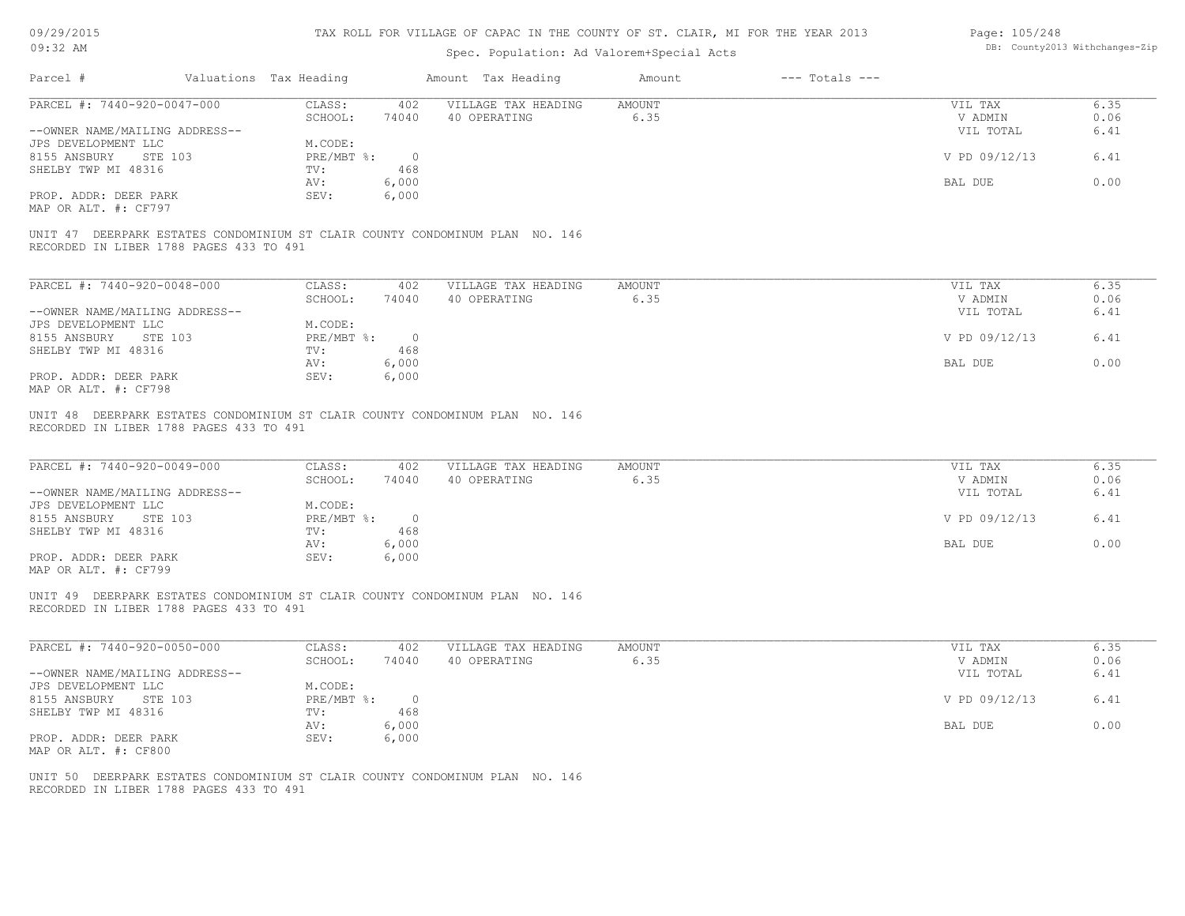TAX ROLL FOR VILLAGE OF CAPAC IN THE COUNTY OF ST. CLAIR, MI FOR THE YEAR 2013

Spec. Population: Ad Valorem+Special Acts

| Parcel # | Valuations | Tax Heading | Amount | Tax Heading | Amount | --- Totals --- | |
|---|---|---|---|---|---|---|---|
| PARCEL #: 7440-920-0047-000 | CLASS: | 402 | VILLAGE TAX HEADING | AMOUNT | | VIL TAX | 6.35 |
| | SCHOOL: | 74040 | 40 OPERATING | 6.35 | | V ADMIN | 0.06 |
| --OWNER NAME/MAILING ADDRESS-- | | | | | | VIL TOTAL | 6.41 |
| JPS DEVELOPMENT LLC | M.CODE: | | | | | | |
| 8155 ANSBURY STE 103 | PRE/MBT %: | 0 | | | | V PD 09/12/13 | 6.41 |
| SHELBY TWP MI 48316 | TV: | 468 | | | | | |
| | AV: | 6,000 | | | | BAL DUE | 0.00 |
| PROP. ADDR: DEER PARK | SEV: | 6,000 | | | | | |
| MAP OR ALT. #: CF797 | | | | | | | |

UNIT 47 DEERPARK ESTATES CONDOMINIUM ST CLAIR COUNTY CONDOMINUM PLAN NO. 146
RECORDED IN LIBER 1788 PAGES 433 TO 491

| Parcel # | Valuations | Tax Heading | Amount | Tax Heading | Amount | --- Totals --- | |
|---|---|---|---|---|---|---|---|
| PARCEL #: 7440-920-0048-000 | CLASS: | 402 | VILLAGE TAX HEADING | AMOUNT | | VIL TAX | 6.35 |
| | SCHOOL: | 74040 | 40 OPERATING | 6.35 | | V ADMIN | 0.06 |
| --OWNER NAME/MAILING ADDRESS-- | | | | | | VIL TOTAL | 6.41 |
| JPS DEVELOPMENT LLC | M.CODE: | | | | | | |
| 8155 ANSBURY STE 103 | PRE/MBT %: | 0 | | | | V PD 09/12/13 | 6.41 |
| SHELBY TWP MI 48316 | TV: | 468 | | | | | |
| | AV: | 6,000 | | | | BAL DUE | 0.00 |
| PROP. ADDR: DEER PARK | SEV: | 6,000 | | | | | |
| MAP OR ALT. #: CF798 | | | | | | | |

UNIT 48 DEERPARK ESTATES CONDOMINIUM ST CLAIR COUNTY CONDOMINUM PLAN NO. 146
RECORDED IN LIBER 1788 PAGES 433 TO 491

| Parcel # | Valuations | Tax Heading | Amount | Tax Heading | Amount | --- Totals --- | |
|---|---|---|---|---|---|---|---|
| PARCEL #: 7440-920-0049-000 | CLASS: | 402 | VILLAGE TAX HEADING | AMOUNT | | VIL TAX | 6.35 |
| | SCHOOL: | 74040 | 40 OPERATING | 6.35 | | V ADMIN | 0.06 |
| --OWNER NAME/MAILING ADDRESS-- | | | | | | VIL TOTAL | 6.41 |
| JPS DEVELOPMENT LLC | M.CODE: | | | | | | |
| 8155 ANSBURY STE 103 | PRE/MBT %: | 0 | | | | V PD 09/12/13 | 6.41 |
| SHELBY TWP MI 48316 | TV: | 468 | | | | | |
| | AV: | 6,000 | | | | BAL DUE | 0.00 |
| PROP. ADDR: DEER PARK | SEV: | 6,000 | | | | | |
| MAP OR ALT. #: CF799 | | | | | | | |

UNIT 49 DEERPARK ESTATES CONDOMINIUM ST CLAIR COUNTY CONDOMINUM PLAN NO. 146
RECORDED IN LIBER 1788 PAGES 433 TO 491

| Parcel # | Valuations | Tax Heading | Amount | Tax Heading | Amount | --- Totals --- | |
|---|---|---|---|---|---|---|---|
| PARCEL #: 7440-920-0050-000 | CLASS: | 402 | VILLAGE TAX HEADING | AMOUNT | | VIL TAX | 6.35 |
| | SCHOOL: | 74040 | 40 OPERATING | 6.35 | | V ADMIN | 0.06 |
| --OWNER NAME/MAILING ADDRESS-- | | | | | | VIL TOTAL | 6.41 |
| JPS DEVELOPMENT LLC | M.CODE: | | | | | | |
| 8155 ANSBURY STE 103 | PRE/MBT %: | 0 | | | | V PD 09/12/13 | 6.41 |
| SHELBY TWP MI 48316 | TV: | 468 | | | | | |
| | AV: | 6,000 | | | | BAL DUE | 0.00 |
| PROP. ADDR: DEER PARK | SEV: | 6,000 | | | | | |
| MAP OR ALT. #: CF800 | | | | | | | |

UNIT 50 DEERPARK ESTATES CONDOMINIUM ST CLAIR COUNTY CONDOMINUM PLAN NO. 146
RECORDED IN LIBER 1788 PAGES 433 TO 491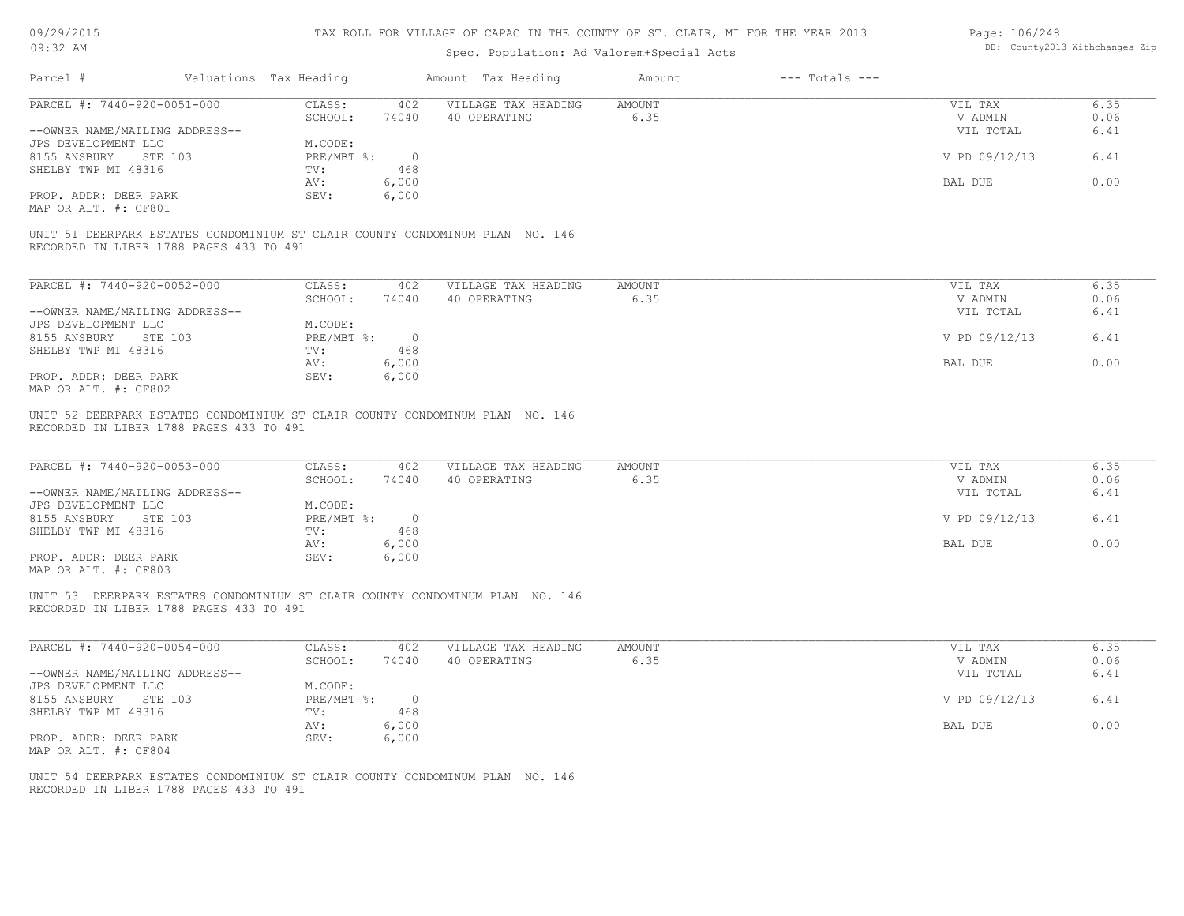TAX ROLL FOR VILLAGE OF CAPAC IN THE COUNTY OF ST. CLAIR, MI FOR THE YEAR 2013

Spec. Population: Ad Valorem+Special Acts

09/29/2015
09:32 AM

DB: County2013 Withchanges-Zip

| Parcel # | Valuations | Tax Heading | Amount | Tax Heading | Amount | --- Totals --- | |
|---|---|---|---|---|---|---|---|

**PARCEL #: 7440-920-0051-000**

| | | | | | |
|---|---|---|---|---|---|
| --OWNER NAME/MAILING ADDRESS-- | CLASS: 402 | VILLAGE TAX HEADING | AMOUNT | VIL TAX | 6.35 |
| JPS DEVELOPMENT LLC | SCHOOL: 74040 | 40 OPERATING | 6.35 | V ADMIN | 0.06 |
| 8155 ANSBURY STE 103 | M.CODE: | | | VIL TOTAL | 6.41 |
| SHELBY TWP MI 48316 | PRE/MBT %: 0 | | | V PD 09/12/13 | 6.41 |
| PROP. ADDR: DEER PARK | TV: 468 | | | | |
| MAP OR ALT. #: CF801 | AV: 6,000 | | | BAL DUE | 0.00 |
| | SEV: 6,000 | | | | |

UNIT 51 DEERPARK ESTATES CONDOMINIUM ST CLAIR COUNTY CONDOMINUM PLAN NO. 146
RECORDED IN LIBER 1788 PAGES 433 TO 491

**PARCEL #: 7440-920-0052-000**

| | | | | | |
|---|---|---|---|---|---|
| --OWNER NAME/MAILING ADDRESS-- | CLASS: 402 | VILLAGE TAX HEADING | AMOUNT | VIL TAX | 6.35 |
| JPS DEVELOPMENT LLC | SCHOOL: 74040 | 40 OPERATING | 6.35 | V ADMIN | 0.06 |
| 8155 ANSBURY STE 103 | M.CODE: | | | VIL TOTAL | 6.41 |
| SHELBY TWP MI 48316 | PRE/MBT %: 0 | | | V PD 09/12/13 | 6.41 |
| PROP. ADDR: DEER PARK | TV: 468 | | | | |
| MAP OR ALT. #: CF802 | AV: 6,000 | | | BAL DUE | 0.00 |
| | SEV: 6,000 | | | | |

UNIT 52 DEERPARK ESTATES CONDOMINIUM ST CLAIR COUNTY CONDOMINUM PLAN NO. 146
RECORDED IN LIBER 1788 PAGES 433 TO 491

**PARCEL #: 7440-920-0053-000**

| | | | | | |
|---|---|---|---|---|---|
| --OWNER NAME/MAILING ADDRESS-- | CLASS: 402 | VILLAGE TAX HEADING | AMOUNT | VIL TAX | 6.35 |
| JPS DEVELOPMENT LLC | SCHOOL: 74040 | 40 OPERATING | 6.35 | V ADMIN | 0.06 |
| 8155 ANSBURY STE 103 | M.CODE: | | | VIL TOTAL | 6.41 |
| SHELBY TWP MI 48316 | PRE/MBT %: 0 | | | V PD 09/12/13 | 6.41 |
| PROP. ADDR: DEER PARK | TV: 468 | | | | |
| MAP OR ALT. #: CF803 | AV: 6,000 | | | BAL DUE | 0.00 |
| | SEV: 6,000 | | | | |

UNIT 53 DEERPARK ESTATES CONDOMINIUM ST CLAIR COUNTY CONDOMINUM PLAN NO. 146
RECORDED IN LIBER 1788 PAGES 433 TO 491

**PARCEL #: 7440-920-0054-000**

| | | | | | |
|---|---|---|---|---|---|
| --OWNER NAME/MAILING ADDRESS-- | CLASS: 402 | VILLAGE TAX HEADING | AMOUNT | VIL TAX | 6.35 |
| JPS DEVELOPMENT LLC | SCHOOL: 74040 | 40 OPERATING | 6.35 | V ADMIN | 0.06 |
| 8155 ANSBURY STE 103 | M.CODE: | | | VIL TOTAL | 6.41 |
| SHELBY TWP MI 48316 | PRE/MBT %: 0 | | | V PD 09/12/13 | 6.41 |
| PROP. ADDR: DEER PARK | TV: 468 | | | | |
| MAP OR ALT. #: CF804 | AV: 6,000 | | | BAL DUE | 0.00 |
| | SEV: 6,000 | | | | |

UNIT 54 DEERPARK ESTATES CONDOMINIUM ST CLAIR COUNTY CONDOMINUM PLAN NO. 146
RECORDED IN LIBER 1788 PAGES 433 TO 491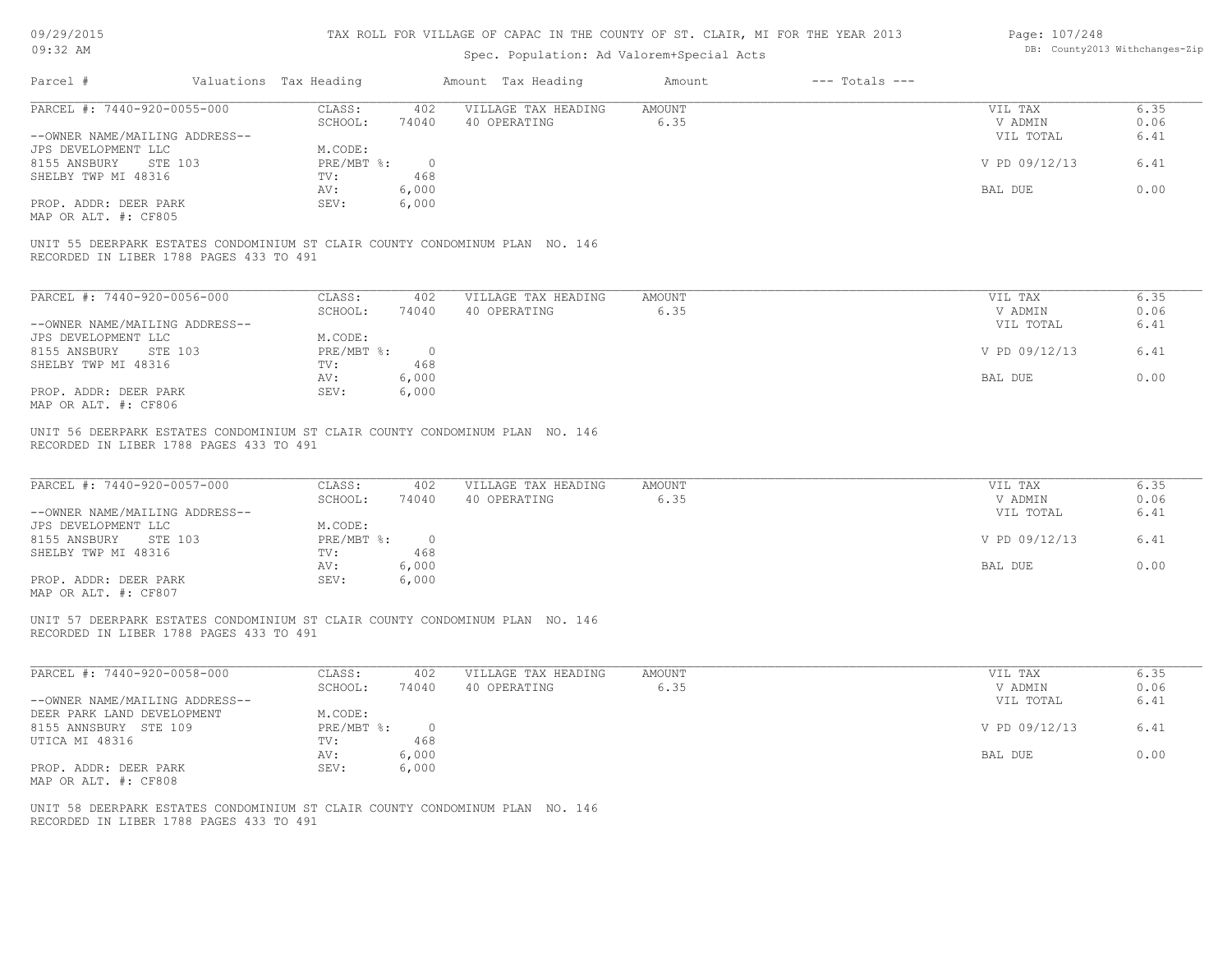# TAX ROLL FOR VILLAGE OF CAPAC IN THE COUNTY OF ST. CLAIR, MI FOR THE YEAR 2013

Spec. Population: Ad Valorem+Special Acts

| Parcel # | Valuations | Tax Heading | Amount | Tax Heading | Amount | --- Totals --- | |
|---|---|---|---|---|---|---|---|
| PARCEL #: 7440-920-0055-000 | CLASS: | 402 | VILLAGE TAX HEADING | AMOUNT | | VIL TAX | 6.35 |
| | SCHOOL: | 74040 | 40 OPERATING | 6.35 | | V ADMIN | 0.06 |
| --OWNER NAME/MAILING ADDRESS-- | | | | | | VIL TOTAL | 6.41 |
| JPS DEVELOPMENT LLC | M.CODE: | | | | | | |
| 8155 ANSBURY STE 103 | PRE/MBT %: | 0 | | | | V PD 09/12/13 | 6.41 |
| SHELBY TWP MI 48316 | TV: | 468 | | | | | |
| | AV: | 6,000 | | | | BAL DUE | 0.00 |
| PROP. ADDR: DEER PARK | SEV: | 6,000 | | | | | |
| MAP OR ALT. #: CF805 | | | | | | | |

UNIT 55 DEERPARK ESTATES CONDOMINIUM ST CLAIR COUNTY CONDOMINUM PLAN NO. 146
RECORDED IN LIBER 1788 PAGES 433 TO 491

| Parcel # | Valuations | Tax Heading | Amount | Tax Heading | Amount | --- Totals --- | |
|---|---|---|---|---|---|---|---|
| PARCEL #: 7440-920-0056-000 | CLASS: | 402 | VILLAGE TAX HEADING | AMOUNT | | VIL TAX | 6.35 |
| | SCHOOL: | 74040 | 40 OPERATING | 6.35 | | V ADMIN | 0.06 |
| --OWNER NAME/MAILING ADDRESS-- | | | | | | VIL TOTAL | 6.41 |
| JPS DEVELOPMENT LLC | M.CODE: | | | | | | |
| 8155 ANSBURY STE 103 | PRE/MBT %: | 0 | | | | V PD 09/12/13 | 6.41 |
| SHELBY TWP MI 48316 | TV: | 468 | | | | | |
| | AV: | 6,000 | | | | BAL DUE | 0.00 |
| PROP. ADDR: DEER PARK | SEV: | 6,000 | | | | | |
| MAP OR ALT. #: CF806 | | | | | | | |

UNIT 56 DEERPARK ESTATES CONDOMINIUM ST CLAIR COUNTY CONDOMINUM PLAN NO. 146
RECORDED IN LIBER 1788 PAGES 433 TO 491

| Parcel # | Valuations | Tax Heading | Amount | Tax Heading | Amount | --- Totals --- | |
|---|---|---|---|---|---|---|---|
| PARCEL #: 7440-920-0057-000 | CLASS: | 402 | VILLAGE TAX HEADING | AMOUNT | | VIL TAX | 6.35 |
| | SCHOOL: | 74040 | 40 OPERATING | 6.35 | | V ADMIN | 0.06 |
| --OWNER NAME/MAILING ADDRESS-- | | | | | | VIL TOTAL | 6.41 |
| JPS DEVELOPMENT LLC | M.CODE: | | | | | | |
| 8155 ANSBURY STE 103 | PRE/MBT %: | 0 | | | | V PD 09/12/13 | 6.41 |
| SHELBY TWP MI 48316 | TV: | 468 | | | | | |
| | AV: | 6,000 | | | | BAL DUE | 0.00 |
| PROP. ADDR: DEER PARK | SEV: | 6,000 | | | | | |
| MAP OR ALT. #: CF807 | | | | | | | |

UNIT 57 DEERPARK ESTATES CONDOMINIUM ST CLAIR COUNTY CONDOMINUM PLAN NO. 146
RECORDED IN LIBER 1788 PAGES 433 TO 491

| Parcel # | Valuations | Tax Heading | Amount | Tax Heading | Amount | --- Totals --- | |
|---|---|---|---|---|---|---|---|
| PARCEL #: 7440-920-0058-000 | CLASS: | 402 | VILLAGE TAX HEADING | AMOUNT | | VIL TAX | 6.35 |
| | SCHOOL: | 74040 | 40 OPERATING | 6.35 | | V ADMIN | 0.06 |
| --OWNER NAME/MAILING ADDRESS-- | | | | | | VIL TOTAL | 6.41 |
| DEER PARK LAND DEVELOPMENT | M.CODE: | | | | | | |
| 8155 ANNSBURY STE 109 | PRE/MBT %: | 0 | | | | V PD 09/12/13 | 6.41 |
| UTICA MI 48316 | TV: | 468 | | | | | |
| | AV: | 6,000 | | | | BAL DUE | 0.00 |
| PROP. ADDR: DEER PARK | SEV: | 6,000 | | | | | |
| MAP OR ALT. #: CF808 | | | | | | | |

UNIT 58 DEERPARK ESTATES CONDOMINIUM ST CLAIR COUNTY CONDOMINUM PLAN NO. 146
RECORDED IN LIBER 1788 PAGES 433 TO 491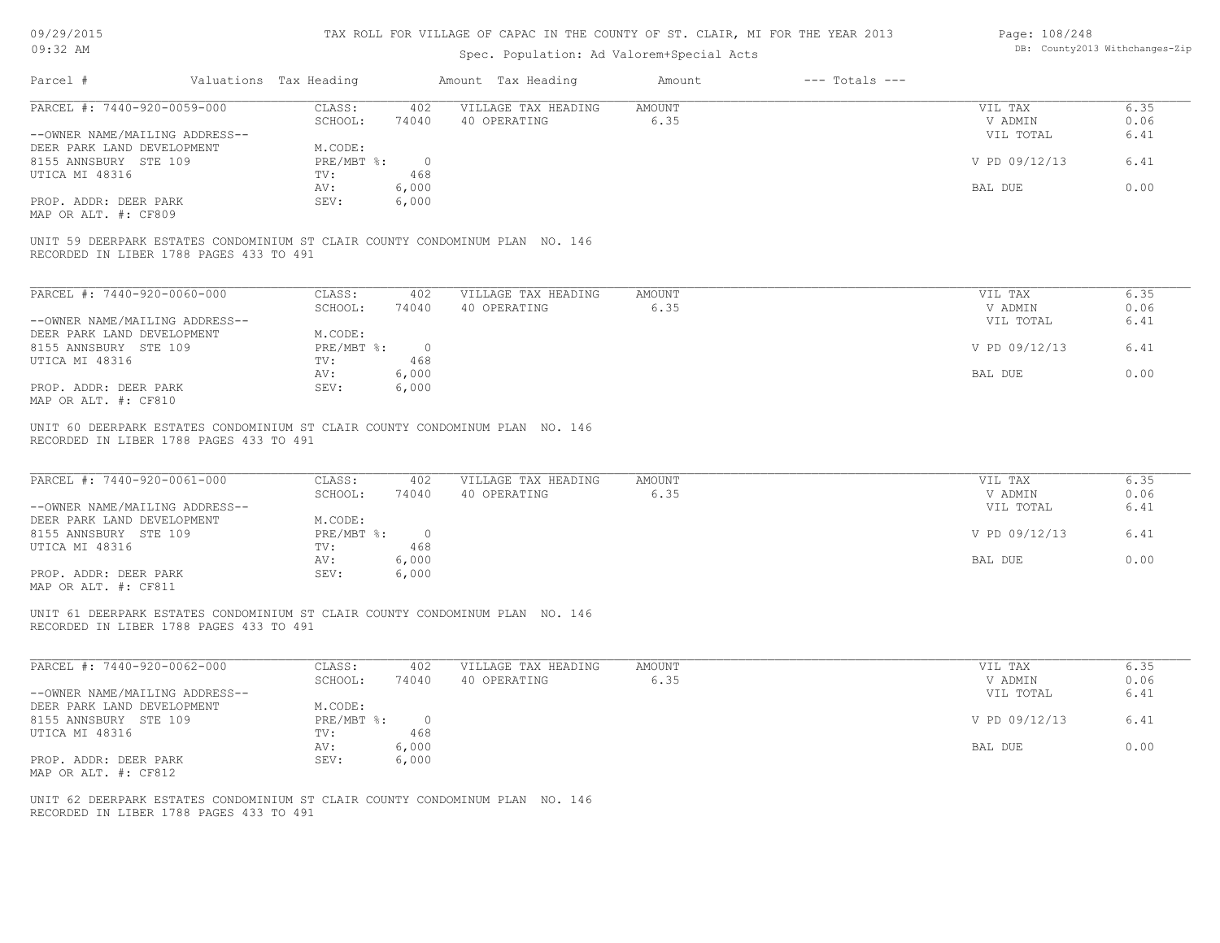TAX ROLL FOR VILLAGE OF CAPAC IN THE COUNTY OF ST. CLAIR, MI FOR THE YEAR 2013

Spec. Population: Ad Valorem+Special Acts

| Parcel # | Valuations | Tax Heading | Amount | Tax Heading | Amount | --- Totals --- | |
|---|---|---|---|---|---|---|---|
| PARCEL #: 7440-920-0059-000 | CLASS: | 402 | VILLAGE TAX HEADING | AMOUNT | | VIL TAX | 6.35 |
| | SCHOOL: | 74040 | 40 OPERATING | 6.35 | | V ADMIN | 0.06 |
| --OWNER NAME/MAILING ADDRESS-- | | | | | | VIL TOTAL | 6.41 |
| DEER PARK LAND DEVELOPMENT | M.CODE: | | | | | | |
| 8155 ANNSBURY STE 109 | PRE/MBT %: | 0 | | | | V PD 09/12/13 | 6.41 |
| UTICA MI 48316 | TV: | 468 | | | | | |
| | AV: | 6,000 | | | | BAL DUE | 0.00 |
| PROP. ADDR: DEER PARK | SEV: | 6,000 | | | | | |
| MAP OR ALT. #: CF809 | | | | | | | |

UNIT 59 DEERPARK ESTATES CONDOMINIUM ST CLAIR COUNTY CONDOMINUM PLAN NO. 146
RECORDED IN LIBER 1788 PAGES 433 TO 491

| Parcel # | Valuations | Tax Heading | Amount | Tax Heading | Amount | --- Totals --- | |
|---|---|---|---|---|---|---|---|
| PARCEL #: 7440-920-0060-000 | CLASS: | 402 | VILLAGE TAX HEADING | AMOUNT | | VIL TAX | 6.35 |
| | SCHOOL: | 74040 | 40 OPERATING | 6.35 | | V ADMIN | 0.06 |
| --OWNER NAME/MAILING ADDRESS-- | | | | | | VIL TOTAL | 6.41 |
| DEER PARK LAND DEVELOPMENT | M.CODE: | | | | | | |
| 8155 ANNSBURY STE 109 | PRE/MBT %: | 0 | | | | V PD 09/12/13 | 6.41 |
| UTICA MI 48316 | TV: | 468 | | | | | |
| | AV: | 6,000 | | | | BAL DUE | 0.00 |
| PROP. ADDR: DEER PARK | SEV: | 6,000 | | | | | |
| MAP OR ALT. #: CF810 | | | | | | | |

UNIT 60 DEERPARK ESTATES CONDOMINIUM ST CLAIR COUNTY CONDOMINUM PLAN NO. 146
RECORDED IN LIBER 1788 PAGES 433 TO 491

| Parcel # | Valuations | Tax Heading | Amount | Tax Heading | Amount | --- Totals --- | |
|---|---|---|---|---|---|---|---|
| PARCEL #: 7440-920-0061-000 | CLASS: | 402 | VILLAGE TAX HEADING | AMOUNT | | VIL TAX | 6.35 |
| | SCHOOL: | 74040 | 40 OPERATING | 6.35 | | V ADMIN | 0.06 |
| --OWNER NAME/MAILING ADDRESS-- | | | | | | VIL TOTAL | 6.41 |
| DEER PARK LAND DEVELOPMENT | M.CODE: | | | | | | |
| 8155 ANNSBURY STE 109 | PRE/MBT %: | 0 | | | | V PD 09/12/13 | 6.41 |
| UTICA MI 48316 | TV: | 468 | | | | | |
| | AV: | 6,000 | | | | BAL DUE | 0.00 |
| PROP. ADDR: DEER PARK | SEV: | 6,000 | | | | | |
| MAP OR ALT. #: CF811 | | | | | | | |

UNIT 61 DEERPARK ESTATES CONDOMINIUM ST CLAIR COUNTY CONDOMINUM PLAN NO. 146
RECORDED IN LIBER 1788 PAGES 433 TO 491

| Parcel # | Valuations | Tax Heading | Amount | Tax Heading | Amount | --- Totals --- | |
|---|---|---|---|---|---|---|---|
| PARCEL #: 7440-920-0062-000 | CLASS: | 402 | VILLAGE TAX HEADING | AMOUNT | | VIL TAX | 6.35 |
| | SCHOOL: | 74040 | 40 OPERATING | 6.35 | | V ADMIN | 0.06 |
| --OWNER NAME/MAILING ADDRESS-- | | | | | | VIL TOTAL | 6.41 |
| DEER PARK LAND DEVELOPMENT | M.CODE: | | | | | | |
| 8155 ANNSBURY STE 109 | PRE/MBT %: | 0 | | | | V PD 09/12/13 | 6.41 |
| UTICA MI 48316 | TV: | 468 | | | | | |
| | AV: | 6,000 | | | | BAL DUE | 0.00 |
| PROP. ADDR: DEER PARK | SEV: | 6,000 | | | | | |
| MAP OR ALT. #: CF812 | | | | | | | |

UNIT 62 DEERPARK ESTATES CONDOMINIUM ST CLAIR COUNTY CONDOMINUM PLAN NO. 146
RECORDED IN LIBER 1788 PAGES 433 TO 491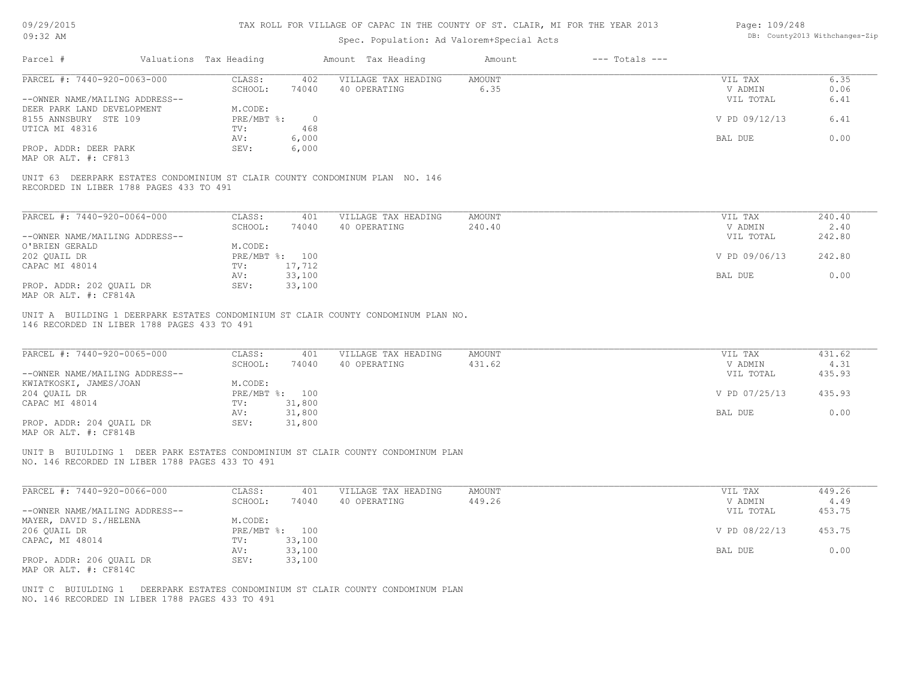TAX ROLL FOR VILLAGE OF CAPAC IN THE COUNTY OF ST. CLAIR, MI FOR THE YEAR 2013

Spec. Population: Ad Valorem+Special Acts

| Parcel # | Valuations Tax Heading | Amount Tax Heading | Amount | --- Totals --- | |
|---|---|---|---|---|---|
| PARCEL #: 7440-920-0063-000 | CLASS: 402 | VILLAGE TAX HEADING | AMOUNT | VIL TAX | 6.35 |
| | SCHOOL: 74040 | 40 OPERATING | 6.35 | V ADMIN | 0.06 |
| --OWNER NAME/MAILING ADDRESS-- | | | | VIL TOTAL | 6.41 |
| DEER PARK LAND DEVELOPMENT | M.CODE: | | | | |
| 8155 ANNSBURY STE 109 | PRE/MBT %: 0 | | | V PD 09/12/13 | 6.41 |
| UTICA MI 48316 | TV: 468 | | | | |
| | AV: 6,000 | | | BAL DUE | 0.00 |
| PROP. ADDR: DEER PARK | SEV: 6,000 | | | | |
| MAP OR ALT. #: CF813 | | | | | |

UNIT 63 DEERPARK ESTATES CONDOMINIUM ST CLAIR COUNTY CONDOMINUM PLAN NO. 146 RECORDED IN LIBER 1788 PAGES 433 TO 491

| Parcel # | Valuations Tax Heading | Amount Tax Heading | Amount | --- Totals --- | |
|---|---|---|---|---|---|
| PARCEL #: 7440-920-0064-000 | CLASS: 401 | VILLAGE TAX HEADING | AMOUNT | VIL TAX | 240.40 |
| | SCHOOL: 74040 | 40 OPERATING | 240.40 | V ADMIN | 2.40 |
| --OWNER NAME/MAILING ADDRESS-- | | | | VIL TOTAL | 242.80 |
| O'BRIEN GERALD | M.CODE: | | | | |
| 202 QUAIL DR | PRE/MBT %: 100 | | | V PD 09/06/13 | 242.80 |
| CAPAC MI 48014 | TV: 17,712 | | | | |
| | AV: 33,100 | | | BAL DUE | 0.00 |
| PROP. ADDR: 202 QUAIL DR | SEV: 33,100 | | | | |
| MAP OR ALT. #: CF814A | | | | | |

UNIT A BUILDING 1 DEERPARK ESTATES CONDOMINIUM ST CLAIR COUNTY CONDOMINUM PLAN NO. 146 RECORDED IN LIBER 1788 PAGES 433 TO 491

| Parcel # | Valuations Tax Heading | Amount Tax Heading | Amount | --- Totals --- | |
|---|---|---|---|---|---|
| PARCEL #: 7440-920-0065-000 | CLASS: 401 | VILLAGE TAX HEADING | AMOUNT | VIL TAX | 431.62 |
| | SCHOOL: 74040 | 40 OPERATING | 431.62 | V ADMIN | 4.31 |
| --OWNER NAME/MAILING ADDRESS-- | | | | VIL TOTAL | 435.93 |
| KWIATKOSKI, JAMES/JOAN | M.CODE: | | | | |
| 204 QUAIL DR | PRE/MBT %: 100 | | | V PD 07/25/13 | 435.93 |
| CAPAC MI 48014 | TV: 31,800 | | | | |
| | AV: 31,800 | | | BAL DUE | 0.00 |
| PROP. ADDR: 204 QUAIL DR | SEV: 31,800 | | | | |
| MAP OR ALT. #: CF814B | | | | | |

UNIT B BUIULDING 1 DEER PARK ESTATES CONDOMINIUM ST CLAIR COUNTY CONDOMINUM PLAN NO. 146 RECORDED IN LIBER 1788 PAGES 433 TO 491

| Parcel # | Valuations Tax Heading | Amount Tax Heading | Amount | --- Totals --- | |
|---|---|---|---|---|---|
| PARCEL #: 7440-920-0066-000 | CLASS: 401 | VILLAGE TAX HEADING | AMOUNT | VIL TAX | 449.26 |
| | SCHOOL: 74040 | 40 OPERATING | 449.26 | V ADMIN | 4.49 |
| --OWNER NAME/MAILING ADDRESS-- | | | | VIL TOTAL | 453.75 |
| MAYER, DAVID S./HELENA | M.CODE: | | | | |
| 206 QUAIL DR | PRE/MBT %: 100 | | | V PD 08/22/13 | 453.75 |
| CAPAC, MI 48014 | TV: 33,100 | | | | |
| | AV: 33,100 | | | BAL DUE | 0.00 |
| PROP. ADDR: 206 QUAIL DR | SEV: 33,100 | | | | |
| MAP OR ALT. #: CF814C | | | | | |

UNIT C BUIULDING 1 DEERPARK ESTATES CONDOMINIUM ST CLAIR COUNTY CONDOMINUM PLAN NO. 146 RECORDED IN LIBER 1788 PAGES 433 TO 491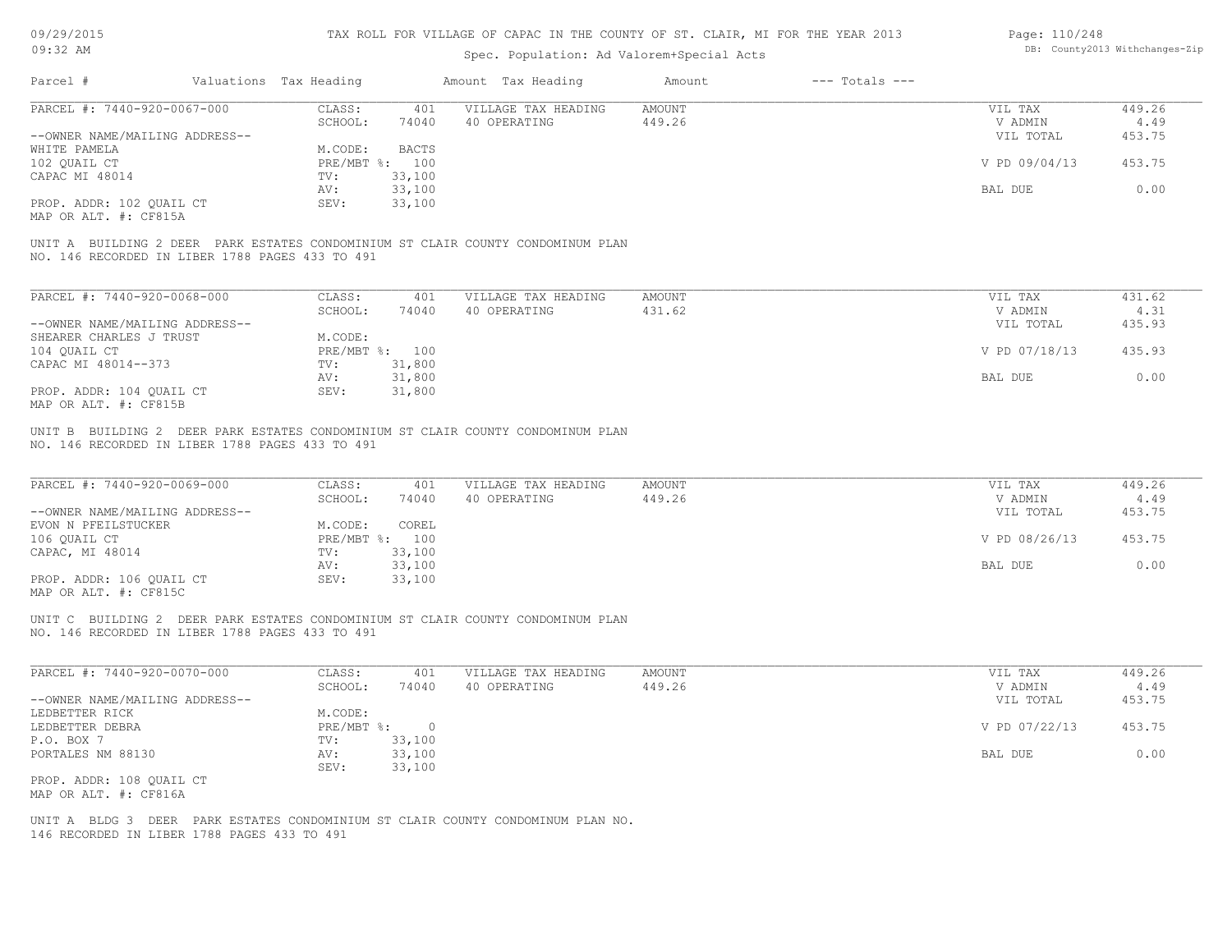# TAX ROLL FOR VILLAGE OF CAPAC IN THE COUNTY OF ST. CLAIR, MI FOR THE YEAR 2013

Spec. Population: Ad Valorem+Special Acts

| Parcel # | Valuations Tax Heading | | Amount Tax Heading | Amount | --- Totals --- | |
|---|---|---|---|---|---|---|

---

PARCEL #: 7440-920-0067-000

| CLASS: | 401 | VILLAGE TAX HEADING | AMOUNT | VIL TAX | 449.26 |
|---|---|---|---|---|---|
| SCHOOL: | 74040 | 40 OPERATING | 449.26 | V ADMIN | 4.49 |
| M.CODE: | BACTS | | | VIL TOTAL | 453.75 |
| PRE/MBT %: | 100 | | | V PD 09/04/13 | 453.75 |
| TV: | 33,100 | | | | |
| AV: | 33,100 | | | BAL DUE | 0.00 |
| SEV: | 33,100 | | | | |

--OWNER NAME/MAILING ADDRESS--
WHITE PAMELA
102 QUAIL CT
CAPAC MI 48014

PROP. ADDR: 102 QUAIL CT
MAP OR ALT. #: CF815A

UNIT A BUILDING 2 DEER PARK ESTATES CONDOMINIUM ST CLAIR COUNTY CONDOMINUM PLAN NO. 146 RECORDED IN LIBER 1788 PAGES 433 TO 491

---

PARCEL #: 7440-920-0068-000

| CLASS: | 401 | VILLAGE TAX HEADING | AMOUNT | VIL TAX | 431.62 |
|---|---|---|---|---|---|
| SCHOOL: | 74040 | 40 OPERATING | 431.62 | V ADMIN | 4.31 |
| M.CODE: | | | | VIL TOTAL | 435.93 |
| PRE/MBT %: | 100 | | | V PD 07/18/13 | 435.93 |
| TV: | 31,800 | | | | |
| AV: | 31,800 | | | BAL DUE | 0.00 |
| SEV: | 31,800 | | | | |

--OWNER NAME/MAILING ADDRESS--
SHEARER CHARLES J TRUST
104 QUAIL CT
CAPAC MI 48014--373

PROP. ADDR: 104 QUAIL CT
MAP OR ALT. #: CF815B

UNIT B BUILDING 2 DEER PARK ESTATES CONDOMINIUM ST CLAIR COUNTY CONDOMINUM PLAN NO. 146 RECORDED IN LIBER 1788 PAGES 433 TO 491

---

PARCEL #: 7440-920-0069-000

| CLASS: | 401 | VILLAGE TAX HEADING | AMOUNT | VIL TAX | 449.26 |
|---|---|---|---|---|---|
| SCHOOL: | 74040 | 40 OPERATING | 449.26 | V ADMIN | 4.49 |
| M.CODE: | COREL | | | VIL TOTAL | 453.75 |
| PRE/MBT %: | 100 | | | V PD 08/26/13 | 453.75 |
| TV: | 33,100 | | | | |
| AV: | 33,100 | | | BAL DUE | 0.00 |
| SEV: | 33,100 | | | | |

--OWNER NAME/MAILING ADDRESS--
EVON N PFEILSTUCKER
106 QUAIL CT
CAPAC, MI 48014

PROP. ADDR: 106 QUAIL CT
MAP OR ALT. #: CF815C

UNIT C BUILDING 2 DEER PARK ESTATES CONDOMINIUM ST CLAIR COUNTY CONDOMINUM PLAN NO. 146 RECORDED IN LIBER 1788 PAGES 433 TO 491

---

PARCEL #: 7440-920-0070-000

| CLASS: | 401 | VILLAGE TAX HEADING | AMOUNT | VIL TAX | 449.26 |
|---|---|---|---|---|---|
| SCHOOL: | 74040 | 40 OPERATING | 449.26 | V ADMIN | 4.49 |
| M.CODE: | | | | VIL TOTAL | 453.75 |
| PRE/MBT %: | 0 | | | V PD 07/22/13 | 453.75 |
| TV: | 33,100 | | | | |
| AV: | 33,100 | | | BAL DUE | 0.00 |
| SEV: | 33,100 | | | | |

--OWNER NAME/MAILING ADDRESS--
LEDBETTER RICK
LEDBETTER DEBRA
P.O. BOX 7
PORTALES NM 88130

PROP. ADDR: 108 QUAIL CT
MAP OR ALT. #: CF816A

UNIT A BLDG 3 DEER PARK ESTATES CONDOMINIUM ST CLAIR COUNTY CONDOMINUM PLAN NO. 146 RECORDED IN LIBER 1788 PAGES 433 TO 491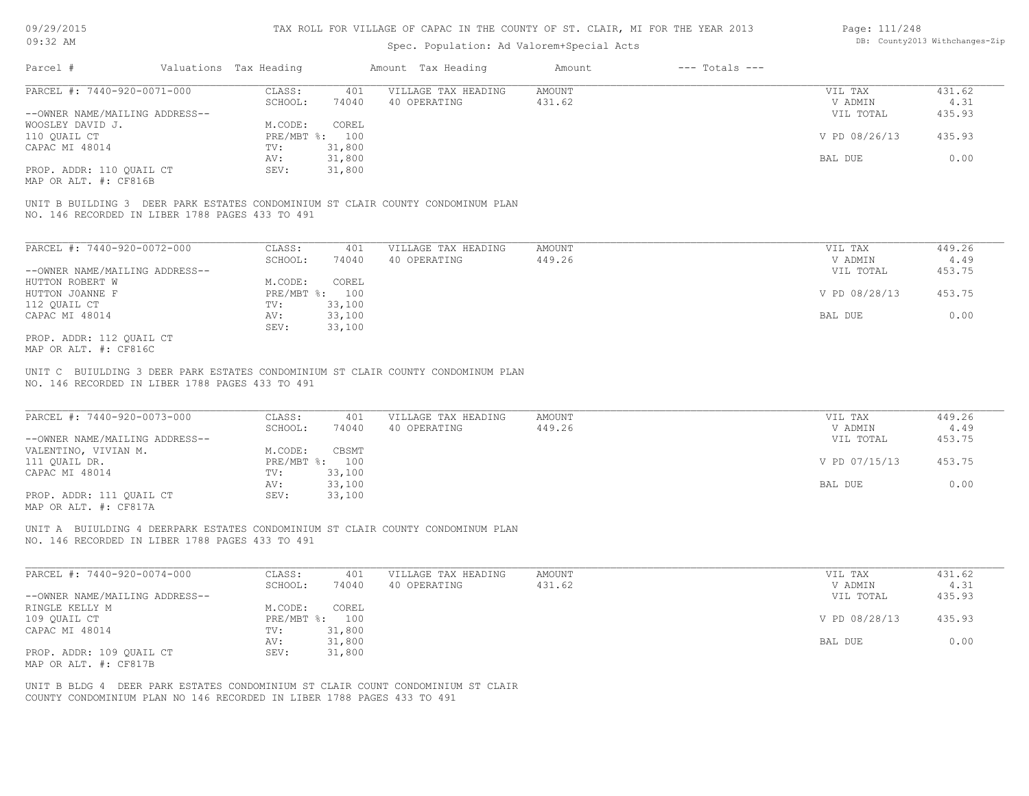# TAX ROLL FOR VILLAGE OF CAPAC IN THE COUNTY OF ST. CLAIR, MI FOR THE YEAR 2013

Spec. Population: Ad Valorem+Special Acts

| Parcel # | Valuations Tax Heading | Amount Tax Heading | Amount | --- Totals --- |
|---|---|---|---|---|

---

PARCEL #: 7440-920-0071-000

| | | | | | |
|---|---|---|---|---|---|
| CLASS: 401 | VILLAGE TAX HEADING | AMOUNT | | VIL TAX | 431.62 |
| SCHOOL: 74040 | 40 OPERATING | 431.62 | | V ADMIN | 4.31 |
| | | | | VIL TOTAL | 435.93 |
| M.CODE: COREL | | | | | |
| PRE/MBT %: 100 | | | | V PD 08/26/13 | 435.93 |
| TV: 31,800 | | | | | |
| AV: 31,800 | | | | BAL DUE | 0.00 |
| SEV: 31,800 | | | | | |

--OWNER NAME/MAILING ADDRESS--
WOOSLEY DAVID J.
110 QUAIL CT
CAPAC MI 48014

PROP. ADDR: 110 QUAIL CT
MAP OR ALT. #: CF816B

UNIT B BUILDING 3 DEER PARK ESTATES CONDOMINIUM ST CLAIR COUNTY CONDOMINUM PLAN NO. 146 RECORDED IN LIBER 1788 PAGES 433 TO 491

---

PARCEL #: 7440-920-0072-000

| | | | | | |
|---|---|---|---|---|---|
| CLASS: 401 | VILLAGE TAX HEADING | AMOUNT | | VIL TAX | 449.26 |
| SCHOOL: 74040 | 40 OPERATING | 449.26 | | V ADMIN | 4.49 |
| | | | | VIL TOTAL | 453.75 |
| M.CODE: COREL | | | | | |
| PRE/MBT %: 100 | | | | V PD 08/28/13 | 453.75 |
| TV: 33,100 | | | | | |
| AV: 33,100 | | | | BAL DUE | 0.00 |
| SEV: 33,100 | | | | | |

--OWNER NAME/MAILING ADDRESS--
HUTTON ROBERT W
HUTTON J0ANNE F
112 QUAIL CT
CAPAC MI 48014

PROP. ADDR: 112 QUAIL CT
MAP OR ALT. #: CF816C

UNIT C BUIULDING 3 DEER PARK ESTATES CONDOMINIUM ST CLAIR COUNTY CONDOMINUM PLAN NO. 146 RECORDED IN LIBER 1788 PAGES 433 TO 491

---

PARCEL #: 7440-920-0073-000

| | | | | | |
|---|---|---|---|---|---|
| CLASS: 401 | VILLAGE TAX HEADING | AMOUNT | | VIL TAX | 449.26 |
| SCHOOL: 74040 | 40 OPERATING | 449.26 | | V ADMIN | 4.49 |
| | | | | VIL TOTAL | 453.75 |
| M.CODE: CBSMT | | | | | |
| PRE/MBT %: 100 | | | | V PD 07/15/13 | 453.75 |
| TV: 33,100 | | | | | |
| AV: 33,100 | | | | BAL DUE | 0.00 |
| SEV: 33,100 | | | | | |

--OWNER NAME/MAILING ADDRESS--
VALENTINO, VIVIAN M.
111 QUAIL DR.
CAPAC MI 48014

PROP. ADDR: 111 QUAIL CT
MAP OR ALT. #: CF817A

UNIT A BUIULDING 4 DEERPARK ESTATES CONDOMINIUM ST CLAIR COUNTY CONDOMINUM PLAN NO. 146 RECORDED IN LIBER 1788 PAGES 433 TO 491

---

PARCEL #: 7440-920-0074-000

| | | | | | |
|---|---|---|---|---|---|
| CLASS: 401 | VILLAGE TAX HEADING | AMOUNT | | VIL TAX | 431.62 |
| SCHOOL: 74040 | 40 OPERATING | 431.62 | | V ADMIN | 4.31 |
| | | | | VIL TOTAL | 435.93 |
| M.CODE: COREL | | | | | |
| PRE/MBT %: 100 | | | | V PD 08/28/13 | 435.93 |
| TV: 31,800 | | | | | |
| AV: 31,800 | | | | BAL DUE | 0.00 |
| SEV: 31,800 | | | | | |

--OWNER NAME/MAILING ADDRESS--
RINGLE KELLY M
109 QUAIL CT
CAPAC MI 48014

PROP. ADDR: 109 QUAIL CT
MAP OR ALT. #: CF817B

UNIT B BLDG 4 DEER PARK ESTATES CONDOMINIUM ST CLAIR COUNT CONDOMINIUM ST CLAIR COUNTY CONDOMINIUM PLAN NO 146 RECORDED IN LIBER 1788 PAGES 433 TO 491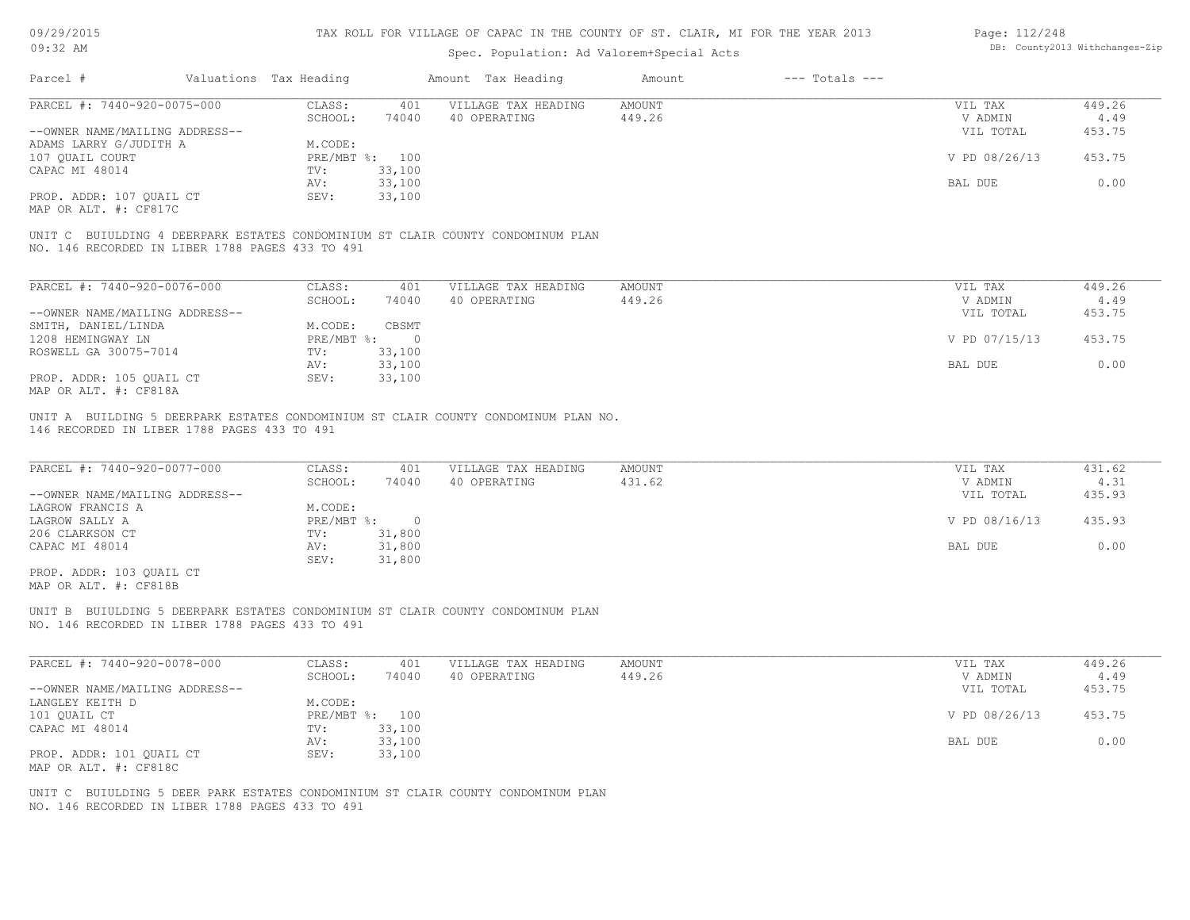# TAX ROLL FOR VILLAGE OF CAPAC IN THE COUNTY OF ST. CLAIR, MI FOR THE YEAR 2013

Spec. Population: Ad Valorem+Special Acts

| Parcel # | Valuations | Tax Heading | Amount | Tax Heading | Amount | --- Totals --- | |
|---|---|---|---|---|---|---|---|

---

PARCEL #: 7440-920-0075-000

| | | | | | | |
|---|---|---|---|---|---|---|
| CLASS: | 401 | VILLAGE TAX HEADING | AMOUNT | VIL TAX | 449.26 |
| SCHOOL: | 74040 | 40 OPERATING | 449.26 | V ADMIN | 4.49 |
| | | | | VIL TOTAL | 453.75 |
| M.CODE: | | | | | |
| PRE/MBT %: | 100 | | | V PD 08/26/13 | 453.75 |
| TV: | 33,100 | | | | |
| AV: | 33,100 | | | BAL DUE | 0.00 |
| SEV: | 33,100 | | | | |

--OWNER NAME/MAILING ADDRESS--
ADAMS LARRY G/JUDITH A
107 QUAIL COURT
CAPAC MI 48014

PROP. ADDR: 107 QUAIL CT
MAP OR ALT. #: CF817C

UNIT C BUIULDING 4 DEERPARK ESTATES CONDOMINIUM ST CLAIR COUNTY CONDOMINUM PLAN NO. 146 RECORDED IN LIBER 1788 PAGES 433 TO 491

---

PARCEL #: 7440-920-0076-000

| | | | | | | |
|---|---|---|---|---|---|---|
| CLASS: | 401 | VILLAGE TAX HEADING | AMOUNT | VIL TAX | 449.26 |
| SCHOOL: | 74040 | 40 OPERATING | 449.26 | V ADMIN | 4.49 |
| | | | | VIL TOTAL | 453.75 |
| M.CODE: | CBSMT | | | | |
| PRE/MBT %: | 0 | | | V PD 07/15/13 | 453.75 |
| TV: | 33,100 | | | | |
| AV: | 33,100 | | | BAL DUE | 0.00 |
| SEV: | 33,100 | | | | |

--OWNER NAME/MAILING ADDRESS--
SMITH, DANIEL/LINDA
1208 HEMINGWAY LN
ROSWELL GA 30075-7014

PROP. ADDR: 105 QUAIL CT
MAP OR ALT. #: CF818A

UNIT A BUILDING 5 DEERPARK ESTATES CONDOMINIUM ST CLAIR COUNTY CONDOMINUM PLAN NO. 146 RECORDED IN LIBER 1788 PAGES 433 TO 491

---

PARCEL #: 7440-920-0077-000

| | | | | | | |
|---|---|---|---|---|---|---|
| CLASS: | 401 | VILLAGE TAX HEADING | AMOUNT | VIL TAX | 431.62 |
| SCHOOL: | 74040 | 40 OPERATING | 431.62 | V ADMIN | 4.31 |
| | | | | VIL TOTAL | 435.93 |
| M.CODE: | | | | | |
| PRE/MBT %: | 0 | | | V PD 08/16/13 | 435.93 |
| TV: | 31,800 | | | | |
| AV: | 31,800 | | | BAL DUE | 0.00 |
| SEV: | 31,800 | | | | |

--OWNER NAME/MAILING ADDRESS--
LAGROW FRANCIS A
LAGROW SALLY A
206 CLARKSON CT
CAPAC MI 48014

PROP. ADDR: 103 QUAIL CT
MAP OR ALT. #: CF818B

UNIT B BUIULDING 5 DEERPARK ESTATES CONDOMINIUM ST CLAIR COUNTY CONDOMINUM PLAN NO. 146 RECORDED IN LIBER 1788 PAGES 433 TO 491

---

PARCEL #: 7440-920-0078-000

| | | | | | | |
|---|---|---|---|---|---|---|
| CLASS: | 401 | VILLAGE TAX HEADING | AMOUNT | VIL TAX | 449.26 |
| SCHOOL: | 74040 | 40 OPERATING | 449.26 | V ADMIN | 4.49 |
| | | | | VIL TOTAL | 453.75 |
| M.CODE: | | | | | |
| PRE/MBT %: | 100 | | | V PD 08/26/13 | 453.75 |
| TV: | 33,100 | | | | |
| AV: | 33,100 | | | BAL DUE | 0.00 |
| SEV: | 33,100 | | | | |

--OWNER NAME/MAILING ADDRESS--
LANGLEY KEITH D
101 QUAIL CT
CAPAC MI 48014

PROP. ADDR: 101 QUAIL CT
MAP OR ALT. #: CF818C

UNIT C BUIULDING 5 DEER PARK ESTATES CONDOMINIUM ST CLAIR COUNTY CONDOMINUM PLAN NO. 146 RECORDED IN LIBER 1788 PAGES 433 TO 491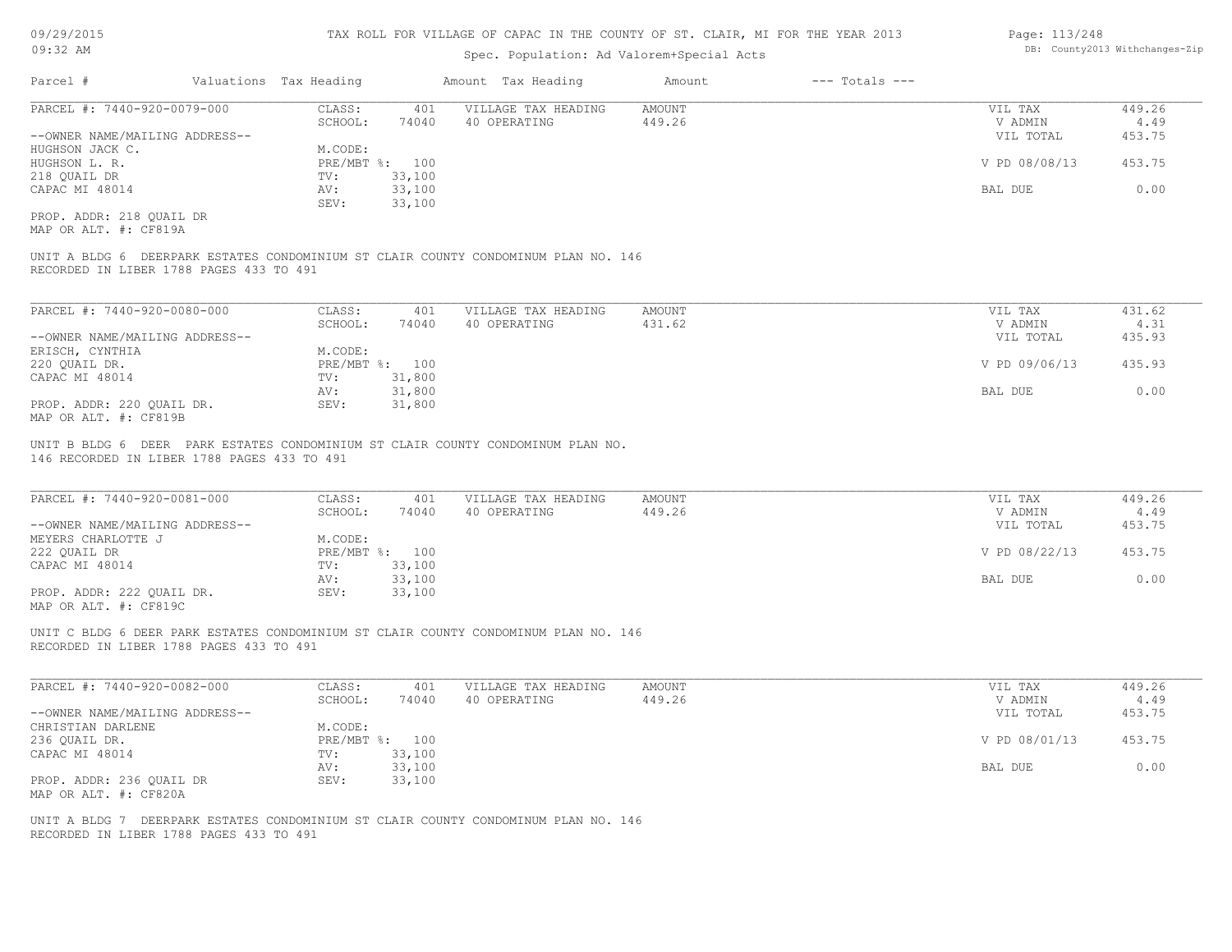TAX ROLL FOR VILLAGE OF CAPAC IN THE COUNTY OF ST. CLAIR, MI FOR THE YEAR 2013

Spec. Population: Ad Valorem+Special Acts

| Parcel # | Valuations | Tax Heading | Amount | Tax Heading | Amount | --- Totals --- | |
|---|---|---|---|---|---|---|---|

**PARCEL #: 7440-920-0079-000**

| | | | | | |
|---|---|---|---|---|---|
| CLASS: | 401 | VILLAGE TAX HEADING | AMOUNT | VIL TAX | 449.26 |
| SCHOOL: | 74040 | 40 OPERATING | 449.26 | V ADMIN | 4.49 |
| | | | | VIL TOTAL | 453.75 |
| M.CODE: | | | | | |
| PRE/MBT %: | 100 | | | V PD 08/08/13 | 453.75 |
| TV: | 33,100 | | | | |
| AV: | 33,100 | | | BAL DUE | 0.00 |
| SEV: | 33,100 | | | | |

--OWNER NAME/MAILING ADDRESS--
HUGHSON JACK C.
HUGHSON L. R.
218 QUAIL DR
CAPAC MI 48014

PROP. ADDR: 218 QUAIL DR
MAP OR ALT. #: CF819A

UNIT A BLDG 6 DEERPARK ESTATES CONDOMINIUM ST CLAIR COUNTY CONDOMINUM PLAN NO. 146
RECORDED IN LIBER 1788 PAGES 433 TO 491

**PARCEL #: 7440-920-0080-000**

| | | | | | |
|---|---|---|---|---|---|
| CLASS: | 401 | VILLAGE TAX HEADING | AMOUNT | VIL TAX | 431.62 |
| SCHOOL: | 74040 | 40 OPERATING | 431.62 | V ADMIN | 4.31 |
| | | | | VIL TOTAL | 435.93 |
| M.CODE: | | | | | |
| PRE/MBT %: | 100 | | | V PD 09/06/13 | 435.93 |
| TV: | 31,800 | | | | |
| AV: | 31,800 | | | BAL DUE | 0.00 |
| SEV: | 31,800 | | | | |

--OWNER NAME/MAILING ADDRESS--
ERISCH, CYNTHIA
220 QUAIL DR.
CAPAC MI 48014

PROP. ADDR: 220 QUAIL DR.
MAP OR ALT. #: CF819B

UNIT B BLDG 6 DEER PARK ESTATES CONDOMINIUM ST CLAIR COUNTY CONDOMINUM PLAN NO.
146 RECORDED IN LIBER 1788 PAGES 433 TO 491

**PARCEL #: 7440-920-0081-000**

| | | | | | |
|---|---|---|---|---|---|
| CLASS: | 401 | VILLAGE TAX HEADING | AMOUNT | VIL TAX | 449.26 |
| SCHOOL: | 74040 | 40 OPERATING | 449.26 | V ADMIN | 4.49 |
| | | | | VIL TOTAL | 453.75 |
| M.CODE: | | | | | |
| PRE/MBT %: | 100 | | | V PD 08/22/13 | 453.75 |
| TV: | 33,100 | | | | |
| AV: | 33,100 | | | BAL DUE | 0.00 |
| SEV: | 33,100 | | | | |

--OWNER NAME/MAILING ADDRESS--
MEYERS CHARLOTTE J
222 QUAIL DR
CAPAC MI 48014

PROP. ADDR: 222 QUAIL DR.
MAP OR ALT. #: CF819C

UNIT C BLDG 6 DEER PARK ESTATES CONDOMINIUM ST CLAIR COUNTY CONDOMINUM PLAN NO. 146
RECORDED IN LIBER 1788 PAGES 433 TO 491

**PARCEL #: 7440-920-0082-000**

| | | | | | |
|---|---|---|---|---|---|
| CLASS: | 401 | VILLAGE TAX HEADING | AMOUNT | VIL TAX | 449.26 |
| SCHOOL: | 74040 | 40 OPERATING | 449.26 | V ADMIN | 4.49 |
| | | | | VIL TOTAL | 453.75 |
| M.CODE: | | | | | |
| PRE/MBT %: | 100 | | | V PD 08/01/13 | 453.75 |
| TV: | 33,100 | | | | |
| AV: | 33,100 | | | BAL DUE | 0.00 |
| SEV: | 33,100 | | | | |

--OWNER NAME/MAILING ADDRESS--
CHRISTIAN DARLENE
236 QUAIL DR.
CAPAC MI 48014

PROP. ADDR: 236 QUAIL DR
MAP OR ALT. #: CF820A

UNIT A BLDG 7 DEERPARK ESTATES CONDOMINIUM ST CLAIR COUNTY CONDOMINUM PLAN NO. 146
RECORDED IN LIBER 1788 PAGES 433 TO 491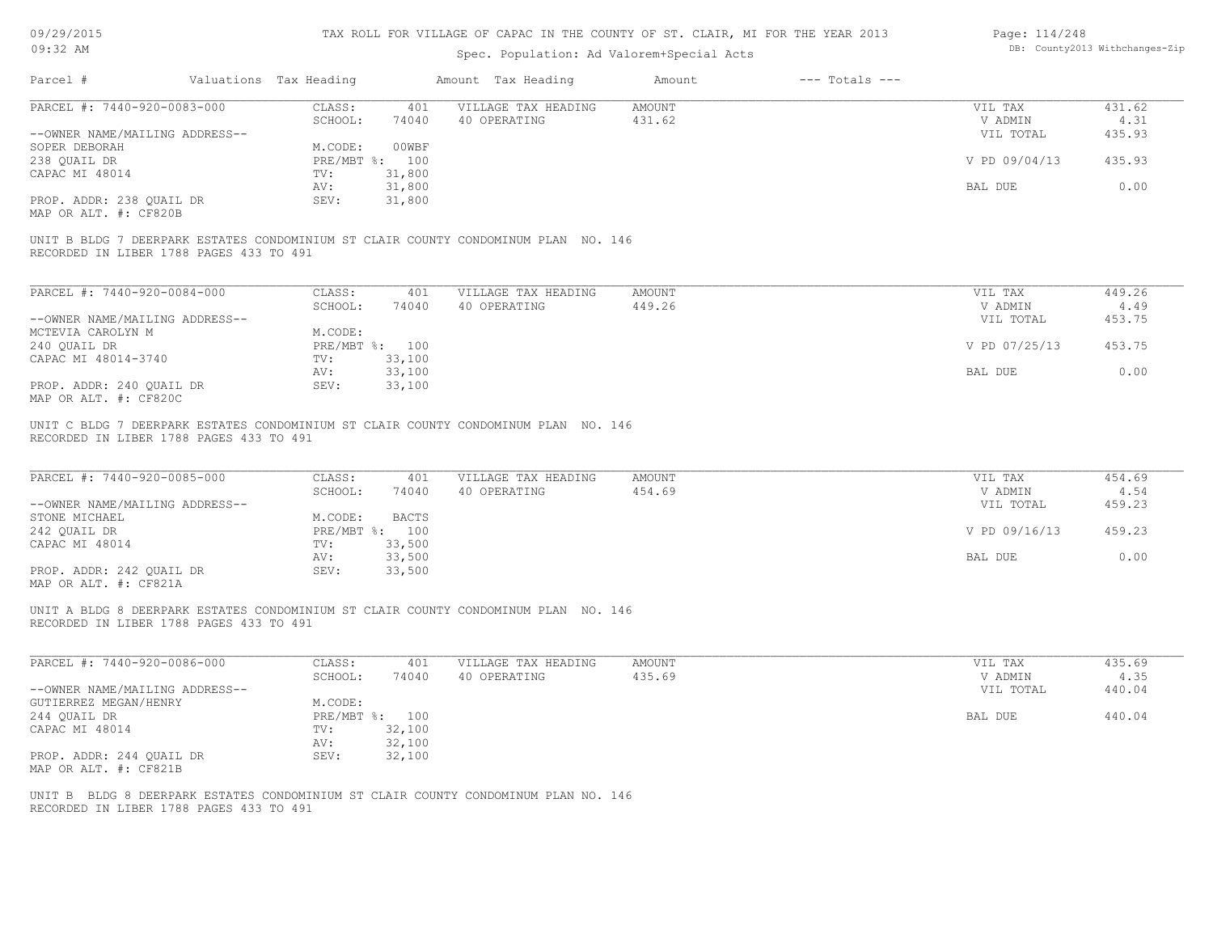TAX ROLL FOR VILLAGE OF CAPAC IN THE COUNTY OF ST. CLAIR, MI FOR THE YEAR 2013

Spec. Population: Ad Valorem+Special Acts

| Parcel # | Valuations | Tax Heading | Amount | Tax Heading | Amount | --- Totals --- | |
|---|---|---|---|---|---|---|---|
| PARCEL #: 7440-920-0083-000 | CLASS: | 401 | VILLAGE TAX HEADING | AMOUNT | | VIL TAX | 431.62 |
| | SCHOOL: | 74040 | 40 OPERATING | 431.62 | | V ADMIN | 4.31 |
| --OWNER NAME/MAILING ADDRESS-- | | | | | | VIL TOTAL | 435.93 |
| SOPER DEBORAH | M.CODE: | 00WBF | | | | | |
| 238 QUAIL DR | PRE/MBT %: | 100 | | | | V PD 09/04/13 | 435.93 |
| CAPAC MI 48014 | TV: | 31,800 | | | | | |
| | AV: | 31,800 | | | | BAL DUE | 0.00 |
| PROP. ADDR: 238 QUAIL DR | SEV: | 31,800 | | | | | |
| MAP OR ALT. #: CF820B | | | | | | | |

UNIT B BLDG 7 DEERPARK ESTATES CONDOMINIUM ST CLAIR COUNTY CONDOMINUM PLAN NO. 146
RECORDED IN LIBER 1788 PAGES 433 TO 491

| Parcel # | Valuations | Tax Heading | Amount | Tax Heading | Amount | --- Totals --- | |
|---|---|---|---|---|---|---|---|
| PARCEL #: 7440-920-0084-000 | CLASS: | 401 | VILLAGE TAX HEADING | AMOUNT | | VIL TAX | 449.26 |
| | SCHOOL: | 74040 | 40 OPERATING | 449.26 | | V ADMIN | 4.49 |
| --OWNER NAME/MAILING ADDRESS-- | | | | | | VIL TOTAL | 453.75 |
| MCTEVIA CAROLYN M | M.CODE: | | | | | | |
| 240 QUAIL DR | PRE/MBT %: | 100 | | | | V PD 07/25/13 | 453.75 |
| CAPAC MI 48014-3740 | TV: | 33,100 | | | | | |
| | AV: | 33,100 | | | | BAL DUE | 0.00 |
| PROP. ADDR: 240 QUAIL DR | SEV: | 33,100 | | | | | |
| MAP OR ALT. #: CF820C | | | | | | | |

UNIT C BLDG 7 DEERPARK ESTATES CONDOMINIUM ST CLAIR COUNTY CONDOMINUM PLAN NO. 146
RECORDED IN LIBER 1788 PAGES 433 TO 491

| Parcel # | Valuations | Tax Heading | Amount | Tax Heading | Amount | --- Totals --- | |
|---|---|---|---|---|---|---|---|
| PARCEL #: 7440-920-0085-000 | CLASS: | 401 | VILLAGE TAX HEADING | AMOUNT | | VIL TAX | 454.69 |
| | SCHOOL: | 74040 | 40 OPERATING | 454.69 | | V ADMIN | 4.54 |
| --OWNER NAME/MAILING ADDRESS-- | | | | | | VIL TOTAL | 459.23 |
| STONE MICHAEL | M.CODE: | BACTS | | | | | |
| 242 QUAIL DR | PRE/MBT %: | 100 | | | | V PD 09/16/13 | 459.23 |
| CAPAC MI 48014 | TV: | 33,500 | | | | | |
| | AV: | 33,500 | | | | BAL DUE | 0.00 |
| PROP. ADDR: 242 QUAIL DR | SEV: | 33,500 | | | | | |
| MAP OR ALT. #: CF821A | | | | | | | |

UNIT A BLDG 8 DEERPARK ESTATES CONDOMINIUM ST CLAIR COUNTY CONDOMINUM PLAN NO. 146
RECORDED IN LIBER 1788 PAGES 433 TO 491

| Parcel # | Valuations | Tax Heading | Amount | Tax Heading | Amount | --- Totals --- | |
|---|---|---|---|---|---|---|---|
| PARCEL #: 7440-920-0086-000 | CLASS: | 401 | VILLAGE TAX HEADING | AMOUNT | | VIL TAX | 435.69 |
| | SCHOOL: | 74040 | 40 OPERATING | 435.69 | | V ADMIN | 4.35 |
| --OWNER NAME/MAILING ADDRESS-- | | | | | | VIL TOTAL | 440.04 |
| GUTIERREZ MEGAN/HENRY | M.CODE: | | | | | | |
| 244 QUAIL DR | PRE/MBT %: | 100 | | | | BAL DUE | 440.04 |
| CAPAC MI 48014 | TV: | 32,100 | | | | | |
| | AV: | 32,100 | | | | | |
| PROP. ADDR: 244 QUAIL DR | SEV: | 32,100 | | | | | |
| MAP OR ALT. #: CF821B | | | | | | | |

UNIT B BLDG 8 DEERPARK ESTATES CONDOMINIUM ST CLAIR COUNTY CONDOMINUM PLAN NO. 146
RECORDED IN LIBER 1788 PAGES 433 TO 491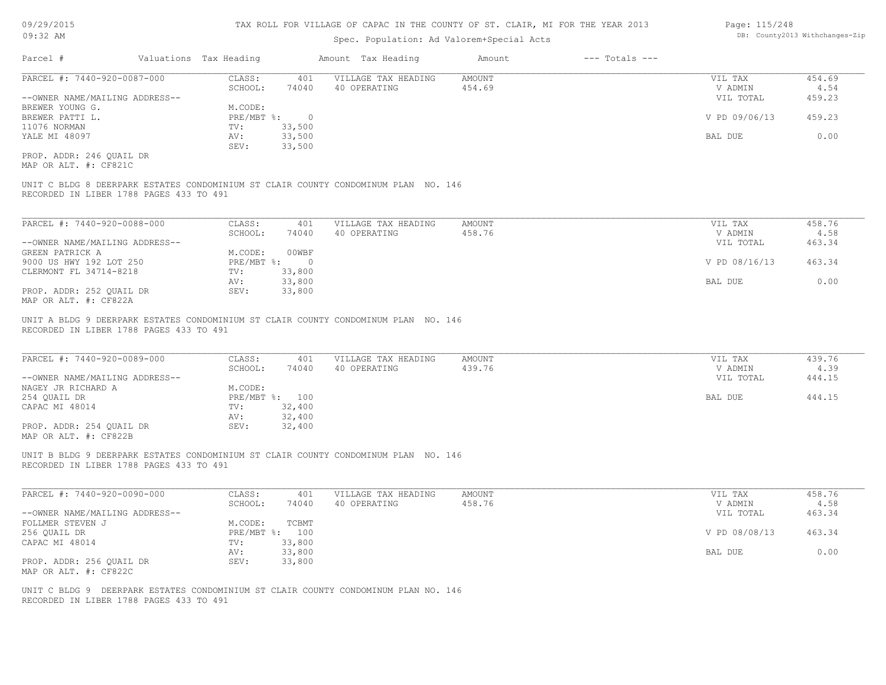TAX ROLL FOR VILLAGE OF CAPAC IN THE COUNTY OF ST. CLAIR, MI FOR THE YEAR 2013

Spec. Population: Ad Valorem+Special Acts

| Parcel # | Valuations | Tax Heading | Amount | Tax Heading | Amount | --- Totals --- | |
|---|---|---|---|---|---|---|---|

---

**PARCEL #: 7440-920-0087-000**

| | | | | | |
|---|---|---|---|---|---|
| CLASS: | 401 | VILLAGE TAX HEADING | AMOUNT | VIL TAX | 454.69 |
| SCHOOL: | 74040 | 40 OPERATING | 454.69 | V ADMIN | 4.54 |
| | | | | VIL TOTAL | 459.23 |
| M.CODE: | | | | | |
| PRE/MBT %: | 0 | | | V PD 09/06/13 | 459.23 |
| TV: | 33,500 | | | | |
| AV: | 33,500 | | | BAL DUE | 0.00 |
| SEV: | 33,500 | | | | |

--OWNER NAME/MAILING ADDRESS--
BREWER YOUNG G.
BREWER PATTI L.
11076 NORMAN
YALE MI 48097

PROP. ADDR: 246 QUAIL DR
MAP OR ALT. #: CF821C

UNIT C BLDG 8 DEERPARK ESTATES CONDOMINIUM ST CLAIR COUNTY CONDOMINUM PLAN NO. 146
RECORDED IN LIBER 1788 PAGES 433 TO 491

---

**PARCEL #: 7440-920-0088-000**

| | | | | | |
|---|---|---|---|---|---|
| CLASS: | 401 | VILLAGE TAX HEADING | AMOUNT | VIL TAX | 458.76 |
| SCHOOL: | 74040 | 40 OPERATING | 458.76 | V ADMIN | 4.58 |
| | | | | VIL TOTAL | 463.34 |
| M.CODE: | 00WBF | | | | |
| PRE/MBT %: | 0 | | | V PD 08/16/13 | 463.34 |
| TV: | 33,800 | | | | |
| AV: | 33,800 | | | BAL DUE | 0.00 |
| SEV: | 33,800 | | | | |

--OWNER NAME/MAILING ADDRESS--
GREEN PATRICK A
9000 US HWY 192 LOT 250
CLERMONT FL 34714-8218

PROP. ADDR: 252 QUAIL DR
MAP OR ALT. #: CF822A

UNIT A BLDG 9 DEERPARK ESTATES CONDOMINIUM ST CLAIR COUNTY CONDOMINUM PLAN NO. 146
RECORDED IN LIBER 1788 PAGES 433 TO 491

---

**PARCEL #: 7440-920-0089-000**

| | | | | | |
|---|---|---|---|---|---|
| CLASS: | 401 | VILLAGE TAX HEADING | AMOUNT | VIL TAX | 439.76 |
| SCHOOL: | 74040 | 40 OPERATING | 439.76 | V ADMIN | 4.39 |
| | | | | VIL TOTAL | 444.15 |
| M.CODE: | | | | | |
| PRE/MBT %: | 100 | | | BAL DUE | 444.15 |
| TV: | 32,400 | | | | |
| AV: | 32,400 | | | | |
| SEV: | 32,400 | | | | |

--OWNER NAME/MAILING ADDRESS--
NAGEY JR RICHARD A
254 QUAIL DR
CAPAC MI 48014

PROP. ADDR: 254 QUAIL DR
MAP OR ALT. #: CF822B

UNIT B BLDG 9 DEERPARK ESTATES CONDOMINIUM ST CLAIR COUNTY CONDOMINUM PLAN NO. 146
RECORDED IN LIBER 1788 PAGES 433 TO 491

---

**PARCEL #: 7440-920-0090-000**

| | | | | | |
|---|---|---|---|---|---|
| CLASS: | 401 | VILLAGE TAX HEADING | AMOUNT | VIL TAX | 458.76 |
| SCHOOL: | 74040 | 40 OPERATING | 458.76 | V ADMIN | 4.58 |
| | | | | VIL TOTAL | 463.34 |
| M.CODE: | TCBMT | | | | |
| PRE/MBT %: | 100 | | | V PD 08/08/13 | 463.34 |
| TV: | 33,800 | | | | |
| AV: | 33,800 | | | BAL DUE | 0.00 |
| SEV: | 33,800 | | | | |

--OWNER NAME/MAILING ADDRESS--
FOLLMER STEVEN J
256 QUAIL DR
CAPAC MI 48014

PROP. ADDR: 256 QUAIL DR
MAP OR ALT. #: CF822C

UNIT C BLDG 9 DEERPARK ESTATES CONDOMINIUM ST CLAIR COUNTY CONDOMINUM PLAN NO. 146
RECORDED IN LIBER 1788 PAGES 433 TO 491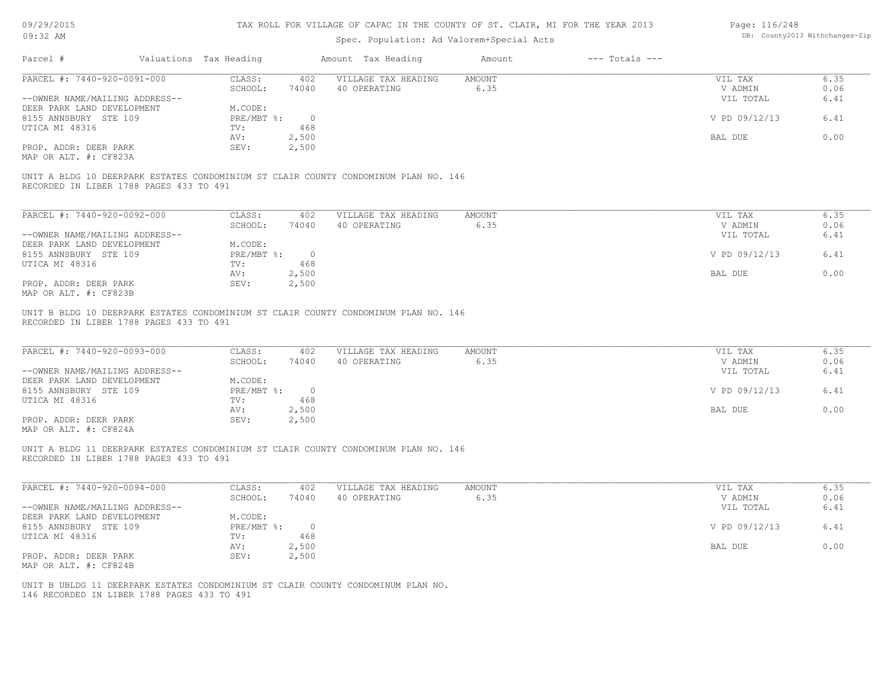TAX ROLL FOR VILLAGE OF CAPAC IN THE COUNTY OF ST. CLAIR, MI FOR THE YEAR 2013

Spec. Population: Ad Valorem+Special Acts

| Parcel # | Valuations | Tax Heading | Amount | Tax Heading | Amount | --- Totals --- | |
|---|---|---|---|---|---|---|---|
| PARCEL #: 7440-920-0091-000 | CLASS: | 402 | VILLAGE TAX HEADING | AMOUNT | | VIL TAX | 6.35 |
| | SCHOOL: | 74040 | 40 OPERATING | 6.35 | | V ADMIN | 0.06 |
| --OWNER NAME/MAILING ADDRESS-- | | | | | | VIL TOTAL | 6.41 |
| DEER PARK LAND DEVELOPMENT | M.CODE: | | | | | | |
| 8155 ANNSBURY STE 109 | PRE/MBT %: | 0 | | | | V PD 09/12/13 | 6.41 |
| UTICA MI 48316 | TV: | 468 | | | | | |
| | AV: | 2,500 | | | | BAL DUE | 0.00 |
| PROP. ADDR: DEER PARK | SEV: | 2,500 | | | | | |
| MAP OR ALT. #: CF823A | | | | | | | |

UNIT A BLDG 10 DEERPARK ESTATES CONDOMINIUM ST CLAIR COUNTY CONDOMINUM PLAN NO. 146
RECORDED IN LIBER 1788 PAGES 433 TO 491

| Parcel # | Valuations | Tax Heading | Amount | Tax Heading | Amount | --- Totals --- | |
|---|---|---|---|---|---|---|---|
| PARCEL #: 7440-920-0092-000 | CLASS: | 402 | VILLAGE TAX HEADING | AMOUNT | | VIL TAX | 6.35 |
| | SCHOOL: | 74040 | 40 OPERATING | 6.35 | | V ADMIN | 0.06 |
| --OWNER NAME/MAILING ADDRESS-- | | | | | | VIL TOTAL | 6.41 |
| DEER PARK LAND DEVELOPMENT | M.CODE: | | | | | | |
| 8155 ANNSBURY STE 109 | PRE/MBT %: | 0 | | | | V PD 09/12/13 | 6.41 |
| UTICA MI 48316 | TV: | 468 | | | | | |
| | AV: | 2,500 | | | | BAL DUE | 0.00 |
| PROP. ADDR: DEER PARK | SEV: | 2,500 | | | | | |
| MAP OR ALT. #: CF823B | | | | | | | |

UNIT B BLDG 10 DEERPARK ESTATES CONDOMINIUM ST CLAIR COUNTY CONDOMINUM PLAN NO. 146
RECORDED IN LIBER 1788 PAGES 433 TO 491

| Parcel # | Valuations | Tax Heading | Amount | Tax Heading | Amount | --- Totals --- | |
|---|---|---|---|---|---|---|---|
| PARCEL #: 7440-920-0093-000 | CLASS: | 402 | VILLAGE TAX HEADING | AMOUNT | | VIL TAX | 6.35 |
| | SCHOOL: | 74040 | 40 OPERATING | 6.35 | | V ADMIN | 0.06 |
| --OWNER NAME/MAILING ADDRESS-- | | | | | | VIL TOTAL | 6.41 |
| DEER PARK LAND DEVELOPMENT | M.CODE: | | | | | | |
| 8155 ANNSBURY STE 109 | PRE/MBT %: | 0 | | | | V PD 09/12/13 | 6.41 |
| UTICA MI 48316 | TV: | 468 | | | | | |
| | AV: | 2,500 | | | | BAL DUE | 0.00 |
| PROP. ADDR: DEER PARK | SEV: | 2,500 | | | | | |
| MAP OR ALT. #: CF824A | | | | | | | |

UNIT A BLDG 11 DEERPARK ESTATES CONDOMINIUM ST CLAIR COUNTY CONDOMINUM PLAN NO. 146
RECORDED IN LIBER 1788 PAGES 433 TO 491

| Parcel # | Valuations | Tax Heading | Amount | Tax Heading | Amount | --- Totals --- | |
|---|---|---|---|---|---|---|---|
| PARCEL #: 7440-920-0094-000 | CLASS: | 402 | VILLAGE TAX HEADING | AMOUNT | | VIL TAX | 6.35 |
| | SCHOOL: | 74040 | 40 OPERATING | 6.35 | | V ADMIN | 0.06 |
| --OWNER NAME/MAILING ADDRESS-- | | | | | | VIL TOTAL | 6.41 |
| DEER PARK LAND DEVELOPMENT | M.CODE: | | | | | | |
| 8155 ANNSBURY STE 109 | PRE/MBT %: | 0 | | | | V PD 09/12/13 | 6.41 |
| UTICA MI 48316 | TV: | 468 | | | | | |
| | AV: | 2,500 | | | | BAL DUE | 0.00 |
| PROP. ADDR: DEER PARK | SEV: | 2,500 | | | | | |
| MAP OR ALT. #: CF824B | | | | | | | |

UNIT B UBLDG 11 DEERPARK ESTATES CONDOMINIUM ST CLAIR COUNTY CONDOMINUM PLAN NO.
146 RECORDED IN LIBER 1788 PAGES 433 TO 491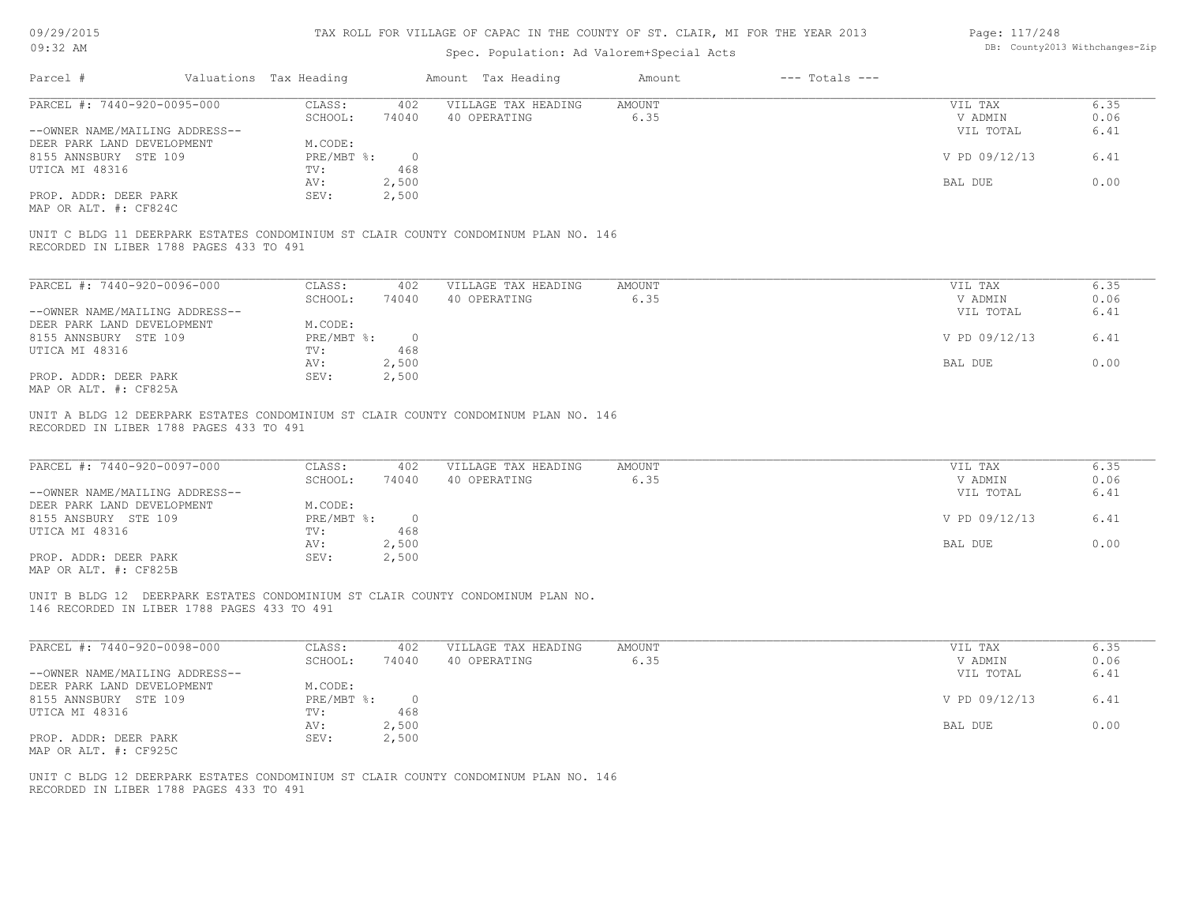TAX ROLL FOR VILLAGE OF CAPAC IN THE COUNTY OF ST. CLAIR, MI FOR THE YEAR 2013

Spec. Population: Ad Valorem+Special Acts

| Parcel # | Valuations | Tax Heading | Amount | Tax Heading | Amount | --- Totals --- | |
|---|---|---|---|---|---|---|---|
| PARCEL #: 7440-920-0095-000 | CLASS: | 402 | VILLAGE TAX HEADING | AMOUNT | | VIL TAX | 6.35 |
| | SCHOOL: | 74040 | 40 OPERATING | 6.35 | | V ADMIN | 0.06 |
| --OWNER NAME/MAILING ADDRESS-- | | | | | | VIL TOTAL | 6.41 |
| DEER PARK LAND DEVELOPMENT | M.CODE: | | | | | | |
| 8155 ANNSBURY STE 109 | PRE/MBT %: | 0 | | | | V PD 09/12/13 | 6.41 |
| UTICA MI 48316 | TV: | 468 | | | | | |
| | AV: | 2,500 | | | | BAL DUE | 0.00 |
| PROP. ADDR: DEER PARK | SEV: | 2,500 | | | | | |
| MAP OR ALT. #: CF824C | | | | | | | |

UNIT C BLDG 11 DEERPARK ESTATES CONDOMINIUM ST CLAIR COUNTY CONDOMINUM PLAN NO. 146
RECORDED IN LIBER 1788 PAGES 433 TO 491

| Parcel # | Valuations | Tax Heading | Amount | Tax Heading | Amount | --- Totals --- | |
|---|---|---|---|---|---|---|---|
| PARCEL #: 7440-920-0096-000 | CLASS: | 402 | VILLAGE TAX HEADING | AMOUNT | | VIL TAX | 6.35 |
| | SCHOOL: | 74040 | 40 OPERATING | 6.35 | | V ADMIN | 0.06 |
| --OWNER NAME/MAILING ADDRESS-- | | | | | | VIL TOTAL | 6.41 |
| DEER PARK LAND DEVELOPMENT | M.CODE: | | | | | | |
| 8155 ANNSBURY STE 109 | PRE/MBT %: | 0 | | | | V PD 09/12/13 | 6.41 |
| UTICA MI 48316 | TV: | 468 | | | | | |
| | AV: | 2,500 | | | | BAL DUE | 0.00 |
| PROP. ADDR: DEER PARK | SEV: | 2,500 | | | | | |
| MAP OR ALT. #: CF825A | | | | | | | |

UNIT A BLDG 12 DEERPARK ESTATES CONDOMINIUM ST CLAIR COUNTY CONDOMINUM PLAN NO. 146
RECORDED IN LIBER 1788 PAGES 433 TO 491

| Parcel # | Valuations | Tax Heading | Amount | Tax Heading | Amount | --- Totals --- | |
|---|---|---|---|---|---|---|---|
| PARCEL #: 7440-920-0097-000 | CLASS: | 402 | VILLAGE TAX HEADING | AMOUNT | | VIL TAX | 6.35 |
| | SCHOOL: | 74040 | 40 OPERATING | 6.35 | | V ADMIN | 0.06 |
| --OWNER NAME/MAILING ADDRESS-- | | | | | | VIL TOTAL | 6.41 |
| DEER PARK LAND DEVELOPMENT | M.CODE: | | | | | | |
| 8155 ANSBURY STE 109 | PRE/MBT %: | 0 | | | | V PD 09/12/13 | 6.41 |
| UTICA MI 48316 | TV: | 468 | | | | | |
| | AV: | 2,500 | | | | BAL DUE | 0.00 |
| PROP. ADDR: DEER PARK | SEV: | 2,500 | | | | | |
| MAP OR ALT. #: CF825B | | | | | | | |

UNIT B BLDG 12 DEERPARK ESTATES CONDOMINIUM ST CLAIR COUNTY CONDOMINUM PLAN NO.
146 RECORDED IN LIBER 1788 PAGES 433 TO 491

| Parcel # | Valuations | Tax Heading | Amount | Tax Heading | Amount | --- Totals --- | |
|---|---|---|---|---|---|---|---|
| PARCEL #: 7440-920-0098-000 | CLASS: | 402 | VILLAGE TAX HEADING | AMOUNT | | VIL TAX | 6.35 |
| | SCHOOL: | 74040 | 40 OPERATING | 6.35 | | V ADMIN | 0.06 |
| --OWNER NAME/MAILING ADDRESS-- | | | | | | VIL TOTAL | 6.41 |
| DEER PARK LAND DEVELOPMENT | M.CODE: | | | | | | |
| 8155 ANNSBURY STE 109 | PRE/MBT %: | 0 | | | | V PD 09/12/13 | 6.41 |
| UTICA MI 48316 | TV: | 468 | | | | | |
| | AV: | 2,500 | | | | BAL DUE | 0.00 |
| PROP. ADDR: DEER PARK | SEV: | 2,500 | | | | | |
| MAP OR ALT. #: CF925C | | | | | | | |

UNIT C BLDG 12 DEERPARK ESTATES CONDOMINIUM ST CLAIR COUNTY CONDOMINUM PLAN NO. 146
RECORDED IN LIBER 1788 PAGES 433 TO 491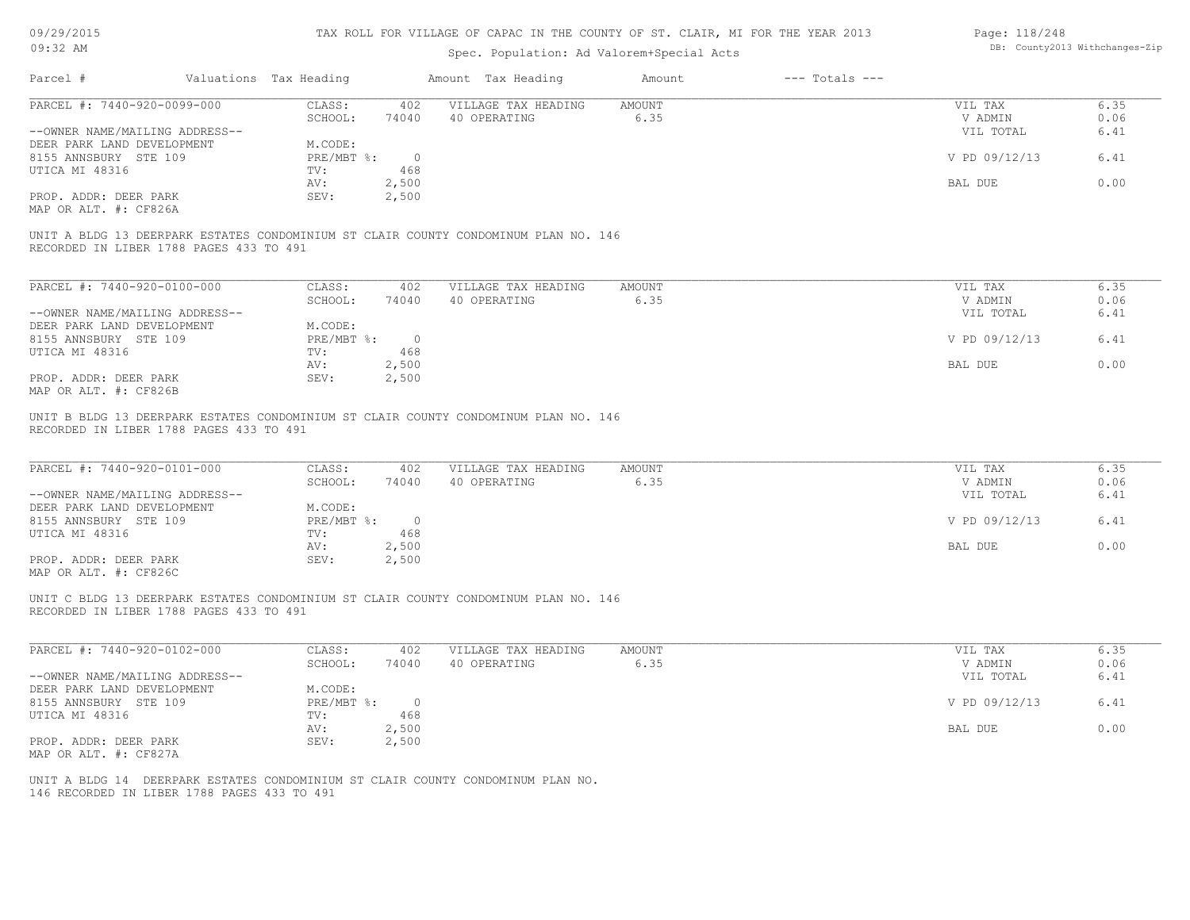# TAX ROLL FOR VILLAGE OF CAPAC IN THE COUNTY OF ST. CLAIR, MI FOR THE YEAR 2013

Spec. Population: Ad Valorem+Special Acts

| Parcel # | Valuations | Tax Heading | Amount | Tax Heading | Amount | --- Totals --- | |
|---|---|---|---|---|---|---|---|

---

PARCEL #: 7440-920-0099-000

| | | | | | |
|---|---|---|---|---|---|
| CLASS: | 402 | VILLAGE TAX HEADING | AMOUNT | VIL TAX | 6.35 |
| SCHOOL: | 74040 | 40 OPERATING | 6.35 | V ADMIN | 0.06 |
| | | | | VIL TOTAL | 6.41 |
| M.CODE: | | | | | |
| PRE/MBT %: | 0 | | | V PD 09/12/13 | 6.41 |
| TV: | 468 | | | | |
| AV: | 2,500 | | | BAL DUE | 0.00 |
| SEV: | 2,500 | | | | |

--OWNER NAME/MAILING ADDRESS--
DEER PARK LAND DEVELOPMENT
8155 ANNSBURY STE 109
UTICA MI 48316

PROP. ADDR: DEER PARK
MAP OR ALT. #: CF826A

UNIT A BLDG 13 DEERPARK ESTATES CONDOMINIUM ST CLAIR COUNTY CONDOMINUM PLAN NO. 146
RECORDED IN LIBER 1788 PAGES 433 TO 491

---

PARCEL #: 7440-920-0100-000

| | | | | | |
|---|---|---|---|---|---|
| CLASS: | 402 | VILLAGE TAX HEADING | AMOUNT | VIL TAX | 6.35 |
| SCHOOL: | 74040 | 40 OPERATING | 6.35 | V ADMIN | 0.06 |
| | | | | VIL TOTAL | 6.41 |
| M.CODE: | | | | | |
| PRE/MBT %: | 0 | | | V PD 09/12/13 | 6.41 |
| TV: | 468 | | | | |
| AV: | 2,500 | | | BAL DUE | 0.00 |
| SEV: | 2,500 | | | | |

--OWNER NAME/MAILING ADDRESS--
DEER PARK LAND DEVELOPMENT
8155 ANNSBURY STE 109
UTICA MI 48316

PROP. ADDR: DEER PARK
MAP OR ALT. #: CF826B

UNIT B BLDG 13 DEERPARK ESTATES CONDOMINIUM ST CLAIR COUNTY CONDOMINUM PLAN NO. 146
RECORDED IN LIBER 1788 PAGES 433 TO 491

---

PARCEL #: 7440-920-0101-000

| | | | | | |
|---|---|---|---|---|---|
| CLASS: | 402 | VILLAGE TAX HEADING | AMOUNT | VIL TAX | 6.35 |
| SCHOOL: | 74040 | 40 OPERATING | 6.35 | V ADMIN | 0.06 |
| | | | | VIL TOTAL | 6.41 |
| M.CODE: | | | | | |
| PRE/MBT %: | 0 | | | V PD 09/12/13 | 6.41 |
| TV: | 468 | | | | |
| AV: | 2,500 | | | BAL DUE | 0.00 |
| SEV: | 2,500 | | | | |

--OWNER NAME/MAILING ADDRESS--
DEER PARK LAND DEVELOPMENT
8155 ANNSBURY STE 109
UTICA MI 48316

PROP. ADDR: DEER PARK
MAP OR ALT. #: CF826C

UNIT C BLDG 13 DEERPARK ESTATES CONDOMINIUM ST CLAIR COUNTY CONDOMINUM PLAN NO. 146
RECORDED IN LIBER 1788 PAGES 433 TO 491

---

PARCEL #: 7440-920-0102-000

| | | | | | |
|---|---|---|---|---|---|
| CLASS: | 402 | VILLAGE TAX HEADING | AMOUNT | VIL TAX | 6.35 |
| SCHOOL: | 74040 | 40 OPERATING | 6.35 | V ADMIN | 0.06 |
| | | | | VIL TOTAL | 6.41 |
| M.CODE: | | | | | |
| PRE/MBT %: | 0 | | | V PD 09/12/13 | 6.41 |
| TV: | 468 | | | | |
| AV: | 2,500 | | | BAL DUE | 0.00 |
| SEV: | 2,500 | | | | |

--OWNER NAME/MAILING ADDRESS--
DEER PARK LAND DEVELOPMENT
8155 ANNSBURY STE 109
UTICA MI 48316

PROP. ADDR: DEER PARK
MAP OR ALT. #: CF827A

UNIT A BLDG 14  DEERPARK ESTATES CONDOMINIUM ST CLAIR COUNTY CONDOMINUM PLAN NO.
146 RECORDED IN LIBER 1788 PAGES 433 TO 491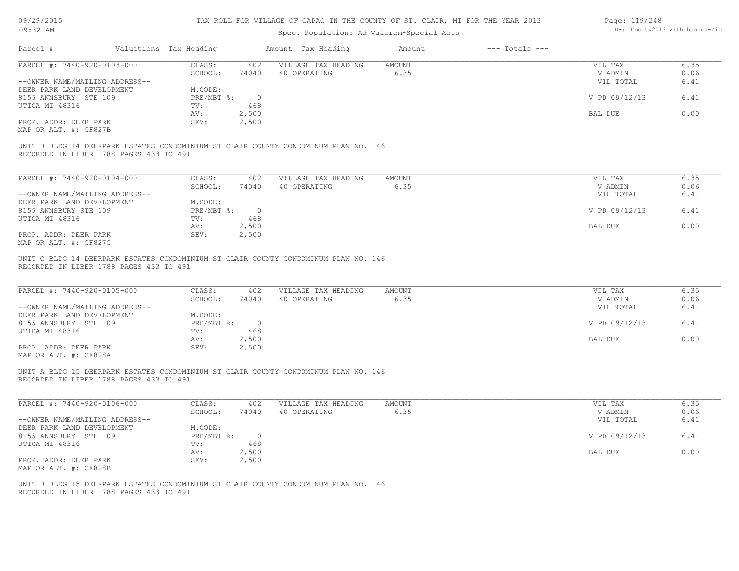# TAX ROLL FOR VILLAGE OF CAPAC IN THE COUNTY OF ST. CLAIR, MI FOR THE YEAR 2013

Spec. Population: Ad Valorem+Special Acts

09/29/2015
09:32 AM

DB: County2013 Withchanges-Zip

| Parcel # | Valuations | Tax Heading | Amount | Tax Heading | Amount | --- Totals --- | |
|---|---|---|---|---|---|---|---|
| PARCEL #: 7440-920-0103-000 | CLASS: | 402 | VILLAGE TAX HEADING | AMOUNT | | VIL TAX | 6.35 |
| | SCHOOL: | 74040 | 40 OPERATING | 6.35 | | V ADMIN | 0.06 |
| --OWNER NAME/MAILING ADDRESS-- | | | | | | VIL TOTAL | 6.41 |
| DEER PARK LAND DEVELOPMENT | M.CODE: | | | | | | |
| 8155 ANNSBURY STE 109 | PRE/MBT %: | 0 | | | | V PD 09/12/13 | 6.41 |
| UTICA MI 48316 | TV: | 468 | | | | | |
| | AV: | 2,500 | | | | BAL DUE | 0.00 |
| PROP. ADDR: DEER PARK | SEV: | 2,500 | | | | | |
| MAP OR ALT. #: CF827B | | | | | | | |

UNIT B BLDG 14 DEERPARK ESTATES CONDOMINIUM ST CLAIR COUNTY CONDOMINUM PLAN NO. 146
RECORDED IN LIBER 1788 PAGES 433 TO 491

| Parcel # | Valuations | Tax Heading | Amount | Tax Heading | Amount | --- Totals --- | |
|---|---|---|---|---|---|---|---|
| PARCEL #: 7440-920-0104-000 | CLASS: | 402 | VILLAGE TAX HEADING | AMOUNT | | VIL TAX | 6.35 |
| | SCHOOL: | 74040 | 40 OPERATING | 6.35 | | V ADMIN | 0.06 |
| --OWNER NAME/MAILING ADDRESS-- | | | | | | VIL TOTAL | 6.41 |
| DEER PARK LAND DEVELOPMENT | M.CODE: | | | | | | |
| 8155 ANNSBURY STE 109 | PRE/MBT %: | 0 | | | | V PD 09/12/13 | 6.41 |
| UTICA MI 48316 | TV: | 468 | | | | | |
| | AV: | 2,500 | | | | BAL DUE | 0.00 |
| PROP. ADDR: DEER PARK | SEV: | 2,500 | | | | | |
| MAP OR ALT. #: CF827C | | | | | | | |

UNIT C BLDG 14 DEERPARK ESTATES CONDOMINIUM ST CLAIR COUNTY CONDOMINUM PLAN NO. 146
RECORDED IN LIBER 1788 PAGES 433 TO 491

| Parcel # | Valuations | Tax Heading | Amount | Tax Heading | Amount | --- Totals --- | |
|---|---|---|---|---|---|---|---|
| PARCEL #: 7440-920-0105-000 | CLASS: | 402 | VILLAGE TAX HEADING | AMOUNT | | VIL TAX | 6.35 |
| | SCHOOL: | 74040 | 40 OPERATING | 6.35 | | V ADMIN | 0.06 |
| --OWNER NAME/MAILING ADDRESS-- | | | | | | VIL TOTAL | 6.41 |
| DEER PARK LAND DEVELOPMENT | M.CODE: | | | | | | |
| 8155 ANNSBURY STE 109 | PRE/MBT %: | 0 | | | | V PD 09/12/13 | 6.41 |
| UTICA MI 48316 | TV: | 468 | | | | | |
| | AV: | 2,500 | | | | BAL DUE | 0.00 |
| PROP. ADDR: DEER PARK | SEV: | 2,500 | | | | | |
| MAP OR ALT. #: CF828A | | | | | | | |

UNIT A BLDG 15 DEERPARK ESTATES CONDOMINIUM ST CLAIR COUNTY CONDOMINUM PLAN NO. 146
RECORDED IN LIBER 1788 PAGES 433 TO 491

| Parcel # | Valuations | Tax Heading | Amount | Tax Heading | Amount | --- Totals --- | |
|---|---|---|---|---|---|---|---|
| PARCEL #: 7440-920-0106-000 | CLASS: | 402 | VILLAGE TAX HEADING | AMOUNT | | VIL TAX | 6.35 |
| | SCHOOL: | 74040 | 40 OPERATING | 6.35 | | V ADMIN | 0.06 |
| --OWNER NAME/MAILING ADDRESS-- | | | | | | VIL TOTAL | 6.41 |
| DEER PARK LAND DEVELOPMENT | M.CODE: | | | | | | |
| 8155 ANNSBURY STE 109 | PRE/MBT %: | 0 | | | | V PD 09/12/13 | 6.41 |
| UTICA MI 48316 | TV: | 468 | | | | | |
| | AV: | 2,500 | | | | BAL DUE | 0.00 |
| PROP. ADDR: DEER PARK | SEV: | 2,500 | | | | | |
| MAP OR ALT. #: CF828B | | | | | | | |

UNIT B BLDG 15 DEERPARK ESTATES CONDOMINIUM ST CLAIR COUNTY CONDOMINUM PLAN NO. 146
RECORDED IN LIBER 1788 PAGES 433 TO 491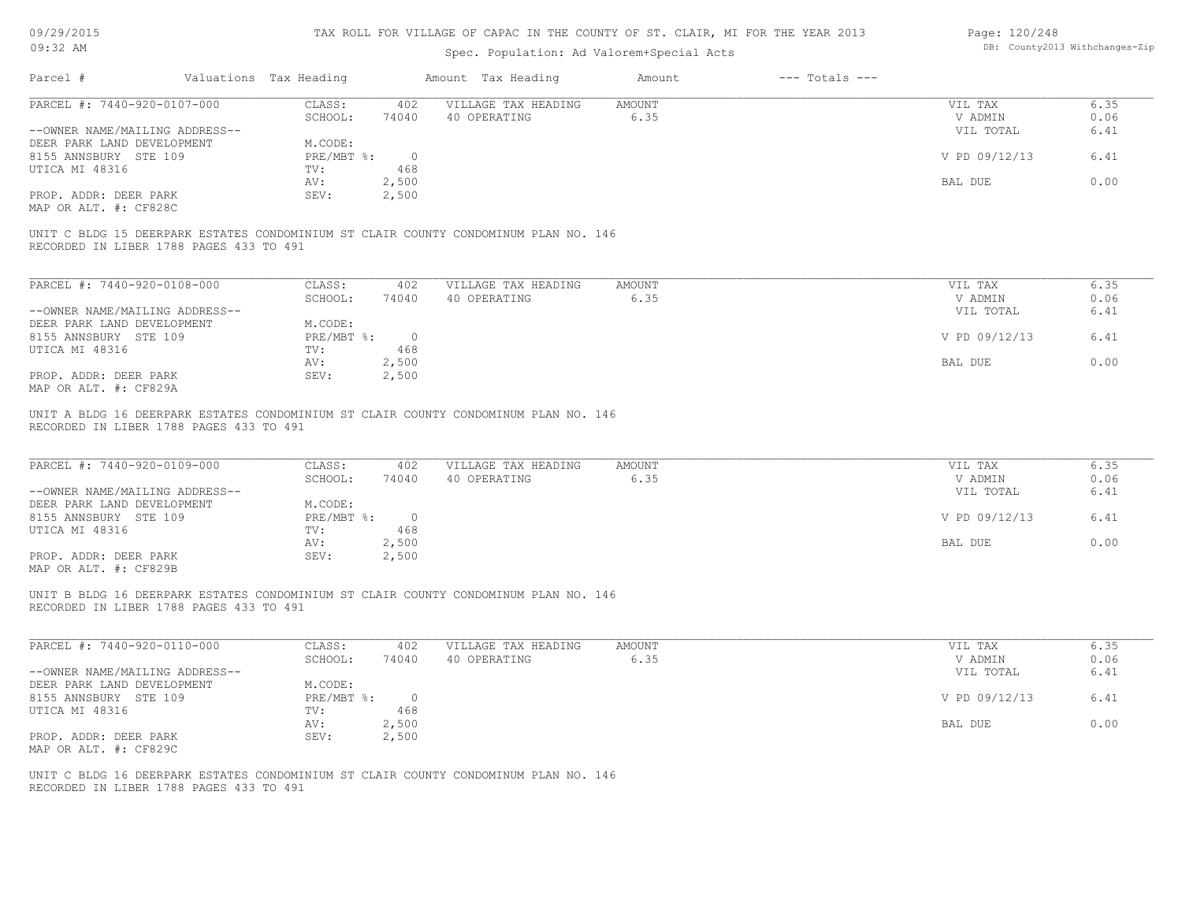TAX ROLL FOR VILLAGE OF CAPAC IN THE COUNTY OF ST. CLAIR, MI FOR THE YEAR 2013

Spec. Population: Ad Valorem+Special Acts

| Parcel # | Valuations | Tax Heading | Amount | Tax Heading | Amount | --- Totals --- | |
|---|---|---|---|---|---|---|---|
| PARCEL #: 7440-920-0107-000 | CLASS: | 402 | VILLAGE TAX HEADING | AMOUNT | | VIL TAX | 6.35 |
| | SCHOOL: | 74040 | 40 OPERATING | 6.35 | | V ADMIN | 0.06 |
| --OWNER NAME/MAILING ADDRESS-- | | | | | | VIL TOTAL | 6.41 |
| DEER PARK LAND DEVELOPMENT | M.CODE: | | | | | | |
| 8155 ANNSBURY STE 109 | PRE/MBT %: | 0 | | | | V PD 09/12/13 | 6.41 |
| UTICA MI 48316 | TV: | 468 | | | | | |
| | AV: | 2,500 | | | | BAL DUE | 0.00 |
| PROP. ADDR: DEER PARK | SEV: | 2,500 | | | | | |
| MAP OR ALT. #: CF828C | | | | | | | |

UNIT C BLDG 15 DEERPARK ESTATES CONDOMINIUM ST CLAIR COUNTY CONDOMINUM PLAN NO. 146
RECORDED IN LIBER 1788 PAGES 433 TO 491

| Parcel # | Valuations | Tax Heading | Amount | Tax Heading | Amount | --- Totals --- | |
|---|---|---|---|---|---|---|---|
| PARCEL #: 7440-920-0108-000 | CLASS: | 402 | VILLAGE TAX HEADING | AMOUNT | | VIL TAX | 6.35 |
| | SCHOOL: | 74040 | 40 OPERATING | 6.35 | | V ADMIN | 0.06 |
| --OWNER NAME/MAILING ADDRESS-- | | | | | | VIL TOTAL | 6.41 |
| DEER PARK LAND DEVELOPMENT | M.CODE: | | | | | | |
| 8155 ANNSBURY STE 109 | PRE/MBT %: | 0 | | | | V PD 09/12/13 | 6.41 |
| UTICA MI 48316 | TV: | 468 | | | | | |
| | AV: | 2,500 | | | | BAL DUE | 0.00 |
| PROP. ADDR: DEER PARK | SEV: | 2,500 | | | | | |
| MAP OR ALT. #: CF829A | | | | | | | |

UNIT A BLDG 16 DEERPARK ESTATES CONDOMINIUM ST CLAIR COUNTY CONDOMINUM PLAN NO. 146
RECORDED IN LIBER 1788 PAGES 433 TO 491

| Parcel # | Valuations | Tax Heading | Amount | Tax Heading | Amount | --- Totals --- | |
|---|---|---|---|---|---|---|---|
| PARCEL #: 7440-920-0109-000 | CLASS: | 402 | VILLAGE TAX HEADING | AMOUNT | | VIL TAX | 6.35 |
| | SCHOOL: | 74040 | 40 OPERATING | 6.35 | | V ADMIN | 0.06 |
| --OWNER NAME/MAILING ADDRESS-- | | | | | | VIL TOTAL | 6.41 |
| DEER PARK LAND DEVELOPMENT | M.CODE: | | | | | | |
| 8155 ANNSBURY STE 109 | PRE/MBT %: | 0 | | | | V PD 09/12/13 | 6.41 |
| UTICA MI 48316 | TV: | 468 | | | | | |
| | AV: | 2,500 | | | | BAL DUE | 0.00 |
| PROP. ADDR: DEER PARK | SEV: | 2,500 | | | | | |
| MAP OR ALT. #: CF829B | | | | | | | |

UNIT B BLDG 16 DEERPARK ESTATES CONDOMINIUM ST CLAIR COUNTY CONDOMINUM PLAN NO. 146
RECORDED IN LIBER 1788 PAGES 433 TO 491

| Parcel # | Valuations | Tax Heading | Amount | Tax Heading | Amount | --- Totals --- | |
|---|---|---|---|---|---|---|---|
| PARCEL #: 7440-920-0110-000 | CLASS: | 402 | VILLAGE TAX HEADING | AMOUNT | | VIL TAX | 6.35 |
| | SCHOOL: | 74040 | 40 OPERATING | 6.35 | | V ADMIN | 0.06 |
| --OWNER NAME/MAILING ADDRESS-- | | | | | | VIL TOTAL | 6.41 |
| DEER PARK LAND DEVELOPMENT | M.CODE: | | | | | | |
| 8155 ANNSBURY STE 109 | PRE/MBT %: | 0 | | | | V PD 09/12/13 | 6.41 |
| UTICA MI 48316 | TV: | 468 | | | | | |
| | AV: | 2,500 | | | | BAL DUE | 0.00 |
| PROP. ADDR: DEER PARK | SEV: | 2,500 | | | | | |
| MAP OR ALT. #: CF829C | | | | | | | |

UNIT C BLDG 16 DEERPARK ESTATES CONDOMINIUM ST CLAIR COUNTY CONDOMINUM PLAN NO. 146
RECORDED IN LIBER 1788 PAGES 433 TO 491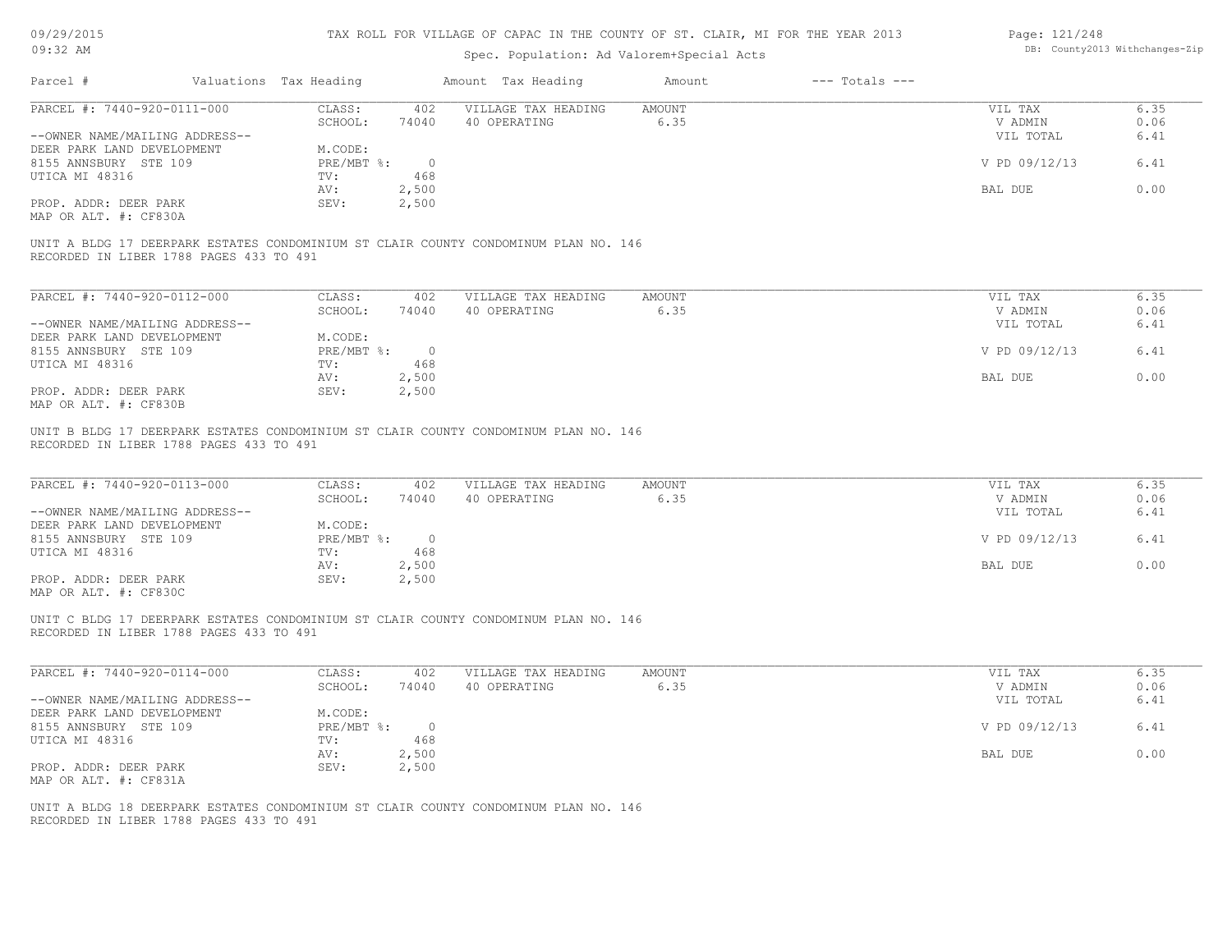# TAX ROLL FOR VILLAGE OF CAPAC IN THE COUNTY OF ST. CLAIR, MI FOR THE YEAR 2013

Spec. Population: Ad Valorem+Special Acts

| Parcel # | Valuations Tax Heading | | Amount Tax Heading | Amount | --- Totals --- | |
|---|---|---|---|---|---|---|
| PARCEL #: 7440-920-0111-000 | CLASS: | 402 | VILLAGE TAX HEADING | AMOUNT | VIL TAX | 6.35 |
| | SCHOOL: | 74040 | 40 OPERATING | 6.35 | V ADMIN | 0.06 |
| --OWNER NAME/MAILING ADDRESS-- | | | | | VIL TOTAL | 6.41 |
| DEER PARK LAND DEVELOPMENT | M.CODE: | | | | | |
| 8155 ANNSBURY STE 109 | PRE/MBT %: | 0 | | | V PD 09/12/13 | 6.41 |
| UTICA MI 48316 | TV: | 468 | | | | |
| | AV: | 2,500 | | | BAL DUE | 0.00 |
| PROP. ADDR: DEER PARK | SEV: | 2,500 | | | | |
| MAP OR ALT. #: CF830A | | | | | | |

UNIT A BLDG 17 DEERPARK ESTATES CONDOMINIUM ST CLAIR COUNTY CONDOMINUM PLAN NO. 146
RECORDED IN LIBER 1788 PAGES 433 TO 491

| Parcel # | Valuations Tax Heading | | Amount Tax Heading | Amount | --- Totals --- | |
|---|---|---|---|---|---|---|
| PARCEL #: 7440-920-0112-000 | CLASS: | 402 | VILLAGE TAX HEADING | AMOUNT | VIL TAX | 6.35 |
| | SCHOOL: | 74040 | 40 OPERATING | 6.35 | V ADMIN | 0.06 |
| --OWNER NAME/MAILING ADDRESS-- | | | | | VIL TOTAL | 6.41 |
| DEER PARK LAND DEVELOPMENT | M.CODE: | | | | | |
| 8155 ANNSBURY STE 109 | PRE/MBT %: | 0 | | | V PD 09/12/13 | 6.41 |
| UTICA MI 48316 | TV: | 468 | | | | |
| | AV: | 2,500 | | | BAL DUE | 0.00 |
| PROP. ADDR: DEER PARK | SEV: | 2,500 | | | | |
| MAP OR ALT. #: CF830B | | | | | | |

UNIT B BLDG 17 DEERPARK ESTATES CONDOMINIUM ST CLAIR COUNTY CONDOMINUM PLAN NO. 146
RECORDED IN LIBER 1788 PAGES 433 TO 491

| Parcel # | Valuations Tax Heading | | Amount Tax Heading | Amount | --- Totals --- | |
|---|---|---|---|---|---|---|
| PARCEL #: 7440-920-0113-000 | CLASS: | 402 | VILLAGE TAX HEADING | AMOUNT | VIL TAX | 6.35 |
| | SCHOOL: | 74040 | 40 OPERATING | 6.35 | V ADMIN | 0.06 |
| --OWNER NAME/MAILING ADDRESS-- | | | | | VIL TOTAL | 6.41 |
| DEER PARK LAND DEVELOPMENT | M.CODE: | | | | | |
| 8155 ANNSBURY STE 109 | PRE/MBT %: | 0 | | | V PD 09/12/13 | 6.41 |
| UTICA MI 48316 | TV: | 468 | | | | |
| | AV: | 2,500 | | | BAL DUE | 0.00 |
| PROP. ADDR: DEER PARK | SEV: | 2,500 | | | | |
| MAP OR ALT. #: CF830C | | | | | | |

UNIT C BLDG 17 DEERPARK ESTATES CONDOMINIUM ST CLAIR COUNTY CONDOMINUM PLAN NO. 146
RECORDED IN LIBER 1788 PAGES 433 TO 491

| Parcel # | Valuations Tax Heading | | Amount Tax Heading | Amount | --- Totals --- | |
|---|---|---|---|---|---|---|
| PARCEL #: 7440-920-0114-000 | CLASS: | 402 | VILLAGE TAX HEADING | AMOUNT | VIL TAX | 6.35 |
| | SCHOOL: | 74040 | 40 OPERATING | 6.35 | V ADMIN | 0.06 |
| --OWNER NAME/MAILING ADDRESS-- | | | | | VIL TOTAL | 6.41 |
| DEER PARK LAND DEVELOPMENT | M.CODE: | | | | | |
| 8155 ANNSBURY STE 109 | PRE/MBT %: | 0 | | | V PD 09/12/13 | 6.41 |
| UTICA MI 48316 | TV: | 468 | | | | |
| | AV: | 2,500 | | | BAL DUE | 0.00 |
| PROP. ADDR: DEER PARK | SEV: | 2,500 | | | | |
| MAP OR ALT. #: CF831A | | | | | | |

UNIT A BLDG 18 DEERPARK ESTATES CONDOMINIUM ST CLAIR COUNTY CONDOMINUM PLAN NO. 146
RECORDED IN LIBER 1788 PAGES 433 TO 491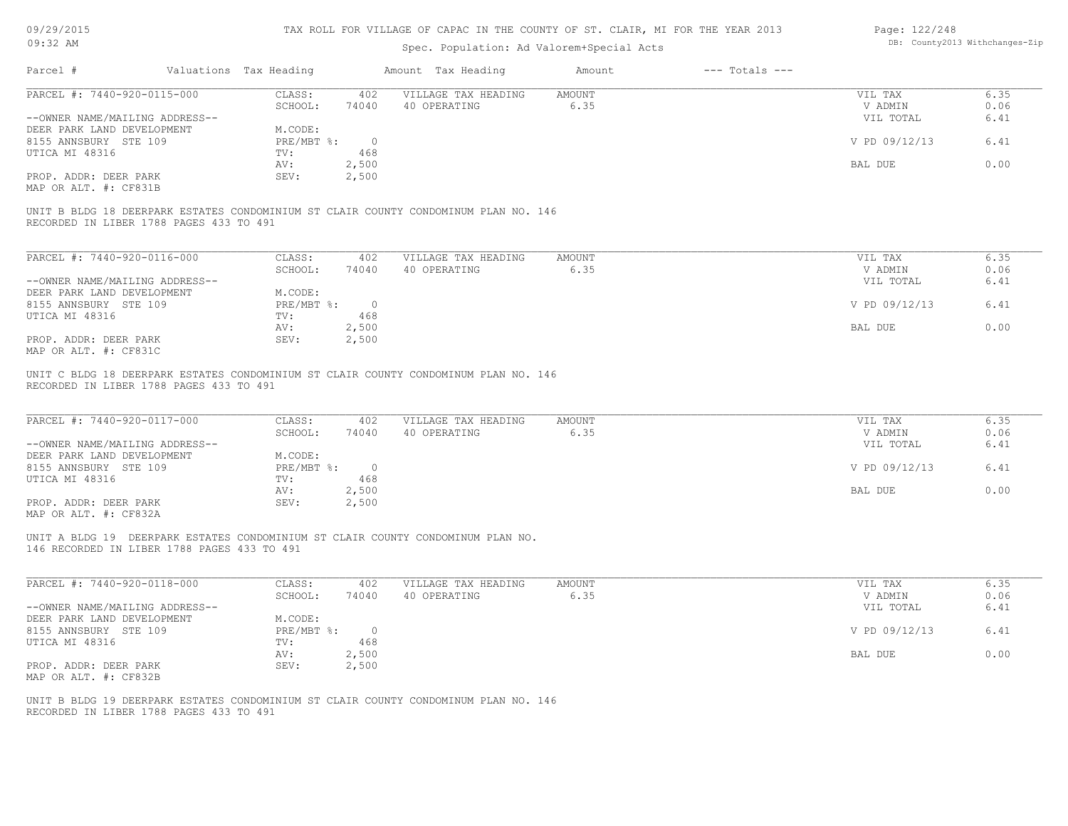# TAX ROLL FOR VILLAGE OF CAPAC IN THE COUNTY OF ST. CLAIR, MI FOR THE YEAR 2013

Spec. Population: Ad Valorem+Special Acts

| Parcel # | Valuations | Tax Heading | Amount | Tax Heading | Amount | --- Totals --- | |
|---|---|---|---|---|---|---|---|
| PARCEL #: 7440-920-0115-000 | CLASS: | 402 | VILLAGE TAX HEADING | AMOUNT | | VIL TAX | 6.35 |
| | SCHOOL: | 74040 | 40 OPERATING | 6.35 | | V ADMIN | 0.06 |
| --OWNER NAME/MAILING ADDRESS-- | | | | | | VIL TOTAL | 6.41 |
| DEER PARK LAND DEVELOPMENT | M.CODE: | | | | | | |
| 8155 ANNSBURY STE 109 | PRE/MBT %: | 0 | | | | V PD 09/12/13 | 6.41 |
| UTICA MI 48316 | TV: | 468 | | | | | |
| | AV: | 2,500 | | | | BAL DUE | 0.00 |
| PROP. ADDR: DEER PARK | SEV: | 2,500 | | | | | |
| MAP OR ALT. #: CF831B | | | | | | | |

UNIT B BLDG 18 DEERPARK ESTATES CONDOMINIUM ST CLAIR COUNTY CONDOMINUM PLAN NO. 146 RECORDED IN LIBER 1788 PAGES 433 TO 491

| Parcel # | Valuations | Tax Heading | Amount | Tax Heading | Amount | --- Totals --- | |
|---|---|---|---|---|---|---|---|
| PARCEL #: 7440-920-0116-000 | CLASS: | 402 | VILLAGE TAX HEADING | AMOUNT | | VIL TAX | 6.35 |
| | SCHOOL: | 74040 | 40 OPERATING | 6.35 | | V ADMIN | 0.06 |
| --OWNER NAME/MAILING ADDRESS-- | | | | | | VIL TOTAL | 6.41 |
| DEER PARK LAND DEVELOPMENT | M.CODE: | | | | | | |
| 8155 ANNSBURY STE 109 | PRE/MBT %: | 0 | | | | V PD 09/12/13 | 6.41 |
| UTICA MI 48316 | TV: | 468 | | | | | |
| | AV: | 2,500 | | | | BAL DUE | 0.00 |
| PROP. ADDR: DEER PARK | SEV: | 2,500 | | | | | |
| MAP OR ALT. #: CF831C | | | | | | | |

UNIT C BLDG 18 DEERPARK ESTATES CONDOMINIUM ST CLAIR COUNTY CONDOMINUM PLAN NO. 146 RECORDED IN LIBER 1788 PAGES 433 TO 491

| Parcel # | Valuations | Tax Heading | Amount | Tax Heading | Amount | --- Totals --- | |
|---|---|---|---|---|---|---|---|
| PARCEL #: 7440-920-0117-000 | CLASS: | 402 | VILLAGE TAX HEADING | AMOUNT | | VIL TAX | 6.35 |
| | SCHOOL: | 74040 | 40 OPERATING | 6.35 | | V ADMIN | 0.06 |
| --OWNER NAME/MAILING ADDRESS-- | | | | | | VIL TOTAL | 6.41 |
| DEER PARK LAND DEVELOPMENT | M.CODE: | | | | | | |
| 8155 ANNSBURY STE 109 | PRE/MBT %: | 0 | | | | V PD 09/12/13 | 6.41 |
| UTICA MI 48316 | TV: | 468 | | | | | |
| | AV: | 2,500 | | | | BAL DUE | 0.00 |
| PROP. ADDR: DEER PARK | SEV: | 2,500 | | | | | |
| MAP OR ALT. #: CF832A | | | | | | | |

UNIT A BLDG 19 DEERPARK ESTATES CONDOMINIUM ST CLAIR COUNTY CONDOMINUM PLAN NO. 146 RECORDED IN LIBER 1788 PAGES 433 TO 491

| Parcel # | Valuations | Tax Heading | Amount | Tax Heading | Amount | --- Totals --- | |
|---|---|---|---|---|---|---|---|
| PARCEL #: 7440-920-0118-000 | CLASS: | 402 | VILLAGE TAX HEADING | AMOUNT | | VIL TAX | 6.35 |
| | SCHOOL: | 74040 | 40 OPERATING | 6.35 | | V ADMIN | 0.06 |
| --OWNER NAME/MAILING ADDRESS-- | | | | | | VIL TOTAL | 6.41 |
| DEER PARK LAND DEVELOPMENT | M.CODE: | | | | | | |
| 8155 ANNSBURY STE 109 | PRE/MBT %: | 0 | | | | V PD 09/12/13 | 6.41 |
| UTICA MI 48316 | TV: | 468 | | | | | |
| | AV: | 2,500 | | | | BAL DUE | 0.00 |
| PROP. ADDR: DEER PARK | SEV: | 2,500 | | | | | |
| MAP OR ALT. #: CF832B | | | | | | | |

UNIT B BLDG 19 DEERPARK ESTATES CONDOMINIUM ST CLAIR COUNTY CONDOMINUM PLAN NO. 146 RECORDED IN LIBER 1788 PAGES 433 TO 491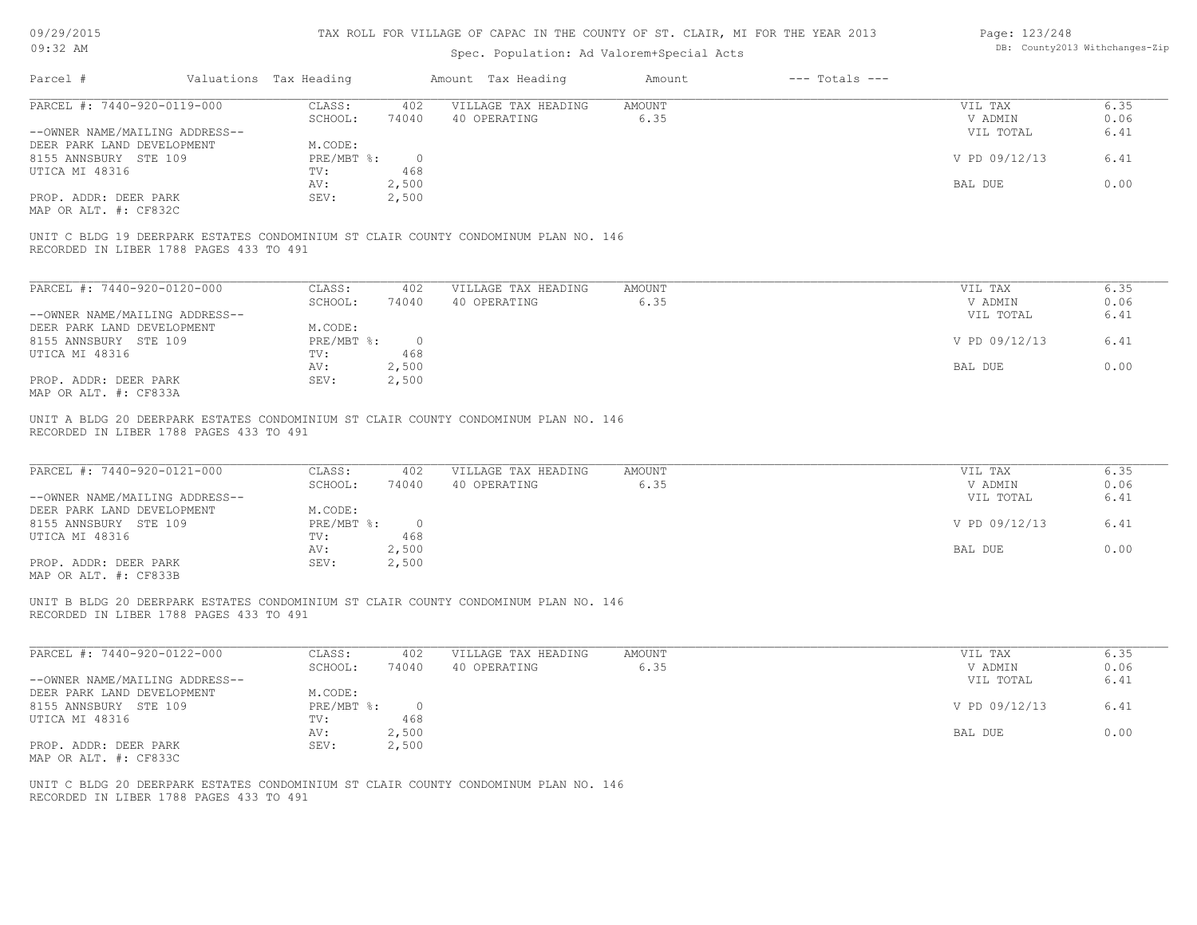# TAX ROLL FOR VILLAGE OF CAPAC IN THE COUNTY OF ST. CLAIR, MI FOR THE YEAR 2013

Spec. Population: Ad Valorem+Special Acts

| Parcel # | Valuations | Tax Heading | Amount | Tax Heading | Amount | --- Totals --- | |
|---|---|---|---|---|---|---|---|

---

**PARCEL #: 7440-920-0119-000**

| | | | | | |
|---|---|---|---|---|---|
| CLASS: | 402 | VILLAGE TAX HEADING | AMOUNT | VIL TAX | 6.35 |
| SCHOOL: | 74040 | 40 OPERATING | 6.35 | V ADMIN | 0.06 |
| | | | | VIL TOTAL | 6.41 |
| M.CODE: | | | | | |
| PRE/MBT %: | 0 | | | V PD 09/12/13 | 6.41 |
| TV: | 468 | | | | |
| AV: | 2,500 | | | BAL DUE | 0.00 |
| SEV: | 2,500 | | | | |

--OWNER NAME/MAILING ADDRESS--
DEER PARK LAND DEVELOPMENT
8155 ANNSBURY STE 109
UTICA MI 48316

PROP. ADDR: DEER PARK
MAP OR ALT. #: CF832C

UNIT C BLDG 19 DEERPARK ESTATES CONDOMINIUM ST CLAIR COUNTY CONDOMINUM PLAN NO. 146
RECORDED IN LIBER 1788 PAGES 433 TO 491

---

**PARCEL #: 7440-920-0120-000**

| | | | | | |
|---|---|---|---|---|---|
| CLASS: | 402 | VILLAGE TAX HEADING | AMOUNT | VIL TAX | 6.35 |
| SCHOOL: | 74040 | 40 OPERATING | 6.35 | V ADMIN | 0.06 |
| | | | | VIL TOTAL | 6.41 |
| M.CODE: | | | | | |
| PRE/MBT %: | 0 | | | V PD 09/12/13 | 6.41 |
| TV: | 468 | | | | |
| AV: | 2,500 | | | BAL DUE | 0.00 |
| SEV: | 2,500 | | | | |

--OWNER NAME/MAILING ADDRESS--
DEER PARK LAND DEVELOPMENT
8155 ANNSBURY STE 109
UTICA MI 48316

PROP. ADDR: DEER PARK
MAP OR ALT. #: CF833A

UNIT A BLDG 20 DEERPARK ESTATES CONDOMINIUM ST CLAIR COUNTY CONDOMINUM PLAN NO. 146
RECORDED IN LIBER 1788 PAGES 433 TO 491

---

**PARCEL #: 7440-920-0121-000**

| | | | | | |
|---|---|---|---|---|---|
| CLASS: | 402 | VILLAGE TAX HEADING | AMOUNT | VIL TAX | 6.35 |
| SCHOOL: | 74040 | 40 OPERATING | 6.35 | V ADMIN | 0.06 |
| | | | | VIL TOTAL | 6.41 |
| M.CODE: | | | | | |
| PRE/MBT %: | 0 | | | V PD 09/12/13 | 6.41 |
| TV: | 468 | | | | |
| AV: | 2,500 | | | BAL DUE | 0.00 |
| SEV: | 2,500 | | | | |

--OWNER NAME/MAILING ADDRESS--
DEER PARK LAND DEVELOPMENT
8155 ANNSBURY STE 109
UTICA MI 48316

PROP. ADDR: DEER PARK
MAP OR ALT. #: CF833B

UNIT B BLDG 20 DEERPARK ESTATES CONDOMINIUM ST CLAIR COUNTY CONDOMINUM PLAN NO. 146
RECORDED IN LIBER 1788 PAGES 433 TO 491

---

**PARCEL #: 7440-920-0122-000**

| | | | | | |
|---|---|---|---|---|---|
| CLASS: | 402 | VILLAGE TAX HEADING | AMOUNT | VIL TAX | 6.35 |
| SCHOOL: | 74040 | 40 OPERATING | 6.35 | V ADMIN | 0.06 |
| | | | | VIL TOTAL | 6.41 |
| M.CODE: | | | | | |
| PRE/MBT %: | 0 | | | V PD 09/12/13 | 6.41 |
| TV: | 468 | | | | |
| AV: | 2,500 | | | BAL DUE | 0.00 |
| SEV: | 2,500 | | | | |

--OWNER NAME/MAILING ADDRESS--
DEER PARK LAND DEVELOPMENT
8155 ANNSBURY STE 109
UTICA MI 48316

PROP. ADDR: DEER PARK
MAP OR ALT. #: CF833C

UNIT C BLDG 20 DEERPARK ESTATES CONDOMINIUM ST CLAIR COUNTY CONDOMINUM PLAN NO. 146
RECORDED IN LIBER 1788 PAGES 433 TO 491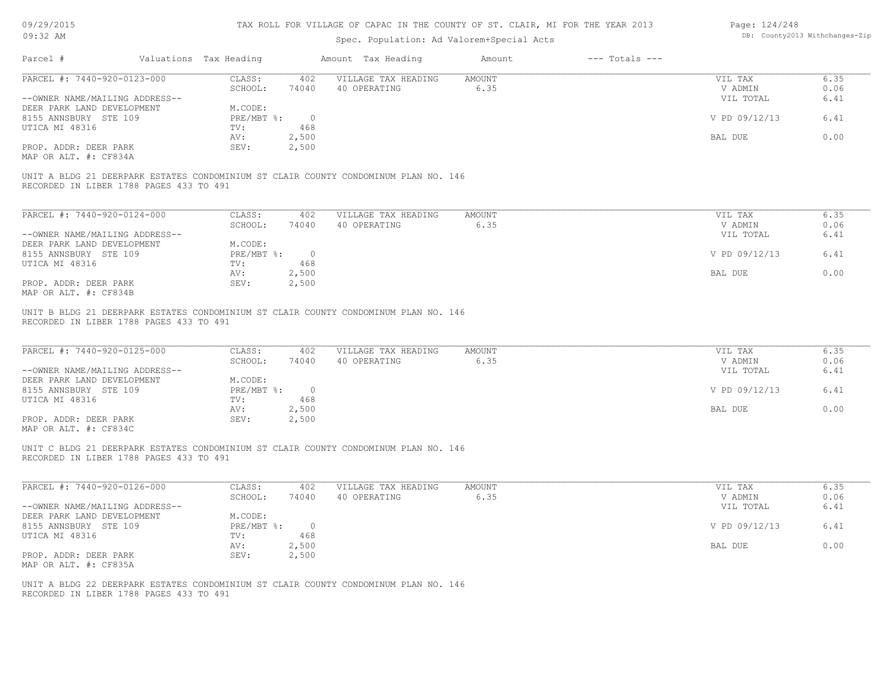TAX ROLL FOR VILLAGE OF CAPAC IN THE COUNTY OF ST. CLAIR, MI FOR THE YEAR 2013

Spec. Population: Ad Valorem+Special Acts

| Parcel # | Valuations | Tax Heading | Amount | Tax Heading | Amount | --- Totals --- | |
|---|---|---|---|---|---|---|---|
| PARCEL #: 7440-920-0123-000 | CLASS: | 402 | VILLAGE TAX HEADING | AMOUNT | | VIL TAX | 6.35 |
| | SCHOOL: | 74040 | 40 OPERATING | 6.35 | | V ADMIN | 0.06 |
| --OWNER NAME/MAILING ADDRESS-- | | | | | | VIL TOTAL | 6.41 |
| DEER PARK LAND DEVELOPMENT | M.CODE: | | | | | | |
| 8155 ANNSBURY STE 109 | PRE/MBT %: | 0 | | | | V PD 09/12/13 | 6.41 |
| UTICA MI 48316 | TV: | 468 | | | | | |
| | AV: | 2,500 | | | | BAL DUE | 0.00 |
| PROP. ADDR: DEER PARK | SEV: | 2,500 | | | | | |
| MAP OR ALT. #: CF834A | | | | | | | |

UNIT A BLDG 21 DEERPARK ESTATES CONDOMINIUM ST CLAIR COUNTY CONDOMINUM PLAN NO. 146
RECORDED IN LIBER 1788 PAGES 433 TO 491

| Parcel # | Valuations | Tax Heading | Amount | Tax Heading | Amount | --- Totals --- | |
|---|---|---|---|---|---|---|---|
| PARCEL #: 7440-920-0124-000 | CLASS: | 402 | VILLAGE TAX HEADING | AMOUNT | | VIL TAX | 6.35 |
| | SCHOOL: | 74040 | 40 OPERATING | 6.35 | | V ADMIN | 0.06 |
| --OWNER NAME/MAILING ADDRESS-- | | | | | | VIL TOTAL | 6.41 |
| DEER PARK LAND DEVELOPMENT | M.CODE: | | | | | | |
| 8155 ANNSBURY STE 109 | PRE/MBT %: | 0 | | | | V PD 09/12/13 | 6.41 |
| UTICA MI 48316 | TV: | 468 | | | | | |
| | AV: | 2,500 | | | | BAL DUE | 0.00 |
| PROP. ADDR: DEER PARK | SEV: | 2,500 | | | | | |
| MAP OR ALT. #: CF834B | | | | | | | |

UNIT B BLDG 21 DEERPARK ESTATES CONDOMINIUM ST CLAIR COUNTY CONDOMINUM PLAN NO. 146
RECORDED IN LIBER 1788 PAGES 433 TO 491

| Parcel # | Valuations | Tax Heading | Amount | Tax Heading | Amount | --- Totals --- | |
|---|---|---|---|---|---|---|---|
| PARCEL #: 7440-920-0125-000 | CLASS: | 402 | VILLAGE TAX HEADING | AMOUNT | | VIL TAX | 6.35 |
| | SCHOOL: | 74040 | 40 OPERATING | 6.35 | | V ADMIN | 0.06 |
| --OWNER NAME/MAILING ADDRESS-- | | | | | | VIL TOTAL | 6.41 |
| DEER PARK LAND DEVELOPMENT | M.CODE: | | | | | | |
| 8155 ANNSBURY STE 109 | PRE/MBT %: | 0 | | | | V PD 09/12/13 | 6.41 |
| UTICA MI 48316 | TV: | 468 | | | | | |
| | AV: | 2,500 | | | | BAL DUE | 0.00 |
| PROP. ADDR: DEER PARK | SEV: | 2,500 | | | | | |
| MAP OR ALT. #: CF834C | | | | | | | |

UNIT C BLDG 21 DEERPARK ESTATES CONDOMINIUM ST CLAIR COUNTY CONDOMINUM PLAN NO. 146
RECORDED IN LIBER 1788 PAGES 433 TO 491

| Parcel # | Valuations | Tax Heading | Amount | Tax Heading | Amount | --- Totals --- | |
|---|---|---|---|---|---|---|---|
| PARCEL #: 7440-920-0126-000 | CLASS: | 402 | VILLAGE TAX HEADING | AMOUNT | | VIL TAX | 6.35 |
| | SCHOOL: | 74040 | 40 OPERATING | 6.35 | | V ADMIN | 0.06 |
| --OWNER NAME/MAILING ADDRESS-- | | | | | | VIL TOTAL | 6.41 |
| DEER PARK LAND DEVELOPMENT | M.CODE: | | | | | | |
| 8155 ANNSBURY STE 109 | PRE/MBT %: | 0 | | | | V PD 09/12/13 | 6.41 |
| UTICA MI 48316 | TV: | 468 | | | | | |
| | AV: | 2,500 | | | | BAL DUE | 0.00 |
| PROP. ADDR: DEER PARK | SEV: | 2,500 | | | | | |
| MAP OR ALT. #: CF835A | | | | | | | |

UNIT A BLDG 22 DEERPARK ESTATES CONDOMINIUM ST CLAIR COUNTY CONDOMINUM PLAN NO. 146
RECORDED IN LIBER 1788 PAGES 433 TO 491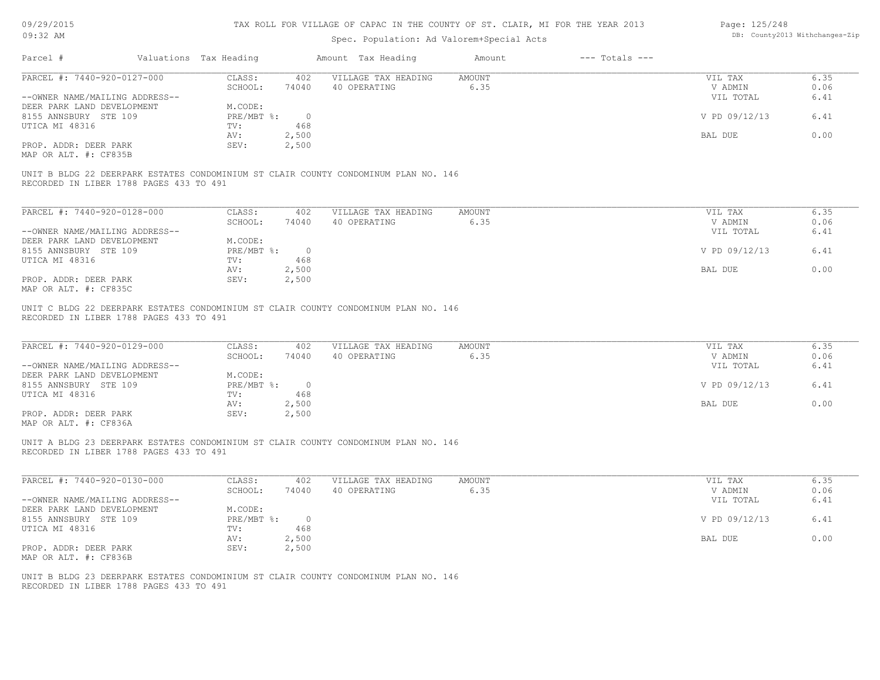TAX ROLL FOR VILLAGE OF CAPAC IN THE COUNTY OF ST. CLAIR, MI FOR THE YEAR 2013

Spec. Population: Ad Valorem+Special Acts

| Parcel # | Valuations | Tax Heading | Amount | Tax Heading | Amount | --- Totals --- |
|---|---|---|---|---|---|---|

**PARCEL #: 7440-920-0127-000**

| | | | | | |
|---|---|---|---|---|---|
| --OWNER NAME/MAILING ADDRESS-- | CLASS: 402 | VILLAGE TAX HEADING | AMOUNT | VIL TAX | 6.35 |
| DEER PARK LAND DEVELOPMENT | SCHOOL: 74040 | 40 OPERATING | 6.35 | V ADMIN | 0.06 |
| 8155 ANNSBURY STE 109 | M.CODE: | | | VIL TOTAL | 6.41 |
| UTICA MI 48316 | PRE/MBT %: 0 | | | V PD 09/12/13 | 6.41 |
| PROP. ADDR: DEER PARK | TV: 468 | | | | |
| MAP OR ALT. #: CF835B | AV: 2,500 | | | BAL DUE | 0.00 |
| | SEV: 2,500 | | | | |

UNIT B BLDG 22 DEERPARK ESTATES CONDOMINIUM ST CLAIR COUNTY CONDOMINUM PLAN NO. 146
RECORDED IN LIBER 1788 PAGES 433 TO 491

**PARCEL #: 7440-920-0128-000**

| | | | | | |
|---|---|---|---|---|---|
| --OWNER NAME/MAILING ADDRESS-- | CLASS: 402 | VILLAGE TAX HEADING | AMOUNT | VIL TAX | 6.35 |
| DEER PARK LAND DEVELOPMENT | SCHOOL: 74040 | 40 OPERATING | 6.35 | V ADMIN | 0.06 |
| 8155 ANNSBURY STE 109 | M.CODE: | | | VIL TOTAL | 6.41 |
| UTICA MI 48316 | PRE/MBT %: 0 | | | V PD 09/12/13 | 6.41 |
| PROP. ADDR: DEER PARK | TV: 468 | | | | |
| MAP OR ALT. #: CF835C | AV: 2,500 | | | BAL DUE | 0.00 |
| | SEV: 2,500 | | | | |

UNIT C BLDG 22 DEERPARK ESTATES CONDOMINIUM ST CLAIR COUNTY CONDOMINUM PLAN NO. 146
RECORDED IN LIBER 1788 PAGES 433 TO 491

**PARCEL #: 7440-920-0129-000**

| | | | | | |
|---|---|---|---|---|---|
| --OWNER NAME/MAILING ADDRESS-- | CLASS: 402 | VILLAGE TAX HEADING | AMOUNT | VIL TAX | 6.35 |
| DEER PARK LAND DEVELOPMENT | SCHOOL: 74040 | 40 OPERATING | 6.35 | V ADMIN | 0.06 |
| 8155 ANNSBURY STE 109 | M.CODE: | | | VIL TOTAL | 6.41 |
| UTICA MI 48316 | PRE/MBT %: 0 | | | V PD 09/12/13 | 6.41 |
| PROP. ADDR: DEER PARK | TV: 468 | | | | |
| MAP OR ALT. #: CF836A | AV: 2,500 | | | BAL DUE | 0.00 |
| | SEV: 2,500 | | | | |

UNIT A BLDG 23 DEERPARK ESTATES CONDOMINIUM ST CLAIR COUNTY CONDOMINUM PLAN NO. 146
RECORDED IN LIBER 1788 PAGES 433 TO 491

**PARCEL #: 7440-920-0130-000**

| | | | | | |
|---|---|---|---|---|---|
| --OWNER NAME/MAILING ADDRESS-- | CLASS: 402 | VILLAGE TAX HEADING | AMOUNT | VIL TAX | 6.35 |
| DEER PARK LAND DEVELOPMENT | SCHOOL: 74040 | 40 OPERATING | 6.35 | V ADMIN | 0.06 |
| 8155 ANNSBURY STE 109 | M.CODE: | | | VIL TOTAL | 6.41 |
| UTICA MI 48316 | PRE/MBT %: 0 | | | V PD 09/12/13 | 6.41 |
| PROP. ADDR: DEER PARK | TV: 468 | | | | |
| MAP OR ALT. #: CF836B | AV: 2,500 | | | BAL DUE | 0.00 |
| | SEV: 2,500 | | | | |

UNIT B BLDG 23 DEERPARK ESTATES CONDOMINIUM ST CLAIR COUNTY CONDOMINUM PLAN NO. 146
RECORDED IN LIBER 1788 PAGES 433 TO 491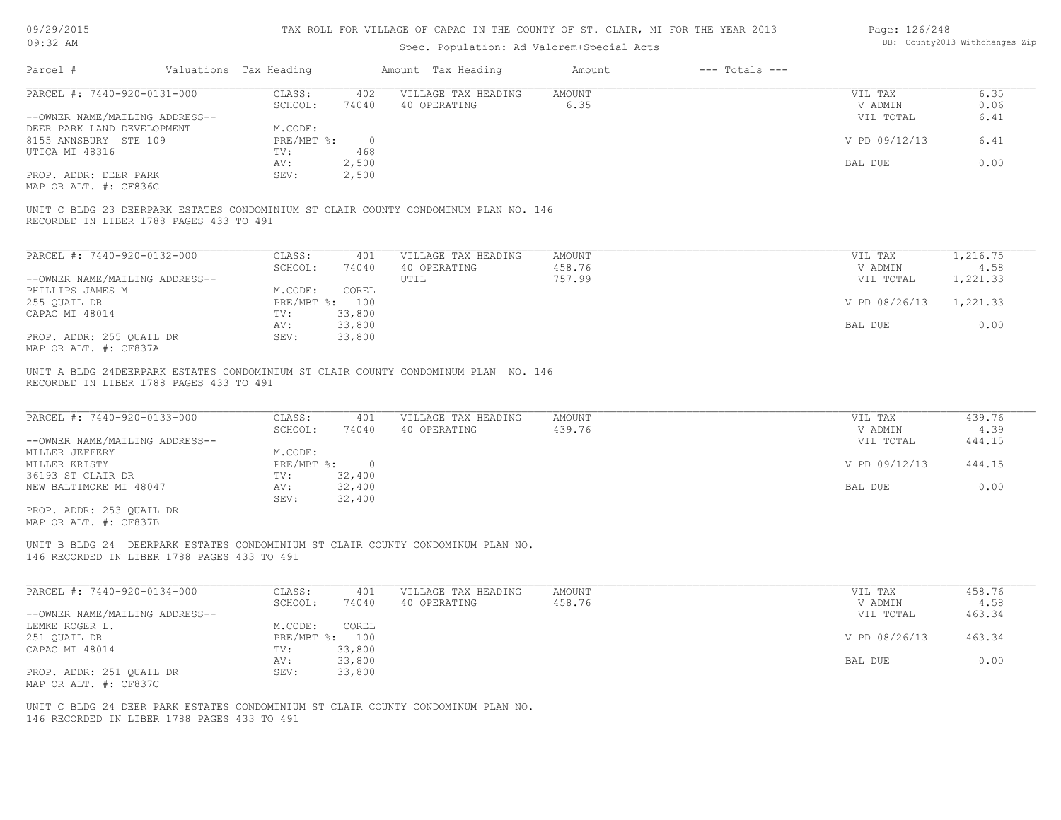TAX ROLL FOR VILLAGE OF CAPAC IN THE COUNTY OF ST. CLAIR, MI FOR THE YEAR 2013

Spec. Population: Ad Valorem+Special Acts

| Parcel # | Valuations | Tax Heading | Amount | Tax Heading | Amount | --- Totals --- | |
|---|---|---|---|---|---|---|---|
| PARCEL #: 7440-920-0131-000 | CLASS: | 402 | VILLAGE TAX HEADING | AMOUNT | | VIL TAX | 6.35 |
| | SCHOOL: | 74040 | 40 OPERATING | 6.35 | | V ADMIN | 0.06 |
| --OWNER NAME/MAILING ADDRESS-- | | | | | | VIL TOTAL | 6.41 |
| DEER PARK LAND DEVELOPMENT | M.CODE: | | | | | | |
| 8155 ANNSBURY STE 109 | PRE/MBT %: | 0 | | | | V PD 09/12/13 | 6.41 |
| UTICA MI 48316 | TV: | 468 | | | | | |
| | AV: | 2,500 | | | | BAL DUE | 0.00 |
| PROP. ADDR: DEER PARK | SEV: | 2,500 | | | | | |
| MAP OR ALT. #: CF836C | | | | | | | |

UNIT C BLDG 23 DEERPARK ESTATES CONDOMINIUM ST CLAIR COUNTY CONDOMINUM PLAN NO. 146 RECORDED IN LIBER 1788 PAGES 433 TO 491

| Parcel # | Valuations | Tax Heading | Amount | Tax Heading | Amount | --- Totals --- | |
|---|---|---|---|---|---|---|---|
| PARCEL #: 7440-920-0132-000 | CLASS: | 401 | VILLAGE TAX HEADING | AMOUNT | | VIL TAX | 1,216.75 |
| | SCHOOL: | 74040 | 40 OPERATING | 458.76 | | V ADMIN | 4.58 |
| --OWNER NAME/MAILING ADDRESS-- | | | UTIL | 757.99 | | VIL TOTAL | 1,221.33 |
| PHILLIPS JAMES M | M.CODE: | COREL | | | | | |
| 255 QUAIL DR | PRE/MBT %: | 100 | | | | V PD 08/26/13 | 1,221.33 |
| CAPAC MI 48014 | TV: | 33,800 | | | | | |
| | AV: | 33,800 | | | | BAL DUE | 0.00 |
| PROP. ADDR: 255 QUAIL DR | SEV: | 33,800 | | | | | |
| MAP OR ALT. #: CF837A | | | | | | | |

UNIT A BLDG 24DEERPARK ESTATES CONDOMINIUM ST CLAIR COUNTY CONDOMINUM PLAN NO. 146 RECORDED IN LIBER 1788 PAGES 433 TO 491

| Parcel # | Valuations | Tax Heading | Amount | Tax Heading | Amount | --- Totals --- | |
|---|---|---|---|---|---|---|---|
| PARCEL #: 7440-920-0133-000 | CLASS: | 401 | VILLAGE TAX HEADING | AMOUNT | | VIL TAX | 439.76 |
| | SCHOOL: | 74040 | 40 OPERATING | 439.76 | | V ADMIN | 4.39 |
| --OWNER NAME/MAILING ADDRESS-- | | | | | | VIL TOTAL | 444.15 |
| MILLER JEFFERY | M.CODE: | | | | | | |
| MILLER KRISTY | PRE/MBT %: | 0 | | | | V PD 09/12/13 | 444.15 |
| 36193 ST CLAIR DR | TV: | 32,400 | | | | | |
| NEW BALTIMORE MI 48047 | AV: | 32,400 | | | | BAL DUE | 0.00 |
| | SEV: | 32,400 | | | | | |
| PROP. ADDR: 253 QUAIL DR | | | | | | | |
| MAP OR ALT. #: CF837B | | | | | | | |

UNIT B BLDG 24 DEERPARK ESTATES CONDOMINIUM ST CLAIR COUNTY CONDOMINUM PLAN NO. 146 RECORDED IN LIBER 1788 PAGES 433 TO 491

| Parcel # | Valuations | Tax Heading | Amount | Tax Heading | Amount | --- Totals --- | |
|---|---|---|---|---|---|---|---|
| PARCEL #: 7440-920-0134-000 | CLASS: | 401 | VILLAGE TAX HEADING | AMOUNT | | VIL TAX | 458.76 |
| | SCHOOL: | 74040 | 40 OPERATING | 458.76 | | V ADMIN | 4.58 |
| --OWNER NAME/MAILING ADDRESS-- | | | | | | VIL TOTAL | 463.34 |
| LEMKE ROGER L. | M.CODE: | COREL | | | | | |
| 251 QUAIL DR | PRE/MBT %: | 100 | | | | V PD 08/26/13 | 463.34 |
| CAPAC MI 48014 | TV: | 33,800 | | | | | |
| | AV: | 33,800 | | | | BAL DUE | 0.00 |
| PROP. ADDR: 251 QUAIL DR | SEV: | 33,800 | | | | | |
| MAP OR ALT. #: CF837C | | | | | | | |

UNIT C BLDG 24 DEER PARK ESTATES CONDOMINIUM ST CLAIR COUNTY CONDOMINUM PLAN NO. 146 RECORDED IN LIBER 1788 PAGES 433 TO 491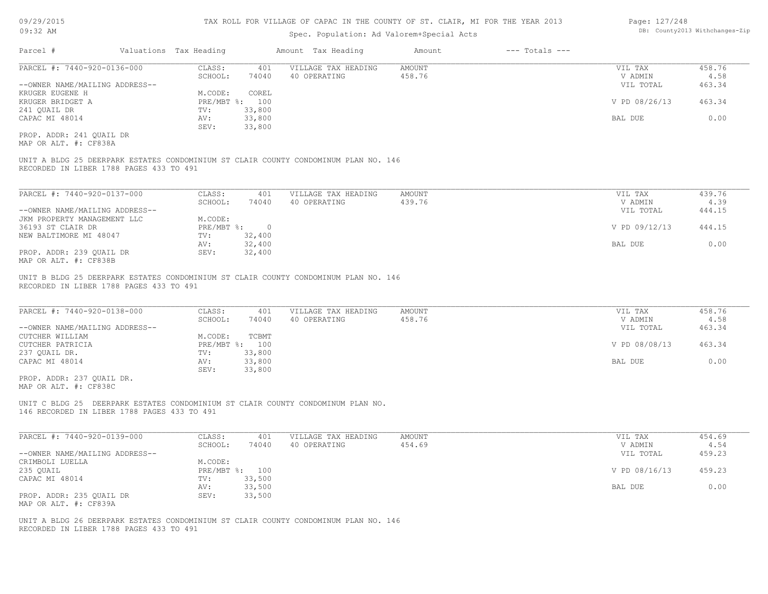# TAX ROLL FOR VILLAGE OF CAPAC IN THE COUNTY OF ST. CLAIR, MI FOR THE YEAR 2013

Spec. Population: Ad Valorem+Special Acts

| Parcel # | Valuations | Tax Heading | Amount | Tax Heading | Amount | --- Totals --- | |
|---|---|---|---|---|---|---|---|

**PARCEL #: 7440-920-0136-000**

| | | | | | |
|---|---|---|---|---|---|
| --OWNER NAME/MAILING ADDRESS-- | CLASS: 401 | VILLAGE TAX HEADING | AMOUNT | VIL TAX | 458.76 |
| KRUGER EUGENE H | SCHOOL: 74040 | 40 OPERATING | 458.76 | V ADMIN | 4.58 |
| KRUGER BRIDGET A | M.CODE: COREL | | | VIL TOTAL | 463.34 |
| 241 QUAIL DR | PRE/MBT %: 100 | | | V PD 08/26/13 | 463.34 |
| CAPAC MI 48014 | TV: 33,800 | | | | |
| | AV: 33,800 | | | BAL DUE | 0.00 |
| | SEV: 33,800 | | | | |

PROP. ADDR: 241 QUAIL DR
MAP OR ALT. #: CF838A

UNIT A BLDG 25 DEERPARK ESTATES CONDOMINIUM ST CLAIR COUNTY CONDOMINUM PLAN NO. 146
RECORDED IN LIBER 1788 PAGES 433 TO 491

**PARCEL #: 7440-920-0137-000**

| | | | | | |
|---|---|---|---|---|---|
| --OWNER NAME/MAILING ADDRESS-- | CLASS: 401 | VILLAGE TAX HEADING | AMOUNT | VIL TAX | 439.76 |
| JKM PROPERTY MANAGEMENT LLC | SCHOOL: 74040 | 40 OPERATING | 439.76 | V ADMIN | 4.39 |
| 36193 ST CLAIR DR | M.CODE: | | | VIL TOTAL | 444.15 |
| NEW BALTIMORE MI 48047 | PRE/MBT %: 0 | | | V PD 09/12/13 | 444.15 |
| | TV: 32,400 | | | | |
| | AV: 32,400 | | | BAL DUE | 0.00 |
| | SEV: 32,400 | | | | |

PROP. ADDR: 239 QUAIL DR
MAP OR ALT. #: CF838B

UNIT B BLDG 25 DEERPARK ESTATES CONDOMINIUM ST CLAIR COUNTY CONDOMINUM PLAN NO. 146
RECORDED IN LIBER 1788 PAGES 433 TO 491

**PARCEL #: 7440-920-0138-000**

| | | | | | |
|---|---|---|---|---|---|
| --OWNER NAME/MAILING ADDRESS-- | CLASS: 401 | VILLAGE TAX HEADING | AMOUNT | VIL TAX | 458.76 |
| CUTCHER WILLIAM | SCHOOL: 74040 | 40 OPERATING | 458.76 | V ADMIN | 4.58 |
| CUTCHER PATRICIA | M.CODE: TCBMT | | | VIL TOTAL | 463.34 |
| 237 QUAIL DR. | PRE/MBT %: 100 | | | V PD 08/08/13 | 463.34 |
| CAPAC MI 48014 | TV: 33,800 | | | | |
| | AV: 33,800 | | | BAL DUE | 0.00 |
| | SEV: 33,800 | | | | |

PROP. ADDR: 237 QUAIL DR.
MAP OR ALT. #: CF838C

UNIT C BLDG 25 DEERPARK ESTATES CONDOMINIUM ST CLAIR COUNTY CONDOMINUM PLAN NO.
146 RECORDED IN LIBER 1788 PAGES 433 TO 491

**PARCEL #: 7440-920-0139-000**

| | | | | | |
|---|---|---|---|---|---|
| --OWNER NAME/MAILING ADDRESS-- | CLASS: 401 | VILLAGE TAX HEADING | AMOUNT | VIL TAX | 454.69 |
| CRIMBOLI LUELLA | SCHOOL: 74040 | 40 OPERATING | 454.69 | V ADMIN | 4.54 |
| 235 QUAIL | M.CODE: | | | VIL TOTAL | 459.23 |
| CAPAC MI 48014 | PRE/MBT %: 100 | | | V PD 08/16/13 | 459.23 |
| | TV: 33,500 | | | | |
| | AV: 33,500 | | | BAL DUE | 0.00 |
| | SEV: 33,500 | | | | |

PROP. ADDR: 235 QUAIL DR
MAP OR ALT. #: CF839A

UNIT A BLDG 26 DEERPARK ESTATES CONDOMINIUM ST CLAIR COUNTY CONDOMINUM PLAN NO. 146
RECORDED IN LIBER 1788 PAGES 433 TO 491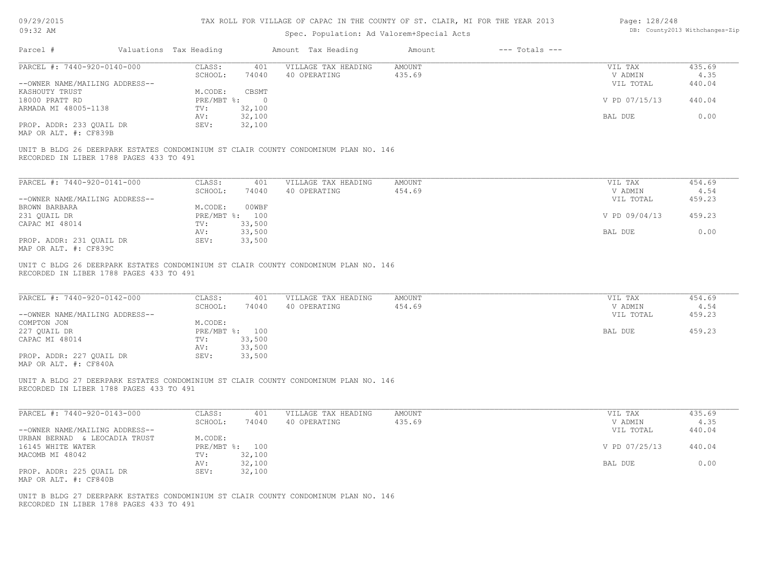TAX ROLL FOR VILLAGE OF CAPAC IN THE COUNTY OF ST. CLAIR, MI FOR THE YEAR 2013

Spec. Population: Ad Valorem+Special Acts

| Parcel # | Valuations | Tax Heading | Amount | Tax Heading | Amount | --- Totals --- | |
|---|---|---|---|---|---|---|---|

**PARCEL #: 7440-920-0140-000**

| | | | | | |
|---|---|---|---|---|---|
| CLASS: | 401 | VILLAGE TAX HEADING | AMOUNT | VIL TAX | 435.69 |
| SCHOOL: | 74040 | 40 OPERATING | 435.69 | V ADMIN | 4.35 |
| | | | | VIL TOTAL | 440.04 |
| M.CODE: | CBSMT | | | | |
| PRE/MBT %: | 0 | | | V PD 07/15/13 | 440.04 |
| TV: | 32,100 | | | | |
| AV: | 32,100 | | | BAL DUE | 0.00 |
| SEV: | 32,100 | | | | |

--OWNER NAME/MAILING ADDRESS--
KASHOUTY TRUST
18000 PRATT RD
ARMADA MI 48005-1138

PROP. ADDR: 233 QUAIL DR
MAP OR ALT. #: CF839B

UNIT B BLDG 26 DEERPARK ESTATES CONDOMINIUM ST CLAIR COUNTY CONDOMINUM PLAN NO. 146
RECORDED IN LIBER 1788 PAGES 433 TO 491

**PARCEL #: 7440-920-0141-000**

| | | | | | |
|---|---|---|---|---|---|
| CLASS: | 401 | VILLAGE TAX HEADING | AMOUNT | VIL TAX | 454.69 |
| SCHOOL: | 74040 | 40 OPERATING | 454.69 | V ADMIN | 4.54 |
| | | | | VIL TOTAL | 459.23 |
| M.CODE: | 00WBF | | | | |
| PRE/MBT %: | 100 | | | V PD 09/04/13 | 459.23 |
| TV: | 33,500 | | | | |
| AV: | 33,500 | | | BAL DUE | 0.00 |
| SEV: | 33,500 | | | | |

--OWNER NAME/MAILING ADDRESS--
BROWN BARBARA
231 QUAIL DR
CAPAC MI 48014

PROP. ADDR: 231 QUAIL DR
MAP OR ALT. #: CF839C

UNIT C BLDG 26 DEERPARK ESTATES CONDOMINIUM ST CLAIR COUNTY CONDOMINUM PLAN NO. 146
RECORDED IN LIBER 1788 PAGES 433 TO 491

**PARCEL #: 7440-920-0142-000**

| | | | | | |
|---|---|---|---|---|---|
| CLASS: | 401 | VILLAGE TAX HEADING | AMOUNT | VIL TAX | 454.69 |
| SCHOOL: | 74040 | 40 OPERATING | 454.69 | V ADMIN | 4.54 |
| | | | | VIL TOTAL | 459.23 |
| M.CODE: | | | | | |
| PRE/MBT %: | 100 | | | BAL DUE | 459.23 |
| TV: | 33,500 | | | | |
| AV: | 33,500 | | | | |
| SEV: | 33,500 | | | | |

--OWNER NAME/MAILING ADDRESS--
COMPTON JON
227 QUAIL DR
CAPAC MI 48014

PROP. ADDR: 227 QUAIL DR
MAP OR ALT. #: CF840A

UNIT A BLDG 27 DEERPARK ESTATES CONDOMINIUM ST CLAIR COUNTY CONDOMINUM PLAN NO. 146
RECORDED IN LIBER 1788 PAGES 433 TO 491

**PARCEL #: 7440-920-0143-000**

| | | | | | |
|---|---|---|---|---|---|
| CLASS: | 401 | VILLAGE TAX HEADING | AMOUNT | VIL TAX | 435.69 |
| SCHOOL: | 74040 | 40 OPERATING | 435.69 | V ADMIN | 4.35 |
| | | | | VIL TOTAL | 440.04 |
| M.CODE: | | | | | |
| PRE/MBT %: | 100 | | | V PD 07/25/13 | 440.04 |
| TV: | 32,100 | | | | |
| AV: | 32,100 | | | BAL DUE | 0.00 |
| SEV: | 32,100 | | | | |

--OWNER NAME/MAILING ADDRESS--
URBAN BERNAD & LEOCADIA TRUST
16145 WHITE WATER
MACOMB MI 48042

PROP. ADDR: 225 QUAIL DR
MAP OR ALT. #: CF840B

UNIT B BLDG 27 DEERPARK ESTATES CONDOMINIUM ST CLAIR COUNTY CONDOMINUM PLAN NO. 146
RECORDED IN LIBER 1788 PAGES 433 TO 491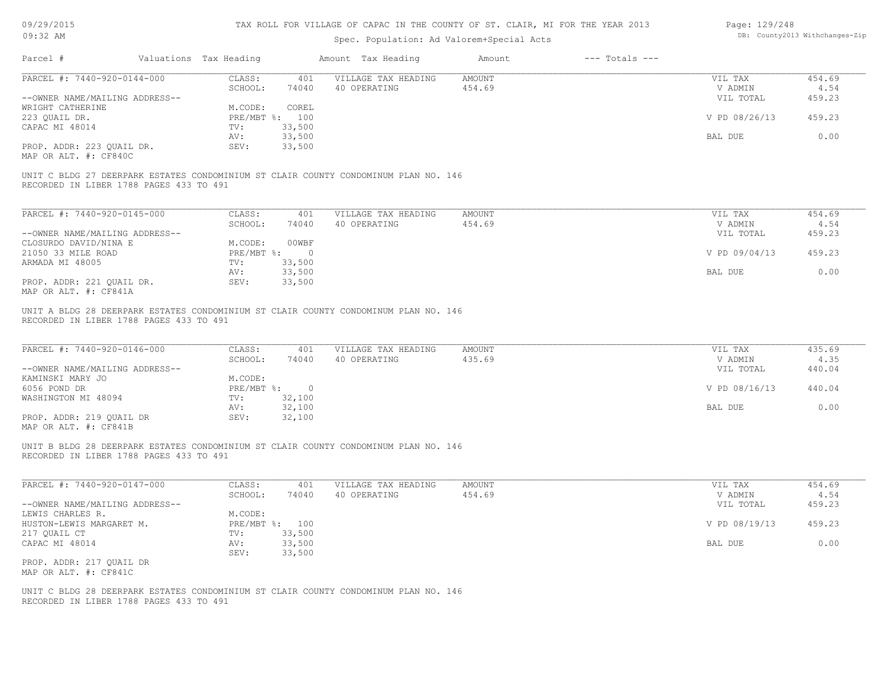# TAX ROLL FOR VILLAGE OF CAPAC IN THE COUNTY OF ST. CLAIR, MI FOR THE YEAR 2013

Spec. Population: Ad Valorem+Special Acts

| Parcel # | Valuations Tax Heading | | Amount Tax Heading | Amount | --- Totals --- | |
|---|---|---|---|---|---|---|

---

**PARCEL #: 7440-920-0144-000**

| | | | | | |
|---|---|---|---|---|---|
| CLASS: | 401 | VILLAGE TAX HEADING | AMOUNT | VIL TAX | 454.69 |
| SCHOOL: | 74040 | 40 OPERATING | 454.69 | V ADMIN | 4.54 |
| | | | | VIL TOTAL | 459.23 |
| M.CODE: | COREL | | | | |
| PRE/MBT %: | 100 | | | V PD 08/26/13 | 459.23 |
| TV: | 33,500 | | | | |
| AV: | 33,500 | | | BAL DUE | 0.00 |
| SEV: | 33,500 | | | | |

--OWNER NAME/MAILING ADDRESS--
WRIGHT CATHERINE
223 QUAIL DR.
CAPAC MI 48014

PROP. ADDR: 223 QUAIL DR.
MAP OR ALT. #: CF840C

UNIT C BLDG 27 DEERPARK ESTATES CONDOMINIUM ST CLAIR COUNTY CONDOMINUM PLAN NO. 146
RECORDED IN LIBER 1788 PAGES 433 TO 491

---

**PARCEL #: 7440-920-0145-000**

| | | | | | |
|---|---|---|---|---|---|
| CLASS: | 401 | VILLAGE TAX HEADING | AMOUNT | VIL TAX | 454.69 |
| SCHOOL: | 74040 | 40 OPERATING | 454.69 | V ADMIN | 4.54 |
| | | | | VIL TOTAL | 459.23 |
| M.CODE: | 00WBF | | | | |
| PRE/MBT %: | 0 | | | V PD 09/04/13 | 459.23 |
| TV: | 33,500 | | | | |
| AV: | 33,500 | | | BAL DUE | 0.00 |
| SEV: | 33,500 | | | | |

--OWNER NAME/MAILING ADDRESS--
CLOSURDO DAVID/NINA E
21050 33 MILE ROAD
ARMADA MI 48005

PROP. ADDR: 221 QUAIL DR.
MAP OR ALT. #: CF841A

UNIT A BLDG 28 DEERPARK ESTATES CONDOMINIUM ST CLAIR COUNTY CONDOMINUM PLAN NO. 146
RECORDED IN LIBER 1788 PAGES 433 TO 491

---

**PARCEL #: 7440-920-0146-000**

| | | | | | |
|---|---|---|---|---|---|
| CLASS: | 401 | VILLAGE TAX HEADING | AMOUNT | VIL TAX | 435.69 |
| SCHOOL: | 74040 | 40 OPERATING | 435.69 | V ADMIN | 4.35 |
| | | | | VIL TOTAL | 440.04 |
| M.CODE: | | | | | |
| PRE/MBT %: | 0 | | | V PD 08/16/13 | 440.04 |
| TV: | 32,100 | | | | |
| AV: | 32,100 | | | BAL DUE | 0.00 |
| SEV: | 32,100 | | | | |

--OWNER NAME/MAILING ADDRESS--
KAMINSKI MARY JO
6056 POND DR
WASHINGTON MI 48094

PROP. ADDR: 219 QUAIL DR
MAP OR ALT. #: CF841B

UNIT B BLDG 28 DEERPARK ESTATES CONDOMINIUM ST CLAIR COUNTY CONDOMINUM PLAN NO. 146
RECORDED IN LIBER 1788 PAGES 433 TO 491

---

**PARCEL #: 7440-920-0147-000**

| | | | | | |
|---|---|---|---|---|---|
| CLASS: | 401 | VILLAGE TAX HEADING | AMOUNT | VIL TAX | 454.69 |
| SCHOOL: | 74040 | 40 OPERATING | 454.69 | V ADMIN | 4.54 |
| | | | | VIL TOTAL | 459.23 |
| M.CODE: | | | | | |
| PRE/MBT %: | 100 | | | V PD 08/19/13 | 459.23 |
| TV: | 33,500 | | | | |
| AV: | 33,500 | | | BAL DUE | 0.00 |
| SEV: | 33,500 | | | | |

--OWNER NAME/MAILING ADDRESS--
LEWIS CHARLES R.
HUSTON-LEWIS MARGARET M.
217 QUAIL CT
CAPAC MI 48014

PROP. ADDR: 217 QUAIL DR
MAP OR ALT. #: CF841C

UNIT C BLDG 28 DEERPARK ESTATES CONDOMINIUM ST CLAIR COUNTY CONDOMINUM PLAN NO. 146
RECORDED IN LIBER 1788 PAGES 433 TO 491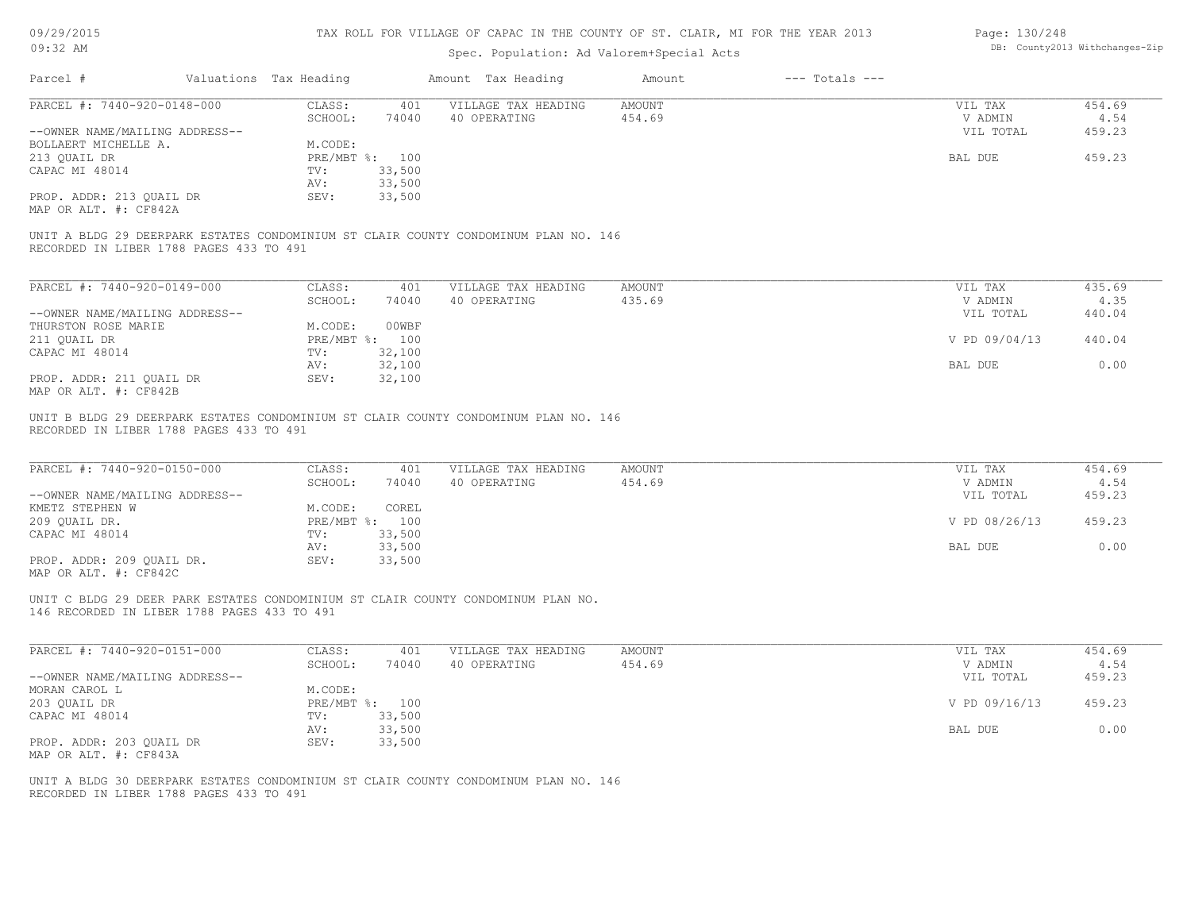TAX ROLL FOR VILLAGE OF CAPAC IN THE COUNTY OF ST. CLAIR, MI FOR THE YEAR 2013

Spec. Population: Ad Valorem+Special Acts

| Parcel # | Valuations | Tax Heading | Amount | Tax Heading | Amount | --- Totals --- | |
|---|---|---|---|---|---|---|---|

**PARCEL #: 7440-920-0148-000**

| | | | | | |
|---|---|---|---|---|---|
| CLASS: | 401 | VILLAGE TAX HEADING | AMOUNT | VIL TAX | 454.69 |
| SCHOOL: | 74040 | 40 OPERATING | 454.69 | V ADMIN | 4.54 |
| M.CODE: | | | | VIL TOTAL | 459.23 |
| PRE/MBT %: | 100 | | | | |
| TV: | 33,500 | | | BAL DUE | 459.23 |
| AV: | 33,500 | | | | |
| SEV: | 33,500 | | | | |

--OWNER NAME/MAILING ADDRESS--
BOLLAERT MICHELLE A.
213 QUAIL DR
CAPAC MI 48014

PROP. ADDR: 213 QUAIL DR
MAP OR ALT. #: CF842A

UNIT A BLDG 29 DEERPARK ESTATES CONDOMINIUM ST CLAIR COUNTY CONDOMINUM PLAN NO. 146 RECORDED IN LIBER 1788 PAGES 433 TO 491

**PARCEL #: 7440-920-0149-000**

| | | | | | |
|---|---|---|---|---|---|
| CLASS: | 401 | VILLAGE TAX HEADING | AMOUNT | VIL TAX | 435.69 |
| SCHOOL: | 74040 | 40 OPERATING | 435.69 | V ADMIN | 4.35 |
| M.CODE: | 00WBF | | | VIL TOTAL | 440.04 |
| PRE/MBT %: | 100 | | | V PD 09/04/13 | 440.04 |
| TV: | 32,100 | | | | |
| AV: | 32,100 | | | BAL DUE | 0.00 |
| SEV: | 32,100 | | | | |

--OWNER NAME/MAILING ADDRESS--
THURSTON ROSE MARIE
211 QUAIL DR
CAPAC MI 48014

PROP. ADDR: 211 QUAIL DR
MAP OR ALT. #: CF842B

UNIT B BLDG 29 DEERPARK ESTATES CONDOMINIUM ST CLAIR COUNTY CONDOMINUM PLAN NO. 146 RECORDED IN LIBER 1788 PAGES 433 TO 491

**PARCEL #: 7440-920-0150-000**

| | | | | | |
|---|---|---|---|---|---|
| CLASS: | 401 | VILLAGE TAX HEADING | AMOUNT | VIL TAX | 454.69 |
| SCHOOL: | 74040 | 40 OPERATING | 454.69 | V ADMIN | 4.54 |
| M.CODE: | COREL | | | VIL TOTAL | 459.23 |
| PRE/MBT %: | 100 | | | V PD 08/26/13 | 459.23 |
| TV: | 33,500 | | | | |
| AV: | 33,500 | | | BAL DUE | 0.00 |
| SEV: | 33,500 | | | | |

--OWNER NAME/MAILING ADDRESS--
KMETZ STEPHEN W
209 QUAIL DR.
CAPAC MI 48014

PROP. ADDR: 209 QUAIL DR.
MAP OR ALT. #: CF842C

UNIT C BLDG 29 DEER PARK ESTATES CONDOMINIUM ST CLAIR COUNTY CONDOMINUM PLAN NO. 146 RECORDED IN LIBER 1788 PAGES 433 TO 491

**PARCEL #: 7440-920-0151-000**

| | | | | | |
|---|---|---|---|---|---|
| CLASS: | 401 | VILLAGE TAX HEADING | AMOUNT | VIL TAX | 454.69 |
| SCHOOL: | 74040 | 40 OPERATING | 454.69 | V ADMIN | 4.54 |
| M.CODE: | | | | VIL TOTAL | 459.23 |
| PRE/MBT %: | 100 | | | V PD 09/16/13 | 459.23 |
| TV: | 33,500 | | | | |
| AV: | 33,500 | | | BAL DUE | 0.00 |
| SEV: | 33,500 | | | | |

--OWNER NAME/MAILING ADDRESS--
MORAN CAROL L
203 QUAIL DR
CAPAC MI 48014

PROP. ADDR: 203 QUAIL DR
MAP OR ALT. #: CF843A

UNIT A BLDG 30 DEERPARK ESTATES CONDOMINIUM ST CLAIR COUNTY CONDOMINUM PLAN NO. 146 RECORDED IN LIBER 1788 PAGES 433 TO 491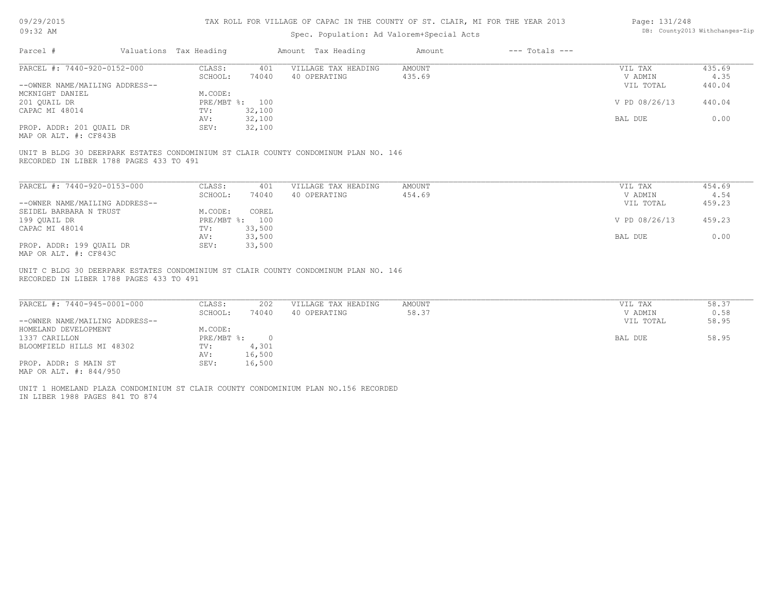# TAX ROLL FOR VILLAGE OF CAPAC IN THE COUNTY OF ST. CLAIR, MI FOR THE YEAR 2013

Spec. Population: Ad Valorem+Special Acts

| Parcel # | Valuations | Tax Heading | Amount | Tax Heading | Amount | --- Totals --- | |
|---|---|---|---|---|---|---|---|
| PARCEL #: 7440-920-0152-000 | CLASS: | 401 | VILLAGE TAX HEADING | AMOUNT | | VIL TAX | 435.69 |
| | SCHOOL: | 74040 | 40 OPERATING | 435.69 | | V ADMIN | 4.35 |
| --OWNER NAME/MAILING ADDRESS-- | | | | | | VIL TOTAL | 440.04 |
| MCKNIGHT DANIEL | M.CODE: | | | | | | |
| 201 QUAIL DR | PRE/MBT %: | 100 | | | | V PD 08/26/13 | 440.04 |
| CAPAC MI 48014 | TV: | 32,100 | | | | | |
| | AV: | 32,100 | | | | BAL DUE | 0.00 |
| PROP. ADDR: 201 QUAIL DR | SEV: | 32,100 | | | | | |
| MAP OR ALT. #: CF843B | | | | | | | |

UNIT B BLDG 30 DEERPARK ESTATES CONDOMINIUM ST CLAIR COUNTY CONDOMINUM PLAN NO. 146
RECORDED IN LIBER 1788 PAGES 433 TO 491

| Parcel # | Valuations | Tax Heading | Amount | Tax Heading | Amount | --- Totals --- | |
|---|---|---|---|---|---|---|---|
| PARCEL #: 7440-920-0153-000 | CLASS: | 401 | VILLAGE TAX HEADING | AMOUNT | | VIL TAX | 454.69 |
| | SCHOOL: | 74040 | 40 OPERATING | 454.69 | | V ADMIN | 4.54 |
| --OWNER NAME/MAILING ADDRESS-- | | | | | | VIL TOTAL | 459.23 |
| SEIDEL BARBARA N TRUST | M.CODE: | COREL | | | | | |
| 199 QUAIL DR | PRE/MBT %: | 100 | | | | V PD 08/26/13 | 459.23 |
| CAPAC MI 48014 | TV: | 33,500 | | | | | |
| | AV: | 33,500 | | | | BAL DUE | 0.00 |
| PROP. ADDR: 199 QUAIL DR | SEV: | 33,500 | | | | | |
| MAP OR ALT. #: CF843C | | | | | | | |

UNIT C BLDG 30 DEERPARK ESTATES CONDOMINIUM ST CLAIR COUNTY CONDOMINUM PLAN NO. 146
RECORDED IN LIBER 1788 PAGES 433 TO 491

| Parcel # | Valuations | Tax Heading | Amount | Tax Heading | Amount | --- Totals --- | |
|---|---|---|---|---|---|---|---|
| PARCEL #: 7440-945-0001-000 | CLASS: | 202 | VILLAGE TAX HEADING | AMOUNT | | VIL TAX | 58.37 |
| | SCHOOL: | 74040 | 40 OPERATING | 58.37 | | V ADMIN | 0.58 |
| --OWNER NAME/MAILING ADDRESS-- | | | | | | VIL TOTAL | 58.95 |
| HOMELAND DEVELOPMENT | M.CODE: | | | | | | |
| 1337 CARILLON | PRE/MBT %: | 0 | | | | BAL DUE | 58.95 |
| BLOOMFIELD HILLS MI 48302 | TV: | 4,301 | | | | | |
| | AV: | 16,500 | | | | | |
| PROP. ADDR: S MAIN ST | SEV: | 16,500 | | | | | |
| MAP OR ALT. #: 844/950 | | | | | | | |

UNIT 1 HOMELAND PLAZA CONDOMINIUM ST CLAIR COUNTY CONDOMINIUM PLAN NO.156 RECORDED
IN LIBER 1988 PAGES 841 TO 874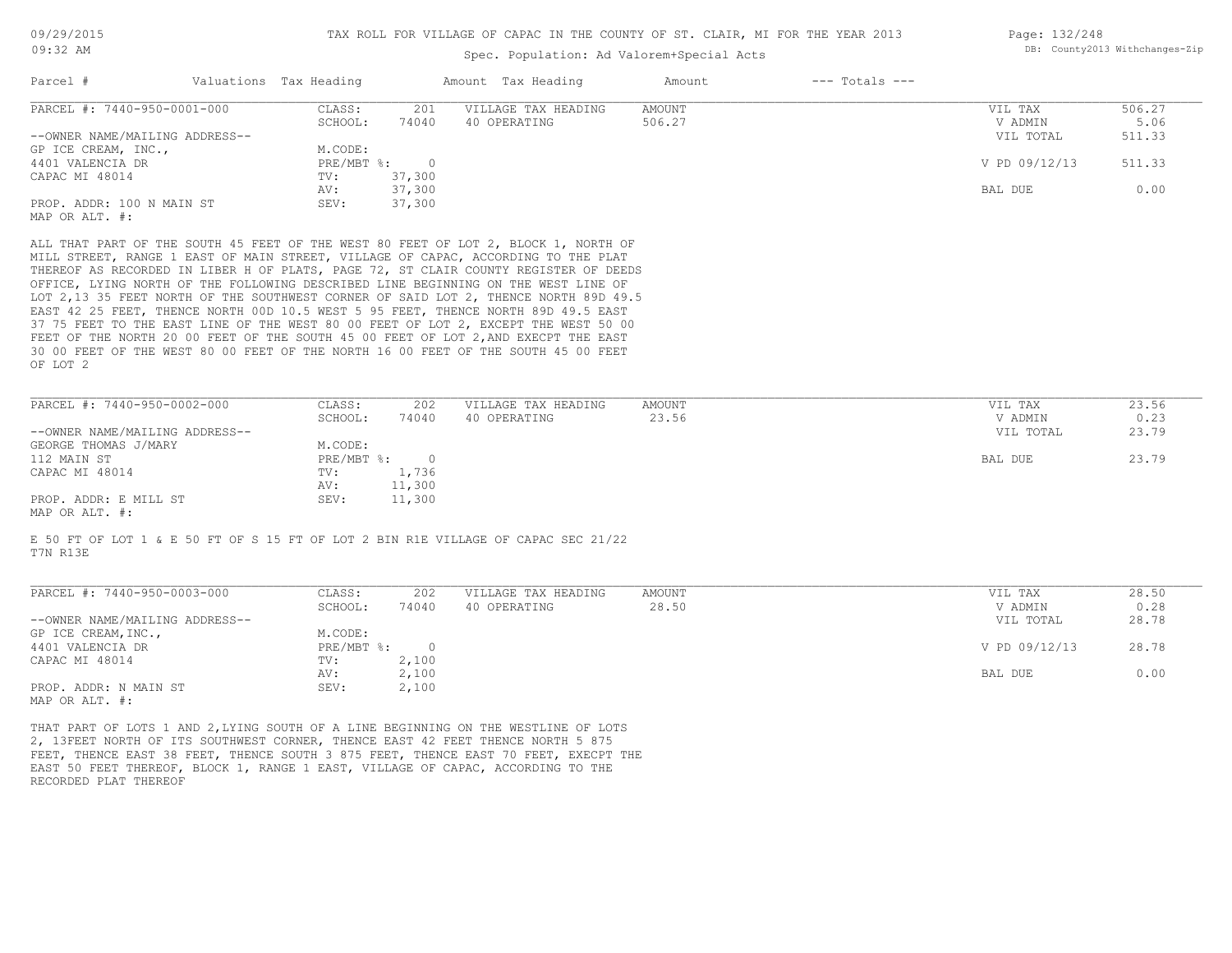# TAX ROLL FOR VILLAGE OF CAPAC IN THE COUNTY OF ST. CLAIR, MI FOR THE YEAR 2013

Spec. Population: Ad Valorem+Special Acts

| Parcel # | Valuations | Tax Heading | Amount | Tax Heading | Amount | --- Totals --- | |
|---|---|---|---|---|---|---|---|
| PARCEL #: 7440-950-0001-000 | CLASS: | 201 | VILLAGE TAX HEADING | AMOUNT | | VIL TAX | 506.27 |
| | SCHOOL: | 74040 | 40 OPERATING | 506.27 | | V ADMIN | 5.06 |
| --OWNER NAME/MAILING ADDRESS-- | | | | | | VIL TOTAL | 511.33 |
| GP ICE CREAM, INC., | M.CODE: | | | | | | |
| 4401 VALENCIA DR | PRE/MBT %: | 0 | | | | V PD 09/12/13 | 511.33 |
| CAPAC MI 48014 | TV: | 37,300 | | | | | |
| | AV: | 37,300 | | | | BAL DUE | 0.00 |
| PROP. ADDR: 100 N MAIN ST | SEV: | 37,300 | | | | | |
| MAP OR ALT. #: | | | | | | | |

ALL THAT PART OF THE SOUTH 45 FEET OF THE WEST 80 FEET OF LOT 2, BLOCK 1, NORTH OF MILL STREET, RANGE 1 EAST OF MAIN STREET, VILLAGE OF CAPAC, ACCORDING TO THE PLAT THEREOF AS RECORDED IN LIBER H OF PLATS, PAGE 72, ST CLAIR COUNTY REGISTER OF DEEDS OFFICE, LYING NORTH OF THE FOLLOWING DESCRIBED LINE BEGINNING ON THE WEST LINE OF LOT 2,13 35 FEET NORTH OF THE SOUTHWEST CORNER OF SAID LOT 2, THENCE NORTH 89D 49.5 EAST 42 25 FEET, THENCE NORTH 00D 10.5 WEST 5 95 FEET, THENCE NORTH 89D 49.5 EAST 37 75 FEET TO THE EAST LINE OF THE WEST 80 00 FEET OF LOT 2, EXCEPT THE WEST 50 00 FEET OF THE NORTH 20 00 FEET OF THE SOUTH 45 00 FEET OF LOT 2,AND EXECPT THE EAST 30 00 FEET OF THE WEST 80 00 FEET OF THE NORTH 16 00 FEET OF THE SOUTH 45 00 FEET OF LOT 2

| Parcel # | Valuations | Tax Heading | Amount | Tax Heading | Amount | --- Totals --- | |
|---|---|---|---|---|---|---|---|
| PARCEL #: 7440-950-0002-000 | CLASS: | 202 | VILLAGE TAX HEADING | AMOUNT | | VIL TAX | 23.56 |
| | SCHOOL: | 74040 | 40 OPERATING | 23.56 | | V ADMIN | 0.23 |
| --OWNER NAME/MAILING ADDRESS-- | | | | | | VIL TOTAL | 23.79 |
| GEORGE THOMAS J/MARY | M.CODE: | | | | | | |
| 112 MAIN ST | PRE/MBT %: | 0 | | | | BAL DUE | 23.79 |
| CAPAC MI 48014 | TV: | 1,736 | | | | | |
| | AV: | 11,300 | | | | | |
| PROP. ADDR: E MILL ST | SEV: | 11,300 | | | | | |
| MAP OR ALT. #: | | | | | | | |

E 50 FT OF LOT 1 & E 50 FT OF S 15 FT OF LOT 2 BIN R1E VILLAGE OF CAPAC SEC 21/22 T7N R13E

| Parcel # | Valuations | Tax Heading | Amount | Tax Heading | Amount | --- Totals --- | |
|---|---|---|---|---|---|---|---|
| PARCEL #: 7440-950-0003-000 | CLASS: | 202 | VILLAGE TAX HEADING | AMOUNT | | VIL TAX | 28.50 |
| | SCHOOL: | 74040 | 40 OPERATING | 28.50 | | V ADMIN | 0.28 |
| --OWNER NAME/MAILING ADDRESS-- | | | | | | VIL TOTAL | 28.78 |
| GP ICE CREAM,INC., | M.CODE: | | | | | | |
| 4401 VALENCIA DR | PRE/MBT %: | 0 | | | | V PD 09/12/13 | 28.78 |
| CAPAC MI 48014 | TV: | 2,100 | | | | | |
| | AV: | 2,100 | | | | BAL DUE | 0.00 |
| PROP. ADDR: N MAIN ST | SEV: | 2,100 | | | | | |
| MAP OR ALT. #: | | | | | | | |

THAT PART OF LOTS 1 AND 2,LYING SOUTH OF A LINE BEGINNING ON THE WESTLINE OF LOTS 2, 13FEET NORTH OF ITS SOUTHWEST CORNER, THENCE EAST 42 FEET THENCE NORTH 5 875 FEET, THENCE EAST 38 FEET, THENCE SOUTH 3 875 FEET, THENCE EAST 70 FEET, EXECPT THE EAST 50 FEET THEREOF, BLOCK 1, RANGE 1 EAST, VILLAGE OF CAPAC, ACCORDING TO THE RECORDED PLAT THEREOF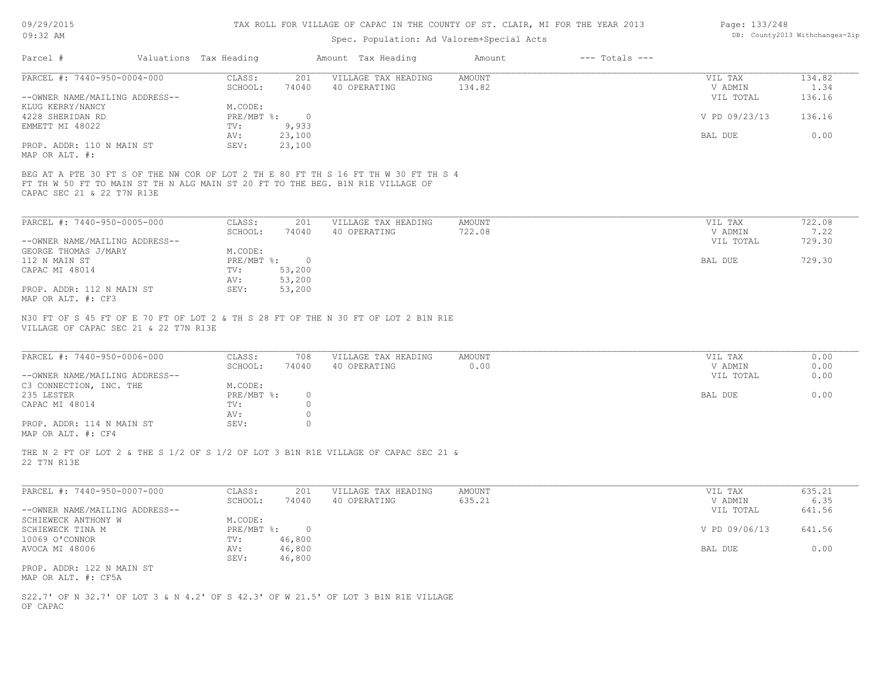# TAX ROLL FOR VILLAGE OF CAPAC IN THE COUNTY OF ST. CLAIR, MI FOR THE YEAR 2013

09/29/2015 09:32 AM

Spec. Population: Ad Valorem+Special Acts

DB: County2013 Withchanges-Zip

| Parcel # | Valuations | Tax Heading | Amount | Tax Heading | Amount | --- Totals --- | |
|---|---|---|---|---|---|---|---|

---

**PARCEL #: 7440-950-0004-000**

| | | | | | |
|---|---|---|---|---|---|
| CLASS: | 201 | VILLAGE TAX HEADING | AMOUNT | VIL TAX | 134.82 |
| SCHOOL: | 74040 | 40 OPERATING | 134.82 | V ADMIN | 1.34 |
| M.CODE: | | | | VIL TOTAL | 136.16 |
| PRE/MBT %: | 0 | | | V PD 09/23/13 | 136.16 |
| TV: | 9,933 | | | | |
| AV: | 23,100 | | | BAL DUE | 0.00 |
| SEV: | 23,100 | | | | |

--OWNER NAME/MAILING ADDRESS--
KLUG KERRY/NANCY
4228 SHERIDAN RD
EMMETT MI 48022

PROP. ADDR: 110 N MAIN ST
MAP OR ALT. #:

BEG AT A PTE 30 FT S OF THE NW COR OF LOT 2 TH E 80 FT TH S 16 FT TH W 30 FT TH S 4 FT TH W 50 FT TO MAIN ST TH N ALG MAIN ST 20 FT TO THE BEG. B1N R1E VILLAGE OF CAPAC SEC 21 & 22 T7N R13E

---

**PARCEL #: 7440-950-0005-000**

| | | | | | |
|---|---|---|---|---|---|
| CLASS: | 201 | VILLAGE TAX HEADING | AMOUNT | VIL TAX | 722.08 |
| SCHOOL: | 74040 | 40 OPERATING | 722.08 | V ADMIN | 7.22 |
| M.CODE: | | | | VIL TOTAL | 729.30 |
| PRE/MBT %: | 0 | | | BAL DUE | 729.30 |
| TV: | 53,200 | | | | |
| AV: | 53,200 | | | | |
| SEV: | 53,200 | | | | |

--OWNER NAME/MAILING ADDRESS--
GEORGE THOMAS J/MARY
112 N MAIN ST
CAPAC MI 48014

PROP. ADDR: 112 N MAIN ST
MAP OR ALT. #: CF3

N30 FT OF S 45 FT OF E 70 FT OF LOT 2 & TH S 28 FT OF THE N 30 FT OF LOT 2 B1N R1E VILLAGE OF CAPAC SEC 21 & 22 T7N R13E

---

**PARCEL #: 7440-950-0006-000**

| | | | | | |
|---|---|---|---|---|---|
| CLASS: | 708 | VILLAGE TAX HEADING | AMOUNT | VIL TAX | 0.00 |
| SCHOOL: | 74040 | 40 OPERATING | 0.00 | V ADMIN | 0.00 |
| M.CODE: | | | | VIL TOTAL | 0.00 |
| PRE/MBT %: | 0 | | | BAL DUE | 0.00 |
| TV: | 0 | | | | |
| AV: | 0 | | | | |
| SEV: | 0 | | | | |

--OWNER NAME/MAILING ADDRESS--
C3 CONNECTION, INC. THE
235 LESTER
CAPAC MI 48014

PROP. ADDR: 114 N MAIN ST
MAP OR ALT. #: CF4

THE N 2 FT OF LOT 2 & THE S 1/2 OF S 1/2 OF LOT 3 B1N R1E VILLAGE OF CAPAC SEC 21 & 22 T7N R13E

---

**PARCEL #: 7440-950-0007-000**

| | | | | | |
|---|---|---|---|---|---|
| CLASS: | 201 | VILLAGE TAX HEADING | AMOUNT | VIL TAX | 635.21 |
| SCHOOL: | 74040 | 40 OPERATING | 635.21 | V ADMIN | 6.35 |
| M.CODE: | | | | VIL TOTAL | 641.56 |
| PRE/MBT %: | 0 | | | V PD 09/06/13 | 641.56 |
| TV: | 46,800 | | | | |
| AV: | 46,800 | | | BAL DUE | 0.00 |
| SEV: | 46,800 | | | | |

--OWNER NAME/MAILING ADDRESS--
SCHIEWECK ANTHONY W
SCHIEWECK TINA M
10069 O'CONNOR
AVOCA MI 48006

PROP. ADDR: 122 N MAIN ST
MAP OR ALT. #: CF5A

S22.7' OF N 32.7' OF LOT 3 & N 4.2' OF S 42.3' OF W 21.5' OF LOT 3 B1N R1E VILLAGE OF CAPAC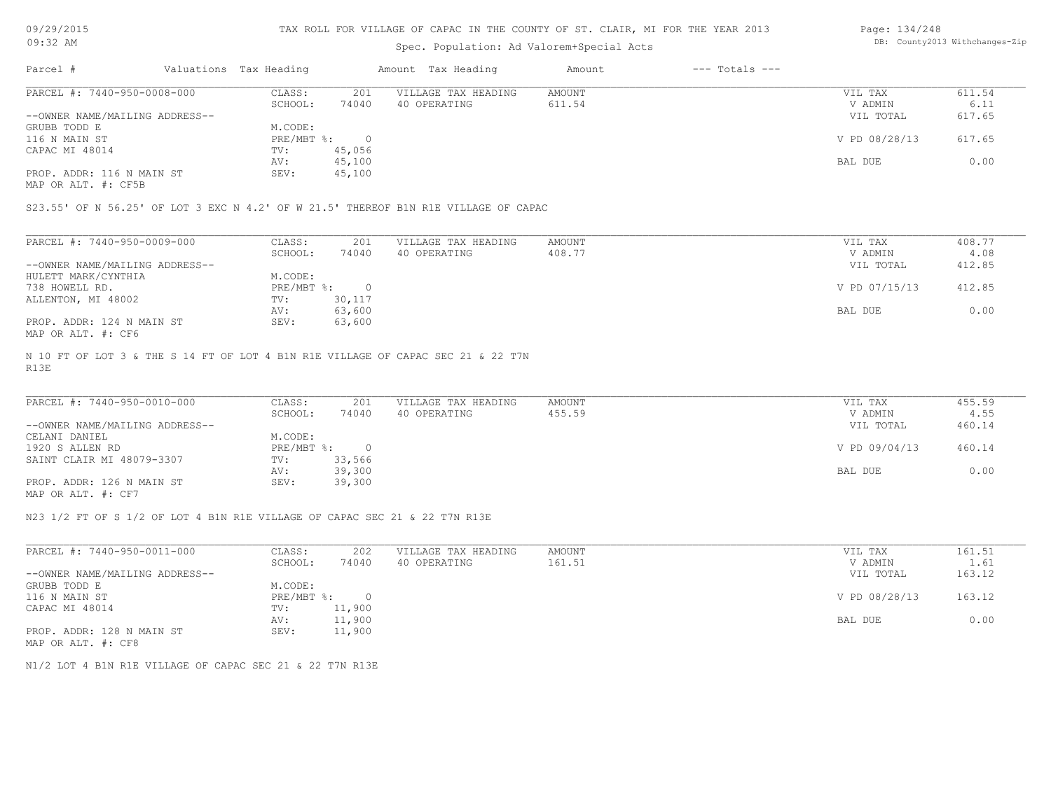# TAX ROLL FOR VILLAGE OF CAPAC IN THE COUNTY OF ST. CLAIR, MI FOR THE YEAR 2013

Spec. Population: Ad Valorem+Special Acts

| Parcel # | Valuations | Tax Heading | Amount | Tax Heading | Amount | --- Totals --- | |
|---|---|---|---|---|---|---|---|
| PARCEL #: 7440-950-0008-000 | CLASS: | 201 | VILLAGE TAX HEADING | AMOUNT | | VIL TAX | 611.54 |
| | SCHOOL: | 74040 | 40 OPERATING | 611.54 | | V ADMIN | 6.11 |
| --OWNER NAME/MAILING ADDRESS-- | | | | | | VIL TOTAL | 617.65 |
| GRUBB TODD E | M.CODE: | | | | | | |
| 116 N MAIN ST | PRE/MBT %: | 0 | | | | V PD 08/28/13 | 617.65 |
| CAPAC MI 48014 | TV: | 45,056 | | | | | |
| | AV: | 45,100 | | | | BAL DUE | 0.00 |
| PROP. ADDR: 116 N MAIN ST | SEV: | 45,100 | | | | | |
| MAP OR ALT. #: CF5B | | | | | | | |

S23.55' OF N 56.25' OF LOT 3 EXC N 4.2' OF W 21.5' THEREOF B1N R1E VILLAGE OF CAPAC

| Parcel # | Valuations | Tax Heading | Amount | Tax Heading | Amount | --- Totals --- | |
|---|---|---|---|---|---|---|---|
| PARCEL #: 7440-950-0009-000 | CLASS: | 201 | VILLAGE TAX HEADING | AMOUNT | | VIL TAX | 408.77 |
| | SCHOOL: | 74040 | 40 OPERATING | 408.77 | | V ADMIN | 4.08 |
| --OWNER NAME/MAILING ADDRESS-- | | | | | | VIL TOTAL | 412.85 |
| HULETT MARK/CYNTHIA | M.CODE: | | | | | | |
| 738 HOWELL RD. | PRE/MBT %: | 0 | | | | V PD 07/15/13 | 412.85 |
| ALLENTON, MI 48002 | TV: | 30,117 | | | | | |
| | AV: | 63,600 | | | | BAL DUE | 0.00 |
| PROP. ADDR: 124 N MAIN ST | SEV: | 63,600 | | | | | |
| MAP OR ALT. #: CF6 | | | | | | | |

N 10 FT OF LOT 3 & THE S 14 FT OF LOT 4 B1N R1E VILLAGE OF CAPAC SEC 21 & 22 T7N R13E

| Parcel # | Valuations | Tax Heading | Amount | Tax Heading | Amount | --- Totals --- | |
|---|---|---|---|---|---|---|---|
| PARCEL #: 7440-950-0010-000 | CLASS: | 201 | VILLAGE TAX HEADING | AMOUNT | | VIL TAX | 455.59 |
| | SCHOOL: | 74040 | 40 OPERATING | 455.59 | | V ADMIN | 4.55 |
| --OWNER NAME/MAILING ADDRESS-- | | | | | | VIL TOTAL | 460.14 |
| CELANI DANIEL | M.CODE: | | | | | | |
| 1920 S ALLEN RD | PRE/MBT %: | 0 | | | | V PD 09/04/13 | 460.14 |
| SAINT CLAIR MI 48079-3307 | TV: | 33,566 | | | | | |
| | AV: | 39,300 | | | | BAL DUE | 0.00 |
| PROP. ADDR: 126 N MAIN ST | SEV: | 39,300 | | | | | |
| MAP OR ALT. #: CF7 | | | | | | | |

N23 1/2 FT OF S 1/2 OF LOT 4 B1N R1E VILLAGE OF CAPAC SEC 21 & 22 T7N R13E

| Parcel # | Valuations | Tax Heading | Amount | Tax Heading | Amount | --- Totals --- | |
|---|---|---|---|---|---|---|---|
| PARCEL #: 7440-950-0011-000 | CLASS: | 202 | VILLAGE TAX HEADING | AMOUNT | | VIL TAX | 161.51 |
| | SCHOOL: | 74040 | 40 OPERATING | 161.51 | | V ADMIN | 1.61 |
| --OWNER NAME/MAILING ADDRESS-- | | | | | | VIL TOTAL | 163.12 |
| GRUBB TODD E | M.CODE: | | | | | | |
| 116 N MAIN ST | PRE/MBT %: | 0 | | | | V PD 08/28/13 | 163.12 |
| CAPAC MI 48014 | TV: | 11,900 | | | | | |
| | AV: | 11,900 | | | | BAL DUE | 0.00 |
| PROP. ADDR: 128 N MAIN ST | SEV: | 11,900 | | | | | |
| MAP OR ALT. #: CF8 | | | | | | | |

N1/2 LOT 4 B1N R1E VILLAGE OF CAPAC SEC 21 & 22 T7N R13E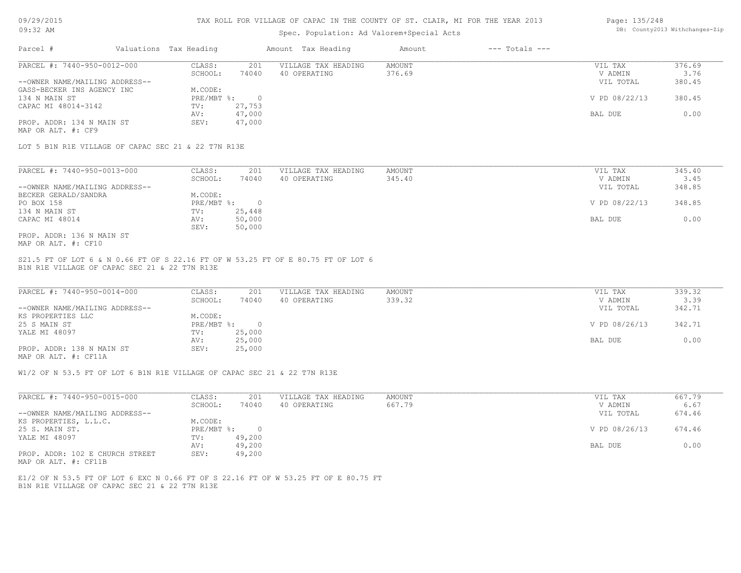TAX ROLL FOR VILLAGE OF CAPAC IN THE COUNTY OF ST. CLAIR, MI FOR THE YEAR 2013

Spec. Population: Ad Valorem+Special Acts

09/29/2015
09:32 AM

DB: County2013 Withchanges-Zip

| Parcel # | Valuations | Tax Heading | Amount | Tax Heading | Amount | --- Totals --- |
|---|---|---|---|---|---|---|

**PARCEL #: 7440-950-0012-000**

| | | | | | |
|---|---|---|---|---|---|
| CLASS: | 201 | VILLAGE TAX HEADING | AMOUNT | VIL TAX | 376.69 |
| SCHOOL: | 74040 | 40 OPERATING | 376.69 | V ADMIN | 3.76 |
| M.CODE: | | | | VIL TOTAL | 380.45 |
| PRE/MBT %: | 0 | | | V PD 08/22/13 | 380.45 |
| TV: | 27,753 | | | | |
| AV: | 47,000 | | | BAL DUE | 0.00 |
| SEV: | 47,000 | | | | |

--OWNER NAME/MAILING ADDRESS--
GASS-BECKER INS AGENCY INC
134 N MAIN ST
CAPAC MI 48014-3142

PROP. ADDR: 134 N MAIN ST
MAP OR ALT. #: CF9

LOT 5 B1N R1E VILLAGE OF CAPAC SEC 21 & 22 T7N R13E

**PARCEL #: 7440-950-0013-000**

| | | | | | |
|---|---|---|---|---|---|
| CLASS: | 201 | VILLAGE TAX HEADING | AMOUNT | VIL TAX | 345.40 |
| SCHOOL: | 74040 | 40 OPERATING | 345.40 | V ADMIN | 3.45 |
| M.CODE: | | | | VIL TOTAL | 348.85 |
| PRE/MBT %: | 0 | | | V PD 08/22/13 | 348.85 |
| TV: | 25,448 | | | | |
| AV: | 50,000 | | | BAL DUE | 0.00 |
| SEV: | 50,000 | | | | |

--OWNER NAME/MAILING ADDRESS--
BECKER GERALD/SANDRA
PO BOX 158
134 N MAIN ST
CAPAC MI 48014

PROP. ADDR: 136 N MAIN ST
MAP OR ALT. #: CF10

S21.5 FT OF LOT 6 & N 0.66 FT OF S 22.16 FT OF W 53.25 FT OF E 80.75 FT OF LOT 6
B1N R1E VILLAGE OF CAPAC SEC 21 & 22 T7N R13E

**PARCEL #: 7440-950-0014-000**

| | | | | | |
|---|---|---|---|---|---|
| CLASS: | 201 | VILLAGE TAX HEADING | AMOUNT | VIL TAX | 339.32 |
| SCHOOL: | 74040 | 40 OPERATING | 339.32 | V ADMIN | 3.39 |
| M.CODE: | | | | VIL TOTAL | 342.71 |
| PRE/MBT %: | 0 | | | V PD 08/26/13 | 342.71 |
| TV: | 25,000 | | | | |
| AV: | 25,000 | | | BAL DUE | 0.00 |
| SEV: | 25,000 | | | | |

--OWNER NAME/MAILING ADDRESS--
KS PROPERTIES LLC
25 S MAIN ST
YALE MI 48097

PROP. ADDR: 138 N MAIN ST
MAP OR ALT. #: CF11A

W1/2 OF N 53.5 FT OF LOT 6 B1N R1E VILLAGE OF CAPAC SEC 21 & 22 T7N R13E

**PARCEL #: 7440-950-0015-000**

| | | | | | |
|---|---|---|---|---|---|
| CLASS: | 201 | VILLAGE TAX HEADING | AMOUNT | VIL TAX | 667.79 |
| SCHOOL: | 74040 | 40 OPERATING | 667.79 | V ADMIN | 6.67 |
| M.CODE: | | | | VIL TOTAL | 674.46 |
| PRE/MBT %: | 0 | | | V PD 08/26/13 | 674.46 |
| TV: | 49,200 | | | | |
| AV: | 49,200 | | | BAL DUE | 0.00 |
| SEV: | 49,200 | | | | |

--OWNER NAME/MAILING ADDRESS--
KS PROPERTIES, L.L.C.
25 S. MAIN ST.
YALE MI 48097

PROP. ADDR: 102 E CHURCH STREET
MAP OR ALT. #: CF11B

E1/2 OF N 53.5 FT OF LOT 6 EXC N 0.66 FT OF S 22.16 FT OF W 53.25 FT OF E 80.75 FT
B1N R1E VILLAGE OF CAPAC SEC 21 & 22 T7N R13E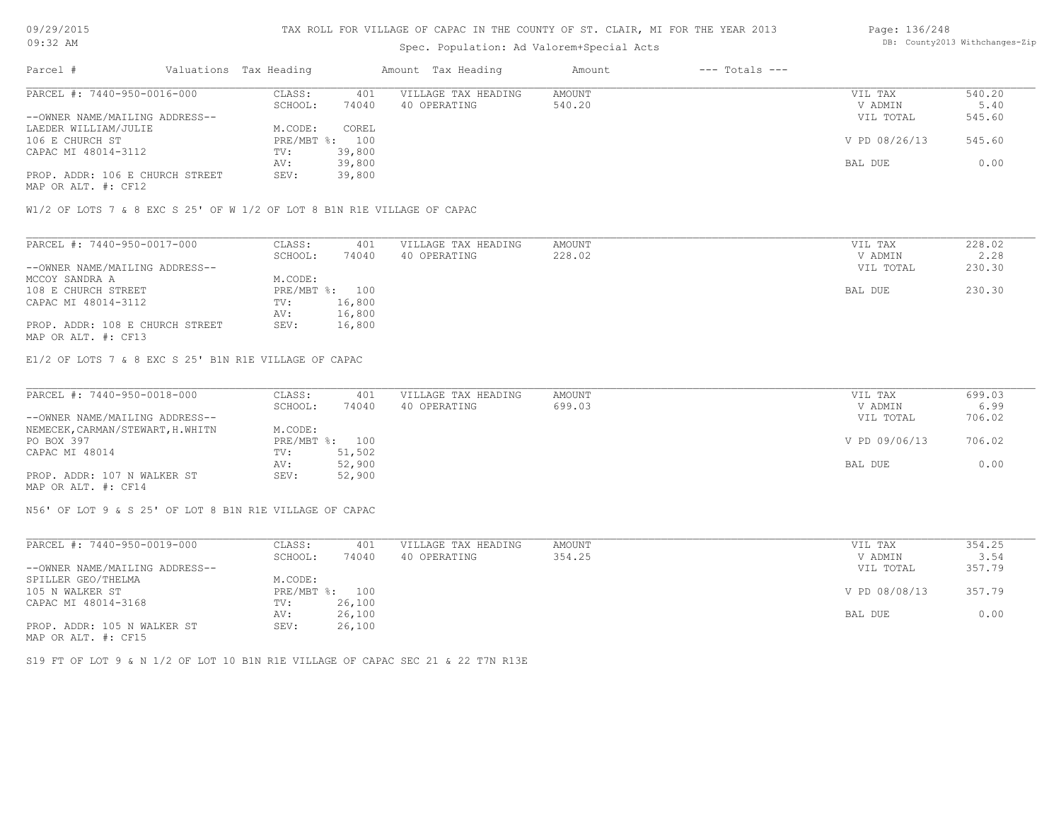TAX ROLL FOR VILLAGE OF CAPAC IN THE COUNTY OF ST. CLAIR, MI FOR THE YEAR 2013

Spec. Population: Ad Valorem+Special Acts

| Parcel # | Valuations | Tax Heading | Amount | Tax Heading | Amount | --- Totals --- | |
|---|---|---|---|---|---|---|---|
| PARCEL #: 7440-950-0016-000 | CLASS: | 401 | VILLAGE TAX HEADING | AMOUNT | | VIL TAX | 540.20 |
| | SCHOOL: | 74040 | 40 OPERATING | 540.20 | | V ADMIN | 5.40 |
| --OWNER NAME/MAILING ADDRESS-- | | | | | | VIL TOTAL | 545.60 |
| LAEDER WILLIAM/JULIE | M.CODE: | COREL | | | | | |
| 106 E CHURCH ST | PRE/MBT %: | 100 | | | | V PD 08/26/13 | 545.60 |
| CAPAC MI 48014-3112 | TV: | 39,800 | | | | | |
| | AV: | 39,800 | | | | BAL DUE | 0.00 |
| PROP. ADDR: 106 E CHURCH STREET | SEV: | 39,800 | | | | | |
| MAP OR ALT. #: CF12 | | | | | | | |

W1/2 OF LOTS 7 & 8 EXC S 25' OF W 1/2 OF LOT 8 B1N R1E VILLAGE OF CAPAC

| Parcel # | Valuations | Tax Heading | Amount | Tax Heading | Amount | --- Totals --- | |
|---|---|---|---|---|---|---|---|
| PARCEL #: 7440-950-0017-000 | CLASS: | 401 | VILLAGE TAX HEADING | AMOUNT | | VIL TAX | 228.02 |
| | SCHOOL: | 74040 | 40 OPERATING | 228.02 | | V ADMIN | 2.28 |
| --OWNER NAME/MAILING ADDRESS-- | | | | | | VIL TOTAL | 230.30 |
| MCCOY SANDRA A | M.CODE: | | | | | | |
| 108 E CHURCH STREET | PRE/MBT %: | 100 | | | | BAL DUE | 230.30 |
| CAPAC MI 48014-3112 | TV: | 16,800 | | | | | |
| | AV: | 16,800 | | | | | |
| PROP. ADDR: 108 E CHURCH STREET | SEV: | 16,800 | | | | | |
| MAP OR ALT. #: CF13 | | | | | | | |

E1/2 OF LOTS 7 & 8 EXC S 25' B1N R1E VILLAGE OF CAPAC

| Parcel # | Valuations | Tax Heading | Amount | Tax Heading | Amount | --- Totals --- | |
|---|---|---|---|---|---|---|---|
| PARCEL #: 7440-950-0018-000 | CLASS: | 401 | VILLAGE TAX HEADING | AMOUNT | | VIL TAX | 699.03 |
| | SCHOOL: | 74040 | 40 OPERATING | 699.03 | | V ADMIN | 6.99 |
| --OWNER NAME/MAILING ADDRESS-- | | | | | | VIL TOTAL | 706.02 |
| NEMECEK,CARMAN/STEWART,H.WHITN | M.CODE: | | | | | | |
| PO BOX 397 | PRE/MBT %: | 100 | | | | V PD 09/06/13 | 706.02 |
| CAPAC MI 48014 | TV: | 51,502 | | | | | |
| | AV: | 52,900 | | | | BAL DUE | 0.00 |
| PROP. ADDR: 107 N WALKER ST | SEV: | 52,900 | | | | | |
| MAP OR ALT. #: CF14 | | | | | | | |

N56' OF LOT 9 & S 25' OF LOT 8 B1N R1E VILLAGE OF CAPAC

| Parcel # | Valuations | Tax Heading | Amount | Tax Heading | Amount | --- Totals --- | |
|---|---|---|---|---|---|---|---|
| PARCEL #: 7440-950-0019-000 | CLASS: | 401 | VILLAGE TAX HEADING | AMOUNT | | VIL TAX | 354.25 |
| | SCHOOL: | 74040 | 40 OPERATING | 354.25 | | V ADMIN | 3.54 |
| --OWNER NAME/MAILING ADDRESS-- | | | | | | VIL TOTAL | 357.79 |
| SPILLER GEO/THELMA | M.CODE: | | | | | | |
| 105 N WALKER ST | PRE/MBT %: | 100 | | | | V PD 08/08/13 | 357.79 |
| CAPAC MI 48014-3168 | TV: | 26,100 | | | | | |
| | AV: | 26,100 | | | | BAL DUE | 0.00 |
| PROP. ADDR: 105 N WALKER ST | SEV: | 26,100 | | | | | |
| MAP OR ALT. #: CF15 | | | | | | | |

S19 FT OF LOT 9 & N 1/2 OF LOT 10 B1N R1E VILLAGE OF CAPAC SEC 21 & 22 T7N R13E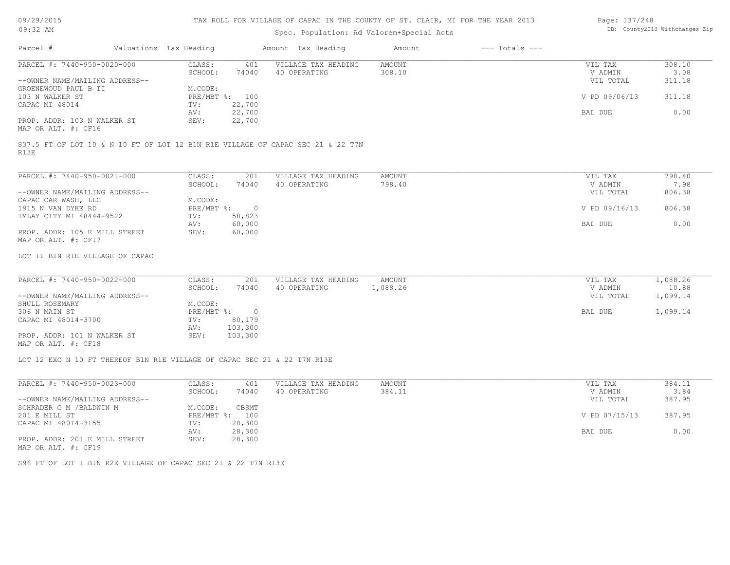TAX ROLL FOR VILLAGE OF CAPAC IN THE COUNTY OF ST. CLAIR, MI FOR THE YEAR 2013

Spec. Population: Ad Valorem+Special Acts

| Parcel # | Valuations | Tax Heading | Amount | Tax Heading | Amount | --- Totals --- | |
|---|---|---|---|---|---|---|---|
| PARCEL #: 7440-950-0020-000 | CLASS: | 401 | VILLAGE TAX HEADING | AMOUNT | | VIL TAX | 308.10 |
| | SCHOOL: | 74040 | 40 OPERATING | 308.10 | | V ADMIN | 3.08 |
| --OWNER NAME/MAILING ADDRESS-- | | | | | | VIL TOTAL | 311.18 |
| GROENEWOUD PAUL B II | M.CODE: | | | | | | |
| 103 N WALKER ST | PRE/MBT %: | 100 | | | | V PD 09/06/13 | 311.18 |
| CAPAC MI 48014 | TV: | 22,700 | | | | | |
| | AV: | 22,700 | | | | BAL DUE | 0.00 |
| PROP. ADDR: 103 N WALKER ST | SEV: | 22,700 | | | | | |
| MAP OR ALT. #: CF16 | | | | | | | |

S37.5 FT OF LOT 10 & N 10 FT OF LOT 12 B1N R1E VILLAGE OF CAPAC SEC 21 & 22 T7N R13E

| Parcel # | Valuations | Tax Heading | Amount | Tax Heading | Amount | --- Totals --- | |
|---|---|---|---|---|---|---|---|
| PARCEL #: 7440-950-0021-000 | CLASS: | 201 | VILLAGE TAX HEADING | AMOUNT | | VIL TAX | 798.40 |
| | SCHOOL: | 74040 | 40 OPERATING | 798.40 | | V ADMIN | 7.98 |
| --OWNER NAME/MAILING ADDRESS-- | | | | | | VIL TOTAL | 806.38 |
| CAPAC CAR WASH, LLC | M.CODE: | | | | | | |
| 1915 N VAN DYKE RD | PRE/MBT %: | 0 | | | | V PD 09/16/13 | 806.38 |
| IMLAY CITY MI 48444-9522 | TV: | 58,823 | | | | | |
| | AV: | 60,000 | | | | BAL DUE | 0.00 |
| PROP. ADDR: 105 E MILL STREET | SEV: | 60,000 | | | | | |
| MAP OR ALT. #: CF17 | | | | | | | |

LOT 11 B1N R1E VILLAGE OF CAPAC

| Parcel # | Valuations | Tax Heading | Amount | Tax Heading | Amount | --- Totals --- | |
|---|---|---|---|---|---|---|---|
| PARCEL #: 7440-950-0022-000 | CLASS: | 201 | VILLAGE TAX HEADING | AMOUNT | | VIL TAX | 1,088.26 |
| | SCHOOL: | 74040 | 40 OPERATING | 1,088.26 | | V ADMIN | 10.88 |
| --OWNER NAME/MAILING ADDRESS-- | | | | | | VIL TOTAL | 1,099.14 |
| SHULL ROSEMARY | M.CODE: | | | | | | |
| 306 N MAIN ST | PRE/MBT %: | 0 | | | | BAL DUE | 1,099.14 |
| CAPAC MI 48014-3700 | TV: | 80,179 | | | | | |
| | AV: | 103,300 | | | | | |
| PROP. ADDR: 101 N WALKER ST | SEV: | 103,300 | | | | | |
| MAP OR ALT. #: CF18 | | | | | | | |

LOT 12 EXC N 10 FT THEREOF B1N R1E VILLAGE OF CAPAC SEC 21 & 22 T7N R13E

| Parcel # | Valuations | Tax Heading | Amount | Tax Heading | Amount | --- Totals --- | |
|---|---|---|---|---|---|---|---|
| PARCEL #: 7440-950-0023-000 | CLASS: | 401 | VILLAGE TAX HEADING | AMOUNT | | VIL TAX | 384.11 |
| | SCHOOL: | 74040 | 40 OPERATING | 384.11 | | V ADMIN | 3.84 |
| --OWNER NAME/MAILING ADDRESS-- | | | | | | VIL TOTAL | 387.95 |
| SCHRADER C M /BALDWIN M | M.CODE: | CBSMT | | | | | |
| 201 E MILL ST | PRE/MBT %: | 100 | | | | V PD 07/15/13 | 387.95 |
| CAPAC MI 48014-3155 | TV: | 28,300 | | | | | |
| | AV: | 28,300 | | | | BAL DUE | 0.00 |
| PROP. ADDR: 201 E MILL STREET | SEV: | 28,300 | | | | | |
| MAP OR ALT. #: CF19 | | | | | | | |

S96 FT OF LOT 1 B1N R2E VILLAGE OF CAPAC SEC 21 & 22 T7N R13E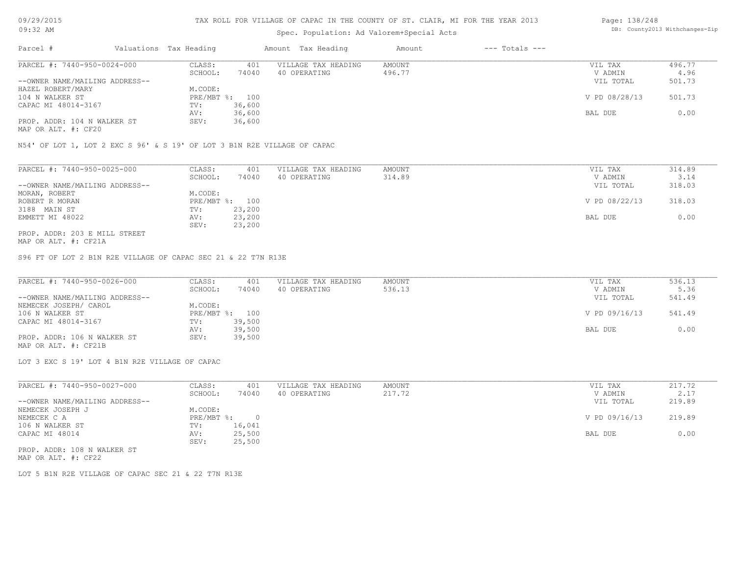# TAX ROLL FOR VILLAGE OF CAPAC IN THE COUNTY OF ST. CLAIR, MI FOR THE YEAR 2013

Spec. Population: Ad Valorem+Special Acts

| Parcel # | Valuations | Tax Heading | Amount | Tax Heading | Amount | --- Totals --- | |
|---|---|---|---|---|---|---|---|
| PARCEL #: 7440-950-0024-000 | CLASS: | 401 | VILLAGE TAX HEADING | AMOUNT | | VIL TAX | 496.77 |
| | SCHOOL: | 74040 | 40 OPERATING | 496.77 | | V ADMIN | 4.96 |
| --OWNER NAME/MAILING ADDRESS-- | | | | | | VIL TOTAL | 501.73 |
| HAZEL ROBERT/MARY | M.CODE: | | | | | | |
| 104 N WALKER ST | PRE/MBT %: | 100 | | | | V PD 08/28/13 | 501.73 |
| CAPAC MI 48014-3167 | TV: | 36,600 | | | | | |
| | AV: | 36,600 | | | | BAL DUE | 0.00 |
| PROP. ADDR: 104 N WALKER ST | SEV: | 36,600 | | | | | |
| MAP OR ALT. #: CF20 | | | | | | | |

N54' OF LOT 1, LOT 2 EXC S 96' & S 19' OF LOT 3 B1N R2E VILLAGE OF CAPAC

| Parcel # | Valuations | Tax Heading | Amount | Tax Heading | Amount | --- Totals --- | |
|---|---|---|---|---|---|---|---|
| PARCEL #: 7440-950-0025-000 | CLASS: | 401 | VILLAGE TAX HEADING | AMOUNT | | VIL TAX | 314.89 |
| | SCHOOL: | 74040 | 40 OPERATING | 314.89 | | V ADMIN | 3.14 |
| --OWNER NAME/MAILING ADDRESS-- | | | | | | VIL TOTAL | 318.03 |
| MORAN, ROBERT | M.CODE: | | | | | | |
| ROBERT R MORAN | PRE/MBT %: | 100 | | | | V PD 08/22/13 | 318.03 |
| 3188 MAIN ST | TV: | 23,200 | | | | | |
| EMMETT MI 48022 | AV: | 23,200 | | | | BAL DUE | 0.00 |
| | SEV: | 23,200 | | | | | |
| PROP. ADDR: 203 E MILL STREET | | | | | | | |
| MAP OR ALT. #: CF21A | | | | | | | |

S96 FT OF LOT 2 B1N R2E VILLAGE OF CAPAC SEC 21 & 22 T7N R13E

| Parcel # | Valuations | Tax Heading | Amount | Tax Heading | Amount | --- Totals --- | |
|---|---|---|---|---|---|---|---|
| PARCEL #: 7440-950-0026-000 | CLASS: | 401 | VILLAGE TAX HEADING | AMOUNT | | VIL TAX | 536.13 |
| | SCHOOL: | 74040 | 40 OPERATING | 536.13 | | V ADMIN | 5.36 |
| --OWNER NAME/MAILING ADDRESS-- | | | | | | VIL TOTAL | 541.49 |
| NEMECEK JOSEPH/ CAROL | M.CODE: | | | | | | |
| 106 N WALKER ST | PRE/MBT %: | 100 | | | | V PD 09/16/13 | 541.49 |
| CAPAC MI 48014-3167 | TV: | 39,500 | | | | | |
| | AV: | 39,500 | | | | BAL DUE | 0.00 |
| PROP. ADDR: 106 N WALKER ST | SEV: | 39,500 | | | | | |
| MAP OR ALT. #: CF21B | | | | | | | |

LOT 3 EXC S 19' LOT 4 B1N R2E VILLAGE OF CAPAC

| Parcel # | Valuations | Tax Heading | Amount | Tax Heading | Amount | --- Totals --- | |
|---|---|---|---|---|---|---|---|
| PARCEL #: 7440-950-0027-000 | CLASS: | 401 | VILLAGE TAX HEADING | AMOUNT | | VIL TAX | 217.72 |
| | SCHOOL: | 74040 | 40 OPERATING | 217.72 | | V ADMIN | 2.17 |
| --OWNER NAME/MAILING ADDRESS-- | | | | | | VIL TOTAL | 219.89 |
| NEMECEK JOSEPH J | M.CODE: | | | | | | |
| NEMECEK C A | PRE/MBT %: | 0 | | | | V PD 09/16/13 | 219.89 |
| 106 N WALKER ST | TV: | 16,041 | | | | | |
| CAPAC MI 48014 | AV: | 25,500 | | | | BAL DUE | 0.00 |
| | SEV: | 25,500 | | | | | |
| PROP. ADDR: 108 N WALKER ST | | | | | | | |
| MAP OR ALT. #: CF22 | | | | | | | |

LOT 5 B1N R2E VILLAGE OF CAPAC SEC 21 & 22 T7N R13E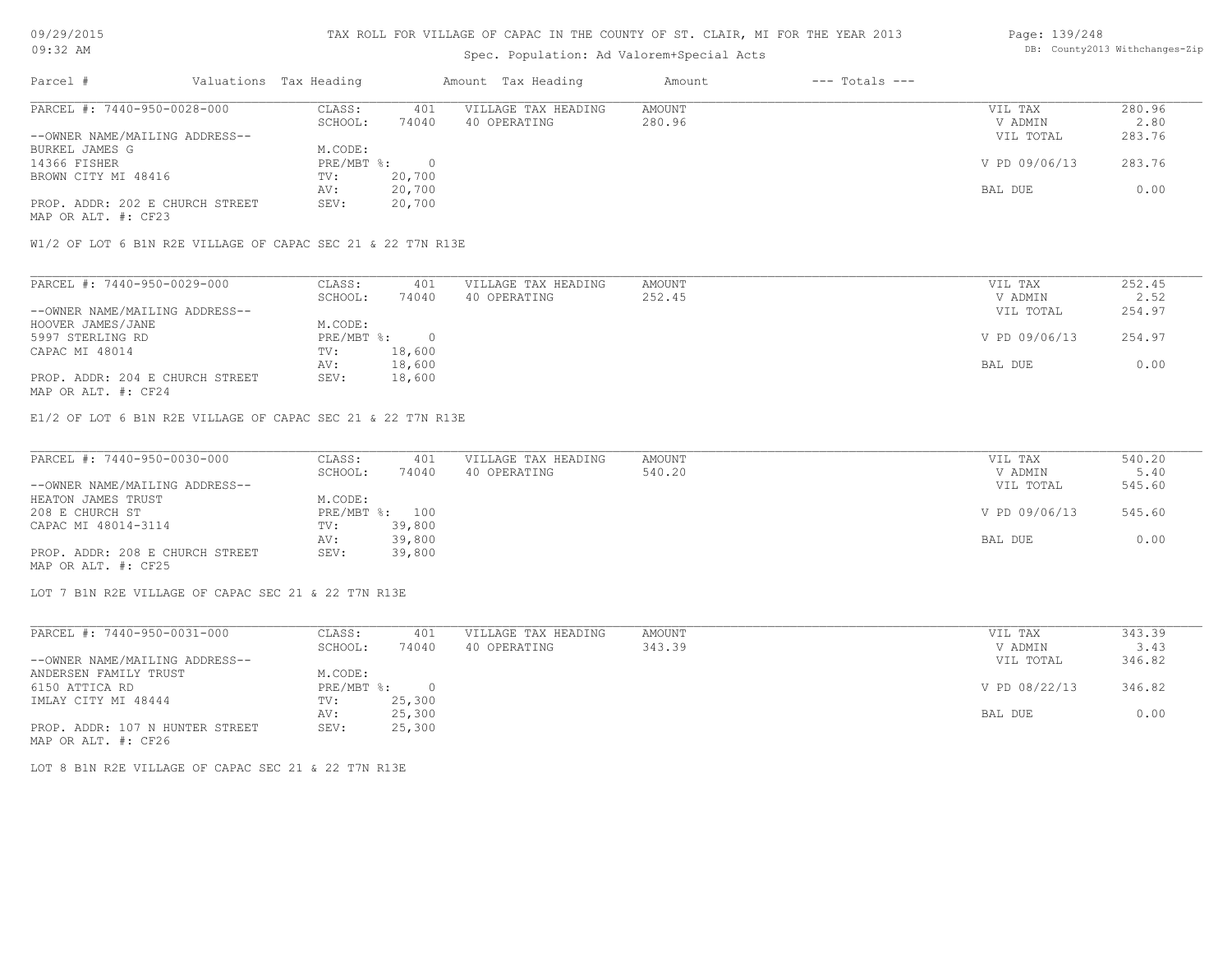TAX ROLL FOR VILLAGE OF CAPAC IN THE COUNTY OF ST. CLAIR, MI FOR THE YEAR 2013

Spec. Population: Ad Valorem+Special Acts

09/29/2015
09:32 AM

DB: County2013 Withchanges-Zip

| Parcel # | Valuations | Tax Heading | Amount | Tax Heading | Amount | --- Totals --- | |
|---|---|---|---|---|---|---|---|

**PARCEL #: 7440-950-0028-000**

| | | | | | |
|---|---|---|---|---|---|
| CLASS: | 401 | VILLAGE TAX HEADING | AMOUNT | VIL TAX | 280.96 |
| SCHOOL: | 74040 | 40 OPERATING | 280.96 | V ADMIN | 2.80 |
| M.CODE: | | | | VIL TOTAL | 283.76 |
| PRE/MBT %: | 0 | | | V PD 09/06/13 | 283.76 |
| TV: | 20,700 | | | | |
| AV: | 20,700 | | | BAL DUE | 0.00 |
| SEV: | 20,700 | | | | |

--OWNER NAME/MAILING ADDRESS--
BURKEL JAMES G
14366 FISHER
BROWN CITY MI 48416

PROP. ADDR: 202 E CHURCH STREET
MAP OR ALT. #: CF23

W1/2 OF LOT 6 B1N R2E VILLAGE OF CAPAC SEC 21 & 22 T7N R13E

**PARCEL #: 7440-950-0029-000**

| | | | | | |
|---|---|---|---|---|---|
| CLASS: | 401 | VILLAGE TAX HEADING | AMOUNT | VIL TAX | 252.45 |
| SCHOOL: | 74040 | 40 OPERATING | 252.45 | V ADMIN | 2.52 |
| M.CODE: | | | | VIL TOTAL | 254.97 |
| PRE/MBT %: | 0 | | | V PD 09/06/13 | 254.97 |
| TV: | 18,600 | | | | |
| AV: | 18,600 | | | BAL DUE | 0.00 |
| SEV: | 18,600 | | | | |

--OWNER NAME/MAILING ADDRESS--
HOOVER JAMES/JANE
5997 STERLING RD
CAPAC MI 48014

PROP. ADDR: 204 E CHURCH STREET
MAP OR ALT. #: CF24

E1/2 OF LOT 6 B1N R2E VILLAGE OF CAPAC SEC 21 & 22 T7N R13E

**PARCEL #: 7440-950-0030-000**

| | | | | | |
|---|---|---|---|---|---|
| CLASS: | 401 | VILLAGE TAX HEADING | AMOUNT | VIL TAX | 540.20 |
| SCHOOL: | 74040 | 40 OPERATING | 540.20 | V ADMIN | 5.40 |
| M.CODE: | | | | VIL TOTAL | 545.60 |
| PRE/MBT %: | 100 | | | V PD 09/06/13 | 545.60 |
| TV: | 39,800 | | | | |
| AV: | 39,800 | | | BAL DUE | 0.00 |
| SEV: | 39,800 | | | | |

--OWNER NAME/MAILING ADDRESS--
HEATON JAMES TRUST
208 E CHURCH ST
CAPAC MI 48014-3114

PROP. ADDR: 208 E CHURCH STREET
MAP OR ALT. #: CF25

LOT 7 B1N R2E VILLAGE OF CAPAC SEC 21 & 22 T7N R13E

**PARCEL #: 7440-950-0031-000**

| | | | | | |
|---|---|---|---|---|---|
| CLASS: | 401 | VILLAGE TAX HEADING | AMOUNT | VIL TAX | 343.39 |
| SCHOOL: | 74040 | 40 OPERATING | 343.39 | V ADMIN | 3.43 |
| M.CODE: | | | | VIL TOTAL | 346.82 |
| PRE/MBT %: | 0 | | | V PD 08/22/13 | 346.82 |
| TV: | 25,300 | | | | |
| AV: | 25,300 | | | BAL DUE | 0.00 |
| SEV: | 25,300 | | | | |

--OWNER NAME/MAILING ADDRESS--
ANDERSEN FAMILY TRUST
6150 ATTICA RD
IMLAY CITY MI 48444

PROP. ADDR: 107 N HUNTER STREET
MAP OR ALT. #: CF26

LOT 8 B1N R2E VILLAGE OF CAPAC SEC 21 & 22 T7N R13E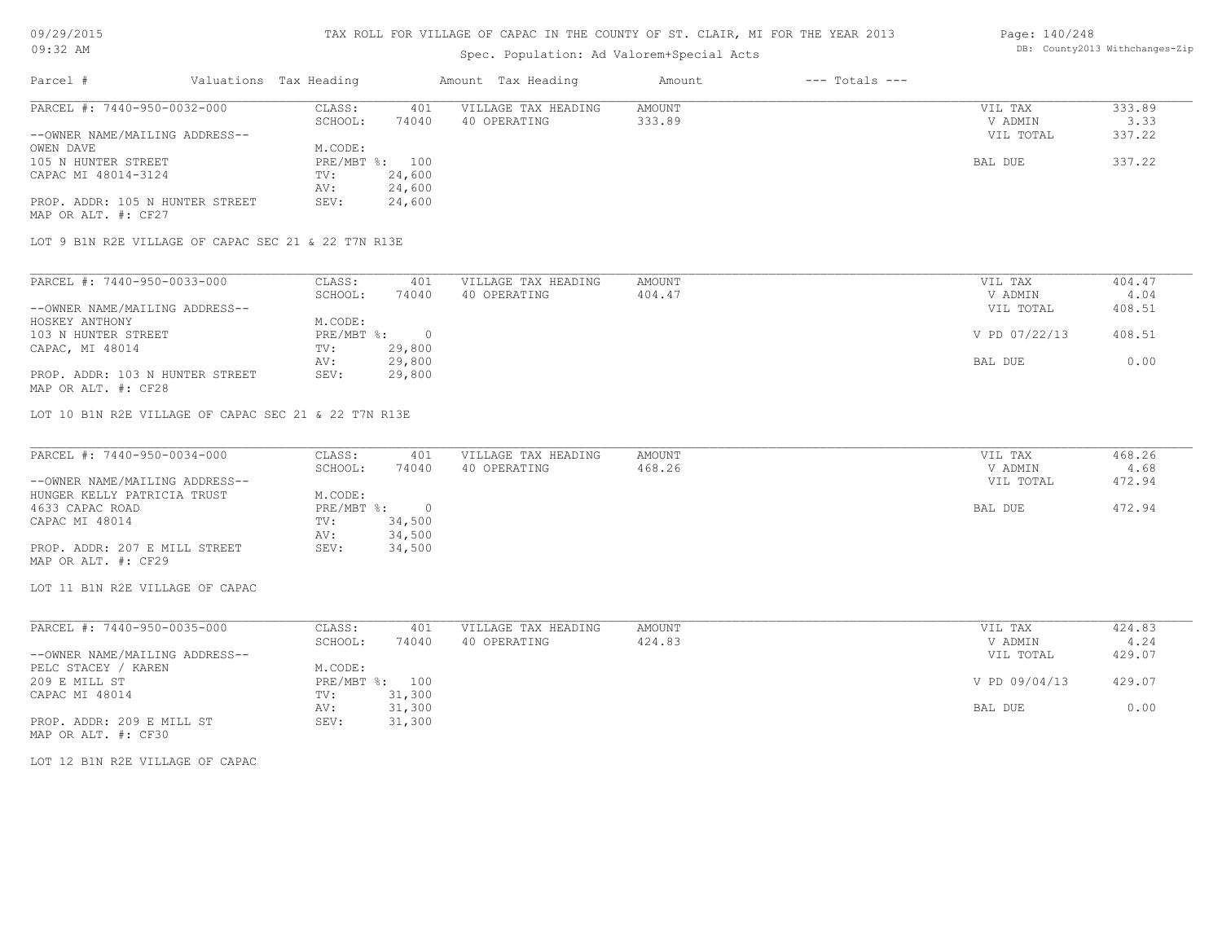# TAX ROLL FOR VILLAGE OF CAPAC IN THE COUNTY OF ST. CLAIR, MI FOR THE YEAR 2013

Spec. Population: Ad Valorem+Special Acts

09/29/2015
09:32 AM

DB: County2013 Withchanges-Zip

| Parcel # | Valuations | Tax Heading | Amount | Tax Heading | Amount | --- Totals --- | |
|---|---|---|---|---|---|---|---|
| PARCEL #: 7440-950-0032-000 | CLASS: | 401 | VILLAGE TAX HEADING | AMOUNT | | VIL TAX | 333.89 |
| | SCHOOL: | 74040 | 40 OPERATING | 333.89 | | V ADMIN | 3.33 |
| --OWNER NAME/MAILING ADDRESS-- | | | | | | VIL TOTAL | 337.22 |
| OWEN DAVE | M.CODE: | | | | | | |
| 105 N HUNTER STREET | PRE/MBT %: | 100 | | | | BAL DUE | 337.22 |
| CAPAC MI 48014-3124 | TV: | 24,600 | | | | | |
| | AV: | 24,600 | | | | | |
| PROP. ADDR: 105 N HUNTER STREET | SEV: | 24,600 | | | | | |
| MAP OR ALT. #: CF27 | | | | | | | |

LOT 9 B1N R2E VILLAGE OF CAPAC SEC 21 & 22 T7N R13E

| Parcel # | Valuations | Tax Heading | Amount | Tax Heading | Amount | --- Totals --- | |
|---|---|---|---|---|---|---|---|
| PARCEL #: 7440-950-0033-000 | CLASS: | 401 | VILLAGE TAX HEADING | AMOUNT | | VIL TAX | 404.47 |
| | SCHOOL: | 74040 | 40 OPERATING | 404.47 | | V ADMIN | 4.04 |
| --OWNER NAME/MAILING ADDRESS-- | | | | | | VIL TOTAL | 408.51 |
| HOSKEY ANTHONY | M.CODE: | | | | | | |
| 103 N HUNTER STREET | PRE/MBT %: | 0 | | | | V PD 07/22/13 | 408.51 |
| CAPAC, MI 48014 | TV: | 29,800 | | | | | |
| | AV: | 29,800 | | | | BAL DUE | 0.00 |
| PROP. ADDR: 103 N HUNTER STREET | SEV: | 29,800 | | | | | |
| MAP OR ALT. #: CF28 | | | | | | | |

LOT 10 B1N R2E VILLAGE OF CAPAC SEC 21 & 22 T7N R13E

| Parcel # | Valuations | Tax Heading | Amount | Tax Heading | Amount | --- Totals --- | |
|---|---|---|---|---|---|---|---|
| PARCEL #: 7440-950-0034-000 | CLASS: | 401 | VILLAGE TAX HEADING | AMOUNT | | VIL TAX | 468.26 |
| | SCHOOL: | 74040 | 40 OPERATING | 468.26 | | V ADMIN | 4.68 |
| --OWNER NAME/MAILING ADDRESS-- | | | | | | VIL TOTAL | 472.94 |
| HUNGER KELLY PATRICIA TRUST | M.CODE: | | | | | | |
| 4633 CAPAC ROAD | PRE/MBT %: | 0 | | | | BAL DUE | 472.94 |
| CAPAC MI 48014 | TV: | 34,500 | | | | | |
| | AV: | 34,500 | | | | | |
| PROP. ADDR: 207 E MILL STREET | SEV: | 34,500 | | | | | |
| MAP OR ALT. #: CF29 | | | | | | | |

LOT 11 B1N R2E VILLAGE OF CAPAC

| Parcel # | Valuations | Tax Heading | Amount | Tax Heading | Amount | --- Totals --- | |
|---|---|---|---|---|---|---|---|
| PARCEL #: 7440-950-0035-000 | CLASS: | 401 | VILLAGE TAX HEADING | AMOUNT | | VIL TAX | 424.83 |
| | SCHOOL: | 74040 | 40 OPERATING | 424.83 | | V ADMIN | 4.24 |
| --OWNER NAME/MAILING ADDRESS-- | | | | | | VIL TOTAL | 429.07 |
| PELC STACEY / KAREN | M.CODE: | | | | | | |
| 209 E MILL ST | PRE/MBT %: | 100 | | | | V PD 09/04/13 | 429.07 |
| CAPAC MI 48014 | TV: | 31,300 | | | | | |
| | AV: | 31,300 | | | | BAL DUE | 0.00 |
| PROP. ADDR: 209 E MILL ST | SEV: | 31,300 | | | | | |
| MAP OR ALT. #: CF30 | | | | | | | |

LOT 12 B1N R2E VILLAGE OF CAPAC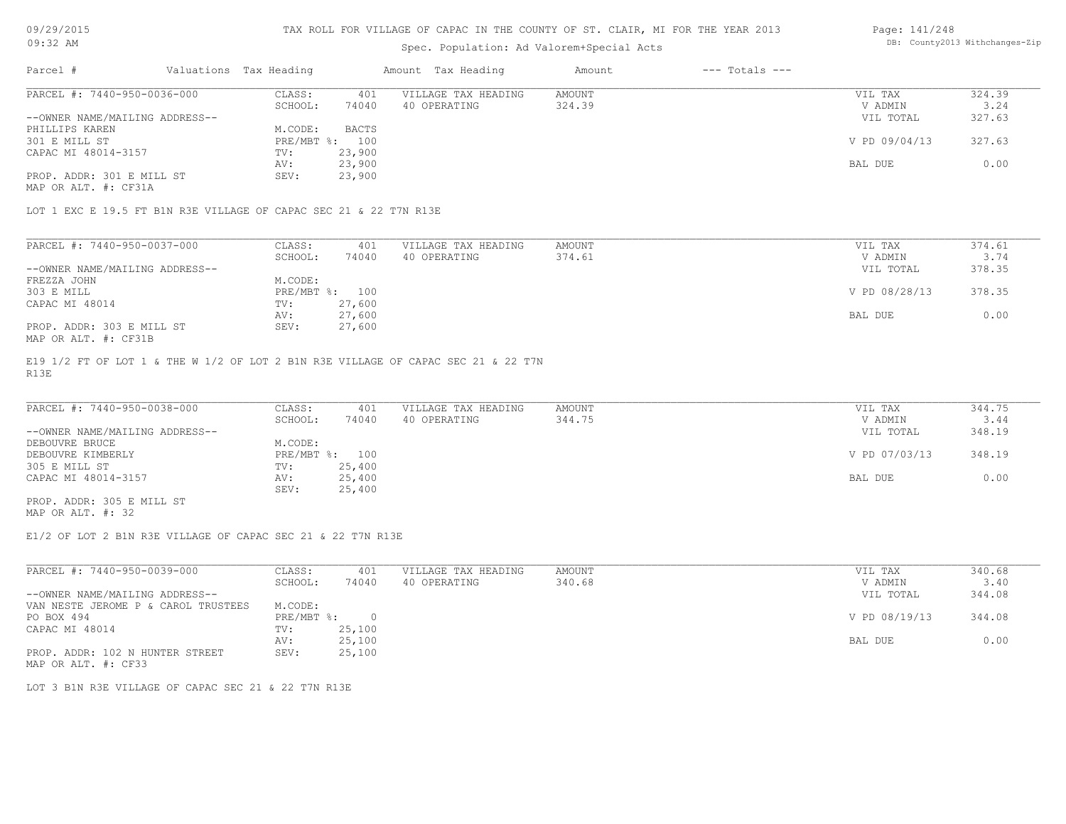TAX ROLL FOR VILLAGE OF CAPAC IN THE COUNTY OF ST. CLAIR, MI FOR THE YEAR 2013

Spec. Population: Ad Valorem+Special Acts

| Parcel # | Valuations | Tax Heading | Amount | Tax Heading | Amount | --- Totals --- | |
|---|---|---|---|---|---|---|---|
| PARCEL #: 7440-950-0036-000 | CLASS: | 401 | VILLAGE TAX HEADING | AMOUNT | | VIL TAX | 324.39 |
| | SCHOOL: | 74040 | 40 OPERATING | 324.39 | | V ADMIN | 3.24 |
| --OWNER NAME/MAILING ADDRESS-- | | | | | | VIL TOTAL | 327.63 |
| PHILLIPS KAREN | M.CODE: | BACTS | | | | | |
| 301 E MILL ST | PRE/MBT %: | 100 | | | | V PD 09/04/13 | 327.63 |
| CAPAC MI 48014-3157 | TV: | 23,900 | | | | | |
| | AV: | 23,900 | | | | BAL DUE | 0.00 |
| PROP. ADDR: 301 E MILL ST | SEV: | 23,900 | | | | | |
| MAP OR ALT. #: CF31A | | | | | | | |

LOT 1 EXC E 19.5 FT B1N R3E VILLAGE OF CAPAC SEC 21 & 22 T7N R13E

| Parcel # | Valuations | Tax Heading | Amount | Tax Heading | Amount | --- Totals --- | |
|---|---|---|---|---|---|---|---|
| PARCEL #: 7440-950-0037-000 | CLASS: | 401 | VILLAGE TAX HEADING | AMOUNT | | VIL TAX | 374.61 |
| | SCHOOL: | 74040 | 40 OPERATING | 374.61 | | V ADMIN | 3.74 |
| --OWNER NAME/MAILING ADDRESS-- | | | | | | VIL TOTAL | 378.35 |
| FREZZA JOHN | M.CODE: | | | | | | |
| 303 E MILL | PRE/MBT %: | 100 | | | | V PD 08/28/13 | 378.35 |
| CAPAC MI 48014 | TV: | 27,600 | | | | | |
| | AV: | 27,600 | | | | BAL DUE | 0.00 |
| PROP. ADDR: 303 E MILL ST | SEV: | 27,600 | | | | | |
| MAP OR ALT. #: CF31B | | | | | | | |

E19 1/2 FT OF LOT 1 & THE W 1/2 OF LOT 2 B1N R3E VILLAGE OF CAPAC SEC 21 & 22 T7N R13E

| Parcel # | Valuations | Tax Heading | Amount | Tax Heading | Amount | --- Totals --- | |
|---|---|---|---|---|---|---|---|
| PARCEL #: 7440-950-0038-000 | CLASS: | 401 | VILLAGE TAX HEADING | AMOUNT | | VIL TAX | 344.75 |
| | SCHOOL: | 74040 | 40 OPERATING | 344.75 | | V ADMIN | 3.44 |
| --OWNER NAME/MAILING ADDRESS-- | | | | | | VIL TOTAL | 348.19 |
| DEBOUVRE BRUCE | M.CODE: | | | | | | |
| DEBOUVRE KIMBERLY | PRE/MBT %: | 100 | | | | V PD 07/03/13 | 348.19 |
| 305 E MILL ST | TV: | 25,400 | | | | | |
| CAPAC MI 48014-3157 | AV: | 25,400 | | | | BAL DUE | 0.00 |
| | SEV: | 25,400 | | | | | |
| PROP. ADDR: 305 E MILL ST | | | | | | | |
| MAP OR ALT. #: 32 | | | | | | | |

E1/2 OF LOT 2 B1N R3E VILLAGE OF CAPAC SEC 21 & 22 T7N R13E

| Parcel # | Valuations | Tax Heading | Amount | Tax Heading | Amount | --- Totals --- | |
|---|---|---|---|---|---|---|---|
| PARCEL #: 7440-950-0039-000 | CLASS: | 401 | VILLAGE TAX HEADING | AMOUNT | | VIL TAX | 340.68 |
| | SCHOOL: | 74040 | 40 OPERATING | 340.68 | | V ADMIN | 3.40 |
| --OWNER NAME/MAILING ADDRESS-- | | | | | | VIL TOTAL | 344.08 |
| VAN NESTE JEROME P & CAROL TRUSTEES | M.CODE: | | | | | | |
| PO BOX 494 | PRE/MBT %: | 0 | | | | V PD 08/19/13 | 344.08 |
| CAPAC MI 48014 | TV: | 25,100 | | | | | |
| | AV: | 25,100 | | | | BAL DUE | 0.00 |
| PROP. ADDR: 102 N HUNTER STREET | SEV: | 25,100 | | | | | |
| MAP OR ALT. #: CF33 | | | | | | | |

LOT 3 B1N R3E VILLAGE OF CAPAC SEC 21 & 22 T7N R13E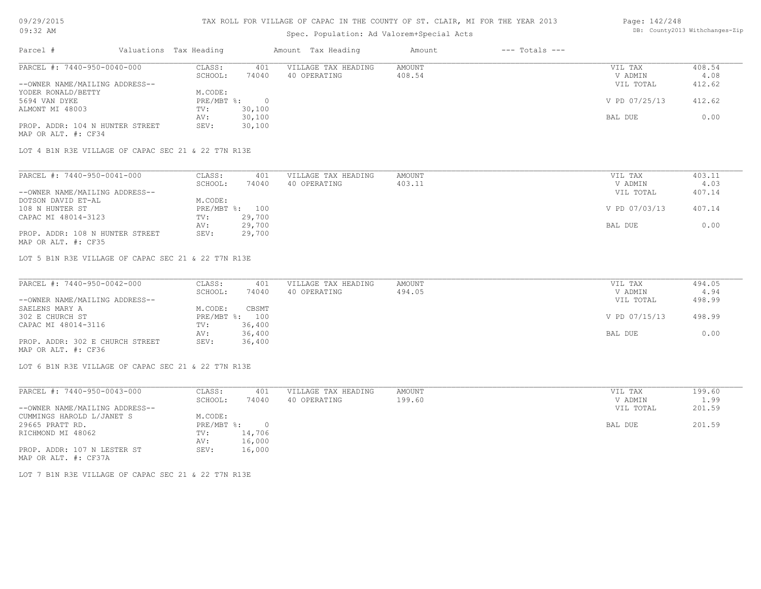# TAX ROLL FOR VILLAGE OF CAPAC IN THE COUNTY OF ST. CLAIR, MI FOR THE YEAR 2013

Spec. Population: Ad Valorem+Special Acts

| Parcel # | Valuations | Tax Heading | Amount | Tax Heading | Amount | --- Totals --- | |
|---|---|---|---|---|---|---|---|
| PARCEL #: 7440-950-0040-000 | CLASS: | 401 | VILLAGE TAX HEADING | AMOUNT | | VIL TAX | 408.54 |
| | SCHOOL: | 74040 | 40 OPERATING | 408.54 | | V ADMIN | 4.08 |
| --OWNER NAME/MAILING ADDRESS-- | | | | | | VIL TOTAL | 412.62 |
| YODER RONALD/BETTY | M.CODE: | | | | | | |
| 5694 VAN DYKE | PRE/MBT %: | 0 | | | | V PD 07/25/13 | 412.62 |
| ALMONT MI 48003 | TV: | 30,100 | | | | | |
| | AV: | 30,100 | | | | BAL DUE | 0.00 |
| PROP. ADDR: 104 N HUNTER STREET | SEV: | 30,100 | | | | | |
| MAP OR ALT. #: CF34 | | | | | | | |

LOT 4 B1N R3E VILLAGE OF CAPAC SEC 21 & 22 T7N R13E

| Parcel # | Valuations | Tax Heading | Amount | Tax Heading | Amount | --- Totals --- | |
|---|---|---|---|---|---|---|---|
| PARCEL #: 7440-950-0041-000 | CLASS: | 401 | VILLAGE TAX HEADING | AMOUNT | | VIL TAX | 403.11 |
| | SCHOOL: | 74040 | 40 OPERATING | 403.11 | | V ADMIN | 4.03 |
| --OWNER NAME/MAILING ADDRESS-- | | | | | | VIL TOTAL | 407.14 |
| DOTSON DAVID ET-AL | M.CODE: | | | | | | |
| 108 N HUNTER ST | PRE/MBT %: | 100 | | | | V PD 07/03/13 | 407.14 |
| CAPAC MI 48014-3123 | TV: | 29,700 | | | | | |
| | AV: | 29,700 | | | | BAL DUE | 0.00 |
| PROP. ADDR: 108 N HUNTER STREET | SEV: | 29,700 | | | | | |
| MAP OR ALT. #: CF35 | | | | | | | |

LOT 5 B1N R3E VILLAGE OF CAPAC SEC 21 & 22 T7N R13E

| Parcel # | Valuations | Tax Heading | Amount | Tax Heading | Amount | --- Totals --- | |
|---|---|---|---|---|---|---|---|
| PARCEL #: 7440-950-0042-000 | CLASS: | 401 | VILLAGE TAX HEADING | AMOUNT | | VIL TAX | 494.05 |
| | SCHOOL: | 74040 | 40 OPERATING | 494.05 | | V ADMIN | 4.94 |
| --OWNER NAME/MAILING ADDRESS-- | | | | | | VIL TOTAL | 498.99 |
| SAELENS MARY A | M.CODE: | CBSMT | | | | | |
| 302 E CHURCH ST | PRE/MBT %: | 100 | | | | V PD 07/15/13 | 498.99 |
| CAPAC MI 48014-3116 | TV: | 36,400 | | | | | |
| | AV: | 36,400 | | | | BAL DUE | 0.00 |
| PROP. ADDR: 302 E CHURCH STREET | SEV: | 36,400 | | | | | |
| MAP OR ALT. #: CF36 | | | | | | | |

LOT 6 B1N R3E VILLAGE OF CAPAC SEC 21 & 22 T7N R13E

| Parcel # | Valuations | Tax Heading | Amount | Tax Heading | Amount | --- Totals --- | |
|---|---|---|---|---|---|---|---|
| PARCEL #: 7440-950-0043-000 | CLASS: | 401 | VILLAGE TAX HEADING | AMOUNT | | VIL TAX | 199.60 |
| | SCHOOL: | 74040 | 40 OPERATING | 199.60 | | V ADMIN | 1.99 |
| --OWNER NAME/MAILING ADDRESS-- | | | | | | VIL TOTAL | 201.59 |
| CUMMINGS HAROLD L/JANET S | M.CODE: | | | | | | |
| 29665 PRATT RD. | PRE/MBT %: | 0 | | | | BAL DUE | 201.59 |
| RICHMOND MI 48062 | TV: | 14,706 | | | | | |
| | AV: | 16,000 | | | | | |
| PROP. ADDR: 107 N LESTER ST | SEV: | 16,000 | | | | | |
| MAP OR ALT. #: CF37A | | | | | | | |

LOT 7 B1N R3E VILLAGE OF CAPAC SEC 21 & 22 T7N R13E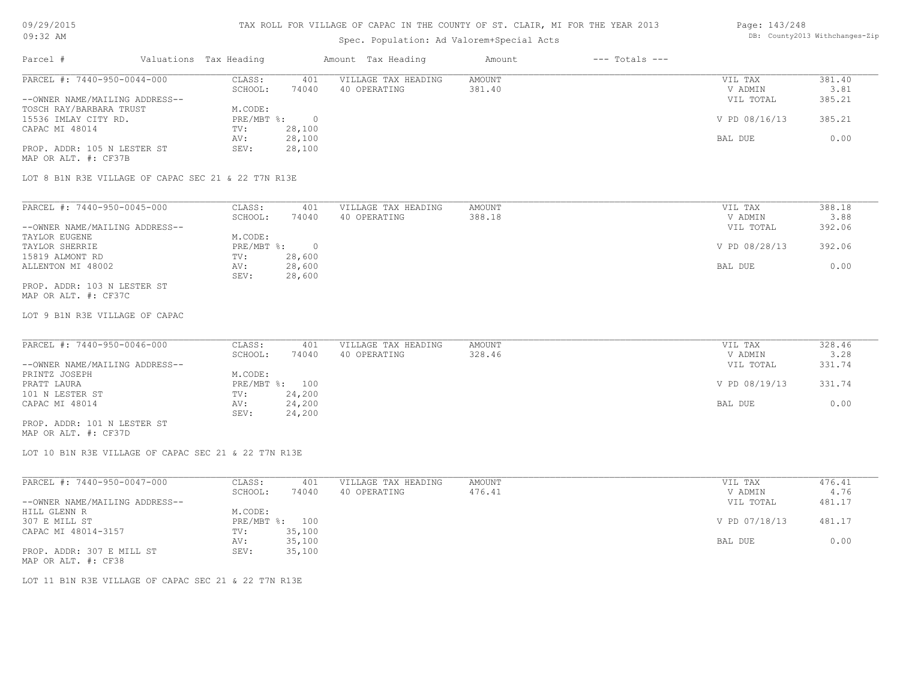# TAX ROLL FOR VILLAGE OF CAPAC IN THE COUNTY OF ST. CLAIR, MI FOR THE YEAR 2013

Spec. Population: Ad Valorem+Special Acts

| Parcel # | Valuations | Tax Heading | Amount | Tax Heading | Amount | --- Totals --- | |
|---|---|---|---|---|---|---|---|
| PARCEL #: 7440-950-0044-000 | CLASS: | 401 | VILLAGE TAX HEADING | AMOUNT | | VIL TAX | 381.40 |
| | SCHOOL: | 74040 | 40 OPERATING | 381.40 | | V ADMIN | 3.81 |
| --OWNER NAME/MAILING ADDRESS-- | | | | | | VIL TOTAL | 385.21 |
| TOSCH RAY/BARBARA TRUST | M.CODE: | | | | | | |
| 15536 IMLAY CITY RD. | PRE/MBT %: | 0 | | | | V PD 08/16/13 | 385.21 |
| CAPAC MI 48014 | TV: | 28,100 | | | | | |
| | AV: | 28,100 | | | | BAL DUE | 0.00 |
| PROP. ADDR: 105 N LESTER ST | SEV: | 28,100 | | | | | |
| MAP OR ALT. #: CF37B | | | | | | | |

LOT 8 B1N R3E VILLAGE OF CAPAC SEC 21 & 22 T7N R13E

| Parcel # | Valuations | Tax Heading | Amount | Tax Heading | Amount | --- Totals --- | |
|---|---|---|---|---|---|---|---|
| PARCEL #: 7440-950-0045-000 | CLASS: | 401 | VILLAGE TAX HEADING | AMOUNT | | VIL TAX | 388.18 |
| | SCHOOL: | 74040 | 40 OPERATING | 388.18 | | V ADMIN | 3.88 |
| --OWNER NAME/MAILING ADDRESS-- | | | | | | VIL TOTAL | 392.06 |
| TAYLOR EUGENE | M.CODE: | | | | | | |
| TAYLOR SHERRIE | PRE/MBT %: | 0 | | | | V PD 08/28/13 | 392.06 |
| 15819 ALMONT RD | TV: | 28,600 | | | | | |
| ALLENTON MI 48002 | AV: | 28,600 | | | | BAL DUE | 0.00 |
| | SEV: | 28,600 | | | | | |
| PROP. ADDR: 103 N LESTER ST | | | | | | | |
| MAP OR ALT. #: CF37C | | | | | | | |

LOT 9 B1N R3E VILLAGE OF CAPAC

| Parcel # | Valuations | Tax Heading | Amount | Tax Heading | Amount | --- Totals --- | |
|---|---|---|---|---|---|---|---|
| PARCEL #: 7440-950-0046-000 | CLASS: | 401 | VILLAGE TAX HEADING | AMOUNT | | VIL TAX | 328.46 |
| | SCHOOL: | 74040 | 40 OPERATING | 328.46 | | V ADMIN | 3.28 |
| --OWNER NAME/MAILING ADDRESS-- | | | | | | VIL TOTAL | 331.74 |
| PRINTZ JOSEPH | M.CODE: | | | | | | |
| PRATT LAURA | PRE/MBT %: | 100 | | | | V PD 08/19/13 | 331.74 |
| 101 N LESTER ST | TV: | 24,200 | | | | | |
| CAPAC MI 48014 | AV: | 24,200 | | | | BAL DUE | 0.00 |
| | SEV: | 24,200 | | | | | |
| PROP. ADDR: 101 N LESTER ST | | | | | | | |
| MAP OR ALT. #: CF37D | | | | | | | |

LOT 10 B1N R3E VILLAGE OF CAPAC SEC 21 & 22 T7N R13E

| Parcel # | Valuations | Tax Heading | Amount | Tax Heading | Amount | --- Totals --- | |
|---|---|---|---|---|---|---|---|
| PARCEL #: 7440-950-0047-000 | CLASS: | 401 | VILLAGE TAX HEADING | AMOUNT | | VIL TAX | 476.41 |
| | SCHOOL: | 74040 | 40 OPERATING | 476.41 | | V ADMIN | 4.76 |
| --OWNER NAME/MAILING ADDRESS-- | | | | | | VIL TOTAL | 481.17 |
| HILL GLENN R | M.CODE: | | | | | | |
| 307 E MILL ST | PRE/MBT %: | 100 | | | | V PD 07/18/13 | 481.17 |
| CAPAC MI 48014-3157 | TV: | 35,100 | | | | | |
| | AV: | 35,100 | | | | BAL DUE | 0.00 |
| PROP. ADDR: 307 E MILL ST | SEV: | 35,100 | | | | | |
| MAP OR ALT. #: CF38 | | | | | | | |

LOT 11 B1N R3E VILLAGE OF CAPAC SEC 21 & 22 T7N R13E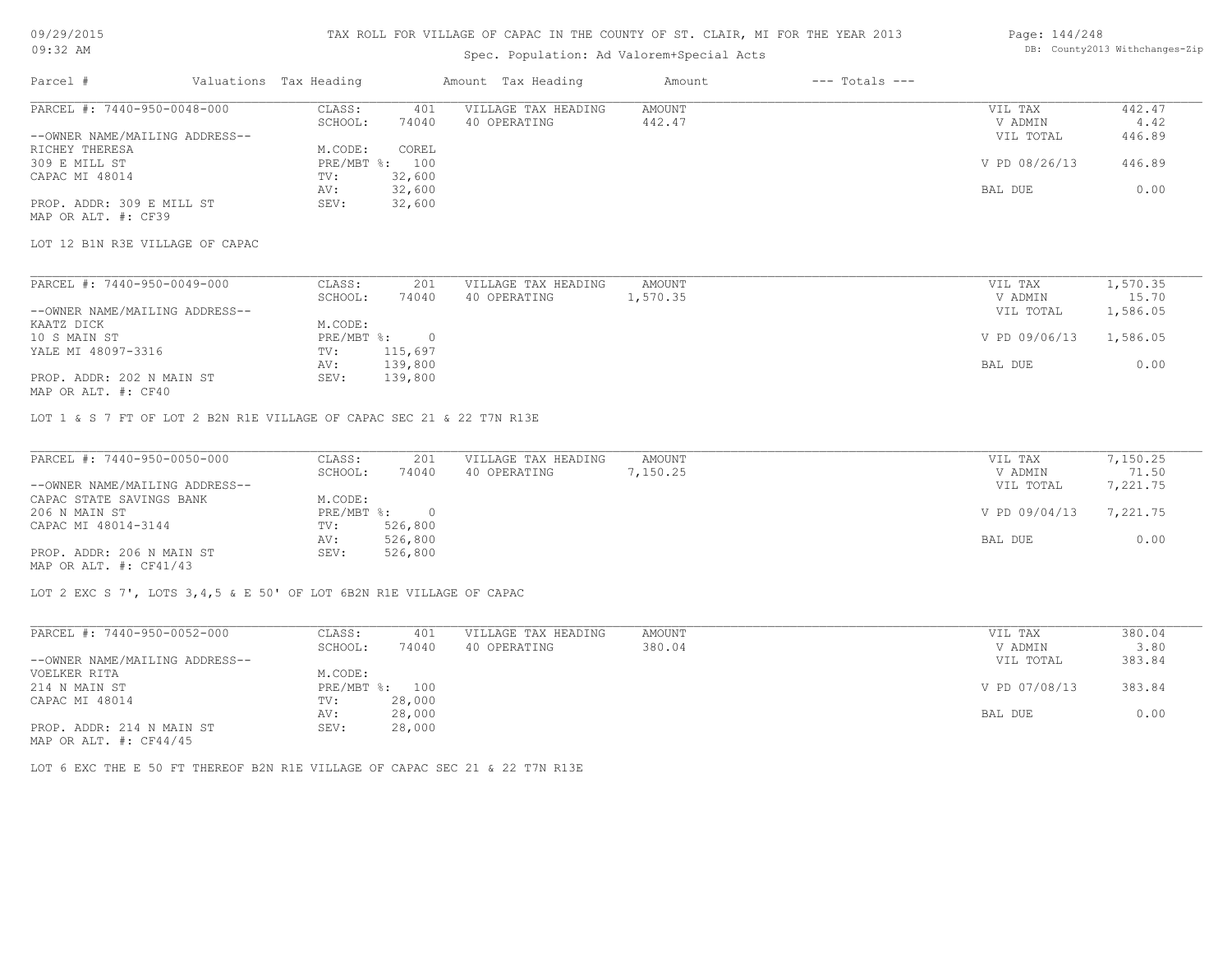# TAX ROLL FOR VILLAGE OF CAPAC IN THE COUNTY OF ST. CLAIR, MI FOR THE YEAR 2013

Spec. Population: Ad Valorem+Special Acts

| Parcel # | Valuations | Tax Heading | Amount | Tax Heading | Amount | --- Totals --- | |
|---|---|---|---|---|---|---|---|
| PARCEL #: 7440-950-0048-000 | CLASS: | 401 | VILLAGE TAX HEADING | AMOUNT | | VIL TAX | 442.47 |
| | SCHOOL: | 74040 | 40 OPERATING | 442.47 | | V ADMIN | 4.42 |
| --OWNER NAME/MAILING ADDRESS-- | | | | | | VIL TOTAL | 446.89 |
| RICHEY THERESA | M.CODE: | COREL | | | | | |
| 309 E MILL ST | PRE/MBT %: | 100 | | | | V PD 08/26/13 | 446.89 |
| CAPAC MI 48014 | TV: | 32,600 | | | | | |
| | AV: | 32,600 | | | | BAL DUE | 0.00 |
| PROP. ADDR: 309 E MILL ST | SEV: | 32,600 | | | | | |
| MAP OR ALT. #: CF39 | | | | | | | |

LOT 12 B1N R3E VILLAGE OF CAPAC

| Parcel # | Valuations | Tax Heading | Amount | Tax Heading | Amount | --- Totals --- | |
|---|---|---|---|---|---|---|---|
| PARCEL #: 7440-950-0049-000 | CLASS: | 201 | VILLAGE TAX HEADING | AMOUNT | | VIL TAX | 1,570.35 |
| | SCHOOL: | 74040 | 40 OPERATING | 1,570.35 | | V ADMIN | 15.70 |
| --OWNER NAME/MAILING ADDRESS-- | | | | | | VIL TOTAL | 1,586.05 |
| KAATZ DICK | M.CODE: | | | | | | |
| 10 S MAIN ST | PRE/MBT %: | 0 | | | | V PD 09/06/13 | 1,586.05 |
| YALE MI 48097-3316 | TV: | 115,697 | | | | | |
| | AV: | 139,800 | | | | BAL DUE | 0.00 |
| PROP. ADDR: 202 N MAIN ST | SEV: | 139,800 | | | | | |
| MAP OR ALT. #: CF40 | | | | | | | |

LOT 1 & S 7 FT OF LOT 2 B2N R1E VILLAGE OF CAPAC SEC 21 & 22 T7N R13E

| Parcel # | Valuations | Tax Heading | Amount | Tax Heading | Amount | --- Totals --- | |
|---|---|---|---|---|---|---|---|
| PARCEL #: 7440-950-0050-000 | CLASS: | 201 | VILLAGE TAX HEADING | AMOUNT | | VIL TAX | 7,150.25 |
| | SCHOOL: | 74040 | 40 OPERATING | 7,150.25 | | V ADMIN | 71.50 |
| --OWNER NAME/MAILING ADDRESS-- | | | | | | VIL TOTAL | 7,221.75 |
| CAPAC STATE SAVINGS BANK | M.CODE: | | | | | | |
| 206 N MAIN ST | PRE/MBT %: | 0 | | | | V PD 09/04/13 | 7,221.75 |
| CAPAC MI 48014-3144 | TV: | 526,800 | | | | | |
| | AV: | 526,800 | | | | BAL DUE | 0.00 |
| PROP. ADDR: 206 N MAIN ST | SEV: | 526,800 | | | | | |
| MAP OR ALT. #: CF41/43 | | | | | | | |

LOT 2 EXC S 7', LOTS 3,4,5 & E 50' OF LOT 6B2N R1E VILLAGE OF CAPAC

| Parcel # | Valuations | Tax Heading | Amount | Tax Heading | Amount | --- Totals --- | |
|---|---|---|---|---|---|---|---|
| PARCEL #: 7440-950-0052-000 | CLASS: | 401 | VILLAGE TAX HEADING | AMOUNT | | VIL TAX | 380.04 |
| | SCHOOL: | 74040 | 40 OPERATING | 380.04 | | V ADMIN | 3.80 |
| --OWNER NAME/MAILING ADDRESS-- | | | | | | VIL TOTAL | 383.84 |
| VOELKER RITA | M.CODE: | | | | | | |
| 214 N MAIN ST | PRE/MBT %: | 100 | | | | V PD 07/08/13 | 383.84 |
| CAPAC MI 48014 | TV: | 28,000 | | | | | |
| | AV: | 28,000 | | | | BAL DUE | 0.00 |
| PROP. ADDR: 214 N MAIN ST | SEV: | 28,000 | | | | | |
| MAP OR ALT. #: CF44/45 | | | | | | | |

LOT 6 EXC THE E 50 FT THEREOF B2N R1E VILLAGE OF CAPAC SEC 21 & 22 T7N R13E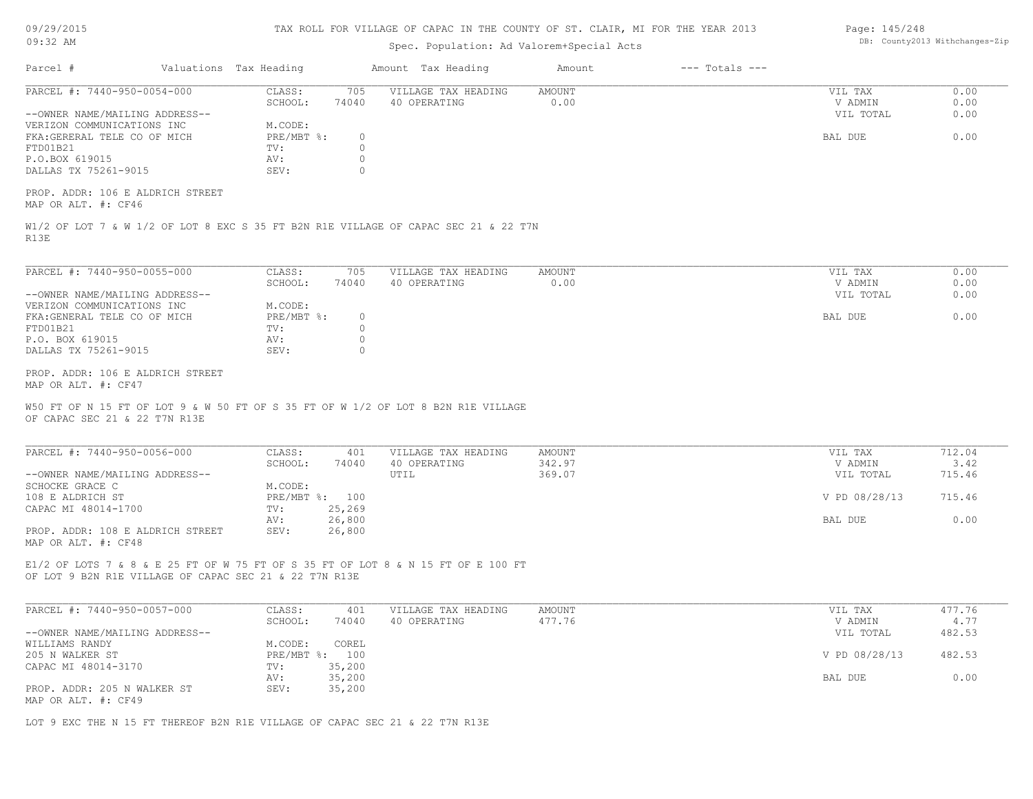TAX ROLL FOR VILLAGE OF CAPAC IN THE COUNTY OF ST. CLAIR, MI FOR THE YEAR 2013

Spec. Population: Ad Valorem+Special Acts

| Parcel # | Valuations | Tax Heading | Amount | Tax Heading | Amount | --- Totals --- | |
|---|---|---|---|---|---|---|---|

---

PARCEL #: 7440-950-0054-000

| | | | | | |
|---|---|---|---|---|---|
| CLASS: | 705 | VILLAGE TAX HEADING | AMOUNT | VIL TAX | 0.00 |
| SCHOOL: | 74040 | 40 OPERATING | 0.00 | V ADMIN | 0.00 |
| M.CODE: | | | | VIL TOTAL | 0.00 |
| PRE/MBT %: | 0 | | | BAL DUE | 0.00 |
| TV: | 0 | | | | |
| AV: | 0 | | | | |
| SEV: | 0 | | | | |

--OWNER NAME/MAILING ADDRESS--
VERIZON COMMUNICATIONS INC
FKA:GERERAL TELE CO OF MICH
FTD01B21
P.O.BOX 619015
DALLAS TX 75261-9015

PROP. ADDR: 106 E ALDRICH STREET
MAP OR ALT. #: CF46

W1/2 OF LOT 7 & W 1/2 OF LOT 8 EXC S 35 FT B2N R1E VILLAGE OF CAPAC SEC 21 & 22 T7N R13E

---

PARCEL #: 7440-950-0055-000

| | | | | | |
|---|---|---|---|---|---|
| CLASS: | 705 | VILLAGE TAX HEADING | AMOUNT | VIL TAX | 0.00 |
| SCHOOL: | 74040 | 40 OPERATING | 0.00 | V ADMIN | 0.00 |
| M.CODE: | | | | VIL TOTAL | 0.00 |
| PRE/MBT %: | 0 | | | BAL DUE | 0.00 |
| TV: | 0 | | | | |
| AV: | 0 | | | | |
| SEV: | 0 | | | | |

--OWNER NAME/MAILING ADDRESS--
VERIZON COMMUNICATIONS INC
FKA:GENERAL TELE CO OF MICH
FTD01B21
P.O. BOX 619015
DALLAS TX 75261-9015

PROP. ADDR: 106 E ALDRICH STREET
MAP OR ALT. #: CF47

W50 FT OF N 15 FT OF LOT 9 & W 50 FT OF S 35 FT OF W 1/2 OF LOT 8 B2N R1E VILLAGE OF CAPAC SEC 21 & 22 T7N R13E

---

PARCEL #: 7440-950-0056-000

| | | | | | |
|---|---|---|---|---|---|
| CLASS: | 401 | VILLAGE TAX HEADING | AMOUNT | VIL TAX | 712.04 |
| SCHOOL: | 74040 | 40 OPERATING | 342.97 | V ADMIN | 3.42 |
| | | UTIL | 369.07 | VIL TOTAL | 715.46 |
| M.CODE: | | | | | |
| PRE/MBT %: | 100 | | | V PD 08/28/13 | 715.46 |
| TV: | 25,269 | | | | |
| AV: | 26,800 | | | BAL DUE | 0.00 |
| SEV: | 26,800 | | | | |

--OWNER NAME/MAILING ADDRESS--
SCHOCKE GRACE C
108 E ALDRICH ST
CAPAC MI 48014-1700

PROP. ADDR: 108 E ALDRICH STREET
MAP OR ALT. #: CF48

E1/2 OF LOTS 7 & 8 & E 25 FT OF W 75 FT OF S 35 FT OF LOT 8 & N 15 FT OF E 100 FT OF LOT 9 B2N R1E VILLAGE OF CAPAC SEC 21 & 22 T7N R13E

---

PARCEL #: 7440-950-0057-000

| | | | | | |
|---|---|---|---|---|---|
| CLASS: | 401 | VILLAGE TAX HEADING | AMOUNT | VIL TAX | 477.76 |
| SCHOOL: | 74040 | 40 OPERATING | 477.76 | V ADMIN | 4.77 |
| M.CODE: | COREL | | | VIL TOTAL | 482.53 |
| PRE/MBT %: | 100 | | | V PD 08/28/13 | 482.53 |
| TV: | 35,200 | | | | |
| AV: | 35,200 | | | BAL DUE | 0.00 |
| SEV: | 35,200 | | | | |

--OWNER NAME/MAILING ADDRESS--
WILLIAMS RANDY
205 N WALKER ST
CAPAC MI 48014-3170

PROP. ADDR: 205 N WALKER ST
MAP OR ALT. #: CF49

LOT 9 EXC THE N 15 FT THEREOF B2N R1E VILLAGE OF CAPAC SEC 21 & 22 T7N R13E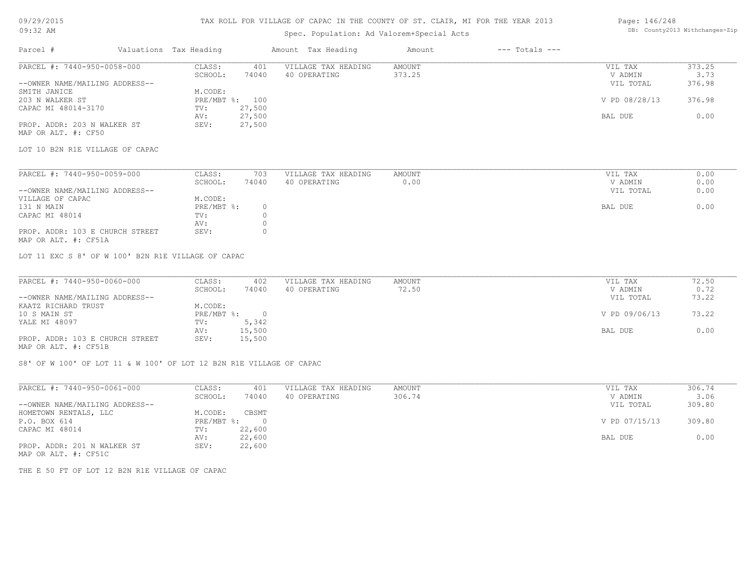# TAX ROLL FOR VILLAGE OF CAPAC IN THE COUNTY OF ST. CLAIR, MI FOR THE YEAR 2013

Spec. Population: Ad Valorem+Special Acts

09/29/2015
09:32 AM

DB: County2013 Withchanges-Zip

| Parcel # | Valuations | Tax Heading | Amount | Tax Heading | Amount | --- Totals --- | |
|---|---|---|---|---|---|---|---|

## PARCEL #: 7440-950-0058-000

| | | | | | |
|---|---|---|---|---|---|
| CLASS: | 401 | VILLAGE TAX HEADING | AMOUNT | VIL TAX | 373.25 |
| SCHOOL: | 74040 | 40 OPERATING | 373.25 | V ADMIN | 3.73 |
| | | | | VIL TOTAL | 376.98 |
| M.CODE: | | | | | |
| PRE/MBT %: | 100 | | | V PD 08/28/13 | 376.98 |
| TV: | 27,500 | | | | |
| AV: | 27,500 | | | BAL DUE | 0.00 |
| SEV: | 27,500 | | | | |

--OWNER NAME/MAILING ADDRESS--
SMITH JANICE
203 N WALKER ST
CAPAC MI 48014-3170

PROP. ADDR: 203 N WALKER ST
MAP OR ALT. #: CF50

LOT 10 B2N R1E VILLAGE OF CAPAC

## PARCEL #: 7440-950-0059-000

| | | | | | |
|---|---|---|---|---|---|
| CLASS: | 703 | VILLAGE TAX HEADING | AMOUNT | VIL TAX | 0.00 |
| SCHOOL: | 74040 | 40 OPERATING | 0.00 | V ADMIN | 0.00 |
| | | | | VIL TOTAL | 0.00 |
| M.CODE: | | | | | |
| PRE/MBT %: | 0 | | | BAL DUE | 0.00 |
| TV: | 0 | | | | |
| AV: | 0 | | | | |
| SEV: | 0 | | | | |

--OWNER NAME/MAILING ADDRESS--
VILLAGE OF CAPAC
131 N MAIN
CAPAC MI 48014

PROP. ADDR: 103 E CHURCH STREET
MAP OR ALT. #: CF51A

LOT 11 EXC S 8' OF W 100' B2N R1E VILLAGE OF CAPAC

## PARCEL #: 7440-950-0060-000

| | | | | | |
|---|---|---|---|---|---|
| CLASS: | 402 | VILLAGE TAX HEADING | AMOUNT | VIL TAX | 72.50 |
| SCHOOL: | 74040 | 40 OPERATING | 72.50 | V ADMIN | 0.72 |
| | | | | VIL TOTAL | 73.22 |
| M.CODE: | | | | | |
| PRE/MBT %: | 0 | | | V PD 09/06/13 | 73.22 |
| TV: | 5,342 | | | | |
| AV: | 15,500 | | | BAL DUE | 0.00 |
| SEV: | 15,500 | | | | |

--OWNER NAME/MAILING ADDRESS--
KAATZ RICHARD TRUST
10 S MAIN ST
YALE MI 48097

PROP. ADDR: 103 E CHURCH STREET
MAP OR ALT. #: CF51B

S8' OF W 100' OF LOT 11 & W 100' OF LOT 12 B2N R1E VILLAGE OF CAPAC

## PARCEL #: 7440-950-0061-000

| | | | | | |
|---|---|---|---|---|---|
| CLASS: | 401 | VILLAGE TAX HEADING | AMOUNT | VIL TAX | 306.74 |
| SCHOOL: | 74040 | 40 OPERATING | 306.74 | V ADMIN | 3.06 |
| | | | | VIL TOTAL | 309.80 |
| M.CODE: | CBSMT | | | | |
| PRE/MBT %: | 0 | | | V PD 07/15/13 | 309.80 |
| TV: | 22,600 | | | | |
| AV: | 22,600 | | | BAL DUE | 0.00 |
| SEV: | 22,600 | | | | |

--OWNER NAME/MAILING ADDRESS--
HOMETOWN RENTALS, LLC
P.O. BOX 614
CAPAC MI 48014

PROP. ADDR: 201 N WALKER ST
MAP OR ALT. #: CF51C

THE E 50 FT OF LOT 12 B2N R1E VILLAGE OF CAPAC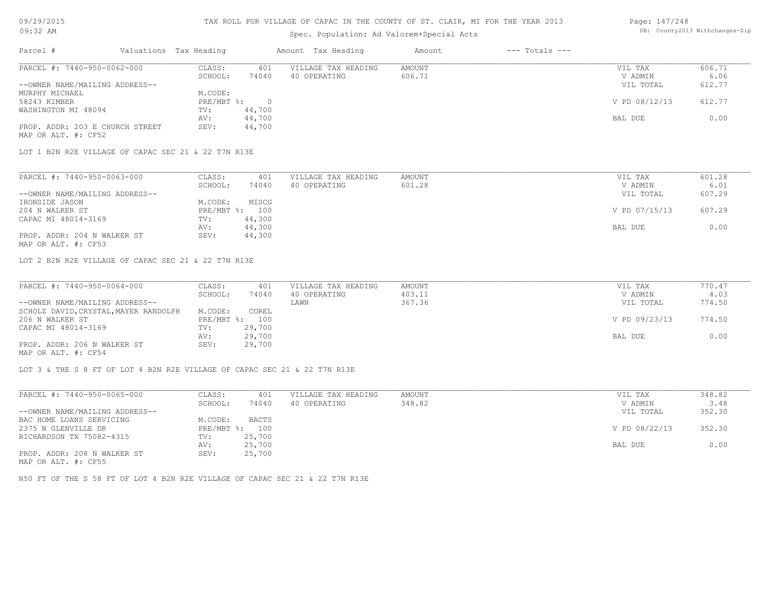TAX ROLL FOR VILLAGE OF CAPAC IN THE COUNTY OF ST. CLAIR, MI FOR THE YEAR 2013

Spec. Population: Ad Valorem+Special Acts

| Parcel # | Valuations | Tax Heading | Amount | Tax Heading | Amount | --- Totals --- | |
|---|---|---|---|---|---|---|---|
| PARCEL #: 7440-950-0062-000 | CLASS: | 401 | VILLAGE TAX HEADING | AMOUNT | | VIL TAX | 606.71 |
| | SCHOOL: | 74040 | 40 OPERATING | 606.71 | | V ADMIN | 6.06 |
| --OWNER NAME/MAILING ADDRESS-- | | | | | | VIL TOTAL | 612.77 |
| MURPHY MICHAEL | M.CODE: | | | | | | |
| 58243 KIMBER | PRE/MBT %: | 0 | | | | V PD 08/12/13 | 612.77 |
| WASHINGTON MI 48094 | TV: | 44,700 | | | | | |
| | AV: | 44,700 | | | | BAL DUE | 0.00 |
| PROP. ADDR: 203 E CHURCH STREET | SEV: | 44,700 | | | | | |
| MAP OR ALT. #: CF52 | | | | | | | |

LOT 1 B2N R2E VILLAGE OF CAPAC SEC 21 & 22 T7N R13E

| Parcel # | Valuations | Tax Heading | Amount | Tax Heading | Amount | --- Totals --- | |
|---|---|---|---|---|---|---|---|
| PARCEL #: 7440-950-0063-000 | CLASS: | 401 | VILLAGE TAX HEADING | AMOUNT | | VIL TAX | 601.28 |
| | SCHOOL: | 74040 | 40 OPERATING | 601.28 | | V ADMIN | 6.01 |
| --OWNER NAME/MAILING ADDRESS-- | | | | | | VIL TOTAL | 607.29 |
| IRONSIDE JASON | M.CODE: | MISCG | | | | | |
| 204 N WALKER ST | PRE/MBT %: | 100 | | | | V PD 07/15/13 | 607.29 |
| CAPAC MI 48014-3169 | TV: | 44,300 | | | | | |
| | AV: | 44,300 | | | | BAL DUE | 0.00 |
| PROP. ADDR: 204 N WALKER ST | SEV: | 44,300 | | | | | |
| MAP OR ALT. #: CF53 | | | | | | | |

LOT 2 B2N R2E VILLAGE OF CAPAC SEC 21 & 22 T7N R13E

| Parcel # | Valuations | Tax Heading | Amount | Tax Heading | Amount | --- Totals --- | |
|---|---|---|---|---|---|---|---|
| PARCEL #: 7440-950-0064-000 | CLASS: | 401 | VILLAGE TAX HEADING | AMOUNT | | VIL TAX | 770.47 |
| | SCHOOL: | 74040 | 40 OPERATING | 403.11 | | V ADMIN | 4.03 |
| --OWNER NAME/MAILING ADDRESS-- | | | LAWN | 367.36 | | VIL TOTAL | 774.50 |
| SCHOLZ DAVID,CRYSTAL,MAYER RANDOLPH | M.CODE: | COREL | | | | | |
| 206 N WALKER ST | PRE/MBT %: | 100 | | | | V PD 09/23/13 | 774.50 |
| CAPAC MI 48014-3169 | TV: | 29,700 | | | | | |
| | AV: | 29,700 | | | | BAL DUE | 0.00 |
| PROP. ADDR: 206 N WALKER ST | SEV: | 29,700 | | | | | |
| MAP OR ALT. #: CF54 | | | | | | | |

LOT 3 & THE S 8 FT OF LOT 4 B2N R2E VILLAGE OF CAPAC SEC 21 & 22 T7N R13E

| Parcel # | Valuations | Tax Heading | Amount | Tax Heading | Amount | --- Totals --- | |
|---|---|---|---|---|---|---|---|
| PARCEL #: 7440-950-0065-000 | CLASS: | 401 | VILLAGE TAX HEADING | AMOUNT | | VIL TAX | 348.82 |
| | SCHOOL: | 74040 | 40 OPERATING | 348.82 | | V ADMIN | 3.48 |
| --OWNER NAME/MAILING ADDRESS-- | | | | | | VIL TOTAL | 352.30 |
| BAC HOME LOANS SERVICING | M.CODE: | BACTS | | | | | |
| 2375 N GLENVILLE DR | PRE/MBT %: | 100 | | | | V PD 08/22/13 | 352.30 |
| RICHARDSON TX 75082-4315 | TV: | 25,700 | | | | | |
| | AV: | 25,700 | | | | BAL DUE | 0.00 |
| PROP. ADDR: 208 N WALKER ST | SEV: | 25,700 | | | | | |
| MAP OR ALT. #: CF55 | | | | | | | |

N50 FT OF THE S 58 FT OF LOT 4 B2N R2E VILLAGE OF CAPAC SEC 21 & 22 T7N R13E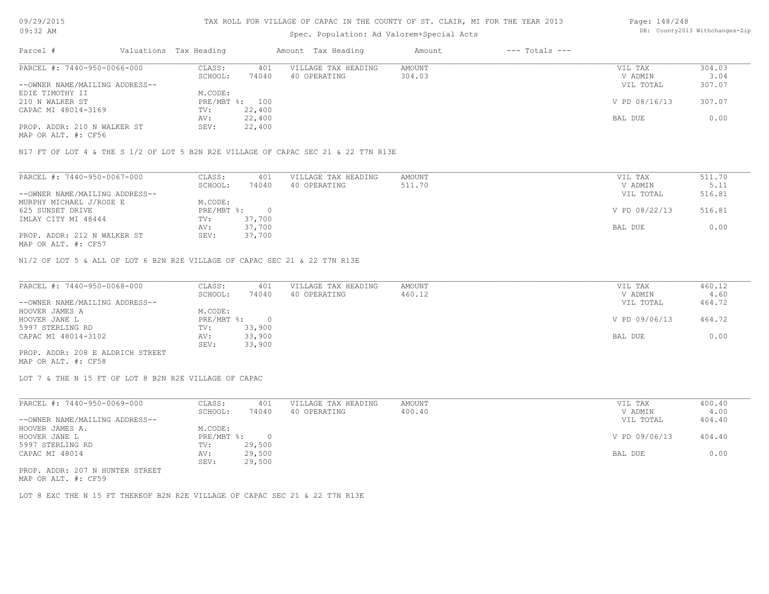TAX ROLL FOR VILLAGE OF CAPAC IN THE COUNTY OF ST. CLAIR, MI FOR THE YEAR 2013

Spec. Population: Ad Valorem+Special Acts

| Parcel # | Valuations | Tax Heading | Amount | Tax Heading | Amount | --- Totals --- | |
|---|---|---|---|---|---|---|---|
| PARCEL #: 7440-950-0066-000 | CLASS: | 401 | VILLAGE TAX HEADING | AMOUNT | | VIL TAX | 304.03 |
| | SCHOOL: | 74040 | 40 OPERATING | 304.03 | | V ADMIN | 3.04 |
| --OWNER NAME/MAILING ADDRESS-- | | | | | | VIL TOTAL | 307.07 |
| EDIE TIMOTHY II | M.CODE: | | | | | | |
| 210 N WALKER ST | PRE/MBT %: | 100 | | | | V PD 08/16/13 | 307.07 |
| CAPAC MI 48014-3169 | TV: | 22,400 | | | | | |
| | AV: | 22,400 | | | | BAL DUE | 0.00 |
| PROP. ADDR: 210 N WALKER ST | SEV: | 22,400 | | | | | |
| MAP OR ALT. #: CF56 | | | | | | | |

N17 FT OF LOT 4 & THE S 1/2 OF LOT 5 B2N R2E VILLAGE OF CAPAC SEC 21 & 22 T7N R13E

| Parcel # | Valuations | Tax Heading | Amount | Tax Heading | Amount | --- Totals --- | |
|---|---|---|---|---|---|---|---|
| PARCEL #: 7440-950-0067-000 | CLASS: | 401 | VILLAGE TAX HEADING | AMOUNT | | VIL TAX | 511.70 |
| | SCHOOL: | 74040 | 40 OPERATING | 511.70 | | V ADMIN | 5.11 |
| --OWNER NAME/MAILING ADDRESS-- | | | | | | VIL TOTAL | 516.81 |
| MURPHY MICHAEL J/ROSE E | M.CODE: | | | | | | |
| 625 SUNSET DRIVE | PRE/MBT %: | 0 | | | | V PD 08/22/13 | 516.81 |
| IMLAY CITY MI 48444 | TV: | 37,700 | | | | | |
| | AV: | 37,700 | | | | BAL DUE | 0.00 |
| PROP. ADDR: 212 N WALKER ST | SEV: | 37,700 | | | | | |
| MAP OR ALT. #: CF57 | | | | | | | |

N1/2 OF LOT 5 & ALL OF LOT 6 B2N R2E VILLAGE OF CAPAC SEC 21 & 22 T7N R13E

| Parcel # | Valuations | Tax Heading | Amount | Tax Heading | Amount | --- Totals --- | |
|---|---|---|---|---|---|---|---|
| PARCEL #: 7440-950-0068-000 | CLASS: | 401 | VILLAGE TAX HEADING | AMOUNT | | VIL TAX | 460.12 |
| | SCHOOL: | 74040 | 40 OPERATING | 460.12 | | V ADMIN | 4.60 |
| --OWNER NAME/MAILING ADDRESS-- | | | | | | VIL TOTAL | 464.72 |
| HOOVER JAMES A | M.CODE: | | | | | | |
| HOOVER JANE L | PRE/MBT %: | 0 | | | | V PD 09/06/13 | 464.72 |
| 5997 STERLING RD | TV: | 33,900 | | | | | |
| CAPAC MI 48014-3102 | AV: | 33,900 | | | | BAL DUE | 0.00 |
| | SEV: | 33,900 | | | | | |
| PROP. ADDR: 208 E ALDRICH STREET | | | | | | | |
| MAP OR ALT. #: CF58 | | | | | | | |

LOT 7 & THE N 15 FT OF LOT 8 B2N R2E VILLAGE OF CAPAC

| Parcel # | Valuations | Tax Heading | Amount | Tax Heading | Amount | --- Totals --- | |
|---|---|---|---|---|---|---|---|
| PARCEL #: 7440-950-0069-000 | CLASS: | 401 | VILLAGE TAX HEADING | AMOUNT | | VIL TAX | 400.40 |
| | SCHOOL: | 74040 | 40 OPERATING | 400.40 | | V ADMIN | 4.00 |
| --OWNER NAME/MAILING ADDRESS-- | | | | | | VIL TOTAL | 404.40 |
| HOOVER JAMES A. | M.CODE: | | | | | | |
| HOOVER JANE L | PRE/MBT %: | 0 | | | | V PD 09/06/13 | 404.40 |
| 5997 STERLING RD | TV: | 29,500 | | | | | |
| CAPAC MI 48014 | AV: | 29,500 | | | | BAL DUE | 0.00 |
| | SEV: | 29,500 | | | | | |
| PROP. ADDR: 207 N HUNTER STREET | | | | | | | |
| MAP OR ALT. #: CF59 | | | | | | | |

LOT 8 EXC THE N 15 FT THEREOF B2N R2E VILLAGE OF CAPAC SEC 21 & 22 T7N R13E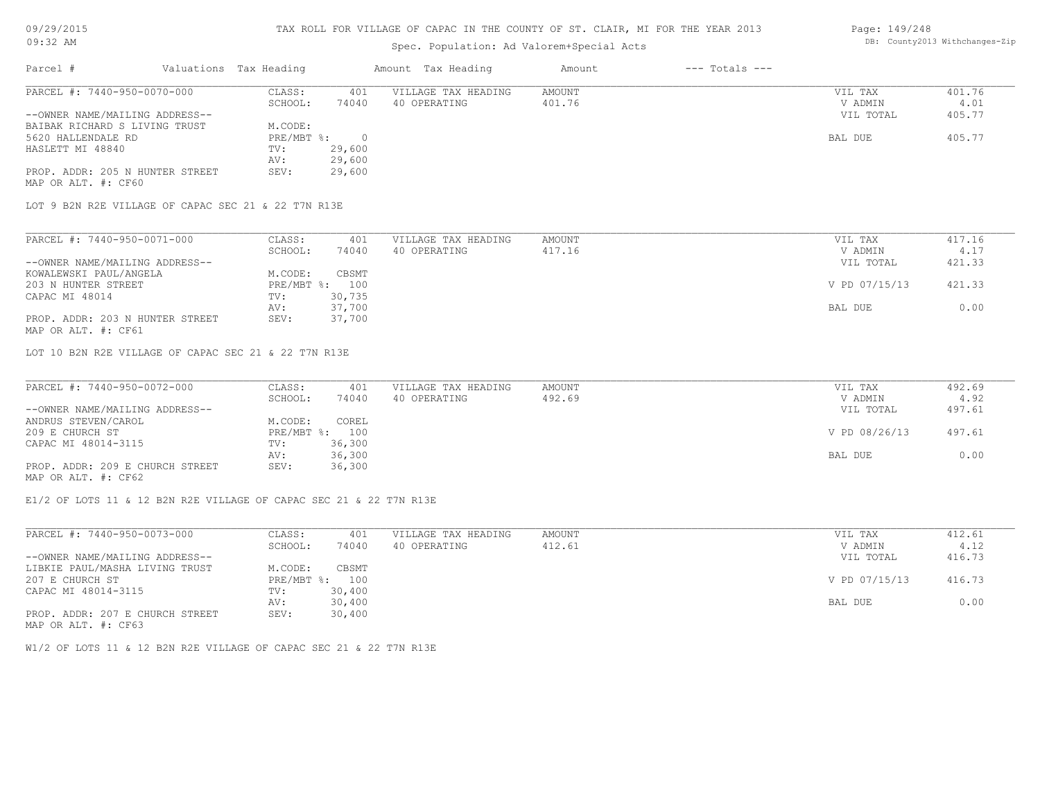# TAX ROLL FOR VILLAGE OF CAPAC IN THE COUNTY OF ST. CLAIR, MI FOR THE YEAR 2013

Spec. Population: Ad Valorem+Special Acts

| Parcel # | Valuations Tax Heading | | Amount Tax Heading | Amount | --- Totals --- | |
|---|---|---|---|---|---|---|
| PARCEL #: 7440-950-0070-000 | CLASS: | 401 | VILLAGE TAX HEADING | AMOUNT | VIL TAX | 401.76 |
| | SCHOOL: | 74040 | 40 OPERATING | 401.76 | V ADMIN | 4.01 |
| --OWNER NAME/MAILING ADDRESS-- | | | | | VIL TOTAL | 405.77 |
| BAIBAK RICHARD S LIVING TRUST | M.CODE: | | | | | |
| 5620 HALLENDALE RD | PRE/MBT %: | 0 | | | BAL DUE | 405.77 |
| HASLETT MI 48840 | TV: | 29,600 | | | | |
| | AV: | 29,600 | | | | |
| PROP. ADDR: 205 N HUNTER STREET | SEV: | 29,600 | | | | |
| MAP OR ALT. #: CF60 | | | | | | |

LOT 9 B2N R2E VILLAGE OF CAPAC SEC 21 & 22 T7N R13E

| Parcel # | Valuations Tax Heading | | Amount Tax Heading | Amount | --- Totals --- | |
|---|---|---|---|---|---|---|
| PARCEL #: 7440-950-0071-000 | CLASS: | 401 | VILLAGE TAX HEADING | AMOUNT | VIL TAX | 417.16 |
| | SCHOOL: | 74040 | 40 OPERATING | 417.16 | V ADMIN | 4.17 |
| --OWNER NAME/MAILING ADDRESS-- | | | | | VIL TOTAL | 421.33 |
| KOWALEWSKI PAUL/ANGELA | M.CODE: | CBSMT | | | | |
| 203 N HUNTER STREET | PRE/MBT %: | 100 | | | V PD 07/15/13 | 421.33 |
| CAPAC MI 48014 | TV: | 30,735 | | | | |
| | AV: | 37,700 | | | BAL DUE | 0.00 |
| PROP. ADDR: 203 N HUNTER STREET | SEV: | 37,700 | | | | |
| MAP OR ALT. #: CF61 | | | | | | |

LOT 10 B2N R2E VILLAGE OF CAPAC SEC 21 & 22 T7N R13E

| Parcel # | Valuations Tax Heading | | Amount Tax Heading | Amount | --- Totals --- | |
|---|---|---|---|---|---|---|
| PARCEL #: 7440-950-0072-000 | CLASS: | 401 | VILLAGE TAX HEADING | AMOUNT | VIL TAX | 492.69 |
| | SCHOOL: | 74040 | 40 OPERATING | 492.69 | V ADMIN | 4.92 |
| --OWNER NAME/MAILING ADDRESS-- | | | | | VIL TOTAL | 497.61 |
| ANDRUS STEVEN/CAROL | M.CODE: | COREL | | | | |
| 209 E CHURCH ST | PRE/MBT %: | 100 | | | V PD 08/26/13 | 497.61 |
| CAPAC MI 48014-3115 | TV: | 36,300 | | | | |
| | AV: | 36,300 | | | BAL DUE | 0.00 |
| PROP. ADDR: 209 E CHURCH STREET | SEV: | 36,300 | | | | |
| MAP OR ALT. #: CF62 | | | | | | |

E1/2 OF LOTS 11 & 12 B2N R2E VILLAGE OF CAPAC SEC 21 & 22 T7N R13E

| Parcel # | Valuations Tax Heading | | Amount Tax Heading | Amount | --- Totals --- | |
|---|---|---|---|---|---|---|
| PARCEL #: 7440-950-0073-000 | CLASS: | 401 | VILLAGE TAX HEADING | AMOUNT | VIL TAX | 412.61 |
| | SCHOOL: | 74040 | 40 OPERATING | 412.61 | V ADMIN | 4.12 |
| --OWNER NAME/MAILING ADDRESS-- | | | | | VIL TOTAL | 416.73 |
| LIBKIE PAUL/MASHA LIVING TRUST | M.CODE: | CBSMT | | | | |
| 207 E CHURCH ST | PRE/MBT %: | 100 | | | V PD 07/15/13 | 416.73 |
| CAPAC MI 48014-3115 | TV: | 30,400 | | | | |
| | AV: | 30,400 | | | BAL DUE | 0.00 |
| PROP. ADDR: 207 E CHURCH STREET | SEV: | 30,400 | | | | |
| MAP OR ALT. #: CF63 | | | | | | |

W1/2 OF LOTS 11 & 12 B2N R2E VILLAGE OF CAPAC SEC 21 & 22 T7N R13E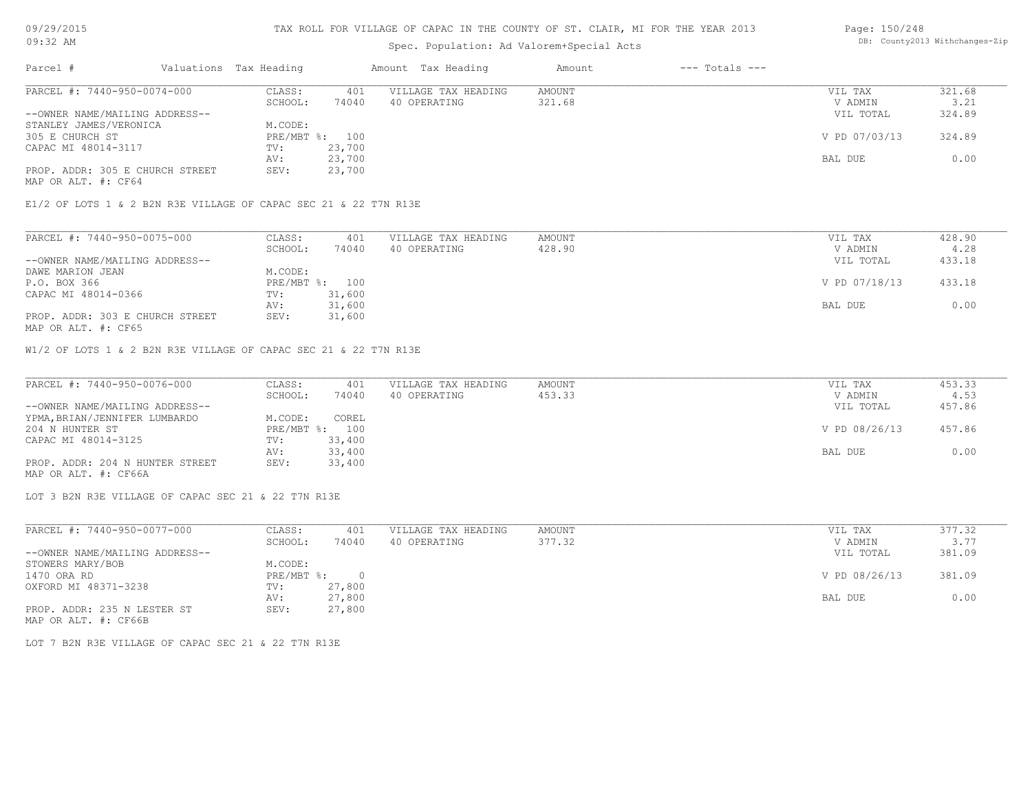TAX ROLL FOR VILLAGE OF CAPAC IN THE COUNTY OF ST. CLAIR, MI FOR THE YEAR 2013

Spec. Population: Ad Valorem+Special Acts

| Parcel # | Valuations | Tax Heading | Amount | Tax Heading | Amount | --- Totals --- | |
|---|---|---|---|---|---|---|---|
| PARCEL #: 7440-950-0074-000 | CLASS: | 401 | VILLAGE TAX HEADING | AMOUNT | | VIL TAX | 321.68 |
| | SCHOOL: | 74040 | 40 OPERATING | 321.68 | | V ADMIN | 3.21 |
| --OWNER NAME/MAILING ADDRESS-- | | | | | | VIL TOTAL | 324.89 |
| STANLEY JAMES/VERONICA | M.CODE: | | | | | | |
| 305 E CHURCH ST | PRE/MBT %: | 100 | | | | V PD 07/03/13 | 324.89 |
| CAPAC MI 48014-3117 | TV: | 23,700 | | | | | |
| | AV: | 23,700 | | | | BAL DUE | 0.00 |
| PROP. ADDR: 305 E CHURCH STREET | SEV: | 23,700 | | | | | |
| MAP OR ALT. #: CF64 | | | | | | | |

E1/2 OF LOTS 1 & 2 B2N R3E VILLAGE OF CAPAC SEC 21 & 22 T7N R13E

| Parcel # | Valuations | Tax Heading | Amount | Tax Heading | Amount | --- Totals --- | |
|---|---|---|---|---|---|---|---|
| PARCEL #: 7440-950-0075-000 | CLASS: | 401 | VILLAGE TAX HEADING | AMOUNT | | VIL TAX | 428.90 |
| | SCHOOL: | 74040 | 40 OPERATING | 428.90 | | V ADMIN | 4.28 |
| --OWNER NAME/MAILING ADDRESS-- | | | | | | VIL TOTAL | 433.18 |
| DAWE MARION JEAN | M.CODE: | | | | | | |
| P.O. BOX 366 | PRE/MBT %: | 100 | | | | V PD 07/18/13 | 433.18 |
| CAPAC MI 48014-0366 | TV: | 31,600 | | | | | |
| | AV: | 31,600 | | | | BAL DUE | 0.00 |
| PROP. ADDR: 303 E CHURCH STREET | SEV: | 31,600 | | | | | |
| MAP OR ALT. #: CF65 | | | | | | | |

W1/2 OF LOTS 1 & 2 B2N R3E VILLAGE OF CAPAC SEC 21 & 22 T7N R13E

| Parcel # | Valuations | Tax Heading | Amount | Tax Heading | Amount | --- Totals --- | |
|---|---|---|---|---|---|---|---|
| PARCEL #: 7440-950-0076-000 | CLASS: | 401 | VILLAGE TAX HEADING | AMOUNT | | VIL TAX | 453.33 |
| | SCHOOL: | 74040 | 40 OPERATING | 453.33 | | V ADMIN | 4.53 |
| --OWNER NAME/MAILING ADDRESS-- | | | | | | VIL TOTAL | 457.86 |
| YPMA,BRIAN/JENNIFER LUMBARDO | M.CODE: | COREL | | | | | |
| 204 N HUNTER ST | PRE/MBT %: | 100 | | | | V PD 08/26/13 | 457.86 |
| CAPAC MI 48014-3125 | TV: | 33,400 | | | | | |
| | AV: | 33,400 | | | | BAL DUE | 0.00 |
| PROP. ADDR: 204 N HUNTER STREET | SEV: | 33,400 | | | | | |
| MAP OR ALT. #: CF66A | | | | | | | |

LOT 3 B2N R3E VILLAGE OF CAPAC SEC 21 & 22 T7N R13E

| Parcel # | Valuations | Tax Heading | Amount | Tax Heading | Amount | --- Totals --- | |
|---|---|---|---|---|---|---|---|
| PARCEL #: 7440-950-0077-000 | CLASS: | 401 | VILLAGE TAX HEADING | AMOUNT | | VIL TAX | 377.32 |
| | SCHOOL: | 74040 | 40 OPERATING | 377.32 | | V ADMIN | 3.77 |
| --OWNER NAME/MAILING ADDRESS-- | | | | | | VIL TOTAL | 381.09 |
| STOWERS MARY/BOB | M.CODE: | | | | | | |
| 1470 ORA RD | PRE/MBT %: | 0 | | | | V PD 08/26/13 | 381.09 |
| OXFORD MI 48371-3238 | TV: | 27,800 | | | | | |
| | AV: | 27,800 | | | | BAL DUE | 0.00 |
| PROP. ADDR: 235 N LESTER ST | SEV: | 27,800 | | | | | |
| MAP OR ALT. #: CF66B | | | | | | | |

LOT 7 B2N R3E VILLAGE OF CAPAC SEC 21 & 22 T7N R13E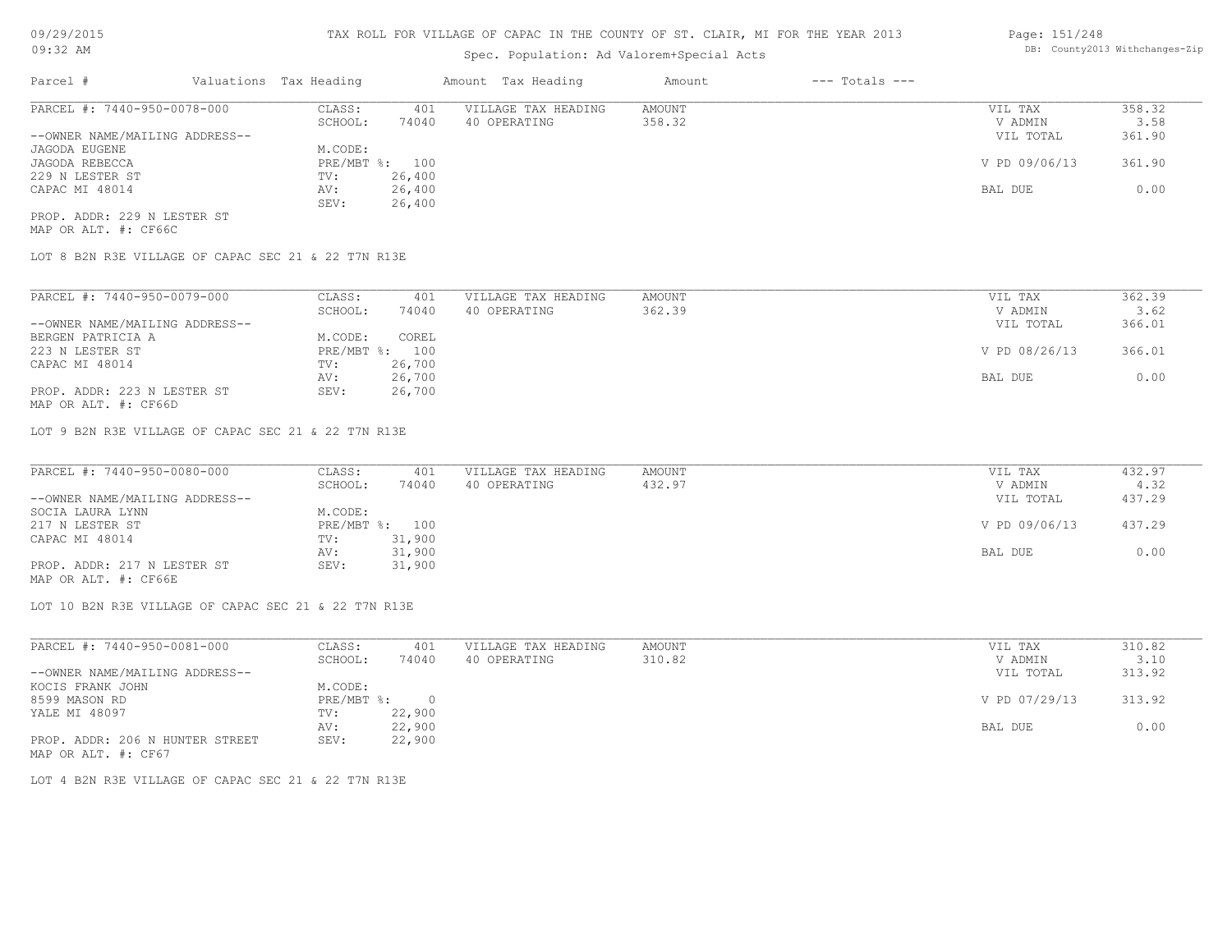# TAX ROLL FOR VILLAGE OF CAPAC IN THE COUNTY OF ST. CLAIR, MI FOR THE YEAR 2013

09/29/2015
09:32 AM

Spec. Population: Ad Valorem+Special Acts

DB: County2013 Withchanges-Zip

| Parcel # | Valuations | Tax Heading | Amount | Tax Heading | Amount | --- Totals --- | |
|---|---|---|---|---|---|---|---|

---

PARCEL #: 7440-950-0078-000

| | | | | | |
|---|---|---|---|---|---|
| CLASS: | 401 | VILLAGE TAX HEADING | AMOUNT | VIL TAX | 358.32 |
| SCHOOL: | 74040 | 40 OPERATING | 358.32 | V ADMIN | 3.58 |
| | | | | VIL TOTAL | 361.90 |
| M.CODE: | | | | | |
| PRE/MBT %: | 100 | | | V PD 09/06/13 | 361.90 |
| TV: | 26,400 | | | | |
| AV: | 26,400 | | | BAL DUE | 0.00 |
| SEV: | 26,400 | | | | |

--OWNER NAME/MAILING ADDRESS--
JAGODA EUGENE
JAGODA REBECCA
229 N LESTER ST
CAPAC MI 48014

PROP. ADDR: 229 N LESTER ST
MAP OR ALT. #: CF66C

LOT 8 B2N R3E VILLAGE OF CAPAC SEC 21 & 22 T7N R13E

---

PARCEL #: 7440-950-0079-000

| | | | | | |
|---|---|---|---|---|---|
| CLASS: | 401 | VILLAGE TAX HEADING | AMOUNT | VIL TAX | 362.39 |
| SCHOOL: | 74040 | 40 OPERATING | 362.39 | V ADMIN | 3.62 |
| | | | | VIL TOTAL | 366.01 |
| M.CODE: | COREL | | | | |
| PRE/MBT %: | 100 | | | V PD 08/26/13 | 366.01 |
| TV: | 26,700 | | | | |
| AV: | 26,700 | | | BAL DUE | 0.00 |
| SEV: | 26,700 | | | | |

--OWNER NAME/MAILING ADDRESS--
BERGEN PATRICIA A
223 N LESTER ST
CAPAC MI 48014

PROP. ADDR: 223 N LESTER ST
MAP OR ALT. #: CF66D

LOT 9 B2N R3E VILLAGE OF CAPAC SEC 21 & 22 T7N R13E

---

PARCEL #: 7440-950-0080-000

| | | | | | |
|---|---|---|---|---|---|
| CLASS: | 401 | VILLAGE TAX HEADING | AMOUNT | VIL TAX | 432.97 |
| SCHOOL: | 74040 | 40 OPERATING | 432.97 | V ADMIN | 4.32 |
| | | | | VIL TOTAL | 437.29 |
| M.CODE: | | | | | |
| PRE/MBT %: | 100 | | | V PD 09/06/13 | 437.29 |
| TV: | 31,900 | | | | |
| AV: | 31,900 | | | BAL DUE | 0.00 |
| SEV: | 31,900 | | | | |

--OWNER NAME/MAILING ADDRESS--
SOCIA LAURA LYNN
217 N LESTER ST
CAPAC MI 48014

PROP. ADDR: 217 N LESTER ST
MAP OR ALT. #: CF66E

LOT 10 B2N R3E VILLAGE OF CAPAC SEC 21 & 22 T7N R13E

---

PARCEL #: 7440-950-0081-000

| | | | | | |
|---|---|---|---|---|---|
| CLASS: | 401 | VILLAGE TAX HEADING | AMOUNT | VIL TAX | 310.82 |
| SCHOOL: | 74040 | 40 OPERATING | 310.82 | V ADMIN | 3.10 |
| | | | | VIL TOTAL | 313.92 |
| M.CODE: | | | | | |
| PRE/MBT %: | 0 | | | V PD 07/29/13 | 313.92 |
| TV: | 22,900 | | | | |
| AV: | 22,900 | | | BAL DUE | 0.00 |
| SEV: | 22,900 | | | | |

--OWNER NAME/MAILING ADDRESS--
KOCIS FRANK JOHN
8599 MASON RD
YALE MI 48097

PROP. ADDR: 206 N HUNTER STREET
MAP OR ALT. #: CF67

LOT 4 B2N R3E VILLAGE OF CAPAC SEC 21 & 22 T7N R13E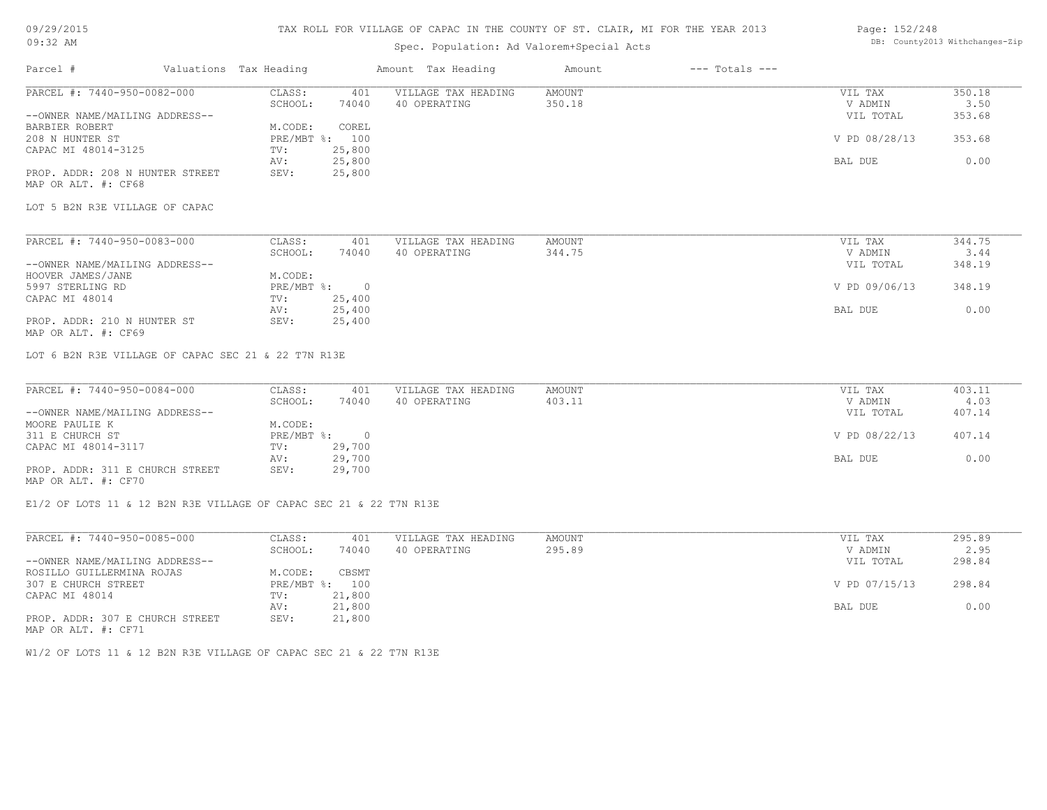TAX ROLL FOR VILLAGE OF CAPAC IN THE COUNTY OF ST. CLAIR, MI FOR THE YEAR 2013

Spec. Population: Ad Valorem+Special Acts

09/29/2015
09:32 AM

DB: County2013 Withchanges-Zip

| Parcel # | Valuations | Tax Heading | Amount | Tax Heading | Amount | --- Totals --- | |
|---|---|---|---|---|---|---|---|
| PARCEL #: 7440-950-0082-000 | CLASS: | 401 | VILLAGE TAX HEADING | AMOUNT | | VIL TAX | 350.18 |
| | SCHOOL: | 74040 | 40 OPERATING | 350.18 | | V ADMIN | 3.50 |
| --OWNER NAME/MAILING ADDRESS-- | | | | | | VIL TOTAL | 353.68 |
| BARBIER ROBERT | M.CODE: | COREL | | | | | |
| 208 N HUNTER ST | PRE/MBT %: | 100 | | | | V PD 08/28/13 | 353.68 |
| CAPAC MI 48014-3125 | TV: | 25,800 | | | | | |
| | AV: | 25,800 | | | | BAL DUE | 0.00 |
| PROP. ADDR: 208 N HUNTER STREET | SEV: | 25,800 | | | | | |
| MAP OR ALT. #: CF68 | | | | | | | |

LOT 5 B2N R3E VILLAGE OF CAPAC

| Parcel # | Valuations | Tax Heading | Amount | Tax Heading | Amount | --- Totals --- | |
|---|---|---|---|---|---|---|---|
| PARCEL #: 7440-950-0083-000 | CLASS: | 401 | VILLAGE TAX HEADING | AMOUNT | | VIL TAX | 344.75 |
| | SCHOOL: | 74040 | 40 OPERATING | 344.75 | | V ADMIN | 3.44 |
| --OWNER NAME/MAILING ADDRESS-- | | | | | | VIL TOTAL | 348.19 |
| HOOVER JAMES/JANE | M.CODE: | | | | | | |
| 5997 STERLING RD | PRE/MBT %: | 0 | | | | V PD 09/06/13 | 348.19 |
| CAPAC MI 48014 | TV: | 25,400 | | | | | |
| | AV: | 25,400 | | | | BAL DUE | 0.00 |
| PROP. ADDR: 210 N HUNTER ST | SEV: | 25,400 | | | | | |
| MAP OR ALT. #: CF69 | | | | | | | |

LOT 6 B2N R3E VILLAGE OF CAPAC SEC 21 & 22 T7N R13E

| Parcel # | Valuations | Tax Heading | Amount | Tax Heading | Amount | --- Totals --- | |
|---|---|---|---|---|---|---|---|
| PARCEL #: 7440-950-0084-000 | CLASS: | 401 | VILLAGE TAX HEADING | AMOUNT | | VIL TAX | 403.11 |
| | SCHOOL: | 74040 | 40 OPERATING | 403.11 | | V ADMIN | 4.03 |
| --OWNER NAME/MAILING ADDRESS-- | | | | | | VIL TOTAL | 407.14 |
| MOORE PAULIE K | M.CODE: | | | | | | |
| 311 E CHURCH ST | PRE/MBT %: | 0 | | | | V PD 08/22/13 | 407.14 |
| CAPAC MI 48014-3117 | TV: | 29,700 | | | | | |
| | AV: | 29,700 | | | | BAL DUE | 0.00 |
| PROP. ADDR: 311 E CHURCH STREET | SEV: | 29,700 | | | | | |
| MAP OR ALT. #: CF70 | | | | | | | |

E1/2 OF LOTS 11 & 12 B2N R3E VILLAGE OF CAPAC SEC 21 & 22 T7N R13E

| Parcel # | Valuations | Tax Heading | Amount | Tax Heading | Amount | --- Totals --- | |
|---|---|---|---|---|---|---|---|
| PARCEL #: 7440-950-0085-000 | CLASS: | 401 | VILLAGE TAX HEADING | AMOUNT | | VIL TAX | 295.89 |
| | SCHOOL: | 74040 | 40 OPERATING | 295.89 | | V ADMIN | 2.95 |
| --OWNER NAME/MAILING ADDRESS-- | | | | | | VIL TOTAL | 298.84 |
| ROSILLO GUILLERMINA ROJAS | M.CODE: | CBSMT | | | | | |
| 307 E CHURCH STREET | PRE/MBT %: | 100 | | | | V PD 07/15/13 | 298.84 |
| CAPAC MI 48014 | TV: | 21,800 | | | | | |
| | AV: | 21,800 | | | | BAL DUE | 0.00 |
| PROP. ADDR: 307 E CHURCH STREET | SEV: | 21,800 | | | | | |
| MAP OR ALT. #: CF71 | | | | | | | |

W1/2 OF LOTS 11 & 12 B2N R3E VILLAGE OF CAPAC SEC 21 & 22 T7N R13E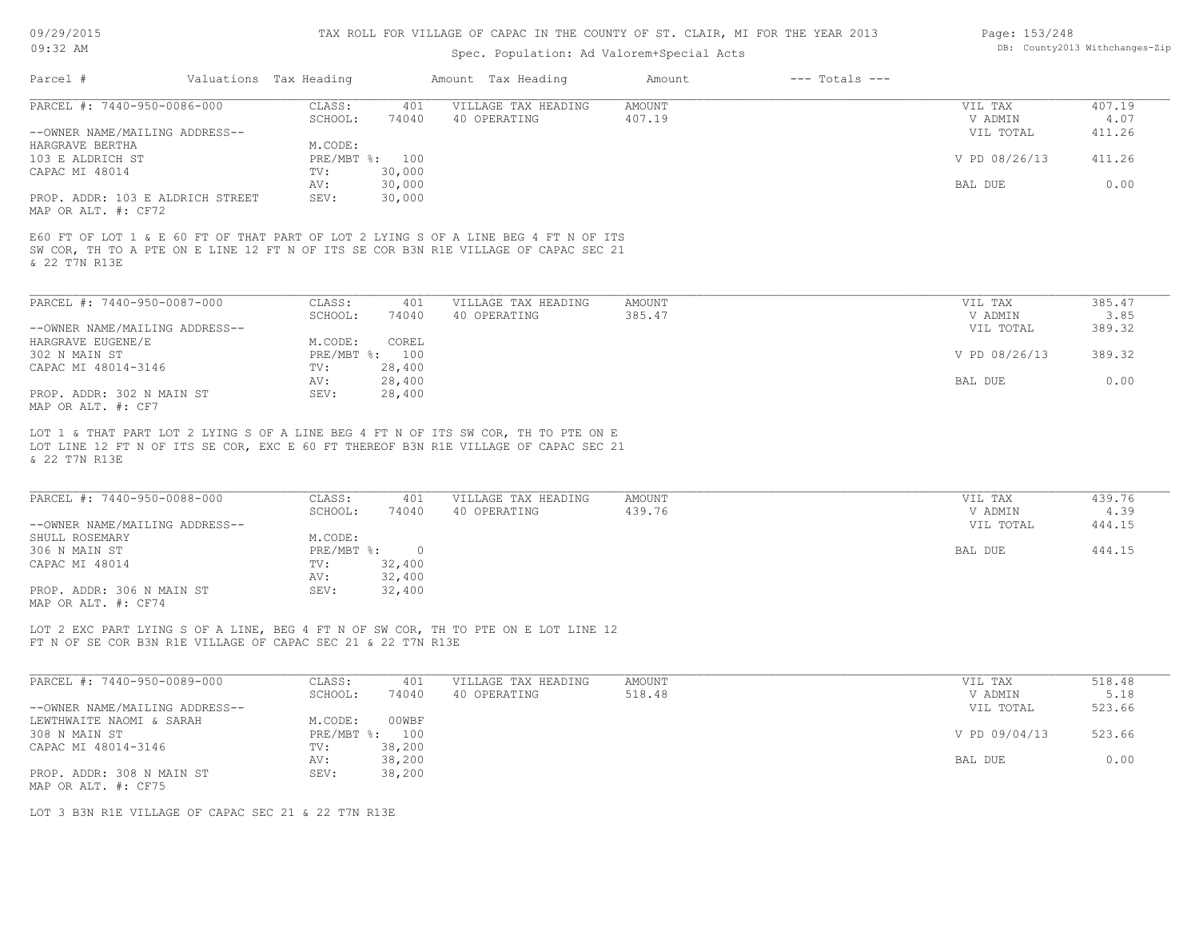# TAX ROLL FOR VILLAGE OF CAPAC IN THE COUNTY OF ST. CLAIR, MI FOR THE YEAR 2013

Spec. Population: Ad Valorem+Special Acts

| Parcel # | Valuations | Tax Heading | Amount | Tax Heading | Amount | --- Totals --- | |
|---|---|---|---|---|---|---|---|
| PARCEL #: 7440-950-0086-000 | CLASS: | 401 | VILLAGE TAX HEADING | AMOUNT | | VIL TAX | 407.19 |
| | SCHOOL: | 74040 | 40 OPERATING | 407.19 | | V ADMIN | 4.07 |
| --OWNER NAME/MAILING ADDRESS-- | | | | | | VIL TOTAL | 411.26 |
| HARGRAVE BERTHA | M.CODE: | | | | | | |
| 103 E ALDRICH ST | PRE/MBT %: | 100 | | | | V PD 08/26/13 | 411.26 |
| CAPAC MI 48014 | TV: | 30,000 | | | | | |
| | AV: | 30,000 | | | | BAL DUE | 0.00 |
| PROP. ADDR: 103 E ALDRICH STREET | SEV: | 30,000 | | | | | |
| MAP OR ALT. #: CF72 | | | | | | | |

E60 FT OF LOT 1 & E 60 FT OF THAT PART OF LOT 2 LYING S OF A LINE BEG 4 FT N OF ITS SW COR, TH TO A PTE ON E LINE 12 FT N OF ITS SE COR B3N R1E VILLAGE OF CAPAC SEC 21 & 22 T7N R13E

| Parcel # | Valuations | Tax Heading | Amount | Tax Heading | Amount | --- Totals --- | |
|---|---|---|---|---|---|---|---|
| PARCEL #: 7440-950-0087-000 | CLASS: | 401 | VILLAGE TAX HEADING | AMOUNT | | VIL TAX | 385.47 |
| | SCHOOL: | 74040 | 40 OPERATING | 385.47 | | V ADMIN | 3.85 |
| --OWNER NAME/MAILING ADDRESS-- | | | | | | VIL TOTAL | 389.32 |
| HARGRAVE EUGENE/E | M.CODE: | COREL | | | | | |
| 302 N MAIN ST | PRE/MBT %: | 100 | | | | V PD 08/26/13 | 389.32 |
| CAPAC MI 48014-3146 | TV: | 28,400 | | | | | |
| | AV: | 28,400 | | | | BAL DUE | 0.00 |
| PROP. ADDR: 302 N MAIN ST | SEV: | 28,400 | | | | | |
| MAP OR ALT. #: CF7 | | | | | | | |

LOT 1 & THAT PART LOT 2 LYING S OF A LINE BEG 4 FT N OF ITS SW COR, TH TO PTE ON E LOT LINE 12 FT N OF ITS SE COR, EXC E 60 FT THEREOF B3N R1E VILLAGE OF CAPAC SEC 21 & 22 T7N R13E

| Parcel # | Valuations | Tax Heading | Amount | Tax Heading | Amount | --- Totals --- | |
|---|---|---|---|---|---|---|---|
| PARCEL #: 7440-950-0088-000 | CLASS: | 401 | VILLAGE TAX HEADING | AMOUNT | | VIL TAX | 439.76 |
| | SCHOOL: | 74040 | 40 OPERATING | 439.76 | | V ADMIN | 4.39 |
| --OWNER NAME/MAILING ADDRESS-- | | | | | | VIL TOTAL | 444.15 |
| SHULL ROSEMARY | M.CODE: | | | | | | |
| 306 N MAIN ST | PRE/MBT %: | 0 | | | | BAL DUE | 444.15 |
| CAPAC MI 48014 | TV: | 32,400 | | | | | |
| | AV: | 32,400 | | | | | |
| PROP. ADDR: 306 N MAIN ST | SEV: | 32,400 | | | | | |
| MAP OR ALT. #: CF74 | | | | | | | |

LOT 2 EXC PART LYING S OF A LINE, BEG 4 FT N OF SW COR, TH TO PTE ON E LOT LINE 12 FT N OF SE COR B3N R1E VILLAGE OF CAPAC SEC 21 & 22 T7N R13E

| Parcel # | Valuations | Tax Heading | Amount | Tax Heading | Amount | --- Totals --- | |
|---|---|---|---|---|---|---|---|
| PARCEL #: 7440-950-0089-000 | CLASS: | 401 | VILLAGE TAX HEADING | AMOUNT | | VIL TAX | 518.48 |
| | SCHOOL: | 74040 | 40 OPERATING | 518.48 | | V ADMIN | 5.18 |
| --OWNER NAME/MAILING ADDRESS-- | | | | | | VIL TOTAL | 523.66 |
| LEWTHWAITE NAOMI & SARAH | M.CODE: | 00WBF | | | | | |
| 308 N MAIN ST | PRE/MBT %: | 100 | | | | V PD 09/04/13 | 523.66 |
| CAPAC MI 48014-3146 | TV: | 38,200 | | | | | |
| | AV: | 38,200 | | | | BAL DUE | 0.00 |
| PROP. ADDR: 308 N MAIN ST | SEV: | 38,200 | | | | | |
| MAP OR ALT. #: CF75 | | | | | | | |

LOT 3 B3N R1E VILLAGE OF CAPAC SEC 21 & 22 T7N R13E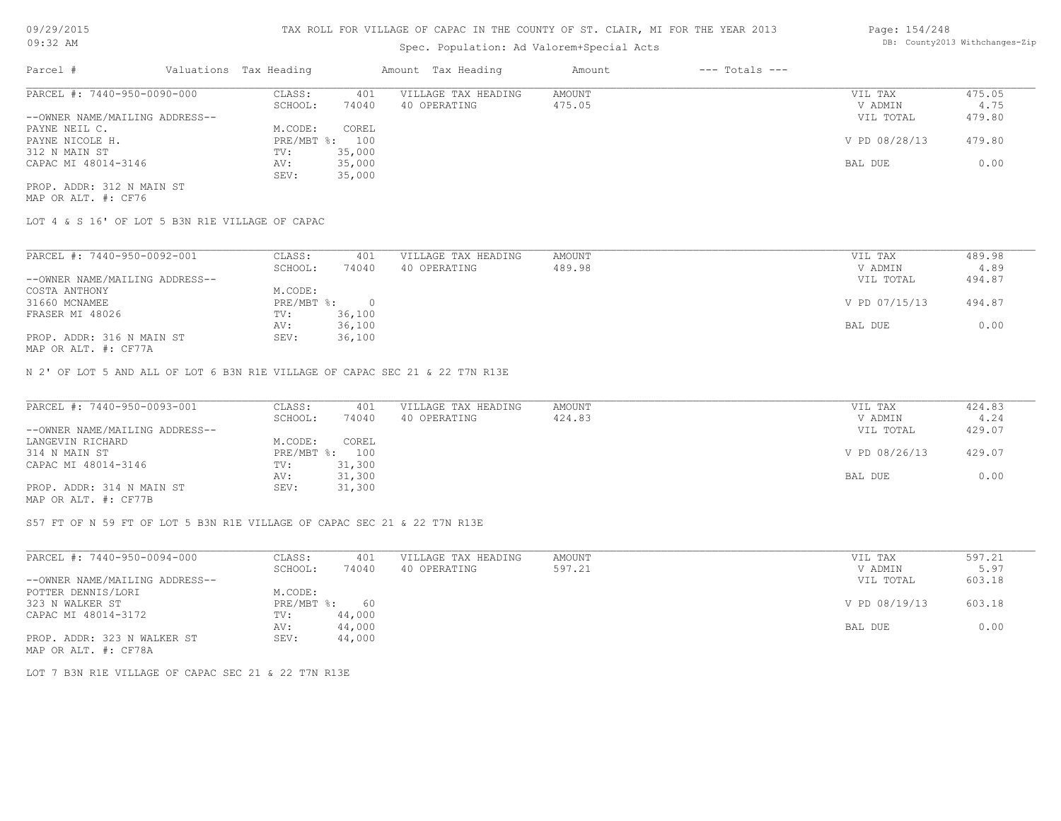TAX ROLL FOR VILLAGE OF CAPAC IN THE COUNTY OF ST. CLAIR, MI FOR THE YEAR 2013

Spec. Population: Ad Valorem+Special Acts

| Parcel # | Valuations | Tax Heading | Amount | Tax Heading | Amount | --- Totals --- | |
|---|---|---|---|---|---|---|---|
| PARCEL #: 7440-950-0090-000 | CLASS: | 401 | VILLAGE TAX HEADING | AMOUNT | | VIL TAX | 475.05 |
| | SCHOOL: | 74040 | 40 OPERATING | 475.05 | | V ADMIN | 4.75 |
| --OWNER NAME/MAILING ADDRESS-- | | | | | | VIL TOTAL | 479.80 |
| PAYNE NEIL C. | M.CODE: | COREL | | | | | |
| PAYNE NICOLE H. | PRE/MBT %: | 100 | | | | V PD 08/28/13 | 479.80 |
| 312 N MAIN ST | TV: | 35,000 | | | | | |
| CAPAC MI 48014-3146 | AV: | 35,000 | | | | BAL DUE | 0.00 |
| | SEV: | 35,000 | | | | | |
| PROP. ADDR: 312 N MAIN ST | | | | | | | |
| MAP OR ALT. #: CF76 | | | | | | | |

LOT 4 & S 16' OF LOT 5 B3N R1E VILLAGE OF CAPAC

| Parcel # | Valuations | Tax Heading | Amount | Tax Heading | Amount | --- Totals --- | |
|---|---|---|---|---|---|---|---|
| PARCEL #: 7440-950-0092-001 | CLASS: | 401 | VILLAGE TAX HEADING | AMOUNT | | VIL TAX | 489.98 |
| | SCHOOL: | 74040 | 40 OPERATING | 489.98 | | V ADMIN | 4.89 |
| --OWNER NAME/MAILING ADDRESS-- | | | | | | VIL TOTAL | 494.87 |
| COSTA ANTHONY | M.CODE: | | | | | | |
| 31660 MCNAMEE | PRE/MBT %: | 0 | | | | V PD 07/15/13 | 494.87 |
| FRASER MI 48026 | TV: | 36,100 | | | | | |
| | AV: | 36,100 | | | | BAL DUE | 0.00 |
| PROP. ADDR: 316 N MAIN ST | SEV: | 36,100 | | | | | |
| MAP OR ALT. #: CF77A | | | | | | | |

N 2' OF LOT 5 AND ALL OF LOT 6 B3N R1E VILLAGE OF CAPAC SEC 21 & 22 T7N R13E

| Parcel # | Valuations | Tax Heading | Amount | Tax Heading | Amount | --- Totals --- | |
|---|---|---|---|---|---|---|---|
| PARCEL #: 7440-950-0093-001 | CLASS: | 401 | VILLAGE TAX HEADING | AMOUNT | | VIL TAX | 424.83 |
| | SCHOOL: | 74040 | 40 OPERATING | 424.83 | | V ADMIN | 4.24 |
| --OWNER NAME/MAILING ADDRESS-- | | | | | | VIL TOTAL | 429.07 |
| LANGEVIN RICHARD | M.CODE: | COREL | | | | | |
| 314 N MAIN ST | PRE/MBT %: | 100 | | | | V PD 08/26/13 | 429.07 |
| CAPAC MI 48014-3146 | TV: | 31,300 | | | | | |
| | AV: | 31,300 | | | | BAL DUE | 0.00 |
| PROP. ADDR: 314 N MAIN ST | SEV: | 31,300 | | | | | |
| MAP OR ALT. #: CF77B | | | | | | | |

S57 FT OF N 59 FT OF LOT 5 B3N R1E VILLAGE OF CAPAC SEC 21 & 22 T7N R13E

| Parcel # | Valuations | Tax Heading | Amount | Tax Heading | Amount | --- Totals --- | |
|---|---|---|---|---|---|---|---|
| PARCEL #: 7440-950-0094-000 | CLASS: | 401 | VILLAGE TAX HEADING | AMOUNT | | VIL TAX | 597.21 |
| | SCHOOL: | 74040 | 40 OPERATING | 597.21 | | V ADMIN | 5.97 |
| --OWNER NAME/MAILING ADDRESS-- | | | | | | VIL TOTAL | 603.18 |
| POTTER DENNIS/LORI | M.CODE: | | | | | | |
| 323 N WALKER ST | PRE/MBT %: | 60 | | | | V PD 08/19/13 | 603.18 |
| CAPAC MI 48014-3172 | TV: | 44,000 | | | | | |
| | AV: | 44,000 | | | | BAL DUE | 0.00 |
| PROP. ADDR: 323 N WALKER ST | SEV: | 44,000 | | | | | |
| MAP OR ALT. #: CF78A | | | | | | | |

LOT 7 B3N R1E VILLAGE OF CAPAC SEC 21 & 22 T7N R13E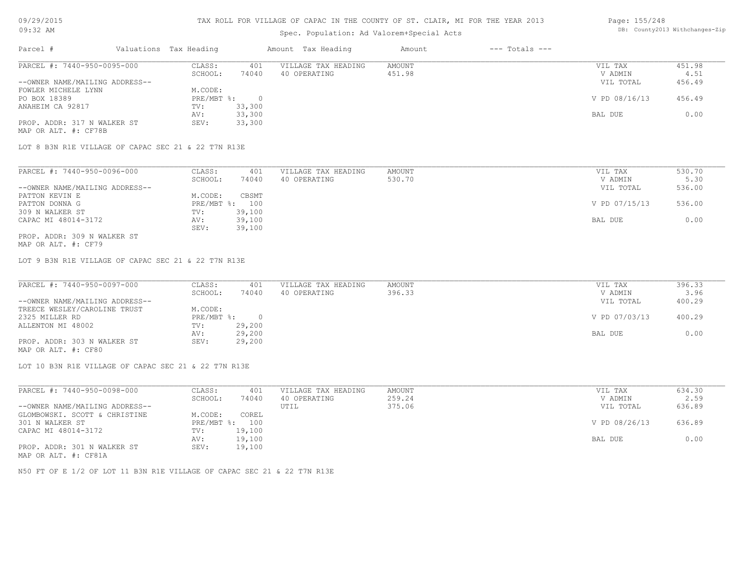# TAX ROLL FOR VILLAGE OF CAPAC IN THE COUNTY OF ST. CLAIR, MI FOR THE YEAR 2013

Spec. Population: Ad Valorem+Special Acts

09/29/2015
09:32 AM

DB: County2013 Withchanges-Zip

| Parcel # | Valuations | Tax Heading | Amount | Tax Heading | Amount | --- Totals --- | |
|---|---|---|---|---|---|---|---|

---

**PARCEL #: 7440-950-0095-000**

| | | | | | |
|---|---|---|---|---|---|
| CLASS: | 401 | VILLAGE TAX HEADING | AMOUNT | VIL TAX | 451.98 |
| SCHOOL: | 74040 | 40 OPERATING | 451.98 | V ADMIN | 4.51 |
| | | | | VIL TOTAL | 456.49 |
| M.CODE: | | | | | |
| PRE/MBT %: | 0 | | | V PD 08/16/13 | 456.49 |
| TV: | 33,300 | | | | |
| AV: | 33,300 | | | BAL DUE | 0.00 |
| SEV: | 33,300 | | | | |

--OWNER NAME/MAILING ADDRESS--
FOWLER MICHELE LYNN
PO BOX 18389
ANAHEIM CA 92817

PROP. ADDR: 317 N WALKER ST
MAP OR ALT. #: CF78B

LOT 8 B3N R1E VILLAGE OF CAPAC SEC 21 & 22 T7N R13E

---

**PARCEL #: 7440-950-0096-000**

| | | | | | |
|---|---|---|---|---|---|
| CLASS: | 401 | VILLAGE TAX HEADING | AMOUNT | VIL TAX | 530.70 |
| SCHOOL: | 74040 | 40 OPERATING | 530.70 | V ADMIN | 5.30 |
| | | | | VIL TOTAL | 536.00 |
| M.CODE: | CBSMT | | | | |
| PRE/MBT %: | 100 | | | V PD 07/15/13 | 536.00 |
| TV: | 39,100 | | | | |
| AV: | 39,100 | | | BAL DUE | 0.00 |
| SEV: | 39,100 | | | | |

--OWNER NAME/MAILING ADDRESS--
PATTON KEVIN E
PATTON DONNA G
309 N WALKER ST
CAPAC MI 48014-3172

PROP. ADDR: 309 N WALKER ST
MAP OR ALT. #: CF79

LOT 9 B3N R1E VILLAGE OF CAPAC SEC 21 & 22 T7N R13E

---

**PARCEL #: 7440-950-0097-000**

| | | | | | |
|---|---|---|---|---|---|
| CLASS: | 401 | VILLAGE TAX HEADING | AMOUNT | VIL TAX | 396.33 |
| SCHOOL: | 74040 | 40 OPERATING | 396.33 | V ADMIN | 3.96 |
| | | | | VIL TOTAL | 400.29 |
| M.CODE: | | | | | |
| PRE/MBT %: | 0 | | | V PD 07/03/13 | 400.29 |
| TV: | 29,200 | | | | |
| AV: | 29,200 | | | BAL DUE | 0.00 |
| SEV: | 29,200 | | | | |

--OWNER NAME/MAILING ADDRESS--
TREECE WESLEY/CAROLINE TRUST
2325 MILLER RD
ALLENTON MI 48002

PROP. ADDR: 303 N WALKER ST
MAP OR ALT. #: CF80

LOT 10 B3N R1E VILLAGE OF CAPAC SEC 21 & 22 T7N R13E

---

**PARCEL #: 7440-950-0098-000**

| | | | | | |
|---|---|---|---|---|---|
| CLASS: | 401 | VILLAGE TAX HEADING | AMOUNT | VIL TAX | 634.30 |
| SCHOOL: | 74040 | 40 OPERATING | 259.24 | V ADMIN | 2.59 |
| | | UTIL | 375.06 | VIL TOTAL | 636.89 |
| M.CODE: | COREL | | | | |
| PRE/MBT %: | 100 | | | V PD 08/26/13 | 636.89 |
| TV: | 19,100 | | | | |
| AV: | 19,100 | | | BAL DUE | 0.00 |
| SEV: | 19,100 | | | | |

--OWNER NAME/MAILING ADDRESS--
GLOMBOWSKI. SCOTT & CHRISTINE
301 N WALKER ST
CAPAC MI 48014-3172

PROP. ADDR: 301 N WALKER ST
MAP OR ALT. #: CF81A

N50 FT OF E 1/2 OF LOT 11 B3N R1E VILLAGE OF CAPAC SEC 21 & 22 T7N R13E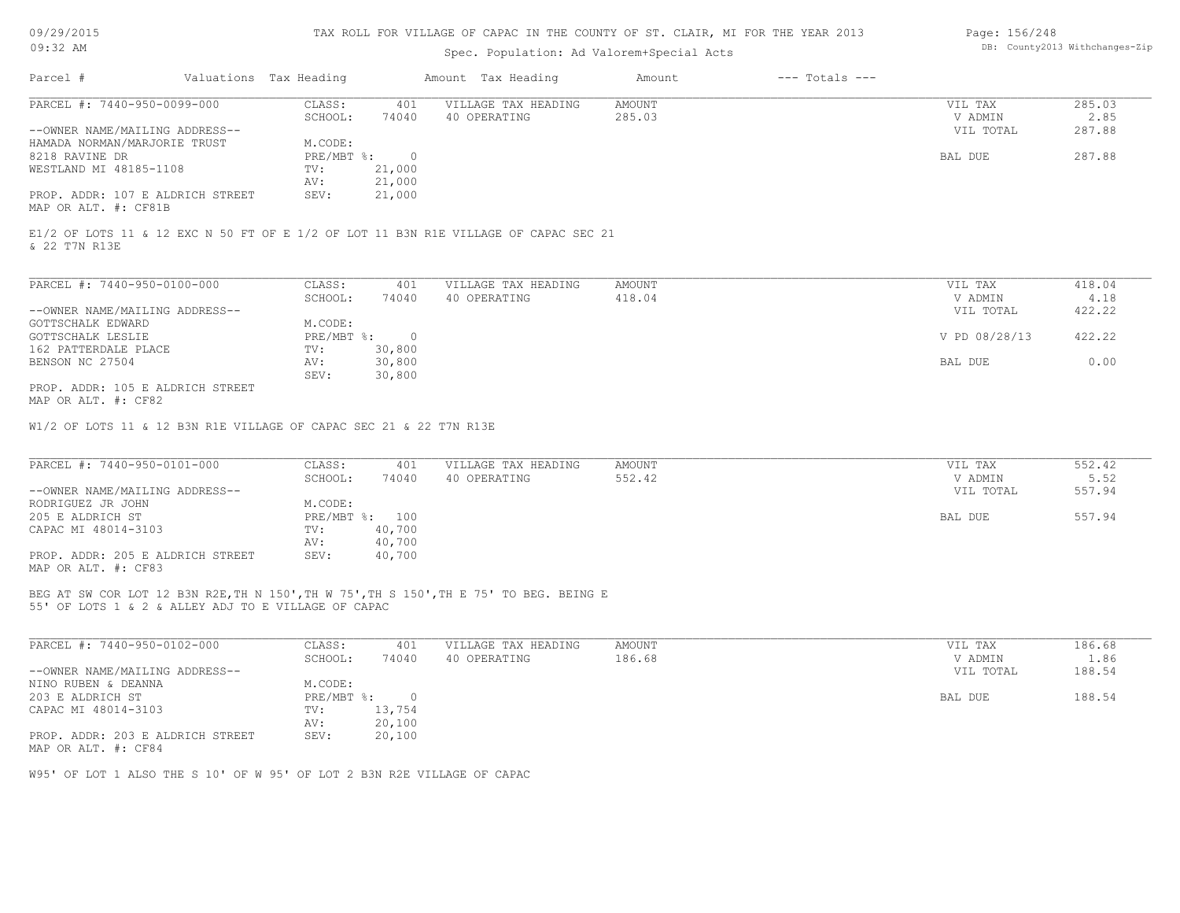TAX ROLL FOR VILLAGE OF CAPAC IN THE COUNTY OF ST. CLAIR, MI FOR THE YEAR 2013

Spec. Population: Ad Valorem+Special Acts

09/29/2015
09:32 AM

DB: County2013 Withchanges-Zip

| Parcel # | Valuations | Tax Heading | Amount | Tax Heading | Amount | --- Totals --- |
|---|---|---|---|---|---|---|

---

PARCEL #: 7440-950-0099-000

| | | | | | |
|---|---|---|---|---|---|
| CLASS: | 401 | VILLAGE TAX HEADING | AMOUNT | VIL TAX | 285.03 |
| SCHOOL: | 74040 | 40 OPERATING | 285.03 | V ADMIN | 2.85 |
| | | | | VIL TOTAL | 287.88 |
| M.CODE: | | | | | |
| PRE/MBT %: | 0 | | | BAL DUE | 287.88 |
| TV: | 21,000 | | | | |
| AV: | 21,000 | | | | |
| SEV: | 21,000 | | | | |

--OWNER NAME/MAILING ADDRESS--
HAMADA NORMAN/MARJORIE TRUST
8218 RAVINE DR
WESTLAND MI 48185-1108

PROP. ADDR: 107 E ALDRICH STREET
MAP OR ALT. #: CF81B

E1/2 OF LOTS 11 & 12 EXC N 50 FT OF E 1/2 OF LOT 11 B3N R1E VILLAGE OF CAPAC SEC 21 & 22 T7N R13E

---

PARCEL #: 7440-950-0100-000

| | | | | | |
|---|---|---|---|---|---|
| CLASS: | 401 | VILLAGE TAX HEADING | AMOUNT | VIL TAX | 418.04 |
| SCHOOL: | 74040 | 40 OPERATING | 418.04 | V ADMIN | 4.18 |
| | | | | VIL TOTAL | 422.22 |
| M.CODE: | | | | | |
| PRE/MBT %: | 0 | | | V PD 08/28/13 | 422.22 |
| TV: | 30,800 | | | | |
| AV: | 30,800 | | | BAL DUE | 0.00 |
| SEV: | 30,800 | | | | |

--OWNER NAME/MAILING ADDRESS--
GOTTSCHALK EDWARD
GOTTSCHALK LESLIE
162 PATTERDALE PLACE
BENSON NC 27504

PROP. ADDR: 105 E ALDRICH STREET
MAP OR ALT. #: CF82

W1/2 OF LOTS 11 & 12 B3N R1E VILLAGE OF CAPAC SEC 21 & 22 T7N R13E

---

PARCEL #: 7440-950-0101-000

| | | | | | |
|---|---|---|---|---|---|
| CLASS: | 401 | VILLAGE TAX HEADING | AMOUNT | VIL TAX | 552.42 |
| SCHOOL: | 74040 | 40 OPERATING | 552.42 | V ADMIN | 5.52 |
| | | | | VIL TOTAL | 557.94 |
| M.CODE: | | | | | |
| PRE/MBT %: | 100 | | | BAL DUE | 557.94 |
| TV: | 40,700 | | | | |
| AV: | 40,700 | | | | |
| SEV: | 40,700 | | | | |

--OWNER NAME/MAILING ADDRESS--
RODRIGUEZ JR JOHN
205 E ALDRICH ST
CAPAC MI 48014-3103

PROP. ADDR: 205 E ALDRICH STREET
MAP OR ALT. #: CF83

BEG AT SW COR LOT 12 B3N R2E,TH N 150',TH W 75',TH S 150',TH E 75' TO BEG. BEING E 55' OF LOTS 1 & 2 & ALLEY ADJ TO E VILLAGE OF CAPAC

---

PARCEL #: 7440-950-0102-000

| | | | | | |
|---|---|---|---|---|---|
| CLASS: | 401 | VILLAGE TAX HEADING | AMOUNT | VIL TAX | 186.68 |
| SCHOOL: | 74040 | 40 OPERATING | 186.68 | V ADMIN | 1.86 |
| | | | | VIL TOTAL | 188.54 |
| M.CODE: | | | | | |
| PRE/MBT %: | 0 | | | BAL DUE | 188.54 |
| TV: | 13,754 | | | | |
| AV: | 20,100 | | | | |
| SEV: | 20,100 | | | | |

--OWNER NAME/MAILING ADDRESS--
NINO RUBEN & DEANNA
203 E ALDRICH ST
CAPAC MI 48014-3103

PROP. ADDR: 203 E ALDRICH STREET
MAP OR ALT. #: CF84

W95' OF LOT 1 ALSO THE S 10' OF W 95' OF LOT 2 B3N R2E VILLAGE OF CAPAC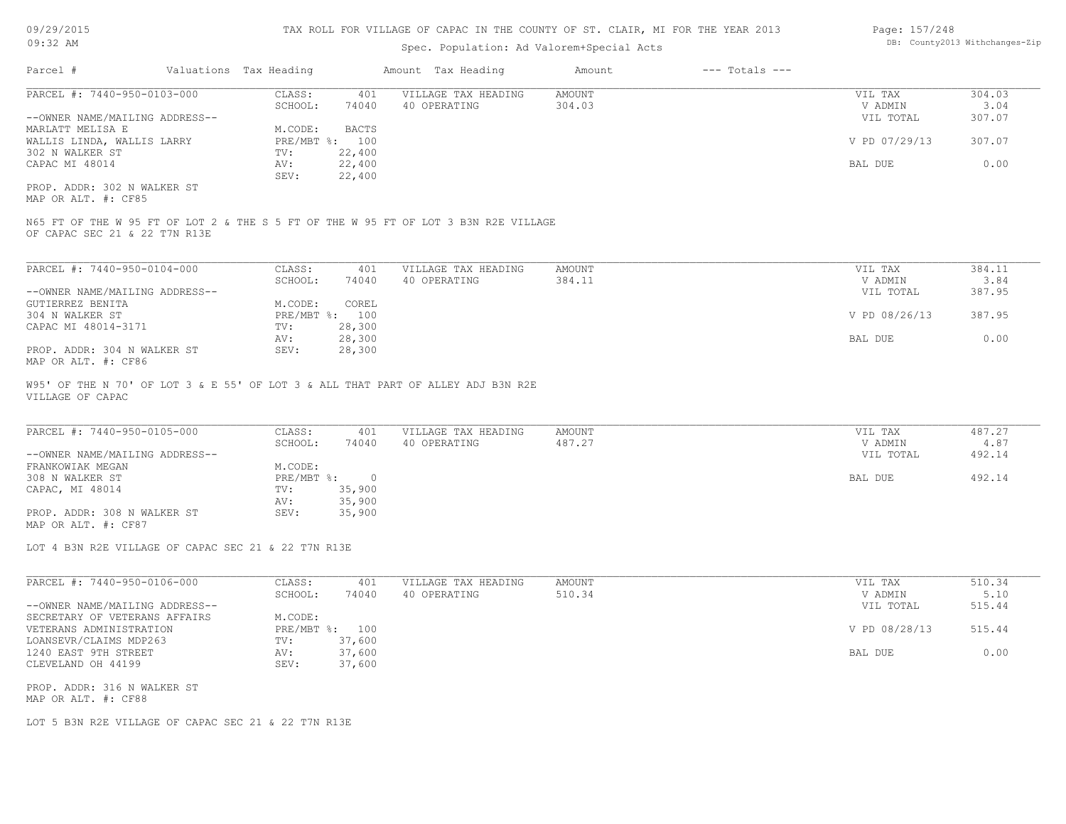# TAX ROLL FOR VILLAGE OF CAPAC IN THE COUNTY OF ST. CLAIR, MI FOR THE YEAR 2013

Spec. Population: Ad Valorem+Special Acts

| Parcel # | Valuations | Tax Heading | Amount | Tax Heading | Amount | --- Totals --- | |
|---|---|---|---|---|---|---|---|

## PARCEL #: 7440-950-0103-000

| | | | | | |
|---|---|---|---|---|---|
| CLASS: | 401 | VILLAGE TAX HEADING | AMOUNT | VIL TAX | 304.03 |
| SCHOOL: | 74040 | 40 OPERATING | 304.03 | V ADMIN | 3.04 |
| | | | | VIL TOTAL | 307.07 |
| M.CODE: | BACTS | | | | |
| PRE/MBT %: | 100 | | | V PD 07/29/13 | 307.07 |
| TV: | 22,400 | | | | |
| AV: | 22,400 | | | BAL DUE | 0.00 |
| SEV: | 22,400 | | | | |

--OWNER NAME/MAILING ADDRESS--
MARLATT MELISA E
WALLIS LINDA, WALLIS LARRY
302 N WALKER ST
CAPAC MI 48014

PROP. ADDR: 302 N WALKER ST
MAP OR ALT. #: CF85

N65 FT OF THE W 95 FT OF LOT 2 & THE S 5 FT OF THE W 95 FT OF LOT 3 B3N R2E VILLAGE OF CAPAC SEC 21 & 22 T7N R13E

## PARCEL #: 7440-950-0104-000

| | | | | | |
|---|---|---|---|---|---|
| CLASS: | 401 | VILLAGE TAX HEADING | AMOUNT | VIL TAX | 384.11 |
| SCHOOL: | 74040 | 40 OPERATING | 384.11 | V ADMIN | 3.84 |
| | | | | VIL TOTAL | 387.95 |
| M.CODE: | COREL | | | | |
| PRE/MBT %: | 100 | | | V PD 08/26/13 | 387.95 |
| TV: | 28,300 | | | | |
| AV: | 28,300 | | | BAL DUE | 0.00 |
| SEV: | 28,300 | | | | |

--OWNER NAME/MAILING ADDRESS--
GUTIERREZ BENITA
304 N WALKER ST
CAPAC MI 48014-3171

PROP. ADDR: 304 N WALKER ST
MAP OR ALT. #: CF86

W95' OF THE N 70' OF LOT 3 & E 55' OF LOT 3 & ALL THAT PART OF ALLEY ADJ B3N R2E VILLAGE OF CAPAC

## PARCEL #: 7440-950-0105-000

| | | | | | |
|---|---|---|---|---|---|
| CLASS: | 401 | VILLAGE TAX HEADING | AMOUNT | VIL TAX | 487.27 |
| SCHOOL: | 74040 | 40 OPERATING | 487.27 | V ADMIN | 4.87 |
| | | | | VIL TOTAL | 492.14 |
| M.CODE: | | | | | |
| PRE/MBT %: | 0 | | | BAL DUE | 492.14 |
| TV: | 35,900 | | | | |
| AV: | 35,900 | | | | |
| SEV: | 35,900 | | | | |

--OWNER NAME/MAILING ADDRESS--
FRANKOWIAK MEGAN
308 N WALKER ST
CAPAC, MI 48014

PROP. ADDR: 308 N WALKER ST
MAP OR ALT. #: CF87

LOT 4 B3N R2E VILLAGE OF CAPAC SEC 21 & 22 T7N R13E

## PARCEL #: 7440-950-0106-000

| | | | | | |
|---|---|---|---|---|---|
| CLASS: | 401 | VILLAGE TAX HEADING | AMOUNT | VIL TAX | 510.34 |
| SCHOOL: | 74040 | 40 OPERATING | 510.34 | V ADMIN | 5.10 |
| | | | | VIL TOTAL | 515.44 |
| M.CODE: | | | | | |
| PRE/MBT %: | 100 | | | V PD 08/28/13 | 515.44 |
| TV: | 37,600 | | | | |
| AV: | 37,600 | | | BAL DUE | 0.00 |
| SEV: | 37,600 | | | | |

--OWNER NAME/MAILING ADDRESS--
SECRETARY OF VETERANS AFFAIRS
VETERANS ADMINISTRATION
LOANSEVR/CLAIMS MDP263
1240 EAST 9TH STREET
CLEVELAND OH 44199

PROP. ADDR: 316 N WALKER ST
MAP OR ALT. #: CF88

LOT 5 B3N R2E VILLAGE OF CAPAC SEC 21 & 22 T7N R13E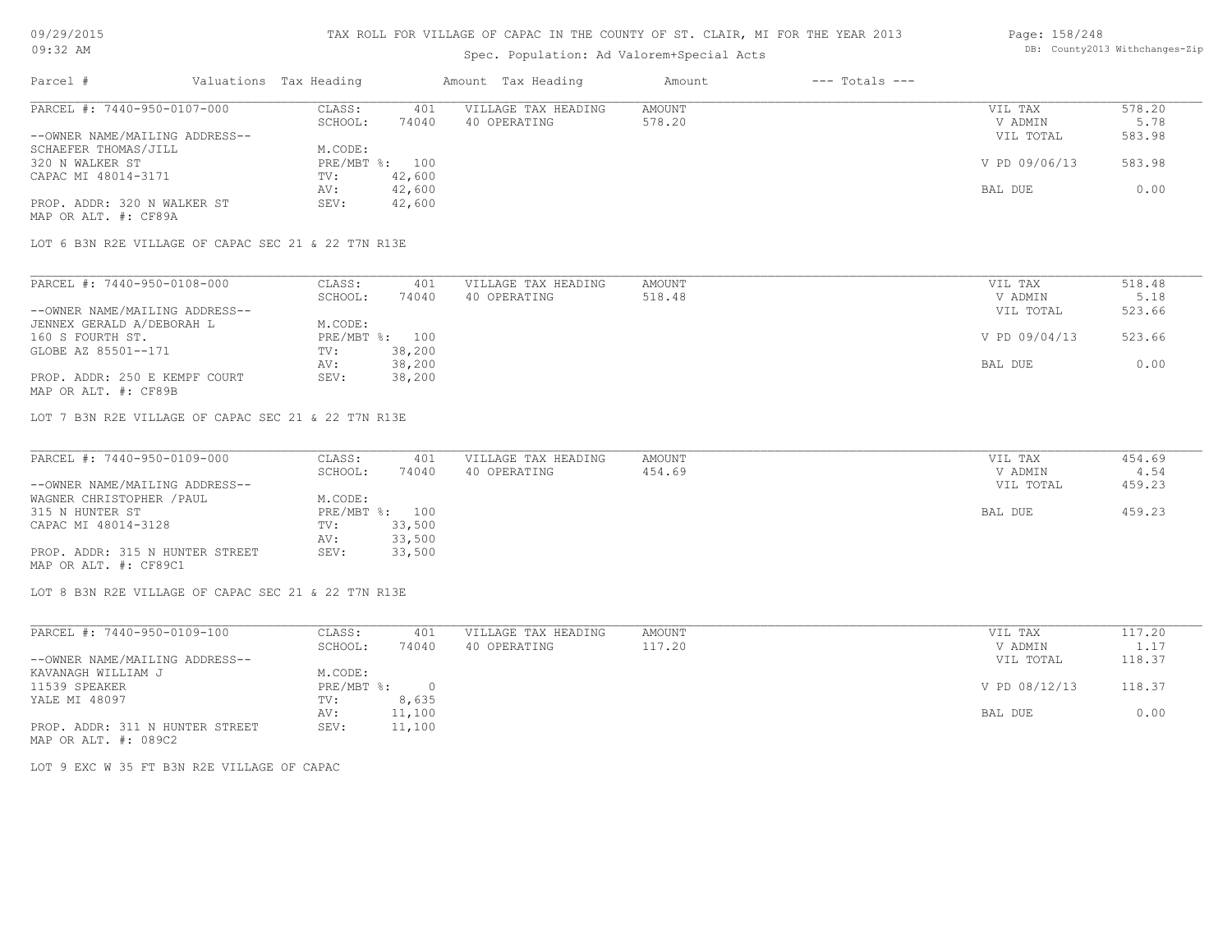# TAX ROLL FOR VILLAGE OF CAPAC IN THE COUNTY OF ST. CLAIR, MI FOR THE YEAR 2013

09/29/2015
09:32 AM

Spec. Population: Ad Valorem+Special Acts

DB: County2013 Withchanges-Zip

| Parcel # | Valuations | Tax Heading | Amount | Tax Heading | Amount | --- Totals --- |
|---|---|---|---|---|---|---|

---

PARCEL #: 7440-950-0107-000

| | | | | | | |
|---|---|---|---|---|---|---|
| --OWNER NAME/MAILING ADDRESS-- | CLASS: | 401 | VILLAGE TAX HEADING | AMOUNT | VIL TAX | 578.20 |
| SCHAEFER THOMAS/JILL | SCHOOL: | 74040 | 40 OPERATING | 578.20 | V ADMIN | 5.78 |
| 320 N WALKER ST | M.CODE: | | | | VIL TOTAL | 583.98 |
| CAPAC MI 48014-3171 | PRE/MBT %: | 100 | | | V PD 09/06/13 | 583.98 |
| | TV: | 42,600 | | | | |
| | AV: | 42,600 | | | BAL DUE | 0.00 |
| PROP. ADDR: 320 N WALKER ST | SEV: | 42,600 | | | | |
| MAP OR ALT. #: CF89A | | | | | | |

LOT 6 B3N R2E VILLAGE OF CAPAC SEC 21 & 22 T7N R13E

---

PARCEL #: 7440-950-0108-000

| | | | | | | |
|---|---|---|---|---|---|---|
| --OWNER NAME/MAILING ADDRESS-- | CLASS: | 401 | VILLAGE TAX HEADING | AMOUNT | VIL TAX | 518.48 |
| JENNEX GERALD A/DEBORAH L | SCHOOL: | 74040 | 40 OPERATING | 518.48 | V ADMIN | 5.18 |
| 160 S FOURTH ST. | M.CODE: | | | | VIL TOTAL | 523.66 |
| GLOBE AZ 85501--171 | PRE/MBT %: | 100 | | | V PD 09/04/13 | 523.66 |
| | TV: | 38,200 | | | | |
| | AV: | 38,200 | | | BAL DUE | 0.00 |
| PROP. ADDR: 250 E KEMPF COURT | SEV: | 38,200 | | | | |
| MAP OR ALT. #: CF89B | | | | | | |

LOT 7 B3N R2E VILLAGE OF CAPAC SEC 21 & 22 T7N R13E

---

PARCEL #: 7440-950-0109-000

| | | | | | | |
|---|---|---|---|---|---|---|
| --OWNER NAME/MAILING ADDRESS-- | CLASS: | 401 | VILLAGE TAX HEADING | AMOUNT | VIL TAX | 454.69 |
| WAGNER CHRISTOPHER /PAUL | SCHOOL: | 74040 | 40 OPERATING | 454.69 | V ADMIN | 4.54 |
| 315 N HUNTER ST | M.CODE: | | | | VIL TOTAL | 459.23 |
| CAPAC MI 48014-3128 | PRE/MBT %: | 100 | | | BAL DUE | 459.23 |
| | TV: | 33,500 | | | | |
| | AV: | 33,500 | | | | |
| PROP. ADDR: 315 N HUNTER STREET | SEV: | 33,500 | | | | |
| MAP OR ALT. #: CF89C1 | | | | | | |

LOT 8 B3N R2E VILLAGE OF CAPAC SEC 21 & 22 T7N R13E

---

PARCEL #: 7440-950-0109-100

| | | | | | | |
|---|---|---|---|---|---|---|
| --OWNER NAME/MAILING ADDRESS-- | CLASS: | 401 | VILLAGE TAX HEADING | AMOUNT | VIL TAX | 117.20 |
| KAVANAGH WILLIAM J | SCHOOL: | 74040 | 40 OPERATING | 117.20 | V ADMIN | 1.17 |
| 11539 SPEAKER | M.CODE: | | | | VIL TOTAL | 118.37 |
| YALE MI 48097 | PRE/MBT %: | 0 | | | V PD 08/12/13 | 118.37 |
| | TV: | 8,635 | | | | |
| | AV: | 11,100 | | | BAL DUE | 0.00 |
| PROP. ADDR: 311 N HUNTER STREET | SEV: | 11,100 | | | | |
| MAP OR ALT. #: 089C2 | | | | | | |

LOT 9 EXC W 35 FT B3N R2E VILLAGE OF CAPAC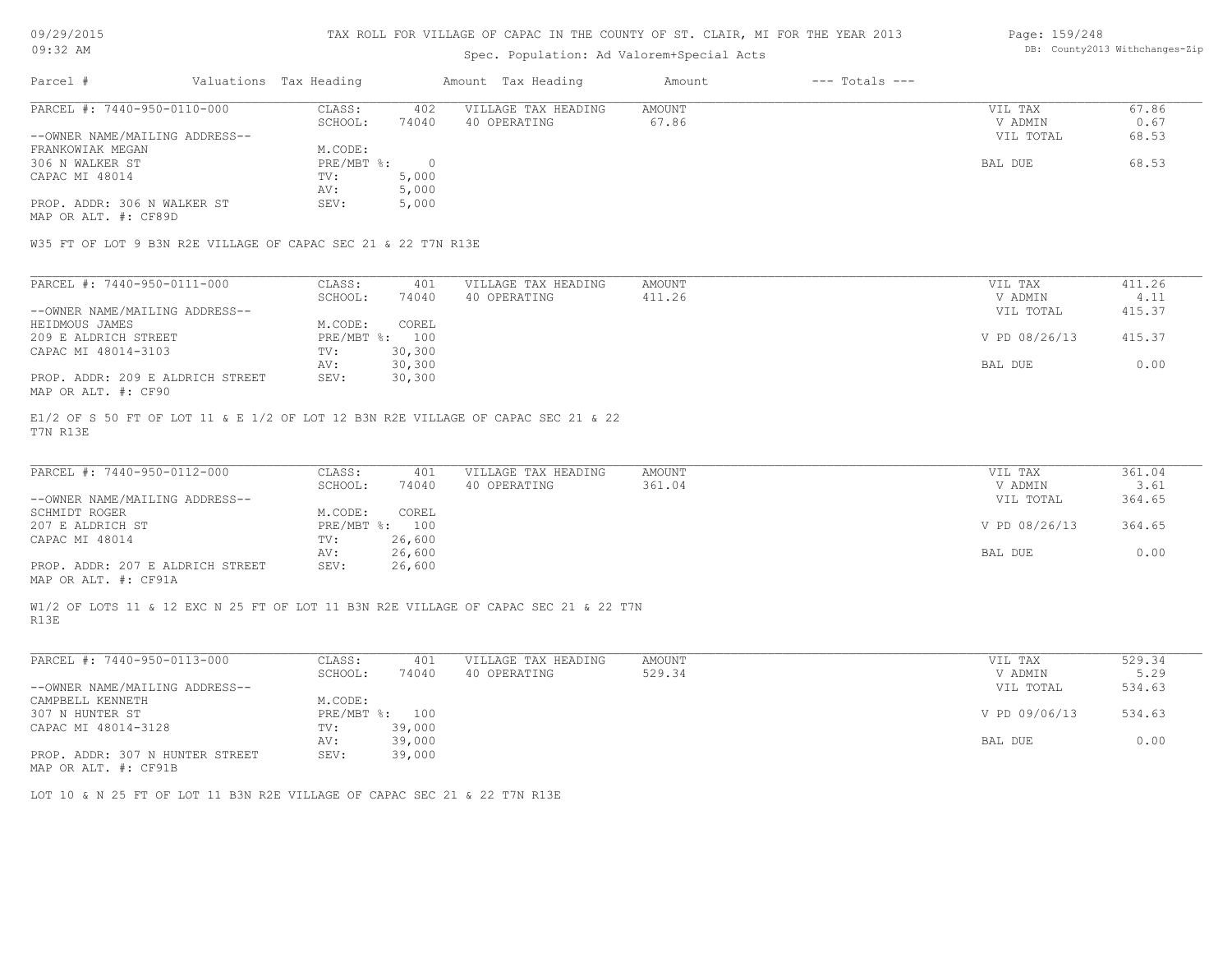TAX ROLL FOR VILLAGE OF CAPAC IN THE COUNTY OF ST. CLAIR, MI FOR THE YEAR 2013

Spec. Population: Ad Valorem+Special Acts

| Parcel # | Valuations | Tax Heading | Amount | Tax Heading | Amount | --- Totals --- | |
|---|---|---|---|---|---|---|---|
| PARCEL #: 7440-950-0110-000 | CLASS: | 402 | VILLAGE TAX HEADING | AMOUNT | | VIL TAX | 67.86 |
| | SCHOOL: | 74040 | 40 OPERATING | 67.86 | | V ADMIN | 0.67 |
| --OWNER NAME/MAILING ADDRESS-- | | | | | | VIL TOTAL | 68.53 |
| FRANKOWIAK MEGAN | M.CODE: | | | | | | |
| 306 N WALKER ST | PRE/MBT %: | 0 | | | | BAL DUE | 68.53 |
| CAPAC MI 48014 | TV: | 5,000 | | | | | |
| | AV: | 5,000 | | | | | |
| PROP. ADDR: 306 N WALKER ST | SEV: | 5,000 | | | | | |
| MAP OR ALT. #: CF89D | | | | | | | |

W35 FT OF LOT 9 B3N R2E VILLAGE OF CAPAC SEC 21 & 22 T7N R13E

| Parcel # | Valuations | Tax Heading | Amount | Tax Heading | Amount | --- Totals --- | |
|---|---|---|---|---|---|---|---|
| PARCEL #: 7440-950-0111-000 | CLASS: | 401 | VILLAGE TAX HEADING | AMOUNT | | VIL TAX | 411.26 |
| | SCHOOL: | 74040 | 40 OPERATING | 411.26 | | V ADMIN | 4.11 |
| --OWNER NAME/MAILING ADDRESS-- | | | | | | VIL TOTAL | 415.37 |
| HEIDMOUS JAMES | M.CODE: | COREL | | | | | |
| 209 E ALDRICH STREET | PRE/MBT %: | 100 | | | | V PD 08/26/13 | 415.37 |
| CAPAC MI 48014-3103 | TV: | 30,300 | | | | | |
| | AV: | 30,300 | | | | BAL DUE | 0.00 |
| PROP. ADDR: 209 E ALDRICH STREET | SEV: | 30,300 | | | | | |
| MAP OR ALT. #: CF90 | | | | | | | |

E1/2 OF S 50 FT OF LOT 11 & E 1/2 OF LOT 12 B3N R2E VILLAGE OF CAPAC SEC 21 & 22 T7N R13E

| Parcel # | Valuations | Tax Heading | Amount | Tax Heading | Amount | --- Totals --- | |
|---|---|---|---|---|---|---|---|
| PARCEL #: 7440-950-0112-000 | CLASS: | 401 | VILLAGE TAX HEADING | AMOUNT | | VIL TAX | 361.04 |
| | SCHOOL: | 74040 | 40 OPERATING | 361.04 | | V ADMIN | 3.61 |
| --OWNER NAME/MAILING ADDRESS-- | | | | | | VIL TOTAL | 364.65 |
| SCHMIDT ROGER | M.CODE: | COREL | | | | | |
| 207 E ALDRICH ST | PRE/MBT %: | 100 | | | | V PD 08/26/13 | 364.65 |
| CAPAC MI 48014 | TV: | 26,600 | | | | | |
| | AV: | 26,600 | | | | BAL DUE | 0.00 |
| PROP. ADDR: 207 E ALDRICH STREET | SEV: | 26,600 | | | | | |
| MAP OR ALT. #: CF91A | | | | | | | |

W1/2 OF LOTS 11 & 12 EXC N 25 FT OF LOT 11 B3N R2E VILLAGE OF CAPAC SEC 21 & 22 T7N R13E

| Parcel # | Valuations | Tax Heading | Amount | Tax Heading | Amount | --- Totals --- | |
|---|---|---|---|---|---|---|---|
| PARCEL #: 7440-950-0113-000 | CLASS: | 401 | VILLAGE TAX HEADING | AMOUNT | | VIL TAX | 529.34 |
| | SCHOOL: | 74040 | 40 OPERATING | 529.34 | | V ADMIN | 5.29 |
| --OWNER NAME/MAILING ADDRESS-- | | | | | | VIL TOTAL | 534.63 |
| CAMPBELL KENNETH | M.CODE: | | | | | | |
| 307 N HUNTER ST | PRE/MBT %: | 100 | | | | V PD 09/06/13 | 534.63 |
| CAPAC MI 48014-3128 | TV: | 39,000 | | | | | |
| | AV: | 39,000 | | | | BAL DUE | 0.00 |
| PROP. ADDR: 307 N HUNTER STREET | SEV: | 39,000 | | | | | |
| MAP OR ALT. #: CF91B | | | | | | | |

LOT 10 & N 25 FT OF LOT 11 B3N R2E VILLAGE OF CAPAC SEC 21 & 22 T7N R13E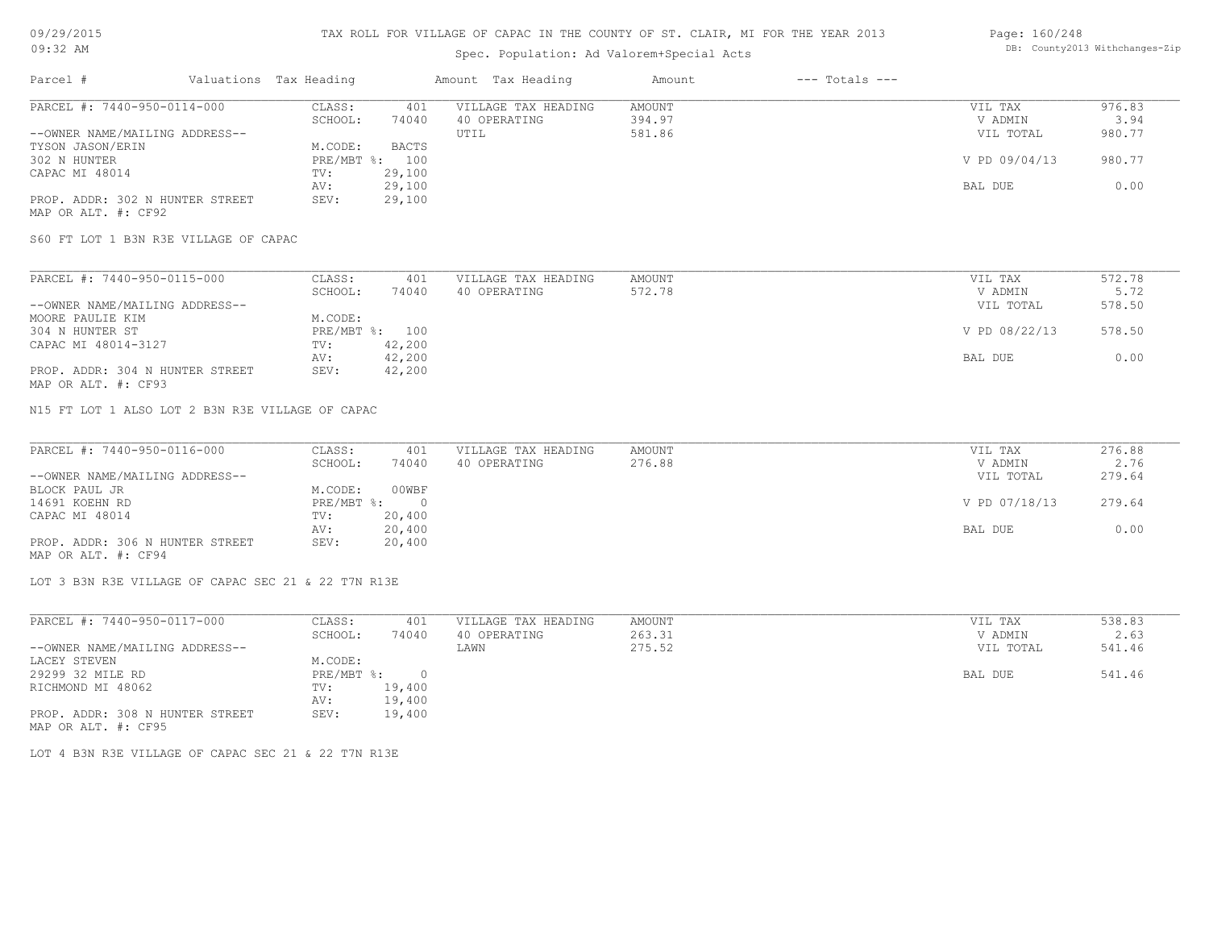TAX ROLL FOR VILLAGE OF CAPAC IN THE COUNTY OF ST. CLAIR, MI FOR THE YEAR 2013

Spec. Population: Ad Valorem+Special Acts

09/29/2015
09:32 AM

DB: County2013 Withchanges-Zip

| Parcel # | Valuations | Tax Heading | Amount | Tax Heading | Amount | --- Totals --- | |
|---|---|---|---|---|---|---|---|
| PARCEL #: 7440-950-0114-000 | CLASS: | 401 | VILLAGE TAX HEADING | AMOUNT | | VIL TAX | 976.83 |
| | SCHOOL: | 74040 | 40 OPERATING | 394.97 | | V ADMIN | 3.94 |
| --OWNER NAME/MAILING ADDRESS-- | | | UTIL | 581.86 | | VIL TOTAL | 980.77 |
| TYSON JASON/ERIN | M.CODE: | BACTS | | | | | |
| 302 N HUNTER | PRE/MBT %: | 100 | | | | V PD 09/04/13 | 980.77 |
| CAPAC MI 48014 | TV: | 29,100 | | | | | |
| | AV: | 29,100 | | | | BAL DUE | 0.00 |
| PROP. ADDR: 302 N HUNTER STREET | SEV: | 29,100 | | | | | |
| MAP OR ALT. #: CF92 | | | | | | | |

S60 FT LOT 1 B3N R3E VILLAGE OF CAPAC

| Parcel # | Valuations | Tax Heading | Amount | Tax Heading | Amount | --- Totals --- | |
|---|---|---|---|---|---|---|---|
| PARCEL #: 7440-950-0115-000 | CLASS: | 401 | VILLAGE TAX HEADING | AMOUNT | | VIL TAX | 572.78 |
| | SCHOOL: | 74040 | 40 OPERATING | 572.78 | | V ADMIN | 5.72 |
| --OWNER NAME/MAILING ADDRESS-- | | | | | | VIL TOTAL | 578.50 |
| MOORE PAULIE KIM | M.CODE: | | | | | | |
| 304 N HUNTER ST | PRE/MBT %: | 100 | | | | V PD 08/22/13 | 578.50 |
| CAPAC MI 48014-3127 | TV: | 42,200 | | | | | |
| | AV: | 42,200 | | | | BAL DUE | 0.00 |
| PROP. ADDR: 304 N HUNTER STREET | SEV: | 42,200 | | | | | |
| MAP OR ALT. #: CF93 | | | | | | | |

N15 FT LOT 1 ALSO LOT 2 B3N R3E VILLAGE OF CAPAC

| Parcel # | Valuations | Tax Heading | Amount | Tax Heading | Amount | --- Totals --- | |
|---|---|---|---|---|---|---|---|
| PARCEL #: 7440-950-0116-000 | CLASS: | 401 | VILLAGE TAX HEADING | AMOUNT | | VIL TAX | 276.88 |
| | SCHOOL: | 74040 | 40 OPERATING | 276.88 | | V ADMIN | 2.76 |
| --OWNER NAME/MAILING ADDRESS-- | | | | | | VIL TOTAL | 279.64 |
| BLOCK PAUL JR | M.CODE: | 00WBF | | | | | |
| 14691 KOEHN RD | PRE/MBT %: | 0 | | | | V PD 07/18/13 | 279.64 |
| CAPAC MI 48014 | TV: | 20,400 | | | | | |
| | AV: | 20,400 | | | | BAL DUE | 0.00 |
| PROP. ADDR: 306 N HUNTER STREET | SEV: | 20,400 | | | | | |
| MAP OR ALT. #: CF94 | | | | | | | |

LOT 3 B3N R3E VILLAGE OF CAPAC SEC 21 & 22 T7N R13E

| Parcel # | Valuations | Tax Heading | Amount | Tax Heading | Amount | --- Totals --- | |
|---|---|---|---|---|---|---|---|
| PARCEL #: 7440-950-0117-000 | CLASS: | 401 | VILLAGE TAX HEADING | AMOUNT | | VIL TAX | 538.83 |
| | SCHOOL: | 74040 | 40 OPERATING | 263.31 | | V ADMIN | 2.63 |
| --OWNER NAME/MAILING ADDRESS-- | | | LAWN | 275.52 | | VIL TOTAL | 541.46 |
| LACEY STEVEN | M.CODE: | | | | | | |
| 29299 32 MILE RD | PRE/MBT %: | 0 | | | | BAL DUE | 541.46 |
| RICHMOND MI 48062 | TV: | 19,400 | | | | | |
| | AV: | 19,400 | | | | | |
| PROP. ADDR: 308 N HUNTER STREET | SEV: | 19,400 | | | | | |
| MAP OR ALT. #: CF95 | | | | | | | |

LOT 4 B3N R3E VILLAGE OF CAPAC SEC 21 & 22 T7N R13E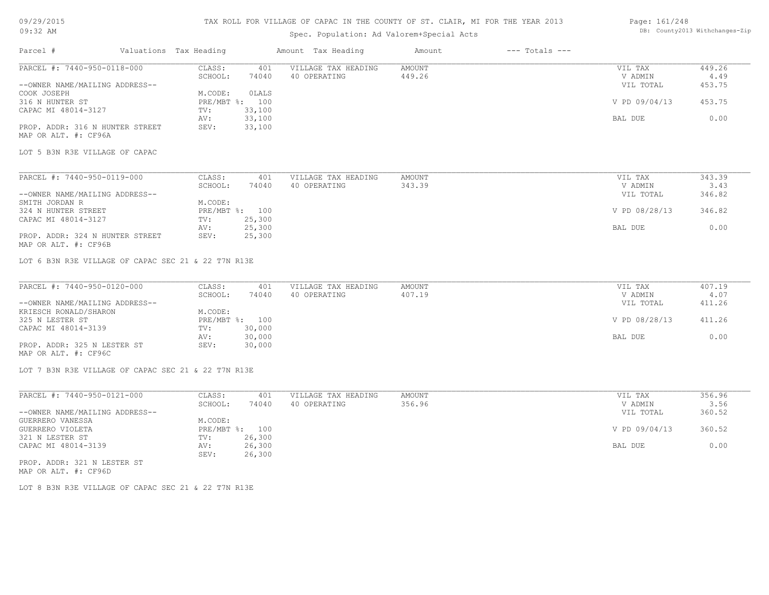TAX ROLL FOR VILLAGE OF CAPAC IN THE COUNTY OF ST. CLAIR, MI FOR THE YEAR 2013

Spec. Population: Ad Valorem+Special Acts

| Parcel # | Valuations | Tax Heading | Amount | Tax Heading | Amount | --- Totals --- | |
|---|---|---|---|---|---|---|---|
| PARCEL #: 7440-950-0118-000 | CLASS: | 401 | VILLAGE TAX HEADING | AMOUNT | | VIL TAX | 449.26 |
| | SCHOOL: | 74040 | 40 OPERATING | 449.26 | | V ADMIN | 4.49 |
| --OWNER NAME/MAILING ADDRESS-- | | | | | | VIL TOTAL | 453.75 |
| COOK JOSEPH | M.CODE: | 0LALS | | | | | |
| 316 N HUNTER ST | PRE/MBT %: | 100 | | | | V PD 09/04/13 | 453.75 |
| CAPAC MI 48014-3127 | TV: | 33,100 | | | | | |
| | AV: | 33,100 | | | | BAL DUE | 0.00 |
| PROP. ADDR: 316 N HUNTER STREET | SEV: | 33,100 | | | | | |
| MAP OR ALT. #: CF96A | | | | | | | |

LOT 5 B3N R3E VILLAGE OF CAPAC

| Parcel # | Valuations | Tax Heading | Amount | Tax Heading | Amount | --- Totals --- | |
|---|---|---|---|---|---|---|---|
| PARCEL #: 7440-950-0119-000 | CLASS: | 401 | VILLAGE TAX HEADING | AMOUNT | | VIL TAX | 343.39 |
| | SCHOOL: | 74040 | 40 OPERATING | 343.39 | | V ADMIN | 3.43 |
| --OWNER NAME/MAILING ADDRESS-- | | | | | | VIL TOTAL | 346.82 |
| SMITH JORDAN R | M.CODE: | | | | | | |
| 324 N HUNTER STREET | PRE/MBT %: | 100 | | | | V PD 08/28/13 | 346.82 |
| CAPAC MI 48014-3127 | TV: | 25,300 | | | | | |
| | AV: | 25,300 | | | | BAL DUE | 0.00 |
| PROP. ADDR: 324 N HUNTER STREET | SEV: | 25,300 | | | | | |
| MAP OR ALT. #: CF96B | | | | | | | |

LOT 6 B3N R3E VILLAGE OF CAPAC SEC 21 & 22 T7N R13E

| Parcel # | Valuations | Tax Heading | Amount | Tax Heading | Amount | --- Totals --- | |
|---|---|---|---|---|---|---|---|
| PARCEL #: 7440-950-0120-000 | CLASS: | 401 | VILLAGE TAX HEADING | AMOUNT | | VIL TAX | 407.19 |
| | SCHOOL: | 74040 | 40 OPERATING | 407.19 | | V ADMIN | 4.07 |
| --OWNER NAME/MAILING ADDRESS-- | | | | | | VIL TOTAL | 411.26 |
| KRIESCH RONALD/SHARON | M.CODE: | | | | | | |
| 325 N LESTER ST | PRE/MBT %: | 100 | | | | V PD 08/28/13 | 411.26 |
| CAPAC MI 48014-3139 | TV: | 30,000 | | | | | |
| | AV: | 30,000 | | | | BAL DUE | 0.00 |
| PROP. ADDR: 325 N LESTER ST | SEV: | 30,000 | | | | | |
| MAP OR ALT. #: CF96C | | | | | | | |

LOT 7 B3N R3E VILLAGE OF CAPAC SEC 21 & 22 T7N R13E

| Parcel # | Valuations | Tax Heading | Amount | Tax Heading | Amount | --- Totals --- | |
|---|---|---|---|---|---|---|---|
| PARCEL #: 7440-950-0121-000 | CLASS: | 401 | VILLAGE TAX HEADING | AMOUNT | | VIL TAX | 356.96 |
| | SCHOOL: | 74040 | 40 OPERATING | 356.96 | | V ADMIN | 3.56 |
| --OWNER NAME/MAILING ADDRESS-- | | | | | | VIL TOTAL | 360.52 |
| GUERRERO VANESSA | M.CODE: | | | | | | |
| GUERRERO VIOLETA | PRE/MBT %: | 100 | | | | V PD 09/04/13 | 360.52 |
| 321 N LESTER ST | TV: | 26,300 | | | | | |
| CAPAC MI 48014-3139 | AV: | 26,300 | | | | BAL DUE | 0.00 |
| | SEV: | 26,300 | | | | | |
| PROP. ADDR: 321 N LESTER ST | | | | | | | |
| MAP OR ALT. #: CF96D | | | | | | | |

LOT 8 B3N R3E VILLAGE OF CAPAC SEC 21 & 22 T7N R13E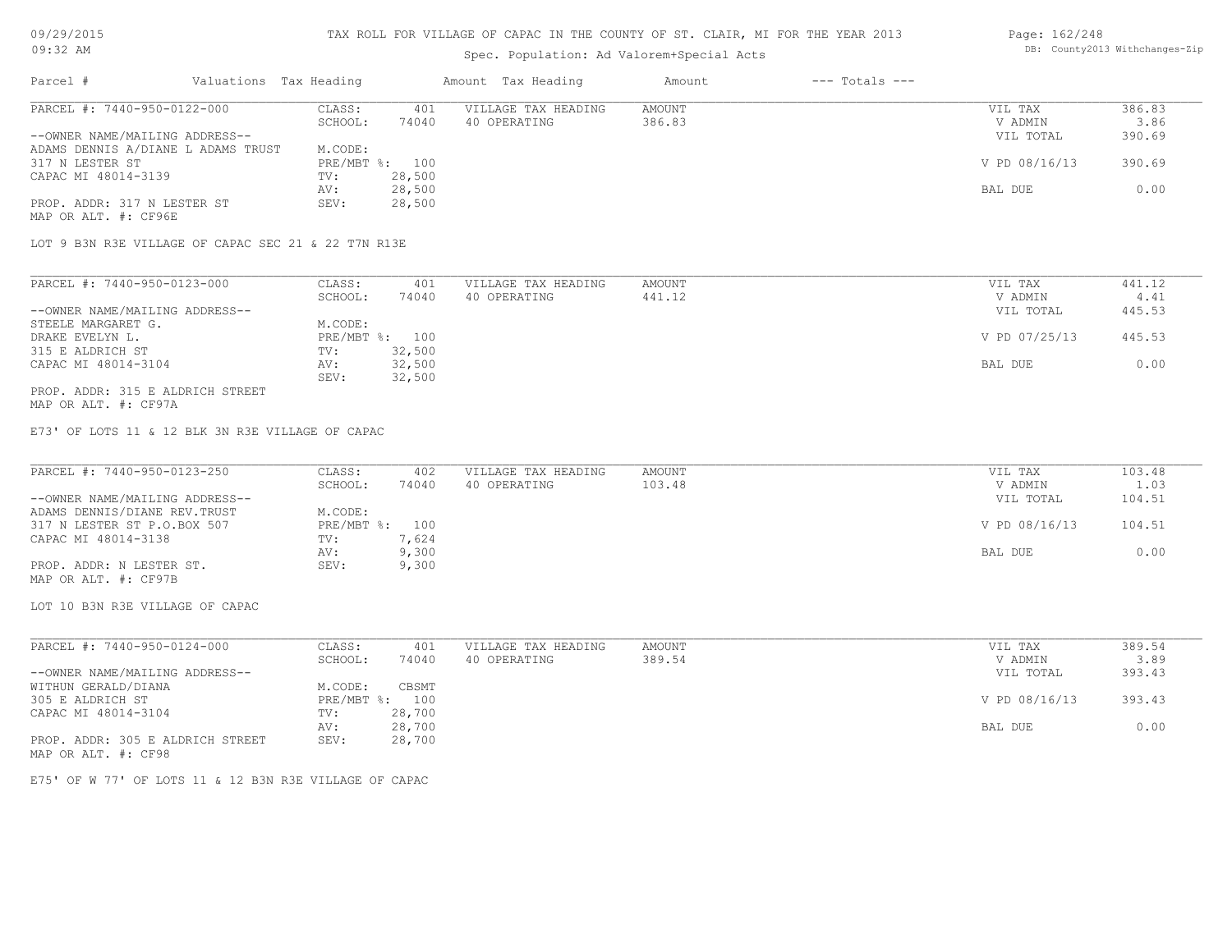# TAX ROLL FOR VILLAGE OF CAPAC IN THE COUNTY OF ST. CLAIR, MI FOR THE YEAR 2013

Spec. Population: Ad Valorem+Special Acts

| Parcel # | Valuations | Tax Heading | Amount | Tax Heading | Amount | --- Totals --- | |
|---|---|---|---|---|---|---|---|
| PARCEL #: 7440-950-0122-000 | CLASS: | 401 | VILLAGE TAX HEADING | AMOUNT | | VIL TAX | 386.83 |
| | SCHOOL: | 74040 | 40 OPERATING | 386.83 | | V ADMIN | 3.86 |
| --OWNER NAME/MAILING ADDRESS-- | | | | | | VIL TOTAL | 390.69 |
| ADAMS DENNIS A/DIANE L ADAMS TRUST | M.CODE: | | | | | | |
| 317 N LESTER ST | PRE/MBT %: | 100 | | | | V PD 08/16/13 | 390.69 |
| CAPAC MI 48014-3139 | TV: | 28,500 | | | | | |
| | AV: | 28,500 | | | | BAL DUE | 0.00 |
| PROP. ADDR: 317 N LESTER ST | SEV: | 28,500 | | | | | |
| MAP OR ALT. #: CF96E | | | | | | | |

LOT 9 B3N R3E VILLAGE OF CAPAC SEC 21 & 22 T7N R13E

| Parcel # | Valuations | Tax Heading | Amount | Tax Heading | Amount | --- Totals --- | |
|---|---|---|---|---|---|---|---|
| PARCEL #: 7440-950-0123-000 | CLASS: | 401 | VILLAGE TAX HEADING | AMOUNT | | VIL TAX | 441.12 |
| | SCHOOL: | 74040 | 40 OPERATING | 441.12 | | V ADMIN | 4.41 |
| --OWNER NAME/MAILING ADDRESS-- | | | | | | VIL TOTAL | 445.53 |
| STEELE MARGARET G. | M.CODE: | | | | | | |
| DRAKE EVELYN L. | PRE/MBT %: | 100 | | | | V PD 07/25/13 | 445.53 |
| 315 E ALDRICH ST | TV: | 32,500 | | | | | |
| CAPAC MI 48014-3104 | AV: | 32,500 | | | | BAL DUE | 0.00 |
| | SEV: | 32,500 | | | | | |
| PROP. ADDR: 315 E ALDRICH STREET | | | | | | | |
| MAP OR ALT. #: CF97A | | | | | | | |

E73' OF LOTS 11 & 12 BLK 3N R3E VILLAGE OF CAPAC

| Parcel # | Valuations | Tax Heading | Amount | Tax Heading | Amount | --- Totals --- | |
|---|---|---|---|---|---|---|---|
| PARCEL #: 7440-950-0123-250 | CLASS: | 402 | VILLAGE TAX HEADING | AMOUNT | | VIL TAX | 103.48 |
| | SCHOOL: | 74040 | 40 OPERATING | 103.48 | | V ADMIN | 1.03 |
| --OWNER NAME/MAILING ADDRESS-- | | | | | | VIL TOTAL | 104.51 |
| ADAMS DENNIS/DIANE REV.TRUST | M.CODE: | | | | | | |
| 317 N LESTER ST P.O.BOX 507 | PRE/MBT %: | 100 | | | | V PD 08/16/13 | 104.51 |
| CAPAC MI 48014-3138 | TV: | 7,624 | | | | | |
| | AV: | 9,300 | | | | BAL DUE | 0.00 |
| PROP. ADDR: N LESTER ST. | SEV: | 9,300 | | | | | |
| MAP OR ALT. #: CF97B | | | | | | | |

LOT 10 B3N R3E VILLAGE OF CAPAC

| Parcel # | Valuations | Tax Heading | Amount | Tax Heading | Amount | --- Totals --- | |
|---|---|---|---|---|---|---|---|
| PARCEL #: 7440-950-0124-000 | CLASS: | 401 | VILLAGE TAX HEADING | AMOUNT | | VIL TAX | 389.54 |
| | SCHOOL: | 74040 | 40 OPERATING | 389.54 | | V ADMIN | 3.89 |
| --OWNER NAME/MAILING ADDRESS-- | | | | | | VIL TOTAL | 393.43 |
| WITHUN GERALD/DIANA | M.CODE: | CBSMT | | | | | |
| 305 E ALDRICH ST | PRE/MBT %: | 100 | | | | V PD 08/16/13 | 393.43 |
| CAPAC MI 48014-3104 | TV: | 28,700 | | | | | |
| | AV: | 28,700 | | | | BAL DUE | 0.00 |
| PROP. ADDR: 305 E ALDRICH STREET | SEV: | 28,700 | | | | | |
| MAP OR ALT. #: CF98 | | | | | | | |

E75' OF W 77' OF LOTS 11 & 12 B3N R3E VILLAGE OF CAPAC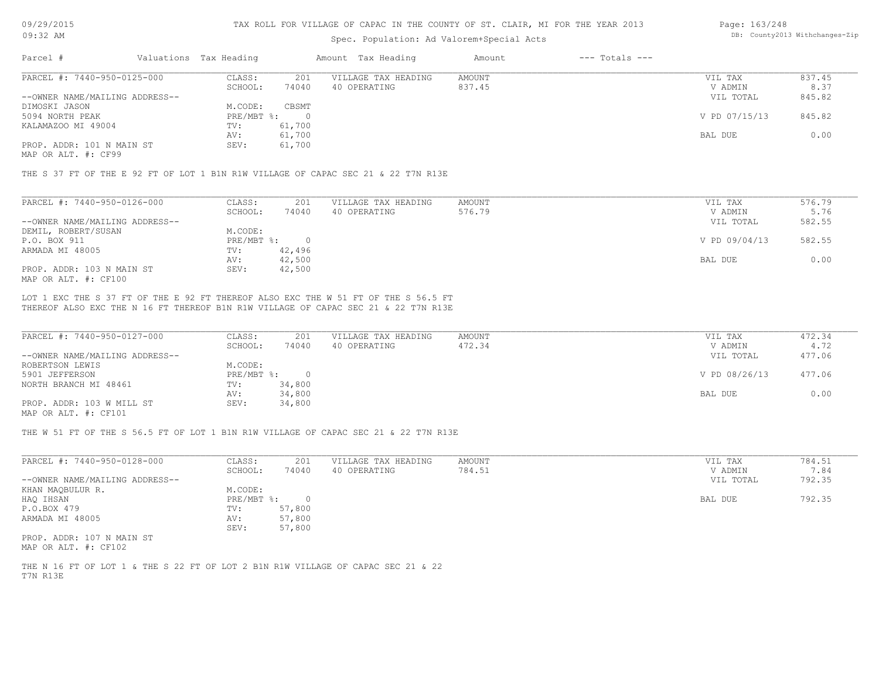# TAX ROLL FOR VILLAGE OF CAPAC IN THE COUNTY OF ST. CLAIR, MI FOR THE YEAR 2013

Spec. Population: Ad Valorem+Special Acts

| Parcel # | Valuations | Tax Heading | Amount | Tax Heading | Amount | --- Totals --- | |
|---|---|---|---|---|---|---|---|

**PARCEL #: 7440-950-0125-000**

| | | | | | | |
|---|---|---|---|---|---|---|
| --OWNER NAME/MAILING ADDRESS-- | CLASS: | 201 | VILLAGE TAX HEADING | AMOUNT | VIL TAX | 837.45 |
| DIMOSKI JASON | SCHOOL: | 74040 | 40 OPERATING | 837.45 | V ADMIN | 8.37 |
| 5094 NORTH PEAK | M.CODE: | CBSMT | | | VIL TOTAL | 845.82 |
| KALAMAZOO MI 49004 | PRE/MBT %: | 0 | | | V PD 07/15/13 | 845.82 |
| | TV: | 61,700 | | | | |
| | AV: | 61,700 | | | BAL DUE | 0.00 |
| PROP. ADDR: 101 N MAIN ST | SEV: | 61,700 | | | | |
| MAP OR ALT. #: CF99 | | | | | | |

THE S 37 FT OF THE E 92 FT OF LOT 1 B1N R1W VILLAGE OF CAPAC SEC 21 & 22 T7N R13E

**PARCEL #: 7440-950-0126-000**

| | | | | | | |
|---|---|---|---|---|---|---|
| --OWNER NAME/MAILING ADDRESS-- | CLASS: | 201 | VILLAGE TAX HEADING | AMOUNT | VIL TAX | 576.79 |
| DEMIL, ROBERT/SUSAN | SCHOOL: | 74040 | 40 OPERATING | 576.79 | V ADMIN | 5.76 |
| P.O. BOX 911 | M.CODE: | | | | VIL TOTAL | 582.55 |
| ARMADA MI 48005 | PRE/MBT %: | 0 | | | V PD 09/04/13 | 582.55 |
| | TV: | 42,496 | | | | |
| | AV: | 42,500 | | | BAL DUE | 0.00 |
| PROP. ADDR: 103 N MAIN ST | SEV: | 42,500 | | | | |
| MAP OR ALT. #: CF100 | | | | | | |

LOT 1 EXC THE S 37 FT OF THE E 92 FT THEREOF ALSO EXC THE W 51 FT OF THE S 56.5 FT THEREOF ALSO EXC THE N 16 FT THEREOF B1N R1W VILLAGE OF CAPAC SEC 21 & 22 T7N R13E

**PARCEL #: 7440-950-0127-000**

| | | | | | | |
|---|---|---|---|---|---|---|
| --OWNER NAME/MAILING ADDRESS-- | CLASS: | 201 | VILLAGE TAX HEADING | AMOUNT | VIL TAX | 472.34 |
| ROBERTSON LEWIS | SCHOOL: | 74040 | 40 OPERATING | 472.34 | V ADMIN | 4.72 |
| 5901 JEFFERSON | M.CODE: | | | | VIL TOTAL | 477.06 |
| NORTH BRANCH MI 48461 | PRE/MBT %: | 0 | | | V PD 08/26/13 | 477.06 |
| | TV: | 34,800 | | | | |
| | AV: | 34,800 | | | BAL DUE | 0.00 |
| PROP. ADDR: 103 W MILL ST | SEV: | 34,800 | | | | |
| MAP OR ALT. #: CF101 | | | | | | |

THE W 51 FT OF THE S 56.5 FT OF LOT 1 B1N R1W VILLAGE OF CAPAC SEC 21 & 22 T7N R13E

**PARCEL #: 7440-950-0128-000**

| | | | | | | |
|---|---|---|---|---|---|---|
| --OWNER NAME/MAILING ADDRESS-- | CLASS: | 201 | VILLAGE TAX HEADING | AMOUNT | VIL TAX | 784.51 |
| KHAN MAQBULUR R. | SCHOOL: | 74040 | 40 OPERATING | 784.51 | V ADMIN | 7.84 |
| HAQ IHSAN | M.CODE: | | | | VIL TOTAL | 792.35 |
| P.O.BOX 479 | PRE/MBT %: | 0 | | | BAL DUE | 792.35 |
| ARMADA MI 48005 | TV: | 57,800 | | | | |
| | AV: | 57,800 | | | | |
| | SEV: | 57,800 | | | | |
| PROP. ADDR: 107 N MAIN ST | | | | | | |
| MAP OR ALT. #: CF102 | | | | | | |

THE N 16 FT OF LOT 1 & THE S 22 FT OF LOT 2 B1N R1W VILLAGE OF CAPAC SEC 21 & 22 T7N R13E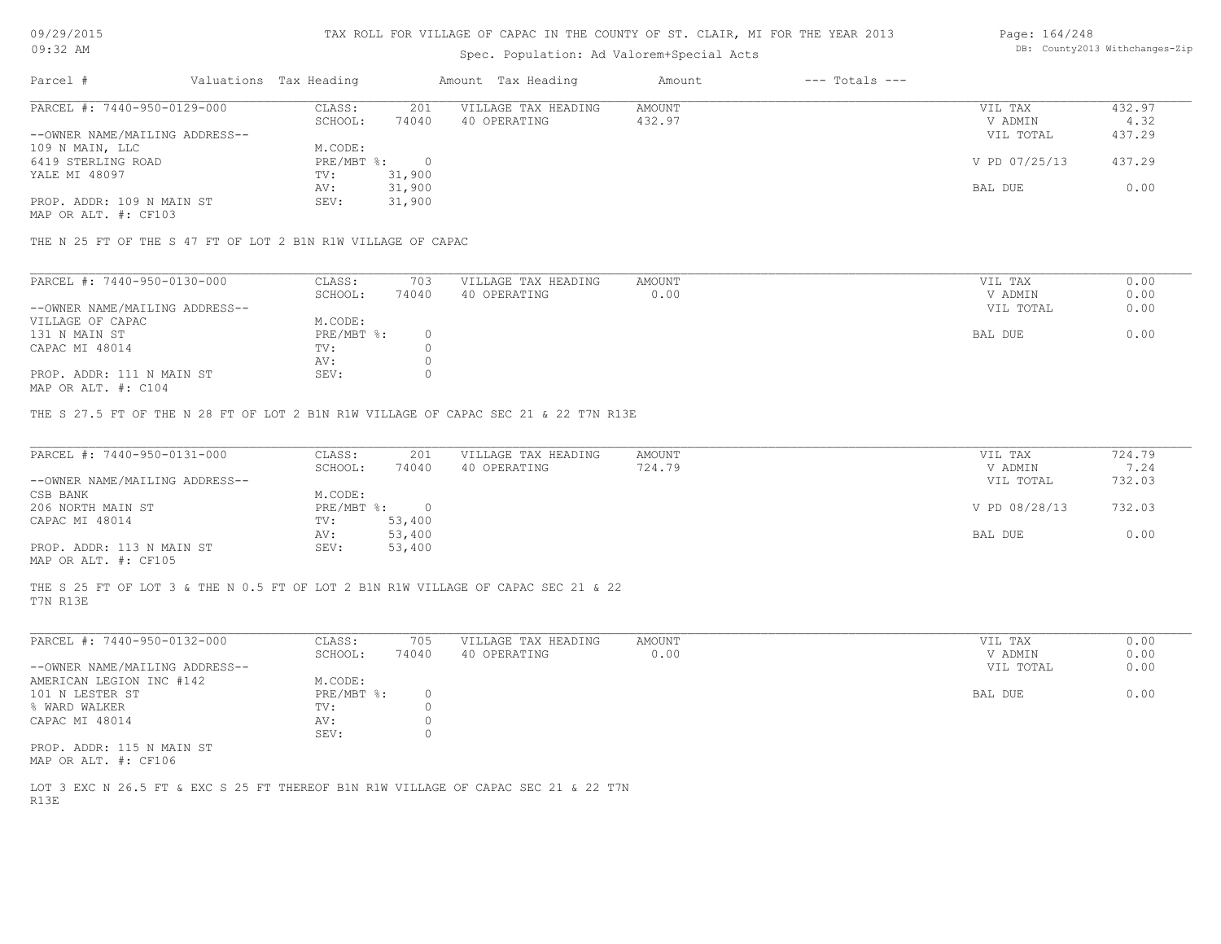# TAX ROLL FOR VILLAGE OF CAPAC IN THE COUNTY OF ST. CLAIR, MI FOR THE YEAR 2013

Spec. Population: Ad Valorem+Special Acts

| Parcel # | Valuations | Tax Heading | Amount | Tax Heading | Amount | --- Totals --- | |
|---|---|---|---|---|---|---|---|
| PARCEL #: 7440-950-0129-000 | CLASS: | 201 | VILLAGE TAX HEADING | AMOUNT | | VIL TAX | 432.97 |
| | SCHOOL: | 74040 | 40 OPERATING | 432.97 | | V ADMIN | 4.32 |
| --OWNER NAME/MAILING ADDRESS-- | | | | | | VIL TOTAL | 437.29 |
| 109 N MAIN, LLC | M.CODE: | | | | | | |
| 6419 STERLING ROAD | PRE/MBT %: | 0 | | | | V PD 07/25/13 | 437.29 |
| YALE MI 48097 | TV: | 31,900 | | | | | |
| | AV: | 31,900 | | | | BAL DUE | 0.00 |
| PROP. ADDR: 109 N MAIN ST | SEV: | 31,900 | | | | | |
| MAP OR ALT. #: CF103 | | | | | | | |

THE N 25 FT OF THE S 47 FT OF LOT 2 B1N R1W VILLAGE OF CAPAC

| Parcel # | Valuations | Tax Heading | Amount | Tax Heading | Amount | --- Totals --- | |
|---|---|---|---|---|---|---|---|
| PARCEL #: 7440-950-0130-000 | CLASS: | 703 | VILLAGE TAX HEADING | AMOUNT | | VIL TAX | 0.00 |
| | SCHOOL: | 74040 | 40 OPERATING | 0.00 | | V ADMIN | 0.00 |
| --OWNER NAME/MAILING ADDRESS-- | | | | | | VIL TOTAL | 0.00 |
| VILLAGE OF CAPAC | M.CODE: | | | | | | |
| 131 N MAIN ST | PRE/MBT %: | 0 | | | | BAL DUE | 0.00 |
| CAPAC MI 48014 | TV: | 0 | | | | | |
| | AV: | 0 | | | | | |
| PROP. ADDR: 111 N MAIN ST | SEV: | 0 | | | | | |
| MAP OR ALT. #: C104 | | | | | | | |

THE S 27.5 FT OF THE N 28 FT OF LOT 2 B1N R1W VILLAGE OF CAPAC SEC 21 & 22 T7N R13E

| Parcel # | Valuations | Tax Heading | Amount | Tax Heading | Amount | --- Totals --- | |
|---|---|---|---|---|---|---|---|
| PARCEL #: 7440-950-0131-000 | CLASS: | 201 | VILLAGE TAX HEADING | AMOUNT | | VIL TAX | 724.79 |
| | SCHOOL: | 74040 | 40 OPERATING | 724.79 | | V ADMIN | 7.24 |
| --OWNER NAME/MAILING ADDRESS-- | | | | | | VIL TOTAL | 732.03 |
| CSB BANK | M.CODE: | | | | | | |
| 206 NORTH MAIN ST | PRE/MBT %: | 0 | | | | V PD 08/28/13 | 732.03 |
| CAPAC MI 48014 | TV: | 53,400 | | | | | |
| | AV: | 53,400 | | | | BAL DUE | 0.00 |
| PROP. ADDR: 113 N MAIN ST | SEV: | 53,400 | | | | | |
| MAP OR ALT. #: CF105 | | | | | | | |

THE S 25 FT OF LOT 3 & THE N 0.5 FT OF LOT 2 B1N R1W VILLAGE OF CAPAC SEC 21 & 22 T7N R13E

| Parcel # | Valuations | Tax Heading | Amount | Tax Heading | Amount | --- Totals --- | |
|---|---|---|---|---|---|---|---|
| PARCEL #: 7440-950-0132-000 | CLASS: | 705 | VILLAGE TAX HEADING | AMOUNT | | VIL TAX | 0.00 |
| | SCHOOL: | 74040 | 40 OPERATING | 0.00 | | V ADMIN | 0.00 |
| --OWNER NAME/MAILING ADDRESS-- | | | | | | VIL TOTAL | 0.00 |
| AMERICAN LEGION INC #142 | M.CODE: | | | | | | |
| 101 N LESTER ST | PRE/MBT %: | 0 | | | | BAL DUE | 0.00 |
| % WARD WALKER | TV: | 0 | | | | | |
| CAPAC MI 48014 | AV: | 0 | | | | | |
| | SEV: | 0 | | | | | |
| PROP. ADDR: 115 N MAIN ST | | | | | | | |
| MAP OR ALT. #: CF106 | | | | | | | |

LOT 3 EXC N 26.5 FT & EXC S 25 FT THEREOF B1N R1W VILLAGE OF CAPAC SEC 21 & 22 T7N R13E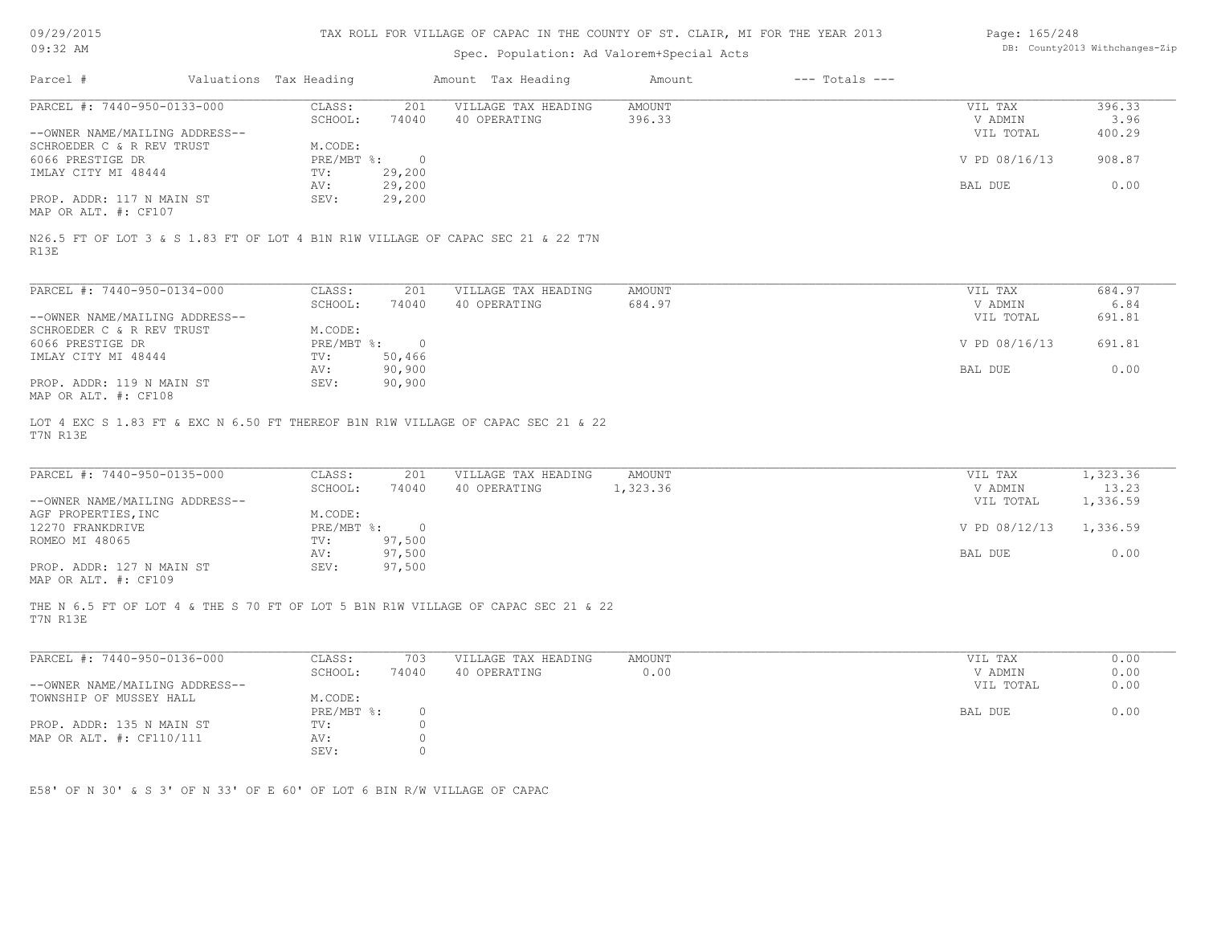# TAX ROLL FOR VILLAGE OF CAPAC IN THE COUNTY OF ST. CLAIR, MI FOR THE YEAR 2013

Spec. Population: Ad Valorem+Special Acts

09/29/2015 09:32 AM

DB: County2013 Withchanges-Zip

| Parcel # | Valuations | Tax Heading | Amount | Tax Heading | Amount | --- Totals --- | |
|---|---|---|---|---|---|---|---|

---

PARCEL #: 7440-950-0133-000

| CLASS: | 201 | VILLAGE TAX HEADING | AMOUNT | VIL TAX | 396.33 |
|---|---|---|---|---|---|
| SCHOOL: | 74040 | 40 OPERATING | 396.33 | V ADMIN | 3.96 |
| M.CODE: | | | | VIL TOTAL | 400.29 |
| PRE/MBT %: | 0 | | | V PD 08/16/13 | 908.87 |
| TV: | 29,200 | | | | |
| AV: | 29,200 | | | BAL DUE | 0.00 |
| SEV: | 29,200 | | | | |

--OWNER NAME/MAILING ADDRESS--
SCHROEDER C & R REV TRUST
6066 PRESTIGE DR
IMLAY CITY MI 48444

PROP. ADDR: 117 N MAIN ST
MAP OR ALT. #: CF107

N26.5 FT OF LOT 3 & S 1.83 FT OF LOT 4 B1N R1W VILLAGE OF CAPAC SEC 21 & 22 T7N R13E

---

PARCEL #: 7440-950-0134-000

| CLASS: | 201 | VILLAGE TAX HEADING | AMOUNT | VIL TAX | 684.97 |
|---|---|---|---|---|---|
| SCHOOL: | 74040 | 40 OPERATING | 684.97 | V ADMIN | 6.84 |
| M.CODE: | | | | VIL TOTAL | 691.81 |
| PRE/MBT %: | 0 | | | V PD 08/16/13 | 691.81 |
| TV: | 50,466 | | | | |
| AV: | 90,900 | | | BAL DUE | 0.00 |
| SEV: | 90,900 | | | | |

--OWNER NAME/MAILING ADDRESS--
SCHROEDER C & R REV TRUST
6066 PRESTIGE DR
IMLAY CITY MI 48444

PROP. ADDR: 119 N MAIN ST
MAP OR ALT. #: CF108

LOT 4 EXC S 1.83 FT & EXC N 6.50 FT THEREOF B1N R1W VILLAGE OF CAPAC SEC 21 & 22 T7N R13E

---

PARCEL #: 7440-950-0135-000

| CLASS: | 201 | VILLAGE TAX HEADING | AMOUNT | VIL TAX | 1,323.36 |
|---|---|---|---|---|---|
| SCHOOL: | 74040 | 40 OPERATING | 1,323.36 | V ADMIN | 13.23 |
| M.CODE: | | | | VIL TOTAL | 1,336.59 |
| PRE/MBT %: | 0 | | | V PD 08/12/13 | 1,336.59 |
| TV: | 97,500 | | | | |
| AV: | 97,500 | | | BAL DUE | 0.00 |
| SEV: | 97,500 | | | | |

--OWNER NAME/MAILING ADDRESS--
AGF PROPERTIES,INC
12270 FRANKDRIVE
ROMEO MI 48065

PROP. ADDR: 127 N MAIN ST
MAP OR ALT. #: CF109

THE N 6.5 FT OF LOT 4 & THE S 70 FT OF LOT 5 B1N R1W VILLAGE OF CAPAC SEC 21 & 22 T7N R13E

---

PARCEL #: 7440-950-0136-000

| CLASS: | 703 | VILLAGE TAX HEADING | AMOUNT | VIL TAX | 0.00 |
|---|---|---|---|---|---|
| SCHOOL: | 74040 | 40 OPERATING | 0.00 | V ADMIN | 0.00 |
| M.CODE: | | | | VIL TOTAL | 0.00 |
| PRE/MBT %: | 0 | | | BAL DUE | 0.00 |
| TV: | 0 | | | | |
| AV: | 0 | | | | |
| SEV: | 0 | | | | |

--OWNER NAME/MAILING ADDRESS--
TOWNSHIP OF MUSSEY HALL

PROP. ADDR: 135 N MAIN ST
MAP OR ALT. #: CF110/111

E58' OF N 30' & S 3' OF N 33' OF E 60' OF LOT 6 BIN R/W VILLAGE OF CAPAC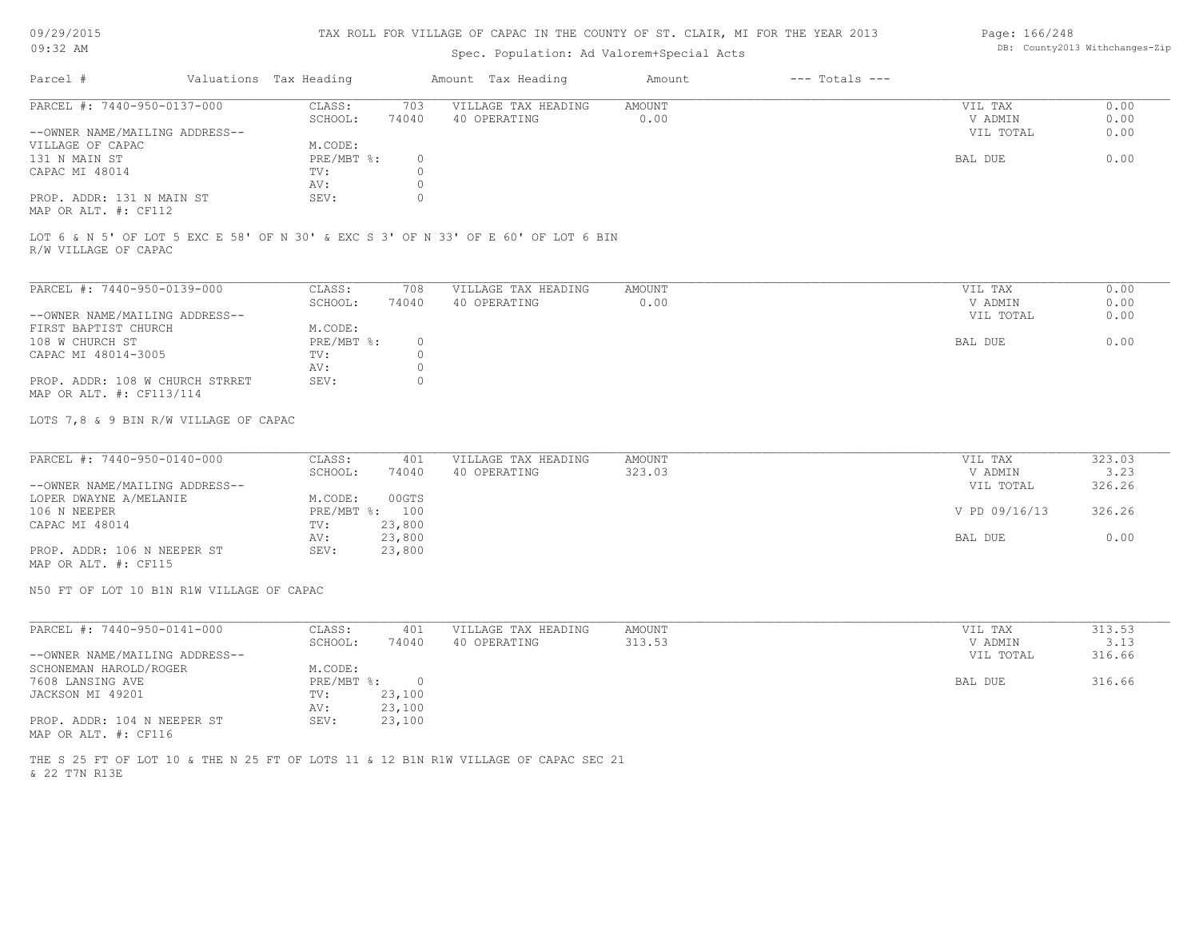TAX ROLL FOR VILLAGE OF CAPAC IN THE COUNTY OF ST. CLAIR, MI FOR THE YEAR 2013

Spec. Population: Ad Valorem+Special Acts

| Parcel # | Valuations | Tax Heading | Amount | Tax Heading | Amount | --- Totals --- | |
|---|---|---|---|---|---|---|---|

PARCEL #: 7440-950-0137-000

| | | | | | |
|---|---|---|---|---|---|
| CLASS: | 703 | VILLAGE TAX HEADING | AMOUNT | VIL TAX | 0.00 |
| SCHOOL: | 74040 | 40 OPERATING | 0.00 | V ADMIN | 0.00 |
| M.CODE: | | | | VIL TOTAL | 0.00 |
| PRE/MBT %: | 0 | | | BAL DUE | 0.00 |
| TV: | 0 | | | | |
| AV: | 0 | | | | |
| SEV: | 0 | | | | |

--OWNER NAME/MAILING ADDRESS--
VILLAGE OF CAPAC
131 N MAIN ST
CAPAC MI 48014

PROP. ADDR: 131 N MAIN ST
MAP OR ALT. #: CF112

LOT 6 & N 5' OF LOT 5 EXC E 58' OF N 30' & EXC S 3' OF N 33' OF E 60' OF LOT 6 BIN R/W VILLAGE OF CAPAC

PARCEL #: 7440-950-0139-000

| | | | | | |
|---|---|---|---|---|---|
| CLASS: | 708 | VILLAGE TAX HEADING | AMOUNT | VIL TAX | 0.00 |
| SCHOOL: | 74040 | 40 OPERATING | 0.00 | V ADMIN | 0.00 |
| M.CODE: | | | | VIL TOTAL | 0.00 |
| PRE/MBT %: | 0 | | | BAL DUE | 0.00 |
| TV: | 0 | | | | |
| AV: | 0 | | | | |
| SEV: | 0 | | | | |

--OWNER NAME/MAILING ADDRESS--
FIRST BAPTIST CHURCH
108 W CHURCH ST
CAPAC MI 48014-3005

PROP. ADDR: 108 W CHURCH STRRET
MAP OR ALT. #: CF113/114

LOTS 7,8 & 9 BIN R/W VILLAGE OF CAPAC

PARCEL #: 7440-950-0140-000

| | | | | | |
|---|---|---|---|---|---|
| CLASS: | 401 | VILLAGE TAX HEADING | AMOUNT | VIL TAX | 323.03 |
| SCHOOL: | 74040 | 40 OPERATING | 323.03 | V ADMIN | 3.23 |
| M.CODE: | 00GTS | | | VIL TOTAL | 326.26 |
| PRE/MBT %: | 100 | | | V PD 09/16/13 | 326.26 |
| TV: | 23,800 | | | | |
| AV: | 23,800 | | | BAL DUE | 0.00 |
| SEV: | 23,800 | | | | |

--OWNER NAME/MAILING ADDRESS--
LOPER DWAYNE A/MELANIE
106 N NEEPER
CAPAC MI 48014

PROP. ADDR: 106 N NEEPER ST
MAP OR ALT. #: CF115

N50 FT OF LOT 10 B1N R1W VILLAGE OF CAPAC

PARCEL #: 7440-950-0141-000

| | | | | | |
|---|---|---|---|---|---|
| CLASS: | 401 | VILLAGE TAX HEADING | AMOUNT | VIL TAX | 313.53 |
| SCHOOL: | 74040 | 40 OPERATING | 313.53 | V ADMIN | 3.13 |
| M.CODE: | | | | VIL TOTAL | 316.66 |
| PRE/MBT %: | 0 | | | BAL DUE | 316.66 |
| TV: | 23,100 | | | | |
| AV: | 23,100 | | | | |
| SEV: | 23,100 | | | | |

--OWNER NAME/MAILING ADDRESS--
SCHONEMAN HAROLD/ROGER
7608 LANSING AVE
JACKSON MI 49201

PROP. ADDR: 104 N NEEPER ST
MAP OR ALT. #: CF116

THE S 25 FT OF LOT 10 & THE N 25 FT OF LOTS 11 & 12 B1N R1W VILLAGE OF CAPAC SEC 21 & 22 T7N R13E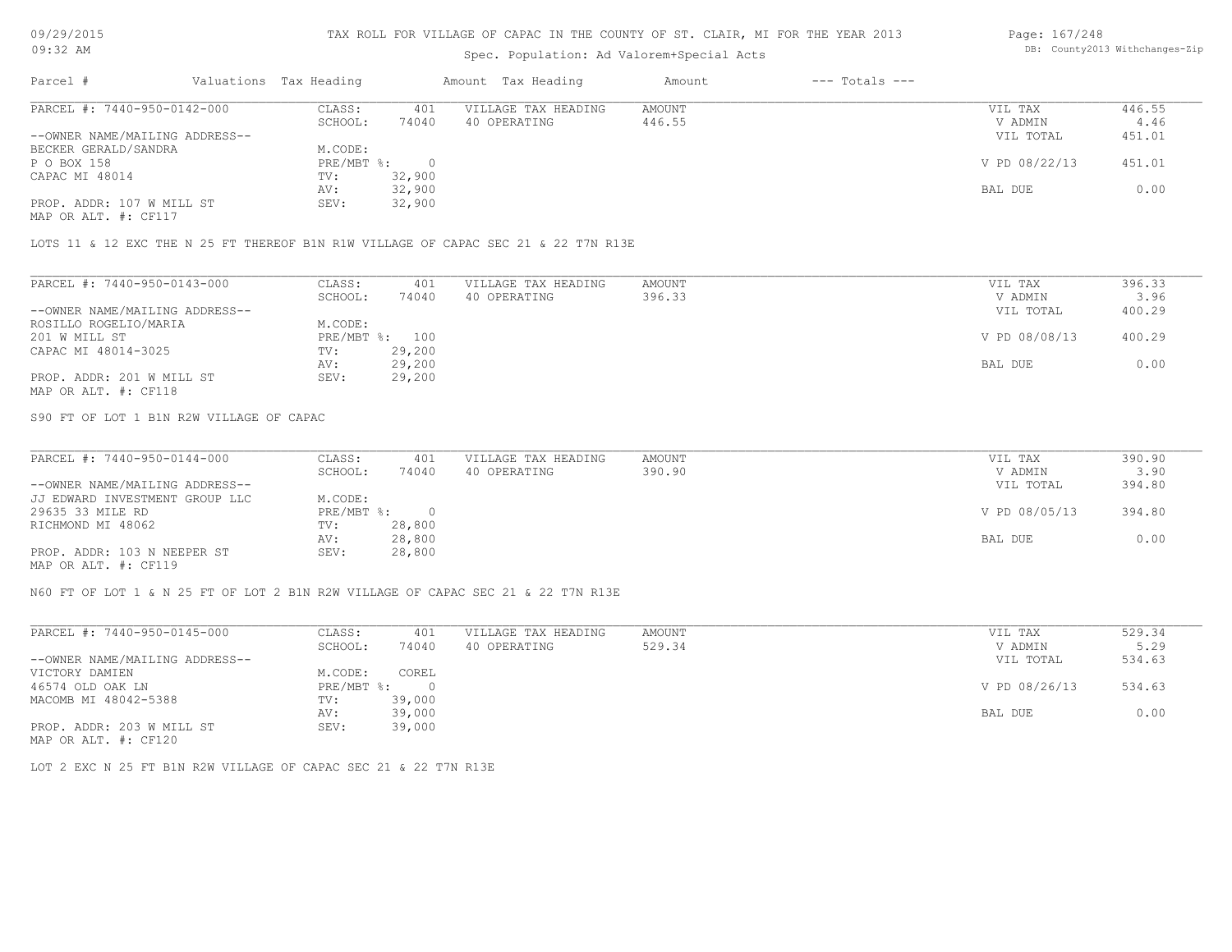TAX ROLL FOR VILLAGE OF CAPAC IN THE COUNTY OF ST. CLAIR, MI FOR THE YEAR 2013

Spec. Population: Ad Valorem+Special Acts

| Parcel # | Valuations | Tax Heading | Amount | Tax Heading | Amount | --- Totals --- | |
|---|---|---|---|---|---|---|---|
| PARCEL #: 7440-950-0142-000 | CLASS: | 401 | VILLAGE TAX HEADING | AMOUNT | | VIL TAX | 446.55 |
| | SCHOOL: | 74040 | 40 OPERATING | 446.55 | | V ADMIN | 4.46 |
| --OWNER NAME/MAILING ADDRESS-- | | | | | | VIL TOTAL | 451.01 |
| BECKER GERALD/SANDRA | M.CODE: | | | | | | |
| P O BOX 158 | PRE/MBT %: | 0 | | | | V PD 08/22/13 | 451.01 |
| CAPAC MI 48014 | TV: | 32,900 | | | | | |
| | AV: | 32,900 | | | | BAL DUE | 0.00 |
| PROP. ADDR: 107 W MILL ST | SEV: | 32,900 | | | | | |
| MAP OR ALT. #: CF117 | | | | | | | |

LOTS 11 & 12 EXC THE N 25 FT THEREOF B1N R1W VILLAGE OF CAPAC SEC 21 & 22 T7N R13E

| Parcel # | Valuations | Tax Heading | Amount | Tax Heading | Amount | --- Totals --- | |
|---|---|---|---|---|---|---|---|
| PARCEL #: 7440-950-0143-000 | CLASS: | 401 | VILLAGE TAX HEADING | AMOUNT | | VIL TAX | 396.33 |
| | SCHOOL: | 74040 | 40 OPERATING | 396.33 | | V ADMIN | 3.96 |
| --OWNER NAME/MAILING ADDRESS-- | | | | | | VIL TOTAL | 400.29 |
| ROSILLO ROGELIO/MARIA | M.CODE: | | | | | | |
| 201 W MILL ST | PRE/MBT %: | 100 | | | | V PD 08/08/13 | 400.29 |
| CAPAC MI 48014-3025 | TV: | 29,200 | | | | | |
| | AV: | 29,200 | | | | BAL DUE | 0.00 |
| PROP. ADDR: 201 W MILL ST | SEV: | 29,200 | | | | | |
| MAP OR ALT. #: CF118 | | | | | | | |

S90 FT OF LOT 1 B1N R2W VILLAGE OF CAPAC

| Parcel # | Valuations | Tax Heading | Amount | Tax Heading | Amount | --- Totals --- | |
|---|---|---|---|---|---|---|---|
| PARCEL #: 7440-950-0144-000 | CLASS: | 401 | VILLAGE TAX HEADING | AMOUNT | | VIL TAX | 390.90 |
| | SCHOOL: | 74040 | 40 OPERATING | 390.90 | | V ADMIN | 3.90 |
| --OWNER NAME/MAILING ADDRESS-- | | | | | | VIL TOTAL | 394.80 |
| JJ EDWARD INVESTMENT GROUP LLC | M.CODE: | | | | | | |
| 29635 33 MILE RD | PRE/MBT %: | 0 | | | | V PD 08/05/13 | 394.80 |
| RICHMOND MI 48062 | TV: | 28,800 | | | | | |
| | AV: | 28,800 | | | | BAL DUE | 0.00 |
| PROP. ADDR: 103 N NEEPER ST | SEV: | 28,800 | | | | | |
| MAP OR ALT. #: CF119 | | | | | | | |

N60 FT OF LOT 1 & N 25 FT OF LOT 2 B1N R2W VILLAGE OF CAPAC SEC 21 & 22 T7N R13E

| Parcel # | Valuations | Tax Heading | Amount | Tax Heading | Amount | --- Totals --- | |
|---|---|---|---|---|---|---|---|
| PARCEL #: 7440-950-0145-000 | CLASS: | 401 | VILLAGE TAX HEADING | AMOUNT | | VIL TAX | 529.34 |
| | SCHOOL: | 74040 | 40 OPERATING | 529.34 | | V ADMIN | 5.29 |
| --OWNER NAME/MAILING ADDRESS-- | | | | | | VIL TOTAL | 534.63 |
| VICTORY DAMIEN | M.CODE: | COREL | | | | | |
| 46574 OLD OAK LN | PRE/MBT %: | 0 | | | | V PD 08/26/13 | 534.63 |
| MACOMB MI 48042-5388 | TV: | 39,000 | | | | | |
| | AV: | 39,000 | | | | BAL DUE | 0.00 |
| PROP. ADDR: 203 W MILL ST | SEV: | 39,000 | | | | | |
| MAP OR ALT. #: CF120 | | | | | | | |

LOT 2 EXC N 25 FT B1N R2W VILLAGE OF CAPAC SEC 21 & 22 T7N R13E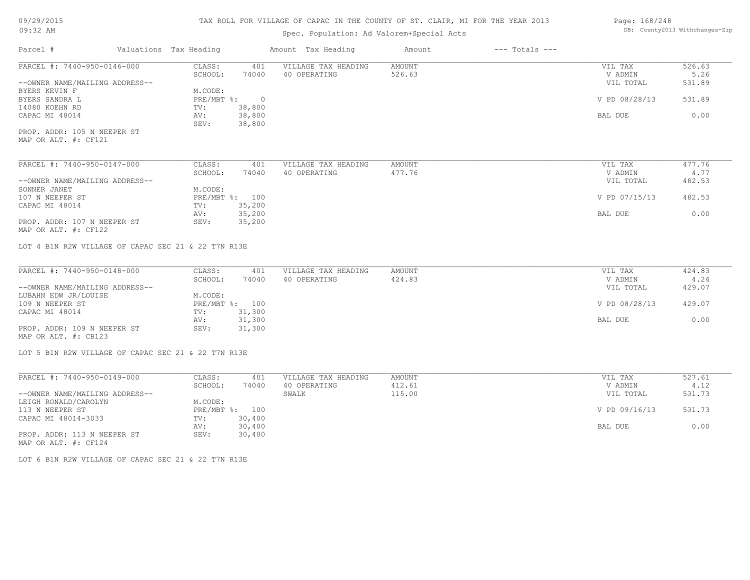# TAX ROLL FOR VILLAGE OF CAPAC IN THE COUNTY OF ST. CLAIR, MI FOR THE YEAR 2013

Spec. Population: Ad Valorem+Special Acts

09/29/2015
09:32 AM

DB: County2013 Withchanges-Zip

| Parcel # | Valuations | Tax Heading | Amount | Tax Heading | Amount | --- Totals --- |
|---|---|---|---|---|---|---|

---

PARCEL #: 7440-950-0146-000

| CLASS: | 401 | VILLAGE TAX HEADING | AMOUNT | VIL TAX | 526.63 |
|---|---|---|---|---|---|
| SCHOOL: | 74040 | 40 OPERATING | 526.63 | V ADMIN | 5.26 |
| | | | | VIL TOTAL | 531.89 |
| M.CODE: | | | | | |
| PRE/MBT %: | 0 | | | V PD 08/28/13 | 531.89 |
| TV: | 38,800 | | | | |
| AV: | 38,800 | | | BAL DUE | 0.00 |
| SEV: | 38,800 | | | | |

--OWNER NAME/MAILING ADDRESS--
BYERS KEVIN F
BYERS SANDRA L
14080 KOEHN RD
CAPAC MI 48014

PROP. ADDR: 105 N NEEPER ST
MAP OR ALT. #: CF121

---

PARCEL #: 7440-950-0147-000

| CLASS: | 401 | VILLAGE TAX HEADING | AMOUNT | VIL TAX | 477.76 |
|---|---|---|---|---|---|
| SCHOOL: | 74040 | 40 OPERATING | 477.76 | V ADMIN | 4.77 |
| | | | | VIL TOTAL | 482.53 |
| M.CODE: | | | | | |
| PRE/MBT %: | 100 | | | V PD 07/15/13 | 482.53 |
| TV: | 35,200 | | | | |
| AV: | 35,200 | | | BAL DUE | 0.00 |
| SEV: | 35,200 | | | | |

--OWNER NAME/MAILING ADDRESS--
SONNER JANET
107 N NEEPER ST
CAPAC MI 48014

PROP. ADDR: 107 N NEEPER ST
MAP OR ALT. #: CF122

LOT 4 B1N R2W VILLAGE OF CAPAC SEC 21 & 22 T7N R13E

---

PARCEL #: 7440-950-0148-000

| CLASS: | 401 | VILLAGE TAX HEADING | AMOUNT | VIL TAX | 424.83 |
|---|---|---|---|---|---|
| SCHOOL: | 74040 | 40 OPERATING | 424.83 | V ADMIN | 4.24 |
| | | | | VIL TOTAL | 429.07 |
| M.CODE: | | | | | |
| PRE/MBT %: | 100 | | | V PD 08/28/13 | 429.07 |
| TV: | 31,300 | | | | |
| AV: | 31,300 | | | BAL DUE | 0.00 |
| SEV: | 31,300 | | | | |

--OWNER NAME/MAILING ADDRESS--
LUBAHN EDW JR/LOUISE
109 N NEEPER ST
CAPAC MI 48014

PROP. ADDR: 109 N NEEPER ST
MAP OR ALT. #: CB123

LOT 5 B1N R2W VILLAGE OF CAPAC SEC 21 & 22 T7N R13E

---

PARCEL #: 7440-950-0149-000

| CLASS: | 401 | VILLAGE TAX HEADING | AMOUNT | VIL TAX | 527.61 |
|---|---|---|---|---|---|
| SCHOOL: | 74040 | 40 OPERATING | 412.61 | V ADMIN | 4.12 |
| | | SWALK | 115.00 | VIL TOTAL | 531.73 |
| M.CODE: | | | | | |
| PRE/MBT %: | 100 | | | V PD 09/16/13 | 531.73 |
| TV: | 30,400 | | | | |
| AV: | 30,400 | | | BAL DUE | 0.00 |
| SEV: | 30,400 | | | | |

--OWNER NAME/MAILING ADDRESS--
LEIGH RONALD/CAROLYN
113 N NEEPER ST
CAPAC MI 48014-3033

PROP. ADDR: 113 N NEEPER ST
MAP OR ALT. #: CF124

LOT 6 B1N R2W VILLAGE OF CAPAC SEC 21 & 22 T7N R13E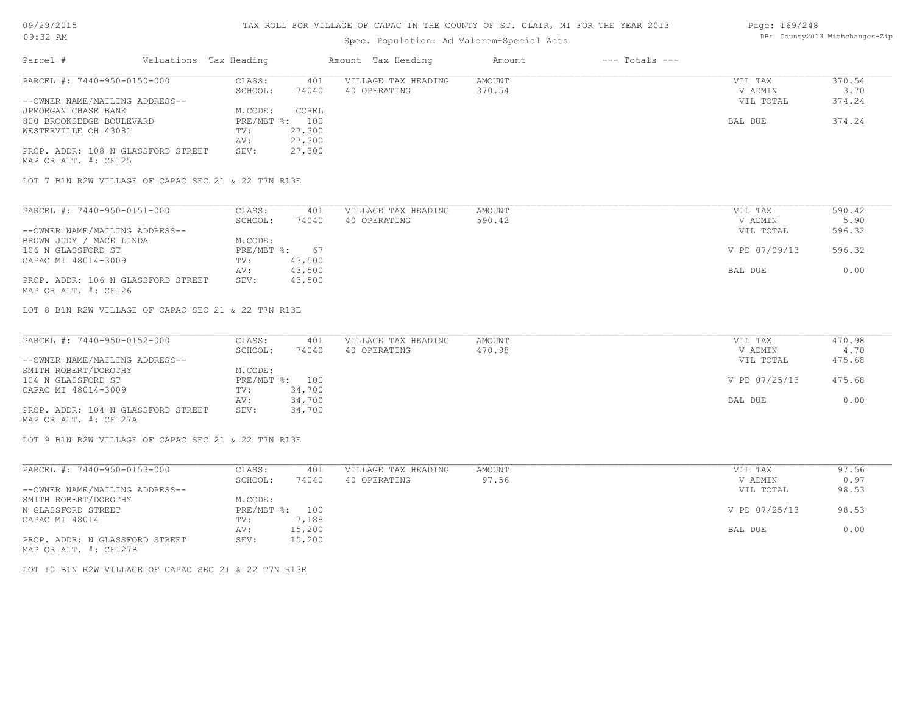# TAX ROLL FOR VILLAGE OF CAPAC IN THE COUNTY OF ST. CLAIR, MI FOR THE YEAR 2013

Spec. Population: Ad Valorem+Special Acts

09/29/2015 09:32 AM

DB: County2013 Withchanges-Zip

| Parcel # | Valuations | Tax Heading | Amount | Tax Heading | Amount | --- Totals --- | |
|---|---|---|---|---|---|---|---|
| PARCEL #: 7440-950-0150-000 | CLASS: | 401 | VILLAGE TAX HEADING | AMOUNT | | VIL TAX | 370.54 |
| | SCHOOL: | 74040 | 40 OPERATING | 370.54 | | V ADMIN | 3.70 |
| --OWNER NAME/MAILING ADDRESS-- | | | | | | VIL TOTAL | 374.24 |
| JPMORGAN CHASE BANK | M.CODE: | COREL | | | | | |
| 800 BROOKSEDGE BOULEVARD | PRE/MBT %: | 100 | | | | BAL DUE | 374.24 |
| WESTERVILLE OH 43081 | TV: | 27,300 | | | | | |
| | AV: | 27,300 | | | | | |
| PROP. ADDR: 108 N GLASSFORD STREET | SEV: | 27,300 | | | | | |
| MAP OR ALT. #: CF125 | | | | | | | |

LOT 7 B1N R2W VILLAGE OF CAPAC SEC 21 & 22 T7N R13E

| Parcel # | Valuations | Tax Heading | Amount | Tax Heading | Amount | --- Totals --- | |
|---|---|---|---|---|---|---|---|
| PARCEL #: 7440-950-0151-000 | CLASS: | 401 | VILLAGE TAX HEADING | AMOUNT | | VIL TAX | 590.42 |
| | SCHOOL: | 74040 | 40 OPERATING | 590.42 | | V ADMIN | 5.90 |
| --OWNER NAME/MAILING ADDRESS-- | | | | | | VIL TOTAL | 596.32 |
| BROWN JUDY / MACE LINDA | M.CODE: | | | | | | |
| 106 N GLASSFORD ST | PRE/MBT %: | 67 | | | | V PD 07/09/13 | 596.32 |
| CAPAC MI 48014-3009 | TV: | 43,500 | | | | | |
| | AV: | 43,500 | | | | BAL DUE | 0.00 |
| PROP. ADDR: 106 N GLASSFORD STREET | SEV: | 43,500 | | | | | |
| MAP OR ALT. #: CF126 | | | | | | | |

LOT 8 B1N R2W VILLAGE OF CAPAC SEC 21 & 22 T7N R13E

| Parcel # | Valuations | Tax Heading | Amount | Tax Heading | Amount | --- Totals --- | |
|---|---|---|---|---|---|---|---|
| PARCEL #: 7440-950-0152-000 | CLASS: | 401 | VILLAGE TAX HEADING | AMOUNT | | VIL TAX | 470.98 |
| | SCHOOL: | 74040 | 40 OPERATING | 470.98 | | V ADMIN | 4.70 |
| --OWNER NAME/MAILING ADDRESS-- | | | | | | VIL TOTAL | 475.68 |
| SMITH ROBERT/DOROTHY | M.CODE: | | | | | | |
| 104 N GLASSFORD ST | PRE/MBT %: | 100 | | | | V PD 07/25/13 | 475.68 |
| CAPAC MI 48014-3009 | TV: | 34,700 | | | | | |
| | AV: | 34,700 | | | | BAL DUE | 0.00 |
| PROP. ADDR: 104 N GLASSFORD STREET | SEV: | 34,700 | | | | | |
| MAP OR ALT. #: CF127A | | | | | | | |

LOT 9 B1N R2W VILLAGE OF CAPAC SEC 21 & 22 T7N R13E

| Parcel # | Valuations | Tax Heading | Amount | Tax Heading | Amount | --- Totals --- | |
|---|---|---|---|---|---|---|---|
| PARCEL #: 7440-950-0153-000 | CLASS: | 401 | VILLAGE TAX HEADING | AMOUNT | | VIL TAX | 97.56 |
| | SCHOOL: | 74040 | 40 OPERATING | 97.56 | | V ADMIN | 0.97 |
| --OWNER NAME/MAILING ADDRESS-- | | | | | | VIL TOTAL | 98.53 |
| SMITH ROBERT/DOROTHY | M.CODE: | | | | | | |
| N GLASSFORD STREET | PRE/MBT %: | 100 | | | | V PD 07/25/13 | 98.53 |
| CAPAC MI 48014 | TV: | 7,188 | | | | | |
| | AV: | 15,200 | | | | BAL DUE | 0.00 |
| PROP. ADDR: N GLASSFORD STREET | SEV: | 15,200 | | | | | |
| MAP OR ALT. #: CF127B | | | | | | | |

LOT 10 B1N R2W VILLAGE OF CAPAC SEC 21 & 22 T7N R13E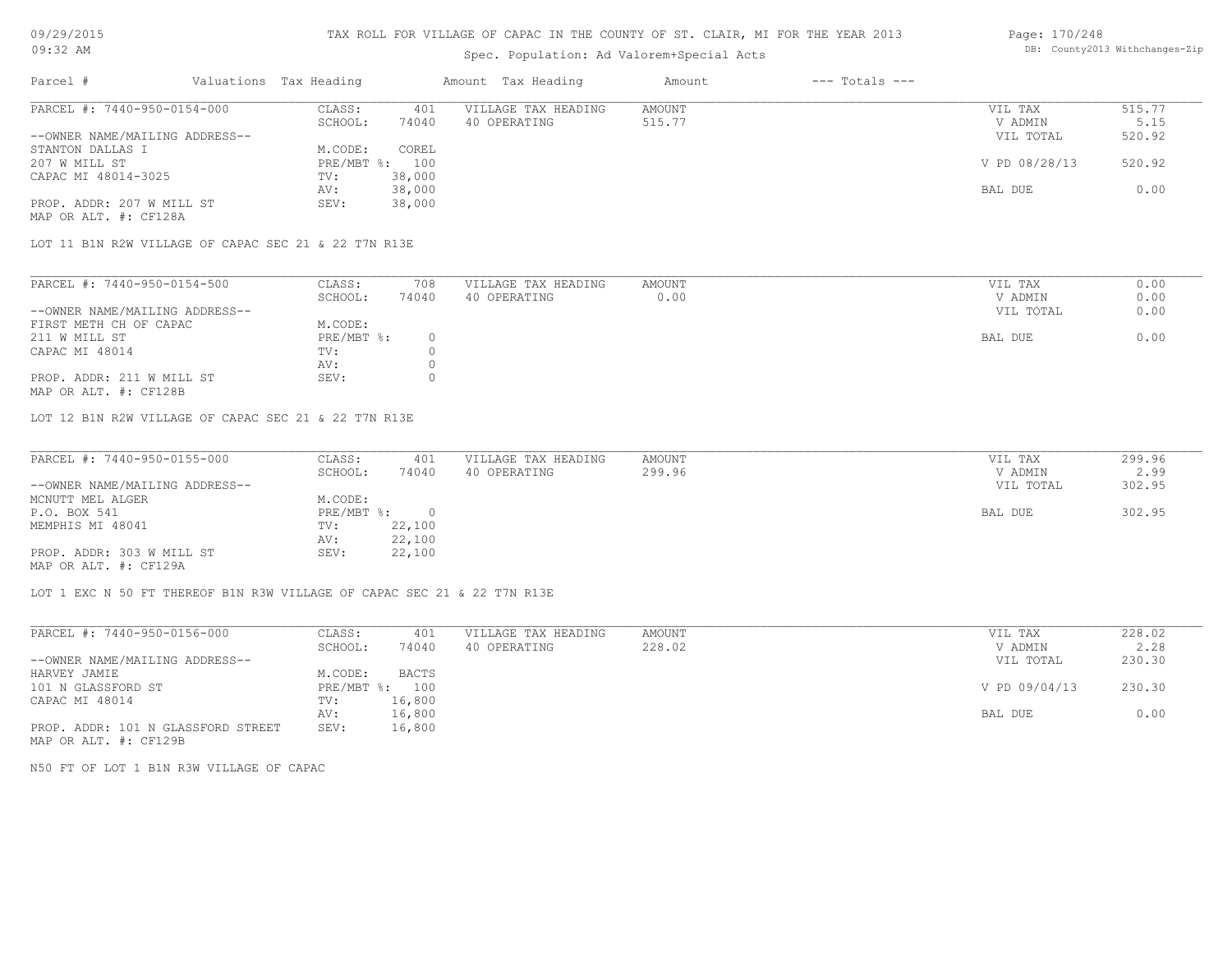TAX ROLL FOR VILLAGE OF CAPAC IN THE COUNTY OF ST. CLAIR, MI FOR THE YEAR 2013

Spec. Population: Ad Valorem+Special Acts

| Parcel # | Valuations | Tax Heading | Amount | Tax Heading | Amount | --- Totals --- | |
|---|---|---|---|---|---|---|---|
| PARCEL #: 7440-950-0154-000 | CLASS: | 401 | VILLAGE TAX HEADING | AMOUNT | | VIL TAX | 515.77 |
| | SCHOOL: | 74040 | 40 OPERATING | 515.77 | | V ADMIN | 5.15 |
| --OWNER NAME/MAILING ADDRESS-- | | | | | | VIL TOTAL | 520.92 |
| STANTON DALLAS I | M.CODE: | COREL | | | | | |
| 207 W MILL ST | PRE/MBT %: | 100 | | | | V PD 08/28/13 | 520.92 |
| CAPAC MI 48014-3025 | TV: | 38,000 | | | | | |
| | AV: | 38,000 | | | | BAL DUE | 0.00 |
| PROP. ADDR: 207 W MILL ST | SEV: | 38,000 | | | | | |
| MAP OR ALT. #: CF128A | | | | | | | |

LOT 11 B1N R2W VILLAGE OF CAPAC SEC 21 & 22 T7N R13E

| Parcel # | Valuations | Tax Heading | Amount | Tax Heading | Amount | --- Totals --- | |
|---|---|---|---|---|---|---|---|
| PARCEL #: 7440-950-0154-500 | CLASS: | 708 | VILLAGE TAX HEADING | AMOUNT | | VIL TAX | 0.00 |
| | SCHOOL: | 74040 | 40 OPERATING | 0.00 | | V ADMIN | 0.00 |
| --OWNER NAME/MAILING ADDRESS-- | | | | | | VIL TOTAL | 0.00 |
| FIRST METH CH OF CAPAC | M.CODE: | | | | | | |
| 211 W MILL ST | PRE/MBT %: | 0 | | | | BAL DUE | 0.00 |
| CAPAC MI 48014 | TV: | 0 | | | | | |
| | AV: | 0 | | | | | |
| PROP. ADDR: 211 W MILL ST | SEV: | 0 | | | | | |
| MAP OR ALT. #: CF128B | | | | | | | |

LOT 12 B1N R2W VILLAGE OF CAPAC SEC 21 & 22 T7N R13E

| Parcel # | Valuations | Tax Heading | Amount | Tax Heading | Amount | --- Totals --- | |
|---|---|---|---|---|---|---|---|
| PARCEL #: 7440-950-0155-000 | CLASS: | 401 | VILLAGE TAX HEADING | AMOUNT | | VIL TAX | 299.96 |
| | SCHOOL: | 74040 | 40 OPERATING | 299.96 | | V ADMIN | 2.99 |
| --OWNER NAME/MAILING ADDRESS-- | | | | | | VIL TOTAL | 302.95 |
| MCNUTT MEL ALGER | M.CODE: | | | | | | |
| P.O. BOX 541 | PRE/MBT %: | 0 | | | | BAL DUE | 302.95 |
| MEMPHIS MI 48041 | TV: | 22,100 | | | | | |
| | AV: | 22,100 | | | | | |
| PROP. ADDR: 303 W MILL ST | SEV: | 22,100 | | | | | |
| MAP OR ALT. #: CF129A | | | | | | | |

LOT 1 EXC N 50 FT THEREOF B1N R3W VILLAGE OF CAPAC SEC 21 & 22 T7N R13E

| Parcel # | Valuations | Tax Heading | Amount | Tax Heading | Amount | --- Totals --- | |
|---|---|---|---|---|---|---|---|
| PARCEL #: 7440-950-0156-000 | CLASS: | 401 | VILLAGE TAX HEADING | AMOUNT | | VIL TAX | 228.02 |
| | SCHOOL: | 74040 | 40 OPERATING | 228.02 | | V ADMIN | 2.28 |
| --OWNER NAME/MAILING ADDRESS-- | | | | | | VIL TOTAL | 230.30 |
| HARVEY JAMIE | M.CODE: | BACTS | | | | | |
| 101 N GLASSFORD ST | PRE/MBT %: | 100 | | | | V PD 09/04/13 | 230.30 |
| CAPAC MI 48014 | TV: | 16,800 | | | | | |
| | AV: | 16,800 | | | | BAL DUE | 0.00 |
| PROP. ADDR: 101 N GLASSFORD STREET | SEV: | 16,800 | | | | | |
| MAP OR ALT. #: CF129B | | | | | | | |

N50 FT OF LOT 1 B1N R3W VILLAGE OF CAPAC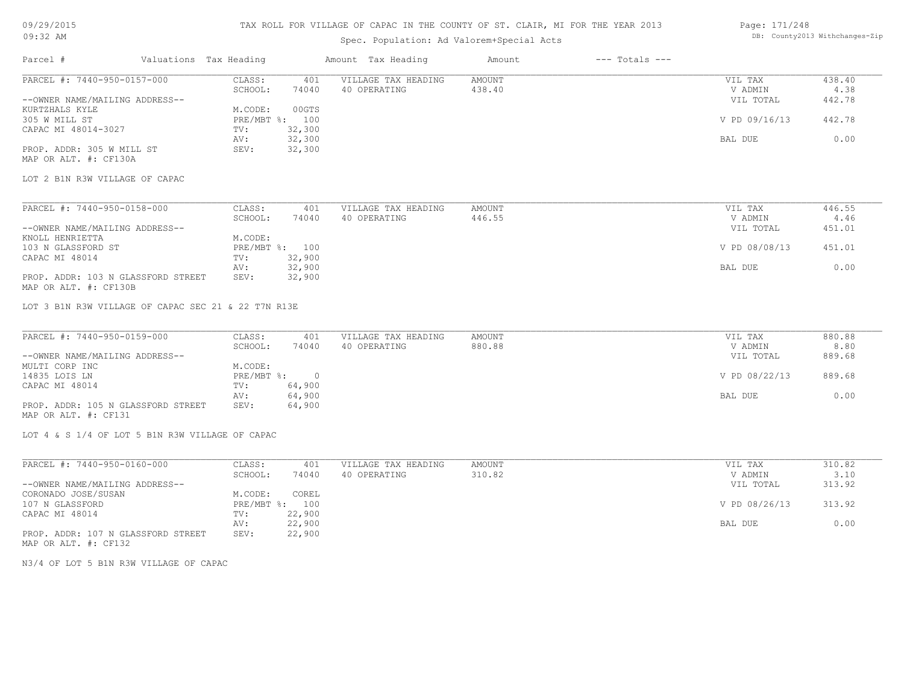TAX ROLL FOR VILLAGE OF CAPAC IN THE COUNTY OF ST. CLAIR, MI FOR THE YEAR 2013

Spec. Population: Ad Valorem+Special Acts

09/29/2015
09:32 AM

DB: County2013 Withchanges-Zip

| Parcel # | Valuations Tax Heading | | Amount Tax Heading | Amount | --- Totals --- | |
|---|---|---|---|---|---|---|

**PARCEL #: 7440-950-0157-000**

| | | | | | |
|---|---|---|---|---|---|
| CLASS: | 401 | VILLAGE TAX HEADING | AMOUNT | VIL TAX | 438.40 |
| SCHOOL: | 74040 | 40 OPERATING | 438.40 | V ADMIN | 4.38 |
| M.CODE: | 00GTS | | | VIL TOTAL | 442.78 |
| PRE/MBT %: | 100 | | | V PD 09/16/13 | 442.78 |
| TV: | 32,300 | | | | |
| AV: | 32,300 | | | BAL DUE | 0.00 |
| SEV: | 32,300 | | | | |

--OWNER NAME/MAILING ADDRESS--
KURTZHALS KYLE
305 W MILL ST
CAPAC MI 48014-3027

PROP. ADDR: 305 W MILL ST
MAP OR ALT. #: CF130A

LOT 2 B1N R3W VILLAGE OF CAPAC

**PARCEL #: 7440-950-0158-000**

| | | | | | |
|---|---|---|---|---|---|
| CLASS: | 401 | VILLAGE TAX HEADING | AMOUNT | VIL TAX | 446.55 |
| SCHOOL: | 74040 | 40 OPERATING | 446.55 | V ADMIN | 4.46 |
| M.CODE: | | | | VIL TOTAL | 451.01 |
| PRE/MBT %: | 100 | | | V PD 08/08/13 | 451.01 |
| TV: | 32,900 | | | | |
| AV: | 32,900 | | | BAL DUE | 0.00 |
| SEV: | 32,900 | | | | |

--OWNER NAME/MAILING ADDRESS--
KNOLL HENRIETTA
103 N GLASSFORD ST
CAPAC MI 48014

PROP. ADDR: 103 N GLASSFORD STREET
MAP OR ALT. #: CF130B

LOT 3 B1N R3W VILLAGE OF CAPAC SEC 21 & 22 T7N R13E

**PARCEL #: 7440-950-0159-000**

| | | | | | |
|---|---|---|---|---|---|
| CLASS: | 401 | VILLAGE TAX HEADING | AMOUNT | VIL TAX | 880.88 |
| SCHOOL: | 74040 | 40 OPERATING | 880.88 | V ADMIN | 8.80 |
| M.CODE: | | | | VIL TOTAL | 889.68 |
| PRE/MBT %: | 0 | | | V PD 08/22/13 | 889.68 |
| TV: | 64,900 | | | | |
| AV: | 64,900 | | | BAL DUE | 0.00 |
| SEV: | 64,900 | | | | |

--OWNER NAME/MAILING ADDRESS--
MULTI CORP INC
14835 LOIS LN
CAPAC MI 48014

PROP. ADDR: 105 N GLASSFORD STREET
MAP OR ALT. #: CF131

LOT 4 & S 1/4 OF LOT 5 B1N R3W VILLAGE OF CAPAC

**PARCEL #: 7440-950-0160-000**

| | | | | | |
|---|---|---|---|---|---|
| CLASS: | 401 | VILLAGE TAX HEADING | AMOUNT | VIL TAX | 310.82 |
| SCHOOL: | 74040 | 40 OPERATING | 310.82 | V ADMIN | 3.10 |
| M.CODE: | COREL | | | VIL TOTAL | 313.92 |
| PRE/MBT %: | 100 | | | V PD 08/26/13 | 313.92 |
| TV: | 22,900 | | | | |
| AV: | 22,900 | | | BAL DUE | 0.00 |
| SEV: | 22,900 | | | | |

--OWNER NAME/MAILING ADDRESS--
CORONADO JOSE/SUSAN
107 N GLASSFORD
CAPAC MI 48014

PROP. ADDR: 107 N GLASSFORD STREET
MAP OR ALT. #: CF132

N3/4 OF LOT 5 B1N R3W VILLAGE OF CAPAC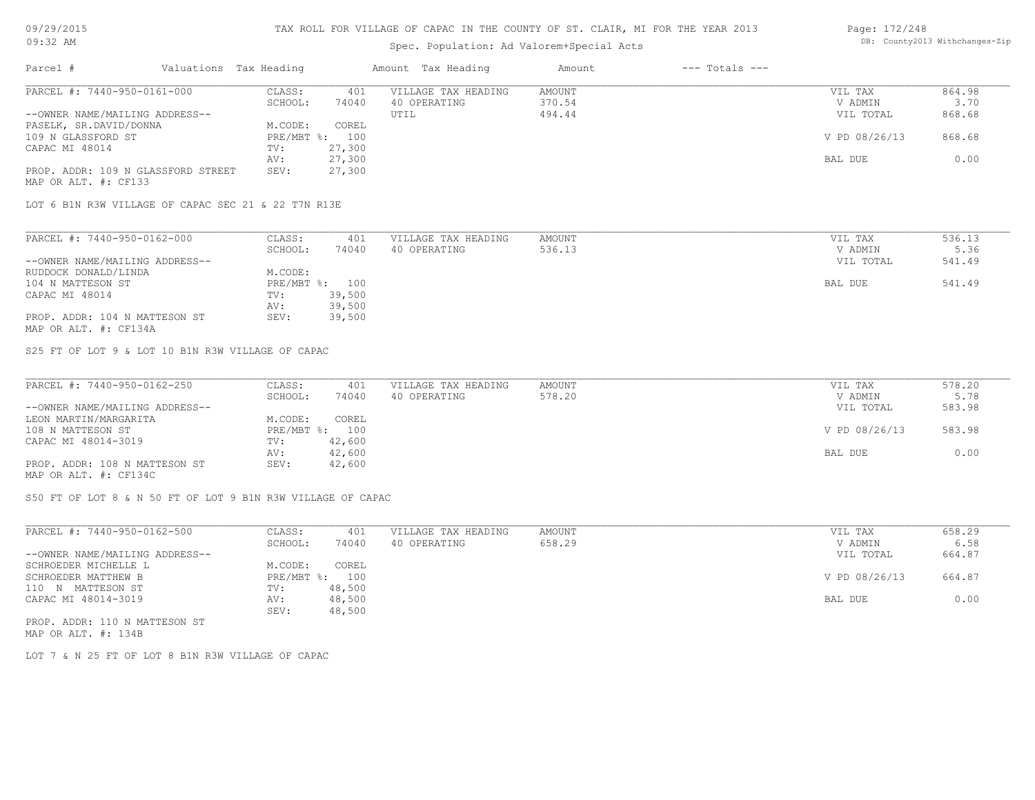TAX ROLL FOR VILLAGE OF CAPAC IN THE COUNTY OF ST. CLAIR, MI FOR THE YEAR 2013

Spec. Population: Ad Valorem+Special Acts

| Parcel # | Valuations | Tax Heading | Amount | Tax Heading | Amount | --- Totals --- | |
|---|---|---|---|---|---|---|---|
| PARCEL #: 7440-950-0161-000 | CLASS: | 401 | VILLAGE TAX HEADING | AMOUNT | | VIL TAX | 864.98 |
| | SCHOOL: | 74040 | 40 OPERATING | 370.54 | | V ADMIN | 3.70 |
| --OWNER NAME/MAILING ADDRESS-- | | | UTIL | 494.44 | | VIL TOTAL | 868.68 |
| PASELK, SR.DAVID/DONNA | M.CODE: | COREL | | | | | |
| 109 N GLASSFORD ST | PRE/MBT %: | 100 | | | | V PD 08/26/13 | 868.68 |
| CAPAC MI 48014 | TV: | 27,300 | | | | | |
| | AV: | 27,300 | | | | BAL DUE | 0.00 |
| PROP. ADDR: 109 N GLASSFORD STREET | SEV: | 27,300 | | | | | |
| MAP OR ALT. #: CF133 | | | | | | | |

LOT 6 B1N R3W VILLAGE OF CAPAC SEC 21 & 22 T7N R13E

| Parcel # | Valuations | Tax Heading | Amount | Tax Heading | Amount | --- Totals --- | |
|---|---|---|---|---|---|---|---|
| PARCEL #: 7440-950-0162-000 | CLASS: | 401 | VILLAGE TAX HEADING | AMOUNT | | VIL TAX | 536.13 |
| | SCHOOL: | 74040 | 40 OPERATING | 536.13 | | V ADMIN | 5.36 |
| --OWNER NAME/MAILING ADDRESS-- | | | | | | VIL TOTAL | 541.49 |
| RUDDOCK DONALD/LINDA | M.CODE: | | | | | | |
| 104 N MATTESON ST | PRE/MBT %: | 100 | | | | BAL DUE | 541.49 |
| CAPAC MI 48014 | TV: | 39,500 | | | | | |
| | AV: | 39,500 | | | | | |
| PROP. ADDR: 104 N MATTESON ST | SEV: | 39,500 | | | | | |
| MAP OR ALT. #: CF134A | | | | | | | |

S25 FT OF LOT 9 & LOT 10 B1N R3W VILLAGE OF CAPAC

| Parcel # | Valuations | Tax Heading | Amount | Tax Heading | Amount | --- Totals --- | |
|---|---|---|---|---|---|---|---|
| PARCEL #: 7440-950-0162-250 | CLASS: | 401 | VILLAGE TAX HEADING | AMOUNT | | VIL TAX | 578.20 |
| | SCHOOL: | 74040 | 40 OPERATING | 578.20 | | V ADMIN | 5.78 |
| --OWNER NAME/MAILING ADDRESS-- | | | | | | VIL TOTAL | 583.98 |
| LEON MARTIN/MARGARITA | M.CODE: | COREL | | | | | |
| 108 N MATTESON ST | PRE/MBT %: | 100 | | | | V PD 08/26/13 | 583.98 |
| CAPAC MI 48014-3019 | TV: | 42,600 | | | | | |
| | AV: | 42,600 | | | | BAL DUE | 0.00 |
| PROP. ADDR: 108 N MATTESON ST | SEV: | 42,600 | | | | | |
| MAP OR ALT. #: CF134C | | | | | | | |

S50 FT OF LOT 8 & N 50 FT OF LOT 9 B1N R3W VILLAGE OF CAPAC

| Parcel # | Valuations | Tax Heading | Amount | Tax Heading | Amount | --- Totals --- | |
|---|---|---|---|---|---|---|---|
| PARCEL #: 7440-950-0162-500 | CLASS: | 401 | VILLAGE TAX HEADING | AMOUNT | | VIL TAX | 658.29 |
| | SCHOOL: | 74040 | 40 OPERATING | 658.29 | | V ADMIN | 6.58 |
| --OWNER NAME/MAILING ADDRESS-- | | | | | | VIL TOTAL | 664.87 |
| SCHROEDER MICHELLE L | M.CODE: | COREL | | | | | |
| SCHROEDER MATTHEW B | PRE/MBT %: | 100 | | | | V PD 08/26/13 | 664.87 |
| 110 N MATTESON ST | TV: | 48,500 | | | | | |
| CAPAC MI 48014-3019 | AV: | 48,500 | | | | BAL DUE | 0.00 |
| | SEV: | 48,500 | | | | | |
| PROP. ADDR: 110 N MATTESON ST | | | | | | | |
| MAP OR ALT. #: 134B | | | | | | | |

LOT 7 & N 25 FT OF LOT 8 B1N R3W VILLAGE OF CAPAC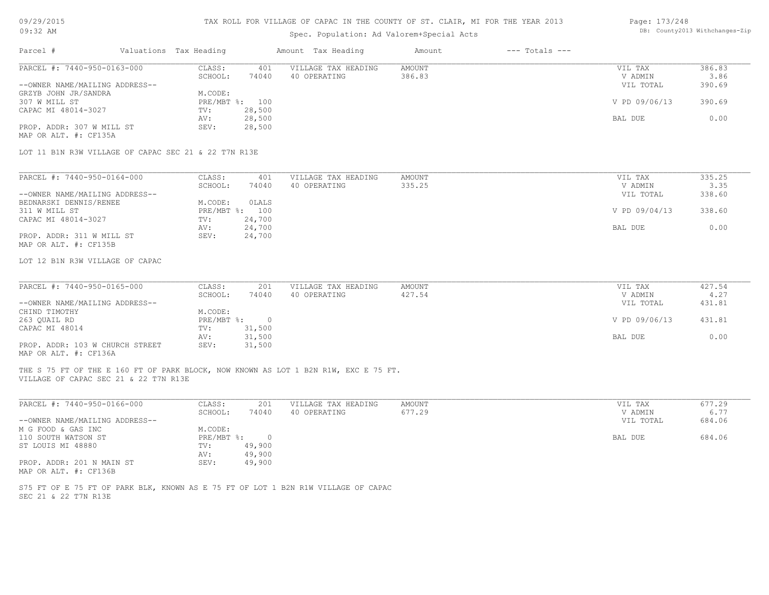TAX ROLL FOR VILLAGE OF CAPAC IN THE COUNTY OF ST. CLAIR, MI FOR THE YEAR 2013

Spec. Population: Ad Valorem+Special Acts

| Parcel # | Valuations | Tax Heading | Amount | Tax Heading | Amount | --- Totals --- | |
|---|---|---|---|---|---|---|---|
| PARCEL #: 7440-950-0163-000 | CLASS: | 401 | VILLAGE TAX HEADING | AMOUNT | | VIL TAX | 386.83 |
| | SCHOOL: | 74040 | 40 OPERATING | 386.83 | | V ADMIN | 3.86 |
| --OWNER NAME/MAILING ADDRESS-- | | | | | | VIL TOTAL | 390.69 |
| GRZYB JOHN JR/SANDRA | M.CODE: | | | | | | |
| 307 W MILL ST | PRE/MBT %: | 100 | | | | V PD 09/06/13 | 390.69 |
| CAPAC MI 48014-3027 | TV: | 28,500 | | | | | |
| | AV: | 28,500 | | | | BAL DUE | 0.00 |
| PROP. ADDR: 307 W MILL ST | SEV: | 28,500 | | | | | |
| MAP OR ALT. #: CF135A | | | | | | | |

LOT 11 B1N R3W VILLAGE OF CAPAC SEC 21 & 22 T7N R13E

| Parcel # | Valuations | Tax Heading | Amount | Tax Heading | Amount | --- Totals --- | |
|---|---|---|---|---|---|---|---|
| PARCEL #: 7440-950-0164-000 | CLASS: | 401 | VILLAGE TAX HEADING | AMOUNT | | VIL TAX | 335.25 |
| | SCHOOL: | 74040 | 40 OPERATING | 335.25 | | V ADMIN | 3.35 |
| --OWNER NAME/MAILING ADDRESS-- | | | | | | VIL TOTAL | 338.60 |
| BEDNARSKI DENNIS/RENEE | M.CODE: | OLALS | | | | | |
| 311 W MILL ST | PRE/MBT %: | 100 | | | | V PD 09/04/13 | 338.60 |
| CAPAC MI 48014-3027 | TV: | 24,700 | | | | | |
| | AV: | 24,700 | | | | BAL DUE | 0.00 |
| PROP. ADDR: 311 W MILL ST | SEV: | 24,700 | | | | | |
| MAP OR ALT. #: CF135B | | | | | | | |

LOT 12 B1N R3W VILLAGE OF CAPAC

| Parcel # | Valuations | Tax Heading | Amount | Tax Heading | Amount | --- Totals --- | |
|---|---|---|---|---|---|---|---|
| PARCEL #: 7440-950-0165-000 | CLASS: | 201 | VILLAGE TAX HEADING | AMOUNT | | VIL TAX | 427.54 |
| | SCHOOL: | 74040 | 40 OPERATING | 427.54 | | V ADMIN | 4.27 |
| --OWNER NAME/MAILING ADDRESS-- | | | | | | VIL TOTAL | 431.81 |
| CHIND TIMOTHY | M.CODE: | | | | | | |
| 263 QUAIL RD | PRE/MBT %: | 0 | | | | V PD 09/06/13 | 431.81 |
| CAPAC MI 48014 | TV: | 31,500 | | | | | |
| | AV: | 31,500 | | | | BAL DUE | 0.00 |
| PROP. ADDR: 103 W CHURCH STREET | SEV: | 31,500 | | | | | |
| MAP OR ALT. #: CF136A | | | | | | | |

THE S 75 FT OF THE E 160 FT OF PARK BLOCK, NOW KNOWN AS LOT 1 B2N R1W, EXC E 75 FT.
VILLAGE OF CAPAC SEC 21 & 22 T7N R13E

| Parcel # | Valuations | Tax Heading | Amount | Tax Heading | Amount | --- Totals --- | |
|---|---|---|---|---|---|---|---|
| PARCEL #: 7440-950-0166-000 | CLASS: | 201 | VILLAGE TAX HEADING | AMOUNT | | VIL TAX | 677.29 |
| | SCHOOL: | 74040 | 40 OPERATING | 677.29 | | V ADMIN | 6.77 |
| --OWNER NAME/MAILING ADDRESS-- | | | | | | VIL TOTAL | 684.06 |
| M G FOOD & GAS INC | M.CODE: | | | | | | |
| 110 SOUTH WATSON ST | PRE/MBT %: | 0 | | | | BAL DUE | 684.06 |
| ST LOUIS MI 48880 | TV: | 49,900 | | | | | |
| | AV: | 49,900 | | | | | |
| PROP. ADDR: 201 N MAIN ST | SEV: | 49,900 | | | | | |
| MAP OR ALT. #: CF136B | | | | | | | |

S75 FT OF E 75 FT OF PARK BLK, KNOWN AS E 75 FT OF LOT 1 B2N R1W VILLAGE OF CAPAC
SEC 21 & 22 T7N R13E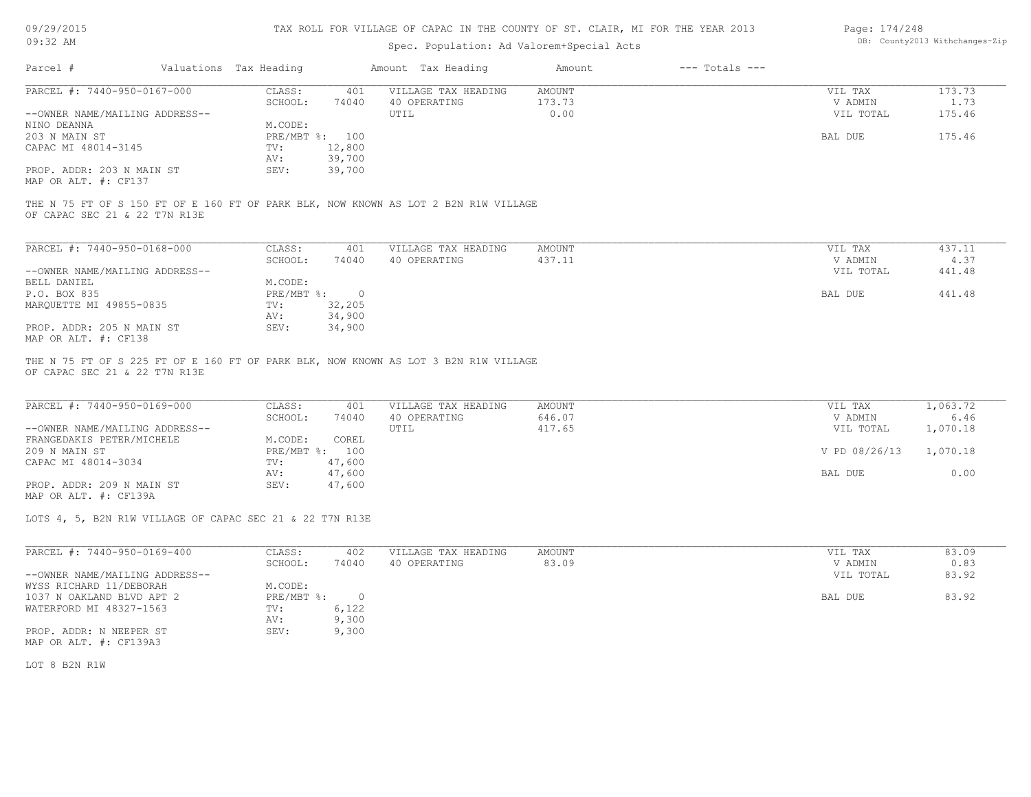# TAX ROLL FOR VILLAGE OF CAPAC IN THE COUNTY OF ST. CLAIR, MI FOR THE YEAR 2013

Spec. Population: Ad Valorem+Special Acts

09/29/2015 09:32 AM

DB: County2013 Withchanges-Zip

| Parcel # | Valuations | Tax Heading | Amount | Tax Heading | Amount | --- Totals --- |
|---|---|---|---|---|---|---|

---

| PARCEL #: 7440-950-0167-000 | CLASS: | 401 | VILLAGE TAX HEADING | AMOUNT | VIL TAX | 173.73 |
|---|---|---|---|---|---|---|
| | SCHOOL: | 74040 | 40 OPERATING | 173.73 | V ADMIN | 1.73 |
| --OWNER NAME/MAILING ADDRESS-- | | | UTIL | 0.00 | VIL TOTAL | 175.46 |
| NINO DEANNA | M.CODE: | | | | | |
| 203 N MAIN ST | PRE/MBT %: | 100 | | | BAL DUE | 175.46 |
| CAPAC MI 48014-3145 | TV: | 12,800 | | | | |
| | AV: | 39,700 | | | | |
| PROP. ADDR: 203 N MAIN ST | SEV: | 39,700 | | | | |
| MAP OR ALT. #: CF137 | | | | | | |

THE N 75 FT OF S 150 FT OF E 160 FT OF PARK BLK, NOW KNOWN AS LOT 2 B2N R1W VILLAGE OF CAPAC SEC 21 & 22 T7N R13E

---

| PARCEL #: 7440-950-0168-000 | CLASS: | 401 | VILLAGE TAX HEADING | AMOUNT | VIL TAX | 437.11 |
|---|---|---|---|---|---|---|
| | SCHOOL: | 74040 | 40 OPERATING | 437.11 | V ADMIN | 4.37 |
| --OWNER NAME/MAILING ADDRESS-- | | | | | VIL TOTAL | 441.48 |
| BELL DANIEL | M.CODE: | | | | | |
| P.O. BOX 835 | PRE/MBT %: | 0 | | | BAL DUE | 441.48 |
| MARQUETTE MI 49855-0835 | TV: | 32,205 | | | | |
| | AV: | 34,900 | | | | |
| PROP. ADDR: 205 N MAIN ST | SEV: | 34,900 | | | | |
| MAP OR ALT. #: CF138 | | | | | | |

THE N 75 FT OF S 225 FT OF E 160 FT OF PARK BLK, NOW KNOWN AS LOT 3 B2N R1W VILLAGE OF CAPAC SEC 21 & 22 T7N R13E

---

| PARCEL #: 7440-950-0169-000 | CLASS: | 401 | VILLAGE TAX HEADING | AMOUNT | VIL TAX | 1,063.72 |
|---|---|---|---|---|---|---|
| | SCHOOL: | 74040 | 40 OPERATING | 646.07 | V ADMIN | 6.46 |
| --OWNER NAME/MAILING ADDRESS-- | | | UTIL | 417.65 | VIL TOTAL | 1,070.18 |
| FRANGEDAKIS PETER/MICHELE | M.CODE: | COREL | | | | |
| 209 N MAIN ST | PRE/MBT %: | 100 | | | V PD 08/26/13 | 1,070.18 |
| CAPAC MI 48014-3034 | TV: | 47,600 | | | | |
| | AV: | 47,600 | | | BAL DUE | 0.00 |
| PROP. ADDR: 209 N MAIN ST | SEV: | 47,600 | | | | |
| MAP OR ALT. #: CF139A | | | | | | |

LOTS 4, 5, B2N R1W VILLAGE OF CAPAC SEC 21 & 22 T7N R13E

---

| PARCEL #: 7440-950-0169-400 | CLASS: | 402 | VILLAGE TAX HEADING | AMOUNT | VIL TAX | 83.09 |
|---|---|---|---|---|---|---|
| | SCHOOL: | 74040 | 40 OPERATING | 83.09 | V ADMIN | 0.83 |
| --OWNER NAME/MAILING ADDRESS-- | | | | | VIL TOTAL | 83.92 |
| WYSS RICHARD 11/DEBORAH | M.CODE: | | | | | |
| 1037 N OAKLAND BLVD APT 2 | PRE/MBT %: | 0 | | | BAL DUE | 83.92 |
| WATERFORD MI 48327-1563 | TV: | 6,122 | | | | |
| | AV: | 9,300 | | | | |
| PROP. ADDR: N NEEPER ST | SEV: | 9,300 | | | | |
| MAP OR ALT. #: CF139A3 | | | | | | |

LOT 8 B2N R1W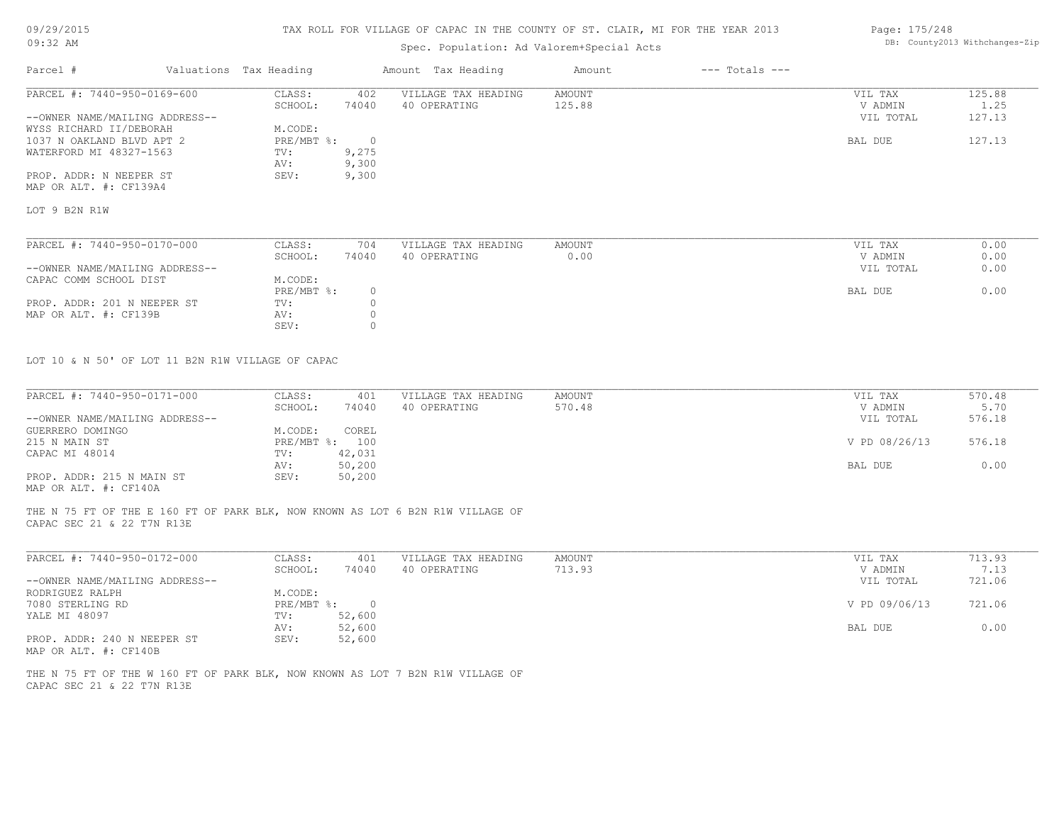TAX ROLL FOR VILLAGE OF CAPAC IN THE COUNTY OF ST. CLAIR, MI FOR THE YEAR 2013

Spec. Population: Ad Valorem+Special Acts

| Parcel # | Valuations | Tax Heading | Amount | Tax Heading | Amount | --- Totals --- | |
|---|---|---|---|---|---|---|---|
| PARCEL #: 7440-950-0169-600 | CLASS: | 402 | VILLAGE TAX HEADING | AMOUNT | | VIL TAX | 125.88 |
| | SCHOOL: | 74040 | 40 OPERATING | 125.88 | | V ADMIN | 1.25 |
| --OWNER NAME/MAILING ADDRESS-- | | | | | | VIL TOTAL | 127.13 |
| WYSS RICHARD II/DEBORAH | M.CODE: | | | | | | |
| 1037 N OAKLAND BLVD APT 2 | PRE/MBT %: | 0 | | | | BAL DUE | 127.13 |
| WATERFORD MI 48327-1563 | TV: | 9,275 | | | | | |
| | AV: | 9,300 | | | | | |
| PROP. ADDR: N NEEPER ST | SEV: | 9,300 | | | | | |
| MAP OR ALT. #: CF139A4 | | | | | | | |

LOT 9 B2N R1W

| Parcel # | Valuations | Tax Heading | Amount | Tax Heading | Amount | --- Totals --- | |
|---|---|---|---|---|---|---|---|
| PARCEL #: 7440-950-0170-000 | CLASS: | 704 | VILLAGE TAX HEADING | AMOUNT | | VIL TAX | 0.00 |
| | SCHOOL: | 74040 | 40 OPERATING | 0.00 | | V ADMIN | 0.00 |
| --OWNER NAME/MAILING ADDRESS-- | | | | | | VIL TOTAL | 0.00 |
| CAPAC COMM SCHOOL DIST | M.CODE: | | | | | | |
| | PRE/MBT %: | 0 | | | | BAL DUE | 0.00 |
| PROP. ADDR: 201 N NEEPER ST | TV: | 0 | | | | | |
| MAP OR ALT. #: CF139B | AV: | 0 | | | | | |
| | SEV: | 0 | | | | | |

LOT 10 & N 50' OF LOT 11 B2N R1W VILLAGE OF CAPAC

| Parcel # | Valuations | Tax Heading | Amount | Tax Heading | Amount | --- Totals --- | |
|---|---|---|---|---|---|---|---|
| PARCEL #: 7440-950-0171-000 | CLASS: | 401 | VILLAGE TAX HEADING | AMOUNT | | VIL TAX | 570.48 |
| | SCHOOL: | 74040 | 40 OPERATING | 570.48 | | V ADMIN | 5.70 |
| --OWNER NAME/MAILING ADDRESS-- | | | | | | VIL TOTAL | 576.18 |
| GUERRERO DOMINGO | M.CODE: | COREL | | | | | |
| 215 N MAIN ST | PRE/MBT %: | 100 | | | | V PD 08/26/13 | 576.18 |
| CAPAC MI 48014 | TV: | 42,031 | | | | | |
| | AV: | 50,200 | | | | BAL DUE | 0.00 |
| PROP. ADDR: 215 N MAIN ST | SEV: | 50,200 | | | | | |
| MAP OR ALT. #: CF140A | | | | | | | |

THE N 75 FT OF THE E 160 FT OF PARK BLK, NOW KNOWN AS LOT 6 B2N R1W VILLAGE OF CAPAC SEC 21 & 22 T7N R13E

| Parcel # | Valuations | Tax Heading | Amount | Tax Heading | Amount | --- Totals --- | |
|---|---|---|---|---|---|---|---|
| PARCEL #: 7440-950-0172-000 | CLASS: | 401 | VILLAGE TAX HEADING | AMOUNT | | VIL TAX | 713.93 |
| | SCHOOL: | 74040 | 40 OPERATING | 713.93 | | V ADMIN | 7.13 |
| --OWNER NAME/MAILING ADDRESS-- | | | | | | VIL TOTAL | 721.06 |
| RODRIGUEZ RALPH | M.CODE: | | | | | | |
| 7080 STERLING RD | PRE/MBT %: | 0 | | | | V PD 09/06/13 | 721.06 |
| YALE MI 48097 | TV: | 52,600 | | | | | |
| | AV: | 52,600 | | | | BAL DUE | 0.00 |
| PROP. ADDR: 240 N NEEPER ST | SEV: | 52,600 | | | | | |
| MAP OR ALT. #: CF140B | | | | | | | |

THE N 75 FT OF THE W 160 FT OF PARK BLK, NOW KNOWN AS LOT 7 B2N R1W VILLAGE OF CAPAC SEC 21 & 22 T7N R13E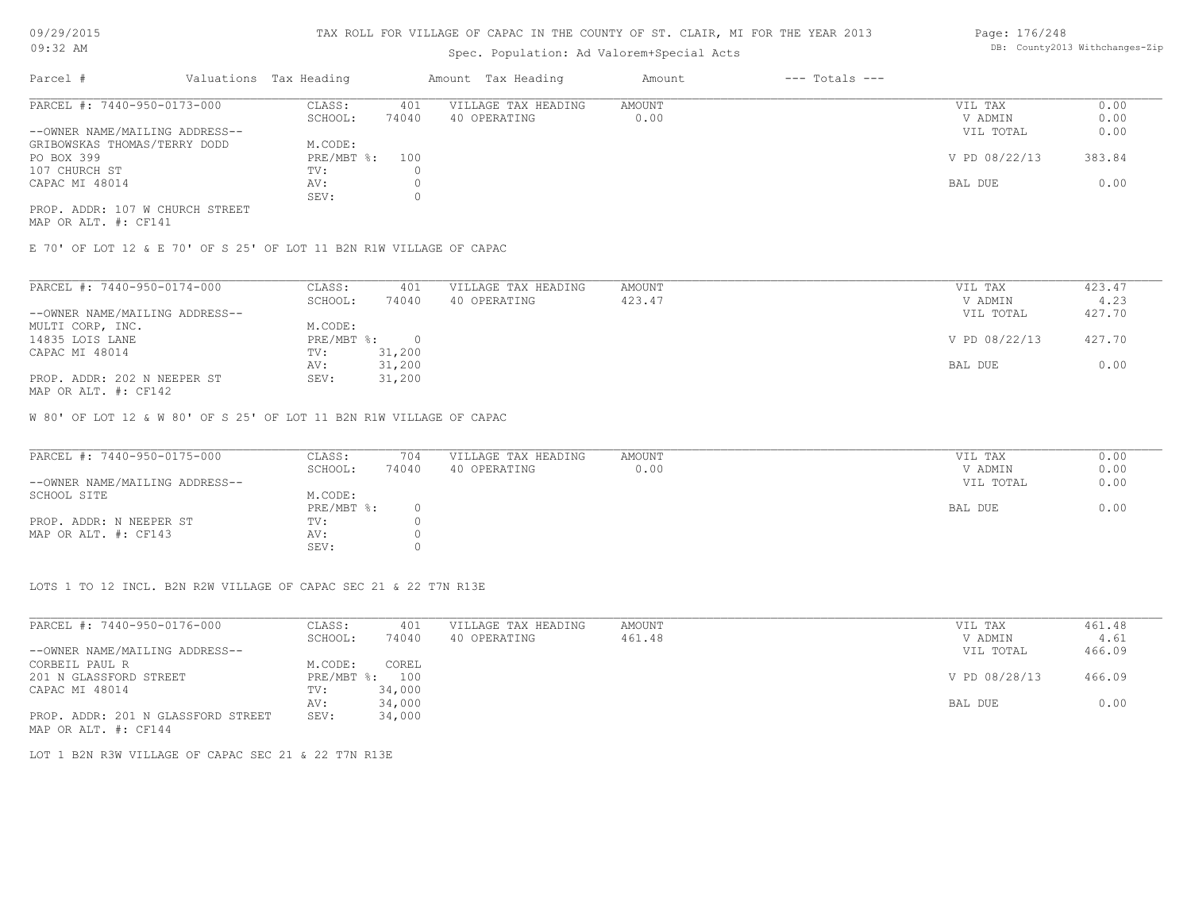# TAX ROLL FOR VILLAGE OF CAPAC IN THE COUNTY OF ST. CLAIR, MI FOR THE YEAR 2013

Spec. Population: Ad Valorem+Special Acts

| Parcel # | Valuations | Tax Heading | Amount | Tax Heading | Amount | --- Totals --- | |
|---|---|---|---|---|---|---|---|
| PARCEL #: 7440-950-0173-000 | CLASS: | 401 | VILLAGE TAX HEADING | AMOUNT | | VIL TAX | 0.00 |
| | SCHOOL: | 74040 | 40 OPERATING | 0.00 | | V ADMIN | 0.00 |
| --OWNER NAME/MAILING ADDRESS-- | | | | | | VIL TOTAL | 0.00 |
| GRIBOWSKAS THOMAS/TERRY DODD | M.CODE: | | | | | | |
| PO BOX 399 | PRE/MBT %: | 100 | | | | V PD 08/22/13 | 383.84 |
| 107 CHURCH ST | TV: | 0 | | | | | |
| CAPAC MI 48014 | AV: | 0 | | | | BAL DUE | 0.00 |
| | SEV: | 0 | | | | | |
| PROP. ADDR: 107 W CHURCH STREET | | | | | | | |
| MAP OR ALT. #: CF141 | | | | | | | |

E 70' OF LOT 12 & E 70' OF S 25' OF LOT 11 B2N R1W VILLAGE OF CAPAC

| Parcel # | Valuations | Tax Heading | Amount | Tax Heading | Amount | --- Totals --- | |
|---|---|---|---|---|---|---|---|
| PARCEL #: 7440-950-0174-000 | CLASS: | 401 | VILLAGE TAX HEADING | AMOUNT | | VIL TAX | 423.47 |
| | SCHOOL: | 74040 | 40 OPERATING | 423.47 | | V ADMIN | 4.23 |
| --OWNER NAME/MAILING ADDRESS-- | | | | | | VIL TOTAL | 427.70 |
| MULTI CORP, INC. | M.CODE: | | | | | | |
| 14835 LOIS LANE | PRE/MBT %: | 0 | | | | V PD 08/22/13 | 427.70 |
| CAPAC MI 48014 | TV: | 31,200 | | | | | |
| | AV: | 31,200 | | | | BAL DUE | 0.00 |
| PROP. ADDR: 202 N NEEPER ST | SEV: | 31,200 | | | | | |
| MAP OR ALT. #: CF142 | | | | | | | |

W 80' OF LOT 12 & W 80' OF S 25' OF LOT 11 B2N R1W VILLAGE OF CAPAC

| Parcel # | Valuations | Tax Heading | Amount | Tax Heading | Amount | --- Totals --- | |
|---|---|---|---|---|---|---|---|
| PARCEL #: 7440-950-0175-000 | CLASS: | 704 | VILLAGE TAX HEADING | AMOUNT | | VIL TAX | 0.00 |
| | SCHOOL: | 74040 | 40 OPERATING | 0.00 | | V ADMIN | 0.00 |
| --OWNER NAME/MAILING ADDRESS-- | | | | | | VIL TOTAL | 0.00 |
| SCHOOL SITE | M.CODE: | | | | | | |
| | PRE/MBT %: | 0 | | | | BAL DUE | 0.00 |
| PROP. ADDR: N NEEPER ST | TV: | 0 | | | | | |
| MAP OR ALT. #: CF143 | AV: | 0 | | | | | |
| | SEV: | 0 | | | | | |

LOTS 1 TO 12 INCL. B2N R2W VILLAGE OF CAPAC SEC 21 & 22 T7N R13E

| Parcel # | Valuations | Tax Heading | Amount | Tax Heading | Amount | --- Totals --- | |
|---|---|---|---|---|---|---|---|
| PARCEL #: 7440-950-0176-000 | CLASS: | 401 | VILLAGE TAX HEADING | AMOUNT | | VIL TAX | 461.48 |
| | SCHOOL: | 74040 | 40 OPERATING | 461.48 | | V ADMIN | 4.61 |
| --OWNER NAME/MAILING ADDRESS-- | | | | | | VIL TOTAL | 466.09 |
| CORBEIL PAUL R | M.CODE: | COREL | | | | | |
| 201 N GLASSFORD STREET | PRE/MBT %: | 100 | | | | V PD 08/28/13 | 466.09 |
| CAPAC MI 48014 | TV: | 34,000 | | | | | |
| | AV: | 34,000 | | | | BAL DUE | 0.00 |
| PROP. ADDR: 201 N GLASSFORD STREET | SEV: | 34,000 | | | | | |
| MAP OR ALT. #: CF144 | | | | | | | |

LOT 1 B2N R3W VILLAGE OF CAPAC SEC 21 & 22 T7N R13E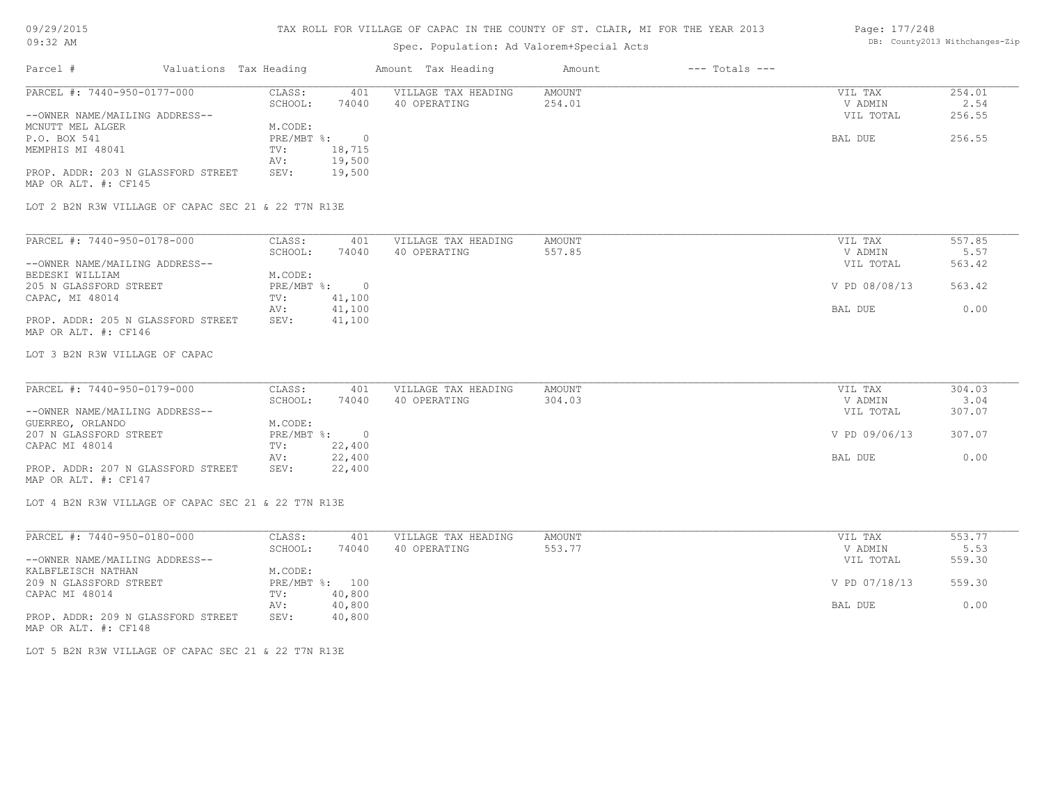# TAX ROLL FOR VILLAGE OF CAPAC IN THE COUNTY OF ST. CLAIR, MI FOR THE YEAR 2013

09/29/2015
09:32 AM

Spec. Population: Ad Valorem+Special Acts

DB: County2013 Withchanges-Zip

| Parcel # | Valuations | Tax Heading | Amount | Tax Heading | Amount | --- Totals --- |
|---|---|---|---|---|---|---|

---

**PARCEL #: 7440-950-0177-000**

| | | | | | |
|---|---|---|---|---|---|
| CLASS: | 401 | VILLAGE TAX HEADING | AMOUNT | VIL TAX | 254.01 |
| SCHOOL: | 74040 | 40 OPERATING | 254.01 | V ADMIN | 2.54 |
| | | | | VIL TOTAL | 256.55 |
| M.CODE: | | | | | |
| PRE/MBT %: | 0 | | | BAL DUE | 256.55 |
| TV: | 18,715 | | | | |
| AV: | 19,500 | | | | |
| SEV: | 19,500 | | | | |

--OWNER NAME/MAILING ADDRESS--
MCNUTT MEL ALGER
P.O. BOX 541
MEMPHIS MI 48041

PROP. ADDR: 203 N GLASSFORD STREET
MAP OR ALT. #: CF145

LOT 2 B2N R3W VILLAGE OF CAPAC SEC 21 & 22 T7N R13E

---

**PARCEL #: 7440-950-0178-000**

| | | | | | |
|---|---|---|---|---|---|
| CLASS: | 401 | VILLAGE TAX HEADING | AMOUNT | VIL TAX | 557.85 |
| SCHOOL: | 74040 | 40 OPERATING | 557.85 | V ADMIN | 5.57 |
| | | | | VIL TOTAL | 563.42 |
| M.CODE: | | | | | |
| PRE/MBT %: | 0 | | | V PD 08/08/13 | 563.42 |
| TV: | 41,100 | | | | |
| AV: | 41,100 | | | BAL DUE | 0.00 |
| SEV: | 41,100 | | | | |

--OWNER NAME/MAILING ADDRESS--
BEDESKI WILLIAM
205 N GLASSFORD STREET
CAPAC, MI 48014

PROP. ADDR: 205 N GLASSFORD STREET
MAP OR ALT. #: CF146

LOT 3 B2N R3W VILLAGE OF CAPAC

---

**PARCEL #: 7440-950-0179-000**

| | | | | | |
|---|---|---|---|---|---|
| CLASS: | 401 | VILLAGE TAX HEADING | AMOUNT | VIL TAX | 304.03 |
| SCHOOL: | 74040 | 40 OPERATING | 304.03 | V ADMIN | 3.04 |
| | | | | VIL TOTAL | 307.07 |
| M.CODE: | | | | | |
| PRE/MBT %: | 0 | | | V PD 09/06/13 | 307.07 |
| TV: | 22,400 | | | | |
| AV: | 22,400 | | | BAL DUE | 0.00 |
| SEV: | 22,400 | | | | |

--OWNER NAME/MAILING ADDRESS--
GUERREO, ORLANDO
207 N GLASSFORD STREET
CAPAC MI 48014

PROP. ADDR: 207 N GLASSFORD STREET
MAP OR ALT. #: CF147

LOT 4 B2N R3W VILLAGE OF CAPAC SEC 21 & 22 T7N R13E

---

**PARCEL #: 7440-950-0180-000**

| | | | | | |
|---|---|---|---|---|---|
| CLASS: | 401 | VILLAGE TAX HEADING | AMOUNT | VIL TAX | 553.77 |
| SCHOOL: | 74040 | 40 OPERATING | 553.77 | V ADMIN | 5.53 |
| | | | | VIL TOTAL | 559.30 |
| M.CODE: | | | | | |
| PRE/MBT %: | 100 | | | V PD 07/18/13 | 559.30 |
| TV: | 40,800 | | | | |
| AV: | 40,800 | | | BAL DUE | 0.00 |
| SEV: | 40,800 | | | | |

--OWNER NAME/MAILING ADDRESS--
KALBFLEISCH NATHAN
209 N GLASSFORD STREET
CAPAC MI 48014

PROP. ADDR: 209 N GLASSFORD STREET
MAP OR ALT. #: CF148

LOT 5 B2N R3W VILLAGE OF CAPAC SEC 21 & 22 T7N R13E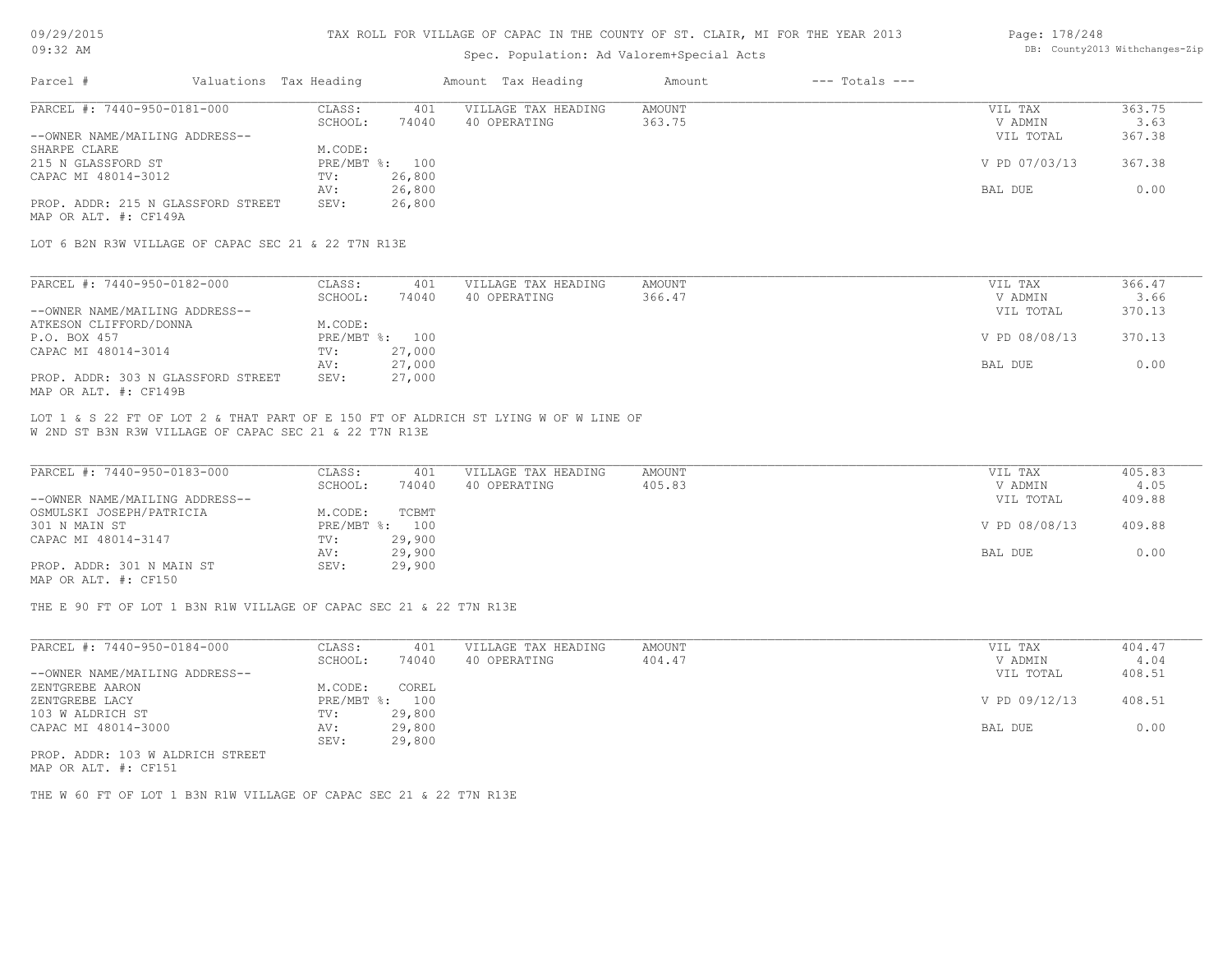TAX ROLL FOR VILLAGE OF CAPAC IN THE COUNTY OF ST. CLAIR, MI FOR THE YEAR 2013

Spec. Population: Ad Valorem+Special Acts

| Parcel # | Valuations | Tax Heading | Amount | Tax Heading | Amount | --- Totals --- | |
|---|---|---|---|---|---|---|---|
| PARCEL #: 7440-950-0181-000 | CLASS: | 401 | VILLAGE TAX HEADING | AMOUNT | | VIL TAX | 363.75 |
| | SCHOOL: | 74040 | 40 OPERATING | 363.75 | | V ADMIN | 3.63 |
| --OWNER NAME/MAILING ADDRESS-- | | | | | | VIL TOTAL | 367.38 |
| SHARPE CLARE | M.CODE: | | | | | | |
| 215 N GLASSFORD ST | PRE/MBT %: | 100 | | | | V PD 07/03/13 | 367.38 |
| CAPAC MI 48014-3012 | TV: | 26,800 | | | | | |
| | AV: | 26,800 | | | | BAL DUE | 0.00 |
| PROP. ADDR: 215 N GLASSFORD STREET | SEV: | 26,800 | | | | | |
| MAP OR ALT. #: CF149A | | | | | | | |

LOT 6 B2N R3W VILLAGE OF CAPAC SEC 21 & 22 T7N R13E

| Parcel # | Valuations | Tax Heading | Amount | Tax Heading | Amount | --- Totals --- | |
|---|---|---|---|---|---|---|---|
| PARCEL #: 7440-950-0182-000 | CLASS: | 401 | VILLAGE TAX HEADING | AMOUNT | | VIL TAX | 366.47 |
| | SCHOOL: | 74040 | 40 OPERATING | 366.47 | | V ADMIN | 3.66 |
| --OWNER NAME/MAILING ADDRESS-- | | | | | | VIL TOTAL | 370.13 |
| ATKESON CLIFFORD/DONNA | M.CODE: | | | | | | |
| P.O. BOX 457 | PRE/MBT %: | 100 | | | | V PD 08/08/13 | 370.13 |
| CAPAC MI 48014-3014 | TV: | 27,000 | | | | | |
| | AV: | 27,000 | | | | BAL DUE | 0.00 |
| PROP. ADDR: 303 N GLASSFORD STREET | SEV: | 27,000 | | | | | |
| MAP OR ALT. #: CF149B | | | | | | | |

LOT 1 & S 22 FT OF LOT 2 & THAT PART OF E 150 FT OF ALDRICH ST LYING W OF W LINE OF W 2ND ST B3N R3W VILLAGE OF CAPAC SEC 21 & 22 T7N R13E

| Parcel # | Valuations | Tax Heading | Amount | Tax Heading | Amount | --- Totals --- | |
|---|---|---|---|---|---|---|---|
| PARCEL #: 7440-950-0183-000 | CLASS: | 401 | VILLAGE TAX HEADING | AMOUNT | | VIL TAX | 405.83 |
| | SCHOOL: | 74040 | 40 OPERATING | 405.83 | | V ADMIN | 4.05 |
| --OWNER NAME/MAILING ADDRESS-- | | | | | | VIL TOTAL | 409.88 |
| OSMULSKI JOSEPH/PATRICIA | M.CODE: | TCBMT | | | | | |
| 301 N MAIN ST | PRE/MBT %: | 100 | | | | V PD 08/08/13 | 409.88 |
| CAPAC MI 48014-3147 | TV: | 29,900 | | | | | |
| | AV: | 29,900 | | | | BAL DUE | 0.00 |
| PROP. ADDR: 301 N MAIN ST | SEV: | 29,900 | | | | | |
| MAP OR ALT. #: CF150 | | | | | | | |

THE E 90 FT OF LOT 1 B3N R1W VILLAGE OF CAPAC SEC 21 & 22 T7N R13E

| Parcel # | Valuations | Tax Heading | Amount | Tax Heading | Amount | --- Totals --- | |
|---|---|---|---|---|---|---|---|
| PARCEL #: 7440-950-0184-000 | CLASS: | 401 | VILLAGE TAX HEADING | AMOUNT | | VIL TAX | 404.47 |
| | SCHOOL: | 74040 | 40 OPERATING | 404.47 | | V ADMIN | 4.04 |
| --OWNER NAME/MAILING ADDRESS-- | | | | | | VIL TOTAL | 408.51 |
| ZENTGREBE AARON | M.CODE: | COREL | | | | | |
| ZENTGREBE LACY | PRE/MBT %: | 100 | | | | V PD 09/12/13 | 408.51 |
| 103 W ALDRICH ST | TV: | 29,800 | | | | | |
| CAPAC MI 48014-3000 | AV: | 29,800 | | | | BAL DUE | 0.00 |
| | SEV: | 29,800 | | | | | |
| PROP. ADDR: 103 W ALDRICH STREET | | | | | | | |
| MAP OR ALT. #: CF151 | | | | | | | |

THE W 60 FT OF LOT 1 B3N R1W VILLAGE OF CAPAC SEC 21 & 22 T7N R13E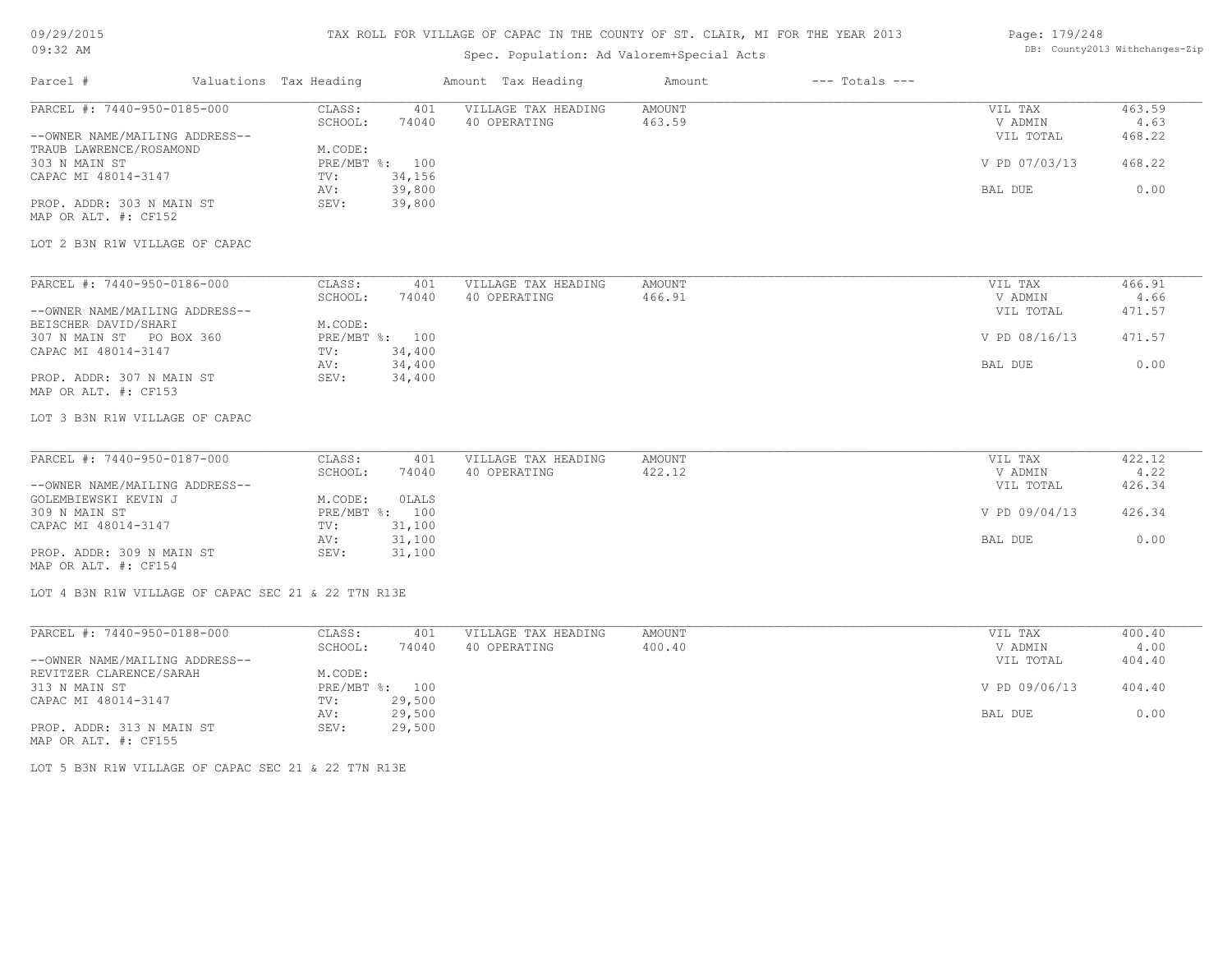# TAX ROLL FOR VILLAGE OF CAPAC IN THE COUNTY OF ST. CLAIR, MI FOR THE YEAR 2013

Spec. Population: Ad Valorem+Special Acts

09/29/2015 09:32 AM

DB: County2013 Withchanges-Zip

| Parcel # | Valuations | Tax Heading | Amount | Tax Heading | Amount | --- Totals --- | |
|---|---|---|---|---|---|---|---|
| PARCEL #: 7440-950-0185-000 | CLASS: | 401 | VILLAGE TAX HEADING | AMOUNT | | VIL TAX | 463.59 |
| | SCHOOL: | 74040 | 40 OPERATING | 463.59 | | V ADMIN | 4.63 |
| --OWNER NAME/MAILING ADDRESS-- | | | | | | VIL TOTAL | 468.22 |
| TRAUB LAWRENCE/ROSAMOND | M.CODE: | | | | | | |
| 303 N MAIN ST | PRE/MBT %: | 100 | | | | V PD 07/03/13 | 468.22 |
| CAPAC MI 48014-3147 | TV: | 34,156 | | | | | |
| | AV: | 39,800 | | | | BAL DUE | 0.00 |
| PROP. ADDR: 303 N MAIN ST | SEV: | 39,800 | | | | | |
| MAP OR ALT. #: CF152 | | | | | | | |
| LOT 2 B3N R1W VILLAGE OF CAPAC | | | | | | | |

| Parcel # | Valuations | Tax Heading | Amount | Tax Heading | Amount | --- Totals --- | |
|---|---|---|---|---|---|---|---|
| PARCEL #: 7440-950-0186-000 | CLASS: | 401 | VILLAGE TAX HEADING | AMOUNT | | VIL TAX | 466.91 |
| | SCHOOL: | 74040 | 40 OPERATING | 466.91 | | V ADMIN | 4.66 |
| --OWNER NAME/MAILING ADDRESS-- | | | | | | VIL TOTAL | 471.57 |
| BEISCHER DAVID/SHARI | M.CODE: | | | | | | |
| 307 N MAIN ST PO BOX 360 | PRE/MBT %: | 100 | | | | V PD 08/16/13 | 471.57 |
| CAPAC MI 48014-3147 | TV: | 34,400 | | | | | |
| | AV: | 34,400 | | | | BAL DUE | 0.00 |
| PROP. ADDR: 307 N MAIN ST | SEV: | 34,400 | | | | | |
| MAP OR ALT. #: CF153 | | | | | | | |
| LOT 3 B3N R1W VILLAGE OF CAPAC | | | | | | | |

| Parcel # | Valuations | Tax Heading | Amount | Tax Heading | Amount | --- Totals --- | |
|---|---|---|---|---|---|---|---|
| PARCEL #: 7440-950-0187-000 | CLASS: | 401 | VILLAGE TAX HEADING | AMOUNT | | VIL TAX | 422.12 |
| | SCHOOL: | 74040 | 40 OPERATING | 422.12 | | V ADMIN | 4.22 |
| --OWNER NAME/MAILING ADDRESS-- | | | | | | VIL TOTAL | 426.34 |
| GOLEMBIEWSKI KEVIN J | M.CODE: | 0LALS | | | | | |
| 309 N MAIN ST | PRE/MBT %: | 100 | | | | V PD 09/04/13 | 426.34 |
| CAPAC MI 48014-3147 | TV: | 31,100 | | | | | |
| | AV: | 31,100 | | | | BAL DUE | 0.00 |
| PROP. ADDR: 309 N MAIN ST | SEV: | 31,100 | | | | | |
| MAP OR ALT. #: CF154 | | | | | | | |
| LOT 4 B3N R1W VILLAGE OF CAPAC SEC 21 & 22 T7N R13E | | | | | | | |

| Parcel # | Valuations | Tax Heading | Amount | Tax Heading | Amount | --- Totals --- | |
|---|---|---|---|---|---|---|---|
| PARCEL #: 7440-950-0188-000 | CLASS: | 401 | VILLAGE TAX HEADING | AMOUNT | | VIL TAX | 400.40 |
| | SCHOOL: | 74040 | 40 OPERATING | 400.40 | | V ADMIN | 4.00 |
| --OWNER NAME/MAILING ADDRESS-- | | | | | | VIL TOTAL | 404.40 |
| REVITZER CLARENCE/SARAH | M.CODE: | | | | | | |
| 313 N MAIN ST | PRE/MBT %: | 100 | | | | V PD 09/06/13 | 404.40 |
| CAPAC MI 48014-3147 | TV: | 29,500 | | | | | |
| | AV: | 29,500 | | | | BAL DUE | 0.00 |
| PROP. ADDR: 313 N MAIN ST | SEV: | 29,500 | | | | | |
| MAP OR ALT. #: CF155 | | | | | | | |
| LOT 5 B3N R1W VILLAGE OF CAPAC SEC 21 & 22 T7N R13E | | | | | | | |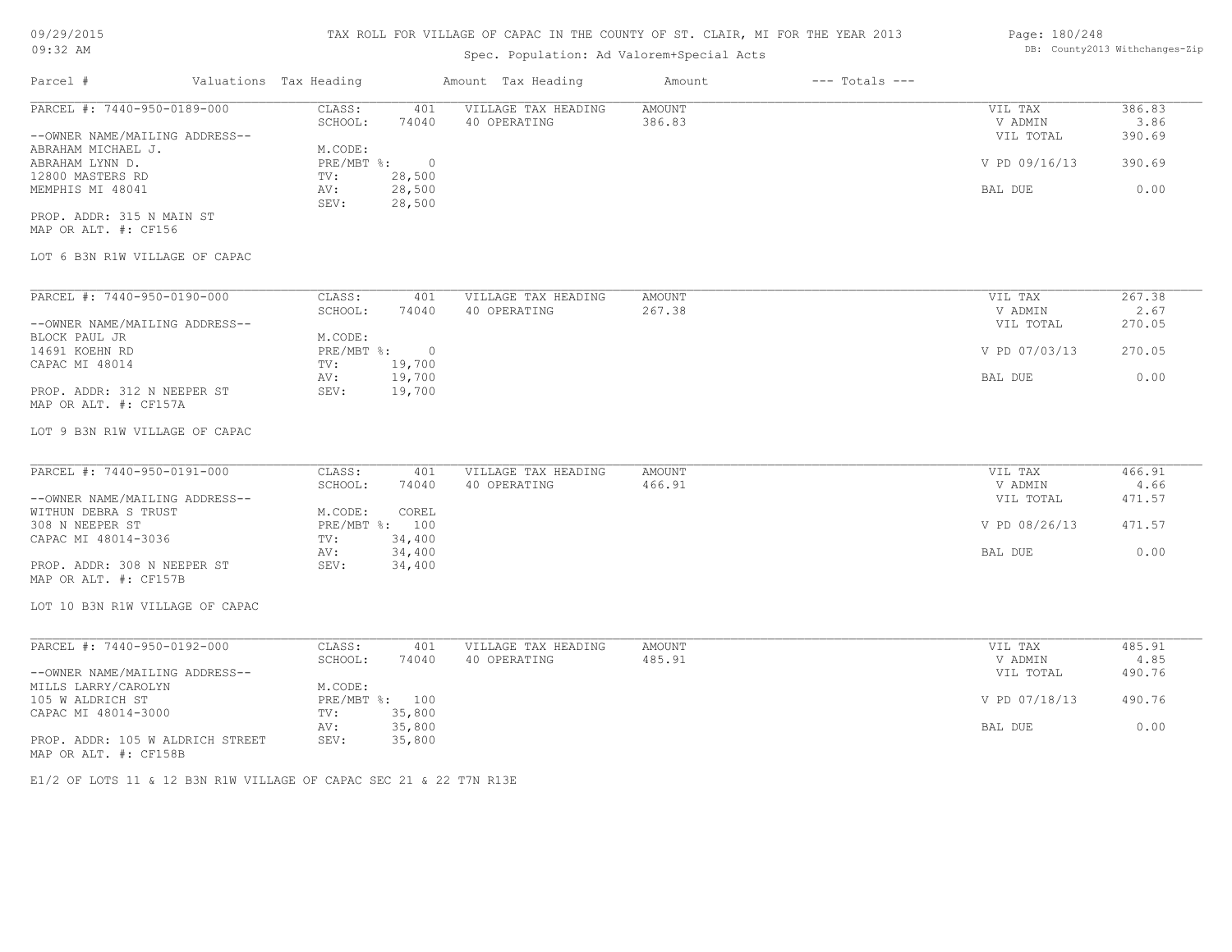TAX ROLL FOR VILLAGE OF CAPAC IN THE COUNTY OF ST. CLAIR, MI FOR THE YEAR 2013

Spec. Population: Ad Valorem+Special Acts

09/29/2015
09:32 AM

DB: County2013 Withchanges-Zip

| Parcel # | Valuations | Tax Heading | Amount | Tax Heading | Amount | --- Totals --- | |
|---|---|---|---|---|---|---|---|
| PARCEL #: 7440-950-0189-000 | CLASS: | 401 | VILLAGE TAX HEADING | AMOUNT | | VIL TAX | 386.83 |
| | SCHOOL: | 74040 | 40 OPERATING | 386.83 | | V ADMIN | 3.86 |
| --OWNER NAME/MAILING ADDRESS-- | | | | | | VIL TOTAL | 390.69 |
| ABRAHAM MICHAEL J. | M.CODE: | | | | | | |
| ABRAHAM LYNN D. | PRE/MBT %: | 0 | | | | V PD 09/16/13 | 390.69 |
| 12800 MASTERS RD | TV: | 28,500 | | | | | |
| MEMPHIS MI 48041 | AV: | 28,500 | | | | BAL DUE | 0.00 |
| | SEV: | 28,500 | | | | | |
| PROP. ADDR: 315 N MAIN ST | | | | | | | |
| MAP OR ALT. #: CF156 | | | | | | | |

LOT 6 B3N R1W VILLAGE OF CAPAC

| Parcel # | Valuations | Tax Heading | Amount | Tax Heading | Amount | --- Totals --- | |
|---|---|---|---|---|---|---|---|
| PARCEL #: 7440-950-0190-000 | CLASS: | 401 | VILLAGE TAX HEADING | AMOUNT | | VIL TAX | 267.38 |
| | SCHOOL: | 74040 | 40 OPERATING | 267.38 | | V ADMIN | 2.67 |
| --OWNER NAME/MAILING ADDRESS-- | | | | | | VIL TOTAL | 270.05 |
| BLOCK PAUL JR | M.CODE: | | | | | | |
| 14691 KOEHN RD | PRE/MBT %: | 0 | | | | V PD 07/03/13 | 270.05 |
| CAPAC MI 48014 | TV: | 19,700 | | | | | |
| | AV: | 19,700 | | | | BAL DUE | 0.00 |
| PROP. ADDR: 312 N NEEPER ST | SEV: | 19,700 | | | | | |
| MAP OR ALT. #: CF157A | | | | | | | |

LOT 9 B3N R1W VILLAGE OF CAPAC

| Parcel # | Valuations | Tax Heading | Amount | Tax Heading | Amount | --- Totals --- | |
|---|---|---|---|---|---|---|---|
| PARCEL #: 7440-950-0191-000 | CLASS: | 401 | VILLAGE TAX HEADING | AMOUNT | | VIL TAX | 466.91 |
| | SCHOOL: | 74040 | 40 OPERATING | 466.91 | | V ADMIN | 4.66 |
| --OWNER NAME/MAILING ADDRESS-- | | | | | | VIL TOTAL | 471.57 |
| WITHUN DEBRA S TRUST | M.CODE: | COREL | | | | | |
| 308 N NEEPER ST | PRE/MBT %: | 100 | | | | V PD 08/26/13 | 471.57 |
| CAPAC MI 48014-3036 | TV: | 34,400 | | | | | |
| | AV: | 34,400 | | | | BAL DUE | 0.00 |
| PROP. ADDR: 308 N NEEPER ST | SEV: | 34,400 | | | | | |
| MAP OR ALT. #: CF157B | | | | | | | |

LOT 10 B3N R1W VILLAGE OF CAPAC

| Parcel # | Valuations | Tax Heading | Amount | Tax Heading | Amount | --- Totals --- | |
|---|---|---|---|---|---|---|---|
| PARCEL #: 7440-950-0192-000 | CLASS: | 401 | VILLAGE TAX HEADING | AMOUNT | | VIL TAX | 485.91 |
| | SCHOOL: | 74040 | 40 OPERATING | 485.91 | | V ADMIN | 4.85 |
| --OWNER NAME/MAILING ADDRESS-- | | | | | | VIL TOTAL | 490.76 |
| MILLS LARRY/CAROLYN | M.CODE: | | | | | | |
| 105 W ALDRICH ST | PRE/MBT %: | 100 | | | | V PD 07/18/13 | 490.76 |
| CAPAC MI 48014-3000 | TV: | 35,800 | | | | | |
| | AV: | 35,800 | | | | BAL DUE | 0.00 |
| PROP. ADDR: 105 W ALDRICH STREET | SEV: | 35,800 | | | | | |
| MAP OR ALT. #: CF158B | | | | | | | |

E1/2 OF LOTS 11 & 12 B3N R1W VILLAGE OF CAPAC SEC 21 & 22 T7N R13E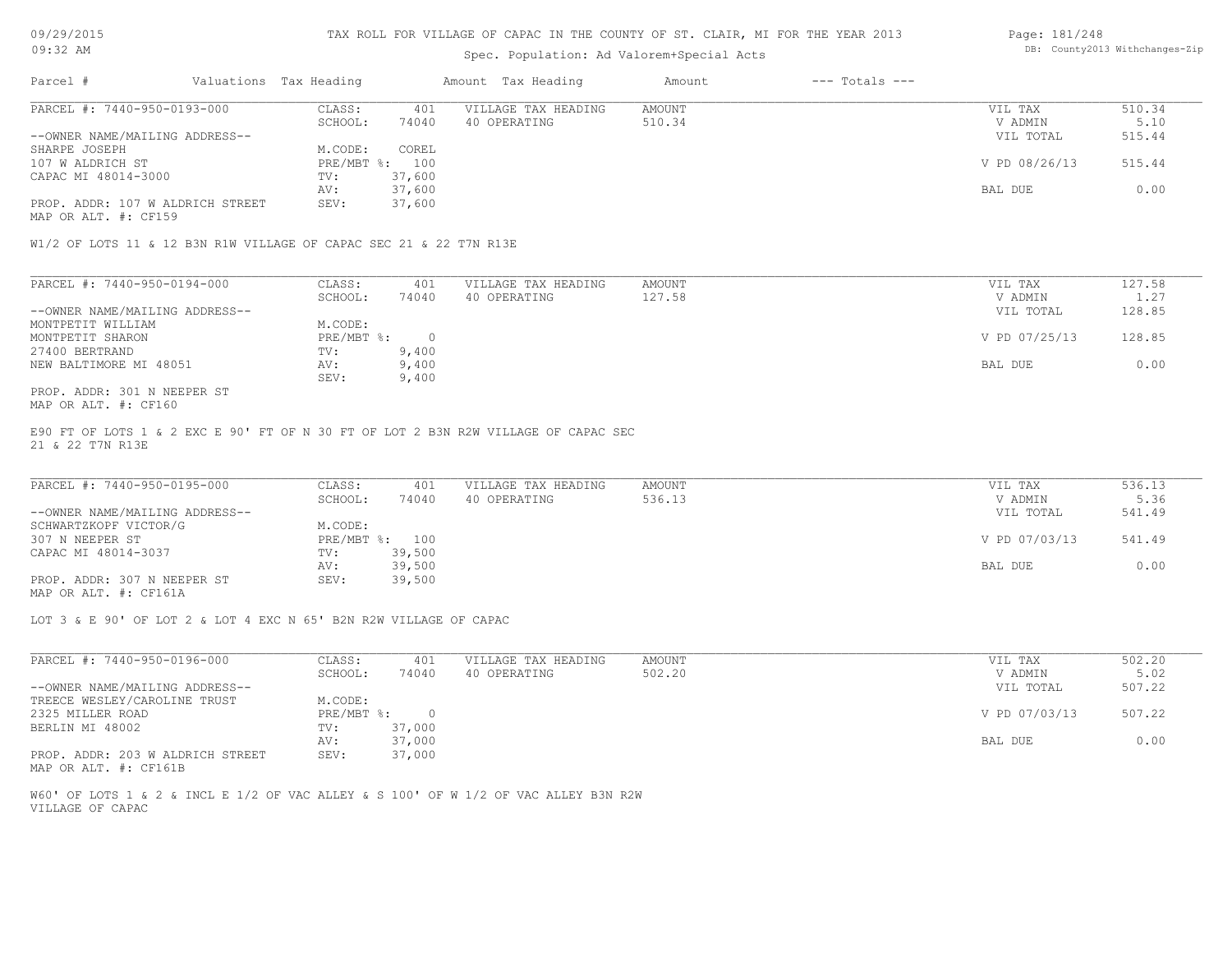TAX ROLL FOR VILLAGE OF CAPAC IN THE COUNTY OF ST. CLAIR, MI FOR THE YEAR 2013

Spec. Population: Ad Valorem+Special Acts

| Parcel # | Valuations | Tax Heading | Amount | Tax Heading | Amount | --- Totals --- | |
|---|---|---|---|---|---|---|---|

PARCEL #: 7440-950-0193-000

| | | | | | |
|---|---|---|---|---|---|
| CLASS: | 401 | VILLAGE TAX HEADING | AMOUNT | VIL TAX | 510.34 |
| SCHOOL: | 74040 | 40 OPERATING | 510.34 | V ADMIN | 5.10 |
| | | | | VIL TOTAL | 515.44 |
| M.CODE: | COREL | | | | |
| PRE/MBT %: | 100 | | | V PD 08/26/13 | 515.44 |
| TV: | 37,600 | | | | |
| AV: | 37,600 | | | BAL DUE | 0.00 |
| SEV: | 37,600 | | | | |

--OWNER NAME/MAILING ADDRESS--
SHARPE JOSEPH
107 W ALDRICH ST
CAPAC MI 48014-3000

PROP. ADDR: 107 W ALDRICH STREET
MAP OR ALT. #: CF159

W1/2 OF LOTS 11 & 12 B3N R1W VILLAGE OF CAPAC SEC 21 & 22 T7N R13E

PARCEL #: 7440-950-0194-000

| | | | | | |
|---|---|---|---|---|---|
| CLASS: | 401 | VILLAGE TAX HEADING | AMOUNT | VIL TAX | 127.58 |
| SCHOOL: | 74040 | 40 OPERATING | 127.58 | V ADMIN | 1.27 |
| | | | | VIL TOTAL | 128.85 |
| M.CODE: | | | | | |
| PRE/MBT %: | 0 | | | V PD 07/25/13 | 128.85 |
| TV: | 9,400 | | | | |
| AV: | 9,400 | | | BAL DUE | 0.00 |
| SEV: | 9,400 | | | | |

--OWNER NAME/MAILING ADDRESS--
MONTPETIT WILLIAM
MONTPETIT SHARON
27400 BERTRAND
NEW BALTIMORE MI 48051

PROP. ADDR: 301 N NEEPER ST
MAP OR ALT. #: CF160

E90 FT OF LOTS 1 & 2 EXC E 90' FT OF N 30 FT OF LOT 2 B3N R2W VILLAGE OF CAPAC SEC 21 & 22 T7N R13E

PARCEL #: 7440-950-0195-000

| | | | | | |
|---|---|---|---|---|---|
| CLASS: | 401 | VILLAGE TAX HEADING | AMOUNT | VIL TAX | 536.13 |
| SCHOOL: | 74040 | 40 OPERATING | 536.13 | V ADMIN | 5.36 |
| | | | | VIL TOTAL | 541.49 |
| M.CODE: | | | | | |
| PRE/MBT %: | 100 | | | V PD 07/03/13 | 541.49 |
| TV: | 39,500 | | | | |
| AV: | 39,500 | | | BAL DUE | 0.00 |
| SEV: | 39,500 | | | | |

--OWNER NAME/MAILING ADDRESS--
SCHWARTZKOPF VICTOR/G
307 N NEEPER ST
CAPAC MI 48014-3037

PROP. ADDR: 307 N NEEPER ST
MAP OR ALT. #: CF161A

LOT 3 & E 90' OF LOT 2 & LOT 4 EXC N 65' B2N R2W VILLAGE OF CAPAC

PARCEL #: 7440-950-0196-000

| | | | | | |
|---|---|---|---|---|---|
| CLASS: | 401 | VILLAGE TAX HEADING | AMOUNT | VIL TAX | 502.20 |
| SCHOOL: | 74040 | 40 OPERATING | 502.20 | V ADMIN | 5.02 |
| | | | | VIL TOTAL | 507.22 |
| M.CODE: | | | | | |
| PRE/MBT %: | 0 | | | V PD 07/03/13 | 507.22 |
| TV: | 37,000 | | | | |
| AV: | 37,000 | | | BAL DUE | 0.00 |
| SEV: | 37,000 | | | | |

--OWNER NAME/MAILING ADDRESS--
TREECE WESLEY/CAROLINE TRUST
2325 MILLER ROAD
BERLIN MI 48002

PROP. ADDR: 203 W ALDRICH STREET
MAP OR ALT. #: CF161B

W60' OF LOTS 1 & 2 & INCL E 1/2 OF VAC ALLEY & S 100' OF W 1/2 OF VAC ALLEY B3N R2W VILLAGE OF CAPAC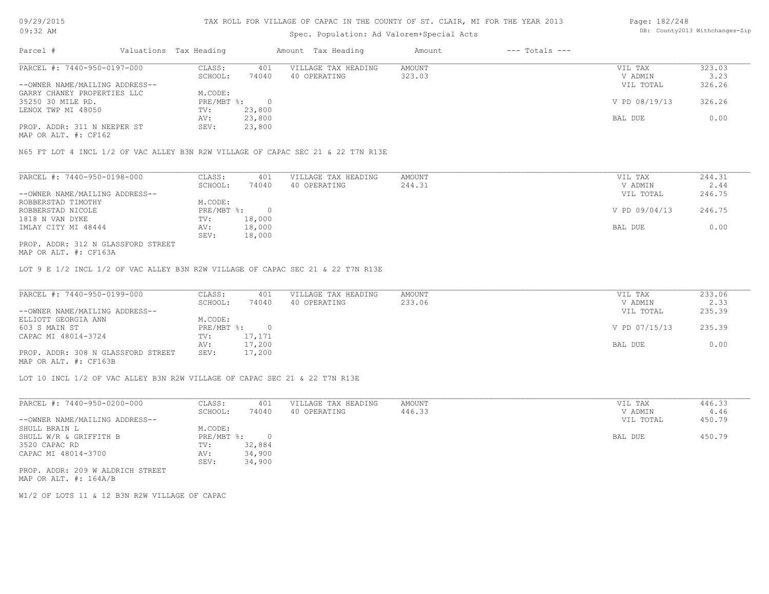TAX ROLL FOR VILLAGE OF CAPAC IN THE COUNTY OF ST. CLAIR, MI FOR THE YEAR 2013

Spec. Population: Ad Valorem+Special Acts

| Parcel # | Valuations | Tax Heading | Amount | Tax Heading | Amount | --- Totals --- | |
|---|---|---|---|---|---|---|---|
| PARCEL #: 7440-950-0197-000 | CLASS: | 401 | VILLAGE TAX HEADING | AMOUNT | | VIL TAX | 323.03 |
| | SCHOOL: | 74040 | 40 OPERATING | 323.03 | | V ADMIN | 3.23 |
| --OWNER NAME/MAILING ADDRESS-- | | | | | | VIL TOTAL | 326.26 |
| GARRY CHANEY PROPERTIES LLC | M.CODE: | | | | | | |
| 35250 30 MILE RD. | PRE/MBT %: | 0 | | | | V PD 08/19/13 | 326.26 |
| LENOX TWP MI 48050 | TV: | 23,800 | | | | | |
| | AV: | 23,800 | | | | BAL DUE | 0.00 |
| PROP. ADDR: 311 N NEEPER ST | SEV: | 23,800 | | | | | |
| MAP OR ALT. #: CF162 | | | | | | | |

N65 FT LOT 4 INCL 1/2 OF VAC ALLEY B3N R2W VILLAGE OF CAPAC SEC 21 & 22 T7N R13E

| Parcel # | Valuations | Tax Heading | Amount | Tax Heading | Amount | --- Totals --- | |
|---|---|---|---|---|---|---|---|
| PARCEL #: 7440-950-0198-000 | CLASS: | 401 | VILLAGE TAX HEADING | AMOUNT | | VIL TAX | 244.31 |
| | SCHOOL: | 74040 | 40 OPERATING | 244.31 | | V ADMIN | 2.44 |
| --OWNER NAME/MAILING ADDRESS-- | | | | | | VIL TOTAL | 246.75 |
| ROBBERSTAD TIMOTHY | M.CODE: | | | | | | |
| ROBBERSTAD NICOLE | PRE/MBT %: | 0 | | | | V PD 09/04/13 | 246.75 |
| 1818 N VAN DYKE | TV: | 18,000 | | | | | |
| IMLAY CITY MI 48444 | AV: | 18,000 | | | | BAL DUE | 0.00 |
| | SEV: | 18,000 | | | | | |
| PROP. ADDR: 312 N GLASSFORD STREET | | | | | | | |
| MAP OR ALT. #: CF163A | | | | | | | |

LOT 9 E 1/2 INCL 1/2 OF VAC ALLEY B3N R2W VILLAGE OF CAPAC SEC 21 & 22 T7N R13E

| Parcel # | Valuations | Tax Heading | Amount | Tax Heading | Amount | --- Totals --- | |
|---|---|---|---|---|---|---|---|
| PARCEL #: 7440-950-0199-000 | CLASS: | 401 | VILLAGE TAX HEADING | AMOUNT | | VIL TAX | 233.06 |
| | SCHOOL: | 74040 | 40 OPERATING | 233.06 | | V ADMIN | 2.33 |
| --OWNER NAME/MAILING ADDRESS-- | | | | | | VIL TOTAL | 235.39 |
| ELLIOTT GEORGIA ANN | M.CODE: | | | | | | |
| 603 S MAIN ST | PRE/MBT %: | 0 | | | | V PD 07/15/13 | 235.39 |
| CAPAC MI 48014-3724 | TV: | 17,171 | | | | | |
| | AV: | 17,200 | | | | BAL DUE | 0.00 |
| PROP. ADDR: 308 N GLASSFORD STREET | SEV: | 17,200 | | | | | |
| MAP OR ALT. #: CF163B | | | | | | | |

LOT 10 INCL 1/2 OF VAC ALLEY B3N R2W VILLAGE OF CAPAC SEC 21 & 22 T7N R13E

| Parcel # | Valuations | Tax Heading | Amount | Tax Heading | Amount | --- Totals --- | |
|---|---|---|---|---|---|---|---|
| PARCEL #: 7440-950-0200-000 | CLASS: | 401 | VILLAGE TAX HEADING | AMOUNT | | VIL TAX | 446.33 |
| | SCHOOL: | 74040 | 40 OPERATING | 446.33 | | V ADMIN | 4.46 |
| --OWNER NAME/MAILING ADDRESS-- | | | | | | VIL TOTAL | 450.79 |
| SHULL BRAIN L | M.CODE: | | | | | | |
| SHULL W/R & GRIFFITH B | PRE/MBT %: | 0 | | | | BAL DUE | 450.79 |
| 3520 CAPAC RD | TV: | 32,884 | | | | | |
| CAPAC MI 48014-3700 | AV: | 34,900 | | | | | |
| | SEV: | 34,900 | | | | | |
| PROP. ADDR: 209 W ALDRICH STREET | | | | | | | |
| MAP OR ALT. #: 164A/B | | | | | | | |

W1/2 OF LOTS 11 & 12 B3N R2W VILLAGE OF CAPAC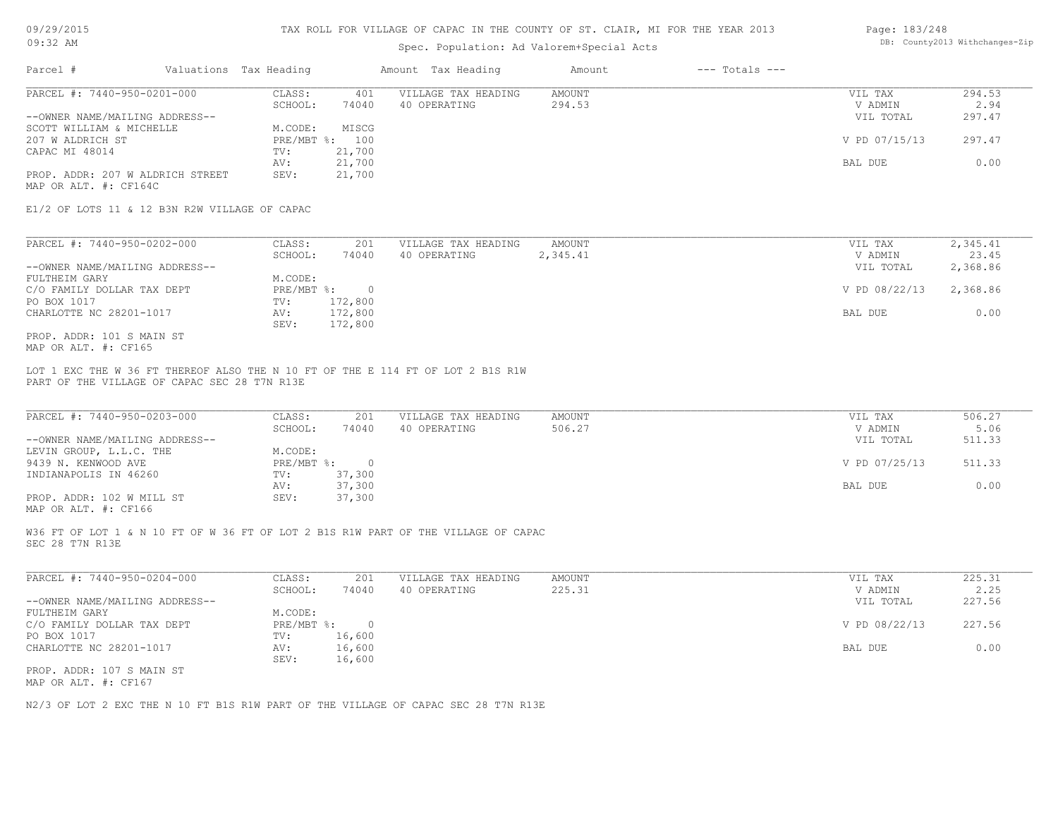TAX ROLL FOR VILLAGE OF CAPAC IN THE COUNTY OF ST. CLAIR, MI FOR THE YEAR 2013

Spec. Population: Ad Valorem+Special Acts

09/29/2015 09:32 AM

DB: County2013 Withchanges-Zip

| Parcel # | Valuations | Tax Heading | Amount | Tax Heading | Amount | --- Totals --- | |
|---|---|---|---|---|---|---|---|
| PARCEL #: 7440-950-0201-000 | CLASS: | 401 | VILLAGE TAX HEADING | AMOUNT | | VIL TAX | 294.53 |
| | SCHOOL: | 74040 | 40 OPERATING | 294.53 | | V ADMIN | 2.94 |
| --OWNER NAME/MAILING ADDRESS-- | | | | | | VIL TOTAL | 297.47 |
| SCOTT WILLIAM & MICHELLE | M.CODE: | MISCG | | | | | |
| 207 W ALDRICH ST | PRE/MBT %: | 100 | | | | V PD 07/15/13 | 297.47 |
| CAPAC MI 48014 | TV: | 21,700 | | | | | |
| | AV: | 21,700 | | | | BAL DUE | 0.00 |
| PROP. ADDR: 207 W ALDRICH STREET | SEV: | 21,700 | | | | | |
| MAP OR ALT. #: CF164C | | | | | | | |

E1/2 OF LOTS 11 & 12 B3N R2W VILLAGE OF CAPAC

| Parcel # | Valuations | Tax Heading | Amount | Tax Heading | Amount | --- Totals --- | |
|---|---|---|---|---|---|---|---|
| PARCEL #: 7440-950-0202-000 | CLASS: | 201 | VILLAGE TAX HEADING | AMOUNT | | VIL TAX | 2,345.41 |
| | SCHOOL: | 74040 | 40 OPERATING | 2,345.41 | | V ADMIN | 23.45 |
| --OWNER NAME/MAILING ADDRESS-- | | | | | | VIL TOTAL | 2,368.86 |
| FULTHEIM GARY | M.CODE: | | | | | | |
| C/O FAMILY DOLLAR TAX DEPT | PRE/MBT %: | 0 | | | | V PD 08/22/13 | 2,368.86 |
| PO BOX 1017 | TV: | 172,800 | | | | | |
| CHARLOTTE NC 28201-1017 | AV: | 172,800 | | | | BAL DUE | 0.00 |
| | SEV: | 172,800 | | | | | |
| PROP. ADDR: 101 S MAIN ST | | | | | | | |
| MAP OR ALT. #: CF165 | | | | | | | |

LOT 1 EXC THE W 36 FT THEREOF ALSO THE N 10 FT OF THE E 114 FT OF LOT 2 B1S R1W PART OF THE VILLAGE OF CAPAC SEC 28 T7N R13E

| Parcel # | Valuations | Tax Heading | Amount | Tax Heading | Amount | --- Totals --- | |
|---|---|---|---|---|---|---|---|
| PARCEL #: 7440-950-0203-000 | CLASS: | 201 | VILLAGE TAX HEADING | AMOUNT | | VIL TAX | 506.27 |
| | SCHOOL: | 74040 | 40 OPERATING | 506.27 | | V ADMIN | 5.06 |
| --OWNER NAME/MAILING ADDRESS-- | | | | | | VIL TOTAL | 511.33 |
| LEVIN GROUP, L.L.C. THE | M.CODE: | | | | | | |
| 9439 N. KENWOOD AVE | PRE/MBT %: | 0 | | | | V PD 07/25/13 | 511.33 |
| INDIANAPOLIS IN 46260 | TV: | 37,300 | | | | | |
| | AV: | 37,300 | | | | BAL DUE | 0.00 |
| PROP. ADDR: 102 W MILL ST | SEV: | 37,300 | | | | | |
| MAP OR ALT. #: CF166 | | | | | | | |

W36 FT OF LOT 1 & N 10 FT OF W 36 FT OF LOT 2 B1S R1W PART OF THE VILLAGE OF CAPAC SEC 28 T7N R13E

| Parcel # | Valuations | Tax Heading | Amount | Tax Heading | Amount | --- Totals --- | |
|---|---|---|---|---|---|---|---|
| PARCEL #: 7440-950-0204-000 | CLASS: | 201 | VILLAGE TAX HEADING | AMOUNT | | VIL TAX | 225.31 |
| | SCHOOL: | 74040 | 40 OPERATING | 225.31 | | V ADMIN | 2.25 |
| --OWNER NAME/MAILING ADDRESS-- | | | | | | VIL TOTAL | 227.56 |
| FULTHEIM GARY | M.CODE: | | | | | | |
| C/O FAMILY DOLLAR TAX DEPT | PRE/MBT %: | 0 | | | | V PD 08/22/13 | 227.56 |
| PO BOX 1017 | TV: | 16,600 | | | | | |
| CHARLOTTE NC 28201-1017 | AV: | 16,600 | | | | BAL DUE | 0.00 |
| | SEV: | 16,600 | | | | | |
| PROP. ADDR: 107 S MAIN ST | | | | | | | |
| MAP OR ALT. #: CF167 | | | | | | | |

N2/3 OF LOT 2 EXC THE N 10 FT B1S R1W PART OF THE VILLAGE OF CAPAC SEC 28 T7N R13E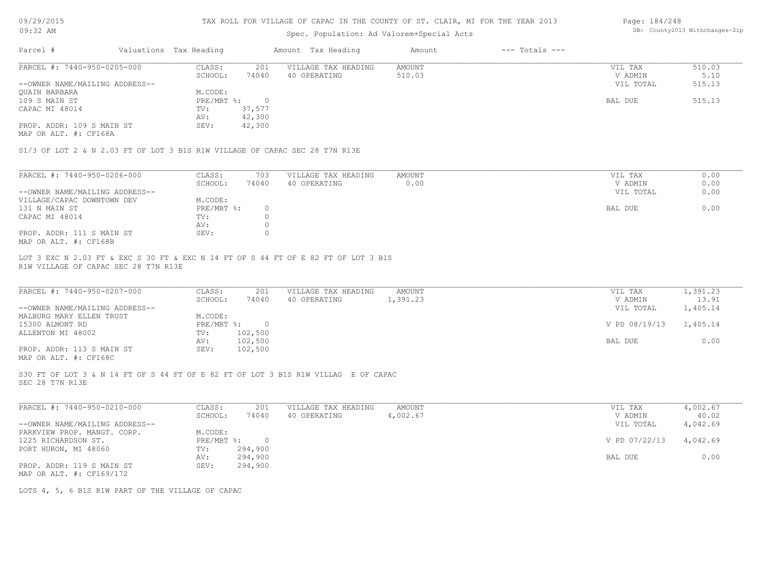# TAX ROLL FOR VILLAGE OF CAPAC IN THE COUNTY OF ST. CLAIR, MI FOR THE YEAR 2013

Spec. Population: Ad Valorem+Special Acts

| Parcel # | Valuations | Tax Heading | Amount | Tax Heading | Amount | --- Totals --- | |
|---|---|---|---|---|---|---|---|
| PARCEL #: 7440-950-0205-000 | CLASS: | 201 | VILLAGE TAX HEADING | AMOUNT | | VIL TAX | 510.03 |
| | SCHOOL: | 74040 | 40 OPERATING | 510.03 | | V ADMIN | 5.10 |
| --OWNER NAME/MAILING ADDRESS-- | | | | | | VIL TOTAL | 515.13 |
| QUAIN BARBARA | M.CODE: | | | | | | |
| 109 S MAIN ST | PRE/MBT %: | 0 | | | | BAL DUE | 515.13 |
| CAPAC MI 48014 | TV: | 37,577 | | | | | |
| | AV: | 42,300 | | | | | |
| PROP. ADDR: 109 S MAIN ST | SEV: | 42,300 | | | | | |
| MAP OR ALT. #: CF168A | | | | | | | |

S1/3 OF LOT 2 & N 2.03 FT OF LOT 3 B1S R1W VILLAGE OF CAPAC SEC 28 T7N R13E

| Parcel # | Valuations | Tax Heading | Amount | Tax Heading | Amount | --- Totals --- | |
|---|---|---|---|---|---|---|---|
| PARCEL #: 7440-950-0206-000 | CLASS: | 703 | VILLAGE TAX HEADING | AMOUNT | | VIL TAX | 0.00 |
| | SCHOOL: | 74040 | 40 OPERATING | 0.00 | | V ADMIN | 0.00 |
| --OWNER NAME/MAILING ADDRESS-- | | | | | | VIL TOTAL | 0.00 |
| VILLAGE/CAPAC DOWNTOWN DEV | M.CODE: | | | | | | |
| 131 N MAIN ST | PRE/MBT %: | 0 | | | | BAL DUE | 0.00 |
| CAPAC MI 48014 | TV: | 0 | | | | | |
| | AV: | 0 | | | | | |
| PROP. ADDR: 111 S MAIN ST | SEV: | 0 | | | | | |
| MAP OR ALT. #: CF168B | | | | | | | |

LOT 3 EXC N 2.03 FT & EXC S 30 FT & EXC N 14 FT OF S 44 FT OF E 82 FT OF LOT 3 B1S R1W VILLAGE OF CAPAC SEC 28 T7N R13E

| Parcel # | Valuations | Tax Heading | Amount | Tax Heading | Amount | --- Totals --- | |
|---|---|---|---|---|---|---|---|
| PARCEL #: 7440-950-0207-000 | CLASS: | 201 | VILLAGE TAX HEADING | AMOUNT | | VIL TAX | 1,391.23 |
| | SCHOOL: | 74040 | 40 OPERATING | 1,391.23 | | V ADMIN | 13.91 |
| --OWNER NAME/MAILING ADDRESS-- | | | | | | VIL TOTAL | 1,405.14 |
| MALBURG MARY ELLEN TRUST | M.CODE: | | | | | | |
| 15300 ALMONT RD | PRE/MBT %: | 0 | | | | V PD 08/19/13 | 1,405.14 |
| ALLENTON MI 48002 | TV: | 102,500 | | | | | |
| | AV: | 102,500 | | | | BAL DUE | 0.00 |
| PROP. ADDR: 113 S MAIN ST | SEV: | 102,500 | | | | | |
| MAP OR ALT. #: CF168C | | | | | | | |

S30 FT OF LOT 3 & N 14 FT OF S 44 FT OF E 82 FT OF LOT 3 B1S R1W VILLAG E OF CAPAC SEC 28 T7N R13E

| Parcel # | Valuations | Tax Heading | Amount | Tax Heading | Amount | --- Totals --- | |
|---|---|---|---|---|---|---|---|
| PARCEL #: 7440-950-0210-000 | CLASS: | 201 | VILLAGE TAX HEADING | AMOUNT | | VIL TAX | 4,002.67 |
| | SCHOOL: | 74040 | 40 OPERATING | 4,002.67 | | V ADMIN | 40.02 |
| --OWNER NAME/MAILING ADDRESS-- | | | | | | VIL TOTAL | 4,042.69 |
| PARKVIEW PROP. MANGT. CORP. | M.CODE: | | | | | | |
| 1225 RICHARDSON ST. | PRE/MBT %: | 0 | | | | V PD 07/22/13 | 4,042.69 |
| PORT HURON, MI 48060 | TV: | 294,900 | | | | | |
| | AV: | 294,900 | | | | BAL DUE | 0.00 |
| PROP. ADDR: 119 S MAIN ST | SEV: | 294,900 | | | | | |
| MAP OR ALT. #: CF169/172 | | | | | | | |

LOTS 4, 5, 6 B1S R1W PART OF THE VILLAGE OF CAPAC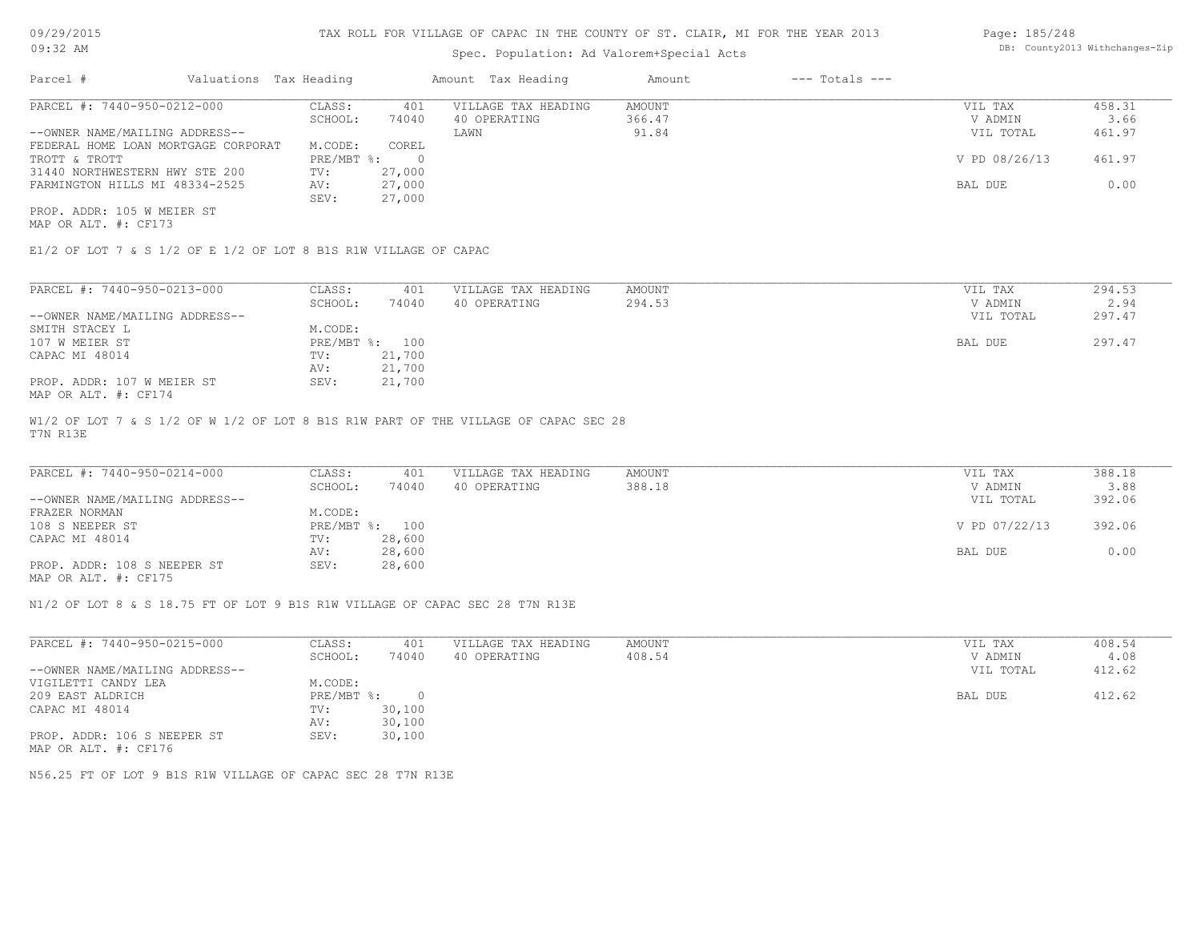TAX ROLL FOR VILLAGE OF CAPAC IN THE COUNTY OF ST. CLAIR, MI FOR THE YEAR 2013

Spec. Population: Ad Valorem+Special Acts

| Parcel # | Valuations | Tax Heading | Amount | Tax Heading | Amount | --- Totals --- | |
|---|---|---|---|---|---|---|---|

**PARCEL #: 7440-950-0212-000**

| | | | | | |
|---|---|---|---|---|---|
| CLASS: | 401 | VILLAGE TAX HEADING | AMOUNT | VIL TAX | 458.31 |
| SCHOOL: | 74040 | 40 OPERATING | 366.47 | V ADMIN | 3.66 |
| | | LAWN | 91.84 | VIL TOTAL | 461.97 |
| M.CODE: | COREL | | | | |
| PRE/MBT %: | 0 | | | V PD 08/26/13 | 461.97 |
| TV: | 27,000 | | | | |
| AV: | 27,000 | | | BAL DUE | 0.00 |
| SEV: | 27,000 | | | | |

--OWNER NAME/MAILING ADDRESS--
FEDERAL HOME LOAN MORTGAGE CORPORAT
TROTT & TROTT
31440 NORTHWESTERN HWY STE 200
FARMINGTON HILLS MI 48334-2525

PROP. ADDR: 105 W MEIER ST
MAP OR ALT. #: CF173

E1/2 OF LOT 7 & S 1/2 OF E 1/2 OF LOT 8 B1S R1W VILLAGE OF CAPAC

**PARCEL #: 7440-950-0213-000**

| | | | | | |
|---|---|---|---|---|---|
| CLASS: | 401 | VILLAGE TAX HEADING | AMOUNT | VIL TAX | 294.53 |
| SCHOOL: | 74040 | 40 OPERATING | 294.53 | V ADMIN | 2.94 |
| M.CODE: | | | | VIL TOTAL | 297.47 |
| PRE/MBT %: | 100 | | | BAL DUE | 297.47 |
| TV: | 21,700 | | | | |
| AV: | 21,700 | | | | |
| SEV: | 21,700 | | | | |

--OWNER NAME/MAILING ADDRESS--
SMITH STACEY L
107 W MEIER ST
CAPAC MI 48014

PROP. ADDR: 107 W MEIER ST
MAP OR ALT. #: CF174

W1/2 OF LOT 7 & S 1/2 OF W 1/2 OF LOT 8 B1S R1W PART OF THE VILLAGE OF CAPAC SEC 28 T7N R13E

**PARCEL #: 7440-950-0214-000**

| | | | | | |
|---|---|---|---|---|---|
| CLASS: | 401 | VILLAGE TAX HEADING | AMOUNT | VIL TAX | 388.18 |
| SCHOOL: | 74040 | 40 OPERATING | 388.18 | V ADMIN | 3.88 |
| M.CODE: | | | | VIL TOTAL | 392.06 |
| PRE/MBT %: | 100 | | | V PD 07/22/13 | 392.06 |
| TV: | 28,600 | | | | |
| AV: | 28,600 | | | BAL DUE | 0.00 |
| SEV: | 28,600 | | | | |

--OWNER NAME/MAILING ADDRESS--
FRAZER NORMAN
108 S NEEPER ST
CAPAC MI 48014

PROP. ADDR: 108 S NEEPER ST
MAP OR ALT. #: CF175

N1/2 OF LOT 8 & S 18.75 FT OF LOT 9 B1S R1W VILLAGE OF CAPAC SEC 28 T7N R13E

**PARCEL #: 7440-950-0215-000**

| | | | | | |
|---|---|---|---|---|---|
| CLASS: | 401 | VILLAGE TAX HEADING | AMOUNT | VIL TAX | 408.54 |
| SCHOOL: | 74040 | 40 OPERATING | 408.54 | V ADMIN | 4.08 |
| M.CODE: | | | | VIL TOTAL | 412.62 |
| PRE/MBT %: | 0 | | | BAL DUE | 412.62 |
| TV: | 30,100 | | | | |
| AV: | 30,100 | | | | |
| SEV: | 30,100 | | | | |

--OWNER NAME/MAILING ADDRESS--
VIGILETTI CANDY LEA
209 EAST ALDRICH
CAPAC MI 48014

PROP. ADDR: 106 S NEEPER ST
MAP OR ALT. #: CF176

N56.25 FT OF LOT 9 B1S R1W VILLAGE OF CAPAC SEC 28 T7N R13E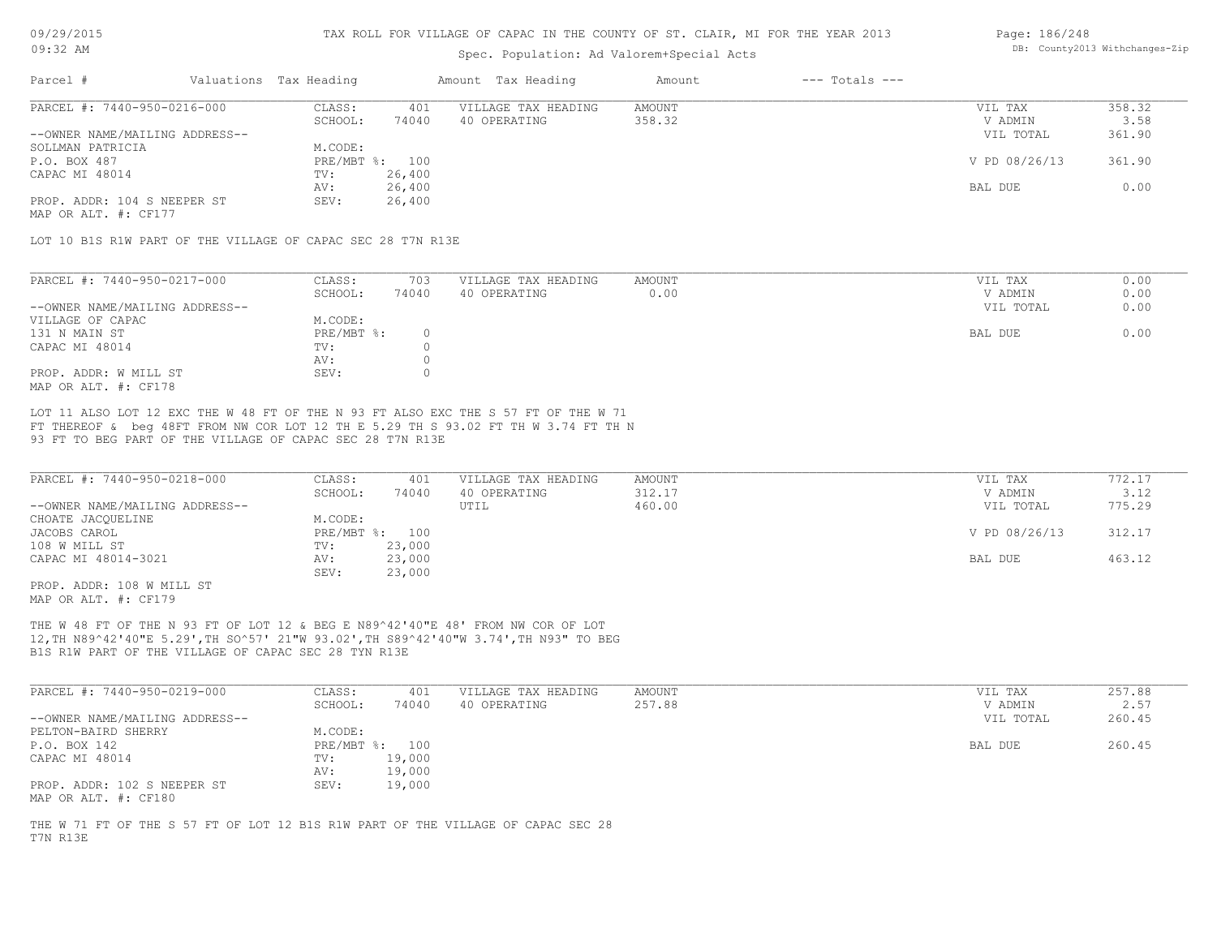TAX ROLL FOR VILLAGE OF CAPAC IN THE COUNTY OF ST. CLAIR, MI FOR THE YEAR 2013

Spec. Population: Ad Valorem+Special Acts

| Parcel # | Valuations | Tax Heading | Amount | Tax Heading | Amount | --- Totals --- | |
|---|---|---|---|---|---|---|---|

---

| PARCEL #: 7440-950-0216-000 | CLASS: | 401 | VILLAGE TAX HEADING | AMOUNT | VIL TAX | 358.32 |
|---|---|---|---|---|---|---|
| | SCHOOL: | 74040 | 40 OPERATING | 358.32 | V ADMIN | 3.58 |
| --OWNER NAME/MAILING ADDRESS-- | | | | | VIL TOTAL | 361.90 |
| SOLLMAN PATRICIA | M.CODE: | | | | | |
| P.O. BOX 487 | PRE/MBT %: | 100 | | | V PD 08/26/13 | 361.90 |
| CAPAC MI 48014 | TV: | 26,400 | | | | |
| | AV: | 26,400 | | | BAL DUE | 0.00 |
| PROP. ADDR: 104 S NEEPER ST | SEV: | 26,400 | | | | |
| MAP OR ALT. #: CF177 | | | | | | |

LOT 10 B1S R1W PART OF THE VILLAGE OF CAPAC SEC 28 T7N R13E

---

| PARCEL #: 7440-950-0217-000 | CLASS: | 703 | VILLAGE TAX HEADING | AMOUNT | VIL TAX | 0.00 |
|---|---|---|---|---|---|---|
| | SCHOOL: | 74040 | 40 OPERATING | 0.00 | V ADMIN | 0.00 |
| --OWNER NAME/MAILING ADDRESS-- | | | | | VIL TOTAL | 0.00 |
| VILLAGE OF CAPAC | M.CODE: | | | | | |
| 131 N MAIN ST | PRE/MBT %: | 0 | | | BAL DUE | 0.00 |
| CAPAC MI 48014 | TV: | 0 | | | | |
| | AV: | 0 | | | | |
| PROP. ADDR: W MILL ST | SEV: | 0 | | | | |
| MAP OR ALT. #: CF178 | | | | | | |

LOT 11 ALSO LOT 12 EXC THE W 48 FT OF THE N 93 FT ALSO EXC THE S 57 FT OF THE W 71 FT THEREOF & beg 48FT FROM NW COR LOT 12 TH E 5.29 TH S 93.02 FT TH W 3.74 FT TH N 93 FT TO BEG PART OF THE VILLAGE OF CAPAC SEC 28 T7N R13E

---

| PARCEL #: 7440-950-0218-000 | CLASS: | 401 | VILLAGE TAX HEADING | AMOUNT | VIL TAX | 772.17 |
|---|---|---|---|---|---|---|
| | SCHOOL: | 74040 | 40 OPERATING | 312.17 | V ADMIN | 3.12 |
| --OWNER NAME/MAILING ADDRESS-- | | | UTIL | 460.00 | VIL TOTAL | 775.29 |
| CHOATE JACQUELINE | M.CODE: | | | | | |
| JACOBS CAROL | PRE/MBT %: | 100 | | | V PD 08/26/13 | 312.17 |
| 108 W MILL ST | TV: | 23,000 | | | | |
| CAPAC MI 48014-3021 | AV: | 23,000 | | | BAL DUE | 463.12 |
| | SEV: | 23,000 | | | | |
| PROP. ADDR: 108 W MILL ST | | | | | | |
| MAP OR ALT. #: CF179 | | | | | | |

THE W 48 FT OF THE N 93 FT OF LOT 12 & BEG E N89^42'40"E 48' FROM NW COR OF LOT 12,TH N89^42'40"E 5.29',TH SO^57' 21"W 93.02',TH S89^42'40"W 3.74',TH N93" TO BEG B1S R1W PART OF THE VILLAGE OF CAPAC SEC 28 TYN R13E

---

| PARCEL #: 7440-950-0219-000 | CLASS: | 401 | VILLAGE TAX HEADING | AMOUNT | VIL TAX | 257.88 |
|---|---|---|---|---|---|---|
| | SCHOOL: | 74040 | 40 OPERATING | 257.88 | V ADMIN | 2.57 |
| --OWNER NAME/MAILING ADDRESS-- | | | | | VIL TOTAL | 260.45 |
| PELTON-BAIRD SHERRY | M.CODE: | | | | | |
| P.O. BOX 142 | PRE/MBT %: | 100 | | | BAL DUE | 260.45 |
| CAPAC MI 48014 | TV: | 19,000 | | | | |
| | AV: | 19,000 | | | | |
| PROP. ADDR: 102 S NEEPER ST | SEV: | 19,000 | | | | |
| MAP OR ALT. #: CF180 | | | | | | |

THE W 71 FT OF THE S 57 FT OF LOT 12 B1S R1W PART OF THE VILLAGE OF CAPAC SEC 28 T7N R13E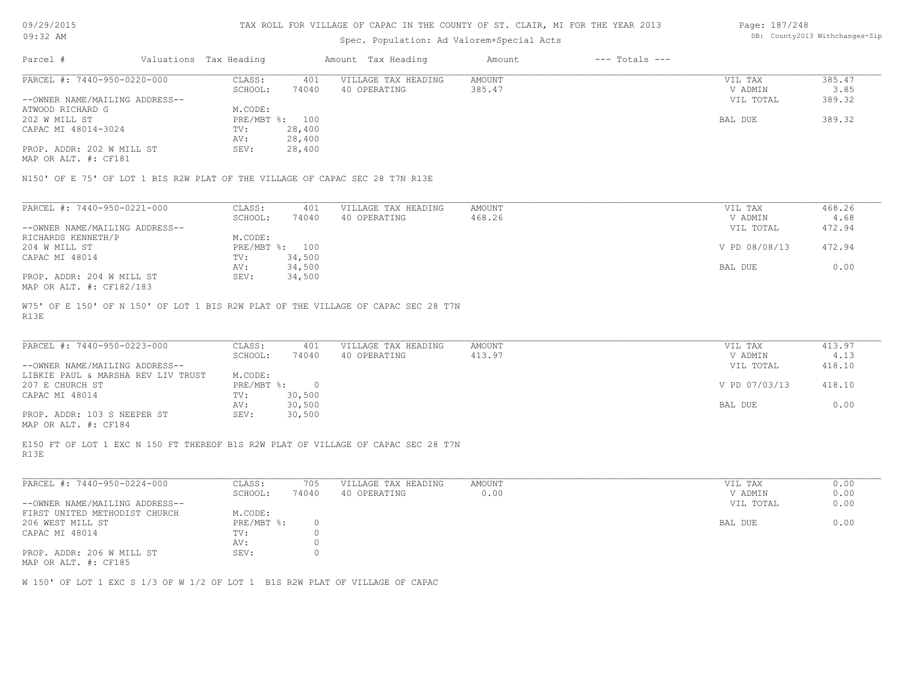# TAX ROLL FOR VILLAGE OF CAPAC IN THE COUNTY OF ST. CLAIR, MI FOR THE YEAR 2013

Spec. Population: Ad Valorem+Special Acts

| Parcel # | Valuations | Tax Heading | Amount | Tax Heading | Amount | --- Totals --- | |
|---|---|---|---|---|---|---|---|
| PARCEL #: 7440-950-0220-000 | CLASS: | 401 | VILLAGE TAX HEADING | AMOUNT | | VIL TAX | 385.47 |
| | SCHOOL: | 74040 | 40 OPERATING | 385.47 | | V ADMIN | 3.85 |
| --OWNER NAME/MAILING ADDRESS-- | | | | | | VIL TOTAL | 389.32 |
| ATWOOD RICHARD G | M.CODE: | | | | | | |
| 202 W MILL ST | PRE/MBT %: | 100 | | | | BAL DUE | 389.32 |
| CAPAC MI 48014-3024 | TV: | 28,400 | | | | | |
| | AV: | 28,400 | | | | | |
| PROP. ADDR: 202 W MILL ST | SEV: | 28,400 | | | | | |
| MAP OR ALT. #: CF181 | | | | | | | |

N150' OF E 75' OF LOT 1 BIS R2W PLAT OF THE VILLAGE OF CAPAC SEC 28 T7N R13E

| Parcel # | Valuations | Tax Heading | Amount | Tax Heading | Amount | --- Totals --- | |
|---|---|---|---|---|---|---|---|
| PARCEL #: 7440-950-0221-000 | CLASS: | 401 | VILLAGE TAX HEADING | AMOUNT | | VIL TAX | 468.26 |
| | SCHOOL: | 74040 | 40 OPERATING | 468.26 | | V ADMIN | 4.68 |
| --OWNER NAME/MAILING ADDRESS-- | | | | | | VIL TOTAL | 472.94 |
| RICHARDS KENNETH/P | M.CODE: | | | | | | |
| 204 W MILL ST | PRE/MBT %: | 100 | | | | V PD 08/08/13 | 472.94 |
| CAPAC MI 48014 | TV: | 34,500 | | | | | |
| | AV: | 34,500 | | | | BAL DUE | 0.00 |
| PROP. ADDR: 204 W MILL ST | SEV: | 34,500 | | | | | |
| MAP OR ALT. #: CF182/183 | | | | | | | |

W75' OF E 150' OF N 150' OF LOT 1 BIS R2W PLAT OF THE VILLAGE OF CAPAC SEC 28 T7N R13E

| Parcel # | Valuations | Tax Heading | Amount | Tax Heading | Amount | --- Totals --- | |
|---|---|---|---|---|---|---|---|
| PARCEL #: 7440-950-0223-000 | CLASS: | 401 | VILLAGE TAX HEADING | AMOUNT | | VIL TAX | 413.97 |
| | SCHOOL: | 74040 | 40 OPERATING | 413.97 | | V ADMIN | 4.13 |
| --OWNER NAME/MAILING ADDRESS-- | | | | | | VIL TOTAL | 418.10 |
| LIBKIE PAUL & MARSHA REV LIV TRUST | M.CODE: | | | | | | |
| 207 E CHURCH ST | PRE/MBT %: | 0 | | | | V PD 07/03/13 | 418.10 |
| CAPAC MI 48014 | TV: | 30,500 | | | | | |
| | AV: | 30,500 | | | | BAL DUE | 0.00 |
| PROP. ADDR: 103 S NEEPER ST | SEV: | 30,500 | | | | | |
| MAP OR ALT. #: CF184 | | | | | | | |

E150 FT OF LOT 1 EXC N 150 FT THEREOF B1S R2W PLAT OF VILLAGE OF CAPAC SEC 28 T7N R13E

| Parcel # | Valuations | Tax Heading | Amount | Tax Heading | Amount | --- Totals --- | |
|---|---|---|---|---|---|---|---|
| PARCEL #: 7440-950-0224-000 | CLASS: | 705 | VILLAGE TAX HEADING | AMOUNT | | VIL TAX | 0.00 |
| | SCHOOL: | 74040 | 40 OPERATING | 0.00 | | V ADMIN | 0.00 |
| --OWNER NAME/MAILING ADDRESS-- | | | | | | VIL TOTAL | 0.00 |
| FIRST UNITED METHODIST CHURCH | M.CODE: | | | | | | |
| 206 WEST MILL ST | PRE/MBT %: | 0 | | | | BAL DUE | 0.00 |
| CAPAC MI 48014 | TV: | 0 | | | | | |
| | AV: | 0 | | | | | |
| PROP. ADDR: 206 W MILL ST | SEV: | 0 | | | | | |
| MAP OR ALT. #: CF185 | | | | | | | |

W 150' OF LOT 1 EXC S 1/3 OF W 1/2 OF LOT 1 B1S R2W PLAT OF VILLAGE OF CAPAC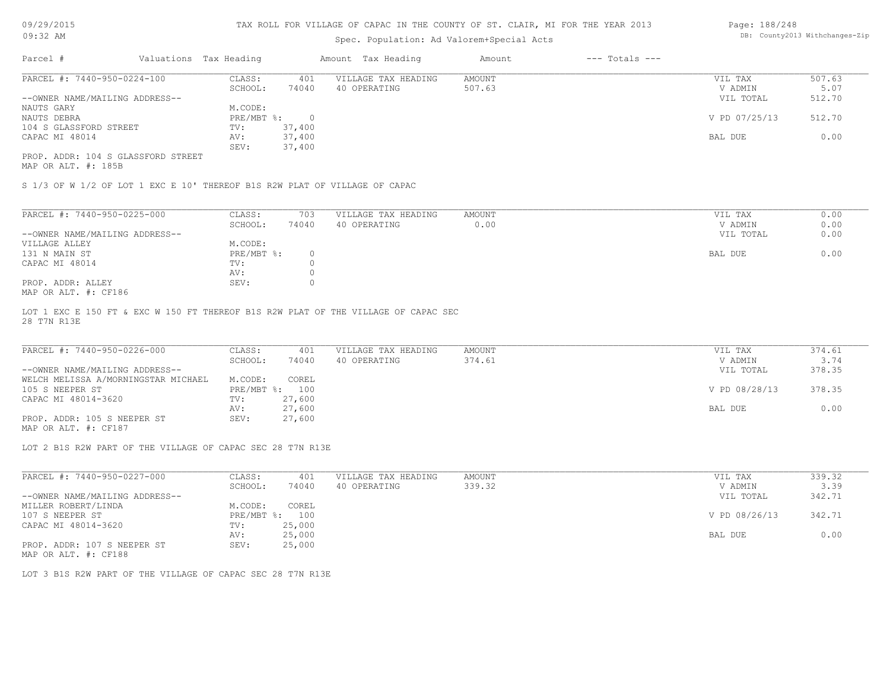TAX ROLL FOR VILLAGE OF CAPAC IN THE COUNTY OF ST. CLAIR, MI FOR THE YEAR 2013

Spec. Population: Ad Valorem+Special Acts

09/29/2015
09:32 AM

DB: County2013 Withchanges-Zip

| Parcel # | Valuations | Tax Heading | Amount | Tax Heading | Amount | --- Totals --- | |
|---|---|---|---|---|---|---|---|

## PARCEL #: 7440-950-0224-100

| | | | | | |
|---|---|---|---|---|---|
| CLASS: | 401 | VILLAGE TAX HEADING | AMOUNT | VIL TAX | 507.63 |
| SCHOOL: | 74040 | 40 OPERATING | 507.63 | V ADMIN | 5.07 |
| | | | | VIL TOTAL | 512.70 |
| M.CODE: | | | | | |
| PRE/MBT %: | 0 | | | V PD 07/25/13 | 512.70 |
| TV: | 37,400 | | | | |
| AV: | 37,400 | | | BAL DUE | 0.00 |
| SEV: | 37,400 | | | | |

--OWNER NAME/MAILING ADDRESS--
NAUTS GARY
NAUTS DEBRA
104 S GLASSFORD STREET
CAPAC MI 48014

PROP. ADDR: 104 S GLASSFORD STREET
MAP OR ALT. #: 185B

S 1/3 OF W 1/2 OF LOT 1 EXC E 10' THEREOF B1S R2W PLAT OF VILLAGE OF CAPAC

## PARCEL #: 7440-950-0225-000

| | | | | | |
|---|---|---|---|---|---|
| CLASS: | 703 | VILLAGE TAX HEADING | AMOUNT | VIL TAX | 0.00 |
| SCHOOL: | 74040 | 40 OPERATING | 0.00 | V ADMIN | 0.00 |
| | | | | VIL TOTAL | 0.00 |
| M.CODE: | | | | | |
| PRE/MBT %: | 0 | | | BAL DUE | 0.00 |
| TV: | 0 | | | | |
| AV: | 0 | | | | |
| SEV: | 0 | | | | |

--OWNER NAME/MAILING ADDRESS--
VILLAGE ALLEY
131 N MAIN ST
CAPAC MI 48014

PROP. ADDR: ALLEY
MAP OR ALT. #: CF186

LOT 1 EXC E 150 FT & EXC W 150 FT THEREOF B1S R2W PLAT OF THE VILLAGE OF CAPAC SEC 28 T7N R13E

## PARCEL #: 7440-950-0226-000

| | | | | | |
|---|---|---|---|---|---|
| CLASS: | 401 | VILLAGE TAX HEADING | AMOUNT | VIL TAX | 374.61 |
| SCHOOL: | 74040 | 40 OPERATING | 374.61 | V ADMIN | 3.74 |
| | | | | VIL TOTAL | 378.35 |
| M.CODE: | COREL | | | | |
| PRE/MBT %: | 100 | | | V PD 08/28/13 | 378.35 |
| TV: | 27,600 | | | | |
| AV: | 27,600 | | | BAL DUE | 0.00 |
| SEV: | 27,600 | | | | |

--OWNER NAME/MAILING ADDRESS--
WELCH MELISSA A/MORNINGSTAR MICHAEL
105 S NEEPER ST
CAPAC MI 48014-3620

PROP. ADDR: 105 S NEEPER ST
MAP OR ALT. #: CF187

LOT 2 B1S R2W PART OF THE VILLAGE OF CAPAC SEC 28 T7N R13E

## PARCEL #: 7440-950-0227-000

| | | | | | |
|---|---|---|---|---|---|
| CLASS: | 401 | VILLAGE TAX HEADING | AMOUNT | VIL TAX | 339.32 |
| SCHOOL: | 74040 | 40 OPERATING | 339.32 | V ADMIN | 3.39 |
| | | | | VIL TOTAL | 342.71 |
| M.CODE: | COREL | | | | |
| PRE/MBT %: | 100 | | | V PD 08/26/13 | 342.71 |
| TV: | 25,000 | | | | |
| AV: | 25,000 | | | BAL DUE | 0.00 |
| SEV: | 25,000 | | | | |

--OWNER NAME/MAILING ADDRESS--
MILLER ROBERT/LINDA
107 S NEEPER ST
CAPAC MI 48014-3620

PROP. ADDR: 107 S NEEPER ST
MAP OR ALT. #: CF188

LOT 3 B1S R2W PART OF THE VILLAGE OF CAPAC SEC 28 T7N R13E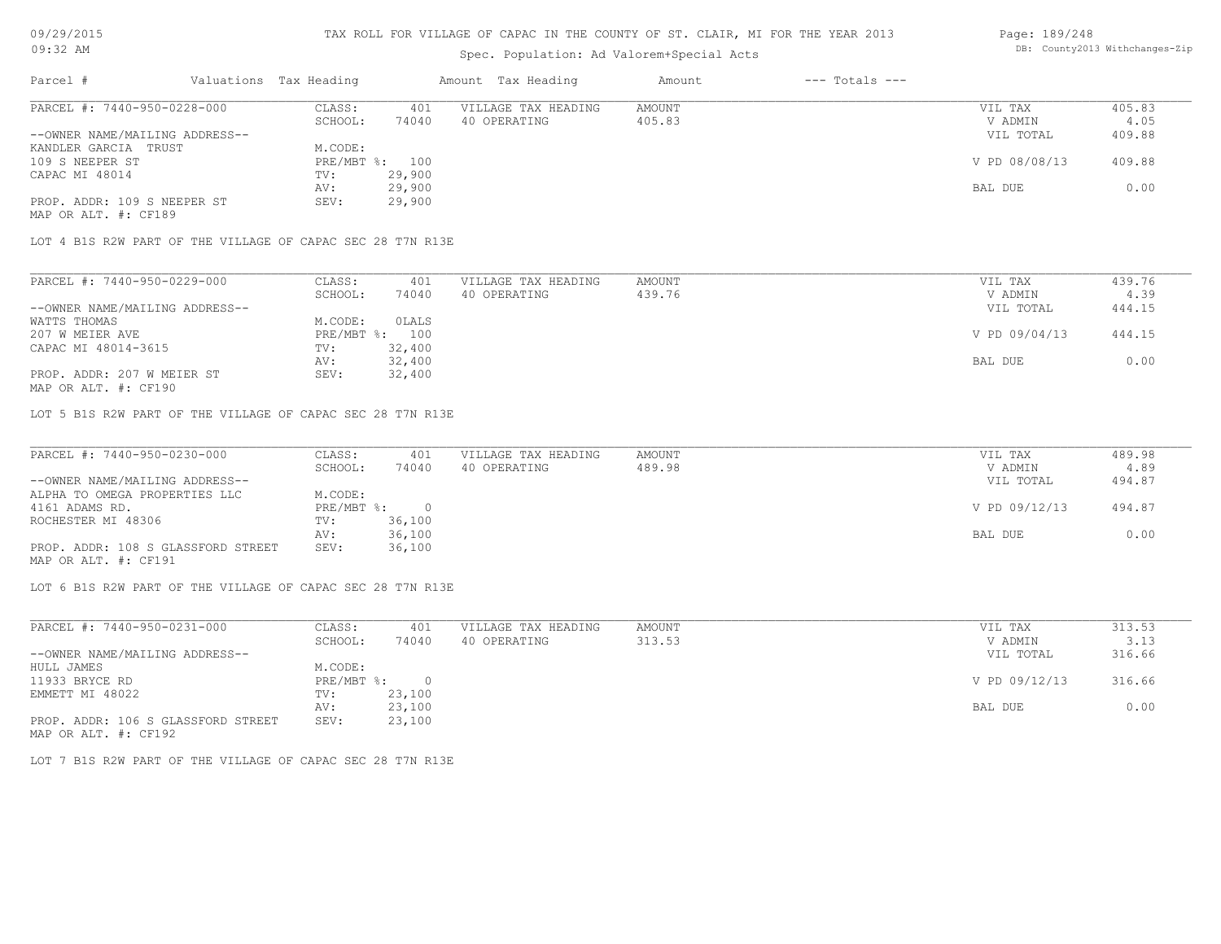# TAX ROLL FOR VILLAGE OF CAPAC IN THE COUNTY OF ST. CLAIR, MI FOR THE YEAR 2013

Spec. Population: Ad Valorem+Special Acts

| Parcel # | Valuations | Tax Heading | Amount | Tax Heading | Amount | --- Totals --- | |
|---|---|---|---|---|---|---|---|

---

PARCEL #: 7440-950-0228-000

| | | | | | | |
|---|---|---|---|---|---|---|
| CLASS: | 401 | VILLAGE TAX HEADING | AMOUNT | | VIL TAX | 405.83 |
| SCHOOL: | 74040 | 40 OPERATING | 405.83 | | V ADMIN | 4.05 |
| | | | | | VIL TOTAL | 409.88 |
| M.CODE: | | | | | | |
| PRE/MBT %: | 100 | | | | V PD 08/08/13 | 409.88 |
| TV: | 29,900 | | | | | |
| AV: | 29,900 | | | | BAL DUE | 0.00 |
| SEV: | 29,900 | | | | | |

--OWNER NAME/MAILING ADDRESS--
KANDLER GARCIA TRUST
109 S NEEPER ST
CAPAC MI 48014

PROP. ADDR: 109 S NEEPER ST
MAP OR ALT. #: CF189

LOT 4 B1S R2W PART OF THE VILLAGE OF CAPAC SEC 28 T7N R13E

---

PARCEL #: 7440-950-0229-000

| | | | | | | |
|---|---|---|---|---|---|---|
| CLASS: | 401 | VILLAGE TAX HEADING | AMOUNT | | VIL TAX | 439.76 |
| SCHOOL: | 74040 | 40 OPERATING | 439.76 | | V ADMIN | 4.39 |
| | | | | | VIL TOTAL | 444.15 |
| M.CODE: | 0LALS | | | | | |
| PRE/MBT %: | 100 | | | | V PD 09/04/13 | 444.15 |
| TV: | 32,400 | | | | | |
| AV: | 32,400 | | | | BAL DUE | 0.00 |
| SEV: | 32,400 | | | | | |

--OWNER NAME/MAILING ADDRESS--
WATTS THOMAS
207 W MEIER AVE
CAPAC MI 48014-3615

PROP. ADDR: 207 W MEIER ST
MAP OR ALT. #: CF190

LOT 5 B1S R2W PART OF THE VILLAGE OF CAPAC SEC 28 T7N R13E

---

PARCEL #: 7440-950-0230-000

| | | | | | | |
|---|---|---|---|---|---|---|
| CLASS: | 401 | VILLAGE TAX HEADING | AMOUNT | | VIL TAX | 489.98 |
| SCHOOL: | 74040 | 40 OPERATING | 489.98 | | V ADMIN | 4.89 |
| | | | | | VIL TOTAL | 494.87 |
| M.CODE: | | | | | | |
| PRE/MBT %: | 0 | | | | V PD 09/12/13 | 494.87 |
| TV: | 36,100 | | | | | |
| AV: | 36,100 | | | | BAL DUE | 0.00 |
| SEV: | 36,100 | | | | | |

--OWNER NAME/MAILING ADDRESS--
ALPHA TO OMEGA PROPERTIES LLC
4161 ADAMS RD.
ROCHESTER MI 48306

PROP. ADDR: 108 S GLASSFORD STREET
MAP OR ALT. #: CF191

LOT 6 B1S R2W PART OF THE VILLAGE OF CAPAC SEC 28 T7N R13E

---

PARCEL #: 7440-950-0231-000

| | | | | | | |
|---|---|---|---|---|---|---|
| CLASS: | 401 | VILLAGE TAX HEADING | AMOUNT | | VIL TAX | 313.53 |
| SCHOOL: | 74040 | 40 OPERATING | 313.53 | | V ADMIN | 3.13 |
| | | | | | VIL TOTAL | 316.66 |
| M.CODE: | | | | | | |
| PRE/MBT %: | 0 | | | | V PD 09/12/13 | 316.66 |
| TV: | 23,100 | | | | | |
| AV: | 23,100 | | | | BAL DUE | 0.00 |
| SEV: | 23,100 | | | | | |

--OWNER NAME/MAILING ADDRESS--
HULL JAMES
11933 BRYCE RD
EMMETT MI 48022

PROP. ADDR: 106 S GLASSFORD STREET
MAP OR ALT. #: CF192

LOT 7 B1S R2W PART OF THE VILLAGE OF CAPAC SEC 28 T7N R13E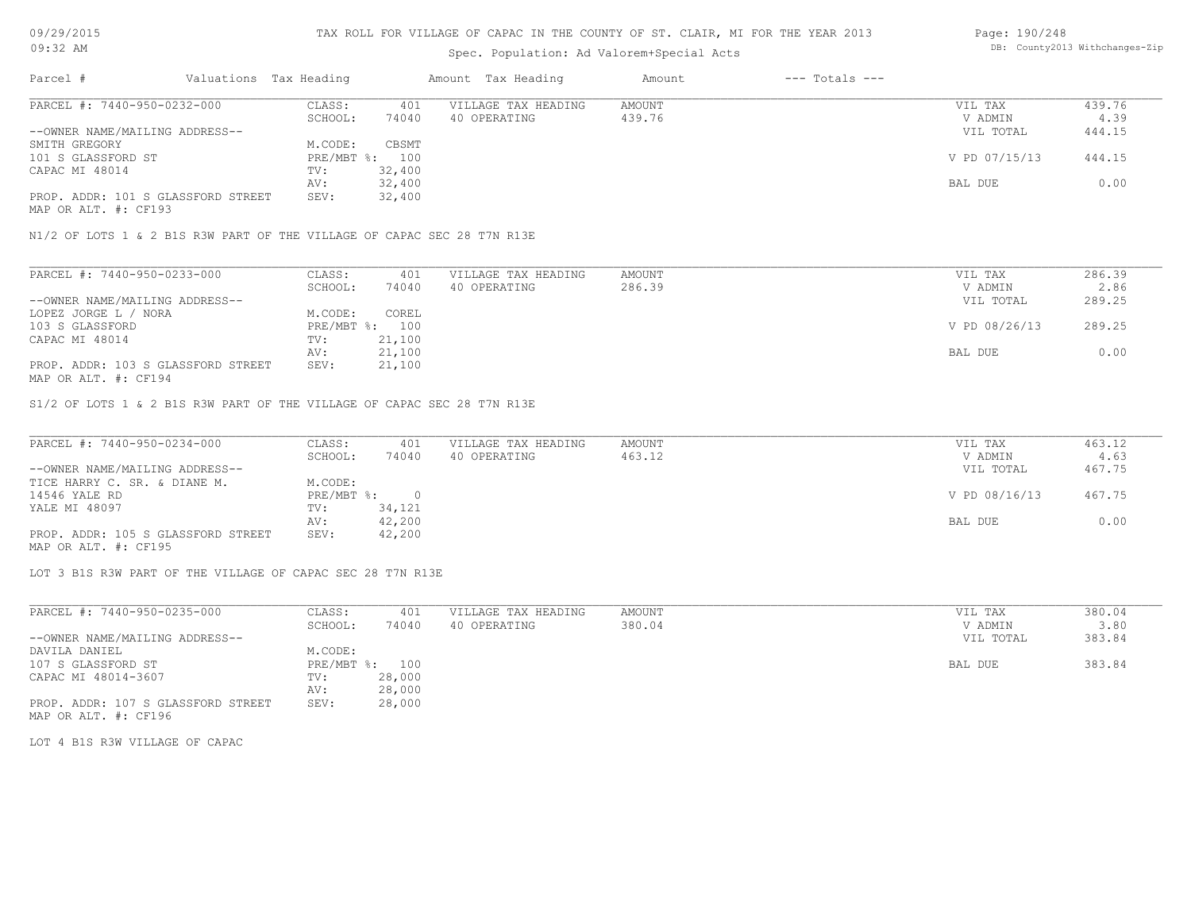TAX ROLL FOR VILLAGE OF CAPAC IN THE COUNTY OF ST. CLAIR, MI FOR THE YEAR 2013

Spec. Population: Ad Valorem+Special Acts

| Parcel # | Valuations | Tax Heading | Amount | Tax Heading | Amount | --- Totals --- | |
|---|---|---|---|---|---|---|---|
| PARCEL #: 7440-950-0232-000 | CLASS: | 401 | VILLAGE TAX HEADING | AMOUNT | | VIL TAX | 439.76 |
| | SCHOOL: | 74040 | 40 OPERATING | 439.76 | | V ADMIN | 4.39 |
| --OWNER NAME/MAILING ADDRESS-- | | | | | | VIL TOTAL | 444.15 |
| SMITH GREGORY | M.CODE: | CBSMT | | | | | |
| 101 S GLASSFORD ST | PRE/MBT %: | 100 | | | | V PD 07/15/13 | 444.15 |
| CAPAC MI 48014 | TV: | 32,400 | | | | | |
| | AV: | 32,400 | | | | BAL DUE | 0.00 |
| PROP. ADDR: 101 S GLASSFORD STREET | SEV: | 32,400 | | | | | |
| MAP OR ALT. #: CF193 | | | | | | | |

N1/2 OF LOTS 1 & 2 B1S R3W PART OF THE VILLAGE OF CAPAC SEC 28 T7N R13E

| Parcel # | Valuations | Tax Heading | Amount | Tax Heading | Amount | --- Totals --- | |
|---|---|---|---|---|---|---|---|
| PARCEL #: 7440-950-0233-000 | CLASS: | 401 | VILLAGE TAX HEADING | AMOUNT | | VIL TAX | 286.39 |
| | SCHOOL: | 74040 | 40 OPERATING | 286.39 | | V ADMIN | 2.86 |
| --OWNER NAME/MAILING ADDRESS-- | | | | | | VIL TOTAL | 289.25 |
| LOPEZ JORGE L / NORA | M.CODE: | COREL | | | | | |
| 103 S GLASSFORD | PRE/MBT %: | 100 | | | | V PD 08/26/13 | 289.25 |
| CAPAC MI 48014 | TV: | 21,100 | | | | | |
| | AV: | 21,100 | | | | BAL DUE | 0.00 |
| PROP. ADDR: 103 S GLASSFORD STREET | SEV: | 21,100 | | | | | |
| MAP OR ALT. #: CF194 | | | | | | | |

S1/2 OF LOTS 1 & 2 B1S R3W PART OF THE VILLAGE OF CAPAC SEC 28 T7N R13E

| Parcel # | Valuations | Tax Heading | Amount | Tax Heading | Amount | --- Totals --- | |
|---|---|---|---|---|---|---|---|
| PARCEL #: 7440-950-0234-000 | CLASS: | 401 | VILLAGE TAX HEADING | AMOUNT | | VIL TAX | 463.12 |
| | SCHOOL: | 74040 | 40 OPERATING | 463.12 | | V ADMIN | 4.63 |
| --OWNER NAME/MAILING ADDRESS-- | | | | | | VIL TOTAL | 467.75 |
| TICE HARRY C. SR. & DIANE M. | M.CODE: | | | | | | |
| 14546 YALE RD | PRE/MBT %: | 0 | | | | V PD 08/16/13 | 467.75 |
| YALE MI 48097 | TV: | 34,121 | | | | | |
| | AV: | 42,200 | | | | BAL DUE | 0.00 |
| PROP. ADDR: 105 S GLASSFORD STREET | SEV: | 42,200 | | | | | |
| MAP OR ALT. #: CF195 | | | | | | | |

LOT 3 B1S R3W PART OF THE VILLAGE OF CAPAC SEC 28 T7N R13E

| Parcel # | Valuations | Tax Heading | Amount | Tax Heading | Amount | --- Totals --- | |
|---|---|---|---|---|---|---|---|
| PARCEL #: 7440-950-0235-000 | CLASS: | 401 | VILLAGE TAX HEADING | AMOUNT | | VIL TAX | 380.04 |
| | SCHOOL: | 74040 | 40 OPERATING | 380.04 | | V ADMIN | 3.80 |
| --OWNER NAME/MAILING ADDRESS-- | | | | | | VIL TOTAL | 383.84 |
| DAVILA DANIEL | M.CODE: | | | | | | |
| 107 S GLASSFORD ST | PRE/MBT %: | 100 | | | | BAL DUE | 383.84 |
| CAPAC MI 48014-3607 | TV: | 28,000 | | | | | |
| | AV: | 28,000 | | | | | |
| PROP. ADDR: 107 S GLASSFORD STREET | SEV: | 28,000 | | | | | |
| MAP OR ALT. #: CF196 | | | | | | | |

LOT 4 B1S R3W VILLAGE OF CAPAC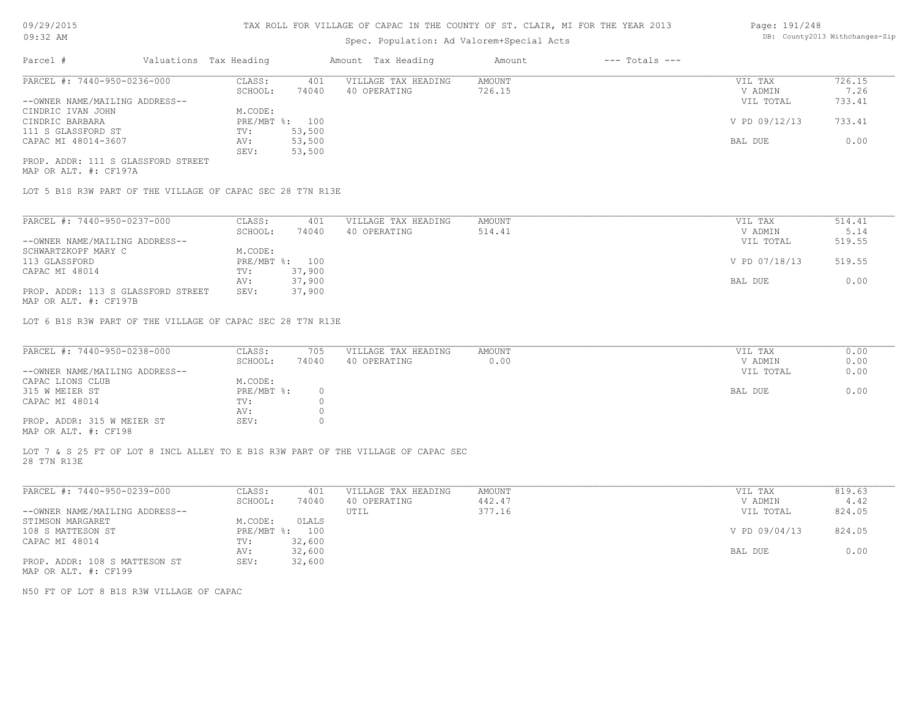# TAX ROLL FOR VILLAGE OF CAPAC IN THE COUNTY OF ST. CLAIR, MI FOR THE YEAR 2013

Spec. Population: Ad Valorem+Special Acts

DB: County2013 Withchanges-Zip

| Parcel # | Valuations | Tax Heading | Amount | Tax Heading | Amount | --- Totals --- | |
|---|---|---|---|---|---|---|---|
| PARCEL #: 7440-950-0236-000 | CLASS: | 401 | VILLAGE TAX HEADING | AMOUNT | | VIL TAX | 726.15 |
| | SCHOOL: | 74040 | 40 OPERATING | 726.15 | | V ADMIN | 7.26 |
| --OWNER NAME/MAILING ADDRESS-- | | | | | | VIL TOTAL | 733.41 |
| CINDRIC IVAN JOHN | M.CODE: | | | | | | |
| CINDRIC BARBARA | PRE/MBT %: | 100 | | | | V PD 09/12/13 | 733.41 |
| 111 S GLASSFORD ST | TV: | 53,500 | | | | | |
| CAPAC MI 48014-3607 | AV: | 53,500 | | | | BAL DUE | 0.00 |
| | SEV: | 53,500 | | | | | |
| PROP. ADDR: 111 S GLASSFORD STREET | | | | | | | |
| MAP OR ALT. #: CF197A | | | | | | | |

LOT 5 B1S R3W PART OF THE VILLAGE OF CAPAC SEC 28 T7N R13E

| Parcel # | Valuations | Tax Heading | Amount | Tax Heading | Amount | --- Totals --- | |
|---|---|---|---|---|---|---|---|
| PARCEL #: 7440-950-0237-000 | CLASS: | 401 | VILLAGE TAX HEADING | AMOUNT | | VIL TAX | 514.41 |
| | SCHOOL: | 74040 | 40 OPERATING | 514.41 | | V ADMIN | 5.14 |
| --OWNER NAME/MAILING ADDRESS-- | | | | | | VIL TOTAL | 519.55 |
| SCHWARTZKOPF MARY C | M.CODE: | | | | | | |
| 113 GLASSFORD | PRE/MBT %: | 100 | | | | V PD 07/18/13 | 519.55 |
| CAPAC MI 48014 | TV: | 37,900 | | | | | |
| | AV: | 37,900 | | | | BAL DUE | 0.00 |
| PROP. ADDR: 113 S GLASSFORD STREET | SEV: | 37,900 | | | | | |
| MAP OR ALT. #: CF197B | | | | | | | |

LOT 6 B1S R3W PART OF THE VILLAGE OF CAPAC SEC 28 T7N R13E

| Parcel # | Valuations | Tax Heading | Amount | Tax Heading | Amount | --- Totals --- | |
|---|---|---|---|---|---|---|---|
| PARCEL #: 7440-950-0238-000 | CLASS: | 705 | VILLAGE TAX HEADING | AMOUNT | | VIL TAX | 0.00 |
| | SCHOOL: | 74040 | 40 OPERATING | 0.00 | | V ADMIN | 0.00 |
| --OWNER NAME/MAILING ADDRESS-- | | | | | | VIL TOTAL | 0.00 |
| CAPAC LIONS CLUB | M.CODE: | | | | | | |
| 315 W MEIER ST | PRE/MBT %: | 0 | | | | BAL DUE | 0.00 |
| CAPAC MI 48014 | TV: | 0 | | | | | |
| | AV: | 0 | | | | | |
| PROP. ADDR: 315 W MEIER ST | SEV: | 0 | | | | | |
| MAP OR ALT. #: CF198 | | | | | | | |

LOT 7 & S 25 FT OF LOT 8 INCL ALLEY TO E B1S R3W PART OF THE VILLAGE OF CAPAC SEC 28 T7N R13E

| Parcel # | Valuations | Tax Heading | Amount | Tax Heading | Amount | --- Totals --- | |
|---|---|---|---|---|---|---|---|
| PARCEL #: 7440-950-0239-000 | CLASS: | 401 | VILLAGE TAX HEADING | AMOUNT | | VIL TAX | 819.63 |
| | SCHOOL: | 74040 | 40 OPERATING | 442.47 | | V ADMIN | 4.42 |
| --OWNER NAME/MAILING ADDRESS-- | | | UTIL | 377.16 | | VIL TOTAL | 824.05 |
| STIMSON MARGARET | M.CODE: | 0LALS | | | | | |
| 108 S MATTESON ST | PRE/MBT %: | 100 | | | | V PD 09/04/13 | 824.05 |
| CAPAC MI 48014 | TV: | 32,600 | | | | | |
| | AV: | 32,600 | | | | BAL DUE | 0.00 |
| PROP. ADDR: 108 S MATTESON ST | SEV: | 32,600 | | | | | |
| MAP OR ALT. #: CF199 | | | | | | | |

N50 FT OF LOT 8 B1S R3W VILLAGE OF CAPAC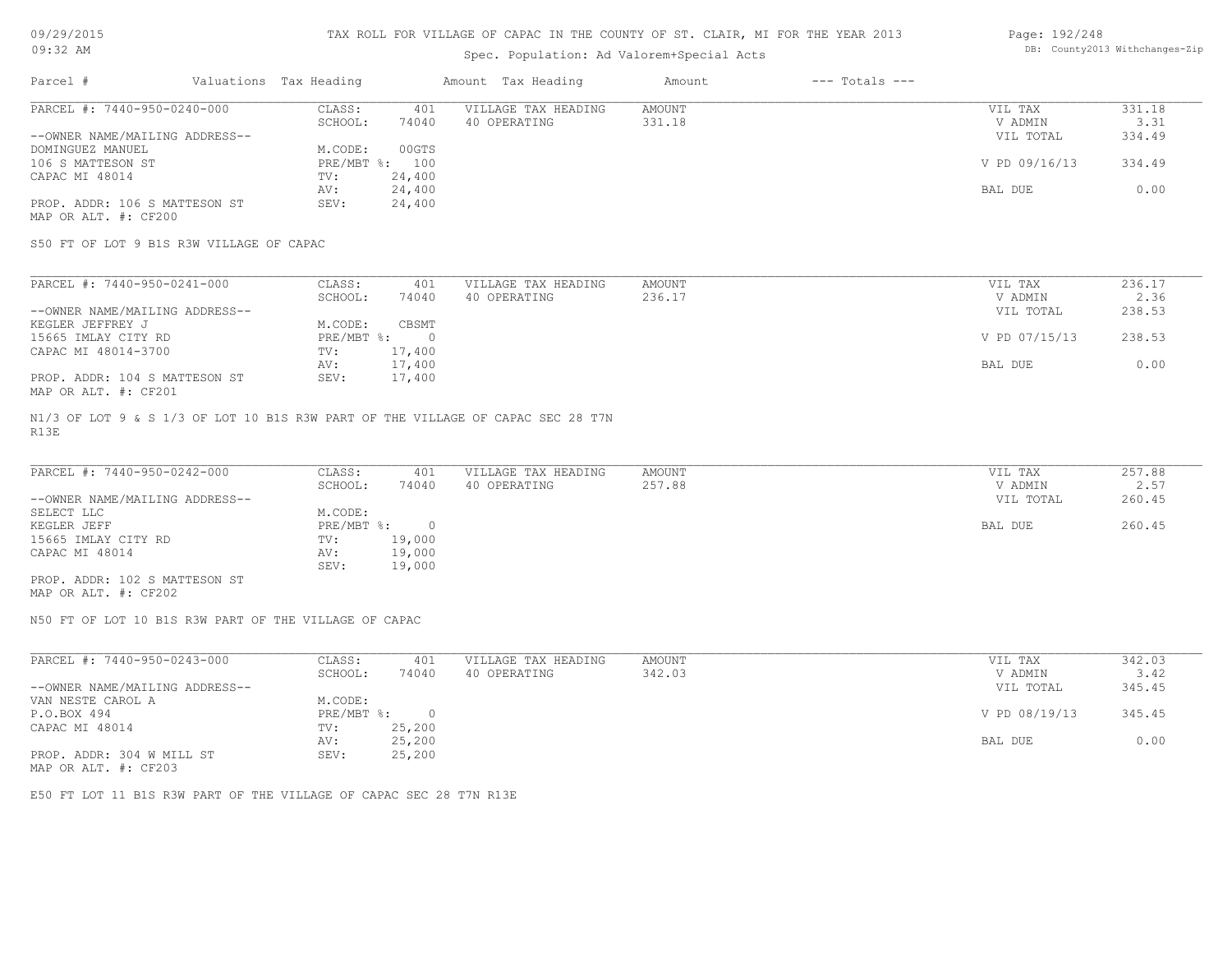TAX ROLL FOR VILLAGE OF CAPAC IN THE COUNTY OF ST. CLAIR, MI FOR THE YEAR 2013

Spec. Population: Ad Valorem+Special Acts

| Parcel # | Valuations | Tax Heading | Amount | Tax Heading | Amount | --- Totals --- | |
|---|---|---|---|---|---|---|---|
| PARCEL #: 7440-950-0240-000 | CLASS: | 401 | VILLAGE TAX HEADING | AMOUNT | | VIL TAX | 331.18 |
| | SCHOOL: | 74040 | 40 OPERATING | 331.18 | | V ADMIN | 3.31 |
| --OWNER NAME/MAILING ADDRESS-- | | | | | | VIL TOTAL | 334.49 |
| DOMINGUEZ MANUEL | M.CODE: | 00GTS | | | | | |
| 106 S MATTESON ST | PRE/MBT %: | 100 | | | | V PD 09/16/13 | 334.49 |
| CAPAC MI 48014 | TV: | 24,400 | | | | | |
| | AV: | 24,400 | | | | BAL DUE | 0.00 |
| PROP. ADDR: 106 S MATTESON ST | SEV: | 24,400 | | | | | |
| MAP OR ALT. #: CF200 | | | | | | | |

S50 FT OF LOT 9 B1S R3W VILLAGE OF CAPAC

| Parcel # | Valuations | Tax Heading | Amount | Tax Heading | Amount | --- Totals --- | |
|---|---|---|---|---|---|---|---|
| PARCEL #: 7440-950-0241-000 | CLASS: | 401 | VILLAGE TAX HEADING | AMOUNT | | VIL TAX | 236.17 |
| | SCHOOL: | 74040 | 40 OPERATING | 236.17 | | V ADMIN | 2.36 |
| --OWNER NAME/MAILING ADDRESS-- | | | | | | VIL TOTAL | 238.53 |
| KEGLER JEFFREY J | M.CODE: | CBSMT | | | | | |
| 15665 IMLAY CITY RD | PRE/MBT %: | 0 | | | | V PD 07/15/13 | 238.53 |
| CAPAC MI 48014-3700 | TV: | 17,400 | | | | | |
| | AV: | 17,400 | | | | BAL DUE | 0.00 |
| PROP. ADDR: 104 S MATTESON ST | SEV: | 17,400 | | | | | |
| MAP OR ALT. #: CF201 | | | | | | | |

N1/3 OF LOT 9 & S 1/3 OF LOT 10 B1S R3W PART OF THE VILLAGE OF CAPAC SEC 28 T7N R13E

| Parcel # | Valuations | Tax Heading | Amount | Tax Heading | Amount | --- Totals --- | |
|---|---|---|---|---|---|---|---|
| PARCEL #: 7440-950-0242-000 | CLASS: | 401 | VILLAGE TAX HEADING | AMOUNT | | VIL TAX | 257.88 |
| | SCHOOL: | 74040 | 40 OPERATING | 257.88 | | V ADMIN | 2.57 |
| --OWNER NAME/MAILING ADDRESS-- | | | | | | VIL TOTAL | 260.45 |
| SELECT LLC | M.CODE: | | | | | | |
| KEGLER JEFF | PRE/MBT %: | 0 | | | | BAL DUE | 260.45 |
| 15665 IMLAY CITY RD | TV: | 19,000 | | | | | |
| CAPAC MI 48014 | AV: | 19,000 | | | | | |
| | SEV: | 19,000 | | | | | |
| PROP. ADDR: 102 S MATTESON ST | | | | | | | |
| MAP OR ALT. #: CF202 | | | | | | | |

N50 FT OF LOT 10 B1S R3W PART OF THE VILLAGE OF CAPAC

| Parcel # | Valuations | Tax Heading | Amount | Tax Heading | Amount | --- Totals --- | |
|---|---|---|---|---|---|---|---|
| PARCEL #: 7440-950-0243-000 | CLASS: | 401 | VILLAGE TAX HEADING | AMOUNT | | VIL TAX | 342.03 |
| | SCHOOL: | 74040 | 40 OPERATING | 342.03 | | V ADMIN | 3.42 |
| --OWNER NAME/MAILING ADDRESS-- | | | | | | VIL TOTAL | 345.45 |
| VAN NESTE CAROL A | M.CODE: | | | | | | |
| P.O.BOX 494 | PRE/MBT %: | 0 | | | | V PD 08/19/13 | 345.45 |
| CAPAC MI 48014 | TV: | 25,200 | | | | | |
| | AV: | 25,200 | | | | BAL DUE | 0.00 |
| PROP. ADDR: 304 W MILL ST | SEV: | 25,200 | | | | | |
| MAP OR ALT. #: CF203 | | | | | | | |

E50 FT LOT 11 B1S R3W PART OF THE VILLAGE OF CAPAC SEC 28 T7N R13E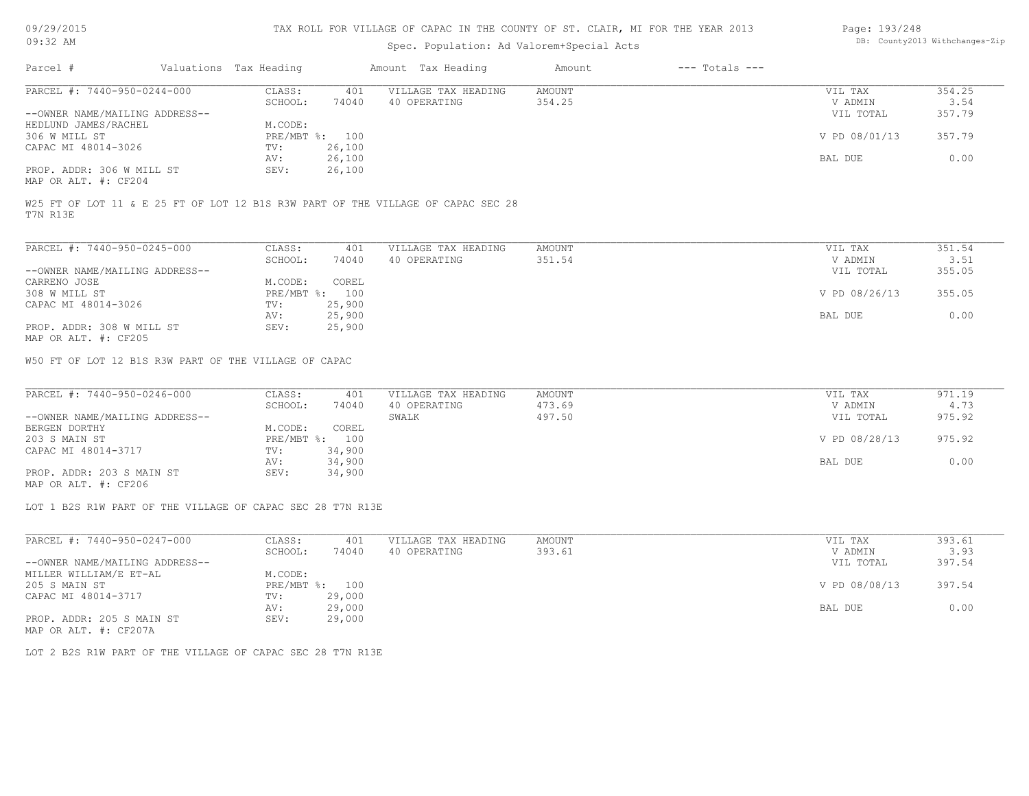TAX ROLL FOR VILLAGE OF CAPAC IN THE COUNTY OF ST. CLAIR, MI FOR THE YEAR 2013

Spec. Population: Ad Valorem+Special Acts

| Parcel # | Valuations | Tax Heading | Amount | Tax Heading | Amount | --- Totals --- | |
|---|---|---|---|---|---|---|---|
| PARCEL #: 7440-950-0244-000 | CLASS: | 401 | VILLAGE TAX HEADING | AMOUNT | | VIL TAX | 354.25 |
| | SCHOOL: | 74040 | 40 OPERATING | 354.25 | | V ADMIN | 3.54 |
| --OWNER NAME/MAILING ADDRESS-- | | | | | | VIL TOTAL | 357.79 |
| HEDLUND JAMES/RACHEL | M.CODE: | | | | | | |
| 306 W MILL ST | PRE/MBT %: | 100 | | | | V PD 08/01/13 | 357.79 |
| CAPAC MI 48014-3026 | TV: | 26,100 | | | | | |
| | AV: | 26,100 | | | | BAL DUE | 0.00 |
| PROP. ADDR: 306 W MILL ST | SEV: | 26,100 | | | | | |
| MAP OR ALT. #: CF204 | | | | | | | |

W25 FT OF LOT 11 & E 25 FT OF LOT 12 B1S R3W PART OF THE VILLAGE OF CAPAC SEC 28 T7N R13E

| Parcel # | Valuations | Tax Heading | Amount | Tax Heading | Amount | --- Totals --- | |
|---|---|---|---|---|---|---|---|
| PARCEL #: 7440-950-0245-000 | CLASS: | 401 | VILLAGE TAX HEADING | AMOUNT | | VIL TAX | 351.54 |
| | SCHOOL: | 74040 | 40 OPERATING | 351.54 | | V ADMIN | 3.51 |
| --OWNER NAME/MAILING ADDRESS-- | | | | | | VIL TOTAL | 355.05 |
| CARRENO JOSE | M.CODE: | COREL | | | | | |
| 308 W MILL ST | PRE/MBT %: | 100 | | | | V PD 08/26/13 | 355.05 |
| CAPAC MI 48014-3026 | TV: | 25,900 | | | | | |
| | AV: | 25,900 | | | | BAL DUE | 0.00 |
| PROP. ADDR: 308 W MILL ST | SEV: | 25,900 | | | | | |
| MAP OR ALT. #: CF205 | | | | | | | |

W50 FT OF LOT 12 B1S R3W PART OF THE VILLAGE OF CAPAC

| Parcel # | Valuations | Tax Heading | Amount | Tax Heading | Amount | --- Totals --- | |
|---|---|---|---|---|---|---|---|
| PARCEL #: 7440-950-0246-000 | CLASS: | 401 | VILLAGE TAX HEADING | AMOUNT | | VIL TAX | 971.19 |
| | SCHOOL: | 74040 | 40 OPERATING | 473.69 | | V ADMIN | 4.73 |
| --OWNER NAME/MAILING ADDRESS-- | | | SWALK | 497.50 | | VIL TOTAL | 975.92 |
| BERGEN DORTHY | M.CODE: | COREL | | | | | |
| 203 S MAIN ST | PRE/MBT %: | 100 | | | | V PD 08/28/13 | 975.92 |
| CAPAC MI 48014-3717 | TV: | 34,900 | | | | | |
| | AV: | 34,900 | | | | BAL DUE | 0.00 |
| PROP. ADDR: 203 S MAIN ST | SEV: | 34,900 | | | | | |
| MAP OR ALT. #: CF206 | | | | | | | |

LOT 1 B2S R1W PART OF THE VILLAGE OF CAPAC SEC 28 T7N R13E

| Parcel # | Valuations | Tax Heading | Amount | Tax Heading | Amount | --- Totals --- | |
|---|---|---|---|---|---|---|---|
| PARCEL #: 7440-950-0247-000 | CLASS: | 401 | VILLAGE TAX HEADING | AMOUNT | | VIL TAX | 393.61 |
| | SCHOOL: | 74040 | 40 OPERATING | 393.61 | | V ADMIN | 3.93 |
| --OWNER NAME/MAILING ADDRESS-- | | | | | | VIL TOTAL | 397.54 |
| MILLER WILLIAM/E ET-AL | M.CODE: | | | | | | |
| 205 S MAIN ST | PRE/MBT %: | 100 | | | | V PD 08/08/13 | 397.54 |
| CAPAC MI 48014-3717 | TV: | 29,000 | | | | | |
| | AV: | 29,000 | | | | BAL DUE | 0.00 |
| PROP. ADDR: 205 S MAIN ST | SEV: | 29,000 | | | | | |
| MAP OR ALT. #: CF207A | | | | | | | |

LOT 2 B2S R1W PART OF THE VILLAGE OF CAPAC SEC 28 T7N R13E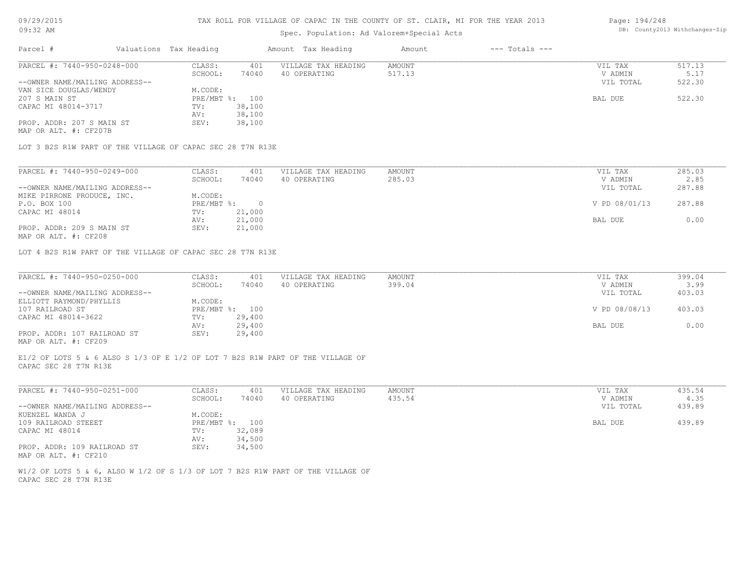TAX ROLL FOR VILLAGE OF CAPAC IN THE COUNTY OF ST. CLAIR, MI FOR THE YEAR 2013

Spec. Population: Ad Valorem+Special Acts

09/29/2015 09:32 AM — DB: County2013 Withchanges-Zip

| Parcel # | Valuations | Tax Heading | Amount | Tax Heading | Amount | --- Totals --- | |
|---|---|---|---|---|---|---|---|

---

**PARCEL #: 7440-950-0248-000**

| | | | | | | |
|---|---|---|---|---|---|---|
| CLASS: | 401 | VILLAGE TAX HEADING | AMOUNT | | VIL TAX | 517.13 |
| SCHOOL: | 74040 | 40 OPERATING | 517.13 | | V ADMIN | 5.17 |
| M.CODE: | | | | | VIL TOTAL | 522.30 |
| PRE/MBT %: | 100 | | | | BAL DUE | 522.30 |
| TV: | 38,100 | | | | | |
| AV: | 38,100 | | | | | |
| SEV: | 38,100 | | | | | |

--OWNER NAME/MAILING ADDRESS--
VAN SICE DOUGLAS/WENDY
207 S MAIN ST
CAPAC MI 48014-3717

PROP. ADDR: 207 S MAIN ST
MAP OR ALT. #: CF207B

LOT 3 B2S R1W PART OF THE VILLAGE OF CAPAC SEC 28 T7N R13E

---

**PARCEL #: 7440-950-0249-000**

| | | | | | | |
|---|---|---|---|---|---|---|
| CLASS: | 401 | VILLAGE TAX HEADING | AMOUNT | | VIL TAX | 285.03 |
| SCHOOL: | 74040 | 40 OPERATING | 285.03 | | V ADMIN | 2.85 |
| M.CODE: | | | | | VIL TOTAL | 287.88 |
| PRE/MBT %: | 0 | | | | V PD 08/01/13 | 287.88 |
| TV: | 21,000 | | | | | |
| AV: | 21,000 | | | | BAL DUE | 0.00 |
| SEV: | 21,000 | | | | | |

--OWNER NAME/MAILING ADDRESS--
MIKE PIRRONE PRODUCE, INC.
P.O. BOX 100
CAPAC MI 48014

PROP. ADDR: 209 S MAIN ST
MAP OR ALT. #: CF208

LOT 4 B2S R1W PART OF THE VILLAGE OF CAPAC SEC 28 T7N R13E

---

**PARCEL #: 7440-950-0250-000**

| | | | | | | |
|---|---|---|---|---|---|---|
| CLASS: | 401 | VILLAGE TAX HEADING | AMOUNT | | VIL TAX | 399.04 |
| SCHOOL: | 74040 | 40 OPERATING | 399.04 | | V ADMIN | 3.99 |
| M.CODE: | | | | | VIL TOTAL | 403.03 |
| PRE/MBT %: | 100 | | | | V PD 08/08/13 | 403.03 |
| TV: | 29,400 | | | | | |
| AV: | 29,400 | | | | BAL DUE | 0.00 |
| SEV: | 29,400 | | | | | |

--OWNER NAME/MAILING ADDRESS--
ELLIOTT RAYMOND/PHYLLIS
107 RAILROAD ST
CAPAC MI 48014-3622

PROP. ADDR: 107 RAILROAD ST
MAP OR ALT. #: CF209

E1/2 OF LOTS 5 & 6 ALSO S 1/3 OF E 1/2 OF LOT 7 B2S R1W PART OF THE VILLAGE OF CAPAC SEC 28 T7N R13E

---

**PARCEL #: 7440-950-0251-000**

| | | | | | | |
|---|---|---|---|---|---|---|
| CLASS: | 401 | VILLAGE TAX HEADING | AMOUNT | | VIL TAX | 435.54 |
| SCHOOL: | 74040 | 40 OPERATING | 435.54 | | V ADMIN | 4.35 |
| M.CODE: | | | | | VIL TOTAL | 439.89 |
| PRE/MBT %: | 100 | | | | BAL DUE | 439.89 |
| TV: | 32,089 | | | | | |
| AV: | 34,500 | | | | | |
| SEV: | 34,500 | | | | | |

--OWNER NAME/MAILING ADDRESS--
KUENZEL WANDA J
109 RAILROAD STEEET
CAPAC MI 48014

PROP. ADDR: 109 RAILROAD ST
MAP OR ALT. #: CF210

W1/2 OF LOTS 5 & 6, ALSO W 1/2 OF S 1/3 OF LOT 7 B2S R1W PART OF THE VILLAGE OF CAPAC SEC 28 T7N R13E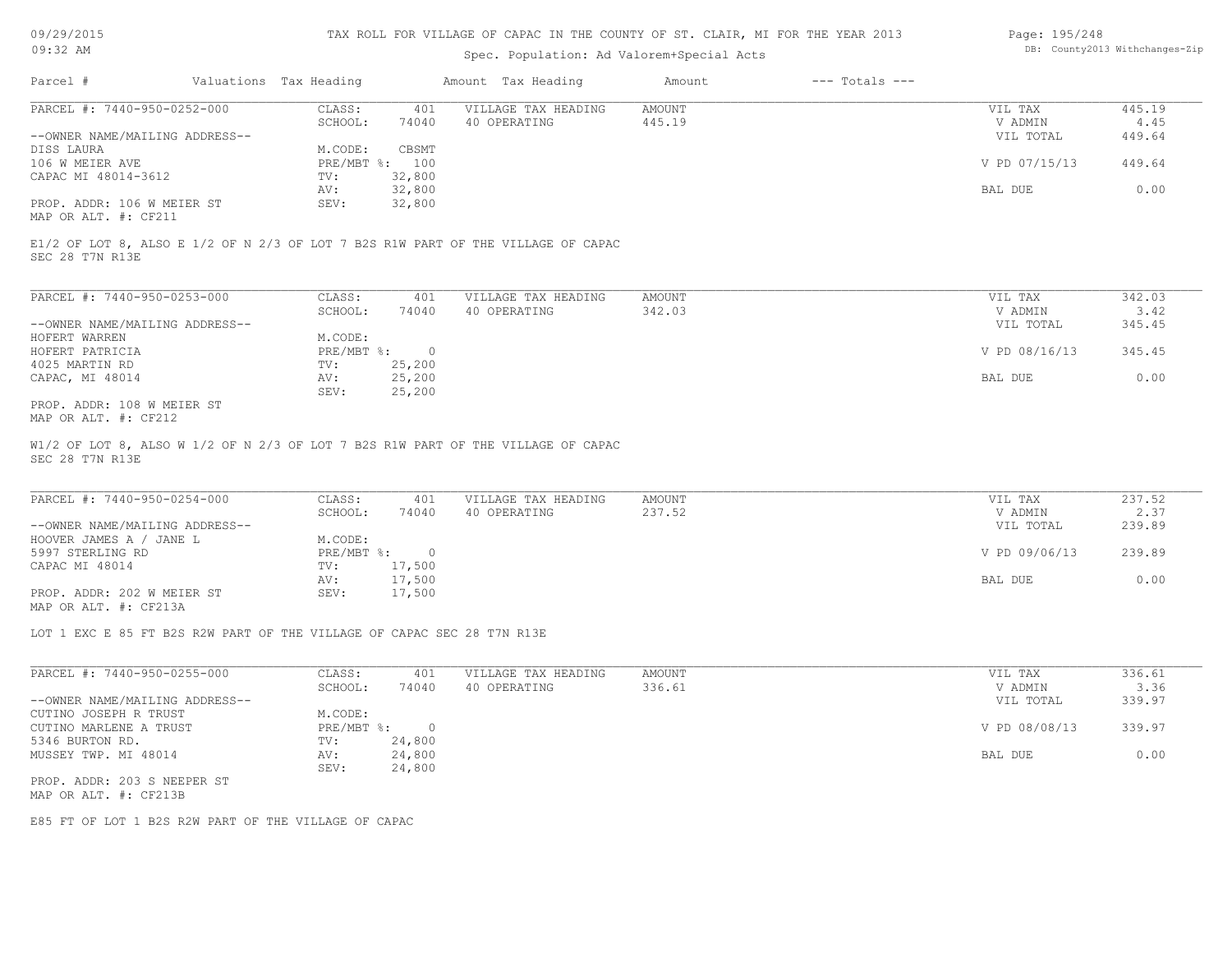TAX ROLL FOR VILLAGE OF CAPAC IN THE COUNTY OF ST. CLAIR, MI FOR THE YEAR 2013

Spec. Population: Ad Valorem+Special Acts

09/29/2015
09:32 AM

DB: County2013 Withchanges-Zip

| Parcel # | Valuations | Tax Heading | Amount | Tax Heading | Amount | --- Totals --- | |
|---|---|---|---|---|---|---|---|
| PARCEL #: 7440-950-0252-000 | CLASS: | 401 | VILLAGE TAX HEADING | AMOUNT | | VIL TAX | 445.19 |
| | SCHOOL: | 74040 | 40 OPERATING | 445.19 | | V ADMIN | 4.45 |
| --OWNER NAME/MAILING ADDRESS-- | | | | | | VIL TOTAL | 449.64 |
| DISS LAURA | M.CODE: | CBSMT | | | | | |
| 106 W MEIER AVE | PRE/MBT %: | 100 | | | | V PD 07/15/13 | 449.64 |
| CAPAC MI 48014-3612 | TV: | 32,800 | | | | | |
| | AV: | 32,800 | | | | BAL DUE | 0.00 |
| PROP. ADDR: 106 W MEIER ST | SEV: | 32,800 | | | | | |
| MAP OR ALT. #: CF211 | | | | | | | |

E1/2 OF LOT 8, ALSO E 1/2 OF N 2/3 OF LOT 7 B2S R1W PART OF THE VILLAGE OF CAPAC
SEC 28 T7N R13E

| Parcel # | Valuations | Tax Heading | Amount | Tax Heading | Amount | --- Totals --- | |
|---|---|---|---|---|---|---|---|
| PARCEL #: 7440-950-0253-000 | CLASS: | 401 | VILLAGE TAX HEADING | AMOUNT | | VIL TAX | 342.03 |
| | SCHOOL: | 74040 | 40 OPERATING | 342.03 | | V ADMIN | 3.42 |
| --OWNER NAME/MAILING ADDRESS-- | | | | | | VIL TOTAL | 345.45 |
| HOFERT WARREN | M.CODE: | | | | | | |
| HOFERT PATRICIA | PRE/MBT %: | 0 | | | | V PD 08/16/13 | 345.45 |
| 4025 MARTIN RD | TV: | 25,200 | | | | | |
| CAPAC, MI 48014 | AV: | 25,200 | | | | BAL DUE | 0.00 |
| | SEV: | 25,200 | | | | | |
| PROP. ADDR: 108 W MEIER ST | | | | | | | |
| MAP OR ALT. #: CF212 | | | | | | | |

W1/2 OF LOT 8, ALSO W 1/2 OF N 2/3 OF LOT 7 B2S R1W PART OF THE VILLAGE OF CAPAC
SEC 28 T7N R13E

| Parcel # | Valuations | Tax Heading | Amount | Tax Heading | Amount | --- Totals --- | |
|---|---|---|---|---|---|---|---|
| PARCEL #: 7440-950-0254-000 | CLASS: | 401 | VILLAGE TAX HEADING | AMOUNT | | VIL TAX | 237.52 |
| | SCHOOL: | 74040 | 40 OPERATING | 237.52 | | V ADMIN | 2.37 |
| --OWNER NAME/MAILING ADDRESS-- | | | | | | VIL TOTAL | 239.89 |
| HOOVER JAMES A / JANE L | M.CODE: | | | | | | |
| 5997 STERLING RD | PRE/MBT %: | 0 | | | | V PD 09/06/13 | 239.89 |
| CAPAC MI 48014 | TV: | 17,500 | | | | | |
| | AV: | 17,500 | | | | BAL DUE | 0.00 |
| PROP. ADDR: 202 W MEIER ST | SEV: | 17,500 | | | | | |
| MAP OR ALT. #: CF213A | | | | | | | |

LOT 1 EXC E 85 FT B2S R2W PART OF THE VILLAGE OF CAPAC SEC 28 T7N R13E

| Parcel # | Valuations | Tax Heading | Amount | Tax Heading | Amount | --- Totals --- | |
|---|---|---|---|---|---|---|---|
| PARCEL #: 7440-950-0255-000 | CLASS: | 401 | VILLAGE TAX HEADING | AMOUNT | | VIL TAX | 336.61 |
| | SCHOOL: | 74040 | 40 OPERATING | 336.61 | | V ADMIN | 3.36 |
| --OWNER NAME/MAILING ADDRESS-- | | | | | | VIL TOTAL | 339.97 |
| CUTINO JOSEPH R TRUST | M.CODE: | | | | | | |
| CUTINO MARLENE A TRUST | PRE/MBT %: | 0 | | | | V PD 08/08/13 | 339.97 |
| 5346 BURTON RD. | TV: | 24,800 | | | | | |
| MUSSEY TWP. MI 48014 | AV: | 24,800 | | | | BAL DUE | 0.00 |
| | SEV: | 24,800 | | | | | |
| PROP. ADDR: 203 S NEEPER ST | | | | | | | |
| MAP OR ALT. #: CF213B | | | | | | | |

E85 FT OF LOT 1 B2S R2W PART OF THE VILLAGE OF CAPAC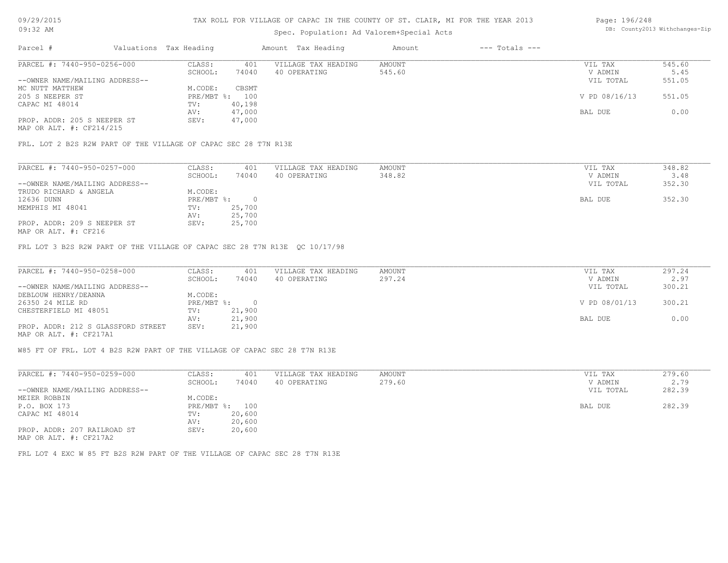TAX ROLL FOR VILLAGE OF CAPAC IN THE COUNTY OF ST. CLAIR, MI FOR THE YEAR 2013

Spec. Population: Ad Valorem+Special Acts

| Parcel # | Valuations | Tax Heading | Amount | Tax Heading | Amount | --- Totals --- | |
|---|---|---|---|---|---|---|---|
| PARCEL #: 7440-950-0256-000 | CLASS: | 401 | VILLAGE TAX HEADING | AMOUNT | | VIL TAX | 545.60 |
| | SCHOOL: | 74040 | 40 OPERATING | 545.60 | | V ADMIN | 5.45 |
| --OWNER NAME/MAILING ADDRESS-- | | | | | | VIL TOTAL | 551.05 |
| MC NUTT MATTHEW | M.CODE: | CBSMT | | | | | |
| 205 S NEEPER ST | PRE/MBT %: | 100 | | | | V PD 08/16/13 | 551.05 |
| CAPAC MI 48014 | TV: | 40,198 | | | | | |
| | AV: | 47,000 | | | | BAL DUE | 0.00 |
| PROP. ADDR: 205 S NEEPER ST | SEV: | 47,000 | | | | | |
| MAP OR ALT. #: CF214/215 | | | | | | | |

FRL. LOT 2 B2S R2W PART OF THE VILLAGE OF CAPAC SEC 28 T7N R13E

| Parcel # | Valuations | Tax Heading | Amount | Tax Heading | Amount | --- Totals --- | |
|---|---|---|---|---|---|---|---|
| PARCEL #: 7440-950-0257-000 | CLASS: | 401 | VILLAGE TAX HEADING | AMOUNT | | VIL TAX | 348.82 |
| | SCHOOL: | 74040 | 40 OPERATING | 348.82 | | V ADMIN | 3.48 |
| --OWNER NAME/MAILING ADDRESS-- | | | | | | VIL TOTAL | 352.30 |
| TRUDO RICHARD & ANGELA | M.CODE: | | | | | | |
| 12636 DUNN | PRE/MBT %: | 0 | | | | BAL DUE | 352.30 |
| MEMPHIS MI 48041 | TV: | 25,700 | | | | | |
| | AV: | 25,700 | | | | | |
| PROP. ADDR: 209 S NEEPER ST | SEV: | 25,700 | | | | | |
| MAP OR ALT. #: CF216 | | | | | | | |

FRL LOT 3 B2S R2W PART OF THE VILLAGE OF CAPAC SEC 28 T7N R13E QC 10/17/98

| Parcel # | Valuations | Tax Heading | Amount | Tax Heading | Amount | --- Totals --- | |
|---|---|---|---|---|---|---|---|
| PARCEL #: 7440-950-0258-000 | CLASS: | 401 | VILLAGE TAX HEADING | AMOUNT | | VIL TAX | 297.24 |
| | SCHOOL: | 74040 | 40 OPERATING | 297.24 | | V ADMIN | 2.97 |
| --OWNER NAME/MAILING ADDRESS-- | | | | | | VIL TOTAL | 300.21 |
| DEBLOUW HENRY/DEANNA | M.CODE: | | | | | | |
| 26350 24 MILE RD | PRE/MBT %: | 0 | | | | V PD 08/01/13 | 300.21 |
| CHESTERFIELD MI 48051 | TV: | 21,900 | | | | | |
| | AV: | 21,900 | | | | BAL DUE | 0.00 |
| PROP. ADDR: 212 S GLASSFORD STREET | SEV: | 21,900 | | | | | |
| MAP OR ALT. #: CF217A1 | | | | | | | |

W85 FT OF FRL. LOT 4 B2S R2W PART OF THE VILLAGE OF CAPAC SEC 28 T7N R13E

| Parcel # | Valuations | Tax Heading | Amount | Tax Heading | Amount | --- Totals --- | |
|---|---|---|---|---|---|---|---|
| PARCEL #: 7440-950-0259-000 | CLASS: | 401 | VILLAGE TAX HEADING | AMOUNT | | VIL TAX | 279.60 |
| | SCHOOL: | 74040 | 40 OPERATING | 279.60 | | V ADMIN | 2.79 |
| --OWNER NAME/MAILING ADDRESS-- | | | | | | VIL TOTAL | 282.39 |
| MEIER ROBBIN | M.CODE: | | | | | | |
| P.O. BOX 173 | PRE/MBT %: | 100 | | | | BAL DUE | 282.39 |
| CAPAC MI 48014 | TV: | 20,600 | | | | | |
| | AV: | 20,600 | | | | | |
| PROP. ADDR: 207 RAILROAD ST | SEV: | 20,600 | | | | | |
| MAP OR ALT. #: CF217A2 | | | | | | | |

FRL LOT 4 EXC W 85 FT B2S R2W PART OF THE VILLAGE OF CAPAC SEC 28 T7N R13E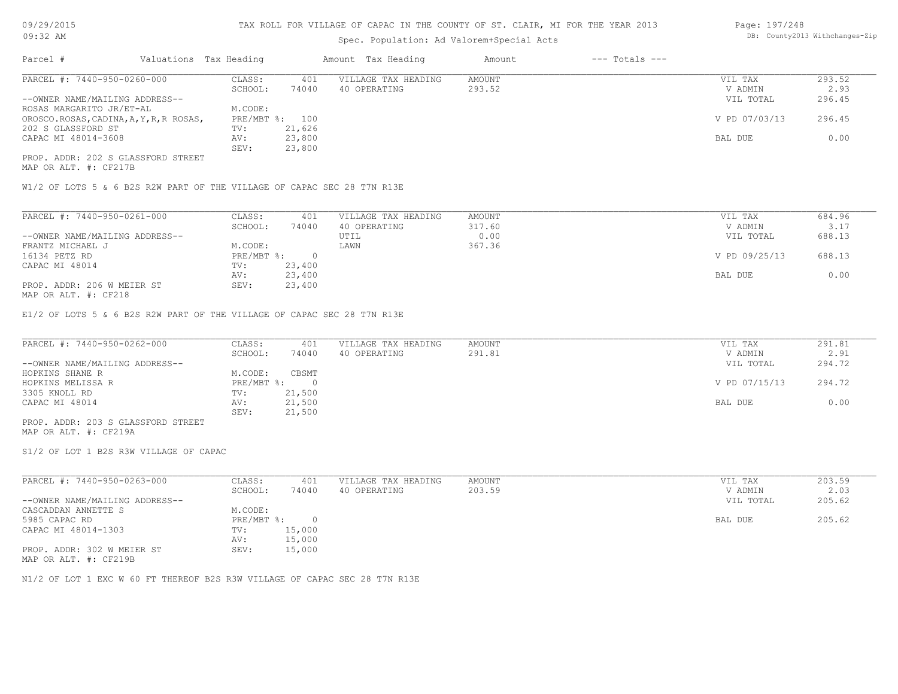TAX ROLL FOR VILLAGE OF CAPAC IN THE COUNTY OF ST. CLAIR, MI FOR THE YEAR 2013

Spec. Population: Ad Valorem+Special Acts

| Parcel # | Valuations | Tax Heading | Amount | Tax Heading | Amount | --- Totals --- | |
|---|---|---|---|---|---|---|---|

**PARCEL #: 7440-950-0260-000**

| | | | | |
|---|---|---|---|---|
| CLASS: | 401 | VILLAGE TAX HEADING | AMOUNT | VIL TAX | 293.52 |
| SCHOOL: | 74040 | 40 OPERATING | 293.52 | V ADMIN | 2.93 |
| M.CODE: | | | | VIL TOTAL | 296.45 |
| PRE/MBT %: | 100 | | | V PD 07/03/13 | 296.45 |
| TV: | 21,626 | | | | |
| AV: | 23,800 | | | BAL DUE | 0.00 |
| SEV: | 23,800 | | | | |

--OWNER NAME/MAILING ADDRESS--
ROSAS MARGARITO JR/ET-AL
OROSCO.ROSAS,CADINA,A,Y,R,R ROSAS,
202 S GLASSFORD ST
CAPAC MI 48014-3608

PROP. ADDR: 202 S GLASSFORD STREET
MAP OR ALT. #: CF217B

W1/2 OF LOTS 5 & 6 B2S R2W PART OF THE VILLAGE OF CAPAC SEC 28 T7N R13E

**PARCEL #: 7440-950-0261-000**

| | | | | |
|---|---|---|---|---|
| CLASS: | 401 | VILLAGE TAX HEADING | AMOUNT | VIL TAX | 684.96 |
| SCHOOL: | 74040 | 40 OPERATING | 317.60 | V ADMIN | 3.17 |
| | | UTIL | 0.00 | VIL TOTAL | 688.13 |
| M.CODE: | | LAWN | 367.36 | | |
| PRE/MBT %: | 0 | | | V PD 09/25/13 | 688.13 |
| TV: | 23,400 | | | | |
| AV: | 23,400 | | | BAL DUE | 0.00 |
| SEV: | 23,400 | | | | |

--OWNER NAME/MAILING ADDRESS--
FRANTZ MICHAEL J
16134 PETZ RD
CAPAC MI 48014

PROP. ADDR: 206 W MEIER ST
MAP OR ALT. #: CF218

E1/2 OF LOTS 5 & 6 B2S R2W PART OF THE VILLAGE OF CAPAC SEC 28 T7N R13E

**PARCEL #: 7440-950-0262-000**

| | | | | |
|---|---|---|---|---|
| CLASS: | 401 | VILLAGE TAX HEADING | AMOUNT | VIL TAX | 291.81 |
| SCHOOL: | 74040 | 40 OPERATING | 291.81 | V ADMIN | 2.91 |
| M.CODE: | CBSMT | | | VIL TOTAL | 294.72 |
| PRE/MBT %: | 0 | | | V PD 07/15/13 | 294.72 |
| TV: | 21,500 | | | | |
| AV: | 21,500 | | | BAL DUE | 0.00 |
| SEV: | 21,500 | | | | |

--OWNER NAME/MAILING ADDRESS--
HOPKINS SHANE R
HOPKINS MELISSA R
3305 KNOLL RD
CAPAC MI 48014

PROP. ADDR: 203 S GLASSFORD STREET
MAP OR ALT. #: CF219A

S1/2 OF LOT 1 B2S R3W VILLAGE OF CAPAC

**PARCEL #: 7440-950-0263-000**

| | | | | |
|---|---|---|---|---|
| CLASS: | 401 | VILLAGE TAX HEADING | AMOUNT | VIL TAX | 203.59 |
| SCHOOL: | 74040 | 40 OPERATING | 203.59 | V ADMIN | 2.03 |
| M.CODE: | | | | VIL TOTAL | 205.62 |
| PRE/MBT %: | 0 | | | BAL DUE | 205.62 |
| TV: | 15,000 | | | | |
| AV: | 15,000 | | | | |
| SEV: | 15,000 | | | | |

--OWNER NAME/MAILING ADDRESS--
CASCADDAN ANNETTE S
5985 CAPAC RD
CAPAC MI 48014-1303

PROP. ADDR: 302 W MEIER ST
MAP OR ALT. #: CF219B

N1/2 OF LOT 1 EXC W 60 FT THEREOF B2S R3W VILLAGE OF CAPAC SEC 28 T7N R13E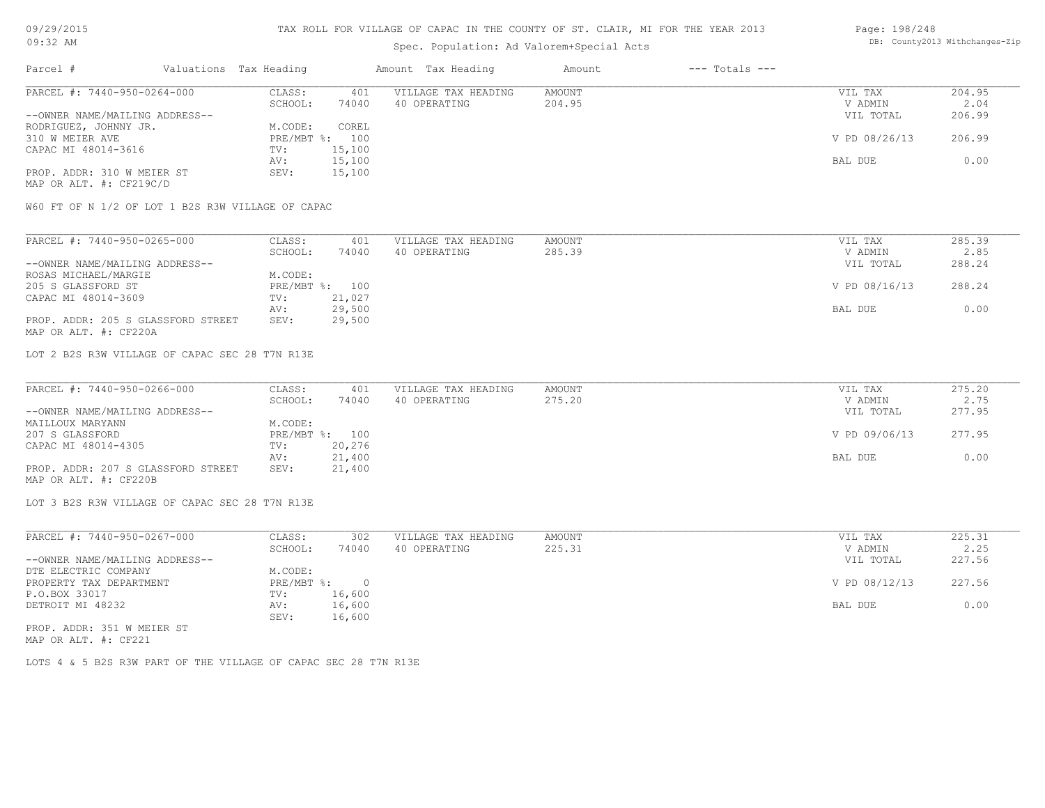TAX ROLL FOR VILLAGE OF CAPAC IN THE COUNTY OF ST. CLAIR, MI FOR THE YEAR 2013

Spec. Population: Ad Valorem+Special Acts

| Parcel # | Valuations | Tax Heading | Amount | Tax Heading | Amount | --- Totals --- | |
|---|---|---|---|---|---|---|---|
| PARCEL #: 7440-950-0264-000 | CLASS: | 401 | VILLAGE TAX HEADING | AMOUNT | | VIL TAX | 204.95 |
| | SCHOOL: | 74040 | 40 OPERATING | 204.95 | | V ADMIN | 2.04 |
| --OWNER NAME/MAILING ADDRESS-- | | | | | | VIL TOTAL | 206.99 |
| RODRIGUEZ, JOHNNY JR. | M.CODE: | COREL | | | | | |
| 310 W MEIER AVE | PRE/MBT %: | 100 | | | | V PD 08/26/13 | 206.99 |
| CAPAC MI 48014-3616 | TV: | 15,100 | | | | | |
| | AV: | 15,100 | | | | BAL DUE | 0.00 |
| PROP. ADDR: 310 W MEIER ST | SEV: | 15,100 | | | | | |
| MAP OR ALT. #: CF219C/D | | | | | | | |

W60 FT OF N 1/2 OF LOT 1 B2S R3W VILLAGE OF CAPAC

| Parcel # | Valuations | Tax Heading | Amount | Tax Heading | Amount | --- Totals --- | |
|---|---|---|---|---|---|---|---|
| PARCEL #: 7440-950-0265-000 | CLASS: | 401 | VILLAGE TAX HEADING | AMOUNT | | VIL TAX | 285.39 |
| | SCHOOL: | 74040 | 40 OPERATING | 285.39 | | V ADMIN | 2.85 |
| --OWNER NAME/MAILING ADDRESS-- | | | | | | VIL TOTAL | 288.24 |
| ROSAS MICHAEL/MARGIE | M.CODE: | | | | | | |
| 205 S GLASSFORD ST | PRE/MBT %: | 100 | | | | V PD 08/16/13 | 288.24 |
| CAPAC MI 48014-3609 | TV: | 21,027 | | | | | |
| | AV: | 29,500 | | | | BAL DUE | 0.00 |
| PROP. ADDR: 205 S GLASSFORD STREET | SEV: | 29,500 | | | | | |
| MAP OR ALT. #: CF220A | | | | | | | |

LOT 2 B2S R3W VILLAGE OF CAPAC SEC 28 T7N R13E

| Parcel # | Valuations | Tax Heading | Amount | Tax Heading | Amount | --- Totals --- | |
|---|---|---|---|---|---|---|---|
| PARCEL #: 7440-950-0266-000 | CLASS: | 401 | VILLAGE TAX HEADING | AMOUNT | | VIL TAX | 275.20 |
| | SCHOOL: | 74040 | 40 OPERATING | 275.20 | | V ADMIN | 2.75 |
| --OWNER NAME/MAILING ADDRESS-- | | | | | | VIL TOTAL | 277.95 |
| MAILLOUX MARYANN | M.CODE: | | | | | | |
| 207 S GLASSFORD | PRE/MBT %: | 100 | | | | V PD 09/06/13 | 277.95 |
| CAPAC MI 48014-4305 | TV: | 20,276 | | | | | |
| | AV: | 21,400 | | | | BAL DUE | 0.00 |
| PROP. ADDR: 207 S GLASSFORD STREET | SEV: | 21,400 | | | | | |
| MAP OR ALT. #: CF220B | | | | | | | |

LOT 3 B2S R3W VILLAGE OF CAPAC SEC 28 T7N R13E

| Parcel # | Valuations | Tax Heading | Amount | Tax Heading | Amount | --- Totals --- | |
|---|---|---|---|---|---|---|---|
| PARCEL #: 7440-950-0267-000 | CLASS: | 302 | VILLAGE TAX HEADING | AMOUNT | | VIL TAX | 225.31 |
| | SCHOOL: | 74040 | 40 OPERATING | 225.31 | | V ADMIN | 2.25 |
| --OWNER NAME/MAILING ADDRESS-- | | | | | | VIL TOTAL | 227.56 |
| DTE ELECTRIC COMPANY | M.CODE: | | | | | | |
| PROPERTY TAX DEPARTMENT | PRE/MBT %: | 0 | | | | V PD 08/12/13 | 227.56 |
| P.O.BOX 33017 | TV: | 16,600 | | | | | |
| DETROIT MI 48232 | AV: | 16,600 | | | | BAL DUE | 0.00 |
| | SEV: | 16,600 | | | | | |
| PROP. ADDR: 351 W MEIER ST | | | | | | | |
| MAP OR ALT. #: CF221 | | | | | | | |

LOTS 4 & 5 B2S R3W PART OF THE VILLAGE OF CAPAC SEC 28 T7N R13E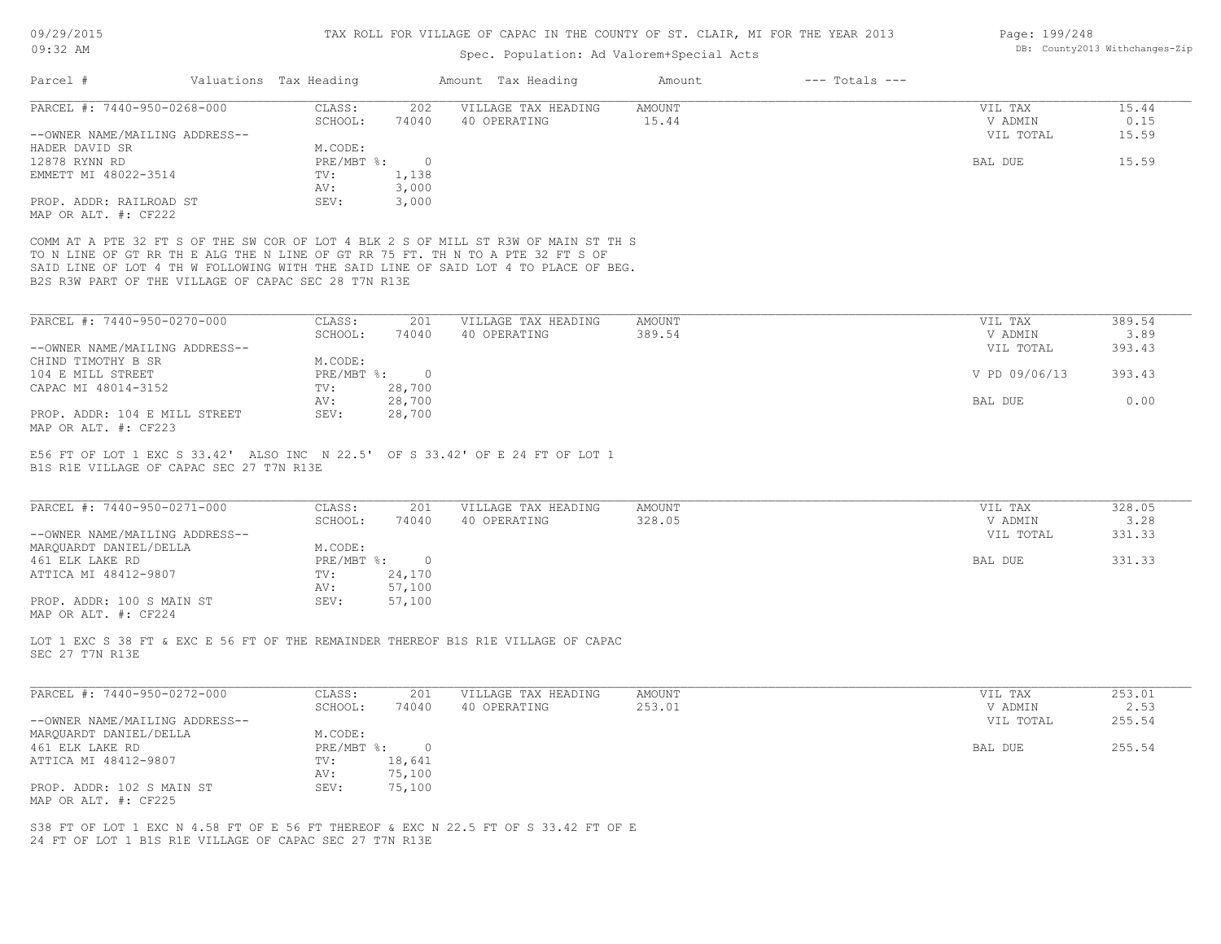# TAX ROLL FOR VILLAGE OF CAPAC IN THE COUNTY OF ST. CLAIR, MI FOR THE YEAR 2013

Spec. Population: Ad Valorem+Special Acts

09/29/2015 09:32 AM — DB: County2013 Withchanges-Zip

| Parcel # | Valuations | Tax Heading | Amount | Tax Heading | Amount | --- Totals --- | |
|---|---|---|---|---|---|---|---|

---

**PARCEL #: 7440-950-0268-000**

| | | | | | |
|---|---|---|---|---|---|
| CLASS: | 202 | VILLAGE TAX HEADING | AMOUNT | VIL TAX | 15.44 |
| SCHOOL: | 74040 | 40 OPERATING | 15.44 | V ADMIN | 0.15 |
| | | | | VIL TOTAL | 15.59 |
| M.CODE: | | | | | |
| PRE/MBT %: | 0 | | | BAL DUE | 15.59 |
| TV: | 1,138 | | | | |
| AV: | 3,000 | | | | |
| SEV: | 3,000 | | | | |

--OWNER NAME/MAILING ADDRESS--
HADER DAVID SR
12878 RYNN RD
EMMETT MI 48022-3514

PROP. ADDR: RAILROAD ST
MAP OR ALT. #: CF222

COMM AT A PTE 32 FT S OF THE SW COR OF LOT 4 BLK 2 S OF MILL ST R3W OF MAIN ST TH S TO N LINE OF GT RR TH E ALG THE N LINE OF GT RR 75 FT. TH N TO A PTE 32 FT S OF SAID LINE OF LOT 4 TH W FOLLOWING WITH THE SAID LINE OF SAID LOT 4 TO PLACE OF BEG. B2S R3W PART OF THE VILLAGE OF CAPAC SEC 28 T7N R13E

---

**PARCEL #: 7440-950-0270-000**

| | | | | | |
|---|---|---|---|---|---|
| CLASS: | 201 | VILLAGE TAX HEADING | AMOUNT | VIL TAX | 389.54 |
| SCHOOL: | 74040 | 40 OPERATING | 389.54 | V ADMIN | 3.89 |
| | | | | VIL TOTAL | 393.43 |
| M.CODE: | | | | | |
| PRE/MBT %: | 0 | | | V PD 09/06/13 | 393.43 |
| TV: | 28,700 | | | | |
| AV: | 28,700 | | | BAL DUE | 0.00 |
| SEV: | 28,700 | | | | |

--OWNER NAME/MAILING ADDRESS--
CHIND TIMOTHY B SR
104 E MILL STREET
CAPAC MI 48014-3152

PROP. ADDR: 104 E MILL STREET
MAP OR ALT. #: CF223

E56 FT OF LOT 1 EXC S 33.42' ALSO INC N 22.5' OF S 33.42' OF E 24 FT OF LOT 1 B1S R1E VILLAGE OF CAPAC SEC 27 T7N R13E

---

**PARCEL #: 7440-950-0271-000**

| | | | | | |
|---|---|---|---|---|---|
| CLASS: | 201 | VILLAGE TAX HEADING | AMOUNT | VIL TAX | 328.05 |
| SCHOOL: | 74040 | 40 OPERATING | 328.05 | V ADMIN | 3.28 |
| | | | | VIL TOTAL | 331.33 |
| M.CODE: | | | | | |
| PRE/MBT %: | 0 | | | BAL DUE | 331.33 |
| TV: | 24,170 | | | | |
| AV: | 57,100 | | | | |
| SEV: | 57,100 | | | | |

--OWNER NAME/MAILING ADDRESS--
MARQUARDT DANIEL/DELLA
461 ELK LAKE RD
ATTICA MI 48412-9807

PROP. ADDR: 100 S MAIN ST
MAP OR ALT. #: CF224

LOT 1 EXC S 38 FT & EXC E 56 FT OF THE REMAINDER THEREOF B1S R1E VILLAGE OF CAPAC SEC 27 T7N R13E

---

**PARCEL #: 7440-950-0272-000**

| | | | | | |
|---|---|---|---|---|---|
| CLASS: | 201 | VILLAGE TAX HEADING | AMOUNT | VIL TAX | 253.01 |
| SCHOOL: | 74040 | 40 OPERATING | 253.01 | V ADMIN | 2.53 |
| | | | | VIL TOTAL | 255.54 |
| M.CODE: | | | | | |
| PRE/MBT %: | 0 | | | BAL DUE | 255.54 |
| TV: | 18,641 | | | | |
| AV: | 75,100 | | | | |
| SEV: | 75,100 | | | | |

--OWNER NAME/MAILING ADDRESS--
MARQUARDT DANIEL/DELLA
461 ELK LAKE RD
ATTICA MI 48412-9807

PROP. ADDR: 102 S MAIN ST
MAP OR ALT. #: CF225

S38 FT OF LOT 1 EXC N 4.58 FT OF E 56 FT THEREOF & EXC N 22.5 FT OF S 33.42 FT OF E 24 FT OF LOT 1 B1S R1E VILLAGE OF CAPAC SEC 27 T7N R13E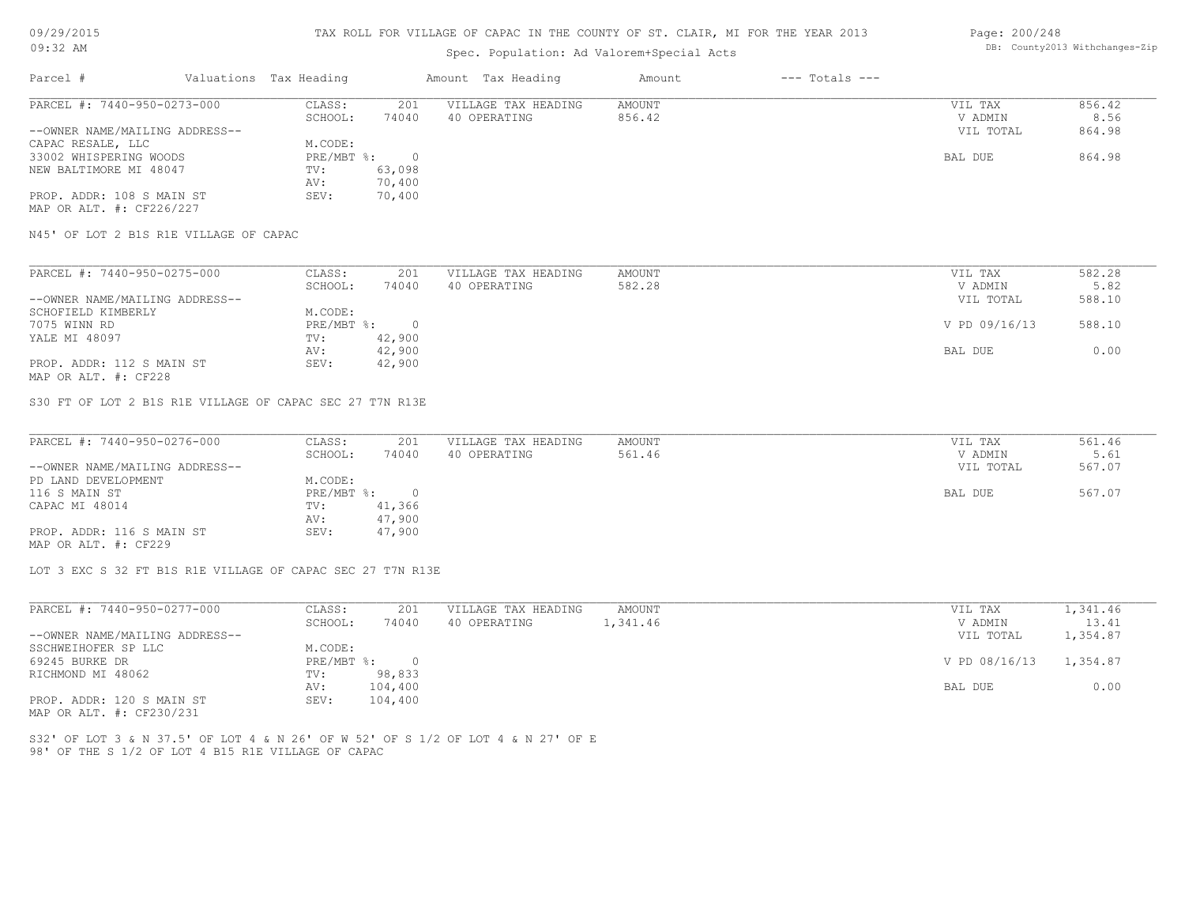TAX ROLL FOR VILLAGE OF CAPAC IN THE COUNTY OF ST. CLAIR, MI FOR THE YEAR 2013

Spec. Population: Ad Valorem+Special Acts

| Parcel # | Valuations | Tax Heading | Amount | Tax Heading | Amount | --- Totals --- | |
|---|---|---|---|---|---|---|---|
| PARCEL #: 7440-950-0273-000 | CLASS: | 201 | VILLAGE TAX HEADING | AMOUNT | | VIL TAX | 856.42 |
| | SCHOOL: | 74040 | 40 OPERATING | 856.42 | | V ADMIN | 8.56 |
| --OWNER NAME/MAILING ADDRESS-- | | | | | | VIL TOTAL | 864.98 |
| CAPAC RESALE, LLC | M.CODE: | | | | | | |
| 33002 WHISPERING WOODS | PRE/MBT %: | 0 | | | | BAL DUE | 864.98 |
| NEW BALTIMORE MI 48047 | TV: | 63,098 | | | | | |
| | AV: | 70,400 | | | | | |
| PROP. ADDR: 108 S MAIN ST | SEV: | 70,400 | | | | | |
| MAP OR ALT. #: CF226/227 | | | | | | | |

N45' OF LOT 2 B1S R1E VILLAGE OF CAPAC

| Parcel # | Valuations | Tax Heading | Amount | Tax Heading | Amount | --- Totals --- | |
|---|---|---|---|---|---|---|---|
| PARCEL #: 7440-950-0275-000 | CLASS: | 201 | VILLAGE TAX HEADING | AMOUNT | | VIL TAX | 582.28 |
| | SCHOOL: | 74040 | 40 OPERATING | 582.28 | | V ADMIN | 5.82 |
| --OWNER NAME/MAILING ADDRESS-- | | | | | | VIL TOTAL | 588.10 |
| SCHOFIELD KIMBERLY | M.CODE: | | | | | | |
| 7075 WINN RD | PRE/MBT %: | 0 | | | | V PD 09/16/13 | 588.10 |
| YALE MI 48097 | TV: | 42,900 | | | | | |
| | AV: | 42,900 | | | | BAL DUE | 0.00 |
| PROP. ADDR: 112 S MAIN ST | SEV: | 42,900 | | | | | |
| MAP OR ALT. #: CF228 | | | | | | | |

S30 FT OF LOT 2 B1S R1E VILLAGE OF CAPAC SEC 27 T7N R13E

| Parcel # | Valuations | Tax Heading | Amount | Tax Heading | Amount | --- Totals --- | |
|---|---|---|---|---|---|---|---|
| PARCEL #: 7440-950-0276-000 | CLASS: | 201 | VILLAGE TAX HEADING | AMOUNT | | VIL TAX | 561.46 |
| | SCHOOL: | 74040 | 40 OPERATING | 561.46 | | V ADMIN | 5.61 |
| --OWNER NAME/MAILING ADDRESS-- | | | | | | VIL TOTAL | 567.07 |
| PD LAND DEVELOPMENT | M.CODE: | | | | | | |
| 116 S MAIN ST | PRE/MBT %: | 0 | | | | BAL DUE | 567.07 |
| CAPAC MI 48014 | TV: | 41,366 | | | | | |
| | AV: | 47,900 | | | | | |
| PROP. ADDR: 116 S MAIN ST | SEV: | 47,900 | | | | | |
| MAP OR ALT. #: CF229 | | | | | | | |

LOT 3 EXC S 32 FT B1S R1E VILLAGE OF CAPAC SEC 27 T7N R13E

| Parcel # | Valuations | Tax Heading | Amount | Tax Heading | Amount | --- Totals --- | |
|---|---|---|---|---|---|---|---|
| PARCEL #: 7440-950-0277-000 | CLASS: | 201 | VILLAGE TAX HEADING | AMOUNT | | VIL TAX | 1,341.46 |
| | SCHOOL: | 74040 | 40 OPERATING | 1,341.46 | | V ADMIN | 13.41 |
| --OWNER NAME/MAILING ADDRESS-- | | | | | | VIL TOTAL | 1,354.87 |
| SSCHWEIHOFER SP LLC | M.CODE: | | | | | | |
| 69245 BURKE DR | PRE/MBT %: | 0 | | | | V PD 08/16/13 | 1,354.87 |
| RICHMOND MI 48062 | TV: | 98,833 | | | | | |
| | AV: | 104,400 | | | | BAL DUE | 0.00 |
| PROP. ADDR: 120 S MAIN ST | SEV: | 104,400 | | | | | |
| MAP OR ALT. #: CF230/231 | | | | | | | |

S32' OF LOT 3 & N 37.5' OF LOT 4 & N 26' OF W 52' OF S 1/2 OF LOT 4 & N 27' OF E 98' OF THE S 1/2 OF LOT 4 B15 R1E VILLAGE OF CAPAC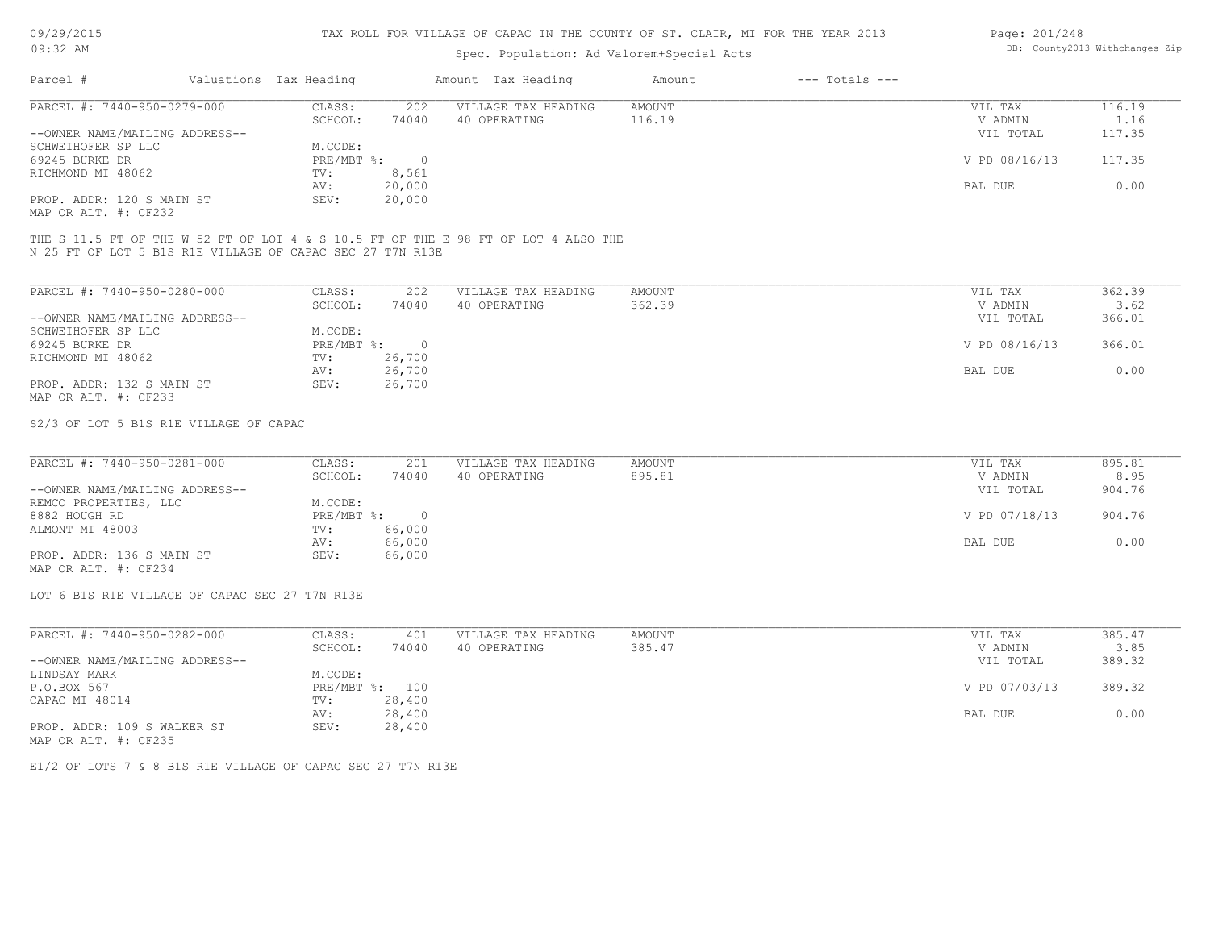# TAX ROLL FOR VILLAGE OF CAPAC IN THE COUNTY OF ST. CLAIR, MI FOR THE YEAR 2013

Spec. Population: Ad Valorem+Special Acts

| Parcel # | Valuations | Tax Heading | Amount | Tax Heading | Amount | --- Totals --- | |
|---|---|---|---|---|---|---|---|
| PARCEL #: 7440-950-0279-000 | CLASS: | 202 | VILLAGE TAX HEADING | AMOUNT | | VIL TAX | 116.19 |
| | SCHOOL: | 74040 | 40 OPERATING | 116.19 | | V ADMIN | 1.16 |
| --OWNER NAME/MAILING ADDRESS-- | | | | | | VIL TOTAL | 117.35 |
| SCHWEIHOFER SP LLC | M.CODE: | | | | | | |
| 69245 BURKE DR | PRE/MBT %: | 0 | | | | V PD 08/16/13 | 117.35 |
| RICHMOND MI 48062 | TV: | 8,561 | | | | | |
| | AV: | 20,000 | | | | BAL DUE | 0.00 |
| PROP. ADDR: 120 S MAIN ST | SEV: | 20,000 | | | | | |
| MAP OR ALT. #: CF232 | | | | | | | |

THE S 11.5 FT OF THE W 52 FT OF LOT 4 & S 10.5 FT OF THE E 98 FT OF LOT 4 ALSO THE N 25 FT OF LOT 5 B1S R1E VILLAGE OF CAPAC SEC 27 T7N R13E

| Parcel # | Valuations | Tax Heading | Amount | Tax Heading | Amount | --- Totals --- | |
|---|---|---|---|---|---|---|---|
| PARCEL #: 7440-950-0280-000 | CLASS: | 202 | VILLAGE TAX HEADING | AMOUNT | | VIL TAX | 362.39 |
| | SCHOOL: | 74040 | 40 OPERATING | 362.39 | | V ADMIN | 3.62 |
| --OWNER NAME/MAILING ADDRESS-- | | | | | | VIL TOTAL | 366.01 |
| SCHWEIHOFER SP LLC | M.CODE: | | | | | | |
| 69245 BURKE DR | PRE/MBT %: | 0 | | | | V PD 08/16/13 | 366.01 |
| RICHMOND MI 48062 | TV: | 26,700 | | | | | |
| | AV: | 26,700 | | | | BAL DUE | 0.00 |
| PROP. ADDR: 132 S MAIN ST | SEV: | 26,700 | | | | | |
| MAP OR ALT. #: CF233 | | | | | | | |

S2/3 OF LOT 5 B1S R1E VILLAGE OF CAPAC

| Parcel # | Valuations | Tax Heading | Amount | Tax Heading | Amount | --- Totals --- | |
|---|---|---|---|---|---|---|---|
| PARCEL #: 7440-950-0281-000 | CLASS: | 201 | VILLAGE TAX HEADING | AMOUNT | | VIL TAX | 895.81 |
| | SCHOOL: | 74040 | 40 OPERATING | 895.81 | | V ADMIN | 8.95 |
| --OWNER NAME/MAILING ADDRESS-- | | | | | | VIL TOTAL | 904.76 |
| REMCO PROPERTIES, LLC | M.CODE: | | | | | | |
| 8882 HOUGH RD | PRE/MBT %: | 0 | | | | V PD 07/18/13 | 904.76 |
| ALMONT MI 48003 | TV: | 66,000 | | | | | |
| | AV: | 66,000 | | | | BAL DUE | 0.00 |
| PROP. ADDR: 136 S MAIN ST | SEV: | 66,000 | | | | | |
| MAP OR ALT. #: CF234 | | | | | | | |

LOT 6 B1S R1E VILLAGE OF CAPAC SEC 27 T7N R13E

| Parcel # | Valuations | Tax Heading | Amount | Tax Heading | Amount | --- Totals --- | |
|---|---|---|---|---|---|---|---|
| PARCEL #: 7440-950-0282-000 | CLASS: | 401 | VILLAGE TAX HEADING | AMOUNT | | VIL TAX | 385.47 |
| | SCHOOL: | 74040 | 40 OPERATING | 385.47 | | V ADMIN | 3.85 |
| --OWNER NAME/MAILING ADDRESS-- | | | | | | VIL TOTAL | 389.32 |
| LINDSAY MARK | M.CODE: | | | | | | |
| P.O.BOX 567 | PRE/MBT %: | 100 | | | | V PD 07/03/13 | 389.32 |
| CAPAC MI 48014 | TV: | 28,400 | | | | | |
| | AV: | 28,400 | | | | BAL DUE | 0.00 |
| PROP. ADDR: 109 S WALKER ST | SEV: | 28,400 | | | | | |
| MAP OR ALT. #: CF235 | | | | | | | |

E1/2 OF LOTS 7 & 8 B1S R1E VILLAGE OF CAPAC SEC 27 T7N R13E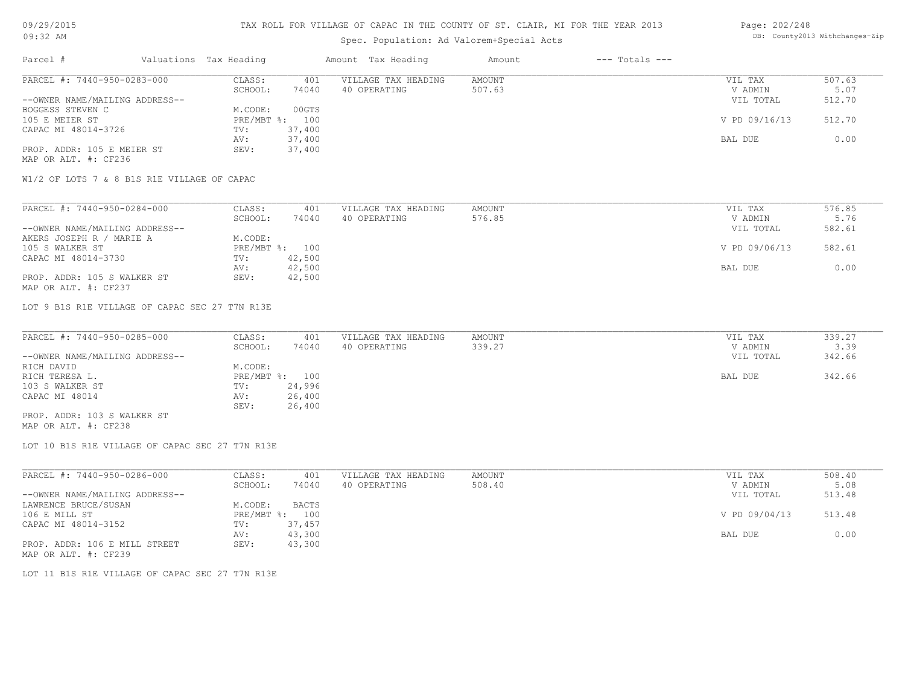# TAX ROLL FOR VILLAGE OF CAPAC IN THE COUNTY OF ST. CLAIR, MI FOR THE YEAR 2013

Spec. Population: Ad Valorem+Special Acts

| Parcel # | Valuations Tax Heading | Amount | Tax Heading | Amount | --- Totals --- |
|---|---|---|---|---|---|

**PARCEL #: 7440-950-0283-000**

| | | | | | |
|---|---|---|---|---|---|
| CLASS: | 401 | VILLAGE TAX HEADING | AMOUNT | VIL TAX | 507.63 |
| SCHOOL: | 74040 | 40 OPERATING | 507.63 | V ADMIN | 5.07 |
| | | | | VIL TOTAL | 512.70 |
| M.CODE: | 00GTS | | | | |
| PRE/MBT %: | 100 | | | V PD 09/16/13 | 512.70 |
| TV: | 37,400 | | | | |
| AV: | 37,400 | | | BAL DUE | 0.00 |
| SEV: | 37,400 | | | | |

--OWNER NAME/MAILING ADDRESS--
BOGGESS STEVEN C
105 E MEIER ST
CAPAC MI 48014-3726

PROP. ADDR: 105 E MEIER ST
MAP OR ALT. #: CF236

W1/2 OF LOTS 7 & 8 B1S R1E VILLAGE OF CAPAC

**PARCEL #: 7440-950-0284-000**

| | | | | | |
|---|---|---|---|---|---|
| CLASS: | 401 | VILLAGE TAX HEADING | AMOUNT | VIL TAX | 576.85 |
| SCHOOL: | 74040 | 40 OPERATING | 576.85 | V ADMIN | 5.76 |
| | | | | VIL TOTAL | 582.61 |
| M.CODE: | | | | | |
| PRE/MBT %: | 100 | | | V PD 09/06/13 | 582.61 |
| TV: | 42,500 | | | | |
| AV: | 42,500 | | | BAL DUE | 0.00 |
| SEV: | 42,500 | | | | |

--OWNER NAME/MAILING ADDRESS--
AKERS JOSEPH R / MARIE A
105 S WALKER ST
CAPAC MI 48014-3730

PROP. ADDR: 105 S WALKER ST
MAP OR ALT. #: CF237

LOT 9 B1S R1E VILLAGE OF CAPAC SEC 27 T7N R13E

**PARCEL #: 7440-950-0285-000**

| | | | | | |
|---|---|---|---|---|---|
| CLASS: | 401 | VILLAGE TAX HEADING | AMOUNT | VIL TAX | 339.27 |
| SCHOOL: | 74040 | 40 OPERATING | 339.27 | V ADMIN | 3.39 |
| | | | | VIL TOTAL | 342.66 |
| M.CODE: | | | | | |
| PRE/MBT %: | 100 | | | BAL DUE | 342.66 |
| TV: | 24,996 | | | | |
| AV: | 26,400 | | | | |
| SEV: | 26,400 | | | | |

--OWNER NAME/MAILING ADDRESS--
RICH DAVID
RICH TERESA L.
103 S WALKER ST
CAPAC MI 48014

PROP. ADDR: 103 S WALKER ST
MAP OR ALT. #: CF238

LOT 10 B1S R1E VILLAGE OF CAPAC SEC 27 T7N R13E

**PARCEL #: 7440-950-0286-000**

| | | | | | |
|---|---|---|---|---|---|
| CLASS: | 401 | VILLAGE TAX HEADING | AMOUNT | VIL TAX | 508.40 |
| SCHOOL: | 74040 | 40 OPERATING | 508.40 | V ADMIN | 5.08 |
| | | | | VIL TOTAL | 513.48 |
| M.CODE: | BACTS | | | | |
| PRE/MBT %: | 100 | | | V PD 09/04/13 | 513.48 |
| TV: | 37,457 | | | | |
| AV: | 43,300 | | | BAL DUE | 0.00 |
| SEV: | 43,300 | | | | |

--OWNER NAME/MAILING ADDRESS--
LAWRENCE BRUCE/SUSAN
106 E MILL ST
CAPAC MI 48014-3152

PROP. ADDR: 106 E MILL STREET
MAP OR ALT. #: CF239

LOT 11 B1S R1E VILLAGE OF CAPAC SEC 27 T7N R13E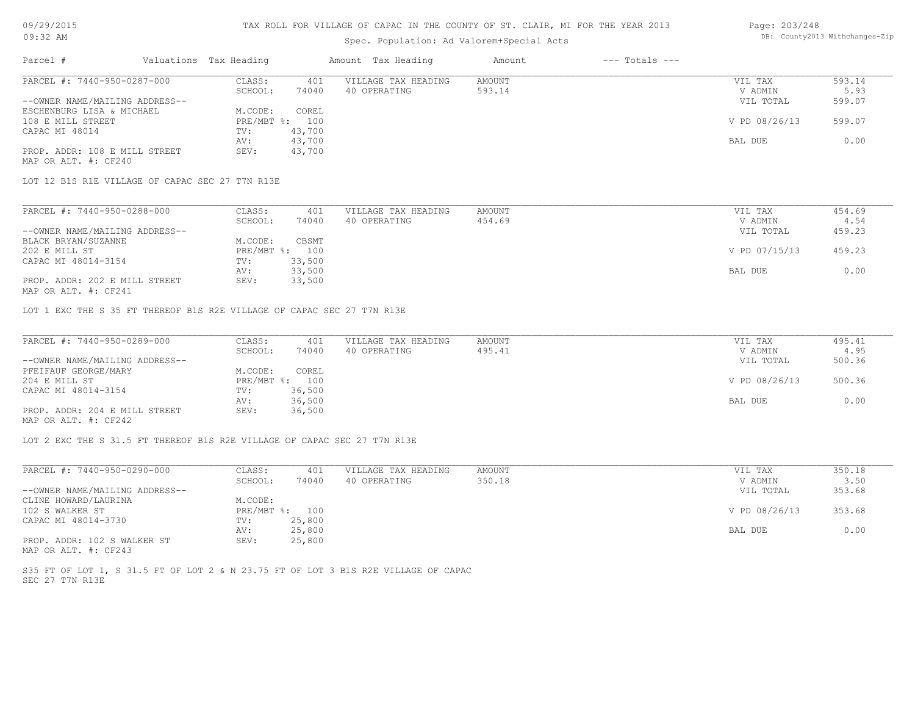# TAX ROLL FOR VILLAGE OF CAPAC IN THE COUNTY OF ST. CLAIR, MI FOR THE YEAR 2013

Spec. Population: Ad Valorem+Special Acts

09/29/2015
09:32 AM

DB: County2013 Withchanges-Zip

| Parcel # | Valuations | Tax Heading | Amount | Tax Heading | Amount | --- Totals --- | |
|---|---|---|---|---|---|---|---|
| PARCEL #: 7440-950-0287-000 | CLASS: | 401 | VILLAGE TAX HEADING | AMOUNT | | VIL TAX | 593.14 |
| | SCHOOL: | 74040 | 40 OPERATING | 593.14 | | V ADMIN | 5.93 |
| --OWNER NAME/MAILING ADDRESS-- | | | | | | VIL TOTAL | 599.07 |
| ESCHENBURG LISA & MICHAEL | M.CODE: | COREL | | | | | |
| 108 E MILL STREET | PRE/MBT %: | 100 | | | | V PD 08/26/13 | 599.07 |
| CAPAC MI 48014 | TV: | 43,700 | | | | | |
| | AV: | 43,700 | | | | BAL DUE | 0.00 |
| PROP. ADDR: 108 E MILL STREET | SEV: | 43,700 | | | | | |
| MAP OR ALT. #: CF240 | | | | | | | |

LOT 12 B1S R1E VILLAGE OF CAPAC SEC 27 T7N R13E

| Parcel # | Valuations | Tax Heading | Amount | Tax Heading | Amount | --- Totals --- | |
|---|---|---|---|---|---|---|---|
| PARCEL #: 7440-950-0288-000 | CLASS: | 401 | VILLAGE TAX HEADING | AMOUNT | | VIL TAX | 454.69 |
| | SCHOOL: | 74040 | 40 OPERATING | 454.69 | | V ADMIN | 4.54 |
| --OWNER NAME/MAILING ADDRESS-- | | | | | | VIL TOTAL | 459.23 |
| BLACK BRYAN/SUZANNE | M.CODE: | CBSMT | | | | | |
| 202 E MILL ST | PRE/MBT %: | 100 | | | | V PD 07/15/13 | 459.23 |
| CAPAC MI 48014-3154 | TV: | 33,500 | | | | | |
| | AV: | 33,500 | | | | BAL DUE | 0.00 |
| PROP. ADDR: 202 E MILL STREET | SEV: | 33,500 | | | | | |
| MAP OR ALT. #: CF241 | | | | | | | |

LOT 1 EXC THE S 35 FT THEREOF B1S R2E VILLAGE OF CAPAC SEC 27 T7N R13E

| Parcel # | Valuations | Tax Heading | Amount | Tax Heading | Amount | --- Totals --- | |
|---|---|---|---|---|---|---|---|
| PARCEL #: 7440-950-0289-000 | CLASS: | 401 | VILLAGE TAX HEADING | AMOUNT | | VIL TAX | 495.41 |
| | SCHOOL: | 74040 | 40 OPERATING | 495.41 | | V ADMIN | 4.95 |
| --OWNER NAME/MAILING ADDRESS-- | | | | | | VIL TOTAL | 500.36 |
| PFEIFAUF GEORGE/MARY | M.CODE: | COREL | | | | | |
| 204 E MILL ST | PRE/MBT %: | 100 | | | | V PD 08/26/13 | 500.36 |
| CAPAC MI 48014-3154 | TV: | 36,500 | | | | | |
| | AV: | 36,500 | | | | BAL DUE | 0.00 |
| PROP. ADDR: 204 E MILL STREET | SEV: | 36,500 | | | | | |
| MAP OR ALT. #: CF242 | | | | | | | |

LOT 2 EXC THE S 31.5 FT THEREOF B1S R2E VILLAGE OF CAPAC SEC 27 T7N R13E

| Parcel # | Valuations | Tax Heading | Amount | Tax Heading | Amount | --- Totals --- | |
|---|---|---|---|---|---|---|---|
| PARCEL #: 7440-950-0290-000 | CLASS: | 401 | VILLAGE TAX HEADING | AMOUNT | | VIL TAX | 350.18 |
| | SCHOOL: | 74040 | 40 OPERATING | 350.18 | | V ADMIN | 3.50 |
| --OWNER NAME/MAILING ADDRESS-- | | | | | | VIL TOTAL | 353.68 |
| CLINE HOWARD/LAURINA | M.CODE: | | | | | | |
| 102 S WALKER ST | PRE/MBT %: | 100 | | | | V PD 08/26/13 | 353.68 |
| CAPAC MI 48014-3730 | TV: | 25,800 | | | | | |
| | AV: | 25,800 | | | | BAL DUE | 0.00 |
| PROP. ADDR: 102 S WALKER ST | SEV: | 25,800 | | | | | |
| MAP OR ALT. #: CF243 | | | | | | | |

S35 FT OF LOT 1, S 31.5 FT OF LOT 2 & N 23.75 FT OF LOT 3 B1S R2E VILLAGE OF CAPAC
SEC 27 T7N R13E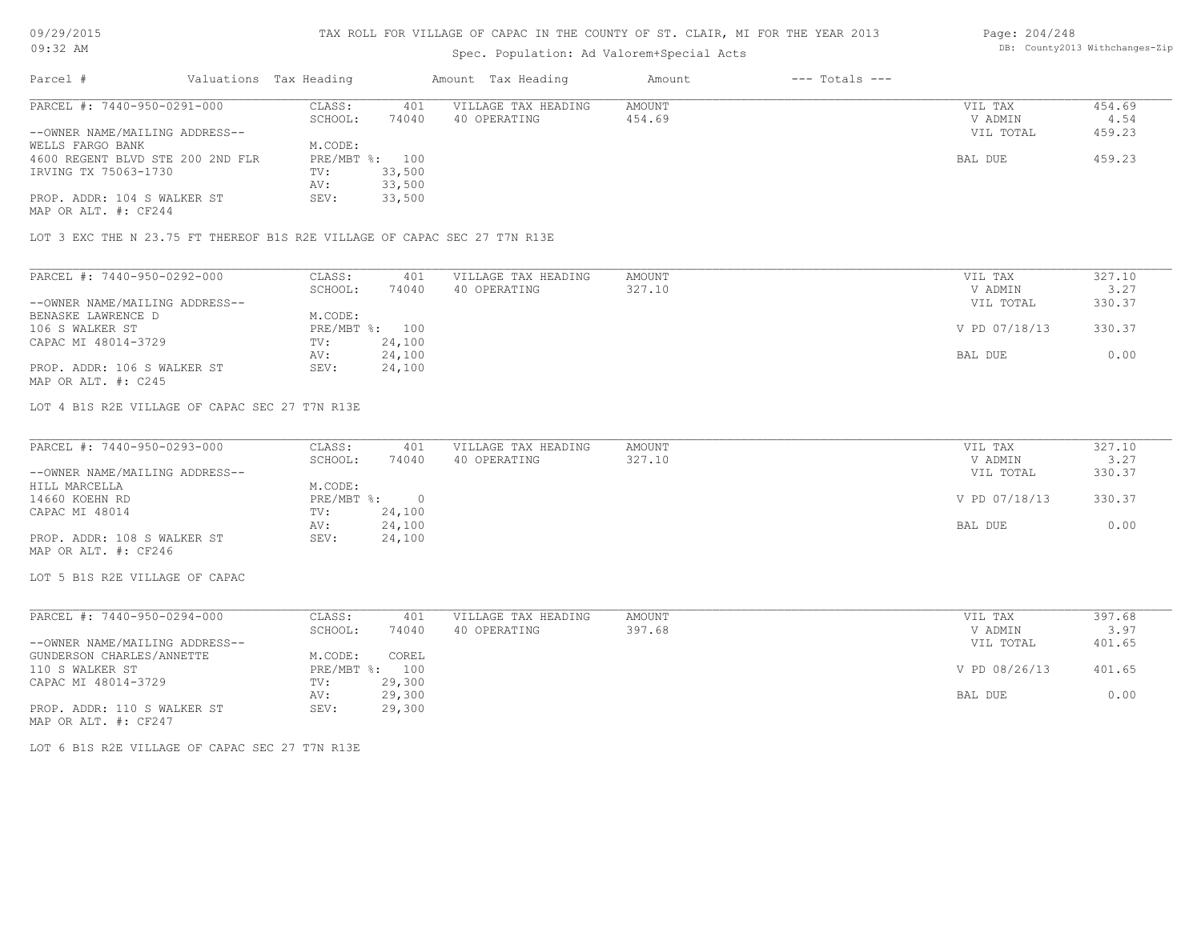TAX ROLL FOR VILLAGE OF CAPAC IN THE COUNTY OF ST. CLAIR, MI FOR THE YEAR 2013

Spec. Population: Ad Valorem+Special Acts

| Parcel # | Valuations | Tax Heading | Amount | Tax Heading | Amount | --- Totals --- | |
|---|---|---|---|---|---|---|---|
| PARCEL #: 7440-950-0291-000 | CLASS: | 401 | VILLAGE TAX HEADING | AMOUNT | | VIL TAX | 454.69 |
| | SCHOOL: | 74040 | 40 OPERATING | 454.69 | | V ADMIN | 4.54 |
| --OWNER NAME/MAILING ADDRESS-- | | | | | | VIL TOTAL | 459.23 |
| WELLS FARGO BANK | M.CODE: | | | | | | |
| 4600 REGENT BLVD STE 200 2ND FLR | PRE/MBT %: | 100 | | | | BAL DUE | 459.23 |
| IRVING TX 75063-1730 | TV: | 33,500 | | | | | |
| | AV: | 33,500 | | | | | |
| PROP. ADDR: 104 S WALKER ST | SEV: | 33,500 | | | | | |
| MAP OR ALT. #: CF244 | | | | | | | |

LOT 3 EXC THE N 23.75 FT THEREOF B1S R2E VILLAGE OF CAPAC SEC 27 T7N R13E

| Parcel # | Valuations | Tax Heading | Amount | Tax Heading | Amount | --- Totals --- | |
|---|---|---|---|---|---|---|---|
| PARCEL #: 7440-950-0292-000 | CLASS: | 401 | VILLAGE TAX HEADING | AMOUNT | | VIL TAX | 327.10 |
| | SCHOOL: | 74040 | 40 OPERATING | 327.10 | | V ADMIN | 3.27 |
| --OWNER NAME/MAILING ADDRESS-- | | | | | | VIL TOTAL | 330.37 |
| BENASKE LAWRENCE D | M.CODE: | | | | | | |
| 106 S WALKER ST | PRE/MBT %: | 100 | | | | V PD 07/18/13 | 330.37 |
| CAPAC MI 48014-3729 | TV: | 24,100 | | | | | |
| | AV: | 24,100 | | | | BAL DUE | 0.00 |
| PROP. ADDR: 106 S WALKER ST | SEV: | 24,100 | | | | | |
| MAP OR ALT. #: C245 | | | | | | | |

LOT 4 B1S R2E VILLAGE OF CAPAC SEC 27 T7N R13E

| Parcel # | Valuations | Tax Heading | Amount | Tax Heading | Amount | --- Totals --- | |
|---|---|---|---|---|---|---|---|
| PARCEL #: 7440-950-0293-000 | CLASS: | 401 | VILLAGE TAX HEADING | AMOUNT | | VIL TAX | 327.10 |
| | SCHOOL: | 74040 | 40 OPERATING | 327.10 | | V ADMIN | 3.27 |
| --OWNER NAME/MAILING ADDRESS-- | | | | | | VIL TOTAL | 330.37 |
| HILL MARCELLA | M.CODE: | | | | | | |
| 14660 KOEHN RD | PRE/MBT %: | 0 | | | | V PD 07/18/13 | 330.37 |
| CAPAC MI 48014 | TV: | 24,100 | | | | | |
| | AV: | 24,100 | | | | BAL DUE | 0.00 |
| PROP. ADDR: 108 S WALKER ST | SEV: | 24,100 | | | | | |
| MAP OR ALT. #: CF246 | | | | | | | |

LOT 5 B1S R2E VILLAGE OF CAPAC

| Parcel # | Valuations | Tax Heading | Amount | Tax Heading | Amount | --- Totals --- | |
|---|---|---|---|---|---|---|---|
| PARCEL #: 7440-950-0294-000 | CLASS: | 401 | VILLAGE TAX HEADING | AMOUNT | | VIL TAX | 397.68 |
| | SCHOOL: | 74040 | 40 OPERATING | 397.68 | | V ADMIN | 3.97 |
| --OWNER NAME/MAILING ADDRESS-- | | | | | | VIL TOTAL | 401.65 |
| GUNDERSON CHARLES/ANNETTE | M.CODE: | COREL | | | | | |
| 110 S WALKER ST | PRE/MBT %: | 100 | | | | V PD 08/26/13 | 401.65 |
| CAPAC MI 48014-3729 | TV: | 29,300 | | | | | |
| | AV: | 29,300 | | | | BAL DUE | 0.00 |
| PROP. ADDR: 110 S WALKER ST | SEV: | 29,300 | | | | | |
| MAP OR ALT. #: CF247 | | | | | | | |

LOT 6 B1S R2E VILLAGE OF CAPAC SEC 27 T7N R13E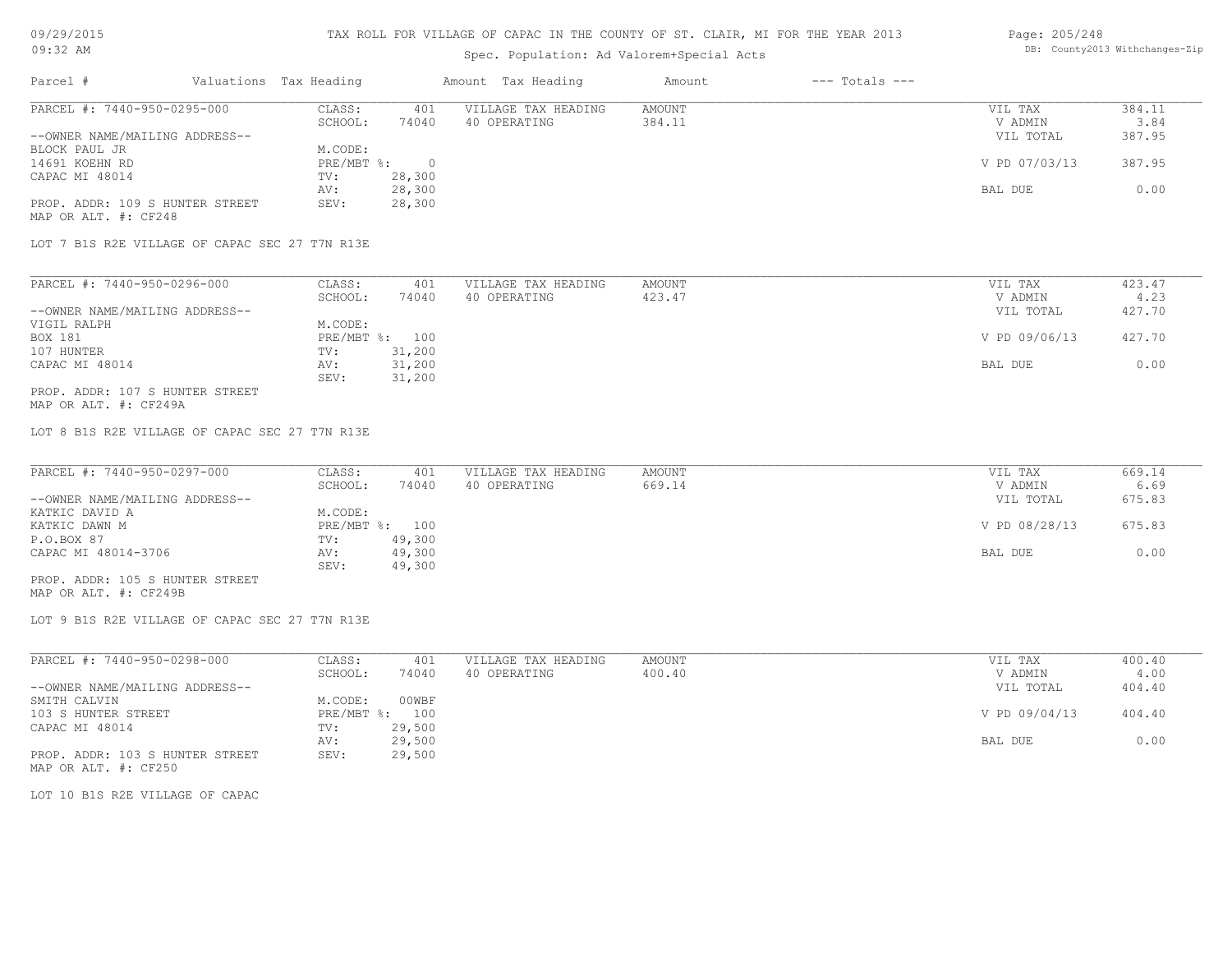TAX ROLL FOR VILLAGE OF CAPAC IN THE COUNTY OF ST. CLAIR, MI FOR THE YEAR 2013

Spec. Population: Ad Valorem+Special Acts

09/29/2015
09:32 AM

DB: County2013 Withchanges-Zip

| Parcel # | Valuations | Tax Heading | Amount | Tax Heading | Amount | --- Totals --- | |
|---|---|---|---|---|---|---|---|

**PARCEL #: 7440-950-0295-000**

| | | | | | | |
|---|---|---|---|---|---|---|
| CLASS: | 401 | VILLAGE TAX HEADING | AMOUNT | | VIL TAX | 384.11 |
| SCHOOL: | 74040 | 40 OPERATING | 384.11 | | V ADMIN | 3.84 |
| | | | | | VIL TOTAL | 387.95 |
| M.CODE: | | | | | | |
| PRE/MBT %: | 0 | | | | V PD 07/03/13 | 387.95 |
| TV: | 28,300 | | | | | |
| AV: | 28,300 | | | | BAL DUE | 0.00 |
| SEV: | 28,300 | | | | | |

--OWNER NAME/MAILING ADDRESS--
BLOCK PAUL JR
14691 KOEHN RD
CAPAC MI 48014

PROP. ADDR: 109 S HUNTER STREET
MAP OR ALT. #: CF248

LOT 7 B1S R2E VILLAGE OF CAPAC SEC 27 T7N R13E

**PARCEL #: 7440-950-0296-000**

| | | | | | | |
|---|---|---|---|---|---|---|
| CLASS: | 401 | VILLAGE TAX HEADING | AMOUNT | | VIL TAX | 423.47 |
| SCHOOL: | 74040 | 40 OPERATING | 423.47 | | V ADMIN | 4.23 |
| | | | | | VIL TOTAL | 427.70 |
| M.CODE: | | | | | | |
| PRE/MBT %: | 100 | | | | V PD 09/06/13 | 427.70 |
| TV: | 31,200 | | | | | |
| AV: | 31,200 | | | | BAL DUE | 0.00 |
| SEV: | 31,200 | | | | | |

--OWNER NAME/MAILING ADDRESS--
VIGIL RALPH
BOX 181
107 HUNTER
CAPAC MI 48014

PROP. ADDR: 107 S HUNTER STREET
MAP OR ALT. #: CF249A

LOT 8 B1S R2E VILLAGE OF CAPAC SEC 27 T7N R13E

**PARCEL #: 7440-950-0297-000**

| | | | | | | |
|---|---|---|---|---|---|---|
| CLASS: | 401 | VILLAGE TAX HEADING | AMOUNT | | VIL TAX | 669.14 |
| SCHOOL: | 74040 | 40 OPERATING | 669.14 | | V ADMIN | 6.69 |
| | | | | | VIL TOTAL | 675.83 |
| M.CODE: | | | | | | |
| PRE/MBT %: | 100 | | | | V PD 08/28/13 | 675.83 |
| TV: | 49,300 | | | | | |
| AV: | 49,300 | | | | BAL DUE | 0.00 |
| SEV: | 49,300 | | | | | |

--OWNER NAME/MAILING ADDRESS--
KATKIC DAVID A
KATKIC DAWN M
P.O.BOX 87
CAPAC MI 48014-3706

PROP. ADDR: 105 S HUNTER STREET
MAP OR ALT. #: CF249B

LOT 9 B1S R2E VILLAGE OF CAPAC SEC 27 T7N R13E

**PARCEL #: 7440-950-0298-000**

| | | | | | | |
|---|---|---|---|---|---|---|
| CLASS: | 401 | VILLAGE TAX HEADING | AMOUNT | | VIL TAX | 400.40 |
| SCHOOL: | 74040 | 40 OPERATING | 400.40 | | V ADMIN | 4.00 |
| | | | | | VIL TOTAL | 404.40 |
| M.CODE: | 00WBF | | | | | |
| PRE/MBT %: | 100 | | | | V PD 09/04/13 | 404.40 |
| TV: | 29,500 | | | | | |
| AV: | 29,500 | | | | BAL DUE | 0.00 |
| SEV: | 29,500 | | | | | |

--OWNER NAME/MAILING ADDRESS--
SMITH CALVIN
103 S HUNTER STREET
CAPAC MI 48014

PROP. ADDR: 103 S HUNTER STREET
MAP OR ALT. #: CF250

LOT 10 B1S R2E VILLAGE OF CAPAC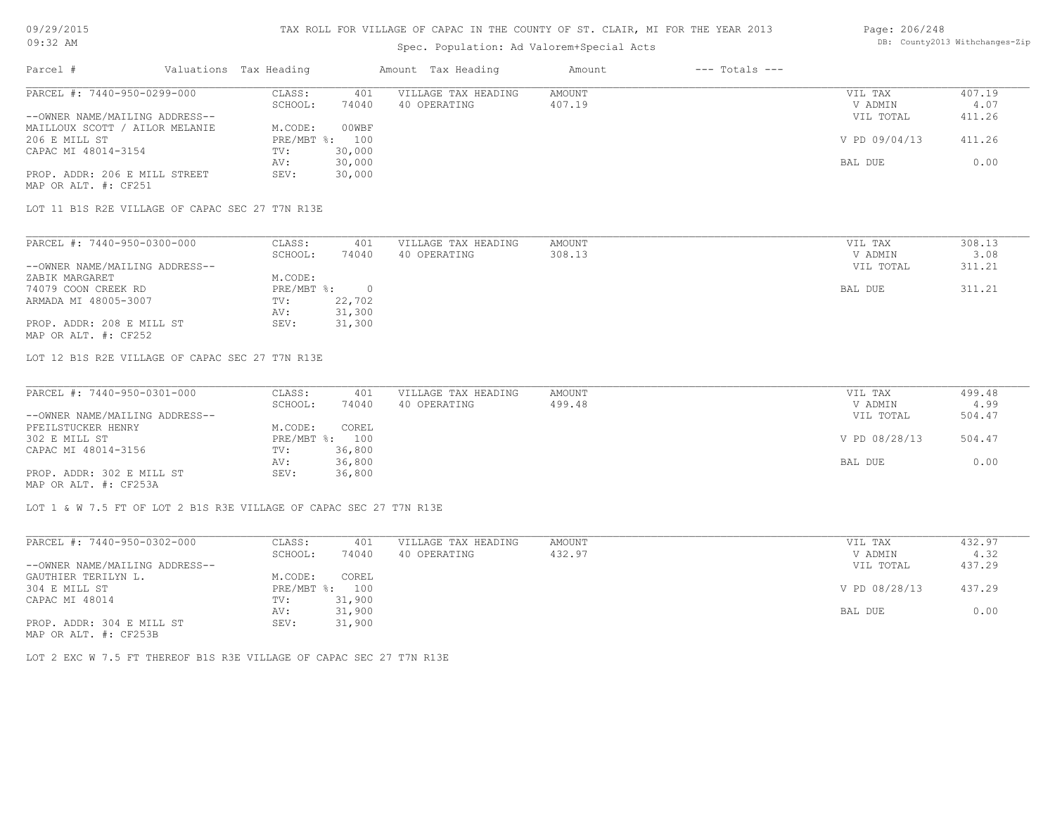# TAX ROLL FOR VILLAGE OF CAPAC IN THE COUNTY OF ST. CLAIR, MI FOR THE YEAR 2013

Spec. Population: Ad Valorem+Special Acts

| Parcel # | Valuations | Tax Heading | Amount | Tax Heading | Amount | --- Totals --- | |
|---|---|---|---|---|---|---|---|
| PARCEL #: 7440-950-0299-000 | CLASS: | 401 | VILLAGE TAX HEADING | AMOUNT | | VIL TAX | 407.19 |
| | SCHOOL: | 74040 | 40 OPERATING | 407.19 | | V ADMIN | 4.07 |
| --OWNER NAME/MAILING ADDRESS-- | | | | | | VIL TOTAL | 411.26 |
| MAILLOUX SCOTT / AILOR MELANIE | M.CODE: | 00WBF | | | | | |
| 206 E MILL ST | PRE/MBT %: | 100 | | | | V PD 09/04/13 | 411.26 |
| CAPAC MI 48014-3154 | TV: | 30,000 | | | | | |
| | AV: | 30,000 | | | | BAL DUE | 0.00 |
| PROP. ADDR: 206 E MILL STREET | SEV: | 30,000 | | | | | |
| MAP OR ALT. #: CF251 | | | | | | | |

LOT 11 B1S R2E VILLAGE OF CAPAC SEC 27 T7N R13E

| Parcel # | Valuations | Tax Heading | Amount | Tax Heading | Amount | --- Totals --- | |
|---|---|---|---|---|---|---|---|
| PARCEL #: 7440-950-0300-000 | CLASS: | 401 | VILLAGE TAX HEADING | AMOUNT | | VIL TAX | 308.13 |
| | SCHOOL: | 74040 | 40 OPERATING | 308.13 | | V ADMIN | 3.08 |
| --OWNER NAME/MAILING ADDRESS-- | | | | | | VIL TOTAL | 311.21 |
| ZABIK MARGARET | M.CODE: | | | | | | |
| 74079 COON CREEK RD | PRE/MBT %: | 0 | | | | BAL DUE | 311.21 |
| ARMADA MI 48005-3007 | TV: | 22,702 | | | | | |
| | AV: | 31,300 | | | | | |
| PROP. ADDR: 208 E MILL ST | SEV: | 31,300 | | | | | |
| MAP OR ALT. #: CF252 | | | | | | | |

LOT 12 B1S R2E VILLAGE OF CAPAC SEC 27 T7N R13E

| Parcel # | Valuations | Tax Heading | Amount | Tax Heading | Amount | --- Totals --- | |
|---|---|---|---|---|---|---|---|
| PARCEL #: 7440-950-0301-000 | CLASS: | 401 | VILLAGE TAX HEADING | AMOUNT | | VIL TAX | 499.48 |
| | SCHOOL: | 74040 | 40 OPERATING | 499.48 | | V ADMIN | 4.99 |
| --OWNER NAME/MAILING ADDRESS-- | | | | | | VIL TOTAL | 504.47 |
| PFEILSTUCKER HENRY | M.CODE: | COREL | | | | | |
| 302 E MILL ST | PRE/MBT %: | 100 | | | | V PD 08/28/13 | 504.47 |
| CAPAC MI 48014-3156 | TV: | 36,800 | | | | | |
| | AV: | 36,800 | | | | BAL DUE | 0.00 |
| PROP. ADDR: 302 E MILL ST | SEV: | 36,800 | | | | | |
| MAP OR ALT. #: CF253A | | | | | | | |

LOT 1 & W 7.5 FT OF LOT 2 B1S R3E VILLAGE OF CAPAC SEC 27 T7N R13E

| Parcel # | Valuations | Tax Heading | Amount | Tax Heading | Amount | --- Totals --- | |
|---|---|---|---|---|---|---|---|
| PARCEL #: 7440-950-0302-000 | CLASS: | 401 | VILLAGE TAX HEADING | AMOUNT | | VIL TAX | 432.97 |
| | SCHOOL: | 74040 | 40 OPERATING | 432.97 | | V ADMIN | 4.32 |
| --OWNER NAME/MAILING ADDRESS-- | | | | | | VIL TOTAL | 437.29 |
| GAUTHIER TERILYN L. | M.CODE: | COREL | | | | | |
| 304 E MILL ST | PRE/MBT %: | 100 | | | | V PD 08/28/13 | 437.29 |
| CAPAC MI 48014 | TV: | 31,900 | | | | | |
| | AV: | 31,900 | | | | BAL DUE | 0.00 |
| PROP. ADDR: 304 E MILL ST | SEV: | 31,900 | | | | | |
| MAP OR ALT. #: CF253B | | | | | | | |

LOT 2 EXC W 7.5 FT THEREOF B1S R3E VILLAGE OF CAPAC SEC 27 T7N R13E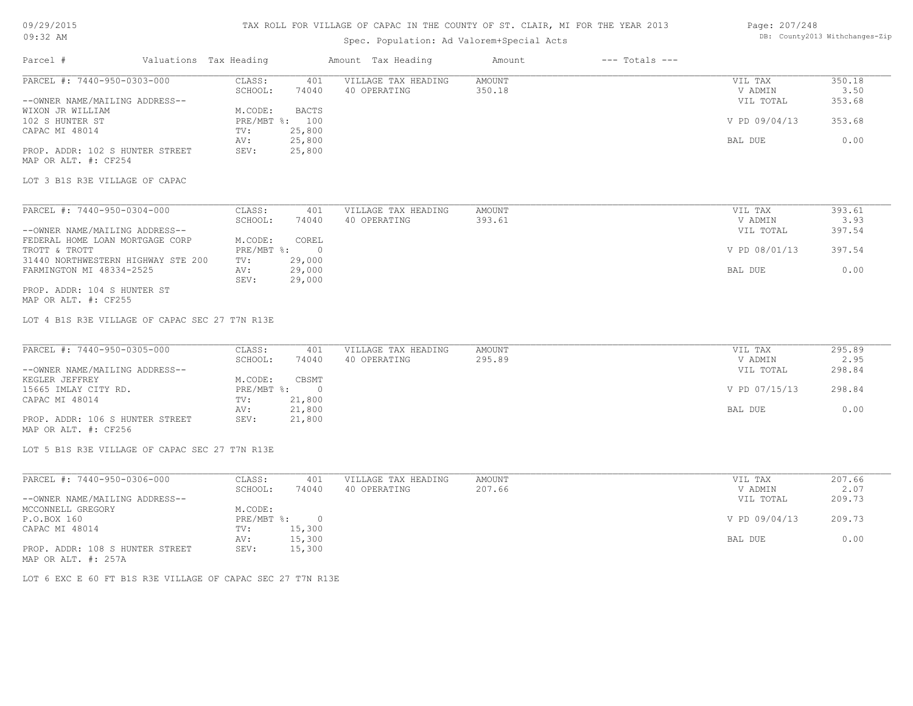# TAX ROLL FOR VILLAGE OF CAPAC IN THE COUNTY OF ST. CLAIR, MI FOR THE YEAR 2013

Spec. Population: Ad Valorem+Special Acts

| Parcel # | Valuations | Tax Heading | Amount | Tax Heading | Amount | --- Totals --- | |
|---|---|---|---|---|---|---|---|
| PARCEL #: 7440-950-0303-000 | CLASS: | 401 | VILLAGE TAX HEADING | AMOUNT | | VIL TAX | 350.18 |
| | SCHOOL: | 74040 | 40 OPERATING | 350.18 | | V ADMIN | 3.50 |
| --OWNER NAME/MAILING ADDRESS-- | | | | | | VIL TOTAL | 353.68 |
| WIXON JR WILLIAM | M.CODE: | BACTS | | | | | |
| 102 S HUNTER ST | PRE/MBT %: | 100 | | | | V PD 09/04/13 | 353.68 |
| CAPAC MI 48014 | TV: | 25,800 | | | | | |
| | AV: | 25,800 | | | | BAL DUE | 0.00 |
| PROP. ADDR: 102 S HUNTER STREET | SEV: | 25,800 | | | | | |
| MAP OR ALT. #: CF254 | | | | | | | |

LOT 3 B1S R3E VILLAGE OF CAPAC

| Parcel # | Valuations | Tax Heading | Amount | Tax Heading | Amount | --- Totals --- | |
|---|---|---|---|---|---|---|---|
| PARCEL #: 7440-950-0304-000 | CLASS: | 401 | VILLAGE TAX HEADING | AMOUNT | | VIL TAX | 393.61 |
| | SCHOOL: | 74040 | 40 OPERATING | 393.61 | | V ADMIN | 3.93 |
| --OWNER NAME/MAILING ADDRESS-- | | | | | | VIL TOTAL | 397.54 |
| FEDERAL HOME LOAN MORTGAGE CORP | M.CODE: | COREL | | | | | |
| TROTT & TROTT | PRE/MBT %: | 0 | | | | V PD 08/01/13 | 397.54 |
| 31440 NORTHWESTERN HIGHWAY STE 200 | TV: | 29,000 | | | | | |
| FARMINGTON MI 48334-2525 | AV: | 29,000 | | | | BAL DUE | 0.00 |
| | SEV: | 29,000 | | | | | |
| PROP. ADDR: 104 S HUNTER ST | | | | | | | |
| MAP OR ALT. #: CF255 | | | | | | | |

LOT 4 B1S R3E VILLAGE OF CAPAC SEC 27 T7N R13E

| Parcel # | Valuations | Tax Heading | Amount | Tax Heading | Amount | --- Totals --- | |
|---|---|---|---|---|---|---|---|
| PARCEL #: 7440-950-0305-000 | CLASS: | 401 | VILLAGE TAX HEADING | AMOUNT | | VIL TAX | 295.89 |
| | SCHOOL: | 74040 | 40 OPERATING | 295.89 | | V ADMIN | 2.95 |
| --OWNER NAME/MAILING ADDRESS-- | | | | | | VIL TOTAL | 298.84 |
| KEGLER JEFFREY | M.CODE: | CBSMT | | | | | |
| 15665 IMLAY CITY RD. | PRE/MBT %: | 0 | | | | V PD 07/15/13 | 298.84 |
| CAPAC MI 48014 | TV: | 21,800 | | | | | |
| | AV: | 21,800 | | | | BAL DUE | 0.00 |
| PROP. ADDR: 106 S HUNTER STREET | SEV: | 21,800 | | | | | |
| MAP OR ALT. #: CF256 | | | | | | | |

LOT 5 B1S R3E VILLAGE OF CAPAC SEC 27 T7N R13E

| Parcel # | Valuations | Tax Heading | Amount | Tax Heading | Amount | --- Totals --- | |
|---|---|---|---|---|---|---|---|
| PARCEL #: 7440-950-0306-000 | CLASS: | 401 | VILLAGE TAX HEADING | AMOUNT | | VIL TAX | 207.66 |
| | SCHOOL: | 74040 | 40 OPERATING | 207.66 | | V ADMIN | 2.07 |
| --OWNER NAME/MAILING ADDRESS-- | | | | | | VIL TOTAL | 209.73 |
| MCCONNELL GREGORY | M.CODE: | | | | | | |
| P.O.BOX 160 | PRE/MBT %: | 0 | | | | V PD 09/04/13 | 209.73 |
| CAPAC MI 48014 | TV: | 15,300 | | | | | |
| | AV: | 15,300 | | | | BAL DUE | 0.00 |
| PROP. ADDR: 108 S HUNTER STREET | SEV: | 15,300 | | | | | |
| MAP OR ALT. #: 257A | | | | | | | |

LOT 6 EXC E 60 FT B1S R3E VILLAGE OF CAPAC SEC 27 T7N R13E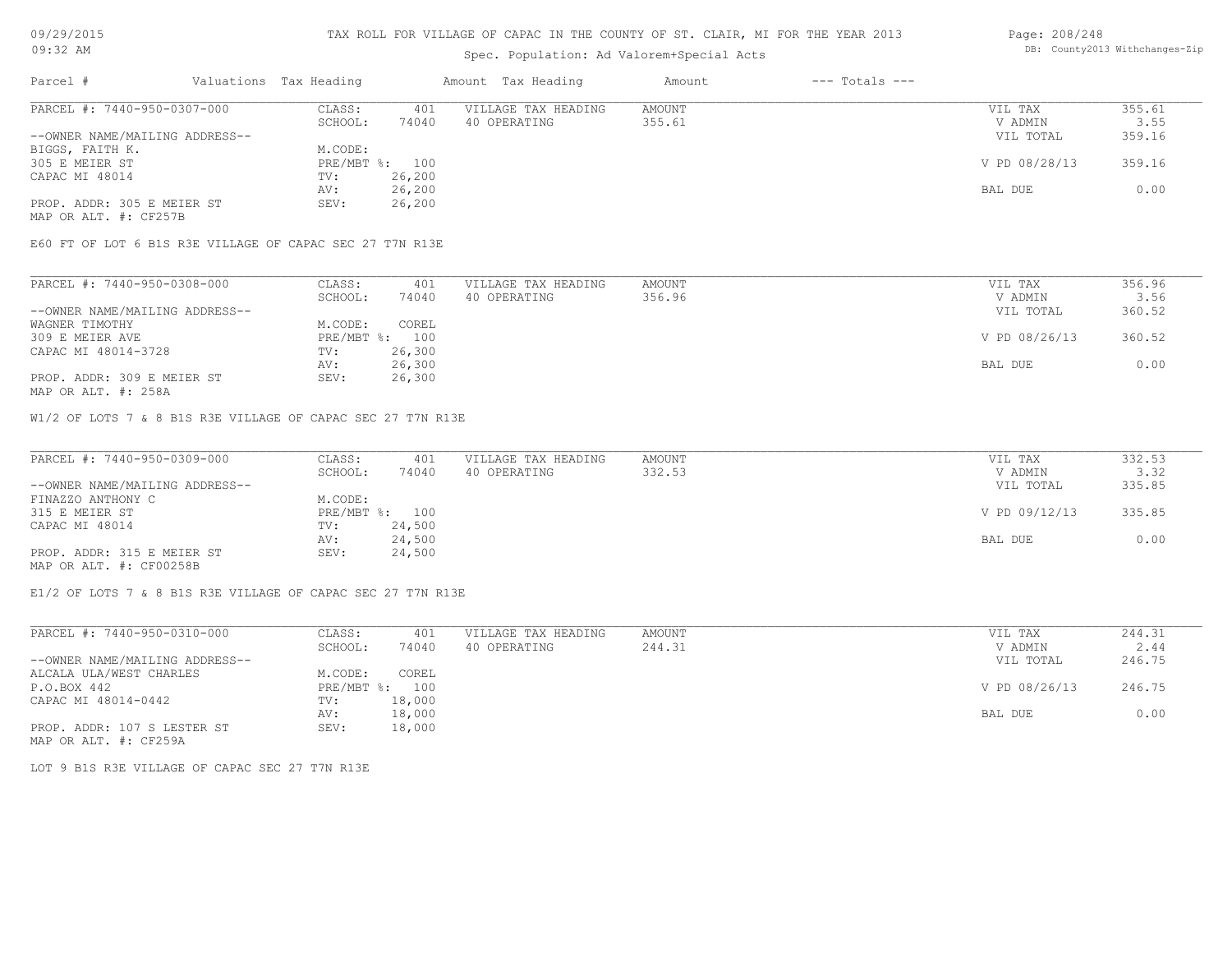# TAX ROLL FOR VILLAGE OF CAPAC IN THE COUNTY OF ST. CLAIR, MI FOR THE YEAR 2013

Spec. Population: Ad Valorem+Special Acts

| Parcel # | Valuations | Tax Heading | Amount | Tax Heading | Amount | --- Totals --- | |
|---|---|---|---|---|---|---|---|
| PARCEL #: 7440-950-0307-000 | CLASS: | 401 | VILLAGE TAX HEADING | AMOUNT | | VIL TAX | 355.61 |
| | SCHOOL: | 74040 | 40 OPERATING | 355.61 | | V ADMIN | 3.55 |
| --OWNER NAME/MAILING ADDRESS-- | | | | | | VIL TOTAL | 359.16 |
| BIGGS, FAITH K. | M.CODE: | | | | | | |
| 305 E MEIER ST | PRE/MBT %: | 100 | | | | V PD 08/28/13 | 359.16 |
| CAPAC MI 48014 | TV: | 26,200 | | | | | |
| | AV: | 26,200 | | | | BAL DUE | 0.00 |
| PROP. ADDR: 305 E MEIER ST | SEV: | 26,200 | | | | | |
| MAP OR ALT. #: CF257B | | | | | | | |

E60 FT OF LOT 6 B1S R3E VILLAGE OF CAPAC SEC 27 T7N R13E

| Parcel # | Valuations | Tax Heading | Amount | Tax Heading | Amount | --- Totals --- | |
|---|---|---|---|---|---|---|---|
| PARCEL #: 7440-950-0308-000 | CLASS: | 401 | VILLAGE TAX HEADING | AMOUNT | | VIL TAX | 356.96 |
| | SCHOOL: | 74040 | 40 OPERATING | 356.96 | | V ADMIN | 3.56 |
| --OWNER NAME/MAILING ADDRESS-- | | | | | | VIL TOTAL | 360.52 |
| WAGNER TIMOTHY | M.CODE: | COREL | | | | | |
| 309 E MEIER AVE | PRE/MBT %: | 100 | | | | V PD 08/26/13 | 360.52 |
| CAPAC MI 48014-3728 | TV: | 26,300 | | | | | |
| | AV: | 26,300 | | | | BAL DUE | 0.00 |
| PROP. ADDR: 309 E MEIER ST | SEV: | 26,300 | | | | | |
| MAP OR ALT. #: 258A | | | | | | | |

W1/2 OF LOTS 7 & 8 B1S R3E VILLAGE OF CAPAC SEC 27 T7N R13E

| Parcel # | Valuations | Tax Heading | Amount | Tax Heading | Amount | --- Totals --- | |
|---|---|---|---|---|---|---|---|
| PARCEL #: 7440-950-0309-000 | CLASS: | 401 | VILLAGE TAX HEADING | AMOUNT | | VIL TAX | 332.53 |
| | SCHOOL: | 74040 | 40 OPERATING | 332.53 | | V ADMIN | 3.32 |
| --OWNER NAME/MAILING ADDRESS-- | | | | | | VIL TOTAL | 335.85 |
| FINAZZO ANTHONY C | M.CODE: | | | | | | |
| 315 E MEIER ST | PRE/MBT %: | 100 | | | | V PD 09/12/13 | 335.85 |
| CAPAC MI 48014 | TV: | 24,500 | | | | | |
| | AV: | 24,500 | | | | BAL DUE | 0.00 |
| PROP. ADDR: 315 E MEIER ST | SEV: | 24,500 | | | | | |
| MAP OR ALT. #: CF00258B | | | | | | | |

E1/2 OF LOTS 7 & 8 B1S R3E VILLAGE OF CAPAC SEC 27 T7N R13E

| Parcel # | Valuations | Tax Heading | Amount | Tax Heading | Amount | --- Totals --- | |
|---|---|---|---|---|---|---|---|
| PARCEL #: 7440-950-0310-000 | CLASS: | 401 | VILLAGE TAX HEADING | AMOUNT | | VIL TAX | 244.31 |
| | SCHOOL: | 74040 | 40 OPERATING | 244.31 | | V ADMIN | 2.44 |
| --OWNER NAME/MAILING ADDRESS-- | | | | | | VIL TOTAL | 246.75 |
| ALCALA ULA/WEST CHARLES | M.CODE: | COREL | | | | | |
| P.O.BOX 442 | PRE/MBT %: | 100 | | | | V PD 08/26/13 | 246.75 |
| CAPAC MI 48014-0442 | TV: | 18,000 | | | | | |
| | AV: | 18,000 | | | | BAL DUE | 0.00 |
| PROP. ADDR: 107 S LESTER ST | SEV: | 18,000 | | | | | |
| MAP OR ALT. #: CF259A | | | | | | | |

LOT 9 B1S R3E VILLAGE OF CAPAC SEC 27 T7N R13E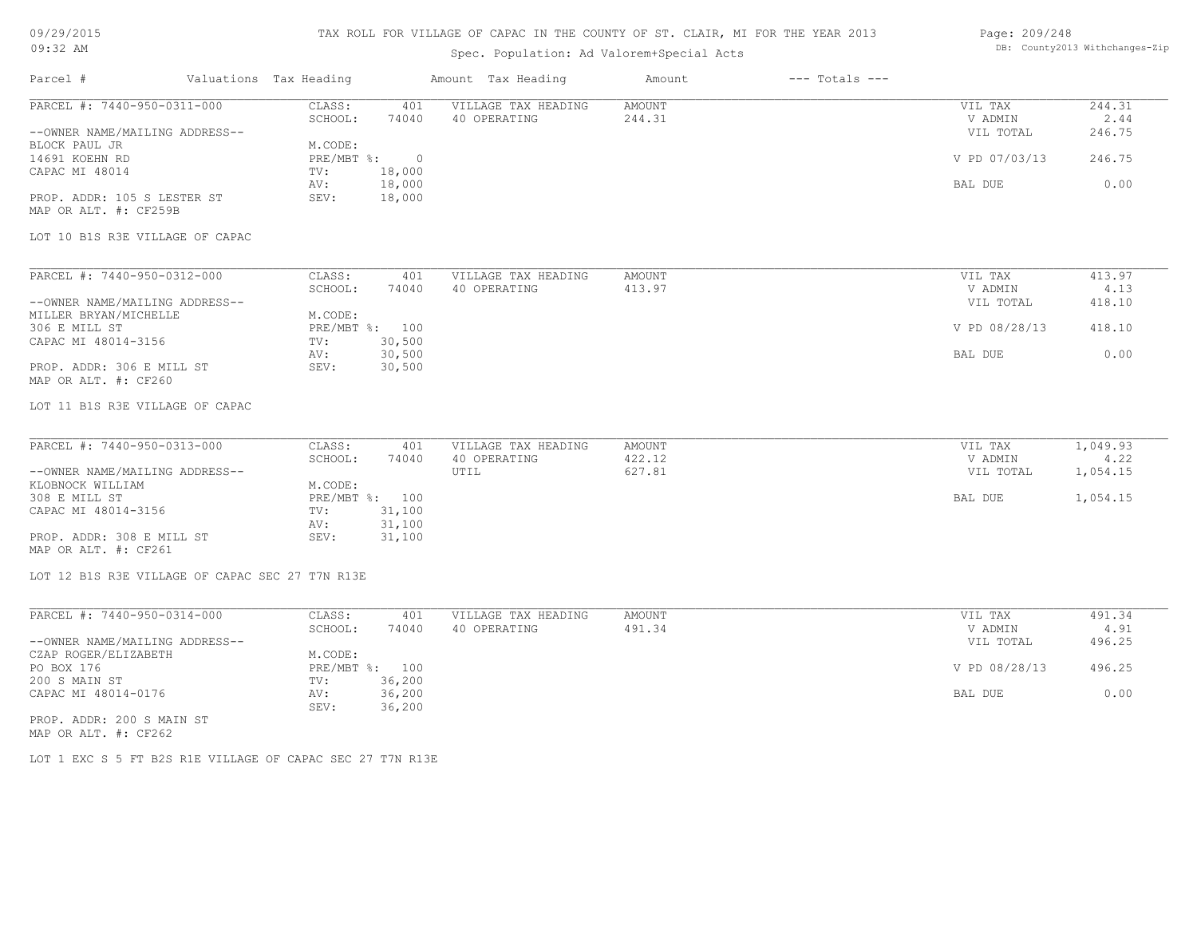# TAX ROLL FOR VILLAGE OF CAPAC IN THE COUNTY OF ST. CLAIR, MI FOR THE YEAR 2013

Spec. Population: Ad Valorem+Special Acts

| Parcel # | Valuations Tax Heading | Amount | Tax Heading | Amount | --- Totals --- |
|---|---|---|---|---|---|

## PARCEL #: 7440-950-0311-000

| | | | | | |
|---|---|---|---|---|---|
| CLASS: | 401 | VILLAGE TAX HEADING | AMOUNT | VIL TAX | 244.31 |
| SCHOOL: | 74040 | 40 OPERATING | 244.31 | V ADMIN | 2.44 |
| | | | | VIL TOTAL | 246.75 |
| M.CODE: | | | | | |
| PRE/MBT %: | 0 | | | V PD 07/03/13 | 246.75 |
| TV: | 18,000 | | | | |
| AV: | 18,000 | | | BAL DUE | 0.00 |
| SEV: | 18,000 | | | | |

--OWNER NAME/MAILING ADDRESS--
BLOCK PAUL JR
14691 KOEHN RD
CAPAC MI 48014

PROP. ADDR: 105 S LESTER ST
MAP OR ALT. #: CF259B

LOT 10 B1S R3E VILLAGE OF CAPAC

## PARCEL #: 7440-950-0312-000

| | | | | | |
|---|---|---|---|---|---|
| CLASS: | 401 | VILLAGE TAX HEADING | AMOUNT | VIL TAX | 413.97 |
| SCHOOL: | 74040 | 40 OPERATING | 413.97 | V ADMIN | 4.13 |
| | | | | VIL TOTAL | 418.10 |
| M.CODE: | | | | | |
| PRE/MBT %: | 100 | | | V PD 08/28/13 | 418.10 |
| TV: | 30,500 | | | | |
| AV: | 30,500 | | | BAL DUE | 0.00 |
| SEV: | 30,500 | | | | |

--OWNER NAME/MAILING ADDRESS--
MILLER BRYAN/MICHELLE
306 E MILL ST
CAPAC MI 48014-3156

PROP. ADDR: 306 E MILL ST
MAP OR ALT. #: CF260

LOT 11 B1S R3E VILLAGE OF CAPAC

## PARCEL #: 7440-950-0313-000

| | | | | | |
|---|---|---|---|---|---|
| CLASS: | 401 | VILLAGE TAX HEADING | AMOUNT | VIL TAX | 1,049.93 |
| SCHOOL: | 74040 | 40 OPERATING | 422.12 | V ADMIN | 4.22 |
| | | UTIL | 627.81 | VIL TOTAL | 1,054.15 |
| M.CODE: | | | | | |
| PRE/MBT %: | 100 | | | BAL DUE | 1,054.15 |
| TV: | 31,100 | | | | |
| AV: | 31,100 | | | | |
| SEV: | 31,100 | | | | |

--OWNER NAME/MAILING ADDRESS--
KLOBNOCK WILLIAM
308 E MILL ST
CAPAC MI 48014-3156

PROP. ADDR: 308 E MILL ST
MAP OR ALT. #: CF261

LOT 12 B1S R3E VILLAGE OF CAPAC SEC 27 T7N R13E

## PARCEL #: 7440-950-0314-000

| | | | | | |
|---|---|---|---|---|---|
| CLASS: | 401 | VILLAGE TAX HEADING | AMOUNT | VIL TAX | 491.34 |
| SCHOOL: | 74040 | 40 OPERATING | 491.34 | V ADMIN | 4.91 |
| | | | | VIL TOTAL | 496.25 |
| M.CODE: | | | | | |
| PRE/MBT %: | 100 | | | V PD 08/28/13 | 496.25 |
| TV: | 36,200 | | | | |
| AV: | 36,200 | | | BAL DUE | 0.00 |
| SEV: | 36,200 | | | | |

--OWNER NAME/MAILING ADDRESS--
CZAP ROGER/ELIZABETH
PO BOX 176
200 S MAIN ST
CAPAC MI 48014-0176

PROP. ADDR: 200 S MAIN ST
MAP OR ALT. #: CF262

LOT 1 EXC S 5 FT B2S R1E VILLAGE OF CAPAC SEC 27 T7N R13E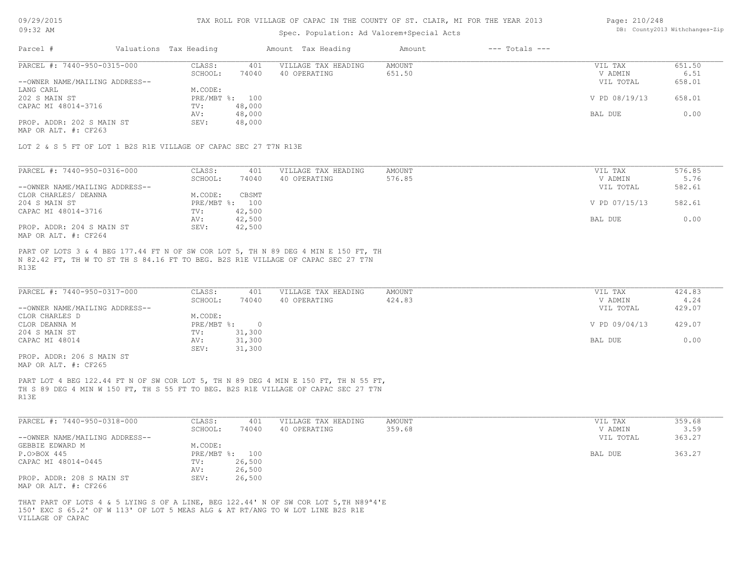TAX ROLL FOR VILLAGE OF CAPAC IN THE COUNTY OF ST. CLAIR, MI FOR THE YEAR 2013

Spec. Population: Ad Valorem+Special Acts

| Parcel # | Valuations | Tax Heading | Amount | Tax Heading | Amount | --- Totals --- | |
|---|---|---|---|---|---|---|---|

---

**PARCEL #: 7440-950-0315-000**

| | | | | | |
|---|---|---|---|---|---|
| CLASS: | 401 | VILLAGE TAX HEADING | AMOUNT | VIL TAX | 651.50 |
| SCHOOL: | 74040 | 40 OPERATING | 651.50 | V ADMIN | 6.51 |
| | | | | VIL TOTAL | 658.01 |
| M.CODE: | | | | | |
| PRE/MBT %: | 100 | | | V PD 08/19/13 | 658.01 |
| TV: | 48,000 | | | | |
| AV: | 48,000 | | | BAL DUE | 0.00 |
| SEV: | 48,000 | | | | |

--OWNER NAME/MAILING ADDRESS--
LANG CARL
202 S MAIN ST
CAPAC MI 48014-3716

PROP. ADDR: 202 S MAIN ST
MAP OR ALT. #: CF263

LOT 2 & S 5 FT OF LOT 1 B2S R1E VILLAGE OF CAPAC SEC 27 T7N R13E

---

**PARCEL #: 7440-950-0316-000**

| | | | | | |
|---|---|---|---|---|---|
| CLASS: | 401 | VILLAGE TAX HEADING | AMOUNT | VIL TAX | 576.85 |
| SCHOOL: | 74040 | 40 OPERATING | 576.85 | V ADMIN | 5.76 |
| | | | | VIL TOTAL | 582.61 |
| M.CODE: | CBSMT | | | | |
| PRE/MBT %: | 100 | | | V PD 07/15/13 | 582.61 |
| TV: | 42,500 | | | | |
| AV: | 42,500 | | | BAL DUE | 0.00 |
| SEV: | 42,500 | | | | |

--OWNER NAME/MAILING ADDRESS--
CLOR CHARLES/ DEANNA
204 S MAIN ST
CAPAC MI 48014-3716

PROP. ADDR: 204 S MAIN ST
MAP OR ALT. #: CF264

PART OF LOTS 3 & 4 BEG 177.44 FT N OF SW COR LOT 5, TH N 89 DEG 4 MIN E 150 FT, TH N 82.42 FT, TH W TO ST TH S 84.16 FT TO BEG. B2S R1E VILLAGE OF CAPAC SEC 27 T7N R13E

---

**PARCEL #: 7440-950-0317-000**

| | | | | | |
|---|---|---|---|---|---|
| CLASS: | 401 | VILLAGE TAX HEADING | AMOUNT | VIL TAX | 424.83 |
| SCHOOL: | 74040 | 40 OPERATING | 424.83 | V ADMIN | 4.24 |
| | | | | VIL TOTAL | 429.07 |
| M.CODE: | | | | | |
| PRE/MBT %: | 0 | | | V PD 09/04/13 | 429.07 |
| TV: | 31,300 | | | | |
| AV: | 31,300 | | | BAL DUE | 0.00 |
| SEV: | 31,300 | | | | |

--OWNER NAME/MAILING ADDRESS--
CLOR CHARLES D
CLOR DEANNA M
204 S MAIN ST
CAPAC MI 48014

PROP. ADDR: 206 S MAIN ST
MAP OR ALT. #: CF265

PART LOT 4 BEG 122.44 FT N OF SW COR LOT 5, TH N 89 DEG 4 MIN E 150 FT, TH N 55 FT, TH S 89 DEG 4 MIN W 150 FT, TH S 55 FT TO BEG. B2S R1E VILLAGE OF CAPAC SEC 27 T7N R13E

---

**PARCEL #: 7440-950-0318-000**

| | | | | | |
|---|---|---|---|---|---|
| CLASS: | 401 | VILLAGE TAX HEADING | AMOUNT | VIL TAX | 359.68 |
| SCHOOL: | 74040 | 40 OPERATING | 359.68 | V ADMIN | 3.59 |
| | | | | VIL TOTAL | 363.27 |
| M.CODE: | | | | | |
| PRE/MBT %: | 100 | | | BAL DUE | 363.27 |
| TV: | 26,500 | | | | |
| AV: | 26,500 | | | | |
| SEV: | 26,500 | | | | |

--OWNER NAME/MAILING ADDRESS--
GEBBIE EDWARD M
P.O>BOX 445
CAPAC MI 48014-0445

PROP. ADDR: 208 S MAIN ST
MAP OR ALT. #: CF266

THAT PART OF LOTS 4 & 5 LYING S OF A LINE, BEG 122.44' N OF SW COR LOT 5,TH N89ª4'E 150' EXC S 65.2' OF W 113' OF LOT 5 MEAS ALG & AT RT/ANG TO W LOT LINE B2S R1E VILLAGE OF CAPAC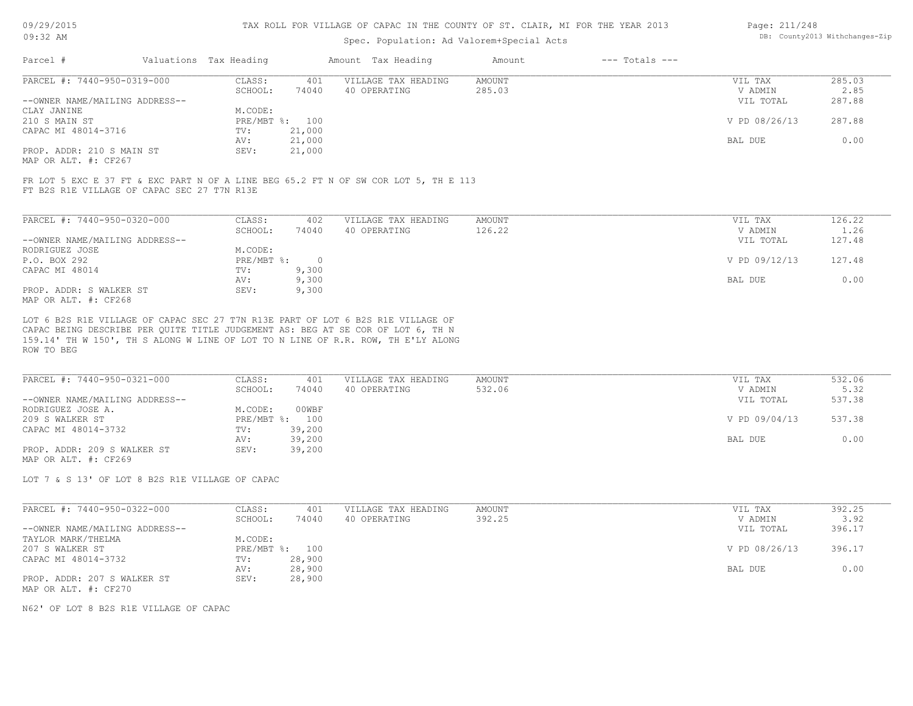# TAX ROLL FOR VILLAGE OF CAPAC IN THE COUNTY OF ST. CLAIR, MI FOR THE YEAR 2013

Spec. Population: Ad Valorem+Special Acts

| Parcel # | Valuations | Tax Heading | Amount | Tax Heading | Amount | --- Totals --- | |
|---|---|---|---|---|---|---|---|
| PARCEL #: 7440-950-0319-000 | CLASS: | 401 | VILLAGE TAX HEADING | AMOUNT | | VIL TAX | 285.03 |
| | SCHOOL: | 74040 | 40 OPERATING | 285.03 | | V ADMIN | 2.85 |
| --OWNER NAME/MAILING ADDRESS-- | | | | | | VIL TOTAL | 287.88 |
| CLAY JANINE | M.CODE: | | | | | | |
| 210 S MAIN ST | PRE/MBT %: | 100 | | | | V PD 08/26/13 | 287.88 |
| CAPAC MI 48014-3716 | TV: | 21,000 | | | | | |
| | AV: | 21,000 | | | | BAL DUE | 0.00 |
| PROP. ADDR: 210 S MAIN ST | SEV: | 21,000 | | | | | |
| MAP OR ALT. #: CF267 | | | | | | | |

FR LOT 5 EXC E 37 FT & EXC PART N OF A LINE BEG 65.2 FT N OF SW COR LOT 5, TH E 113 FT B2S R1E VILLAGE OF CAPAC SEC 27 T7N R13E

| Parcel # | Valuations | Tax Heading | Amount | Tax Heading | Amount | --- Totals --- | |
|---|---|---|---|---|---|---|---|
| PARCEL #: 7440-950-0320-000 | CLASS: | 402 | VILLAGE TAX HEADING | AMOUNT | | VIL TAX | 126.22 |
| | SCHOOL: | 74040 | 40 OPERATING | 126.22 | | V ADMIN | 1.26 |
| --OWNER NAME/MAILING ADDRESS-- | | | | | | VIL TOTAL | 127.48 |
| RODRIGUEZ JOSE | M.CODE: | | | | | | |
| P.O. BOX 292 | PRE/MBT %: | 0 | | | | V PD 09/12/13 | 127.48 |
| CAPAC MI 48014 | TV: | 9,300 | | | | | |
| | AV: | 9,300 | | | | BAL DUE | 0.00 |
| PROP. ADDR: S WALKER ST | SEV: | 9,300 | | | | | |
| MAP OR ALT. #: CF268 | | | | | | | |

LOT 6 B2S R1E VILLAGE OF CAPAC SEC 27 T7N R13E PART OF LOT 6 B2S R1E VILLAGE OF CAPAC BEING DESCRIBE PER QUITE TITLE JUDGEMENT AS: BEG AT SE COR OF LOT 6, TH N 159.14' TH W 150', TH S ALONG W LINE OF LOT TO N LINE OF R.R. ROW, TH E'LY ALONG ROW TO BEG

| Parcel # | Valuations | Tax Heading | Amount | Tax Heading | Amount | --- Totals --- | |
|---|---|---|---|---|---|---|---|
| PARCEL #: 7440-950-0321-000 | CLASS: | 401 | VILLAGE TAX HEADING | AMOUNT | | VIL TAX | 532.06 |
| | SCHOOL: | 74040 | 40 OPERATING | 532.06 | | V ADMIN | 5.32 |
| --OWNER NAME/MAILING ADDRESS-- | | | | | | VIL TOTAL | 537.38 |
| RODRIGUEZ JOSE A. | M.CODE: | 00WBF | | | | | |
| 209 S WALKER ST | PRE/MBT %: | 100 | | | | V PD 09/04/13 | 537.38 |
| CAPAC MI 48014-3732 | TV: | 39,200 | | | | | |
| | AV: | 39,200 | | | | BAL DUE | 0.00 |
| PROP. ADDR: 209 S WALKER ST | SEV: | 39,200 | | | | | |
| MAP OR ALT. #: CF269 | | | | | | | |

LOT 7 & S 13' OF LOT 8 B2S R1E VILLAGE OF CAPAC

| Parcel # | Valuations | Tax Heading | Amount | Tax Heading | Amount | --- Totals --- | |
|---|---|---|---|---|---|---|---|
| PARCEL #: 7440-950-0322-000 | CLASS: | 401 | VILLAGE TAX HEADING | AMOUNT | | VIL TAX | 392.25 |
| | SCHOOL: | 74040 | 40 OPERATING | 392.25 | | V ADMIN | 3.92 |
| --OWNER NAME/MAILING ADDRESS-- | | | | | | VIL TOTAL | 396.17 |
| TAYLOR MARK/THELMA | M.CODE: | | | | | | |
| 207 S WALKER ST | PRE/MBT %: | 100 | | | | V PD 08/26/13 | 396.17 |
| CAPAC MI 48014-3732 | TV: | 28,900 | | | | | |
| | AV: | 28,900 | | | | BAL DUE | 0.00 |
| PROP. ADDR: 207 S WALKER ST | SEV: | 28,900 | | | | | |
| MAP OR ALT. #: CF270 | | | | | | | |

N62' OF LOT 8 B2S R1E VILLAGE OF CAPAC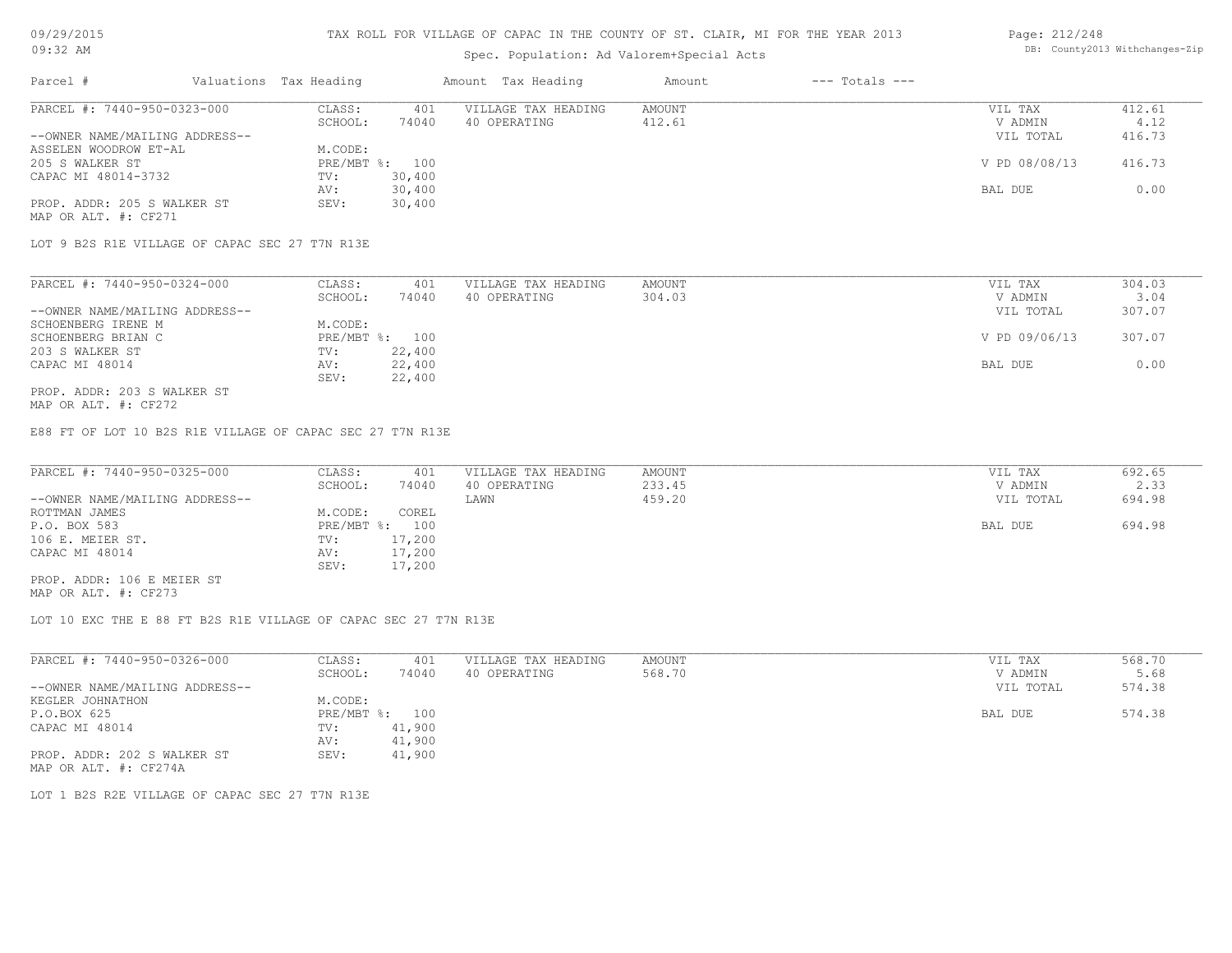TAX ROLL FOR VILLAGE OF CAPAC IN THE COUNTY OF ST. CLAIR, MI FOR THE YEAR 2013

Spec. Population: Ad Valorem+Special Acts

| Parcel # | Valuations | Tax Heading | Amount | Tax Heading | Amount | --- Totals --- | |
|---|---|---|---|---|---|---|---|
| PARCEL #: 7440-950-0323-000 | CLASS: | 401 | VILLAGE TAX HEADING | AMOUNT | | VIL TAX | 412.61 |
| | SCHOOL: | 74040 | 40 OPERATING | 412.61 | | V ADMIN | 4.12 |
| --OWNER NAME/MAILING ADDRESS-- | | | | | | VIL TOTAL | 416.73 |
| ASSELEN WOODROW ET-AL | M.CODE: | | | | | | |
| 205 S WALKER ST | PRE/MBT %: | 100 | | | | V PD 08/08/13 | 416.73 |
| CAPAC MI 48014-3732 | TV: | 30,400 | | | | | |
| | AV: | 30,400 | | | | BAL DUE | 0.00 |
| PROP. ADDR: 205 S WALKER ST | SEV: | 30,400 | | | | | |
| MAP OR ALT. #: CF271 | | | | | | | |

LOT 9 B2S R1E VILLAGE OF CAPAC SEC 27 T7N R13E

| Parcel # | Valuations | Tax Heading | Amount | Tax Heading | Amount | --- Totals --- | |
|---|---|---|---|---|---|---|---|
| PARCEL #: 7440-950-0324-000 | CLASS: | 401 | VILLAGE TAX HEADING | AMOUNT | | VIL TAX | 304.03 |
| | SCHOOL: | 74040 | 40 OPERATING | 304.03 | | V ADMIN | 3.04 |
| --OWNER NAME/MAILING ADDRESS-- | | | | | | VIL TOTAL | 307.07 |
| SCHOENBERG IRENE M | M.CODE: | | | | | | |
| SCHOENBERG BRIAN C | PRE/MBT %: | 100 | | | | V PD 09/06/13 | 307.07 |
| 203 S WALKER ST | TV: | 22,400 | | | | | |
| CAPAC MI 48014 | AV: | 22,400 | | | | BAL DUE | 0.00 |
| | SEV: | 22,400 | | | | | |
| PROP. ADDR: 203 S WALKER ST | | | | | | | |
| MAP OR ALT. #: CF272 | | | | | | | |

E88 FT OF LOT 10 B2S R1E VILLAGE OF CAPAC SEC 27 T7N R13E

| Parcel # | Valuations | Tax Heading | Amount | Tax Heading | Amount | --- Totals --- | |
|---|---|---|---|---|---|---|---|
| PARCEL #: 7440-950-0325-000 | CLASS: | 401 | VILLAGE TAX HEADING | AMOUNT | | VIL TAX | 692.65 |
| | SCHOOL: | 74040 | 40 OPERATING | 233.45 | | V ADMIN | 2.33 |
| --OWNER NAME/MAILING ADDRESS-- | | | LAWN | 459.20 | | VIL TOTAL | 694.98 |
| ROTTMAN JAMES | M.CODE: | COREL | | | | | |
| P.O. BOX 583 | PRE/MBT %: | 100 | | | | BAL DUE | 694.98 |
| 106 E. MEIER ST. | TV: | 17,200 | | | | | |
| CAPAC MI 48014 | AV: | 17,200 | | | | | |
| | SEV: | 17,200 | | | | | |
| PROP. ADDR: 106 E MEIER ST | | | | | | | |
| MAP OR ALT. #: CF273 | | | | | | | |

LOT 10 EXC THE E 88 FT B2S R1E VILLAGE OF CAPAC SEC 27 T7N R13E

| Parcel # | Valuations | Tax Heading | Amount | Tax Heading | Amount | --- Totals --- | |
|---|---|---|---|---|---|---|---|
| PARCEL #: 7440-950-0326-000 | CLASS: | 401 | VILLAGE TAX HEADING | AMOUNT | | VIL TAX | 568.70 |
| | SCHOOL: | 74040 | 40 OPERATING | 568.70 | | V ADMIN | 5.68 |
| --OWNER NAME/MAILING ADDRESS-- | | | | | | VIL TOTAL | 574.38 |
| KEGLER JOHNATHON | M.CODE: | | | | | | |
| P.O.BOX 625 | PRE/MBT %: | 100 | | | | BAL DUE | 574.38 |
| CAPAC MI 48014 | TV: | 41,900 | | | | | |
| | AV: | 41,900 | | | | | |
| PROP. ADDR: 202 S WALKER ST | SEV: | 41,900 | | | | | |
| MAP OR ALT. #: CF274A | | | | | | | |

LOT 1 B2S R2E VILLAGE OF CAPAC SEC 27 T7N R13E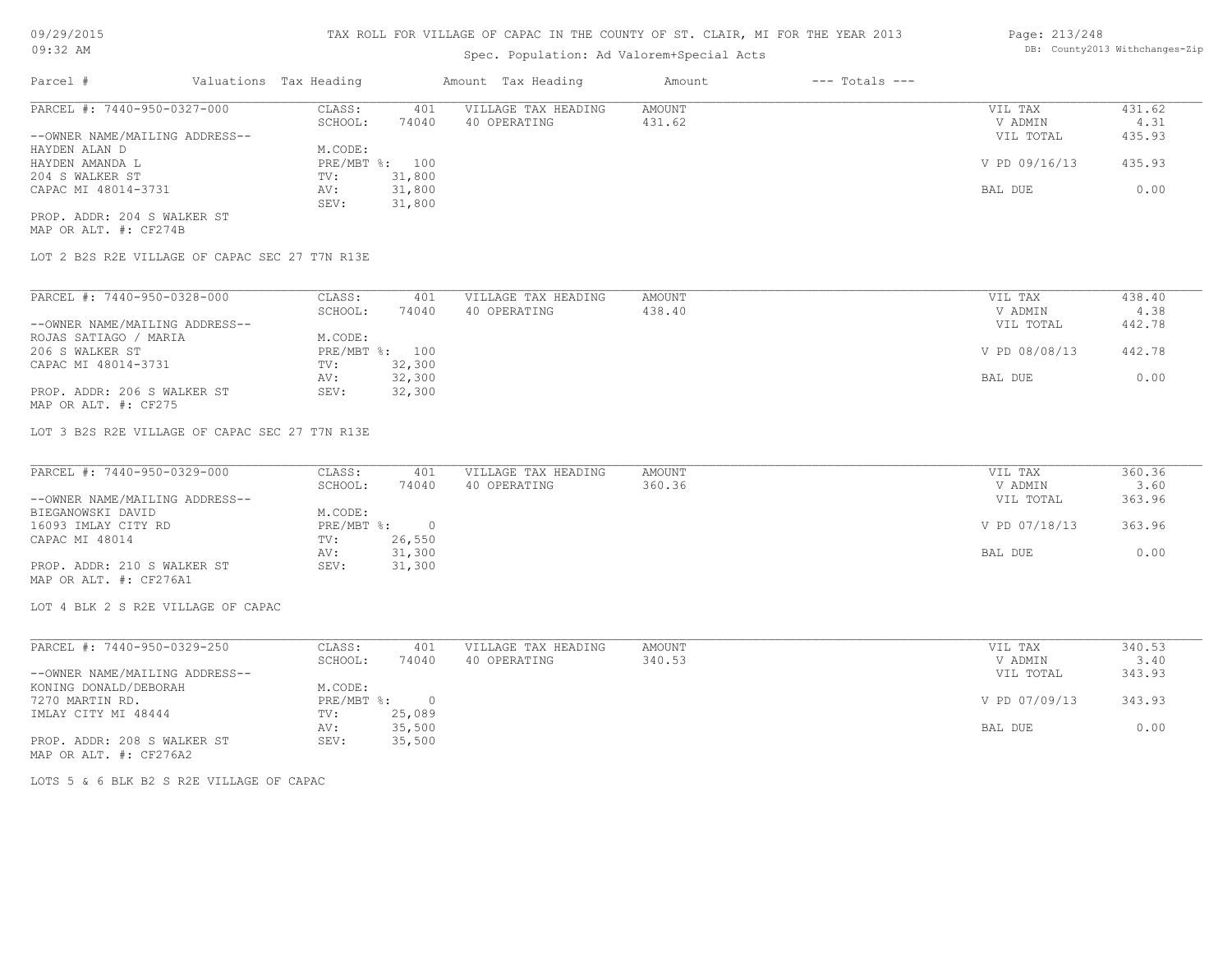TAX ROLL FOR VILLAGE OF CAPAC IN THE COUNTY OF ST. CLAIR, MI FOR THE YEAR 2013

Spec. Population: Ad Valorem+Special Acts

| Parcel # | Valuations | Tax Heading | Amount | Tax Heading | Amount | --- Totals --- | |
|---|---|---|---|---|---|---|---|
| PARCEL #: 7440-950-0327-000 | CLASS: | 401 | VILLAGE TAX HEADING | AMOUNT | | VIL TAX | 431.62 |
| | SCHOOL: | 74040 | 40 OPERATING | 431.62 | | V ADMIN | 4.31 |
| --OWNER NAME/MAILING ADDRESS-- | | | | | | VIL TOTAL | 435.93 |
| HAYDEN ALAN D | M.CODE: | | | | | | |
| HAYDEN AMANDA L | PRE/MBT %: | 100 | | | | V PD 09/16/13 | 435.93 |
| 204 S WALKER ST | TV: | 31,800 | | | | | |
| CAPAC MI 48014-3731 | AV: | 31,800 | | | | BAL DUE | 0.00 |
| | SEV: | 31,800 | | | | | |
| PROP. ADDR: 204 S WALKER ST | | | | | | | |
| MAP OR ALT. #: CF274B | | | | | | | |

LOT 2 B2S R2E VILLAGE OF CAPAC SEC 27 T7N R13E

| Parcel # | Valuations | Tax Heading | Amount | Tax Heading | Amount | --- Totals --- | |
|---|---|---|---|---|---|---|---|
| PARCEL #: 7440-950-0328-000 | CLASS: | 401 | VILLAGE TAX HEADING | AMOUNT | | VIL TAX | 438.40 |
| | SCHOOL: | 74040 | 40 OPERATING | 438.40 | | V ADMIN | 4.38 |
| --OWNER NAME/MAILING ADDRESS-- | | | | | | VIL TOTAL | 442.78 |
| ROJAS SATIAGO / MARIA | M.CODE: | | | | | | |
| 206 S WALKER ST | PRE/MBT %: | 100 | | | | V PD 08/08/13 | 442.78 |
| CAPAC MI 48014-3731 | TV: | 32,300 | | | | | |
| | AV: | 32,300 | | | | BAL DUE | 0.00 |
| PROP. ADDR: 206 S WALKER ST | SEV: | 32,300 | | | | | |
| MAP OR ALT. #: CF275 | | | | | | | |

LOT 3 B2S R2E VILLAGE OF CAPAC SEC 27 T7N R13E

| Parcel # | Valuations | Tax Heading | Amount | Tax Heading | Amount | --- Totals --- | |
|---|---|---|---|---|---|---|---|
| PARCEL #: 7440-950-0329-000 | CLASS: | 401 | VILLAGE TAX HEADING | AMOUNT | | VIL TAX | 360.36 |
| | SCHOOL: | 74040 | 40 OPERATING | 360.36 | | V ADMIN | 3.60 |
| --OWNER NAME/MAILING ADDRESS-- | | | | | | VIL TOTAL | 363.96 |
| BIEGANOWSKI DAVID | M.CODE: | | | | | | |
| 16093 IMLAY CITY RD | PRE/MBT %: | 0 | | | | V PD 07/18/13 | 363.96 |
| CAPAC MI 48014 | TV: | 26,550 | | | | | |
| | AV: | 31,300 | | | | BAL DUE | 0.00 |
| PROP. ADDR: 210 S WALKER ST | SEV: | 31,300 | | | | | |
| MAP OR ALT. #: CF276A1 | | | | | | | |

LOT 4 BLK 2 S R2E VILLAGE OF CAPAC

| Parcel # | Valuations | Tax Heading | Amount | Tax Heading | Amount | --- Totals --- | |
|---|---|---|---|---|---|---|---|
| PARCEL #: 7440-950-0329-250 | CLASS: | 401 | VILLAGE TAX HEADING | AMOUNT | | VIL TAX | 340.53 |
| | SCHOOL: | 74040 | 40 OPERATING | 340.53 | | V ADMIN | 3.40 |
| --OWNER NAME/MAILING ADDRESS-- | | | | | | VIL TOTAL | 343.93 |
| KONING DONALD/DEBORAH | M.CODE: | | | | | | |
| 7270 MARTIN RD. | PRE/MBT %: | 0 | | | | V PD 07/09/13 | 343.93 |
| IMLAY CITY MI 48444 | TV: | 25,089 | | | | | |
| | AV: | 35,500 | | | | BAL DUE | 0.00 |
| PROP. ADDR: 208 S WALKER ST | SEV: | 35,500 | | | | | |
| MAP OR ALT. #: CF276A2 | | | | | | | |

LOTS 5 & 6 BLK B2 S R2E VILLAGE OF CAPAC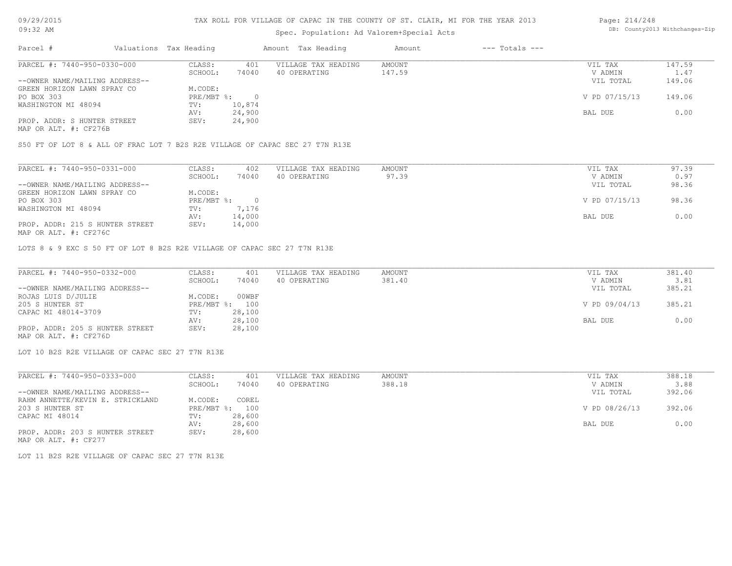TAX ROLL FOR VILLAGE OF CAPAC IN THE COUNTY OF ST. CLAIR, MI FOR THE YEAR 2013

Spec. Population: Ad Valorem+Special Acts

| Parcel # | Valuations | Tax Heading | Amount | Tax Heading | Amount | --- Totals --- | |
|---|---|---|---|---|---|---|---|
| PARCEL #: 7440-950-0330-000 | CLASS: | 401 | VILLAGE TAX HEADING | AMOUNT | | VIL TAX | 147.59 |
| | SCHOOL: | 74040 | 40 OPERATING | 147.59 | | V ADMIN | 1.47 |
| --OWNER NAME/MAILING ADDRESS-- | | | | | | VIL TOTAL | 149.06 |
| GREEN HORIZON LAWN SPRAY CO | M.CODE: | | | | | | |
| PO BOX 303 | PRE/MBT %: | 0 | | | | V PD 07/15/13 | 149.06 |
| WASHINGTON MI 48094 | TV: | 10,874 | | | | | |
| | AV: | 24,900 | | | | BAL DUE | 0.00 |
| PROP. ADDR: S HUNTER STREET | SEV: | 24,900 | | | | | |
| MAP OR ALT. #: CF276B | | | | | | | |

S50 FT OF LOT 8 & ALL OF FRAC LOT 7 B2S R2E VILLAGE OF CAPAC SEC 27 T7N R13E

| Parcel # | Valuations | Tax Heading | Amount | Tax Heading | Amount | --- Totals --- | |
|---|---|---|---|---|---|---|---|
| PARCEL #: 7440-950-0331-000 | CLASS: | 402 | VILLAGE TAX HEADING | AMOUNT | | VIL TAX | 97.39 |
| | SCHOOL: | 74040 | 40 OPERATING | 97.39 | | V ADMIN | 0.97 |
| --OWNER NAME/MAILING ADDRESS-- | | | | | | VIL TOTAL | 98.36 |
| GREEN HORIZON LAWN SPRAY CO | M.CODE: | | | | | | |
| PO BOX 303 | PRE/MBT %: | 0 | | | | V PD 07/15/13 | 98.36 |
| WASHINGTON MI 48094 | TV: | 7,176 | | | | | |
| | AV: | 14,000 | | | | BAL DUE | 0.00 |
| PROP. ADDR: 215 S HUNTER STREET | SEV: | 14,000 | | | | | |
| MAP OR ALT. #: CF276C | | | | | | | |

LOTS 8 & 9 EXC S 50 FT OF LOT 8 B2S R2E VILLAGE OF CAPAC SEC 27 T7N R13E

| Parcel # | Valuations | Tax Heading | Amount | Tax Heading | Amount | --- Totals --- | |
|---|---|---|---|---|---|---|---|
| PARCEL #: 7440-950-0332-000 | CLASS: | 401 | VILLAGE TAX HEADING | AMOUNT | | VIL TAX | 381.40 |
| | SCHOOL: | 74040 | 40 OPERATING | 381.40 | | V ADMIN | 3.81 |
| --OWNER NAME/MAILING ADDRESS-- | | | | | | VIL TOTAL | 385.21 |
| ROJAS LUIS D/JULIE | M.CODE: | 00WBF | | | | | |
| 205 S HUNTER ST | PRE/MBT %: | 100 | | | | V PD 09/04/13 | 385.21 |
| CAPAC MI 48014-3709 | TV: | 28,100 | | | | | |
| | AV: | 28,100 | | | | BAL DUE | 0.00 |
| PROP. ADDR: 205 S HUNTER STREET | SEV: | 28,100 | | | | | |
| MAP OR ALT. #: CF276D | | | | | | | |

LOT 10 B2S R2E VILLAGE OF CAPAC SEC 27 T7N R13E

| Parcel # | Valuations | Tax Heading | Amount | Tax Heading | Amount | --- Totals --- | |
|---|---|---|---|---|---|---|---|
| PARCEL #: 7440-950-0333-000 | CLASS: | 401 | VILLAGE TAX HEADING | AMOUNT | | VIL TAX | 388.18 |
| | SCHOOL: | 74040 | 40 OPERATING | 388.18 | | V ADMIN | 3.88 |
| --OWNER NAME/MAILING ADDRESS-- | | | | | | VIL TOTAL | 392.06 |
| RAHM ANNETTE/KEVIN E. STRICKLAND | M.CODE: | COREL | | | | | |
| 203 S HUNTER ST | PRE/MBT %: | 100 | | | | V PD 08/26/13 | 392.06 |
| CAPAC MI 48014 | TV: | 28,600 | | | | | |
| | AV: | 28,600 | | | | BAL DUE | 0.00 |
| PROP. ADDR: 203 S HUNTER STREET | SEV: | 28,600 | | | | | |
| MAP OR ALT. #: CF277 | | | | | | | |

LOT 11 B2S R2E VILLAGE OF CAPAC SEC 27 T7N R13E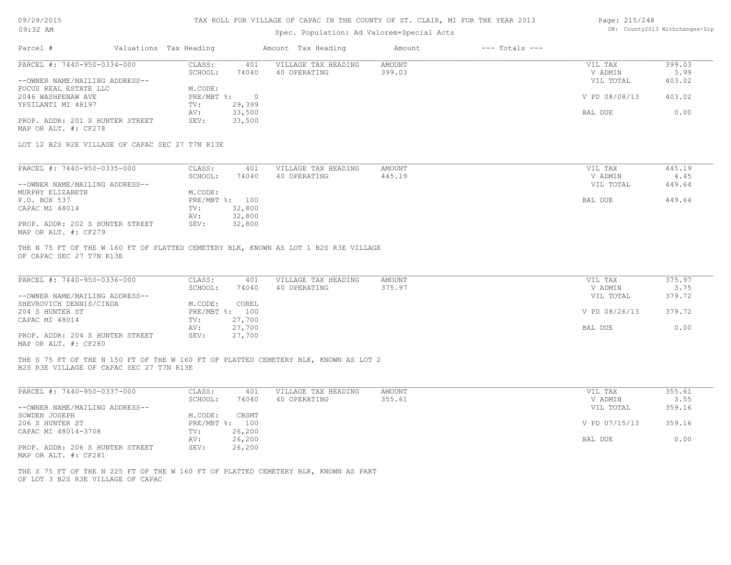# TAX ROLL FOR VILLAGE OF CAPAC IN THE COUNTY OF ST. CLAIR, MI FOR THE YEAR 2013

Spec. Population: Ad Valorem+Special Acts

| Parcel # | Valuations | Tax Heading | Amount | Tax Heading | Amount | --- Totals --- | |
|---|---|---|---|---|---|---|---|

**PARCEL #: 7440-950-0334-000**

| | | | | | | |
|---|---|---|---|---|---|---|
| CLASS: | 401 | VILLAGE TAX HEADING | AMOUNT | | VIL TAX | 399.03 |
| SCHOOL: | 74040 | 40 OPERATING | 399.03 | | V ADMIN | 3.99 |
| | | | | | VIL TOTAL | 403.02 |
| M.CODE: | | | | | | |
| PRE/MBT %: | 0 | | | | V PD 08/08/13 | 403.02 |
| TV: | 29,399 | | | | | |
| AV: | 33,500 | | | | BAL DUE | 0.00 |
| SEV: | 33,500 | | | | | |

--OWNER NAME/MAILING ADDRESS--
FOCUS REAL ESTATE LLC
2046 WASHPENAW AVE
YPSILANTI MI 48197

PROP. ADDR: 201 S HUNTER STREET
MAP OR ALT. #: CF278

LOT 12 B2S R2E VILLAGE OF CAPAC SEC 27 T7N R13E

**PARCEL #: 7440-950-0335-000**

| | | | | | | |
|---|---|---|---|---|---|---|
| CLASS: | 401 | VILLAGE TAX HEADING | AMOUNT | | VIL TAX | 445.19 |
| SCHOOL: | 74040 | 40 OPERATING | 445.19 | | V ADMIN | 4.45 |
| | | | | | VIL TOTAL | 449.64 |
| M.CODE: | | | | | | |
| PRE/MBT %: | 100 | | | | BAL DUE | 449.64 |
| TV: | 32,800 | | | | | |
| AV: | 32,800 | | | | | |
| SEV: | 32,800 | | | | | |

--OWNER NAME/MAILING ADDRESS--
MURPHY ELIZABETH
P.O. BOX 537
CAPAC MI 48014

PROP. ADDR: 202 S HUNTER STREET
MAP OR ALT. #: CF279

THE N 75 FT OF THE W 160 FT OF PLATTED CEMETERY BLK, KNOWN AS LOT 1 B2S R3E VILLAGE OF CAPAC SEC 27 T7N R13E

**PARCEL #: 7440-950-0336-000**

| | | | | | | |
|---|---|---|---|---|---|---|
| CLASS: | 401 | VILLAGE TAX HEADING | AMOUNT | | VIL TAX | 375.97 |
| SCHOOL: | 74040 | 40 OPERATING | 375.97 | | V ADMIN | 3.75 |
| | | | | | VIL TOTAL | 379.72 |
| M.CODE: | COREL | | | | | |
| PRE/MBT %: | 100 | | | | V PD 08/26/13 | 379.72 |
| TV: | 27,700 | | | | | |
| AV: | 27,700 | | | | BAL DUE | 0.00 |
| SEV: | 27,700 | | | | | |

--OWNER NAME/MAILING ADDRESS--
SHEVROVICH DENNIS/CINDA
204 S HUNTER ST
CAPAC MI 48014

PROP. ADDR: 204 S HUNTER STREET
MAP OR ALT. #: CF280

THE S 75 FT OF THE N 150 FT OF THE W 160 FT OF PLATTED CEMETERY BLK, KNOWN AS LOT 2 B2S R3E VILLAGE OF CAPAC SEC 27 T7N R13E

**PARCEL #: 7440-950-0337-000**

| | | | | | | |
|---|---|---|---|---|---|---|
| CLASS: | 401 | VILLAGE TAX HEADING | AMOUNT | | VIL TAX | 355.61 |
| SCHOOL: | 74040 | 40 OPERATING | 355.61 | | V ADMIN | 3.55 |
| | | | | | VIL TOTAL | 359.16 |
| M.CODE: | CBSMT | | | | | |
| PRE/MBT %: | 100 | | | | V PD 07/15/13 | 359.16 |
| TV: | 26,200 | | | | | |
| AV: | 26,200 | | | | BAL DUE | 0.00 |
| SEV: | 26,200 | | | | | |

--OWNER NAME/MAILING ADDRESS--
SOWDEN JOSEPH
206 S HUNTER ST
CAPAC MI 48014-3708

PROP. ADDR: 206 S HUNTER STREET
MAP OR ALT. #: CF281

THE S 75 FT OF THE N 225 FT OF THE W 160 FT OF PLATTED CEMETERY BLK, KNOWN AS PART OF LOT 3 B2S R3E VILLAGE OF CAPAC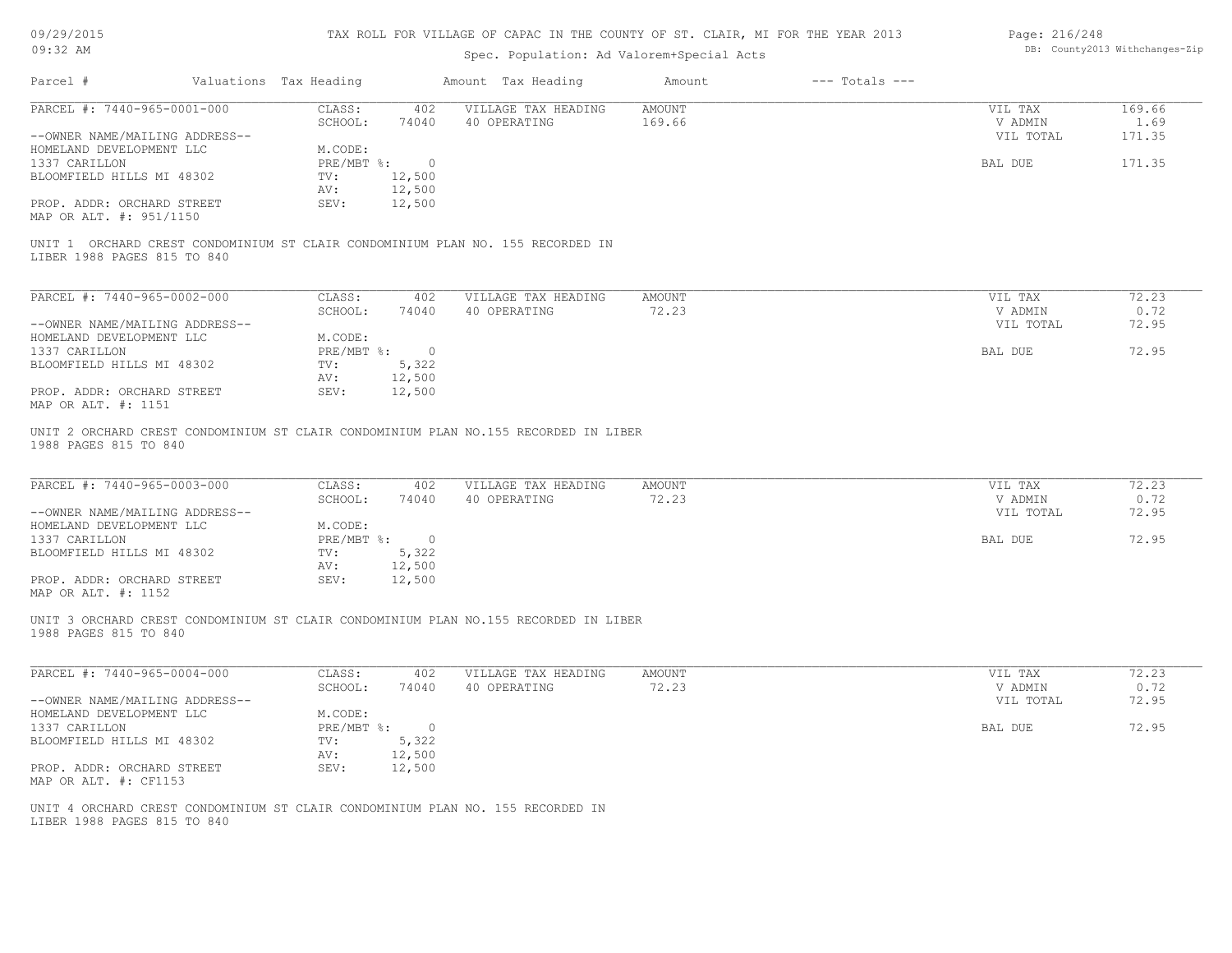TAX ROLL FOR VILLAGE OF CAPAC IN THE COUNTY OF ST. CLAIR, MI FOR THE YEAR 2013

Spec. Population: Ad Valorem+Special Acts

| Parcel # | Valuations | Tax Heading | Amount | Tax Heading | Amount | --- Totals --- | |
|---|---|---|---|---|---|---|---|
| PARCEL #: 7440-965-0001-000 | CLASS: | 402 | VILLAGE TAX HEADING | AMOUNT | | VIL TAX | 169.66 |
| | SCHOOL: | 74040 | 40 OPERATING | 169.66 | | V ADMIN | 1.69 |
| --OWNER NAME/MAILING ADDRESS-- | | | | | | VIL TOTAL | 171.35 |
| HOMELAND DEVELOPMENT LLC | M.CODE: | | | | | | |
| 1337 CARILLON | PRE/MBT %: | 0 | | | | BAL DUE | 171.35 |
| BLOOMFIELD HILLS MI 48302 | TV: | 12,500 | | | | | |
| | AV: | 12,500 | | | | | |
| PROP. ADDR: ORCHARD STREET | SEV: | 12,500 | | | | | |
| MAP OR ALT. #: 951/1150 | | | | | | | |

UNIT 1 ORCHARD CREST CONDOMINIUM ST CLAIR CONDOMINIUM PLAN NO. 155 RECORDED IN LIBER 1988 PAGES 815 TO 840

| Parcel # | Valuations | Tax Heading | Amount | Tax Heading | Amount | --- Totals --- | |
|---|---|---|---|---|---|---|---|
| PARCEL #: 7440-965-0002-000 | CLASS: | 402 | VILLAGE TAX HEADING | AMOUNT | | VIL TAX | 72.23 |
| | SCHOOL: | 74040 | 40 OPERATING | 72.23 | | V ADMIN | 0.72 |
| --OWNER NAME/MAILING ADDRESS-- | | | | | | VIL TOTAL | 72.95 |
| HOMELAND DEVELOPMENT LLC | M.CODE: | | | | | | |
| 1337 CARILLON | PRE/MBT %: | 0 | | | | BAL DUE | 72.95 |
| BLOOMFIELD HILLS MI 48302 | TV: | 5,322 | | | | | |
| | AV: | 12,500 | | | | | |
| PROP. ADDR: ORCHARD STREET | SEV: | 12,500 | | | | | |
| MAP OR ALT. #: 1151 | | | | | | | |

UNIT 2 ORCHARD CREST CONDOMINIUM ST CLAIR CONDOMINIUM PLAN NO.155 RECORDED IN LIBER 1988 PAGES 815 TO 840

| Parcel # | Valuations | Tax Heading | Amount | Tax Heading | Amount | --- Totals --- | |
|---|---|---|---|---|---|---|---|
| PARCEL #: 7440-965-0003-000 | CLASS: | 402 | VILLAGE TAX HEADING | AMOUNT | | VIL TAX | 72.23 |
| | SCHOOL: | 74040 | 40 OPERATING | 72.23 | | V ADMIN | 0.72 |
| --OWNER NAME/MAILING ADDRESS-- | | | | | | VIL TOTAL | 72.95 |
| HOMELAND DEVELOPMENT LLC | M.CODE: | | | | | | |
| 1337 CARILLON | PRE/MBT %: | 0 | | | | BAL DUE | 72.95 |
| BLOOMFIELD HILLS MI 48302 | TV: | 5,322 | | | | | |
| | AV: | 12,500 | | | | | |
| PROP. ADDR: ORCHARD STREET | SEV: | 12,500 | | | | | |
| MAP OR ALT. #: 1152 | | | | | | | |

UNIT 3 ORCHARD CREST CONDOMINIUM ST CLAIR CONDOMINIUM PLAN NO.155 RECORDED IN LIBER 1988 PAGES 815 TO 840

| Parcel # | Valuations | Tax Heading | Amount | Tax Heading | Amount | --- Totals --- | |
|---|---|---|---|---|---|---|---|
| PARCEL #: 7440-965-0004-000 | CLASS: | 402 | VILLAGE TAX HEADING | AMOUNT | | VIL TAX | 72.23 |
| | SCHOOL: | 74040 | 40 OPERATING | 72.23 | | V ADMIN | 0.72 |
| --OWNER NAME/MAILING ADDRESS-- | | | | | | VIL TOTAL | 72.95 |
| HOMELAND DEVELOPMENT LLC | M.CODE: | | | | | | |
| 1337 CARILLON | PRE/MBT %: | 0 | | | | BAL DUE | 72.95 |
| BLOOMFIELD HILLS MI 48302 | TV: | 5,322 | | | | | |
| | AV: | 12,500 | | | | | |
| PROP. ADDR: ORCHARD STREET | SEV: | 12,500 | | | | | |
| MAP OR ALT. #: CF1153 | | | | | | | |

UNIT 4 ORCHARD CREST CONDOMINIUM ST CLAIR CONDOMINIUM PLAN NO. 155 RECORDED IN LIBER 1988 PAGES 815 TO 840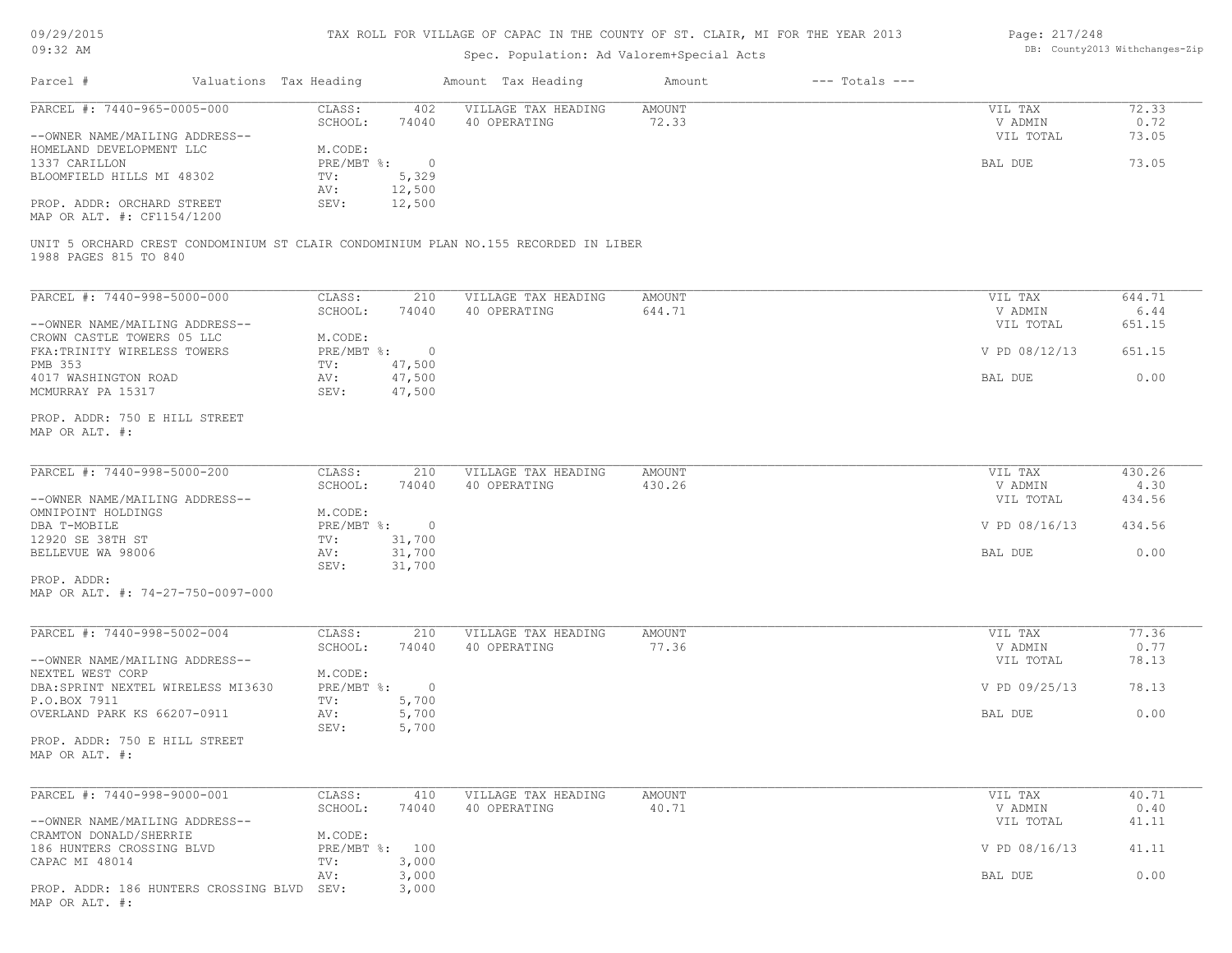TAX ROLL FOR VILLAGE OF CAPAC IN THE COUNTY OF ST. CLAIR, MI FOR THE YEAR 2013

Spec. Population: Ad Valorem+Special Acts

| Parcel # | Valuations | Tax Heading | Amount | Tax Heading | Amount | --- Totals --- | |
|---|---|---|---|---|---|---|---|

**PARCEL #: 7440-965-0005-000**

| | | | | | |
|---|---|---|---|---|---|
| --OWNER NAME/MAILING ADDRESS-- | CLASS: 402 | VILLAGE TAX HEADING | AMOUNT | VIL TAX | 72.33 |
| HOMELAND DEVELOPMENT LLC | SCHOOL: 74040 | 40 OPERATING | 72.33 | V ADMIN | 0.72 |
| 1337 CARILLON | M.CODE: | | | VIL TOTAL | 73.05 |
| BLOOMFIELD HILLS MI 48302 | PRE/MBT %: 0 | | | BAL DUE | 73.05 |
| PROP. ADDR: ORCHARD STREET | TV: 5,329 | | | | |
| MAP OR ALT. #: CF1154/1200 | AV: 12,500 | | | | |
| | SEV: 12,500 | | | | |

UNIT 5 ORCHARD CREST CONDOMINIUM ST CLAIR CONDOMINIUM PLAN NO.155 RECORDED IN LIBER 1988 PAGES 815 TO 840

**PARCEL #: 7440-998-5000-000**

| | | | | | |
|---|---|---|---|---|---|
| --OWNER NAME/MAILING ADDRESS-- | CLASS: 210 | VILLAGE TAX HEADING | AMOUNT | VIL TAX | 644.71 |
| CROWN CASTLE TOWERS 05 LLC | SCHOOL: 74040 | 40 OPERATING | 644.71 | V ADMIN | 6.44 |
| FKA:TRINITY WIRELESS TOWERS | M.CODE: | | | VIL TOTAL | 651.15 |
| PMB 353 | PRE/MBT %: 0 | | | V PD 08/12/13 | 651.15 |
| 4017 WASHINGTON ROAD | TV: 47,500 | | | BAL DUE | 0.00 |
| MCMURRAY PA 15317 | AV: 47,500 | | | | |
| PROP. ADDR: 750 E HILL STREET | SEV: 47,500 | | | | |
| MAP OR ALT. #: | | | | | |

**PARCEL #: 7440-998-5000-200**

| | | | | | |
|---|---|---|---|---|---|
| --OWNER NAME/MAILING ADDRESS-- | CLASS: 210 | VILLAGE TAX HEADING | AMOUNT | VIL TAX | 430.26 |
| OMNIPOINT HOLDINGS | SCHOOL: 74040 | 40 OPERATING | 430.26 | V ADMIN | 4.30 |
| DBA T-MOBILE | M.CODE: | | | VIL TOTAL | 434.56 |
| 12920 SE 38TH ST | PRE/MBT %: 0 | | | V PD 08/16/13 | 434.56 |
| BELLEVUE WA 98006 | TV: 31,700 | | | BAL DUE | 0.00 |
| PROP. ADDR: | AV: 31,700 | | | | |
| MAP OR ALT. #: 74-27-750-0097-000 | SEV: 31,700 | | | | |

**PARCEL #: 7440-998-5002-004**

| | | | | | |
|---|---|---|---|---|---|
| --OWNER NAME/MAILING ADDRESS-- | CLASS: 210 | VILLAGE TAX HEADING | AMOUNT | VIL TAX | 77.36 |
| NEXTEL WEST CORP | SCHOOL: 74040 | 40 OPERATING | 77.36 | V ADMIN | 0.77 |
| DBA:SPRINT NEXTEL WIRELESS MI3630 | M.CODE: | | | VIL TOTAL | 78.13 |
| P.O.BOX 7911 | PRE/MBT %: 0 | | | V PD 09/25/13 | 78.13 |
| OVERLAND PARK KS 66207-0911 | TV: 5,700 | | | BAL DUE | 0.00 |
| PROP. ADDR: 750 E HILL STREET | AV: 5,700 | | | | |
| MAP OR ALT. #: | SEV: 5,700 | | | | |

**PARCEL #: 7440-998-9000-001**

| | | | | | |
|---|---|---|---|---|---|
| --OWNER NAME/MAILING ADDRESS-- | CLASS: 410 | VILLAGE TAX HEADING | AMOUNT | VIL TAX | 40.71 |
| CRAMTON DONALD/SHERRIE | SCHOOL: 74040 | 40 OPERATING | 40.71 | V ADMIN | 0.40 |
| 186 HUNTERS CROSSING BLVD | M.CODE: | | | VIL TOTAL | 41.11 |
| CAPAC MI 48014 | PRE/MBT %: 100 | | | V PD 08/16/13 | 41.11 |
| | TV: 3,000 | | | BAL DUE | 0.00 |
| | AV: 3,000 | | | | |
| PROP. ADDR: 186 HUNTERS CROSSING BLVD | SEV: 3,000 | | | | |
| MAP OR ALT. #: | | | | | |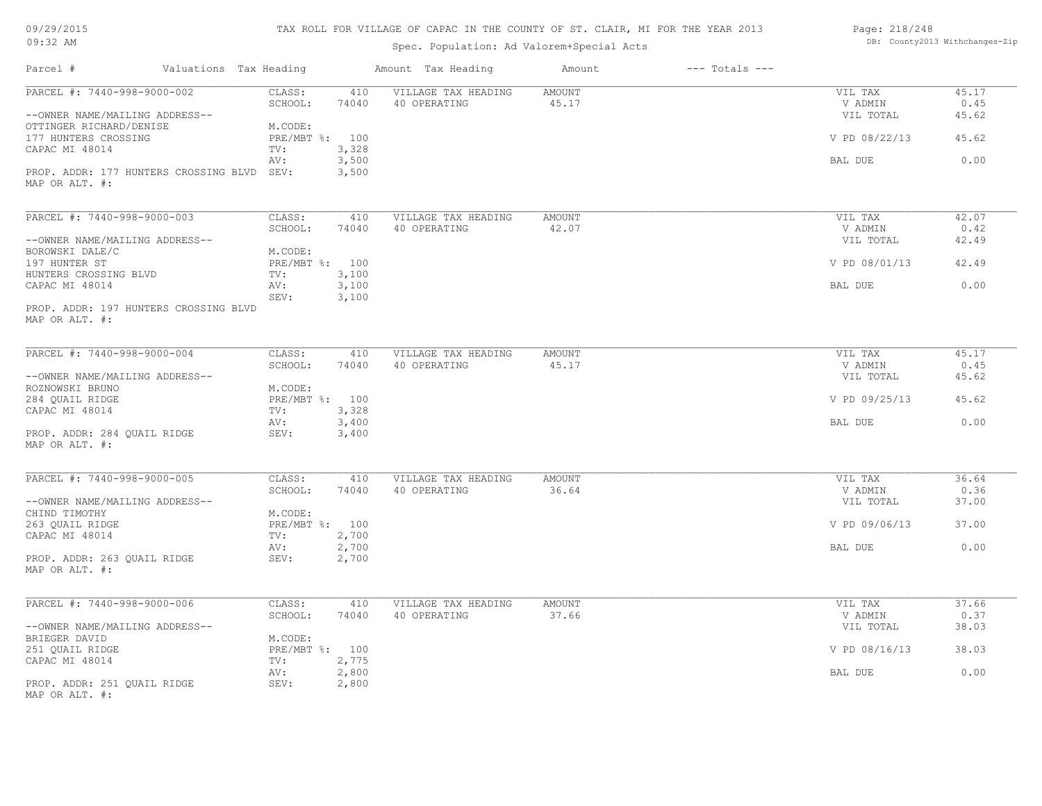TAX ROLL FOR VILLAGE OF CAPAC IN THE COUNTY OF ST. CLAIR, MI FOR THE YEAR 2013

Spec. Population: Ad Valorem+Special Acts

09/29/2015
09:32 AM

DB: County2013 Withchanges-Zip

| Parcel # | Valuations | Tax Heading | Amount | Tax Heading | Amount | --- Totals --- | |
|---|---|---|---|---|---|---|---|
| PARCEL #: 7440-998-9000-002 | CLASS: | 410 | VILLAGE TAX HEADING | AMOUNT | | VIL TAX | 45.17 |
| | SCHOOL: | 74040 | 40 OPERATING | 45.17 | | V ADMIN | 0.45 |
| --OWNER NAME/MAILING ADDRESS-- | | | | | | VIL TOTAL | 45.62 |
| OTTINGER RICHARD/DENISE | M.CODE: | | | | | | |
| 177 HUNTERS CROSSING | PRE/MBT %: | 100 | | | | V PD 08/22/13 | 45.62 |
| CAPAC MI 48014 | TV: | 3,328 | | | | | |
| | AV: | 3,500 | | | | BAL DUE | 0.00 |
| PROP. ADDR: 177 HUNTERS CROSSING BLVD | SEV: | 3,500 | | | | | |
| MAP OR ALT. #: | | | | | | | |
| PARCEL #: 7440-998-9000-003 | CLASS: | 410 | VILLAGE TAX HEADING | AMOUNT | | VIL TAX | 42.07 |
| | SCHOOL: | 74040 | 40 OPERATING | 42.07 | | V ADMIN | 0.42 |
| --OWNER NAME/MAILING ADDRESS-- | | | | | | VIL TOTAL | 42.49 |
| BOROWSKI DALE/C | M.CODE: | | | | | | |
| 197 HUNTER ST | PRE/MBT %: | 100 | | | | V PD 08/01/13 | 42.49 |
| HUNTERS CROSSING BLVD | TV: | 3,100 | | | | | |
| CAPAC MI 48014 | AV: | 3,100 | | | | BAL DUE | 0.00 |
| | SEV: | 3,100 | | | | | |
| PROP. ADDR: 197 HUNTERS CROSSING BLVD | | | | | | | |
| MAP OR ALT. #: | | | | | | | |
| PARCEL #: 7440-998-9000-004 | CLASS: | 410 | VILLAGE TAX HEADING | AMOUNT | | VIL TAX | 45.17 |
| | SCHOOL: | 74040 | 40 OPERATING | 45.17 | | V ADMIN | 0.45 |
| --OWNER NAME/MAILING ADDRESS-- | | | | | | VIL TOTAL | 45.62 |
| ROZNOWSKI BRUNO | M.CODE: | | | | | | |
| 284 QUAIL RIDGE | PRE/MBT %: | 100 | | | | V PD 09/25/13 | 45.62 |
| CAPAC MI 48014 | TV: | 3,328 | | | | | |
| | AV: | 3,400 | | | | BAL DUE | 0.00 |
| PROP. ADDR: 284 QUAIL RIDGE | SEV: | 3,400 | | | | | |
| MAP OR ALT. #: | | | | | | | |
| PARCEL #: 7440-998-9000-005 | CLASS: | 410 | VILLAGE TAX HEADING | AMOUNT | | VIL TAX | 36.64 |
| | SCHOOL: | 74040 | 40 OPERATING | 36.64 | | V ADMIN | 0.36 |
| --OWNER NAME/MAILING ADDRESS-- | | | | | | VIL TOTAL | 37.00 |
| CHIND TIMOTHY | M.CODE: | | | | | | |
| 263 QUAIL RIDGE | PRE/MBT %: | 100 | | | | V PD 09/06/13 | 37.00 |
| CAPAC MI 48014 | TV: | 2,700 | | | | | |
| | AV: | 2,700 | | | | BAL DUE | 0.00 |
| PROP. ADDR: 263 QUAIL RIDGE | SEV: | 2,700 | | | | | |
| MAP OR ALT. #: | | | | | | | |
| PARCEL #: 7440-998-9000-006 | CLASS: | 410 | VILLAGE TAX HEADING | AMOUNT | | VIL TAX | 37.66 |
| | SCHOOL: | 74040 | 40 OPERATING | 37.66 | | V ADMIN | 0.37 |
| --OWNER NAME/MAILING ADDRESS-- | | | | | | VIL TOTAL | 38.03 |
| BRIEGER DAVID | M.CODE: | | | | | | |
| 251 QUAIL RIDGE | PRE/MBT %: | 100 | | | | V PD 08/16/13 | 38.03 |
| CAPAC MI 48014 | TV: | 2,775 | | | | | |
| | AV: | 2,800 | | | | BAL DUE | 0.00 |
| PROP. ADDR: 251 QUAIL RIDGE | SEV: | 2,800 | | | | | |
| MAP OR ALT. #: | | | | | | | |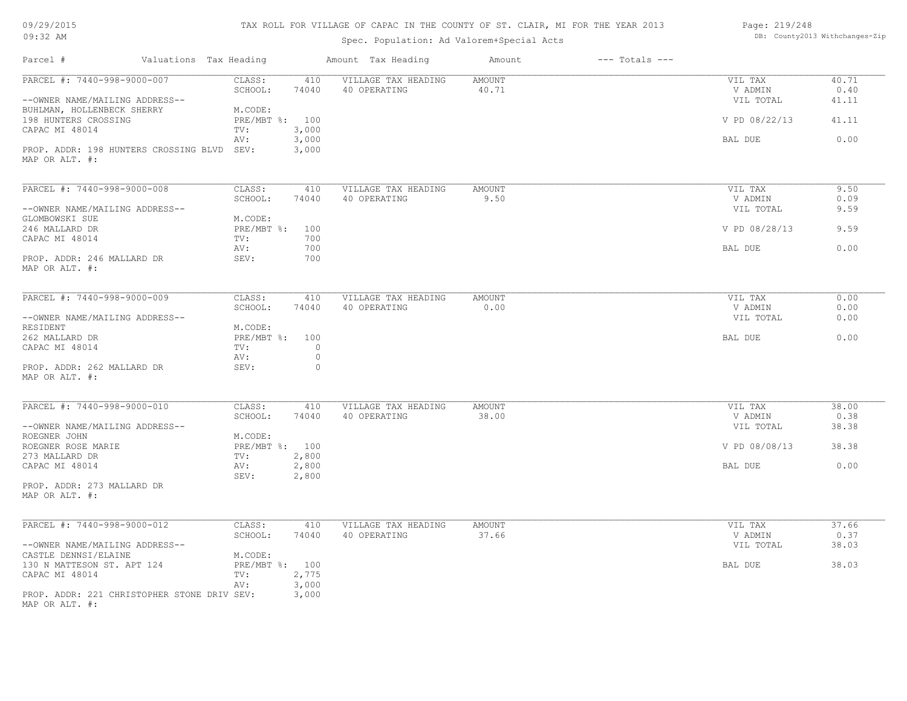# TAX ROLL FOR VILLAGE OF CAPAC IN THE COUNTY OF ST. CLAIR, MI FOR THE YEAR 2013

Spec. Population: Ad Valorem+Special Acts

| Parcel # | Valuations | Tax Heading | Amount | Tax Heading | Amount | --- Totals --- | |
|---|---|---|---|---|---|---|---|
| PARCEL #: 7440-998-9000-007 | CLASS: | 410 | VILLAGE TAX HEADING | AMOUNT | | VIL TAX | 40.71 |
| | SCHOOL: | 74040 | 40 OPERATING | 40.71 | | V ADMIN | 0.40 |
| --OWNER NAME/MAILING ADDRESS-- | | | | | | VIL TOTAL | 41.11 |
| BUHLMAN, HOLLENBECK SHERRY | M.CODE: | | | | | | |
| 198 HUNTERS CROSSING | PRE/MBT %: | 100 | | | | V PD 08/22/13 | 41.11 |
| CAPAC MI 48014 | TV: | 3,000 | | | | | |
| | AV: | 3,000 | | | | BAL DUE | 0.00 |
| PROP. ADDR: 198 HUNTERS CROSSING BLVD | SEV: | 3,000 | | | | | |
| MAP OR ALT. #: | | | | | | | |
| PARCEL #: 7440-998-9000-008 | CLASS: | 410 | VILLAGE TAX HEADING | AMOUNT | | VIL TAX | 9.50 |
| | SCHOOL: | 74040 | 40 OPERATING | 9.50 | | V ADMIN | 0.09 |
| --OWNER NAME/MAILING ADDRESS-- | | | | | | VIL TOTAL | 9.59 |
| GLOMBOWSKI SUE | M.CODE: | | | | | | |
| 246 MALLARD DR | PRE/MBT %: | 100 | | | | V PD 08/28/13 | 9.59 |
| CAPAC MI 48014 | TV: | 700 | | | | | |
| | AV: | 700 | | | | BAL DUE | 0.00 |
| PROP. ADDR: 246 MALLARD DR | SEV: | 700 | | | | | |
| MAP OR ALT. #: | | | | | | | |
| PARCEL #: 7440-998-9000-009 | CLASS: | 410 | VILLAGE TAX HEADING | AMOUNT | | VIL TAX | 0.00 |
| | SCHOOL: | 74040 | 40 OPERATING | 0.00 | | V ADMIN | 0.00 |
| --OWNER NAME/MAILING ADDRESS-- | | | | | | VIL TOTAL | 0.00 |
| RESIDENT | M.CODE: | | | | | | |
| 262 MALLARD DR | PRE/MBT %: | 100 | | | | BAL DUE | 0.00 |
| CAPAC MI 48014 | TV: | 0 | | | | | |
| | AV: | 0 | | | | | |
| PROP. ADDR: 262 MALLARD DR | SEV: | 0 | | | | | |
| MAP OR ALT. #: | | | | | | | |
| PARCEL #: 7440-998-9000-010 | CLASS: | 410 | VILLAGE TAX HEADING | AMOUNT | | VIL TAX | 38.00 |
| | SCHOOL: | 74040 | 40 OPERATING | 38.00 | | V ADMIN | 0.38 |
| --OWNER NAME/MAILING ADDRESS-- | | | | | | VIL TOTAL | 38.38 |
| ROEGNER JOHN | M.CODE: | | | | | | |
| ROEGNER ROSE MARIE | PRE/MBT %: | 100 | | | | V PD 08/08/13 | 38.38 |
| 273 MALLARD DR | TV: | 2,800 | | | | | |
| CAPAC MI 48014 | AV: | 2,800 | | | | BAL DUE | 0.00 |
| | SEV: | 2,800 | | | | | |
| PROP. ADDR: 273 MALLARD DR | | | | | | | |
| MAP OR ALT. #: | | | | | | | |
| PARCEL #: 7440-998-9000-012 | CLASS: | 410 | VILLAGE TAX HEADING | AMOUNT | | VIL TAX | 37.66 |
| | SCHOOL: | 74040 | 40 OPERATING | 37.66 | | V ADMIN | 0.37 |
| --OWNER NAME/MAILING ADDRESS-- | | | | | | VIL TOTAL | 38.03 |
| CASTLE DENNSI/ELAINE | M.CODE: | | | | | | |
| 130 N MATTESON ST. APT 124 | PRE/MBT %: | 100 | | | | BAL DUE | 38.03 |
| CAPAC MI 48014 | TV: | 2,775 | | | | | |
| | AV: | 3,000 | | | | | |
| PROP. ADDR: 221 CHRISTOPHER STONE DRIV | SEV: | 3,000 | | | | | |
| MAP OR ALT. #: | | | | | | | |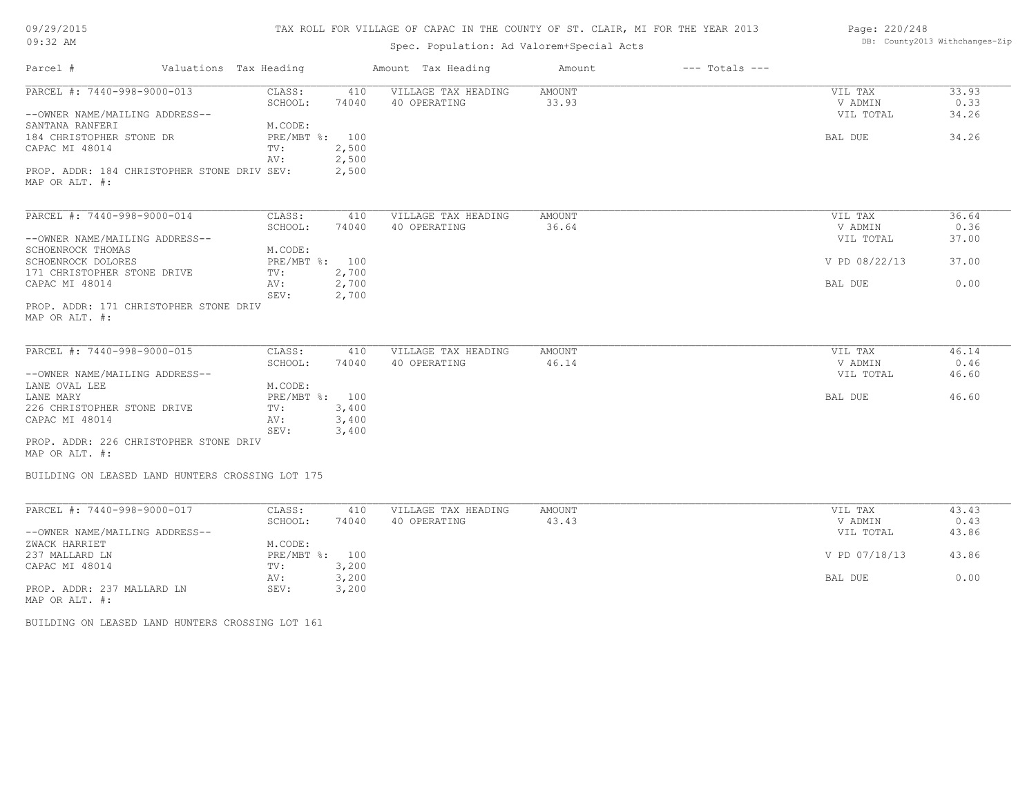# TAX ROLL FOR VILLAGE OF CAPAC IN THE COUNTY OF ST. CLAIR, MI FOR THE YEAR 2013

Spec. Population: Ad Valorem+Special Acts

| Parcel # | Valuations | Tax Heading | Amount | Tax Heading | Amount | --- Totals --- | |
|---|---|---|---|---|---|---|---|
| PARCEL #: 7440-998-9000-013 | CLASS: | 410 | VILLAGE TAX HEADING | AMOUNT | | VIL TAX | 33.93 |
| | SCHOOL: | 74040 | 40 OPERATING | 33.93 | | V ADMIN | 0.33 |
| --OWNER NAME/MAILING ADDRESS-- | | | | | | VIL TOTAL | 34.26 |
| SANTANA RANFERI | M.CODE: | | | | | | |
| 184 CHRISTOPHER STONE DR | PRE/MBT %: | 100 | | | | BAL DUE | 34.26 |
| CAPAC MI 48014 | TV: | 2,500 | | | | | |
| | AV: | 2,500 | | | | | |
| PROP. ADDR: 184 CHRISTOPHER STONE DRIV | SEV: | 2,500 | | | | | |
| MAP OR ALT. #: | | | | | | | |

| Parcel # | Valuations | Tax Heading | Amount | Tax Heading | Amount | --- Totals --- | |
|---|---|---|---|---|---|---|---|
| PARCEL #: 7440-998-9000-014 | CLASS: | 410 | VILLAGE TAX HEADING | AMOUNT | | VIL TAX | 36.64 |
| | SCHOOL: | 74040 | 40 OPERATING | 36.64 | | V ADMIN | 0.36 |
| --OWNER NAME/MAILING ADDRESS-- | | | | | | VIL TOTAL | 37.00 |
| SCHOENROCK THOMAS | M.CODE: | | | | | | |
| SCHOENROCK DOLORES | PRE/MBT %: | 100 | | | | V PD 08/22/13 | 37.00 |
| 171 CHRISTOPHER STONE DRIVE | TV: | 2,700 | | | | | |
| CAPAC MI 48014 | AV: | 2,700 | | | | BAL DUE | 0.00 |
| | SEV: | 2,700 | | | | | |
| PROP. ADDR: 171 CHRISTOPHER STONE DRIV | | | | | | | |
| MAP OR ALT. #: | | | | | | | |

| Parcel # | Valuations | Tax Heading | Amount | Tax Heading | Amount | --- Totals --- | |
|---|---|---|---|---|---|---|---|
| PARCEL #: 7440-998-9000-015 | CLASS: | 410 | VILLAGE TAX HEADING | AMOUNT | | VIL TAX | 46.14 |
| | SCHOOL: | 74040 | 40 OPERATING | 46.14 | | V ADMIN | 0.46 |
| --OWNER NAME/MAILING ADDRESS-- | | | | | | VIL TOTAL | 46.60 |
| LANE OVAL LEE | M.CODE: | | | | | | |
| LANE MARY | PRE/MBT %: | 100 | | | | BAL DUE | 46.60 |
| 226 CHRISTOPHER STONE DRIVE | TV: | 3,400 | | | | | |
| CAPAC MI 48014 | AV: | 3,400 | | | | | |
| | SEV: | 3,400 | | | | | |
| PROP. ADDR: 226 CHRISTOPHER STONE DRIV | | | | | | | |
| MAP OR ALT. #: | | | | | | | |

BUILDING ON LEASED LAND HUNTERS CROSSING LOT 175

| Parcel # | Valuations | Tax Heading | Amount | Tax Heading | Amount | --- Totals --- | |
|---|---|---|---|---|---|---|---|
| PARCEL #: 7440-998-9000-017 | CLASS: | 410 | VILLAGE TAX HEADING | AMOUNT | | VIL TAX | 43.43 |
| | SCHOOL: | 74040 | 40 OPERATING | 43.43 | | V ADMIN | 0.43 |
| --OWNER NAME/MAILING ADDRESS-- | | | | | | VIL TOTAL | 43.86 |
| ZWACK HARRIET | M.CODE: | | | | | | |
| 237 MALLARD LN | PRE/MBT %: | 100 | | | | V PD 07/18/13 | 43.86 |
| CAPAC MI 48014 | TV: | 3,200 | | | | | |
| | AV: | 3,200 | | | | BAL DUE | 0.00 |
| PROP. ADDR: 237 MALLARD LN | SEV: | 3,200 | | | | | |
| MAP OR ALT. #: | | | | | | | |

BUILDING ON LEASED LAND HUNTERS CROSSING LOT 161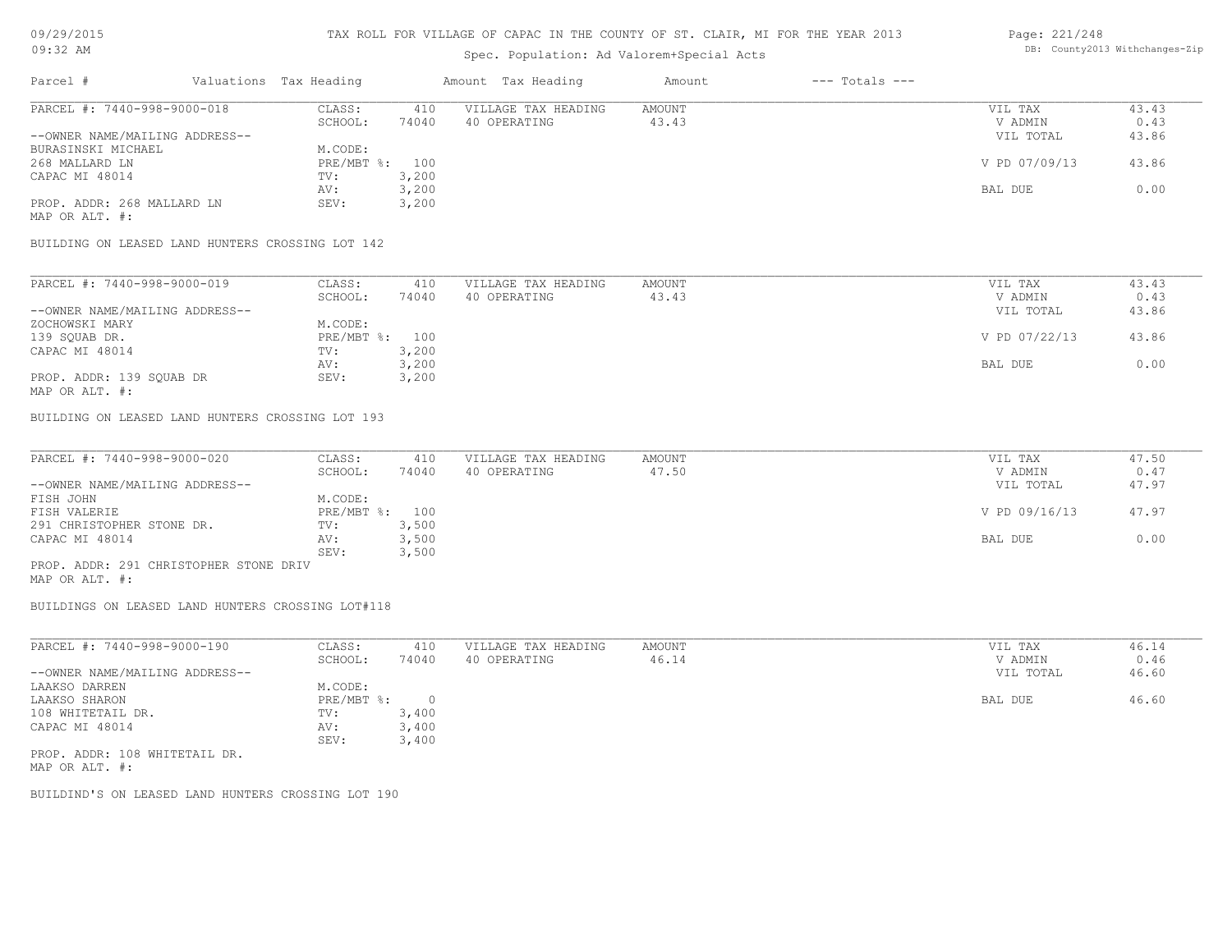TAX ROLL FOR VILLAGE OF CAPAC IN THE COUNTY OF ST. CLAIR, MI FOR THE YEAR 2013

Spec. Population: Ad Valorem+Special Acts

| Parcel # | Valuations | Tax Heading | Amount | Tax Heading | Amount | --- Totals --- | |
|---|---|---|---|---|---|---|---|
| PARCEL #: 7440-998-9000-018 | CLASS: | 410 | VILLAGE TAX HEADING | AMOUNT | | VIL TAX | 43.43 |
| | SCHOOL: | 74040 | 40 OPERATING | 43.43 | | V ADMIN | 0.43 |
| --OWNER NAME/MAILING ADDRESS-- | | | | | | VIL TOTAL | 43.86 |
| BURASINSKI MICHAEL | M.CODE: | | | | | | |
| 268 MALLARD LN | PRE/MBT %: | 100 | | | | V PD 07/09/13 | 43.86 |
| CAPAC MI 48014 | TV: | 3,200 | | | | | |
| | AV: | 3,200 | | | | BAL DUE | 0.00 |
| PROP. ADDR: 268 MALLARD LN | SEV: | 3,200 | | | | | |
| MAP OR ALT. #: | | | | | | | |

BUILDING ON LEASED LAND HUNTERS CROSSING LOT 142

| Parcel # | Valuations | Tax Heading | Amount | Tax Heading | Amount | --- Totals --- | |
|---|---|---|---|---|---|---|---|
| PARCEL #: 7440-998-9000-019 | CLASS: | 410 | VILLAGE TAX HEADING | AMOUNT | | VIL TAX | 43.43 |
| | SCHOOL: | 74040 | 40 OPERATING | 43.43 | | V ADMIN | 0.43 |
| --OWNER NAME/MAILING ADDRESS-- | | | | | | VIL TOTAL | 43.86 |
| ZOCHOWSKI MARY | M.CODE: | | | | | | |
| 139 SQUAB DR. | PRE/MBT %: | 100 | | | | V PD 07/22/13 | 43.86 |
| CAPAC MI 48014 | TV: | 3,200 | | | | | |
| | AV: | 3,200 | | | | BAL DUE | 0.00 |
| PROP. ADDR: 139 SQUAB DR | SEV: | 3,200 | | | | | |
| MAP OR ALT. #: | | | | | | | |

BUILDING ON LEASED LAND HUNTERS CROSSING LOT 193

| Parcel # | Valuations | Tax Heading | Amount | Tax Heading | Amount | --- Totals --- | |
|---|---|---|---|---|---|---|---|
| PARCEL #: 7440-998-9000-020 | CLASS: | 410 | VILLAGE TAX HEADING | AMOUNT | | VIL TAX | 47.50 |
| | SCHOOL: | 74040 | 40 OPERATING | 47.50 | | V ADMIN | 0.47 |
| --OWNER NAME/MAILING ADDRESS-- | | | | | | VIL TOTAL | 47.97 |
| FISH JOHN | M.CODE: | | | | | | |
| FISH VALERIE | PRE/MBT %: | 100 | | | | V PD 09/16/13 | 47.97 |
| 291 CHRISTOPHER STONE DR. | TV: | 3,500 | | | | | |
| CAPAC MI 48014 | AV: | 3,500 | | | | BAL DUE | 0.00 |
| | SEV: | 3,500 | | | | | |
| PROP. ADDR: 291 CHRISTOPHER STONE DRIV | | | | | | | |
| MAP OR ALT. #: | | | | | | | |

BUILDINGS ON LEASED LAND HUNTERS CROSSING LOT#118

| Parcel # | Valuations | Tax Heading | Amount | Tax Heading | Amount | --- Totals --- | |
|---|---|---|---|---|---|---|---|
| PARCEL #: 7440-998-9000-190 | CLASS: | 410 | VILLAGE TAX HEADING | AMOUNT | | VIL TAX | 46.14 |
| | SCHOOL: | 74040 | 40 OPERATING | 46.14 | | V ADMIN | 0.46 |
| --OWNER NAME/MAILING ADDRESS-- | | | | | | VIL TOTAL | 46.60 |
| LAAKSO DARREN | M.CODE: | | | | | | |
| LAAKSO SHARON | PRE/MBT %: | 0 | | | | BAL DUE | 46.60 |
| 108 WHITETAIL DR. | TV: | 3,400 | | | | | |
| CAPAC MI 48014 | AV: | 3,400 | | | | | |
| | SEV: | 3,400 | | | | | |
| PROP. ADDR: 108 WHITETAIL DR. | | | | | | | |
| MAP OR ALT. #: | | | | | | | |

BUILDIND'S ON LEASED LAND HUNTERS CROSSING LOT 190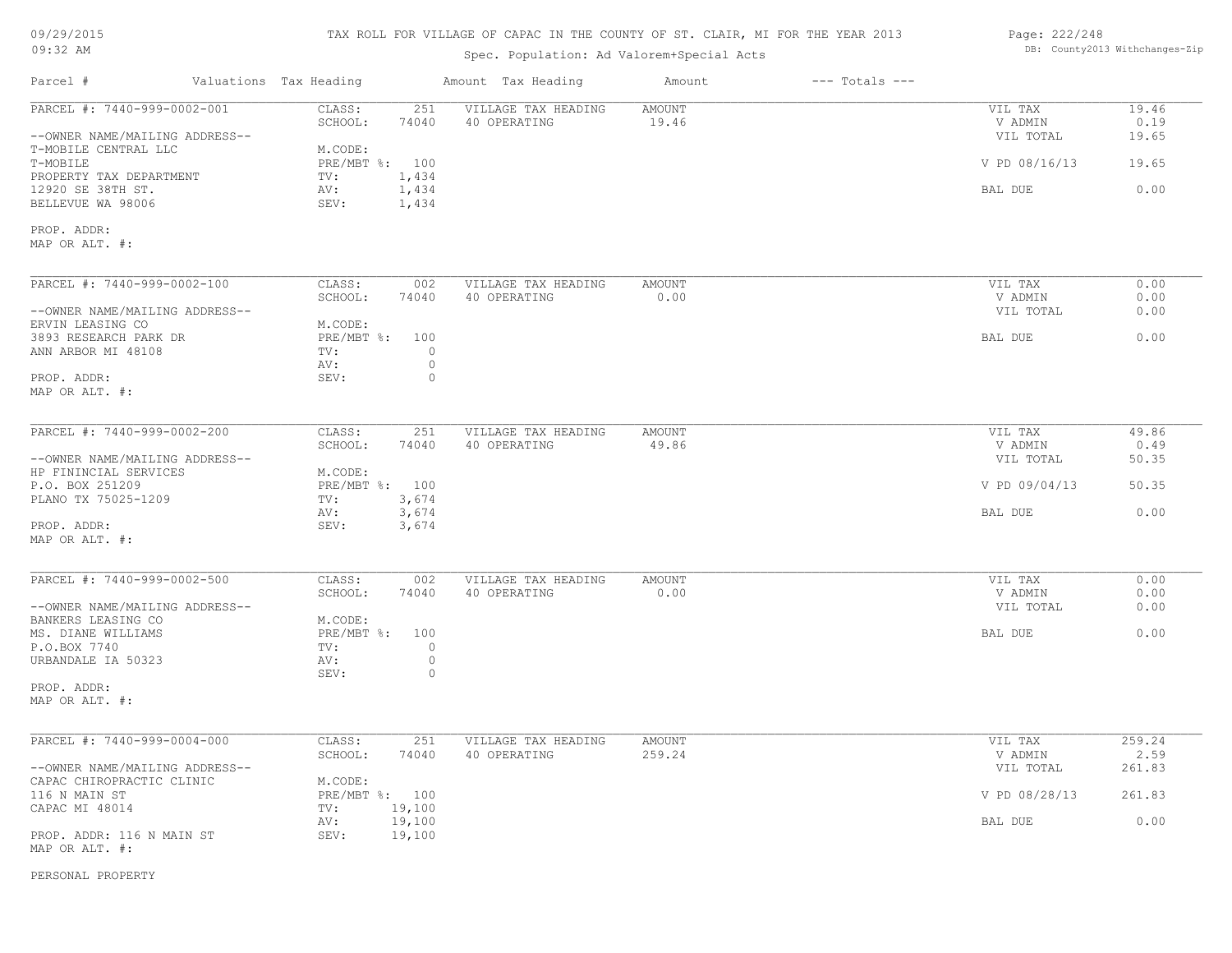# TAX ROLL FOR VILLAGE OF CAPAC IN THE COUNTY OF ST. CLAIR, MI FOR THE YEAR 2013

Spec. Population: Ad Valorem+Special Acts

09/29/2015
09:32 AM

DB: County2013 Withchanges-Zip

| Parcel # | Valuations | Tax Heading | Amount | Tax Heading | Amount | --- Totals --- | |
|---|---|---|---|---|---|---|---|
| PARCEL #: 7440-999-0002-001 | CLASS: | 251 | VILLAGE TAX HEADING | AMOUNT | | VIL TAX | 19.46 |
| | SCHOOL: | 74040 | 40 OPERATING | 19.46 | | V ADMIN | 0.19 |
| --OWNER NAME/MAILING ADDRESS-- | | | | | | VIL TOTAL | 19.65 |
| T-MOBILE CENTRAL LLC | M.CODE: | | | | | | |
| T-MOBILE | PRE/MBT %: | 100 | | | | V PD 08/16/13 | 19.65 |
| PROPERTY TAX DEPARTMENT | TV: | 1,434 | | | | | |
| 12920 SE 38TH ST. | AV: | 1,434 | | | | BAL DUE | 0.00 |
| BELLEVUE WA 98006 | SEV: | 1,434 | | | | | |
| PROP. ADDR: | | | | | | | |
| MAP OR ALT. #: | | | | | | | |

| Parcel # | Valuations | Tax Heading | Amount | Tax Heading | Amount | --- Totals --- | |
|---|---|---|---|---|---|---|---|
| PARCEL #: 7440-999-0002-100 | CLASS: | 002 | VILLAGE TAX HEADING | AMOUNT | | VIL TAX | 0.00 |
| | SCHOOL: | 74040 | 40 OPERATING | 0.00 | | V ADMIN | 0.00 |
| --OWNER NAME/MAILING ADDRESS-- | | | | | | VIL TOTAL | 0.00 |
| ERVIN LEASING CO | M.CODE: | | | | | | |
| 3893 RESEARCH PARK DR | PRE/MBT %: | 100 | | | | BAL DUE | 0.00 |
| ANN ARBOR MI 48108 | TV: | 0 | | | | | |
| | AV: | 0 | | | | | |
| PROP. ADDR: | SEV: | 0 | | | | | |
| MAP OR ALT. #: | | | | | | | |

| Parcel # | Valuations | Tax Heading | Amount | Tax Heading | Amount | --- Totals --- | |
|---|---|---|---|---|---|---|---|
| PARCEL #: 7440-999-0002-200 | CLASS: | 251 | VILLAGE TAX HEADING | AMOUNT | | VIL TAX | 49.86 |
| | SCHOOL: | 74040 | 40 OPERATING | 49.86 | | V ADMIN | 0.49 |
| --OWNER NAME/MAILING ADDRESS-- | | | | | | VIL TOTAL | 50.35 |
| HP FININCIAL SERVICES | M.CODE: | | | | | | |
| P.O. BOX 251209 | PRE/MBT %: | 100 | | | | V PD 09/04/13 | 50.35 |
| PLANO TX 75025-1209 | TV: | 3,674 | | | | | |
| | AV: | 3,674 | | | | BAL DUE | 0.00 |
| PROP. ADDR: | SEV: | 3,674 | | | | | |
| MAP OR ALT. #: | | | | | | | |

| Parcel # | Valuations | Tax Heading | Amount | Tax Heading | Amount | --- Totals --- | |
|---|---|---|---|---|---|---|---|
| PARCEL #: 7440-999-0002-500 | CLASS: | 002 | VILLAGE TAX HEADING | AMOUNT | | VIL TAX | 0.00 |
| | SCHOOL: | 74040 | 40 OPERATING | 0.00 | | V ADMIN | 0.00 |
| --OWNER NAME/MAILING ADDRESS-- | | | | | | VIL TOTAL | 0.00 |
| BANKERS LEASING CO | M.CODE: | | | | | | |
| MS. DIANE WILLIAMS | PRE/MBT %: | 100 | | | | BAL DUE | 0.00 |
| P.O.BOX 7740 | TV: | 0 | | | | | |
| URBANDALE IA 50323 | AV: | 0 | | | | | |
| | SEV: | 0 | | | | | |
| PROP. ADDR: | | | | | | | |
| MAP OR ALT. #: | | | | | | | |

| Parcel # | Valuations | Tax Heading | Amount | Tax Heading | Amount | --- Totals --- | |
|---|---|---|---|---|---|---|---|
| PARCEL #: 7440-999-0004-000 | CLASS: | 251 | VILLAGE TAX HEADING | AMOUNT | | VIL TAX | 259.24 |
| | SCHOOL: | 74040 | 40 OPERATING | 259.24 | | V ADMIN | 2.59 |
| --OWNER NAME/MAILING ADDRESS-- | | | | | | VIL TOTAL | 261.83 |
| CAPAC CHIROPRACTIC CLINIC | M.CODE: | | | | | | |
| 116 N MAIN ST | PRE/MBT %: | 100 | | | | V PD 08/28/13 | 261.83 |
| CAPAC MI 48014 | TV: | 19,100 | | | | | |
| | AV: | 19,100 | | | | BAL DUE | 0.00 |
| PROP. ADDR: 116 N MAIN ST | SEV: | 19,100 | | | | | |
| MAP OR ALT. #: | | | | | | | |

PERSONAL PROPERTY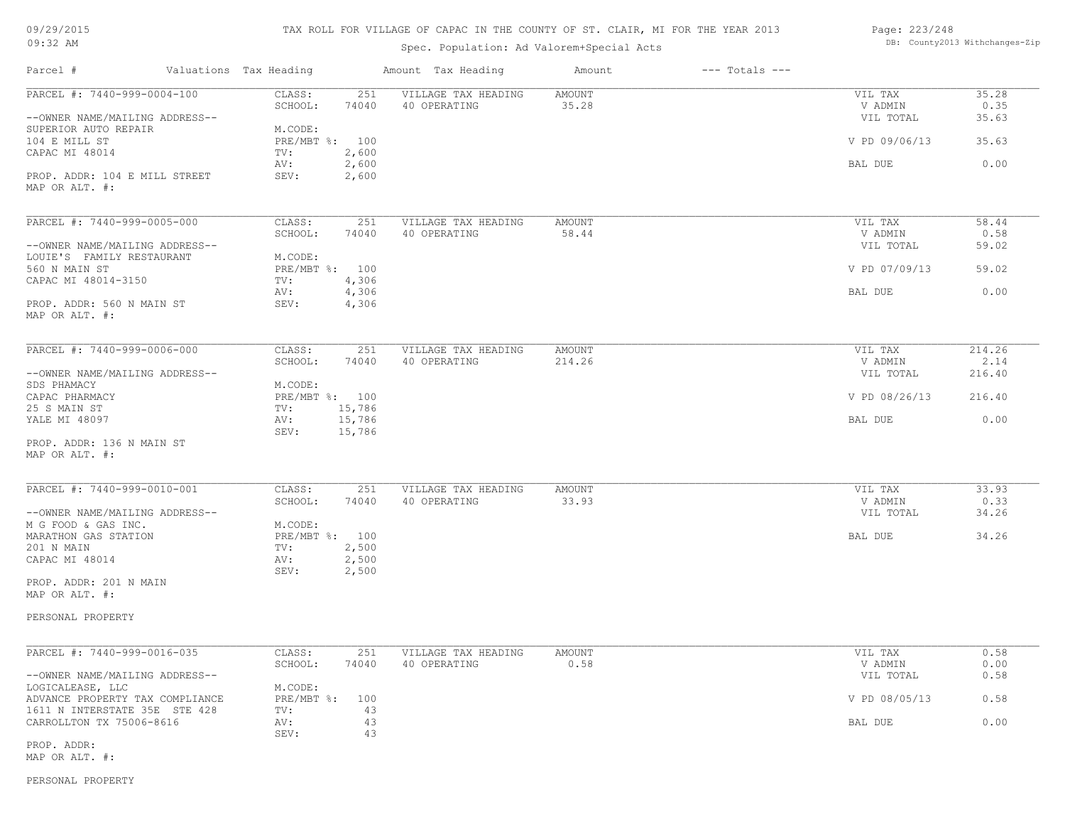TAX ROLL FOR VILLAGE OF CAPAC IN THE COUNTY OF ST. CLAIR, MI FOR THE YEAR 2013

Spec. Population: Ad Valorem+Special Acts

09/29/2015
09:32 AM

DB: County2013 Withchanges-Zip

| Parcel # | Valuations | Tax Heading | Amount | Tax Heading | Amount | --- Totals --- | |
|---|---|---|---|---|---|---|---|

---

PARCEL #: 7440-999-0004-100

--OWNER NAME/MAILING ADDRESS--
SUPERIOR AUTO REPAIR
104 E MILL ST
CAPAC MI 48014

PROP. ADDR: 104 E MILL STREET
MAP OR ALT. #:

| | | | | | |
|---|---|---|---|---|---|
| CLASS: | 251 | VILLAGE TAX HEADING | AMOUNT | VIL TAX | 35.28 |
| SCHOOL: | 74040 | 40 OPERATING | 35.28 | V ADMIN | 0.35 |
| M.CODE: | | | | VIL TOTAL | 35.63 |
| PRE/MBT %: | 100 | | | V PD 09/06/13 | 35.63 |
| TV: | 2,600 | | | | |
| AV: | 2,600 | | | BAL DUE | 0.00 |
| SEV: | 2,600 | | | | |

---

PARCEL #: 7440-999-0005-000

--OWNER NAME/MAILING ADDRESS--
LOUIE'S FAMILY RESTAURANT
560 N MAIN ST
CAPAC MI 48014-3150

PROP. ADDR: 560 N MAIN ST
MAP OR ALT. #:

| | | | | | |
|---|---|---|---|---|---|
| CLASS: | 251 | VILLAGE TAX HEADING | AMOUNT | VIL TAX | 58.44 |
| SCHOOL: | 74040 | 40 OPERATING | 58.44 | V ADMIN | 0.58 |
| M.CODE: | | | | VIL TOTAL | 59.02 |
| PRE/MBT %: | 100 | | | V PD 07/09/13 | 59.02 |
| TV: | 4,306 | | | | |
| AV: | 4,306 | | | BAL DUE | 0.00 |
| SEV: | 4,306 | | | | |

---

PARCEL #: 7440-999-0006-000

--OWNER NAME/MAILING ADDRESS--
SDS PHAMACY
CAPAC PHARMACY
25 S MAIN ST
YALE MI 48097

PROP. ADDR: 136 N MAIN ST
MAP OR ALT. #:

| | | | | | |
|---|---|---|---|---|---|
| CLASS: | 251 | VILLAGE TAX HEADING | AMOUNT | VIL TAX | 214.26 |
| SCHOOL: | 74040 | 40 OPERATING | 214.26 | V ADMIN | 2.14 |
| M.CODE: | | | | VIL TOTAL | 216.40 |
| PRE/MBT %: | 100 | | | V PD 08/26/13 | 216.40 |
| TV: | 15,786 | | | | |
| AV: | 15,786 | | | BAL DUE | 0.00 |
| SEV: | 15,786 | | | | |

---

PARCEL #: 7440-999-0010-001

--OWNER NAME/MAILING ADDRESS--
M G FOOD & GAS INC.
MARATHON GAS STATION
201 N MAIN
CAPAC MI 48014

PROP. ADDR: 201 N MAIN
MAP OR ALT. #:

PERSONAL PROPERTY

| | | | | | |
|---|---|---|---|---|---|
| CLASS: | 251 | VILLAGE TAX HEADING | AMOUNT | VIL TAX | 33.93 |
| SCHOOL: | 74040 | 40 OPERATING | 33.93 | V ADMIN | 0.33 |
| M.CODE: | | | | VIL TOTAL | 34.26 |
| PRE/MBT %: | 100 | | | BAL DUE | 34.26 |
| TV: | 2,500 | | | | |
| AV: | 2,500 | | | | |
| SEV: | 2,500 | | | | |

---

PARCEL #: 7440-999-0016-035

--OWNER NAME/MAILING ADDRESS--
LOGICALEASE, LLC
ADVANCE PROPERTY TAX COMPLIANCE
1611 N INTERSTATE 35E STE 428
CARROLLTON TX 75006-8616

PROP. ADDR:
MAP OR ALT. #:

PERSONAL PROPERTY

| | | | | | |
|---|---|---|---|---|---|
| CLASS: | 251 | VILLAGE TAX HEADING | AMOUNT | VIL TAX | 0.58 |
| SCHOOL: | 74040 | 40 OPERATING | 0.58 | V ADMIN | 0.00 |
| M.CODE: | | | | VIL TOTAL | 0.58 |
| PRE/MBT %: | 100 | | | V PD 08/05/13 | 0.58 |
| TV: | 43 | | | | |
| AV: | 43 | | | BAL DUE | 0.00 |
| SEV: | 43 | | | | |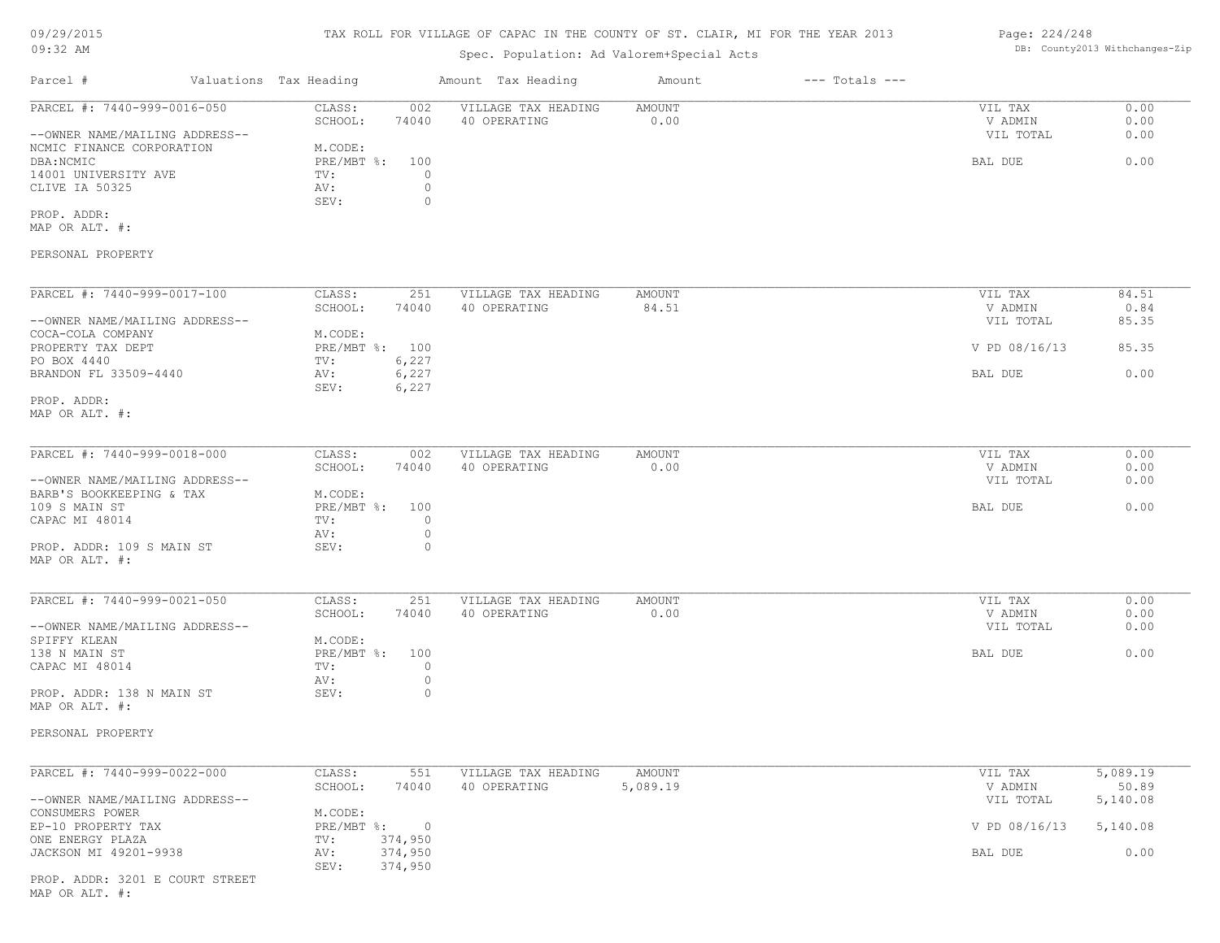# TAX ROLL FOR VILLAGE OF CAPAC IN THE COUNTY OF ST. CLAIR, MI FOR THE YEAR 2013

09/29/2015
09:32 AM

Spec. Population: Ad Valorem+Special Acts

DB: County2013 Withchanges-Zip

| Parcel # | Valuations | Tax Heading | Amount | Tax Heading | Amount | --- Totals --- |
|---|---|---|---|---|---|---|

---

**PARCEL #: 7440-999-0016-050**

| | | | |
|---|---|---|---|
| CLASS: | 002 | VILLAGE TAX HEADING | AMOUNT |
| SCHOOL: | 74040 | 40 OPERATING | 0.00 |
| M.CODE: | | | |
| PRE/MBT %: | 100 | | |
| TV: | 0 | | |
| AV: | 0 | | |
| SEV: | 0 | | |

--OWNER NAME/MAILING ADDRESS--
NCMIC FINANCE CORPORATION
DBA:NCMIC
14001 UNIVERSITY AVE
CLIVE IA 50325

PROP. ADDR:
MAP OR ALT. #:

PERSONAL PROPERTY

| | |
|---|---|
| VIL TAX | 0.00 |
| V ADMIN | 0.00 |
| VIL TOTAL | 0.00 |
| BAL DUE | 0.00 |

---

**PARCEL #: 7440-999-0017-100**

| | | | |
|---|---|---|---|
| CLASS: | 251 | VILLAGE TAX HEADING | AMOUNT |
| SCHOOL: | 74040 | 40 OPERATING | 84.51 |
| M.CODE: | | | |
| PRE/MBT %: | 100 | | |
| TV: | 6,227 | | |
| AV: | 6,227 | | |
| SEV: | 6,227 | | |

--OWNER NAME/MAILING ADDRESS--
COCA-COLA COMPANY
PROPERTY TAX DEPT
PO BOX 4440
BRANDON FL 33509-4440

PROP. ADDR:
MAP OR ALT. #:

| | |
|---|---|
| VIL TAX | 84.51 |
| V ADMIN | 0.84 |
| VIL TOTAL | 85.35 |
| V PD 08/16/13 | 85.35 |
| BAL DUE | 0.00 |

---

**PARCEL #: 7440-999-0018-000**

| | | | |
|---|---|---|---|
| CLASS: | 002 | VILLAGE TAX HEADING | AMOUNT |
| SCHOOL: | 74040 | 40 OPERATING | 0.00 |
| M.CODE: | | | |
| PRE/MBT %: | 100 | | |
| TV: | 0 | | |
| AV: | 0 | | |
| SEV: | 0 | | |

--OWNER NAME/MAILING ADDRESS--
BARB'S BOOKKEEPING & TAX
109 S MAIN ST
CAPAC MI 48014

PROP. ADDR: 109 S MAIN ST
MAP OR ALT. #:

| | |
|---|---|
| VIL TAX | 0.00 |
| V ADMIN | 0.00 |
| VIL TOTAL | 0.00 |
| BAL DUE | 0.00 |

---

**PARCEL #: 7440-999-0021-050**

| | | | |
|---|---|---|---|
| CLASS: | 251 | VILLAGE TAX HEADING | AMOUNT |
| SCHOOL: | 74040 | 40 OPERATING | 0.00 |
| M.CODE: | | | |
| PRE/MBT %: | 100 | | |
| TV: | 0 | | |
| AV: | 0 | | |
| SEV: | 0 | | |

--OWNER NAME/MAILING ADDRESS--
SPIFFY KLEAN
138 N MAIN ST
CAPAC MI 48014

PROP. ADDR: 138 N MAIN ST
MAP OR ALT. #:

PERSONAL PROPERTY

| | |
|---|---|
| VIL TAX | 0.00 |
| V ADMIN | 0.00 |
| VIL TOTAL | 0.00 |
| BAL DUE | 0.00 |

---

**PARCEL #: 7440-999-0022-000**

| | | | |
|---|---|---|---|
| CLASS: | 551 | VILLAGE TAX HEADING | AMOUNT |
| SCHOOL: | 74040 | 40 OPERATING | 5,089.19 |
| M.CODE: | | | |
| PRE/MBT %: | 0 | | |
| TV: | 374,950 | | |
| AV: | 374,950 | | |
| SEV: | 374,950 | | |

--OWNER NAME/MAILING ADDRESS--
CONSUMERS POWER
EP-10 PROPERTY TAX
ONE ENERGY PLAZA
JACKSON MI 49201-9938

PROP. ADDR: 3201 E COURT STREET
MAP OR ALT. #:

| | |
|---|---|
| VIL TAX | 5,089.19 |
| V ADMIN | 50.89 |
| VIL TOTAL | 5,140.08 |
| V PD 08/16/13 | 5,140.08 |
| BAL DUE | 0.00 |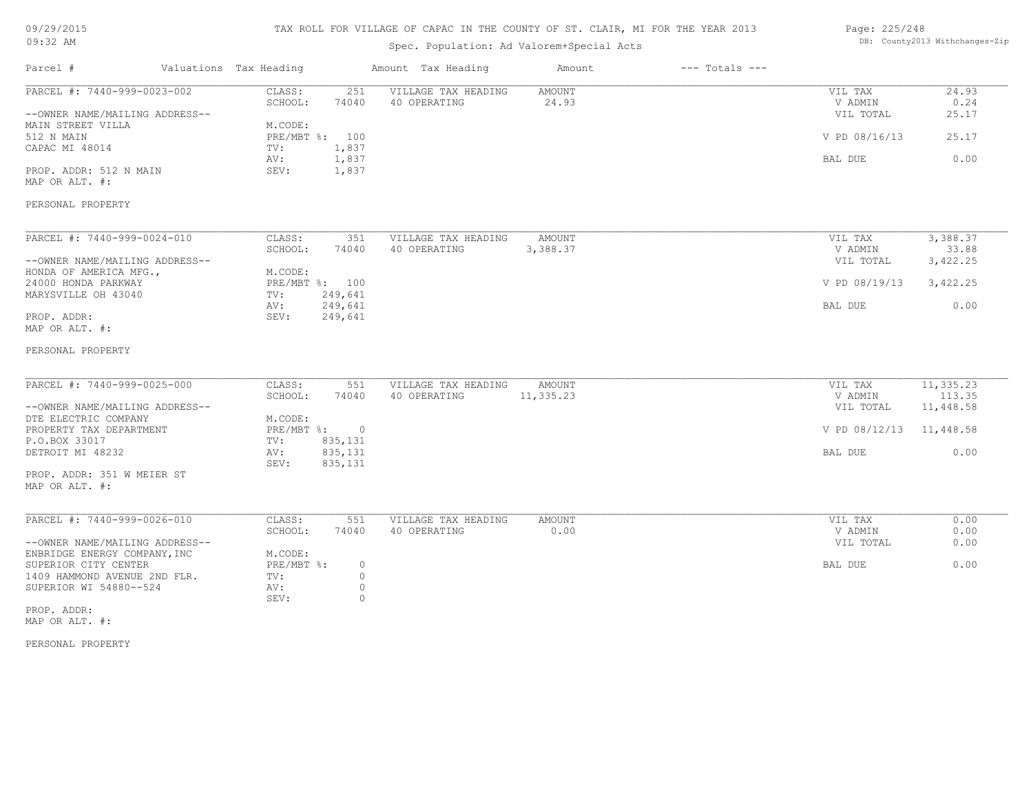TAX ROLL FOR VILLAGE OF CAPAC IN THE COUNTY OF ST. CLAIR, MI FOR THE YEAR 2013

Spec. Population: Ad Valorem+Special Acts

| Parcel # | Valuations | Tax Heading | Amount | Tax Heading | Amount | --- Totals --- | |
|---|---|---|---|---|---|---|---|
| PARCEL #: 7440-999-0023-002 | CLASS: | 251 | VILLAGE TAX HEADING | AMOUNT | | VIL TAX | 24.93 |
| | SCHOOL: | 74040 | 40 OPERATING | 24.93 | | V ADMIN | 0.24 |
| --OWNER NAME/MAILING ADDRESS-- | | | | | | VIL TOTAL | 25.17 |
| MAIN STREET VILLA | M.CODE: | | | | | | |
| 512 N MAIN | PRE/MBT %: | 100 | | | | V PD 08/16/13 | 25.17 |
| CAPAC MI 48014 | TV: | 1,837 | | | | | |
| | AV: | 1,837 | | | | BAL DUE | 0.00 |
| PROP. ADDR: 512 N MAIN | SEV: | 1,837 | | | | | |
| MAP OR ALT. #: | | | | | | | |
| PERSONAL PROPERTY | | | | | | | |
| PARCEL #: 7440-999-0024-010 | CLASS: | 351 | VILLAGE TAX HEADING | AMOUNT | | VIL TAX | 3,388.37 |
| | SCHOOL: | 74040 | 40 OPERATING | 3,388.37 | | V ADMIN | 33.88 |
| --OWNER NAME/MAILING ADDRESS-- | | | | | | VIL TOTAL | 3,422.25 |
| HONDA OF AMERICA MFG., | M.CODE: | | | | | | |
| 24000 HONDA PARKWAY | PRE/MBT %: | 100 | | | | V PD 08/19/13 | 3,422.25 |
| MARYSVILLE OH 43040 | TV: | 249,641 | | | | | |
| | AV: | 249,641 | | | | BAL DUE | 0.00 |
| PROP. ADDR: | SEV: | 249,641 | | | | | |
| MAP OR ALT. #: | | | | | | | |
| PERSONAL PROPERTY | | | | | | | |
| PARCEL #: 7440-999-0025-000 | CLASS: | 551 | VILLAGE TAX HEADING | AMOUNT | | VIL TAX | 11,335.23 |
| | SCHOOL: | 74040 | 40 OPERATING | 11,335.23 | | V ADMIN | 113.35 |
| --OWNER NAME/MAILING ADDRESS-- | | | | | | VIL TOTAL | 11,448.58 |
| DTE ELECTRIC COMPANY | M.CODE: | | | | | | |
| PROPERTY TAX DEPARTMENT | PRE/MBT %: | 0 | | | | V PD 08/12/13 | 11,448.58 |
| P.O.BOX 33017 | TV: | 835,131 | | | | | |
| DETROIT MI 48232 | AV: | 835,131 | | | | BAL DUE | 0.00 |
| | SEV: | 835,131 | | | | | |
| PROP. ADDR: 351 W MEIER ST | | | | | | | |
| MAP OR ALT. #: | | | | | | | |
| PARCEL #: 7440-999-0026-010 | CLASS: | 551 | VILLAGE TAX HEADING | AMOUNT | | VIL TAX | 0.00 |
| | SCHOOL: | 74040 | 40 OPERATING | 0.00 | | V ADMIN | 0.00 |
| --OWNER NAME/MAILING ADDRESS-- | | | | | | VIL TOTAL | 0.00 |
| ENBRIDGE ENERGY COMPANY,INC | M.CODE: | | | | | | |
| SUPERIOR CITY CENTER | PRE/MBT %: | 0 | | | | BAL DUE | 0.00 |
| 1409 HAMMOND AVENUE 2ND FLR. | TV: | 0 | | | | | |
| SUPERIOR WI 54880--524 | AV: | 0 | | | | | |
| | SEV: | 0 | | | | | |
| PROP. ADDR: | | | | | | | |
| MAP OR ALT. #: | | | | | | | |
| PERSONAL PROPERTY | | | | | | | |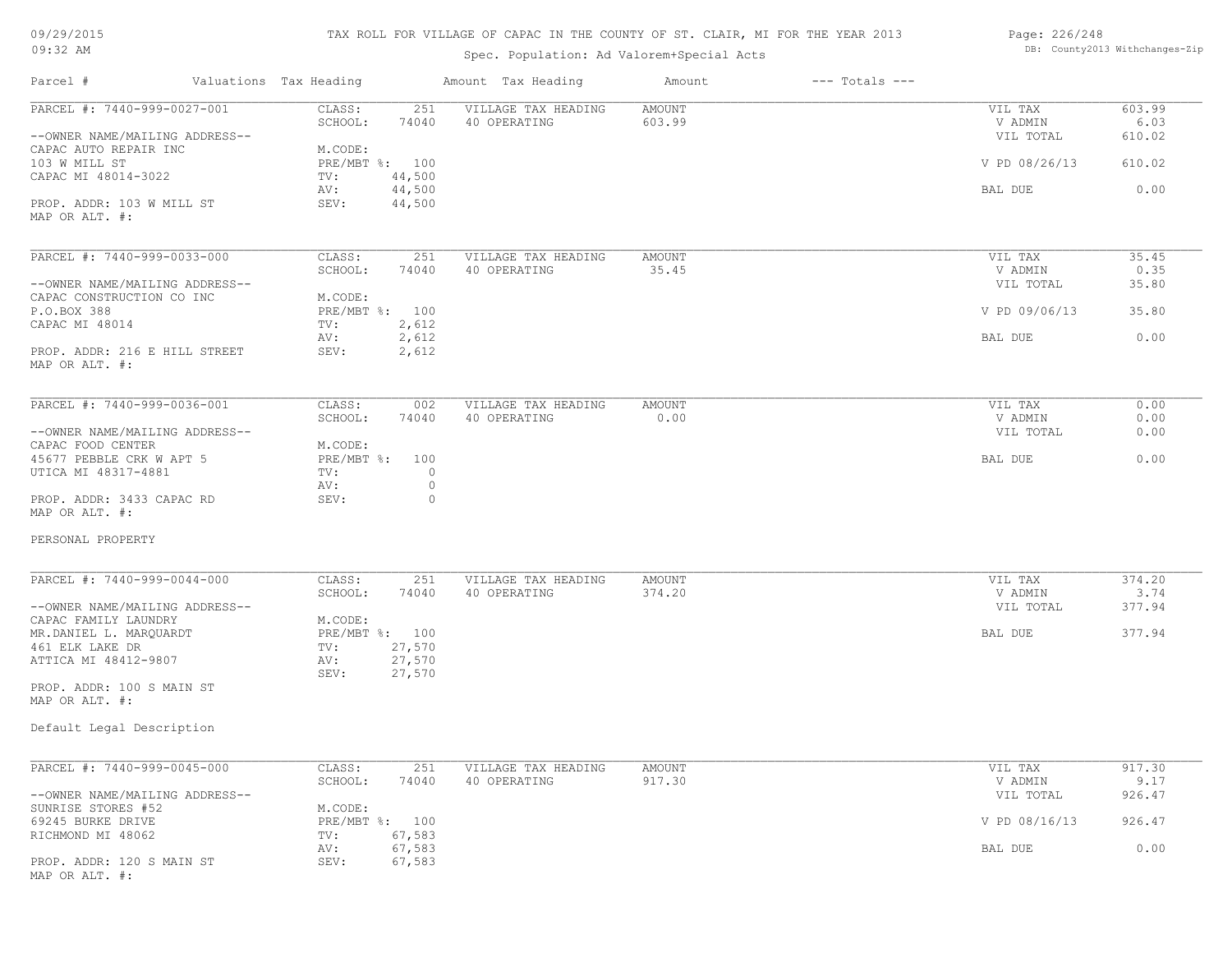# TAX ROLL FOR VILLAGE OF CAPAC IN THE COUNTY OF ST. CLAIR, MI FOR THE YEAR 2013

Spec. Population: Ad Valorem+Special Acts

09/29/2015
09:32 AM

DB: County2013 Withchanges-Zip

| Parcel # | Valuations | Tax Heading | Amount | Tax Heading | Amount | --- Totals --- | |
|---|---|---|---|---|---|---|---|
| PARCEL #: 7440-999-0027-001 | CLASS: 251 | VILLAGE TAX HEADING | AMOUNT | | | VIL TAX | 603.99 |
| | SCHOOL: 74040 | 40 OPERATING | 603.99 | | | V ADMIN | 6.03 |
| --OWNER NAME/MAILING ADDRESS-- | | | | | | VIL TOTAL | 610.02 |
| CAPAC AUTO REPAIR INC | M.CODE: | | | | | | |
| 103 W MILL ST | PRE/MBT %: 100 | | | | | V PD 08/26/13 | 610.02 |
| CAPAC MI 48014-3022 | TV: 44,500 | | | | | | |
| | AV: 44,500 | | | | | BAL DUE | 0.00 |
| PROP. ADDR: 103 W MILL ST | SEV: 44,500 | | | | | | |
| MAP OR ALT. #: | | | | | | | |
| PARCEL #: 7440-999-0033-000 | CLASS: 251 | VILLAGE TAX HEADING | AMOUNT | | | VIL TAX | 35.45 |
| | SCHOOL: 74040 | 40 OPERATING | 35.45 | | | V ADMIN | 0.35 |
| --OWNER NAME/MAILING ADDRESS-- | | | | | | VIL TOTAL | 35.80 |
| CAPAC CONSTRUCTION CO INC | M.CODE: | | | | | | |
| P.O.BOX 388 | PRE/MBT %: 100 | | | | | V PD 09/06/13 | 35.80 |
| CAPAC MI 48014 | TV: 2,612 | | | | | | |
| | AV: 2,612 | | | | | BAL DUE | 0.00 |
| PROP. ADDR: 216 E HILL STREET | SEV: 2,612 | | | | | | |
| MAP OR ALT. #: | | | | | | | |
| PARCEL #: 7440-999-0036-001 | CLASS: 002 | VILLAGE TAX HEADING | AMOUNT | | | VIL TAX | 0.00 |
| | SCHOOL: 74040 | 40 OPERATING | 0.00 | | | V ADMIN | 0.00 |
| --OWNER NAME/MAILING ADDRESS-- | | | | | | VIL TOTAL | 0.00 |
| CAPAC FOOD CENTER | M.CODE: | | | | | | |
| 45677 PEBBLE CRK W APT 5 | PRE/MBT %: 100 | | | | | BAL DUE | 0.00 |
| UTICA MI 48317-4881 | TV: 0 | | | | | | |
| | AV: 0 | | | | | | |
| PROP. ADDR: 3433 CAPAC RD | SEV: 0 | | | | | | |
| MAP OR ALT. #: | | | | | | | |
| PERSONAL PROPERTY | | | | | | | |
| PARCEL #: 7440-999-0044-000 | CLASS: 251 | VILLAGE TAX HEADING | AMOUNT | | | VIL TAX | 374.20 |
| | SCHOOL: 74040 | 40 OPERATING | 374.20 | | | V ADMIN | 3.74 |
| --OWNER NAME/MAILING ADDRESS-- | | | | | | VIL TOTAL | 377.94 |
| CAPAC FAMILY LAUNDRY | M.CODE: | | | | | | |
| MR.DANIEL L. MARQUARDT | PRE/MBT %: 100 | | | | | BAL DUE | 377.94 |
| 461 ELK LAKE DR | TV: 27,570 | | | | | | |
| ATTICA MI 48412-9807 | AV: 27,570 | | | | | | |
| | SEV: 27,570 | | | | | | |
| PROP. ADDR: 100 S MAIN ST | | | | | | | |
| MAP OR ALT. #: | | | | | | | |
| Default Legal Description | | | | | | | |
| PARCEL #: 7440-999-0045-000 | CLASS: 251 | VILLAGE TAX HEADING | AMOUNT | | | VIL TAX | 917.30 |
| | SCHOOL: 74040 | 40 OPERATING | 917.30 | | | V ADMIN | 9.17 |
| --OWNER NAME/MAILING ADDRESS-- | | | | | | VIL TOTAL | 926.47 |
| SUNRISE STORES #52 | M.CODE: | | | | | | |
| 69245 BURKE DRIVE | PRE/MBT %: 100 | | | | | V PD 08/16/13 | 926.47 |
| RICHMOND MI 48062 | TV: 67,583 | | | | | | |
| | AV: 67,583 | | | | | BAL DUE | 0.00 |
| PROP. ADDR: 120 S MAIN ST | SEV: 67,583 | | | | | | |
| MAP OR ALT. #: | | | | | | | |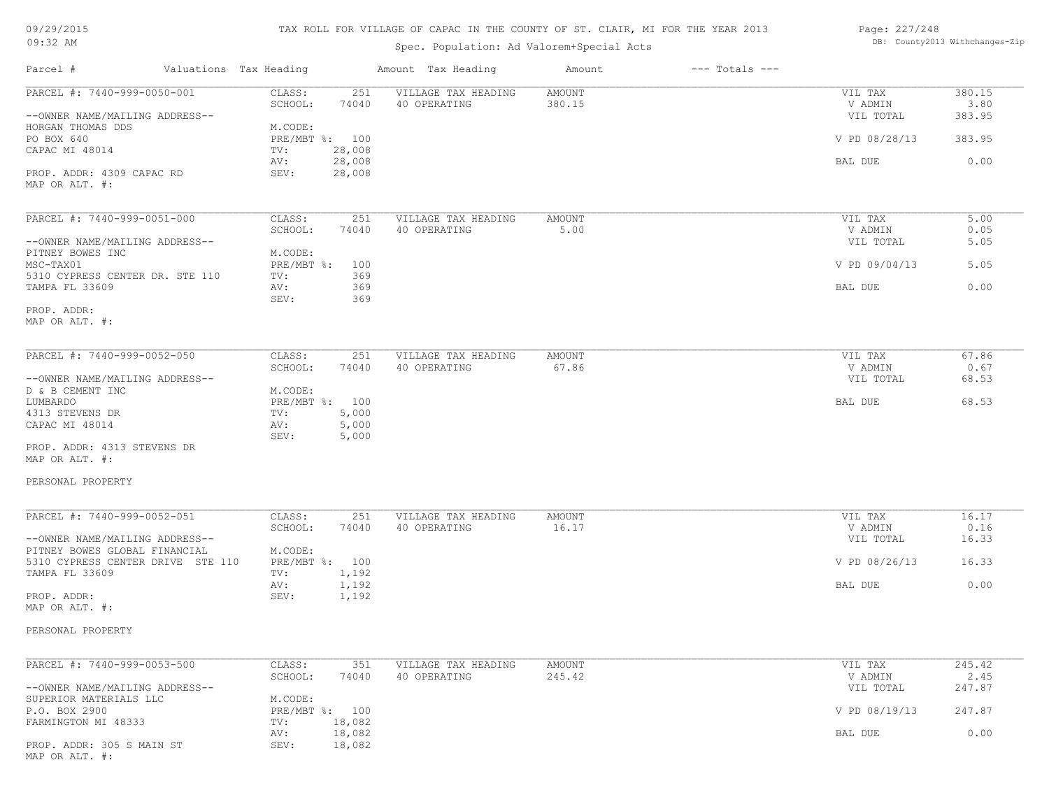# TAX ROLL FOR VILLAGE OF CAPAC IN THE COUNTY OF ST. CLAIR, MI FOR THE YEAR 2013

Spec. Population: Ad Valorem+Special Acts

09/29/2015 09:32 AM

DB: County2013 Withchanges-Zip

| Parcel # | Valuations | Tax Heading | Amount | Tax Heading | Amount | --- Totals --- | |
|---|---|---|---|---|---|---|---|
| PARCEL #: 7440-999-0050-001 | CLASS: | 251 | VILLAGE TAX HEADING | AMOUNT | | VIL TAX | 380.15 |
| | SCHOOL: | 74040 | 40 OPERATING | 380.15 | | V ADMIN | 3.80 |
| --OWNER NAME/MAILING ADDRESS-- | | | | | | VIL TOTAL | 383.95 |
| HORGAN THOMAS DDS | M.CODE: | | | | | | |
| PO BOX 640 | PRE/MBT %: | 100 | | | | V PD 08/28/13 | 383.95 |
| CAPAC MI 48014 | TV: | 28,008 | | | | | |
| | AV: | 28,008 | | | | BAL DUE | 0.00 |
| PROP. ADDR: 4309 CAPAC RD | SEV: | 28,008 | | | | | |
| MAP OR ALT. #: | | | | | | | |

| Parcel # | Valuations | Tax Heading | Amount | Tax Heading | Amount | --- Totals --- | |
|---|---|---|---|---|---|---|---|
| PARCEL #: 7440-999-0051-000 | CLASS: | 251 | VILLAGE TAX HEADING | AMOUNT | | VIL TAX | 5.00 |
| | SCHOOL: | 74040 | 40 OPERATING | 5.00 | | V ADMIN | 0.05 |
| --OWNER NAME/MAILING ADDRESS-- | | | | | | VIL TOTAL | 5.05 |
| PITNEY BOWES INC | M.CODE: | | | | | | |
| MSC-TAX01 | PRE/MBT %: | 100 | | | | V PD 09/04/13 | 5.05 |
| 5310 CYPRESS CENTER DR. STE 110 | TV: | 369 | | | | | |
| TAMPA FL 33609 | AV: | 369 | | | | BAL DUE | 0.00 |
| | SEV: | 369 | | | | | |
| PROP. ADDR: | | | | | | | |
| MAP OR ALT. #: | | | | | | | |

| Parcel # | Valuations | Tax Heading | Amount | Tax Heading | Amount | --- Totals --- | |
|---|---|---|---|---|---|---|---|
| PARCEL #: 7440-999-0052-050 | CLASS: | 251 | VILLAGE TAX HEADING | AMOUNT | | VIL TAX | 67.86 |
| | SCHOOL: | 74040 | 40 OPERATING | 67.86 | | V ADMIN | 0.67 |
| --OWNER NAME/MAILING ADDRESS-- | | | | | | VIL TOTAL | 68.53 |
| D & B CEMENT INC | M.CODE: | | | | | | |
| LUMBARDO | PRE/MBT %: | 100 | | | | BAL DUE | 68.53 |
| 4313 STEVENS DR | TV: | 5,000 | | | | | |
| CAPAC MI 48014 | AV: | 5,000 | | | | | |
| | SEV: | 5,000 | | | | | |
| PROP. ADDR: 4313 STEVENS DR | | | | | | | |
| MAP OR ALT. #: | | | | | | | |

PERSONAL PROPERTY

| Parcel # | Valuations | Tax Heading | Amount | Tax Heading | Amount | --- Totals --- | |
|---|---|---|---|---|---|---|---|
| PARCEL #: 7440-999-0052-051 | CLASS: | 251 | VILLAGE TAX HEADING | AMOUNT | | VIL TAX | 16.17 |
| | SCHOOL: | 74040 | 40 OPERATING | 16.17 | | V ADMIN | 0.16 |
| --OWNER NAME/MAILING ADDRESS-- | | | | | | VIL TOTAL | 16.33 |
| PITNEY BOWES GLOBAL FINANCIAL | M.CODE: | | | | | | |
| 5310 CYPRESS CENTER DRIVE STE 110 | PRE/MBT %: | 100 | | | | V PD 08/26/13 | 16.33 |
| TAMPA FL 33609 | TV: | 1,192 | | | | | |
| | AV: | 1,192 | | | | BAL DUE | 0.00 |
| PROP. ADDR: | SEV: | 1,192 | | | | | |
| MAP OR ALT. #: | | | | | | | |

PERSONAL PROPERTY

| Parcel # | Valuations | Tax Heading | Amount | Tax Heading | Amount | --- Totals --- | |
|---|---|---|---|---|---|---|---|
| PARCEL #: 7440-999-0053-500 | CLASS: | 351 | VILLAGE TAX HEADING | AMOUNT | | VIL TAX | 245.42 |
| | SCHOOL: | 74040 | 40 OPERATING | 245.42 | | V ADMIN | 2.45 |
| --OWNER NAME/MAILING ADDRESS-- | | | | | | VIL TOTAL | 247.87 |
| SUPERIOR MATERIALS LLC | M.CODE: | | | | | | |
| P.O. BOX 2900 | PRE/MBT %: | 100 | | | | V PD 08/19/13 | 247.87 |
| FARMINGTON MI 48333 | TV: | 18,082 | | | | | |
| | AV: | 18,082 | | | | BAL DUE | 0.00 |
| PROP. ADDR: 305 S MAIN ST | SEV: | 18,082 | | | | | |
| MAP OR ALT. #: | | | | | | | |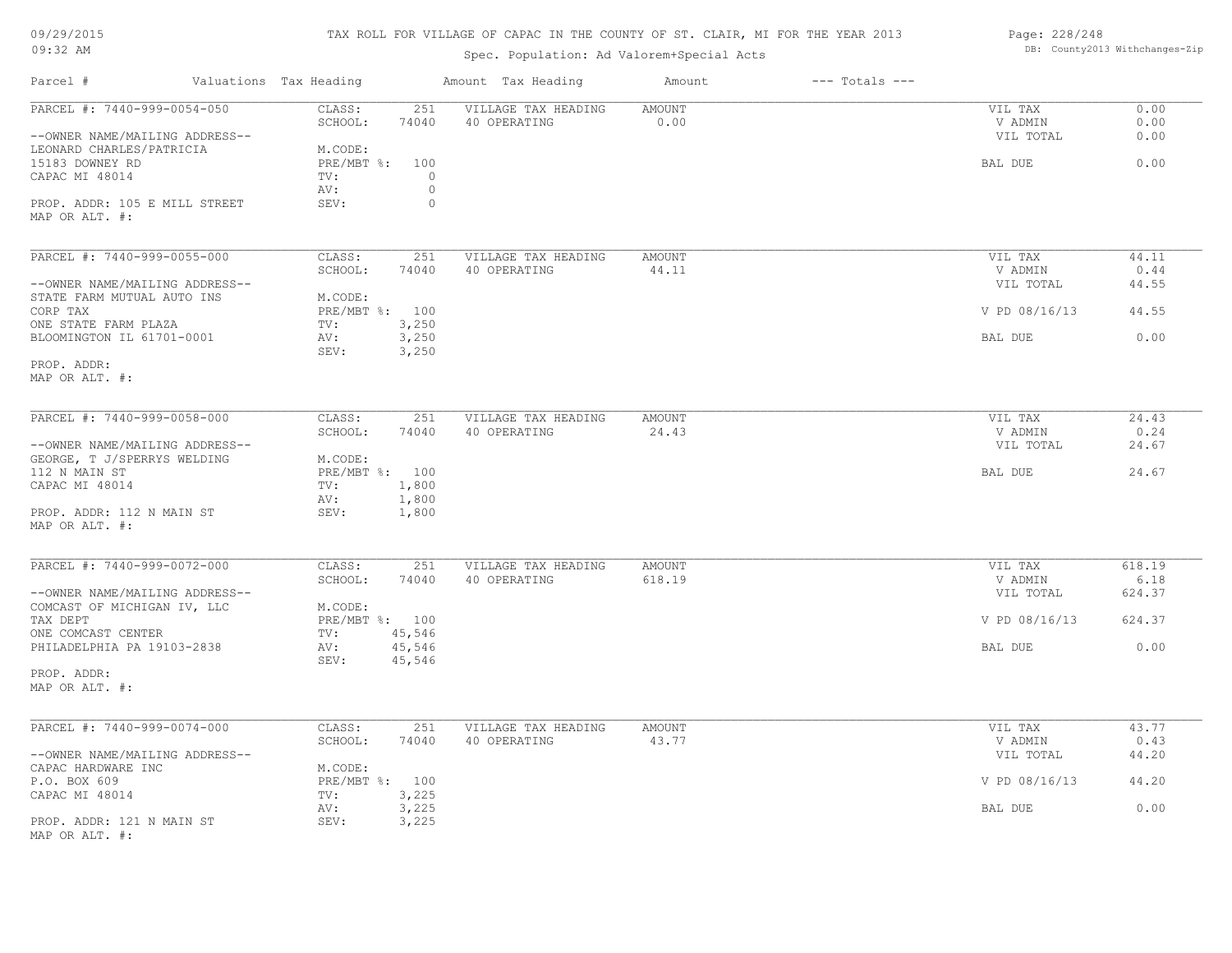# TAX ROLL FOR VILLAGE OF CAPAC IN THE COUNTY OF ST. CLAIR, MI FOR THE YEAR 2013

Spec. Population: Ad Valorem+Special Acts

09/29/2015
09:32 AM

DB: County2013 Withchanges-Zip

| Parcel # | Valuations | Tax Heading | Amount | Tax Heading | Amount | --- Totals --- | |
|---|---|---|---|---|---|---|---|
| PARCEL #: 7440-999-0054-050 | CLASS: | 251 | VILLAGE TAX HEADING | AMOUNT | | VIL TAX | 0.00 |
| | SCHOOL: | 74040 | 40 OPERATING | 0.00 | | V ADMIN | 0.00 |
| --OWNER NAME/MAILING ADDRESS-- | | | | | | VIL TOTAL | 0.00 |
| LEONARD CHARLES/PATRICIA | M.CODE: | | | | | | |
| 15183 DOWNEY RD | PRE/MBT %: | 100 | | | | BAL DUE | 0.00 |
| CAPAC MI 48014 | TV: | 0 | | | | | |
| | AV: | 0 | | | | | |
| PROP. ADDR: 105 E MILL STREET | SEV: | 0 | | | | | |
| MAP OR ALT. #: | | | | | | | |
| PARCEL #: 7440-999-0055-000 | CLASS: | 251 | VILLAGE TAX HEADING | AMOUNT | | VIL TAX | 44.11 |
| | SCHOOL: | 74040 | 40 OPERATING | 44.11 | | V ADMIN | 0.44 |
| --OWNER NAME/MAILING ADDRESS-- | | | | | | VIL TOTAL | 44.55 |
| STATE FARM MUTUAL AUTO INS | M.CODE: | | | | | | |
| CORP TAX | PRE/MBT %: | 100 | | | | V PD 08/16/13 | 44.55 |
| ONE STATE FARM PLAZA | TV: | 3,250 | | | | | |
| BLOOMINGTON IL 61701-0001 | AV: | 3,250 | | | | BAL DUE | 0.00 |
| | SEV: | 3,250 | | | | | |
| PROP. ADDR: | | | | | | | |
| MAP OR ALT. #: | | | | | | | |
| PARCEL #: 7440-999-0058-000 | CLASS: | 251 | VILLAGE TAX HEADING | AMOUNT | | VIL TAX | 24.43 |
| | SCHOOL: | 74040 | 40 OPERATING | 24.43 | | V ADMIN | 0.24 |
| --OWNER NAME/MAILING ADDRESS-- | | | | | | VIL TOTAL | 24.67 |
| GEORGE, T J/SPERRYS WELDING | M.CODE: | | | | | | |
| 112 N MAIN ST | PRE/MBT %: | 100 | | | | BAL DUE | 24.67 |
| CAPAC MI 48014 | TV: | 1,800 | | | | | |
| | AV: | 1,800 | | | | | |
| PROP. ADDR: 112 N MAIN ST | SEV: | 1,800 | | | | | |
| MAP OR ALT. #: | | | | | | | |
| PARCEL #: 7440-999-0072-000 | CLASS: | 251 | VILLAGE TAX HEADING | AMOUNT | | VIL TAX | 618.19 |
| | SCHOOL: | 74040 | 40 OPERATING | 618.19 | | V ADMIN | 6.18 |
| --OWNER NAME/MAILING ADDRESS-- | | | | | | VIL TOTAL | 624.37 |
| COMCAST OF MICHIGAN IV, LLC | M.CODE: | | | | | | |
| TAX DEPT | PRE/MBT %: | 100 | | | | V PD 08/16/13 | 624.37 |
| ONE COMCAST CENTER | TV: | 45,546 | | | | | |
| PHILADELPHIA PA 19103-2838 | AV: | 45,546 | | | | BAL DUE | 0.00 |
| | SEV: | 45,546 | | | | | |
| PROP. ADDR: | | | | | | | |
| MAP OR ALT. #: | | | | | | | |
| PARCEL #: 7440-999-0074-000 | CLASS: | 251 | VILLAGE TAX HEADING | AMOUNT | | VIL TAX | 43.77 |
| | SCHOOL: | 74040 | 40 OPERATING | 43.77 | | V ADMIN | 0.43 |
| --OWNER NAME/MAILING ADDRESS-- | | | | | | VIL TOTAL | 44.20 |
| CAPAC HARDWARE INC | M.CODE: | | | | | | |
| P.O. BOX 609 | PRE/MBT %: | 100 | | | | V PD 08/16/13 | 44.20 |
| CAPAC MI 48014 | TV: | 3,225 | | | | | |
| | AV: | 3,225 | | | | BAL DUE | 0.00 |
| PROP. ADDR: 121 N MAIN ST | SEV: | 3,225 | | | | | |
| MAP OR ALT. #: | | | | | | | |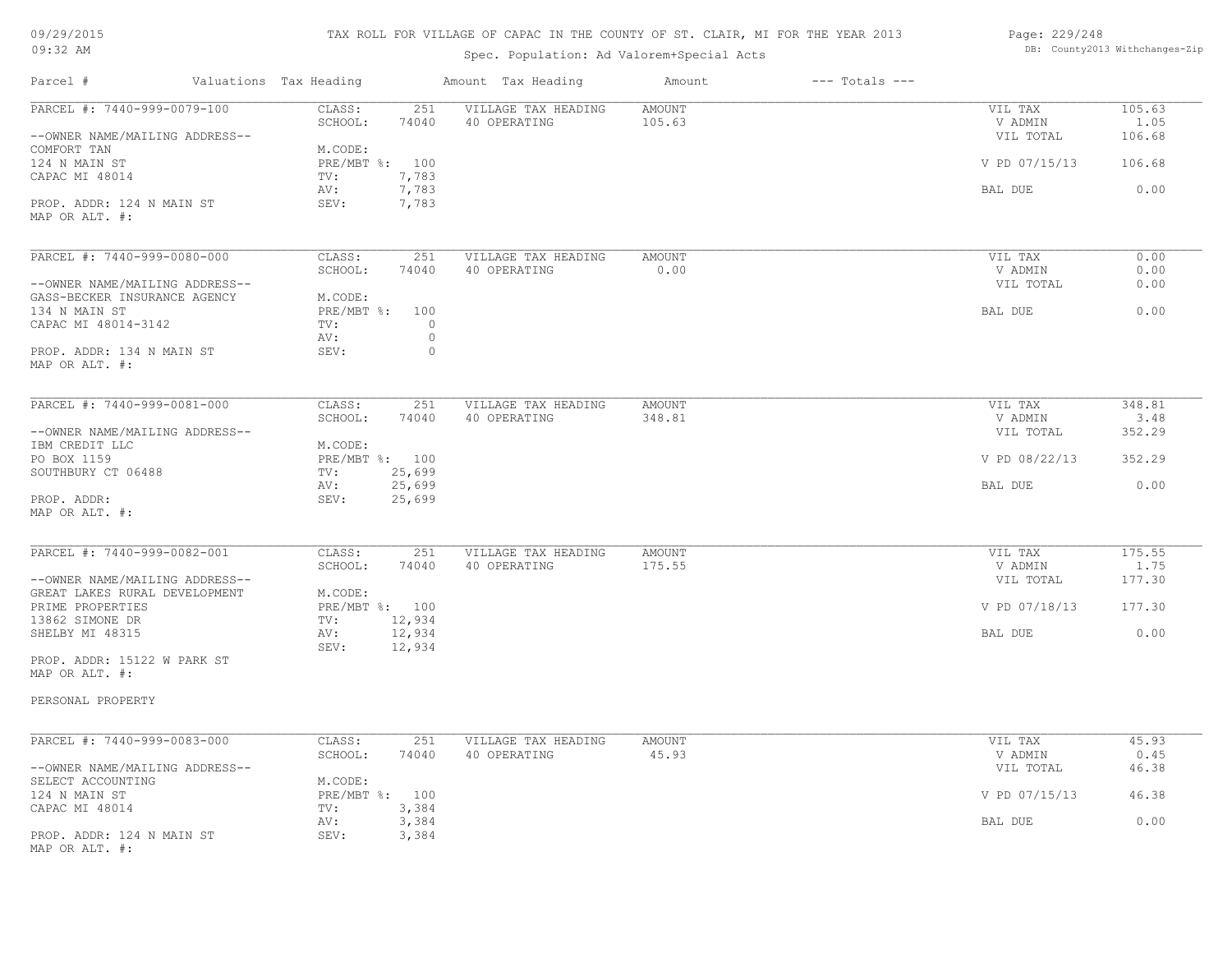TAX ROLL FOR VILLAGE OF CAPAC IN THE COUNTY OF ST. CLAIR, MI FOR THE YEAR 2013

Spec. Population: Ad Valorem+Special Acts

09/29/2015
09:32 AM

DB: County2013 Withchanges-Zip

| Parcel # | Valuations | Tax Heading | Amount | Tax Heading | Amount | --- Totals --- | |
|---|---|---|---|---|---|---|---|
| PARCEL #: 7440-999-0079-100 | CLASS: | 251 | VILLAGE TAX HEADING | AMOUNT | | VIL TAX | 105.63 |
| | SCHOOL: | 74040 | 40 OPERATING | 105.63 | | V ADMIN | 1.05 |
| --OWNER NAME/MAILING ADDRESS-- | | | | | | VIL TOTAL | 106.68 |
| COMFORT TAN | M.CODE: | | | | | | |
| 124 N MAIN ST | PRE/MBT %: | 100 | | | | V PD 07/15/13 | 106.68 |
| CAPAC MI 48014 | TV: | 7,783 | | | | | |
| | AV: | 7,783 | | | | BAL DUE | 0.00 |
| PROP. ADDR: 124 N MAIN ST | SEV: | 7,783 | | | | | |
| MAP OR ALT. #: | | | | | | | |
| PARCEL #: 7440-999-0080-000 | CLASS: | 251 | VILLAGE TAX HEADING | AMOUNT | | VIL TAX | 0.00 |
| | SCHOOL: | 74040 | 40 OPERATING | 0.00 | | V ADMIN | 0.00 |
| --OWNER NAME/MAILING ADDRESS-- | | | | | | VIL TOTAL | 0.00 |
| GASS-BECKER INSURANCE AGENCY | M.CODE: | | | | | | |
| 134 N MAIN ST | PRE/MBT %: | 100 | | | | BAL DUE | 0.00 |
| CAPAC MI 48014-3142 | TV: | 0 | | | | | |
| | AV: | 0 | | | | | |
| PROP. ADDR: 134 N MAIN ST | SEV: | 0 | | | | | |
| MAP OR ALT. #: | | | | | | | |
| PARCEL #: 7440-999-0081-000 | CLASS: | 251 | VILLAGE TAX HEADING | AMOUNT | | VIL TAX | 348.81 |
| | SCHOOL: | 74040 | 40 OPERATING | 348.81 | | V ADMIN | 3.48 |
| --OWNER NAME/MAILING ADDRESS-- | | | | | | VIL TOTAL | 352.29 |
| IBM CREDIT LLC | M.CODE: | | | | | | |
| PO BOX 1159 | PRE/MBT %: | 100 | | | | V PD 08/22/13 | 352.29 |
| SOUTHBURY CT 06488 | TV: | 25,699 | | | | | |
| | AV: | 25,699 | | | | BAL DUE | 0.00 |
| PROP. ADDR: | SEV: | 25,699 | | | | | |
| MAP OR ALT. #: | | | | | | | |
| PARCEL #: 7440-999-0082-001 | CLASS: | 251 | VILLAGE TAX HEADING | AMOUNT | | VIL TAX | 175.55 |
| | SCHOOL: | 74040 | 40 OPERATING | 175.55 | | V ADMIN | 1.75 |
| --OWNER NAME/MAILING ADDRESS-- | | | | | | VIL TOTAL | 177.30 |
| GREAT LAKES RURAL DEVELOPMENT | M.CODE: | | | | | | |
| PRIME PROPERTIES | PRE/MBT %: | 100 | | | | V PD 07/18/13 | 177.30 |
| 13862 SIMONE DR | TV: | 12,934 | | | | | |
| SHELBY MI 48315 | AV: | 12,934 | | | | BAL DUE | 0.00 |
| | SEV: | 12,934 | | | | | |
| PROP. ADDR: 15122 W PARK ST | | | | | | | |
| MAP OR ALT. #: | | | | | | | |
| PERSONAL PROPERTY | | | | | | | |
| PARCEL #: 7440-999-0083-000 | CLASS: | 251 | VILLAGE TAX HEADING | AMOUNT | | VIL TAX | 45.93 |
| | SCHOOL: | 74040 | 40 OPERATING | 45.93 | | V ADMIN | 0.45 |
| --OWNER NAME/MAILING ADDRESS-- | | | | | | VIL TOTAL | 46.38 |
| SELECT ACCOUNTING | M.CODE: | | | | | | |
| 124 N MAIN ST | PRE/MBT %: | 100 | | | | V PD 07/15/13 | 46.38 |
| CAPAC MI 48014 | TV: | 3,384 | | | | | |
| | AV: | 3,384 | | | | BAL DUE | 0.00 |
| PROP. ADDR: 124 N MAIN ST | SEV: | 3,384 | | | | | |
| MAP OR ALT. #: | | | | | | | |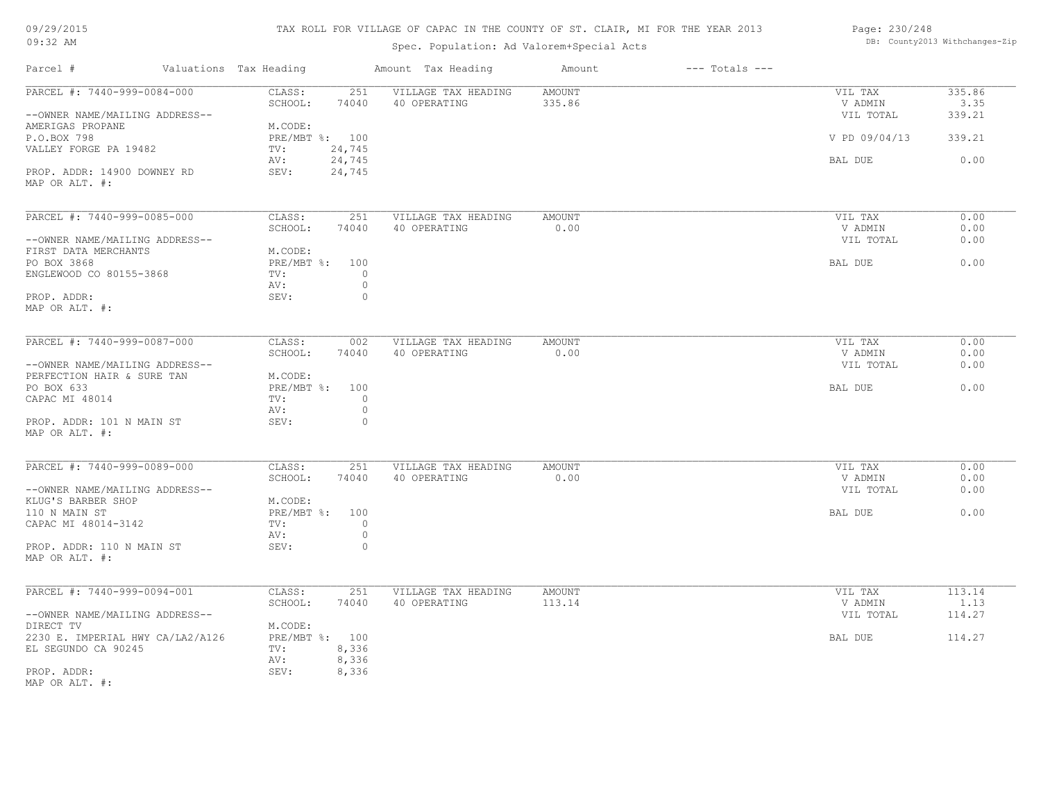# TAX ROLL FOR VILLAGE OF CAPAC IN THE COUNTY OF ST. CLAIR, MI FOR THE YEAR 2013

09/29/2015
09:32 AM

Spec. Population: Ad Valorem+Special Acts

DB: County2013 Withchanges-Zip

| Parcel # | Valuations | Tax Heading | Amount | Tax Heading | Amount | --- Totals --- | |
|---|---|---|---|---|---|---|---|
| PARCEL #: 7440-999-0084-000 | CLASS: | 251 | VILLAGE TAX HEADING | AMOUNT | | VIL TAX | 335.86 |
| | SCHOOL: | 74040 | 40 OPERATING | 335.86 | | V ADMIN | 3.35 |
| --OWNER NAME/MAILING ADDRESS-- | | | | | | VIL TOTAL | 339.21 |
| AMERIGAS PROPANE | M.CODE: | | | | | | |
| P.O.BOX 798 | PRE/MBT %: | 100 | | | | V PD 09/04/13 | 339.21 |
| VALLEY FORGE PA 19482 | TV: | 24,745 | | | | | |
| | AV: | 24,745 | | | | BAL DUE | 0.00 |
| PROP. ADDR: 14900 DOWNEY RD | SEV: | 24,745 | | | | | |
| MAP OR ALT. #: | | | | | | | |

| Parcel # | Valuations | Tax Heading | Amount | Tax Heading | Amount | --- Totals --- | |
|---|---|---|---|---|---|---|---|
| PARCEL #: 7440-999-0085-000 | CLASS: | 251 | VILLAGE TAX HEADING | AMOUNT | | VIL TAX | 0.00 |
| | SCHOOL: | 74040 | 40 OPERATING | 0.00 | | V ADMIN | 0.00 |
| --OWNER NAME/MAILING ADDRESS-- | | | | | | VIL TOTAL | 0.00 |
| FIRST DATA MERCHANTS | M.CODE: | | | | | | |
| PO BOX 3868 | PRE/MBT %: | 100 | | | | BAL DUE | 0.00 |
| ENGLEWOOD CO 80155-3868 | TV: | 0 | | | | | |
| | AV: | 0 | | | | | |
| PROP. ADDR: | SEV: | 0 | | | | | |
| MAP OR ALT. #: | | | | | | | |

| Parcel # | Valuations | Tax Heading | Amount | Tax Heading | Amount | --- Totals --- | |
|---|---|---|---|---|---|---|---|
| PARCEL #: 7440-999-0087-000 | CLASS: | 002 | VILLAGE TAX HEADING | AMOUNT | | VIL TAX | 0.00 |
| | SCHOOL: | 74040 | 40 OPERATING | 0.00 | | V ADMIN | 0.00 |
| --OWNER NAME/MAILING ADDRESS-- | | | | | | VIL TOTAL | 0.00 |
| PERFECTION HAIR & SURE TAN | M.CODE: | | | | | | |
| PO BOX 633 | PRE/MBT %: | 100 | | | | BAL DUE | 0.00 |
| CAPAC MI 48014 | TV: | 0 | | | | | |
| | AV: | 0 | | | | | |
| PROP. ADDR: 101 N MAIN ST | SEV: | 0 | | | | | |
| MAP OR ALT. #: | | | | | | | |

| Parcel # | Valuations | Tax Heading | Amount | Tax Heading | Amount | --- Totals --- | |
|---|---|---|---|---|---|---|---|
| PARCEL #: 7440-999-0089-000 | CLASS: | 251 | VILLAGE TAX HEADING | AMOUNT | | VIL TAX | 0.00 |
| | SCHOOL: | 74040 | 40 OPERATING | 0.00 | | V ADMIN | 0.00 |
| --OWNER NAME/MAILING ADDRESS-- | | | | | | VIL TOTAL | 0.00 |
| KLUG'S BARBER SHOP | M.CODE: | | | | | | |
| 110 N MAIN ST | PRE/MBT %: | 100 | | | | BAL DUE | 0.00 |
| CAPAC MI 48014-3142 | TV: | 0 | | | | | |
| | AV: | 0 | | | | | |
| PROP. ADDR: 110 N MAIN ST | SEV: | 0 | | | | | |
| MAP OR ALT. #: | | | | | | | |

| Parcel # | Valuations | Tax Heading | Amount | Tax Heading | Amount | --- Totals --- | |
|---|---|---|---|---|---|---|---|
| PARCEL #: 7440-999-0094-001 | CLASS: | 251 | VILLAGE TAX HEADING | AMOUNT | | VIL TAX | 113.14 |
| | SCHOOL: | 74040 | 40 OPERATING | 113.14 | | V ADMIN | 1.13 |
| --OWNER NAME/MAILING ADDRESS-- | | | | | | VIL TOTAL | 114.27 |
| DIRECT TV | M.CODE: | | | | | | |
| 2230 E. IMPERIAL HWY CA/LA2/A126 | PRE/MBT %: | 100 | | | | BAL DUE | 114.27 |
| EL SEGUNDO CA 90245 | TV: | 8,336 | | | | | |
| | AV: | 8,336 | | | | | |
| PROP. ADDR: | SEV: | 8,336 | | | | | |
| MAP OR ALT. #: | | | | | | | |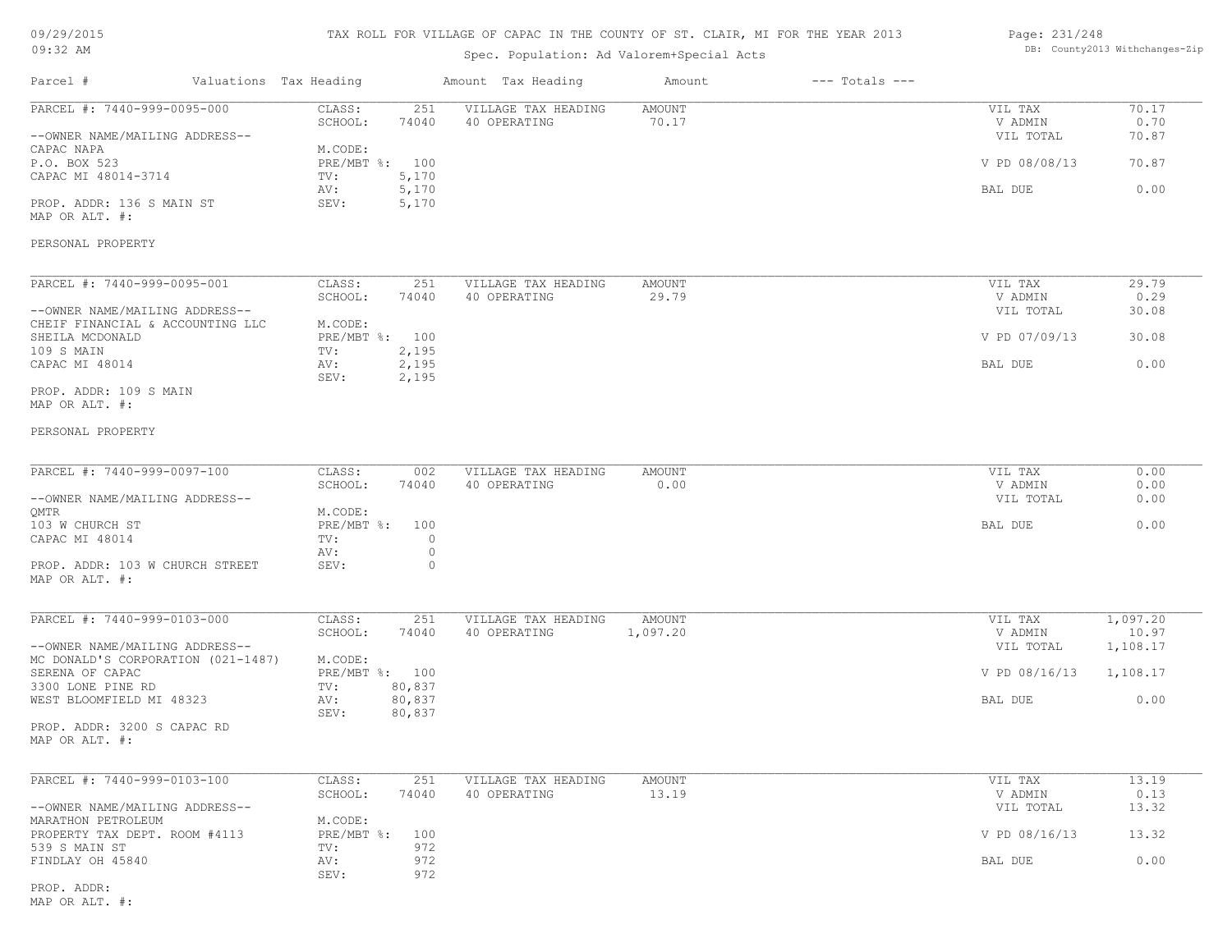# TAX ROLL FOR VILLAGE OF CAPAC IN THE COUNTY OF ST. CLAIR, MI FOR THE YEAR 2013

Spec. Population: Ad Valorem+Special Acts

09/29/2015
09:32 AM

DB: County2013 Withchanges-Zip

| Parcel # | Valuations | Tax Heading | Amount | Tax Heading | Amount | --- Totals --- | |
|---|---|---|---|---|---|---|---|
| PARCEL #: 7440-999-0095-000 | CLASS: | 251 | VILLAGE TAX HEADING | AMOUNT | | VIL TAX | 70.17 |
| | SCHOOL: | 74040 | 40 OPERATING | 70.17 | | V ADMIN | 0.70 |
| --OWNER NAME/MAILING ADDRESS-- | | | | | | VIL TOTAL | 70.87 |
| CAPAC NAPA | M.CODE: | | | | | | |
| P.O. BOX 523 | PRE/MBT %: | 100 | | | | V PD 08/08/13 | 70.87 |
| CAPAC MI 48014-3714 | TV: | 5,170 | | | | | |
| | AV: | 5,170 | | | | BAL DUE | 0.00 |
| PROP. ADDR: 136 S MAIN ST | SEV: | 5,170 | | | | | |
| MAP OR ALT. #: | | | | | | | |
| PERSONAL PROPERTY | | | | | | | |
| PARCEL #: 7440-999-0095-001 | CLASS: | 251 | VILLAGE TAX HEADING | AMOUNT | | VIL TAX | 29.79 |
| | SCHOOL: | 74040 | 40 OPERATING | 29.79 | | V ADMIN | 0.29 |
| --OWNER NAME/MAILING ADDRESS-- | | | | | | VIL TOTAL | 30.08 |
| CHEIF FINANCIAL & ACCOUNTING LLC | M.CODE: | | | | | | |
| SHEILA MCDONALD | PRE/MBT %: | 100 | | | | V PD 07/09/13 | 30.08 |
| 109 S MAIN | TV: | 2,195 | | | | | |
| CAPAC MI 48014 | AV: | 2,195 | | | | BAL DUE | 0.00 |
| | SEV: | 2,195 | | | | | |
| PROP. ADDR: 109 S MAIN | | | | | | | |
| MAP OR ALT. #: | | | | | | | |
| PERSONAL PROPERTY | | | | | | | |
| PARCEL #: 7440-999-0097-100 | CLASS: | 002 | VILLAGE TAX HEADING | AMOUNT | | VIL TAX | 0.00 |
| | SCHOOL: | 74040 | 40 OPERATING | 0.00 | | V ADMIN | 0.00 |
| --OWNER NAME/MAILING ADDRESS-- | | | | | | VIL TOTAL | 0.00 |
| QMTR | M.CODE: | | | | | | |
| 103 W CHURCH ST | PRE/MBT %: | 100 | | | | BAL DUE | 0.00 |
| CAPAC MI 48014 | TV: | 0 | | | | | |
| | AV: | 0 | | | | | |
| PROP. ADDR: 103 W CHURCH STREET | SEV: | 0 | | | | | |
| MAP OR ALT. #: | | | | | | | |
| PARCEL #: 7440-999-0103-000 | CLASS: | 251 | VILLAGE TAX HEADING | AMOUNT | | VIL TAX | 1,097.20 |
| | SCHOOL: | 74040 | 40 OPERATING | 1,097.20 | | V ADMIN | 10.97 |
| --OWNER NAME/MAILING ADDRESS-- | | | | | | VIL TOTAL | 1,108.17 |
| MC DONALD'S CORPORATION (021-1487) | M.CODE: | | | | | | |
| SERENA OF CAPAC | PRE/MBT %: | 100 | | | | V PD 08/16/13 | 1,108.17 |
| 3300 LONE PINE RD | TV: | 80,837 | | | | | |
| WEST BLOOMFIELD MI 48323 | AV: | 80,837 | | | | BAL DUE | 0.00 |
| | SEV: | 80,837 | | | | | |
| PROP. ADDR: 3200 S CAPAC RD | | | | | | | |
| MAP OR ALT. #: | | | | | | | |
| PARCEL #: 7440-999-0103-100 | CLASS: | 251 | VILLAGE TAX HEADING | AMOUNT | | VIL TAX | 13.19 |
| | SCHOOL: | 74040 | 40 OPERATING | 13.19 | | V ADMIN | 0.13 |
| --OWNER NAME/MAILING ADDRESS-- | | | | | | VIL TOTAL | 13.32 |
| MARATHON PETROLEUM | M.CODE: | | | | | | |
| PROPERTY TAX DEPT. ROOM #4113 | PRE/MBT %: | 100 | | | | V PD 08/16/13 | 13.32 |
| 539 S MAIN ST | TV: | 972 | | | | | |
| FINDLAY OH 45840 | AV: | 972 | | | | BAL DUE | 0.00 |
| | SEV: | 972 | | | | | |
| PROP. ADDR: | | | | | | | |
| MAP OR ALT. #: | | | | | | | |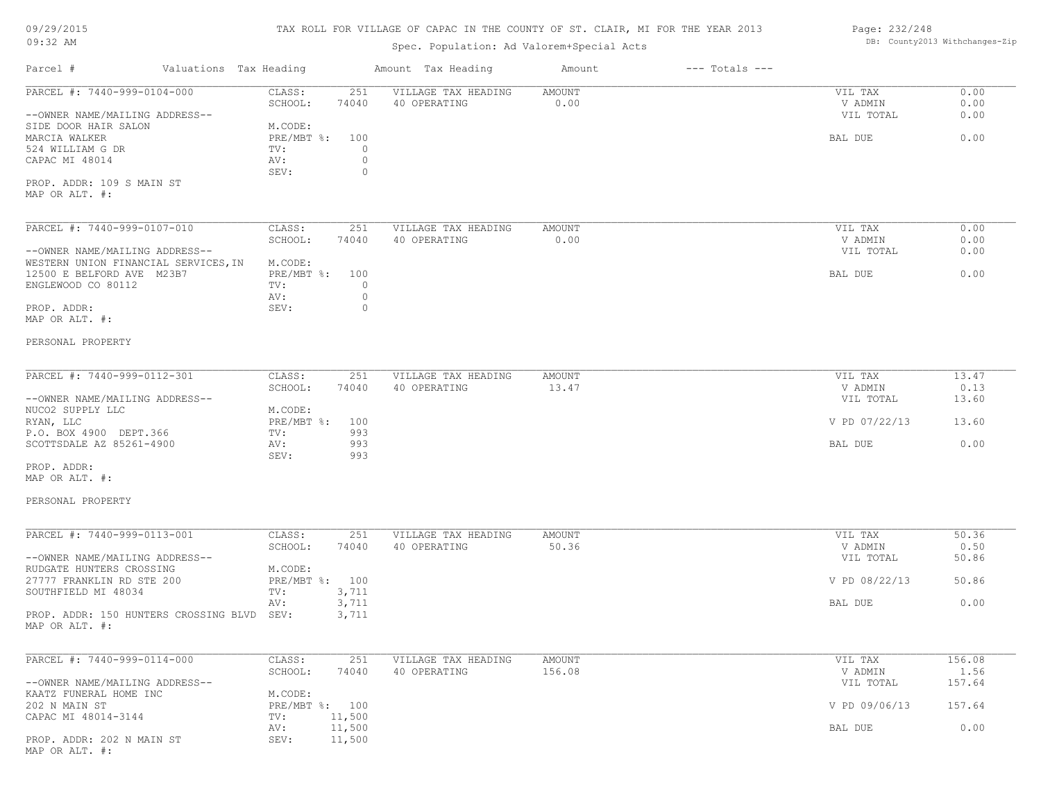# TAX ROLL FOR VILLAGE OF CAPAC IN THE COUNTY OF ST. CLAIR, MI FOR THE YEAR 2013

Spec. Population: Ad Valorem+Special Acts

09/29/2015 09:32 AM

DB: County2013 Withchanges-Zip

| Parcel # | Valuations | Tax Heading | Amount | Tax Heading | Amount | --- Totals --- |
|---|---|---|---|---|---|---|

---

**PARCEL #: 7440-999-0104-000**

--OWNER NAME/MAILING ADDRESS--
SIDE DOOR HAIR SALON
MARCIA WALKER
524 WILLIAM G DR
CAPAC MI 48014

PROP. ADDR: 109 S MAIN ST
MAP OR ALT. #:

| | | | | | |
|---|---|---|---|---|---|
| CLASS: | 251 | VILLAGE TAX HEADING | AMOUNT | VIL TAX | 0.00 |
| SCHOOL: | 74040 | 40 OPERATING | 0.00 | V ADMIN | 0.00 |
| M.CODE: | | | | VIL TOTAL | 0.00 |
| PRE/MBT %: | 100 | | | BAL DUE | 0.00 |
| TV: | 0 | | | | |
| AV: | 0 | | | | |
| SEV: | 0 | | | | |

---

**PARCEL #: 7440-999-0107-010**

--OWNER NAME/MAILING ADDRESS--
WESTERN UNION FINANCIAL SERVICES,IN
12500 E BELFORD AVE M23B7
ENGLEWOOD CO 80112

PROP. ADDR:
MAP OR ALT. #:

PERSONAL PROPERTY

| | | | | | |
|---|---|---|---|---|---|
| CLASS: | 251 | VILLAGE TAX HEADING | AMOUNT | VIL TAX | 0.00 |
| SCHOOL: | 74040 | 40 OPERATING | 0.00 | V ADMIN | 0.00 |
| M.CODE: | | | | VIL TOTAL | 0.00 |
| PRE/MBT %: | 100 | | | BAL DUE | 0.00 |
| TV: | 0 | | | | |
| AV: | 0 | | | | |
| SEV: | 0 | | | | |

---

**PARCEL #: 7440-999-0112-301**

--OWNER NAME/MAILING ADDRESS--
NUCO2 SUPPLY LLC
RYAN, LLC
P.O. BOX 4900 DEPT.366
SCOTTSDALE AZ 85261-4900

PROP. ADDR:
MAP OR ALT. #:

PERSONAL PROPERTY

| | | | | | |
|---|---|---|---|---|---|
| CLASS: | 251 | VILLAGE TAX HEADING | AMOUNT | VIL TAX | 13.47 |
| SCHOOL: | 74040 | 40 OPERATING | 13.47 | V ADMIN | 0.13 |
| M.CODE: | | | | VIL TOTAL | 13.60 |
| PRE/MBT %: | 100 | | | V PD 07/22/13 | 13.60 |
| TV: | 993 | | | | |
| AV: | 993 | | | BAL DUE | 0.00 |
| SEV: | 993 | | | | |

---

**PARCEL #: 7440-999-0113-001**

--OWNER NAME/MAILING ADDRESS--
RUDGATE HUNTERS CROSSING
27777 FRANKLIN RD STE 200
SOUTHFIELD MI 48034

PROP. ADDR: 150 HUNTERS CROSSING BLVD
MAP OR ALT. #:

| | | | | | |
|---|---|---|---|---|---|
| CLASS: | 251 | VILLAGE TAX HEADING | AMOUNT | VIL TAX | 50.36 |
| SCHOOL: | 74040 | 40 OPERATING | 50.36 | V ADMIN | 0.50 |
| M.CODE: | | | | VIL TOTAL | 50.86 |
| PRE/MBT %: | 100 | | | V PD 08/22/13 | 50.86 |
| TV: | 3,711 | | | | |
| AV: | 3,711 | | | BAL DUE | 0.00 |
| SEV: | 3,711 | | | | |

---

**PARCEL #: 7440-999-0114-000**

--OWNER NAME/MAILING ADDRESS--
KAATZ FUNERAL HOME INC
202 N MAIN ST
CAPAC MI 48014-3144

PROP. ADDR: 202 N MAIN ST
MAP OR ALT. #:

| | | | | | |
|---|---|---|---|---|---|
| CLASS: | 251 | VILLAGE TAX HEADING | AMOUNT | VIL TAX | 156.08 |
| SCHOOL: | 74040 | 40 OPERATING | 156.08 | V ADMIN | 1.56 |
| M.CODE: | | | | VIL TOTAL | 157.64 |
| PRE/MBT %: | 100 | | | V PD 09/06/13 | 157.64 |
| TV: | 11,500 | | | | |
| AV: | 11,500 | | | BAL DUE | 0.00 |
| SEV: | 11,500 | | | | |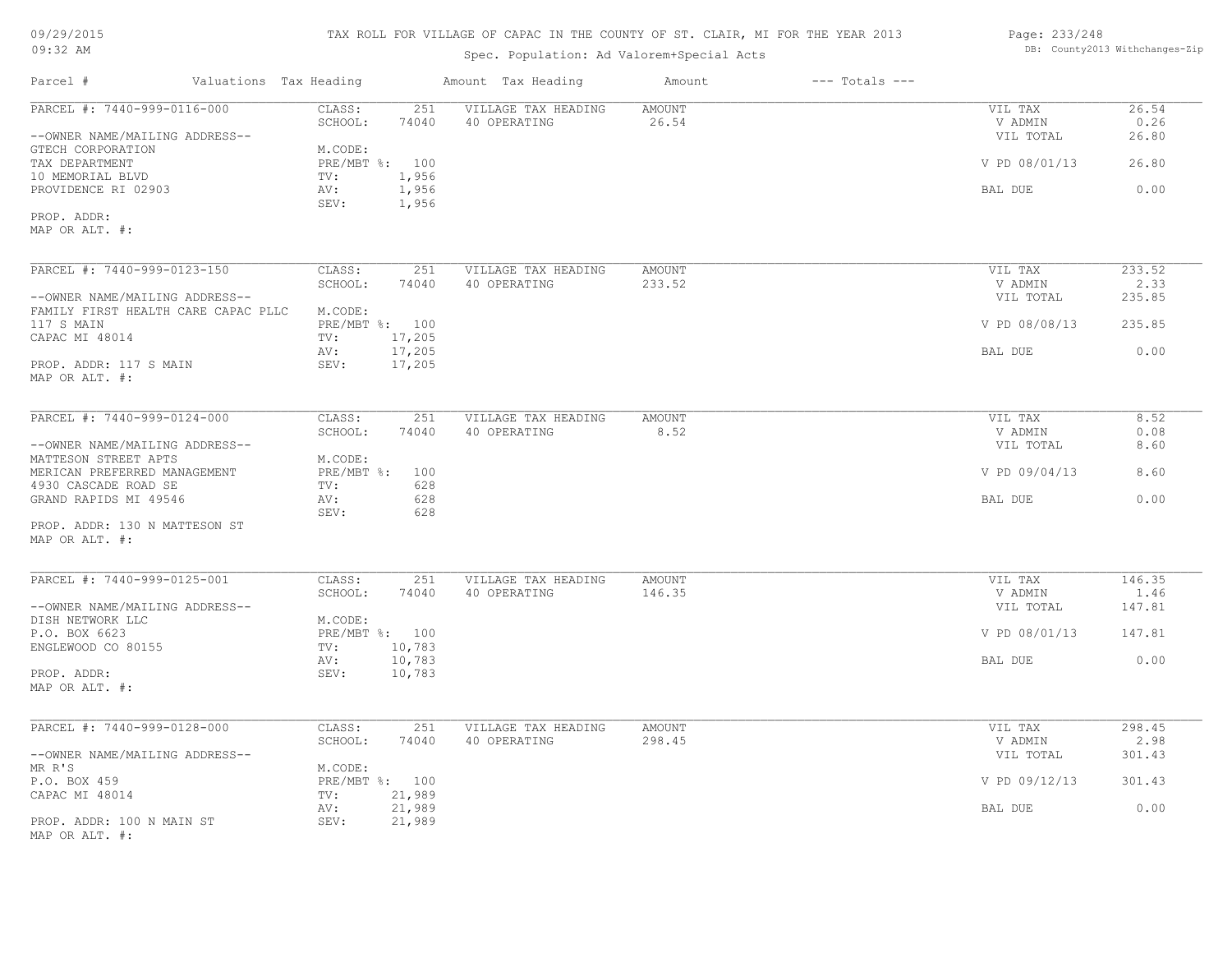# TAX ROLL FOR VILLAGE OF CAPAC IN THE COUNTY OF ST. CLAIR, MI FOR THE YEAR 2013

Spec. Population: Ad Valorem+Special Acts

| Parcel # | Valuations | Tax Heading | Amount | Tax Heading | Amount | --- Totals --- | |
|---|---|---|---|---|---|---|---|
| PARCEL #: 7440-999-0116-000 | CLASS: | 251 | VILLAGE TAX HEADING | AMOUNT | | VIL TAX | 26.54 |
| | SCHOOL: | 74040 | 40 OPERATING | 26.54 | | V ADMIN | 0.26 |
| --OWNER NAME/MAILING ADDRESS-- | | | | | | VIL TOTAL | 26.80 |
| GTECH CORPORATION | M.CODE: | | | | | | |
| TAX DEPARTMENT | PRE/MBT %: | 100 | | | | V PD 08/01/13 | 26.80 |
| 10 MEMORIAL BLVD | TV: | 1,956 | | | | | |
| PROVIDENCE RI 02903 | AV: | 1,956 | | | | BAL DUE | 0.00 |
| | SEV: | 1,956 | | | | | |
| PROP. ADDR: | | | | | | | |
| MAP OR ALT. #: | | | | | | | |
| PARCEL #: 7440-999-0123-150 | CLASS: | 251 | VILLAGE TAX HEADING | AMOUNT | | VIL TAX | 233.52 |
| | SCHOOL: | 74040 | 40 OPERATING | 233.52 | | V ADMIN | 2.33 |
| --OWNER NAME/MAILING ADDRESS-- | | | | | | VIL TOTAL | 235.85 |
| FAMILY FIRST HEALTH CARE CAPAC PLLC | M.CODE: | | | | | | |
| 117 S MAIN | PRE/MBT %: | 100 | | | | V PD 08/08/13 | 235.85 |
| CAPAC MI 48014 | TV: | 17,205 | | | | | |
| | AV: | 17,205 | | | | BAL DUE | 0.00 |
| PROP. ADDR: 117 S MAIN | SEV: | 17,205 | | | | | |
| MAP OR ALT. #: | | | | | | | |
| PARCEL #: 7440-999-0124-000 | CLASS: | 251 | VILLAGE TAX HEADING | AMOUNT | | VIL TAX | 8.52 |
| | SCHOOL: | 74040 | 40 OPERATING | 8.52 | | V ADMIN | 0.08 |
| --OWNER NAME/MAILING ADDRESS-- | | | | | | VIL TOTAL | 8.60 |
| MATTESON STREET APTS | M.CODE: | | | | | | |
| MERICAN PREFERRED MANAGEMENT | PRE/MBT %: | 100 | | | | V PD 09/04/13 | 8.60 |
| 4930 CASCADE ROAD SE | TV: | 628 | | | | | |
| GRAND RAPIDS MI 49546 | AV: | 628 | | | | BAL DUE | 0.00 |
| | SEV: | 628 | | | | | |
| PROP. ADDR: 130 N MATTESON ST | | | | | | | |
| MAP OR ALT. #: | | | | | | | |
| PARCEL #: 7440-999-0125-001 | CLASS: | 251 | VILLAGE TAX HEADING | AMOUNT | | VIL TAX | 146.35 |
| | SCHOOL: | 74040 | 40 OPERATING | 146.35 | | V ADMIN | 1.46 |
| --OWNER NAME/MAILING ADDRESS-- | | | | | | VIL TOTAL | 147.81 |
| DISH NETWORK LLC | M.CODE: | | | | | | |
| P.O. BOX 6623 | PRE/MBT %: | 100 | | | | V PD 08/01/13 | 147.81 |
| ENGLEWOOD CO 80155 | TV: | 10,783 | | | | | |
| | AV: | 10,783 | | | | BAL DUE | 0.00 |
| PROP. ADDR: | SEV: | 10,783 | | | | | |
| MAP OR ALT. #: | | | | | | | |
| PARCEL #: 7440-999-0128-000 | CLASS: | 251 | VILLAGE TAX HEADING | AMOUNT | | VIL TAX | 298.45 |
| | SCHOOL: | 74040 | 40 OPERATING | 298.45 | | V ADMIN | 2.98 |
| --OWNER NAME/MAILING ADDRESS-- | | | | | | VIL TOTAL | 301.43 |
| MR R'S | M.CODE: | | | | | | |
| P.O. BOX 459 | PRE/MBT %: | 100 | | | | V PD 09/12/13 | 301.43 |
| CAPAC MI 48014 | TV: | 21,989 | | | | | |
| | AV: | 21,989 | | | | BAL DUE | 0.00 |
| PROP. ADDR: 100 N MAIN ST | SEV: | 21,989 | | | | | |
| MAP OR ALT. #: | | | | | | | |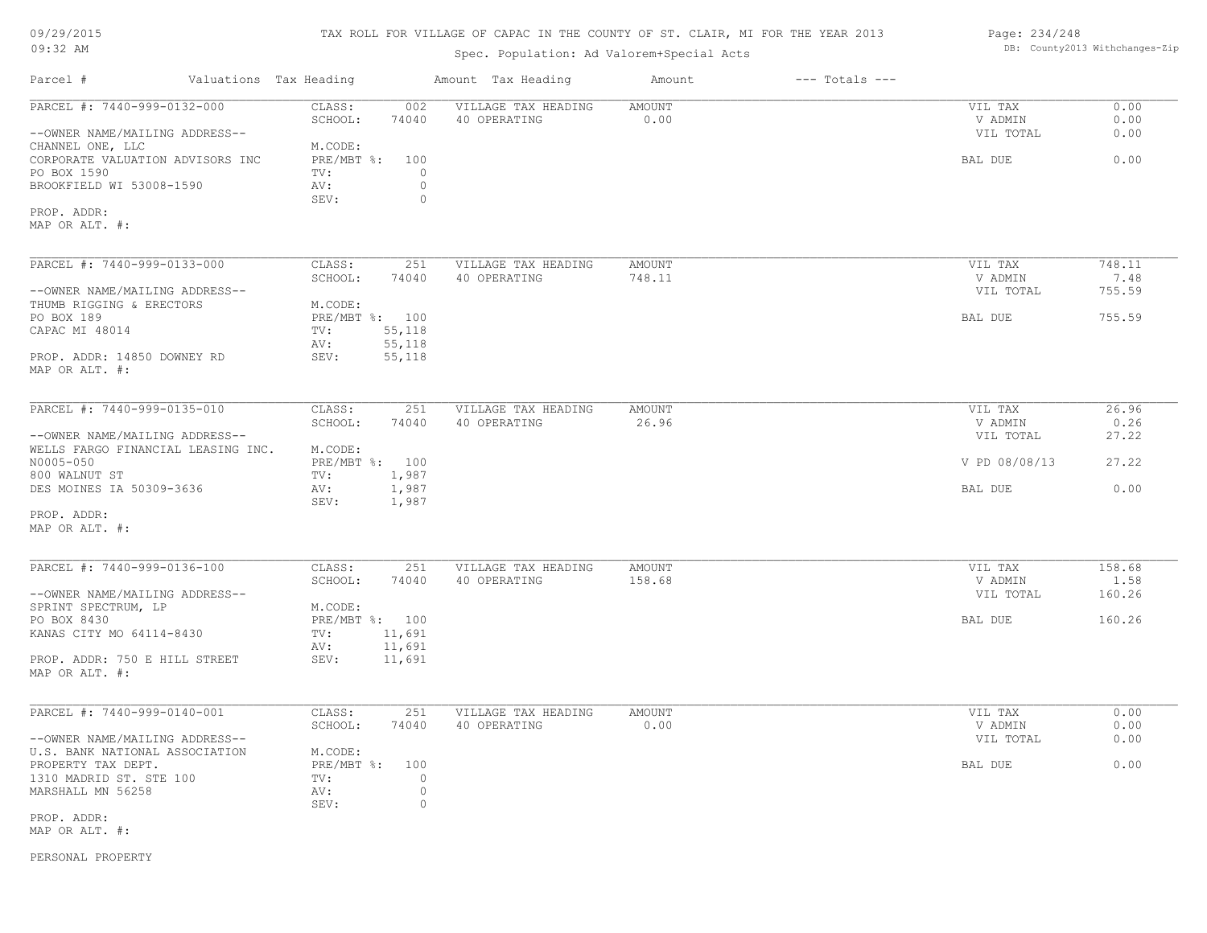TAX ROLL FOR VILLAGE OF CAPAC IN THE COUNTY OF ST. CLAIR, MI FOR THE YEAR 2013

Spec. Population: Ad Valorem+Special Acts

| Parcel # | Valuations | Tax Heading | Amount | Tax Heading | Amount | --- Totals --- | |
|---|---|---|---|---|---|---|---|
| PARCEL #: 7440-999-0132-000 | CLASS: | 002 | VILLAGE TAX HEADING | AMOUNT | | VIL TAX | 0.00 |
| | SCHOOL: | 74040 | 40 OPERATING | 0.00 | | V ADMIN | 0.00 |
| --OWNER NAME/MAILING ADDRESS-- | | | | | | VIL TOTAL | 0.00 |
| CHANNEL ONE, LLC | M.CODE: | | | | | | |
| CORPORATE VALUATION ADVISORS INC | PRE/MBT %: | 100 | | | | BAL DUE | 0.00 |
| PO BOX 1590 | TV: | 0 | | | | | |
| BROOKFIELD WI 53008-1590 | AV: | 0 | | | | | |
| | SEV: | 0 | | | | | |
| PROP. ADDR: | | | | | | | |
| MAP OR ALT. #: | | | | | | | |
| PARCEL #: 7440-999-0133-000 | CLASS: | 251 | VILLAGE TAX HEADING | AMOUNT | | VIL TAX | 748.11 |
| | SCHOOL: | 74040 | 40 OPERATING | 748.11 | | V ADMIN | 7.48 |
| --OWNER NAME/MAILING ADDRESS-- | | | | | | VIL TOTAL | 755.59 |
| THUMB RIGGING & ERECTORS | M.CODE: | | | | | | |
| PO BOX 189 | PRE/MBT %: | 100 | | | | BAL DUE | 755.59 |
| CAPAC MI 48014 | TV: | 55,118 | | | | | |
| | AV: | 55,118 | | | | | |
| PROP. ADDR: 14850 DOWNEY RD | SEV: | 55,118 | | | | | |
| MAP OR ALT. #: | | | | | | | |
| PARCEL #: 7440-999-0135-010 | CLASS: | 251 | VILLAGE TAX HEADING | AMOUNT | | VIL TAX | 26.96 |
| | SCHOOL: | 74040 | 40 OPERATING | 26.96 | | V ADMIN | 0.26 |
| --OWNER NAME/MAILING ADDRESS-- | | | | | | VIL TOTAL | 27.22 |
| WELLS FARGO FINANCIAL LEASING INC. | M.CODE: | | | | | | |
| N0005-050 | PRE/MBT %: | 100 | | | | V PD 08/08/13 | 27.22 |
| 800 WALNUT ST | TV: | 1,987 | | | | | |
| DES MOINES IA 50309-3636 | AV: | 1,987 | | | | BAL DUE | 0.00 |
| | SEV: | 1,987 | | | | | |
| PROP. ADDR: | | | | | | | |
| MAP OR ALT. #: | | | | | | | |
| PARCEL #: 7440-999-0136-100 | CLASS: | 251 | VILLAGE TAX HEADING | AMOUNT | | VIL TAX | 158.68 |
| | SCHOOL: | 74040 | 40 OPERATING | 158.68 | | V ADMIN | 1.58 |
| --OWNER NAME/MAILING ADDRESS-- | | | | | | VIL TOTAL | 160.26 |
| SPRINT SPECTRUM, LP | M.CODE: | | | | | | |
| PO BOX 8430 | PRE/MBT %: | 100 | | | | BAL DUE | 160.26 |
| KANAS CITY MO 64114-8430 | TV: | 11,691 | | | | | |
| | AV: | 11,691 | | | | | |
| PROP. ADDR: 750 E HILL STREET | SEV: | 11,691 | | | | | |
| MAP OR ALT. #: | | | | | | | |
| PARCEL #: 7440-999-0140-001 | CLASS: | 251 | VILLAGE TAX HEADING | AMOUNT | | VIL TAX | 0.00 |
| | SCHOOL: | 74040 | 40 OPERATING | 0.00 | | V ADMIN | 0.00 |
| --OWNER NAME/MAILING ADDRESS-- | | | | | | VIL TOTAL | 0.00 |
| U.S. BANK NATIONAL ASSOCIATION | M.CODE: | | | | | | |
| PROPERTY TAX DEPT. | PRE/MBT %: | 100 | | | | BAL DUE | 0.00 |
| 1310 MADRID ST. STE 100 | TV: | 0 | | | | | |
| MARSHALL MN 56258 | AV: | 0 | | | | | |
| | SEV: | 0 | | | | | |
| PROP. ADDR: | | | | | | | |
| MAP OR ALT. #: | | | | | | | |

PERSONAL PROPERTY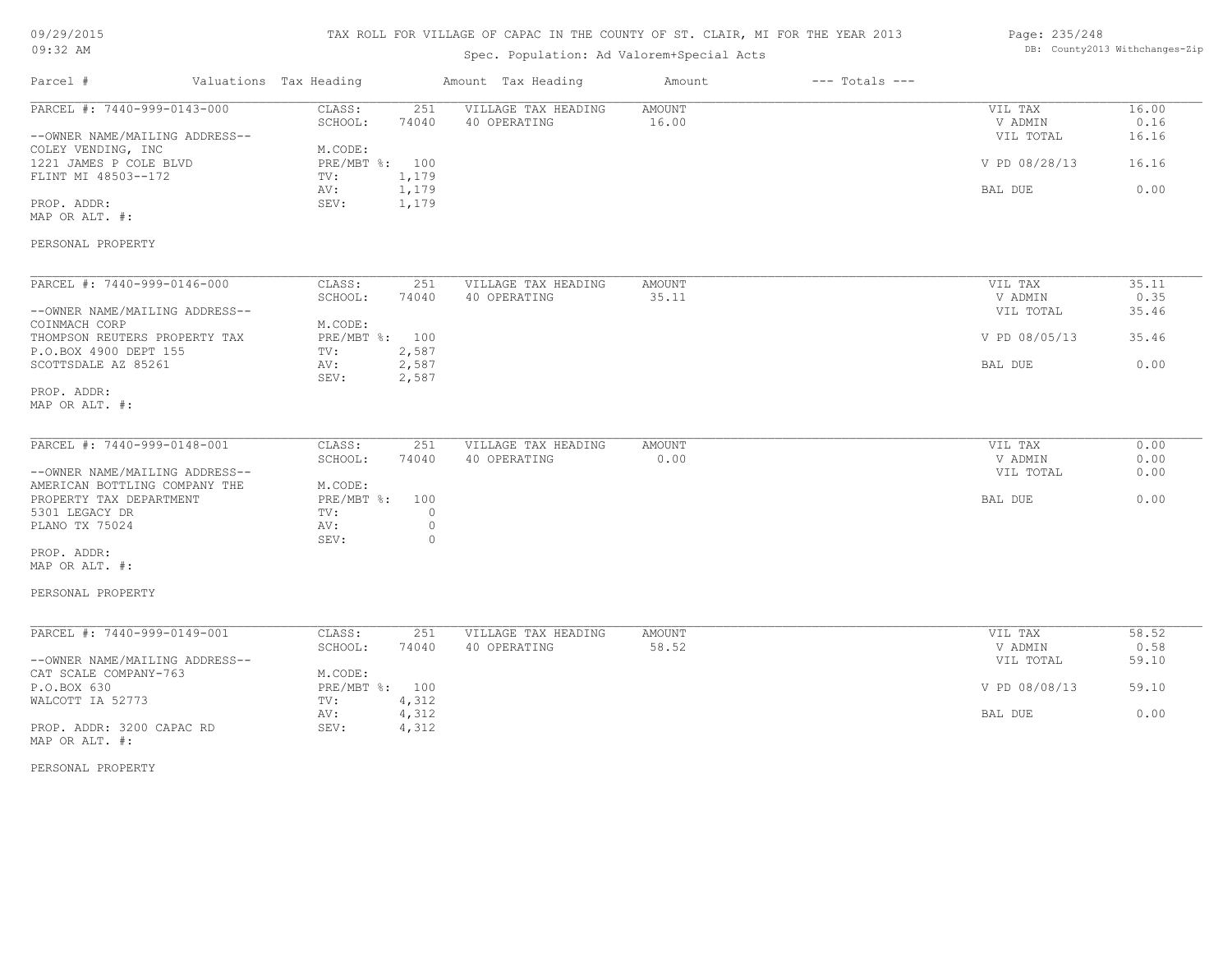# TAX ROLL FOR VILLAGE OF CAPAC IN THE COUNTY OF ST. CLAIR, MI FOR THE YEAR 2013

09/29/2015
09:32 AM

Spec. Population: Ad Valorem+Special Acts

DB: County2013 Withchanges-Zip

| Parcel # | Valuations Tax Heading | | Amount Tax Heading | Amount | --- Totals --- | |
|---|---|---|---|---|---|---|

---

**PARCEL #: 7440-999-0143-000**

| | | | | | |
|---|---|---|---|---|---|
| CLASS: | 251 | VILLAGE TAX HEADING | AMOUNT | VIL TAX | 16.00 |
| SCHOOL: | 74040 | 40 OPERATING | 16.00 | V ADMIN | 0.16 |
| | | | | VIL TOTAL | 16.16 |
| M.CODE: | | | | | |
| PRE/MBT %: | 100 | | | V PD 08/28/13 | 16.16 |
| TV: | 1,179 | | | | |
| AV: | 1,179 | | | BAL DUE | 0.00 |
| SEV: | 1,179 | | | | |

--OWNER NAME/MAILING ADDRESS--
COLEY VENDING, INC
1221 JAMES P COLE BLVD
FLINT MI 48503--172

PROP. ADDR:
MAP OR ALT. #:

PERSONAL PROPERTY

---

**PARCEL #: 7440-999-0146-000**

| | | | | | |
|---|---|---|---|---|---|
| CLASS: | 251 | VILLAGE TAX HEADING | AMOUNT | VIL TAX | 35.11 |
| SCHOOL: | 74040 | 40 OPERATING | 35.11 | V ADMIN | 0.35 |
| | | | | VIL TOTAL | 35.46 |
| M.CODE: | | | | | |
| PRE/MBT %: | 100 | | | V PD 08/05/13 | 35.46 |
| TV: | 2,587 | | | | |
| AV: | 2,587 | | | BAL DUE | 0.00 |
| SEV: | 2,587 | | | | |

--OWNER NAME/MAILING ADDRESS--
COINMACH CORP
THOMPSON REUTERS PROPERTY TAX
P.O.BOX 4900 DEPT 155
SCOTTSDALE AZ 85261

PROP. ADDR:
MAP OR ALT. #:

---

**PARCEL #: 7440-999-0148-001**

| | | | | | |
|---|---|---|---|---|---|
| CLASS: | 251 | VILLAGE TAX HEADING | AMOUNT | VIL TAX | 0.00 |
| SCHOOL: | 74040 | 40 OPERATING | 0.00 | V ADMIN | 0.00 |
| | | | | VIL TOTAL | 0.00 |
| M.CODE: | | | | | |
| PRE/MBT %: | 100 | | | BAL DUE | 0.00 |
| TV: | 0 | | | | |
| AV: | 0 | | | | |
| SEV: | 0 | | | | |

--OWNER NAME/MAILING ADDRESS--
AMERICAN BOTTLING COMPANY THE
PROPERTY TAX DEPARTMENT
5301 LEGACY DR
PLANO TX 75024

PROP. ADDR:
MAP OR ALT. #:

PERSONAL PROPERTY

---

**PARCEL #: 7440-999-0149-001**

| | | | | | |
|---|---|---|---|---|---|
| CLASS: | 251 | VILLAGE TAX HEADING | AMOUNT | VIL TAX | 58.52 |
| SCHOOL: | 74040 | 40 OPERATING | 58.52 | V ADMIN | 0.58 |
| | | | | VIL TOTAL | 59.10 |
| M.CODE: | | | | | |
| PRE/MBT %: | 100 | | | V PD 08/08/13 | 59.10 |
| TV: | 4,312 | | | | |
| AV: | 4,312 | | | BAL DUE | 0.00 |
| SEV: | 4,312 | | | | |

--OWNER NAME/MAILING ADDRESS--
CAT SCALE COMPANY-763
P.O.BOX 630
WALCOTT IA 52773

PROP. ADDR: 3200 CAPAC RD
MAP OR ALT. #:

PERSONAL PROPERTY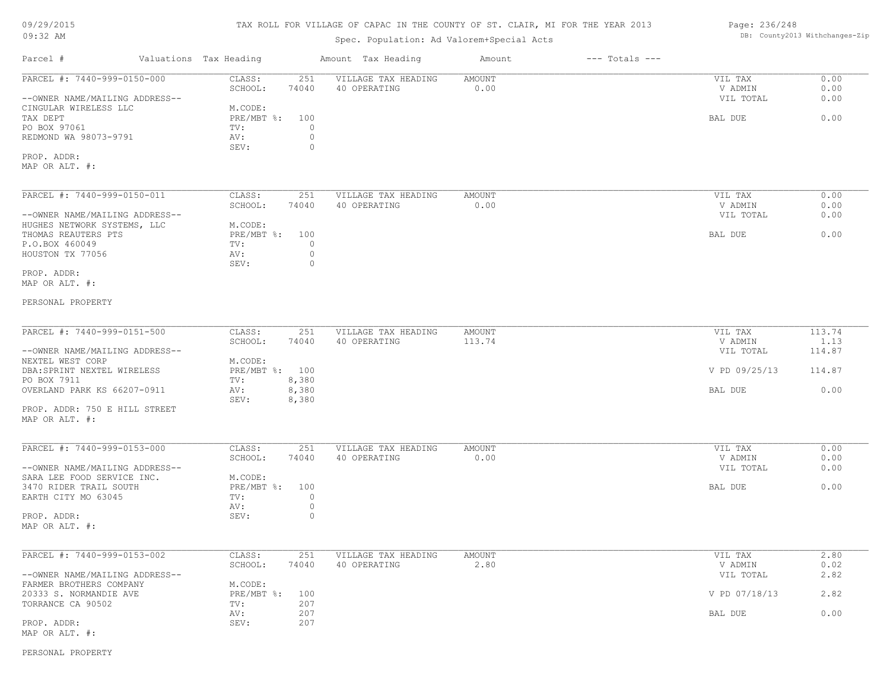TAX ROLL FOR VILLAGE OF CAPAC IN THE COUNTY OF ST. CLAIR, MI FOR THE YEAR 2013

Spec. Population: Ad Valorem+Special Acts

DB: County2013 Withchanges-Zip

| Parcel # | Valuations | Tax Heading | Amount | Tax Heading | Amount | --- Totals --- | |
|---|---|---|---|---|---|---|---|
| PARCEL #: 7440-999-0150-000 | CLASS: | 251 | VILLAGE TAX HEADING | AMOUNT | | VIL TAX | 0.00 |
| | SCHOOL: | 74040 | 40 OPERATING | 0.00 | | V ADMIN | 0.00 |
| --OWNER NAME/MAILING ADDRESS-- | | | | | | VIL TOTAL | 0.00 |
| CINGULAR WIRELESS LLC | M.CODE: | | | | | | |
| TAX DEPT | PRE/MBT %: | 100 | | | | BAL DUE | 0.00 |
| PO BOX 97061 | TV: | 0 | | | | | |
| REDMOND WA 98073-9791 | AV: | 0 | | | | | |
| | SEV: | 0 | | | | | |
| PROP. ADDR: | | | | | | | |
| MAP OR ALT. #: | | | | | | | |

| Parcel # | Valuations | Tax Heading | Amount | Tax Heading | Amount | --- Totals --- | |
|---|---|---|---|---|---|---|---|
| PARCEL #: 7440-999-0150-011 | CLASS: | 251 | VILLAGE TAX HEADING | AMOUNT | | VIL TAX | 0.00 |
| | SCHOOL: | 74040 | 40 OPERATING | 0.00 | | V ADMIN | 0.00 |
| --OWNER NAME/MAILING ADDRESS-- | | | | | | VIL TOTAL | 0.00 |
| HUGHES NETWORK SYSTEMS, LLC | M.CODE: | | | | | | |
| THOMAS REAUTERS PTS | PRE/MBT %: | 100 | | | | BAL DUE | 0.00 |
| P.O.BOX 460049 | TV: | 0 | | | | | |
| HOUSTON TX 77056 | AV: | 0 | | | | | |
| | SEV: | 0 | | | | | |
| PROP. ADDR: | | | | | | | |
| MAP OR ALT. #: | | | | | | | |

PERSONAL PROPERTY

| Parcel # | Valuations | Tax Heading | Amount | Tax Heading | Amount | --- Totals --- | |
|---|---|---|---|---|---|---|---|
| PARCEL #: 7440-999-0151-500 | CLASS: | 251 | VILLAGE TAX HEADING | AMOUNT | | VIL TAX | 113.74 |
| | SCHOOL: | 74040 | 40 OPERATING | 113.74 | | V ADMIN | 1.13 |
| --OWNER NAME/MAILING ADDRESS-- | | | | | | VIL TOTAL | 114.87 |
| NEXTEL WEST CORP | M.CODE: | | | | | | |
| DBA:SPRINT NEXTEL WIRELESS | PRE/MBT %: | 100 | | | | V PD 09/25/13 | 114.87 |
| PO BOX 7911 | TV: | 8,380 | | | | | |
| OVERLAND PARK KS 66207-0911 | AV: | 8,380 | | | | BAL DUE | 0.00 |
| | SEV: | 8,380 | | | | | |
| PROP. ADDR: 750 E HILL STREET | | | | | | | |
| MAP OR ALT. #: | | | | | | | |

| Parcel # | Valuations | Tax Heading | Amount | Tax Heading | Amount | --- Totals --- | |
|---|---|---|---|---|---|---|---|
| PARCEL #: 7440-999-0153-000 | CLASS: | 251 | VILLAGE TAX HEADING | AMOUNT | | VIL TAX | 0.00 |
| | SCHOOL: | 74040 | 40 OPERATING | 0.00 | | V ADMIN | 0.00 |
| --OWNER NAME/MAILING ADDRESS-- | | | | | | VIL TOTAL | 0.00 |
| SARA LEE FOOD SERVICE INC. | M.CODE: | | | | | | |
| 3470 RIDER TRAIL SOUTH | PRE/MBT %: | 100 | | | | BAL DUE | 0.00 |
| EARTH CITY MO 63045 | TV: | 0 | | | | | |
| | AV: | 0 | | | | | |
| PROP. ADDR: | SEV: | 0 | | | | | |
| MAP OR ALT. #: | | | | | | | |

| Parcel # | Valuations | Tax Heading | Amount | Tax Heading | Amount | --- Totals --- | |
|---|---|---|---|---|---|---|---|
| PARCEL #: 7440-999-0153-002 | CLASS: | 251 | VILLAGE TAX HEADING | AMOUNT | | VIL TAX | 2.80 |
| | SCHOOL: | 74040 | 40 OPERATING | 2.80 | | V ADMIN | 0.02 |
| --OWNER NAME/MAILING ADDRESS-- | | | | | | VIL TOTAL | 2.82 |
| FARMER BROTHERS COMPANY | M.CODE: | | | | | | |
| 20333 S. NORMANDIE AVE | PRE/MBT %: | 100 | | | | V PD 07/18/13 | 2.82 |
| TORRANCE CA 90502 | TV: | 207 | | | | | |
| | AV: | 207 | | | | BAL DUE | 0.00 |
| PROP. ADDR: | SEV: | 207 | | | | | |
| MAP OR ALT. #: | | | | | | | |

PERSONAL PROPERTY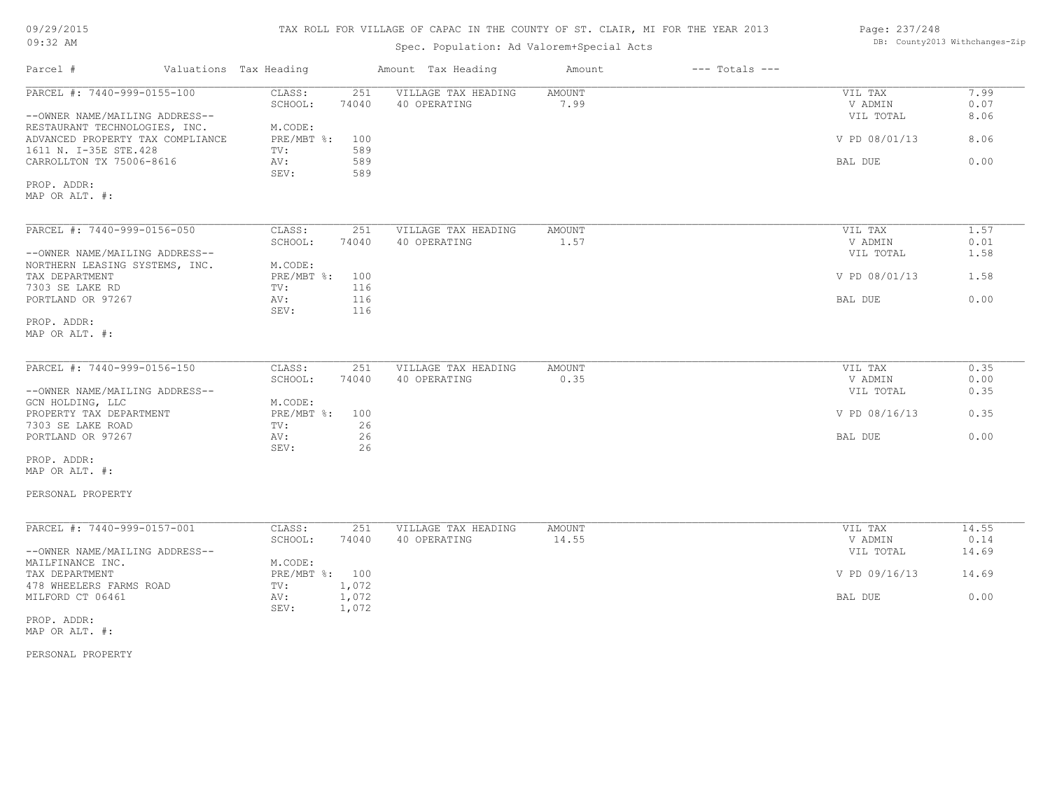# TAX ROLL FOR VILLAGE OF CAPAC IN THE COUNTY OF ST. CLAIR, MI FOR THE YEAR 2013

Spec. Population: Ad Valorem+Special Acts

| Parcel # | Valuations | Tax Heading | Amount | Tax Heading | Amount | --- Totals --- | |
|---|---|---|---|---|---|---|---|
| PARCEL #: 7440-999-0155-100 | CLASS: | 251 | VILLAGE TAX HEADING | AMOUNT | | VIL TAX | 7.99 |
| | SCHOOL: | 74040 | 40 OPERATING | 7.99 | | V ADMIN | 0.07 |
| --OWNER NAME/MAILING ADDRESS-- | | | | | | VIL TOTAL | 8.06 |
| RESTAURANT TECHNOLOGIES, INC. | M.CODE: | | | | | | |
| ADVANCED PROPERTY TAX COMPLIANCE | PRE/MBT %: | 100 | | | | V PD 08/01/13 | 8.06 |
| 1611 N. I-35E STE.428 | TV: | 589 | | | | | |
| CARROLLTON TX 75006-8616 | AV: | 589 | | | | BAL DUE | 0.00 |
| | SEV: | 589 | | | | | |
| PROP. ADDR: | | | | | | | |
| MAP OR ALT. #: | | | | | | | |

| Parcel # | Valuations | Tax Heading | Amount | Tax Heading | Amount | --- Totals --- | |
|---|---|---|---|---|---|---|---|
| PARCEL #: 7440-999-0156-050 | CLASS: | 251 | VILLAGE TAX HEADING | AMOUNT | | VIL TAX | 1.57 |
| | SCHOOL: | 74040 | 40 OPERATING | 1.57 | | V ADMIN | 0.01 |
| --OWNER NAME/MAILING ADDRESS-- | | | | | | VIL TOTAL | 1.58 |
| NORTHERN LEASING SYSTEMS, INC. | M.CODE: | | | | | | |
| TAX DEPARTMENT | PRE/MBT %: | 100 | | | | V PD 08/01/13 | 1.58 |
| 7303 SE LAKE RD | TV: | 116 | | | | | |
| PORTLAND OR 97267 | AV: | 116 | | | | BAL DUE | 0.00 |
| | SEV: | 116 | | | | | |
| PROP. ADDR: | | | | | | | |
| MAP OR ALT. #: | | | | | | | |

| Parcel # | Valuations | Tax Heading | Amount | Tax Heading | Amount | --- Totals --- | |
|---|---|---|---|---|---|---|---|
| PARCEL #: 7440-999-0156-150 | CLASS: | 251 | VILLAGE TAX HEADING | AMOUNT | | VIL TAX | 0.35 |
| | SCHOOL: | 74040 | 40 OPERATING | 0.35 | | V ADMIN | 0.00 |
| --OWNER NAME/MAILING ADDRESS-- | | | | | | VIL TOTAL | 0.35 |
| GCN HOLDING, LLC | M.CODE: | | | | | | |
| PROPERTY TAX DEPARTMENT | PRE/MBT %: | 100 | | | | V PD 08/16/13 | 0.35 |
| 7303 SE LAKE ROAD | TV: | 26 | | | | | |
| PORTLAND OR 97267 | AV: | 26 | | | | BAL DUE | 0.00 |
| | SEV: | 26 | | | | | |
| PROP. ADDR: | | | | | | | |
| MAP OR ALT. #: | | | | | | | |

PERSONAL PROPERTY

| Parcel # | Valuations | Tax Heading | Amount | Tax Heading | Amount | --- Totals --- | |
|---|---|---|---|---|---|---|---|
| PARCEL #: 7440-999-0157-001 | CLASS: | 251 | VILLAGE TAX HEADING | AMOUNT | | VIL TAX | 14.55 |
| | SCHOOL: | 74040 | 40 OPERATING | 14.55 | | V ADMIN | 0.14 |
| --OWNER NAME/MAILING ADDRESS-- | | | | | | VIL TOTAL | 14.69 |
| MAILFINANCE INC. | M.CODE: | | | | | | |
| TAX DEPARTMENT | PRE/MBT %: | 100 | | | | V PD 09/16/13 | 14.69 |
| 478 WHEELERS FARMS ROAD | TV: | 1,072 | | | | | |
| MILFORD CT 06461 | AV: | 1,072 | | | | BAL DUE | 0.00 |
| | SEV: | 1,072 | | | | | |
| PROP. ADDR: | | | | | | | |
| MAP OR ALT. #: | | | | | | | |

PERSONAL PROPERTY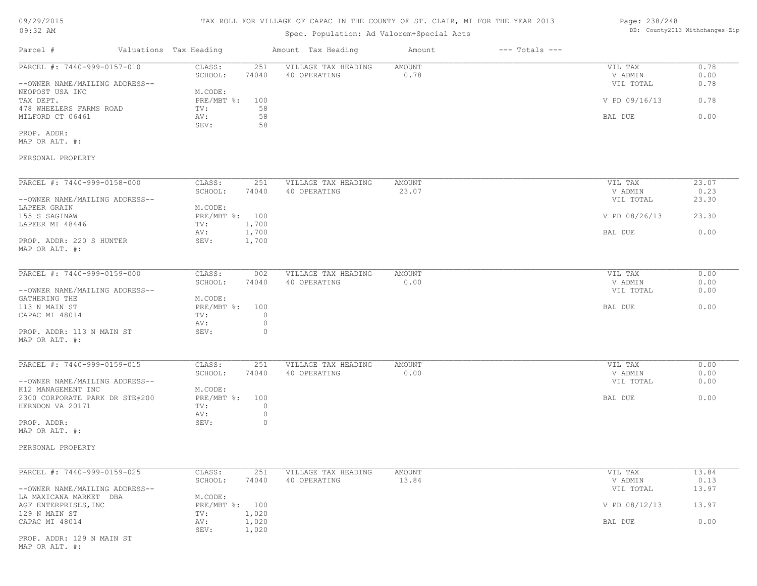TAX ROLL FOR VILLAGE OF CAPAC IN THE COUNTY OF ST. CLAIR, MI FOR THE YEAR 2013

Spec. Population: Ad Valorem+Special Acts

09/29/2015
09:32 AM

DB: County2013 Withchanges-Zip

| Parcel # | Valuations | Tax Heading | Amount | Tax Heading | Amount | --- Totals --- | |
|---|---|---|---|---|---|---|---|

---

PARCEL #: 7440-999-0157-010

| | | | | | |
|---|---|---|---|---|---|
| CLASS: | 251 | VILLAGE TAX HEADING | AMOUNT | VIL TAX | 0.78 |
| SCHOOL: | 74040 | 40 OPERATING | 0.78 | V ADMIN | 0.00 |
| | | | | VIL TOTAL | 0.78 |
| M.CODE: | | | | | |
| PRE/MBT %: | 100 | | | V PD 09/16/13 | 0.78 |
| TV: | 58 | | | | |
| AV: | 58 | | | BAL DUE | 0.00 |
| SEV: | 58 | | | | |

--OWNER NAME/MAILING ADDRESS--
NEOPOST USA INC
TAX DEPT.
478 WHEELERS FARMS ROAD
MILFORD CT 06461

PROP. ADDR:
MAP OR ALT. #:

PERSONAL PROPERTY

---

PARCEL #: 7440-999-0158-000

| | | | | | |
|---|---|---|---|---|---|
| CLASS: | 251 | VILLAGE TAX HEADING | AMOUNT | VIL TAX | 23.07 |
| SCHOOL: | 74040 | 40 OPERATING | 23.07 | V ADMIN | 0.23 |
| | | | | VIL TOTAL | 23.30 |
| M.CODE: | | | | | |
| PRE/MBT %: | 100 | | | V PD 08/26/13 | 23.30 |
| TV: | 1,700 | | | | |
| AV: | 1,700 | | | BAL DUE | 0.00 |
| SEV: | 1,700 | | | | |

--OWNER NAME/MAILING ADDRESS--
LAPEER GRAIN
155 S SAGINAW
LAPEER MI 48446

PROP. ADDR: 220 S HUNTER
MAP OR ALT. #:

---

PARCEL #: 7440-999-0159-000

| | | | | | |
|---|---|---|---|---|---|
| CLASS: | 002 | VILLAGE TAX HEADING | AMOUNT | VIL TAX | 0.00 |
| SCHOOL: | 74040 | 40 OPERATING | 0.00 | V ADMIN | 0.00 |
| | | | | VIL TOTAL | 0.00 |
| M.CODE: | | | | | |
| PRE/MBT %: | 100 | | | BAL DUE | 0.00 |
| TV: | 0 | | | | |
| AV: | 0 | | | | |
| SEV: | 0 | | | | |

--OWNER NAME/MAILING ADDRESS--
GATHERING THE
113 N MAIN ST
CAPAC MI 48014

PROP. ADDR: 113 N MAIN ST
MAP OR ALT. #:

---

PARCEL #: 7440-999-0159-015

| | | | | | |
|---|---|---|---|---|---|
| CLASS: | 251 | VILLAGE TAX HEADING | AMOUNT | VIL TAX | 0.00 |
| SCHOOL: | 74040 | 40 OPERATING | 0.00 | V ADMIN | 0.00 |
| | | | | VIL TOTAL | 0.00 |
| M.CODE: | | | | | |
| PRE/MBT %: | 100 | | | BAL DUE | 0.00 |
| TV: | 0 | | | | |
| AV: | 0 | | | | |
| SEV: | 0 | | | | |

--OWNER NAME/MAILING ADDRESS--
K12 MANAGEMENT INC
2300 CORPORATE PARK DR STE#200
HERNDON VA 20171

PROP. ADDR:
MAP OR ALT. #:

PERSONAL PROPERTY

---

PARCEL #: 7440-999-0159-025

| | | | | | |
|---|---|---|---|---|---|
| CLASS: | 251 | VILLAGE TAX HEADING | AMOUNT | VIL TAX | 13.84 |
| SCHOOL: | 74040 | 40 OPERATING | 13.84 | V ADMIN | 0.13 |
| | | | | VIL TOTAL | 13.97 |
| M.CODE: | | | | | |
| PRE/MBT %: | 100 | | | V PD 08/12/13 | 13.97 |
| TV: | 1,020 | | | | |
| AV: | 1,020 | | | BAL DUE | 0.00 |
| SEV: | 1,020 | | | | |

--OWNER NAME/MAILING ADDRESS--
LA MAXICANA MARKET DBA
AGF ENTERPRISES,INC
129 N MAIN ST
CAPAC MI 48014

PROP. ADDR: 129 N MAIN ST
MAP OR ALT. #: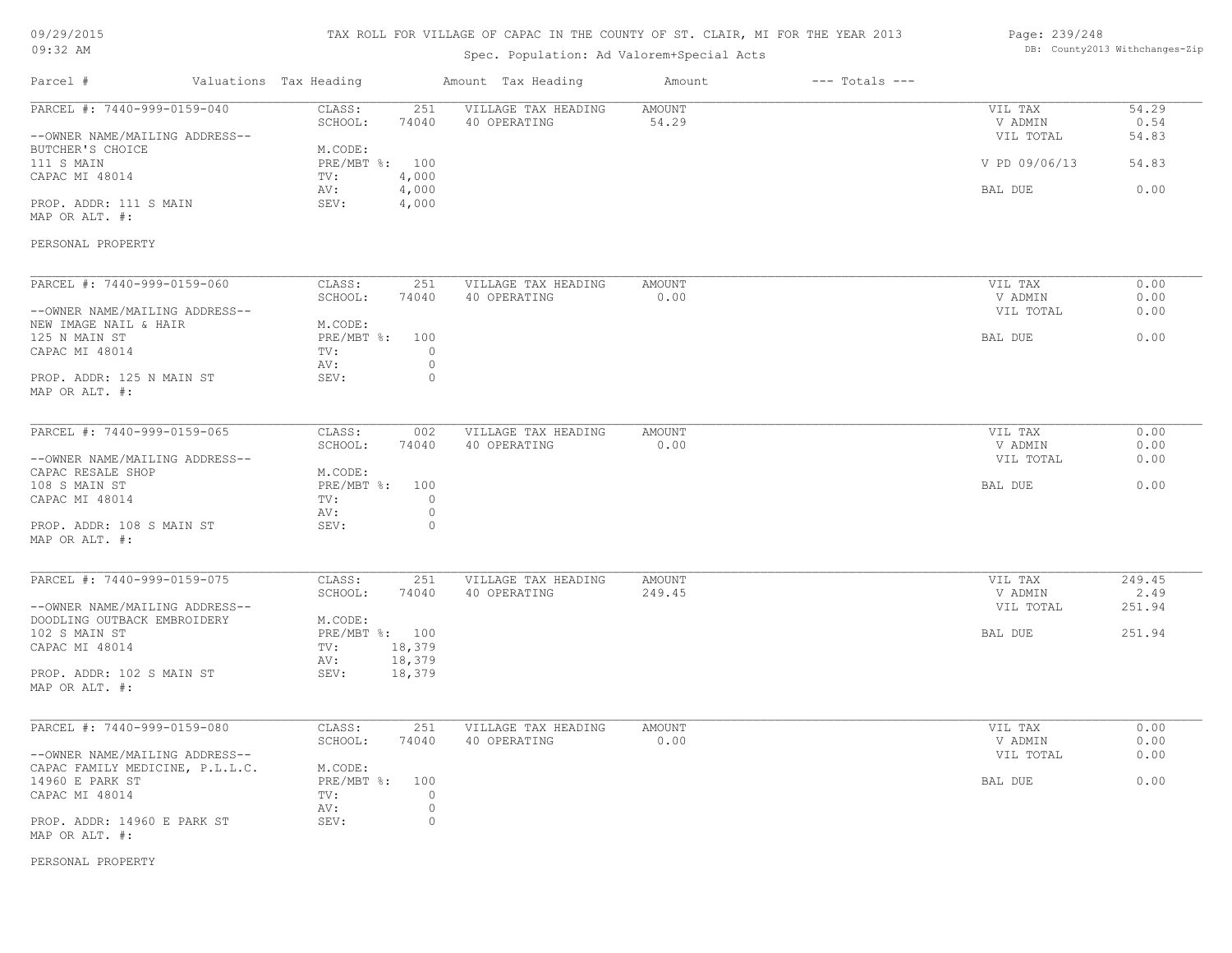# TAX ROLL FOR VILLAGE OF CAPAC IN THE COUNTY OF ST. CLAIR, MI FOR THE YEAR 2013

Spec. Population: Ad Valorem+Special Acts

09/29/2015
09:32 AM

DB: County2013 Withchanges-Zip

| Parcel # | Valuations | Tax Heading | Amount | Tax Heading | Amount | --- Totals --- | |
|---|---|---|---|---|---|---|---|
| PARCEL #: 7440-999-0159-040 | CLASS: | 251 | VILLAGE TAX HEADING | AMOUNT | | VIL TAX | 54.29 |
| | SCHOOL: | 74040 | 40 OPERATING | 54.29 | | V ADMIN | 0.54 |
| --OWNER NAME/MAILING ADDRESS-- | | | | | | VIL TOTAL | 54.83 |
| BUTCHER'S CHOICE | M.CODE: | | | | | | |
| 111 S MAIN | PRE/MBT %: | 100 | | | | V PD 09/06/13 | 54.83 |
| CAPAC MI 48014 | TV: | 4,000 | | | | | |
| | AV: | 4,000 | | | | BAL DUE | 0.00 |
| PROP. ADDR: 111 S MAIN | SEV: | 4,000 | | | | | |
| MAP OR ALT. #: | | | | | | | |
| PERSONAL PROPERTY | | | | | | | |
| PARCEL #: 7440-999-0159-060 | CLASS: | 251 | VILLAGE TAX HEADING | AMOUNT | | VIL TAX | 0.00 |
| | SCHOOL: | 74040 | 40 OPERATING | 0.00 | | V ADMIN | 0.00 |
| --OWNER NAME/MAILING ADDRESS-- | | | | | | VIL TOTAL | 0.00 |
| NEW IMAGE NAIL & HAIR | M.CODE: | | | | | | |
| 125 N MAIN ST | PRE/MBT %: | 100 | | | | BAL DUE | 0.00 |
| CAPAC MI 48014 | TV: | 0 | | | | | |
| | AV: | 0 | | | | | |
| PROP. ADDR: 125 N MAIN ST | SEV: | 0 | | | | | |
| MAP OR ALT. #: | | | | | | | |
| PARCEL #: 7440-999-0159-065 | CLASS: | 002 | VILLAGE TAX HEADING | AMOUNT | | VIL TAX | 0.00 |
| | SCHOOL: | 74040 | 40 OPERATING | 0.00 | | V ADMIN | 0.00 |
| --OWNER NAME/MAILING ADDRESS-- | | | | | | VIL TOTAL | 0.00 |
| CAPAC RESALE SHOP | M.CODE: | | | | | | |
| 108 S MAIN ST | PRE/MBT %: | 100 | | | | BAL DUE | 0.00 |
| CAPAC MI 48014 | TV: | 0 | | | | | |
| | AV: | 0 | | | | | |
| PROP. ADDR: 108 S MAIN ST | SEV: | 0 | | | | | |
| MAP OR ALT. #: | | | | | | | |
| PARCEL #: 7440-999-0159-075 | CLASS: | 251 | VILLAGE TAX HEADING | AMOUNT | | VIL TAX | 249.45 |
| | SCHOOL: | 74040 | 40 OPERATING | 249.45 | | V ADMIN | 2.49 |
| --OWNER NAME/MAILING ADDRESS-- | | | | | | VIL TOTAL | 251.94 |
| DOODLING OUTBACK EMBROIDERY | M.CODE: | | | | | | |
| 102 S MAIN ST | PRE/MBT %: | 100 | | | | BAL DUE | 251.94 |
| CAPAC MI 48014 | TV: | 18,379 | | | | | |
| | AV: | 18,379 | | | | | |
| PROP. ADDR: 102 S MAIN ST | SEV: | 18,379 | | | | | |
| MAP OR ALT. #: | | | | | | | |
| PARCEL #: 7440-999-0159-080 | CLASS: | 251 | VILLAGE TAX HEADING | AMOUNT | | VIL TAX | 0.00 |
| | SCHOOL: | 74040 | 40 OPERATING | 0.00 | | V ADMIN | 0.00 |
| --OWNER NAME/MAILING ADDRESS-- | | | | | | VIL TOTAL | 0.00 |
| CAPAC FAMILY MEDICINE, P.L.L.C. | M.CODE: | | | | | | |
| 14960 E PARK ST | PRE/MBT %: | 100 | | | | BAL DUE | 0.00 |
| CAPAC MI 48014 | TV: | 0 | | | | | |
| | AV: | 0 | | | | | |
| PROP. ADDR: 14960 E PARK ST | SEV: | 0 | | | | | |
| MAP OR ALT. #: | | | | | | | |
| PERSONAL PROPERTY | | | | | | | |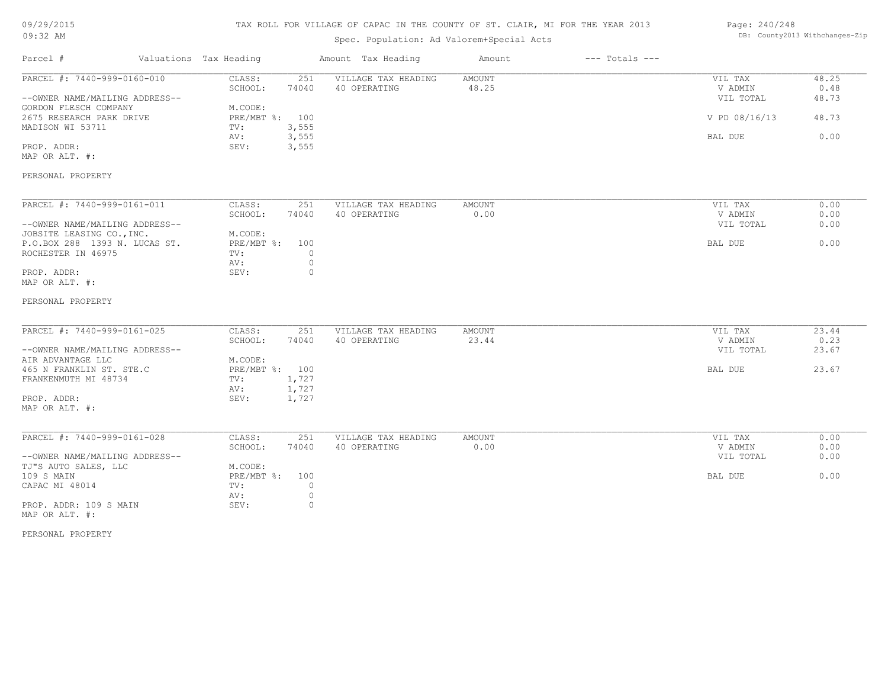TAX ROLL FOR VILLAGE OF CAPAC IN THE COUNTY OF ST. CLAIR, MI FOR THE YEAR 2013

Spec. Population: Ad Valorem+Special Acts

| Parcel # | Valuations | Tax Heading | Amount | Tax Heading | Amount | --- Totals --- | |
|---|---|---|---|---|---|---|---|
| PARCEL #: 7440-999-0160-010 | CLASS: | 251 | VILLAGE TAX HEADING | AMOUNT | | VIL TAX | 48.25 |
| | SCHOOL: | 74040 | 40 OPERATING | 48.25 | | V ADMIN | 0.48 |
| --OWNER NAME/MAILING ADDRESS-- | | | | | | VIL TOTAL | 48.73 |
| GORDON FLESCH COMPANY | M.CODE: | | | | | | |
| 2675 RESEARCH PARK DRIVE | PRE/MBT %: | 100 | | | | V PD 08/16/13 | 48.73 |
| MADISON WI 53711 | TV: | 3,555 | | | | | |
| | AV: | 3,555 | | | | BAL DUE | 0.00 |
| PROP. ADDR: | SEV: | 3,555 | | | | | |
| MAP OR ALT. #: | | | | | | | |
| PERSONAL PROPERTY | | | | | | | |

| Parcel # | Valuations | Tax Heading | Amount | Tax Heading | Amount | --- Totals --- | |
|---|---|---|---|---|---|---|---|
| PARCEL #: 7440-999-0161-011 | CLASS: | 251 | VILLAGE TAX HEADING | AMOUNT | | VIL TAX | 0.00 |
| | SCHOOL: | 74040 | 40 OPERATING | 0.00 | | V ADMIN | 0.00 |
| --OWNER NAME/MAILING ADDRESS-- | | | | | | VIL TOTAL | 0.00 |
| JOBSITE LEASING CO.,INC. | M.CODE: | | | | | | |
| P.O.BOX 288 1393 N. LUCAS ST. | PRE/MBT %: | 100 | | | | BAL DUE | 0.00 |
| ROCHESTER IN 46975 | TV: | 0 | | | | | |
| | AV: | 0 | | | | | |
| PROP. ADDR: | SEV: | 0 | | | | | |
| MAP OR ALT. #: | | | | | | | |
| PERSONAL PROPERTY | | | | | | | |

| Parcel # | Valuations | Tax Heading | Amount | Tax Heading | Amount | --- Totals --- | |
|---|---|---|---|---|---|---|---|
| PARCEL #: 7440-999-0161-025 | CLASS: | 251 | VILLAGE TAX HEADING | AMOUNT | | VIL TAX | 23.44 |
| | SCHOOL: | 74040 | 40 OPERATING | 23.44 | | V ADMIN | 0.23 |
| --OWNER NAME/MAILING ADDRESS-- | | | | | | VIL TOTAL | 23.67 |
| AIR ADVANTAGE LLC | M.CODE: | | | | | | |
| 465 N FRANKLIN ST. STE.C | PRE/MBT %: | 100 | | | | BAL DUE | 23.67 |
| FRANKENMUTH MI 48734 | TV: | 1,727 | | | | | |
| | AV: | 1,727 | | | | | |
| PROP. ADDR: | SEV: | 1,727 | | | | | |
| MAP OR ALT. #: | | | | | | | |

| Parcel # | Valuations | Tax Heading | Amount | Tax Heading | Amount | --- Totals --- | |
|---|---|---|---|---|---|---|---|
| PARCEL #: 7440-999-0161-028 | CLASS: | 251 | VILLAGE TAX HEADING | AMOUNT | | VIL TAX | 0.00 |
| | SCHOOL: | 74040 | 40 OPERATING | 0.00 | | V ADMIN | 0.00 |
| --OWNER NAME/MAILING ADDRESS-- | | | | | | VIL TOTAL | 0.00 |
| TJ"S AUTO SALES, LLC | M.CODE: | | | | | | |
| 109 S MAIN | PRE/MBT %: | 100 | | | | BAL DUE | 0.00 |
| CAPAC MI 48014 | TV: | 0 | | | | | |
| | AV: | 0 | | | | | |
| PROP. ADDR: 109 S MAIN | SEV: | 0 | | | | | |
| MAP OR ALT. #: | | | | | | | |
| PERSONAL PROPERTY | | | | | | | |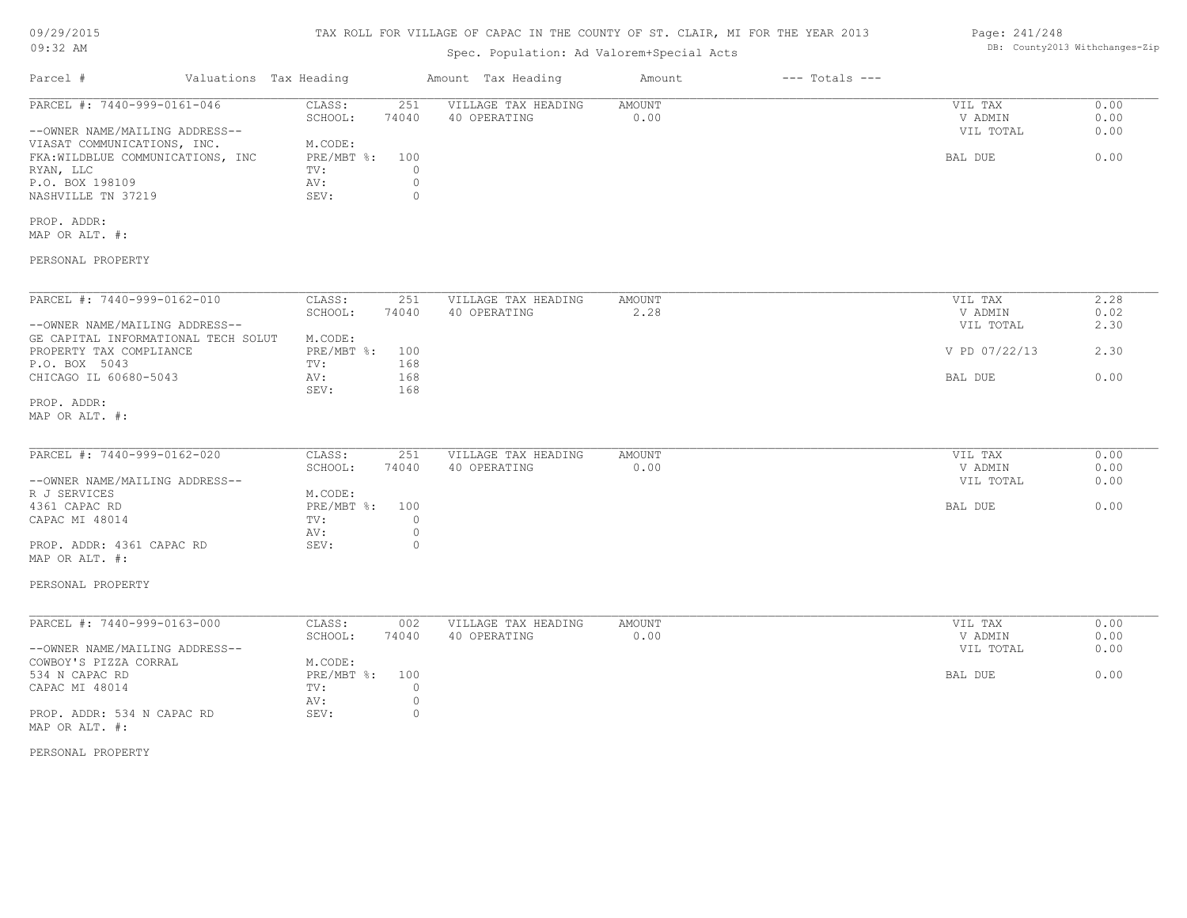TAX ROLL FOR VILLAGE OF CAPAC IN THE COUNTY OF ST. CLAIR, MI FOR THE YEAR 2013

Spec. Population: Ad Valorem+Special Acts

09/29/2015
09:32 AM

DB: County2013 Withchanges-Zip

| Parcel # | Valuations | Tax Heading | Amount | Tax Heading | Amount | --- Totals --- | |
|---|---|---|---|---|---|---|---|

**PARCEL #: 7440-999-0161-046**

| --OWNER NAME/MAILING ADDRESS-- | | | | | | |
|---|---|---|---|---|---|---|
| VIASAT COMMUNICATIONS, INC. | CLASS: | 251 | VILLAGE TAX HEADING | AMOUNT | VIL TAX | 0.00 |
| FKA:WILDBLUE COMMUNICATIONS, INC | SCHOOL: | 74040 | 40 OPERATING | 0.00 | V ADMIN | 0.00 |
| RYAN, LLC | M.CODE: | | | | VIL TOTAL | 0.00 |
| P.O. BOX 198109 | PRE/MBT %: | 100 | | | BAL DUE | 0.00 |
| NASHVILLE TN 37219 | TV: | 0 | | | | |
| | AV: | 0 | | | | |
| | SEV: | 0 | | | | |

PROP. ADDR:
MAP OR ALT. #:

PERSONAL PROPERTY

**PARCEL #: 7440-999-0162-010**

| --OWNER NAME/MAILING ADDRESS-- | | | | | | |
|---|---|---|---|---|---|---|
| GE CAPITAL INFORMATIONAL TECH SOLUT | CLASS: | 251 | VILLAGE TAX HEADING | AMOUNT | VIL TAX | 2.28 |
| PROPERTY TAX COMPLIANCE | SCHOOL: | 74040 | 40 OPERATING | 2.28 | V ADMIN | 0.02 |
| P.O. BOX 5043 | M.CODE: | | | | VIL TOTAL | 2.30 |
| CHICAGO IL 60680-5043 | PRE/MBT %: | 100 | | | V PD 07/22/13 | 2.30 |
| | TV: | 168 | | | BAL DUE | 0.00 |
| | AV: | 168 | | | | |
| | SEV: | 168 | | | | |

PROP. ADDR:
MAP OR ALT. #:

**PARCEL #: 7440-999-0162-020**

| --OWNER NAME/MAILING ADDRESS-- | | | | | | |
|---|---|---|---|---|---|---|
| R J SERVICES | CLASS: | 251 | VILLAGE TAX HEADING | AMOUNT | VIL TAX | 0.00 |
| 4361 CAPAC RD | SCHOOL: | 74040 | 40 OPERATING | 0.00 | V ADMIN | 0.00 |
| CAPAC MI 48014 | M.CODE: | | | | VIL TOTAL | 0.00 |
| | PRE/MBT %: | 100 | | | BAL DUE | 0.00 |
| | TV: | 0 | | | | |
| | AV: | 0 | | | | |
| | SEV: | 0 | | | | |

PROP. ADDR: 4361 CAPAC RD
MAP OR ALT. #:

PERSONAL PROPERTY

**PARCEL #: 7440-999-0163-000**

| --OWNER NAME/MAILING ADDRESS-- | | | | | | |
|---|---|---|---|---|---|---|
| COWBOY'S PIZZA CORRAL | CLASS: | 002 | VILLAGE TAX HEADING | AMOUNT | VIL TAX | 0.00 |
| 534 N CAPAC RD | SCHOOL: | 74040 | 40 OPERATING | 0.00 | V ADMIN | 0.00 |
| CAPAC MI 48014 | M.CODE: | | | | VIL TOTAL | 0.00 |
| | PRE/MBT %: | 100 | | | BAL DUE | 0.00 |
| | TV: | 0 | | | | |
| | AV: | 0 | | | | |
| | SEV: | 0 | | | | |

PROP. ADDR: 534 N CAPAC RD
MAP OR ALT. #:

PERSONAL PROPERTY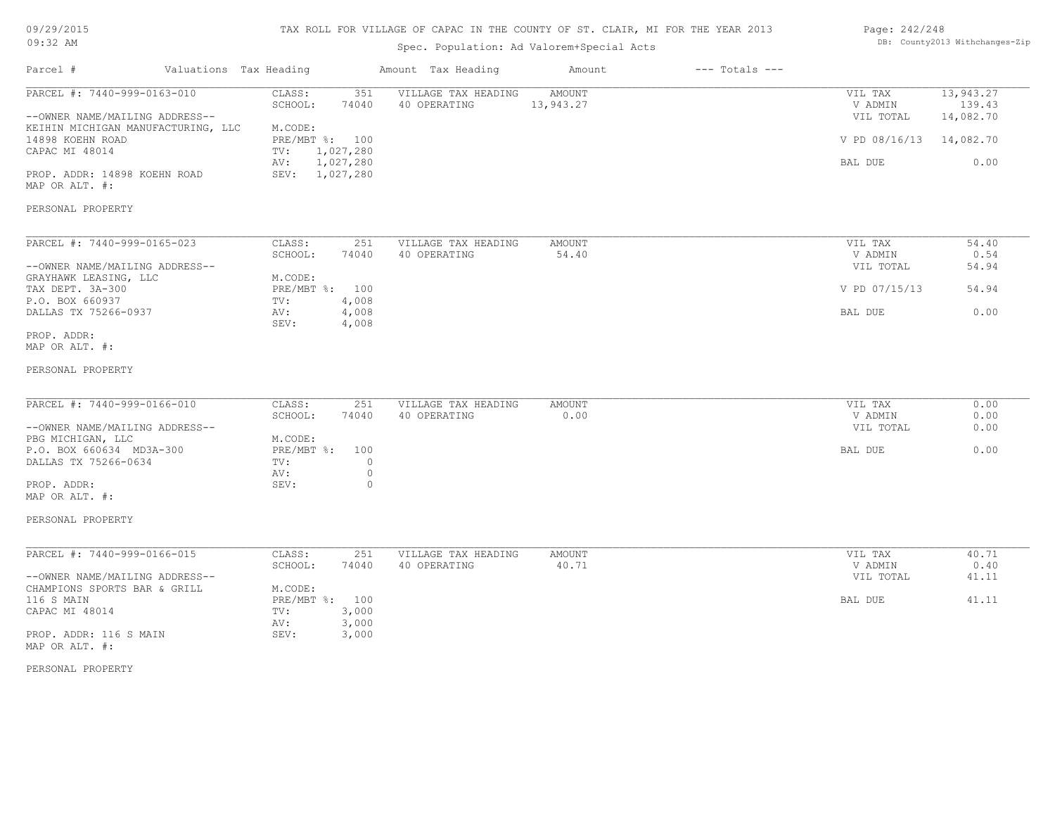09/29/2015
09:32 AM

TAX ROLL FOR VILLAGE OF CAPAC IN THE COUNTY OF ST. CLAIR, MI FOR THE YEAR 2013

Spec. Population: Ad Valorem+Special Acts

DB: County2013 Withchanges-Zip

| Parcel # | Valuations | Tax Heading | Amount | Tax Heading | Amount | --- Totals --- | |
|---|---|---|---|---|---|---|---|

---

PARCEL #: 7440-999-0163-010

--OWNER NAME/MAILING ADDRESS--
KEIHIN MICHIGAN MANUFACTURING, LLC
14898 KOEHN ROAD
CAPAC MI 48014

PROP. ADDR: 14898 KOEHN ROAD
MAP OR ALT. #:

| Valuations | | Tax Heading | Amount | Totals | |
|---|---|---|---|---|---|
| CLASS: | 351 | VILLAGE TAX HEADING | AMOUNT | VIL TAX | 13,943.27 |
| SCHOOL: | 74040 | 40 OPERATING | 13,943.27 | V ADMIN | 139.43 |
| M.CODE: | | | | VIL TOTAL | 14,082.70 |
| PRE/MBT %: | 100 | | | V PD 08/16/13 | 14,082.70 |
| TV: | 1,027,280 | | | | |
| AV: | 1,027,280 | | | BAL DUE | 0.00 |
| SEV: | 1,027,280 | | | | |

PERSONAL PROPERTY

---

PARCEL #: 7440-999-0165-023

--OWNER NAME/MAILING ADDRESS--
GRAYHAWK LEASING, LLC
TAX DEPT. 3A-300
P.O. BOX 660937
DALLAS TX 75266-0937

PROP. ADDR:
MAP OR ALT. #:

| Valuations | | Tax Heading | Amount | Totals | |
|---|---|---|---|---|---|
| CLASS: | 251 | VILLAGE TAX HEADING | AMOUNT | VIL TAX | 54.40 |
| SCHOOL: | 74040 | 40 OPERATING | 54.40 | V ADMIN | 0.54 |
| M.CODE: | | | | VIL TOTAL | 54.94 |
| PRE/MBT %: | 100 | | | V PD 07/15/13 | 54.94 |
| TV: | 4,008 | | | | |
| AV: | 4,008 | | | BAL DUE | 0.00 |
| SEV: | 4,008 | | | | |

PERSONAL PROPERTY

---

PARCEL #: 7440-999-0166-010

--OWNER NAME/MAILING ADDRESS--
PBG MICHIGAN, LLC
P.O. BOX 660634 MD3A-300
DALLAS TX 75266-0634

PROP. ADDR:
MAP OR ALT. #:

| Valuations | | Tax Heading | Amount | Totals | |
|---|---|---|---|---|---|
| CLASS: | 251 | VILLAGE TAX HEADING | AMOUNT | VIL TAX | 0.00 |
| SCHOOL: | 74040 | 40 OPERATING | 0.00 | V ADMIN | 0.00 |
| M.CODE: | | | | VIL TOTAL | 0.00 |
| PRE/MBT %: | 100 | | | BAL DUE | 0.00 |
| TV: | 0 | | | | |
| AV: | 0 | | | | |
| SEV: | 0 | | | | |

PERSONAL PROPERTY

---

PARCEL #: 7440-999-0166-015

--OWNER NAME/MAILING ADDRESS--
CHAMPIONS SPORTS BAR & GRILL
116 S MAIN
CAPAC MI 48014

PROP. ADDR: 116 S MAIN
MAP OR ALT. #:

| Valuations | | Tax Heading | Amount | Totals | |
|---|---|---|---|---|---|
| CLASS: | 251 | VILLAGE TAX HEADING | AMOUNT | VIL TAX | 40.71 |
| SCHOOL: | 74040 | 40 OPERATING | 40.71 | V ADMIN | 0.40 |
| M.CODE: | | | | VIL TOTAL | 41.11 |
| PRE/MBT %: | 100 | | | BAL DUE | 41.11 |
| TV: | 3,000 | | | | |
| AV: | 3,000 | | | | |
| SEV: | 3,000 | | | | |

PERSONAL PROPERTY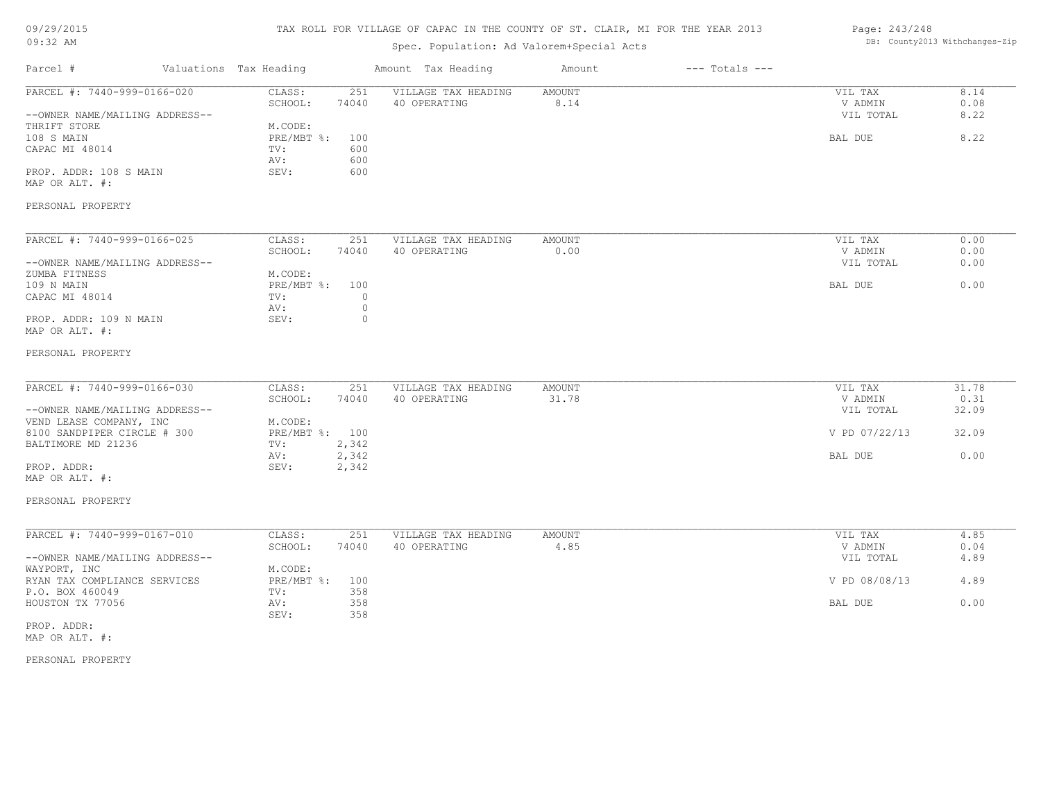TAX ROLL FOR VILLAGE OF CAPAC IN THE COUNTY OF ST. CLAIR, MI FOR THE YEAR 2013

Spec. Population: Ad Valorem+Special Acts

DB: County2013 Withchanges-Zip

| Parcel # | Valuations | Tax Heading | Amount | Tax Heading | Amount | --- Totals --- | |
|---|---|---|---|---|---|---|---|
| PARCEL #: 7440-999-0166-020 | CLASS: | 251 | VILLAGE TAX HEADING | AMOUNT | | VIL TAX | 8.14 |
| | SCHOOL: | 74040 | 40 OPERATING | 8.14 | | V ADMIN | 0.08 |
| --OWNER NAME/MAILING ADDRESS-- | | | | | | VIL TOTAL | 8.22 |
| THRIFT STORE | M.CODE: | | | | | | |
| 108 S MAIN | PRE/MBT %: | 100 | | | | BAL DUE | 8.22 |
| CAPAC MI 48014 | TV: | 600 | | | | | |
| | AV: | 600 | | | | | |
| PROP. ADDR: 108 S MAIN | SEV: | 600 | | | | | |
| MAP OR ALT. #: | | | | | | | |
| PERSONAL PROPERTY | | | | | | | |

| Parcel # | Valuations | Tax Heading | Amount | Tax Heading | Amount | --- Totals --- | |
|---|---|---|---|---|---|---|---|
| PARCEL #: 7440-999-0166-025 | CLASS: | 251 | VILLAGE TAX HEADING | AMOUNT | | VIL TAX | 0.00 |
| | SCHOOL: | 74040 | 40 OPERATING | 0.00 | | V ADMIN | 0.00 |
| --OWNER NAME/MAILING ADDRESS-- | | | | | | VIL TOTAL | 0.00 |
| ZUMBA FITNESS | M.CODE: | | | | | | |
| 109 N MAIN | PRE/MBT %: | 100 | | | | BAL DUE | 0.00 |
| CAPAC MI 48014 | TV: | 0 | | | | | |
| | AV: | 0 | | | | | |
| PROP. ADDR: 109 N MAIN | SEV: | 0 | | | | | |
| MAP OR ALT. #: | | | | | | | |
| PERSONAL PROPERTY | | | | | | | |

| Parcel # | Valuations | Tax Heading | Amount | Tax Heading | Amount | --- Totals --- | |
|---|---|---|---|---|---|---|---|
| PARCEL #: 7440-999-0166-030 | CLASS: | 251 | VILLAGE TAX HEADING | AMOUNT | | VIL TAX | 31.78 |
| | SCHOOL: | 74040 | 40 OPERATING | 31.78 | | V ADMIN | 0.31 |
| --OWNER NAME/MAILING ADDRESS-- | | | | | | VIL TOTAL | 32.09 |
| VEND LEASE COMPANY, INC | M.CODE: | | | | | | |
| 8100 SANDPIPER CIRCLE # 300 | PRE/MBT %: | 100 | | | | V PD 07/22/13 | 32.09 |
| BALTIMORE MD 21236 | TV: | 2,342 | | | | | |
| | AV: | 2,342 | | | | BAL DUE | 0.00 |
| PROP. ADDR: | SEV: | 2,342 | | | | | |
| MAP OR ALT. #: | | | | | | | |
| PERSONAL PROPERTY | | | | | | | |

| Parcel # | Valuations | Tax Heading | Amount | Tax Heading | Amount | --- Totals --- | |
|---|---|---|---|---|---|---|---|
| PARCEL #: 7440-999-0167-010 | CLASS: | 251 | VILLAGE TAX HEADING | AMOUNT | | VIL TAX | 4.85 |
| | SCHOOL: | 74040 | 40 OPERATING | 4.85 | | V ADMIN | 0.04 |
| --OWNER NAME/MAILING ADDRESS-- | | | | | | VIL TOTAL | 4.89 |
| WAYPORT, INC | M.CODE: | | | | | | |
| RYAN TAX COMPLIANCE SERVICES | PRE/MBT %: | 100 | | | | V PD 08/08/13 | 4.89 |
| P.O. BOX 460049 | TV: | 358 | | | | | |
| HOUSTON TX 77056 | AV: | 358 | | | | BAL DUE | 0.00 |
| | SEV: | 358 | | | | | |
| PROP. ADDR: | | | | | | | |
| MAP OR ALT. #: | | | | | | | |
| PERSONAL PROPERTY | | | | | | | |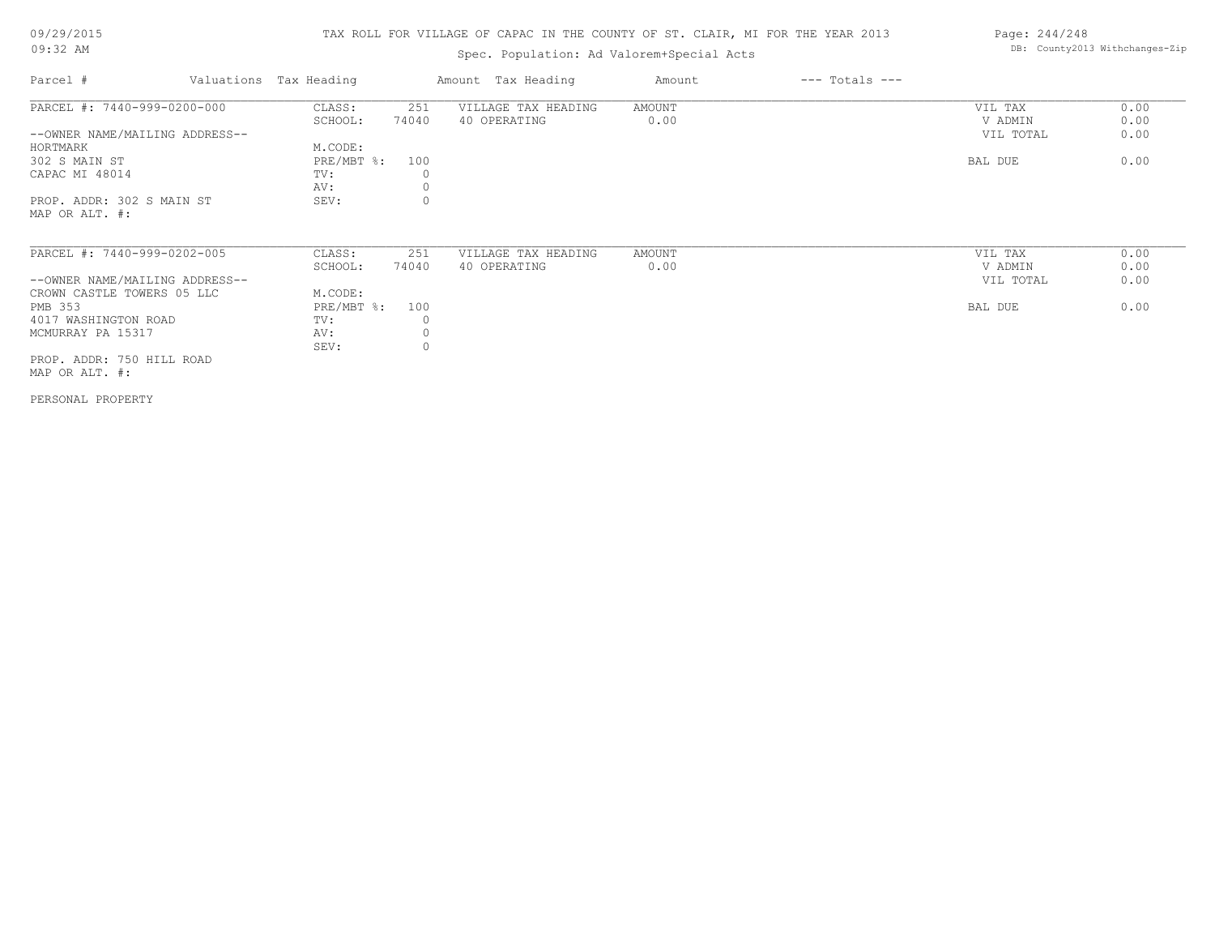TAX ROLL FOR VILLAGE OF CAPAC IN THE COUNTY OF ST. CLAIR, MI FOR THE YEAR 2013

Spec. Population: Ad Valorem+Special Acts

DB: County2013 Withchanges-Zip

| Parcel # | Valuations | Tax Heading | Amount | Tax Heading | Amount | --- Totals --- | |
|---|---|---|---|---|---|---|---|
| PARCEL #: 7440-999-0200-000 | CLASS: | 251 | VILLAGE TAX HEADING | AMOUNT | | VIL TAX | 0.00 |
| | SCHOOL: | 74040 | 40 OPERATING | 0.00 | | V ADMIN | 0.00 |
| --OWNER NAME/MAILING ADDRESS-- | | | | | | VIL TOTAL | 0.00 |
| HORTMARK | M.CODE: | | | | | | |
| 302 S MAIN ST | PRE/MBT %: | 100 | | | | BAL DUE | 0.00 |
| CAPAC MI 48014 | TV: | 0 | | | | | |
| | AV: | 0 | | | | | |
| PROP. ADDR: 302 S MAIN ST | SEV: | 0 | | | | | |
| MAP OR ALT. #: | | | | | | | |

| Parcel # | Valuations | Tax Heading | Amount | Tax Heading | Amount | --- Totals --- | |
|---|---|---|---|---|---|---|---|
| PARCEL #: 7440-999-0202-005 | CLASS: | 251 | VILLAGE TAX HEADING | AMOUNT | | VIL TAX | 0.00 |
| | SCHOOL: | 74040 | 40 OPERATING | 0.00 | | V ADMIN | 0.00 |
| --OWNER NAME/MAILING ADDRESS-- | | | | | | VIL TOTAL | 0.00 |
| CROWN CASTLE TOWERS 05 LLC | M.CODE: | | | | | | |
| PMB 353 | PRE/MBT %: | 100 | | | | BAL DUE | 0.00 |
| 4017 WASHINGTON ROAD | TV: | 0 | | | | | |
| MCMURRAY PA 15317 | AV: | 0 | | | | | |
| | SEV: | 0 | | | | | |
| PROP. ADDR: 750 HILL ROAD | | | | | | | |
| MAP OR ALT. #: | | | | | | | |

PERSONAL PROPERTY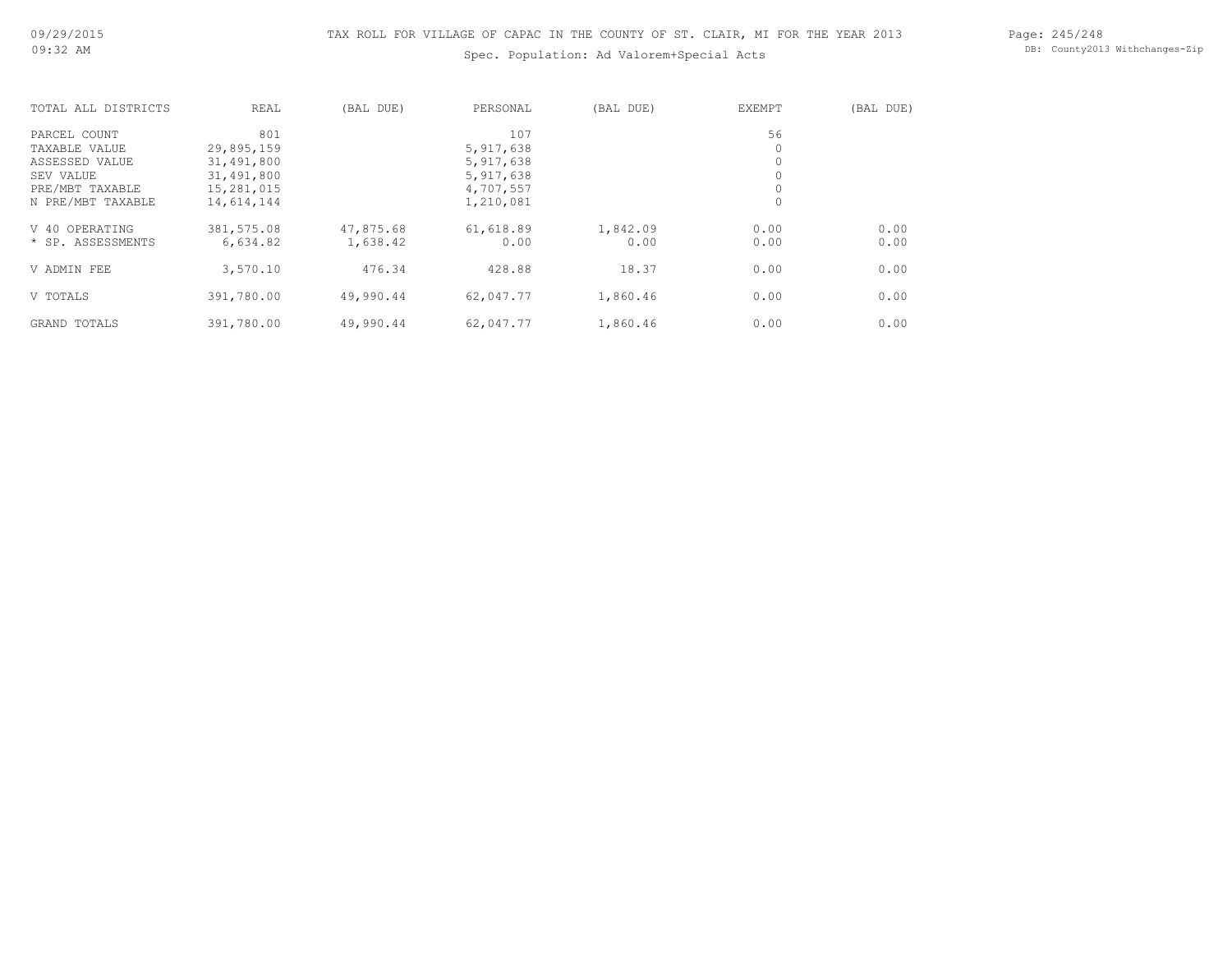# TAX ROLL FOR VILLAGE OF CAPAC IN THE COUNTY OF ST. CLAIR, MI FOR THE YEAR 2013

Spec. Population: Ad Valorem+Special Acts

| TOTAL ALL DISTRICTS | REAL | (BAL DUE) | PERSONAL | (BAL DUE) | EXEMPT | (BAL DUE) |
|---|---|---|---|---|---|---|
| PARCEL COUNT | 801 | | 107 | | 56 | |
| TAXABLE VALUE | 29,895,159 | | 5,917,638 | | 0 | |
| ASSESSED VALUE | 31,491,800 | | 5,917,638 | | 0 | |
| SEV VALUE | 31,491,800 | | 5,917,638 | | 0 | |
| PRE/MBT TAXABLE | 15,281,015 | | 4,707,557 | | 0 | |
| N PRE/MBT TAXABLE | 14,614,144 | | 1,210,081 | | 0 | |
| V 40 OPERATING | 381,575.08 | 47,875.68 | 61,618.89 | 1,842.09 | 0.00 | 0.00 |
| * SP. ASSESSMENTS | 6,634.82 | 1,638.42 | 0.00 | 0.00 | 0.00 | 0.00 |
| V ADMIN FEE | 3,570.10 | 476.34 | 428.88 | 18.37 | 0.00 | 0.00 |
| V TOTALS | 391,780.00 | 49,990.44 | 62,047.77 | 1,860.46 | 0.00 | 0.00 |
| GRAND TOTALS | 391,780.00 | 49,990.44 | 62,047.77 | 1,860.46 | 0.00 | 0.00 |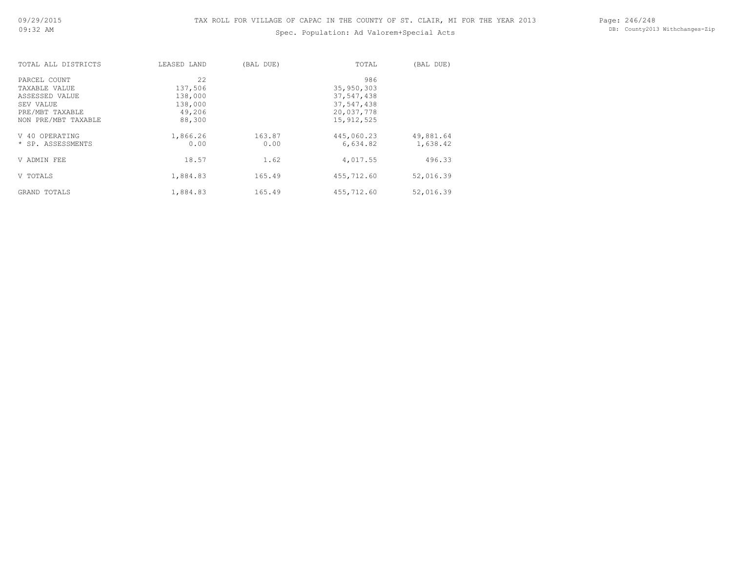TAX ROLL FOR VILLAGE OF CAPAC IN THE COUNTY OF ST. CLAIR, MI FOR THE YEAR 2013

Spec. Population: Ad Valorem+Special Acts

| TOTAL ALL DISTRICTS | LEASED LAND | (BAL DUE) | TOTAL | (BAL DUE) |
|---|---|---|---|---|
| PARCEL COUNT | 22 | | 986 | |
| TAXABLE VALUE | 137,506 | | 35,950,303 | |
| ASSESSED VALUE | 138,000 | | 37,547,438 | |
| SEV VALUE | 138,000 | | 37,547,438 | |
| PRE/MBT TAXABLE | 49,206 | | 20,037,778 | |
| NON PRE/MBT TAXABLE | 88,300 | | 15,912,525 | |
| V 40 OPERATING | 1,866.26 | 163.87 | 445,060.23 | 49,881.64 |
| * SP. ASSESSMENTS | 0.00 | 0.00 | 6,634.82 | 1,638.42 |
| V ADMIN FEE | 18.57 | 1.62 | 4,017.55 | 496.33 |
| V TOTALS | 1,884.83 | 165.49 | 455,712.60 | 52,016.39 |
| GRAND TOTALS | 1,884.83 | 165.49 | 455,712.60 | 52,016.39 |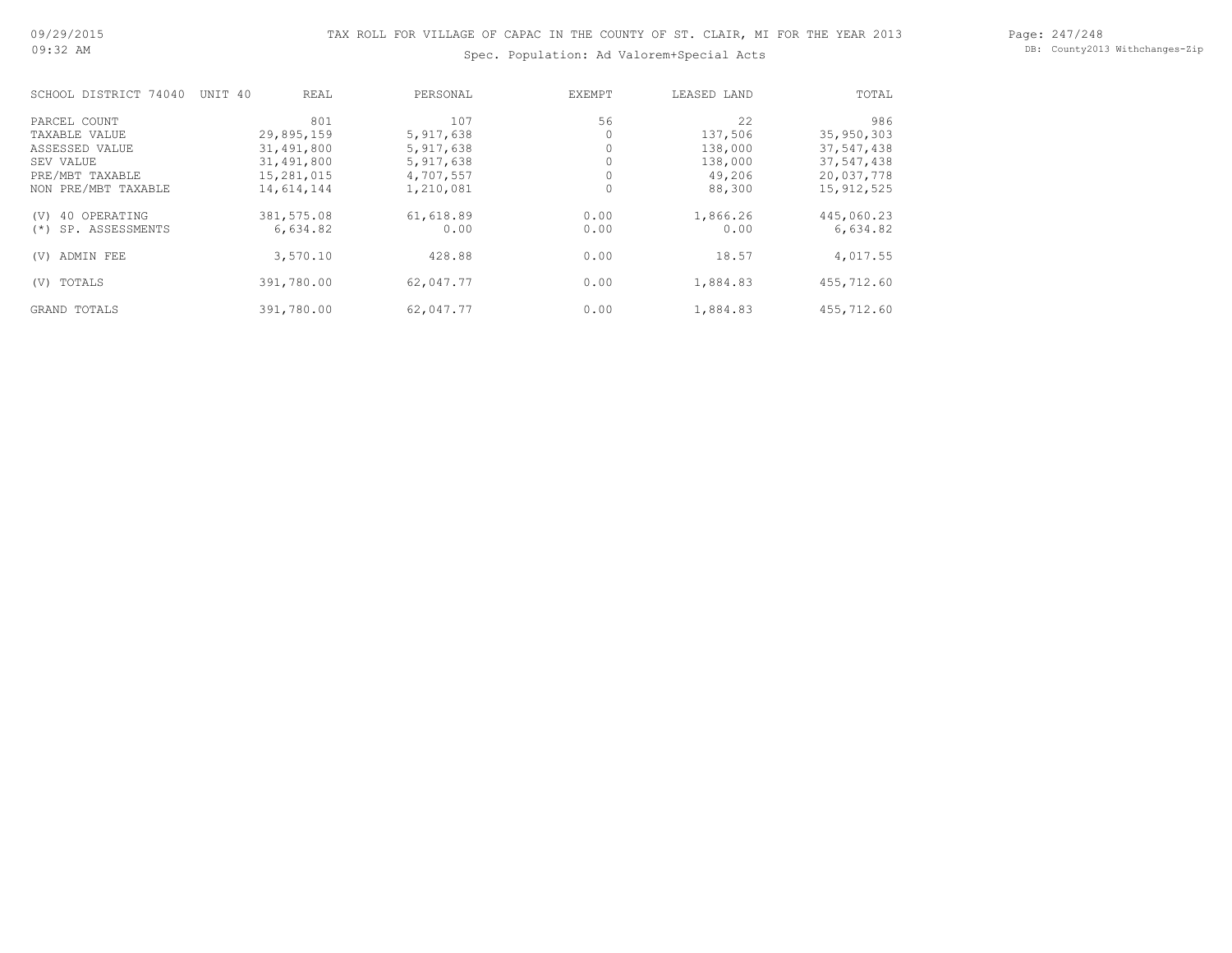# TAX ROLL FOR VILLAGE OF CAPAC IN THE COUNTY OF ST. CLAIR, MI FOR THE YEAR 2013

Spec. Population: Ad Valorem+Special Acts

| SCHOOL DISTRICT 74040 UNIT 40 | REAL | PERSONAL | EXEMPT | LEASED LAND | TOTAL |
|---|---|---|---|---|---|
| PARCEL COUNT | 801 | 107 | 56 | 22 | 986 |
| TAXABLE VALUE | 29,895,159 | 5,917,638 | 0 | 137,506 | 35,950,303 |
| ASSESSED VALUE | 31,491,800 | 5,917,638 | 0 | 138,000 | 37,547,438 |
| SEV VALUE | 31,491,800 | 5,917,638 | 0 | 138,000 | 37,547,438 |
| PRE/MBT TAXABLE | 15,281,015 | 4,707,557 | 0 | 49,206 | 20,037,778 |
| NON PRE/MBT TAXABLE | 14,614,144 | 1,210,081 | 0 | 88,300 | 15,912,525 |
| (V) 40 OPERATING | 381,575.08 | 61,618.89 | 0.00 | 1,866.26 | 445,060.23 |
| (*) SP. ASSESSMENTS | 6,634.82 | 0.00 | 0.00 | 0.00 | 6,634.82 |
| (V) ADMIN FEE | 3,570.10 | 428.88 | 0.00 | 18.57 | 4,017.55 |
| (V) TOTALS | 391,780.00 | 62,047.77 | 0.00 | 1,884.83 | 455,712.60 |
| GRAND TOTALS | 391,780.00 | 62,047.77 | 0.00 | 1,884.83 | 455,712.60 |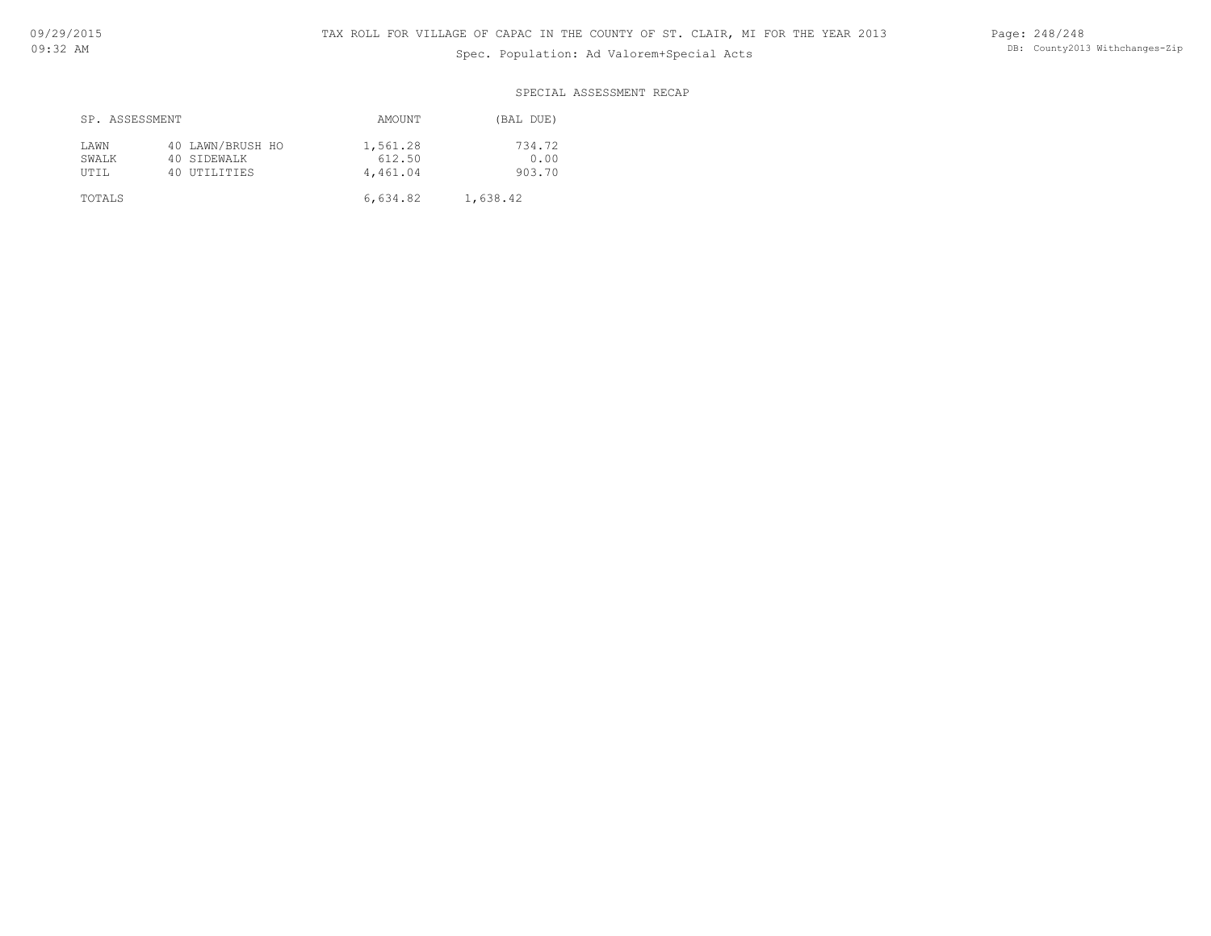# TAX ROLL FOR VILLAGE OF CAPAC IN THE COUNTY OF ST. CLAIR, MI FOR THE YEAR 2013

Spec. Population: Ad Valorem+Special Acts

## SPECIAL ASSESSMENT RECAP

| SP. ASSESSMENT | | AMOUNT | (BAL DUE) |
|---|---|---|---|
| LAWN | 40 LAWN/BRUSH HO | 1,561.28 | 734.72 |
| SWALK | 40 SIDEWALK | 612.50 | 0.00 |
| UTIL | 40 UTILITIES | 4,461.04 | 903.70 |
| TOTALS | | 6,634.82 | 1,638.42 |